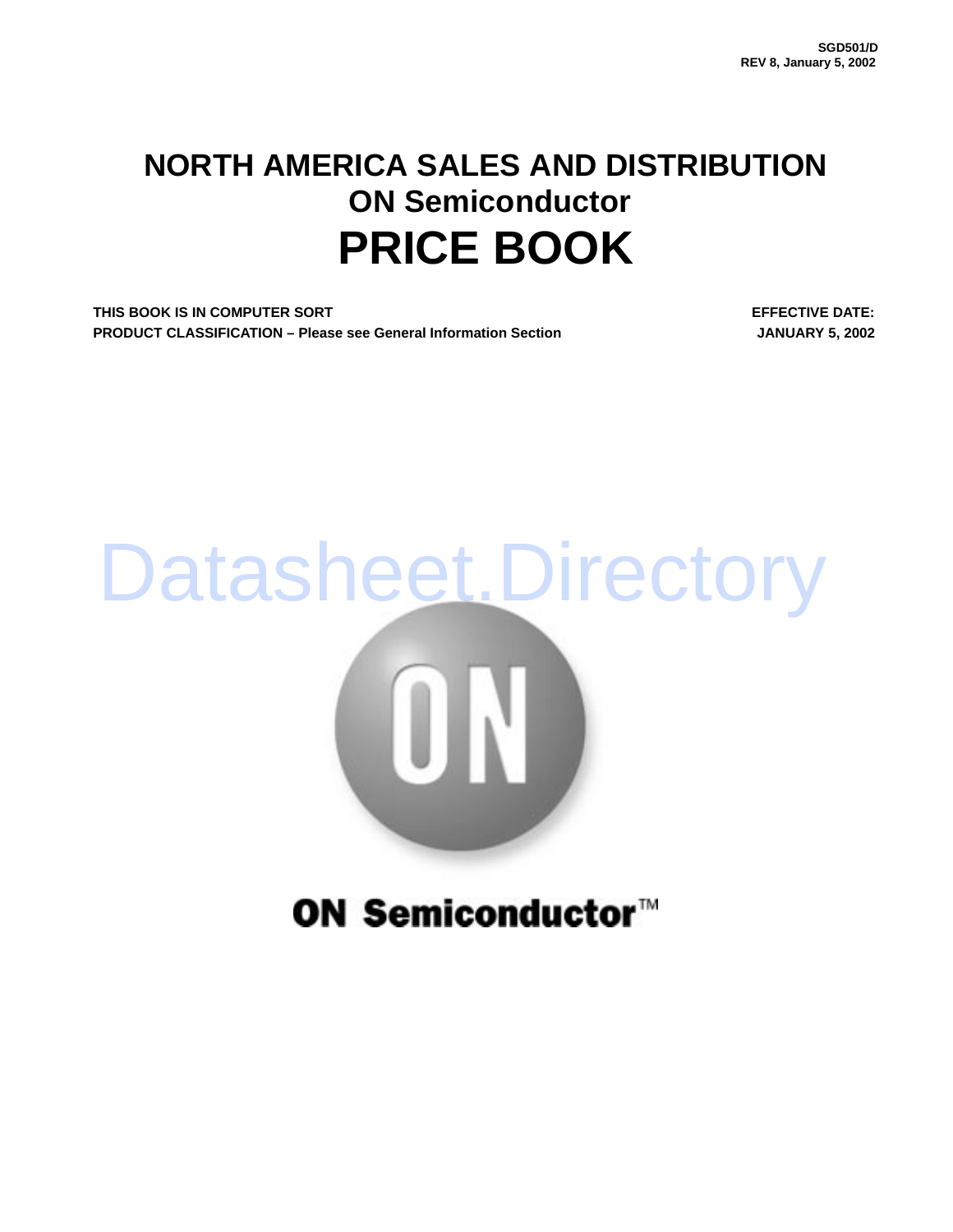SGD501/D
REV 8, January 5, 2002

# NORTH AMERICA SALES AND DISTRIBUTION
## ON Semiconductor
# PRICE BOOK

**THIS BOOK IS IN COMPUTER SORT**
**PRODUCT CLASSIFICATION – Please see General Information Section**

**EFFECTIVE DATE:**
**JANUARY 5, 2002**

Datasheet.Directory

**ON Semiconductor™**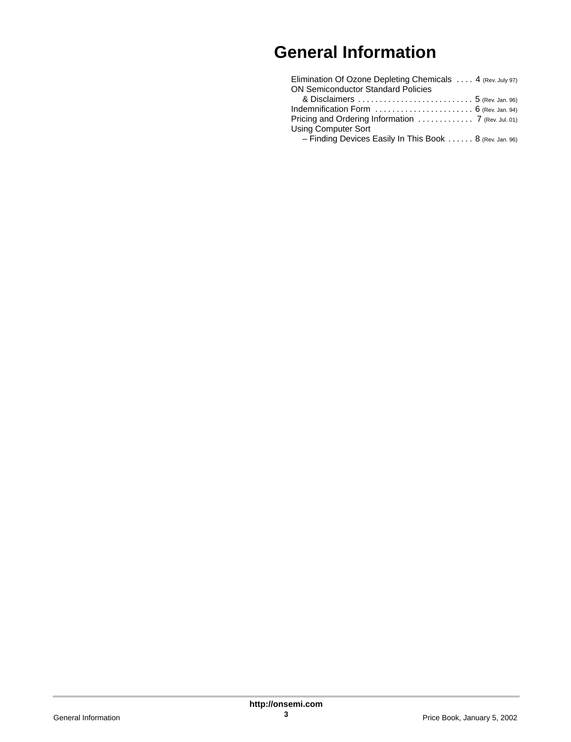# General Information

Elimination Of Ozone Depleting Chemicals . . . . 4 (Rev. July 97)
ON Semiconductor Standard Policies
& Disclaimers . . . . . . . . . . . . . . . . . . . . . . . . . . . 5 (Rev. Jan. 96)
Indemnification Form . . . . . . . . . . . . . . . . . . . . . . . 6 (Rev. Jan. 94)
Pricing and Ordering Information . . . . . . . . . . . . . 7 (Rev. Jul. 01)
Using Computer Sort
– Finding Devices Easily In This Book . . . . . . 8 (Rev. Jan. 96)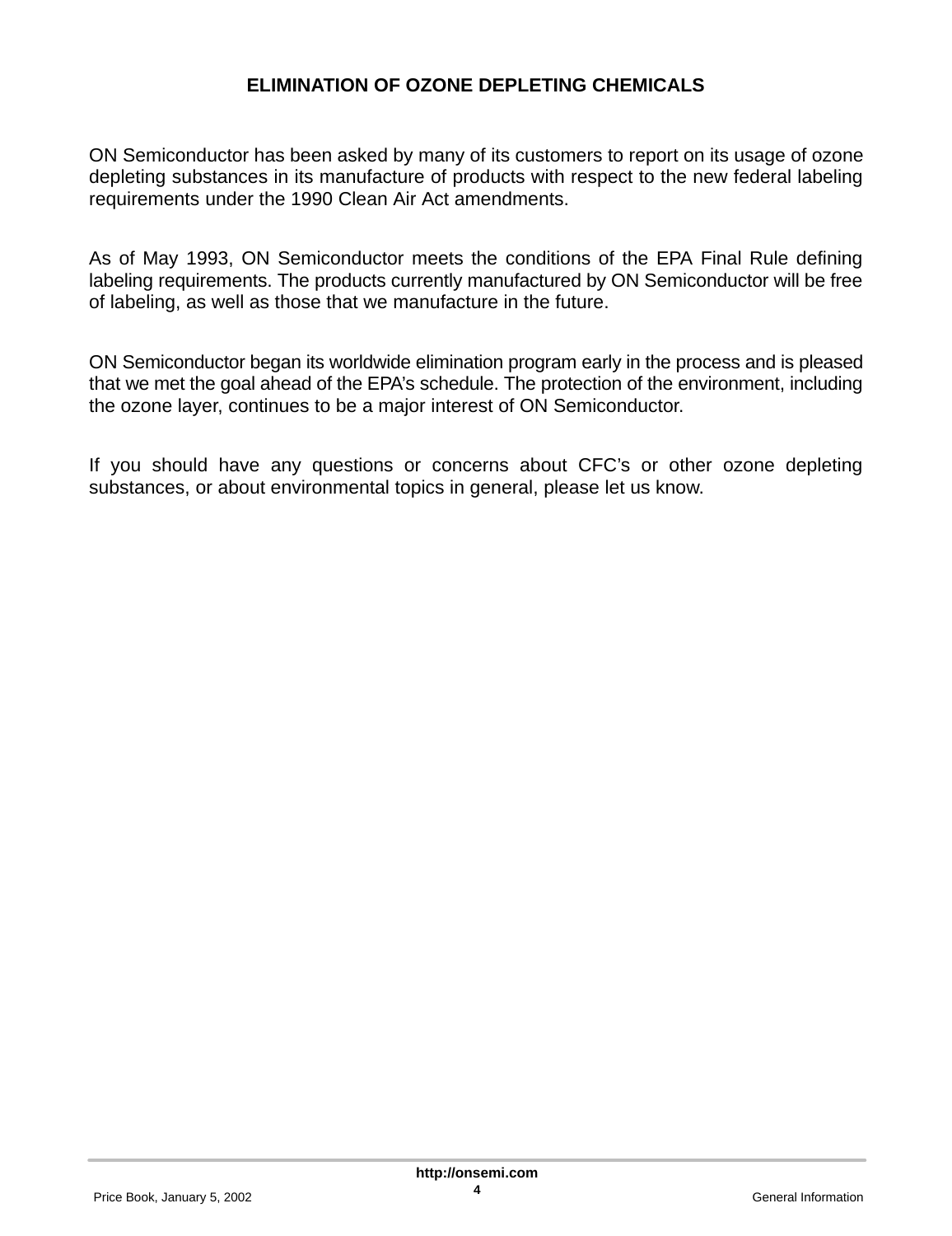## ELIMINATION OF OZONE DEPLETING CHEMICALS

ON Semiconductor has been asked by many of its customers to report on its usage of ozone depleting substances in its manufacture of products with respect to the new federal labeling requirements under the 1990 Clean Air Act amendments.

As of May 1993, ON Semiconductor meets the conditions of the EPA Final Rule defining labeling requirements. The products currently manufactured by ON Semiconductor will be free of labeling, as well as those that we manufacture in the future.

ON Semiconductor began its worldwide elimination program early in the process and is pleased that we met the goal ahead of the EPA's schedule. The protection of the environment, including the ozone layer, continues to be a major interest of ON Semiconductor.

If you should have any questions or concerns about CFC's or other ozone depleting substances, or about environmental topics in general, please let us know.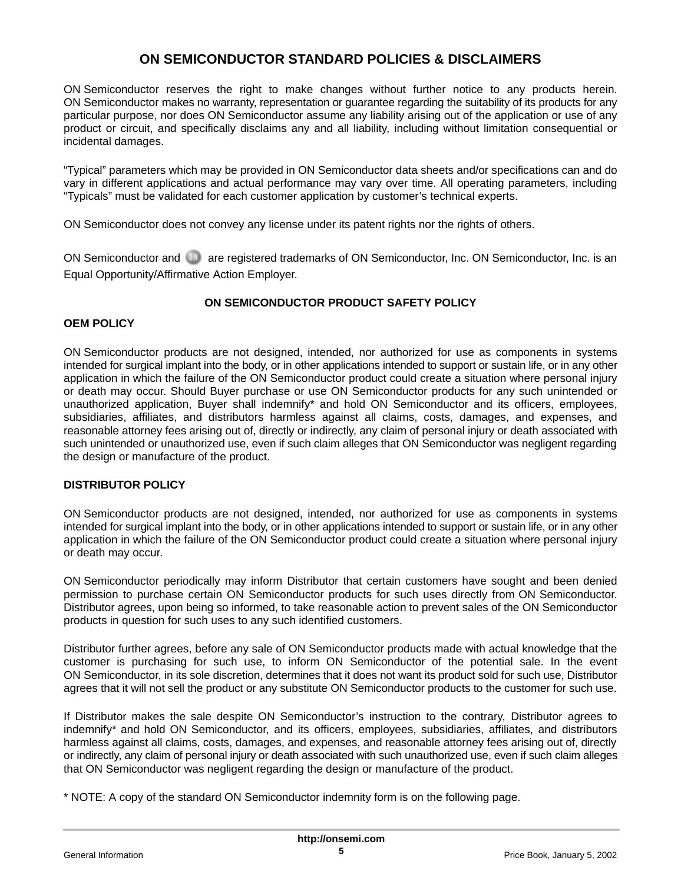# ON SEMICONDUCTOR STANDARD POLICIES & DISCLAIMERS

ON Semiconductor reserves the right to make changes without further notice to any products herein. ON Semiconductor makes no warranty, representation or guarantee regarding the suitability of its products for any particular purpose, nor does ON Semiconductor assume any liability arising out of the application or use of any product or circuit, and specifically disclaims any and all liability, including without limitation consequential or incidental damages.

“Typical” parameters which may be provided in ON Semiconductor data sheets and/or specifications can and do vary in different applications and actual performance may vary over time. All operating parameters, including “Typicals” must be validated for each customer application by customer’s technical experts.

ON Semiconductor does not convey any license under its patent rights nor the rights of others.

ON Semiconductor and are registered trademarks of ON Semiconductor, Inc. ON Semiconductor, Inc. is an Equal Opportunity/Affirmative Action Employer.

## ON SEMICONDUCTOR PRODUCT SAFETY POLICY

### OEM POLICY

ON Semiconductor products are not designed, intended, nor authorized for use as components in systems intended for surgical implant into the body, or in other applications intended to support or sustain life, or in any other application in which the failure of the ON Semiconductor product could create a situation where personal injury or death may occur. Should Buyer purchase or use ON Semiconductor products for any such unintended or unauthorized application, Buyer shall indemnify* and hold ON Semiconductor and its officers, employees, subsidiaries, affiliates, and distributors harmless against all claims, costs, damages, and expenses, and reasonable attorney fees arising out of, directly or indirectly, any claim of personal injury or death associated with such unintended or unauthorized use, even if such claim alleges that ON Semiconductor was negligent regarding the design or manufacture of the product.

### DISTRIBUTOR POLICY

ON Semiconductor products are not designed, intended, nor authorized for use as components in systems intended for surgical implant into the body, or in other applications intended to support or sustain life, or in any other application in which the failure of the ON Semiconductor product could create a situation where personal injury or death may occur.

ON Semiconductor periodically may inform Distributor that certain customers have sought and been denied permission to purchase certain ON Semiconductor products for such uses directly from ON Semiconductor. Distributor agrees, upon being so informed, to take reasonable action to prevent sales of the ON Semiconductor products in question for such uses to any such identified customers.

Distributor further agrees, before any sale of ON Semiconductor products made with actual knowledge that the customer is purchasing for such use, to inform ON Semiconductor of the potential sale. In the event ON Semiconductor, in its sole discretion, determines that it does not want its product sold for such use, Distributor agrees that it will not sell the product or any substitute ON Semiconductor products to the customer for such use.

If Distributor makes the sale despite ON Semiconductor’s instruction to the contrary, Distributor agrees to indemnify* and hold ON Semiconductor, and its officers, employees, subsidiaries, affiliates, and distributors harmless against all claims, costs, damages, and expenses, and reasonable attorney fees arising out of, directly or indirectly, any claim of personal injury or death associated with such unauthorized use, even if such claim alleges that ON Semiconductor was negligent regarding the design or manufacture of the product.

* NOTE: A copy of the standard ON Semiconductor indemnity form is on the following page.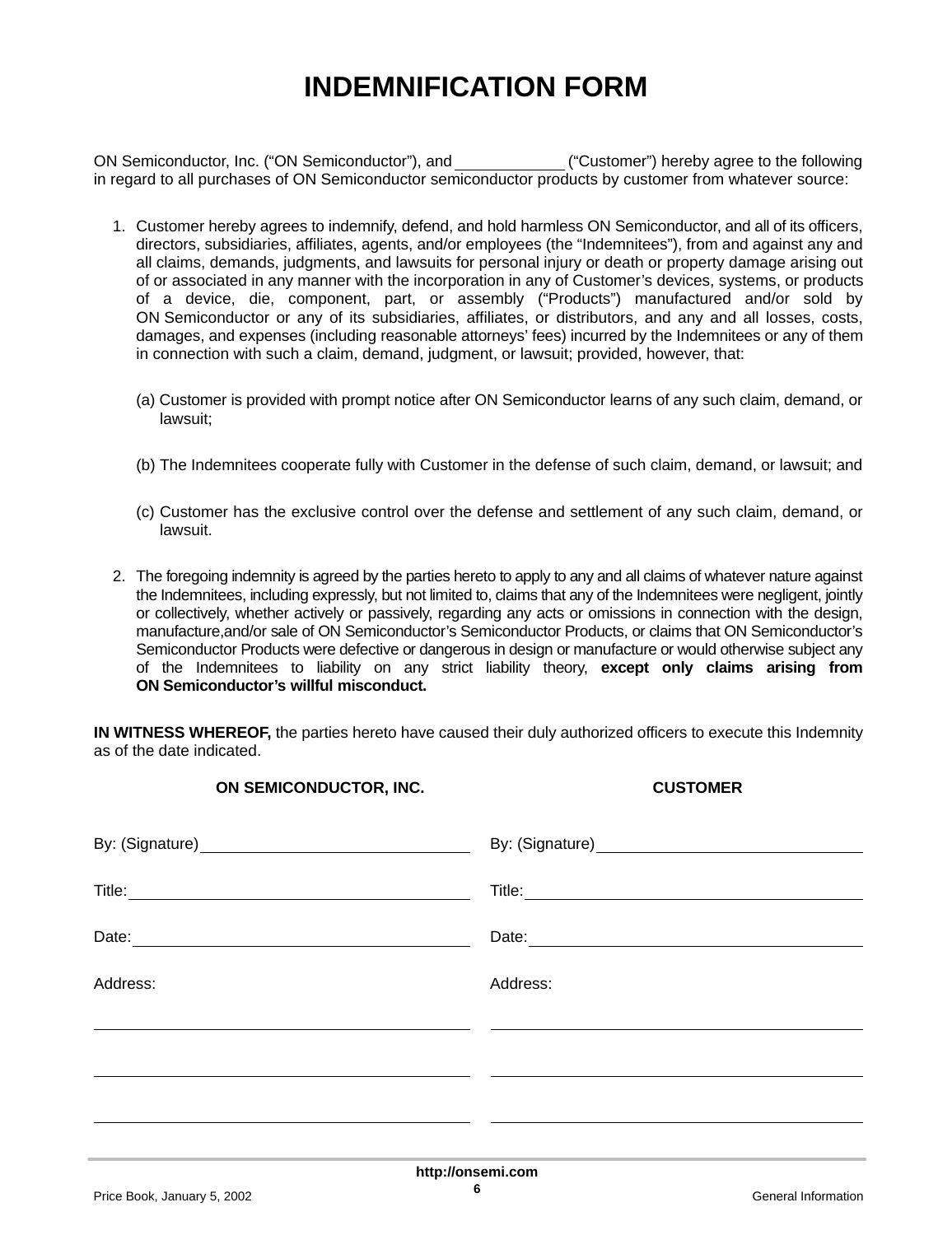# INDEMNIFICATION FORM

ON Semiconductor, Inc. (“ON Semiconductor”), and ____________ (“Customer”) hereby agree to the following in regard to all purchases of ON Semiconductor semiconductor products by customer from whatever source:

1. Customer hereby agrees to indemnify, defend, and hold harmless ON Semiconductor, and all of its officers, directors, subsidiaries, affiliates, agents, and/or employees (the “Indemnitees”), from and against any and all claims, demands, judgments, and lawsuits for personal injury or death or property damage arising out of or associated in any manner with the incorporation in any of Customer’s devices, systems, or products of a device, die, component, part, or assembly (“Products”) manufactured and/or sold by ON Semiconductor or any of its subsidiaries, affiliates, or distributors, and any and all losses, costs, damages, and expenses (including reasonable attorneys’ fees) incurred by the Indemnitees or any of them in connection with such a claim, demand, judgment, or lawsuit; provided, however, that:

   (a) Customer is provided with prompt notice after ON Semiconductor learns of any such claim, demand, or lawsuit;

   (b) The Indemnitees cooperate fully with Customer in the defense of such claim, demand, or lawsuit; and

   (c) Customer has the exclusive control over the defense and settlement of any such claim, demand, or lawsuit.

2. The foregoing indemnity is agreed by the parties hereto to apply to any and all claims of whatever nature against the Indemnitees, including expressly, but not limited to, claims that any of the Indemnitees were negligent, jointly or collectively, whether actively or passively, regarding any acts or omissions in connection with the design, manufacture,and/or sale of ON Semiconductor’s Semiconductor Products, or claims that ON Semiconductor’s Semiconductor Products were defective or dangerous in design or manufacture or would otherwise subject any of the Indemnitees to liability on any strict liability theory, **except only claims arising from ON Semiconductor’s willful misconduct.**

**IN WITNESS WHEREOF,** the parties hereto have caused their duly authorized officers to execute this Indemnity as of the date indicated.

| **ON SEMICONDUCTOR, INC.** | **CUSTOMER** |
|---|---|
| By: (Signature) ____________ | By: (Signature) ____________ |
| Title: ____________ | Title: ____________ |
| Date: ____________ | Date: ____________ |
| Address: | Address: |
| ____________ | ____________ |
| ____________ | ____________ |
| ____________ | ____________ |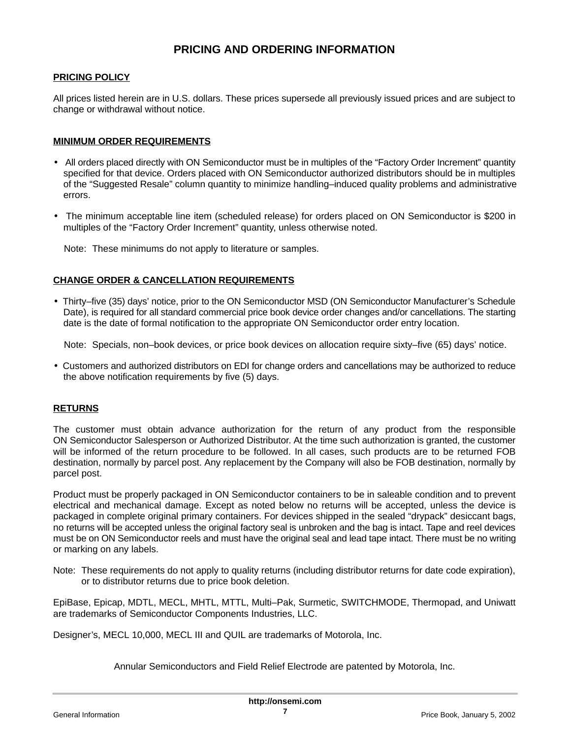# PRICING AND ORDERING INFORMATION

## PRICING POLICY

All prices listed herein are in U.S. dollars. These prices supersede all previously issued prices and are subject to change or withdrawal without notice.

## MINIMUM ORDER REQUIREMENTS

- All orders placed directly with ON Semiconductor must be in multiples of the "Factory Order Increment" quantity specified for that device. Orders placed with ON Semiconductor authorized distributors should be in multiples of the "Suggested Resale" column quantity to minimize handling–induced quality problems and administrative errors.
- The minimum acceptable line item (scheduled release) for orders placed on ON Semiconductor is $200 in multiples of the "Factory Order Increment" quantity, unless otherwise noted.

  Note: These minimums do not apply to literature or samples.

## CHANGE ORDER & CANCELLATION REQUIREMENTS

- Thirty–five (35) days' notice, prior to the ON Semiconductor MSD (ON Semiconductor Manufacturer's Schedule Date), is required for all standard commercial price book device order changes and/or cancellations. The starting date is the date of formal notification to the appropriate ON Semiconductor order entry location.

  Note: Specials, non–book devices, or price book devices on allocation require sixty–five (65) days' notice.

- Customers and authorized distributors on EDI for change orders and cancellations may be authorized to reduce the above notification requirements by five (5) days.

## RETURNS

The customer must obtain advance authorization for the return of any product from the responsible ON Semiconductor Salesperson or Authorized Distributor. At the time such authorization is granted, the customer will be informed of the return procedure to be followed. In all cases, such products are to be returned FOB destination, normally by parcel post. Any replacement by the Company will also be FOB destination, normally by parcel post.

Product must be properly packaged in ON Semiconductor containers to be in saleable condition and to prevent electrical and mechanical damage. Except as noted below no returns will be accepted, unless the device is packaged in complete original primary containers. For devices shipped in the sealed "drypack" desiccant bags, no returns will be accepted unless the original factory seal is unbroken and the bag is intact. Tape and reel devices must be on ON Semiconductor reels and must have the original seal and lead tape intact. There must be no writing or marking on any labels.

Note: These requirements do not apply to quality returns (including distributor returns for date code expiration), or to distributor returns due to price book deletion.

EpiBase, Epicap, MDTL, MECL, MHTL, MTTL, Multi–Pak, Surmetic, SWITCHMODE, Thermopad, and Uniwatt are trademarks of Semiconductor Components Industries, LLC.

Designer's, MECL 10,000, MECL III and QUIL are trademarks of Motorola, Inc.

Annular Semiconductors and Field Relief Electrode are patented by Motorola, Inc.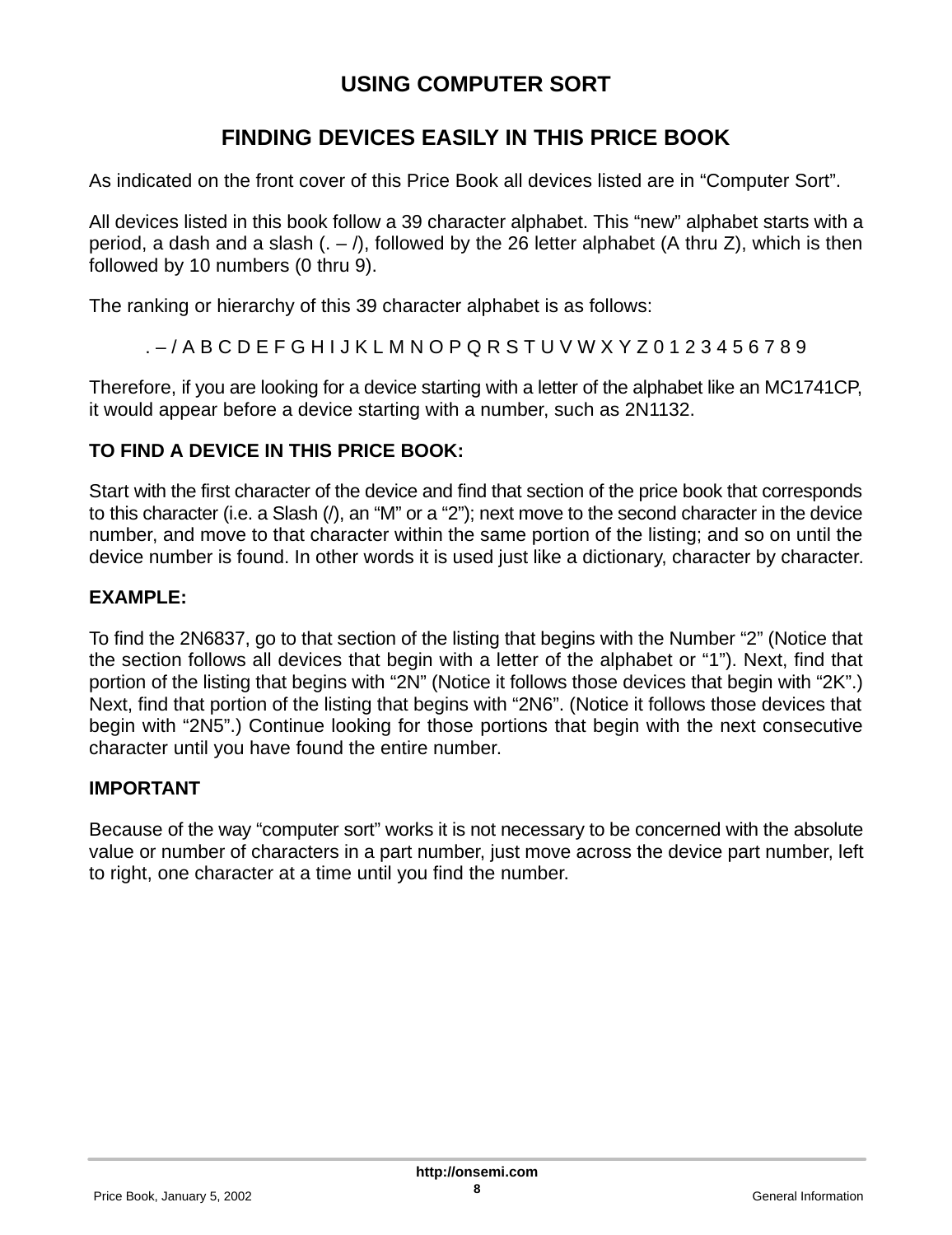# USING COMPUTER SORT

## FINDING DEVICES EASILY IN THIS PRICE BOOK

As indicated on the front cover of this Price Book all devices listed are in “Computer Sort”.

All devices listed in this book follow a 39 character alphabet. This “new” alphabet starts with a period, a dash and a slash (. – /), followed by the 26 letter alphabet (A thru Z), which is then followed by 10 numbers (0 thru 9).

The ranking or hierarchy of this 39 character alphabet is as follows:

. – / A B C D E F G H I J K L M N O P Q R S T U V W X Y Z 0 1 2 3 4 5 6 7 8 9

Therefore, if you are looking for a device starting with a letter of the alphabet like an MC1741CP, it would appear before a device starting with a number, such as 2N1132.

**TO FIND A DEVICE IN THIS PRICE BOOK:**

Start with the first character of the device and find that section of the price book that corresponds to this character (i.e. a Slash (/), an “M” or a “2”); next move to the second character in the device number, and move to that character within the same portion of the listing; and so on until the device number is found. In other words it is used just like a dictionary, character by character.

**EXAMPLE:**

To find the 2N6837, go to that section of the listing that begins with the Number “2” (Notice that the section follows all devices that begin with a letter of the alphabet or “1”). Next, find that portion of the listing that begins with “2N” (Notice it follows those devices that begin with “2K”.) Next, find that portion of the listing that begins with “2N6”. (Notice it follows those devices that begin with “2N5”.) Continue looking for those portions that begin with the next consecutive character until you have found the entire number.

**IMPORTANT**

Because of the way “computer sort” works it is not necessary to be concerned with the absolute value or number of characters in a part number, just move across the device part number, left to right, one character at a time until you find the number.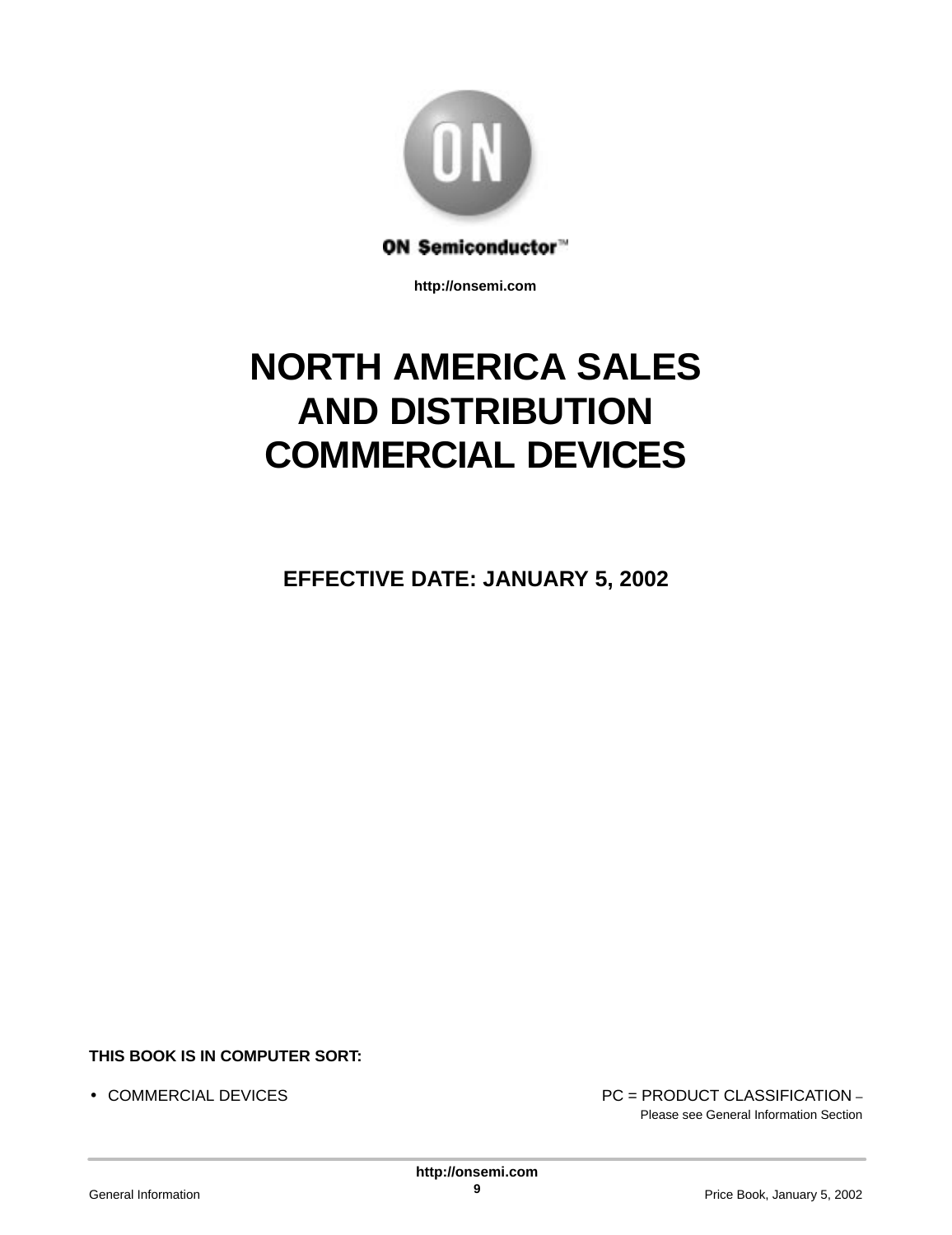ON Semiconductor™

http://onsemi.com

# NORTH AMERICA SALES AND DISTRIBUTION COMMERCIAL DEVICES

## EFFECTIVE DATE: JANUARY 5, 2002

**THIS BOOK IS IN COMPUTER SORT:**

- COMMERCIAL DEVICES

PC = PRODUCT CLASSIFICATION – Please see General Information Section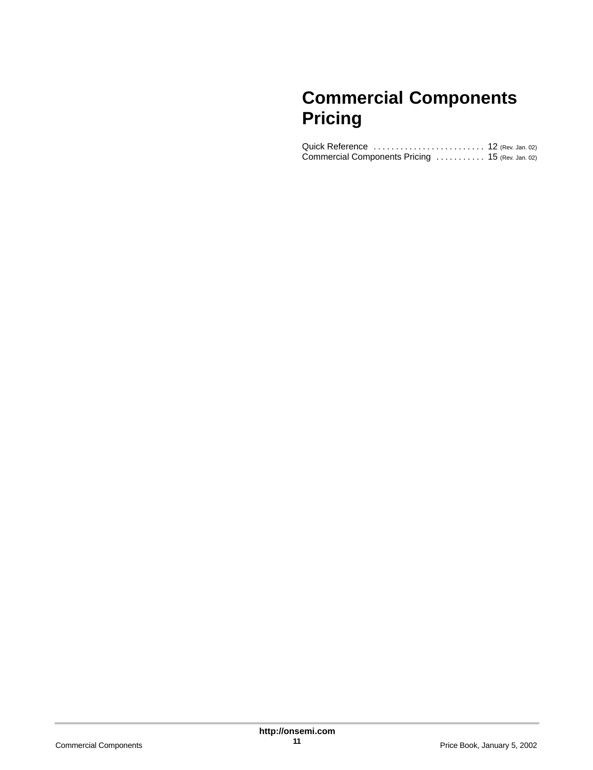# Commercial Components Pricing

Quick Reference . . . . . . . . . . . . . . . . . . . . . . . . . 12 (Rev. Jan. 02)
Commercial Components Pricing . . . . . . . . . . . 15 (Rev. Jan. 02)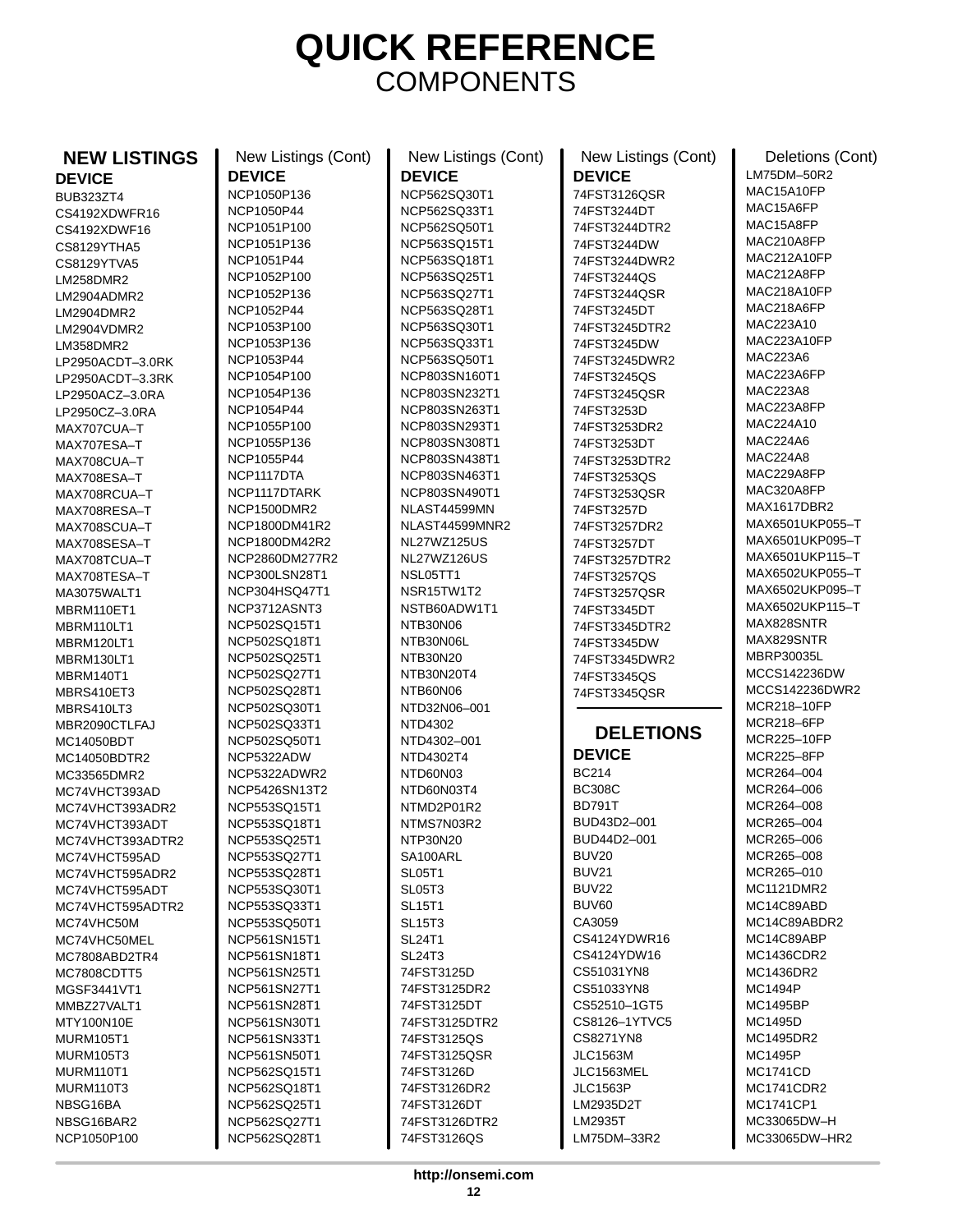# QUICK REFERENCE
## COMPONENTS

### NEW LISTINGS

**DEVICE**

BUB323ZT4
CS4192XDWFR16
CS4192XDWF16
CS8129YTHA5
CS8129YTVA5
LM258DMR2
LM2904ADMR2
LM2904DMR2
LM2904VDMR2
LM358DMR2
LP2950ACDT–3.0RK
LP2950ACDT–3.3RK
LP2950ACZ–3.0RA
LP2950CZ–3.0RA
MAX707CUA–T
MAX707ESA–T
MAX708CUA–T
MAX708ESA–T
MAX708RCUA–T
MAX708RESA–T
MAX708SCUA–T
MAX708SESA–T
MAX708TCUA–T
MAX708TESA–T
MA3075WALT1
MBRM110ET1
MBRM110LT1
MBRM120LT1
MBRM130LT1
MBRM140T1
MBRS410ET3
MBRS410LT3
MBR2090CTLFAJ
MC14050BDT
MC14050BDTR2
MC33565DMR2
MC74VHCT393AD
MC74VHCT393ADR2
MC74VHCT393ADT
MC74VHCT393ADTR2
MC74VHCT595AD
MC74VHCT595ADR2
MC74VHCT595ADT
MC74VHCT595ADTR2
MC74VHC50M
MC74VHC50MEL
MC7808ABD2TR4
MC7808CDTT5
MGSF3441VT1
MMBZ27VALT1
MTY100N10E
MURM105T1
MURM105T3
MURM110T1
MURM110T3
NBSG16BA
NBSG16BAR2
NCP1050P100

### New Listings (Cont)

**DEVICE**

NCP1050P136
NCP1050P44
NCP1051P100
NCP1051P136
NCP1051P44
NCP1052P100
NCP1052P136
NCP1052P44
NCP1053P100
NCP1053P136
NCP1053P44
NCP1054P100
NCP1054P136
NCP1054P44
NCP1055P100
NCP1055P136
NCP1055P44
NCP1117DTA
NCP1117DTARK
NCP1500DMR2
NCP1800DM41R2
NCP1800DM42R2
NCP2860DM277R2
NCP300LSN28T1
NCP304HSQ47T1
NCP3712ASNT3
NCP502SQ15T1
NCP502SQ18T1
NCP502SQ25T1
NCP502SQ27T1
NCP502SQ28T1
NCP502SQ30T1
NCP502SQ33T1
NCP502SQ50T1
NCP5322ADW
NCP5322ADWR2
NCP5426SN13T2
NCP553SQ15T1
NCP553SQ18T1
NCP553SQ25T1
NCP553SQ27T1
NCP553SQ28T1
NCP553SQ30T1
NCP553SQ33T1
NCP553SQ50T1
NCP561SN15T1
NCP561SN18T1
NCP561SN25T1
NCP561SN27T1
NCP561SN28T1
NCP561SN30T1
NCP561SN33T1
NCP561SN50T1
NCP562SQ15T1
NCP562SQ18T1
NCP562SQ25T1
NCP562SQ27T1
NCP562SQ28T1

### New Listings (Cont)

**DEVICE**

NCP562SQ30T1
NCP562SQ33T1
NCP562SQ50T1
NCP563SQ15T1
NCP563SQ18T1
NCP563SQ25T1
NCP563SQ27T1
NCP563SQ28T1
NCP563SQ30T1
NCP563SQ33T1
NCP563SQ50T1
NCP803SN160T1
NCP803SN232T1
NCP803SN263T1
NCP803SN293T1
NCP803SN308T1
NCP803SN438T1
NCP803SN463T1
NCP803SN490T1
NLAST44599MN
NLAST44599MNR2
NL27WZ125US
NL27WZ126US
NSL05TT1
NSR15TW1T2
NSTB60ADW1T1
NTB30N06
NTB30N06L
NTB30N20
NTB30N20T4
NTB60N06
NTD32N06–001
NTD4302
NTD4302–001
NTD4302T4
NTD60N03
NTD60N03T4
NTMD2P01R2
NTMS7N03R2
NTP30N20
SA100ARL
SL05T1
SL05T3
SL15T1
SL15T3
SL24T1
SL24T3
74FST3125D
74FST3125DR2
74FST3125DT
74FST3125DTR2
74FST3125QS
74FST3125QSR
74FST3126D
74FST3126DR2
74FST3126DT
74FST3126DTR2
74FST3126QS

### New Listings (Cont)

**DEVICE**

74FST3126QSR
74FST3244DT
74FST3244DTR2
74FST3244DW
74FST3244DWR2
74FST3244QS
74FST3244QSR
74FST3245DT
74FST3245DTR2
74FST3245DW
74FST3245DWR2
74FST3245QS
74FST3245QSR
74FST3253D
74FST3253DR2
74FST3253DT
74FST3253DTR2
74FST3253QS
74FST3253QSR
74FST3257D
74FST3257DR2
74FST3257DT
74FST3257DTR2
74FST3257QS
74FST3257QSR
74FST3345DT
74FST3345DTR2
74FST3345DW
74FST3345DWR2
74FST3345QS
74FST3345QSR

### DELETIONS

**DEVICE**

BC214
BC308C
BD791T
BUD43D2–001
BUD44D2–001
BUV20
BUV21
BUV22
BUV60
CA3059
CS4124YDWR16
CS4124YDW16
CS51031YN8
CS51033YN8
CS52510–1GT5
CS8126–1YTVC5
CS8271YN8
JLC1563M
JLC1563MEL
JLC1563P
LM2935D2T
LM2935T
LM75DM–33R2

### Deletions (Cont)

LM75DM–50R2
MAC15A10FP
MAC15A6FP
MAC15A8FP
MAC210A8FP
MAC212A10FP
MAC212A8FP
MAC218A10FP
MAC218A6FP
MAC223A10
MAC223A10FP
MAC223A6
MAC223A6FP
MAC223A8
MAC223A8FP
MAC224A10
MAC224A6
MAC224A8
MAC229A8FP
MAC320A8FP
MAX1617DBR2
MAX6501UKP055–T
MAX6501UKP095–T
MAX6501UKP115–T
MAX6502UKP055–T
MAX6502UKP095–T
MAX6502UKP115–T
MAX828SNTR
MAX829SNTR
MBRP30035L
MCCS142236DW
MCCS142236DWR2
MCR218–10FP
MCR218–6FP
MCR225–10FP
MCR225–8FP
MCR264–004
MCR264–006
MCR264–008
MCR265–004
MCR265–006
MCR265–008
MCR265–010
MC1121DMR2
MC14C89ABD
MC14C89ABDR2
MC14C89ABP
MC1436CDR2
MC1436DR2
MC1494P
MC1495BP
MC1495D
MC1495DR2
MC1495P
MC1741CD
MC1741CDR2
MC1741CP1
MC33065DW–H
MC33065DW–HR2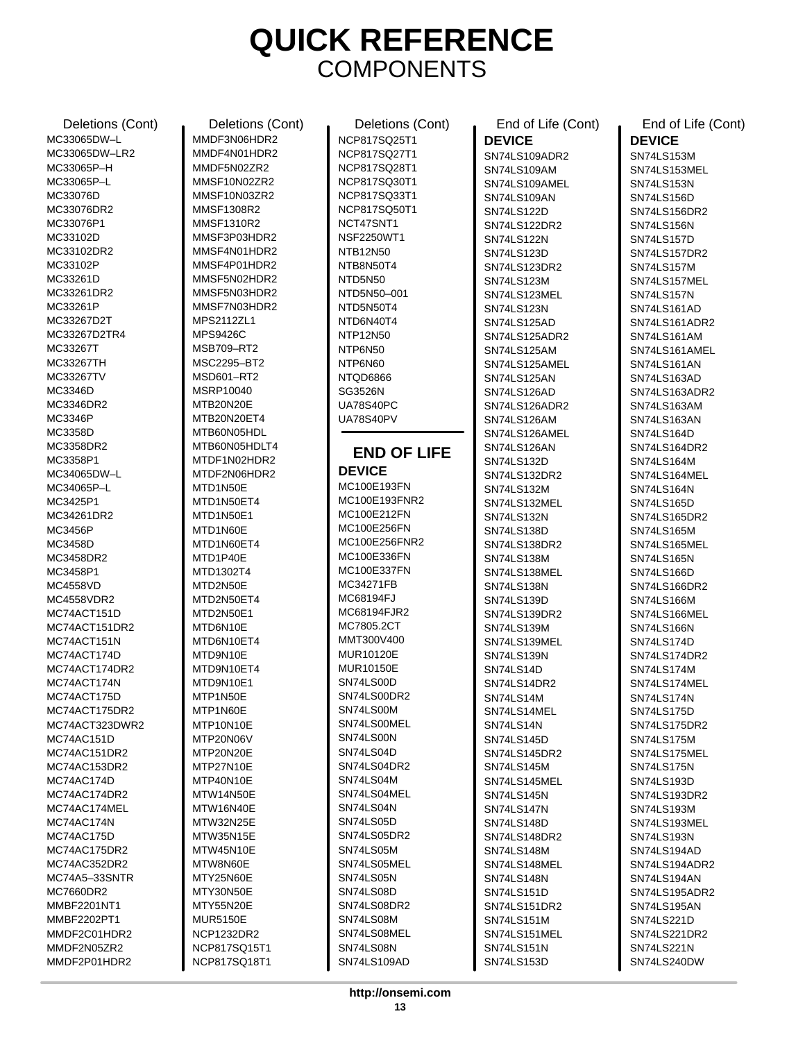# QUICK REFERENCE
## COMPONENTS

Deletions (Cont)

MC33065DW–L
MC33065DW–LR2
MC33065P–H
MC33065P–L
MC33076D
MC33076DR2
MC33076P1
MC33102D
MC33102DR2
MC33102P
MC33261D
MC33261DR2
MC33261P
MC33267D2T
MC33267D2TR4
MC33267T
MC33267TH
MC33267TV
MC3346D
MC3346DR2
MC3346P
MC3358D
MC3358DR2
MC3358P1
MC34065DW–L
MC34065P–L
MC3425P1
MC34261DR2
MC3456P
MC3458D
MC3458DR2
MC3458P1
MC4558VD
MC4558VDR2
MC74ACT151D
MC74ACT151DR2
MC74ACT151N
MC74ACT174D
MC74ACT174DR2
MC74ACT174N
MC74ACT175D
MC74ACT175DR2
MC74ACT323DWR2
MC74AC151D
MC74AC151DR2
MC74AC153DR2
MC74AC174D
MC74AC174DR2
MC74AC174MEL
MC74AC174N
MC74AC175D
MC74AC175DR2
MC74AC352DR2
MC74A5–33SNTR
MC7660DR2
MMBF2201NT1
MMBF2202PT1
MMDF2C01HDR2
MMDF2N05ZR2
MMDF2P01HDR2

Deletions (Cont)

MMDF3N06HDR2
MMDF4N01HDR2
MMDF5N02ZR2
MMSF10N02ZR2
MMSF10N03ZR2
MMSF1308R2
MMSF1310R2
MMSF3P03HDR2
MMSF4N01HDR2
MMSF4P01HDR2
MMSF5N02HDR2
MMSF5N03HDR2
MMSF7N03HDR2
MPS2112ZL1
MPS9426C
MSB709–RT2
MSC2295–BT2
MSD601–RT2
MSRP10040
MTB20N20E
MTB20N20ET4
MTB60N05HDL
MTB60N05HDLT4
MTDF1N02HDR2
MTDF2N06HDR2
MTD1N50E
MTD1N50ET4
MTD1N50E1
MTD1N60E
MTD1N60ET4
MTD1P40E
MTD1302T4
MTD2N50E
MTD2N50ET4
MTD2N50E1
MTD6N10E
MTD6N10ET4
MTD9N10E
MTD9N10ET4
MTD9N10E1
MTP1N50E
MTP1N60E
MTP10N10E
MTP20N06V
MTP20N20E
MTP27N10E
MTP40N10E
MTW14N50E
MTW16N40E
MTW32N25E
MTW35N15E
MTW45N10E
MTW8N60E
MTY25N60E
MTY30N50E
MTY55N20E
MUR5150E
NCP1232DR2
NCP817SQ15T1
NCP817SQ18T1

Deletions (Cont)

NCP817SQ25T1
NCP817SQ27T1
NCP817SQ28T1
NCP817SQ30T1
NCP817SQ33T1
NCP817SQ50T1
NCT47SNT1
NSF2250WT1
NTB12N50
NTB8N50T4
NTD5N50
NTD5N50–001
NTD5N50T4
NTD6N40T4
NTP12N50
NTP6N50
NTP6N60
NTQD6866
SG3526N
UA78S40PC
UA78S40PV

## END OF LIFE

**DEVICE**

MC100E193FN
MC100E193FNR2
MC100E212FN
MC100E256FN
MC100E256FNR2
MC100E336FN
MC100E337FN
MC34271FB
MC68194FJ
MC68194FJR2
MC7805.2CT
MMT300V400
MUR10120E
MUR10150E
SN74LS00D
SN74LS00DR2
SN74LS00M
SN74LS00MEL
SN74LS00N
SN74LS04D
SN74LS04DR2
SN74LS04M
SN74LS04MEL
SN74LS04N
SN74LS05D
SN74LS05DR2
SN74LS05M
SN74LS05MEL
SN74LS05N
SN74LS08D
SN74LS08DR2
SN74LS08M
SN74LS08MEL
SN74LS08N
SN74LS109AD

End of Life (Cont)

**DEVICE**

SN74LS109ADR2
SN74LS109AM
SN74LS109AMEL
SN74LS109AN
SN74LS122D
SN74LS122DR2
SN74LS122N
SN74LS123D
SN74LS123DR2
SN74LS123M
SN74LS123MEL
SN74LS123N
SN74LS125AD
SN74LS125ADR2
SN74LS125AM
SN74LS125AMEL
SN74LS125AN
SN74LS126AD
SN74LS126ADR2
SN74LS126AM
SN74LS126AMEL
SN74LS126AN
SN74LS132D
SN74LS132DR2
SN74LS132M
SN74LS132MEL
SN74LS132N
SN74LS138D
SN74LS138DR2
SN74LS138M
SN74LS138MEL
SN74LS138N
SN74LS139D
SN74LS139DR2
SN74LS139M
SN74LS139MEL
SN74LS139N
SN74LS14D
SN74LS14DR2
SN74LS14M
SN74LS14MEL
SN74LS14N
SN74LS145D
SN74LS145DR2
SN74LS145M
SN74LS145MEL
SN74LS145N
SN74LS147N
SN74LS148D
SN74LS148DR2
SN74LS148M
SN74LS148MEL
SN74LS148N
SN74LS151D
SN74LS151DR2
SN74LS151M
SN74LS151MEL
SN74LS151N
SN74LS153D

End of Life (Cont)

**DEVICE**

SN74LS153M
SN74LS153MEL
SN74LS153N
SN74LS156D
SN74LS156DR2
SN74LS156N
SN74LS157D
SN74LS157DR2
SN74LS157M
SN74LS157MEL
SN74LS157N
SN74LS161AD
SN74LS161ADR2
SN74LS161AM
SN74LS161AMEL
SN74LS161AN
SN74LS163AD
SN74LS163ADR2
SN74LS163AM
SN74LS163AN
SN74LS164D
SN74LS164DR2
SN74LS164M
SN74LS164MEL
SN74LS164N
SN74LS165D
SN74LS165DR2
SN74LS165M
SN74LS165MEL
SN74LS165N
SN74LS166D
SN74LS166DR2
SN74LS166M
SN74LS166MEL
SN74LS166N
SN74LS174D
SN74LS174DR2
SN74LS174M
SN74LS174MEL
SN74LS174N
SN74LS175D
SN74LS175DR2
SN74LS175M
SN74LS175MEL
SN74LS175N
SN74LS193D
SN74LS193DR2
SN74LS193M
SN74LS193MEL
SN74LS193N
SN74LS194AD
SN74LS194ADR2
SN74LS194AN
SN74LS195ADR2
SN74LS195AN
SN74LS221D
SN74LS221DR2
SN74LS221N
SN74LS240DW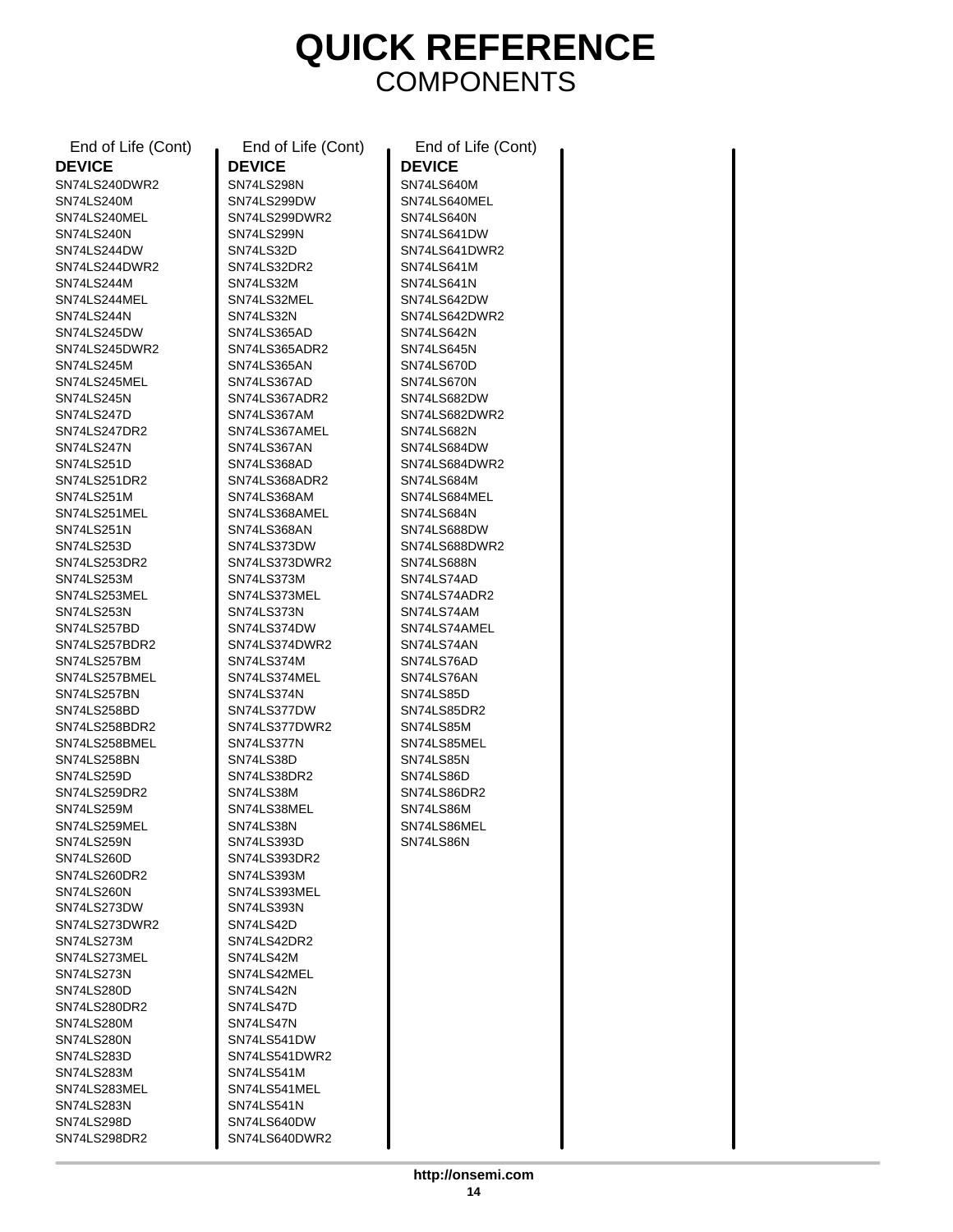# QUICK REFERENCE
## COMPONENTS

End of Life (Cont)

| DEVICE |
|---|
| SN74LS240DWR2 |
| SN74LS240M |
| SN74LS240MEL |
| SN74LS240N |
| SN74LS244DW |
| SN74LS244DWR2 |
| SN74LS244M |
| SN74LS244MEL |
| SN74LS244N |
| SN74LS245DW |
| SN74LS245DWR2 |
| SN74LS245M |
| SN74LS245MEL |
| SN74LS245N |
| SN74LS247D |
| SN74LS247DR2 |
| SN74LS247N |
| SN74LS251D |
| SN74LS251DR2 |
| SN74LS251M |
| SN74LS251MEL |
| SN74LS251N |
| SN74LS253D |
| SN74LS253DR2 |
| SN74LS253M |
| SN74LS253MEL |
| SN74LS253N |
| SN74LS257BD |
| SN74LS257BDR2 |
| SN74LS257BM |
| SN74LS257BMEL |
| SN74LS257BN |
| SN74LS258BD |
| SN74LS258BDR2 |
| SN74LS258BMEL |
| SN74LS258BN |
| SN74LS259D |
| SN74LS259DR2 |
| SN74LS259M |
| SN74LS259MEL |
| SN74LS259N |
| SN74LS260D |
| SN74LS260DR2 |
| SN74LS260N |
| SN74LS273DW |
| SN74LS273DWR2 |
| SN74LS273M |
| SN74LS273MEL |
| SN74LS273N |
| SN74LS280D |
| SN74LS280DR2 |
| SN74LS280M |
| SN74LS280N |
| SN74LS283D |
| SN74LS283M |
| SN74LS283MEL |
| SN74LS283N |
| SN74LS298D |
| SN74LS298DR2 |

End of Life (Cont)

| DEVICE |
|---|
| SN74LS298N |
| SN74LS299DW |
| SN74LS299DWR2 |
| SN74LS299N |
| SN74LS32D |
| SN74LS32DR2 |
| SN74LS32M |
| SN74LS32MEL |
| SN74LS32N |
| SN74LS365AD |
| SN74LS365ADR2 |
| SN74LS365AN |
| SN74LS367AD |
| SN74LS367ADR2 |
| SN74LS367AM |
| SN74LS367AMEL |
| SN74LS367AN |
| SN74LS368AD |
| SN74LS368ADR2 |
| SN74LS368AM |
| SN74LS368AMEL |
| SN74LS368AN |
| SN74LS373DW |
| SN74LS373DWR2 |
| SN74LS373M |
| SN74LS373MEL |
| SN74LS373N |
| SN74LS374DW |
| SN74LS374DWR2 |
| SN74LS374M |
| SN74LS374MEL |
| SN74LS374N |
| SN74LS377DW |
| SN74LS377DWR2 |
| SN74LS377N |
| SN74LS38D |
| SN74LS38DR2 |
| SN74LS38M |
| SN74LS38MEL |
| SN74LS38N |
| SN74LS393D |
| SN74LS393DR2 |
| SN74LS393M |
| SN74LS393MEL |
| SN74LS393N |
| SN74LS42D |
| SN74LS42DR2 |
| SN74LS42M |
| SN74LS42MEL |
| SN74LS42N |
| SN74LS47D |
| SN74LS47N |
| SN74LS541DW |
| SN74LS541DWR2 |
| SN74LS541M |
| SN74LS541MEL |
| SN74LS541N |
| SN74LS640DW |
| SN74LS640DWR2 |

End of Life (Cont)

| DEVICE |
|---|
| SN74LS640M |
| SN74LS640MEL |
| SN74LS640N |
| SN74LS641DW |
| SN74LS641DWR2 |
| SN74LS641M |
| SN74LS641N |
| SN74LS642DW |
| SN74LS642DWR2 |
| SN74LS642N |
| SN74LS645N |
| SN74LS670D |
| SN74LS670N |
| SN74LS682DW |
| SN74LS682DWR2 |
| SN74LS682N |
| SN74LS684DW |
| SN74LS684DWR2 |
| SN74LS684M |
| SN74LS684MEL |
| SN74LS684N |
| SN74LS688DW |
| SN74LS688DWR2 |
| SN74LS688N |
| SN74LS74AD |
| SN74LS74ADR2 |
| SN74LS74AM |
| SN74LS74AMEL |
| SN74LS74AN |
| SN74LS76AD |
| SN74LS76AN |
| SN74LS85D |
| SN74LS85DR2 |
| SN74LS85M |
| SN74LS85MEL |
| SN74LS85N |
| SN74LS86D |
| SN74LS86DR2 |
| SN74LS86M |
| SN74LS86MEL |
| SN74LS86N |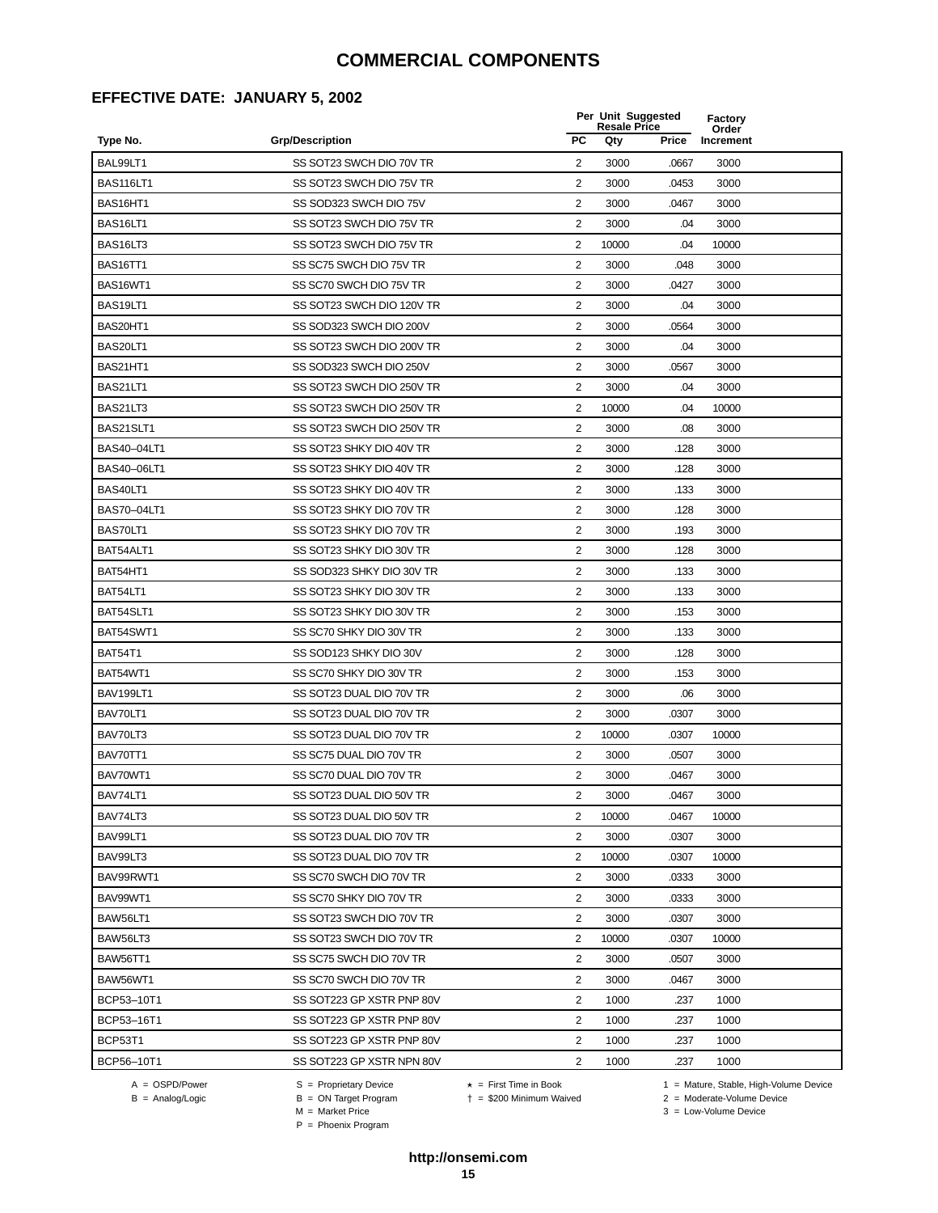# COMMERCIAL COMPONENTS

## EFFECTIVE DATE: JANUARY 5, 2002

| Type No. | Grp/Description | PC | Per Unit Suggested Resale Price Qty | Per Unit Suggested Resale Price Price | Factory Order Increment |
|---|---|---|---|---|---|
| BAL99LT1 | SS SOT23 SWCH DIO 70V TR | 2 | 3000 | .0667 | 3000 |
| BAS116LT1 | SS SOT23 SWCH DIO 75V TR | 2 | 3000 | .0453 | 3000 |
| BAS16HT1 | SS SOD323 SWCH DIO 75V | 2 | 3000 | .0467 | 3000 |
| BAS16LT1 | SS SOT23 SWCH DIO 75V TR | 2 | 3000 | .04 | 3000 |
| BAS16LT3 | SS SOT23 SWCH DIO 75V TR | 2 | 10000 | .04 | 10000 |
| BAS16TT1 | SS SC75 SWCH DIO 75V TR | 2 | 3000 | .048 | 3000 |
| BAS16WT1 | SS SC70 SWCH DIO 75V TR | 2 | 3000 | .0427 | 3000 |
| BAS19LT1 | SS SOT23 SWCH DIO 120V TR | 2 | 3000 | .04 | 3000 |
| BAS20HT1 | SS SOD323 SWCH DIO 200V | 2 | 3000 | .0564 | 3000 |
| BAS20LT1 | SS SOT23 SWCH DIO 200V TR | 2 | 3000 | .04 | 3000 |
| BAS21HT1 | SS SOD323 SWCH DIO 250V | 2 | 3000 | .0567 | 3000 |
| BAS21LT1 | SS SOT23 SWCH DIO 250V TR | 2 | 3000 | .04 | 3000 |
| BAS21LT3 | SS SOT23 SWCH DIO 250V TR | 2 | 10000 | .04 | 10000 |
| BAS21SLT1 | SS SOT23 SWCH DIO 250V TR | 2 | 3000 | .08 | 3000 |
| BAS40–04LT1 | SS SOT23 SHKY DIO 40V TR | 2 | 3000 | .128 | 3000 |
| BAS40–06LT1 | SS SOT23 SHKY DIO 40V TR | 2 | 3000 | .128 | 3000 |
| BAS40LT1 | SS SOT23 SHKY DIO 40V TR | 2 | 3000 | .133 | 3000 |
| BAS70–04LT1 | SS SOT23 SHKY DIO 70V TR | 2 | 3000 | .128 | 3000 |
| BAS70LT1 | SS SOT23 SHKY DIO 70V TR | 2 | 3000 | .193 | 3000 |
| BAT54ALT1 | SS SOT23 SHKY DIO 30V TR | 2 | 3000 | .128 | 3000 |
| BAT54HT1 | SS SOD323 SHKY DIO 30V TR | 2 | 3000 | .133 | 3000 |
| BAT54LT1 | SS SOT23 SHKY DIO 30V TR | 2 | 3000 | .133 | 3000 |
| BAT54SLT1 | SS SOT23 SHKY DIO 30V TR | 2 | 3000 | .153 | 3000 |
| BAT54SWT1 | SS SC70 SHKY DIO 30V TR | 2 | 3000 | .133 | 3000 |
| BAT54T1 | SS SOD123 SHKY DIO 30V | 2 | 3000 | .128 | 3000 |
| BAT54WT1 | SS SC70 SHKY DIO 30V TR | 2 | 3000 | .153 | 3000 |
| BAV199LT1 | SS SOT23 DUAL DIO 70V TR | 2 | 3000 | .06 | 3000 |
| BAV70LT1 | SS SOT23 DUAL DIO 70V TR | 2 | 3000 | .0307 | 3000 |
| BAV70LT3 | SS SOT23 DUAL DIO 70V TR | 2 | 10000 | .0307 | 10000 |
| BAV70TT1 | SS SC75 DUAL DIO 70V TR | 2 | 3000 | .0507 | 3000 |
| BAV70WT1 | SS SC70 DUAL DIO 70V TR | 2 | 3000 | .0467 | 3000 |
| BAV74LT1 | SS SOT23 DUAL DIO 50V TR | 2 | 3000 | .0467 | 3000 |
| BAV74LT3 | SS SOT23 DUAL DIO 50V TR | 2 | 10000 | .0467 | 10000 |
| BAV99LT1 | SS SOT23 DUAL DIO 70V TR | 2 | 3000 | .0307 | 3000 |
| BAV99LT3 | SS SOT23 DUAL DIO 70V TR | 2 | 10000 | .0307 | 10000 |
| BAV99RWT1 | SS SC70 SWCH DIO 70V TR | 2 | 3000 | .0333 | 3000 |
| BAV99WT1 | SS SC70 SHKY DIO 70V TR | 2 | 3000 | .0333 | 3000 |
| BAW56LT1 | SS SOT23 SWCH DIO 70V TR | 2 | 3000 | .0307 | 3000 |
| BAW56LT3 | SS SOT23 SWCH DIO 70V TR | 2 | 10000 | .0307 | 10000 |
| BAW56TT1 | SS SC75 SWCH DIO 70V TR | 2 | 3000 | .0507 | 3000 |
| BAW56WT1 | SS SC70 SWCH DIO 70V TR | 2 | 3000 | .0467 | 3000 |
| BCP53–10T1 | SS SOT223 GP XSTR PNP 80V | 2 | 1000 | .237 | 1000 |
| BCP53–16T1 | SS SOT223 GP XSTR PNP 80V | 2 | 1000 | .237 | 1000 |
| BCP53T1 | SS SOT223 GP XSTR PNP 80V | 2 | 1000 | .237 | 1000 |
| BCP56–10T1 | SS SOT223 GP XSTR NPN 80V | 2 | 1000 | .237 | 1000 |

A = OSPD/Power
B = Analog/Logic

S = Proprietary Device
B = ON Target Program
M = Market Price
P = Phoenix Program

⋆ = First Time in Book
† = $200 Minimum Waived

1 = Mature, Stable, High-Volume Device
2 = Moderate-Volume Device
3 = Low-Volume Device

**http://onsemi.com**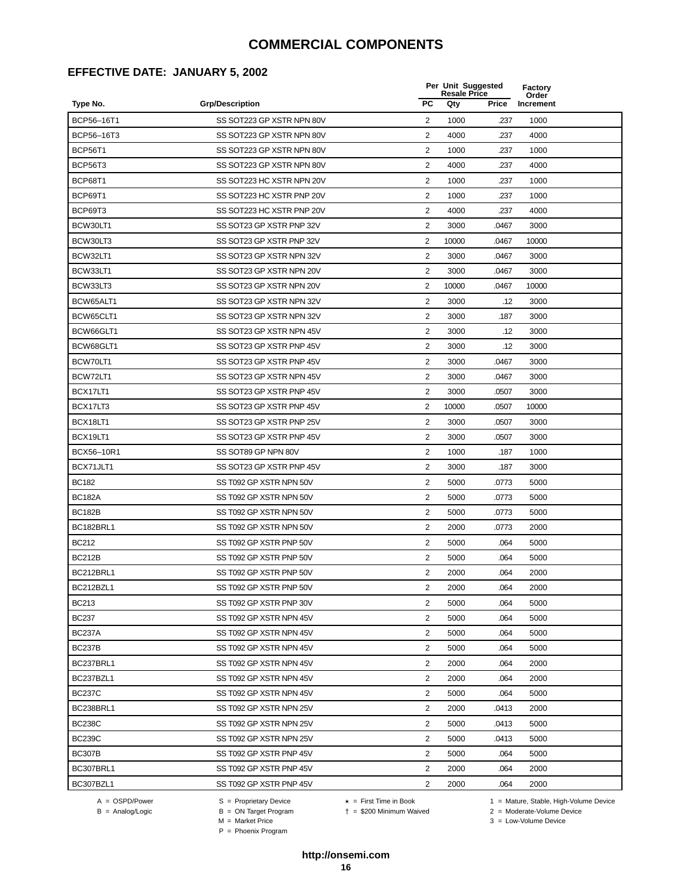# COMMERCIAL COMPONENTS

## EFFECTIVE DATE: JANUARY 5, 2002

| Type No. | Grp/Description | PC | Per Unit Suggested Resale Price Qty | Price | Factory Order Increment |
|---|---|---|---|---|---|
| BCP56–16T1 | SS SOT223 GP XSTR NPN 80V | 2 | 1000 | .237 | 1000 |
| BCP56–16T3 | SS SOT223 GP XSTR NPN 80V | 2 | 4000 | .237 | 4000 |
| BCP56T1 | SS SOT223 GP XSTR NPN 80V | 2 | 1000 | .237 | 1000 |
| BCP56T3 | SS SOT223 GP XSTR NPN 80V | 2 | 4000 | .237 | 4000 |
| BCP68T1 | SS SOT223 HC XSTR NPN 20V | 2 | 1000 | .237 | 1000 |
| BCP69T1 | SS SOT223 HC XSTR PNP 20V | 2 | 1000 | .237 | 1000 |
| BCP69T3 | SS SOT223 HC XSTR PNP 20V | 2 | 4000 | .237 | 4000 |
| BCW30LT1 | SS SOT23 GP XSTR PNP 32V | 2 | 3000 | .0467 | 3000 |
| BCW30LT3 | SS SOT23 GP XSTR PNP 32V | 2 | 10000 | .0467 | 10000 |
| BCW32LT1 | SS SOT23 GP XSTR NPN 32V | 2 | 3000 | .0467 | 3000 |
| BCW33LT1 | SS SOT23 GP XSTR NPN 20V | 2 | 3000 | .0467 | 3000 |
| BCW33LT3 | SS SOT23 GP XSTR NPN 20V | 2 | 10000 | .0467 | 10000 |
| BCW65ALT1 | SS SOT23 GP XSTR NPN 32V | 2 | 3000 | .12 | 3000 |
| BCW65CLT1 | SS SOT23 GP XSTR NPN 32V | 2 | 3000 | .187 | 3000 |
| BCW66GLT1 | SS SOT23 GP XSTR NPN 45V | 2 | 3000 | .12 | 3000 |
| BCW68GLT1 | SS SOT23 GP XSTR PNP 45V | 2 | 3000 | .12 | 3000 |
| BCW70LT1 | SS SOT23 GP XSTR PNP 45V | 2 | 3000 | .0467 | 3000 |
| BCW72LT1 | SS SOT23 GP XSTR NPN 45V | 2 | 3000 | .0467 | 3000 |
| BCX17LT1 | SS SOT23 GP XSTR PNP 45V | 2 | 3000 | .0507 | 3000 |
| BCX17LT3 | SS SOT23 GP XSTR PNP 45V | 2 | 10000 | .0507 | 10000 |
| BCX18LT1 | SS SOT23 GP XSTR PNP 25V | 2 | 3000 | .0507 | 3000 |
| BCX19LT1 | SS SOT23 GP XSTR PNP 45V | 2 | 3000 | .0507 | 3000 |
| BCX56–10R1 | SS SOT89 GP NPN 80V | 2 | 1000 | .187 | 1000 |
| BCX71JLT1 | SS SOT23 GP XSTR PNP 45V | 2 | 3000 | .187 | 3000 |
| BC182 | SS T092 GP XSTR NPN 50V | 2 | 5000 | .0773 | 5000 |
| BC182A | SS T092 GP XSTR NPN 50V | 2 | 5000 | .0773 | 5000 |
| BC182B | SS T092 GP XSTR NPN 50V | 2 | 5000 | .0773 | 5000 |
| BC182BRL1 | SS T092 GP XSTR NPN 50V | 2 | 2000 | .0773 | 2000 |
| BC212 | SS T092 GP XSTR PNP 50V | 2 | 5000 | .064 | 5000 |
| BC212B | SS T092 GP XSTR PNP 50V | 2 | 5000 | .064 | 5000 |
| BC212BRL1 | SS T092 GP XSTR PNP 50V | 2 | 2000 | .064 | 2000 |
| BC212BZL1 | SS T092 GP XSTR PNP 50V | 2 | 2000 | .064 | 2000 |
| BC213 | SS T092 GP XSTR PNP 30V | 2 | 5000 | .064 | 5000 |
| BC237 | SS T092 GP XSTR NPN 45V | 2 | 5000 | .064 | 5000 |
| BC237A | SS T092 GP XSTR NPN 45V | 2 | 5000 | .064 | 5000 |
| BC237B | SS T092 GP XSTR NPN 45V | 2 | 5000 | .064 | 5000 |
| BC237BRL1 | SS T092 GP XSTR NPN 45V | 2 | 2000 | .064 | 2000 |
| BC237BZL1 | SS T092 GP XSTR NPN 45V | 2 | 2000 | .064 | 2000 |
| BC237C | SS T092 GP XSTR NPN 45V | 2 | 5000 | .064 | 5000 |
| BC238BRL1 | SS T092 GP XSTR NPN 25V | 2 | 2000 | .0413 | 2000 |
| BC238C | SS T092 GP XSTR NPN 25V | 2 | 5000 | .0413 | 5000 |
| BC239C | SS T092 GP XSTR NPN 25V | 2 | 5000 | .0413 | 5000 |
| BC307B | SS T092 GP XSTR PNP 45V | 2 | 5000 | .064 | 5000 |
| BC307BRL1 | SS T092 GP XSTR PNP 45V | 2 | 2000 | .064 | 2000 |
| BC307BZL1 | SS T092 GP XSTR PNP 45V | 2 | 2000 | .064 | 2000 |

A = OSPD/Power
B = Analog/Logic

S = Proprietary Device
B = ON Target Program
M = Market Price
P = Phoenix Program

⋆ = First Time in Book
† = $200 Minimum Waived

1 = Mature, Stable, High-Volume Device
2 = Moderate-Volume Device
3 = Low-Volume Device

**http://onsemi.com**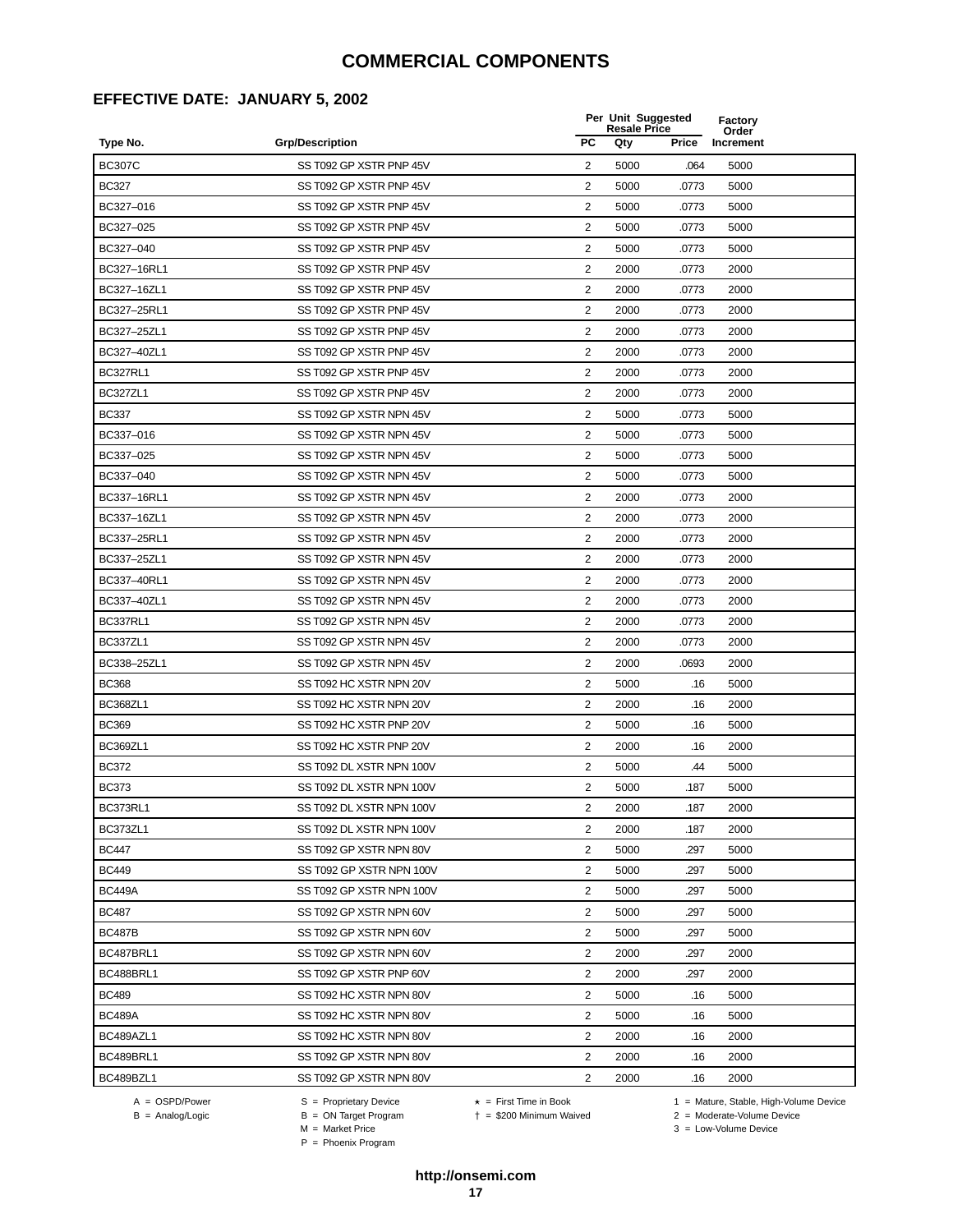# COMMERCIAL COMPONENTS

## EFFECTIVE DATE: JANUARY 5, 2002

| Type No. | Grp/Description | PC | Per Unit Suggested Resale Price Qty | Price | Factory Order Increment |
|---|---|---|---|---|---|
| BC307C | SS T092 GP XSTR PNP 45V | 2 | 5000 | .064 | 5000 |
| BC327 | SS T092 GP XSTR PNP 45V | 2 | 5000 | .0773 | 5000 |
| BC327–016 | SS T092 GP XSTR PNP 45V | 2 | 5000 | .0773 | 5000 |
| BC327–025 | SS T092 GP XSTR PNP 45V | 2 | 5000 | .0773 | 5000 |
| BC327–040 | SS T092 GP XSTR PNP 45V | 2 | 5000 | .0773 | 5000 |
| BC327–16RL1 | SS T092 GP XSTR PNP 45V | 2 | 2000 | .0773 | 2000 |
| BC327–16ZL1 | SS T092 GP XSTR PNP 45V | 2 | 2000 | .0773 | 2000 |
| BC327–25RL1 | SS T092 GP XSTR PNP 45V | 2 | 2000 | .0773 | 2000 |
| BC327–25ZL1 | SS T092 GP XSTR PNP 45V | 2 | 2000 | .0773 | 2000 |
| BC327–40ZL1 | SS T092 GP XSTR PNP 45V | 2 | 2000 | .0773 | 2000 |
| BC327RL1 | SS T092 GP XSTR PNP 45V | 2 | 2000 | .0773 | 2000 |
| BC327ZL1 | SS T092 GP XSTR PNP 45V | 2 | 2000 | .0773 | 2000 |
| BC337 | SS T092 GP XSTR NPN 45V | 2 | 5000 | .0773 | 5000 |
| BC337–016 | SS T092 GP XSTR NPN 45V | 2 | 5000 | .0773 | 5000 |
| BC337–025 | SS T092 GP XSTR NPN 45V | 2 | 5000 | .0773 | 5000 |
| BC337–040 | SS T092 GP XSTR NPN 45V | 2 | 5000 | .0773 | 5000 |
| BC337–16RL1 | SS T092 GP XSTR NPN 45V | 2 | 2000 | .0773 | 2000 |
| BC337–16ZL1 | SS T092 GP XSTR NPN 45V | 2 | 2000 | .0773 | 2000 |
| BC337–25RL1 | SS T092 GP XSTR NPN 45V | 2 | 2000 | .0773 | 2000 |
| BC337–25ZL1 | SS T092 GP XSTR NPN 45V | 2 | 2000 | .0773 | 2000 |
| BC337–40RL1 | SS T092 GP XSTR NPN 45V | 2 | 2000 | .0773 | 2000 |
| BC337–40ZL1 | SS T092 GP XSTR NPN 45V | 2 | 2000 | .0773 | 2000 |
| BC337RL1 | SS T092 GP XSTR NPN 45V | 2 | 2000 | .0773 | 2000 |
| BC337ZL1 | SS T092 GP XSTR NPN 45V | 2 | 2000 | .0773 | 2000 |
| BC338–25ZL1 | SS T092 GP XSTR NPN 45V | 2 | 2000 | .0693 | 2000 |
| BC368 | SS T092 HC XSTR NPN 20V | 2 | 5000 | .16 | 5000 |
| BC368ZL1 | SS T092 HC XSTR NPN 20V | 2 | 2000 | .16 | 2000 |
| BC369 | SS T092 HC XSTR PNP 20V | 2 | 5000 | .16 | 5000 |
| BC369ZL1 | SS T092 HC XSTR PNP 20V | 2 | 2000 | .16 | 2000 |
| BC372 | SS T092 DL XSTR NPN 100V | 2 | 5000 | .44 | 5000 |
| BC373 | SS T092 DL XSTR NPN 100V | 2 | 5000 | .187 | 5000 |
| BC373RL1 | SS T092 DL XSTR NPN 100V | 2 | 2000 | .187 | 2000 |
| BC373ZL1 | SS T092 DL XSTR NPN 100V | 2 | 2000 | .187 | 2000 |
| BC447 | SS T092 GP XSTR NPN 80V | 2 | 5000 | .297 | 5000 |
| BC449 | SS T092 GP XSTR NPN 100V | 2 | 5000 | .297 | 5000 |
| BC449A | SS T092 GP XSTR NPN 100V | 2 | 5000 | .297 | 5000 |
| BC487 | SS T092 GP XSTR NPN 60V | 2 | 5000 | .297 | 5000 |
| BC487B | SS T092 GP XSTR NPN 60V | 2 | 5000 | .297 | 5000 |
| BC487BRL1 | SS T092 GP XSTR NPN 60V | 2 | 2000 | .297 | 2000 |
| BC488BRL1 | SS T092 GP XSTR PNP 60V | 2 | 2000 | .297 | 2000 |
| BC489 | SS T092 HC XSTR NPN 80V | 2 | 5000 | .16 | 5000 |
| BC489A | SS T092 HC XSTR NPN 80V | 2 | 5000 | .16 | 5000 |
| BC489AZL1 | SS T092 HC XSTR NPN 80V | 2 | 2000 | .16 | 2000 |
| BC489BRL1 | SS T092 GP XSTR NPN 80V | 2 | 2000 | .16 | 2000 |
| BC489BZL1 | SS T092 GP XSTR NPN 80V | 2 | 2000 | .16 | 2000 |

A = OSPD/Power
B = Analog/Logic

S = Proprietary Device
B = ON Target Program
M = Market Price
P = Phoenix Program

⋆ = First Time in Book
† = $200 Minimum Waived

1 = Mature, Stable, High-Volume Device
2 = Moderate-Volume Device
3 = Low-Volume Device

**http://onsemi.com**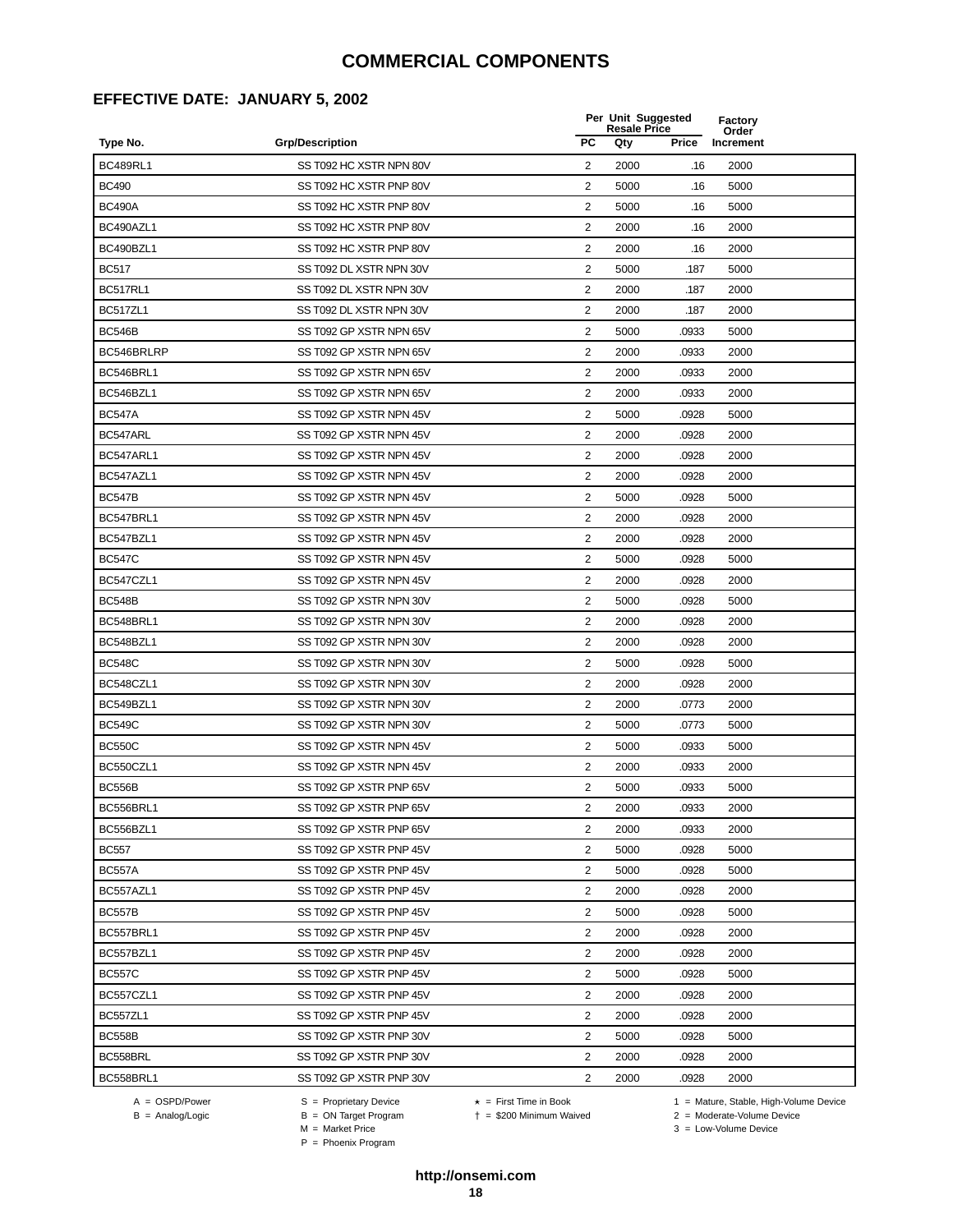# COMMERCIAL COMPONENTS

## EFFECTIVE DATE: JANUARY 5, 2002

| Type No. | Grp/Description | PC | Per Unit Suggested Resale Price Qty | Price | Factory Order Increment |
|---|---|---|---|---|---|
| BC489RL1 | SS T092 HC XSTR NPN 80V | 2 | 2000 | .16 | 2000 |
| BC490 | SS T092 HC XSTR PNP 80V | 2 | 5000 | .16 | 5000 |
| BC490A | SS T092 HC XSTR PNP 80V | 2 | 5000 | .16 | 5000 |
| BC490AZL1 | SS T092 HC XSTR PNP 80V | 2 | 2000 | .16 | 2000 |
| BC490BZL1 | SS T092 HC XSTR PNP 80V | 2 | 2000 | .16 | 2000 |
| BC517 | SS T092 DL XSTR NPN 30V | 2 | 5000 | .187 | 5000 |
| BC517RL1 | SS T092 DL XSTR NPN 30V | 2 | 2000 | .187 | 2000 |
| BC517ZL1 | SS T092 DL XSTR NPN 30V | 2 | 2000 | .187 | 2000 |
| BC546B | SS T092 GP XSTR NPN 65V | 2 | 5000 | .0933 | 5000 |
| BC546BRLRP | SS T092 GP XSTR NPN 65V | 2 | 2000 | .0933 | 2000 |
| BC546BRL1 | SS T092 GP XSTR NPN 65V | 2 | 2000 | .0933 | 2000 |
| BC546BZL1 | SS T092 GP XSTR NPN 65V | 2 | 2000 | .0933 | 2000 |
| BC547A | SS T092 GP XSTR NPN 45V | 2 | 5000 | .0928 | 5000 |
| BC547ARL | SS T092 GP XSTR NPN 45V | 2 | 2000 | .0928 | 2000 |
| BC547ARL1 | SS T092 GP XSTR NPN 45V | 2 | 2000 | .0928 | 2000 |
| BC547AZL1 | SS T092 GP XSTR NPN 45V | 2 | 2000 | .0928 | 2000 |
| BC547B | SS T092 GP XSTR NPN 45V | 2 | 5000 | .0928 | 5000 |
| BC547BRL1 | SS T092 GP XSTR NPN 45V | 2 | 2000 | .0928 | 2000 |
| BC547BZL1 | SS T092 GP XSTR NPN 45V | 2 | 2000 | .0928 | 2000 |
| BC547C | SS T092 GP XSTR NPN 45V | 2 | 5000 | .0928 | 5000 |
| BC547CZL1 | SS T092 GP XSTR NPN 45V | 2 | 2000 | .0928 | 2000 |
| BC548B | SS T092 GP XSTR NPN 30V | 2 | 5000 | .0928 | 5000 |
| BC548BRL1 | SS T092 GP XSTR NPN 30V | 2 | 2000 | .0928 | 2000 |
| BC548BZL1 | SS T092 GP XSTR NPN 30V | 2 | 2000 | .0928 | 2000 |
| BC548C | SS T092 GP XSTR NPN 30V | 2 | 5000 | .0928 | 5000 |
| BC548CZL1 | SS T092 GP XSTR NPN 30V | 2 | 2000 | .0928 | 2000 |
| BC549BZL1 | SS T092 GP XSTR NPN 30V | 2 | 2000 | .0773 | 2000 |
| BC549C | SS T092 GP XSTR NPN 30V | 2 | 5000 | .0773 | 5000 |
| BC550C | SS T092 GP XSTR NPN 45V | 2 | 5000 | .0933 | 5000 |
| BC550CZL1 | SS T092 GP XSTR NPN 45V | 2 | 2000 | .0933 | 2000 |
| BC556B | SS T092 GP XSTR PNP 65V | 2 | 5000 | .0933 | 5000 |
| BC556BRL1 | SS T092 GP XSTR PNP 65V | 2 | 2000 | .0933 | 2000 |
| BC556BZL1 | SS T092 GP XSTR PNP 65V | 2 | 2000 | .0933 | 2000 |
| BC557 | SS T092 GP XSTR PNP 45V | 2 | 5000 | .0928 | 5000 |
| BC557A | SS T092 GP XSTR PNP 45V | 2 | 5000 | .0928 | 5000 |
| BC557AZL1 | SS T092 GP XSTR PNP 45V | 2 | 2000 | .0928 | 2000 |
| BC557B | SS T092 GP XSTR PNP 45V | 2 | 5000 | .0928 | 5000 |
| BC557BRL1 | SS T092 GP XSTR PNP 45V | 2 | 2000 | .0928 | 2000 |
| BC557BZL1 | SS T092 GP XSTR PNP 45V | 2 | 2000 | .0928 | 2000 |
| BC557C | SS T092 GP XSTR PNP 45V | 2 | 5000 | .0928 | 5000 |
| BC557CZL1 | SS T092 GP XSTR PNP 45V | 2 | 2000 | .0928 | 2000 |
| BC557ZL1 | SS T092 GP XSTR PNP 45V | 2 | 2000 | .0928 | 2000 |
| BC558B | SS T092 GP XSTR PNP 30V | 2 | 5000 | .0928 | 5000 |
| BC558BRL | SS T092 GP XSTR PNP 30V | 2 | 2000 | .0928 | 2000 |
| BC558BRL1 | SS T092 GP XSTR PNP 30V | 2 | 2000 | .0928 | 2000 |

A = OSPD/Power
B = Analog/Logic

S = Proprietary Device
B = ON Target Program
M = Market Price
P = Phoenix Program

⋆ = First Time in Book
† = $200 Minimum Waived

1 = Mature, Stable, High-Volume Device
2 = Moderate-Volume Device
3 = Low-Volume Device

**http://onsemi.com**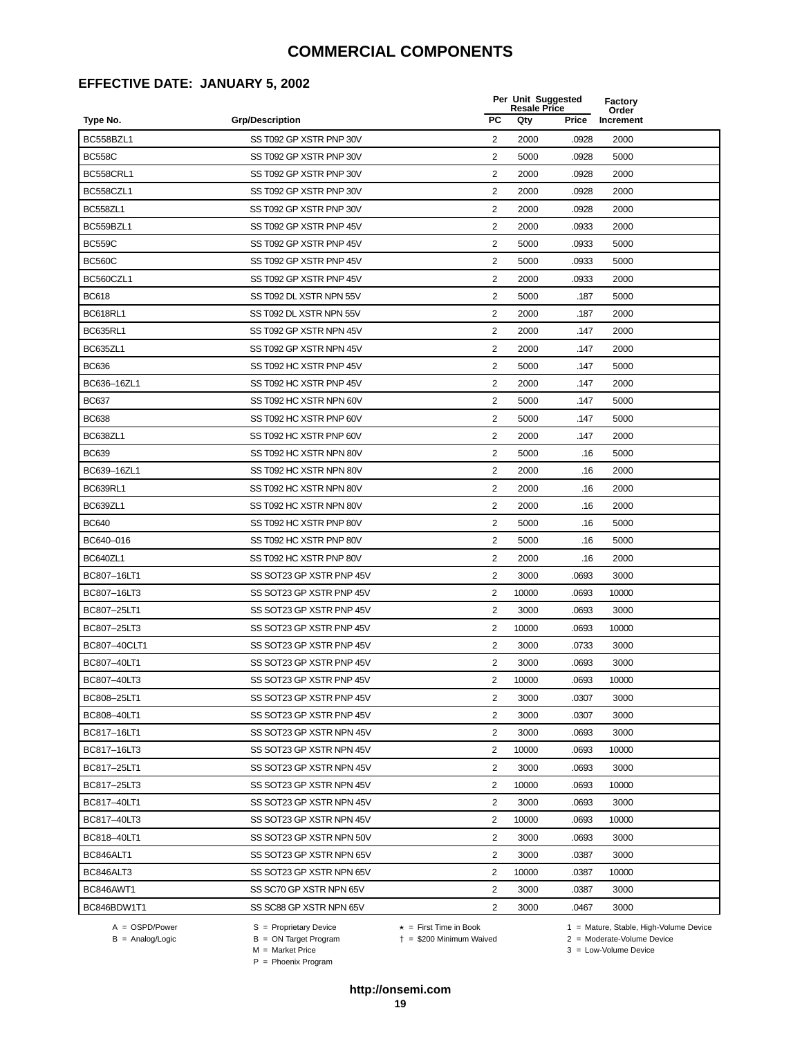# COMMERCIAL COMPONENTS

## EFFECTIVE DATE: JANUARY 5, 2002

| Type No. | Grp/Description | PC | Per Unit Suggested Resale Price Qty | Price | Factory Order Increment |
|---|---|---|---|---|---|
| BC558BZL1 | SS T092 GP XSTR PNP 30V | 2 | 2000 | .0928 | 2000 |
| BC558C | SS T092 GP XSTR PNP 30V | 2 | 5000 | .0928 | 5000 |
| BC558CRL1 | SS T092 GP XSTR PNP 30V | 2 | 2000 | .0928 | 2000 |
| BC558CZL1 | SS T092 GP XSTR PNP 30V | 2 | 2000 | .0928 | 2000 |
| BC558ZL1 | SS T092 GP XSTR PNP 30V | 2 | 2000 | .0928 | 2000 |
| BC559BZL1 | SS T092 GP XSTR PNP 45V | 2 | 2000 | .0933 | 2000 |
| BC559C | SS T092 GP XSTR PNP 45V | 2 | 5000 | .0933 | 5000 |
| BC560C | SS T092 GP XSTR PNP 45V | 2 | 5000 | .0933 | 5000 |
| BC560CZL1 | SS T092 GP XSTR PNP 45V | 2 | 2000 | .0933 | 2000 |
| BC618 | SS T092 DL XSTR NPN 55V | 2 | 5000 | .187 | 5000 |
| BC618RL1 | SS T092 DL XSTR NPN 55V | 2 | 2000 | .187 | 2000 |
| BC635RL1 | SS T092 GP XSTR NPN 45V | 2 | 2000 | .147 | 2000 |
| BC635ZL1 | SS T092 GP XSTR NPN 45V | 2 | 2000 | .147 | 2000 |
| BC636 | SS T092 HC XSTR PNP 45V | 2 | 5000 | .147 | 5000 |
| BC636–16ZL1 | SS T092 HC XSTR PNP 45V | 2 | 2000 | .147 | 2000 |
| BC637 | SS T092 HC XSTR NPN 60V | 2 | 5000 | .147 | 5000 |
| BC638 | SS T092 HC XSTR PNP 60V | 2 | 5000 | .147 | 5000 |
| BC638ZL1 | SS T092 HC XSTR PNP 60V | 2 | 2000 | .147 | 2000 |
| BC639 | SS T092 HC XSTR NPN 80V | 2 | 5000 | .16 | 5000 |
| BC639–16ZL1 | SS T092 HC XSTR NPN 80V | 2 | 2000 | .16 | 2000 |
| BC639RL1 | SS T092 HC XSTR NPN 80V | 2 | 2000 | .16 | 2000 |
| BC639ZL1 | SS T092 HC XSTR NPN 80V | 2 | 2000 | .16 | 2000 |
| BC640 | SS T092 HC XSTR PNP 80V | 2 | 5000 | .16 | 5000 |
| BC640–016 | SS T092 HC XSTR PNP 80V | 2 | 5000 | .16 | 5000 |
| BC640ZL1 | SS T092 HC XSTR PNP 80V | 2 | 2000 | .16 | 2000 |
| BC807–16LT1 | SS SOT23 GP XSTR PNP 45V | 2 | 3000 | .0693 | 3000 |
| BC807–16LT3 | SS SOT23 GP XSTR PNP 45V | 2 | 10000 | .0693 | 10000 |
| BC807–25LT1 | SS SOT23 GP XSTR PNP 45V | 2 | 3000 | .0693 | 3000 |
| BC807–25LT3 | SS SOT23 GP XSTR PNP 45V | 2 | 10000 | .0693 | 10000 |
| BC807–40CLT1 | SS SOT23 GP XSTR PNP 45V | 2 | 3000 | .0733 | 3000 |
| BC807–40LT1 | SS SOT23 GP XSTR PNP 45V | 2 | 3000 | .0693 | 3000 |
| BC807–40LT3 | SS SOT23 GP XSTR PNP 45V | 2 | 10000 | .0693 | 10000 |
| BC808–25LT1 | SS SOT23 GP XSTR PNP 45V | 2 | 3000 | .0307 | 3000 |
| BC808–40LT1 | SS SOT23 GP XSTR PNP 45V | 2 | 3000 | .0307 | 3000 |
| BC817–16LT1 | SS SOT23 GP XSTR NPN 45V | 2 | 3000 | .0693 | 3000 |
| BC817–16LT3 | SS SOT23 GP XSTR NPN 45V | 2 | 10000 | .0693 | 10000 |
| BC817–25LT1 | SS SOT23 GP XSTR NPN 45V | 2 | 3000 | .0693 | 3000 |
| BC817–25LT3 | SS SOT23 GP XSTR NPN 45V | 2 | 10000 | .0693 | 10000 |
| BC817–40LT1 | SS SOT23 GP XSTR NPN 45V | 2 | 3000 | .0693 | 3000 |
| BC817–40LT3 | SS SOT23 GP XSTR NPN 45V | 2 | 10000 | .0693 | 10000 |
| BC818–40LT1 | SS SOT23 GP XSTR NPN 50V | 2 | 3000 | .0693 | 3000 |
| BC846ALT1 | SS SOT23 GP XSTR NPN 65V | 2 | 3000 | .0387 | 3000 |
| BC846ALT3 | SS SOT23 GP XSTR NPN 65V | 2 | 10000 | .0387 | 10000 |
| BC846AWT1 | SS SC70 GP XSTR NPN 65V | 2 | 3000 | .0387 | 3000 |
| BC846BDW1T1 | SS SC88 GP XSTR NPN 65V | 2 | 3000 | .0467 | 3000 |

A = OSPD/Power
B = Analog/Logic

S = Proprietary Device
B = ON Target Program
M = Market Price
P = Phoenix Program

⋆ = First Time in Book
† = $200 Minimum Waived

1 = Mature, Stable, High-Volume Device
2 = Moderate-Volume Device
3 = Low-Volume Device

**http://onsemi.com**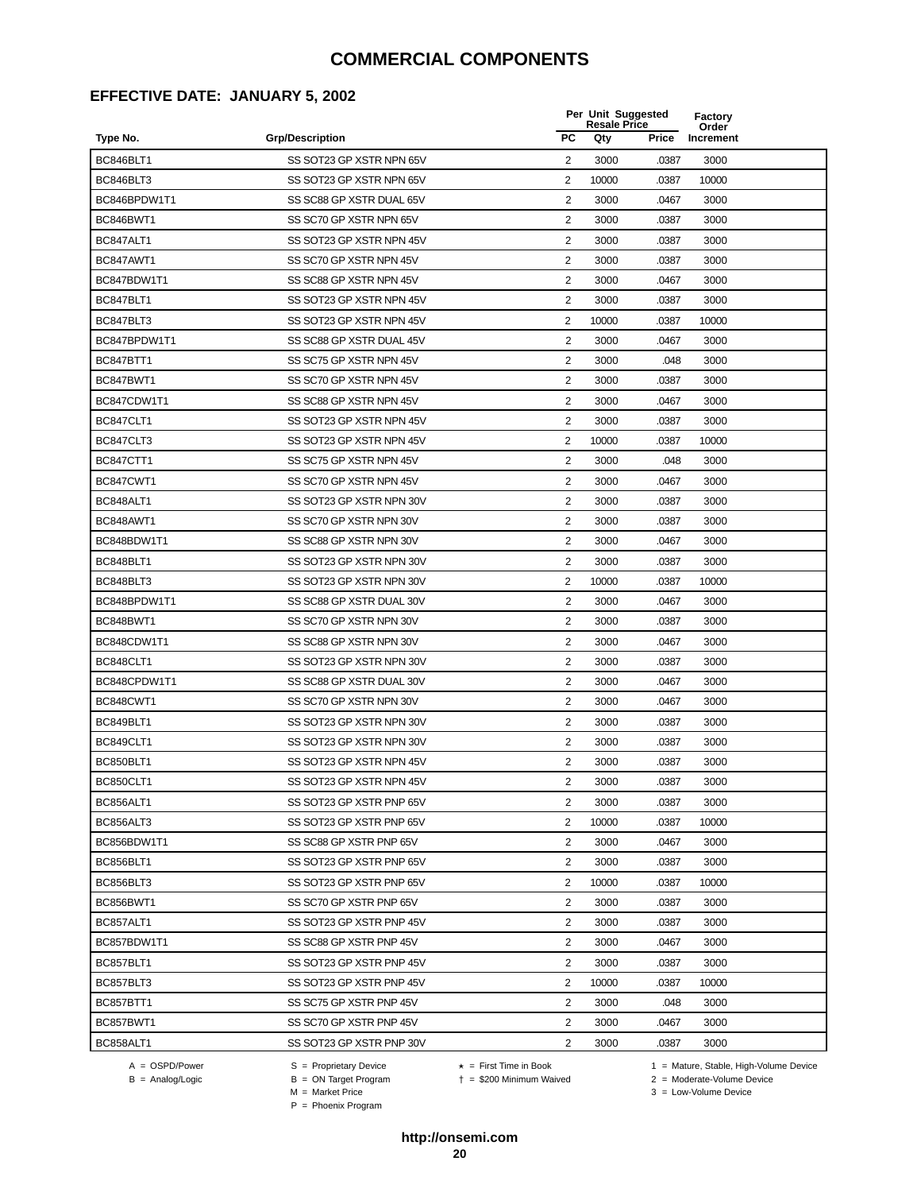# COMMERCIAL COMPONENTS

## EFFECTIVE DATE: JANUARY 5, 2002

| Type No. | Grp/Description | PC | Per Unit Suggested Resale Price Qty | Per Unit Suggested Resale Price Price | Factory Order Increment |
|---|---|---|---|---|---|
| BC846BLT1 | SS SOT23 GP XSTR NPN 65V | 2 | 3000 | .0387 | 3000 |
| BC846BLT3 | SS SOT23 GP XSTR NPN 65V | 2 | 10000 | .0387 | 10000 |
| BC846BPDW1T1 | SS SC88 GP XSTR DUAL 65V | 2 | 3000 | .0467 | 3000 |
| BC846BWT1 | SS SC70 GP XSTR NPN 65V | 2 | 3000 | .0387 | 3000 |
| BC847ALT1 | SS SOT23 GP XSTR NPN 45V | 2 | 3000 | .0387 | 3000 |
| BC847AWT1 | SS SC70 GP XSTR NPN 45V | 2 | 3000 | .0387 | 3000 |
| BC847BDW1T1 | SS SC88 GP XSTR NPN 45V | 2 | 3000 | .0467 | 3000 |
| BC847BLT1 | SS SOT23 GP XSTR NPN 45V | 2 | 3000 | .0387 | 3000 |
| BC847BLT3 | SS SOT23 GP XSTR NPN 45V | 2 | 10000 | .0387 | 10000 |
| BC847BPDW1T1 | SS SC88 GP XSTR DUAL 45V | 2 | 3000 | .0467 | 3000 |
| BC847BTT1 | SS SC75 GP XSTR NPN 45V | 2 | 3000 | .048 | 3000 |
| BC847BWT1 | SS SC70 GP XSTR NPN 45V | 2 | 3000 | .0387 | 3000 |
| BC847CDW1T1 | SS SC88 GP XSTR NPN 45V | 2 | 3000 | .0467 | 3000 |
| BC847CLT1 | SS SOT23 GP XSTR NPN 45V | 2 | 3000 | .0387 | 3000 |
| BC847CLT3 | SS SOT23 GP XSTR NPN 45V | 2 | 10000 | .0387 | 10000 |
| BC847CTT1 | SS SC75 GP XSTR NPN 45V | 2 | 3000 | .048 | 3000 |
| BC847CWT1 | SS SC70 GP XSTR NPN 45V | 2 | 3000 | .0467 | 3000 |
| BC848ALT1 | SS SOT23 GP XSTR NPN 30V | 2 | 3000 | .0387 | 3000 |
| BC848AWT1 | SS SC70 GP XSTR NPN 30V | 2 | 3000 | .0387 | 3000 |
| BC848BDW1T1 | SS SC88 GP XSTR NPN 30V | 2 | 3000 | .0467 | 3000 |
| BC848BLT1 | SS SOT23 GP XSTR NPN 30V | 2 | 3000 | .0387 | 3000 |
| BC848BLT3 | SS SOT23 GP XSTR NPN 30V | 2 | 10000 | .0387 | 10000 |
| BC848BPDW1T1 | SS SC88 GP XSTR DUAL 30V | 2 | 3000 | .0467 | 3000 |
| BC848BWT1 | SS SC70 GP XSTR NPN 30V | 2 | 3000 | .0387 | 3000 |
| BC848CDW1T1 | SS SC88 GP XSTR NPN 30V | 2 | 3000 | .0467 | 3000 |
| BC848CLT1 | SS SOT23 GP XSTR NPN 30V | 2 | 3000 | .0387 | 3000 |
| BC848CPDW1T1 | SS SC88 GP XSTR DUAL 30V | 2 | 3000 | .0467 | 3000 |
| BC848CWT1 | SS SC70 GP XSTR NPN 30V | 2 | 3000 | .0467 | 3000 |
| BC849BLT1 | SS SOT23 GP XSTR NPN 30V | 2 | 3000 | .0387 | 3000 |
| BC849CLT1 | SS SOT23 GP XSTR NPN 30V | 2 | 3000 | .0387 | 3000 |
| BC850BLT1 | SS SOT23 GP XSTR NPN 45V | 2 | 3000 | .0387 | 3000 |
| BC850CLT1 | SS SOT23 GP XSTR NPN 45V | 2 | 3000 | .0387 | 3000 |
| BC856ALT1 | SS SOT23 GP XSTR PNP 65V | 2 | 3000 | .0387 | 3000 |
| BC856ALT3 | SS SOT23 GP XSTR PNP 65V | 2 | 10000 | .0387 | 10000 |
| BC856BDW1T1 | SS SC88 GP XSTR PNP 65V | 2 | 3000 | .0467 | 3000 |
| BC856BLT1 | SS SOT23 GP XSTR PNP 65V | 2 | 3000 | .0387 | 3000 |
| BC856BLT3 | SS SOT23 GP XSTR PNP 65V | 2 | 10000 | .0387 | 10000 |
| BC856BWT1 | SS SC70 GP XSTR PNP 65V | 2 | 3000 | .0387 | 3000 |
| BC857ALT1 | SS SOT23 GP XSTR PNP 45V | 2 | 3000 | .0387 | 3000 |
| BC857BDW1T1 | SS SC88 GP XSTR PNP 45V | 2 | 3000 | .0467 | 3000 |
| BC857BLT1 | SS SOT23 GP XSTR PNP 45V | 2 | 3000 | .0387 | 3000 |
| BC857BLT3 | SS SOT23 GP XSTR PNP 45V | 2 | 10000 | .0387 | 10000 |
| BC857BTT1 | SS SC75 GP XSTR PNP 45V | 2 | 3000 | .048 | 3000 |
| BC857BWT1 | SS SC70 GP XSTR PNP 45V | 2 | 3000 | .0467 | 3000 |
| BC858ALT1 | SS SOT23 GP XSTR PNP 30V | 2 | 3000 | .0387 | 3000 |

A = OSPD/Power
B = Analog/Logic

S = Proprietary Device
B = ON Target Program
M = Market Price
P = Phoenix Program

⋆ = First Time in Book
† = $200 Minimum Waived

1 = Mature, Stable, High-Volume Device
2 = Moderate-Volume Device
3 = Low-Volume Device

**http://onsemi.com**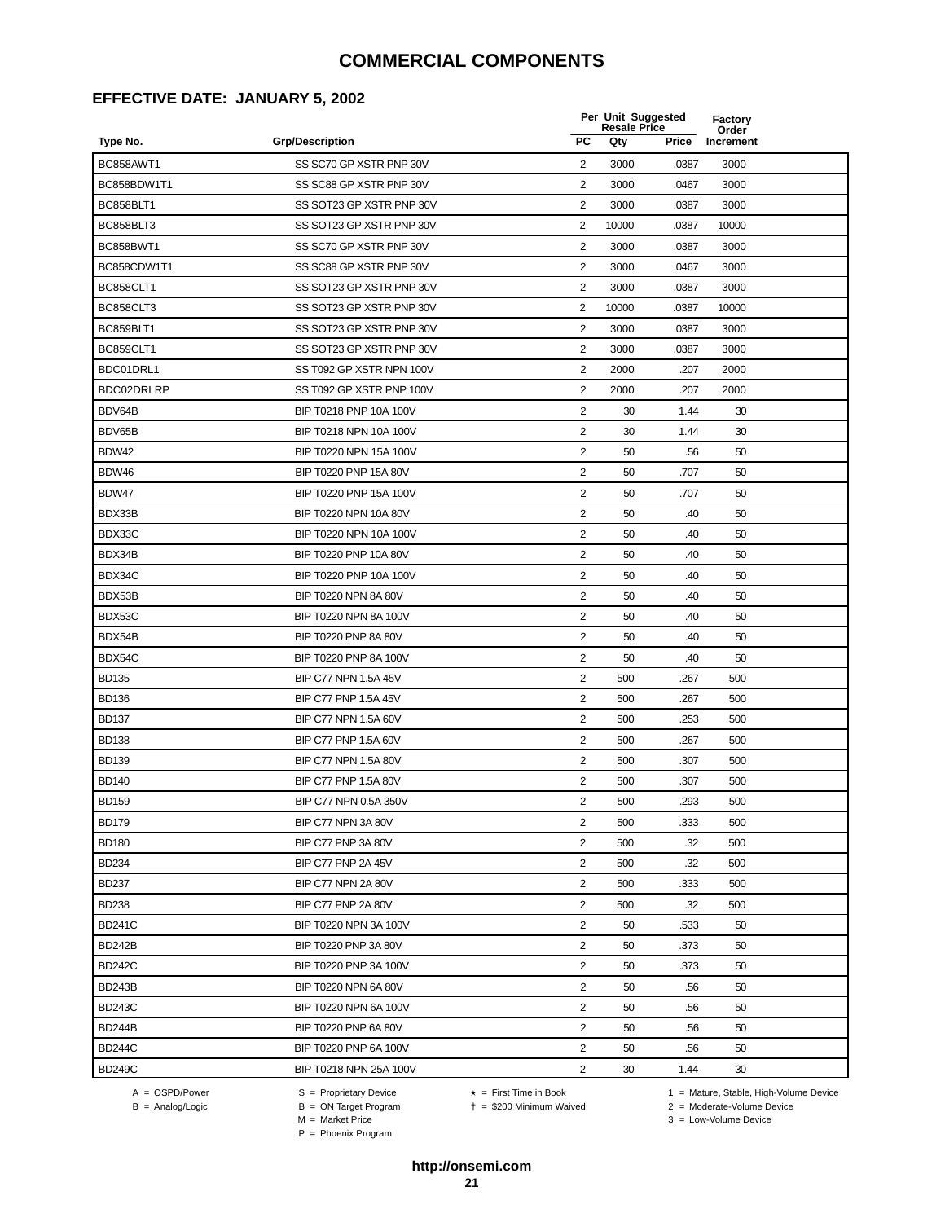# COMMERCIAL COMPONENTS

## EFFECTIVE DATE: JANUARY 5, 2002

| Type No. | Grp/Description | PC | Per Unit Suggested Resale Price Qty | Price | Factory Order Increment |
|---|---|---|---|---|---|
| BC858AWT1 | SS SC70 GP XSTR PNP 30V | 2 | 3000 | .0387 | 3000 |
| BC858BDW1T1 | SS SC88 GP XSTR PNP 30V | 2 | 3000 | .0467 | 3000 |
| BC858BLT1 | SS SOT23 GP XSTR PNP 30V | 2 | 3000 | .0387 | 3000 |
| BC858BLT3 | SS SOT23 GP XSTR PNP 30V | 2 | 10000 | .0387 | 10000 |
| BC858BWT1 | SS SC70 GP XSTR PNP 30V | 2 | 3000 | .0387 | 3000 |
| BC858CDW1T1 | SS SC88 GP XSTR PNP 30V | 2 | 3000 | .0467 | 3000 |
| BC858CLT1 | SS SOT23 GP XSTR PNP 30V | 2 | 3000 | .0387 | 3000 |
| BC858CLT3 | SS SOT23 GP XSTR PNP 30V | 2 | 10000 | .0387 | 10000 |
| BC859BLT1 | SS SOT23 GP XSTR PNP 30V | 2 | 3000 | .0387 | 3000 |
| BC859CLT1 | SS SOT23 GP XSTR PNP 30V | 2 | 3000 | .0387 | 3000 |
| BDC01DRL1 | SS T092 GP XSTR NPN 100V | 2 | 2000 | .207 | 2000 |
| BDC02DRLRP | SS T092 GP XSTR PNP 100V | 2 | 2000 | .207 | 2000 |
| BDV64B | BIP T0218 PNP 10A 100V | 2 | 30 | 1.44 | 30 |
| BDV65B | BIP T0218 NPN 10A 100V | 2 | 30 | 1.44 | 30 |
| BDW42 | BIP T0220 NPN 15A 100V | 2 | 50 | .56 | 50 |
| BDW46 | BIP T0220 PNP 15A 80V | 2 | 50 | .707 | 50 |
| BDW47 | BIP T0220 PNP 15A 100V | 2 | 50 | .707 | 50 |
| BDX33B | BIP T0220 NPN 10A 80V | 2 | 50 | .40 | 50 |
| BDX33C | BIP T0220 NPN 10A 100V | 2 | 50 | .40 | 50 |
| BDX34B | BIP T0220 PNP 10A 80V | 2 | 50 | .40 | 50 |
| BDX34C | BIP T0220 PNP 10A 100V | 2 | 50 | .40 | 50 |
| BDX53B | BIP T0220 NPN 8A 80V | 2 | 50 | .40 | 50 |
| BDX53C | BIP T0220 NPN 8A 100V | 2 | 50 | .40 | 50 |
| BDX54B | BIP T0220 PNP 8A 80V | 2 | 50 | .40 | 50 |
| BDX54C | BIP T0220 PNP 8A 100V | 2 | 50 | .40 | 50 |
| BD135 | BIP C77 NPN 1.5A 45V | 2 | 500 | .267 | 500 |
| BD136 | BIP C77 PNP 1.5A 45V | 2 | 500 | .267 | 500 |
| BD137 | BIP C77 NPN 1.5A 60V | 2 | 500 | .253 | 500 |
| BD138 | BIP C77 PNP 1.5A 60V | 2 | 500 | .267 | 500 |
| BD139 | BIP C77 NPN 1.5A 80V | 2 | 500 | .307 | 500 |
| BD140 | BIP C77 PNP 1.5A 80V | 2 | 500 | .307 | 500 |
| BD159 | BIP C77 NPN 0.5A 350V | 2 | 500 | .293 | 500 |
| BD179 | BIP C77 NPN 3A 80V | 2 | 500 | .333 | 500 |
| BD180 | BIP C77 PNP 3A 80V | 2 | 500 | .32 | 500 |
| BD234 | BIP C77 PNP 2A 45V | 2 | 500 | .32 | 500 |
| BD237 | BIP C77 NPN 2A 80V | 2 | 500 | .333 | 500 |
| BD238 | BIP C77 PNP 2A 80V | 2 | 500 | .32 | 500 |
| BD241C | BIP T0220 NPN 3A 100V | 2 | 50 | .533 | 50 |
| BD242B | BIP T0220 PNP 3A 80V | 2 | 50 | .373 | 50 |
| BD242C | BIP T0220 PNP 3A 100V | 2 | 50 | .373 | 50 |
| BD243B | BIP T0220 NPN 6A 80V | 2 | 50 | .56 | 50 |
| BD243C | BIP T0220 NPN 6A 100V | 2 | 50 | .56 | 50 |
| BD244B | BIP T0220 PNP 6A 80V | 2 | 50 | .56 | 50 |
| BD244C | BIP T0220 PNP 6A 100V | 2 | 50 | .56 | 50 |
| BD249C | BIP T0218 NPN 25A 100V | 2 | 30 | 1.44 | 30 |

A = OSPD/Power
B = Analog/Logic

S = Proprietary Device
B = ON Target Program
M = Market Price
P = Phoenix Program

⋆ = First Time in Book
† = $200 Minimum Waived

1 = Mature, Stable, High-Volume Device
2 = Moderate-Volume Device
3 = Low-Volume Device

http://onsemi.com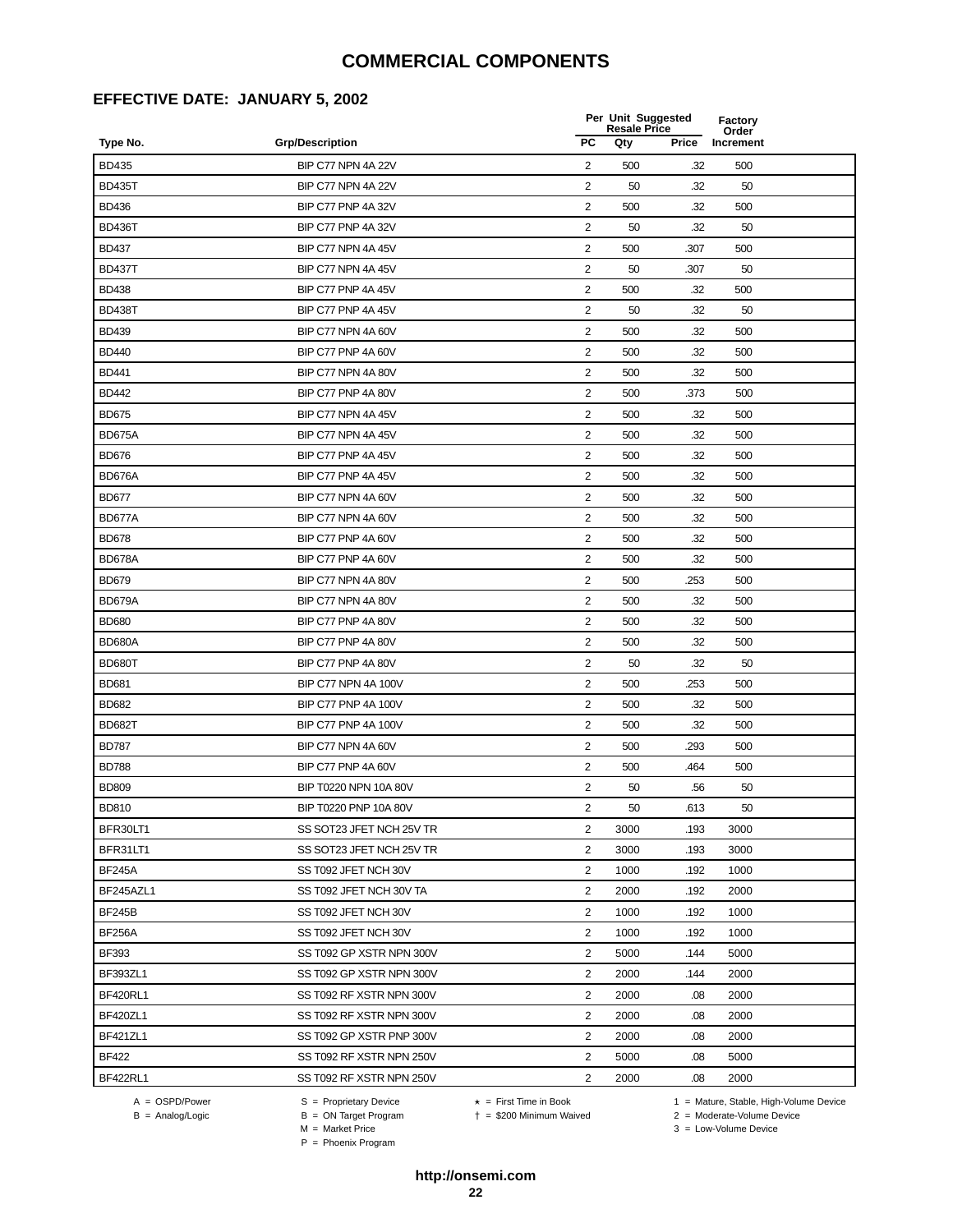# COMMERCIAL COMPONENTS

## EFFECTIVE DATE: JANUARY 5, 2002

| Type No. | Grp/Description | PC | Per Unit Suggested Resale Price Qty | Price | Factory Order Increment |
|---|---|---|---|---|---|
| BD435 | BIP C77 NPN 4A 22V | 2 | 500 | .32 | 500 |
| BD435T | BIP C77 NPN 4A 22V | 2 | 50 | .32 | 50 |
| BD436 | BIP C77 PNP 4A 32V | 2 | 500 | .32 | 500 |
| BD436T | BIP C77 PNP 4A 32V | 2 | 50 | .32 | 50 |
| BD437 | BIP C77 NPN 4A 45V | 2 | 500 | .307 | 500 |
| BD437T | BIP C77 NPN 4A 45V | 2 | 50 | .307 | 50 |
| BD438 | BIP C77 PNP 4A 45V | 2 | 500 | .32 | 500 |
| BD438T | BIP C77 PNP 4A 45V | 2 | 50 | .32 | 50 |
| BD439 | BIP C77 NPN 4A 60V | 2 | 500 | .32 | 500 |
| BD440 | BIP C77 PNP 4A 60V | 2 | 500 | .32 | 500 |
| BD441 | BIP C77 NPN 4A 80V | 2 | 500 | .32 | 500 |
| BD442 | BIP C77 PNP 4A 80V | 2 | 500 | .373 | 500 |
| BD675 | BIP C77 NPN 4A 45V | 2 | 500 | .32 | 500 |
| BD675A | BIP C77 NPN 4A 45V | 2 | 500 | .32 | 500 |
| BD676 | BIP C77 PNP 4A 45V | 2 | 500 | .32 | 500 |
| BD676A | BIP C77 PNP 4A 45V | 2 | 500 | .32 | 500 |
| BD677 | BIP C77 NPN 4A 60V | 2 | 500 | .32 | 500 |
| BD677A | BIP C77 NPN 4A 60V | 2 | 500 | .32 | 500 |
| BD678 | BIP C77 PNP 4A 60V | 2 | 500 | .32 | 500 |
| BD678A | BIP C77 PNP 4A 60V | 2 | 500 | .32 | 500 |
| BD679 | BIP C77 NPN 4A 80V | 2 | 500 | .253 | 500 |
| BD679A | BIP C77 NPN 4A 80V | 2 | 500 | .32 | 500 |
| BD680 | BIP C77 PNP 4A 80V | 2 | 500 | .32 | 500 |
| BD680A | BIP C77 PNP 4A 80V | 2 | 500 | .32 | 500 |
| BD680T | BIP C77 PNP 4A 80V | 2 | 50 | .32 | 50 |
| BD681 | BIP C77 NPN 4A 100V | 2 | 500 | .253 | 500 |
| BD682 | BIP C77 PNP 4A 100V | 2 | 500 | .32 | 500 |
| BD682T | BIP C77 PNP 4A 100V | 2 | 500 | .32 | 500 |
| BD787 | BIP C77 NPN 4A 60V | 2 | 500 | .293 | 500 |
| BD788 | BIP C77 PNP 4A 60V | 2 | 500 | .464 | 500 |
| BD809 | BIP T0220 NPN 10A 80V | 2 | 50 | .56 | 50 |
| BD810 | BIP T0220 PNP 10A 80V | 2 | 50 | .613 | 50 |
| BFR30LT1 | SS SOT23 JFET NCH 25V TR | 2 | 3000 | .193 | 3000 |
| BFR31LT1 | SS SOT23 JFET NCH 25V TR | 2 | 3000 | .193 | 3000 |
| BF245A | SS T092 JFET NCH 30V | 2 | 1000 | .192 | 1000 |
| BF245AZL1 | SS T092 JFET NCH 30V TA | 2 | 2000 | .192 | 2000 |
| BF245B | SS T092 JFET NCH 30V | 2 | 1000 | .192 | 1000 |
| BF256A | SS T092 JFET NCH 30V | 2 | 1000 | .192 | 1000 |
| BF393 | SS T092 GP XSTR NPN 300V | 2 | 5000 | .144 | 5000 |
| BF393ZL1 | SS T092 GP XSTR NPN 300V | 2 | 2000 | .144 | 2000 |
| BF420RL1 | SS T092 RF XSTR NPN 300V | 2 | 2000 | .08 | 2000 |
| BF420ZL1 | SS T092 RF XSTR NPN 300V | 2 | 2000 | .08 | 2000 |
| BF421ZL1 | SS T092 GP XSTR PNP 300V | 2 | 2000 | .08 | 2000 |
| BF422 | SS T092 RF XSTR NPN 250V | 2 | 5000 | .08 | 5000 |
| BF422RL1 | SS T092 RF XSTR NPN 250V | 2 | 2000 | .08 | 2000 |

A = OSPD/Power
B = Analog/Logic

S = Proprietary Device
B = ON Target Program
M = Market Price
P = Phoenix Program

★ = First Time in Book
† = $200 Minimum Waived

1 = Mature, Stable, High-Volume Device
2 = Moderate-Volume Device
3 = Low-Volume Device

http://onsemi.com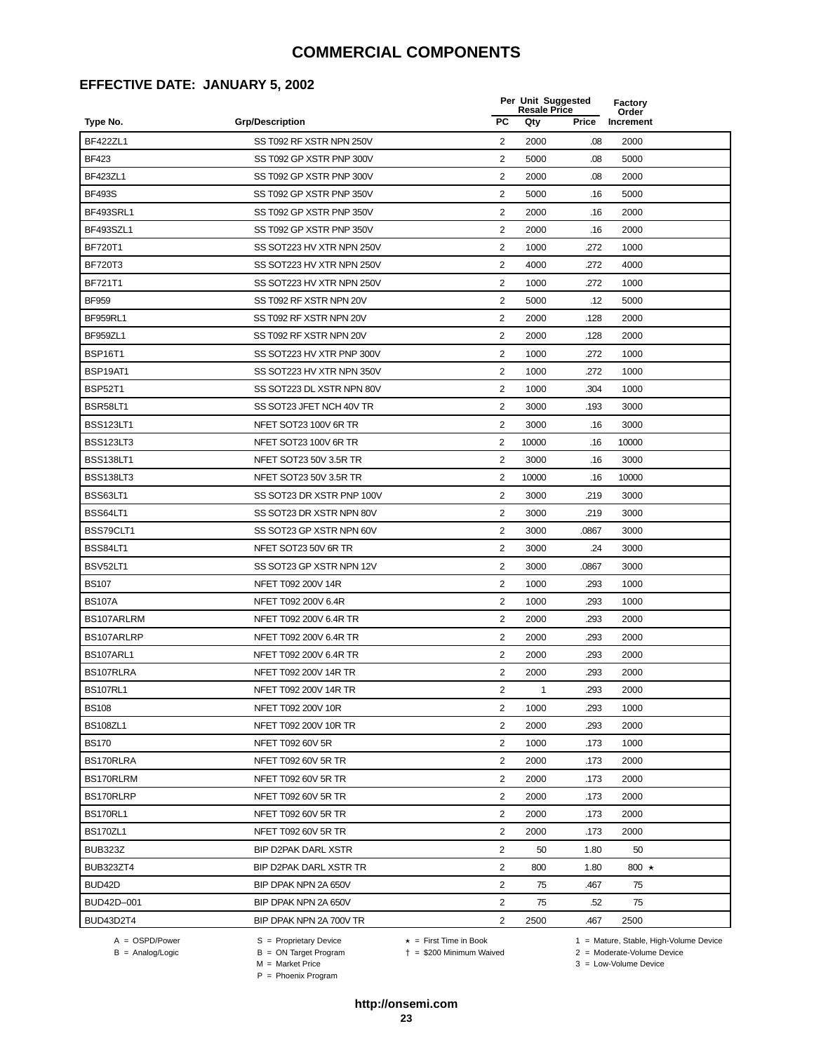# COMMERCIAL COMPONENTS

## EFFECTIVE DATE: JANUARY 5, 2002

| Type No. | Grp/Description | Per Unit Suggested Resale Price PC | Qty | Price | Factory Order Increment |
|---|---|---|---|---|---|
| BF422ZL1 | SS T092 RF XSTR NPN 250V | 2 | 2000 | .08 | 2000 |
| BF423 | SS T092 GP XSTR PNP 300V | 2 | 5000 | .08 | 5000 |
| BF423ZL1 | SS T092 GP XSTR PNP 300V | 2 | 2000 | .08 | 2000 |
| BF493S | SS T092 GP XSTR PNP 350V | 2 | 5000 | .16 | 5000 |
| BF493SRL1 | SS T092 GP XSTR PNP 350V | 2 | 2000 | .16 | 2000 |
| BF493SZL1 | SS T092 GP XSTR PNP 350V | 2 | 2000 | .16 | 2000 |
| BF720T1 | SS SOT223 HV XTR NPN 250V | 2 | 1000 | .272 | 1000 |
| BF720T3 | SS SOT223 HV XTR NPN 250V | 2 | 4000 | .272 | 4000 |
| BF721T1 | SS SOT223 HV XTR NPN 250V | 2 | 1000 | .272 | 1000 |
| BF959 | SS T092 RF XSTR NPN 20V | 2 | 5000 | .12 | 5000 |
| BF959RL1 | SS T092 RF XSTR NPN 20V | 2 | 2000 | .128 | 2000 |
| BF959ZL1 | SS T092 RF XSTR NPN 20V | 2 | 2000 | .128 | 2000 |
| BSP16T1 | SS SOT223 HV XTR PNP 300V | 2 | 1000 | .272 | 1000 |
| BSP19AT1 | SS SOT223 HV XTR NPN 350V | 2 | 1000 | .272 | 1000 |
| BSP52T1 | SS SOT223 DL XSTR NPN 80V | 2 | 1000 | .304 | 1000 |
| BSR58LT1 | SS SOT23 JFET NCH 40V TR | 2 | 3000 | .193 | 3000 |
| BSS123LT1 | NFET SOT23 100V 6R TR | 2 | 3000 | .16 | 3000 |
| BSS123LT3 | NFET SOT23 100V 6R TR | 2 | 10000 | .16 | 10000 |
| BSS138LT1 | NFET SOT23 50V 3.5R TR | 2 | 3000 | .16 | 3000 |
| BSS138LT3 | NFET SOT23 50V 3.5R TR | 2 | 10000 | .16 | 10000 |
| BSS63LT1 | SS SOT23 DR XSTR PNP 100V | 2 | 3000 | .219 | 3000 |
| BSS64LT1 | SS SOT23 DR XSTR NPN 80V | 2 | 3000 | .219 | 3000 |
| BSS79CLT1 | SS SOT23 GP XSTR NPN 60V | 2 | 3000 | .0867 | 3000 |
| BSS84LT1 | NFET SOT23 50V 6R TR | 2 | 3000 | .24 | 3000 |
| BSV52LT1 | SS SOT23 GP XSTR NPN 12V | 2 | 3000 | .0867 | 3000 |
| BS107 | NFET T092 200V 14R | 2 | 1000 | .293 | 1000 |
| BS107A | NFET T092 200V 6.4R | 2 | 1000 | .293 | 1000 |
| BS107ARLRM | NFET T092 200V 6.4R TR | 2 | 2000 | .293 | 2000 |
| BS107ARLRP | NFET T092 200V 6.4R TR | 2 | 2000 | .293 | 2000 |
| BS107ARL1 | NFET T092 200V 6.4R TR | 2 | 2000 | .293 | 2000 |
| BS107RLRA | NFET T092 200V 14R TR | 2 | 2000 | .293 | 2000 |
| BS107RL1 | NFET T092 200V 14R TR | 2 | 1 | .293 | 2000 |
| BS108 | NFET T092 200V 10R | 2 | 1000 | .293 | 1000 |
| BS108ZL1 | NFET T092 200V 10R TR | 2 | 2000 | .293 | 2000 |
| BS170 | NFET T092 60V 5R | 2 | 1000 | .173 | 1000 |
| BS170RLRA | NFET T092 60V 5R TR | 2 | 2000 | .173 | 2000 |
| BS170RLRM | NFET T092 60V 5R TR | 2 | 2000 | .173 | 2000 |
| BS170RLRP | NFET T092 60V 5R TR | 2 | 2000 | .173 | 2000 |
| BS170RL1 | NFET T092 60V 5R TR | 2 | 2000 | .173 | 2000 |
| BS170ZL1 | NFET T092 60V 5R TR | 2 | 2000 | .173 | 2000 |
| BUB323Z | BIP D2PAK DARL XSTR | 2 | 50 | 1.80 | 50 |
| BUB323ZT4 | BIP D2PAK DARL XSTR TR | 2 | 800 | 1.80 | 800 ⋆ |
| BUD42D | BIP DPAK NPN 2A 650V | 2 | 75 | .467 | 75 |
| BUD42D–001 | BIP DPAK NPN 2A 650V | 2 | 75 | .52 | 75 |
| BUD43D2T4 | BIP DPAK NPN 2A 700V TR | 2 | 2500 | .467 | 2500 |

A = OSPD/Power
B = Analog/Logic

S = Proprietary Device
B = ON Target Program
M = Market Price
P = Phoenix Program

⋆ = First Time in Book
† = $200 Minimum Waived

1 = Mature, Stable, High-Volume Device
2 = Moderate-Volume Device
3 = Low-Volume Device

**http://onsemi.com**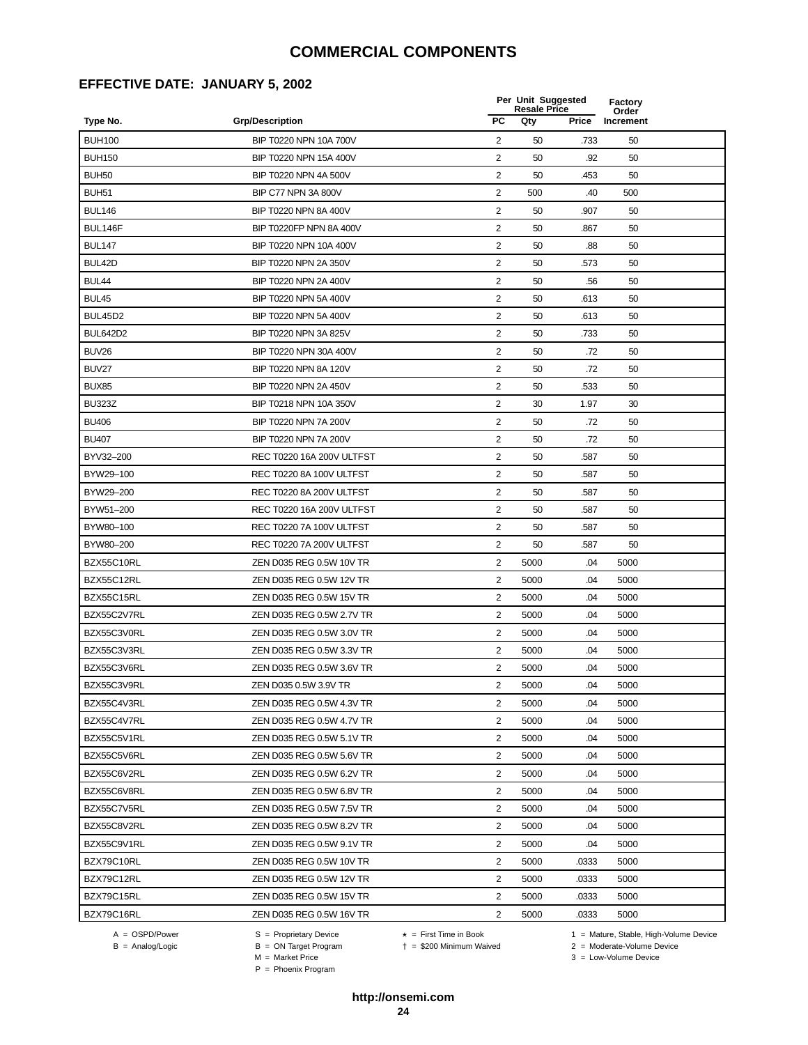# COMMERCIAL COMPONENTS

### EFFECTIVE DATE: JANUARY 5, 2002

| Type No. | Grp/Description | PC | Per Unit Suggested Resale Price Qty | Price | Factory Order Increment |
|---|---|---|---|---|---|
| BUH100 | BIP T0220 NPN 10A 700V | 2 | 50 | .733 | 50 |
| BUH150 | BIP T0220 NPN 15A 400V | 2 | 50 | .92 | 50 |
| BUH50 | BIP T0220 NPN 4A 500V | 2 | 50 | .453 | 50 |
| BUH51 | BIP C77 NPN 3A 800V | 2 | 500 | .40 | 500 |
| BUL146 | BIP T0220 NPN 8A 400V | 2 | 50 | .907 | 50 |
| BUL146F | BIP T0220FP NPN 8A 400V | 2 | 50 | .867 | 50 |
| BUL147 | BIP T0220 NPN 10A 400V | 2 | 50 | .88 | 50 |
| BUL42D | BIP T0220 NPN 2A 350V | 2 | 50 | .573 | 50 |
| BUL44 | BIP T0220 NPN 2A 400V | 2 | 50 | .56 | 50 |
| BUL45 | BIP T0220 NPN 5A 400V | 2 | 50 | .613 | 50 |
| BUL45D2 | BIP T0220 NPN 5A 400V | 2 | 50 | .613 | 50 |
| BUL642D2 | BIP T0220 NPN 3A 825V | 2 | 50 | .733 | 50 |
| BUV26 | BIP T0220 NPN 30A 400V | 2 | 50 | .72 | 50 |
| BUV27 | BIP T0220 NPN 8A 120V | 2 | 50 | .72 | 50 |
| BUX85 | BIP T0220 NPN 2A 450V | 2 | 50 | .533 | 50 |
| BU323Z | BIP T0218 NPN 10A 350V | 2 | 30 | 1.97 | 30 |
| BU406 | BIP T0220 NPN 7A 200V | 2 | 50 | .72 | 50 |
| BU407 | BIP T0220 NPN 7A 200V | 2 | 50 | .72 | 50 |
| BYV32–200 | REC T0220 16A 200V ULTFST | 2 | 50 | .587 | 50 |
| BYW29–100 | REC T0220 8A 100V ULTFST | 2 | 50 | .587 | 50 |
| BYW29–200 | REC T0220 8A 200V ULTFST | 2 | 50 | .587 | 50 |
| BYW51–200 | REC T0220 16A 200V ULTFST | 2 | 50 | .587 | 50 |
| BYW80–100 | REC T0220 7A 100V ULTFST | 2 | 50 | .587 | 50 |
| BYW80–200 | REC T0220 7A 200V ULTFST | 2 | 50 | .587 | 50 |
| BZX55C10RL | ZEN D035 REG 0.5W 10V TR | 2 | 5000 | .04 | 5000 |
| BZX55C12RL | ZEN D035 REG 0.5W 12V TR | 2 | 5000 | .04 | 5000 |
| BZX55C15RL | ZEN D035 REG 0.5W 15V TR | 2 | 5000 | .04 | 5000 |
| BZX55C2V7RL | ZEN D035 REG 0.5W 2.7V TR | 2 | 5000 | .04 | 5000 |
| BZX55C3V0RL | ZEN D035 REG 0.5W 3.0V TR | 2 | 5000 | .04 | 5000 |
| BZX55C3V3RL | ZEN D035 REG 0.5W 3.3V TR | 2 | 5000 | .04 | 5000 |
| BZX55C3V6RL | ZEN D035 REG 0.5W 3.6V TR | 2 | 5000 | .04 | 5000 |
| BZX55C3V9RL | ZEN D035 0.5W 3.9V TR | 2 | 5000 | .04 | 5000 |
| BZX55C4V3RL | ZEN D035 REG 0.5W 4.3V TR | 2 | 5000 | .04 | 5000 |
| BZX55C4V7RL | ZEN D035 REG 0.5W 4.7V TR | 2 | 5000 | .04 | 5000 |
| BZX55C5V1RL | ZEN D035 REG 0.5W 5.1V TR | 2 | 5000 | .04 | 5000 |
| BZX55C5V6RL | ZEN D035 REG 0.5W 5.6V TR | 2 | 5000 | .04 | 5000 |
| BZX55C6V2RL | ZEN D035 REG 0.5W 6.2V TR | 2 | 5000 | .04 | 5000 |
| BZX55C6V8RL | ZEN D035 REG 0.5W 6.8V TR | 2 | 5000 | .04 | 5000 |
| BZX55C7V5RL | ZEN D035 REG 0.5W 7.5V TR | 2 | 5000 | .04 | 5000 |
| BZX55C8V2RL | ZEN D035 REG 0.5W 8.2V TR | 2 | 5000 | .04 | 5000 |
| BZX55C9V1RL | ZEN D035 REG 0.5W 9.1V TR | 2 | 5000 | .04 | 5000 |
| BZX79C10RL | ZEN D035 REG 0.5W 10V TR | 2 | 5000 | .0333 | 5000 |
| BZX79C12RL | ZEN D035 REG 0.5W 12V TR | 2 | 5000 | .0333 | 5000 |
| BZX79C15RL | ZEN D035 REG 0.5W 15V TR | 2 | 5000 | .0333 | 5000 |
| BZX79C16RL | ZEN D035 REG 0.5W 16V TR | 2 | 5000 | .0333 | 5000 |

A = OSPD/Power
B = Analog/Logic

S = Proprietary Device
B = ON Target Program
M = Market Price
P = Phoenix Program

⋆ = First Time in Book
† = $200 Minimum Waived

1 = Mature, Stable, High-Volume Device
2 = Moderate-Volume Device
3 = Low-Volume Device

http://onsemi.com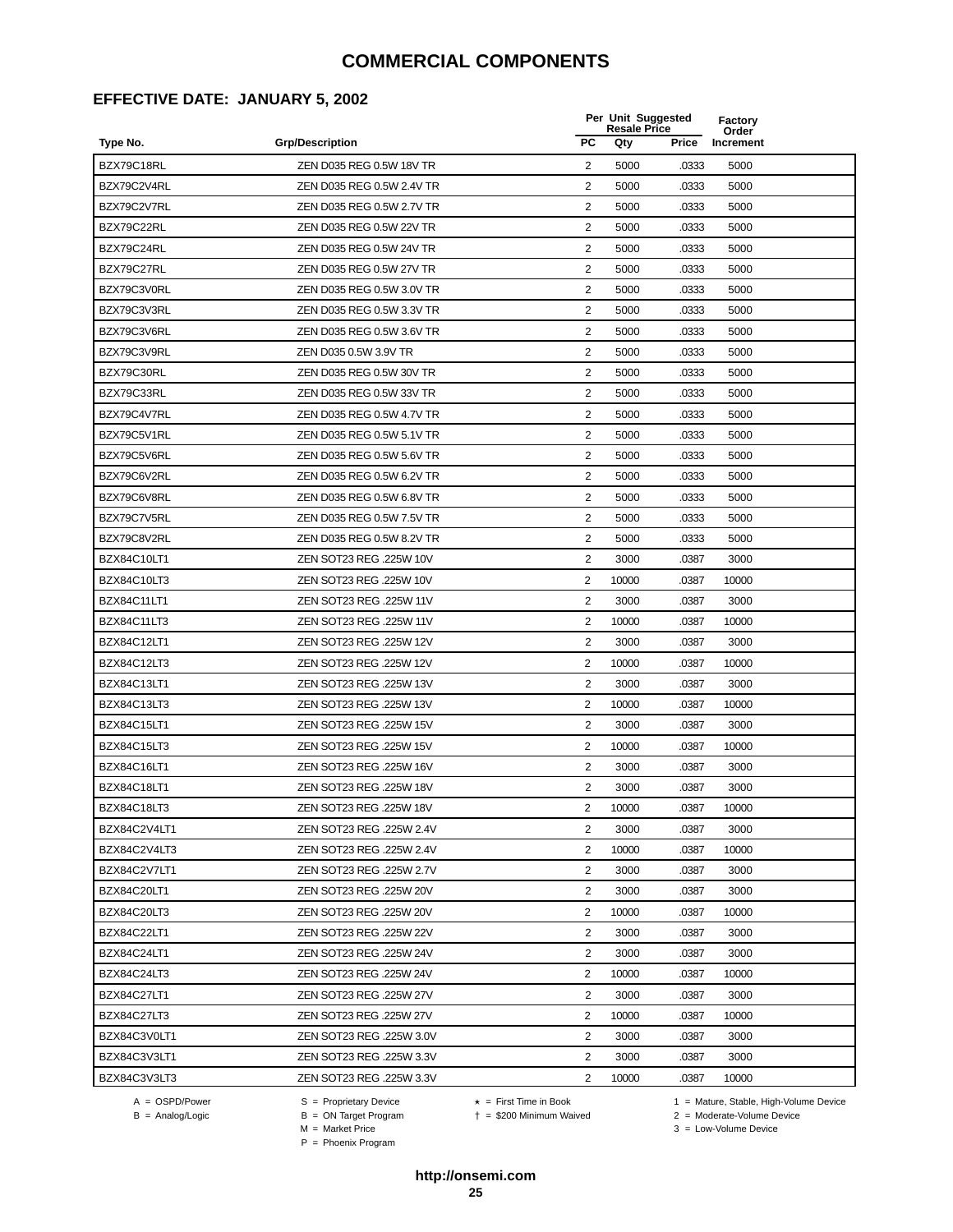# COMMERCIAL COMPONENTS

## EFFECTIVE DATE: JANUARY 5, 2002

| Type No. | Grp/Description | PC | Per Unit Suggested Resale Price Qty | Price | Factory Order Increment |
|---|---|---|---|---|---|
| BZX79C18RL | ZEN D035 REG 0.5W 18V TR | 2 | 5000 | .0333 | 5000 |
| BZX79C2V4RL | ZEN D035 REG 0.5W 2.4V TR | 2 | 5000 | .0333 | 5000 |
| BZX79C2V7RL | ZEN D035 REG 0.5W 2.7V TR | 2 | 5000 | .0333 | 5000 |
| BZX79C22RL | ZEN D035 REG 0.5W 22V TR | 2 | 5000 | .0333 | 5000 |
| BZX79C24RL | ZEN D035 REG 0.5W 24V TR | 2 | 5000 | .0333 | 5000 |
| BZX79C27RL | ZEN D035 REG 0.5W 27V TR | 2 | 5000 | .0333 | 5000 |
| BZX79C3V0RL | ZEN D035 REG 0.5W 3.0V TR | 2 | 5000 | .0333 | 5000 |
| BZX79C3V3RL | ZEN D035 REG 0.5W 3.3V TR | 2 | 5000 | .0333 | 5000 |
| BZX79C3V6RL | ZEN D035 REG 0.5W 3.6V TR | 2 | 5000 | .0333 | 5000 |
| BZX79C3V9RL | ZEN D035 0.5W 3.9V TR | 2 | 5000 | .0333 | 5000 |
| BZX79C30RL | ZEN D035 REG 0.5W 30V TR | 2 | 5000 | .0333 | 5000 |
| BZX79C33RL | ZEN D035 REG 0.5W 33V TR | 2 | 5000 | .0333 | 5000 |
| BZX79C4V7RL | ZEN D035 REG 0.5W 4.7V TR | 2 | 5000 | .0333 | 5000 |
| BZX79C5V1RL | ZEN D035 REG 0.5W 5.1V TR | 2 | 5000 | .0333 | 5000 |
| BZX79C5V6RL | ZEN D035 REG 0.5W 5.6V TR | 2 | 5000 | .0333 | 5000 |
| BZX79C6V2RL | ZEN D035 REG 0.5W 6.2V TR | 2 | 5000 | .0333 | 5000 |
| BZX79C6V8RL | ZEN D035 REG 0.5W 6.8V TR | 2 | 5000 | .0333 | 5000 |
| BZX79C7V5RL | ZEN D035 REG 0.5W 7.5V TR | 2 | 5000 | .0333 | 5000 |
| BZX79C8V2RL | ZEN D035 REG 0.5W 8.2V TR | 2 | 5000 | .0333 | 5000 |
| BZX84C10LT1 | ZEN SOT23 REG .225W 10V | 2 | 3000 | .0387 | 3000 |
| BZX84C10LT3 | ZEN SOT23 REG .225W 10V | 2 | 10000 | .0387 | 10000 |
| BZX84C11LT1 | ZEN SOT23 REG .225W 11V | 2 | 3000 | .0387 | 3000 |
| BZX84C11LT3 | ZEN SOT23 REG .225W 11V | 2 | 10000 | .0387 | 10000 |
| BZX84C12LT1 | ZEN SOT23 REG .225W 12V | 2 | 3000 | .0387 | 3000 |
| BZX84C12LT3 | ZEN SOT23 REG .225W 12V | 2 | 10000 | .0387 | 10000 |
| BZX84C13LT1 | ZEN SOT23 REG .225W 13V | 2 | 3000 | .0387 | 3000 |
| BZX84C13LT3 | ZEN SOT23 REG .225W 13V | 2 | 10000 | .0387 | 10000 |
| BZX84C15LT1 | ZEN SOT23 REG .225W 15V | 2 | 3000 | .0387 | 3000 |
| BZX84C15LT3 | ZEN SOT23 REG .225W 15V | 2 | 10000 | .0387 | 10000 |
| BZX84C16LT1 | ZEN SOT23 REG .225W 16V | 2 | 3000 | .0387 | 3000 |
| BZX84C18LT1 | ZEN SOT23 REG .225W 18V | 2 | 3000 | .0387 | 3000 |
| BZX84C18LT3 | ZEN SOT23 REG .225W 18V | 2 | 10000 | .0387 | 10000 |
| BZX84C2V4LT1 | ZEN SOT23 REG .225W 2.4V | 2 | 3000 | .0387 | 3000 |
| BZX84C2V4LT3 | ZEN SOT23 REG .225W 2.4V | 2 | 10000 | .0387 | 10000 |
| BZX84C2V7LT1 | ZEN SOT23 REG .225W 2.7V | 2 | 3000 | .0387 | 3000 |
| BZX84C20LT1 | ZEN SOT23 REG .225W 20V | 2 | 3000 | .0387 | 3000 |
| BZX84C20LT3 | ZEN SOT23 REG .225W 20V | 2 | 10000 | .0387 | 10000 |
| BZX84C22LT1 | ZEN SOT23 REG .225W 22V | 2 | 3000 | .0387 | 3000 |
| BZX84C24LT1 | ZEN SOT23 REG .225W 24V | 2 | 3000 | .0387 | 3000 |
| BZX84C24LT3 | ZEN SOT23 REG .225W 24V | 2 | 10000 | .0387 | 10000 |
| BZX84C27LT1 | ZEN SOT23 REG .225W 27V | 2 | 3000 | .0387 | 3000 |
| BZX84C27LT3 | ZEN SOT23 REG .225W 27V | 2 | 10000 | .0387 | 10000 |
| BZX84C3V0LT1 | ZEN SOT23 REG .225W 3.0V | 2 | 3000 | .0387 | 3000 |
| BZX84C3V3LT1 | ZEN SOT23 REG .225W 3.3V | 2 | 3000 | .0387 | 3000 |
| BZX84C3V3LT3 | ZEN SOT23 REG .225W 3.3V | 2 | 10000 | .0387 | 10000 |

A = OSPD/Power
B = Analog/Logic

S = Proprietary Device
B = ON Target Program
M = Market Price
P = Phoenix Program

⋆ = First Time in Book
† = $200 Minimum Waived

1 = Mature, Stable, High-Volume Device
2 = Moderate-Volume Device
3 = Low-Volume Device

**http://onsemi.com**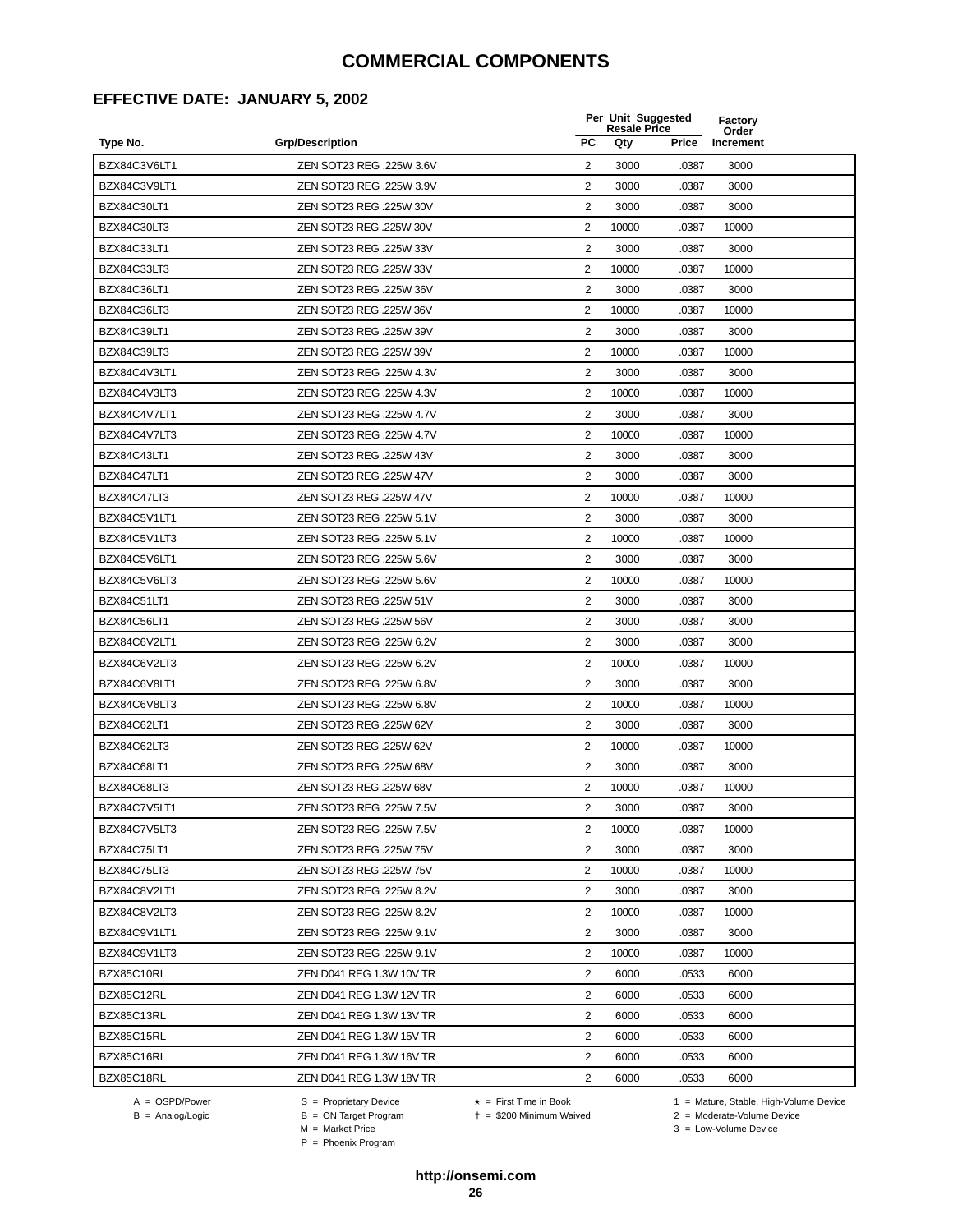# COMMERCIAL COMPONENTS

## EFFECTIVE DATE: JANUARY 5, 2002

| Type No. | Grp/Description | PC | Per Unit Suggested Resale Price Qty | Price | Factory Order Increment |
|---|---|---|---|---|---|
| BZX84C3V6LT1 | ZEN SOT23 REG .225W 3.6V | 2 | 3000 | .0387 | 3000 |
| BZX84C3V9LT1 | ZEN SOT23 REG .225W 3.9V | 2 | 3000 | .0387 | 3000 |
| BZX84C30LT1 | ZEN SOT23 REG .225W 30V | 2 | 3000 | .0387 | 3000 |
| BZX84C30LT3 | ZEN SOT23 REG .225W 30V | 2 | 10000 | .0387 | 10000 |
| BZX84C33LT1 | ZEN SOT23 REG .225W 33V | 2 | 3000 | .0387 | 3000 |
| BZX84C33LT3 | ZEN SOT23 REG .225W 33V | 2 | 10000 | .0387 | 10000 |
| BZX84C36LT1 | ZEN SOT23 REG .225W 36V | 2 | 3000 | .0387 | 3000 |
| BZX84C36LT3 | ZEN SOT23 REG .225W 36V | 2 | 10000 | .0387 | 10000 |
| BZX84C39LT1 | ZEN SOT23 REG .225W 39V | 2 | 3000 | .0387 | 3000 |
| BZX84C39LT3 | ZEN SOT23 REG .225W 39V | 2 | 10000 | .0387 | 10000 |
| BZX84C4V3LT1 | ZEN SOT23 REG .225W 4.3V | 2 | 3000 | .0387 | 3000 |
| BZX84C4V3LT3 | ZEN SOT23 REG .225W 4.3V | 2 | 10000 | .0387 | 10000 |
| BZX84C4V7LT1 | ZEN SOT23 REG .225W 4.7V | 2 | 3000 | .0387 | 3000 |
| BZX84C4V7LT3 | ZEN SOT23 REG .225W 4.7V | 2 | 10000 | .0387 | 10000 |
| BZX84C43LT1 | ZEN SOT23 REG .225W 43V | 2 | 3000 | .0387 | 3000 |
| BZX84C47LT1 | ZEN SOT23 REG .225W 47V | 2 | 3000 | .0387 | 3000 |
| BZX84C47LT3 | ZEN SOT23 REG .225W 47V | 2 | 10000 | .0387 | 10000 |
| BZX84C5V1LT1 | ZEN SOT23 REG .225W 5.1V | 2 | 3000 | .0387 | 3000 |
| BZX84C5V1LT3 | ZEN SOT23 REG .225W 5.1V | 2 | 10000 | .0387 | 10000 |
| BZX84C5V6LT1 | ZEN SOT23 REG .225W 5.6V | 2 | 3000 | .0387 | 3000 |
| BZX84C5V6LT3 | ZEN SOT23 REG .225W 5.6V | 2 | 10000 | .0387 | 10000 |
| BZX84C51LT1 | ZEN SOT23 REG .225W 51V | 2 | 3000 | .0387 | 3000 |
| BZX84C56LT1 | ZEN SOT23 REG .225W 56V | 2 | 3000 | .0387 | 3000 |
| BZX84C6V2LT1 | ZEN SOT23 REG .225W 6.2V | 2 | 3000 | .0387 | 3000 |
| BZX84C6V2LT3 | ZEN SOT23 REG .225W 6.2V | 2 | 10000 | .0387 | 10000 |
| BZX84C6V8LT1 | ZEN SOT23 REG .225W 6.8V | 2 | 3000 | .0387 | 3000 |
| BZX84C6V8LT3 | ZEN SOT23 REG .225W 6.8V | 2 | 10000 | .0387 | 10000 |
| BZX84C62LT1 | ZEN SOT23 REG .225W 62V | 2 | 3000 | .0387 | 3000 |
| BZX84C62LT3 | ZEN SOT23 REG .225W 62V | 2 | 10000 | .0387 | 10000 |
| BZX84C68LT1 | ZEN SOT23 REG .225W 68V | 2 | 3000 | .0387 | 3000 |
| BZX84C68LT3 | ZEN SOT23 REG .225W 68V | 2 | 10000 | .0387 | 10000 |
| BZX84C7V5LT1 | ZEN SOT23 REG .225W 7.5V | 2 | 3000 | .0387 | 3000 |
| BZX84C7V5LT3 | ZEN SOT23 REG .225W 7.5V | 2 | 10000 | .0387 | 10000 |
| BZX84C75LT1 | ZEN SOT23 REG .225W 75V | 2 | 3000 | .0387 | 3000 |
| BZX84C75LT3 | ZEN SOT23 REG .225W 75V | 2 | 10000 | .0387 | 10000 |
| BZX84C8V2LT1 | ZEN SOT23 REG .225W 8.2V | 2 | 3000 | .0387 | 3000 |
| BZX84C8V2LT3 | ZEN SOT23 REG .225W 8.2V | 2 | 10000 | .0387 | 10000 |
| BZX84C9V1LT1 | ZEN SOT23 REG .225W 9.1V | 2 | 3000 | .0387 | 3000 |
| BZX84C9V1LT3 | ZEN SOT23 REG .225W 9.1V | 2 | 10000 | .0387 | 10000 |
| BZX85C10RL | ZEN D041 REG 1.3W 10V TR | 2 | 6000 | .0533 | 6000 |
| BZX85C12RL | ZEN D041 REG 1.3W 12V TR | 2 | 6000 | .0533 | 6000 |
| BZX85C13RL | ZEN D041 REG 1.3W 13V TR | 2 | 6000 | .0533 | 6000 |
| BZX85C15RL | ZEN D041 REG 1.3W 15V TR | 2 | 6000 | .0533 | 6000 |
| BZX85C16RL | ZEN D041 REG 1.3W 16V TR | 2 | 6000 | .0533 | 6000 |
| BZX85C18RL | ZEN D041 REG 1.3W 18V TR | 2 | 6000 | .0533 | 6000 |

A = OSPD/Power
B = Analog/Logic

S = Proprietary Device
B = ON Target Program
M = Market Price
P = Phoenix Program

⋆ = First Time in Book
† = $200 Minimum Waived

1 = Mature, Stable, High-Volume Device
2 = Moderate-Volume Device
3 = Low-Volume Device

**http://onsemi.com**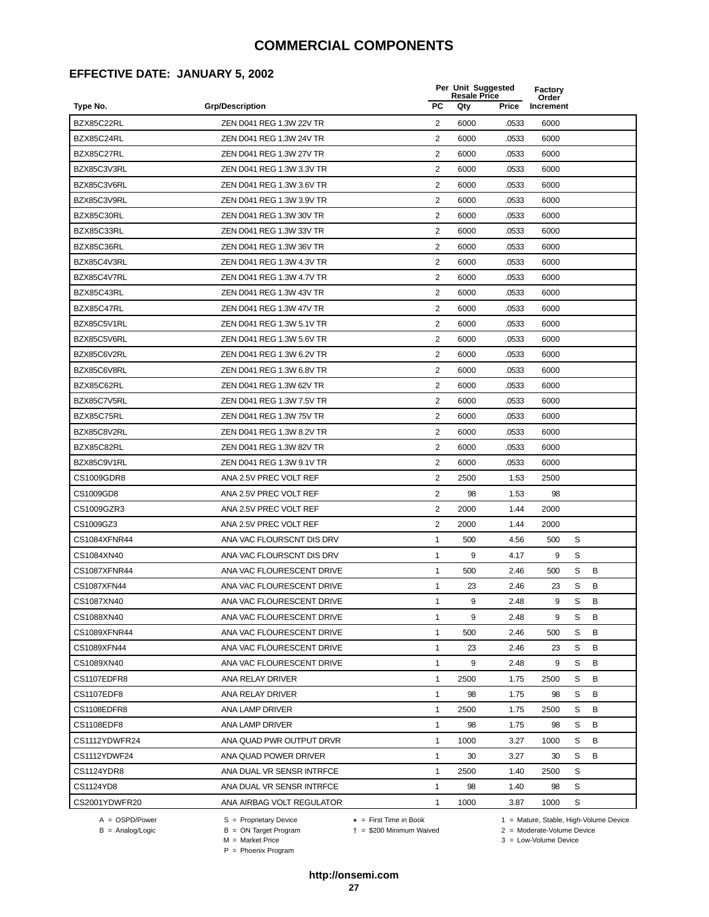# COMMERCIAL COMPONENTS

## EFFECTIVE DATE: JANUARY 5, 2002

| Type No. | Grp/Description | Per Unit Suggested Resale Price PC | Qty | Price | Factory Order Increment | | |
|---|---|---|---|---|---|---|---|
| BZX85C22RL | ZEN D041 REG 1.3W 22V TR | 2 | 6000 | .0533 | 6000 | | |
| BZX85C24RL | ZEN D041 REG 1.3W 24V TR | 2 | 6000 | .0533 | 6000 | | |
| BZX85C27RL | ZEN D041 REG 1.3W 27V TR | 2 | 6000 | .0533 | 6000 | | |
| BZX85C3V3RL | ZEN D041 REG 1.3W 3.3V TR | 2 | 6000 | .0533 | 6000 | | |
| BZX85C3V6RL | ZEN D041 REG 1.3W 3.6V TR | 2 | 6000 | .0533 | 6000 | | |
| BZX85C3V9RL | ZEN D041 REG 1.3W 3.9V TR | 2 | 6000 | .0533 | 6000 | | |
| BZX85C30RL | ZEN D041 REG 1.3W 30V TR | 2 | 6000 | .0533 | 6000 | | |
| BZX85C33RL | ZEN D041 REG 1.3W 33V TR | 2 | 6000 | .0533 | 6000 | | |
| BZX85C36RL | ZEN D041 REG 1.3W 36V TR | 2 | 6000 | .0533 | 6000 | | |
| BZX85C4V3RL | ZEN D041 REG 1.3W 4.3V TR | 2 | 6000 | .0533 | 6000 | | |
| BZX85C4V7RL | ZEN D041 REG 1.3W 4.7V TR | 2 | 6000 | .0533 | 6000 | | |
| BZX85C43RL | ZEN D041 REG 1.3W 43V TR | 2 | 6000 | .0533 | 6000 | | |
| BZX85C47RL | ZEN D041 REG 1.3W 47V TR | 2 | 6000 | .0533 | 6000 | | |
| BZX85C5V1RL | ZEN D041 REG 1.3W 5.1V TR | 2 | 6000 | .0533 | 6000 | | |
| BZX85C5V6RL | ZEN D041 REG 1.3W 5.6V TR | 2 | 6000 | .0533 | 6000 | | |
| BZX85C6V2RL | ZEN D041 REG 1.3W 6.2V TR | 2 | 6000 | .0533 | 6000 | | |
| BZX85C6V8RL | ZEN D041 REG 1.3W 6.8V TR | 2 | 6000 | .0533 | 6000 | | |
| BZX85C62RL | ZEN D041 REG 1.3W 62V TR | 2 | 6000 | .0533 | 6000 | | |
| BZX85C7V5RL | ZEN D041 REG 1.3W 7.5V TR | 2 | 6000 | .0533 | 6000 | | |
| BZX85C75RL | ZEN D041 REG 1.3W 75V TR | 2 | 6000 | .0533 | 6000 | | |
| BZX85C8V2RL | ZEN D041 REG 1.3W 8.2V TR | 2 | 6000 | .0533 | 6000 | | |
| BZX85C82RL | ZEN D041 REG 1.3W 82V TR | 2 | 6000 | .0533 | 6000 | | |
| BZX85C9V1RL | ZEN D041 REG 1.3W 9.1V TR | 2 | 6000 | .0533 | 6000 | | |
| CS1009GDR8 | ANA 2.5V PREC VOLT REF | 2 | 2500 | 1.53 | 2500 | | |
| CS1009GD8 | ANA 2.5V PREC VOLT REF | 2 | 98 | 1.53 | 98 | | |
| CS1009GZR3 | ANA 2.5V PREC VOLT REF | 2 | 2000 | 1.44 | 2000 | | |
| CS1009GZ3 | ANA 2.5V PREC VOLT REF | 2 | 2000 | 1.44 | 2000 | | |
| CS1084XFNR44 | ANA VAC FLOURSCNT DIS DRV | 1 | 500 | 4.56 | 500 | S | |
| CS1084XN40 | ANA VAC FLOURSCNT DIS DRV | 1 | 9 | 4.17 | 9 | S | |
| CS1087XFNR44 | ANA VAC FLOURESCENT DRIVE | 1 | 500 | 2.46 | 500 | S | B |
| CS1087XFN44 | ANA VAC FLOURESCENT DRIVE | 1 | 23 | 2.46 | 23 | S | B |
| CS1087XN40 | ANA VAC FLOURESCENT DRIVE | 1 | 9 | 2.48 | 9 | S | B |
| CS1088XN40 | ANA VAC FLOURESCENT DRIVE | 1 | 9 | 2.48 | 9 | S | B |
| CS1089XFNR44 | ANA VAC FLOURESCENT DRIVE | 1 | 500 | 2.46 | 500 | S | B |
| CS1089XFN44 | ANA VAC FLOURESCENT DRIVE | 1 | 23 | 2.46 | 23 | S | B |
| CS1089XN40 | ANA VAC FLOURESCENT DRIVE | 1 | 9 | 2.48 | 9 | S | B |
| CS1107EDFR8 | ANA RELAY DRIVER | 1 | 2500 | 1.75 | 2500 | S | B |
| CS1107EDF8 | ANA RELAY DRIVER | 1 | 98 | 1.75 | 98 | S | B |
| CS1108EDFR8 | ANA LAMP DRIVER | 1 | 2500 | 1.75 | 2500 | S | B |
| CS1108EDF8 | ANA LAMP DRIVER | 1 | 98 | 1.75 | 98 | S | B |
| CS1112YDWFR24 | ANA QUAD PWR OUTPUT DRVR | 1 | 1000 | 3.27 | 1000 | S | B |
| CS1112YDWF24 | ANA QUAD POWER DRIVER | 1 | 30 | 3.27 | 30 | S | B |
| CS1124YDR8 | ANA DUAL VR SENSR INTRFCE | 1 | 2500 | 1.40 | 2500 | S | |
| CS1124YD8 | ANA DUAL VR SENSR INTRFCE | 1 | 98 | 1.40 | 98 | S | |
| CS2001YDWFR20 | ANA AIRBAG VOLT REGULATOR | 1 | 1000 | 3.87 | 1000 | S | |

A = OSPD/Power
B = Analog/Logic

S = Proprietary Device
B = ON Target Program
M = Market Price
P = Phoenix Program

★ = First Time in Book
† = $200 Minimum Waived

1 = Mature, Stable, High-Volume Device
2 = Moderate-Volume Device
3 = Low-Volume Device

**http://onsemi.com**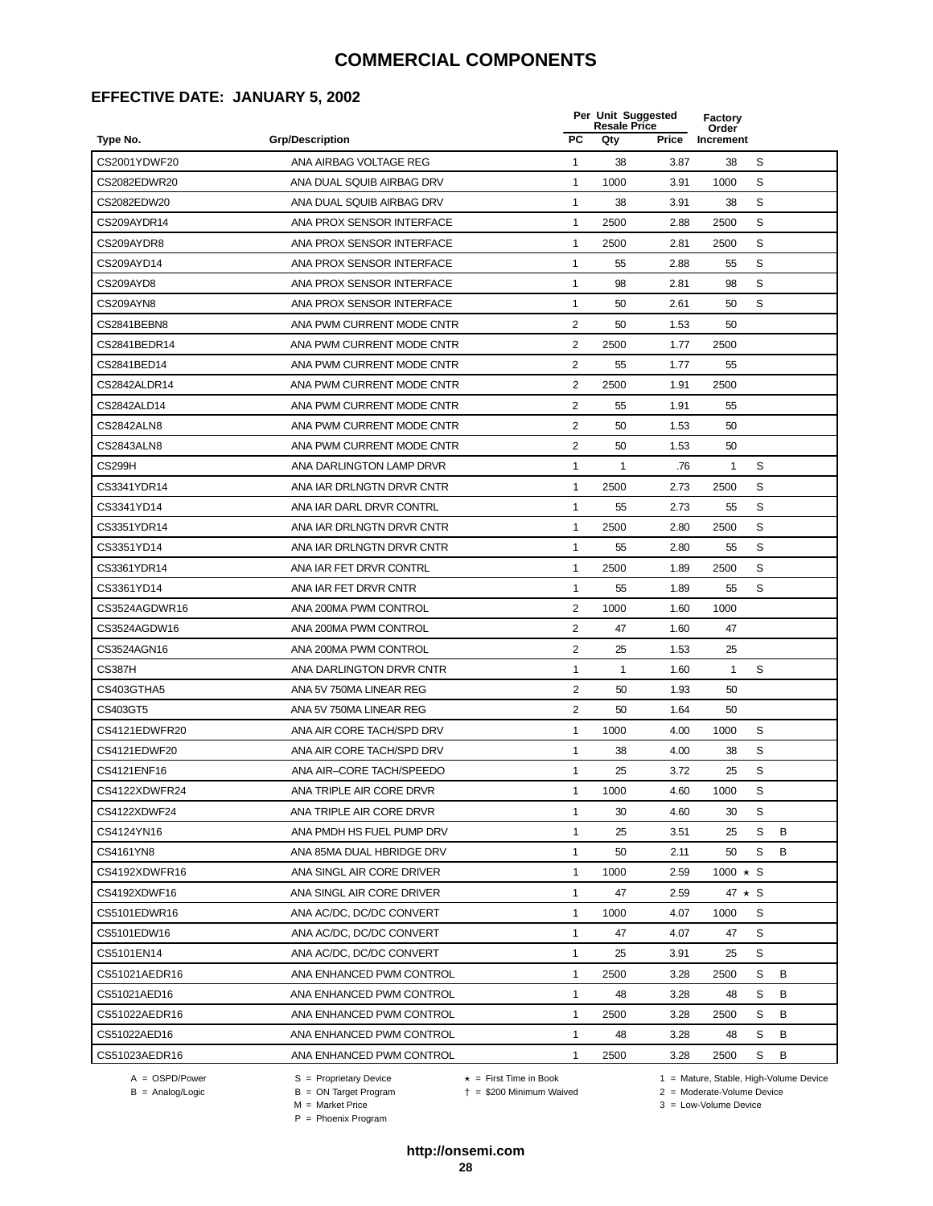# COMMERCIAL COMPONENTS

## EFFECTIVE DATE: JANUARY 5, 2002

| Type No. | Grp/Description | PC | Per Unit Suggested Resale Price Qty | Price | Factory Order Increment | | |
|---|---|---|---|---|---|---|---|
| CS2001YDWF20 | ANA AIRBAG VOLTAGE REG | 1 | 38 | 3.87 | 38 | S | |
| CS2082EDWR20 | ANA DUAL SQUIB AIRBAG DRV | 1 | 1000 | 3.91 | 1000 | S | |
| CS2082EDW20 | ANA DUAL SQUIB AIRBAG DRV | 1 | 38 | 3.91 | 38 | S | |
| CS209AYDR14 | ANA PROX SENSOR INTERFACE | 1 | 2500 | 2.88 | 2500 | S | |
| CS209AYDR8 | ANA PROX SENSOR INTERFACE | 1 | 2500 | 2.81 | 2500 | S | |
| CS209AYD14 | ANA PROX SENSOR INTERFACE | 1 | 55 | 2.88 | 55 | S | |
| CS209AYD8 | ANA PROX SENSOR INTERFACE | 1 | 98 | 2.81 | 98 | S | |
| CS209AYN8 | ANA PROX SENSOR INTERFACE | 1 | 50 | 2.61 | 50 | S | |
| CS2841BEBN8 | ANA PWM CURRENT MODE CNTR | 2 | 50 | 1.53 | 50 | | |
| CS2841BEDR14 | ANA PWM CURRENT MODE CNTR | 2 | 2500 | 1.77 | 2500 | | |
| CS2841BED14 | ANA PWM CURRENT MODE CNTR | 2 | 55 | 1.77 | 55 | | |
| CS2842ALDR14 | ANA PWM CURRENT MODE CNTR | 2 | 2500 | 1.91 | 2500 | | |
| CS2842ALD14 | ANA PWM CURRENT MODE CNTR | 2 | 55 | 1.91 | 55 | | |
| CS2842ALN8 | ANA PWM CURRENT MODE CNTR | 2 | 50 | 1.53 | 50 | | |
| CS2843ALN8 | ANA PWM CURRENT MODE CNTR | 2 | 50 | 1.53 | 50 | | |
| CS299H | ANA DARLINGTON LAMP DRVR | 1 | 1 | .76 | 1 | S | |
| CS3341YDR14 | ANA IAR DRLNGTN DRVR CNTR | 1 | 2500 | 2.73 | 2500 | S | |
| CS3341YD14 | ANA IAR DARL DRVR CONTRL | 1 | 55 | 2.73 | 55 | S | |
| CS3351YDR14 | ANA IAR DRLNGTN DRVR CNTR | 1 | 2500 | 2.80 | 2500 | S | |
| CS3351YD14 | ANA IAR DRLNGTN DRVR CNTR | 1 | 55 | 2.80 | 55 | S | |
| CS3361YDR14 | ANA IAR FET DRVR CONTRL | 1 | 2500 | 1.89 | 2500 | S | |
| CS3361YD14 | ANA IAR FET DRVR CNTR | 1 | 55 | 1.89 | 55 | S | |
| CS3524AGDWR16 | ANA 200MA PWM CONTROL | 2 | 1000 | 1.60 | 1000 | | |
| CS3524AGDW16 | ANA 200MA PWM CONTROL | 2 | 47 | 1.60 | 47 | | |
| CS3524AGN16 | ANA 200MA PWM CONTROL | 2 | 25 | 1.53 | 25 | | |
| CS387H | ANA DARLINGTON DRVR CNTR | 1 | 1 | 1.60 | 1 | S | |
| CS403GTHA5 | ANA 5V 750MA LINEAR REG | 2 | 50 | 1.93 | 50 | | |
| CS403GT5 | ANA 5V 750MA LINEAR REG | 2 | 50 | 1.64 | 50 | | |
| CS4121EDWFR20 | ANA AIR CORE TACH/SPD DRV | 1 | 1000 | 4.00 | 1000 | S | |
| CS4121EDWF20 | ANA AIR CORE TACH/SPD DRV | 1 | 38 | 4.00 | 38 | S | |
| CS4121ENF16 | ANA AIR–CORE TACH/SPEEDO | 1 | 25 | 3.72 | 25 | S | |
| CS4122XDWFR24 | ANA TRIPLE AIR CORE DRVR | 1 | 1000 | 4.60 | 1000 | S | |
| CS4122XDWF24 | ANA TRIPLE AIR CORE DRVR | 1 | 30 | 4.60 | 30 | S | |
| CS4124YN16 | ANA PMDH HS FUEL PUMP DRV | 1 | 25 | 3.51 | 25 | S | B |
| CS4161YN8 | ANA 85MA DUAL HBRIDGE DRV | 1 | 50 | 2.11 | 50 | S | B |
| CS4192XDWFR16 | ANA SINGL AIR CORE DRIVER | 1 | 1000 | 2.59 | 1000 ⋆ | S | |
| CS4192XDWF16 | ANA SINGL AIR CORE DRIVER | 1 | 47 | 2.59 | 47 ⋆ | S | |
| CS5101EDWR16 | ANA AC/DC, DC/DC CONVERT | 1 | 1000 | 4.07 | 1000 | S | |
| CS5101EDW16 | ANA AC/DC, DC/DC CONVERT | 1 | 47 | 4.07 | 47 | S | |
| CS5101EN14 | ANA AC/DC, DC/DC CONVERT | 1 | 25 | 3.91 | 25 | S | |
| CS51021AEDR16 | ANA ENHANCED PWM CONTROL | 1 | 2500 | 3.28 | 2500 | S | B |
| CS51021AED16 | ANA ENHANCED PWM CONTROL | 1 | 48 | 3.28 | 48 | S | B |
| CS51022AEDR16 | ANA ENHANCED PWM CONTROL | 1 | 2500 | 3.28 | 2500 | S | B |
| CS51022AED16 | ANA ENHANCED PWM CONTROL | 1 | 48 | 3.28 | 48 | S | B |
| CS51023AEDR16 | ANA ENHANCED PWM CONTROL | 1 | 2500 | 3.28 | 2500 | S | B |

A = OSPD/Power
B = Analog/Logic

S = Proprietary Device
B = ON Target Program
M = Market Price
P = Phoenix Program

⋆ = First Time in Book
† = $200 Minimum Waived

1 = Mature, Stable, High-Volume Device
2 = Moderate-Volume Device
3 = Low-Volume Device

**http://onsemi.com**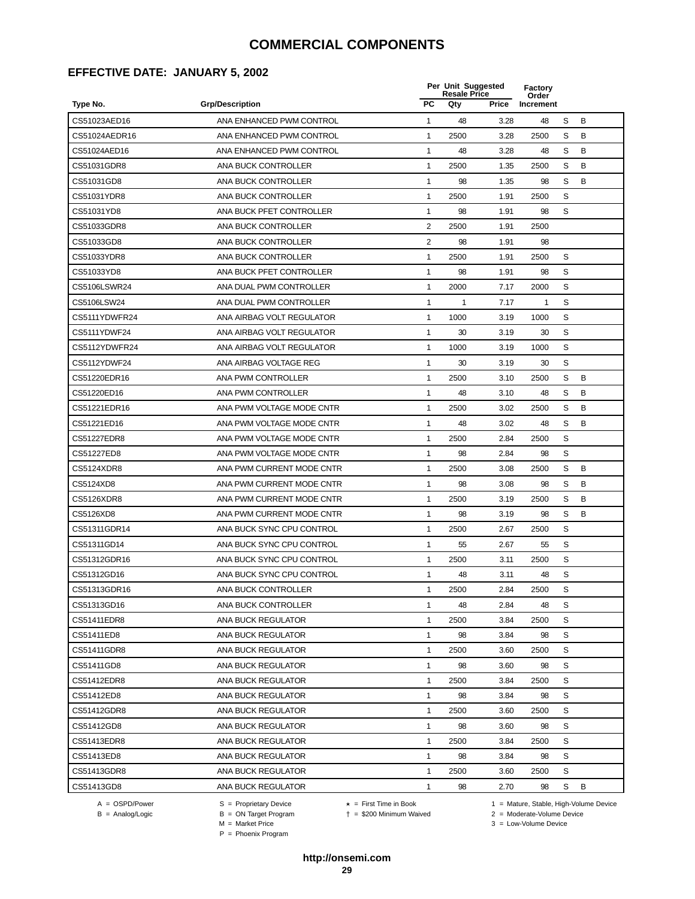# COMMERCIAL COMPONENTS

## EFFECTIVE DATE: JANUARY 5, 2002

| Type No. | Grp/Description | PC | Per Unit Suggested Resale Price Qty | Price | Factory Order Increment | | |
|---|---|---|---|---|---|---|---|
| CS51023AED16 | ANA ENHANCED PWM CONTROL | 1 | 48 | 3.28 | 48 | S | B |
| CS51024AEDR16 | ANA ENHANCED PWM CONTROL | 1 | 2500 | 3.28 | 2500 | S | B |
| CS51024AED16 | ANA ENHANCED PWM CONTROL | 1 | 48 | 3.28 | 48 | S | B |
| CS51031GDR8 | ANA BUCK CONTROLLER | 1 | 2500 | 1.35 | 2500 | S | B |
| CS51031GD8 | ANA BUCK CONTROLLER | 1 | 98 | 1.35 | 98 | S | B |
| CS51031YDR8 | ANA BUCK CONTROLLER | 1 | 2500 | 1.91 | 2500 | S | |
| CS51031YD8 | ANA BUCK PFET CONTROLLER | 1 | 98 | 1.91 | 98 | S | |
| CS51033GDR8 | ANA BUCK CONTROLLER | 2 | 2500 | 1.91 | 2500 | | |
| CS51033GD8 | ANA BUCK CONTROLLER | 2 | 98 | 1.91 | 98 | | |
| CS51033YDR8 | ANA BUCK CONTROLLER | 1 | 2500 | 1.91 | 2500 | S | |
| CS51033YD8 | ANA BUCK PFET CONTROLLER | 1 | 98 | 1.91 | 98 | S | |
| CS5106LSWR24 | ANA DUAL PWM CONTROLLER | 1 | 2000 | 7.17 | 2000 | S | |
| CS5106LSW24 | ANA DUAL PWM CONTROLLER | 1 | 1 | 7.17 | 1 | S | |
| CS5111YDWFR24 | ANA AIRBAG VOLT REGULATOR | 1 | 1000 | 3.19 | 1000 | S | |
| CS5111YDWF24 | ANA AIRBAG VOLT REGULATOR | 1 | 30 | 3.19 | 30 | S | |
| CS5112YDWFR24 | ANA AIRBAG VOLT REGULATOR | 1 | 1000 | 3.19 | 1000 | S | |
| CS5112YDWF24 | ANA AIRBAG VOLTAGE REG | 1 | 30 | 3.19 | 30 | S | |
| CS51220EDR16 | ANA PWM CONTROLLER | 1 | 2500 | 3.10 | 2500 | S | B |
| CS51220ED16 | ANA PWM CONTROLLER | 1 | 48 | 3.10 | 48 | S | B |
| CS51221EDR16 | ANA PWM VOLTAGE MODE CNTR | 1 | 2500 | 3.02 | 2500 | S | B |
| CS51221ED16 | ANA PWM VOLTAGE MODE CNTR | 1 | 48 | 3.02 | 48 | S | B |
| CS51227EDR8 | ANA PWM VOLTAGE MODE CNTR | 1 | 2500 | 2.84 | 2500 | S | |
| CS51227ED8 | ANA PWM VOLTAGE MODE CNTR | 1 | 98 | 2.84 | 98 | S | |
| CS5124XDR8 | ANA PWM CURRENT MODE CNTR | 1 | 2500 | 3.08 | 2500 | S | B |
| CS5124XD8 | ANA PWM CURRENT MODE CNTR | 1 | 98 | 3.08 | 98 | S | B |
| CS5126XDR8 | ANA PWM CURRENT MODE CNTR | 1 | 2500 | 3.19 | 2500 | S | B |
| CS5126XD8 | ANA PWM CURRENT MODE CNTR | 1 | 98 | 3.19 | 98 | S | B |
| CS51311GDR14 | ANA BUCK SYNC CPU CONTROL | 1 | 2500 | 2.67 | 2500 | S | |
| CS51311GD14 | ANA BUCK SYNC CPU CONTROL | 1 | 55 | 2.67 | 55 | S | |
| CS51312GDR16 | ANA BUCK SYNC CPU CONTROL | 1 | 2500 | 3.11 | 2500 | S | |
| CS51312GD16 | ANA BUCK SYNC CPU CONTROL | 1 | 48 | 3.11 | 48 | S | |
| CS51313GDR16 | ANA BUCK CONTROLLER | 1 | 2500 | 2.84 | 2500 | S | |
| CS51313GD16 | ANA BUCK CONTROLLER | 1 | 48 | 2.84 | 48 | S | |
| CS51411EDR8 | ANA BUCK REGULATOR | 1 | 2500 | 3.84 | 2500 | S | |
| CS51411ED8 | ANA BUCK REGULATOR | 1 | 98 | 3.84 | 98 | S | |
| CS51411GDR8 | ANA BUCK REGULATOR | 1 | 2500 | 3.60 | 2500 | S | |
| CS51411GD8 | ANA BUCK REGULATOR | 1 | 98 | 3.60 | 98 | S | |
| CS51412EDR8 | ANA BUCK REGULATOR | 1 | 2500 | 3.84 | 2500 | S | |
| CS51412ED8 | ANA BUCK REGULATOR | 1 | 98 | 3.84 | 98 | S | |
| CS51412GDR8 | ANA BUCK REGULATOR | 1 | 2500 | 3.60 | 2500 | S | |
| CS51412GD8 | ANA BUCK REGULATOR | 1 | 98 | 3.60 | 98 | S | |
| CS51413EDR8 | ANA BUCK REGULATOR | 1 | 2500 | 3.84 | 2500 | S | |
| CS51413ED8 | ANA BUCK REGULATOR | 1 | 98 | 3.84 | 98 | S | |
| CS51413GDR8 | ANA BUCK REGULATOR | 1 | 2500 | 3.60 | 2500 | S | |
| CS51413GD8 | ANA BUCK REGULATOR | 1 | 98 | 2.70 | 98 | S | B |

A = OSPD/Power
B = Analog/Logic

S = Proprietary Device
B = ON Target Program
M = Market Price
P = Phoenix Program

⋆ = First Time in Book
† = $200 Minimum Waived

1 = Mature, Stable, High-Volume Device
2 = Moderate-Volume Device
3 = Low-Volume Device

**http://onsemi.com**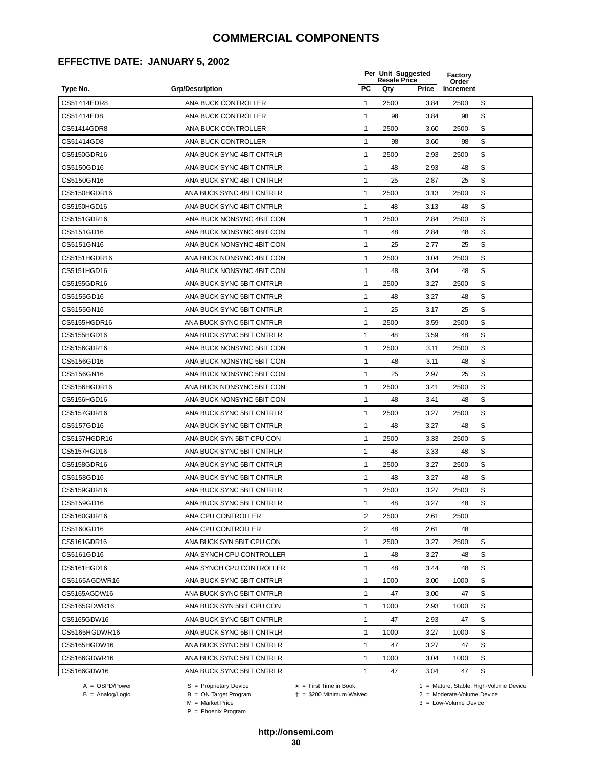# COMMERCIAL COMPONENTS

## EFFECTIVE DATE: JANUARY 5, 2002

| Type No. | Grp/Description | PC | Per Unit Suggested Resale Price Qty | Price | Factory Order Increment | |
|---|---|---|---|---|---|---|
| CS51414EDR8 | ANA BUCK CONTROLLER | 1 | 2500 | 3.84 | 2500 | S |
| CS51414ED8 | ANA BUCK CONTROLLER | 1 | 98 | 3.84 | 98 | S |
| CS51414GDR8 | ANA BUCK CONTROLLER | 1 | 2500 | 3.60 | 2500 | S |
| CS51414GD8 | ANA BUCK CONTROLLER | 1 | 98 | 3.60 | 98 | S |
| CS5150GDR16 | ANA BUCK SYNC 4BIT CNTRLR | 1 | 2500 | 2.93 | 2500 | S |
| CS5150GD16 | ANA BUCK SYNC 4BIT CNTRLR | 1 | 48 | 2.93 | 48 | S |
| CS5150GN16 | ANA BUCK SYNC 4BIT CNTRLR | 1 | 25 | 2.87 | 25 | S |
| CS5150HGDR16 | ANA BUCK SYNC 4BIT CNTRLR | 1 | 2500 | 3.13 | 2500 | S |
| CS5150HGD16 | ANA BUCK SYNC 4BIT CNTRLR | 1 | 48 | 3.13 | 48 | S |
| CS5151GDR16 | ANA BUCK NONSYNC 4BIT CON | 1 | 2500 | 2.84 | 2500 | S |
| CS5151GD16 | ANA BUCK NONSYNC 4BIT CON | 1 | 48 | 2.84 | 48 | S |
| CS5151GN16 | ANA BUCK NONSYNC 4BIT CON | 1 | 25 | 2.77 | 25 | S |
| CS5151HGDR16 | ANA BUCK NONSYNC 4BIT CON | 1 | 2500 | 3.04 | 2500 | S |
| CS5151HGD16 | ANA BUCK NONSYNC 4BIT CON | 1 | 48 | 3.04 | 48 | S |
| CS5155GDR16 | ANA BUCK SYNC 5BIT CNTRLR | 1 | 2500 | 3.27 | 2500 | S |
| CS5155GD16 | ANA BUCK SYNC 5BIT CNTRLR | 1 | 48 | 3.27 | 48 | S |
| CS5155GN16 | ANA BUCK SYNC 5BIT CNTRLR | 1 | 25 | 3.17 | 25 | S |
| CS5155HGDR16 | ANA BUCK SYNC 5BIT CNTRLR | 1 | 2500 | 3.59 | 2500 | S |
| CS5155HGD16 | ANA BUCK SYNC 5BIT CNTRLR | 1 | 48 | 3.59 | 48 | S |
| CS5156GDR16 | ANA BUCK NONSYNC 5BIT CON | 1 | 2500 | 3.11 | 2500 | S |
| CS5156GD16 | ANA BUCK NONSYNC 5BIT CON | 1 | 48 | 3.11 | 48 | S |
| CS5156GN16 | ANA BUCK NONSYNC 5BIT CON | 1 | 25 | 2.97 | 25 | S |
| CS5156HGDR16 | ANA BUCK NONSYNC 5BIT CON | 1 | 2500 | 3.41 | 2500 | S |
| CS5156HGD16 | ANA BUCK NONSYNC 5BIT CON | 1 | 48 | 3.41 | 48 | S |
| CS5157GDR16 | ANA BUCK SYNC 5BIT CNTRLR | 1 | 2500 | 3.27 | 2500 | S |
| CS5157GD16 | ANA BUCK SYNC 5BIT CNTRLR | 1 | 48 | 3.27 | 48 | S |
| CS5157HGDR16 | ANA BUCK SYN 5BIT CPU CON | 1 | 2500 | 3.33 | 2500 | S |
| CS5157HGD16 | ANA BUCK SYNC 5BIT CNTRLR | 1 | 48 | 3.33 | 48 | S |
| CS5158GDR16 | ANA BUCK SYNC 5BIT CNTRLR | 1 | 2500 | 3.27 | 2500 | S |
| CS5158GD16 | ANA BUCK SYNC 5BIT CNTRLR | 1 | 48 | 3.27 | 48 | S |
| CS5159GDR16 | ANA BUCK SYNC 5BIT CNTRLR | 1 | 2500 | 3.27 | 2500 | S |
| CS5159GD16 | ANA BUCK SYNC 5BIT CNTRLR | 1 | 48 | 3.27 | 48 | S |
| CS5160GDR16 | ANA CPU CONTROLLER | 2 | 2500 | 2.61 | 2500 | |
| CS5160GD16 | ANA CPU CONTROLLER | 2 | 48 | 2.61 | 48 | |
| CS5161GDR16 | ANA BUCK SYN 5BIT CPU CON | 1 | 2500 | 3.27 | 2500 | S |
| CS5161GD16 | ANA SYNCH CPU CONTROLLER | 1 | 48 | 3.27 | 48 | S |
| CS5161HGD16 | ANA SYNCH CPU CONTROLLER | 1 | 48 | 3.44 | 48 | S |
| CS5165AGDWR16 | ANA BUCK SYNC 5BIT CNTRLR | 1 | 1000 | 3.00 | 1000 | S |
| CS5165AGDW16 | ANA BUCK SYNC 5BIT CNTRLR | 1 | 47 | 3.00 | 47 | S |
| CS5165GDWR16 | ANA BUCK SYN 5BIT CPU CON | 1 | 1000 | 2.93 | 1000 | S |
| CS5165GDW16 | ANA BUCK SYNC 5BIT CNTRLR | 1 | 47 | 2.93 | 47 | S |
| CS5165HGDWR16 | ANA BUCK SYNC 5BIT CNTRLR | 1 | 1000 | 3.27 | 1000 | S |
| CS5165HGDW16 | ANA BUCK SYNC 5BIT CNTRLR | 1 | 47 | 3.27 | 47 | S |
| CS5166GDWR16 | ANA BUCK SYNC 5BIT CNTRLR | 1 | 1000 | 3.04 | 1000 | S |
| CS5166GDW16 | ANA BUCK SYNC 5BIT CNTRLR | 1 | 47 | 3.04 | 47 | S |

A = OSPD/Power
B = Analog/Logic

S = Proprietary Device
B = ON Target Program
M = Market Price
P = Phoenix Program

⋆ = First Time in Book
† = $200 Minimum Waived

1 = Mature, Stable, High-Volume Device
2 = Moderate-Volume Device
3 = Low-Volume Device

**http://onsemi.com**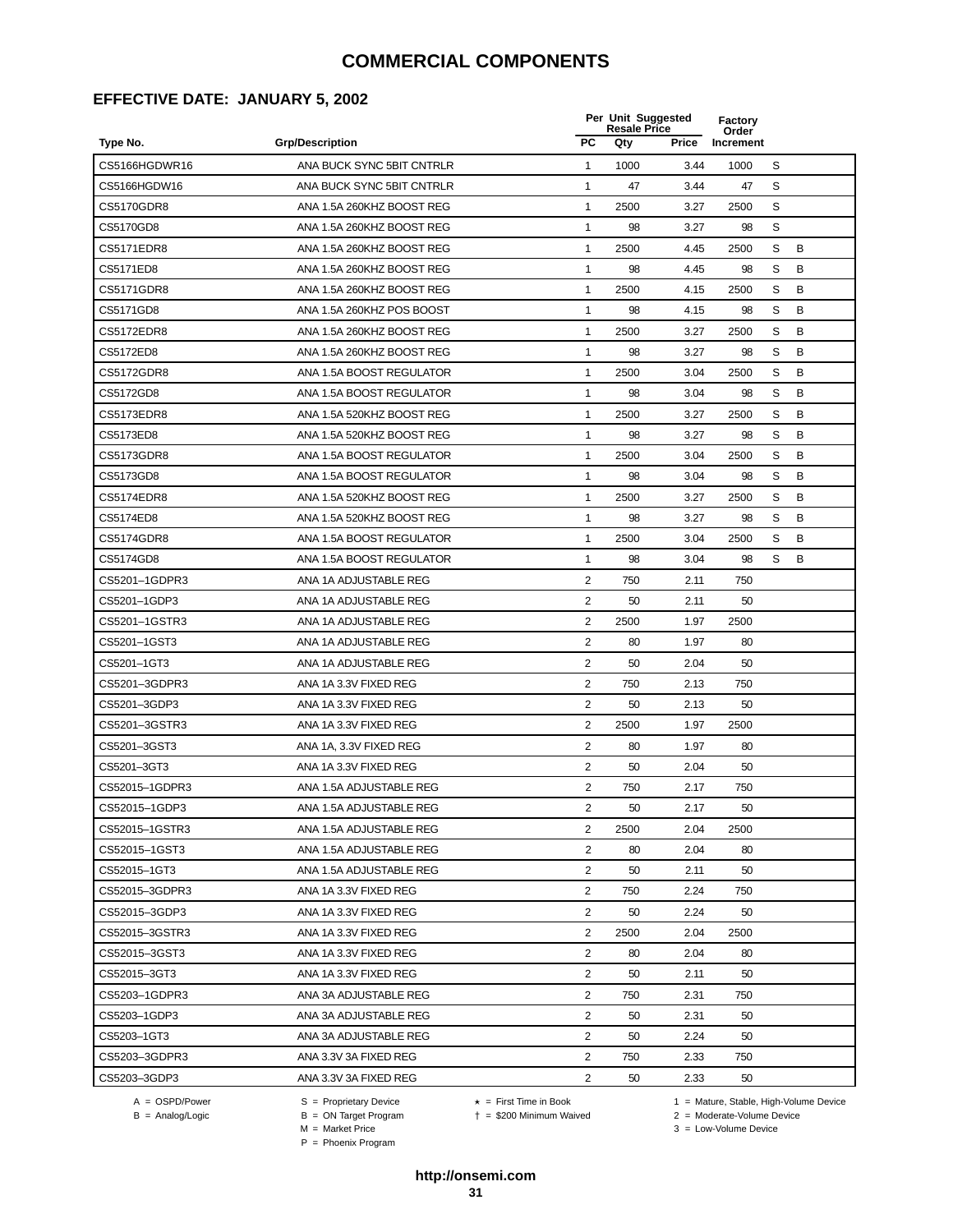# COMMERCIAL COMPONENTS

## EFFECTIVE DATE: JANUARY 5, 2002

| Type No. | Grp/Description | PC | Per Unit Suggested Resale Price Qty | Per Unit Suggested Resale Price Price | Factory Order Increment | | |
|---|---|---|---|---|---|---|---|
| CS5166HGDWR16 | ANA BUCK SYNC 5BIT CNTRLR | 1 | 1000 | 3.44 | 1000 | S | |
| CS5166HGDW16 | ANA BUCK SYNC 5BIT CNTRLR | 1 | 47 | 3.44 | 47 | S | |
| CS5170GDR8 | ANA 1.5A 260KHZ BOOST REG | 1 | 2500 | 3.27 | 2500 | S | |
| CS5170GD8 | ANA 1.5A 260KHZ BOOST REG | 1 | 98 | 3.27 | 98 | S | |
| CS5171EDR8 | ANA 1.5A 260KHZ BOOST REG | 1 | 2500 | 4.45 | 2500 | S | B |
| CS5171ED8 | ANA 1.5A 260KHZ BOOST REG | 1 | 98 | 4.45 | 98 | S | B |
| CS5171GDR8 | ANA 1.5A 260KHZ BOOST REG | 1 | 2500 | 4.15 | 2500 | S | B |
| CS5171GD8 | ANA 1.5A 260KHZ POS BOOST | 1 | 98 | 4.15 | 98 | S | B |
| CS5172EDR8 | ANA 1.5A 260KHZ BOOST REG | 1 | 2500 | 3.27 | 2500 | S | B |
| CS5172ED8 | ANA 1.5A 260KHZ BOOST REG | 1 | 98 | 3.27 | 98 | S | B |
| CS5172GDR8 | ANA 1.5A BOOST REGULATOR | 1 | 2500 | 3.04 | 2500 | S | B |
| CS5172GD8 | ANA 1.5A BOOST REGULATOR | 1 | 98 | 3.04 | 98 | S | B |
| CS5173EDR8 | ANA 1.5A 520KHZ BOOST REG | 1 | 2500 | 3.27 | 2500 | S | B |
| CS5173ED8 | ANA 1.5A 520KHZ BOOST REG | 1 | 98 | 3.27 | 98 | S | B |
| CS5173GDR8 | ANA 1.5A BOOST REGULATOR | 1 | 2500 | 3.04 | 2500 | S | B |
| CS5173GD8 | ANA 1.5A BOOST REGULATOR | 1 | 98 | 3.04 | 98 | S | B |
| CS5174EDR8 | ANA 1.5A 520KHZ BOOST REG | 1 | 2500 | 3.27 | 2500 | S | B |
| CS5174ED8 | ANA 1.5A 520KHZ BOOST REG | 1 | 98 | 3.27 | 98 | S | B |
| CS5174GDR8 | ANA 1.5A BOOST REGULATOR | 1 | 2500 | 3.04 | 2500 | S | B |
| CS5174GD8 | ANA 1.5A BOOST REGULATOR | 1 | 98 | 3.04 | 98 | S | B |
| CS5201–1GDPR3 | ANA 1A ADJUSTABLE REG | 2 | 750 | 2.11 | 750 | | |
| CS5201–1GDP3 | ANA 1A ADJUSTABLE REG | 2 | 50 | 2.11 | 50 | | |
| CS5201–1GSTR3 | ANA 1A ADJUSTABLE REG | 2 | 2500 | 1.97 | 2500 | | |
| CS5201–1GST3 | ANA 1A ADJUSTABLE REG | 2 | 80 | 1.97 | 80 | | |
| CS5201–1GT3 | ANA 1A ADJUSTABLE REG | 2 | 50 | 2.04 | 50 | | |
| CS5201–3GDPR3 | ANA 1A 3.3V FIXED REG | 2 | 750 | 2.13 | 750 | | |
| CS5201–3GDP3 | ANA 1A 3.3V FIXED REG | 2 | 50 | 2.13 | 50 | | |
| CS5201–3GSTR3 | ANA 1A 3.3V FIXED REG | 2 | 2500 | 1.97 | 2500 | | |
| CS5201–3GST3 | ANA 1A, 3.3V FIXED REG | 2 | 80 | 1.97 | 80 | | |
| CS5201–3GT3 | ANA 1A 3.3V FIXED REG | 2 | 50 | 2.04 | 50 | | |
| CS52015–1GDPR3 | ANA 1.5A ADJUSTABLE REG | 2 | 750 | 2.17 | 750 | | |
| CS52015–1GDP3 | ANA 1.5A ADJUSTABLE REG | 2 | 50 | 2.17 | 50 | | |
| CS52015–1GSTR3 | ANA 1.5A ADJUSTABLE REG | 2 | 2500 | 2.04 | 2500 | | |
| CS52015–1GST3 | ANA 1.5A ADJUSTABLE REG | 2 | 80 | 2.04 | 80 | | |
| CS52015–1GT3 | ANA 1.5A ADJUSTABLE REG | 2 | 50 | 2.11 | 50 | | |
| CS52015–3GDPR3 | ANA 1A 3.3V FIXED REG | 2 | 750 | 2.24 | 750 | | |
| CS52015–3GDP3 | ANA 1A 3.3V FIXED REG | 2 | 50 | 2.24 | 50 | | |
| CS52015–3GSTR3 | ANA 1A 3.3V FIXED REG | 2 | 2500 | 2.04 | 2500 | | |
| CS52015–3GST3 | ANA 1A 3.3V FIXED REG | 2 | 80 | 2.04 | 80 | | |
| CS52015–3GT3 | ANA 1A 3.3V FIXED REG | 2 | 50 | 2.11 | 50 | | |
| CS5203–1GDPR3 | ANA 3A ADJUSTABLE REG | 2 | 750 | 2.31 | 750 | | |
| CS5203–1GDP3 | ANA 3A ADJUSTABLE REG | 2 | 50 | 2.31 | 50 | | |
| CS5203–1GT3 | ANA 3A ADJUSTABLE REG | 2 | 50 | 2.24 | 50 | | |
| CS5203–3GDPR3 | ANA 3.3V 3A FIXED REG | 2 | 750 | 2.33 | 750 | | |
| CS5203–3GDP3 | ANA 3.3V 3A FIXED REG | 2 | 50 | 2.33 | 50 | | |

A = OSPD/Power
B = Analog/Logic

S = Proprietary Device
B = ON Target Program
M = Market Price
P = Phoenix Program

⋆ = First Time in Book
† = $200 Minimum Waived

1 = Mature, Stable, High-Volume Device
2 = Moderate-Volume Device
3 = Low-Volume Device

**http://onsemi.com**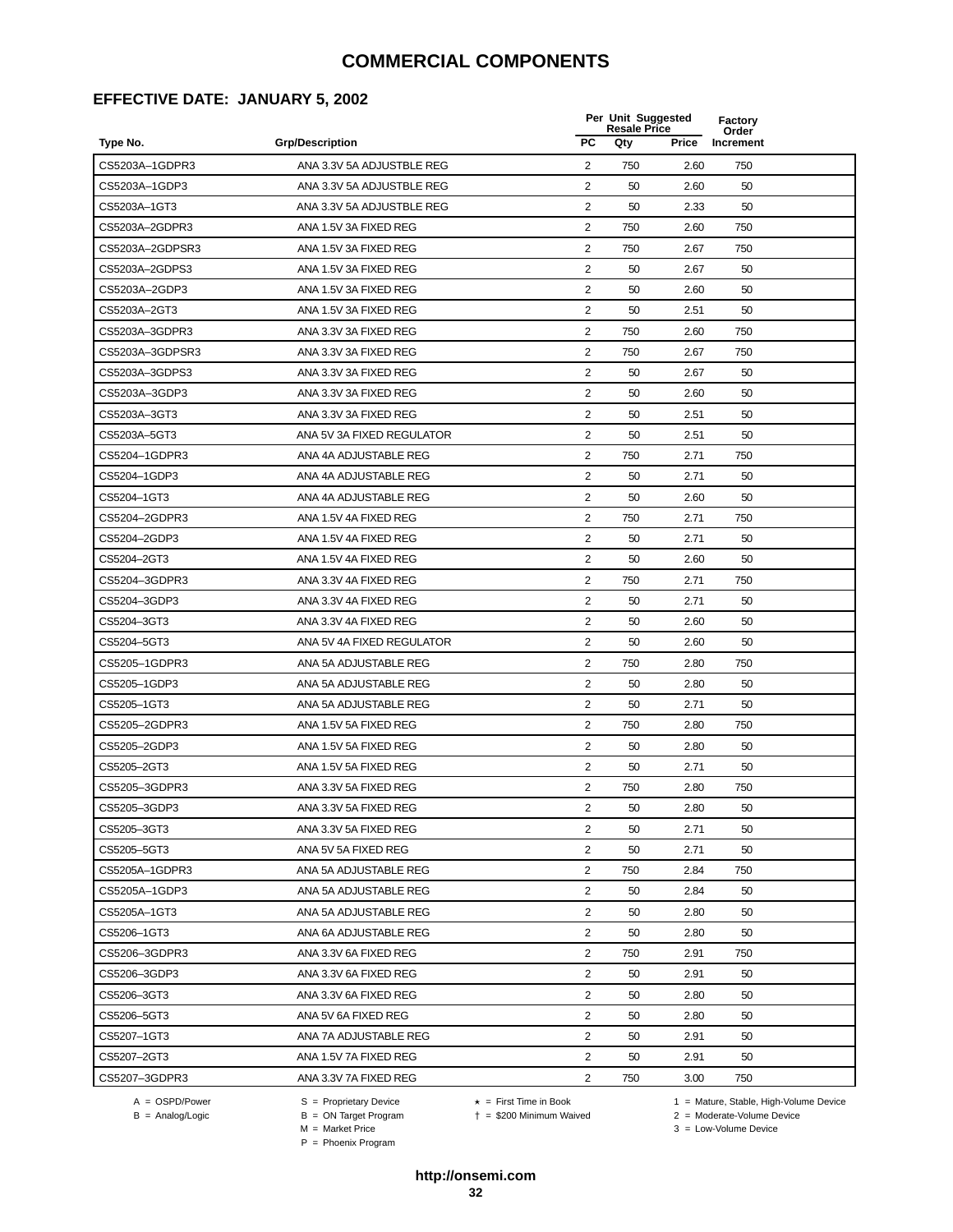# COMMERCIAL COMPONENTS

## EFFECTIVE DATE: JANUARY 5, 2002

| Type No. | Grp/Description | Per Unit Suggested Resale Price PC | Qty | Price | Factory Order Increment |
|---|---|---|---|---|---|
| CS5203A–1GDPR3 | ANA 3.3V 5A ADJUSTBLE REG | 2 | 750 | 2.60 | 750 |
| CS5203A–1GDP3 | ANA 3.3V 5A ADJUSTBLE REG | 2 | 50 | 2.60 | 50 |
| CS5203A–1GT3 | ANA 3.3V 5A ADJUSTBLE REG | 2 | 50 | 2.33 | 50 |
| CS5203A–2GDPR3 | ANA 1.5V 3A FIXED REG | 2 | 750 | 2.60 | 750 |
| CS5203A–2GDPSR3 | ANA 1.5V 3A FIXED REG | 2 | 750 | 2.67 | 750 |
| CS5203A–2GDPS3 | ANA 1.5V 3A FIXED REG | 2 | 50 | 2.67 | 50 |
| CS5203A–2GDP3 | ANA 1.5V 3A FIXED REG | 2 | 50 | 2.60 | 50 |
| CS5203A–2GT3 | ANA 1.5V 3A FIXED REG | 2 | 50 | 2.51 | 50 |
| CS5203A–3GDPR3 | ANA 3.3V 3A FIXED REG | 2 | 750 | 2.60 | 750 |
| CS5203A–3GDPSR3 | ANA 3.3V 3A FIXED REG | 2 | 750 | 2.67 | 750 |
| CS5203A–3GDPS3 | ANA 3.3V 3A FIXED REG | 2 | 50 | 2.67 | 50 |
| CS5203A–3GDP3 | ANA 3.3V 3A FIXED REG | 2 | 50 | 2.60 | 50 |
| CS5203A–3GT3 | ANA 3.3V 3A FIXED REG | 2 | 50 | 2.51 | 50 |
| CS5203A–5GT3 | ANA 5V 3A FIXED REGULATOR | 2 | 50 | 2.51 | 50 |
| CS5204–1GDPR3 | ANA 4A ADJUSTABLE REG | 2 | 750 | 2.71 | 750 |
| CS5204–1GDP3 | ANA 4A ADJUSTABLE REG | 2 | 50 | 2.71 | 50 |
| CS5204–1GT3 | ANA 4A ADJUSTABLE REG | 2 | 50 | 2.60 | 50 |
| CS5204–2GDPR3 | ANA 1.5V 4A FIXED REG | 2 | 750 | 2.71 | 750 |
| CS5204–2GDP3 | ANA 1.5V 4A FIXED REG | 2 | 50 | 2.71 | 50 |
| CS5204–2GT3 | ANA 1.5V 4A FIXED REG | 2 | 50 | 2.60 | 50 |
| CS5204–3GDPR3 | ANA 3.3V 4A FIXED REG | 2 | 750 | 2.71 | 750 |
| CS5204–3GDP3 | ANA 3.3V 4A FIXED REG | 2 | 50 | 2.71 | 50 |
| CS5204–3GT3 | ANA 3.3V 4A FIXED REG | 2 | 50 | 2.60 | 50 |
| CS5204–5GT3 | ANA 5V 4A FIXED REGULATOR | 2 | 50 | 2.60 | 50 |
| CS5205–1GDPR3 | ANA 5A ADJUSTABLE REG | 2 | 750 | 2.80 | 750 |
| CS5205–1GDP3 | ANA 5A ADJUSTABLE REG | 2 | 50 | 2.80 | 50 |
| CS5205–1GT3 | ANA 5A ADJUSTABLE REG | 2 | 50 | 2.71 | 50 |
| CS5205–2GDPR3 | ANA 1.5V 5A FIXED REG | 2 | 750 | 2.80 | 750 |
| CS5205–2GDP3 | ANA 1.5V 5A FIXED REG | 2 | 50 | 2.80 | 50 |
| CS5205–2GT3 | ANA 1.5V 5A FIXED REG | 2 | 50 | 2.71 | 50 |
| CS5205–3GDPR3 | ANA 3.3V 5A FIXED REG | 2 | 750 | 2.80 | 750 |
| CS5205–3GDP3 | ANA 3.3V 5A FIXED REG | 2 | 50 | 2.80 | 50 |
| CS5205–3GT3 | ANA 3.3V 5A FIXED REG | 2 | 50 | 2.71 | 50 |
| CS5205–5GT3 | ANA 5V 5A FIXED REG | 2 | 50 | 2.71 | 50 |
| CS5205A–1GDPR3 | ANA 5A ADJUSTABLE REG | 2 | 750 | 2.84 | 750 |
| CS5205A–1GDP3 | ANA 5A ADJUSTABLE REG | 2 | 50 | 2.84 | 50 |
| CS5205A–1GT3 | ANA 5A ADJUSTABLE REG | 2 | 50 | 2.80 | 50 |
| CS5206–1GT3 | ANA 6A ADJUSTABLE REG | 2 | 50 | 2.80 | 50 |
| CS5206–3GDPR3 | ANA 3.3V 6A FIXED REG | 2 | 750 | 2.91 | 750 |
| CS5206–3GDP3 | ANA 3.3V 6A FIXED REG | 2 | 50 | 2.91 | 50 |
| CS5206–3GT3 | ANA 3.3V 6A FIXED REG | 2 | 50 | 2.80 | 50 |
| CS5206–5GT3 | ANA 5V 6A FIXED REG | 2 | 50 | 2.80 | 50 |
| CS5207–1GT3 | ANA 7A ADJUSTABLE REG | 2 | 50 | 2.91 | 50 |
| CS5207–2GT3 | ANA 1.5V 7A FIXED REG | 2 | 50 | 2.91 | 50 |
| CS5207–3GDPR3 | ANA 3.3V 7A FIXED REG | 2 | 750 | 3.00 | 750 |

A = OSPD/Power
B = Analog/Logic

S = Proprietary Device
B = ON Target Program
M = Market Price
P = Phoenix Program

⋆ = First Time in Book
† = $200 Minimum Waived

1 = Mature, Stable, High-Volume Device
2 = Moderate-Volume Device
3 = Low-Volume Device

**http://onsemi.com**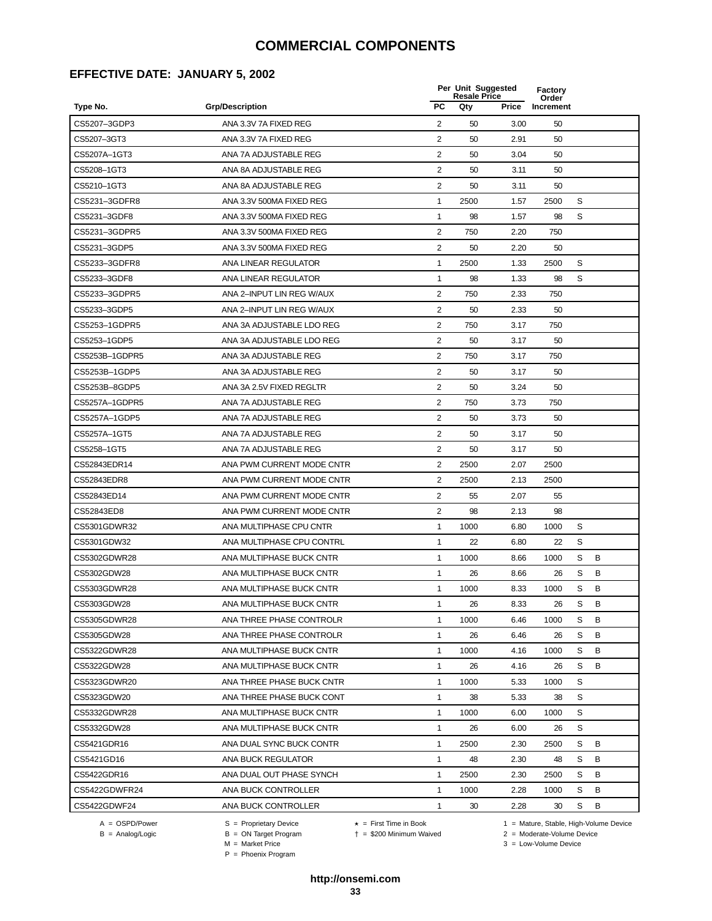# COMMERCIAL COMPONENTS

## EFFECTIVE DATE: JANUARY 5, 2002

| Type No. | Grp/Description | PC | Per Unit Suggested Resale Price Qty | Price | Factory Order Increment | | |
|---|---|---|---|---|---|---|---|
| CS5207–3GDP3 | ANA 3.3V 7A FIXED REG | 2 | 50 | 3.00 | 50 | | |
| CS5207–3GT3 | ANA 3.3V 7A FIXED REG | 2 | 50 | 2.91 | 50 | | |
| CS5207A–1GT3 | ANA 7A ADJUSTABLE REG | 2 | 50 | 3.04 | 50 | | |
| CS5208–1GT3 | ANA 8A ADJUSTABLE REG | 2 | 50 | 3.11 | 50 | | |
| CS5210–1GT3 | ANA 8A ADJUSTABLE REG | 2 | 50 | 3.11 | 50 | | |
| CS5231–3GDFR8 | ANA 3.3V 500MA FIXED REG | 1 | 2500 | 1.57 | 2500 | S | |
| CS5231–3GDF8 | ANA 3.3V 500MA FIXED REG | 1 | 98 | 1.57 | 98 | S | |
| CS5231–3GDPR5 | ANA 3.3V 500MA FIXED REG | 2 | 750 | 2.20 | 750 | | |
| CS5231–3GDP5 | ANA 3.3V 500MA FIXED REG | 2 | 50 | 2.20 | 50 | | |
| CS5233–3GDFR8 | ANA LINEAR REGULATOR | 1 | 2500 | 1.33 | 2500 | S | |
| CS5233–3GDF8 | ANA LINEAR REGULATOR | 1 | 98 | 1.33 | 98 | S | |
| CS5233–3GDPR5 | ANA 2–INPUT LIN REG W/AUX | 2 | 750 | 2.33 | 750 | | |
| CS5233–3GDP5 | ANA 2–INPUT LIN REG W/AUX | 2 | 50 | 2.33 | 50 | | |
| CS5253–1GDPR5 | ANA 3A ADJUSTABLE LDO REG | 2 | 750 | 3.17 | 750 | | |
| CS5253–1GDP5 | ANA 3A ADJUSTABLE LDO REG | 2 | 50 | 3.17 | 50 | | |
| CS5253B–1GDPR5 | ANA 3A ADJUSTABLE REG | 2 | 750 | 3.17 | 750 | | |
| CS5253B–1GDP5 | ANA 3A ADJUSTABLE REG | 2 | 50 | 3.17 | 50 | | |
| CS5253B–8GDP5 | ANA 3A 2.5V FIXED REGLTR | 2 | 50 | 3.24 | 50 | | |
| CS5257A–1GDPR5 | ANA 7A ADJUSTABLE REG | 2 | 750 | 3.73 | 750 | | |
| CS5257A–1GDP5 | ANA 7A ADJUSTABLE REG | 2 | 50 | 3.73 | 50 | | |
| CS5257A–1GT5 | ANA 7A ADJUSTABLE REG | 2 | 50 | 3.17 | 50 | | |
| CS5258–1GT5 | ANA 7A ADJUSTABLE REG | 2 | 50 | 3.17 | 50 | | |
| CS52843EDR14 | ANA PWM CURRENT MODE CNTR | 2 | 2500 | 2.07 | 2500 | | |
| CS52843EDR8 | ANA PWM CURRENT MODE CNTR | 2 | 2500 | 2.13 | 2500 | | |
| CS52843ED14 | ANA PWM CURRENT MODE CNTR | 2 | 55 | 2.07 | 55 | | |
| CS52843ED8 | ANA PWM CURRENT MODE CNTR | 2 | 98 | 2.13 | 98 | | |
| CS5301GDWR32 | ANA MULTIPHASE CPU CNTR | 1 | 1000 | 6.80 | 1000 | S | |
| CS5301GDW32 | ANA MULTIPHASE CPU CONTRL | 1 | 22 | 6.80 | 22 | S | |
| CS5302GDWR28 | ANA MULTIPHASE BUCK CNTR | 1 | 1000 | 8.66 | 1000 | S | B |
| CS5302GDW28 | ANA MULTIPHASE BUCK CNTR | 1 | 26 | 8.66 | 26 | S | B |
| CS5303GDWR28 | ANA MULTIPHASE BUCK CNTR | 1 | 1000 | 8.33 | 1000 | S | B |
| CS5303GDW28 | ANA MULTIPHASE BUCK CNTR | 1 | 26 | 8.33 | 26 | S | B |
| CS5305GDWR28 | ANA THREE PHASE CONTROLR | 1 | 1000 | 6.46 | 1000 | S | B |
| CS5305GDW28 | ANA THREE PHASE CONTROLR | 1 | 26 | 6.46 | 26 | S | B |
| CS5322GDWR28 | ANA MULTIPHASE BUCK CNTR | 1 | 1000 | 4.16 | 1000 | S | B |
| CS5322GDW28 | ANA MULTIPHASE BUCK CNTR | 1 | 26 | 4.16 | 26 | S | B |
| CS5323GDWR20 | ANA THREE PHASE BUCK CNTR | 1 | 1000 | 5.33 | 1000 | S | |
| CS5323GDW20 | ANA THREE PHASE BUCK CONT | 1 | 38 | 5.33 | 38 | S | |
| CS5332GDWR28 | ANA MULTIPHASE BUCK CNTR | 1 | 1000 | 6.00 | 1000 | S | |
| CS5332GDW28 | ANA MULTIPHASE BUCK CNTR | 1 | 26 | 6.00 | 26 | S | |
| CS5421GDR16 | ANA DUAL SYNC BUCK CONTR | 1 | 2500 | 2.30 | 2500 | S | B |
| CS5421GD16 | ANA BUCK REGULATOR | 1 | 48 | 2.30 | 48 | S | B |
| CS5422GDR16 | ANA DUAL OUT PHASE SYNCH | 1 | 2500 | 2.30 | 2500 | S | B |
| CS5422GDWFR24 | ANA BUCK CONTROLLER | 1 | 1000 | 2.28 | 1000 | S | B |
| CS5422GDWF24 | ANA BUCK CONTROLLER | 1 | 30 | 2.28 | 30 | S | B |

A = OSPD/Power
B = Analog/Logic

S = Proprietary Device
B = ON Target Program
M = Market Price
P = Phoenix Program

⋆ = First Time in Book
† = $200 Minimum Waived

1 = Mature, Stable, High-Volume Device
2 = Moderate-Volume Device
3 = Low-Volume Device

**http://onsemi.com**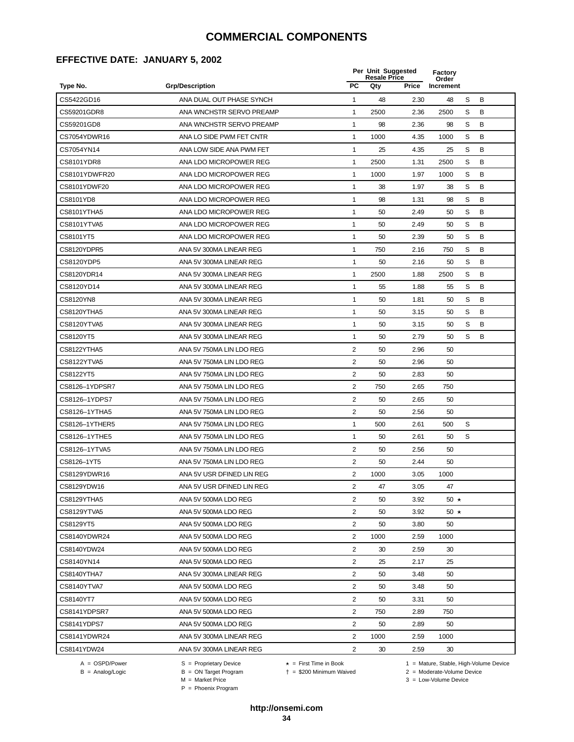# COMMERCIAL COMPONENTS

## EFFECTIVE DATE: JANUARY 5, 2002

| Type No. | Grp/Description | PC | Per Unit Suggested Resale Price Qty | Price | Factory Order Increment | | |
|---|---|---|---|---|---|---|---|
| CS5422GD16 | ANA DUAL OUT PHASE SYNCH | 1 | 48 | 2.30 | 48 | S | B |
| CS59201GDR8 | ANA WNCHSTR SERVO PREAMP | 1 | 2500 | 2.36 | 2500 | S | B |
| CS59201GD8 | ANA WNCHSTR SERVO PREAMP | 1 | 98 | 2.36 | 98 | S | B |
| CS7054YDWR16 | ANA LO SIDE PWM FET CNTR | 1 | 1000 | 4.35 | 1000 | S | B |
| CS7054YN14 | ANA LOW SIDE ANA PWM FET | 1 | 25 | 4.35 | 25 | S | B |
| CS8101YDR8 | ANA LDO MICROPOWER REG | 1 | 2500 | 1.31 | 2500 | S | B |
| CS8101YDWFR20 | ANA LDO MICROPOWER REG | 1 | 1000 | 1.97 | 1000 | S | B |
| CS8101YDWF20 | ANA LDO MICROPOWER REG | 1 | 38 | 1.97 | 38 | S | B |
| CS8101YD8 | ANA LDO MICROPOWER REG | 1 | 98 | 1.31 | 98 | S | B |
| CS8101YTHA5 | ANA LDO MICROPOWER REG | 1 | 50 | 2.49 | 50 | S | B |
| CS8101YTVA5 | ANA LDO MICROPOWER REG | 1 | 50 | 2.49 | 50 | S | B |
| CS8101YT5 | ANA LDO MICROPOWER REG | 1 | 50 | 2.39 | 50 | S | B |
| CS8120YDPR5 | ANA 5V 300MA LINEAR REG | 1 | 750 | 2.16 | 750 | S | B |
| CS8120YDP5 | ANA 5V 300MA LINEAR REG | 1 | 50 | 2.16 | 50 | S | B |
| CS8120YDR14 | ANA 5V 300MA LINEAR REG | 1 | 2500 | 1.88 | 2500 | S | B |
| CS8120YD14 | ANA 5V 300MA LINEAR REG | 1 | 55 | 1.88 | 55 | S | B |
| CS8120YN8 | ANA 5V 300MA LINEAR REG | 1 | 50 | 1.81 | 50 | S | B |
| CS8120YTHA5 | ANA 5V 300MA LINEAR REG | 1 | 50 | 3.15 | 50 | S | B |
| CS8120YTVA5 | ANA 5V 300MA LINEAR REG | 1 | 50 | 3.15 | 50 | S | B |
| CS8120YT5 | ANA 5V 300MA LINEAR REG | 1 | 50 | 2.79 | 50 | S | B |
| CS8122YTHA5 | ANA 5V 750MA LIN LDO REG | 2 | 50 | 2.96 | 50 | | |
| CS8122YTVA5 | ANA 5V 750MA LIN LDO REG | 2 | 50 | 2.96 | 50 | | |
| CS8122YT5 | ANA 5V 750MA LIN LDO REG | 2 | 50 | 2.83 | 50 | | |
| CS8126–1YDPSR7 | ANA 5V 750MA LIN LDO REG | 2 | 750 | 2.65 | 750 | | |
| CS8126–1YDPS7 | ANA 5V 750MA LIN LDO REG | 2 | 50 | 2.65 | 50 | | |
| CS8126–1YTHA5 | ANA 5V 750MA LIN LDO REG | 2 | 50 | 2.56 | 50 | | |
| CS8126–1YTHER5 | ANA 5V 750MA LIN LDO REG | 1 | 500 | 2.61 | 500 | S | |
| CS8126–1YTHE5 | ANA 5V 750MA LIN LDO REG | 1 | 50 | 2.61 | 50 | S | |
| CS8126–1YTVA5 | ANA 5V 750MA LIN LDO REG | 2 | 50 | 2.56 | 50 | | |
| CS8126–1YT5 | ANA 5V 750MA LIN LDO REG | 2 | 50 | 2.44 | 50 | | |
| CS8129YDWR16 | ANA 5V USR DFINED LIN REG | 2 | 1000 | 3.05 | 1000 | | |
| CS8129YDW16 | ANA 5V USR DFINED LIN REG | 2 | 47 | 3.05 | 47 | | |
| CS8129YTHA5 | ANA 5V 500MA LDO REG | 2 | 50 | 3.92 | 50 ⋆ | | |
| CS8129YTVA5 | ANA 5V 500MA LDO REG | 2 | 50 | 3.92 | 50 ⋆ | | |
| CS8129YT5 | ANA 5V 500MA LDO REG | 2 | 50 | 3.80 | 50 | | |
| CS8140YDWR24 | ANA 5V 500MA LDO REG | 2 | 1000 | 2.59 | 1000 | | |
| CS8140YDW24 | ANA 5V 500MA LDO REG | 2 | 30 | 2.59 | 30 | | |
| CS8140YN14 | ANA 5V 500MA LDO REG | 2 | 25 | 2.17 | 25 | | |
| CS8140YTHA7 | ANA 5V 300MA LINEAR REG | 2 | 50 | 3.48 | 50 | | |
| CS8140YTVA7 | ANA 5V 500MA LDO REG | 2 | 50 | 3.48 | 50 | | |
| CS8140YT7 | ANA 5V 500MA LDO REG | 2 | 50 | 3.31 | 50 | | |
| CS8141YDPSR7 | ANA 5V 500MA LDO REG | 2 | 750 | 2.89 | 750 | | |
| CS8141YDPS7 | ANA 5V 500MA LDO REG | 2 | 50 | 2.89 | 50 | | |
| CS8141YDWR24 | ANA 5V 300MA LINEAR REG | 2 | 1000 | 2.59 | 1000 | | |
| CS8141YDW24 | ANA 5V 300MA LINEAR REG | 2 | 30 | 2.59 | 30 | | |

A = OSPD/Power
B = Analog/Logic

S = Proprietary Device
B = ON Target Program
M = Market Price
P = Phoenix Program

⋆ = First Time in Book
† = $200 Minimum Waived

1 = Mature, Stable, High-Volume Device
2 = Moderate-Volume Device
3 = Low-Volume Device

**http://onsemi.com**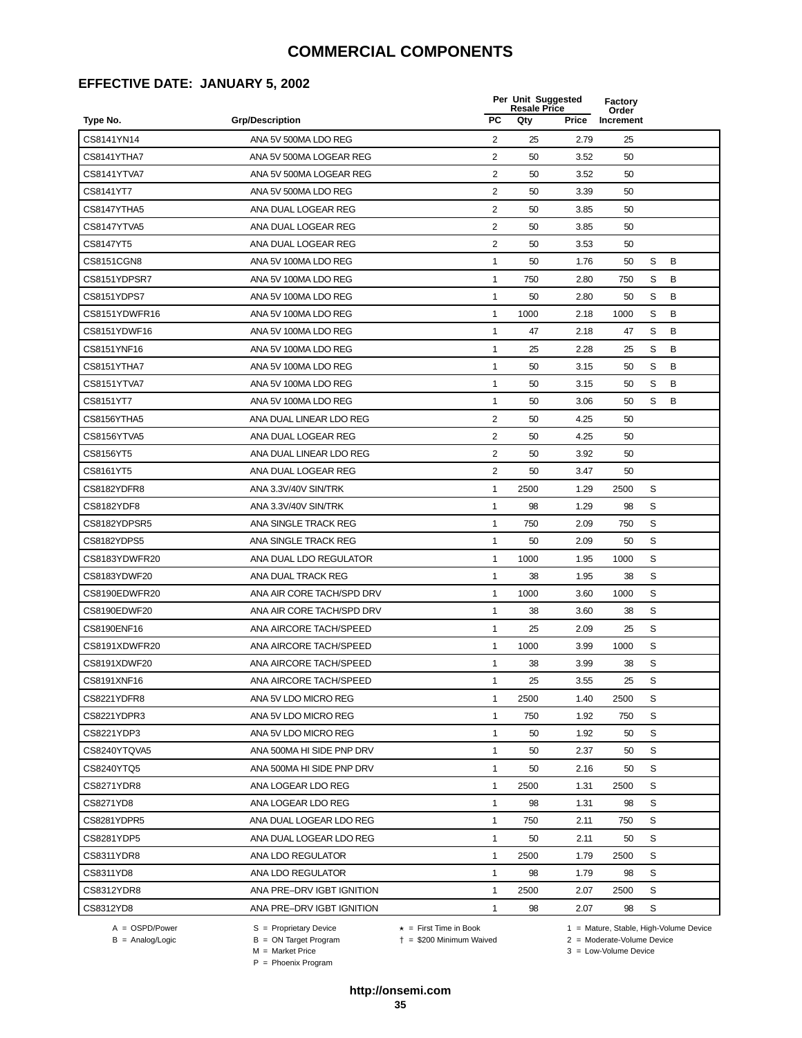# COMMERCIAL COMPONENTS

## EFFECTIVE DATE: JANUARY 5, 2002

| Type No. | Grp/Description | PC | Per Unit Suggested Resale Price Qty | Price | Factory Order Increment | | |
|---|---|---|---|---|---|---|---|
| CS8141YN14 | ANA 5V 500MA LDO REG | 2 | 25 | 2.79 | 25 | | |
| CS8141YTHA7 | ANA 5V 500MA LOGEAR REG | 2 | 50 | 3.52 | 50 | | |
| CS8141YTVA7 | ANA 5V 500MA LOGEAR REG | 2 | 50 | 3.52 | 50 | | |
| CS8141YT7 | ANA 5V 500MA LDO REG | 2 | 50 | 3.39 | 50 | | |
| CS8147YTHA5 | ANA DUAL LOGEAR REG | 2 | 50 | 3.85 | 50 | | |
| CS8147YTVA5 | ANA DUAL LOGEAR REG | 2 | 50 | 3.85 | 50 | | |
| CS8147YT5 | ANA DUAL LOGEAR REG | 2 | 50 | 3.53 | 50 | | |
| CS8151CGN8 | ANA 5V 100MA LDO REG | 1 | 50 | 1.76 | 50 | S | B |
| CS8151YDPSR7 | ANA 5V 100MA LDO REG | 1 | 750 | 2.80 | 750 | S | B |
| CS8151YDPS7 | ANA 5V 100MA LDO REG | 1 | 50 | 2.80 | 50 | S | B |
| CS8151YDWFR16 | ANA 5V 100MA LDO REG | 1 | 1000 | 2.18 | 1000 | S | B |
| CS8151YDWF16 | ANA 5V 100MA LDO REG | 1 | 47 | 2.18 | 47 | S | B |
| CS8151YNF16 | ANA 5V 100MA LDO REG | 1 | 25 | 2.28 | 25 | S | B |
| CS8151YTHA7 | ANA 5V 100MA LDO REG | 1 | 50 | 3.15 | 50 | S | B |
| CS8151YTVA7 | ANA 5V 100MA LDO REG | 1 | 50 | 3.15 | 50 | S | B |
| CS8151YT7 | ANA 5V 100MA LDO REG | 1 | 50 | 3.06 | 50 | S | B |
| CS8156YTHA5 | ANA DUAL LINEAR LDO REG | 2 | 50 | 4.25 | 50 | | |
| CS8156YTVA5 | ANA DUAL LOGEAR REG | 2 | 50 | 4.25 | 50 | | |
| CS8156YT5 | ANA DUAL LINEAR LDO REG | 2 | 50 | 3.92 | 50 | | |
| CS8161YT5 | ANA DUAL LOGEAR REG | 2 | 50 | 3.47 | 50 | | |
| CS8182YDFR8 | ANA 3.3V/40V SIN/TRK | 1 | 2500 | 1.29 | 2500 | S | |
| CS8182YDF8 | ANA 3.3V/40V SIN/TRK | 1 | 98 | 1.29 | 98 | S | |
| CS8182YDPSR5 | ANA SINGLE TRACK REG | 1 | 750 | 2.09 | 750 | S | |
| CS8182YDPS5 | ANA SINGLE TRACK REG | 1 | 50 | 2.09 | 50 | S | |
| CS8183YDWFR20 | ANA DUAL LDO REGULATOR | 1 | 1000 | 1.95 | 1000 | S | |
| CS8183YDWF20 | ANA DUAL TRACK REG | 1 | 38 | 1.95 | 38 | S | |
| CS8190EDWFR20 | ANA AIR CORE TACH/SPD DRV | 1 | 1000 | 3.60 | 1000 | S | |
| CS8190EDWF20 | ANA AIR CORE TACH/SPD DRV | 1 | 38 | 3.60 | 38 | S | |
| CS8190ENF16 | ANA AIRCORE TACH/SPEED | 1 | 25 | 2.09 | 25 | S | |
| CS8191XDWFR20 | ANA AIRCORE TACH/SPEED | 1 | 1000 | 3.99 | 1000 | S | |
| CS8191XDWF20 | ANA AIRCORE TACH/SPEED | 1 | 38 | 3.99 | 38 | S | |
| CS8191XNF16 | ANA AIRCORE TACH/SPEED | 1 | 25 | 3.55 | 25 | S | |
| CS8221YDFR8 | ANA 5V LDO MICRO REG | 1 | 2500 | 1.40 | 2500 | S | |
| CS8221YDPR3 | ANA 5V LDO MICRO REG | 1 | 750 | 1.92 | 750 | S | |
| CS8221YDP3 | ANA 5V LDO MICRO REG | 1 | 50 | 1.92 | 50 | S | |
| CS8240YTQVA5 | ANA 500MA HI SIDE PNP DRV | 1 | 50 | 2.37 | 50 | S | |
| CS8240YTQ5 | ANA 500MA HI SIDE PNP DRV | 1 | 50 | 2.16 | 50 | S | |
| CS8271YDR8 | ANA LOGEAR LDO REG | 1 | 2500 | 1.31 | 2500 | S | |
| CS8271YD8 | ANA LOGEAR LDO REG | 1 | 98 | 1.31 | 98 | S | |
| CS8281YDPR5 | ANA DUAL LOGEAR LDO REG | 1 | 750 | 2.11 | 750 | S | |
| CS8281YDP5 | ANA DUAL LOGEAR LDO REG | 1 | 50 | 2.11 | 50 | S | |
| CS8311YDR8 | ANA LDO REGULATOR | 1 | 2500 | 1.79 | 2500 | S | |
| CS8311YD8 | ANA LDO REGULATOR | 1 | 98 | 1.79 | 98 | S | |
| CS8312YDR8 | ANA PRE–DRV IGBT IGNITION | 1 | 2500 | 2.07 | 2500 | S | |
| CS8312YD8 | ANA PRE–DRV IGBT IGNITION | 1 | 98 | 2.07 | 98 | S | |

A = OSPD/Power
B = Analog/Logic

S = Proprietary Device
B = ON Target Program
M = Market Price
P = Phoenix Program

⋆ = First Time in Book
† = $200 Minimum Waived

1 = Mature, Stable, High-Volume Device
2 = Moderate-Volume Device
3 = Low-Volume Device

**http://onsemi.com**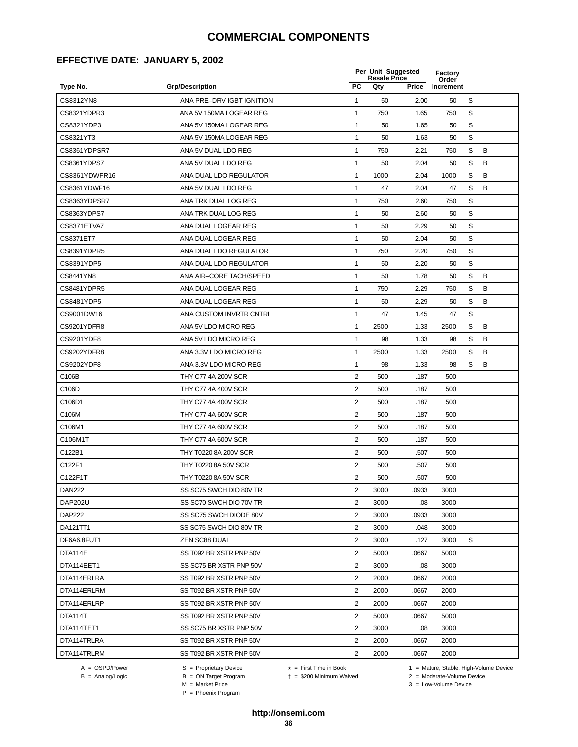# COMMERCIAL COMPONENTS

## EFFECTIVE DATE: JANUARY 5, 2002

| Type No. | Grp/Description | PC | Per Unit Suggested Resale Price Qty | Price | Factory Order Increment | | |
|---|---|---|---|---|---|---|---|
| CS8312YN8 | ANA PRE–DRV IGBT IGNITION | 1 | 50 | 2.00 | 50 | S | |
| CS8321YDPR3 | ANA 5V 150MA LOGEAR REG | 1 | 750 | 1.65 | 750 | S | |
| CS8321YDP3 | ANA 5V 150MA LOGEAR REG | 1 | 50 | 1.65 | 50 | S | |
| CS8321YT3 | ANA 5V 150MA LOGEAR REG | 1 | 50 | 1.63 | 50 | S | |
| CS8361YDPSR7 | ANA 5V DUAL LDO REG | 1 | 750 | 2.21 | 750 | S | B |
| CS8361YDPS7 | ANA 5V DUAL LDO REG | 1 | 50 | 2.04 | 50 | S | B |
| CS8361YDWFR16 | ANA DUAL LDO REGULATOR | 1 | 1000 | 2.04 | 1000 | S | B |
| CS8361YDWF16 | ANA 5V DUAL LDO REG | 1 | 47 | 2.04 | 47 | S | B |
| CS8363YDPSR7 | ANA TRK DUAL LOG REG | 1 | 750 | 2.60 | 750 | S | |
| CS8363YDPS7 | ANA TRK DUAL LOG REG | 1 | 50 | 2.60 | 50 | S | |
| CS8371ETVA7 | ANA DUAL LOGEAR REG | 1 | 50 | 2.29 | 50 | S | |
| CS8371ET7 | ANA DUAL LOGEAR REG | 1 | 50 | 2.04 | 50 | S | |
| CS8391YDPR5 | ANA DUAL LDO REGULATOR | 1 | 750 | 2.20 | 750 | S | |
| CS8391YDP5 | ANA DUAL LDO REGULATOR | 1 | 50 | 2.20 | 50 | S | |
| CS8441YN8 | ANA AIR–CORE TACH/SPEED | 1 | 50 | 1.78 | 50 | S | B |
| CS8481YDPR5 | ANA DUAL LOGEAR REG | 1 | 750 | 2.29 | 750 | S | B |
| CS8481YDP5 | ANA DUAL LOGEAR REG | 1 | 50 | 2.29 | 50 | S | B |
| CS9001DW16 | ANA CUSTOM INVRTR CNTRL | 1 | 47 | 1.45 | 47 | S | |
| CS9201YDFR8 | ANA 5V LDO MICRO REG | 1 | 2500 | 1.33 | 2500 | S | B |
| CS9201YDF8 | ANA 5V LDO MICRO REG | 1 | 98 | 1.33 | 98 | S | B |
| CS9202YDFR8 | ANA 3.3V LDO MICRO REG | 1 | 2500 | 1.33 | 2500 | S | B |
| CS9202YDF8 | ANA 3.3V LDO MICRO REG | 1 | 98 | 1.33 | 98 | S | B |
| C106B | THY C77 4A 200V SCR | 2 | 500 | .187 | 500 | | |
| C106D | THY C77 4A 400V SCR | 2 | 500 | .187 | 500 | | |
| C106D1 | THY C77 4A 400V SCR | 2 | 500 | .187 | 500 | | |
| C106M | THY C77 4A 600V SCR | 2 | 500 | .187 | 500 | | |
| C106M1 | THY C77 4A 600V SCR | 2 | 500 | .187 | 500 | | |
| C106M1T | THY C77 4A 600V SCR | 2 | 500 | .187 | 500 | | |
| C122B1 | THY T0220 8A 200V SCR | 2 | 500 | .507 | 500 | | |
| C122F1 | THY T0220 8A 50V SCR | 2 | 500 | .507 | 500 | | |
| C122F1T | THY T0220 8A 50V SCR | 2 | 500 | .507 | 500 | | |
| DAN222 | SS SC75 SWCH DIO 80V TR | 2 | 3000 | .0933 | 3000 | | |
| DAP202U | SS SC70 SWCH DIO 70V TR | 2 | 3000 | .08 | 3000 | | |
| DAP222 | SS SC75 SWCH DIODE 80V | 2 | 3000 | .0933 | 3000 | | |
| DA121TT1 | SS SC75 SWCH DIO 80V TR | 2 | 3000 | .048 | 3000 | | |
| DF6A6.8FUT1 | ZEN SC88 DUAL | 2 | 3000 | .127 | 3000 | S | |
| DTA114E | SS T092 BR XSTR PNP 50V | 2 | 5000 | .0667 | 5000 | | |
| DTA114EET1 | SS SC75 BR XSTR PNP 50V | 2 | 3000 | .08 | 3000 | | |
| DTA114ERLRA | SS T092 BR XSTR PNP 50V | 2 | 2000 | .0667 | 2000 | | |
| DTA114ERLRM | SS T092 BR XSTR PNP 50V | 2 | 2000 | .0667 | 2000 | | |
| DTA114ERLRP | SS T092 BR XSTR PNP 50V | 2 | 2000 | .0667 | 2000 | | |
| DTA114T | SS T092 BR XSTR PNP 50V | 2 | 5000 | .0667 | 5000 | | |
| DTA114TET1 | SS SC75 BR XSTR PNP 50V | 2 | 3000 | .08 | 3000 | | |
| DTA114TRLRA | SS T092 BR XSTR PNP 50V | 2 | 2000 | .0667 | 2000 | | |
| DTA114TRLRM | SS T092 BR XSTR PNP 50V | 2 | 2000 | .0667 | 2000 | | |

A = OSPD/Power
B = Analog/Logic

S = Proprietary Device
B = ON Target Program
M = Market Price
P = Phoenix Program

⋆ = First Time in Book
† = $200 Minimum Waived

1 = Mature, Stable, High-Volume Device
2 = Moderate-Volume Device
3 = Low-Volume Device

**http://onsemi.com**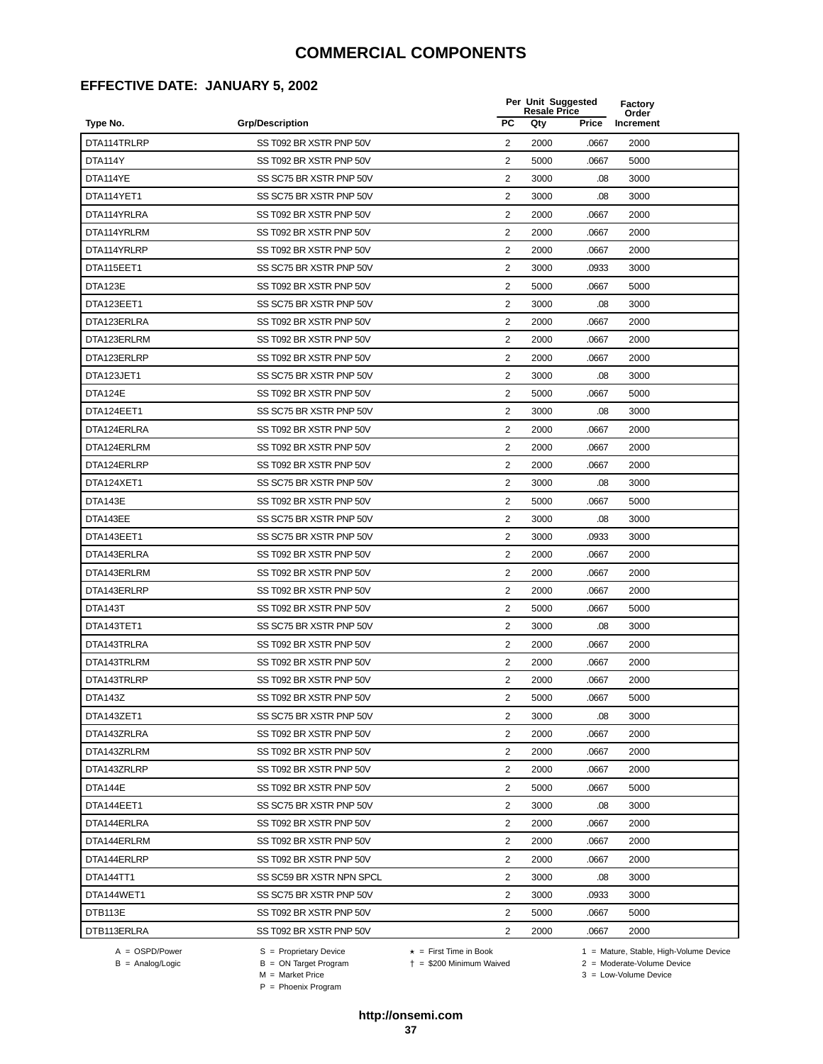# COMMERCIAL COMPONENTS

## EFFECTIVE DATE: JANUARY 5, 2002

| Type No. | Grp/Description | PC | Per Unit Suggested Resale Price Qty | Price | Factory Order Increment |
|---|---|---|---|---|---|
| DTA114TRLRP | SS T092 BR XSTR PNP 50V | 2 | 2000 | .0667 | 2000 |
| DTA114Y | SS T092 BR XSTR PNP 50V | 2 | 5000 | .0667 | 5000 |
| DTA114YE | SS SC75 BR XSTR PNP 50V | 2 | 3000 | .08 | 3000 |
| DTA114YET1 | SS SC75 BR XSTR PNP 50V | 2 | 3000 | .08 | 3000 |
| DTA114YRLRA | SS T092 BR XSTR PNP 50V | 2 | 2000 | .0667 | 2000 |
| DTA114YRLRM | SS T092 BR XSTR PNP 50V | 2 | 2000 | .0667 | 2000 |
| DTA114YRLRP | SS T092 BR XSTR PNP 50V | 2 | 2000 | .0667 | 2000 |
| DTA115EET1 | SS SC75 BR XSTR PNP 50V | 2 | 3000 | .0933 | 3000 |
| DTA123E | SS T092 BR XSTR PNP 50V | 2 | 5000 | .0667 | 5000 |
| DTA123EET1 | SS SC75 BR XSTR PNP 50V | 2 | 3000 | .08 | 3000 |
| DTA123ERLRA | SS T092 BR XSTR PNP 50V | 2 | 2000 | .0667 | 2000 |
| DTA123ERLRM | SS T092 BR XSTR PNP 50V | 2 | 2000 | .0667 | 2000 |
| DTA123ERLRP | SS T092 BR XSTR PNP 50V | 2 | 2000 | .0667 | 2000 |
| DTA123JET1 | SS SC75 BR XSTR PNP 50V | 2 | 3000 | .08 | 3000 |
| DTA124E | SS T092 BR XSTR PNP 50V | 2 | 5000 | .0667 | 5000 |
| DTA124EET1 | SS SC75 BR XSTR PNP 50V | 2 | 3000 | .08 | 3000 |
| DTA124ERLRA | SS T092 BR XSTR PNP 50V | 2 | 2000 | .0667 | 2000 |
| DTA124ERLRM | SS T092 BR XSTR PNP 50V | 2 | 2000 | .0667 | 2000 |
| DTA124ERLRP | SS T092 BR XSTR PNP 50V | 2 | 2000 | .0667 | 2000 |
| DTA124XET1 | SS SC75 BR XSTR PNP 50V | 2 | 3000 | .08 | 3000 |
| DTA143E | SS T092 BR XSTR PNP 50V | 2 | 5000 | .0667 | 5000 |
| DTA143EE | SS SC75 BR XSTR PNP 50V | 2 | 3000 | .08 | 3000 |
| DTA143EET1 | SS SC75 BR XSTR PNP 50V | 2 | 3000 | .0933 | 3000 |
| DTA143ERLRA | SS T092 BR XSTR PNP 50V | 2 | 2000 | .0667 | 2000 |
| DTA143ERLRM | SS T092 BR XSTR PNP 50V | 2 | 2000 | .0667 | 2000 |
| DTA143ERLRP | SS T092 BR XSTR PNP 50V | 2 | 2000 | .0667 | 2000 |
| DTA143T | SS T092 BR XSTR PNP 50V | 2 | 5000 | .0667 | 5000 |
| DTA143TET1 | SS SC75 BR XSTR PNP 50V | 2 | 3000 | .08 | 3000 |
| DTA143TRLRA | SS T092 BR XSTR PNP 50V | 2 | 2000 | .0667 | 2000 |
| DTA143TRLRM | SS T092 BR XSTR PNP 50V | 2 | 2000 | .0667 | 2000 |
| DTA143TRLRP | SS T092 BR XSTR PNP 50V | 2 | 2000 | .0667 | 2000 |
| DTA143Z | SS T092 BR XSTR PNP 50V | 2 | 5000 | .0667 | 5000 |
| DTA143ZET1 | SS SC75 BR XSTR PNP 50V | 2 | 3000 | .08 | 3000 |
| DTA143ZRLRA | SS T092 BR XSTR PNP 50V | 2 | 2000 | .0667 | 2000 |
| DTA143ZRLRM | SS T092 BR XSTR PNP 50V | 2 | 2000 | .0667 | 2000 |
| DTA143ZRLRP | SS T092 BR XSTR PNP 50V | 2 | 2000 | .0667 | 2000 |
| DTA144E | SS T092 BR XSTR PNP 50V | 2 | 5000 | .0667 | 5000 |
| DTA144EET1 | SS SC75 BR XSTR PNP 50V | 2 | 3000 | .08 | 3000 |
| DTA144ERLRA | SS T092 BR XSTR PNP 50V | 2 | 2000 | .0667 | 2000 |
| DTA144ERLRM | SS T092 BR XSTR PNP 50V | 2 | 2000 | .0667 | 2000 |
| DTA144ERLRP | SS T092 BR XSTR PNP 50V | 2 | 2000 | .0667 | 2000 |
| DTA144TT1 | SS SC59 BR XSTR NPN SPCL | 2 | 3000 | .08 | 3000 |
| DTA144WET1 | SS SC75 BR XSTR PNP 50V | 2 | 3000 | .0933 | 3000 |
| DTB113E | SS T092 BR XSTR PNP 50V | 2 | 5000 | .0667 | 5000 |
| DTB113ERLRA | SS T092 BR XSTR PNP 50V | 2 | 2000 | .0667 | 2000 |

A = OSPD/Power
B = Analog/Logic

S = Proprietary Device
B = ON Target Program
M = Market Price
P = Phoenix Program

★ = First Time in Book
† = $200 Minimum Waived

1 = Mature, Stable, High-Volume Device
2 = Moderate-Volume Device
3 = Low-Volume Device

**http://onsemi.com**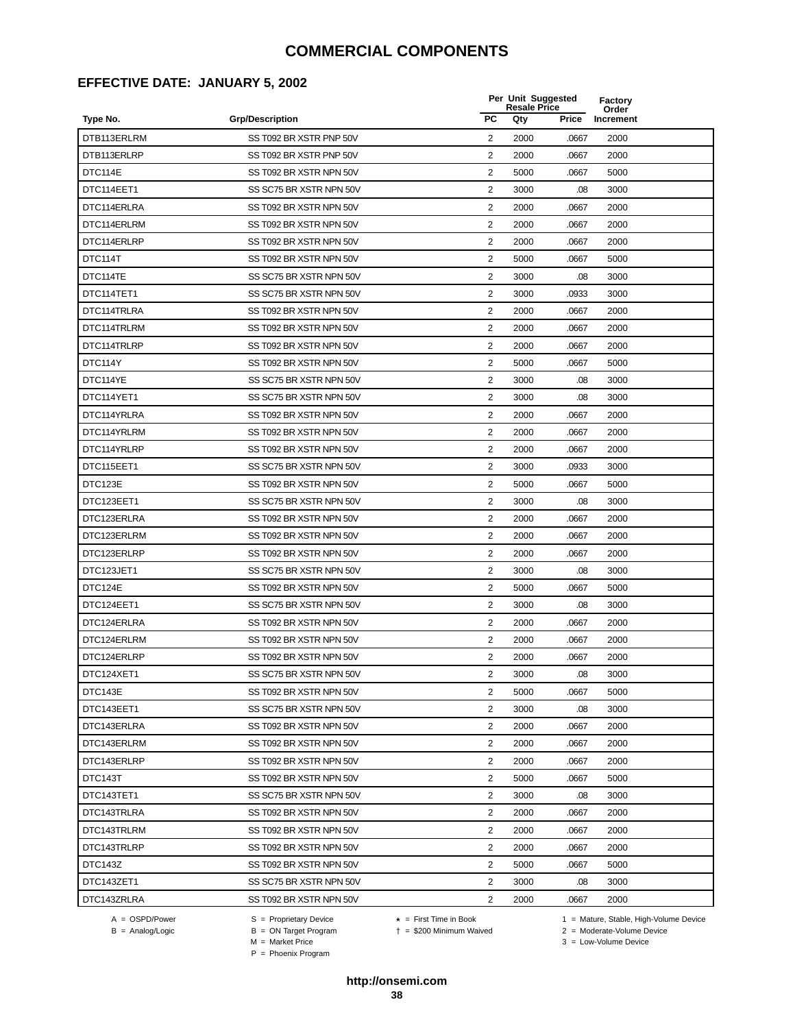# COMMERCIAL COMPONENTS

## EFFECTIVE DATE: JANUARY 5, 2002

| Type No. | Grp/Description | PC | Per Unit Suggested Resale Price Qty | Price | Factory Order Increment |
|---|---|---|---|---|---|
| DTB113ERLRM | SS T092 BR XSTR PNP 50V | 2 | 2000 | .0667 | 2000 |
| DTB113ERLRP | SS T092 BR XSTR PNP 50V | 2 | 2000 | .0667 | 2000 |
| DTC114E | SS T092 BR XSTR NPN 50V | 2 | 5000 | .0667 | 5000 |
| DTC114EET1 | SS SC75 BR XSTR NPN 50V | 2 | 3000 | .08 | 3000 |
| DTC114ERLRA | SS T092 BR XSTR NPN 50V | 2 | 2000 | .0667 | 2000 |
| DTC114ERLRM | SS T092 BR XSTR NPN 50V | 2 | 2000 | .0667 | 2000 |
| DTC114ERLRP | SS T092 BR XSTR NPN 50V | 2 | 2000 | .0667 | 2000 |
| DTC114T | SS T092 BR XSTR NPN 50V | 2 | 5000 | .0667 | 5000 |
| DTC114TE | SS SC75 BR XSTR NPN 50V | 2 | 3000 | .08 | 3000 |
| DTC114TET1 | SS SC75 BR XSTR NPN 50V | 2 | 3000 | .0933 | 3000 |
| DTC114TRLRA | SS T092 BR XSTR NPN 50V | 2 | 2000 | .0667 | 2000 |
| DTC114TRLRM | SS T092 BR XSTR NPN 50V | 2 | 2000 | .0667 | 2000 |
| DTC114TRLRP | SS T092 BR XSTR NPN 50V | 2 | 2000 | .0667 | 2000 |
| DTC114Y | SS T092 BR XSTR NPN 50V | 2 | 5000 | .0667 | 5000 |
| DTC114YE | SS SC75 BR XSTR NPN 50V | 2 | 3000 | .08 | 3000 |
| DTC114YET1 | SS SC75 BR XSTR NPN 50V | 2 | 3000 | .08 | 3000 |
| DTC114YRLRA | SS T092 BR XSTR NPN 50V | 2 | 2000 | .0667 | 2000 |
| DTC114YRLRM | SS T092 BR XSTR NPN 50V | 2 | 2000 | .0667 | 2000 |
| DTC114YRLRP | SS T092 BR XSTR NPN 50V | 2 | 2000 | .0667 | 2000 |
| DTC115EET1 | SS SC75 BR XSTR NPN 50V | 2 | 3000 | .0933 | 3000 |
| DTC123E | SS T092 BR XSTR NPN 50V | 2 | 5000 | .0667 | 5000 |
| DTC123EET1 | SS SC75 BR XSTR NPN 50V | 2 | 3000 | .08 | 3000 |
| DTC123ERLRA | SS T092 BR XSTR NPN 50V | 2 | 2000 | .0667 | 2000 |
| DTC123ERLRM | SS T092 BR XSTR NPN 50V | 2 | 2000 | .0667 | 2000 |
| DTC123ERLRP | SS T092 BR XSTR NPN 50V | 2 | 2000 | .0667 | 2000 |
| DTC123JET1 | SS SC75 BR XSTR NPN 50V | 2 | 3000 | .08 | 3000 |
| DTC124E | SS T092 BR XSTR NPN 50V | 2 | 5000 | .0667 | 5000 |
| DTC124EET1 | SS SC75 BR XSTR NPN 50V | 2 | 3000 | .08 | 3000 |
| DTC124ERLRA | SS T092 BR XSTR NPN 50V | 2 | 2000 | .0667 | 2000 |
| DTC124ERLRM | SS T092 BR XSTR NPN 50V | 2 | 2000 | .0667 | 2000 |
| DTC124ERLRP | SS T092 BR XSTR NPN 50V | 2 | 2000 | .0667 | 2000 |
| DTC124XET1 | SS SC75 BR XSTR NPN 50V | 2 | 3000 | .08 | 3000 |
| DTC143E | SS T092 BR XSTR NPN 50V | 2 | 5000 | .0667 | 5000 |
| DTC143EET1 | SS SC75 BR XSTR NPN 50V | 2 | 3000 | .08 | 3000 |
| DTC143ERLRA | SS T092 BR XSTR NPN 50V | 2 | 2000 | .0667 | 2000 |
| DTC143ERLRM | SS T092 BR XSTR NPN 50V | 2 | 2000 | .0667 | 2000 |
| DTC143ERLRP | SS T092 BR XSTR NPN 50V | 2 | 2000 | .0667 | 2000 |
| DTC143T | SS T092 BR XSTR NPN 50V | 2 | 5000 | .0667 | 5000 |
| DTC143TET1 | SS SC75 BR XSTR NPN 50V | 2 | 3000 | .08 | 3000 |
| DTC143TRLRA | SS T092 BR XSTR NPN 50V | 2 | 2000 | .0667 | 2000 |
| DTC143TRLRM | SS T092 BR XSTR NPN 50V | 2 | 2000 | .0667 | 2000 |
| DTC143TRLRP | SS T092 BR XSTR NPN 50V | 2 | 2000 | .0667 | 2000 |
| DTC143Z | SS T092 BR XSTR NPN 50V | 2 | 5000 | .0667 | 5000 |
| DTC143ZET1 | SS SC75 BR XSTR NPN 50V | 2 | 3000 | .08 | 3000 |
| DTC143ZRLRA | SS T092 BR XSTR NPN 50V | 2 | 2000 | .0667 | 2000 |

A = OSPD/Power
B = Analog/Logic

S = Proprietary Device
B = ON Target Program
M = Market Price
P = Phoenix Program

⋆ = First Time in Book
† = $200 Minimum Waived

1 = Mature, Stable, High-Volume Device
2 = Moderate-Volume Device
3 = Low-Volume Device

**http://onsemi.com**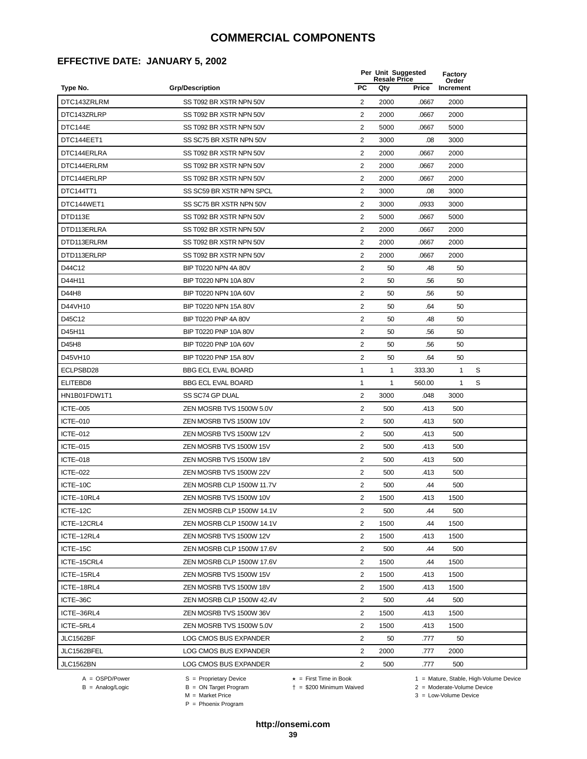# COMMERCIAL COMPONENTS

## EFFECTIVE DATE: JANUARY 5, 2002

| Type No. | Grp/Description | PC | Per Unit Suggested Resale Price Qty | Price | Factory Order Increment | |
|---|---|---|---|---|---|---|
| DTC143ZRLRM | SS T092 BR XSTR NPN 50V | 2 | 2000 | .0667 | 2000 | |
| DTC143ZRLRP | SS T092 BR XSTR NPN 50V | 2 | 2000 | .0667 | 2000 | |
| DTC144E | SS T092 BR XSTR NPN 50V | 2 | 5000 | .0667 | 5000 | |
| DTC144EET1 | SS SC75 BR XSTR NPN 50V | 2 | 3000 | .08 | 3000 | |
| DTC144ERLRA | SS T092 BR XSTR NPN 50V | 2 | 2000 | .0667 | 2000 | |
| DTC144ERLRM | SS T092 BR XSTR NPN 50V | 2 | 2000 | .0667 | 2000 | |
| DTC144ERLRP | SS T092 BR XSTR NPN 50V | 2 | 2000 | .0667 | 2000 | |
| DTC144TT1 | SS SC59 BR XSTR NPN SPCL | 2 | 3000 | .08 | 3000 | |
| DTC144WET1 | SS SC75 BR XSTR NPN 50V | 2 | 3000 | .0933 | 3000 | |
| DTD113E | SS T092 BR XSTR NPN 50V | 2 | 5000 | .0667 | 5000 | |
| DTD113ERLRA | SS T092 BR XSTR NPN 50V | 2 | 2000 | .0667 | 2000 | |
| DTD113ERLRM | SS T092 BR XSTR NPN 50V | 2 | 2000 | .0667 | 2000 | |
| DTD113ERLRP | SS T092 BR XSTR NPN 50V | 2 | 2000 | .0667 | 2000 | |
| D44C12 | BIP T0220 NPN 4A 80V | 2 | 50 | .48 | 50 | |
| D44H11 | BIP T0220 NPN 10A 80V | 2 | 50 | .56 | 50 | |
| D44H8 | BIP T0220 NPN 10A 60V | 2 | 50 | .56 | 50 | |
| D44VH10 | BIP T0220 NPN 15A 80V | 2 | 50 | .64 | 50 | |
| D45C12 | BIP T0220 PNP 4A 80V | 2 | 50 | .48 | 50 | |
| D45H11 | BIP T0220 PNP 10A 80V | 2 | 50 | .56 | 50 | |
| D45H8 | BIP T0220 PNP 10A 60V | 2 | 50 | .56 | 50 | |
| D45VH10 | BIP T0220 PNP 15A 80V | 2 | 50 | .64 | 50 | |
| ECLPSBD28 | BBG ECL EVAL BOARD | 1 | 1 | 333.30 | 1 | S |
| ELITEBD8 | BBG ECL EVAL BOARD | 1 | 1 | 560.00 | 1 | S |
| HN1B01FDW1T1 | SS SC74 GP DUAL | 2 | 3000 | .048 | 3000 | |
| ICTE–005 | ZEN MOSRB TVS 1500W 5.0V | 2 | 500 | .413 | 500 | |
| ICTE–010 | ZEN MOSRB TVS 1500W 10V | 2 | 500 | .413 | 500 | |
| ICTE–012 | ZEN MOSRB TVS 1500W 12V | 2 | 500 | .413 | 500 | |
| ICTE–015 | ZEN MOSRB TVS 1500W 15V | 2 | 500 | .413 | 500 | |
| ICTE–018 | ZEN MOSRB TVS 1500W 18V | 2 | 500 | .413 | 500 | |
| ICTE–022 | ZEN MOSRB TVS 1500W 22V | 2 | 500 | .413 | 500 | |
| ICTE–10C | ZEN MOSRB CLP 1500W 11.7V | 2 | 500 | .44 | 500 | |
| ICTE–10RL4 | ZEN MOSRB TVS 1500W 10V | 2 | 1500 | .413 | 1500 | |
| ICTE–12C | ZEN MOSRB CLP 1500W 14.1V | 2 | 500 | .44 | 500 | |
| ICTE–12CRL4 | ZEN MOSRB CLP 1500W 14.1V | 2 | 1500 | .44 | 1500 | |
| ICTE–12RL4 | ZEN MOSRB TVS 1500W 12V | 2 | 1500 | .413 | 1500 | |
| ICTE–15C | ZEN MOSRB CLP 1500W 17.6V | 2 | 500 | .44 | 500 | |
| ICTE–15CRL4 | ZEN MOSRB CLP 1500W 17.6V | 2 | 1500 | .44 | 1500 | |
| ICTE–15RL4 | ZEN MOSRB TVS 1500W 15V | 2 | 1500 | .413 | 1500 | |
| ICTE–18RL4 | ZEN MOSRB TVS 1500W 18V | 2 | 1500 | .413 | 1500 | |
| ICTE–36C | ZEN MOSRB CLP 1500W 42.4V | 2 | 500 | .44 | 500 | |
| ICTE–36RL4 | ZEN MOSRB TVS 1500W 36V | 2 | 1500 | .413 | 1500 | |
| ICTE–5RL4 | ZEN MOSRB TVS 1500W 5.0V | 2 | 1500 | .413 | 1500 | |
| JLC1562BF | LOG CMOS BUS EXPANDER | 2 | 50 | .777 | 50 | |
| JLC1562BFEL | LOG CMOS BUS EXPANDER | 2 | 2000 | .777 | 2000 | |
| JLC1562BN | LOG CMOS BUS EXPANDER | 2 | 500 | .777 | 500 | |

A = OSPD/Power
B = Analog/Logic

S = Proprietary Device
B = ON Target Program
M = Market Price
P = Phoenix Program

⋆ = First Time in Book
† = $200 Minimum Waived

1 = Mature, Stable, High-Volume Device
2 = Moderate-Volume Device
3 = Low-Volume Device

**http://onsemi.com**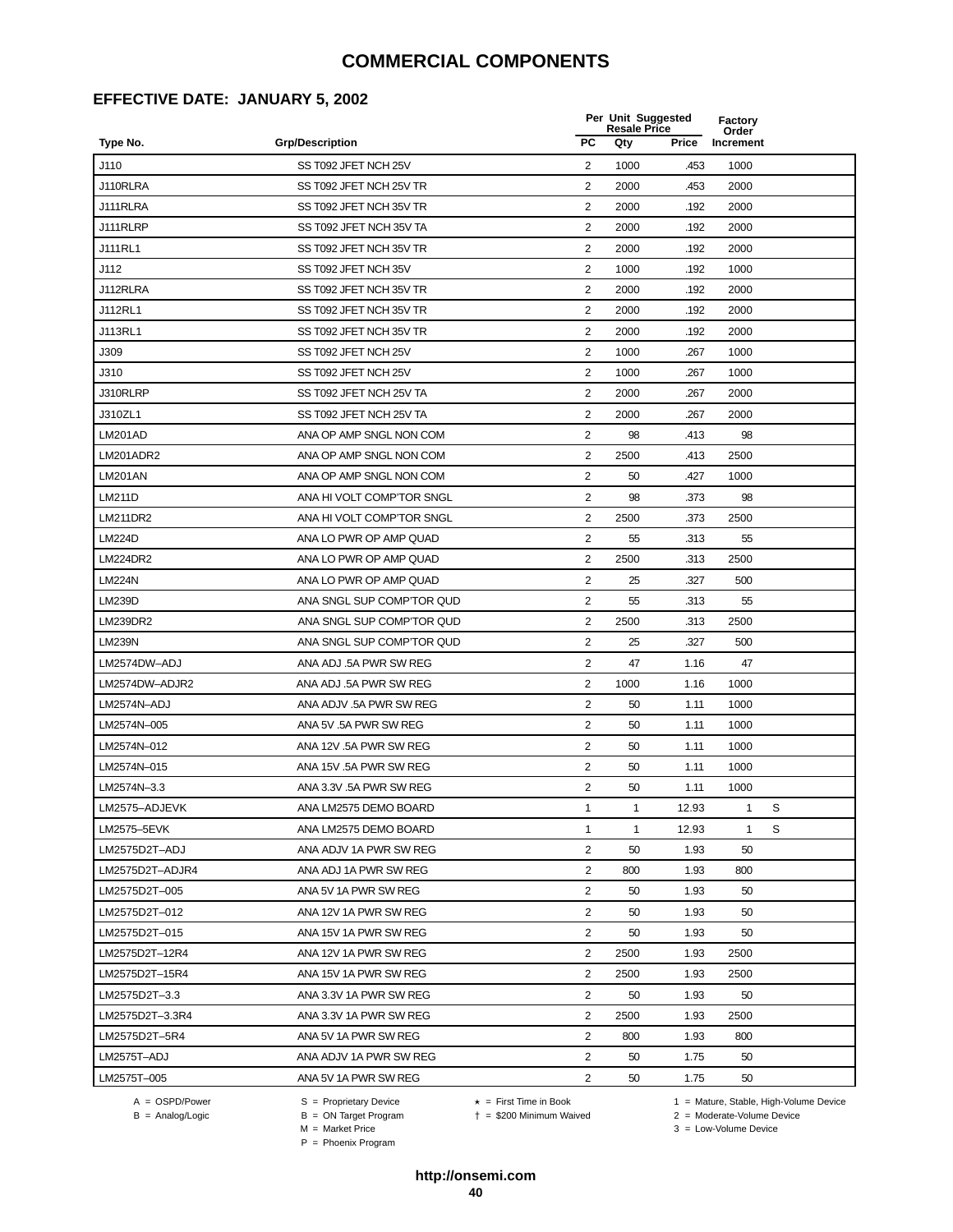# COMMERCIAL COMPONENTS

## EFFECTIVE DATE: JANUARY 5, 2002

| Type No. | Grp/Description | PC | Per Unit Suggested Resale Price Qty | Price | Factory Order Increment | |
|---|---|---|---|---|---|---|
| J110 | SS T092 JFET NCH 25V | 2 | 1000 | .453 | 1000 | |
| J110RLRA | SS T092 JFET NCH 25V TR | 2 | 2000 | .453 | 2000 | |
| J111RLRA | SS T092 JFET NCH 35V TR | 2 | 2000 | .192 | 2000 | |
| J111RLRP | SS T092 JFET NCH 35V TA | 2 | 2000 | .192 | 2000 | |
| J111RL1 | SS T092 JFET NCH 35V TR | 2 | 2000 | .192 | 2000 | |
| J112 | SS T092 JFET NCH 35V | 2 | 1000 | .192 | 1000 | |
| J112RLRA | SS T092 JFET NCH 35V TR | 2 | 2000 | .192 | 2000 | |
| J112RL1 | SS T092 JFET NCH 35V TR | 2 | 2000 | .192 | 2000 | |
| J113RL1 | SS T092 JFET NCH 35V TR | 2 | 2000 | .192 | 2000 | |
| J309 | SS T092 JFET NCH 25V | 2 | 1000 | .267 | 1000 | |
| J310 | SS T092 JFET NCH 25V | 2 | 1000 | .267 | 1000 | |
| J310RLRP | SS T092 JFET NCH 25V TA | 2 | 2000 | .267 | 2000 | |
| J310ZL1 | SS T092 JFET NCH 25V TA | 2 | 2000 | .267 | 2000 | |
| LM201AD | ANA OP AMP SNGL NON COM | 2 | 98 | .413 | 98 | |
| LM201ADR2 | ANA OP AMP SNGL NON COM | 2 | 2500 | .413 | 2500 | |
| LM201AN | ANA OP AMP SNGL NON COM | 2 | 50 | .427 | 1000 | |
| LM211D | ANA HI VOLT COMP'TOR SNGL | 2 | 98 | .373 | 98 | |
| LM211DR2 | ANA HI VOLT COMP'TOR SNGL | 2 | 2500 | .373 | 2500 | |
| LM224D | ANA LO PWR OP AMP QUAD | 2 | 55 | .313 | 55 | |
| LM224DR2 | ANA LO PWR OP AMP QUAD | 2 | 2500 | .313 | 2500 | |
| LM224N | ANA LO PWR OP AMP QUAD | 2 | 25 | .327 | 500 | |
| LM239D | ANA SNGL SUP COMP'TOR QUD | 2 | 55 | .313 | 55 | |
| LM239DR2 | ANA SNGL SUP COMP'TOR QUD | 2 | 2500 | .313 | 2500 | |
| LM239N | ANA SNGL SUP COMP'TOR QUD | 2 | 25 | .327 | 500 | |
| LM2574DW–ADJ | ANA ADJ .5A PWR SW REG | 2 | 47 | 1.16 | 47 | |
| LM2574DW–ADJR2 | ANA ADJ .5A PWR SW REG | 2 | 1000 | 1.16 | 1000 | |
| LM2574N–ADJ | ANA ADJV .5A PWR SW REG | 2 | 50 | 1.11 | 1000 | |
| LM2574N–005 | ANA 5V .5A PWR SW REG | 2 | 50 | 1.11 | 1000 | |
| LM2574N–012 | ANA 12V .5A PWR SW REG | 2 | 50 | 1.11 | 1000 | |
| LM2574N–015 | ANA 15V .5A PWR SW REG | 2 | 50 | 1.11 | 1000 | |
| LM2574N–3.3 | ANA 3.3V .5A PWR SW REG | 2 | 50 | 1.11 | 1000 | |
| LM2575–ADJEVK | ANA LM2575 DEMO BOARD | 1 | 1 | 12.93 | 1 | S |
| LM2575–5EVK | ANA LM2575 DEMO BOARD | 1 | 1 | 12.93 | 1 | S |
| LM2575D2T–ADJ | ANA ADJV 1A PWR SW REG | 2 | 50 | 1.93 | 50 | |
| LM2575D2T–ADJR4 | ANA ADJ 1A PWR SW REG | 2 | 800 | 1.93 | 800 | |
| LM2575D2T–005 | ANA 5V 1A PWR SW REG | 2 | 50 | 1.93 | 50 | |
| LM2575D2T–012 | ANA 12V 1A PWR SW REG | 2 | 50 | 1.93 | 50 | |
| LM2575D2T–015 | ANA 15V 1A PWR SW REG | 2 | 50 | 1.93 | 50 | |
| LM2575D2T–12R4 | ANA 12V 1A PWR SW REG | 2 | 2500 | 1.93 | 2500 | |
| LM2575D2T–15R4 | ANA 15V 1A PWR SW REG | 2 | 2500 | 1.93 | 2500 | |
| LM2575D2T–3.3 | ANA 3.3V 1A PWR SW REG | 2 | 50 | 1.93 | 50 | |
| LM2575D2T–3.3R4 | ANA 3.3V 1A PWR SW REG | 2 | 2500 | 1.93 | 2500 | |
| LM2575D2T–5R4 | ANA 5V 1A PWR SW REG | 2 | 800 | 1.93 | 800 | |
| LM2575T–ADJ | ANA ADJV 1A PWR SW REG | 2 | 50 | 1.75 | 50 | |
| LM2575T–005 | ANA 5V 1A PWR SW REG | 2 | 50 | 1.75 | 50 | |

A = OSPD/Power
B = Analog/Logic

S = Proprietary Device
B = ON Target Program
M = Market Price
P = Phoenix Program

⋆ = First Time in Book
† = $200 Minimum Waived

1 = Mature, Stable, High-Volume Device
2 = Moderate-Volume Device
3 = Low-Volume Device

**http://onsemi.com**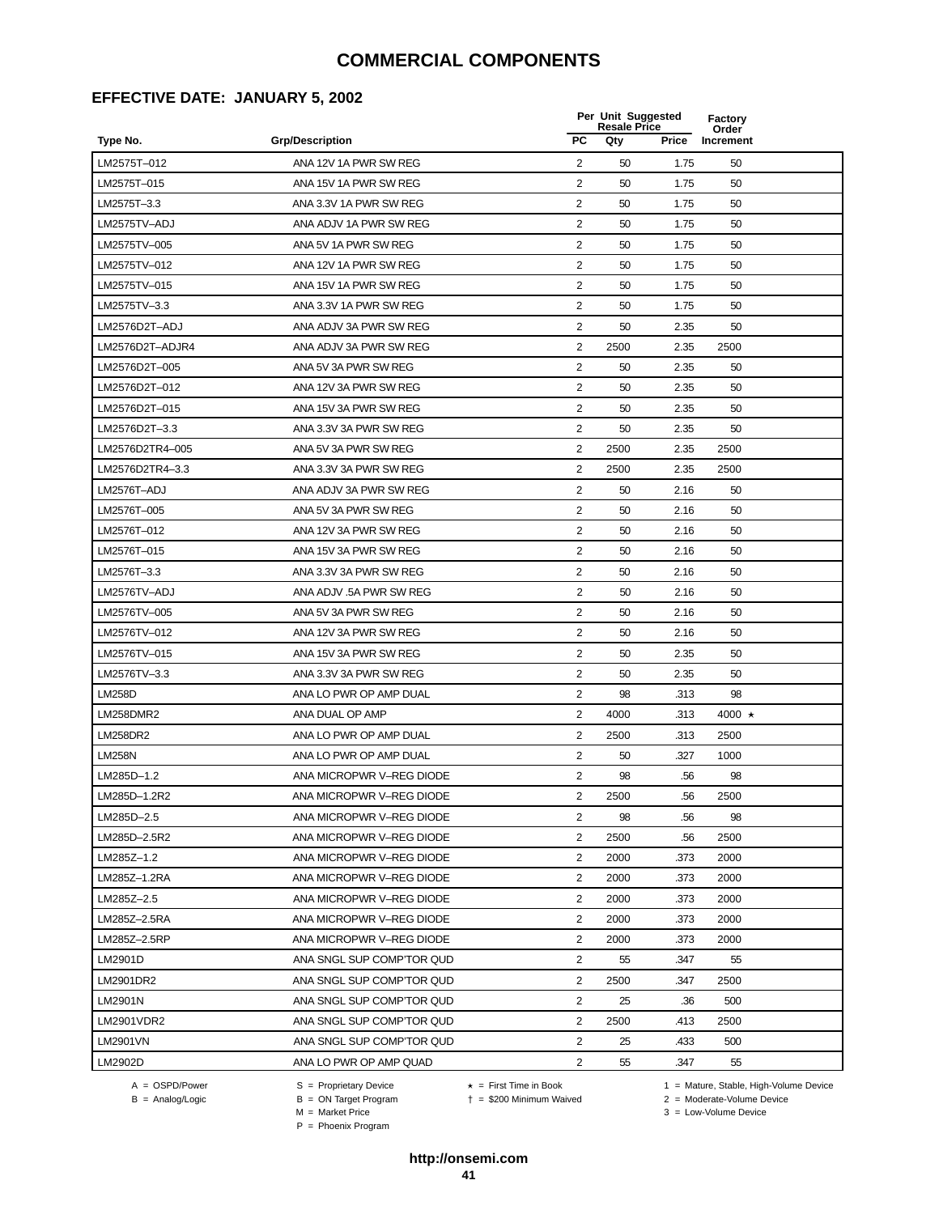# COMMERCIAL COMPONENTS

## EFFECTIVE DATE: JANUARY 5, 2002

| Type No. | Grp/Description | PC | Per Unit Suggested Resale Price Qty | Price | Factory Order Increment |
|---|---|---|---|---|---|
| LM2575T–012 | ANA 12V 1A PWR SW REG | 2 | 50 | 1.75 | 50 |
| LM2575T–015 | ANA 15V 1A PWR SW REG | 2 | 50 | 1.75 | 50 |
| LM2575T–3.3 | ANA 3.3V 1A PWR SW REG | 2 | 50 | 1.75 | 50 |
| LM2575TV–ADJ | ANA ADJV 1A PWR SW REG | 2 | 50 | 1.75 | 50 |
| LM2575TV–005 | ANA 5V 1A PWR SW REG | 2 | 50 | 1.75 | 50 |
| LM2575TV–012 | ANA 12V 1A PWR SW REG | 2 | 50 | 1.75 | 50 |
| LM2575TV–015 | ANA 15V 1A PWR SW REG | 2 | 50 | 1.75 | 50 |
| LM2575TV–3.3 | ANA 3.3V 1A PWR SW REG | 2 | 50 | 1.75 | 50 |
| LM2576D2T–ADJ | ANA ADJV 3A PWR SW REG | 2 | 50 | 2.35 | 50 |
| LM2576D2T–ADJR4 | ANA ADJV 3A PWR SW REG | 2 | 2500 | 2.35 | 2500 |
| LM2576D2T–005 | ANA 5V 3A PWR SW REG | 2 | 50 | 2.35 | 50 |
| LM2576D2T–012 | ANA 12V 3A PWR SW REG | 2 | 50 | 2.35 | 50 |
| LM2576D2T–015 | ANA 15V 3A PWR SW REG | 2 | 50 | 2.35 | 50 |
| LM2576D2T–3.3 | ANA 3.3V 3A PWR SW REG | 2 | 50 | 2.35 | 50 |
| LM2576D2TR4–005 | ANA 5V 3A PWR SW REG | 2 | 2500 | 2.35 | 2500 |
| LM2576D2TR4–3.3 | ANA 3.3V 3A PWR SW REG | 2 | 2500 | 2.35 | 2500 |
| LM2576T–ADJ | ANA ADJV 3A PWR SW REG | 2 | 50 | 2.16 | 50 |
| LM2576T–005 | ANA 5V 3A PWR SW REG | 2 | 50 | 2.16 | 50 |
| LM2576T–012 | ANA 12V 3A PWR SW REG | 2 | 50 | 2.16 | 50 |
| LM2576T–015 | ANA 15V 3A PWR SW REG | 2 | 50 | 2.16 | 50 |
| LM2576T–3.3 | ANA 3.3V 3A PWR SW REG | 2 | 50 | 2.16 | 50 |
| LM2576TV–ADJ | ANA ADJV .5A PWR SW REG | 2 | 50 | 2.16 | 50 |
| LM2576TV–005 | ANA 5V 3A PWR SW REG | 2 | 50 | 2.16 | 50 |
| LM2576TV–012 | ANA 12V 3A PWR SW REG | 2 | 50 | 2.16 | 50 |
| LM2576TV–015 | ANA 15V 3A PWR SW REG | 2 | 50 | 2.35 | 50 |
| LM2576TV–3.3 | ANA 3.3V 3A PWR SW REG | 2 | 50 | 2.35 | 50 |
| LM258D | ANA LO PWR OP AMP DUAL | 2 | 98 | .313 | 98 |
| LM258DMR2 | ANA DUAL OP AMP | 2 | 4000 | .313 | 4000 ⋆ |
| LM258DR2 | ANA LO PWR OP AMP DUAL | 2 | 2500 | .313 | 2500 |
| LM258N | ANA LO PWR OP AMP DUAL | 2 | 50 | .327 | 1000 |
| LM285D–1.2 | ANA MICROPWR V–REG DIODE | 2 | 98 | .56 | 98 |
| LM285D–1.2R2 | ANA MICROPWR V–REG DIODE | 2 | 2500 | .56 | 2500 |
| LM285D–2.5 | ANA MICROPWR V–REG DIODE | 2 | 98 | .56 | 98 |
| LM285D–2.5R2 | ANA MICROPWR V–REG DIODE | 2 | 2500 | .56 | 2500 |
| LM285Z–1.2 | ANA MICROPWR V–REG DIODE | 2 | 2000 | .373 | 2000 |
| LM285Z–1.2RA | ANA MICROPWR V–REG DIODE | 2 | 2000 | .373 | 2000 |
| LM285Z–2.5 | ANA MICROPWR V–REG DIODE | 2 | 2000 | .373 | 2000 |
| LM285Z–2.5RA | ANA MICROPWR V–REG DIODE | 2 | 2000 | .373 | 2000 |
| LM285Z–2.5RP | ANA MICROPWR V–REG DIODE | 2 | 2000 | .373 | 2000 |
| LM2901D | ANA SNGL SUP COMP'TOR QUD | 2 | 55 | .347 | 55 |
| LM2901DR2 | ANA SNGL SUP COMP'TOR QUD | 2 | 2500 | .347 | 2500 |
| LM2901N | ANA SNGL SUP COMP'TOR QUD | 2 | 25 | .36 | 500 |
| LM2901VDR2 | ANA SNGL SUP COMP'TOR QUD | 2 | 2500 | .413 | 2500 |
| LM2901VN | ANA SNGL SUP COMP'TOR QUD | 2 | 25 | .433 | 500 |
| LM2902D | ANA LO PWR OP AMP QUAD | 2 | 55 | .347 | 55 |

A = OSPD/Power
B = Analog/Logic

S = Proprietary Device
B = ON Target Program
M = Market Price
P = Phoenix Program

⋆ = First Time in Book
† = $200 Minimum Waived

1 = Mature, Stable, High-Volume Device
2 = Moderate-Volume Device
3 = Low-Volume Device

**http://onsemi.com**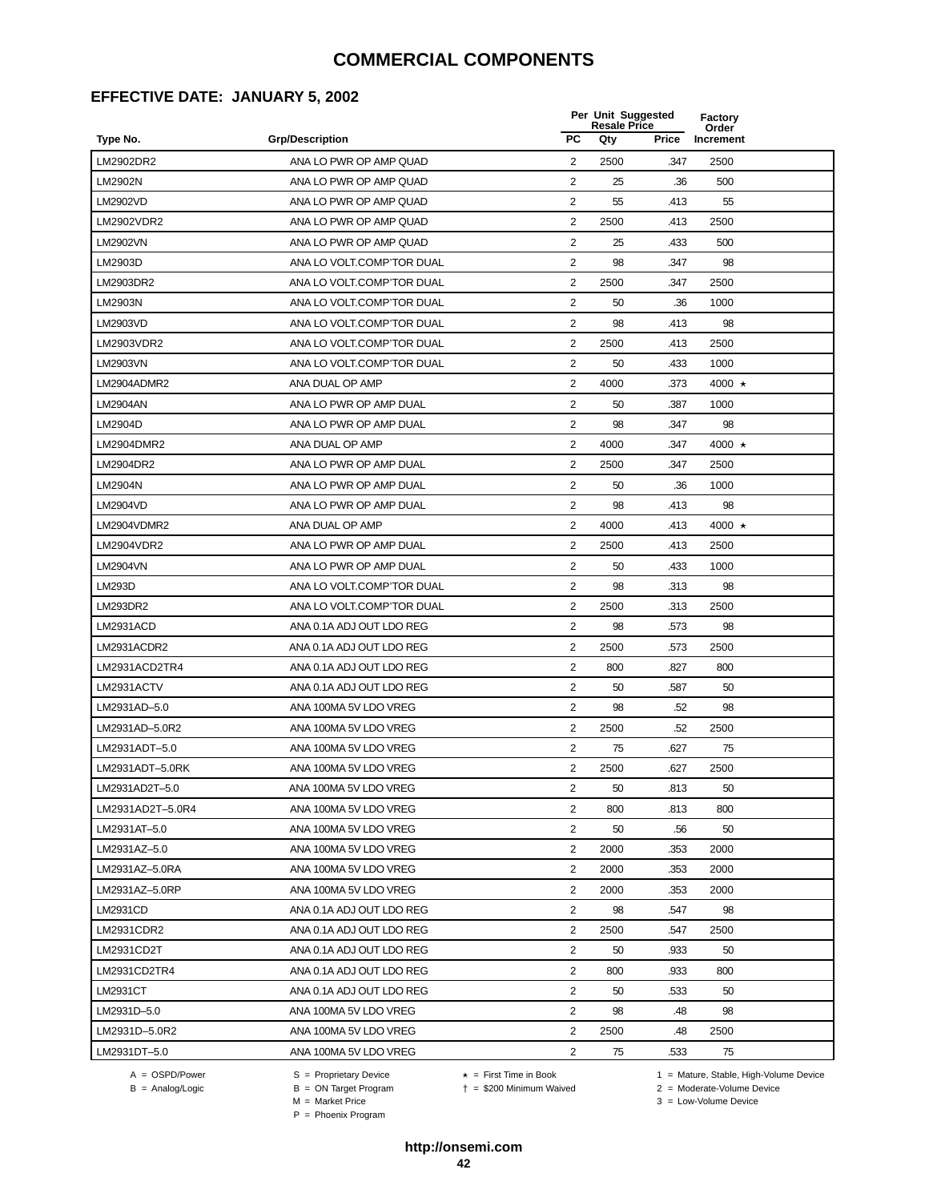# COMMERCIAL COMPONENTS

## EFFECTIVE DATE: JANUARY 5, 2002

| Type No. | Grp/Description | PC | Per Unit Suggested Resale Price Qty | Price | Factory Order Increment |
|---|---|---|---|---|---|
| LM2902DR2 | ANA LO PWR OP AMP QUAD | 2 | 2500 | .347 | 2500 |
| LM2902N | ANA LO PWR OP AMP QUAD | 2 | 25 | .36 | 500 |
| LM2902VD | ANA LO PWR OP AMP QUAD | 2 | 55 | .413 | 55 |
| LM2902VDR2 | ANA LO PWR OP AMP QUAD | 2 | 2500 | .413 | 2500 |
| LM2902VN | ANA LO PWR OP AMP QUAD | 2 | 25 | .433 | 500 |
| LM2903D | ANA LO VOLT.COMP'TOR DUAL | 2 | 98 | .347 | 98 |
| LM2903DR2 | ANA LO VOLT.COMP'TOR DUAL | 2 | 2500 | .347 | 2500 |
| LM2903N | ANA LO VOLT.COMP'TOR DUAL | 2 | 50 | .36 | 1000 |
| LM2903VD | ANA LO VOLT.COMP'TOR DUAL | 2 | 98 | .413 | 98 |
| LM2903VDR2 | ANA LO VOLT.COMP'TOR DUAL | 2 | 2500 | .413 | 2500 |
| LM2903VN | ANA LO VOLT.COMP'TOR DUAL | 2 | 50 | .433 | 1000 |
| LM2904ADMR2 | ANA DUAL OP AMP | 2 | 4000 | .373 | 4000 ⋆ |
| LM2904AN | ANA LO PWR OP AMP DUAL | 2 | 50 | .387 | 1000 |
| LM2904D | ANA LO PWR OP AMP DUAL | 2 | 98 | .347 | 98 |
| LM2904DMR2 | ANA DUAL OP AMP | 2 | 4000 | .347 | 4000 ⋆ |
| LM2904DR2 | ANA LO PWR OP AMP DUAL | 2 | 2500 | .347 | 2500 |
| LM2904N | ANA LO PWR OP AMP DUAL | 2 | 50 | .36 | 1000 |
| LM2904VD | ANA LO PWR OP AMP DUAL | 2 | 98 | .413 | 98 |
| LM2904VDMR2 | ANA DUAL OP AMP | 2 | 4000 | .413 | 4000 ⋆ |
| LM2904VDR2 | ANA LO PWR OP AMP DUAL | 2 | 2500 | .413 | 2500 |
| LM2904VN | ANA LO PWR OP AMP DUAL | 2 | 50 | .433 | 1000 |
| LM293D | ANA LO VOLT.COMP'TOR DUAL | 2 | 98 | .313 | 98 |
| LM293DR2 | ANA LO VOLT.COMP'TOR DUAL | 2 | 2500 | .313 | 2500 |
| LM2931ACD | ANA 0.1A ADJ OUT LDO REG | 2 | 98 | .573 | 98 |
| LM2931ACDR2 | ANA 0.1A ADJ OUT LDO REG | 2 | 2500 | .573 | 2500 |
| LM2931ACD2TR4 | ANA 0.1A ADJ OUT LDO REG | 2 | 800 | .827 | 800 |
| LM2931ACTV | ANA 0.1A ADJ OUT LDO REG | 2 | 50 | .587 | 50 |
| LM2931AD–5.0 | ANA 100MA 5V LDO VREG | 2 | 98 | .52 | 98 |
| LM2931AD–5.0R2 | ANA 100MA 5V LDO VREG | 2 | 2500 | .52 | 2500 |
| LM2931ADT–5.0 | ANA 100MA 5V LDO VREG | 2 | 75 | .627 | 75 |
| LM2931ADT–5.0RK | ANA 100MA 5V LDO VREG | 2 | 2500 | .627 | 2500 |
| LM2931AD2T–5.0 | ANA 100MA 5V LDO VREG | 2 | 50 | .813 | 50 |
| LM2931AD2T–5.0R4 | ANA 100MA 5V LDO VREG | 2 | 800 | .813 | 800 |
| LM2931AT–5.0 | ANA 100MA 5V LDO VREG | 2 | 50 | .56 | 50 |
| LM2931AZ–5.0 | ANA 100MA 5V LDO VREG | 2 | 2000 | .353 | 2000 |
| LM2931AZ–5.0RA | ANA 100MA 5V LDO VREG | 2 | 2000 | .353 | 2000 |
| LM2931AZ–5.0RP | ANA 100MA 5V LDO VREG | 2 | 2000 | .353 | 2000 |
| LM2931CD | ANA 0.1A ADJ OUT LDO REG | 2 | 98 | .547 | 98 |
| LM2931CDR2 | ANA 0.1A ADJ OUT LDO REG | 2 | 2500 | .547 | 2500 |
| LM2931CD2T | ANA 0.1A ADJ OUT LDO REG | 2 | 50 | .933 | 50 |
| LM2931CD2TR4 | ANA 0.1A ADJ OUT LDO REG | 2 | 800 | .933 | 800 |
| LM2931CT | ANA 0.1A ADJ OUT LDO REG | 2 | 50 | .533 | 50 |
| LM2931D–5.0 | ANA 100MA 5V LDO VREG | 2 | 98 | .48 | 98 |
| LM2931D–5.0R2 | ANA 100MA 5V LDO VREG | 2 | 2500 | .48 | 2500 |
| LM2931DT–5.0 | ANA 100MA 5V LDO VREG | 2 | 75 | .533 | 75 |

A = OSPD/Power
B = Analog/Logic

S = Proprietary Device
B = ON Target Program
M = Market Price
P = Phoenix Program

⋆ = First Time in Book
† = $200 Minimum Waived

1 = Mature, Stable, High-Volume Device
2 = Moderate-Volume Device
3 = Low-Volume Device

**http://onsemi.com**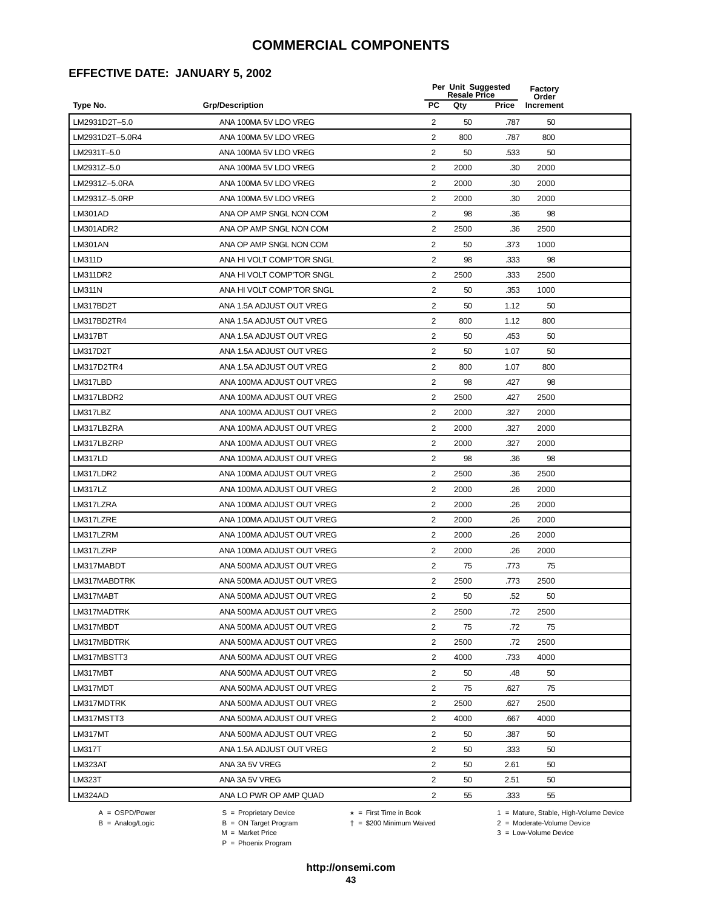# COMMERCIAL COMPONENTS

## EFFECTIVE DATE: JANUARY 5, 2002

| Type No. | Grp/Description | PC | Per Unit Suggested Resale Price Qty | Price | Factory Order Increment |
|---|---|---|---|---|---|
| LM2931D2T–5.0 | ANA 100MA 5V LDO VREG | 2 | 50 | .787 | 50 |
| LM2931D2T–5.0R4 | ANA 100MA 5V LDO VREG | 2 | 800 | .787 | 800 |
| LM2931T–5.0 | ANA 100MA 5V LDO VREG | 2 | 50 | .533 | 50 |
| LM2931Z–5.0 | ANA 100MA 5V LDO VREG | 2 | 2000 | .30 | 2000 |
| LM2931Z–5.0RA | ANA 100MA 5V LDO VREG | 2 | 2000 | .30 | 2000 |
| LM2931Z–5.0RP | ANA 100MA 5V LDO VREG | 2 | 2000 | .30 | 2000 |
| LM301AD | ANA OP AMP SNGL NON COM | 2 | 98 | .36 | 98 |
| LM301ADR2 | ANA OP AMP SNGL NON COM | 2 | 2500 | .36 | 2500 |
| LM301AN | ANA OP AMP SNGL NON COM | 2 | 50 | .373 | 1000 |
| LM311D | ANA HI VOLT COMP'TOR SNGL | 2 | 98 | .333 | 98 |
| LM311DR2 | ANA HI VOLT COMP'TOR SNGL | 2 | 2500 | .333 | 2500 |
| LM311N | ANA HI VOLT COMP'TOR SNGL | 2 | 50 | .353 | 1000 |
| LM317BD2T | ANA 1.5A ADJUST OUT VREG | 2 | 50 | 1.12 | 50 |
| LM317BD2TR4 | ANA 1.5A ADJUST OUT VREG | 2 | 800 | 1.12 | 800 |
| LM317BT | ANA 1.5A ADJUST OUT VREG | 2 | 50 | .453 | 50 |
| LM317D2T | ANA 1.5A ADJUST OUT VREG | 2 | 50 | 1.07 | 50 |
| LM317D2TR4 | ANA 1.5A ADJUST OUT VREG | 2 | 800 | 1.07 | 800 |
| LM317LBD | ANA 100MA ADJUST OUT VREG | 2 | 98 | .427 | 98 |
| LM317LBDR2 | ANA 100MA ADJUST OUT VREG | 2 | 2500 | .427 | 2500 |
| LM317LBZ | ANA 100MA ADJUST OUT VREG | 2 | 2000 | .327 | 2000 |
| LM317LBZRA | ANA 100MA ADJUST OUT VREG | 2 | 2000 | .327 | 2000 |
| LM317LBZRP | ANA 100MA ADJUST OUT VREG | 2 | 2000 | .327 | 2000 |
| LM317LD | ANA 100MA ADJUST OUT VREG | 2 | 98 | .36 | 98 |
| LM317LDR2 | ANA 100MA ADJUST OUT VREG | 2 | 2500 | .36 | 2500 |
| LM317LZ | ANA 100MA ADJUST OUT VREG | 2 | 2000 | .26 | 2000 |
| LM317LZRA | ANA 100MA ADJUST OUT VREG | 2 | 2000 | .26 | 2000 |
| LM317LZRE | ANA 100MA ADJUST OUT VREG | 2 | 2000 | .26 | 2000 |
| LM317LZRM | ANA 100MA ADJUST OUT VREG | 2 | 2000 | .26 | 2000 |
| LM317LZRP | ANA 100MA ADJUST OUT VREG | 2 | 2000 | .26 | 2000 |
| LM317MABDT | ANA 500MA ADJUST OUT VREG | 2 | 75 | .773 | 75 |
| LM317MABDTRK | ANA 500MA ADJUST OUT VREG | 2 | 2500 | .773 | 2500 |
| LM317MABT | ANA 500MA ADJUST OUT VREG | 2 | 50 | .52 | 50 |
| LM317MADTRK | ANA 500MA ADJUST OUT VREG | 2 | 2500 | .72 | 2500 |
| LM317MBDT | ANA 500MA ADJUST OUT VREG | 2 | 75 | .72 | 75 |
| LM317MBDTRK | ANA 500MA ADJUST OUT VREG | 2 | 2500 | .72 | 2500 |
| LM317MBSTT3 | ANA 500MA ADJUST OUT VREG | 2 | 4000 | .733 | 4000 |
| LM317MBT | ANA 500MA ADJUST OUT VREG | 2 | 50 | .48 | 50 |
| LM317MDT | ANA 500MA ADJUST OUT VREG | 2 | 75 | .627 | 75 |
| LM317MDTRK | ANA 500MA ADJUST OUT VREG | 2 | 2500 | .627 | 2500 |
| LM317MSTT3 | ANA 500MA ADJUST OUT VREG | 2 | 4000 | .667 | 4000 |
| LM317MT | ANA 500MA ADJUST OUT VREG | 2 | 50 | .387 | 50 |
| LM317T | ANA 1.5A ADJUST OUT VREG | 2 | 50 | .333 | 50 |
| LM323AT | ANA 3A 5V VREG | 2 | 50 | 2.61 | 50 |
| LM323T | ANA 3A 5V VREG | 2 | 50 | 2.51 | 50 |
| LM324AD | ANA LO PWR OP AMP QUAD | 2 | 55 | .333 | 55 |

A = OSPD/Power
B = Analog/Logic

S = Proprietary Device
B = ON Target Program
M = Market Price
P = Phoenix Program

⋆ = First Time in Book
† = $200 Minimum Waived

1 = Mature, Stable, High-Volume Device
2 = Moderate-Volume Device
3 = Low-Volume Device

**http://onsemi.com**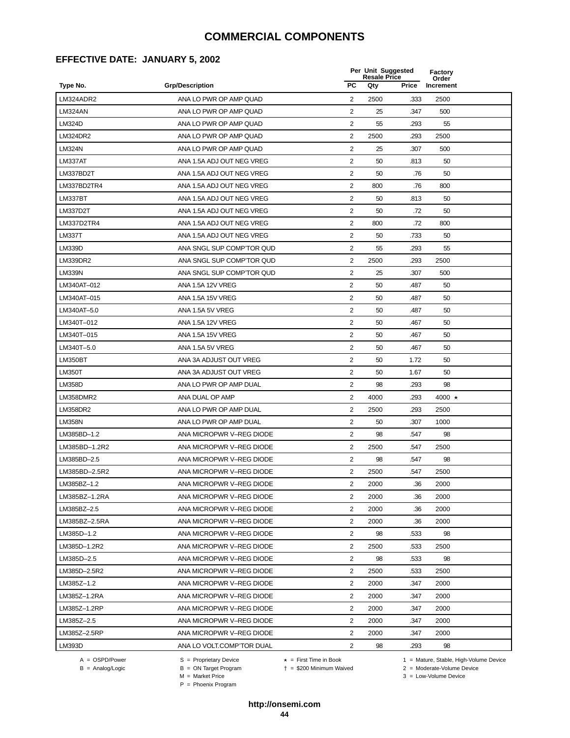# COMMERCIAL COMPONENTS

## EFFECTIVE DATE: JANUARY 5, 2002

| Type No. | Grp/Description | PC | Per Unit Suggested Resale Price Qty | Price | Factory Order Increment |
|---|---|---|---|---|---|
| LM324ADR2 | ANA LO PWR OP AMP QUAD | 2 | 2500 | .333 | 2500 |
| LM324AN | ANA LO PWR OP AMP QUAD | 2 | 25 | .347 | 500 |
| LM324D | ANA LO PWR OP AMP QUAD | 2 | 55 | .293 | 55 |
| LM324DR2 | ANA LO PWR OP AMP QUAD | 2 | 2500 | .293 | 2500 |
| LM324N | ANA LO PWR OP AMP QUAD | 2 | 25 | .307 | 500 |
| LM337AT | ANA 1.5A ADJ OUT NEG VREG | 2 | 50 | .813 | 50 |
| LM337BD2T | ANA 1.5A ADJ OUT NEG VREG | 2 | 50 | .76 | 50 |
| LM337BD2TR4 | ANA 1.5A ADJ OUT NEG VREG | 2 | 800 | .76 | 800 |
| LM337BT | ANA 1.5A ADJ OUT NEG VREG | 2 | 50 | .813 | 50 |
| LM337D2T | ANA 1.5A ADJ OUT NEG VREG | 2 | 50 | .72 | 50 |
| LM337D2TR4 | ANA 1.5A ADJ OUT NEG VREG | 2 | 800 | .72 | 800 |
| LM337T | ANA 1.5A ADJ OUT NEG VREG | 2 | 50 | .733 | 50 |
| LM339D | ANA SNGL SUP COMP'TOR QUD | 2 | 55 | .293 | 55 |
| LM339DR2 | ANA SNGL SUP COMP'TOR QUD | 2 | 2500 | .293 | 2500 |
| LM339N | ANA SNGL SUP COMP'TOR QUD | 2 | 25 | .307 | 500 |
| LM340AT–012 | ANA 1.5A 12V VREG | 2 | 50 | .487 | 50 |
| LM340AT–015 | ANA 1.5A 15V VREG | 2 | 50 | .487 | 50 |
| LM340AT–5.0 | ANA 1.5A 5V VREG | 2 | 50 | .487 | 50 |
| LM340T–012 | ANA 1.5A 12V VREG | 2 | 50 | .467 | 50 |
| LM340T–015 | ANA 1.5A 15V VREG | 2 | 50 | .467 | 50 |
| LM340T–5.0 | ANA 1.5A 5V VREG | 2 | 50 | .467 | 50 |
| LM350BT | ANA 3A ADJUST OUT VREG | 2 | 50 | 1.72 | 50 |
| LM350T | ANA 3A ADJUST OUT VREG | 2 | 50 | 1.67 | 50 |
| LM358D | ANA LO PWR OP AMP DUAL | 2 | 98 | .293 | 98 |
| LM358DMR2 | ANA DUAL OP AMP | 2 | 4000 | .293 | 4000 ⋆ |
| LM358DR2 | ANA LO PWR OP AMP DUAL | 2 | 2500 | .293 | 2500 |
| LM358N | ANA LO PWR OP AMP DUAL | 2 | 50 | .307 | 1000 |
| LM385BD–1.2 | ANA MICROPWR V–REG DIODE | 2 | 98 | .547 | 98 |
| LM385BD–1.2R2 | ANA MICROPWR V–REG DIODE | 2 | 2500 | .547 | 2500 |
| LM385BD–2.5 | ANA MICROPWR V–REG DIODE | 2 | 98 | .547 | 98 |
| LM385BD–2.5R2 | ANA MICROPWR V–REG DIODE | 2 | 2500 | .547 | 2500 |
| LM385BZ–1.2 | ANA MICROPWR V–REG DIODE | 2 | 2000 | .36 | 2000 |
| LM385BZ–1.2RA | ANA MICROPWR V–REG DIODE | 2 | 2000 | .36 | 2000 |
| LM385BZ–2.5 | ANA MICROPWR V–REG DIODE | 2 | 2000 | .36 | 2000 |
| LM385BZ–2.5RA | ANA MICROPWR V–REG DIODE | 2 | 2000 | .36 | 2000 |
| LM385D–1.2 | ANA MICROPWR V–REG DIODE | 2 | 98 | .533 | 98 |
| LM385D–1.2R2 | ANA MICROPWR V–REG DIODE | 2 | 2500 | .533 | 2500 |
| LM385D–2.5 | ANA MICROPWR V–REG DIODE | 2 | 98 | .533 | 98 |
| LM385D–2.5R2 | ANA MICROPWR V–REG DIODE | 2 | 2500 | .533 | 2500 |
| LM385Z–1.2 | ANA MICROPWR V–REG DIODE | 2 | 2000 | .347 | 2000 |
| LM385Z–1.2RA | ANA MICROPWR V–REG DIODE | 2 | 2000 | .347 | 2000 |
| LM385Z–1.2RP | ANA MICROPWR V–REG DIODE | 2 | 2000 | .347 | 2000 |
| LM385Z–2.5 | ANA MICROPWR V–REG DIODE | 2 | 2000 | .347 | 2000 |
| LM385Z–2.5RP | ANA MICROPWR V–REG DIODE | 2 | 2000 | .347 | 2000 |
| LM393D | ANA LO VOLT.COMP'TOR DUAL | 2 | 98 | .293 | 98 |

A = OSPD/Power
B = Analog/Logic

S = Proprietary Device
B = ON Target Program
M = Market Price
P = Phoenix Program

⋆ = First Time in Book
† = $200 Minimum Waived

1 = Mature, Stable, High-Volume Device
2 = Moderate-Volume Device
3 = Low-Volume Device

**http://onsemi.com**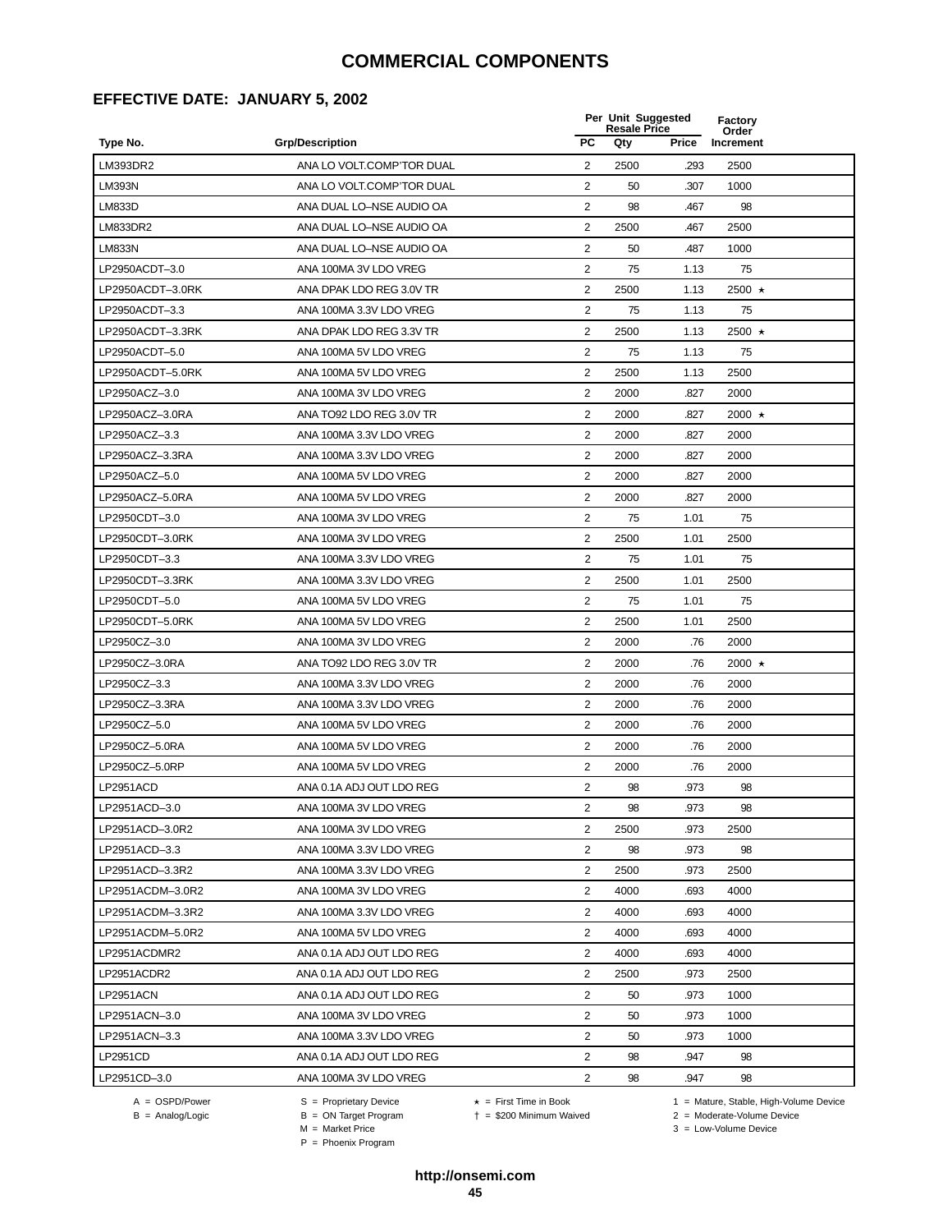# COMMERCIAL COMPONENTS

## EFFECTIVE DATE: JANUARY 5, 2002

| Type No. | Grp/Description | PC | Per Unit Suggested Resale Price Qty | Price | Factory Order Increment |
|---|---|---|---|---|---|
| LM393DR2 | ANA LO VOLT.COMP'TOR DUAL | 2 | 2500 | .293 | 2500 |
| LM393N | ANA LO VOLT.COMP'TOR DUAL | 2 | 50 | .307 | 1000 |
| LM833D | ANA DUAL LO–NSE AUDIO OA | 2 | 98 | .467 | 98 |
| LM833DR2 | ANA DUAL LO–NSE AUDIO OA | 2 | 2500 | .467 | 2500 |
| LM833N | ANA DUAL LO–NSE AUDIO OA | 2 | 50 | .487 | 1000 |
| LP2950ACDT–3.0 | ANA 100MA 3V LDO VREG | 2 | 75 | 1.13 | 75 |
| LP2950ACDT–3.0RK | ANA DPAK LDO REG 3.0V TR | 2 | 2500 | 1.13 | 2500 ⋆ |
| LP2950ACDT–3.3 | ANA 100MA 3.3V LDO VREG | 2 | 75 | 1.13 | 75 |
| LP2950ACDT–3.3RK | ANA DPAK LDO REG 3.3V TR | 2 | 2500 | 1.13 | 2500 ⋆ |
| LP2950ACDT–5.0 | ANA 100MA 5V LDO VREG | 2 | 75 | 1.13 | 75 |
| LP2950ACDT–5.0RK | ANA 100MA 5V LDO VREG | 2 | 2500 | 1.13 | 2500 |
| LP2950ACZ–3.0 | ANA 100MA 3V LDO VREG | 2 | 2000 | .827 | 2000 |
| LP2950ACZ–3.0RA | ANA TO92 LDO REG 3.0V TR | 2 | 2000 | .827 | 2000 ⋆ |
| LP2950ACZ–3.3 | ANA 100MA 3.3V LDO VREG | 2 | 2000 | .827 | 2000 |
| LP2950ACZ–3.3RA | ANA 100MA 3.3V LDO VREG | 2 | 2000 | .827 | 2000 |
| LP2950ACZ–5.0 | ANA 100MA 5V LDO VREG | 2 | 2000 | .827 | 2000 |
| LP2950ACZ–5.0RA | ANA 100MA 5V LDO VREG | 2 | 2000 | .827 | 2000 |
| LP2950CDT–3.0 | ANA 100MA 3V LDO VREG | 2 | 75 | 1.01 | 75 |
| LP2950CDT–3.0RK | ANA 100MA 3V LDO VREG | 2 | 2500 | 1.01 | 2500 |
| LP2950CDT–3.3 | ANA 100MA 3.3V LDO VREG | 2 | 75 | 1.01 | 75 |
| LP2950CDT–3.3RK | ANA 100MA 3.3V LDO VREG | 2 | 2500 | 1.01 | 2500 |
| LP2950CDT–5.0 | ANA 100MA 5V LDO VREG | 2 | 75 | 1.01 | 75 |
| LP2950CDT–5.0RK | ANA 100MA 5V LDO VREG | 2 | 2500 | 1.01 | 2500 |
| LP2950CZ–3.0 | ANA 100MA 3V LDO VREG | 2 | 2000 | .76 | 2000 |
| LP2950CZ–3.0RA | ANA TO92 LDO REG 3.0V TR | 2 | 2000 | .76 | 2000 ⋆ |
| LP2950CZ–3.3 | ANA 100MA 3.3V LDO VREG | 2 | 2000 | .76 | 2000 |
| LP2950CZ–3.3RA | ANA 100MA 3.3V LDO VREG | 2 | 2000 | .76 | 2000 |
| LP2950CZ–5.0 | ANA 100MA 5V LDO VREG | 2 | 2000 | .76 | 2000 |
| LP2950CZ–5.0RA | ANA 100MA 5V LDO VREG | 2 | 2000 | .76 | 2000 |
| LP2950CZ–5.0RP | ANA 100MA 5V LDO VREG | 2 | 2000 | .76 | 2000 |
| LP2951ACD | ANA 0.1A ADJ OUT LDO REG | 2 | 98 | .973 | 98 |
| LP2951ACD–3.0 | ANA 100MA 3V LDO VREG | 2 | 98 | .973 | 98 |
| LP2951ACD–3.0R2 | ANA 100MA 3V LDO VREG | 2 | 2500 | .973 | 2500 |
| LP2951ACD–3.3 | ANA 100MA 3.3V LDO VREG | 2 | 98 | .973 | 98 |
| LP2951ACD–3.3R2 | ANA 100MA 3.3V LDO VREG | 2 | 2500 | .973 | 2500 |
| LP2951ACDM–3.0R2 | ANA 100MA 3V LDO VREG | 2 | 4000 | .693 | 4000 |
| LP2951ACDM–3.3R2 | ANA 100MA 3.3V LDO VREG | 2 | 4000 | .693 | 4000 |
| LP2951ACDM–5.0R2 | ANA 100MA 5V LDO VREG | 2 | 4000 | .693 | 4000 |
| LP2951ACDMR2 | ANA 0.1A ADJ OUT LDO REG | 2 | 4000 | .693 | 4000 |
| LP2951ACDR2 | ANA 0.1A ADJ OUT LDO REG | 2 | 2500 | .973 | 2500 |
| LP2951ACN | ANA 0.1A ADJ OUT LDO REG | 2 | 50 | .973 | 1000 |
| LP2951ACN–3.0 | ANA 100MA 3V LDO VREG | 2 | 50 | .973 | 1000 |
| LP2951ACN–3.3 | ANA 100MA 3.3V LDO VREG | 2 | 50 | .973 | 1000 |
| LP2951CD | ANA 0.1A ADJ OUT LDO REG | 2 | 98 | .947 | 98 |
| LP2951CD–3.0 | ANA 100MA 3V LDO VREG | 2 | 98 | .947 | 98 |

A = OSPD/Power
B = Analog/Logic

S = Proprietary Device
B = ON Target Program
M = Market Price
P = Phoenix Program

⋆ = First Time in Book
† = $200 Minimum Waived

1 = Mature, Stable, High-Volume Device
2 = Moderate-Volume Device
3 = Low-Volume Device

**http://onsemi.com**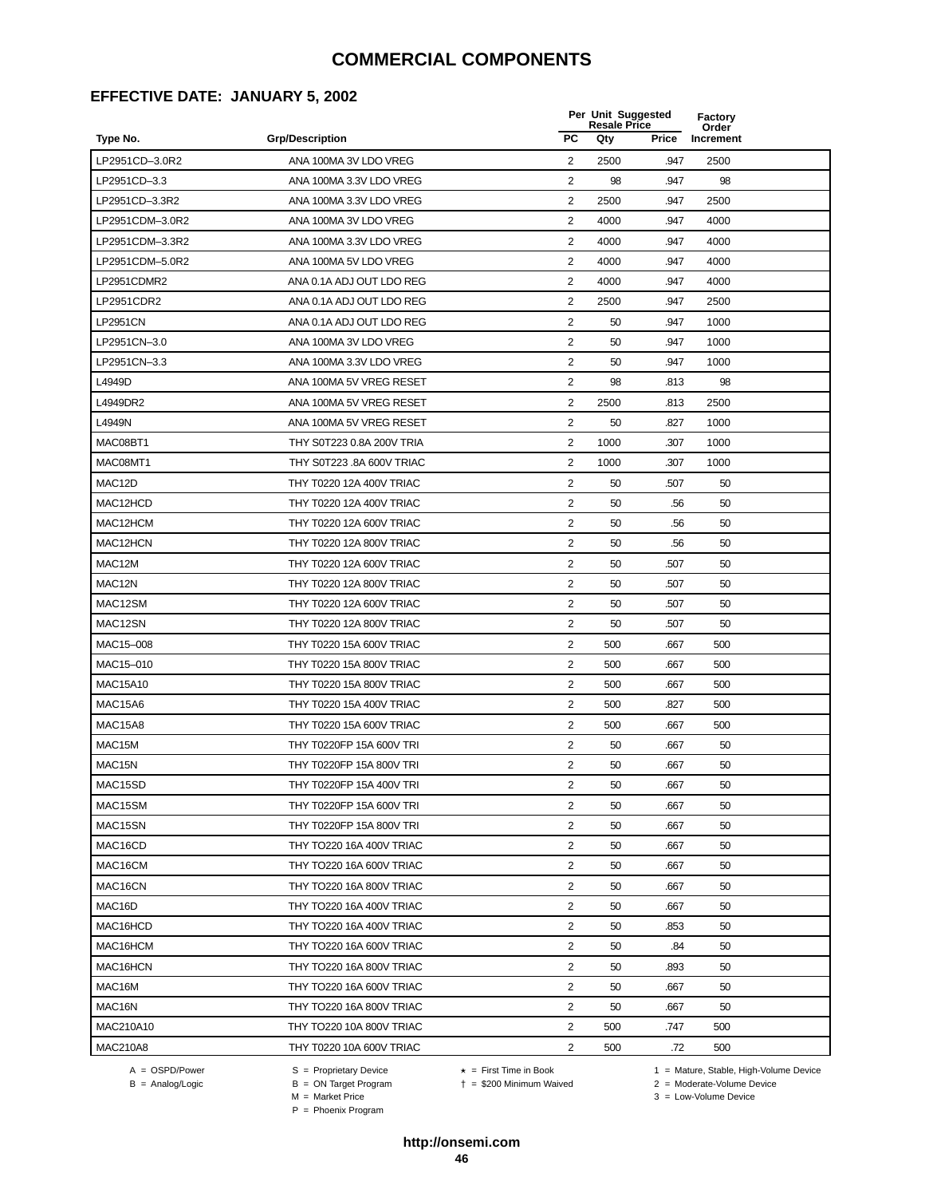# COMMERCIAL COMPONENTS

## EFFECTIVE DATE: JANUARY 5, 2002

| Type No. | Grp/Description | PC | Per Unit Suggested Resale Price Qty | Price | Factory Order Increment |
|---|---|---|---|---|---|
| LP2951CD–3.0R2 | ANA 100MA 3V LDO VREG | 2 | 2500 | .947 | 2500 |
| LP2951CD–3.3 | ANA 100MA 3.3V LDO VREG | 2 | 98 | .947 | 98 |
| LP2951CD–3.3R2 | ANA 100MA 3.3V LDO VREG | 2 | 2500 | .947 | 2500 |
| LP2951CDM–3.0R2 | ANA 100MA 3V LDO VREG | 2 | 4000 | .947 | 4000 |
| LP2951CDM–3.3R2 | ANA 100MA 3.3V LDO VREG | 2 | 4000 | .947 | 4000 |
| LP2951CDM–5.0R2 | ANA 100MA 5V LDO VREG | 2 | 4000 | .947 | 4000 |
| LP2951CDMR2 | ANA 0.1A ADJ OUT LDO REG | 2 | 4000 | .947 | 4000 |
| LP2951CDR2 | ANA 0.1A ADJ OUT LDO REG | 2 | 2500 | .947 | 2500 |
| LP2951CN | ANA 0.1A ADJ OUT LDO REG | 2 | 50 | .947 | 1000 |
| LP2951CN–3.0 | ANA 100MA 3V LDO VREG | 2 | 50 | .947 | 1000 |
| LP2951CN–3.3 | ANA 100MA 3.3V LDO VREG | 2 | 50 | .947 | 1000 |
| L4949D | ANA 100MA 5V VREG RESET | 2 | 98 | .813 | 98 |
| L4949DR2 | ANA 100MA 5V VREG RESET | 2 | 2500 | .813 | 2500 |
| L4949N | ANA 100MA 5V VREG RESET | 2 | 50 | .827 | 1000 |
| MAC08BT1 | THY S0T223 0.8A 200V TRIA | 2 | 1000 | .307 | 1000 |
| MAC08MT1 | THY S0T223 .8A 600V TRIAC | 2 | 1000 | .307 | 1000 |
| MAC12D | THY T0220 12A 400V TRIAC | 2 | 50 | .507 | 50 |
| MAC12HCD | THY T0220 12A 400V TRIAC | 2 | 50 | .56 | 50 |
| MAC12HCM | THY T0220 12A 600V TRIAC | 2 | 50 | .56 | 50 |
| MAC12HCN | THY T0220 12A 800V TRIAC | 2 | 50 | .56 | 50 |
| MAC12M | THY T0220 12A 600V TRIAC | 2 | 50 | .507 | 50 |
| MAC12N | THY T0220 12A 800V TRIAC | 2 | 50 | .507 | 50 |
| MAC12SM | THY T0220 12A 600V TRIAC | 2 | 50 | .507 | 50 |
| MAC12SN | THY T0220 12A 800V TRIAC | 2 | 50 | .507 | 50 |
| MAC15–008 | THY T0220 15A 600V TRIAC | 2 | 500 | .667 | 500 |
| MAC15–010 | THY T0220 15A 800V TRIAC | 2 | 500 | .667 | 500 |
| MAC15A10 | THY T0220 15A 800V TRIAC | 2 | 500 | .667 | 500 |
| MAC15A6 | THY T0220 15A 400V TRIAC | 2 | 500 | .827 | 500 |
| MAC15A8 | THY T0220 15A 600V TRIAC | 2 | 500 | .667 | 500 |
| MAC15M | THY T0220FP 15A 600V TRI | 2 | 50 | .667 | 50 |
| MAC15N | THY T0220FP 15A 800V TRI | 2 | 50 | .667 | 50 |
| MAC15SD | THY T0220FP 15A 400V TRI | 2 | 50 | .667 | 50 |
| MAC15SM | THY T0220FP 15A 600V TRI | 2 | 50 | .667 | 50 |
| MAC15SN | THY T0220FP 15A 800V TRI | 2 | 50 | .667 | 50 |
| MAC16CD | THY TO220 16A 400V TRIAC | 2 | 50 | .667 | 50 |
| MAC16CM | THY TO220 16A 600V TRIAC | 2 | 50 | .667 | 50 |
| MAC16CN | THY TO220 16A 800V TRIAC | 2 | 50 | .667 | 50 |
| MAC16D | THY TO220 16A 400V TRIAC | 2 | 50 | .667 | 50 |
| MAC16HCD | THY TO220 16A 400V TRIAC | 2 | 50 | .853 | 50 |
| MAC16HCM | THY TO220 16A 600V TRIAC | 2 | 50 | .84 | 50 |
| MAC16HCN | THY TO220 16A 800V TRIAC | 2 | 50 | .893 | 50 |
| MAC16M | THY TO220 16A 600V TRIAC | 2 | 50 | .667 | 50 |
| MAC16N | THY TO220 16A 800V TRIAC | 2 | 50 | .667 | 50 |
| MAC210A10 | THY TO220 10A 800V TRIAC | 2 | 500 | .747 | 500 |
| MAC210A8 | THY T0220 10A 600V TRIAC | 2 | 500 | .72 | 500 |

A = OSPD/Power
B = Analog/Logic

S = Proprietary Device
B = ON Target Program
M = Market Price
P = Phoenix Program

⋆ = First Time in Book
† = $200 Minimum Waived

1 = Mature, Stable, High-Volume Device
2 = Moderate-Volume Device
3 = Low-Volume Device

**http://onsemi.com**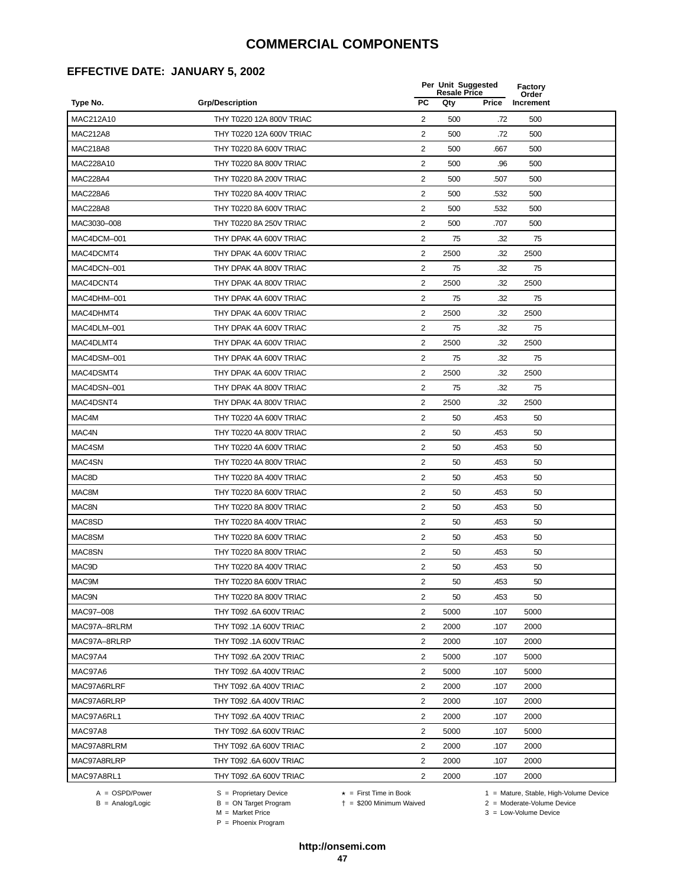# COMMERCIAL COMPONENTS

## EFFECTIVE DATE: JANUARY 5, 2002

| Type No. | Grp/Description | PC | Per Unit Suggested Resale Price Qty | Price | Factory Order Increment |
|---|---|---|---|---|---|
| MAC212A10 | THY T0220 12A 800V TRIAC | 2 | 500 | .72 | 500 |
| MAC212A8 | THY T0220 12A 600V TRIAC | 2 | 500 | .72 | 500 |
| MAC218A8 | THY T0220 8A 600V TRIAC | 2 | 500 | .667 | 500 |
| MAC228A10 | THY T0220 8A 800V TRIAC | 2 | 500 | .96 | 500 |
| MAC228A4 | THY T0220 8A 200V TRIAC | 2 | 500 | .507 | 500 |
| MAC228A6 | THY T0220 8A 400V TRIAC | 2 | 500 | .532 | 500 |
| MAC228A8 | THY T0220 8A 600V TRIAC | 2 | 500 | .532 | 500 |
| MAC3030–008 | THY T0220 8A 250V TRIAC | 2 | 500 | .707 | 500 |
| MAC4DCM–001 | THY DPAK 4A 600V TRIAC | 2 | 75 | .32 | 75 |
| MAC4DCMT4 | THY DPAK 4A 600V TRIAC | 2 | 2500 | .32 | 2500 |
| MAC4DCN–001 | THY DPAK 4A 800V TRIAC | 2 | 75 | .32 | 75 |
| MAC4DCNT4 | THY DPAK 4A 800V TRIAC | 2 | 2500 | .32 | 2500 |
| MAC4DHM–001 | THY DPAK 4A 600V TRIAC | 2 | 75 | .32 | 75 |
| MAC4DHMT4 | THY DPAK 4A 600V TRIAC | 2 | 2500 | .32 | 2500 |
| MAC4DLM–001 | THY DPAK 4A 600V TRIAC | 2 | 75 | .32 | 75 |
| MAC4DLMT4 | THY DPAK 4A 600V TRIAC | 2 | 2500 | .32 | 2500 |
| MAC4DSM–001 | THY DPAK 4A 600V TRIAC | 2 | 75 | .32 | 75 |
| MAC4DSMT4 | THY DPAK 4A 600V TRIAC | 2 | 2500 | .32 | 2500 |
| MAC4DSN–001 | THY DPAK 4A 800V TRIAC | 2 | 75 | .32 | 75 |
| MAC4DSNT4 | THY DPAK 4A 800V TRIAC | 2 | 2500 | .32 | 2500 |
| MAC4M | THY T0220 4A 600V TRIAC | 2 | 50 | .453 | 50 |
| MAC4N | THY T0220 4A 800V TRIAC | 2 | 50 | .453 | 50 |
| MAC4SM | THY T0220 4A 600V TRIAC | 2 | 50 | .453 | 50 |
| MAC4SN | THY T0220 4A 800V TRIAC | 2 | 50 | .453 | 50 |
| MAC8D | THY T0220 8A 400V TRIAC | 2 | 50 | .453 | 50 |
| MAC8M | THY T0220 8A 600V TRIAC | 2 | 50 | .453 | 50 |
| MAC8N | THY T0220 8A 800V TRIAC | 2 | 50 | .453 | 50 |
| MAC8SD | THY T0220 8A 400V TRIAC | 2 | 50 | .453 | 50 |
| MAC8SM | THY T0220 8A 600V TRIAC | 2 | 50 | .453 | 50 |
| MAC8SN | THY T0220 8A 800V TRIAC | 2 | 50 | .453 | 50 |
| MAC9D | THY T0220 8A 400V TRIAC | 2 | 50 | .453 | 50 |
| MAC9M | THY T0220 8A 600V TRIAC | 2 | 50 | .453 | 50 |
| MAC9N | THY T0220 8A 800V TRIAC | 2 | 50 | .453 | 50 |
| MAC97–008 | THY T092 .6A 600V TRIAC | 2 | 5000 | .107 | 5000 |
| MAC97A–8RLRM | THY T092 .1A 600V TRIAC | 2 | 2000 | .107 | 2000 |
| MAC97A–8RLRP | THY T092 .1A 600V TRIAC | 2 | 2000 | .107 | 2000 |
| MAC97A4 | THY T092 .6A 200V TRIAC | 2 | 5000 | .107 | 5000 |
| MAC97A6 | THY T092 .6A 400V TRIAC | 2 | 5000 | .107 | 5000 |
| MAC97A6RLRF | THY T092 .6A 400V TRIAC | 2 | 2000 | .107 | 2000 |
| MAC97A6RLRP | THY T092 .6A 400V TRIAC | 2 | 2000 | .107 | 2000 |
| MAC97A6RL1 | THY T092 .6A 400V TRIAC | 2 | 2000 | .107 | 2000 |
| MAC97A8 | THY T092 .6A 600V TRIAC | 2 | 5000 | .107 | 5000 |
| MAC97A8RLRM | THY T092 .6A 600V TRIAC | 2 | 2000 | .107 | 2000 |
| MAC97A8RLRP | THY T092 .6A 600V TRIAC | 2 | 2000 | .107 | 2000 |
| MAC97A8RL1 | THY T092 .6A 600V TRIAC | 2 | 2000 | .107 | 2000 |

A = OSPD/Power
B = Analog/Logic

S = Proprietary Device
B = ON Target Program
M = Market Price
P = Phoenix Program

⋆ = First Time in Book
† = $200 Minimum Waived

1 = Mature, Stable, High-Volume Device
2 = Moderate-Volume Device
3 = Low-Volume Device

http://onsemi.com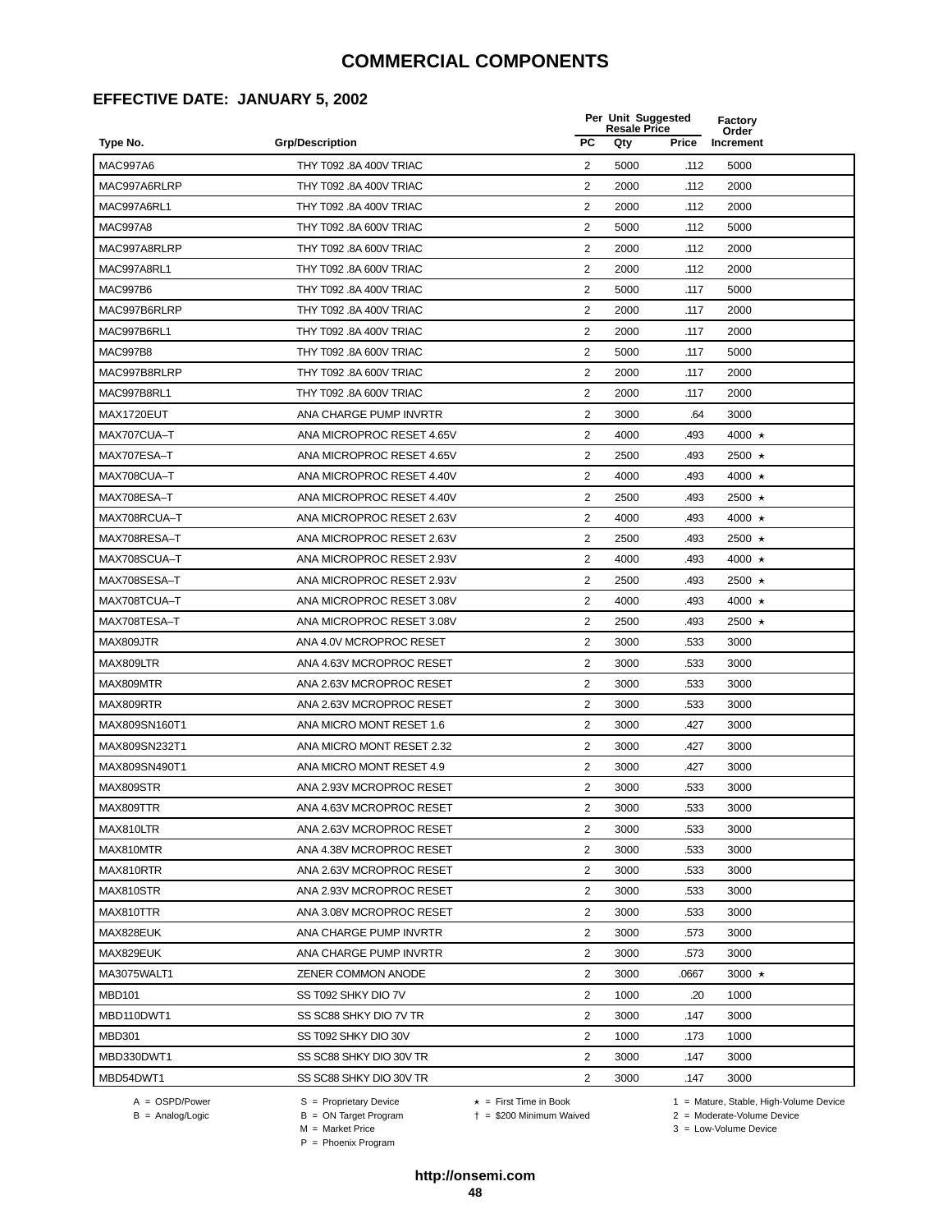# COMMERCIAL COMPONENTS

## EFFECTIVE DATE: JANUARY 5, 2002

| Type No. | Grp/Description | PC | Per Unit Suggested Resale Price Qty | Price | Factory Order Increment |
|---|---|---|---|---|---|
| MAC997A6 | THY T092 .8A 400V TRIAC | 2 | 5000 | .112 | 5000 |
| MAC997A6RLRP | THY T092 .8A 400V TRIAC | 2 | 2000 | .112 | 2000 |
| MAC997A6RL1 | THY T092 .8A 400V TRIAC | 2 | 2000 | .112 | 2000 |
| MAC997A8 | THY T092 .8A 600V TRIAC | 2 | 5000 | .112 | 5000 |
| MAC997A8RLRP | THY T092 .8A 600V TRIAC | 2 | 2000 | .112 | 2000 |
| MAC997A8RL1 | THY T092 .8A 600V TRIAC | 2 | 2000 | .112 | 2000 |
| MAC997B6 | THY T092 .8A 400V TRIAC | 2 | 5000 | .117 | 5000 |
| MAC997B6RLRP | THY T092 .8A 400V TRIAC | 2 | 2000 | .117 | 2000 |
| MAC997B6RL1 | THY T092 .8A 400V TRIAC | 2 | 2000 | .117 | 2000 |
| MAC997B8 | THY T092 .8A 600V TRIAC | 2 | 5000 | .117 | 5000 |
| MAC997B8RLRP | THY T092 .8A 600V TRIAC | 2 | 2000 | .117 | 2000 |
| MAC997B8RL1 | THY T092 .8A 600V TRIAC | 2 | 2000 | .117 | 2000 |
| MAX1720EUT | ANA CHARGE PUMP INVRTR | 2 | 3000 | .64 | 3000 |
| MAX707CUA–T | ANA MICROPROC RESET 4.65V | 2 | 4000 | .493 | 4000 ⋆ |
| MAX707ESA–T | ANA MICROPROC RESET 4.65V | 2 | 2500 | .493 | 2500 ⋆ |
| MAX708CUA–T | ANA MICROPROC RESET 4.40V | 2 | 4000 | .493 | 4000 ⋆ |
| MAX708ESA–T | ANA MICROPROC RESET 4.40V | 2 | 2500 | .493 | 2500 ⋆ |
| MAX708RCUA–T | ANA MICROPROC RESET 2.63V | 2 | 4000 | .493 | 4000 ⋆ |
| MAX708RESA–T | ANA MICROPROC RESET 2.63V | 2 | 2500 | .493 | 2500 ⋆ |
| MAX708SCUA–T | ANA MICROPROC RESET 2.93V | 2 | 4000 | .493 | 4000 ⋆ |
| MAX708SESA–T | ANA MICROPROC RESET 2.93V | 2 | 2500 | .493 | 2500 ⋆ |
| MAX708TCUA–T | ANA MICROPROC RESET 3.08V | 2 | 4000 | .493 | 4000 ⋆ |
| MAX708TESA–T | ANA MICROPROC RESET 3.08V | 2 | 2500 | .493 | 2500 ⋆ |
| MAX809JTR | ANA 4.0V MCROPROC RESET | 2 | 3000 | .533 | 3000 |
| MAX809LTR | ANA 4.63V MCROPROC RESET | 2 | 3000 | .533 | 3000 |
| MAX809MTR | ANA 2.63V MCROPROC RESET | 2 | 3000 | .533 | 3000 |
| MAX809RTR | ANA 2.63V MCROPROC RESET | 2 | 3000 | .533 | 3000 |
| MAX809SN160T1 | ANA MICRO MONT RESET 1.6 | 2 | 3000 | .427 | 3000 |
| MAX809SN232T1 | ANA MICRO MONT RESET 2.32 | 2 | 3000 | .427 | 3000 |
| MAX809SN490T1 | ANA MICRO MONT RESET 4.9 | 2 | 3000 | .427 | 3000 |
| MAX809STR | ANA 2.93V MCROPROC RESET | 2 | 3000 | .533 | 3000 |
| MAX809TTR | ANA 4.63V MCROPROC RESET | 2 | 3000 | .533 | 3000 |
| MAX810LTR | ANA 2.63V MCROPROC RESET | 2 | 3000 | .533 | 3000 |
| MAX810MTR | ANA 4.38V MCROPROC RESET | 2 | 3000 | .533 | 3000 |
| MAX810RTR | ANA 2.63V MCROPROC RESET | 2 | 3000 | .533 | 3000 |
| MAX810STR | ANA 2.93V MCROPROC RESET | 2 | 3000 | .533 | 3000 |
| MAX810TTR | ANA 3.08V MCROPROC RESET | 2 | 3000 | .533 | 3000 |
| MAX828EUK | ANA CHARGE PUMP INVRTR | 2 | 3000 | .573 | 3000 |
| MAX829EUK | ANA CHARGE PUMP INVRTR | 2 | 3000 | .573 | 3000 |
| MA3075WALT1 | ZENER COMMON ANODE | 2 | 3000 | .0667 | 3000 ⋆ |
| MBD101 | SS T092 SHKY DIO 7V | 2 | 1000 | .20 | 1000 |
| MBD110DWT1 | SS SC88 SHKY DIO 7V TR | 2 | 3000 | .147 | 3000 |
| MBD301 | SS T092 SHKY DIO 30V | 2 | 1000 | .173 | 1000 |
| MBD330DWT1 | SS SC88 SHKY DIO 30V TR | 2 | 3000 | .147 | 3000 |
| MBD54DWT1 | SS SC88 SHKY DIO 30V TR | 2 | 3000 | .147 | 3000 |

A = OSPD/Power
B = Analog/Logic

S = Proprietary Device
B = ON Target Program
M = Market Price
P = Phoenix Program

⋆ = First Time in Book
† = $200 Minimum Waived

1 = Mature, Stable, High-Volume Device
2 = Moderate-Volume Device
3 = Low-Volume Device

**http://onsemi.com**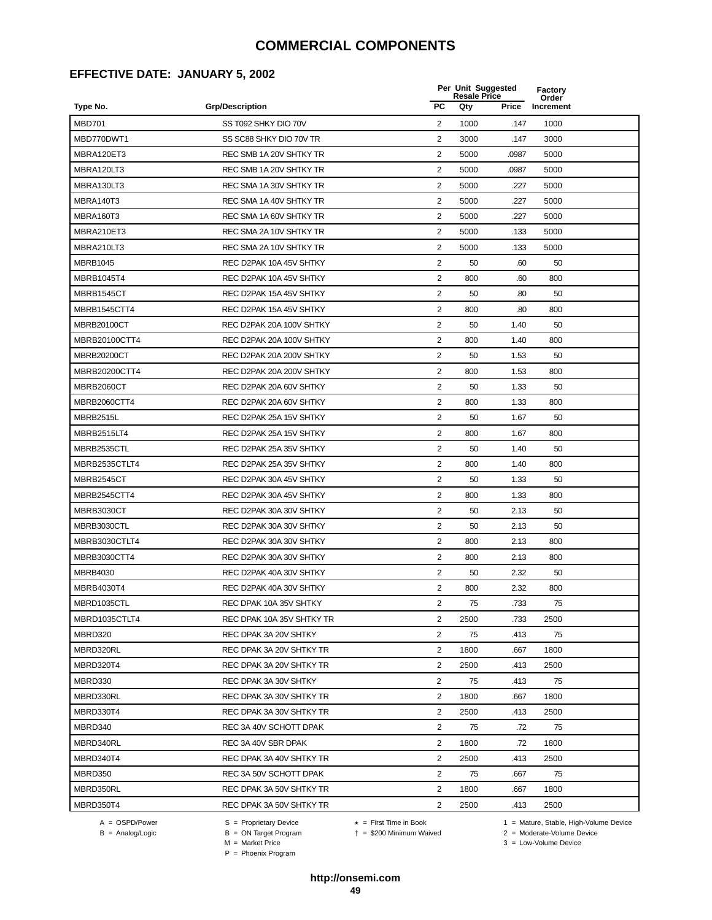# COMMERCIAL COMPONENTS

## EFFECTIVE DATE: JANUARY 5, 2002

| Type No. | Grp/Description | Per Unit Suggested Resale Price PC | Qty | Price | Factory Order Increment |
|---|---|---|---|---|---|
| MBD701 | SS T092 SHKY DIO 70V | 2 | 1000 | .147 | 1000 |
| MBD770DWT1 | SS SC88 SHKY DIO 70V TR | 2 | 3000 | .147 | 3000 |
| MBRA120ET3 | REC SMB 1A 20V SHTKY TR | 2 | 5000 | .0987 | 5000 |
| MBRA120LT3 | REC SMB 1A 20V SHTKY TR | 2 | 5000 | .0987 | 5000 |
| MBRA130LT3 | REC SMA 1A 30V SHTKY TR | 2 | 5000 | .227 | 5000 |
| MBRA140T3 | REC SMA 1A 40V SHTKY TR | 2 | 5000 | .227 | 5000 |
| MBRA160T3 | REC SMA 1A 60V SHTKY TR | 2 | 5000 | .227 | 5000 |
| MBRA210ET3 | REC SMA 2A 10V SHTKY TR | 2 | 5000 | .133 | 5000 |
| MBRA210LT3 | REC SMA 2A 10V SHTKY TR | 2 | 5000 | .133 | 5000 |
| MBRB1045 | REC D2PAK 10A 45V SHTKY | 2 | 50 | .60 | 50 |
| MBRB1045T4 | REC D2PAK 10A 45V SHTKY | 2 | 800 | .60 | 800 |
| MBRB1545CT | REC D2PAK 15A 45V SHTKY | 2 | 50 | .80 | 50 |
| MBRB1545CTT4 | REC D2PAK 15A 45V SHTKY | 2 | 800 | .80 | 800 |
| MBRB20100CT | REC D2PAK 20A 100V SHTKY | 2 | 50 | 1.40 | 50 |
| MBRB20100CTT4 | REC D2PAK 20A 100V SHTKY | 2 | 800 | 1.40 | 800 |
| MBRB20200CT | REC D2PAK 20A 200V SHTKY | 2 | 50 | 1.53 | 50 |
| MBRB20200CTT4 | REC D2PAK 20A 200V SHTKY | 2 | 800 | 1.53 | 800 |
| MBRB2060CT | REC D2PAK 20A 60V SHTKY | 2 | 50 | 1.33 | 50 |
| MBRB2060CTT4 | REC D2PAK 20A 60V SHTKY | 2 | 800 | 1.33 | 800 |
| MBRB2515L | REC D2PAK 25A 15V SHTKY | 2 | 50 | 1.67 | 50 |
| MBRB2515LT4 | REC D2PAK 25A 15V SHTKY | 2 | 800 | 1.67 | 800 |
| MBRB2535CTL | REC D2PAK 25A 35V SHTKY | 2 | 50 | 1.40 | 50 |
| MBRB2535CTLT4 | REC D2PAK 25A 35V SHTKY | 2 | 800 | 1.40 | 800 |
| MBRB2545CT | REC D2PAK 30A 45V SHTKY | 2 | 50 | 1.33 | 50 |
| MBRB2545CTT4 | REC D2PAK 30A 45V SHTKY | 2 | 800 | 1.33 | 800 |
| MBRB3030CT | REC D2PAK 30A 30V SHTKY | 2 | 50 | 2.13 | 50 |
| MBRB3030CTL | REC D2PAK 30A 30V SHTKY | 2 | 50 | 2.13 | 50 |
| MBRB3030CTLT4 | REC D2PAK 30A 30V SHTKY | 2 | 800 | 2.13 | 800 |
| MBRB3030CTT4 | REC D2PAK 30A 30V SHTKY | 2 | 800 | 2.13 | 800 |
| MBRB4030 | REC D2PAK 40A 30V SHTKY | 2 | 50 | 2.32 | 50 |
| MBRB4030T4 | REC D2PAK 40A 30V SHTKY | 2 | 800 | 2.32 | 800 |
| MBRD1035CTL | REC DPAK 10A 35V SHTKY | 2 | 75 | .733 | 75 |
| MBRD1035CTLT4 | REC DPAK 10A 35V SHTKY TR | 2 | 2500 | .733 | 2500 |
| MBRD320 | REC DPAK 3A 20V SHTKY | 2 | 75 | .413 | 75 |
| MBRD320RL | REC DPAK 3A 20V SHTKY TR | 2 | 1800 | .667 | 1800 |
| MBRD320T4 | REC DPAK 3A 20V SHTKY TR | 2 | 2500 | .413 | 2500 |
| MBRD330 | REC DPAK 3A 30V SHTKY | 2 | 75 | .413 | 75 |
| MBRD330RL | REC DPAK 3A 30V SHTKY TR | 2 | 1800 | .667 | 1800 |
| MBRD330T4 | REC DPAK 3A 30V SHTKY TR | 2 | 2500 | .413 | 2500 |
| MBRD340 | REC 3A 40V SCHOTT DPAK | 2 | 75 | .72 | 75 |
| MBRD340RL | REC 3A 40V SBR DPAK | 2 | 1800 | .72 | 1800 |
| MBRD340T4 | REC DPAK 3A 40V SHTKY TR | 2 | 2500 | .413 | 2500 |
| MBRD350 | REC 3A 50V SCHOTT DPAK | 2 | 75 | .667 | 75 |
| MBRD350RL | REC DPAK 3A 50V SHTKY TR | 2 | 1800 | .667 | 1800 |
| MBRD350T4 | REC DPAK 3A 50V SHTKY TR | 2 | 2500 | .413 | 2500 |

A = OSPD/Power
B = Analog/Logic

S = Proprietary Device
B = ON Target Program
M = Market Price
P = Phoenix Program

⋆ = First Time in Book
† = $200 Minimum Waived

1 = Mature, Stable, High-Volume Device
2 = Moderate-Volume Device
3 = Low-Volume Device

**http://onsemi.com**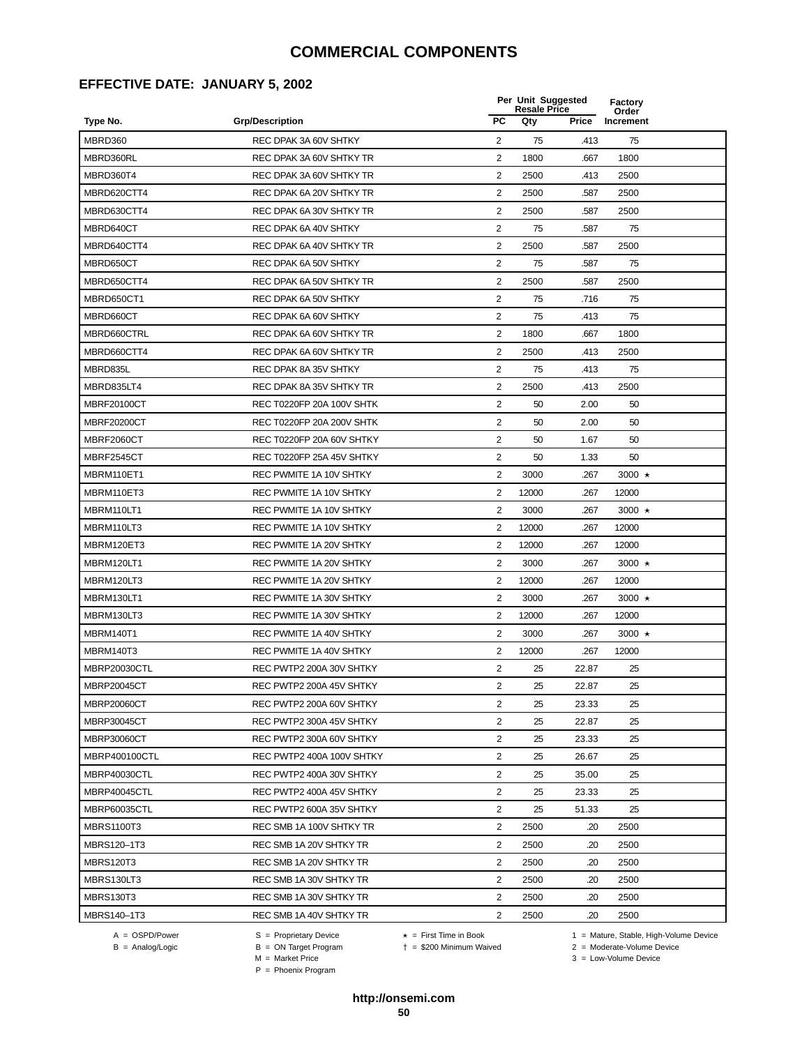# COMMERCIAL COMPONENTS

## EFFECTIVE DATE: JANUARY 5, 2002

| Type No. | Grp/Description | PC | Per Unit Suggested Resale Price Qty | Price | Factory Order Increment |
|---|---|---|---|---|---|
| MBRD360 | REC DPAK 3A 60V SHTKY | 2 | 75 | .413 | 75 |
| MBRD360RL | REC DPAK 3A 60V SHTKY TR | 2 | 1800 | .667 | 1800 |
| MBRD360T4 | REC DPAK 3A 60V SHTKY TR | 2 | 2500 | .413 | 2500 |
| MBRD620CTT4 | REC DPAK 6A 20V SHTKY TR | 2 | 2500 | .587 | 2500 |
| MBRD630CTT4 | REC DPAK 6A 30V SHTKY TR | 2 | 2500 | .587 | 2500 |
| MBRD640CT | REC DPAK 6A 40V SHTKY | 2 | 75 | .587 | 75 |
| MBRD640CTT4 | REC DPAK 6A 40V SHTKY TR | 2 | 2500 | .587 | 2500 |
| MBRD650CT | REC DPAK 6A 50V SHTKY | 2 | 75 | .587 | 75 |
| MBRD650CTT4 | REC DPAK 6A 50V SHTKY TR | 2 | 2500 | .587 | 2500 |
| MBRD650CT1 | REC DPAK 6A 50V SHTKY | 2 | 75 | .716 | 75 |
| MBRD660CT | REC DPAK 6A 60V SHTKY | 2 | 75 | .413 | 75 |
| MBRD660CTRL | REC DPAK 6A 60V SHTKY TR | 2 | 1800 | .667 | 1800 |
| MBRD660CTT4 | REC DPAK 6A 60V SHTKY TR | 2 | 2500 | .413 | 2500 |
| MBRD835L | REC DPAK 8A 35V SHTKY | 2 | 75 | .413 | 75 |
| MBRD835LT4 | REC DPAK 8A 35V SHTKY TR | 2 | 2500 | .413 | 2500 |
| MBRF20100CT | REC T0220FP 20A 100V SHTK | 2 | 50 | 2.00 | 50 |
| MBRF20200CT | REC T0220FP 20A 200V SHTK | 2 | 50 | 2.00 | 50 |
| MBRF2060CT | REC T0220FP 20A 60V SHTKY | 2 | 50 | 1.67 | 50 |
| MBRF2545CT | REC T0220FP 25A 45V SHTKY | 2 | 50 | 1.33 | 50 |
| MBRM110ET1 | REC PWMITE 1A 10V SHTKY | 2 | 3000 | .267 | 3000 ⋆ |
| MBRM110ET3 | REC PWMITE 1A 10V SHTKY | 2 | 12000 | .267 | 12000 |
| MBRM110LT1 | REC PWMITE 1A 10V SHTKY | 2 | 3000 | .267 | 3000 ⋆ |
| MBRM110LT3 | REC PWMITE 1A 10V SHTKY | 2 | 12000 | .267 | 12000 |
| MBRM120ET3 | REC PWMITE 1A 20V SHTKY | 2 | 12000 | .267 | 12000 |
| MBRM120LT1 | REC PWMITE 1A 20V SHTKY | 2 | 3000 | .267 | 3000 ⋆ |
| MBRM120LT3 | REC PWMITE 1A 20V SHTKY | 2 | 12000 | .267 | 12000 |
| MBRM130LT1 | REC PWMITE 1A 30V SHTKY | 2 | 3000 | .267 | 3000 ⋆ |
| MBRM130LT3 | REC PWMITE 1A 30V SHTKY | 2 | 12000 | .267 | 12000 |
| MBRM140T1 | REC PWMITE 1A 40V SHTKY | 2 | 3000 | .267 | 3000 ⋆ |
| MBRM140T3 | REC PWMITE 1A 40V SHTKY | 2 | 12000 | .267 | 12000 |
| MBRP20030CTL | REC PWTP2 200A 30V SHTKY | 2 | 25 | 22.87 | 25 |
| MBRP20045CT | REC PWTP2 200A 45V SHTKY | 2 | 25 | 22.87 | 25 |
| MBRP20060CT | REC PWTP2 200A 60V SHTKY | 2 | 25 | 23.33 | 25 |
| MBRP30045CT | REC PWTP2 300A 45V SHTKY | 2 | 25 | 22.87 | 25 |
| MBRP30060CT | REC PWTP2 300A 60V SHTKY | 2 | 25 | 23.33 | 25 |
| MBRP400100CTL | REC PWTP2 400A 100V SHTKY | 2 | 25 | 26.67 | 25 |
| MBRP40030CTL | REC PWTP2 400A 30V SHTKY | 2 | 25 | 35.00 | 25 |
| MBRP40045CTL | REC PWTP2 400A 45V SHTKY | 2 | 25 | 23.33 | 25 |
| MBRP60035CTL | REC PWTP2 600A 35V SHTKY | 2 | 25 | 51.33 | 25 |
| MBRS1100T3 | REC SMB 1A 100V SHTKY TR | 2 | 2500 | .20 | 2500 |
| MBRS120–1T3 | REC SMB 1A 20V SHTKY TR | 2 | 2500 | .20 | 2500 |
| MBRS120T3 | REC SMB 1A 20V SHTKY TR | 2 | 2500 | .20 | 2500 |
| MBRS130LT3 | REC SMB 1A 30V SHTKY TR | 2 | 2500 | .20 | 2500 |
| MBRS130T3 | REC SMB 1A 30V SHTKY TR | 2 | 2500 | .20 | 2500 |
| MBRS140–1T3 | REC SMB 1A 40V SHTKY TR | 2 | 2500 | .20 | 2500 |

A = OSPD/Power
B = Analog/Logic

S = Proprietary Device
B = ON Target Program
M = Market Price
P = Phoenix Program

⋆ = First Time in Book
† = $200 Minimum Waived

1 = Mature, Stable, High-Volume Device
2 = Moderate-Volume Device
3 = Low-Volume Device

**http://onsemi.com**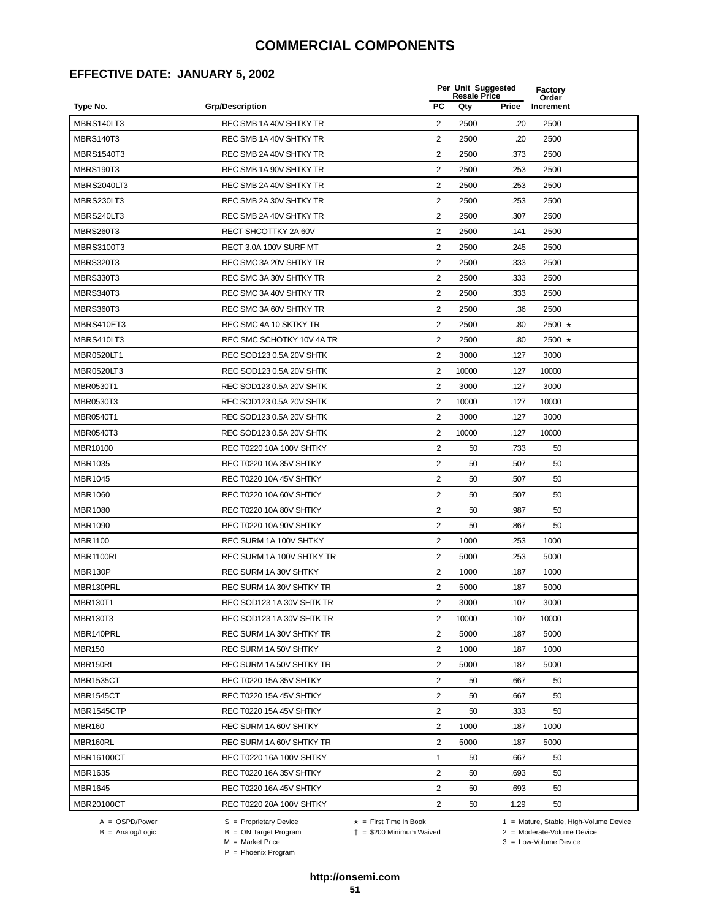# COMMERCIAL COMPONENTS

## EFFECTIVE DATE: JANUARY 5, 2002

| Type No. | Grp/Description | PC | Per Unit Suggested Resale Price Qty | Price | Factory Order Increment |
|---|---|---|---|---|---|
| MBRS140LT3 | REC SMB 1A 40V SHTKY TR | 2 | 2500 | .20 | 2500 |
| MBRS140T3 | REC SMB 1A 40V SHTKY TR | 2 | 2500 | .20 | 2500 |
| MBRS1540T3 | REC SMB 2A 40V SHTKY TR | 2 | 2500 | .373 | 2500 |
| MBRS190T3 | REC SMB 1A 90V SHTKY TR | 2 | 2500 | .253 | 2500 |
| MBRS2040LT3 | REC SMB 2A 40V SHTKY TR | 2 | 2500 | .253 | 2500 |
| MBRS230LT3 | REC SMB 2A 30V SHTKY TR | 2 | 2500 | .253 | 2500 |
| MBRS240LT3 | REC SMB 2A 40V SHTKY TR | 2 | 2500 | .307 | 2500 |
| MBRS260T3 | RECT SHCOTTKY 2A 60V | 2 | 2500 | .141 | 2500 |
| MBRS3100T3 | RECT 3.0A 100V SURF MT | 2 | 2500 | .245 | 2500 |
| MBRS320T3 | REC SMC 3A 20V SHTKY TR | 2 | 2500 | .333 | 2500 |
| MBRS330T3 | REC SMC 3A 30V SHTKY TR | 2 | 2500 | .333 | 2500 |
| MBRS340T3 | REC SMC 3A 40V SHTKY TR | 2 | 2500 | .333 | 2500 |
| MBRS360T3 | REC SMC 3A 60V SHTKY TR | 2 | 2500 | .36 | 2500 |
| MBRS410ET3 | REC SMC 4A 10 SKTKY TR | 2 | 2500 | .80 | 2500 ⋆ |
| MBRS410LT3 | REC SMC SCHOTKY 10V 4A TR | 2 | 2500 | .80 | 2500 ⋆ |
| MBR0520LT1 | REC SOD123 0.5A 20V SHTK | 2 | 3000 | .127 | 3000 |
| MBR0520LT3 | REC SOD123 0.5A 20V SHTK | 2 | 10000 | .127 | 10000 |
| MBR0530T1 | REC SOD123 0.5A 20V SHTK | 2 | 3000 | .127 | 3000 |
| MBR0530T3 | REC SOD123 0.5A 20V SHTK | 2 | 10000 | .127 | 10000 |
| MBR0540T1 | REC SOD123 0.5A 20V SHTK | 2 | 3000 | .127 | 3000 |
| MBR0540T3 | REC SOD123 0.5A 20V SHTK | 2 | 10000 | .127 | 10000 |
| MBR10100 | REC T0220 10A 100V SHTKY | 2 | 50 | .733 | 50 |
| MBR1035 | REC T0220 10A 35V SHTKY | 2 | 50 | .507 | 50 |
| MBR1045 | REC T0220 10A 45V SHTKY | 2 | 50 | .507 | 50 |
| MBR1060 | REC T0220 10A 60V SHTKY | 2 | 50 | .507 | 50 |
| MBR1080 | REC T0220 10A 80V SHTKY | 2 | 50 | .987 | 50 |
| MBR1090 | REC T0220 10A 90V SHTKY | 2 | 50 | .867 | 50 |
| MBR1100 | REC SURM 1A 100V SHTKY | 2 | 1000 | .253 | 1000 |
| MBR1100RL | REC SURM 1A 100V SHTKY TR | 2 | 5000 | .253 | 5000 |
| MBR130P | REC SURM 1A 30V SHTKY | 2 | 1000 | .187 | 1000 |
| MBR130PRL | REC SURM 1A 30V SHTKY TR | 2 | 5000 | .187 | 5000 |
| MBR130T1 | REC SOD123 1A 30V SHTK TR | 2 | 3000 | .107 | 3000 |
| MBR130T3 | REC SOD123 1A 30V SHTK TR | 2 | 10000 | .107 | 10000 |
| MBR140PRL | REC SURM 1A 30V SHTKY TR | 2 | 5000 | .187 | 5000 |
| MBR150 | REC SURM 1A 50V SHTKY | 2 | 1000 | .187 | 1000 |
| MBR150RL | REC SURM 1A 50V SHTKY TR | 2 | 5000 | .187 | 5000 |
| MBR1535CT | REC T0220 15A 35V SHTKY | 2 | 50 | .667 | 50 |
| MBR1545CT | REC T0220 15A 45V SHTKY | 2 | 50 | .667 | 50 |
| MBR1545CTP | REC T0220 15A 45V SHTKY | 2 | 50 | .333 | 50 |
| MBR160 | REC SURM 1A 60V SHTKY | 2 | 1000 | .187 | 1000 |
| MBR160RL | REC SURM 1A 60V SHTKY TR | 2 | 5000 | .187 | 5000 |
| MBR16100CT | REC T0220 16A 100V SHTKY | 1 | 50 | .667 | 50 |
| MBR1635 | REC T0220 16A 35V SHTKY | 2 | 50 | .693 | 50 |
| MBR1645 | REC T0220 16A 45V SHTKY | 2 | 50 | .693 | 50 |
| MBR20100CT | REC T0220 20A 100V SHTKY | 2 | 50 | 1.29 | 50 |

A = OSPD/Power
B = Analog/Logic

S = Proprietary Device
B = ON Target Program
M = Market Price
P = Phoenix Program

⋆ = First Time in Book
† = $200 Minimum Waived

1 = Mature, Stable, High-Volume Device
2 = Moderate-Volume Device
3 = Low-Volume Device

**http://onsemi.com**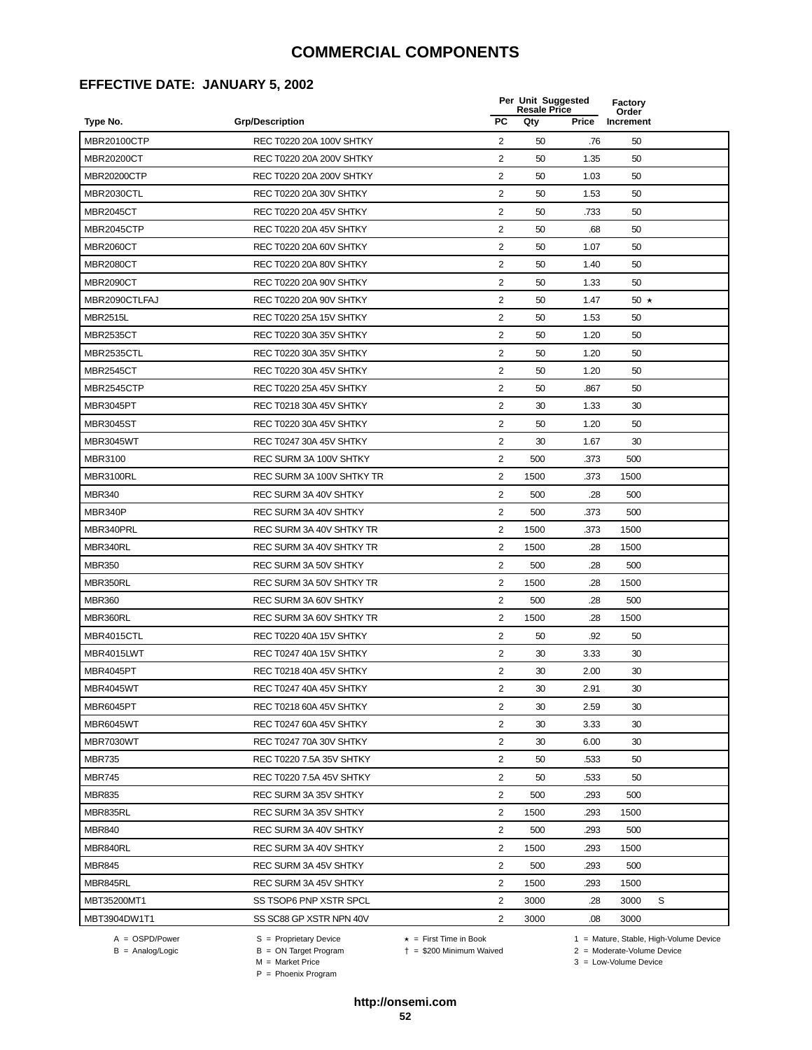# COMMERCIAL COMPONENTS

## EFFECTIVE DATE: JANUARY 5, 2002

| Type No. | Grp/Description | PC | Per Unit Suggested Resale Price Qty | Price | Factory Order Increment | |
|---|---|---|---|---|---|---|
| MBR20100CTP | REC T0220 20A 100V SHTKY | 2 | 50 | .76 | 50 | |
| MBR20200CT | REC T0220 20A 200V SHTKY | 2 | 50 | 1.35 | 50 | |
| MBR20200CTP | REC T0220 20A 200V SHTKY | 2 | 50 | 1.03 | 50 | |
| MBR2030CTL | REC T0220 20A 30V SHTKY | 2 | 50 | 1.53 | 50 | |
| MBR2045CT | REC T0220 20A 45V SHTKY | 2 | 50 | .733 | 50 | |
| MBR2045CTP | REC T0220 20A 45V SHTKY | 2 | 50 | .68 | 50 | |
| MBR2060CT | REC T0220 20A 60V SHTKY | 2 | 50 | 1.07 | 50 | |
| MBR2080CT | REC T0220 20A 80V SHTKY | 2 | 50 | 1.40 | 50 | |
| MBR2090CT | REC T0220 20A 90V SHTKY | 2 | 50 | 1.33 | 50 | |
| MBR2090CTLFAJ | REC T0220 20A 90V SHTKY | 2 | 50 | 1.47 | 50 ⋆ | |
| MBR2515L | REC T0220 25A 15V SHTKY | 2 | 50 | 1.53 | 50 | |
| MBR2535CT | REC T0220 30A 35V SHTKY | 2 | 50 | 1.20 | 50 | |
| MBR2535CTL | REC T0220 30A 35V SHTKY | 2 | 50 | 1.20 | 50 | |
| MBR2545CT | REC T0220 30A 45V SHTKY | 2 | 50 | 1.20 | 50 | |
| MBR2545CTP | REC T0220 25A 45V SHTKY | 2 | 50 | .867 | 50 | |
| MBR3045PT | REC T0218 30A 45V SHTKY | 2 | 30 | 1.33 | 30 | |
| MBR3045ST | REC T0220 30A 45V SHTKY | 2 | 50 | 1.20 | 50 | |
| MBR3045WT | REC T0247 30A 45V SHTKY | 2 | 30 | 1.67 | 30 | |
| MBR3100 | REC SURM 3A 100V SHTKY | 2 | 500 | .373 | 500 | |
| MBR3100RL | REC SURM 3A 100V SHTKY TR | 2 | 1500 | .373 | 1500 | |
| MBR340 | REC SURM 3A 40V SHTKY | 2 | 500 | .28 | 500 | |
| MBR340P | REC SURM 3A 40V SHTKY | 2 | 500 | .373 | 500 | |
| MBR340PRL | REC SURM 3A 40V SHTKY TR | 2 | 1500 | .373 | 1500 | |
| MBR340RL | REC SURM 3A 40V SHTKY TR | 2 | 1500 | .28 | 1500 | |
| MBR350 | REC SURM 3A 50V SHTKY | 2 | 500 | .28 | 500 | |
| MBR350RL | REC SURM 3A 50V SHTKY TR | 2 | 1500 | .28 | 1500 | |
| MBR360 | REC SURM 3A 60V SHTKY | 2 | 500 | .28 | 500 | |
| MBR360RL | REC SURM 3A 60V SHTKY TR | 2 | 1500 | .28 | 1500 | |
| MBR4015CTL | REC T0220 40A 15V SHTKY | 2 | 50 | .92 | 50 | |
| MBR4015LWT | REC T0247 40A 15V SHTKY | 2 | 30 | 3.33 | 30 | |
| MBR4045PT | REC T0218 40A 45V SHTKY | 2 | 30 | 2.00 | 30 | |
| MBR4045WT | REC T0247 40A 45V SHTKY | 2 | 30 | 2.91 | 30 | |
| MBR6045PT | REC T0218 60A 45V SHTKY | 2 | 30 | 2.59 | 30 | |
| MBR6045WT | REC T0247 60A 45V SHTKY | 2 | 30 | 3.33 | 30 | |
| MBR7030WT | REC T0247 70A 30V SHTKY | 2 | 30 | 6.00 | 30 | |
| MBR735 | REC T0220 7.5A 35V SHTKY | 2 | 50 | .533 | 50 | |
| MBR745 | REC T0220 7.5A 45V SHTKY | 2 | 50 | .533 | 50 | |
| MBR835 | REC SURM 3A 35V SHTKY | 2 | 500 | .293 | 500 | |
| MBR835RL | REC SURM 3A 35V SHTKY | 2 | 1500 | .293 | 1500 | |
| MBR840 | REC SURM 3A 40V SHTKY | 2 | 500 | .293 | 500 | |
| MBR840RL | REC SURM 3A 40V SHTKY | 2 | 1500 | .293 | 1500 | |
| MBR845 | REC SURM 3A 45V SHTKY | 2 | 500 | .293 | 500 | |
| MBR845RL | REC SURM 3A 45V SHTKY | 2 | 1500 | .293 | 1500 | |
| MBT35200MT1 | SS TSOP6 PNP XSTR SPCL | 2 | 3000 | .28 | 3000 | S |
| MBT3904DW1T1 | SS SC88 GP XSTR NPN 40V | 2 | 3000 | .08 | 3000 | |

A = OSPD/Power
B = Analog/Logic

S = Proprietary Device
B = ON Target Program
M = Market Price
P = Phoenix Program

⋆ = First Time in Book
† = $200 Minimum Waived

1 = Mature, Stable, High-Volume Device
2 = Moderate-Volume Device
3 = Low-Volume Device

**http://onsemi.com**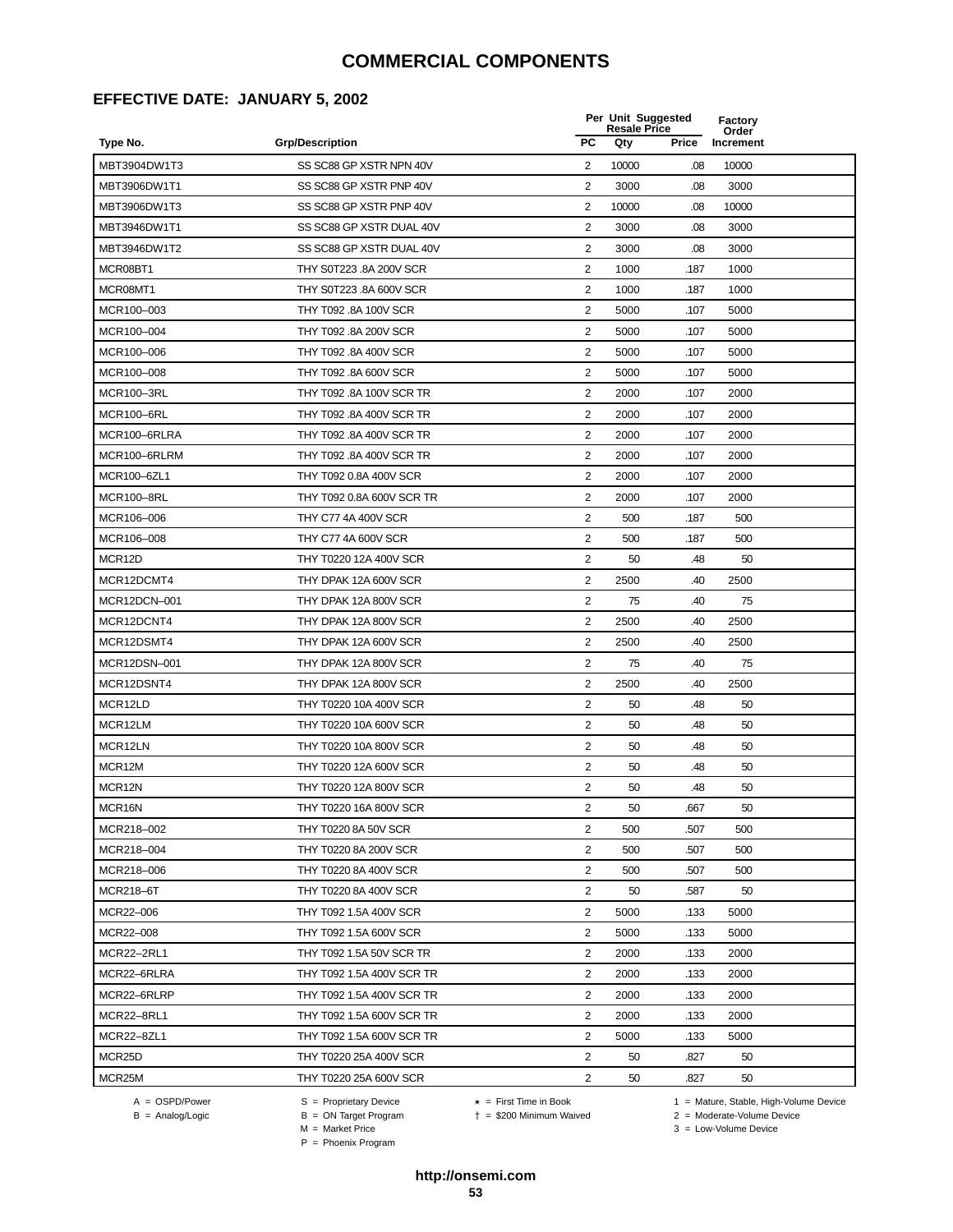# COMMERCIAL COMPONENTS

## EFFECTIVE DATE: JANUARY 5, 2002

| Type No. | Grp/Description | PC | Per Unit Suggested Resale Price Qty | Per Unit Suggested Resale Price Price | Factory Order Increment |
|---|---|---|---|---|---|
| MBT3904DW1T3 | SS SC88 GP XSTR NPN 40V | 2 | 10000 | .08 | 10000 |
| MBT3906DW1T1 | SS SC88 GP XSTR PNP 40V | 2 | 3000 | .08 | 3000 |
| MBT3906DW1T3 | SS SC88 GP XSTR PNP 40V | 2 | 10000 | .08 | 10000 |
| MBT3946DW1T1 | SS SC88 GP XSTR DUAL 40V | 2 | 3000 | .08 | 3000 |
| MBT3946DW1T2 | SS SC88 GP XSTR DUAL 40V | 2 | 3000 | .08 | 3000 |
| MCR08BT1 | THY S0T223 .8A 200V SCR | 2 | 1000 | .187 | 1000 |
| MCR08MT1 | THY S0T223 .8A 600V SCR | 2 | 1000 | .187 | 1000 |
| MCR100–003 | THY T092 .8A 100V SCR | 2 | 5000 | .107 | 5000 |
| MCR100–004 | THY T092 .8A 200V SCR | 2 | 5000 | .107 | 5000 |
| MCR100–006 | THY T092 .8A 400V SCR | 2 | 5000 | .107 | 5000 |
| MCR100–008 | THY T092 .8A 600V SCR | 2 | 5000 | .107 | 5000 |
| MCR100–3RL | THY T092 .8A 100V SCR TR | 2 | 2000 | .107 | 2000 |
| MCR100–6RL | THY T092 .8A 400V SCR TR | 2 | 2000 | .107 | 2000 |
| MCR100–6RLRA | THY T092 .8A 400V SCR TR | 2 | 2000 | .107 | 2000 |
| MCR100–6RLRM | THY T092 .8A 400V SCR TR | 2 | 2000 | .107 | 2000 |
| MCR100–6ZL1 | THY T092 0.8A 400V SCR | 2 | 2000 | .107 | 2000 |
| MCR100–8RL | THY T092 0.8A 600V SCR TR | 2 | 2000 | .107 | 2000 |
| MCR106–006 | THY C77 4A 400V SCR | 2 | 500 | .187 | 500 |
| MCR106–008 | THY C77 4A 600V SCR | 2 | 500 | .187 | 500 |
| MCR12D | THY T0220 12A 400V SCR | 2 | 50 | .48 | 50 |
| MCR12DCMT4 | THY DPAK 12A 600V SCR | 2 | 2500 | .40 | 2500 |
| MCR12DCN–001 | THY DPAK 12A 800V SCR | 2 | 75 | .40 | 75 |
| MCR12DCNT4 | THY DPAK 12A 800V SCR | 2 | 2500 | .40 | 2500 |
| MCR12DSMT4 | THY DPAK 12A 600V SCR | 2 | 2500 | .40 | 2500 |
| MCR12DSN–001 | THY DPAK 12A 800V SCR | 2 | 75 | .40 | 75 |
| MCR12DSNT4 | THY DPAK 12A 800V SCR | 2 | 2500 | .40 | 2500 |
| MCR12LD | THY T0220 10A 400V SCR | 2 | 50 | .48 | 50 |
| MCR12LM | THY T0220 10A 600V SCR | 2 | 50 | .48 | 50 |
| MCR12LN | THY T0220 10A 800V SCR | 2 | 50 | .48 | 50 |
| MCR12M | THY T0220 12A 600V SCR | 2 | 50 | .48 | 50 |
| MCR12N | THY T0220 12A 800V SCR | 2 | 50 | .48 | 50 |
| MCR16N | THY T0220 16A 800V SCR | 2 | 50 | .667 | 50 |
| MCR218–002 | THY T0220 8A 50V SCR | 2 | 500 | .507 | 500 |
| MCR218–004 | THY T0220 8A 200V SCR | 2 | 500 | .507 | 500 |
| MCR218–006 | THY T0220 8A 400V SCR | 2 | 500 | .507 | 500 |
| MCR218–6T | THY T0220 8A 400V SCR | 2 | 50 | .587 | 50 |
| MCR22–006 | THY T092 1.5A 400V SCR | 2 | 5000 | .133 | 5000 |
| MCR22–008 | THY T092 1.5A 600V SCR | 2 | 5000 | .133 | 5000 |
| MCR22–2RL1 | THY T092 1.5A 50V SCR TR | 2 | 2000 | .133 | 2000 |
| MCR22–6RLRA | THY T092 1.5A 400V SCR TR | 2 | 2000 | .133 | 2000 |
| MCR22–6RLRP | THY T092 1.5A 400V SCR TR | 2 | 2000 | .133 | 2000 |
| MCR22–8RL1 | THY T092 1.5A 600V SCR TR | 2 | 2000 | .133 | 2000 |
| MCR22–8ZL1 | THY T092 1.5A 600V SCR TR | 2 | 5000 | .133 | 5000 |
| MCR25D | THY T0220 25A 400V SCR | 2 | 50 | .827 | 50 |
| MCR25M | THY T0220 25A 600V SCR | 2 | 50 | .827 | 50 |

A = OSPD/Power
B = Analog/Logic

S = Proprietary Device
B = ON Target Program
M = Market Price
P = Phoenix Program

⋆ = First Time in Book
† = $200 Minimum Waived

1 = Mature, Stable, High-Volume Device
2 = Moderate-Volume Device
3 = Low-Volume Device

**http://onsemi.com**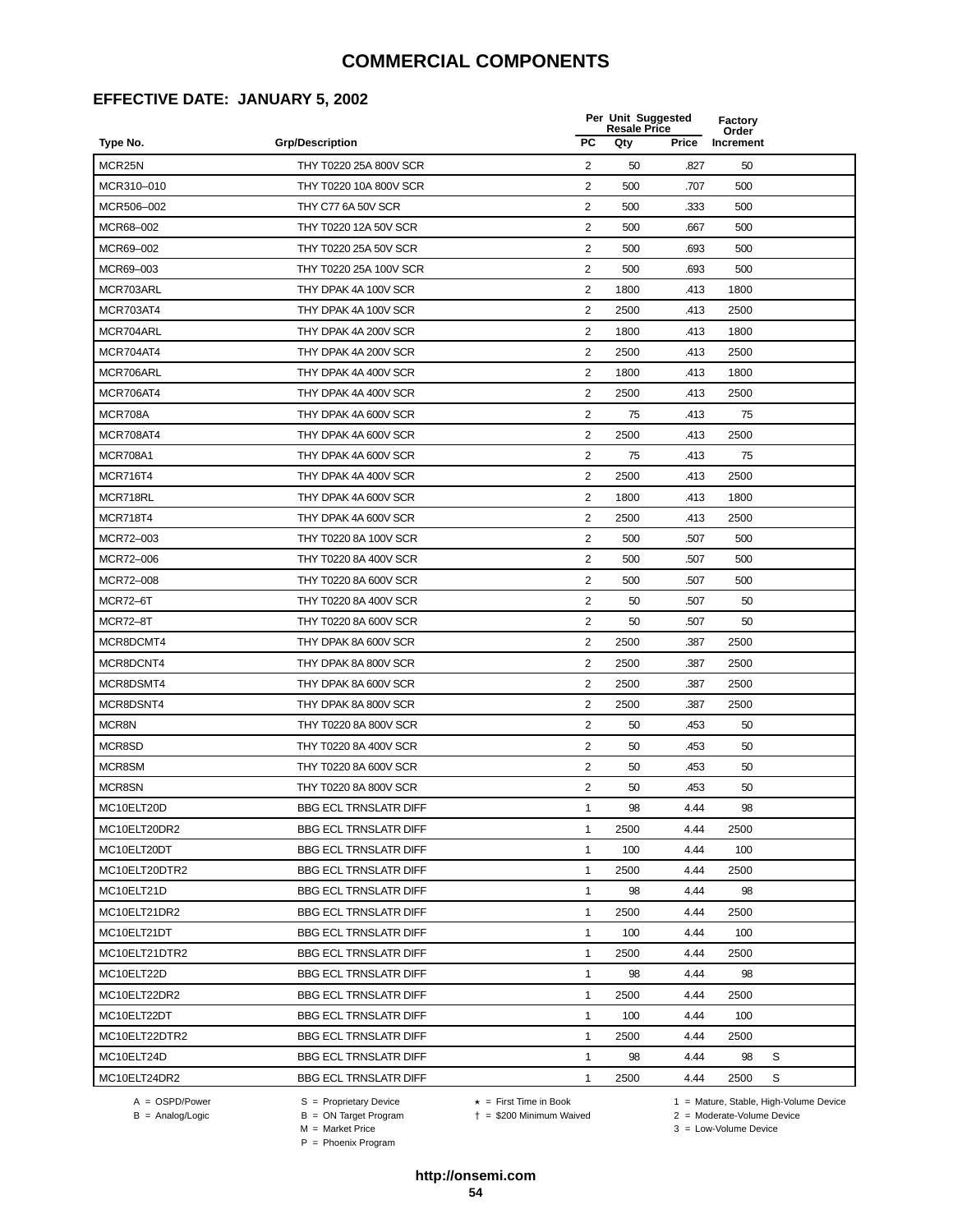# COMMERCIAL COMPONENTS

## EFFECTIVE DATE: JANUARY 5, 2002

| Type No. | Grp/Description | PC | Per Unit Suggested Resale Price Qty | Price | Factory Order Increment | |
|---|---|---|---|---|---|---|
| MCR25N | THY T0220 25A 800V SCR | 2 | 50 | .827 | 50 | |
| MCR310–010 | THY T0220 10A 800V SCR | 2 | 500 | .707 | 500 | |
| MCR506–002 | THY C77 6A 50V SCR | 2 | 500 | .333 | 500 | |
| MCR68–002 | THY T0220 12A 50V SCR | 2 | 500 | .667 | 500 | |
| MCR69–002 | THY T0220 25A 50V SCR | 2 | 500 | .693 | 500 | |
| MCR69–003 | THY T0220 25A 100V SCR | 2 | 500 | .693 | 500 | |
| MCR703ARL | THY DPAK 4A 100V SCR | 2 | 1800 | .413 | 1800 | |
| MCR703AT4 | THY DPAK 4A 100V SCR | 2 | 2500 | .413 | 2500 | |
| MCR704ARL | THY DPAK 4A 200V SCR | 2 | 1800 | .413 | 1800 | |
| MCR704AT4 | THY DPAK 4A 200V SCR | 2 | 2500 | .413 | 2500 | |
| MCR706ARL | THY DPAK 4A 400V SCR | 2 | 1800 | .413 | 1800 | |
| MCR706AT4 | THY DPAK 4A 400V SCR | 2 | 2500 | .413 | 2500 | |
| MCR708A | THY DPAK 4A 600V SCR | 2 | 75 | .413 | 75 | |
| MCR708AT4 | THY DPAK 4A 600V SCR | 2 | 2500 | .413 | 2500 | |
| MCR708A1 | THY DPAK 4A 600V SCR | 2 | 75 | .413 | 75 | |
| MCR716T4 | THY DPAK 4A 400V SCR | 2 | 2500 | .413 | 2500 | |
| MCR718RL | THY DPAK 4A 600V SCR | 2 | 1800 | .413 | 1800 | |
| MCR718T4 | THY DPAK 4A 600V SCR | 2 | 2500 | .413 | 2500 | |
| MCR72–003 | THY T0220 8A 100V SCR | 2 | 500 | .507 | 500 | |
| MCR72–006 | THY T0220 8A 400V SCR | 2 | 500 | .507 | 500 | |
| MCR72–008 | THY T0220 8A 600V SCR | 2 | 500 | .507 | 500 | |
| MCR72–6T | THY T0220 8A 400V SCR | 2 | 50 | .507 | 50 | |
| MCR72–8T | THY T0220 8A 600V SCR | 2 | 50 | .507 | 50 | |
| MCR8DCMT4 | THY DPAK 8A 600V SCR | 2 | 2500 | .387 | 2500 | |
| MCR8DCNT4 | THY DPAK 8A 800V SCR | 2 | 2500 | .387 | 2500 | |
| MCR8DSMT4 | THY DPAK 8A 600V SCR | 2 | 2500 | .387 | 2500 | |
| MCR8DSNT4 | THY DPAK 8A 800V SCR | 2 | 2500 | .387 | 2500 | |
| MCR8N | THY T0220 8A 800V SCR | 2 | 50 | .453 | 50 | |
| MCR8SD | THY T0220 8A 400V SCR | 2 | 50 | .453 | 50 | |
| MCR8SM | THY T0220 8A 600V SCR | 2 | 50 | .453 | 50 | |
| MCR8SN | THY T0220 8A 800V SCR | 2 | 50 | .453 | 50 | |
| MC10ELT20D | BBG ECL TRNSLATR DIFF | 1 | 98 | 4.44 | 98 | |
| MC10ELT20DR2 | BBG ECL TRNSLATR DIFF | 1 | 2500 | 4.44 | 2500 | |
| MC10ELT20DT | BBG ECL TRNSLATR DIFF | 1 | 100 | 4.44 | 100 | |
| MC10ELT20DTR2 | BBG ECL TRNSLATR DIFF | 1 | 2500 | 4.44 | 2500 | |
| MC10ELT21D | BBG ECL TRNSLATR DIFF | 1 | 98 | 4.44 | 98 | |
| MC10ELT21DR2 | BBG ECL TRNSLATR DIFF | 1 | 2500 | 4.44 | 2500 | |
| MC10ELT21DT | BBG ECL TRNSLATR DIFF | 1 | 100 | 4.44 | 100 | |
| MC10ELT21DTR2 | BBG ECL TRNSLATR DIFF | 1 | 2500 | 4.44 | 2500 | |
| MC10ELT22D | BBG ECL TRNSLATR DIFF | 1 | 98 | 4.44 | 98 | |
| MC10ELT22DR2 | BBG ECL TRNSLATR DIFF | 1 | 2500 | 4.44 | 2500 | |
| MC10ELT22DT | BBG ECL TRNSLATR DIFF | 1 | 100 | 4.44 | 100 | |
| MC10ELT22DTR2 | BBG ECL TRNSLATR DIFF | 1 | 2500 | 4.44 | 2500 | |
| MC10ELT24D | BBG ECL TRNSLATR DIFF | 1 | 98 | 4.44 | 98 | S |
| MC10ELT24DR2 | BBG ECL TRNSLATR DIFF | 1 | 2500 | 4.44 | 2500 | S |

A = OSPD/Power
B = Analog/Logic

S = Proprietary Device
B = ON Target Program
M = Market Price
P = Phoenix Program

★ = First Time in Book
† = $200 Minimum Waived

1 = Mature, Stable, High-Volume Device
2 = Moderate-Volume Device
3 = Low-Volume Device

**http://onsemi.com**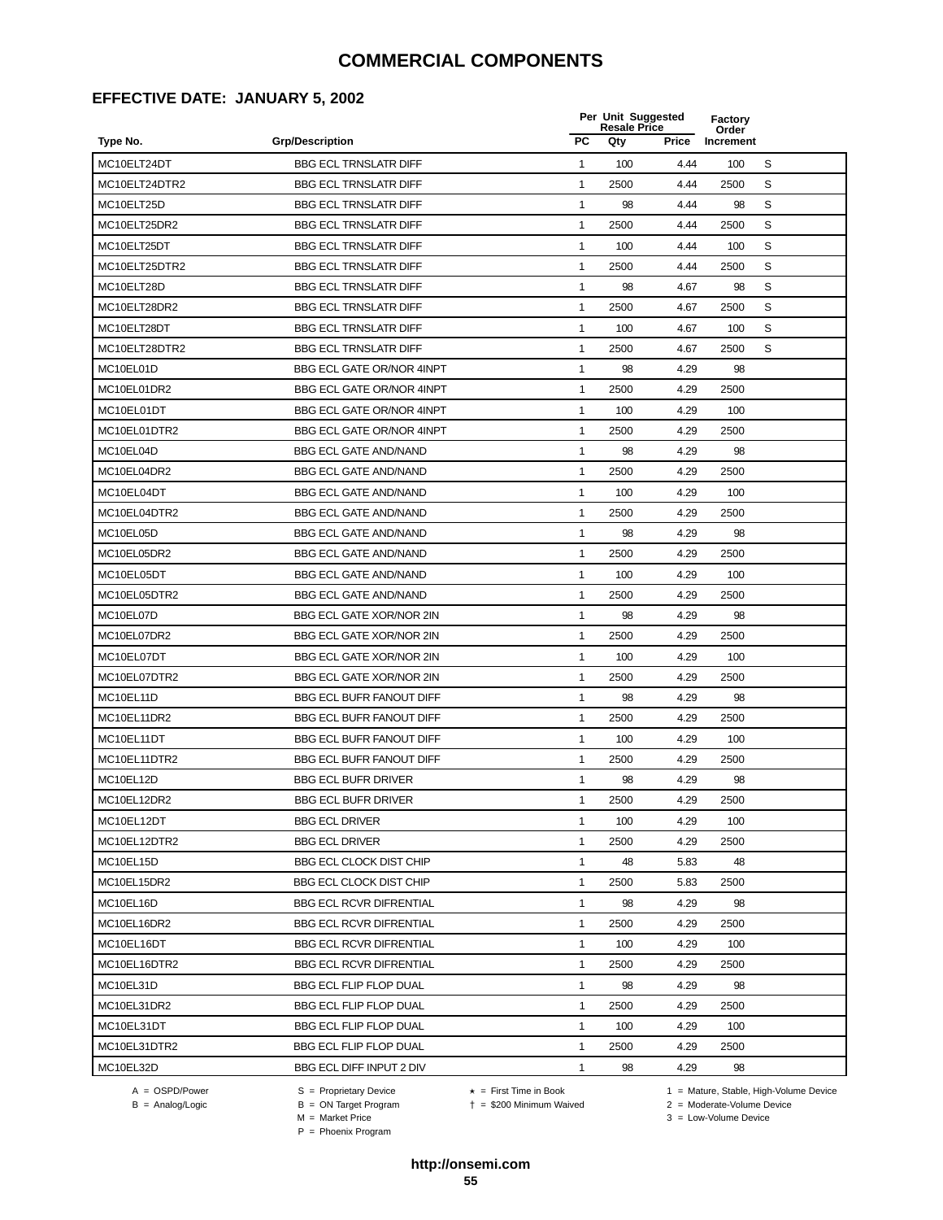# COMMERCIAL COMPONENTS

### EFFECTIVE DATE: JANUARY 5, 2002

| Type No. | Grp/Description | Per Unit Suggested Resale Price PC | Qty | Price | Factory Order Increment | |
|---|---|---|---|---|---|---|
| MC10ELT24DT | BBG ECL TRNSLATR DIFF | 1 | 100 | 4.44 | 100 | S |
| MC10ELT24DTR2 | BBG ECL TRNSLATR DIFF | 1 | 2500 | 4.44 | 2500 | S |
| MC10ELT25D | BBG ECL TRNSLATR DIFF | 1 | 98 | 4.44 | 98 | S |
| MC10ELT25DR2 | BBG ECL TRNSLATR DIFF | 1 | 2500 | 4.44 | 2500 | S |
| MC10ELT25DT | BBG ECL TRNSLATR DIFF | 1 | 100 | 4.44 | 100 | S |
| MC10ELT25DTR2 | BBG ECL TRNSLATR DIFF | 1 | 2500 | 4.44 | 2500 | S |
| MC10ELT28D | BBG ECL TRNSLATR DIFF | 1 | 98 | 4.67 | 98 | S |
| MC10ELT28DR2 | BBG ECL TRNSLATR DIFF | 1 | 2500 | 4.67 | 2500 | S |
| MC10ELT28DT | BBG ECL TRNSLATR DIFF | 1 | 100 | 4.67 | 100 | S |
| MC10ELT28DTR2 | BBG ECL TRNSLATR DIFF | 1 | 2500 | 4.67 | 2500 | S |
| MC10EL01D | BBG ECL GATE OR/NOR 4INPT | 1 | 98 | 4.29 | 98 | |
| MC10EL01DR2 | BBG ECL GATE OR/NOR 4INPT | 1 | 2500 | 4.29 | 2500 | |
| MC10EL01DT | BBG ECL GATE OR/NOR 4INPT | 1 | 100 | 4.29 | 100 | |
| MC10EL01DTR2 | BBG ECL GATE OR/NOR 4INPT | 1 | 2500 | 4.29 | 2500 | |
| MC10EL04D | BBG ECL GATE AND/NAND | 1 | 98 | 4.29 | 98 | |
| MC10EL04DR2 | BBG ECL GATE AND/NAND | 1 | 2500 | 4.29 | 2500 | |
| MC10EL04DT | BBG ECL GATE AND/NAND | 1 | 100 | 4.29 | 100 | |
| MC10EL04DTR2 | BBG ECL GATE AND/NAND | 1 | 2500 | 4.29 | 2500 | |
| MC10EL05D | BBG ECL GATE AND/NAND | 1 | 98 | 4.29 | 98 | |
| MC10EL05DR2 | BBG ECL GATE AND/NAND | 1 | 2500 | 4.29 | 2500 | |
| MC10EL05DT | BBG ECL GATE AND/NAND | 1 | 100 | 4.29 | 100 | |
| MC10EL05DTR2 | BBG ECL GATE AND/NAND | 1 | 2500 | 4.29 | 2500 | |
| MC10EL07D | BBG ECL GATE XOR/NOR 2IN | 1 | 98 | 4.29 | 98 | |
| MC10EL07DR2 | BBG ECL GATE XOR/NOR 2IN | 1 | 2500 | 4.29 | 2500 | |
| MC10EL07DT | BBG ECL GATE XOR/NOR 2IN | 1 | 100 | 4.29 | 100 | |
| MC10EL07DTR2 | BBG ECL GATE XOR/NOR 2IN | 1 | 2500 | 4.29 | 2500 | |
| MC10EL11D | BBG ECL BUFR FANOUT DIFF | 1 | 98 | 4.29 | 98 | |
| MC10EL11DR2 | BBG ECL BUFR FANOUT DIFF | 1 | 2500 | 4.29 | 2500 | |
| MC10EL11DT | BBG ECL BUFR FANOUT DIFF | 1 | 100 | 4.29 | 100 | |
| MC10EL11DTR2 | BBG ECL BUFR FANOUT DIFF | 1 | 2500 | 4.29 | 2500 | |
| MC10EL12D | BBG ECL BUFR DRIVER | 1 | 98 | 4.29 | 98 | |
| MC10EL12DR2 | BBG ECL BUFR DRIVER | 1 | 2500 | 4.29 | 2500 | |
| MC10EL12DT | BBG ECL DRIVER | 1 | 100 | 4.29 | 100 | |
| MC10EL12DTR2 | BBG ECL DRIVER | 1 | 2500 | 4.29 | 2500 | |
| MC10EL15D | BBG ECL CLOCK DIST CHIP | 1 | 48 | 5.83 | 48 | |
| MC10EL15DR2 | BBG ECL CLOCK DIST CHIP | 1 | 2500 | 5.83 | 2500 | |
| MC10EL16D | BBG ECL RCVR DIFRENTIAL | 1 | 98 | 4.29 | 98 | |
| MC10EL16DR2 | BBG ECL RCVR DIFRENTIAL | 1 | 2500 | 4.29 | 2500 | |
| MC10EL16DT | BBG ECL RCVR DIFRENTIAL | 1 | 100 | 4.29 | 100 | |
| MC10EL16DTR2 | BBG ECL RCVR DIFRENTIAL | 1 | 2500 | 4.29 | 2500 | |
| MC10EL31D | BBG ECL FLIP FLOP DUAL | 1 | 98 | 4.29 | 98 | |
| MC10EL31DR2 | BBG ECL FLIP FLOP DUAL | 1 | 2500 | 4.29 | 2500 | |
| MC10EL31DT | BBG ECL FLIP FLOP DUAL | 1 | 100 | 4.29 | 100 | |
| MC10EL31DTR2 | BBG ECL FLIP FLOP DUAL | 1 | 2500 | 4.29 | 2500 | |
| MC10EL32D | BBG ECL DIFF INPUT 2 DIV | 1 | 98 | 4.29 | 98 | |

A = OSPD/Power
B = Analog/Logic

S = Proprietary Device
B = ON Target Program
M = Market Price
P = Phoenix Program

⋆ = First Time in Book
† = $200 Minimum Waived

1 = Mature, Stable, High-Volume Device
2 = Moderate-Volume Device
3 = Low-Volume Device

**http://onsemi.com**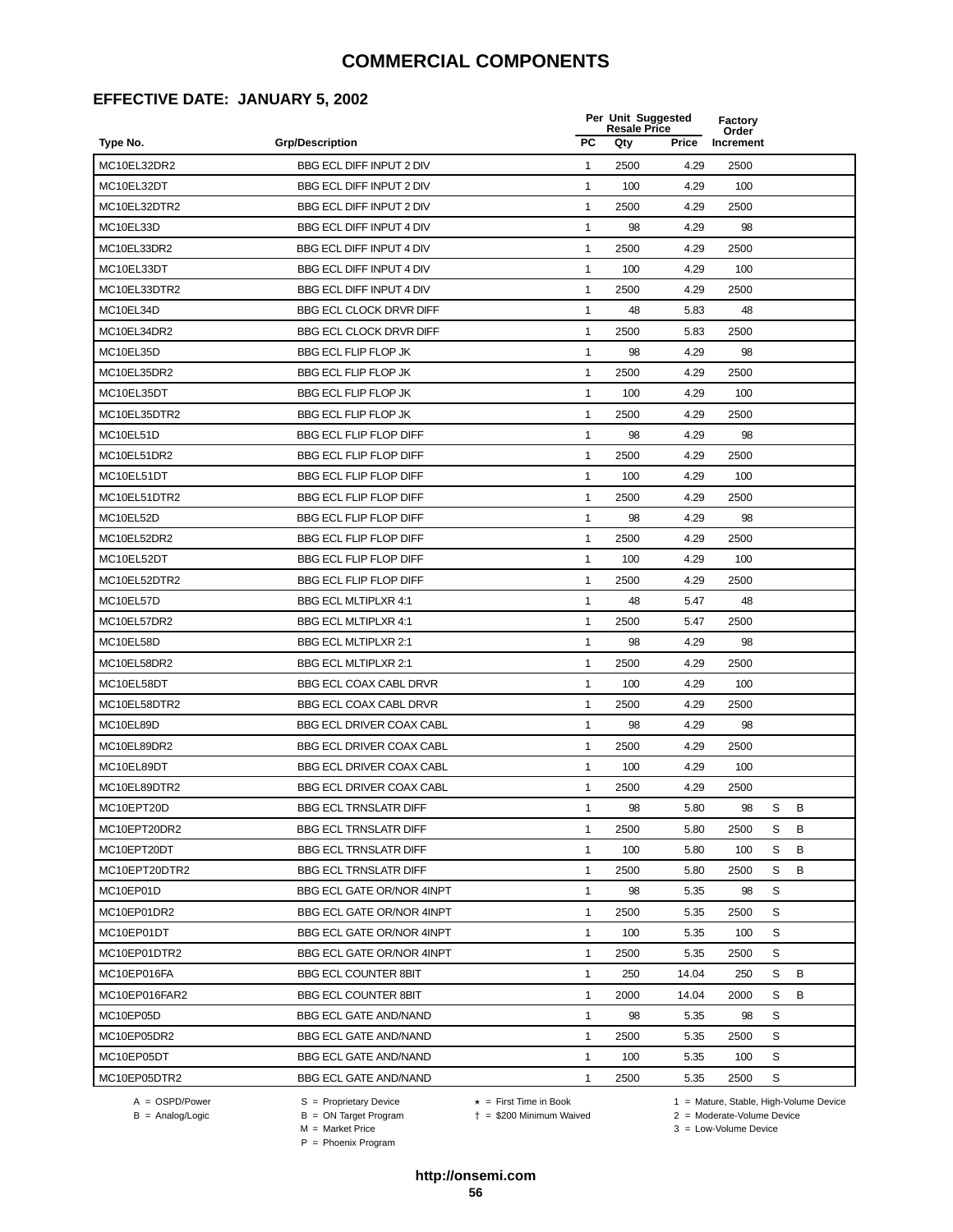# COMMERCIAL COMPONENTS

## EFFECTIVE DATE: JANUARY 5, 2002

| Type No. | Grp/Description | Per Unit Suggested Resale Price PC | Qty | Price | Factory Order Increment | | |
|---|---|---|---|---|---|---|---|
| MC10EL32DR2 | BBG ECL DIFF INPUT 2 DIV | 1 | 2500 | 4.29 | 2500 | | |
| MC10EL32DT | BBG ECL DIFF INPUT 2 DIV | 1 | 100 | 4.29 | 100 | | |
| MC10EL32DTR2 | BBG ECL DIFF INPUT 2 DIV | 1 | 2500 | 4.29 | 2500 | | |
| MC10EL33D | BBG ECL DIFF INPUT 4 DIV | 1 | 98 | 4.29 | 98 | | |
| MC10EL33DR2 | BBG ECL DIFF INPUT 4 DIV | 1 | 2500 | 4.29 | 2500 | | |
| MC10EL33DT | BBG ECL DIFF INPUT 4 DIV | 1 | 100 | 4.29 | 100 | | |
| MC10EL33DTR2 | BBG ECL DIFF INPUT 4 DIV | 1 | 2500 | 4.29 | 2500 | | |
| MC10EL34D | BBG ECL CLOCK DRVR DIFF | 1 | 48 | 5.83 | 48 | | |
| MC10EL34DR2 | BBG ECL CLOCK DRVR DIFF | 1 | 2500 | 5.83 | 2500 | | |
| MC10EL35D | BBG ECL FLIP FLOP JK | 1 | 98 | 4.29 | 98 | | |
| MC10EL35DR2 | BBG ECL FLIP FLOP JK | 1 | 2500 | 4.29 | 2500 | | |
| MC10EL35DT | BBG ECL FLIP FLOP JK | 1 | 100 | 4.29 | 100 | | |
| MC10EL35DTR2 | BBG ECL FLIP FLOP JK | 1 | 2500 | 4.29 | 2500 | | |
| MC10EL51D | BBG ECL FLIP FLOP DIFF | 1 | 98 | 4.29 | 98 | | |
| MC10EL51DR2 | BBG ECL FLIP FLOP DIFF | 1 | 2500 | 4.29 | 2500 | | |
| MC10EL51DT | BBG ECL FLIP FLOP DIFF | 1 | 100 | 4.29 | 100 | | |
| MC10EL51DTR2 | BBG ECL FLIP FLOP DIFF | 1 | 2500 | 4.29 | 2500 | | |
| MC10EL52D | BBG ECL FLIP FLOP DIFF | 1 | 98 | 4.29 | 98 | | |
| MC10EL52DR2 | BBG ECL FLIP FLOP DIFF | 1 | 2500 | 4.29 | 2500 | | |
| MC10EL52DT | BBG ECL FLIP FLOP DIFF | 1 | 100 | 4.29 | 100 | | |
| MC10EL52DTR2 | BBG ECL FLIP FLOP DIFF | 1 | 2500 | 4.29 | 2500 | | |
| MC10EL57D | BBG ECL MLTIPLXR 4:1 | 1 | 48 | 5.47 | 48 | | |
| MC10EL57DR2 | BBG ECL MLTIPLXR 4:1 | 1 | 2500 | 5.47 | 2500 | | |
| MC10EL58D | BBG ECL MLTIPLXR 2:1 | 1 | 98 | 4.29 | 98 | | |
| MC10EL58DR2 | BBG ECL MLTIPLXR 2:1 | 1 | 2500 | 4.29 | 2500 | | |
| MC10EL58DT | BBG ECL COAX CABL DRVR | 1 | 100 | 4.29 | 100 | | |
| MC10EL58DTR2 | BBG ECL COAX CABL DRVR | 1 | 2500 | 4.29 | 2500 | | |
| MC10EL89D | BBG ECL DRIVER COAX CABL | 1 | 98 | 4.29 | 98 | | |
| MC10EL89DR2 | BBG ECL DRIVER COAX CABL | 1 | 2500 | 4.29 | 2500 | | |
| MC10EL89DT | BBG ECL DRIVER COAX CABL | 1 | 100 | 4.29 | 100 | | |
| MC10EL89DTR2 | BBG ECL DRIVER COAX CABL | 1 | 2500 | 4.29 | 2500 | | |
| MC10EPT20D | BBG ECL TRNSLATR DIFF | 1 | 98 | 5.80 | 98 | S | B |
| MC10EPT20DR2 | BBG ECL TRNSLATR DIFF | 1 | 2500 | 5.80 | 2500 | S | B |
| MC10EPT20DT | BBG ECL TRNSLATR DIFF | 1 | 100 | 5.80 | 100 | S | B |
| MC10EPT20DTR2 | BBG ECL TRNSLATR DIFF | 1 | 2500 | 5.80 | 2500 | S | B |
| MC10EP01D | BBG ECL GATE OR/NOR 4INPT | 1 | 98 | 5.35 | 98 | S | |
| MC10EP01DR2 | BBG ECL GATE OR/NOR 4INPT | 1 | 2500 | 5.35 | 2500 | S | |
| MC10EP01DT | BBG ECL GATE OR/NOR 4INPT | 1 | 100 | 5.35 | 100 | S | |
| MC10EP01DTR2 | BBG ECL GATE OR/NOR 4INPT | 1 | 2500 | 5.35 | 2500 | S | |
| MC10EP016FA | BBG ECL COUNTER 8BIT | 1 | 250 | 14.04 | 250 | S | B |
| MC10EP016FAR2 | BBG ECL COUNTER 8BIT | 1 | 2000 | 14.04 | 2000 | S | B |
| MC10EP05D | BBG ECL GATE AND/NAND | 1 | 98 | 5.35 | 98 | S | |
| MC10EP05DR2 | BBG ECL GATE AND/NAND | 1 | 2500 | 5.35 | 2500 | S | |
| MC10EP05DT | BBG ECL GATE AND/NAND | 1 | 100 | 5.35 | 100 | S | |
| MC10EP05DTR2 | BBG ECL GATE AND/NAND | 1 | 2500 | 5.35 | 2500 | S | |

A = OSPD/Power
B = Analog/Logic

S = Proprietary Device
B = ON Target Program
M = Market Price
P = Phoenix Program

★ = First Time in Book
† = $200 Minimum Waived

1 = Mature, Stable, High-Volume Device
2 = Moderate-Volume Device
3 = Low-Volume Device

**http://onsemi.com**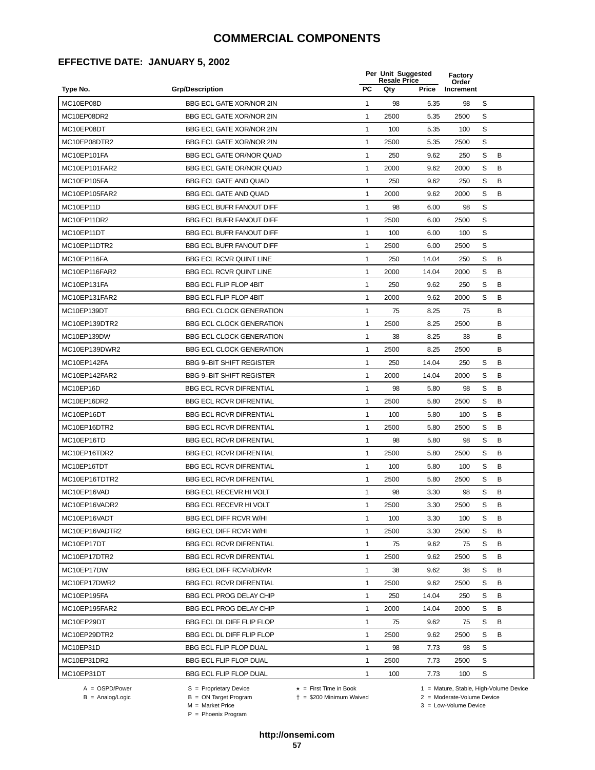# COMMERCIAL COMPONENTS

## EFFECTIVE DATE: JANUARY 5, 2002

| Type No. | Grp/Description | PC | Per Unit Suggested Resale Price Qty | Price | Factory Order Increment | | |
|---|---|---|---|---|---|---|---|
| MC10EP08D | BBG ECL GATE XOR/NOR 2IN | 1 | 98 | 5.35 | 98 | S | |
| MC10EP08DR2 | BBG ECL GATE XOR/NOR 2IN | 1 | 2500 | 5.35 | 2500 | S | |
| MC10EP08DT | BBG ECL GATE XOR/NOR 2IN | 1 | 100 | 5.35 | 100 | S | |
| MC10EP08DTR2 | BBG ECL GATE XOR/NOR 2IN | 1 | 2500 | 5.35 | 2500 | S | |
| MC10EP101FA | BBG ECL GATE OR/NOR QUAD | 1 | 250 | 9.62 | 250 | S | B |
| MC10EP101FAR2 | BBG ECL GATE OR/NOR QUAD | 1 | 2000 | 9.62 | 2000 | S | B |
| MC10EP105FA | BBG ECL GATE AND QUAD | 1 | 250 | 9.62 | 250 | S | B |
| MC10EP105FAR2 | BBG ECL GATE AND QUAD | 1 | 2000 | 9.62 | 2000 | S | B |
| MC10EP11D | BBG ECL BUFR FANOUT DIFF | 1 | 98 | 6.00 | 98 | S | |
| MC10EP11DR2 | BBG ECL BUFR FANOUT DIFF | 1 | 2500 | 6.00 | 2500 | S | |
| MC10EP11DT | BBG ECL BUFR FANOUT DIFF | 1 | 100 | 6.00 | 100 | S | |
| MC10EP11DTR2 | BBG ECL BUFR FANOUT DIFF | 1 | 2500 | 6.00 | 2500 | S | |
| MC10EP116FA | BBG ECL RCVR QUINT LINE | 1 | 250 | 14.04 | 250 | S | B |
| MC10EP116FAR2 | BBG ECL RCVR QUINT LINE | 1 | 2000 | 14.04 | 2000 | S | B |
| MC10EP131FA | BBG ECL FLIP FLOP 4BIT | 1 | 250 | 9.62 | 250 | S | B |
| MC10EP131FAR2 | BBG ECL FLIP FLOP 4BIT | 1 | 2000 | 9.62 | 2000 | S | B |
| MC10EP139DT | BBG ECL CLOCK GENERATION | 1 | 75 | 8.25 | 75 | | B |
| MC10EP139DTR2 | BBG ECL CLOCK GENERATION | 1 | 2500 | 8.25 | 2500 | | B |
| MC10EP139DW | BBG ECL CLOCK GENERATION | 1 | 38 | 8.25 | 38 | | B |
| MC10EP139DWR2 | BBG ECL CLOCK GENERATION | 1 | 2500 | 8.25 | 2500 | | B |
| MC10EP142FA | BBG 9–BIT SHIFT REGISTER | 1 | 250 | 14.04 | 250 | S | B |
| MC10EP142FAR2 | BBG 9–BIT SHIFT REGISTER | 1 | 2000 | 14.04 | 2000 | S | B |
| MC10EP16D | BBG ECL RCVR DIFRENTIAL | 1 | 98 | 5.80 | 98 | S | B |
| MC10EP16DR2 | BBG ECL RCVR DIFRENTIAL | 1 | 2500 | 5.80 | 2500 | S | B |
| MC10EP16DT | BBG ECL RCVR DIFRENTIAL | 1 | 100 | 5.80 | 100 | S | B |
| MC10EP16DTR2 | BBG ECL RCVR DIFRENTIAL | 1 | 2500 | 5.80 | 2500 | S | B |
| MC10EP16TD | BBG ECL RCVR DIFRENTIAL | 1 | 98 | 5.80 | 98 | S | B |
| MC10EP16TDR2 | BBG ECL RCVR DIFRENTIAL | 1 | 2500 | 5.80 | 2500 | S | B |
| MC10EP16TDT | BBG ECL RCVR DIFRENTIAL | 1 | 100 | 5.80 | 100 | S | B |
| MC10EP16TDTR2 | BBG ECL RCVR DIFRENTIAL | 1 | 2500 | 5.80 | 2500 | S | B |
| MC10EP16VAD | BBG ECL RECEVR HI VOLT | 1 | 98 | 3.30 | 98 | S | B |
| MC10EP16VADR2 | BBG ECL RECEVR HI VOLT | 1 | 2500 | 3.30 | 2500 | S | B |
| MC10EP16VADT | BBG ECL DIFF RCVR W/HI | 1 | 100 | 3.30 | 100 | S | B |
| MC10EP16VADTR2 | BBG ECL DIFF RCVR W/HI | 1 | 2500 | 3.30 | 2500 | S | B |
| MC10EP17DT | BBG ECL RCVR DIFRENTIAL | 1 | 75 | 9.62 | 75 | S | B |
| MC10EP17DTR2 | BBG ECL RCVR DIFRENTIAL | 1 | 2500 | 9.62 | 2500 | S | B |
| MC10EP17DW | BBG ECL DIFF RCVR/DRVR | 1 | 38 | 9.62 | 38 | S | B |
| MC10EP17DWR2 | BBG ECL RCVR DIFRENTIAL | 1 | 2500 | 9.62 | 2500 | S | B |
| MC10EP195FA | BBG ECL PROG DELAY CHIP | 1 | 250 | 14.04 | 250 | S | B |
| MC10EP195FAR2 | BBG ECL PROG DELAY CHIP | 1 | 2000 | 14.04 | 2000 | S | B |
| MC10EP29DT | BBG ECL DL DIFF FLIP FLOP | 1 | 75 | 9.62 | 75 | S | B |
| MC10EP29DTR2 | BBG ECL DL DIFF FLIP FLOP | 1 | 2500 | 9.62 | 2500 | S | B |
| MC10EP31D | BBG ECL FLIP FLOP DUAL | 1 | 98 | 7.73 | 98 | S | |
| MC10EP31DR2 | BBG ECL FLIP FLOP DUAL | 1 | 2500 | 7.73 | 2500 | S | |
| MC10EP31DT | BBG ECL FLIP FLOP DUAL | 1 | 100 | 7.73 | 100 | S | |

A = OSPD/Power
B = Analog/Logic

S = Proprietary Device
B = ON Target Program
M = Market Price
P = Phoenix Program

⋆ = First Time in Book
† = $200 Minimum Waived

1 = Mature, Stable, High-Volume Device
2 = Moderate-Volume Device
3 = Low-Volume Device

**http://onsemi.com**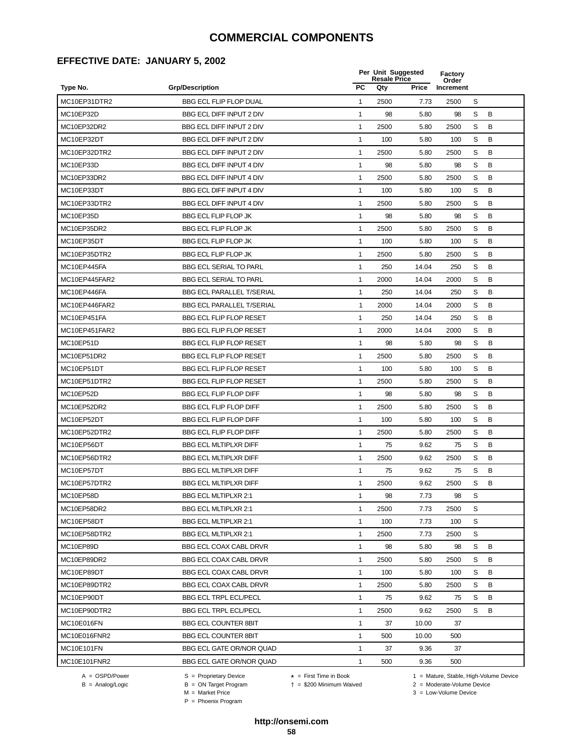# COMMERCIAL COMPONENTS

## EFFECTIVE DATE: JANUARY 5, 2002

| Type No. | Grp/Description | PC | Per Unit Suggested Resale Price Qty | Price | Factory Order Increment | | |
|---|---|---|---|---|---|---|---|
| MC10EP31DTR2 | BBG ECL FLIP FLOP DUAL | 1 | 2500 | 7.73 | 2500 | S | |
| MC10EP32D | BBG ECL DIFF INPUT 2 DIV | 1 | 98 | 5.80 | 98 | S | B |
| MC10EP32DR2 | BBG ECL DIFF INPUT 2 DIV | 1 | 2500 | 5.80 | 2500 | S | B |
| MC10EP32DT | BBG ECL DIFF INPUT 2 DIV | 1 | 100 | 5.80 | 100 | S | B |
| MC10EP32DTR2 | BBG ECL DIFF INPUT 2 DIV | 1 | 2500 | 5.80 | 2500 | S | B |
| MC10EP33D | BBG ECL DIFF INPUT 4 DIV | 1 | 98 | 5.80 | 98 | S | B |
| MC10EP33DR2 | BBG ECL DIFF INPUT 4 DIV | 1 | 2500 | 5.80 | 2500 | S | B |
| MC10EP33DT | BBG ECL DIFF INPUT 4 DIV | 1 | 100 | 5.80 | 100 | S | B |
| MC10EP33DTR2 | BBG ECL DIFF INPUT 4 DIV | 1 | 2500 | 5.80 | 2500 | S | B |
| MC10EP35D | BBG ECL FLIP FLOP JK | 1 | 98 | 5.80 | 98 | S | B |
| MC10EP35DR2 | BBG ECL FLIP FLOP JK | 1 | 2500 | 5.80 | 2500 | S | B |
| MC10EP35DT | BBG ECL FLIP FLOP JK | 1 | 100 | 5.80 | 100 | S | B |
| MC10EP35DTR2 | BBG ECL FLIP FLOP JK | 1 | 2500 | 5.80 | 2500 | S | B |
| MC10EP445FA | BBG ECL SERIAL TO PARL | 1 | 250 | 14.04 | 250 | S | B |
| MC10EP445FAR2 | BBG ECL SERIAL TO PARL | 1 | 2000 | 14.04 | 2000 | S | B |
| MC10EP446FA | BBG ECL PARALLEL T/SERIAL | 1 | 250 | 14.04 | 250 | S | B |
| MC10EP446FAR2 | BBG ECL PARALLEL T/SERIAL | 1 | 2000 | 14.04 | 2000 | S | B |
| MC10EP451FA | BBG ECL FLIP FLOP RESET | 1 | 250 | 14.04 | 250 | S | B |
| MC10EP451FAR2 | BBG ECL FLIP FLOP RESET | 1 | 2000 | 14.04 | 2000 | S | B |
| MC10EP51D | BBG ECL FLIP FLOP RESET | 1 | 98 | 5.80 | 98 | S | B |
| MC10EP51DR2 | BBG ECL FLIP FLOP RESET | 1 | 2500 | 5.80 | 2500 | S | B |
| MC10EP51DT | BBG ECL FLIP FLOP RESET | 1 | 100 | 5.80 | 100 | S | B |
| MC10EP51DTR2 | BBG ECL FLIP FLOP RESET | 1 | 2500 | 5.80 | 2500 | S | B |
| MC10EP52D | BBG ECL FLIP FLOP DIFF | 1 | 98 | 5.80 | 98 | S | B |
| MC10EP52DR2 | BBG ECL FLIP FLOP DIFF | 1 | 2500 | 5.80 | 2500 | S | B |
| MC10EP52DT | BBG ECL FLIP FLOP DIFF | 1 | 100 | 5.80 | 100 | S | B |
| MC10EP52DTR2 | BBG ECL FLIP FLOP DIFF | 1 | 2500 | 5.80 | 2500 | S | B |
| MC10EP56DT | BBG ECL MLTIPLXR DIFF | 1 | 75 | 9.62 | 75 | S | B |
| MC10EP56DTR2 | BBG ECL MLTIPLXR DIFF | 1 | 2500 | 9.62 | 2500 | S | B |
| MC10EP57DT | BBG ECL MLTIPLXR DIFF | 1 | 75 | 9.62 | 75 | S | B |
| MC10EP57DTR2 | BBG ECL MLTIPLXR DIFF | 1 | 2500 | 9.62 | 2500 | S | B |
| MC10EP58D | BBG ECL MLTIPLXR 2:1 | 1 | 98 | 7.73 | 98 | S | |
| MC10EP58DR2 | BBG ECL MLTIPLXR 2:1 | 1 | 2500 | 7.73 | 2500 | S | |
| MC10EP58DT | BBG ECL MLTIPLXR 2:1 | 1 | 100 | 7.73 | 100 | S | |
| MC10EP58DTR2 | BBG ECL MLTIPLXR 2:1 | 1 | 2500 | 7.73 | 2500 | S | |
| MC10EP89D | BBG ECL COAX CABL DRVR | 1 | 98 | 5.80 | 98 | S | B |
| MC10EP89DR2 | BBG ECL COAX CABL DRVR | 1 | 2500 | 5.80 | 2500 | S | B |
| MC10EP89DT | BBG ECL COAX CABL DRVR | 1 | 100 | 5.80 | 100 | S | B |
| MC10EP89DTR2 | BBG ECL COAX CABL DRVR | 1 | 2500 | 5.80 | 2500 | S | B |
| MC10EP90DT | BBG ECL TRPL ECL/PECL | 1 | 75 | 9.62 | 75 | S | B |
| MC10EP90DTR2 | BBG ECL TRPL ECL/PECL | 1 | 2500 | 9.62 | 2500 | S | B |
| MC10E016FN | BBG ECL COUNTER 8BIT | 1 | 37 | 10.00 | 37 | | |
| MC10E016FNR2 | BBG ECL COUNTER 8BIT | 1 | 500 | 10.00 | 500 | | |
| MC10E101FN | BBG ECL GATE OR/NOR QUAD | 1 | 37 | 9.36 | 37 | | |
| MC10E101FNR2 | BBG ECL GATE OR/NOR QUAD | 1 | 500 | 9.36 | 500 | | |

A = OSPD/Power
B = Analog/Logic

S = Proprietary Device
B = ON Target Program
M = Market Price
P = Phoenix Program

⋆ = First Time in Book
† = $200 Minimum Waived

1 = Mature, Stable, High-Volume Device
2 = Moderate-Volume Device
3 = Low-Volume Device

**http://onsemi.com**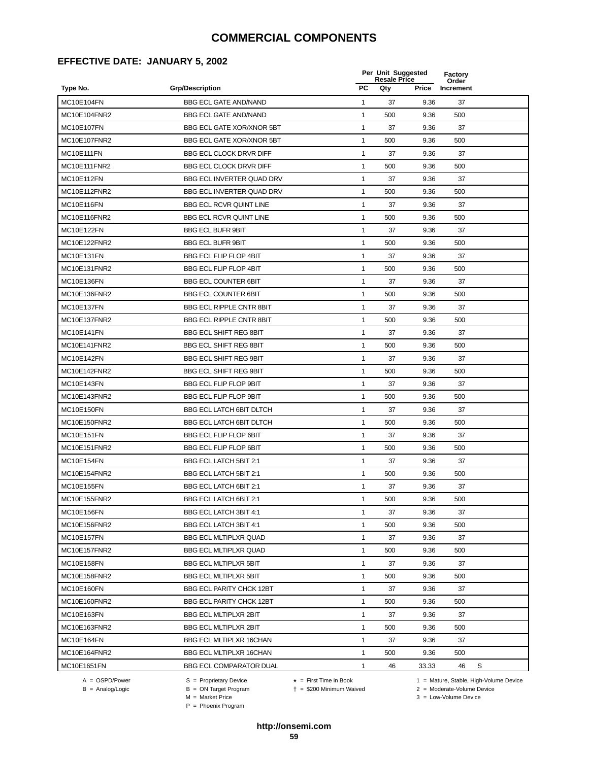# COMMERCIAL COMPONENTS

## EFFECTIVE DATE: JANUARY 5, 2002

| Type No. | Grp/Description | PC | Per Unit Suggested Resale Price Qty | Price | Factory Order Increment | |
|---|---|---|---|---|---|---|
| MC10E104FN | BBG ECL GATE AND/NAND | 1 | 37 | 9.36 | 37 | |
| MC10E104FNR2 | BBG ECL GATE AND/NAND | 1 | 500 | 9.36 | 500 | |
| MC10E107FN | BBG ECL GATE XOR/XNOR 5BT | 1 | 37 | 9.36 | 37 | |
| MC10E107FNR2 | BBG ECL GATE XOR/XNOR 5BT | 1 | 500 | 9.36 | 500 | |
| MC10E111FN | BBG ECL CLOCK DRVR DIFF | 1 | 37 | 9.36 | 37 | |
| MC10E111FNR2 | BBG ECL CLOCK DRVR DIFF | 1 | 500 | 9.36 | 500 | |
| MC10E112FN | BBG ECL INVERTER QUAD DRV | 1 | 37 | 9.36 | 37 | |
| MC10E112FNR2 | BBG ECL INVERTER QUAD DRV | 1 | 500 | 9.36 | 500 | |
| MC10E116FN | BBG ECL RCVR QUINT LINE | 1 | 37 | 9.36 | 37 | |
| MC10E116FNR2 | BBG ECL RCVR QUINT LINE | 1 | 500 | 9.36 | 500 | |
| MC10E122FN | BBG ECL BUFR 9BIT | 1 | 37 | 9.36 | 37 | |
| MC10E122FNR2 | BBG ECL BUFR 9BIT | 1 | 500 | 9.36 | 500 | |
| MC10E131FN | BBG ECL FLIP FLOP 4BIT | 1 | 37 | 9.36 | 37 | |
| MC10E131FNR2 | BBG ECL FLIP FLOP 4BIT | 1 | 500 | 9.36 | 500 | |
| MC10E136FN | BBG ECL COUNTER 6BIT | 1 | 37 | 9.36 | 37 | |
| MC10E136FNR2 | BBG ECL COUNTER 6BIT | 1 | 500 | 9.36 | 500 | |
| MC10E137FN | BBG ECL RIPPLE CNTR 8BIT | 1 | 37 | 9.36 | 37 | |
| MC10E137FNR2 | BBG ECL RIPPLE CNTR 8BIT | 1 | 500 | 9.36 | 500 | |
| MC10E141FN | BBG ECL SHIFT REG 8BIT | 1 | 37 | 9.36 | 37 | |
| MC10E141FNR2 | BBG ECL SHIFT REG 8BIT | 1 | 500 | 9.36 | 500 | |
| MC10E142FN | BBG ECL SHIFT REG 9BIT | 1 | 37 | 9.36 | 37 | |
| MC10E142FNR2 | BBG ECL SHIFT REG 9BIT | 1 | 500 | 9.36 | 500 | |
| MC10E143FN | BBG ECL FLIP FLOP 9BIT | 1 | 37 | 9.36 | 37 | |
| MC10E143FNR2 | BBG ECL FLIP FLOP 9BIT | 1 | 500 | 9.36 | 500 | |
| MC10E150FN | BBG ECL LATCH 6BIT DLTCH | 1 | 37 | 9.36 | 37 | |
| MC10E150FNR2 | BBG ECL LATCH 6BIT DLTCH | 1 | 500 | 9.36 | 500 | |
| MC10E151FN | BBG ECL FLIP FLOP 6BIT | 1 | 37 | 9.36 | 37 | |
| MC10E151FNR2 | BBG ECL FLIP FLOP 6BIT | 1 | 500 | 9.36 | 500 | |
| MC10E154FN | BBG ECL LATCH 5BIT 2:1 | 1 | 37 | 9.36 | 37 | |
| MC10E154FNR2 | BBG ECL LATCH 5BIT 2:1 | 1 | 500 | 9.36 | 500 | |
| MC10E155FN | BBG ECL LATCH 6BIT 2:1 | 1 | 37 | 9.36 | 37 | |
| MC10E155FNR2 | BBG ECL LATCH 6BIT 2:1 | 1 | 500 | 9.36 | 500 | |
| MC10E156FN | BBG ECL LATCH 3BIT 4:1 | 1 | 37 | 9.36 | 37 | |
| MC10E156FNR2 | BBG ECL LATCH 3BIT 4:1 | 1 | 500 | 9.36 | 500 | |
| MC10E157FN | BBG ECL MLTIPLXR QUAD | 1 | 37 | 9.36 | 37 | |
| MC10E157FNR2 | BBG ECL MLTIPLXR QUAD | 1 | 500 | 9.36 | 500 | |
| MC10E158FN | BBG ECL MLTIPLXR 5BIT | 1 | 37 | 9.36 | 37 | |
| MC10E158FNR2 | BBG ECL MLTIPLXR 5BIT | 1 | 500 | 9.36 | 500 | |
| MC10E160FN | BBG ECL PARITY CHCK 12BT | 1 | 37 | 9.36 | 37 | |
| MC10E160FNR2 | BBG ECL PARITY CHCK 12BT | 1 | 500 | 9.36 | 500 | |
| MC10E163FN | BBG ECL MLTIPLXR 2BIT | 1 | 37 | 9.36 | 37 | |
| MC10E163FNR2 | BBG ECL MLTIPLXR 2BIT | 1 | 500 | 9.36 | 500 | |
| MC10E164FN | BBG ECL MLTIPLXR 16CHAN | 1 | 37 | 9.36 | 37 | |
| MC10E164FNR2 | BBG ECL MLTIPLXR 16CHAN | 1 | 500 | 9.36 | 500 | |
| MC10E1651FN | BBG ECL COMPARATOR DUAL | 1 | 46 | 33.33 | 46 | S |

A = OSPD/Power
B = Analog/Logic

S = Proprietary Device
B = ON Target Program
M = Market Price
P = Phoenix Program

★ = First Time in Book
† = $200 Minimum Waived

1 = Mature, Stable, High-Volume Device
2 = Moderate-Volume Device
3 = Low-Volume Device

**http://onsemi.com**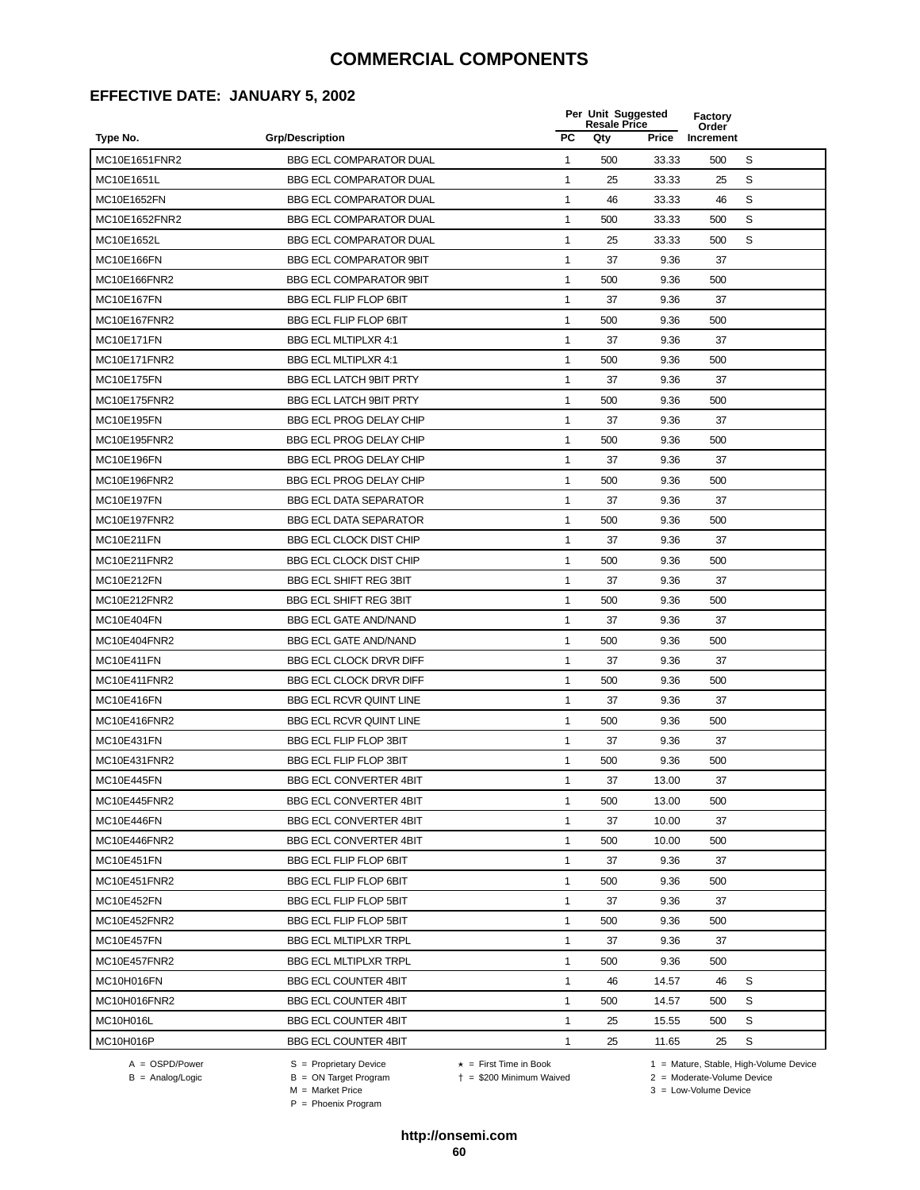# COMMERCIAL COMPONENTS

## EFFECTIVE DATE: JANUARY 5, 2002

| Type No. | Grp/Description | PC | Per Unit Suggested Resale Price Qty | Price | Factory Order Increment | |
|---|---|---|---|---|---|---|
| MC10E1651FNR2 | BBG ECL COMPARATOR DUAL | 1 | 500 | 33.33 | 500 | S |
| MC10E1651L | BBG ECL COMPARATOR DUAL | 1 | 25 | 33.33 | 25 | S |
| MC10E1652FN | BBG ECL COMPARATOR DUAL | 1 | 46 | 33.33 | 46 | S |
| MC10E1652FNR2 | BBG ECL COMPARATOR DUAL | 1 | 500 | 33.33 | 500 | S |
| MC10E1652L | BBG ECL COMPARATOR DUAL | 1 | 25 | 33.33 | 500 | S |
| MC10E166FN | BBG ECL COMPARATOR 9BIT | 1 | 37 | 9.36 | 37 | |
| MC10E166FNR2 | BBG ECL COMPARATOR 9BIT | 1 | 500 | 9.36 | 500 | |
| MC10E167FN | BBG ECL FLIP FLOP 6BIT | 1 | 37 | 9.36 | 37 | |
| MC10E167FNR2 | BBG ECL FLIP FLOP 6BIT | 1 | 500 | 9.36 | 500 | |
| MC10E171FN | BBG ECL MLTIPLXR 4:1 | 1 | 37 | 9.36 | 37 | |
| MC10E171FNR2 | BBG ECL MLTIPLXR 4:1 | 1 | 500 | 9.36 | 500 | |
| MC10E175FN | BBG ECL LATCH 9BIT PRTY | 1 | 37 | 9.36 | 37 | |
| MC10E175FNR2 | BBG ECL LATCH 9BIT PRTY | 1 | 500 | 9.36 | 500 | |
| MC10E195FN | BBG ECL PROG DELAY CHIP | 1 | 37 | 9.36 | 37 | |
| MC10E195FNR2 | BBG ECL PROG DELAY CHIP | 1 | 500 | 9.36 | 500 | |
| MC10E196FN | BBG ECL PROG DELAY CHIP | 1 | 37 | 9.36 | 37 | |
| MC10E196FNR2 | BBG ECL PROG DELAY CHIP | 1 | 500 | 9.36 | 500 | |
| MC10E197FN | BBG ECL DATA SEPARATOR | 1 | 37 | 9.36 | 37 | |
| MC10E197FNR2 | BBG ECL DATA SEPARATOR | 1 | 500 | 9.36 | 500 | |
| MC10E211FN | BBG ECL CLOCK DIST CHIP | 1 | 37 | 9.36 | 37 | |
| MC10E211FNR2 | BBG ECL CLOCK DIST CHIP | 1 | 500 | 9.36 | 500 | |
| MC10E212FN | BBG ECL SHIFT REG 3BIT | 1 | 37 | 9.36 | 37 | |
| MC10E212FNR2 | BBG ECL SHIFT REG 3BIT | 1 | 500 | 9.36 | 500 | |
| MC10E404FN | BBG ECL GATE AND/NAND | 1 | 37 | 9.36 | 37 | |
| MC10E404FNR2 | BBG ECL GATE AND/NAND | 1 | 500 | 9.36 | 500 | |
| MC10E411FN | BBG ECL CLOCK DRVR DIFF | 1 | 37 | 9.36 | 37 | |
| MC10E411FNR2 | BBG ECL CLOCK DRVR DIFF | 1 | 500 | 9.36 | 500 | |
| MC10E416FN | BBG ECL RCVR QUINT LINE | 1 | 37 | 9.36 | 37 | |
| MC10E416FNR2 | BBG ECL RCVR QUINT LINE | 1 | 500 | 9.36 | 500 | |
| MC10E431FN | BBG ECL FLIP FLOP 3BIT | 1 | 37 | 9.36 | 37 | |
| MC10E431FNR2 | BBG ECL FLIP FLOP 3BIT | 1 | 500 | 9.36 | 500 | |
| MC10E445FN | BBG ECL CONVERTER 4BIT | 1 | 37 | 13.00 | 37 | |
| MC10E445FNR2 | BBG ECL CONVERTER 4BIT | 1 | 500 | 13.00 | 500 | |
| MC10E446FN | BBG ECL CONVERTER 4BIT | 1 | 37 | 10.00 | 37 | |
| MC10E446FNR2 | BBG ECL CONVERTER 4BIT | 1 | 500 | 10.00 | 500 | |
| MC10E451FN | BBG ECL FLIP FLOP 6BIT | 1 | 37 | 9.36 | 37 | |
| MC10E451FNR2 | BBG ECL FLIP FLOP 6BIT | 1 | 500 | 9.36 | 500 | |
| MC10E452FN | BBG ECL FLIP FLOP 5BIT | 1 | 37 | 9.36 | 37 | |
| MC10E452FNR2 | BBG ECL FLIP FLOP 5BIT | 1 | 500 | 9.36 | 500 | |
| MC10E457FN | BBG ECL MLTIPLXR TRPL | 1 | 37 | 9.36 | 37 | |
| MC10E457FNR2 | BBG ECL MLTIPLXR TRPL | 1 | 500 | 9.36 | 500 | |
| MC10H016FN | BBG ECL COUNTER 4BIT | 1 | 46 | 14.57 | 46 | S |
| MC10H016FNR2 | BBG ECL COUNTER 4BIT | 1 | 500 | 14.57 | 500 | S |
| MC10H016L | BBG ECL COUNTER 4BIT | 1 | 25 | 15.55 | 500 | S |
| MC10H016P | BBG ECL COUNTER 4BIT | 1 | 25 | 11.65 | 25 | S |

A = OSPD/Power
B = Analog/Logic

S = Proprietary Device
B = ON Target Program
M = Market Price
P = Phoenix Program

⋆ = First Time in Book
† = $200 Minimum Waived

1 = Mature, Stable, High-Volume Device
2 = Moderate-Volume Device
3 = Low-Volume Device

**http://onsemi.com**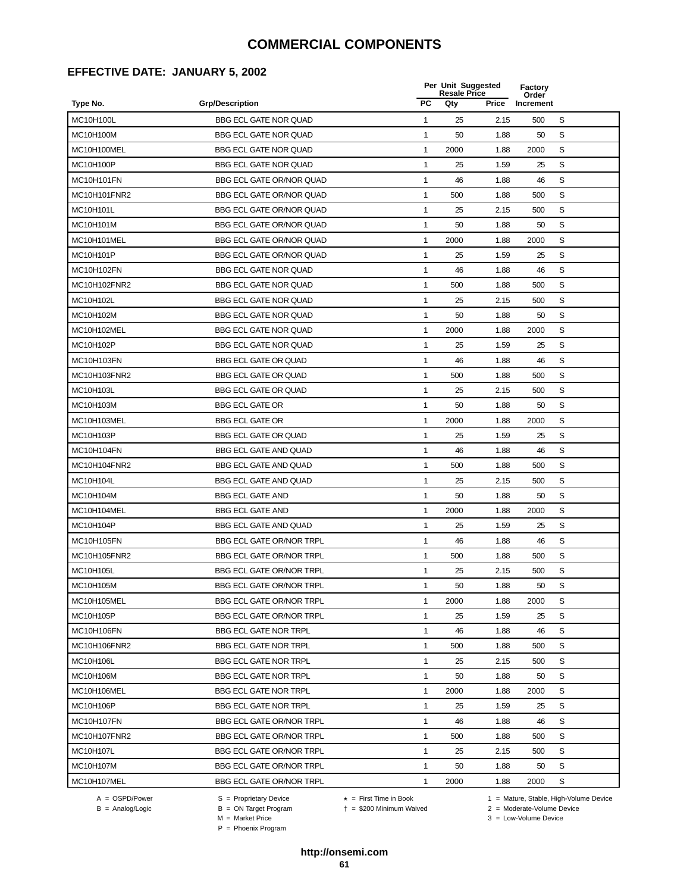# COMMERCIAL COMPONENTS

## EFFECTIVE DATE: JANUARY 5, 2002

| Type No. | Grp/Description | PC | Per Unit Suggested Resale Price Qty | Price | Factory Order Increment | |
|---|---|---|---|---|---|---|
| MC10H100L | BBG ECL GATE NOR QUAD | 1 | 25 | 2.15 | 500 | S |
| MC10H100M | BBG ECL GATE NOR QUAD | 1 | 50 | 1.88 | 50 | S |
| MC10H100MEL | BBG ECL GATE NOR QUAD | 1 | 2000 | 1.88 | 2000 | S |
| MC10H100P | BBG ECL GATE NOR QUAD | 1 | 25 | 1.59 | 25 | S |
| MC10H101FN | BBG ECL GATE OR/NOR QUAD | 1 | 46 | 1.88 | 46 | S |
| MC10H101FNR2 | BBG ECL GATE OR/NOR QUAD | 1 | 500 | 1.88 | 500 | S |
| MC10H101L | BBG ECL GATE OR/NOR QUAD | 1 | 25 | 2.15 | 500 | S |
| MC10H101M | BBG ECL GATE OR/NOR QUAD | 1 | 50 | 1.88 | 50 | S |
| MC10H101MEL | BBG ECL GATE OR/NOR QUAD | 1 | 2000 | 1.88 | 2000 | S |
| MC10H101P | BBG ECL GATE OR/NOR QUAD | 1 | 25 | 1.59 | 25 | S |
| MC10H102FN | BBG ECL GATE NOR QUAD | 1 | 46 | 1.88 | 46 | S |
| MC10H102FNR2 | BBG ECL GATE NOR QUAD | 1 | 500 | 1.88 | 500 | S |
| MC10H102L | BBG ECL GATE NOR QUAD | 1 | 25 | 2.15 | 500 | S |
| MC10H102M | BBG ECL GATE NOR QUAD | 1 | 50 | 1.88 | 50 | S |
| MC10H102MEL | BBG ECL GATE NOR QUAD | 1 | 2000 | 1.88 | 2000 | S |
| MC10H102P | BBG ECL GATE NOR QUAD | 1 | 25 | 1.59 | 25 | S |
| MC10H103FN | BBG ECL GATE OR QUAD | 1 | 46 | 1.88 | 46 | S |
| MC10H103FNR2 | BBG ECL GATE OR QUAD | 1 | 500 | 1.88 | 500 | S |
| MC10H103L | BBG ECL GATE OR QUAD | 1 | 25 | 2.15 | 500 | S |
| MC10H103M | BBG ECL GATE OR | 1 | 50 | 1.88 | 50 | S |
| MC10H103MEL | BBG ECL GATE OR | 1 | 2000 | 1.88 | 2000 | S |
| MC10H103P | BBG ECL GATE OR QUAD | 1 | 25 | 1.59 | 25 | S |
| MC10H104FN | BBG ECL GATE AND QUAD | 1 | 46 | 1.88 | 46 | S |
| MC10H104FNR2 | BBG ECL GATE AND QUAD | 1 | 500 | 1.88 | 500 | S |
| MC10H104L | BBG ECL GATE AND QUAD | 1 | 25 | 2.15 | 500 | S |
| MC10H104M | BBG ECL GATE AND | 1 | 50 | 1.88 | 50 | S |
| MC10H104MEL | BBG ECL GATE AND | 1 | 2000 | 1.88 | 2000 | S |
| MC10H104P | BBG ECL GATE AND QUAD | 1 | 25 | 1.59 | 25 | S |
| MC10H105FN | BBG ECL GATE OR/NOR TRPL | 1 | 46 | 1.88 | 46 | S |
| MC10H105FNR2 | BBG ECL GATE OR/NOR TRPL | 1 | 500 | 1.88 | 500 | S |
| MC10H105L | BBG ECL GATE OR/NOR TRPL | 1 | 25 | 2.15 | 500 | S |
| MC10H105M | BBG ECL GATE OR/NOR TRPL | 1 | 50 | 1.88 | 50 | S |
| MC10H105MEL | BBG ECL GATE OR/NOR TRPL | 1 | 2000 | 1.88 | 2000 | S |
| MC10H105P | BBG ECL GATE OR/NOR TRPL | 1 | 25 | 1.59 | 25 | S |
| MC10H106FN | BBG ECL GATE NOR TRPL | 1 | 46 | 1.88 | 46 | S |
| MC10H106FNR2 | BBG ECL GATE NOR TRPL | 1 | 500 | 1.88 | 500 | S |
| MC10H106L | BBG ECL GATE NOR TRPL | 1 | 25 | 2.15 | 500 | S |
| MC10H106M | BBG ECL GATE NOR TRPL | 1 | 50 | 1.88 | 50 | S |
| MC10H106MEL | BBG ECL GATE NOR TRPL | 1 | 2000 | 1.88 | 2000 | S |
| MC10H106P | BBG ECL GATE NOR TRPL | 1 | 25 | 1.59 | 25 | S |
| MC10H107FN | BBG ECL GATE OR/NOR TRPL | 1 | 46 | 1.88 | 46 | S |
| MC10H107FNR2 | BBG ECL GATE OR/NOR TRPL | 1 | 500 | 1.88 | 500 | S |
| MC10H107L | BBG ECL GATE OR/NOR TRPL | 1 | 25 | 2.15 | 500 | S |
| MC10H107M | BBG ECL GATE OR/NOR TRPL | 1 | 50 | 1.88 | 50 | S |
| MC10H107MEL | BBG ECL GATE OR/NOR TRPL | 1 | 2000 | 1.88 | 2000 | S |

A = OSPD/Power
B = Analog/Logic

S = Proprietary Device
B = ON Target Program
M = Market Price
P = Phoenix Program

⋆ = First Time in Book
† = $200 Minimum Waived

1 = Mature, Stable, High-Volume Device
2 = Moderate-Volume Device
3 = Low-Volume Device

**http://onsemi.com**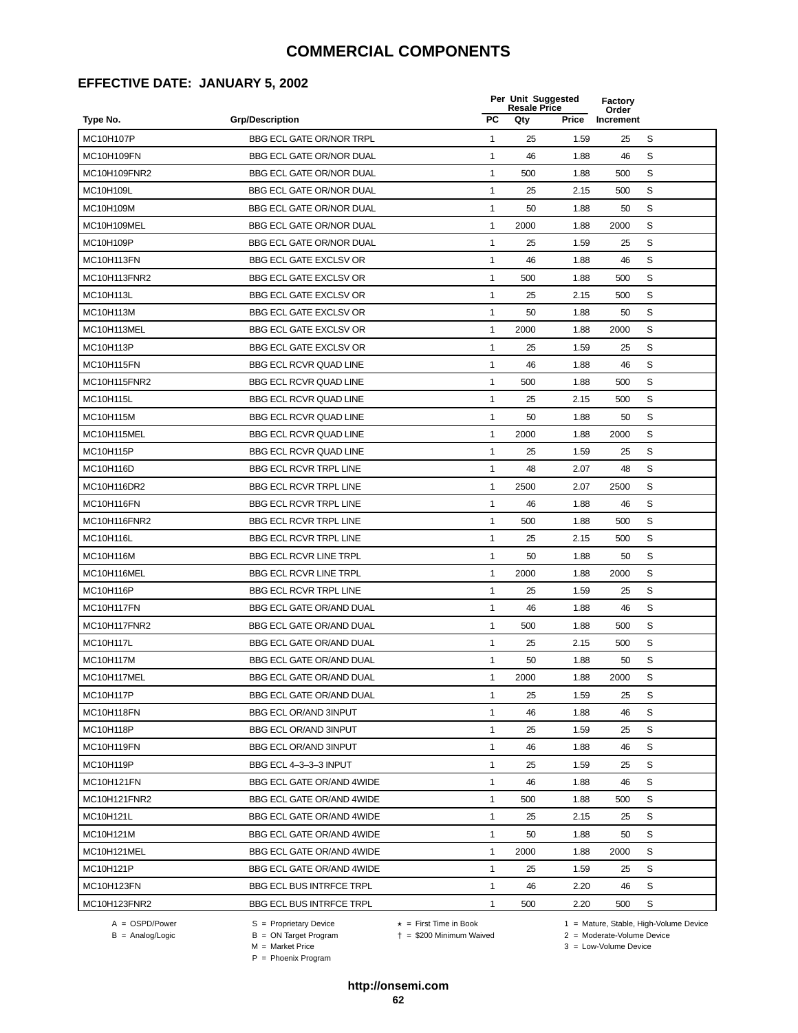# COMMERCIAL COMPONENTS

## EFFECTIVE DATE: JANUARY 5, 2002

| Type No. | Grp/Description | PC | Per Unit Suggested Resale Price Qty | Per Unit Suggested Resale Price Price | Factory Order Increment | |
|---|---|---|---|---|---|---|
| MC10H107P | BBG ECL GATE OR/NOR TRPL | 1 | 25 | 1.59 | 25 | S |
| MC10H109FN | BBG ECL GATE OR/NOR DUAL | 1 | 46 | 1.88 | 46 | S |
| MC10H109FNR2 | BBG ECL GATE OR/NOR DUAL | 1 | 500 | 1.88 | 500 | S |
| MC10H109L | BBG ECL GATE OR/NOR DUAL | 1 | 25 | 2.15 | 500 | S |
| MC10H109M | BBG ECL GATE OR/NOR DUAL | 1 | 50 | 1.88 | 50 | S |
| MC10H109MEL | BBG ECL GATE OR/NOR DUAL | 1 | 2000 | 1.88 | 2000 | S |
| MC10H109P | BBG ECL GATE OR/NOR DUAL | 1 | 25 | 1.59 | 25 | S |
| MC10H113FN | BBG ECL GATE EXCLSV OR | 1 | 46 | 1.88 | 46 | S |
| MC10H113FNR2 | BBG ECL GATE EXCLSV OR | 1 | 500 | 1.88 | 500 | S |
| MC10H113L | BBG ECL GATE EXCLSV OR | 1 | 25 | 2.15 | 500 | S |
| MC10H113M | BBG ECL GATE EXCLSV OR | 1 | 50 | 1.88 | 50 | S |
| MC10H113MEL | BBG ECL GATE EXCLSV OR | 1 | 2000 | 1.88 | 2000 | S |
| MC10H113P | BBG ECL GATE EXCLSV OR | 1 | 25 | 1.59 | 25 | S |
| MC10H115FN | BBG ECL RCVR QUAD LINE | 1 | 46 | 1.88 | 46 | S |
| MC10H115FNR2 | BBG ECL RCVR QUAD LINE | 1 | 500 | 1.88 | 500 | S |
| MC10H115L | BBG ECL RCVR QUAD LINE | 1 | 25 | 2.15 | 500 | S |
| MC10H115M | BBG ECL RCVR QUAD LINE | 1 | 50 | 1.88 | 50 | S |
| MC10H115MEL | BBG ECL RCVR QUAD LINE | 1 | 2000 | 1.88 | 2000 | S |
| MC10H115P | BBG ECL RCVR QUAD LINE | 1 | 25 | 1.59 | 25 | S |
| MC10H116D | BBG ECL RCVR TRPL LINE | 1 | 48 | 2.07 | 48 | S |
| MC10H116DR2 | BBG ECL RCVR TRPL LINE | 1 | 2500 | 2.07 | 2500 | S |
| MC10H116FN | BBG ECL RCVR TRPL LINE | 1 | 46 | 1.88 | 46 | S |
| MC10H116FNR2 | BBG ECL RCVR TRPL LINE | 1 | 500 | 1.88 | 500 | S |
| MC10H116L | BBG ECL RCVR TRPL LINE | 1 | 25 | 2.15 | 500 | S |
| MC10H116M | BBG ECL RCVR LINE TRPL | 1 | 50 | 1.88 | 50 | S |
| MC10H116MEL | BBG ECL RCVR LINE TRPL | 1 | 2000 | 1.88 | 2000 | S |
| MC10H116P | BBG ECL RCVR TRPL LINE | 1 | 25 | 1.59 | 25 | S |
| MC10H117FN | BBG ECL GATE OR/AND DUAL | 1 | 46 | 1.88 | 46 | S |
| MC10H117FNR2 | BBG ECL GATE OR/AND DUAL | 1 | 500 | 1.88 | 500 | S |
| MC10H117L | BBG ECL GATE OR/AND DUAL | 1 | 25 | 2.15 | 500 | S |
| MC10H117M | BBG ECL GATE OR/AND DUAL | 1 | 50 | 1.88 | 50 | S |
| MC10H117MEL | BBG ECL GATE OR/AND DUAL | 1 | 2000 | 1.88 | 2000 | S |
| MC10H117P | BBG ECL GATE OR/AND DUAL | 1 | 25 | 1.59 | 25 | S |
| MC10H118FN | BBG ECL OR/AND 3INPUT | 1 | 46 | 1.88 | 46 | S |
| MC10H118P | BBG ECL OR/AND 3INPUT | 1 | 25 | 1.59 | 25 | S |
| MC10H119FN | BBG ECL OR/AND 3INPUT | 1 | 46 | 1.88 | 46 | S |
| MC10H119P | BBG ECL 4–3–3–3 INPUT | 1 | 25 | 1.59 | 25 | S |
| MC10H121FN | BBG ECL GATE OR/AND 4WIDE | 1 | 46 | 1.88 | 46 | S |
| MC10H121FNR2 | BBG ECL GATE OR/AND 4WIDE | 1 | 500 | 1.88 | 500 | S |
| MC10H121L | BBG ECL GATE OR/AND 4WIDE | 1 | 25 | 2.15 | 25 | S |
| MC10H121M | BBG ECL GATE OR/AND 4WIDE | 1 | 50 | 1.88 | 50 | S |
| MC10H121MEL | BBG ECL GATE OR/AND 4WIDE | 1 | 2000 | 1.88 | 2000 | S |
| MC10H121P | BBG ECL GATE OR/AND 4WIDE | 1 | 25 | 1.59 | 25 | S |
| MC10H123FN | BBG ECL BUS INTRFCE TRPL | 1 | 46 | 2.20 | 46 | S |
| MC10H123FNR2 | BBG ECL BUS INTRFCE TRPL | 1 | 500 | 2.20 | 500 | S |

A = OSPD/Power
B = Analog/Logic

S = Proprietary Device
B = ON Target Program
M = Market Price
P = Phoenix Program

⋆ = First Time in Book
† = $200 Minimum Waived

1 = Mature, Stable, High-Volume Device
2 = Moderate-Volume Device
3 = Low-Volume Device

**http://onsemi.com**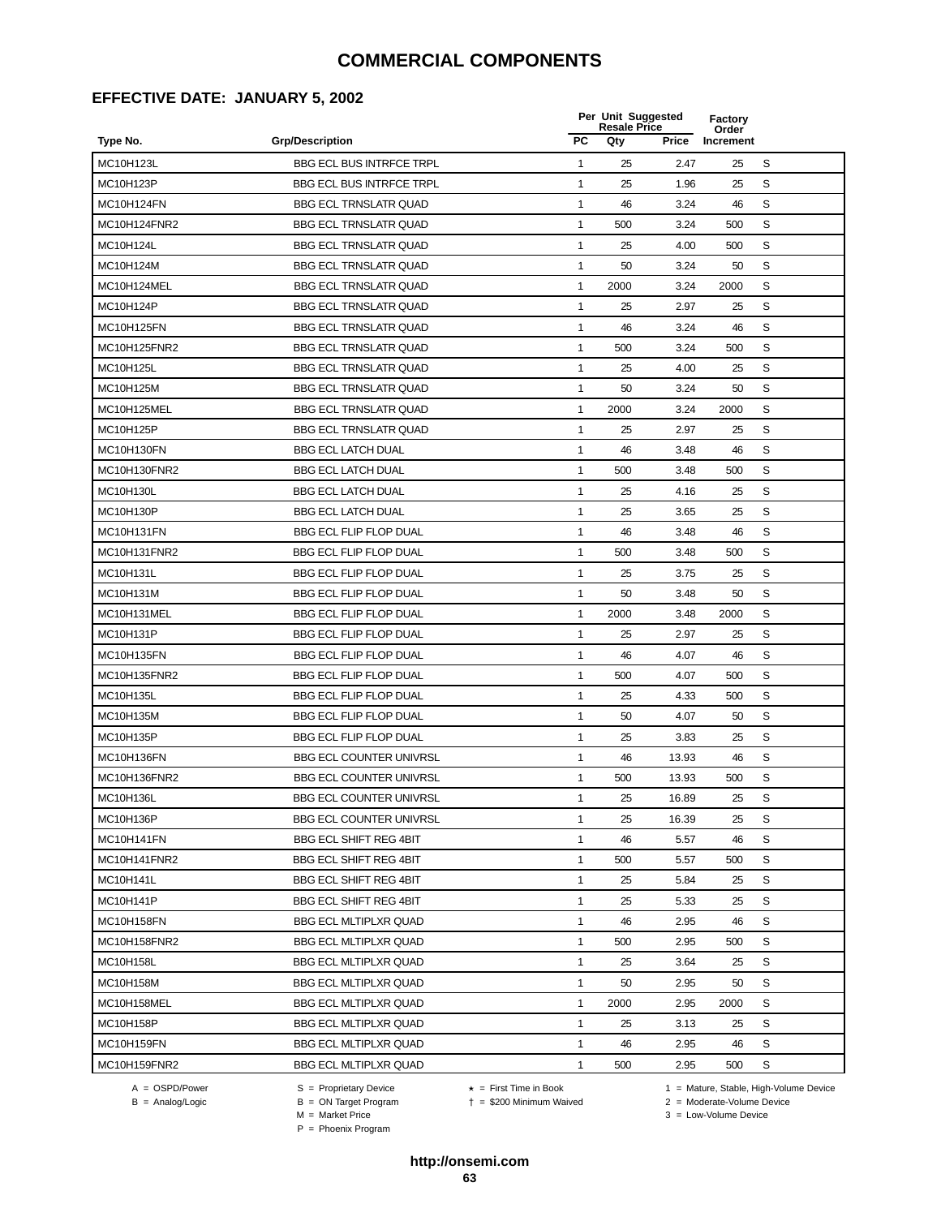# COMMERCIAL COMPONENTS

## EFFECTIVE DATE: JANUARY 5, 2002

| Type No. | Grp/Description | PC | Per Unit Suggested Resale Price Qty | Price | Factory Order Increment | |
|---|---|---|---|---|---|---|
| MC10H123L | BBG ECL BUS INTRFCE TRPL | 1 | 25 | 2.47 | 25 | S |
| MC10H123P | BBG ECL BUS INTRFCE TRPL | 1 | 25 | 1.96 | 25 | S |
| MC10H124FN | BBG ECL TRNSLATR QUAD | 1 | 46 | 3.24 | 46 | S |
| MC10H124FNR2 | BBG ECL TRNSLATR QUAD | 1 | 500 | 3.24 | 500 | S |
| MC10H124L | BBG ECL TRNSLATR QUAD | 1 | 25 | 4.00 | 500 | S |
| MC10H124M | BBG ECL TRNSLATR QUAD | 1 | 50 | 3.24 | 50 | S |
| MC10H124MEL | BBG ECL TRNSLATR QUAD | 1 | 2000 | 3.24 | 2000 | S |
| MC10H124P | BBG ECL TRNSLATR QUAD | 1 | 25 | 2.97 | 25 | S |
| MC10H125FN | BBG ECL TRNSLATR QUAD | 1 | 46 | 3.24 | 46 | S |
| MC10H125FNR2 | BBG ECL TRNSLATR QUAD | 1 | 500 | 3.24 | 500 | S |
| MC10H125L | BBG ECL TRNSLATR QUAD | 1 | 25 | 4.00 | 25 | S |
| MC10H125M | BBG ECL TRNSLATR QUAD | 1 | 50 | 3.24 | 50 | S |
| MC10H125MEL | BBG ECL TRNSLATR QUAD | 1 | 2000 | 3.24 | 2000 | S |
| MC10H125P | BBG ECL TRNSLATR QUAD | 1 | 25 | 2.97 | 25 | S |
| MC10H130FN | BBG ECL LATCH DUAL | 1 | 46 | 3.48 | 46 | S |
| MC10H130FNR2 | BBG ECL LATCH DUAL | 1 | 500 | 3.48 | 500 | S |
| MC10H130L | BBG ECL LATCH DUAL | 1 | 25 | 4.16 | 25 | S |
| MC10H130P | BBG ECL LATCH DUAL | 1 | 25 | 3.65 | 25 | S |
| MC10H131FN | BBG ECL FLIP FLOP DUAL | 1 | 46 | 3.48 | 46 | S |
| MC10H131FNR2 | BBG ECL FLIP FLOP DUAL | 1 | 500 | 3.48 | 500 | S |
| MC10H131L | BBG ECL FLIP FLOP DUAL | 1 | 25 | 3.75 | 25 | S |
| MC10H131M | BBG ECL FLIP FLOP DUAL | 1 | 50 | 3.48 | 50 | S |
| MC10H131MEL | BBG ECL FLIP FLOP DUAL | 1 | 2000 | 3.48 | 2000 | S |
| MC10H131P | BBG ECL FLIP FLOP DUAL | 1 | 25 | 2.97 | 25 | S |
| MC10H135FN | BBG ECL FLIP FLOP DUAL | 1 | 46 | 4.07 | 46 | S |
| MC10H135FNR2 | BBG ECL FLIP FLOP DUAL | 1 | 500 | 4.07 | 500 | S |
| MC10H135L | BBG ECL FLIP FLOP DUAL | 1 | 25 | 4.33 | 500 | S |
| MC10H135M | BBG ECL FLIP FLOP DUAL | 1 | 50 | 4.07 | 50 | S |
| MC10H135P | BBG ECL FLIP FLOP DUAL | 1 | 25 | 3.83 | 25 | S |
| MC10H136FN | BBG ECL COUNTER UNIVRSL | 1 | 46 | 13.93 | 46 | S |
| MC10H136FNR2 | BBG ECL COUNTER UNIVRSL | 1 | 500 | 13.93 | 500 | S |
| MC10H136L | BBG ECL COUNTER UNIVRSL | 1 | 25 | 16.89 | 25 | S |
| MC10H136P | BBG ECL COUNTER UNIVRSL | 1 | 25 | 16.39 | 25 | S |
| MC10H141FN | BBG ECL SHIFT REG 4BIT | 1 | 46 | 5.57 | 46 | S |
| MC10H141FNR2 | BBG ECL SHIFT REG 4BIT | 1 | 500 | 5.57 | 500 | S |
| MC10H141L | BBG ECL SHIFT REG 4BIT | 1 | 25 | 5.84 | 25 | S |
| MC10H141P | BBG ECL SHIFT REG 4BIT | 1 | 25 | 5.33 | 25 | S |
| MC10H158FN | BBG ECL MLTIPLXR QUAD | 1 | 46 | 2.95 | 46 | S |
| MC10H158FNR2 | BBG ECL MLTIPLXR QUAD | 1 | 500 | 2.95 | 500 | S |
| MC10H158L | BBG ECL MLTIPLXR QUAD | 1 | 25 | 3.64 | 25 | S |
| MC10H158M | BBG ECL MLTIPLXR QUAD | 1 | 50 | 2.95 | 50 | S |
| MC10H158MEL | BBG ECL MLTIPLXR QUAD | 1 | 2000 | 2.95 | 2000 | S |
| MC10H158P | BBG ECL MLTIPLXR QUAD | 1 | 25 | 3.13 | 25 | S |
| MC10H159FN | BBG ECL MLTIPLXR QUAD | 1 | 46 | 2.95 | 46 | S |
| MC10H159FNR2 | BBG ECL MLTIPLXR QUAD | 1 | 500 | 2.95 | 500 | S |

A = OSPD/Power
B = Analog/Logic

S = Proprietary Device
B = ON Target Program
M = Market Price
P = Phoenix Program

⋆ = First Time in Book
† = $200 Minimum Waived

1 = Mature, Stable, High-Volume Device
2 = Moderate-Volume Device
3 = Low-Volume Device

**http://onsemi.com**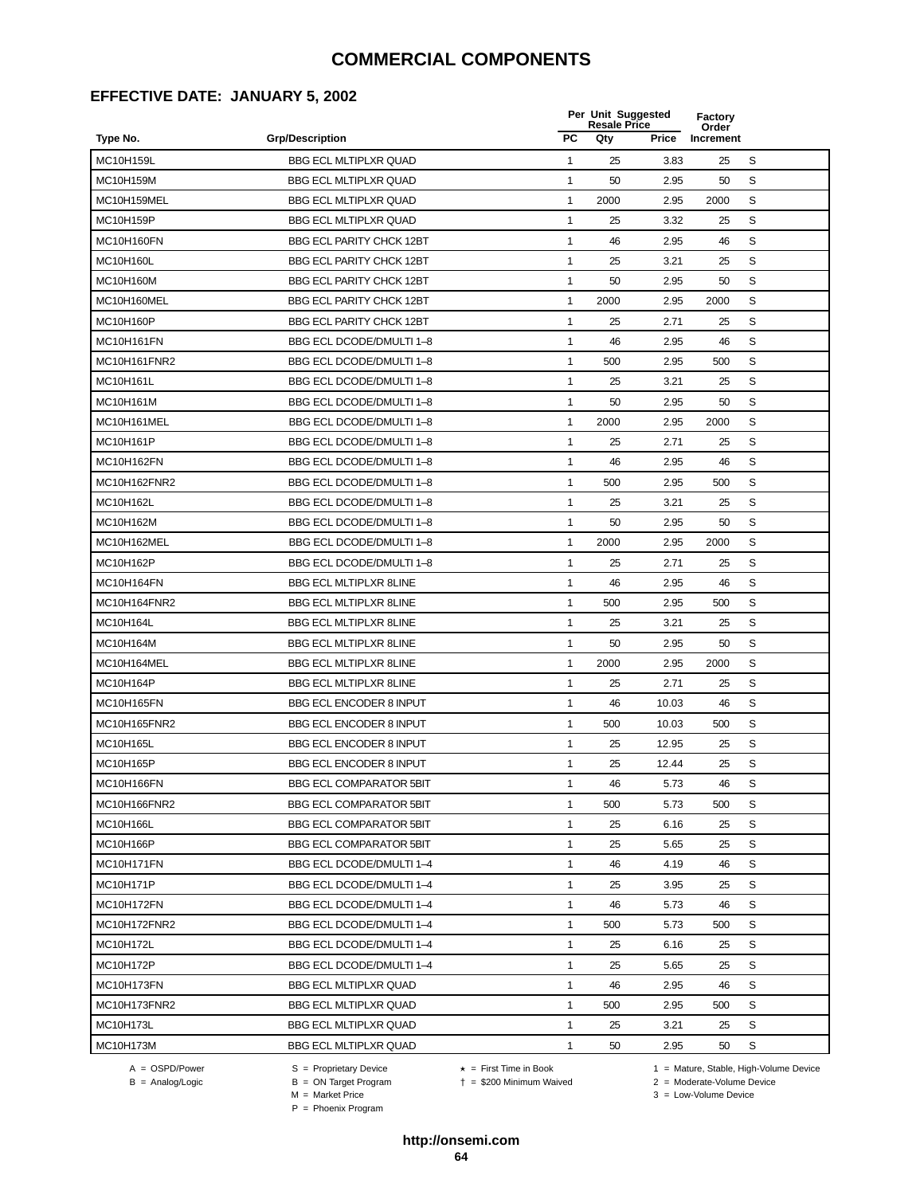# COMMERCIAL COMPONENTS

## EFFECTIVE DATE: JANUARY 5, 2002

| Type No. | Grp/Description | PC | Per Unit Suggested Resale Price Qty | Per Unit Suggested Resale Price Price | Factory Order Increment | |
|---|---|---|---|---|---|---|
| MC10H159L | BBG ECL MLTIPLXR QUAD | 1 | 25 | 3.83 | 25 | S |
| MC10H159M | BBG ECL MLTIPLXR QUAD | 1 | 50 | 2.95 | 50 | S |
| MC10H159MEL | BBG ECL MLTIPLXR QUAD | 1 | 2000 | 2.95 | 2000 | S |
| MC10H159P | BBG ECL MLTIPLXR QUAD | 1 | 25 | 3.32 | 25 | S |
| MC10H160FN | BBG ECL PARITY CHCK 12BT | 1 | 46 | 2.95 | 46 | S |
| MC10H160L | BBG ECL PARITY CHCK 12BT | 1 | 25 | 3.21 | 25 | S |
| MC10H160M | BBG ECL PARITY CHCK 12BT | 1 | 50 | 2.95 | 50 | S |
| MC10H160MEL | BBG ECL PARITY CHCK 12BT | 1 | 2000 | 2.95 | 2000 | S |
| MC10H160P | BBG ECL PARITY CHCK 12BT | 1 | 25 | 2.71 | 25 | S |
| MC10H161FN | BBG ECL DCODE/DMULTI 1–8 | 1 | 46 | 2.95 | 46 | S |
| MC10H161FNR2 | BBG ECL DCODE/DMULTI 1–8 | 1 | 500 | 2.95 | 500 | S |
| MC10H161L | BBG ECL DCODE/DMULTI 1–8 | 1 | 25 | 3.21 | 25 | S |
| MC10H161M | BBG ECL DCODE/DMULTI 1–8 | 1 | 50 | 2.95 | 50 | S |
| MC10H161MEL | BBG ECL DCODE/DMULTI 1–8 | 1 | 2000 | 2.95 | 2000 | S |
| MC10H161P | BBG ECL DCODE/DMULTI 1–8 | 1 | 25 | 2.71 | 25 | S |
| MC10H162FN | BBG ECL DCODE/DMULTI 1–8 | 1 | 46 | 2.95 | 46 | S |
| MC10H162FNR2 | BBG ECL DCODE/DMULTI 1–8 | 1 | 500 | 2.95 | 500 | S |
| MC10H162L | BBG ECL DCODE/DMULTI 1–8 | 1 | 25 | 3.21 | 25 | S |
| MC10H162M | BBG ECL DCODE/DMULTI 1–8 | 1 | 50 | 2.95 | 50 | S |
| MC10H162MEL | BBG ECL DCODE/DMULTI 1–8 | 1 | 2000 | 2.95 | 2000 | S |
| MC10H162P | BBG ECL DCODE/DMULTI 1–8 | 1 | 25 | 2.71 | 25 | S |
| MC10H164FN | BBG ECL MLTIPLXR 8LINE | 1 | 46 | 2.95 | 46 | S |
| MC10H164FNR2 | BBG ECL MLTIPLXR 8LINE | 1 | 500 | 2.95 | 500 | S |
| MC10H164L | BBG ECL MLTIPLXR 8LINE | 1 | 25 | 3.21 | 25 | S |
| MC10H164M | BBG ECL MLTIPLXR 8LINE | 1 | 50 | 2.95 | 50 | S |
| MC10H164MEL | BBG ECL MLTIPLXR 8LINE | 1 | 2000 | 2.95 | 2000 | S |
| MC10H164P | BBG ECL MLTIPLXR 8LINE | 1 | 25 | 2.71 | 25 | S |
| MC10H165FN | BBG ECL ENCODER 8 INPUT | 1 | 46 | 10.03 | 46 | S |
| MC10H165FNR2 | BBG ECL ENCODER 8 INPUT | 1 | 500 | 10.03 | 500 | S |
| MC10H165L | BBG ECL ENCODER 8 INPUT | 1 | 25 | 12.95 | 25 | S |
| MC10H165P | BBG ECL ENCODER 8 INPUT | 1 | 25 | 12.44 | 25 | S |
| MC10H166FN | BBG ECL COMPARATOR 5BIT | 1 | 46 | 5.73 | 46 | S |
| MC10H166FNR2 | BBG ECL COMPARATOR 5BIT | 1 | 500 | 5.73 | 500 | S |
| MC10H166L | BBG ECL COMPARATOR 5BIT | 1 | 25 | 6.16 | 25 | S |
| MC10H166P | BBG ECL COMPARATOR 5BIT | 1 | 25 | 5.65 | 25 | S |
| MC10H171FN | BBG ECL DCODE/DMULTI 1–4 | 1 | 46 | 4.19 | 46 | S |
| MC10H171P | BBG ECL DCODE/DMULTI 1–4 | 1 | 25 | 3.95 | 25 | S |
| MC10H172FN | BBG ECL DCODE/DMULTI 1–4 | 1 | 46 | 5.73 | 46 | S |
| MC10H172FNR2 | BBG ECL DCODE/DMULTI 1–4 | 1 | 500 | 5.73 | 500 | S |
| MC10H172L | BBG ECL DCODE/DMULTI 1–4 | 1 | 25 | 6.16 | 25 | S |
| MC10H172P | BBG ECL DCODE/DMULTI 1–4 | 1 | 25 | 5.65 | 25 | S |
| MC10H173FN | BBG ECL MLTIPLXR QUAD | 1 | 46 | 2.95 | 46 | S |
| MC10H173FNR2 | BBG ECL MLTIPLXR QUAD | 1 | 500 | 2.95 | 500 | S |
| MC10H173L | BBG ECL MLTIPLXR QUAD | 1 | 25 | 3.21 | 25 | S |
| MC10H173M | BBG ECL MLTIPLXR QUAD | 1 | 50 | 2.95 | 50 | S |

A = OSPD/Power
B = Analog/Logic

S = Proprietary Device
B = ON Target Program
M = Market Price
P = Phoenix Program

⋆ = First Time in Book
† = $200 Minimum Waived

1 = Mature, Stable, High-Volume Device
2 = Moderate-Volume Device
3 = Low-Volume Device

**http://onsemi.com**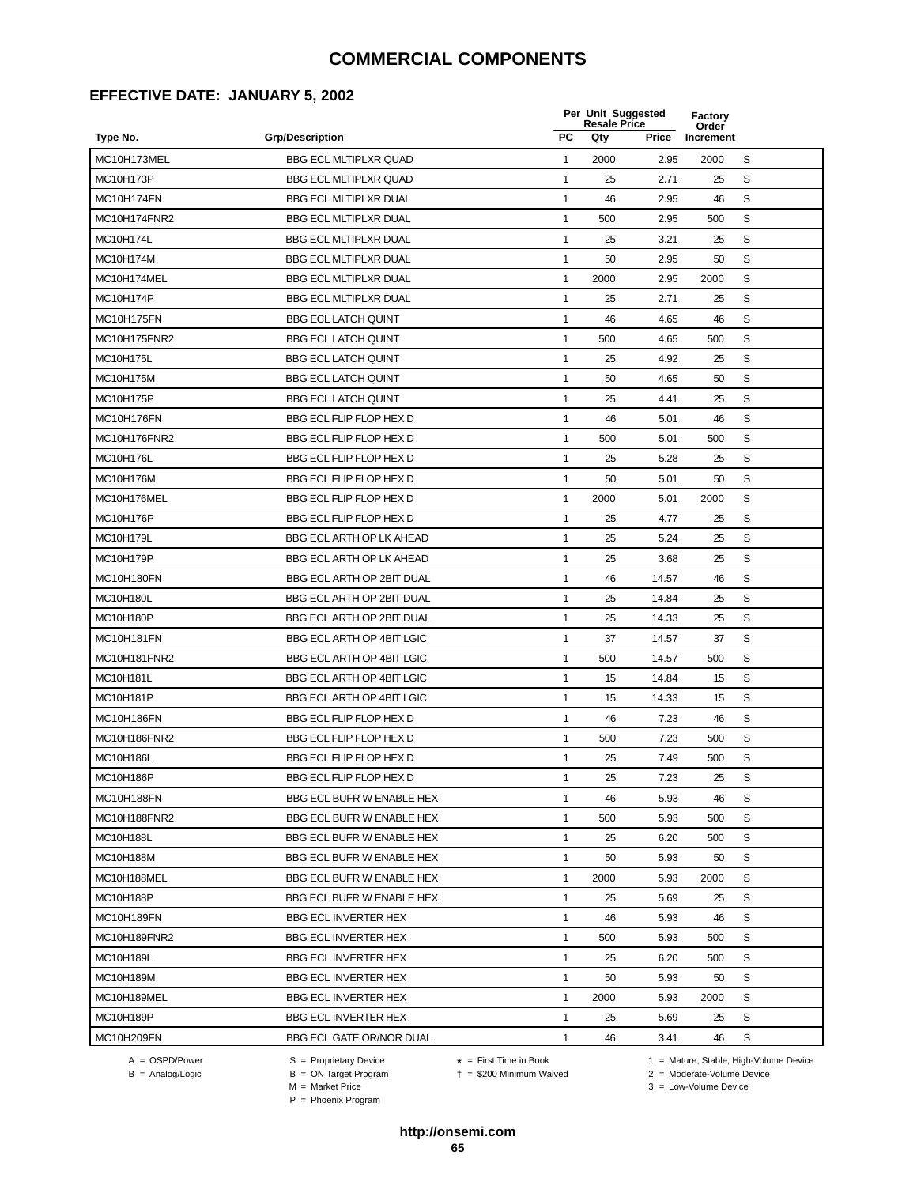# COMMERCIAL COMPONENTS

## EFFECTIVE DATE: JANUARY 5, 2002

| Type No. | Grp/Description | PC | Per Unit Suggested Resale Price Qty | Price | Factory Order Increment | |
|---|---|---|---|---|---|---|
| MC10H173MEL | BBG ECL MLTIPLXR QUAD | 1 | 2000 | 2.95 | 2000 | S |
| MC10H173P | BBG ECL MLTIPLXR QUAD | 1 | 25 | 2.71 | 25 | S |
| MC10H174FN | BBG ECL MLTIPLXR DUAL | 1 | 46 | 2.95 | 46 | S |
| MC10H174FNR2 | BBG ECL MLTIPLXR DUAL | 1 | 500 | 2.95 | 500 | S |
| MC10H174L | BBG ECL MLTIPLXR DUAL | 1 | 25 | 3.21 | 25 | S |
| MC10H174M | BBG ECL MLTIPLXR DUAL | 1 | 50 | 2.95 | 50 | S |
| MC10H174MEL | BBG ECL MLTIPLXR DUAL | 1 | 2000 | 2.95 | 2000 | S |
| MC10H174P | BBG ECL MLTIPLXR DUAL | 1 | 25 | 2.71 | 25 | S |
| MC10H175FN | BBG ECL LATCH QUINT | 1 | 46 | 4.65 | 46 | S |
| MC10H175FNR2 | BBG ECL LATCH QUINT | 1 | 500 | 4.65 | 500 | S |
| MC10H175L | BBG ECL LATCH QUINT | 1 | 25 | 4.92 | 25 | S |
| MC10H175M | BBG ECL LATCH QUINT | 1 | 50 | 4.65 | 50 | S |
| MC10H175P | BBG ECL LATCH QUINT | 1 | 25 | 4.41 | 25 | S |
| MC10H176FN | BBG ECL FLIP FLOP HEX D | 1 | 46 | 5.01 | 46 | S |
| MC10H176FNR2 | BBG ECL FLIP FLOP HEX D | 1 | 500 | 5.01 | 500 | S |
| MC10H176L | BBG ECL FLIP FLOP HEX D | 1 | 25 | 5.28 | 25 | S |
| MC10H176M | BBG ECL FLIP FLOP HEX D | 1 | 50 | 5.01 | 50 | S |
| MC10H176MEL | BBG ECL FLIP FLOP HEX D | 1 | 2000 | 5.01 | 2000 | S |
| MC10H176P | BBG ECL FLIP FLOP HEX D | 1 | 25 | 4.77 | 25 | S |
| MC10H179L | BBG ECL ARTH OP LK AHEAD | 1 | 25 | 5.24 | 25 | S |
| MC10H179P | BBG ECL ARTH OP LK AHEAD | 1 | 25 | 3.68 | 25 | S |
| MC10H180FN | BBG ECL ARTH OP 2BIT DUAL | 1 | 46 | 14.57 | 46 | S |
| MC10H180L | BBG ECL ARTH OP 2BIT DUAL | 1 | 25 | 14.84 | 25 | S |
| MC10H180P | BBG ECL ARTH OP 2BIT DUAL | 1 | 25 | 14.33 | 25 | S |
| MC10H181FN | BBG ECL ARTH OP 4BIT LGIC | 1 | 37 | 14.57 | 37 | S |
| MC10H181FNR2 | BBG ECL ARTH OP 4BIT LGIC | 1 | 500 | 14.57 | 500 | S |
| MC10H181L | BBG ECL ARTH OP 4BIT LGIC | 1 | 15 | 14.84 | 15 | S |
| MC10H181P | BBG ECL ARTH OP 4BIT LGIC | 1 | 15 | 14.33 | 15 | S |
| MC10H186FN | BBG ECL FLIP FLOP HEX D | 1 | 46 | 7.23 | 46 | S |
| MC10H186FNR2 | BBG ECL FLIP FLOP HEX D | 1 | 500 | 7.23 | 500 | S |
| MC10H186L | BBG ECL FLIP FLOP HEX D | 1 | 25 | 7.49 | 500 | S |
| MC10H186P | BBG ECL FLIP FLOP HEX D | 1 | 25 | 7.23 | 25 | S |
| MC10H188FN | BBG ECL BUFR W ENABLE HEX | 1 | 46 | 5.93 | 46 | S |
| MC10H188FNR2 | BBG ECL BUFR W ENABLE HEX | 1 | 500 | 5.93 | 500 | S |
| MC10H188L | BBG ECL BUFR W ENABLE HEX | 1 | 25 | 6.20 | 500 | S |
| MC10H188M | BBG ECL BUFR W ENABLE HEX | 1 | 50 | 5.93 | 50 | S |
| MC10H188MEL | BBG ECL BUFR W ENABLE HEX | 1 | 2000 | 5.93 | 2000 | S |
| MC10H188P | BBG ECL BUFR W ENABLE HEX | 1 | 25 | 5.69 | 25 | S |
| MC10H189FN | BBG ECL INVERTER HEX | 1 | 46 | 5.93 | 46 | S |
| MC10H189FNR2 | BBG ECL INVERTER HEX | 1 | 500 | 5.93 | 500 | S |
| MC10H189L | BBG ECL INVERTER HEX | 1 | 25 | 6.20 | 500 | S |
| MC10H189M | BBG ECL INVERTER HEX | 1 | 50 | 5.93 | 50 | S |
| MC10H189MEL | BBG ECL INVERTER HEX | 1 | 2000 | 5.93 | 2000 | S |
| MC10H189P | BBG ECL INVERTER HEX | 1 | 25 | 5.69 | 25 | S |
| MC10H209FN | BBG ECL GATE OR/NOR DUAL | 1 | 46 | 3.41 | 46 | S |

A = OSPD/Power
B = Analog/Logic

S = Proprietary Device
B = ON Target Program
M = Market Price
P = Phoenix Program

⋆ = First Time in Book
† = $200 Minimum Waived

1 = Mature, Stable, High-Volume Device
2 = Moderate-Volume Device
3 = Low-Volume Device

**http://onsemi.com**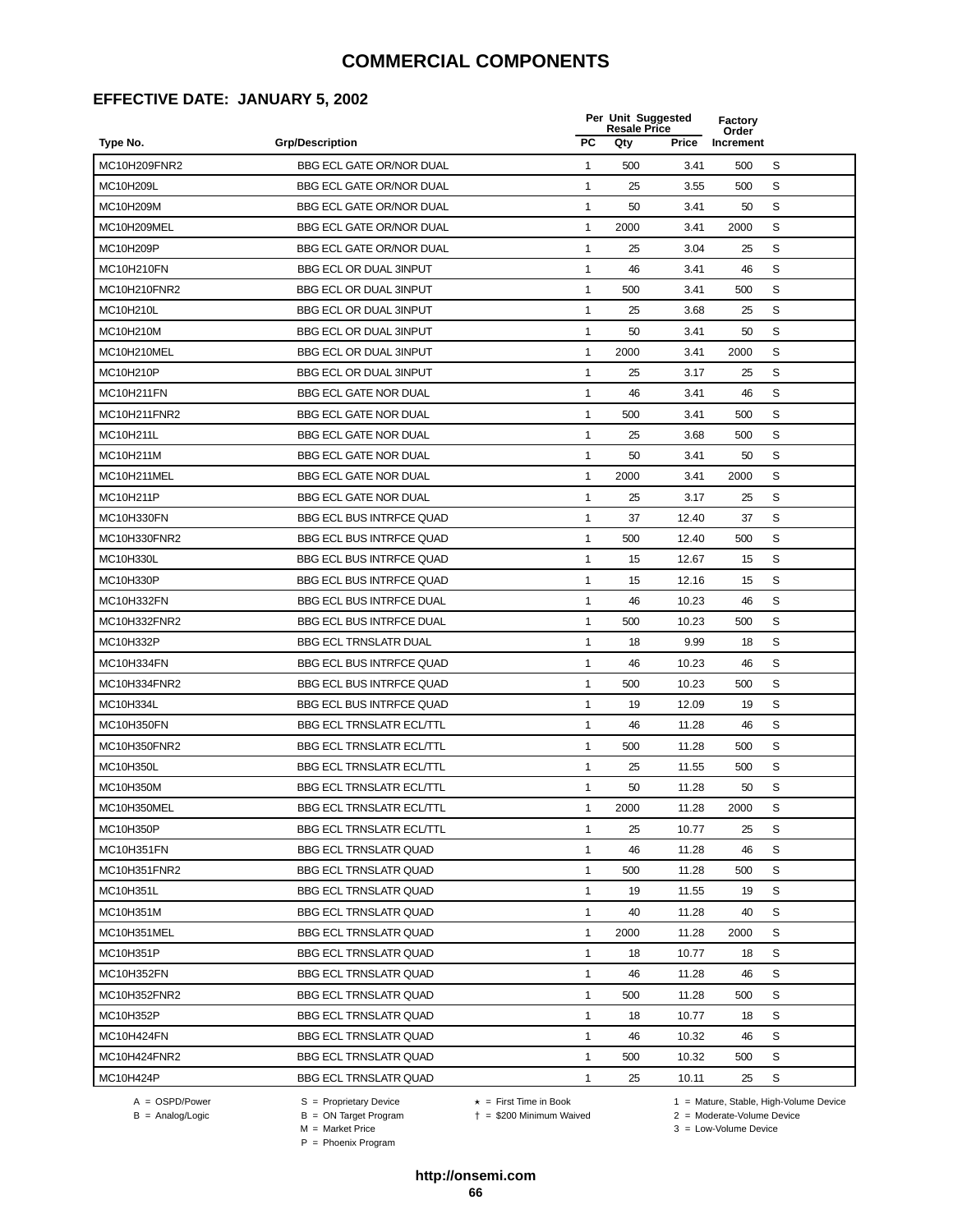# COMMERCIAL COMPONENTS

## EFFECTIVE DATE: JANUARY 5, 2002

| Type No. | Grp/Description | PC | Per Unit Suggested Resale Price Qty | Per Unit Suggested Resale Price Price | Factory Order Increment | |
|---|---|---|---|---|---|---|
| MC10H209FNR2 | BBG ECL GATE OR/NOR DUAL | 1 | 500 | 3.41 | 500 | S |
| MC10H209L | BBG ECL GATE OR/NOR DUAL | 1 | 25 | 3.55 | 500 | S |
| MC10H209M | BBG ECL GATE OR/NOR DUAL | 1 | 50 | 3.41 | 50 | S |
| MC10H209MEL | BBG ECL GATE OR/NOR DUAL | 1 | 2000 | 3.41 | 2000 | S |
| MC10H209P | BBG ECL GATE OR/NOR DUAL | 1 | 25 | 3.04 | 25 | S |
| MC10H210FN | BBG ECL OR DUAL 3INPUT | 1 | 46 | 3.41 | 46 | S |
| MC10H210FNR2 | BBG ECL OR DUAL 3INPUT | 1 | 500 | 3.41 | 500 | S |
| MC10H210L | BBG ECL OR DUAL 3INPUT | 1 | 25 | 3.68 | 25 | S |
| MC10H210M | BBG ECL OR DUAL 3INPUT | 1 | 50 | 3.41 | 50 | S |
| MC10H210MEL | BBG ECL OR DUAL 3INPUT | 1 | 2000 | 3.41 | 2000 | S |
| MC10H210P | BBG ECL OR DUAL 3INPUT | 1 | 25 | 3.17 | 25 | S |
| MC10H211FN | BBG ECL GATE NOR DUAL | 1 | 46 | 3.41 | 46 | S |
| MC10H211FNR2 | BBG ECL GATE NOR DUAL | 1 | 500 | 3.41 | 500 | S |
| MC10H211L | BBG ECL GATE NOR DUAL | 1 | 25 | 3.68 | 500 | S |
| MC10H211M | BBG ECL GATE NOR DUAL | 1 | 50 | 3.41 | 50 | S |
| MC10H211MEL | BBG ECL GATE NOR DUAL | 1 | 2000 | 3.41 | 2000 | S |
| MC10H211P | BBG ECL GATE NOR DUAL | 1 | 25 | 3.17 | 25 | S |
| MC10H330FN | BBG ECL BUS INTRFCE QUAD | 1 | 37 | 12.40 | 37 | S |
| MC10H330FNR2 | BBG ECL BUS INTRFCE QUAD | 1 | 500 | 12.40 | 500 | S |
| MC10H330L | BBG ECL BUS INTRFCE QUAD | 1 | 15 | 12.67 | 15 | S |
| MC10H330P | BBG ECL BUS INTRFCE QUAD | 1 | 15 | 12.16 | 15 | S |
| MC10H332FN | BBG ECL BUS INTRFCE DUAL | 1 | 46 | 10.23 | 46 | S |
| MC10H332FNR2 | BBG ECL BUS INTRFCE DUAL | 1 | 500 | 10.23 | 500 | S |
| MC10H332P | BBG ECL TRNSLATR DUAL | 1 | 18 | 9.99 | 18 | S |
| MC10H334FN | BBG ECL BUS INTRFCE QUAD | 1 | 46 | 10.23 | 46 | S |
| MC10H334FNR2 | BBG ECL BUS INTRFCE QUAD | 1 | 500 | 10.23 | 500 | S |
| MC10H334L | BBG ECL BUS INTRFCE QUAD | 1 | 19 | 12.09 | 19 | S |
| MC10H350FN | BBG ECL TRNSLATR ECL/TTL | 1 | 46 | 11.28 | 46 | S |
| MC10H350FNR2 | BBG ECL TRNSLATR ECL/TTL | 1 | 500 | 11.28 | 500 | S |
| MC10H350L | BBG ECL TRNSLATR ECL/TTL | 1 | 25 | 11.55 | 500 | S |
| MC10H350M | BBG ECL TRNSLATR ECL/TTL | 1 | 50 | 11.28 | 50 | S |
| MC10H350MEL | BBG ECL TRNSLATR ECL/TTL | 1 | 2000 | 11.28 | 2000 | S |
| MC10H350P | BBG ECL TRNSLATR ECL/TTL | 1 | 25 | 10.77 | 25 | S |
| MC10H351FN | BBG ECL TRNSLATR QUAD | 1 | 46 | 11.28 | 46 | S |
| MC10H351FNR2 | BBG ECL TRNSLATR QUAD | 1 | 500 | 11.28 | 500 | S |
| MC10H351L | BBG ECL TRNSLATR QUAD | 1 | 19 | 11.55 | 19 | S |
| MC10H351M | BBG ECL TRNSLATR QUAD | 1 | 40 | 11.28 | 40 | S |
| MC10H351MEL | BBG ECL TRNSLATR QUAD | 1 | 2000 | 11.28 | 2000 | S |
| MC10H351P | BBG ECL TRNSLATR QUAD | 1 | 18 | 10.77 | 18 | S |
| MC10H352FN | BBG ECL TRNSLATR QUAD | 1 | 46 | 11.28 | 46 | S |
| MC10H352FNR2 | BBG ECL TRNSLATR QUAD | 1 | 500 | 11.28 | 500 | S |
| MC10H352P | BBG ECL TRNSLATR QUAD | 1 | 18 | 10.77 | 18 | S |
| MC10H424FN | BBG ECL TRNSLATR QUAD | 1 | 46 | 10.32 | 46 | S |
| MC10H424FNR2 | BBG ECL TRNSLATR QUAD | 1 | 500 | 10.32 | 500 | S |
| MC10H424P | BBG ECL TRNSLATR QUAD | 1 | 25 | 10.11 | 25 | S |

A = OSPD/Power
B = Analog/Logic

S = Proprietary Device
B = ON Target Program
M = Market Price
P = Phoenix Program

★ = First Time in Book
† = $200 Minimum Waived

1 = Mature, Stable, High-Volume Device
2 = Moderate-Volume Device
3 = Low-Volume Device

**http://onsemi.com**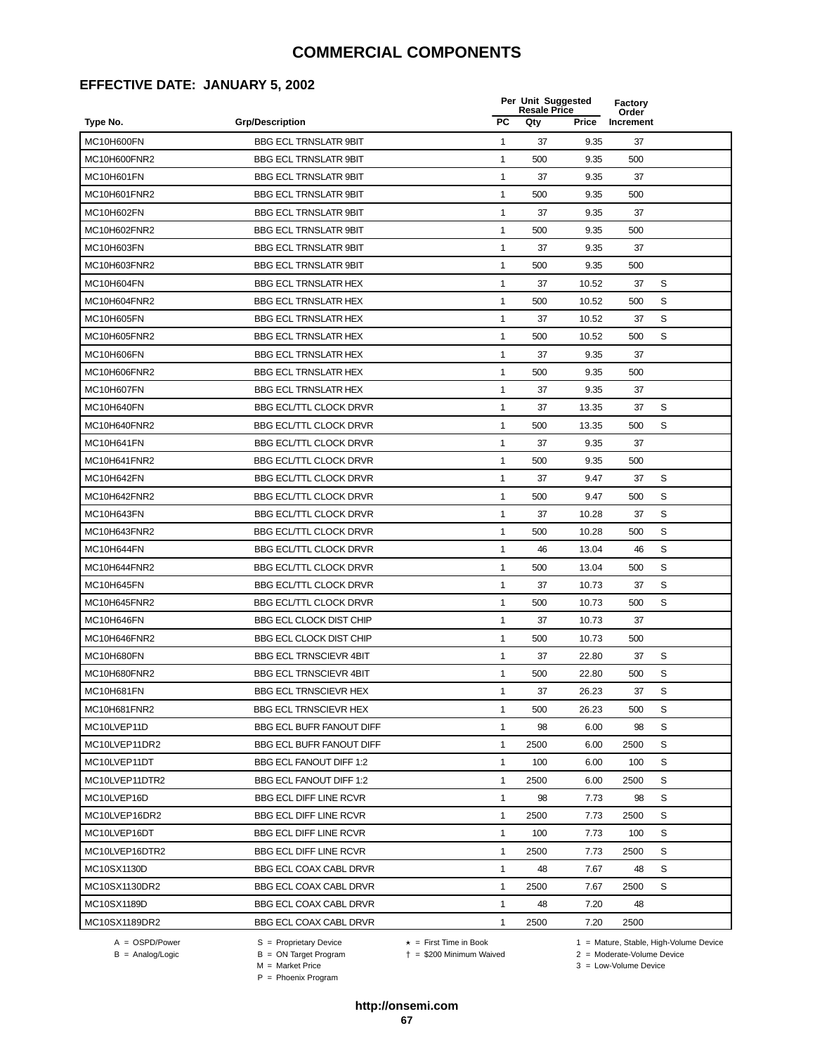# COMMERCIAL COMPONENTS

## EFFECTIVE DATE: JANUARY 5, 2002

| Type No. | Grp/Description | PC | Per Unit Suggested Resale Price Qty | Price | Factory Order Increment | |
|---|---|---|---|---|---|---|
| MC10H600FN | BBG ECL TRNSLATR 9BIT | 1 | 37 | 9.35 | 37 | |
| MC10H600FNR2 | BBG ECL TRNSLATR 9BIT | 1 | 500 | 9.35 | 500 | |
| MC10H601FN | BBG ECL TRNSLATR 9BIT | 1 | 37 | 9.35 | 37 | |
| MC10H601FNR2 | BBG ECL TRNSLATR 9BIT | 1 | 500 | 9.35 | 500 | |
| MC10H602FN | BBG ECL TRNSLATR 9BIT | 1 | 37 | 9.35 | 37 | |
| MC10H602FNR2 | BBG ECL TRNSLATR 9BIT | 1 | 500 | 9.35 | 500 | |
| MC10H603FN | BBG ECL TRNSLATR 9BIT | 1 | 37 | 9.35 | 37 | |
| MC10H603FNR2 | BBG ECL TRNSLATR 9BIT | 1 | 500 | 9.35 | 500 | |
| MC10H604FN | BBG ECL TRNSLATR HEX | 1 | 37 | 10.52 | 37 | S |
| MC10H604FNR2 | BBG ECL TRNSLATR HEX | 1 | 500 | 10.52 | 500 | S |
| MC10H605FN | BBG ECL TRNSLATR HEX | 1 | 37 | 10.52 | 37 | S |
| MC10H605FNR2 | BBG ECL TRNSLATR HEX | 1 | 500 | 10.52 | 500 | S |
| MC10H606FN | BBG ECL TRNSLATR HEX | 1 | 37 | 9.35 | 37 | |
| MC10H606FNR2 | BBG ECL TRNSLATR HEX | 1 | 500 | 9.35 | 500 | |
| MC10H607FN | BBG ECL TRNSLATR HEX | 1 | 37 | 9.35 | 37 | |
| MC10H640FN | BBG ECL/TTL CLOCK DRVR | 1 | 37 | 13.35 | 37 | S |
| MC10H640FNR2 | BBG ECL/TTL CLOCK DRVR | 1 | 500 | 13.35 | 500 | S |
| MC10H641FN | BBG ECL/TTL CLOCK DRVR | 1 | 37 | 9.35 | 37 | |
| MC10H641FNR2 | BBG ECL/TTL CLOCK DRVR | 1 | 500 | 9.35 | 500 | |
| MC10H642FN | BBG ECL/TTL CLOCK DRVR | 1 | 37 | 9.47 | 37 | S |
| MC10H642FNR2 | BBG ECL/TTL CLOCK DRVR | 1 | 500 | 9.47 | 500 | S |
| MC10H643FN | BBG ECL/TTL CLOCK DRVR | 1 | 37 | 10.28 | 37 | S |
| MC10H643FNR2 | BBG ECL/TTL CLOCK DRVR | 1 | 500 | 10.28 | 500 | S |
| MC10H644FN | BBG ECL/TTL CLOCK DRVR | 1 | 46 | 13.04 | 46 | S |
| MC10H644FNR2 | BBG ECL/TTL CLOCK DRVR | 1 | 500 | 13.04 | 500 | S |
| MC10H645FN | BBG ECL/TTL CLOCK DRVR | 1 | 37 | 10.73 | 37 | S |
| MC10H645FNR2 | BBG ECL/TTL CLOCK DRVR | 1 | 500 | 10.73 | 500 | S |
| MC10H646FN | BBG ECL CLOCK DIST CHIP | 1 | 37 | 10.73 | 37 | |
| MC10H646FNR2 | BBG ECL CLOCK DIST CHIP | 1 | 500 | 10.73 | 500 | |
| MC10H680FN | BBG ECL TRNSCIEVR 4BIT | 1 | 37 | 22.80 | 37 | S |
| MC10H680FNR2 | BBG ECL TRNSCIEVR 4BIT | 1 | 500 | 22.80 | 500 | S |
| MC10H681FN | BBG ECL TRNSCIEVR HEX | 1 | 37 | 26.23 | 37 | S |
| MC10H681FNR2 | BBG ECL TRNSCIEVR HEX | 1 | 500 | 26.23 | 500 | S |
| MC10LVEP11D | BBG ECL BUFR FANOUT DIFF | 1 | 98 | 6.00 | 98 | S |
| MC10LVEP11DR2 | BBG ECL BUFR FANOUT DIFF | 1 | 2500 | 6.00 | 2500 | S |
| MC10LVEP11DT | BBG ECL FANOUT DIFF 1:2 | 1 | 100 | 6.00 | 100 | S |
| MC10LVEP11DTR2 | BBG ECL FANOUT DIFF 1:2 | 1 | 2500 | 6.00 | 2500 | S |
| MC10LVEP16D | BBG ECL DIFF LINE RCVR | 1 | 98 | 7.73 | 98 | S |
| MC10LVEP16DR2 | BBG ECL DIFF LINE RCVR | 1 | 2500 | 7.73 | 2500 | S |
| MC10LVEP16DT | BBG ECL DIFF LINE RCVR | 1 | 100 | 7.73 | 100 | S |
| MC10LVEP16DTR2 | BBG ECL DIFF LINE RCVR | 1 | 2500 | 7.73 | 2500 | S |
| MC10SX1130D | BBG ECL COAX CABL DRVR | 1 | 48 | 7.67 | 48 | S |
| MC10SX1130DR2 | BBG ECL COAX CABL DRVR | 1 | 2500 | 7.67 | 2500 | S |
| MC10SX1189D | BBG ECL COAX CABL DRVR | 1 | 48 | 7.20 | 48 | |
| MC10SX1189DR2 | BBG ECL COAX CABL DRVR | 1 | 2500 | 7.20 | 2500 | |

A = OSPD/Power
B = Analog/Logic

S = Proprietary Device
B = ON Target Program
M = Market Price
P = Phoenix Program

⋆ = First Time in Book
† = $200 Minimum Waived

1 = Mature, Stable, High-Volume Device
2 = Moderate-Volume Device
3 = Low-Volume Device

**http://onsemi.com**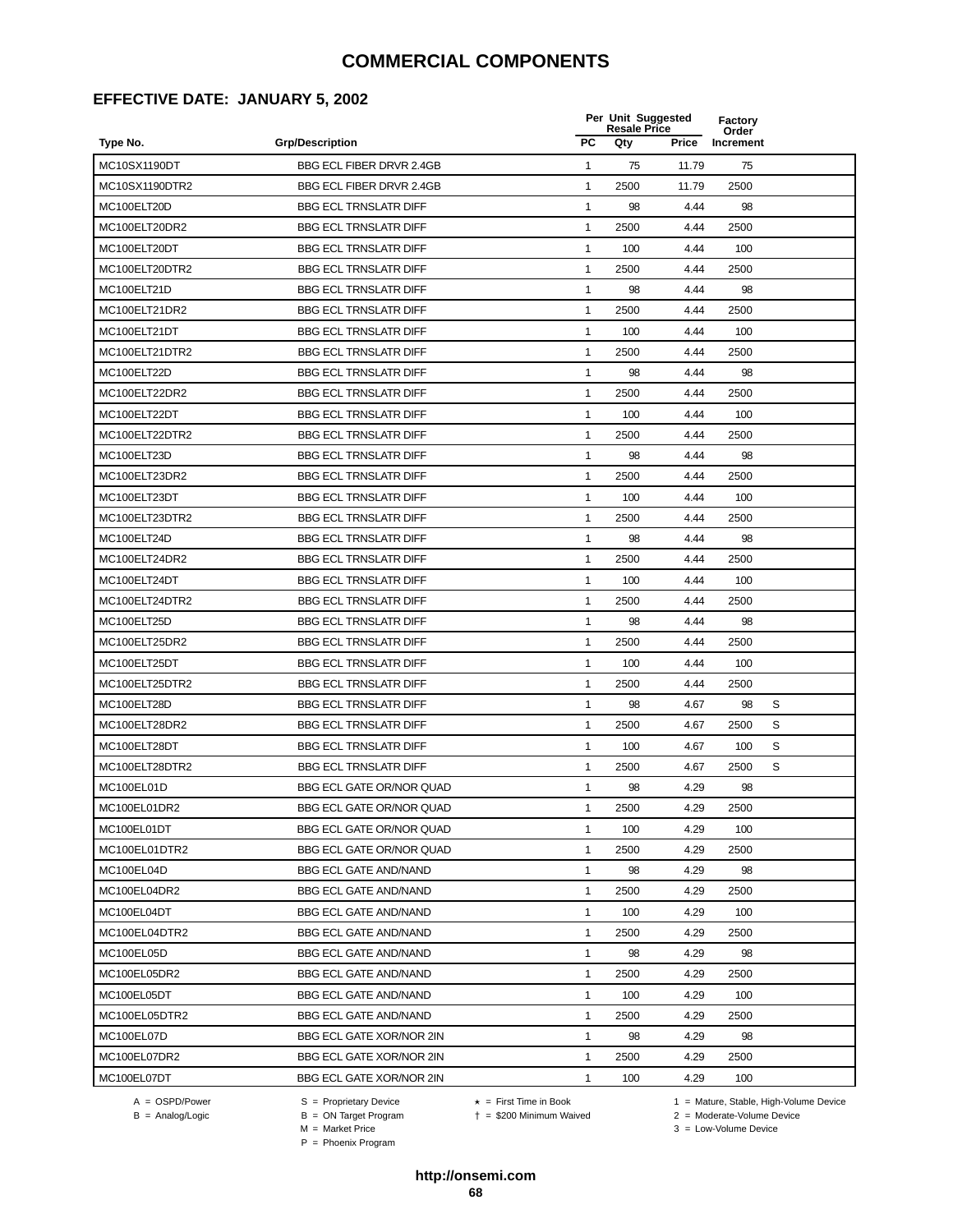# COMMERCIAL COMPONENTS

## EFFECTIVE DATE: JANUARY 5, 2002

| Type No. | Grp/Description | PC | Per Unit Suggested Resale Price Qty | Price | Factory Order Increment | |
|---|---|---|---|---|---|---|
| MC10SX1190DT | BBG ECL FIBER DRVR 2.4GB | 1 | 75 | 11.79 | 75 | |
| MC10SX1190DTR2 | BBG ECL FIBER DRVR 2.4GB | 1 | 2500 | 11.79 | 2500 | |
| MC100ELT20D | BBG ECL TRNSLATR DIFF | 1 | 98 | 4.44 | 98 | |
| MC100ELT20DR2 | BBG ECL TRNSLATR DIFF | 1 | 2500 | 4.44 | 2500 | |
| MC100ELT20DT | BBG ECL TRNSLATR DIFF | 1 | 100 | 4.44 | 100 | |
| MC100ELT20DTR2 | BBG ECL TRNSLATR DIFF | 1 | 2500 | 4.44 | 2500 | |
| MC100ELT21D | BBG ECL TRNSLATR DIFF | 1 | 98 | 4.44 | 98 | |
| MC100ELT21DR2 | BBG ECL TRNSLATR DIFF | 1 | 2500 | 4.44 | 2500 | |
| MC100ELT21DT | BBG ECL TRNSLATR DIFF | 1 | 100 | 4.44 | 100 | |
| MC100ELT21DTR2 | BBG ECL TRNSLATR DIFF | 1 | 2500 | 4.44 | 2500 | |
| MC100ELT22D | BBG ECL TRNSLATR DIFF | 1 | 98 | 4.44 | 98 | |
| MC100ELT22DR2 | BBG ECL TRNSLATR DIFF | 1 | 2500 | 4.44 | 2500 | |
| MC100ELT22DT | BBG ECL TRNSLATR DIFF | 1 | 100 | 4.44 | 100 | |
| MC100ELT22DTR2 | BBG ECL TRNSLATR DIFF | 1 | 2500 | 4.44 | 2500 | |
| MC100ELT23D | BBG ECL TRNSLATR DIFF | 1 | 98 | 4.44 | 98 | |
| MC100ELT23DR2 | BBG ECL TRNSLATR DIFF | 1 | 2500 | 4.44 | 2500 | |
| MC100ELT23DT | BBG ECL TRNSLATR DIFF | 1 | 100 | 4.44 | 100 | |
| MC100ELT23DTR2 | BBG ECL TRNSLATR DIFF | 1 | 2500 | 4.44 | 2500 | |
| MC100ELT24D | BBG ECL TRNSLATR DIFF | 1 | 98 | 4.44 | 98 | |
| MC100ELT24DR2 | BBG ECL TRNSLATR DIFF | 1 | 2500 | 4.44 | 2500 | |
| MC100ELT24DT | BBG ECL TRNSLATR DIFF | 1 | 100 | 4.44 | 100 | |
| MC100ELT24DTR2 | BBG ECL TRNSLATR DIFF | 1 | 2500 | 4.44 | 2500 | |
| MC100ELT25D | BBG ECL TRNSLATR DIFF | 1 | 98 | 4.44 | 98 | |
| MC100ELT25DR2 | BBG ECL TRNSLATR DIFF | 1 | 2500 | 4.44 | 2500 | |
| MC100ELT25DT | BBG ECL TRNSLATR DIFF | 1 | 100 | 4.44 | 100 | |
| MC100ELT25DTR2 | BBG ECL TRNSLATR DIFF | 1 | 2500 | 4.44 | 2500 | |
| MC100ELT28D | BBG ECL TRNSLATR DIFF | 1 | 98 | 4.67 | 98 | S |
| MC100ELT28DR2 | BBG ECL TRNSLATR DIFF | 1 | 2500 | 4.67 | 2500 | S |
| MC100ELT28DT | BBG ECL TRNSLATR DIFF | 1 | 100 | 4.67 | 100 | S |
| MC100ELT28DTR2 | BBG ECL TRNSLATR DIFF | 1 | 2500 | 4.67 | 2500 | S |
| MC100EL01D | BBG ECL GATE OR/NOR QUAD | 1 | 98 | 4.29 | 98 | |
| MC100EL01DR2 | BBG ECL GATE OR/NOR QUAD | 1 | 2500 | 4.29 | 2500 | |
| MC100EL01DT | BBG ECL GATE OR/NOR QUAD | 1 | 100 | 4.29 | 100 | |
| MC100EL01DTR2 | BBG ECL GATE OR/NOR QUAD | 1 | 2500 | 4.29 | 2500 | |
| MC100EL04D | BBG ECL GATE AND/NAND | 1 | 98 | 4.29 | 98 | |
| MC100EL04DR2 | BBG ECL GATE AND/NAND | 1 | 2500 | 4.29 | 2500 | |
| MC100EL04DT | BBG ECL GATE AND/NAND | 1 | 100 | 4.29 | 100 | |
| MC100EL04DTR2 | BBG ECL GATE AND/NAND | 1 | 2500 | 4.29 | 2500 | |
| MC100EL05D | BBG ECL GATE AND/NAND | 1 | 98 | 4.29 | 98 | |
| MC100EL05DR2 | BBG ECL GATE AND/NAND | 1 | 2500 | 4.29 | 2500 | |
| MC100EL05DT | BBG ECL GATE AND/NAND | 1 | 100 | 4.29 | 100 | |
| MC100EL05DTR2 | BBG ECL GATE AND/NAND | 1 | 2500 | 4.29 | 2500 | |
| MC100EL07D | BBG ECL GATE XOR/NOR 2IN | 1 | 98 | 4.29 | 98 | |
| MC100EL07DR2 | BBG ECL GATE XOR/NOR 2IN | 1 | 2500 | 4.29 | 2500 | |
| MC100EL07DT | BBG ECL GATE XOR/NOR 2IN | 1 | 100 | 4.29 | 100 | |

A = OSPD/Power
B = Analog/Logic

S = Proprietary Device
B = ON Target Program
M = Market Price
P = Phoenix Program

⋆ = First Time in Book
† = $200 Minimum Waived

1 = Mature, Stable, High-Volume Device
2 = Moderate-Volume Device
3 = Low-Volume Device

**http://onsemi.com**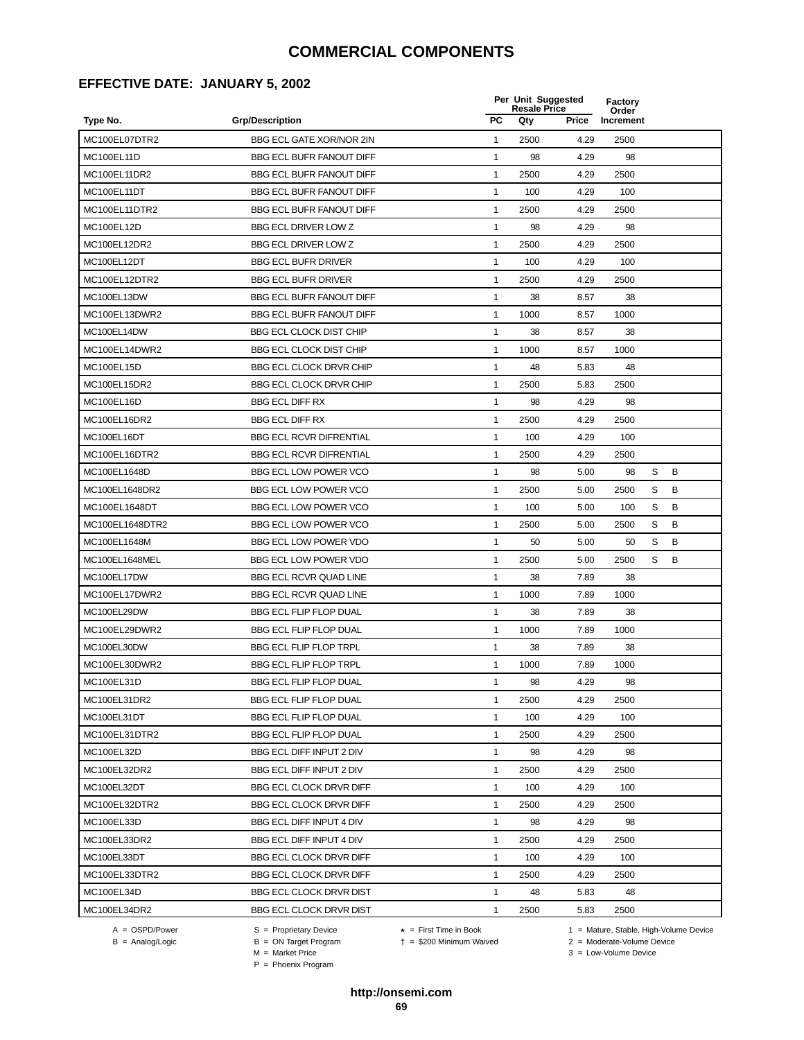# COMMERCIAL COMPONENTS

## EFFECTIVE DATE: JANUARY 5, 2002

| Type No. | Grp/Description | PC | Per Unit Suggested Resale Price Qty | Price | Factory Order Increment | | |
|---|---|---|---|---|---|---|---|
| MC100EL07DTR2 | BBG ECL GATE XOR/NOR 2IN | 1 | 2500 | 4.29 | 2500 | | |
| MC100EL11D | BBG ECL BUFR FANOUT DIFF | 1 | 98 | 4.29 | 98 | | |
| MC100EL11DR2 | BBG ECL BUFR FANOUT DIFF | 1 | 2500 | 4.29 | 2500 | | |
| MC100EL11DT | BBG ECL BUFR FANOUT DIFF | 1 | 100 | 4.29 | 100 | | |
| MC100EL11DTR2 | BBG ECL BUFR FANOUT DIFF | 1 | 2500 | 4.29 | 2500 | | |
| MC100EL12D | BBG ECL DRIVER LOW Z | 1 | 98 | 4.29 | 98 | | |
| MC100EL12DR2 | BBG ECL DRIVER LOW Z | 1 | 2500 | 4.29 | 2500 | | |
| MC100EL12DT | BBG ECL BUFR DRIVER | 1 | 100 | 4.29 | 100 | | |
| MC100EL12DTR2 | BBG ECL BUFR DRIVER | 1 | 2500 | 4.29 | 2500 | | |
| MC100EL13DW | BBG ECL BUFR FANOUT DIFF | 1 | 38 | 8.57 | 38 | | |
| MC100EL13DWR2 | BBG ECL BUFR FANOUT DIFF | 1 | 1000 | 8.57 | 1000 | | |
| MC100EL14DW | BBG ECL CLOCK DIST CHIP | 1 | 38 | 8.57 | 38 | | |
| MC100EL14DWR2 | BBG ECL CLOCK DIST CHIP | 1 | 1000 | 8.57 | 1000 | | |
| MC100EL15D | BBG ECL CLOCK DRVR CHIP | 1 | 48 | 5.83 | 48 | | |
| MC100EL15DR2 | BBG ECL CLOCK DRVR CHIP | 1 | 2500 | 5.83 | 2500 | | |
| MC100EL16D | BBG ECL DIFF RX | 1 | 98 | 4.29 | 98 | | |
| MC100EL16DR2 | BBG ECL DIFF RX | 1 | 2500 | 4.29 | 2500 | | |
| MC100EL16DT | BBG ECL RCVR DIFRENTIAL | 1 | 100 | 4.29 | 100 | | |
| MC100EL16DTR2 | BBG ECL RCVR DIFRENTIAL | 1 | 2500 | 4.29 | 2500 | | |
| MC100EL1648D | BBG ECL LOW POWER VCO | 1 | 98 | 5.00 | 98 | S | B |
| MC100EL1648DR2 | BBG ECL LOW POWER VCO | 1 | 2500 | 5.00 | 2500 | S | B |
| MC100EL1648DT | BBG ECL LOW POWER VCO | 1 | 100 | 5.00 | 100 | S | B |
| MC100EL1648DTR2 | BBG ECL LOW POWER VCO | 1 | 2500 | 5.00 | 2500 | S | B |
| MC100EL1648M | BBG ECL LOW POWER VDO | 1 | 50 | 5.00 | 50 | S | B |
| MC100EL1648MEL | BBG ECL LOW POWER VDO | 1 | 2500 | 5.00 | 2500 | S | B |
| MC100EL17DW | BBG ECL RCVR QUAD LINE | 1 | 38 | 7.89 | 38 | | |
| MC100EL17DWR2 | BBG ECL RCVR QUAD LINE | 1 | 1000 | 7.89 | 1000 | | |
| MC100EL29DW | BBG ECL FLIP FLOP DUAL | 1 | 38 | 7.89 | 38 | | |
| MC100EL29DWR2 | BBG ECL FLIP FLOP DUAL | 1 | 1000 | 7.89 | 1000 | | |
| MC100EL30DW | BBG ECL FLIP FLOP TRPL | 1 | 38 | 7.89 | 38 | | |
| MC100EL30DWR2 | BBG ECL FLIP FLOP TRPL | 1 | 1000 | 7.89 | 1000 | | |
| MC100EL31D | BBG ECL FLIP FLOP DUAL | 1 | 98 | 4.29 | 98 | | |
| MC100EL31DR2 | BBG ECL FLIP FLOP DUAL | 1 | 2500 | 4.29 | 2500 | | |
| MC100EL31DT | BBG ECL FLIP FLOP DUAL | 1 | 100 | 4.29 | 100 | | |
| MC100EL31DTR2 | BBG ECL FLIP FLOP DUAL | 1 | 2500 | 4.29 | 2500 | | |
| MC100EL32D | BBG ECL DIFF INPUT 2 DIV | 1 | 98 | 4.29 | 98 | | |
| MC100EL32DR2 | BBG ECL DIFF INPUT 2 DIV | 1 | 2500 | 4.29 | 2500 | | |
| MC100EL32DT | BBG ECL CLOCK DRVR DIFF | 1 | 100 | 4.29 | 100 | | |
| MC100EL32DTR2 | BBG ECL CLOCK DRVR DIFF | 1 | 2500 | 4.29 | 2500 | | |
| MC100EL33D | BBG ECL DIFF INPUT 4 DIV | 1 | 98 | 4.29 | 98 | | |
| MC100EL33DR2 | BBG ECL DIFF INPUT 4 DIV | 1 | 2500 | 4.29 | 2500 | | |
| MC100EL33DT | BBG ECL CLOCK DRVR DIFF | 1 | 100 | 4.29 | 100 | | |
| MC100EL33DTR2 | BBG ECL CLOCK DRVR DIFF | 1 | 2500 | 4.29 | 2500 | | |
| MC100EL34D | BBG ECL CLOCK DRVR DIST | 1 | 48 | 5.83 | 48 | | |
| MC100EL34DR2 | BBG ECL CLOCK DRVR DIST | 1 | 2500 | 5.83 | 2500 | | |

A = OSPD/Power
B = Analog/Logic

S = Proprietary Device
B = ON Target Program
M = Market Price
P = Phoenix Program

⋆ = First Time in Book
† = $200 Minimum Waived

1 = Mature, Stable, High-Volume Device
2 = Moderate-Volume Device
3 = Low-Volume Device

**http://onsemi.com**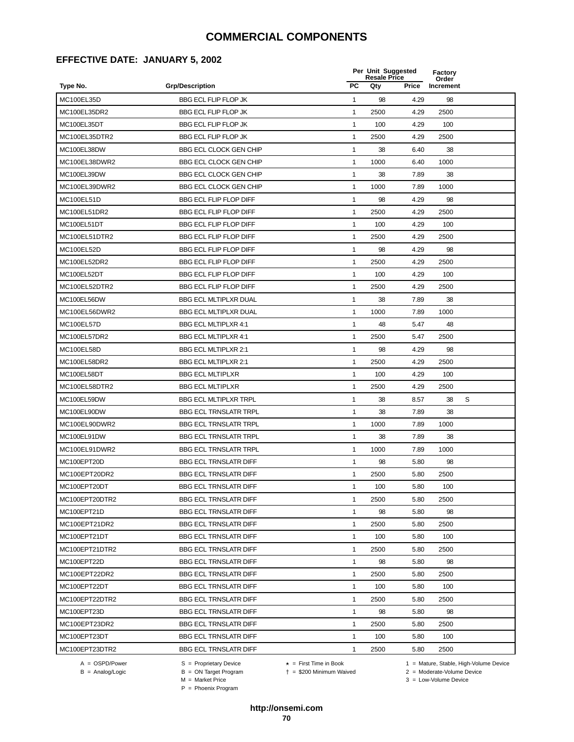# COMMERCIAL COMPONENTS

## EFFECTIVE DATE: JANUARY 5, 2002

| Type No. | Grp/Description | PC | Per Unit Suggested Resale Price Qty | Price | Factory Order Increment | |
|---|---|---|---|---|---|---|
| MC100EL35D | BBG ECL FLIP FLOP JK | 1 | 98 | 4.29 | 98 | |
| MC100EL35DR2 | BBG ECL FLIP FLOP JK | 1 | 2500 | 4.29 | 2500 | |
| MC100EL35DT | BBG ECL FLIP FLOP JK | 1 | 100 | 4.29 | 100 | |
| MC100EL35DTR2 | BBG ECL FLIP FLOP JK | 1 | 2500 | 4.29 | 2500 | |
| MC100EL38DW | BBG ECL CLOCK GEN CHIP | 1 | 38 | 6.40 | 38 | |
| MC100EL38DWR2 | BBG ECL CLOCK GEN CHIP | 1 | 1000 | 6.40 | 1000 | |
| MC100EL39DW | BBG ECL CLOCK GEN CHIP | 1 | 38 | 7.89 | 38 | |
| MC100EL39DWR2 | BBG ECL CLOCK GEN CHIP | 1 | 1000 | 7.89 | 1000 | |
| MC100EL51D | BBG ECL FLIP FLOP DIFF | 1 | 98 | 4.29 | 98 | |
| MC100EL51DR2 | BBG ECL FLIP FLOP DIFF | 1 | 2500 | 4.29 | 2500 | |
| MC100EL51DT | BBG ECL FLIP FLOP DIFF | 1 | 100 | 4.29 | 100 | |
| MC100EL51DTR2 | BBG ECL FLIP FLOP DIFF | 1 | 2500 | 4.29 | 2500 | |
| MC100EL52D | BBG ECL FLIP FLOP DIFF | 1 | 98 | 4.29 | 98 | |
| MC100EL52DR2 | BBG ECL FLIP FLOP DIFF | 1 | 2500 | 4.29 | 2500 | |
| MC100EL52DT | BBG ECL FLIP FLOP DIFF | 1 | 100 | 4.29 | 100 | |
| MC100EL52DTR2 | BBG ECL FLIP FLOP DIFF | 1 | 2500 | 4.29 | 2500 | |
| MC100EL56DW | BBG ECL MLTIPLXR DUAL | 1 | 38 | 7.89 | 38 | |
| MC100EL56DWR2 | BBG ECL MLTIPLXR DUAL | 1 | 1000 | 7.89 | 1000 | |
| MC100EL57D | BBG ECL MLTIPLXR 4:1 | 1 | 48 | 5.47 | 48 | |
| MC100EL57DR2 | BBG ECL MLTIPLXR 4:1 | 1 | 2500 | 5.47 | 2500 | |
| MC100EL58D | BBG ECL MLTIPLXR 2:1 | 1 | 98 | 4.29 | 98 | |
| MC100EL58DR2 | BBG ECL MLTIPLXR 2:1 | 1 | 2500 | 4.29 | 2500 | |
| MC100EL58DT | BBG ECL MLTIPLXR | 1 | 100 | 4.29 | 100 | |
| MC100EL58DTR2 | BBG ECL MLTIPLXR | 1 | 2500 | 4.29 | 2500 | |
| MC100EL59DW | BBG ECL MLTIPLXR TRPL | 1 | 38 | 8.57 | 38 | S |
| MC100EL90DW | BBG ECL TRNSLATR TRPL | 1 | 38 | 7.89 | 38 | |
| MC100EL90DWR2 | BBG ECL TRNSLATR TRPL | 1 | 1000 | 7.89 | 1000 | |
| MC100EL91DW | BBG ECL TRNSLATR TRPL | 1 | 38 | 7.89 | 38 | |
| MC100EL91DWR2 | BBG ECL TRNSLATR TRPL | 1 | 1000 | 7.89 | 1000 | |
| MC100EPT20D | BBG ECL TRNSLATR DIFF | 1 | 98 | 5.80 | 98 | |
| MC100EPT20DR2 | BBG ECL TRNSLATR DIFF | 1 | 2500 | 5.80 | 2500 | |
| MC100EPT20DT | BBG ECL TRNSLATR DIFF | 1 | 100 | 5.80 | 100 | |
| MC100EPT20DTR2 | BBG ECL TRNSLATR DIFF | 1 | 2500 | 5.80 | 2500 | |
| MC100EPT21D | BBG ECL TRNSLATR DIFF | 1 | 98 | 5.80 | 98 | |
| MC100EPT21DR2 | BBG ECL TRNSLATR DIFF | 1 | 2500 | 5.80 | 2500 | |
| MC100EPT21DT | BBG ECL TRNSLATR DIFF | 1 | 100 | 5.80 | 100 | |
| MC100EPT21DTR2 | BBG ECL TRNSLATR DIFF | 1 | 2500 | 5.80 | 2500 | |
| MC100EPT22D | BBG ECL TRNSLATR DIFF | 1 | 98 | 5.80 | 98 | |
| MC100EPT22DR2 | BBG ECL TRNSLATR DIFF | 1 | 2500 | 5.80 | 2500 | |
| MC100EPT22DT | BBG ECL TRNSLATR DIFF | 1 | 100 | 5.80 | 100 | |
| MC100EPT22DTR2 | BBG ECL TRNSLATR DIFF | 1 | 2500 | 5.80 | 2500 | |
| MC100EPT23D | BBG ECL TRNSLATR DIFF | 1 | 98 | 5.80 | 98 | |
| MC100EPT23DR2 | BBG ECL TRNSLATR DIFF | 1 | 2500 | 5.80 | 2500 | |
| MC100EPT23DT | BBG ECL TRNSLATR DIFF | 1 | 100 | 5.80 | 100 | |
| MC100EPT23DTR2 | BBG ECL TRNSLATR DIFF | 1 | 2500 | 5.80 | 2500 | |

A = OSPD/Power
B = Analog/Logic

S = Proprietary Device
B = ON Target Program
M = Market Price
P = Phoenix Program

⋆ = First Time in Book
† = $200 Minimum Waived

1 = Mature, Stable, High-Volume Device
2 = Moderate-Volume Device
3 = Low-Volume Device

**http://onsemi.com**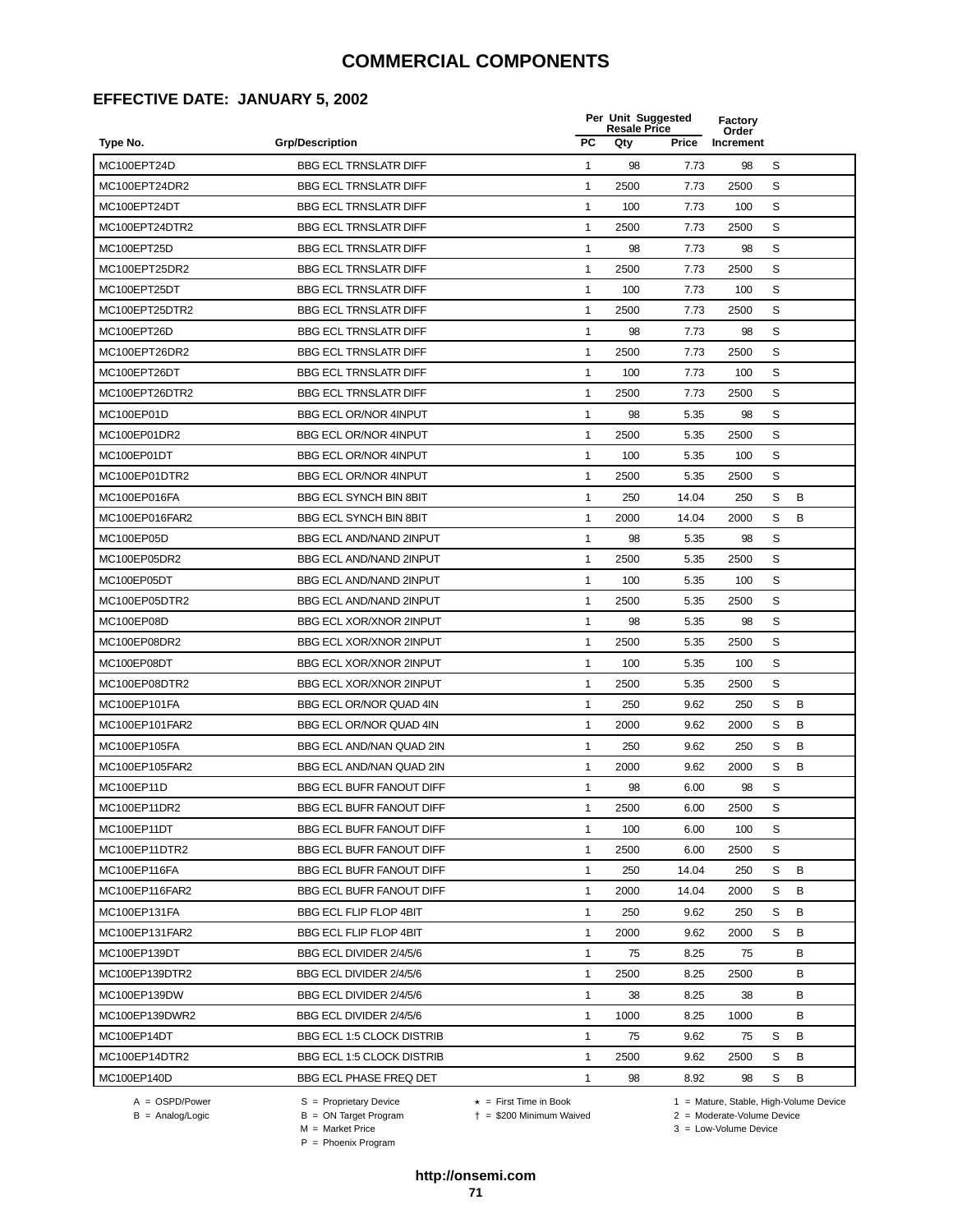# COMMERCIAL COMPONENTS

## EFFECTIVE DATE: JANUARY 5, 2002

| Type No. | Grp/Description | PC | Per Unit Suggested Resale Price Qty | Price | Factory Order Increment | | |
|---|---|---|---|---|---|---|---|
| MC100EPT24D | BBG ECL TRNSLATR DIFF | 1 | 98 | 7.73 | 98 | S | |
| MC100EPT24DR2 | BBG ECL TRNSLATR DIFF | 1 | 2500 | 7.73 | 2500 | S | |
| MC100EPT24DT | BBG ECL TRNSLATR DIFF | 1 | 100 | 7.73 | 100 | S | |
| MC100EPT24DTR2 | BBG ECL TRNSLATR DIFF | 1 | 2500 | 7.73 | 2500 | S | |
| MC100EPT25D | BBG ECL TRNSLATR DIFF | 1 | 98 | 7.73 | 98 | S | |
| MC100EPT25DR2 | BBG ECL TRNSLATR DIFF | 1 | 2500 | 7.73 | 2500 | S | |
| MC100EPT25DT | BBG ECL TRNSLATR DIFF | 1 | 100 | 7.73 | 100 | S | |
| MC100EPT25DTR2 | BBG ECL TRNSLATR DIFF | 1 | 2500 | 7.73 | 2500 | S | |
| MC100EPT26D | BBG ECL TRNSLATR DIFF | 1 | 98 | 7.73 | 98 | S | |
| MC100EPT26DR2 | BBG ECL TRNSLATR DIFF | 1 | 2500 | 7.73 | 2500 | S | |
| MC100EPT26DT | BBG ECL TRNSLATR DIFF | 1 | 100 | 7.73 | 100 | S | |
| MC100EPT26DTR2 | BBG ECL TRNSLATR DIFF | 1 | 2500 | 7.73 | 2500 | S | |
| MC100EP01D | BBG ECL OR/NOR 4INPUT | 1 | 98 | 5.35 | 98 | S | |
| MC100EP01DR2 | BBG ECL OR/NOR 4INPUT | 1 | 2500 | 5.35 | 2500 | S | |
| MC100EP01DT | BBG ECL OR/NOR 4INPUT | 1 | 100 | 5.35 | 100 | S | |
| MC100EP01DTR2 | BBG ECL OR/NOR 4INPUT | 1 | 2500 | 5.35 | 2500 | S | |
| MC100EP016FA | BBG ECL SYNCH BIN 8BIT | 1 | 250 | 14.04 | 250 | S | B |
| MC100EP016FAR2 | BBG ECL SYNCH BIN 8BIT | 1 | 2000 | 14.04 | 2000 | S | B |
| MC100EP05D | BBG ECL AND/NAND 2INPUT | 1 | 98 | 5.35 | 98 | S | |
| MC100EP05DR2 | BBG ECL AND/NAND 2INPUT | 1 | 2500 | 5.35 | 2500 | S | |
| MC100EP05DT | BBG ECL AND/NAND 2INPUT | 1 | 100 | 5.35 | 100 | S | |
| MC100EP05DTR2 | BBG ECL AND/NAND 2INPUT | 1 | 2500 | 5.35 | 2500 | S | |
| MC100EP08D | BBG ECL XOR/XNOR 2INPUT | 1 | 98 | 5.35 | 98 | S | |
| MC100EP08DR2 | BBG ECL XOR/XNOR 2INPUT | 1 | 2500 | 5.35 | 2500 | S | |
| MC100EP08DT | BBG ECL XOR/XNOR 2INPUT | 1 | 100 | 5.35 | 100 | S | |
| MC100EP08DTR2 | BBG ECL XOR/XNOR 2INPUT | 1 | 2500 | 5.35 | 2500 | S | |
| MC100EP101FA | BBG ECL OR/NOR QUAD 4IN | 1 | 250 | 9.62 | 250 | S | B |
| MC100EP101FAR2 | BBG ECL OR/NOR QUAD 4IN | 1 | 2000 | 9.62 | 2000 | S | B |
| MC100EP105FA | BBG ECL AND/NAN QUAD 2IN | 1 | 250 | 9.62 | 250 | S | B |
| MC100EP105FAR2 | BBG ECL AND/NAN QUAD 2IN | 1 | 2000 | 9.62 | 2000 | S | B |
| MC100EP11D | BBG ECL BUFR FANOUT DIFF | 1 | 98 | 6.00 | 98 | S | |
| MC100EP11DR2 | BBG ECL BUFR FANOUT DIFF | 1 | 2500 | 6.00 | 2500 | S | |
| MC100EP11DT | BBG ECL BUFR FANOUT DIFF | 1 | 100 | 6.00 | 100 | S | |
| MC100EP11DTR2 | BBG ECL BUFR FANOUT DIFF | 1 | 2500 | 6.00 | 2500 | S | |
| MC100EP116FA | BBG ECL BUFR FANOUT DIFF | 1 | 250 | 14.04 | 250 | S | B |
| MC100EP116FAR2 | BBG ECL BUFR FANOUT DIFF | 1 | 2000 | 14.04 | 2000 | S | B |
| MC100EP131FA | BBG ECL FLIP FLOP 4BIT | 1 | 250 | 9.62 | 250 | S | B |
| MC100EP131FAR2 | BBG ECL FLIP FLOP 4BIT | 1 | 2000 | 9.62 | 2000 | S | B |
| MC100EP139DT | BBG ECL DIVIDER 2/4/5/6 | 1 | 75 | 8.25 | 75 | | B |
| MC100EP139DTR2 | BBG ECL DIVIDER 2/4/5/6 | 1 | 2500 | 8.25 | 2500 | | B |
| MC100EP139DW | BBG ECL DIVIDER 2/4/5/6 | 1 | 38 | 8.25 | 38 | | B |
| MC100EP139DWR2 | BBG ECL DIVIDER 2/4/5/6 | 1 | 1000 | 8.25 | 1000 | | B |
| MC100EP14DT | BBG ECL 1:5 CLOCK DISTRIB | 1 | 75 | 9.62 | 75 | S | B |
| MC100EP14DTR2 | BBG ECL 1:5 CLOCK DISTRIB | 1 | 2500 | 9.62 | 2500 | S | B |
| MC100EP140D | BBG ECL PHASE FREQ DET | 1 | 98 | 8.92 | 98 | S | B |

A = OSPD/Power
B = Analog/Logic

S = Proprietary Device
B = ON Target Program
M = Market Price
P = Phoenix Program

⋆ = First Time in Book
† = $200 Minimum Waived

1 = Mature, Stable, High-Volume Device
2 = Moderate-Volume Device
3 = Low-Volume Device

http://onsemi.com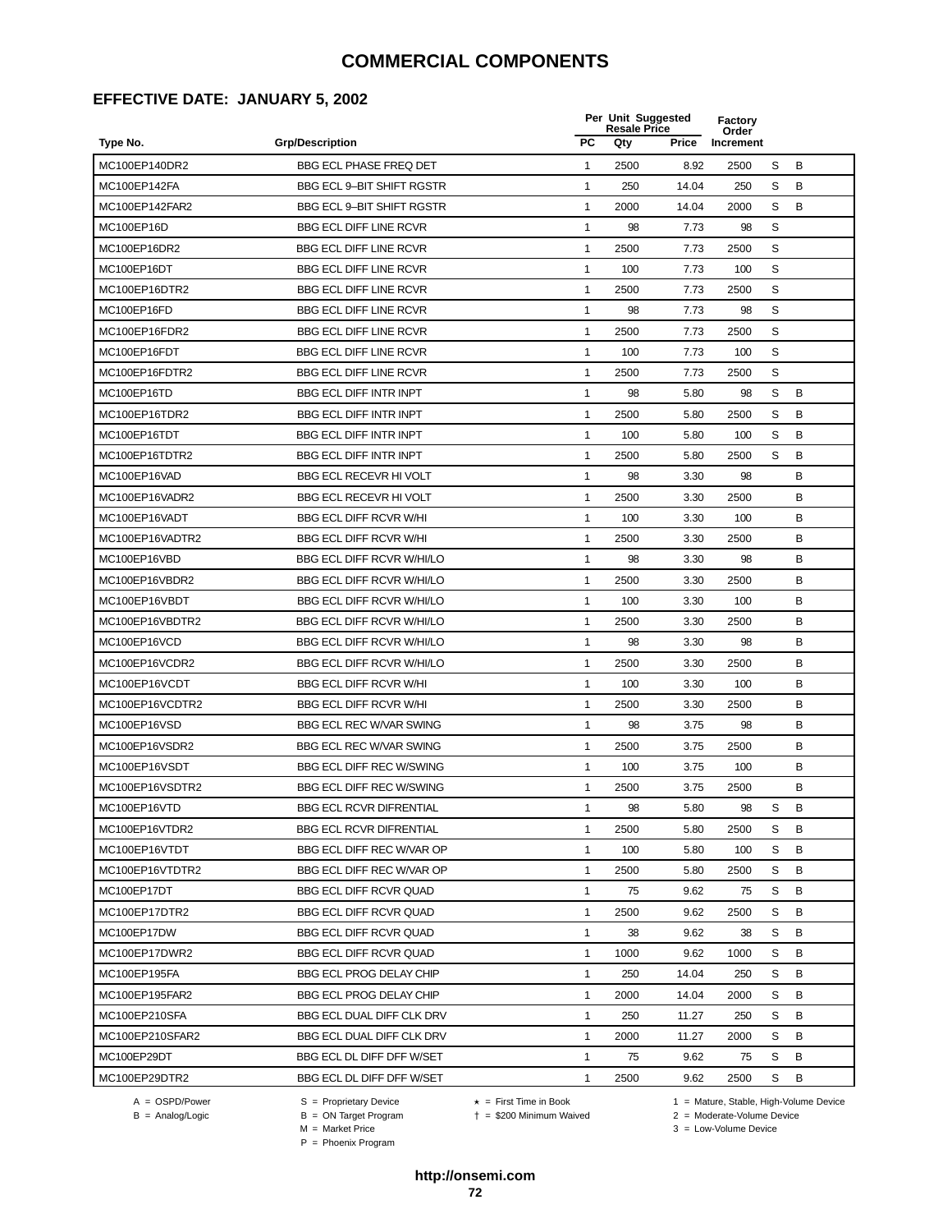# COMMERCIAL COMPONENTS

## EFFECTIVE DATE: JANUARY 5, 2002

| Type No. | Grp/Description | PC | Per Unit Suggested Resale Price Qty | Price | Factory Order Increment | | |
|---|---|---|---|---|---|---|---|
| MC100EP140DR2 | BBG ECL PHASE FREQ DET | 1 | 2500 | 8.92 | 2500 | S | B |
| MC100EP142FA | BBG ECL 9–BIT SHIFT RGSTR | 1 | 250 | 14.04 | 250 | S | B |
| MC100EP142FAR2 | BBG ECL 9–BIT SHIFT RGSTR | 1 | 2000 | 14.04 | 2000 | S | B |
| MC100EP16D | BBG ECL DIFF LINE RCVR | 1 | 98 | 7.73 | 98 | S | |
| MC100EP16DR2 | BBG ECL DIFF LINE RCVR | 1 | 2500 | 7.73 | 2500 | S | |
| MC100EP16DT | BBG ECL DIFF LINE RCVR | 1 | 100 | 7.73 | 100 | S | |
| MC100EP16DTR2 | BBG ECL DIFF LINE RCVR | 1 | 2500 | 7.73 | 2500 | S | |
| MC100EP16FD | BBG ECL DIFF LINE RCVR | 1 | 98 | 7.73 | 98 | S | |
| MC100EP16FDR2 | BBG ECL DIFF LINE RCVR | 1 | 2500 | 7.73 | 2500 | S | |
| MC100EP16FDT | BBG ECL DIFF LINE RCVR | 1 | 100 | 7.73 | 100 | S | |
| MC100EP16FDTR2 | BBG ECL DIFF LINE RCVR | 1 | 2500 | 7.73 | 2500 | S | |
| MC100EP16TD | BBG ECL DIFF INTR INPT | 1 | 98 | 5.80 | 98 | S | B |
| MC100EP16TDR2 | BBG ECL DIFF INTR INPT | 1 | 2500 | 5.80 | 2500 | S | B |
| MC100EP16TDT | BBG ECL DIFF INTR INPT | 1 | 100 | 5.80 | 100 | S | B |
| MC100EP16TDTR2 | BBG ECL DIFF INTR INPT | 1 | 2500 | 5.80 | 2500 | S | B |
| MC100EP16VAD | BBG ECL RECEVR HI VOLT | 1 | 98 | 3.30 | 98 | | B |
| MC100EP16VADR2 | BBG ECL RECEVR HI VOLT | 1 | 2500 | 3.30 | 2500 | | B |
| MC100EP16VADT | BBG ECL DIFF RCVR W/HI | 1 | 100 | 3.30 | 100 | | B |
| MC100EP16VADTR2 | BBG ECL DIFF RCVR W/HI | 1 | 2500 | 3.30 | 2500 | | B |
| MC100EP16VBD | BBG ECL DIFF RCVR W/HI/LO | 1 | 98 | 3.30 | 98 | | B |
| MC100EP16VBDR2 | BBG ECL DIFF RCVR W/HI/LO | 1 | 2500 | 3.30 | 2500 | | B |
| MC100EP16VBDT | BBG ECL DIFF RCVR W/HI/LO | 1 | 100 | 3.30 | 100 | | B |
| MC100EP16VBDTR2 | BBG ECL DIFF RCVR W/HI/LO | 1 | 2500 | 3.30 | 2500 | | B |
| MC100EP16VCD | BBG ECL DIFF RCVR W/HI/LO | 1 | 98 | 3.30 | 98 | | B |
| MC100EP16VCDR2 | BBG ECL DIFF RCVR W/HI/LO | 1 | 2500 | 3.30 | 2500 | | B |
| MC100EP16VCDT | BBG ECL DIFF RCVR W/HI | 1 | 100 | 3.30 | 100 | | B |
| MC100EP16VCDTR2 | BBG ECL DIFF RCVR W/HI | 1 | 2500 | 3.30 | 2500 | | B |
| MC100EP16VSD | BBG ECL REC W/VAR SWING | 1 | 98 | 3.75 | 98 | | B |
| MC100EP16VSDR2 | BBG ECL REC W/VAR SWING | 1 | 2500 | 3.75 | 2500 | | B |
| MC100EP16VSDT | BBG ECL DIFF REC W/SWING | 1 | 100 | 3.75 | 100 | | B |
| MC100EP16VSDTR2 | BBG ECL DIFF REC W/SWING | 1 | 2500 | 3.75 | 2500 | | B |
| MC100EP16VTD | BBG ECL RCVR DIFRENTIAL | 1 | 98 | 5.80 | 98 | S | B |
| MC100EP16VTDR2 | BBG ECL RCVR DIFRENTIAL | 1 | 2500 | 5.80 | 2500 | S | B |
| MC100EP16VTDT | BBG ECL DIFF REC W/VAR OP | 1 | 100 | 5.80 | 100 | S | B |
| MC100EP16VTDTR2 | BBG ECL DIFF REC W/VAR OP | 1 | 2500 | 5.80 | 2500 | S | B |
| MC100EP17DT | BBG ECL DIFF RCVR QUAD | 1 | 75 | 9.62 | 75 | S | B |
| MC100EP17DTR2 | BBG ECL DIFF RCVR QUAD | 1 | 2500 | 9.62 | 2500 | S | B |
| MC100EP17DW | BBG ECL DIFF RCVR QUAD | 1 | 38 | 9.62 | 38 | S | B |
| MC100EP17DWR2 | BBG ECL DIFF RCVR QUAD | 1 | 1000 | 9.62 | 1000 | S | B |
| MC100EP195FA | BBG ECL PROG DELAY CHIP | 1 | 250 | 14.04 | 250 | S | B |
| MC100EP195FAR2 | BBG ECL PROG DELAY CHIP | 1 | 2000 | 14.04 | 2000 | S | B |
| MC100EP210SFA | BBG ECL DUAL DIFF CLK DRV | 1 | 250 | 11.27 | 250 | S | B |
| MC100EP210SFAR2 | BBG ECL DUAL DIFF CLK DRV | 1 | 2000 | 11.27 | 2000 | S | B |
| MC100EP29DT | BBG ECL DL DIFF DFF W/SET | 1 | 75 | 9.62 | 75 | S | B |
| MC100EP29DTR2 | BBG ECL DL DIFF DFF W/SET | 1 | 2500 | 9.62 | 2500 | S | B |

A = OSPD/Power
B = Analog/Logic

S = Proprietary Device
B = ON Target Program
M = Market Price
P = Phoenix Program

⋆ = First Time in Book
† = $200 Minimum Waived

1 = Mature, Stable, High-Volume Device
2 = Moderate-Volume Device
3 = Low-Volume Device

**http://onsemi.com**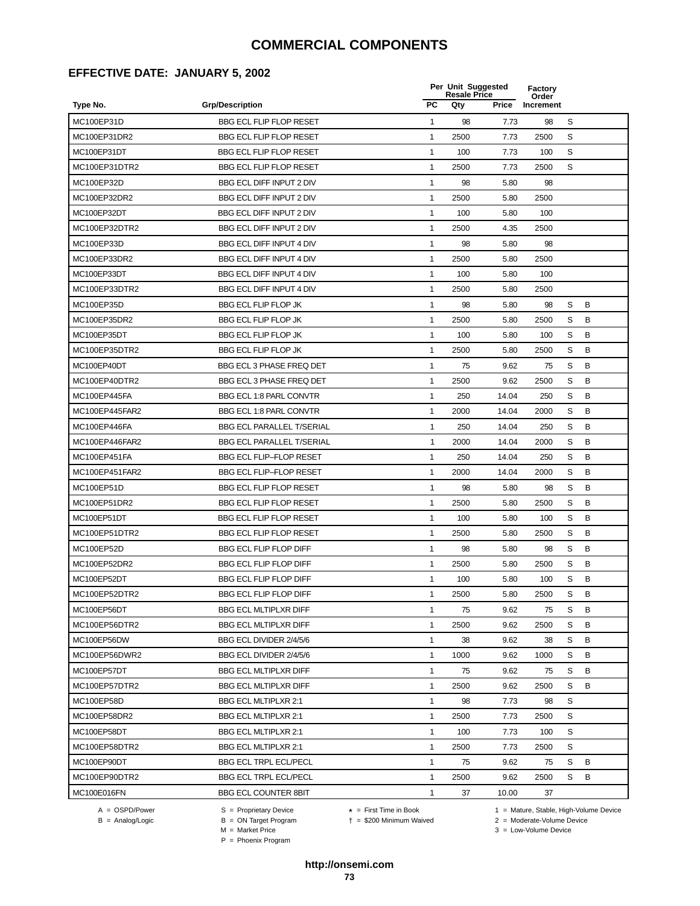# COMMERCIAL COMPONENTS

## EFFECTIVE DATE: JANUARY 5, 2002

| Type No. | Grp/Description | PC | Per Unit Suggested Resale Price Qty | Price | Factory Order Increment | | |
|---|---|---|---|---|---|---|---|
| MC100EP31D | BBG ECL FLIP FLOP RESET | 1 | 98 | 7.73 | 98 | S | |
| MC100EP31DR2 | BBG ECL FLIP FLOP RESET | 1 | 2500 | 7.73 | 2500 | S | |
| MC100EP31DT | BBG ECL FLIP FLOP RESET | 1 | 100 | 7.73 | 100 | S | |
| MC100EP31DTR2 | BBG ECL FLIP FLOP RESET | 1 | 2500 | 7.73 | 2500 | S | |
| MC100EP32D | BBG ECL DIFF INPUT 2 DIV | 1 | 98 | 5.80 | 98 | | |
| MC100EP32DR2 | BBG ECL DIFF INPUT 2 DIV | 1 | 2500 | 5.80 | 2500 | | |
| MC100EP32DT | BBG ECL DIFF INPUT 2 DIV | 1 | 100 | 5.80 | 100 | | |
| MC100EP32DTR2 | BBG ECL DIFF INPUT 2 DIV | 1 | 2500 | 4.35 | 2500 | | |
| MC100EP33D | BBG ECL DIFF INPUT 4 DIV | 1 | 98 | 5.80 | 98 | | |
| MC100EP33DR2 | BBG ECL DIFF INPUT 4 DIV | 1 | 2500 | 5.80 | 2500 | | |
| MC100EP33DT | BBG ECL DIFF INPUT 4 DIV | 1 | 100 | 5.80 | 100 | | |
| MC100EP33DTR2 | BBG ECL DIFF INPUT 4 DIV | 1 | 2500 | 5.80 | 2500 | | |
| MC100EP35D | BBG ECL FLIP FLOP JK | 1 | 98 | 5.80 | 98 | S | B |
| MC100EP35DR2 | BBG ECL FLIP FLOP JK | 1 | 2500 | 5.80 | 2500 | S | B |
| MC100EP35DT | BBG ECL FLIP FLOP JK | 1 | 100 | 5.80 | 100 | S | B |
| MC100EP35DTR2 | BBG ECL FLIP FLOP JK | 1 | 2500 | 5.80 | 2500 | S | B |
| MC100EP40DT | BBG ECL 3 PHASE FREQ DET | 1 | 75 | 9.62 | 75 | S | B |
| MC100EP40DTR2 | BBG ECL 3 PHASE FREQ DET | 1 | 2500 | 9.62 | 2500 | S | B |
| MC100EP445FA | BBG ECL 1:8 PARL CONVTR | 1 | 250 | 14.04 | 250 | S | B |
| MC100EP445FAR2 | BBG ECL 1:8 PARL CONVTR | 1 | 2000 | 14.04 | 2000 | S | B |
| MC100EP446FA | BBG ECL PARALLEL T/SERIAL | 1 | 250 | 14.04 | 250 | S | B |
| MC100EP446FAR2 | BBG ECL PARALLEL T/SERIAL | 1 | 2000 | 14.04 | 2000 | S | B |
| MC100EP451FA | BBG ECL FLIP–FLOP RESET | 1 | 250 | 14.04 | 250 | S | B |
| MC100EP451FAR2 | BBG ECL FLIP–FLOP RESET | 1 | 2000 | 14.04 | 2000 | S | B |
| MC100EP51D | BBG ECL FLIP FLOP RESET | 1 | 98 | 5.80 | 98 | S | B |
| MC100EP51DR2 | BBG ECL FLIP FLOP RESET | 1 | 2500 | 5.80 | 2500 | S | B |
| MC100EP51DT | BBG ECL FLIP FLOP RESET | 1 | 100 | 5.80 | 100 | S | B |
| MC100EP51DTR2 | BBG ECL FLIP FLOP RESET | 1 | 2500 | 5.80 | 2500 | S | B |
| MC100EP52D | BBG ECL FLIP FLOP DIFF | 1 | 98 | 5.80 | 98 | S | B |
| MC100EP52DR2 | BBG ECL FLIP FLOP DIFF | 1 | 2500 | 5.80 | 2500 | S | B |
| MC100EP52DT | BBG ECL FLIP FLOP DIFF | 1 | 100 | 5.80 | 100 | S | B |
| MC100EP52DTR2 | BBG ECL FLIP FLOP DIFF | 1 | 2500 | 5.80 | 2500 | S | B |
| MC100EP56DT | BBG ECL MLTIPLXR DIFF | 1 | 75 | 9.62 | 75 | S | B |
| MC100EP56DTR2 | BBG ECL MLTIPLXR DIFF | 1 | 2500 | 9.62 | 2500 | S | B |
| MC100EP56DW | BBG ECL DIVIDER 2/4/5/6 | 1 | 38 | 9.62 | 38 | S | B |
| MC100EP56DWR2 | BBG ECL DIVIDER 2/4/5/6 | 1 | 1000 | 9.62 | 1000 | S | B |
| MC100EP57DT | BBG ECL MLTIPLXR DIFF | 1 | 75 | 9.62 | 75 | S | B |
| MC100EP57DTR2 | BBG ECL MLTIPLXR DIFF | 1 | 2500 | 9.62 | 2500 | S | B |
| MC100EP58D | BBG ECL MLTIPLXR 2:1 | 1 | 98 | 7.73 | 98 | S | |
| MC100EP58DR2 | BBG ECL MLTIPLXR 2:1 | 1 | 2500 | 7.73 | 2500 | S | |
| MC100EP58DT | BBG ECL MLTIPLXR 2:1 | 1 | 100 | 7.73 | 100 | S | |
| MC100EP58DTR2 | BBG ECL MLTIPLXR 2:1 | 1 | 2500 | 7.73 | 2500 | S | |
| MC100EP90DT | BBG ECL TRPL ECL/PECL | 1 | 75 | 9.62 | 75 | S | B |
| MC100EP90DTR2 | BBG ECL TRPL ECL/PECL | 1 | 2500 | 9.62 | 2500 | S | B |
| MC100E016FN | BBG ECL COUNTER 8BIT | 1 | 37 | 10.00 | 37 | | |

A = OSPD/Power
B = Analog/Logic

S = Proprietary Device
B = ON Target Program
M = Market Price
P = Phoenix Program

⋆ = First Time in Book
† = $200 Minimum Waived

1 = Mature, Stable, High-Volume Device
2 = Moderate-Volume Device
3 = Low-Volume Device

http://onsemi.com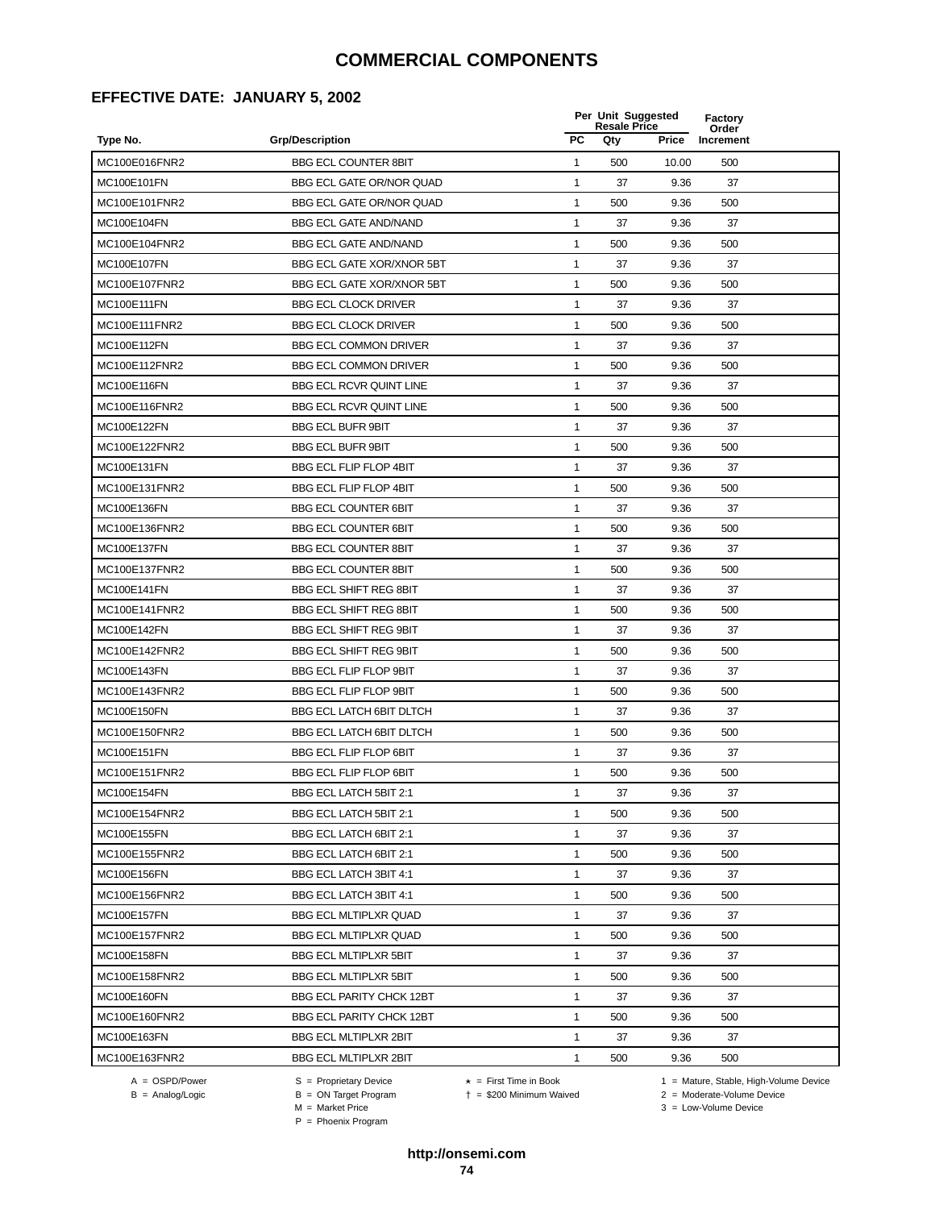# COMMERCIAL COMPONENTS

## EFFECTIVE DATE: JANUARY 5, 2002

| Type No. | Grp/Description | Per Unit Suggested Resale Price PC | Qty | Price | Factory Order Increment |
|---|---|---|---|---|---|
| MC100E016FNR2 | BBG ECL COUNTER 8BIT | 1 | 500 | 10.00 | 500 |
| MC100E101FN | BBG ECL GATE OR/NOR QUAD | 1 | 37 | 9.36 | 37 |
| MC100E101FNR2 | BBG ECL GATE OR/NOR QUAD | 1 | 500 | 9.36 | 500 |
| MC100E104FN | BBG ECL GATE AND/NAND | 1 | 37 | 9.36 | 37 |
| MC100E104FNR2 | BBG ECL GATE AND/NAND | 1 | 500 | 9.36 | 500 |
| MC100E107FN | BBG ECL GATE XOR/XNOR 5BT | 1 | 37 | 9.36 | 37 |
| MC100E107FNR2 | BBG ECL GATE XOR/XNOR 5BT | 1 | 500 | 9.36 | 500 |
| MC100E111FN | BBG ECL CLOCK DRIVER | 1 | 37 | 9.36 | 37 |
| MC100E111FNR2 | BBG ECL CLOCK DRIVER | 1 | 500 | 9.36 | 500 |
| MC100E112FN | BBG ECL COMMON DRIVER | 1 | 37 | 9.36 | 37 |
| MC100E112FNR2 | BBG ECL COMMON DRIVER | 1 | 500 | 9.36 | 500 |
| MC100E116FN | BBG ECL RCVR QUINT LINE | 1 | 37 | 9.36 | 37 |
| MC100E116FNR2 | BBG ECL RCVR QUINT LINE | 1 | 500 | 9.36 | 500 |
| MC100E122FN | BBG ECL BUFR 9BIT | 1 | 37 | 9.36 | 37 |
| MC100E122FNR2 | BBG ECL BUFR 9BIT | 1 | 500 | 9.36 | 500 |
| MC100E131FN | BBG ECL FLIP FLOP 4BIT | 1 | 37 | 9.36 | 37 |
| MC100E131FNR2 | BBG ECL FLIP FLOP 4BIT | 1 | 500 | 9.36 | 500 |
| MC100E136FN | BBG ECL COUNTER 6BIT | 1 | 37 | 9.36 | 37 |
| MC100E136FNR2 | BBG ECL COUNTER 6BIT | 1 | 500 | 9.36 | 500 |
| MC100E137FN | BBG ECL COUNTER 8BIT | 1 | 37 | 9.36 | 37 |
| MC100E137FNR2 | BBG ECL COUNTER 8BIT | 1 | 500 | 9.36 | 500 |
| MC100E141FN | BBG ECL SHIFT REG 8BIT | 1 | 37 | 9.36 | 37 |
| MC100E141FNR2 | BBG ECL SHIFT REG 8BIT | 1 | 500 | 9.36 | 500 |
| MC100E142FN | BBG ECL SHIFT REG 9BIT | 1 | 37 | 9.36 | 37 |
| MC100E142FNR2 | BBG ECL SHIFT REG 9BIT | 1 | 500 | 9.36 | 500 |
| MC100E143FN | BBG ECL FLIP FLOP 9BIT | 1 | 37 | 9.36 | 37 |
| MC100E143FNR2 | BBG ECL FLIP FLOP 9BIT | 1 | 500 | 9.36 | 500 |
| MC100E150FN | BBG ECL LATCH 6BIT DLTCH | 1 | 37 | 9.36 | 37 |
| MC100E150FNR2 | BBG ECL LATCH 6BIT DLTCH | 1 | 500 | 9.36 | 500 |
| MC100E151FN | BBG ECL FLIP FLOP 6BIT | 1 | 37 | 9.36 | 37 |
| MC100E151FNR2 | BBG ECL FLIP FLOP 6BIT | 1 | 500 | 9.36 | 500 |
| MC100E154FN | BBG ECL LATCH 5BIT 2:1 | 1 | 37 | 9.36 | 37 |
| MC100E154FNR2 | BBG ECL LATCH 5BIT 2:1 | 1 | 500 | 9.36 | 500 |
| MC100E155FN | BBG ECL LATCH 6BIT 2:1 | 1 | 37 | 9.36 | 37 |
| MC100E155FNR2 | BBG ECL LATCH 6BIT 2:1 | 1 | 500 | 9.36 | 500 |
| MC100E156FN | BBG ECL LATCH 3BIT 4:1 | 1 | 37 | 9.36 | 37 |
| MC100E156FNR2 | BBG ECL LATCH 3BIT 4:1 | 1 | 500 | 9.36 | 500 |
| MC100E157FN | BBG ECL MLTIPLXR QUAD | 1 | 37 | 9.36 | 37 |
| MC100E157FNR2 | BBG ECL MLTIPLXR QUAD | 1 | 500 | 9.36 | 500 |
| MC100E158FN | BBG ECL MLTIPLXR 5BIT | 1 | 37 | 9.36 | 37 |
| MC100E158FNR2 | BBG ECL MLTIPLXR 5BIT | 1 | 500 | 9.36 | 500 |
| MC100E160FN | BBG ECL PARITY CHCK 12BT | 1 | 37 | 9.36 | 37 |
| MC100E160FNR2 | BBG ECL PARITY CHCK 12BT | 1 | 500 | 9.36 | 500 |
| MC100E163FN | BBG ECL MLTIPLXR 2BIT | 1 | 37 | 9.36 | 37 |
| MC100E163FNR2 | BBG ECL MLTIPLXR 2BIT | 1 | 500 | 9.36 | 500 |

A = OSPD/Power
B = Analog/Logic

S = Proprietary Device
B = ON Target Program
M = Market Price
P = Phoenix Program

⋆ = First Time in Book
† = $200 Minimum Waived

1 = Mature, Stable, High-Volume Device
2 = Moderate-Volume Device
3 = Low-Volume Device

**http://onsemi.com**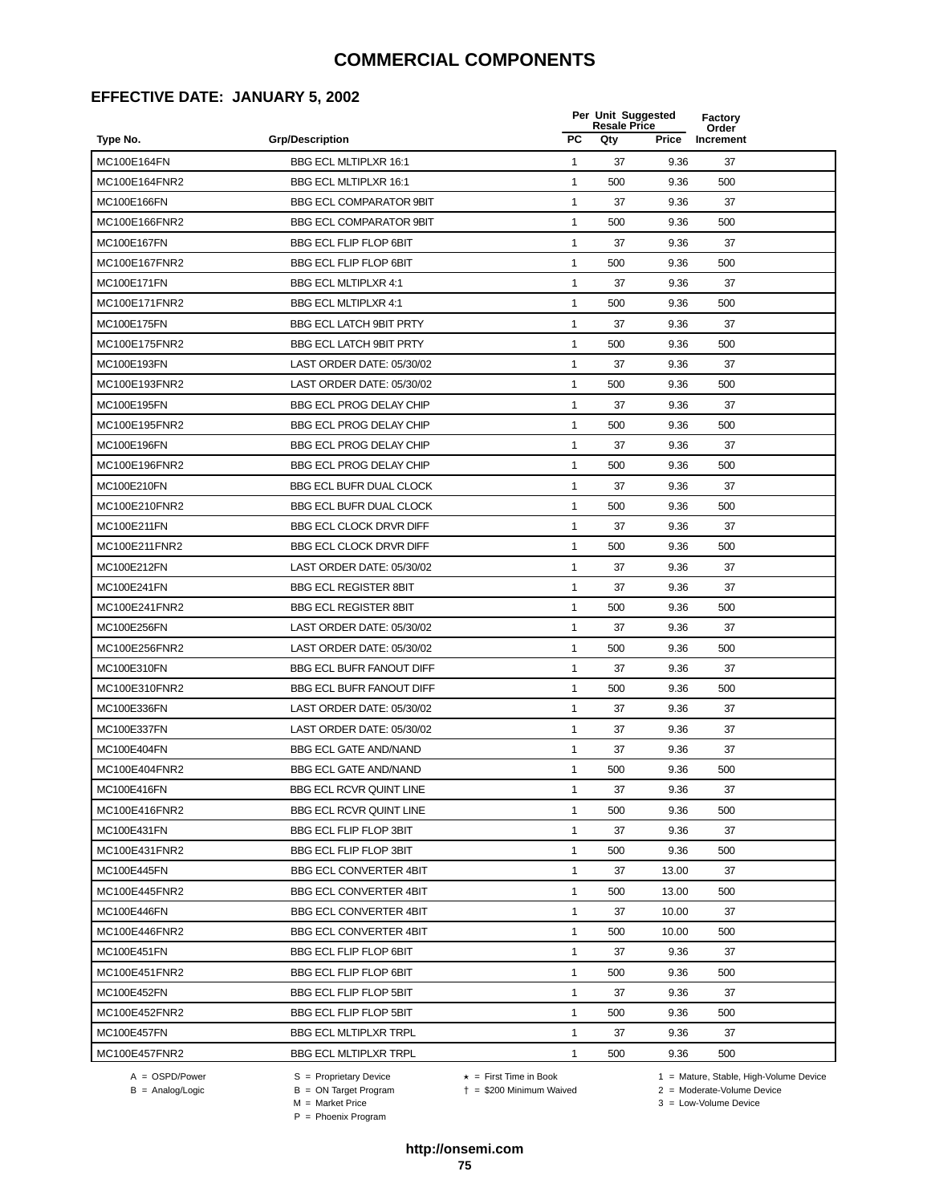# COMMERCIAL COMPONENTS

## EFFECTIVE DATE: JANUARY 5, 2002

| Type No. | Grp/Description | PC | Per Unit Suggested Resale Price Qty | Price | Factory Order Increment |
|---|---|---|---|---|---|
| MC100E164FN | BBG ECL MLTIPLXR 16:1 | 1 | 37 | 9.36 | 37 |
| MC100E164FNR2 | BBG ECL MLTIPLXR 16:1 | 1 | 500 | 9.36 | 500 |
| MC100E166FN | BBG ECL COMPARATOR 9BIT | 1 | 37 | 9.36 | 37 |
| MC100E166FNR2 | BBG ECL COMPARATOR 9BIT | 1 | 500 | 9.36 | 500 |
| MC100E167FN | BBG ECL FLIP FLOP 6BIT | 1 | 37 | 9.36 | 37 |
| MC100E167FNR2 | BBG ECL FLIP FLOP 6BIT | 1 | 500 | 9.36 | 500 |
| MC100E171FN | BBG ECL MLTIPLXR 4:1 | 1 | 37 | 9.36 | 37 |
| MC100E171FNR2 | BBG ECL MLTIPLXR 4:1 | 1 | 500 | 9.36 | 500 |
| MC100E175FN | BBG ECL LATCH 9BIT PRTY | 1 | 37 | 9.36 | 37 |
| MC100E175FNR2 | BBG ECL LATCH 9BIT PRTY | 1 | 500 | 9.36 | 500 |
| MC100E193FN | LAST ORDER DATE: 05/30/02 | 1 | 37 | 9.36 | 37 |
| MC100E193FNR2 | LAST ORDER DATE: 05/30/02 | 1 | 500 | 9.36 | 500 |
| MC100E195FN | BBG ECL PROG DELAY CHIP | 1 | 37 | 9.36 | 37 |
| MC100E195FNR2 | BBG ECL PROG DELAY CHIP | 1 | 500 | 9.36 | 500 |
| MC100E196FN | BBG ECL PROG DELAY CHIP | 1 | 37 | 9.36 | 37 |
| MC100E196FNR2 | BBG ECL PROG DELAY CHIP | 1 | 500 | 9.36 | 500 |
| MC100E210FN | BBG ECL BUFR DUAL CLOCK | 1 | 37 | 9.36 | 37 |
| MC100E210FNR2 | BBG ECL BUFR DUAL CLOCK | 1 | 500 | 9.36 | 500 |
| MC100E211FN | BBG ECL CLOCK DRVR DIFF | 1 | 37 | 9.36 | 37 |
| MC100E211FNR2 | BBG ECL CLOCK DRVR DIFF | 1 | 500 | 9.36 | 500 |
| MC100E212FN | LAST ORDER DATE: 05/30/02 | 1 | 37 | 9.36 | 37 |
| MC100E241FN | BBG ECL REGISTER 8BIT | 1 | 37 | 9.36 | 37 |
| MC100E241FNR2 | BBG ECL REGISTER 8BIT | 1 | 500 | 9.36 | 500 |
| MC100E256FN | LAST ORDER DATE: 05/30/02 | 1 | 37 | 9.36 | 37 |
| MC100E256FNR2 | LAST ORDER DATE: 05/30/02 | 1 | 500 | 9.36 | 500 |
| MC100E310FN | BBG ECL BUFR FANOUT DIFF | 1 | 37 | 9.36 | 37 |
| MC100E310FNR2 | BBG ECL BUFR FANOUT DIFF | 1 | 500 | 9.36 | 500 |
| MC100E336FN | LAST ORDER DATE: 05/30/02 | 1 | 37 | 9.36 | 37 |
| MC100E337FN | LAST ORDER DATE: 05/30/02 | 1 | 37 | 9.36 | 37 |
| MC100E404FN | BBG ECL GATE AND/NAND | 1 | 37 | 9.36 | 37 |
| MC100E404FNR2 | BBG ECL GATE AND/NAND | 1 | 500 | 9.36 | 500 |
| MC100E416FN | BBG ECL RCVR QUINT LINE | 1 | 37 | 9.36 | 37 |
| MC100E416FNR2 | BBG ECL RCVR QUINT LINE | 1 | 500 | 9.36 | 500 |
| MC100E431FN | BBG ECL FLIP FLOP 3BIT | 1 | 37 | 9.36 | 37 |
| MC100E431FNR2 | BBG ECL FLIP FLOP 3BIT | 1 | 500 | 9.36 | 500 |
| MC100E445FN | BBG ECL CONVERTER 4BIT | 1 | 37 | 13.00 | 37 |
| MC100E445FNR2 | BBG ECL CONVERTER 4BIT | 1 | 500 | 13.00 | 500 |
| MC100E446FN | BBG ECL CONVERTER 4BIT | 1 | 37 | 10.00 | 37 |
| MC100E446FNR2 | BBG ECL CONVERTER 4BIT | 1 | 500 | 10.00 | 500 |
| MC100E451FN | BBG ECL FLIP FLOP 6BIT | 1 | 37 | 9.36 | 37 |
| MC100E451FNR2 | BBG ECL FLIP FLOP 6BIT | 1 | 500 | 9.36 | 500 |
| MC100E452FN | BBG ECL FLIP FLOP 5BIT | 1 | 37 | 9.36 | 37 |
| MC100E452FNR2 | BBG ECL FLIP FLOP 5BIT | 1 | 500 | 9.36 | 500 |
| MC100E457FN | BBG ECL MLTIPLXR TRPL | 1 | 37 | 9.36 | 37 |
| MC100E457FNR2 | BBG ECL MLTIPLXR TRPL | 1 | 500 | 9.36 | 500 |

A = OSPD/Power
B = Analog/Logic

S = Proprietary Device
B = ON Target Program
M = Market Price
P = Phoenix Program

⋆ = First Time in Book
† = $200 Minimum Waived

1 = Mature, Stable, High-Volume Device
2 = Moderate-Volume Device
3 = Low-Volume Device

**http://onsemi.com**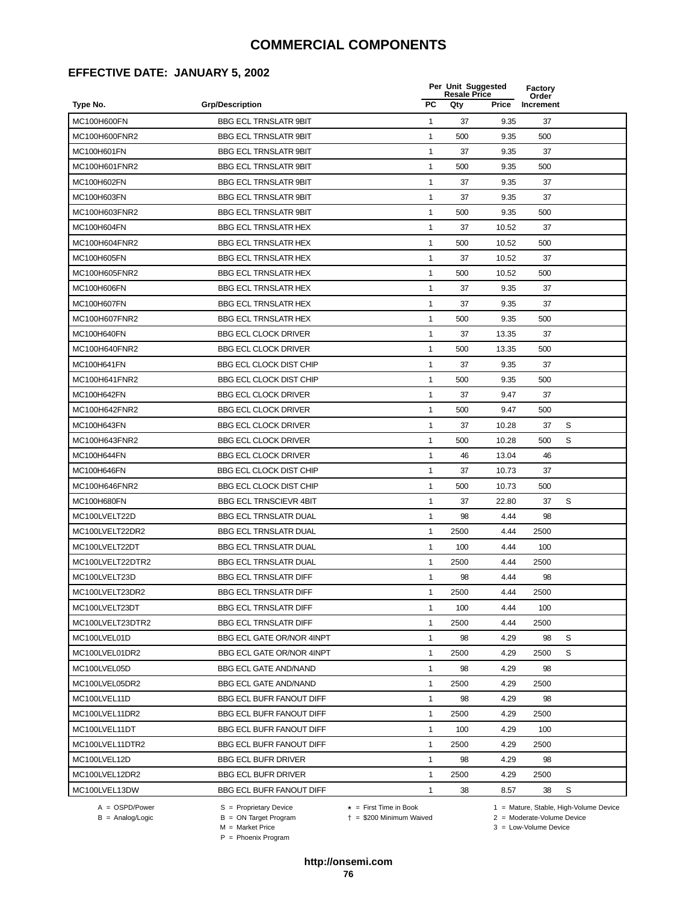# COMMERCIAL COMPONENTS

## EFFECTIVE DATE: JANUARY 5, 2002

| Type No. | Grp/Description | PC | Per Unit Suggested Resale Price Qty | Price | Factory Order Increment | |
|---|---|---|---|---|---|---|
| MC100H600FN | BBG ECL TRNSLATR 9BIT | 1 | 37 | 9.35 | 37 | |
| MC100H600FNR2 | BBG ECL TRNSLATR 9BIT | 1 | 500 | 9.35 | 500 | |
| MC100H601FN | BBG ECL TRNSLATR 9BIT | 1 | 37 | 9.35 | 37 | |
| MC100H601FNR2 | BBG ECL TRNSLATR 9BIT | 1 | 500 | 9.35 | 500 | |
| MC100H602FN | BBG ECL TRNSLATR 9BIT | 1 | 37 | 9.35 | 37 | |
| MC100H603FN | BBG ECL TRNSLATR 9BIT | 1 | 37 | 9.35 | 37 | |
| MC100H603FNR2 | BBG ECL TRNSLATR 9BIT | 1 | 500 | 9.35 | 500 | |
| MC100H604FN | BBG ECL TRNSLATR HEX | 1 | 37 | 10.52 | 37 | |
| MC100H604FNR2 | BBG ECL TRNSLATR HEX | 1 | 500 | 10.52 | 500 | |
| MC100H605FN | BBG ECL TRNSLATR HEX | 1 | 37 | 10.52 | 37 | |
| MC100H605FNR2 | BBG ECL TRNSLATR HEX | 1 | 500 | 10.52 | 500 | |
| MC100H606FN | BBG ECL TRNSLATR HEX | 1 | 37 | 9.35 | 37 | |
| MC100H607FN | BBG ECL TRNSLATR HEX | 1 | 37 | 9.35 | 37 | |
| MC100H607FNR2 | BBG ECL TRNSLATR HEX | 1 | 500 | 9.35 | 500 | |
| MC100H640FN | BBG ECL CLOCK DRIVER | 1 | 37 | 13.35 | 37 | |
| MC100H640FNR2 | BBG ECL CLOCK DRIVER | 1 | 500 | 13.35 | 500 | |
| MC100H641FN | BBG ECL CLOCK DIST CHIP | 1 | 37 | 9.35 | 37 | |
| MC100H641FNR2 | BBG ECL CLOCK DIST CHIP | 1 | 500 | 9.35 | 500 | |
| MC100H642FN | BBG ECL CLOCK DRIVER | 1 | 37 | 9.47 | 37 | |
| MC100H642FNR2 | BBG ECL CLOCK DRIVER | 1 | 500 | 9.47 | 500 | |
| MC100H643FN | BBG ECL CLOCK DRIVER | 1 | 37 | 10.28 | 37 | S |
| MC100H643FNR2 | BBG ECL CLOCK DRIVER | 1 | 500 | 10.28 | 500 | S |
| MC100H644FN | BBG ECL CLOCK DRIVER | 1 | 46 | 13.04 | 46 | |
| MC100H646FN | BBG ECL CLOCK DIST CHIP | 1 | 37 | 10.73 | 37 | |
| MC100H646FNR2 | BBG ECL CLOCK DIST CHIP | 1 | 500 | 10.73 | 500 | |
| MC100H680FN | BBG ECL TRNSCIEVR 4BIT | 1 | 37 | 22.80 | 37 | S |
| MC100LVELT22D | BBG ECL TRNSLATR DUAL | 1 | 98 | 4.44 | 98 | |
| MC100LVELT22DR2 | BBG ECL TRNSLATR DUAL | 1 | 2500 | 4.44 | 2500 | |
| MC100LVELT22DT | BBG ECL TRNSLATR DUAL | 1 | 100 | 4.44 | 100 | |
| MC100LVELT22DTR2 | BBG ECL TRNSLATR DUAL | 1 | 2500 | 4.44 | 2500 | |
| MC100LVELT23D | BBG ECL TRNSLATR DIFF | 1 | 98 | 4.44 | 98 | |
| MC100LVELT23DR2 | BBG ECL TRNSLATR DIFF | 1 | 2500 | 4.44 | 2500 | |
| MC100LVELT23DT | BBG ECL TRNSLATR DIFF | 1 | 100 | 4.44 | 100 | |
| MC100LVELT23DTR2 | BBG ECL TRNSLATR DIFF | 1 | 2500 | 4.44 | 2500 | |
| MC100LVEL01D | BBG ECL GATE OR/NOR 4INPT | 1 | 98 | 4.29 | 98 | S |
| MC100LVEL01DR2 | BBG ECL GATE OR/NOR 4INPT | 1 | 2500 | 4.29 | 2500 | S |
| MC100LVEL05D | BBG ECL GATE AND/NAND | 1 | 98 | 4.29 | 98 | |
| MC100LVEL05DR2 | BBG ECL GATE AND/NAND | 1 | 2500 | 4.29 | 2500 | |
| MC100LVEL11D | BBG ECL BUFR FANOUT DIFF | 1 | 98 | 4.29 | 98 | |
| MC100LVEL11DR2 | BBG ECL BUFR FANOUT DIFF | 1 | 2500 | 4.29 | 2500 | |
| MC100LVEL11DT | BBG ECL BUFR FANOUT DIFF | 1 | 100 | 4.29 | 100 | |
| MC100LVEL11DTR2 | BBG ECL BUFR FANOUT DIFF | 1 | 2500 | 4.29 | 2500 | |
| MC100LVEL12D | BBG ECL BUFR DRIVER | 1 | 98 | 4.29 | 98 | |
| MC100LVEL12DR2 | BBG ECL BUFR DRIVER | 1 | 2500 | 4.29 | 2500 | |
| MC100LVEL13DW | BBG ECL BUFR FANOUT DIFF | 1 | 38 | 8.57 | 38 | S |

A = OSPD/Power
B = Analog/Logic

S = Proprietary Device
B = ON Target Program
M = Market Price
P = Phoenix Program

⋆ = First Time in Book
† = $200 Minimum Waived

1 = Mature, Stable, High-Volume Device
2 = Moderate-Volume Device
3 = Low-Volume Device

**http://onsemi.com**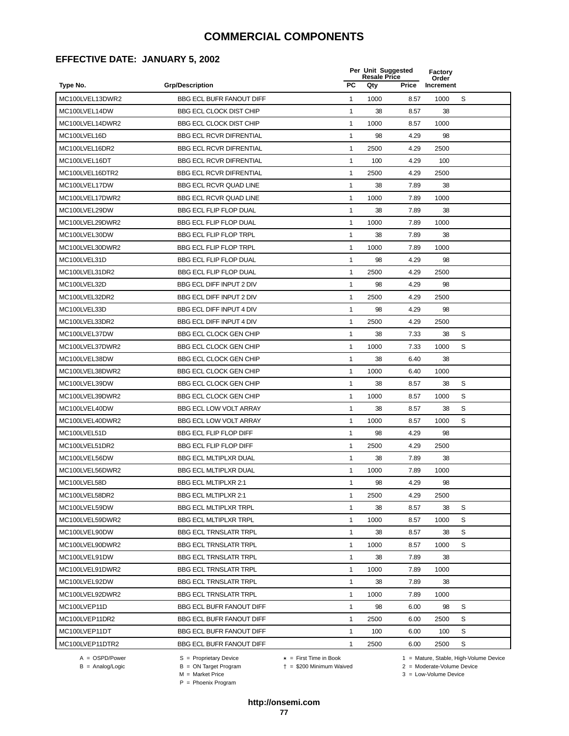# COMMERCIAL COMPONENTS

## EFFECTIVE DATE: JANUARY 5, 2002

| Type No. | Grp/Description | PC | Per Unit Suggested Resale Price Qty | Per Unit Suggested Resale Price Price | Factory Order Increment | |
|---|---|---|---|---|---|---|
| MC100LVEL13DWR2 | BBG ECL BUFR FANOUT DIFF | 1 | 1000 | 8.57 | 1000 | S |
| MC100LVEL14DW | BBG ECL CLOCK DIST CHIP | 1 | 38 | 8.57 | 38 | |
| MC100LVEL14DWR2 | BBG ECL CLOCK DIST CHIP | 1 | 1000 | 8.57 | 1000 | |
| MC100LVEL16D | BBG ECL RCVR DIFRENTIAL | 1 | 98 | 4.29 | 98 | |
| MC100LVEL16DR2 | BBG ECL RCVR DIFRENTIAL | 1 | 2500 | 4.29 | 2500 | |
| MC100LVEL16DT | BBG ECL RCVR DIFRENTIAL | 1 | 100 | 4.29 | 100 | |
| MC100LVEL16DTR2 | BBG ECL RCVR DIFRENTIAL | 1 | 2500 | 4.29 | 2500 | |
| MC100LVEL17DW | BBG ECL RCVR QUAD LINE | 1 | 38 | 7.89 | 38 | |
| MC100LVEL17DWR2 | BBG ECL RCVR QUAD LINE | 1 | 1000 | 7.89 | 1000 | |
| MC100LVEL29DW | BBG ECL FLIP FLOP DUAL | 1 | 38 | 7.89 | 38 | |
| MC100LVEL29DWR2 | BBG ECL FLIP FLOP DUAL | 1 | 1000 | 7.89 | 1000 | |
| MC100LVEL30DW | BBG ECL FLIP FLOP TRPL | 1 | 38 | 7.89 | 38 | |
| MC100LVEL30DWR2 | BBG ECL FLIP FLOP TRPL | 1 | 1000 | 7.89 | 1000 | |
| MC100LVEL31D | BBG ECL FLIP FLOP DUAL | 1 | 98 | 4.29 | 98 | |
| MC100LVEL31DR2 | BBG ECL FLIP FLOP DUAL | 1 | 2500 | 4.29 | 2500 | |
| MC100LVEL32D | BBG ECL DIFF INPUT 2 DIV | 1 | 98 | 4.29 | 98 | |
| MC100LVEL32DR2 | BBG ECL DIFF INPUT 2 DIV | 1 | 2500 | 4.29 | 2500 | |
| MC100LVEL33D | BBG ECL DIFF INPUT 4 DIV | 1 | 98 | 4.29 | 98 | |
| MC100LVEL33DR2 | BBG ECL DIFF INPUT 4 DIV | 1 | 2500 | 4.29 | 2500 | |
| MC100LVEL37DW | BBG ECL CLOCK GEN CHIP | 1 | 38 | 7.33 | 38 | S |
| MC100LVEL37DWR2 | BBG ECL CLOCK GEN CHIP | 1 | 1000 | 7.33 | 1000 | S |
| MC100LVEL38DW | BBG ECL CLOCK GEN CHIP | 1 | 38 | 6.40 | 38 | |
| MC100LVEL38DWR2 | BBG ECL CLOCK GEN CHIP | 1 | 1000 | 6.40 | 1000 | |
| MC100LVEL39DW | BBG ECL CLOCK GEN CHIP | 1 | 38 | 8.57 | 38 | S |
| MC100LVEL39DWR2 | BBG ECL CLOCK GEN CHIP | 1 | 1000 | 8.57 | 1000 | S |
| MC100LVEL40DW | BBG ECL LOW VOLT ARRAY | 1 | 38 | 8.57 | 38 | S |
| MC100LVEL40DWR2 | BBG ECL LOW VOLT ARRAY | 1 | 1000 | 8.57 | 1000 | S |
| MC100LVEL51D | BBG ECL FLIP FLOP DIFF | 1 | 98 | 4.29 | 98 | |
| MC100LVEL51DR2 | BBG ECL FLIP FLOP DIFF | 1 | 2500 | 4.29 | 2500 | |
| MC100LVEL56DW | BBG ECL MLTIPLXR DUAL | 1 | 38 | 7.89 | 38 | |
| MC100LVEL56DWR2 | BBG ECL MLTIPLXR DUAL | 1 | 1000 | 7.89 | 1000 | |
| MC100LVEL58D | BBG ECL MLTIPLXR 2:1 | 1 | 98 | 4.29 | 98 | |
| MC100LVEL58DR2 | BBG ECL MLTIPLXR 2:1 | 1 | 2500 | 4.29 | 2500 | |
| MC100LVEL59DW | BBG ECL MLTIPLXR TRPL | 1 | 38 | 8.57 | 38 | S |
| MC100LVEL59DWR2 | BBG ECL MLTIPLXR TRPL | 1 | 1000 | 8.57 | 1000 | S |
| MC100LVEL90DW | BBG ECL TRNSLATR TRPL | 1 | 38 | 8.57 | 38 | S |
| MC100LVEL90DWR2 | BBG ECL TRNSLATR TRPL | 1 | 1000 | 8.57 | 1000 | S |
| MC100LVEL91DW | BBG ECL TRNSLATR TRPL | 1 | 38 | 7.89 | 38 | |
| MC100LVEL91DWR2 | BBG ECL TRNSLATR TRPL | 1 | 1000 | 7.89 | 1000 | |
| MC100LVEL92DW | BBG ECL TRNSLATR TRPL | 1 | 38 | 7.89 | 38 | |
| MC100LVEL92DWR2 | BBG ECL TRNSLATR TRPL | 1 | 1000 | 7.89 | 1000 | |
| MC100LVEP11D | BBG ECL BUFR FANOUT DIFF | 1 | 98 | 6.00 | 98 | S |
| MC100LVEP11DR2 | BBG ECL BUFR FANOUT DIFF | 1 | 2500 | 6.00 | 2500 | S |
| MC100LVEP11DT | BBG ECL BUFR FANOUT DIFF | 1 | 100 | 6.00 | 100 | S |
| MC100LVEP11DTR2 | BBG ECL BUFR FANOUT DIFF | 1 | 2500 | 6.00 | 2500 | S |

A = OSPD/Power
B = Analog/Logic

S = Proprietary Device
B = ON Target Program
M = Market Price
P = Phoenix Program

⋆ = First Time in Book
† = $200 Minimum Waived

1 = Mature, Stable, High-Volume Device
2 = Moderate-Volume Device
3 = Low-Volume Device

**http://onsemi.com**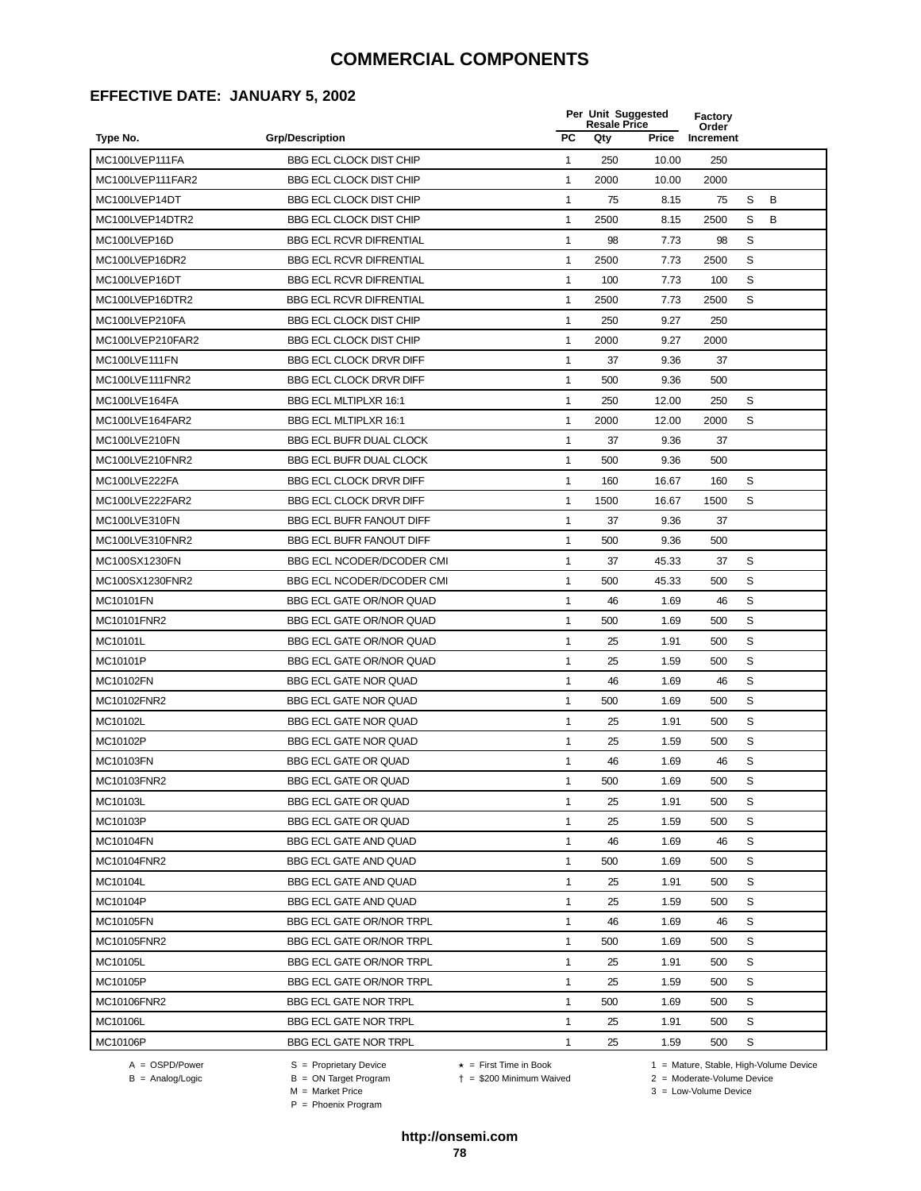# COMMERCIAL COMPONENTS

## EFFECTIVE DATE: JANUARY 5, 2002

| Type No. | Grp/Description | PC | Per Unit Suggested Resale Price Qty | Price | Factory Order Increment | | |
|---|---|---|---|---|---|---|---|
| MC100LVEP111FA | BBG ECL CLOCK DIST CHIP | 1 | 250 | 10.00 | 250 | | |
| MC100LVEP111FAR2 | BBG ECL CLOCK DIST CHIP | 1 | 2000 | 10.00 | 2000 | | |
| MC100LVEP14DT | BBG ECL CLOCK DIST CHIP | 1 | 75 | 8.15 | 75 | S | B |
| MC100LVEP14DTR2 | BBG ECL CLOCK DIST CHIP | 1 | 2500 | 8.15 | 2500 | S | B |
| MC100LVEP16D | BBG ECL RCVR DIFRENTIAL | 1 | 98 | 7.73 | 98 | S | |
| MC100LVEP16DR2 | BBG ECL RCVR DIFRENTIAL | 1 | 2500 | 7.73 | 2500 | S | |
| MC100LVEP16DT | BBG ECL RCVR DIFRENTIAL | 1 | 100 | 7.73 | 100 | S | |
| MC100LVEP16DTR2 | BBG ECL RCVR DIFRENTIAL | 1 | 2500 | 7.73 | 2500 | S | |
| MC100LVEP210FA | BBG ECL CLOCK DIST CHIP | 1 | 250 | 9.27 | 250 | | |
| MC100LVEP210FAR2 | BBG ECL CLOCK DIST CHIP | 1 | 2000 | 9.27 | 2000 | | |
| MC100LVE111FN | BBG ECL CLOCK DRVR DIFF | 1 | 37 | 9.36 | 37 | | |
| MC100LVE111FNR2 | BBG ECL CLOCK DRVR DIFF | 1 | 500 | 9.36 | 500 | | |
| MC100LVE164FA | BBG ECL MLTIPLXR 16:1 | 1 | 250 | 12.00 | 250 | S | |
| MC100LVE164FAR2 | BBG ECL MLTIPLXR 16:1 | 1 | 2000 | 12.00 | 2000 | S | |
| MC100LVE210FN | BBG ECL BUFR DUAL CLOCK | 1 | 37 | 9.36 | 37 | | |
| MC100LVE210FNR2 | BBG ECL BUFR DUAL CLOCK | 1 | 500 | 9.36 | 500 | | |
| MC100LVE222FA | BBG ECL CLOCK DRVR DIFF | 1 | 160 | 16.67 | 160 | S | |
| MC100LVE222FAR2 | BBG ECL CLOCK DRVR DIFF | 1 | 1500 | 16.67 | 1500 | S | |
| MC100LVE310FN | BBG ECL BUFR FANOUT DIFF | 1 | 37 | 9.36 | 37 | | |
| MC100LVE310FNR2 | BBG ECL BUFR FANOUT DIFF | 1 | 500 | 9.36 | 500 | | |
| MC100SX1230FN | BBG ECL NCODER/DCODER CMI | 1 | 37 | 45.33 | 37 | S | |
| MC100SX1230FNR2 | BBG ECL NCODER/DCODER CMI | 1 | 500 | 45.33 | 500 | S | |
| MC10101FN | BBG ECL GATE OR/NOR QUAD | 1 | 46 | 1.69 | 46 | S | |
| MC10101FNR2 | BBG ECL GATE OR/NOR QUAD | 1 | 500 | 1.69 | 500 | S | |
| MC10101L | BBG ECL GATE OR/NOR QUAD | 1 | 25 | 1.91 | 500 | S | |
| MC10101P | BBG ECL GATE OR/NOR QUAD | 1 | 25 | 1.59 | 500 | S | |
| MC10102FN | BBG ECL GATE NOR QUAD | 1 | 46 | 1.69 | 46 | S | |
| MC10102FNR2 | BBG ECL GATE NOR QUAD | 1 | 500 | 1.69 | 500 | S | |
| MC10102L | BBG ECL GATE NOR QUAD | 1 | 25 | 1.91 | 500 | S | |
| MC10102P | BBG ECL GATE NOR QUAD | 1 | 25 | 1.59 | 500 | S | |
| MC10103FN | BBG ECL GATE OR QUAD | 1 | 46 | 1.69 | 46 | S | |
| MC10103FNR2 | BBG ECL GATE OR QUAD | 1 | 500 | 1.69 | 500 | S | |
| MC10103L | BBG ECL GATE OR QUAD | 1 | 25 | 1.91 | 500 | S | |
| MC10103P | BBG ECL GATE OR QUAD | 1 | 25 | 1.59 | 500 | S | |
| MC10104FN | BBG ECL GATE AND QUAD | 1 | 46 | 1.69 | 46 | S | |
| MC10104FNR2 | BBG ECL GATE AND QUAD | 1 | 500 | 1.69 | 500 | S | |
| MC10104L | BBG ECL GATE AND QUAD | 1 | 25 | 1.91 | 500 | S | |
| MC10104P | BBG ECL GATE AND QUAD | 1 | 25 | 1.59 | 500 | S | |
| MC10105FN | BBG ECL GATE OR/NOR TRPL | 1 | 46 | 1.69 | 46 | S | |
| MC10105FNR2 | BBG ECL GATE OR/NOR TRPL | 1 | 500 | 1.69 | 500 | S | |
| MC10105L | BBG ECL GATE OR/NOR TRPL | 1 | 25 | 1.91 | 500 | S | |
| MC10105P | BBG ECL GATE OR/NOR TRPL | 1 | 25 | 1.59 | 500 | S | |
| MC10106FNR2 | BBG ECL GATE NOR TRPL | 1 | 500 | 1.69 | 500 | S | |
| MC10106L | BBG ECL GATE NOR TRPL | 1 | 25 | 1.91 | 500 | S | |
| MC10106P | BBG ECL GATE NOR TRPL | 1 | 25 | 1.59 | 500 | S | |

A = OSPD/Power
B = Analog/Logic

S = Proprietary Device
B = ON Target Program
M = Market Price
P = Phoenix Program

★ = First Time in Book
† = $200 Minimum Waived

1 = Mature, Stable, High-Volume Device
2 = Moderate-Volume Device
3 = Low-Volume Device

**http://onsemi.com**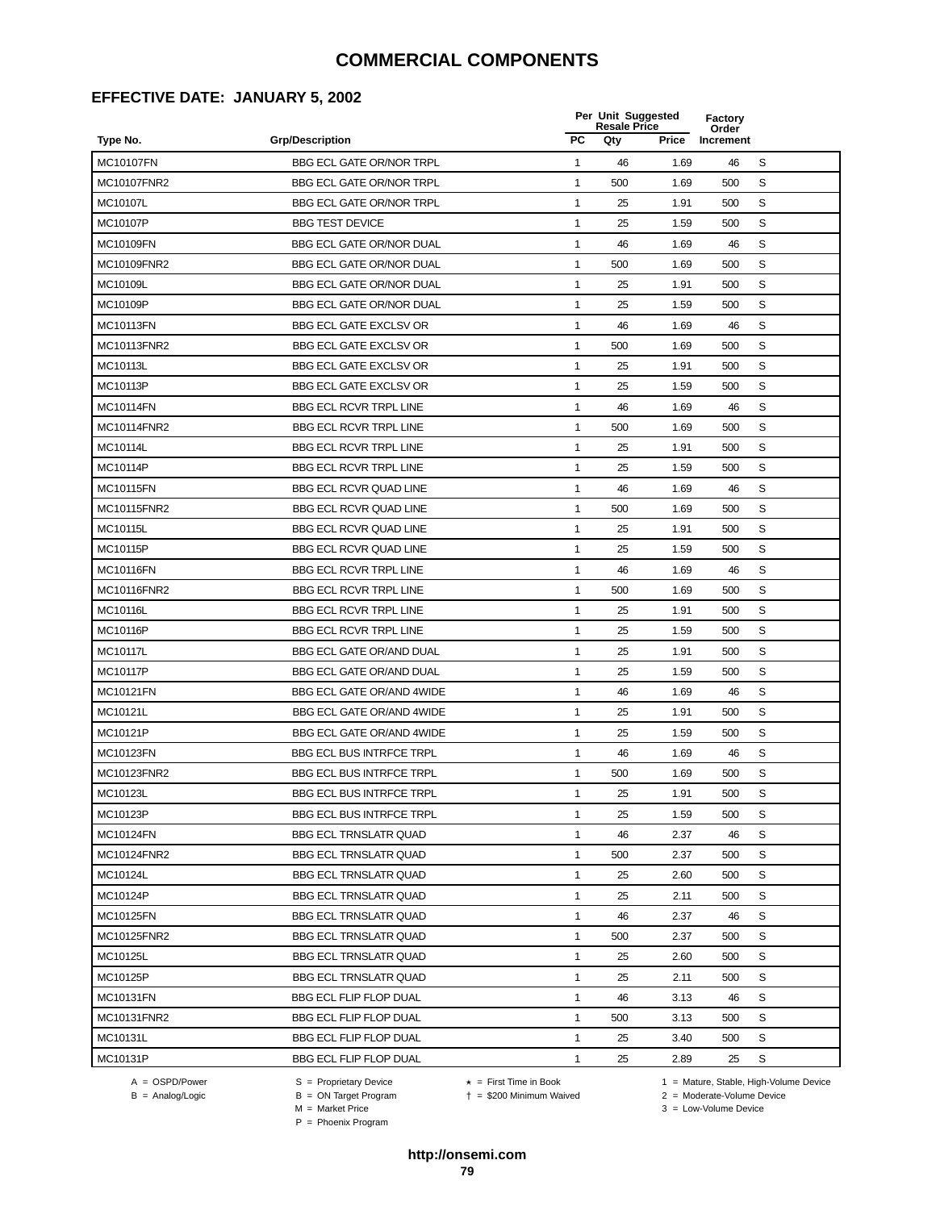# COMMERCIAL COMPONENTS

## EFFECTIVE DATE: JANUARY 5, 2002

| Type No. | Grp/Description | PC | Per Unit Suggested Resale Price Qty | Price | Factory Order Increment | |
|---|---|---|---|---|---|---|
| MC10107FN | BBG ECL GATE OR/NOR TRPL | 1 | 46 | 1.69 | 46 | S |
| MC10107FNR2 | BBG ECL GATE OR/NOR TRPL | 1 | 500 | 1.69 | 500 | S |
| MC10107L | BBG ECL GATE OR/NOR TRPL | 1 | 25 | 1.91 | 500 | S |
| MC10107P | BBG TEST DEVICE | 1 | 25 | 1.59 | 500 | S |
| MC10109FN | BBG ECL GATE OR/NOR DUAL | 1 | 46 | 1.69 | 46 | S |
| MC10109FNR2 | BBG ECL GATE OR/NOR DUAL | 1 | 500 | 1.69 | 500 | S |
| MC10109L | BBG ECL GATE OR/NOR DUAL | 1 | 25 | 1.91 | 500 | S |
| MC10109P | BBG ECL GATE OR/NOR DUAL | 1 | 25 | 1.59 | 500 | S |
| MC10113FN | BBG ECL GATE EXCLSV OR | 1 | 46 | 1.69 | 46 | S |
| MC10113FNR2 | BBG ECL GATE EXCLSV OR | 1 | 500 | 1.69 | 500 | S |
| MC10113L | BBG ECL GATE EXCLSV OR | 1 | 25 | 1.91 | 500 | S |
| MC10113P | BBG ECL GATE EXCLSV OR | 1 | 25 | 1.59 | 500 | S |
| MC10114FN | BBG ECL RCVR TRPL LINE | 1 | 46 | 1.69 | 46 | S |
| MC10114FNR2 | BBG ECL RCVR TRPL LINE | 1 | 500 | 1.69 | 500 | S |
| MC10114L | BBG ECL RCVR TRPL LINE | 1 | 25 | 1.91 | 500 | S |
| MC10114P | BBG ECL RCVR TRPL LINE | 1 | 25 | 1.59 | 500 | S |
| MC10115FN | BBG ECL RCVR QUAD LINE | 1 | 46 | 1.69 | 46 | S |
| MC10115FNR2 | BBG ECL RCVR QUAD LINE | 1 | 500 | 1.69 | 500 | S |
| MC10115L | BBG ECL RCVR QUAD LINE | 1 | 25 | 1.91 | 500 | S |
| MC10115P | BBG ECL RCVR QUAD LINE | 1 | 25 | 1.59 | 500 | S |
| MC10116FN | BBG ECL RCVR TRPL LINE | 1 | 46 | 1.69 | 46 | S |
| MC10116FNR2 | BBG ECL RCVR TRPL LINE | 1 | 500 | 1.69 | 500 | S |
| MC10116L | BBG ECL RCVR TRPL LINE | 1 | 25 | 1.91 | 500 | S |
| MC10116P | BBG ECL RCVR TRPL LINE | 1 | 25 | 1.59 | 500 | S |
| MC10117L | BBG ECL GATE OR/AND DUAL | 1 | 25 | 1.91 | 500 | S |
| MC10117P | BBG ECL GATE OR/AND DUAL | 1 | 25 | 1.59 | 500 | S |
| MC10121FN | BBG ECL GATE OR/AND 4WIDE | 1 | 46 | 1.69 | 46 | S |
| MC10121L | BBG ECL GATE OR/AND 4WIDE | 1 | 25 | 1.91 | 500 | S |
| MC10121P | BBG ECL GATE OR/AND 4WIDE | 1 | 25 | 1.59 | 500 | S |
| MC10123FN | BBG ECL BUS INTRFCE TRPL | 1 | 46 | 1.69 | 46 | S |
| MC10123FNR2 | BBG ECL BUS INTRFCE TRPL | 1 | 500 | 1.69 | 500 | S |
| MC10123L | BBG ECL BUS INTRFCE TRPL | 1 | 25 | 1.91 | 500 | S |
| MC10123P | BBG ECL BUS INTRFCE TRPL | 1 | 25 | 1.59 | 500 | S |
| MC10124FN | BBG ECL TRNSLATR QUAD | 1 | 46 | 2.37 | 46 | S |
| MC10124FNR2 | BBG ECL TRNSLATR QUAD | 1 | 500 | 2.37 | 500 | S |
| MC10124L | BBG ECL TRNSLATR QUAD | 1 | 25 | 2.60 | 500 | S |
| MC10124P | BBG ECL TRNSLATR QUAD | 1 | 25 | 2.11 | 500 | S |
| MC10125FN | BBG ECL TRNSLATR QUAD | 1 | 46 | 2.37 | 46 | S |
| MC10125FNR2 | BBG ECL TRNSLATR QUAD | 1 | 500 | 2.37 | 500 | S |
| MC10125L | BBG ECL TRNSLATR QUAD | 1 | 25 | 2.60 | 500 | S |
| MC10125P | BBG ECL TRNSLATR QUAD | 1 | 25 | 2.11 | 500 | S |
| MC10131FN | BBG ECL FLIP FLOP DUAL | 1 | 46 | 3.13 | 46 | S |
| MC10131FNR2 | BBG ECL FLIP FLOP DUAL | 1 | 500 | 3.13 | 500 | S |
| MC10131L | BBG ECL FLIP FLOP DUAL | 1 | 25 | 3.40 | 500 | S |
| MC10131P | BBG ECL FLIP FLOP DUAL | 1 | 25 | 2.89 | 25 | S |

A = OSPD/Power
B = Analog/Logic

S = Proprietary Device
B = ON Target Program
M = Market Price
P = Phoenix Program

⋆ = First Time in Book
† = $200 Minimum Waived

1 = Mature, Stable, High-Volume Device
2 = Moderate-Volume Device
3 = Low-Volume Device

**http://onsemi.com**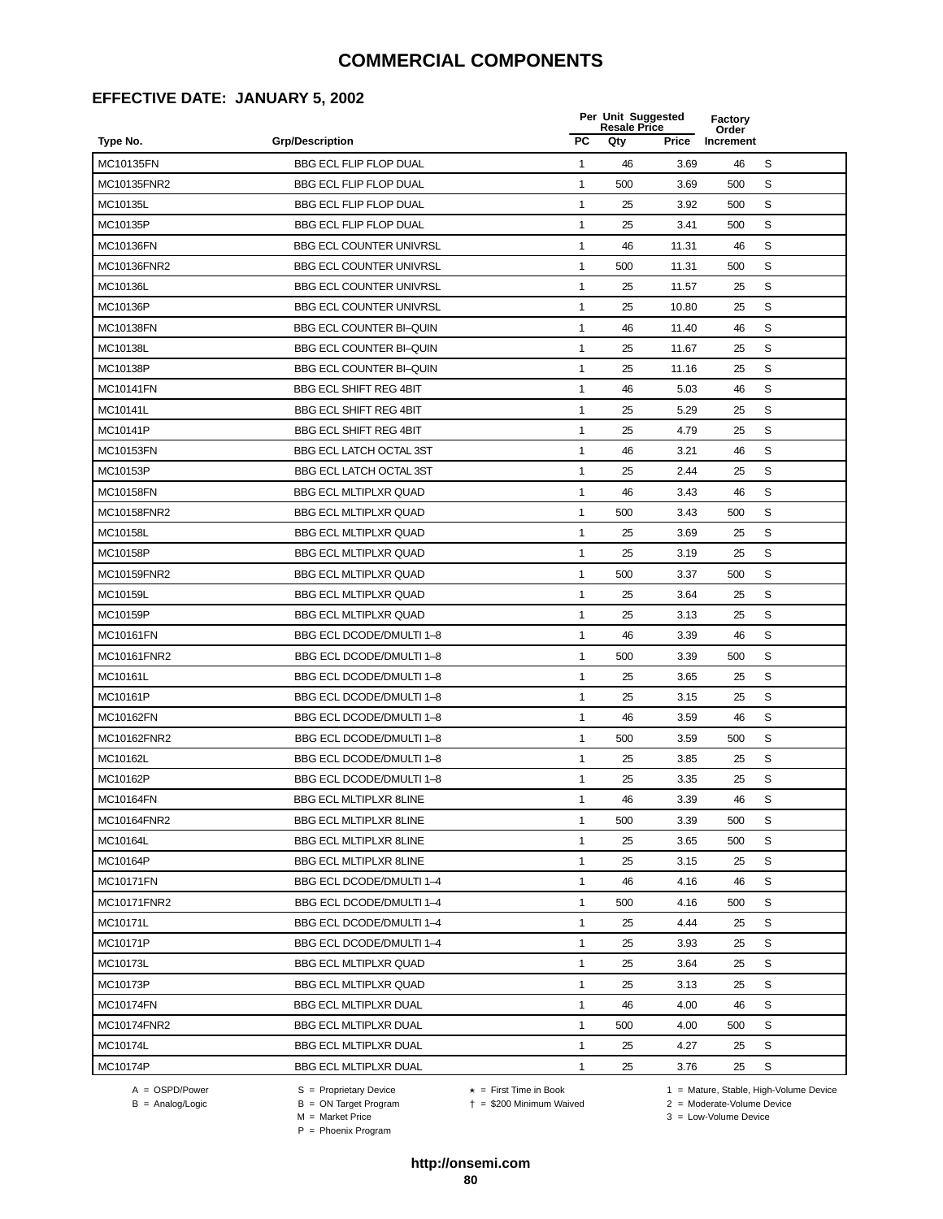# COMMERCIAL COMPONENTS

## EFFECTIVE DATE: JANUARY 5, 2002

| Type No. | Grp/Description | PC | Per Unit Suggested Resale Price Qty | Price | Factory Order Increment | |
|---|---|---|---|---|---|---|
| MC10135FN | BBG ECL FLIP FLOP DUAL | 1 | 46 | 3.69 | 46 | S |
| MC10135FNR2 | BBG ECL FLIP FLOP DUAL | 1 | 500 | 3.69 | 500 | S |
| MC10135L | BBG ECL FLIP FLOP DUAL | 1 | 25 | 3.92 | 500 | S |
| MC10135P | BBG ECL FLIP FLOP DUAL | 1 | 25 | 3.41 | 500 | S |
| MC10136FN | BBG ECL COUNTER UNIVRSL | 1 | 46 | 11.31 | 46 | S |
| MC10136FNR2 | BBG ECL COUNTER UNIVRSL | 1 | 500 | 11.31 | 500 | S |
| MC10136L | BBG ECL COUNTER UNIVRSL | 1 | 25 | 11.57 | 25 | S |
| MC10136P | BBG ECL COUNTER UNIVRSL | 1 | 25 | 10.80 | 25 | S |
| MC10138FN | BBG ECL COUNTER BI–QUIN | 1 | 46 | 11.40 | 46 | S |
| MC10138L | BBG ECL COUNTER BI–QUIN | 1 | 25 | 11.67 | 25 | S |
| MC10138P | BBG ECL COUNTER BI–QUIN | 1 | 25 | 11.16 | 25 | S |
| MC10141FN | BBG ECL SHIFT REG 4BIT | 1 | 46 | 5.03 | 46 | S |
| MC10141L | BBG ECL SHIFT REG 4BIT | 1 | 25 | 5.29 | 25 | S |
| MC10141P | BBG ECL SHIFT REG 4BIT | 1 | 25 | 4.79 | 25 | S |
| MC10153FN | BBG ECL LATCH OCTAL 3ST | 1 | 46 | 3.21 | 46 | S |
| MC10153P | BBG ECL LATCH OCTAL 3ST | 1 | 25 | 2.44 | 25 | S |
| MC10158FN | BBG ECL MLTIPLXR QUAD | 1 | 46 | 3.43 | 46 | S |
| MC10158FNR2 | BBG ECL MLTIPLXR QUAD | 1 | 500 | 3.43 | 500 | S |
| MC10158L | BBG ECL MLTIPLXR QUAD | 1 | 25 | 3.69 | 25 | S |
| MC10158P | BBG ECL MLTIPLXR QUAD | 1 | 25 | 3.19 | 25 | S |
| MC10159FNR2 | BBG ECL MLTIPLXR QUAD | 1 | 500 | 3.37 | 500 | S |
| MC10159L | BBG ECL MLTIPLXR QUAD | 1 | 25 | 3.64 | 25 | S |
| MC10159P | BBG ECL MLTIPLXR QUAD | 1 | 25 | 3.13 | 25 | S |
| MC10161FN | BBG ECL DCODE/DMULTI 1–8 | 1 | 46 | 3.39 | 46 | S |
| MC10161FNR2 | BBG ECL DCODE/DMULTI 1–8 | 1 | 500 | 3.39 | 500 | S |
| MC10161L | BBG ECL DCODE/DMULTI 1–8 | 1 | 25 | 3.65 | 25 | S |
| MC10161P | BBG ECL DCODE/DMULTI 1–8 | 1 | 25 | 3.15 | 25 | S |
| MC10162FN | BBG ECL DCODE/DMULTI 1–8 | 1 | 46 | 3.59 | 46 | S |
| MC10162FNR2 | BBG ECL DCODE/DMULTI 1–8 | 1 | 500 | 3.59 | 500 | S |
| MC10162L | BBG ECL DCODE/DMULTI 1–8 | 1 | 25 | 3.85 | 25 | S |
| MC10162P | BBG ECL DCODE/DMULTI 1–8 | 1 | 25 | 3.35 | 25 | S |
| MC10164FN | BBG ECL MLTIPLXR 8LINE | 1 | 46 | 3.39 | 46 | S |
| MC10164FNR2 | BBG ECL MLTIPLXR 8LINE | 1 | 500 | 3.39 | 500 | S |
| MC10164L | BBG ECL MLTIPLXR 8LINE | 1 | 25 | 3.65 | 500 | S |
| MC10164P | BBG ECL MLTIPLXR 8LINE | 1 | 25 | 3.15 | 25 | S |
| MC10171FN | BBG ECL DCODE/DMULTI 1–4 | 1 | 46 | 4.16 | 46 | S |
| MC10171FNR2 | BBG ECL DCODE/DMULTI 1–4 | 1 | 500 | 4.16 | 500 | S |
| MC10171L | BBG ECL DCODE/DMULTI 1–4 | 1 | 25 | 4.44 | 25 | S |
| MC10171P | BBG ECL DCODE/DMULTI 1–4 | 1 | 25 | 3.93 | 25 | S |
| MC10173L | BBG ECL MLTIPLXR QUAD | 1 | 25 | 3.64 | 25 | S |
| MC10173P | BBG ECL MLTIPLXR QUAD | 1 | 25 | 3.13 | 25 | S |
| MC10174FN | BBG ECL MLTIPLXR DUAL | 1 | 46 | 4.00 | 46 | S |
| MC10174FNR2 | BBG ECL MLTIPLXR DUAL | 1 | 500 | 4.00 | 500 | S |
| MC10174L | BBG ECL MLTIPLXR DUAL | 1 | 25 | 4.27 | 25 | S |
| MC10174P | BBG ECL MLTIPLXR DUAL | 1 | 25 | 3.76 | 25 | S |

A = OSPD/Power
B = Analog/Logic

S = Proprietary Device
B = ON Target Program
M = Market Price
P = Phoenix Program

⋆ = First Time in Book
† = $200 Minimum Waived

1 = Mature, Stable, High-Volume Device
2 = Moderate-Volume Device
3 = Low-Volume Device

**http://onsemi.com**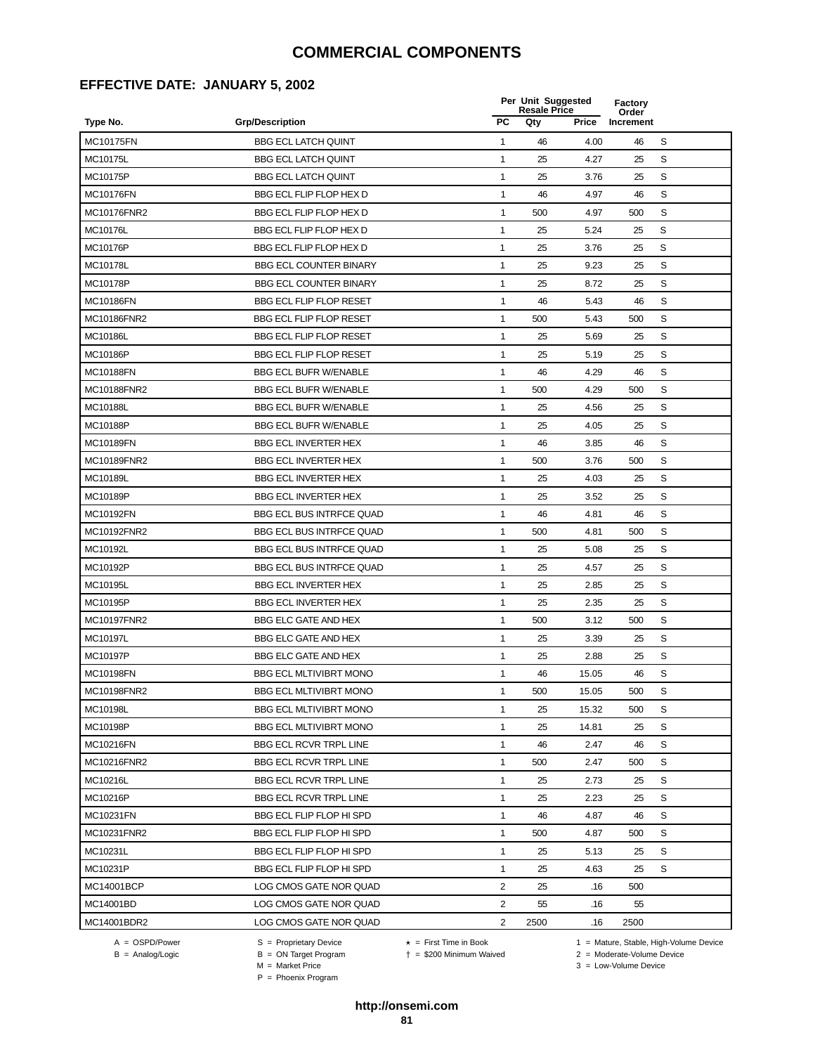# COMMERCIAL COMPONENTS

## EFFECTIVE DATE: JANUARY 5, 2002

| Type No. | Grp/Description | PC | Per Unit Suggested Resale Price Qty | Per Unit Suggested Resale Price Price | Factory Order Increment | |
|---|---|---|---|---|---|---|
| MC10175FN | BBG ECL LATCH QUINT | 1 | 46 | 4.00 | 46 | S |
| MC10175L | BBG ECL LATCH QUINT | 1 | 25 | 4.27 | 25 | S |
| MC10175P | BBG ECL LATCH QUINT | 1 | 25 | 3.76 | 25 | S |
| MC10176FN | BBG ECL FLIP FLOP HEX D | 1 | 46 | 4.97 | 46 | S |
| MC10176FNR2 | BBG ECL FLIP FLOP HEX D | 1 | 500 | 4.97 | 500 | S |
| MC10176L | BBG ECL FLIP FLOP HEX D | 1 | 25 | 5.24 | 25 | S |
| MC10176P | BBG ECL FLIP FLOP HEX D | 1 | 25 | 3.76 | 25 | S |
| MC10178L | BBG ECL COUNTER BINARY | 1 | 25 | 9.23 | 25 | S |
| MC10178P | BBG ECL COUNTER BINARY | 1 | 25 | 8.72 | 25 | S |
| MC10186FN | BBG ECL FLIP FLOP RESET | 1 | 46 | 5.43 | 46 | S |
| MC10186FNR2 | BBG ECL FLIP FLOP RESET | 1 | 500 | 5.43 | 500 | S |
| MC10186L | BBG ECL FLIP FLOP RESET | 1 | 25 | 5.69 | 25 | S |
| MC10186P | BBG ECL FLIP FLOP RESET | 1 | 25 | 5.19 | 25 | S |
| MC10188FN | BBG ECL BUFR W/ENABLE | 1 | 46 | 4.29 | 46 | S |
| MC10188FNR2 | BBG ECL BUFR W/ENABLE | 1 | 500 | 4.29 | 500 | S |
| MC10188L | BBG ECL BUFR W/ENABLE | 1 | 25 | 4.56 | 25 | S |
| MC10188P | BBG ECL BUFR W/ENABLE | 1 | 25 | 4.05 | 25 | S |
| MC10189FN | BBG ECL INVERTER HEX | 1 | 46 | 3.85 | 46 | S |
| MC10189FNR2 | BBG ECL INVERTER HEX | 1 | 500 | 3.76 | 500 | S |
| MC10189L | BBG ECL INVERTER HEX | 1 | 25 | 4.03 | 25 | S |
| MC10189P | BBG ECL INVERTER HEX | 1 | 25 | 3.52 | 25 | S |
| MC10192FN | BBG ECL BUS INTRFCE QUAD | 1 | 46 | 4.81 | 46 | S |
| MC10192FNR2 | BBG ECL BUS INTRFCE QUAD | 1 | 500 | 4.81 | 500 | S |
| MC10192L | BBG ECL BUS INTRFCE QUAD | 1 | 25 | 5.08 | 25 | S |
| MC10192P | BBG ECL BUS INTRFCE QUAD | 1 | 25 | 4.57 | 25 | S |
| MC10195L | BBG ECL INVERTER HEX | 1 | 25 | 2.85 | 25 | S |
| MC10195P | BBG ECL INVERTER HEX | 1 | 25 | 2.35 | 25 | S |
| MC10197FNR2 | BBG ELC GATE AND HEX | 1 | 500 | 3.12 | 500 | S |
| MC10197L | BBG ELC GATE AND HEX | 1 | 25 | 3.39 | 25 | S |
| MC10197P | BBG ELC GATE AND HEX | 1 | 25 | 2.88 | 25 | S |
| MC10198FN | BBG ECL MLTIVIBRT MONO | 1 | 46 | 15.05 | 46 | S |
| MC10198FNR2 | BBG ECL MLTIVIBRT MONO | 1 | 500 | 15.05 | 500 | S |
| MC10198L | BBG ECL MLTIVIBRT MONO | 1 | 25 | 15.32 | 500 | S |
| MC10198P | BBG ECL MLTIVIBRT MONO | 1 | 25 | 14.81 | 25 | S |
| MC10216FN | BBG ECL RCVR TRPL LINE | 1 | 46 | 2.47 | 46 | S |
| MC10216FNR2 | BBG ECL RCVR TRPL LINE | 1 | 500 | 2.47 | 500 | S |
| MC10216L | BBG ECL RCVR TRPL LINE | 1 | 25 | 2.73 | 25 | S |
| MC10216P | BBG ECL RCVR TRPL LINE | 1 | 25 | 2.23 | 25 | S |
| MC10231FN | BBG ECL FLIP FLOP HI SPD | 1 | 46 | 4.87 | 46 | S |
| MC10231FNR2 | BBG ECL FLIP FLOP HI SPD | 1 | 500 | 4.87 | 500 | S |
| MC10231L | BBG ECL FLIP FLOP HI SPD | 1 | 25 | 5.13 | 25 | S |
| MC10231P | BBG ECL FLIP FLOP HI SPD | 1 | 25 | 4.63 | 25 | S |
| MC14001BCP | LOG CMOS GATE NOR QUAD | 2 | 25 | .16 | 500 | |
| MC14001BD | LOG CMOS GATE NOR QUAD | 2 | 55 | .16 | 55 | |
| MC14001BDR2 | LOG CMOS GATE NOR QUAD | 2 | 2500 | .16 | 2500 | |

A = OSPD/Power
B = Analog/Logic

S = Proprietary Device
B = ON Target Program
M = Market Price
P = Phoenix Program

⋆ = First Time in Book
† = $200 Minimum Waived

1 = Mature, Stable, High-Volume Device
2 = Moderate-Volume Device
3 = Low-Volume Device

**http://onsemi.com**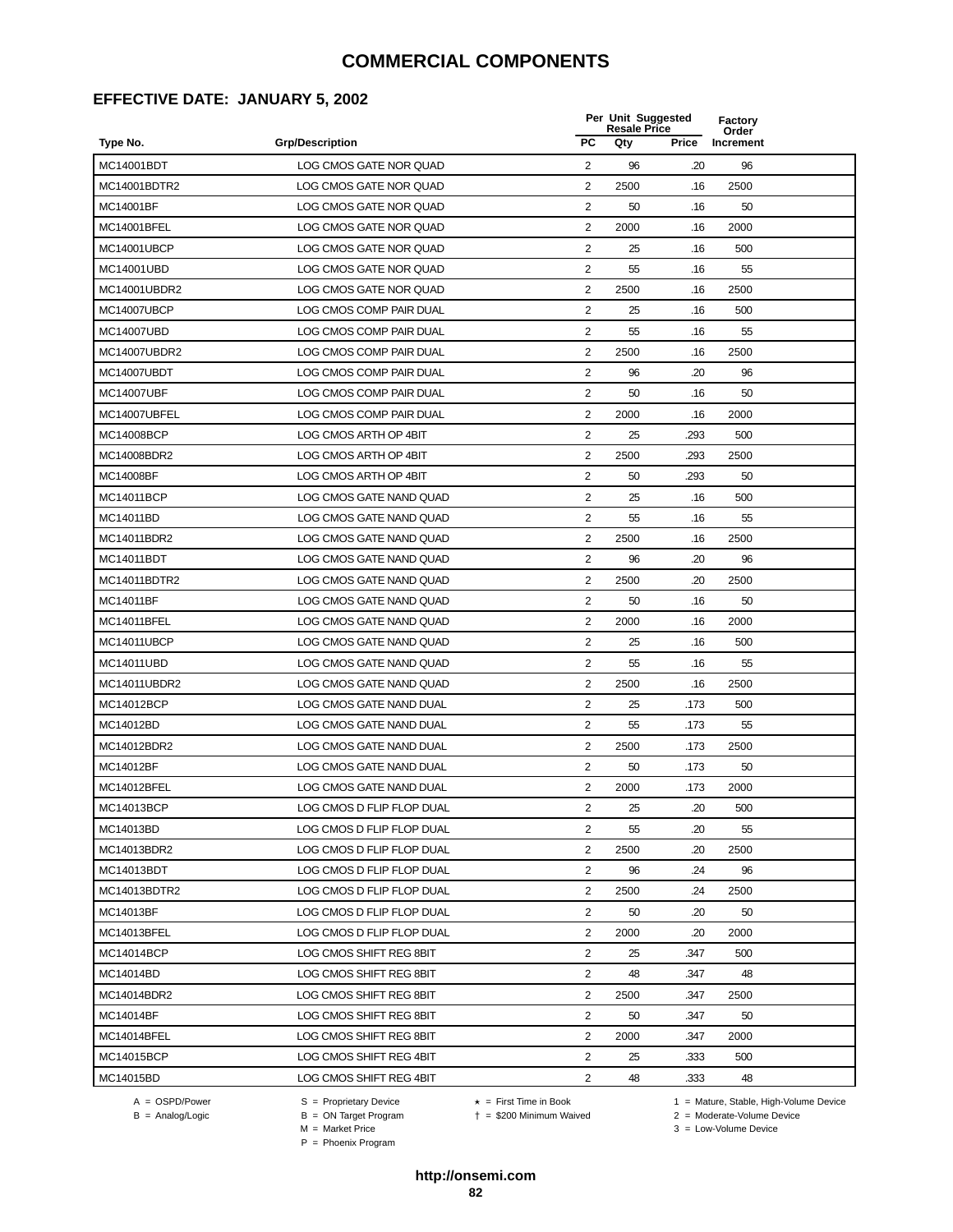# COMMERCIAL COMPONENTS

## EFFECTIVE DATE: JANUARY 5, 2002

| Type No. | Grp/Description | PC | Per Unit Suggested Resale Price Qty | Per Unit Suggested Resale Price Price | Factory Order Increment |
|---|---|---|---|---|---|
| MC14001BDT | LOG CMOS GATE NOR QUAD | 2 | 96 | .20 | 96 |
| MC14001BDTR2 | LOG CMOS GATE NOR QUAD | 2 | 2500 | .16 | 2500 |
| MC14001BF | LOG CMOS GATE NOR QUAD | 2 | 50 | .16 | 50 |
| MC14001BFEL | LOG CMOS GATE NOR QUAD | 2 | 2000 | .16 | 2000 |
| MC14001UBCP | LOG CMOS GATE NOR QUAD | 2 | 25 | .16 | 500 |
| MC14001UBD | LOG CMOS GATE NOR QUAD | 2 | 55 | .16 | 55 |
| MC14001UBDR2 | LOG CMOS GATE NOR QUAD | 2 | 2500 | .16 | 2500 |
| MC14007UBCP | LOG CMOS COMP PAIR DUAL | 2 | 25 | .16 | 500 |
| MC14007UBD | LOG CMOS COMP PAIR DUAL | 2 | 55 | .16 | 55 |
| MC14007UBDR2 | LOG CMOS COMP PAIR DUAL | 2 | 2500 | .16 | 2500 |
| MC14007UBDT | LOG CMOS COMP PAIR DUAL | 2 | 96 | .20 | 96 |
| MC14007UBF | LOG CMOS COMP PAIR DUAL | 2 | 50 | .16 | 50 |
| MC14007UBFEL | LOG CMOS COMP PAIR DUAL | 2 | 2000 | .16 | 2000 |
| MC14008BCP | LOG CMOS ARTH OP 4BIT | 2 | 25 | .293 | 500 |
| MC14008BDR2 | LOG CMOS ARTH OP 4BIT | 2 | 2500 | .293 | 2500 |
| MC14008BF | LOG CMOS ARTH OP 4BIT | 2 | 50 | .293 | 50 |
| MC14011BCP | LOG CMOS GATE NAND QUAD | 2 | 25 | .16 | 500 |
| MC14011BD | LOG CMOS GATE NAND QUAD | 2 | 55 | .16 | 55 |
| MC14011BDR2 | LOG CMOS GATE NAND QUAD | 2 | 2500 | .16 | 2500 |
| MC14011BDT | LOG CMOS GATE NAND QUAD | 2 | 96 | .20 | 96 |
| MC14011BDTR2 | LOG CMOS GATE NAND QUAD | 2 | 2500 | .20 | 2500 |
| MC14011BF | LOG CMOS GATE NAND QUAD | 2 | 50 | .16 | 50 |
| MC14011BFEL | LOG CMOS GATE NAND QUAD | 2 | 2000 | .16 | 2000 |
| MC14011UBCP | LOG CMOS GATE NAND QUAD | 2 | 25 | .16 | 500 |
| MC14011UBD | LOG CMOS GATE NAND QUAD | 2 | 55 | .16 | 55 |
| MC14011UBDR2 | LOG CMOS GATE NAND QUAD | 2 | 2500 | .16 | 2500 |
| MC14012BCP | LOG CMOS GATE NAND DUAL | 2 | 25 | .173 | 500 |
| MC14012BD | LOG CMOS GATE NAND DUAL | 2 | 55 | .173 | 55 |
| MC14012BDR2 | LOG CMOS GATE NAND DUAL | 2 | 2500 | .173 | 2500 |
| MC14012BF | LOG CMOS GATE NAND DUAL | 2 | 50 | .173 | 50 |
| MC14012BFEL | LOG CMOS GATE NAND DUAL | 2 | 2000 | .173 | 2000 |
| MC14013BCP | LOG CMOS D FLIP FLOP DUAL | 2 | 25 | .20 | 500 |
| MC14013BD | LOG CMOS D FLIP FLOP DUAL | 2 | 55 | .20 | 55 |
| MC14013BDR2 | LOG CMOS D FLIP FLOP DUAL | 2 | 2500 | .20 | 2500 |
| MC14013BDT | LOG CMOS D FLIP FLOP DUAL | 2 | 96 | .24 | 96 |
| MC14013BDTR2 | LOG CMOS D FLIP FLOP DUAL | 2 | 2500 | .24 | 2500 |
| MC14013BF | LOG CMOS D FLIP FLOP DUAL | 2 | 50 | .20 | 50 |
| MC14013BFEL | LOG CMOS D FLIP FLOP DUAL | 2 | 2000 | .20 | 2000 |
| MC14014BCP | LOG CMOS SHIFT REG 8BIT | 2 | 25 | .347 | 500 |
| MC14014BD | LOG CMOS SHIFT REG 8BIT | 2 | 48 | .347 | 48 |
| MC14014BDR2 | LOG CMOS SHIFT REG 8BIT | 2 | 2500 | .347 | 2500 |
| MC14014BF | LOG CMOS SHIFT REG 8BIT | 2 | 50 | .347 | 50 |
| MC14014BFEL | LOG CMOS SHIFT REG 8BIT | 2 | 2000 | .347 | 2000 |
| MC14015BCP | LOG CMOS SHIFT REG 4BIT | 2 | 25 | .333 | 500 |
| MC14015BD | LOG CMOS SHIFT REG 4BIT | 2 | 48 | .333 | 48 |

A = OSPD/Power
B = Analog/Logic

S = Proprietary Device
B = ON Target Program
M = Market Price
P = Phoenix Program

⋆ = First Time in Book
† = $200 Minimum Waived

1 = Mature, Stable, High-Volume Device
2 = Moderate-Volume Device
3 = Low-Volume Device

**http://onsemi.com**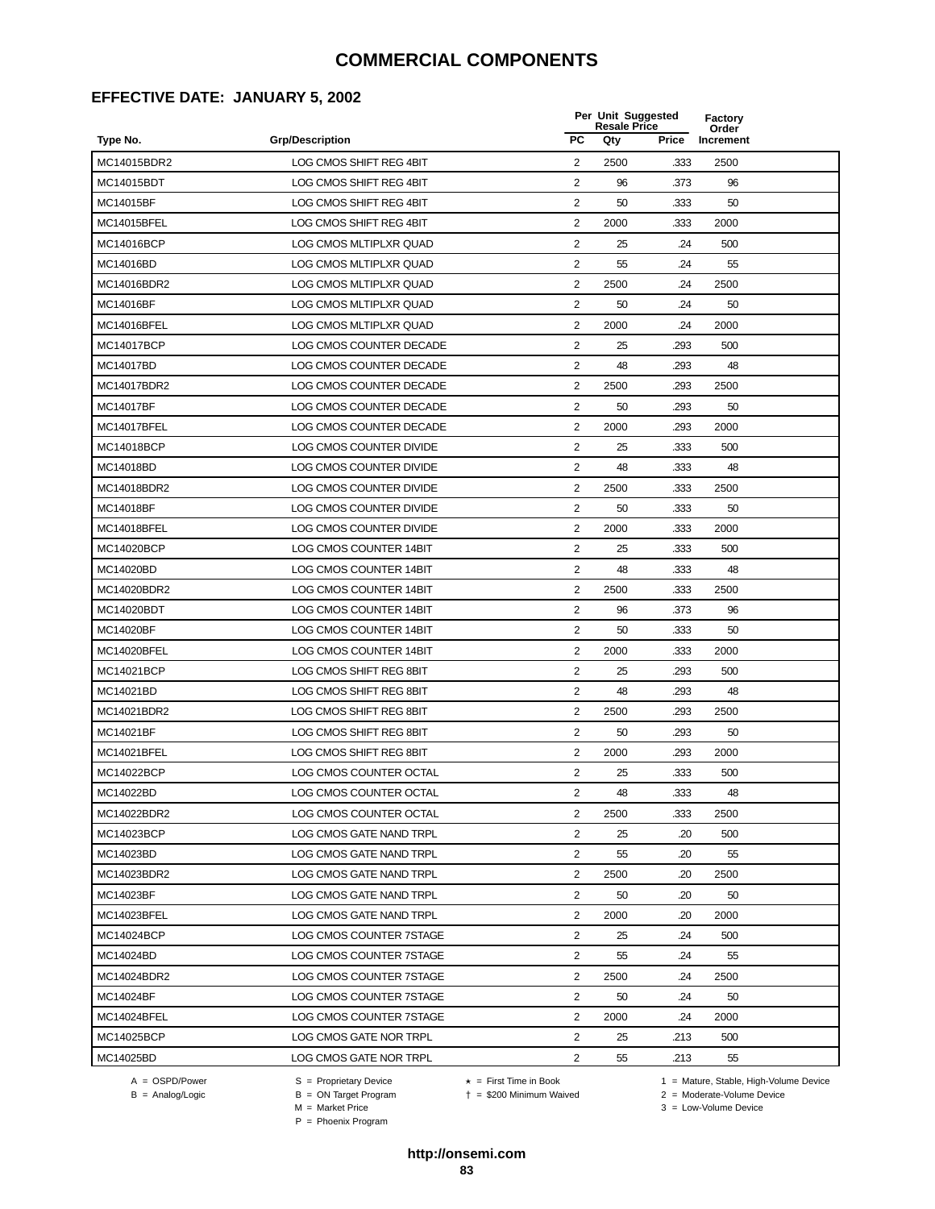# COMMERCIAL COMPONENTS

## EFFECTIVE DATE: JANUARY 5, 2002

| Type No. | Grp/Description | PC | Per Unit Suggested Resale Price Qty | Price | Factory Order Increment |
|---|---|---|---|---|---|
| MC14015BDR2 | LOG CMOS SHIFT REG 4BIT | 2 | 2500 | .333 | 2500 |
| MC14015BDT | LOG CMOS SHIFT REG 4BIT | 2 | 96 | .373 | 96 |
| MC14015BF | LOG CMOS SHIFT REG 4BIT | 2 | 50 | .333 | 50 |
| MC14015BFEL | LOG CMOS SHIFT REG 4BIT | 2 | 2000 | .333 | 2000 |
| MC14016BCP | LOG CMOS MLTIPLXR QUAD | 2 | 25 | .24 | 500 |
| MC14016BD | LOG CMOS MLTIPLXR QUAD | 2 | 55 | .24 | 55 |
| MC14016BDR2 | LOG CMOS MLTIPLXR QUAD | 2 | 2500 | .24 | 2500 |
| MC14016BF | LOG CMOS MLTIPLXR QUAD | 2 | 50 | .24 | 50 |
| MC14016BFEL | LOG CMOS MLTIPLXR QUAD | 2 | 2000 | .24 | 2000 |
| MC14017BCP | LOG CMOS COUNTER DECADE | 2 | 25 | .293 | 500 |
| MC14017BD | LOG CMOS COUNTER DECADE | 2 | 48 | .293 | 48 |
| MC14017BDR2 | LOG CMOS COUNTER DECADE | 2 | 2500 | .293 | 2500 |
| MC14017BF | LOG CMOS COUNTER DECADE | 2 | 50 | .293 | 50 |
| MC14017BFEL | LOG CMOS COUNTER DECADE | 2 | 2000 | .293 | 2000 |
| MC14018BCP | LOG CMOS COUNTER DIVIDE | 2 | 25 | .333 | 500 |
| MC14018BD | LOG CMOS COUNTER DIVIDE | 2 | 48 | .333 | 48 |
| MC14018BDR2 | LOG CMOS COUNTER DIVIDE | 2 | 2500 | .333 | 2500 |
| MC14018BF | LOG CMOS COUNTER DIVIDE | 2 | 50 | .333 | 50 |
| MC14018BFEL | LOG CMOS COUNTER DIVIDE | 2 | 2000 | .333 | 2000 |
| MC14020BCP | LOG CMOS COUNTER 14BIT | 2 | 25 | .333 | 500 |
| MC14020BD | LOG CMOS COUNTER 14BIT | 2 | 48 | .333 | 48 |
| MC14020BDR2 | LOG CMOS COUNTER 14BIT | 2 | 2500 | .333 | 2500 |
| MC14020BDT | LOG CMOS COUNTER 14BIT | 2 | 96 | .373 | 96 |
| MC14020BF | LOG CMOS COUNTER 14BIT | 2 | 50 | .333 | 50 |
| MC14020BFEL | LOG CMOS COUNTER 14BIT | 2 | 2000 | .333 | 2000 |
| MC14021BCP | LOG CMOS SHIFT REG 8BIT | 2 | 25 | .293 | 500 |
| MC14021BD | LOG CMOS SHIFT REG 8BIT | 2 | 48 | .293 | 48 |
| MC14021BDR2 | LOG CMOS SHIFT REG 8BIT | 2 | 2500 | .293 | 2500 |
| MC14021BF | LOG CMOS SHIFT REG 8BIT | 2 | 50 | .293 | 50 |
| MC14021BFEL | LOG CMOS SHIFT REG 8BIT | 2 | 2000 | .293 | 2000 |
| MC14022BCP | LOG CMOS COUNTER OCTAL | 2 | 25 | .333 | 500 |
| MC14022BD | LOG CMOS COUNTER OCTAL | 2 | 48 | .333 | 48 |
| MC14022BDR2 | LOG CMOS COUNTER OCTAL | 2 | 2500 | .333 | 2500 |
| MC14023BCP | LOG CMOS GATE NAND TRPL | 2 | 25 | .20 | 500 |
| MC14023BD | LOG CMOS GATE NAND TRPL | 2 | 55 | .20 | 55 |
| MC14023BDR2 | LOG CMOS GATE NAND TRPL | 2 | 2500 | .20 | 2500 |
| MC14023BF | LOG CMOS GATE NAND TRPL | 2 | 50 | .20 | 50 |
| MC14023BFEL | LOG CMOS GATE NAND TRPL | 2 | 2000 | .20 | 2000 |
| MC14024BCP | LOG CMOS COUNTER 7STAGE | 2 | 25 | .24 | 500 |
| MC14024BD | LOG CMOS COUNTER 7STAGE | 2 | 55 | .24 | 55 |
| MC14024BDR2 | LOG CMOS COUNTER 7STAGE | 2 | 2500 | .24 | 2500 |
| MC14024BF | LOG CMOS COUNTER 7STAGE | 2 | 50 | .24 | 50 |
| MC14024BFEL | LOG CMOS COUNTER 7STAGE | 2 | 2000 | .24 | 2000 |
| MC14025BCP | LOG CMOS GATE NOR TRPL | 2 | 25 | .213 | 500 |
| MC14025BD | LOG CMOS GATE NOR TRPL | 2 | 55 | .213 | 55 |

A = OSPD/Power
B = Analog/Logic

S = Proprietary Device
B = ON Target Program
M = Market Price
P = Phoenix Program

★ = First Time in Book
† = $200 Minimum Waived

1 = Mature, Stable, High-Volume Device
2 = Moderate-Volume Device
3 = Low-Volume Device

**http://onsemi.com**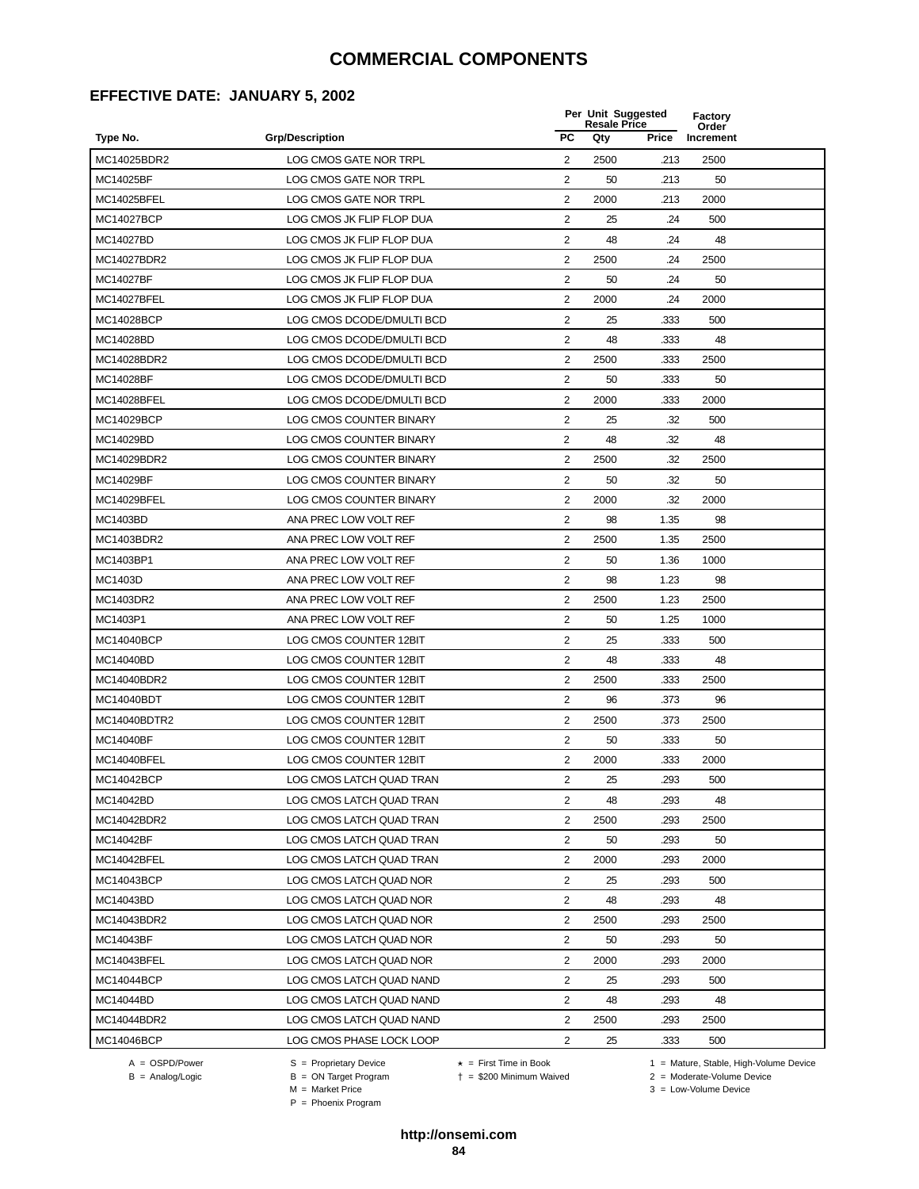# COMMERCIAL COMPONENTS

## EFFECTIVE DATE: JANUARY 5, 2002

| Type No. | Grp/Description | Per Unit Suggested Resale Price PC | Qty | Price | Factory Order Increment |
|---|---|---|---|---|---|
| MC14025BDR2 | LOG CMOS GATE NOR TRPL | 2 | 2500 | .213 | 2500 |
| MC14025BF | LOG CMOS GATE NOR TRPL | 2 | 50 | .213 | 50 |
| MC14025BFEL | LOG CMOS GATE NOR TRPL | 2 | 2000 | .213 | 2000 |
| MC14027BCP | LOG CMOS JK FLIP FLOP DUA | 2 | 25 | .24 | 500 |
| MC14027BD | LOG CMOS JK FLIP FLOP DUA | 2 | 48 | .24 | 48 |
| MC14027BDR2 | LOG CMOS JK FLIP FLOP DUA | 2 | 2500 | .24 | 2500 |
| MC14027BF | LOG CMOS JK FLIP FLOP DUA | 2 | 50 | .24 | 50 |
| MC14027BFEL | LOG CMOS JK FLIP FLOP DUA | 2 | 2000 | .24 | 2000 |
| MC14028BCP | LOG CMOS DCODE/DMULTI BCD | 2 | 25 | .333 | 500 |
| MC14028BD | LOG CMOS DCODE/DMULTI BCD | 2 | 48 | .333 | 48 |
| MC14028BDR2 | LOG CMOS DCODE/DMULTI BCD | 2 | 2500 | .333 | 2500 |
| MC14028BF | LOG CMOS DCODE/DMULTI BCD | 2 | 50 | .333 | 50 |
| MC14028BFEL | LOG CMOS DCODE/DMULTI BCD | 2 | 2000 | .333 | 2000 |
| MC14029BCP | LOG CMOS COUNTER BINARY | 2 | 25 | .32 | 500 |
| MC14029BD | LOG CMOS COUNTER BINARY | 2 | 48 | .32 | 48 |
| MC14029BDR2 | LOG CMOS COUNTER BINARY | 2 | 2500 | .32 | 2500 |
| MC14029BF | LOG CMOS COUNTER BINARY | 2 | 50 | .32 | 50 |
| MC14029BFEL | LOG CMOS COUNTER BINARY | 2 | 2000 | .32 | 2000 |
| MC1403BD | ANA PREC LOW VOLT REF | 2 | 98 | 1.35 | 98 |
| MC1403BDR2 | ANA PREC LOW VOLT REF | 2 | 2500 | 1.35 | 2500 |
| MC1403BP1 | ANA PREC LOW VOLT REF | 2 | 50 | 1.36 | 1000 |
| MC1403D | ANA PREC LOW VOLT REF | 2 | 98 | 1.23 | 98 |
| MC1403DR2 | ANA PREC LOW VOLT REF | 2 | 2500 | 1.23 | 2500 |
| MC1403P1 | ANA PREC LOW VOLT REF | 2 | 50 | 1.25 | 1000 |
| MC14040BCP | LOG CMOS COUNTER 12BIT | 2 | 25 | .333 | 500 |
| MC14040BD | LOG CMOS COUNTER 12BIT | 2 | 48 | .333 | 48 |
| MC14040BDR2 | LOG CMOS COUNTER 12BIT | 2 | 2500 | .333 | 2500 |
| MC14040BDT | LOG CMOS COUNTER 12BIT | 2 | 96 | .373 | 96 |
| MC14040BDTR2 | LOG CMOS COUNTER 12BIT | 2 | 2500 | .373 | 2500 |
| MC14040BF | LOG CMOS COUNTER 12BIT | 2 | 50 | .333 | 50 |
| MC14040BFEL | LOG CMOS COUNTER 12BIT | 2 | 2000 | .333 | 2000 |
| MC14042BCP | LOG CMOS LATCH QUAD TRAN | 2 | 25 | .293 | 500 |
| MC14042BD | LOG CMOS LATCH QUAD TRAN | 2 | 48 | .293 | 48 |
| MC14042BDR2 | LOG CMOS LATCH QUAD TRAN | 2 | 2500 | .293 | 2500 |
| MC14042BF | LOG CMOS LATCH QUAD TRAN | 2 | 50 | .293 | 50 |
| MC14042BFEL | LOG CMOS LATCH QUAD TRAN | 2 | 2000 | .293 | 2000 |
| MC14043BCP | LOG CMOS LATCH QUAD NOR | 2 | 25 | .293 | 500 |
| MC14043BD | LOG CMOS LATCH QUAD NOR | 2 | 48 | .293 | 48 |
| MC14043BDR2 | LOG CMOS LATCH QUAD NOR | 2 | 2500 | .293 | 2500 |
| MC14043BF | LOG CMOS LATCH QUAD NOR | 2 | 50 | .293 | 50 |
| MC14043BFEL | LOG CMOS LATCH QUAD NOR | 2 | 2000 | .293 | 2000 |
| MC14044BCP | LOG CMOS LATCH QUAD NAND | 2 | 25 | .293 | 500 |
| MC14044BD | LOG CMOS LATCH QUAD NAND | 2 | 48 | .293 | 48 |
| MC14044BDR2 | LOG CMOS LATCH QUAD NAND | 2 | 2500 | .293 | 2500 |
| MC14046BCP | LOG CMOS PHASE LOCK LOOP | 2 | 25 | .333 | 500 |

A = OSPD/Power
B = Analog/Logic

S = Proprietary Device
B = ON Target Program
M = Market Price
P = Phoenix Program

⋆ = First Time in Book
† = $200 Minimum Waived

1 = Mature, Stable, High-Volume Device
2 = Moderate-Volume Device
3 = Low-Volume Device

**http://onsemi.com**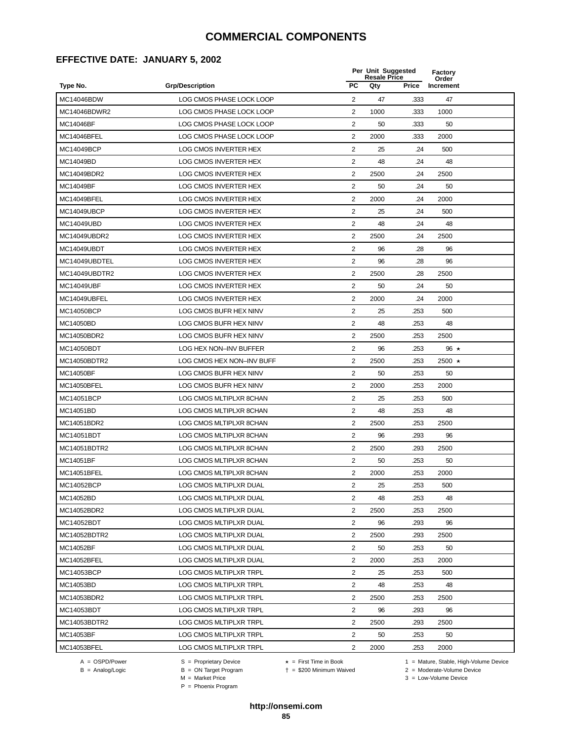# COMMERCIAL COMPONENTS

## EFFECTIVE DATE: JANUARY 5, 2002

| Type No. | Grp/Description | PC | Per Unit Suggested Resale Price Qty | Price | Factory Order Increment |
|---|---|---|---|---|---|
| MC14046BDW | LOG CMOS PHASE LOCK LOOP | 2 | 47 | .333 | 47 |
| MC14046BDWR2 | LOG CMOS PHASE LOCK LOOP | 2 | 1000 | .333 | 1000 |
| MC14046BF | LOG CMOS PHASE LOCK LOOP | 2 | 50 | .333 | 50 |
| MC14046BFEL | LOG CMOS PHASE LOCK LOOP | 2 | 2000 | .333 | 2000 |
| MC14049BCP | LOG CMOS INVERTER HEX | 2 | 25 | .24 | 500 |
| MC14049BD | LOG CMOS INVERTER HEX | 2 | 48 | .24 | 48 |
| MC14049BDR2 | LOG CMOS INVERTER HEX | 2 | 2500 | .24 | 2500 |
| MC14049BF | LOG CMOS INVERTER HEX | 2 | 50 | .24 | 50 |
| MC14049BFEL | LOG CMOS INVERTER HEX | 2 | 2000 | .24 | 2000 |
| MC14049UBCP | LOG CMOS INVERTER HEX | 2 | 25 | .24 | 500 |
| MC14049UBD | LOG CMOS INVERTER HEX | 2 | 48 | .24 | 48 |
| MC14049UBDR2 | LOG CMOS INVERTER HEX | 2 | 2500 | .24 | 2500 |
| MC14049UBDT | LOG CMOS INVERTER HEX | 2 | 96 | .28 | 96 |
| MC14049UBDTEL | LOG CMOS INVERTER HEX | 2 | 96 | .28 | 96 |
| MC14049UBDTR2 | LOG CMOS INVERTER HEX | 2 | 2500 | .28 | 2500 |
| MC14049UBF | LOG CMOS INVERTER HEX | 2 | 50 | .24 | 50 |
| MC14049UBFEL | LOG CMOS INVERTER HEX | 2 | 2000 | .24 | 2000 |
| MC14050BCP | LOG CMOS BUFR HEX NINV | 2 | 25 | .253 | 500 |
| MC14050BD | LOG CMOS BUFR HEX NINV | 2 | 48 | .253 | 48 |
| MC14050BDR2 | LOG CMOS BUFR HEX NINV | 2 | 2500 | .253 | 2500 |
| MC14050BDT | LOG HEX NON–INV BUFFER | 2 | 96 | .253 | 96 ⋆ |
| MC14050BDTR2 | LOG CMOS HEX NON–INV BUFF | 2 | 2500 | .253 | 2500 ⋆ |
| MC14050BF | LOG CMOS BUFR HEX NINV | 2 | 50 | .253 | 50 |
| MC14050BFEL | LOG CMOS BUFR HEX NINV | 2 | 2000 | .253 | 2000 |
| MC14051BCP | LOG CMOS MLTIPLXR 8CHAN | 2 | 25 | .253 | 500 |
| MC14051BD | LOG CMOS MLTIPLXR 8CHAN | 2 | 48 | .253 | 48 |
| MC14051BDR2 | LOG CMOS MLTIPLXR 8CHAN | 2 | 2500 | .253 | 2500 |
| MC14051BDT | LOG CMOS MLTIPLXR 8CHAN | 2 | 96 | .293 | 96 |
| MC14051BDTR2 | LOG CMOS MLTIPLXR 8CHAN | 2 | 2500 | .293 | 2500 |
| MC14051BF | LOG CMOS MLTIPLXR 8CHAN | 2 | 50 | .253 | 50 |
| MC14051BFEL | LOG CMOS MLTIPLXR 8CHAN | 2 | 2000 | .253 | 2000 |
| MC14052BCP | LOG CMOS MLTIPLXR DUAL | 2 | 25 | .253 | 500 |
| MC14052BD | LOG CMOS MLTIPLXR DUAL | 2 | 48 | .253 | 48 |
| MC14052BDR2 | LOG CMOS MLTIPLXR DUAL | 2 | 2500 | .253 | 2500 |
| MC14052BDT | LOG CMOS MLTIPLXR DUAL | 2 | 96 | .293 | 96 |
| MC14052BDTR2 | LOG CMOS MLTIPLXR DUAL | 2 | 2500 | .293 | 2500 |
| MC14052BF | LOG CMOS MLTIPLXR DUAL | 2 | 50 | .253 | 50 |
| MC14052BFEL | LOG CMOS MLTIPLXR DUAL | 2 | 2000 | .253 | 2000 |
| MC14053BCP | LOG CMOS MLTIPLXR TRPL | 2 | 25 | .253 | 500 |
| MC14053BD | LOG CMOS MLTIPLXR TRPL | 2 | 48 | .253 | 48 |
| MC14053BDR2 | LOG CMOS MLTIPLXR TRPL | 2 | 2500 | .253 | 2500 |
| MC14053BDT | LOG CMOS MLTIPLXR TRPL | 2 | 96 | .293 | 96 |
| MC14053BDTR2 | LOG CMOS MLTIPLXR TRPL | 2 | 2500 | .293 | 2500 |
| MC14053BF | LOG CMOS MLTIPLXR TRPL | 2 | 50 | .253 | 50 |
| MC14053BFEL | LOG CMOS MLTIPLXR TRPL | 2 | 2000 | .253 | 2000 |

A = OSPD/Power
B = Analog/Logic

S = Proprietary Device
B = ON Target Program
M = Market Price
P = Phoenix Program

⋆ = First Time in Book
† = $200 Minimum Waived

1 = Mature, Stable, High-Volume Device
2 = Moderate-Volume Device
3 = Low-Volume Device

**http://onsemi.com**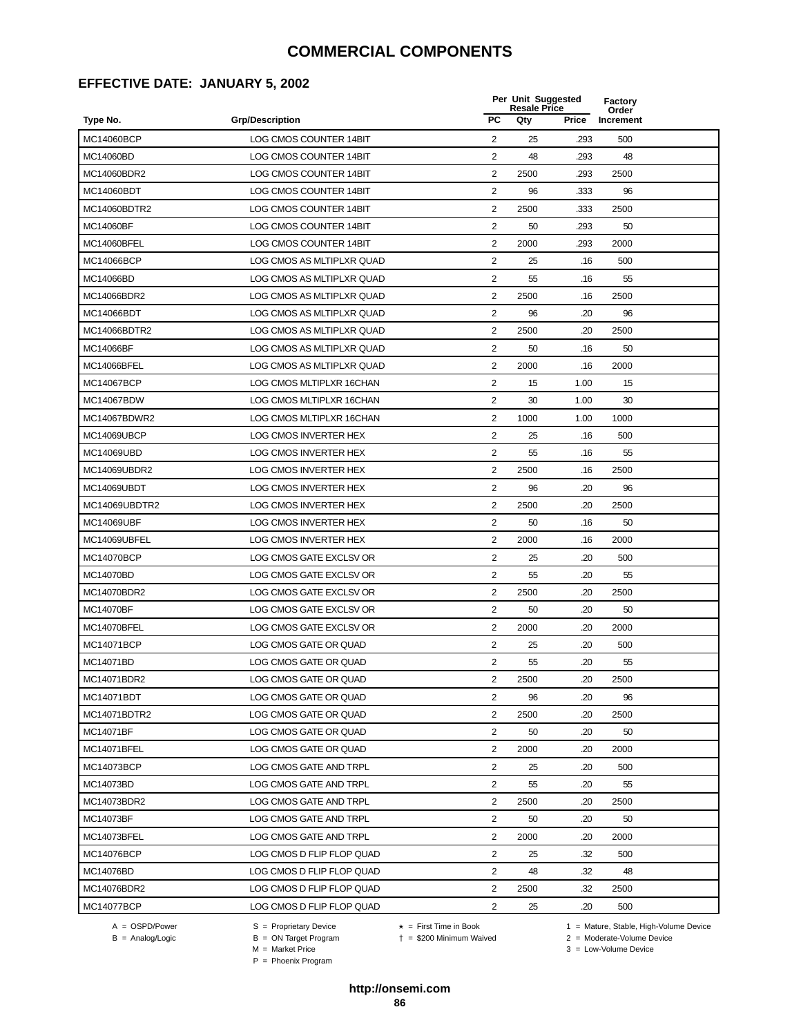# COMMERCIAL COMPONENTS

## EFFECTIVE DATE: JANUARY 5, 2002

| Type No. | Grp/Description | PC | Per Unit Suggested Resale Price Qty | Price | Factory Order Increment |
|---|---|---|---|---|---|
| MC14060BCP | LOG CMOS COUNTER 14BIT | 2 | 25 | .293 | 500 |
| MC14060BD | LOG CMOS COUNTER 14BIT | 2 | 48 | .293 | 48 |
| MC14060BDR2 | LOG CMOS COUNTER 14BIT | 2 | 2500 | .293 | 2500 |
| MC14060BDT | LOG CMOS COUNTER 14BIT | 2 | 96 | .333 | 96 |
| MC14060BDTR2 | LOG CMOS COUNTER 14BIT | 2 | 2500 | .333 | 2500 |
| MC14060BF | LOG CMOS COUNTER 14BIT | 2 | 50 | .293 | 50 |
| MC14060BFEL | LOG CMOS COUNTER 14BIT | 2 | 2000 | .293 | 2000 |
| MC14066BCP | LOG CMOS AS MLTIPLXR QUAD | 2 | 25 | .16 | 500 |
| MC14066BD | LOG CMOS AS MLTIPLXR QUAD | 2 | 55 | .16 | 55 |
| MC14066BDR2 | LOG CMOS AS MLTIPLXR QUAD | 2 | 2500 | .16 | 2500 |
| MC14066BDT | LOG CMOS AS MLTIPLXR QUAD | 2 | 96 | .20 | 96 |
| MC14066BDTR2 | LOG CMOS AS MLTIPLXR QUAD | 2 | 2500 | .20 | 2500 |
| MC14066BF | LOG CMOS AS MLTIPLXR QUAD | 2 | 50 | .16 | 50 |
| MC14066BFEL | LOG CMOS AS MLTIPLXR QUAD | 2 | 2000 | .16 | 2000 |
| MC14067BCP | LOG CMOS MLTIPLXR 16CHAN | 2 | 15 | 1.00 | 15 |
| MC14067BDW | LOG CMOS MLTIPLXR 16CHAN | 2 | 30 | 1.00 | 30 |
| MC14067BDWR2 | LOG CMOS MLTIPLXR 16CHAN | 2 | 1000 | 1.00 | 1000 |
| MC14069UBCP | LOG CMOS INVERTER HEX | 2 | 25 | .16 | 500 |
| MC14069UBD | LOG CMOS INVERTER HEX | 2 | 55 | .16 | 55 |
| MC14069UBDR2 | LOG CMOS INVERTER HEX | 2 | 2500 | .16 | 2500 |
| MC14069UBDT | LOG CMOS INVERTER HEX | 2 | 96 | .20 | 96 |
| MC14069UBDTR2 | LOG CMOS INVERTER HEX | 2 | 2500 | .20 | 2500 |
| MC14069UBF | LOG CMOS INVERTER HEX | 2 | 50 | .16 | 50 |
| MC14069UBFEL | LOG CMOS INVERTER HEX | 2 | 2000 | .16 | 2000 |
| MC14070BCP | LOG CMOS GATE EXCLSV OR | 2 | 25 | .20 | 500 |
| MC14070BD | LOG CMOS GATE EXCLSV OR | 2 | 55 | .20 | 55 |
| MC14070BDR2 | LOG CMOS GATE EXCLSV OR | 2 | 2500 | .20 | 2500 |
| MC14070BF | LOG CMOS GATE EXCLSV OR | 2 | 50 | .20 | 50 |
| MC14070BFEL | LOG CMOS GATE EXCLSV OR | 2 | 2000 | .20 | 2000 |
| MC14071BCP | LOG CMOS GATE OR QUAD | 2 | 25 | .20 | 500 |
| MC14071BD | LOG CMOS GATE OR QUAD | 2 | 55 | .20 | 55 |
| MC14071BDR2 | LOG CMOS GATE OR QUAD | 2 | 2500 | .20 | 2500 |
| MC14071BDT | LOG CMOS GATE OR QUAD | 2 | 96 | .20 | 96 |
| MC14071BDTR2 | LOG CMOS GATE OR QUAD | 2 | 2500 | .20 | 2500 |
| MC14071BF | LOG CMOS GATE OR QUAD | 2 | 50 | .20 | 50 |
| MC14071BFEL | LOG CMOS GATE OR QUAD | 2 | 2000 | .20 | 2000 |
| MC14073BCP | LOG CMOS GATE AND TRPL | 2 | 25 | .20 | 500 |
| MC14073BD | LOG CMOS GATE AND TRPL | 2 | 55 | .20 | 55 |
| MC14073BDR2 | LOG CMOS GATE AND TRPL | 2 | 2500 | .20 | 2500 |
| MC14073BF | LOG CMOS GATE AND TRPL | 2 | 50 | .20 | 50 |
| MC14073BFEL | LOG CMOS GATE AND TRPL | 2 | 2000 | .20 | 2000 |
| MC14076BCP | LOG CMOS D FLIP FLOP QUAD | 2 | 25 | .32 | 500 |
| MC14076BD | LOG CMOS D FLIP FLOP QUAD | 2 | 48 | .32 | 48 |
| MC14076BDR2 | LOG CMOS D FLIP FLOP QUAD | 2 | 2500 | .32 | 2500 |
| MC14077BCP | LOG CMOS D FLIP FLOP QUAD | 2 | 25 | .20 | 500 |

A = OSPD/Power
B = Analog/Logic

S = Proprietary Device
B = ON Target Program
M = Market Price
P = Phoenix Program

⋆ = First Time in Book
† = $200 Minimum Waived

1 = Mature, Stable, High-Volume Device
2 = Moderate-Volume Device
3 = Low-Volume Device

**http://onsemi.com**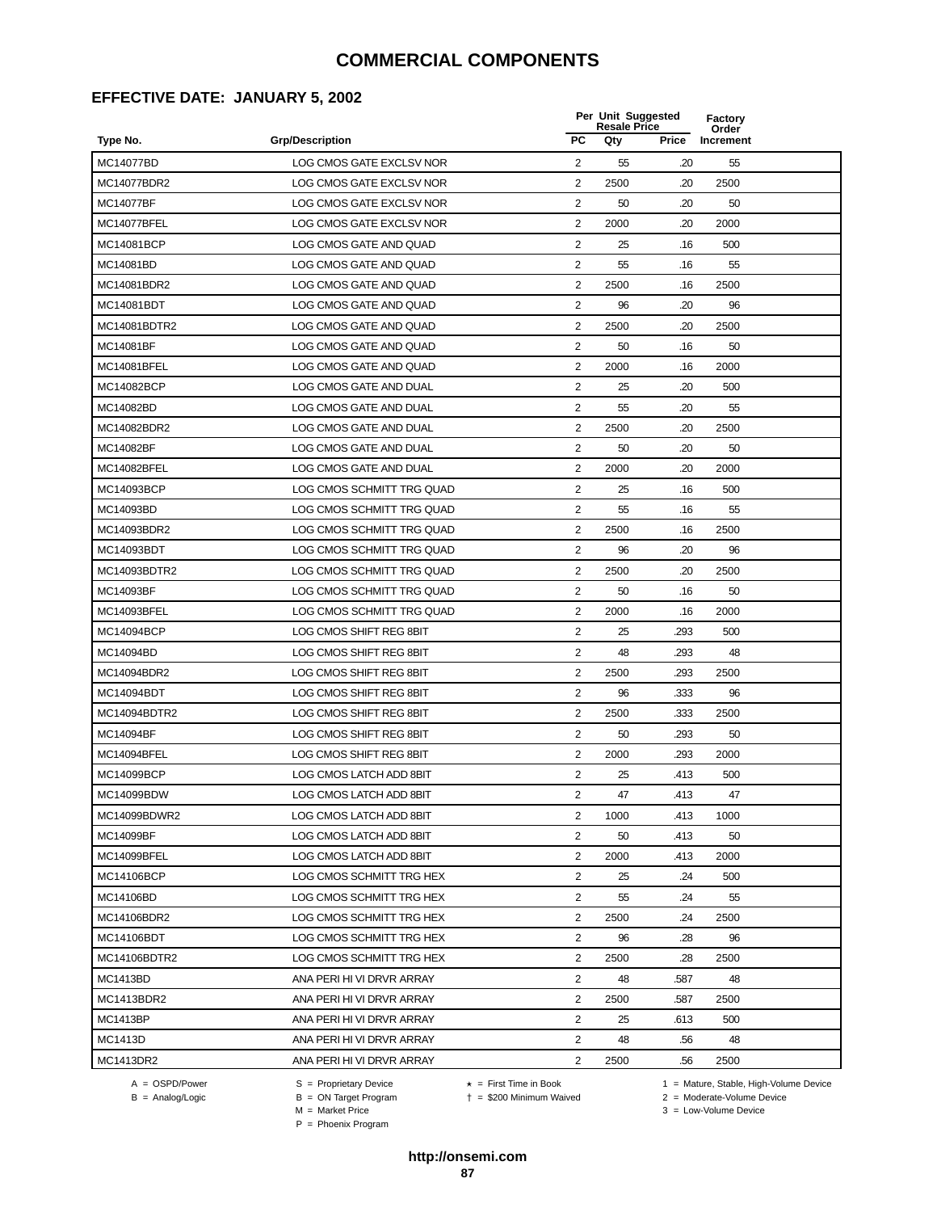# COMMERCIAL COMPONENTS

## EFFECTIVE DATE: JANUARY 5, 2002

| Type No. | Grp/Description | PC | Per Unit Suggested Resale Price Qty | Price | Factory Order Increment |
|---|---|---|---|---|---|
| MC14077BD | LOG CMOS GATE EXCLSV NOR | 2 | 55 | .20 | 55 |
| MC14077BDR2 | LOG CMOS GATE EXCLSV NOR | 2 | 2500 | .20 | 2500 |
| MC14077BF | LOG CMOS GATE EXCLSV NOR | 2 | 50 | .20 | 50 |
| MC14077BFEL | LOG CMOS GATE EXCLSV NOR | 2 | 2000 | .20 | 2000 |
| MC14081BCP | LOG CMOS GATE AND QUAD | 2 | 25 | .16 | 500 |
| MC14081BD | LOG CMOS GATE AND QUAD | 2 | 55 | .16 | 55 |
| MC14081BDR2 | LOG CMOS GATE AND QUAD | 2 | 2500 | .16 | 2500 |
| MC14081BDT | LOG CMOS GATE AND QUAD | 2 | 96 | .20 | 96 |
| MC14081BDTR2 | LOG CMOS GATE AND QUAD | 2 | 2500 | .20 | 2500 |
| MC14081BF | LOG CMOS GATE AND QUAD | 2 | 50 | .16 | 50 |
| MC14081BFEL | LOG CMOS GATE AND QUAD | 2 | 2000 | .16 | 2000 |
| MC14082BCP | LOG CMOS GATE AND DUAL | 2 | 25 | .20 | 500 |
| MC14082BD | LOG CMOS GATE AND DUAL | 2 | 55 | .20 | 55 |
| MC14082BDR2 | LOG CMOS GATE AND DUAL | 2 | 2500 | .20 | 2500 |
| MC14082BF | LOG CMOS GATE AND DUAL | 2 | 50 | .20 | 50 |
| MC14082BFEL | LOG CMOS GATE AND DUAL | 2 | 2000 | .20 | 2000 |
| MC14093BCP | LOG CMOS SCHMITT TRG QUAD | 2 | 25 | .16 | 500 |
| MC14093BD | LOG CMOS SCHMITT TRG QUAD | 2 | 55 | .16 | 55 |
| MC14093BDR2 | LOG CMOS SCHMITT TRG QUAD | 2 | 2500 | .16 | 2500 |
| MC14093BDT | LOG CMOS SCHMITT TRG QUAD | 2 | 96 | .20 | 96 |
| MC14093BDTR2 | LOG CMOS SCHMITT TRG QUAD | 2 | 2500 | .20 | 2500 |
| MC14093BF | LOG CMOS SCHMITT TRG QUAD | 2 | 50 | .16 | 50 |
| MC14093BFEL | LOG CMOS SCHMITT TRG QUAD | 2 | 2000 | .16 | 2000 |
| MC14094BCP | LOG CMOS SHIFT REG 8BIT | 2 | 25 | .293 | 500 |
| MC14094BD | LOG CMOS SHIFT REG 8BIT | 2 | 48 | .293 | 48 |
| MC14094BDR2 | LOG CMOS SHIFT REG 8BIT | 2 | 2500 | .293 | 2500 |
| MC14094BDT | LOG CMOS SHIFT REG 8BIT | 2 | 96 | .333 | 96 |
| MC14094BDTR2 | LOG CMOS SHIFT REG 8BIT | 2 | 2500 | .333 | 2500 |
| MC14094BF | LOG CMOS SHIFT REG 8BIT | 2 | 50 | .293 | 50 |
| MC14094BFEL | LOG CMOS SHIFT REG 8BIT | 2 | 2000 | .293 | 2000 |
| MC14099BCP | LOG CMOS LATCH ADD 8BIT | 2 | 25 | .413 | 500 |
| MC14099BDW | LOG CMOS LATCH ADD 8BIT | 2 | 47 | .413 | 47 |
| MC14099BDWR2 | LOG CMOS LATCH ADD 8BIT | 2 | 1000 | .413 | 1000 |
| MC14099BF | LOG CMOS LATCH ADD 8BIT | 2 | 50 | .413 | 50 |
| MC14099BFEL | LOG CMOS LATCH ADD 8BIT | 2 | 2000 | .413 | 2000 |
| MC14106BCP | LOG CMOS SCHMITT TRG HEX | 2 | 25 | .24 | 500 |
| MC14106BD | LOG CMOS SCHMITT TRG HEX | 2 | 55 | .24 | 55 |
| MC14106BDR2 | LOG CMOS SCHMITT TRG HEX | 2 | 2500 | .24 | 2500 |
| MC14106BDT | LOG CMOS SCHMITT TRG HEX | 2 | 96 | .28 | 96 |
| MC14106BDTR2 | LOG CMOS SCHMITT TRG HEX | 2 | 2500 | .28 | 2500 |
| MC1413BD | ANA PERI HI VI DRVR ARRAY | 2 | 48 | .587 | 48 |
| MC1413BDR2 | ANA PERI HI VI DRVR ARRAY | 2 | 2500 | .587 | 2500 |
| MC1413BP | ANA PERI HI VI DRVR ARRAY | 2 | 25 | .613 | 500 |
| MC1413D | ANA PERI HI VI DRVR ARRAY | 2 | 48 | .56 | 48 |
| MC1413DR2 | ANA PERI HI VI DRVR ARRAY | 2 | 2500 | .56 | 2500 |

A = OSPD/Power
B = Analog/Logic

S = Proprietary Device
B = ON Target Program
M = Market Price
P = Phoenix Program

★ = First Time in Book
† = $200 Minimum Waived

1 = Mature, Stable, High-Volume Device
2 = Moderate-Volume Device
3 = Low-Volume Device

**http://onsemi.com**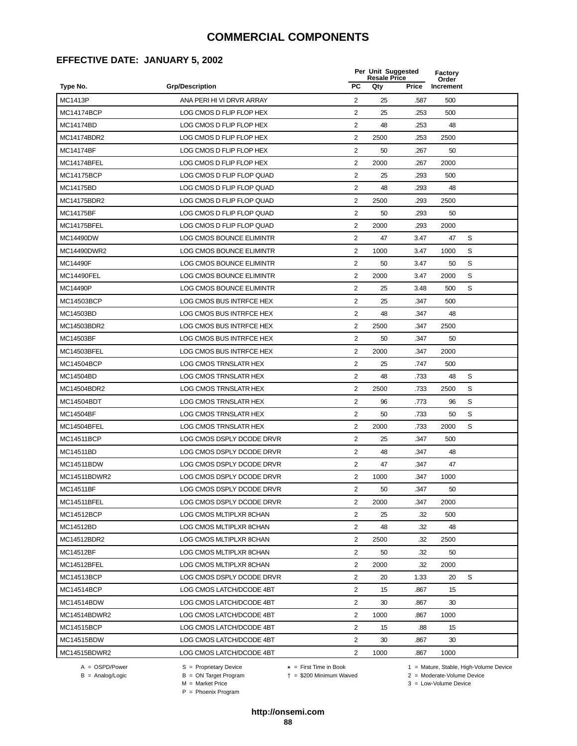# COMMERCIAL COMPONENTS

## EFFECTIVE DATE: JANUARY 5, 2002

| Type No. | Grp/Description | PC | Per Unit Suggested Resale Price Qty | Price | Factory Order Increment | |
|---|---|---|---|---|---|---|
| MC1413P | ANA PERI HI VI DRVR ARRAY | 2 | 25 | .587 | 500 | |
| MC14174BCP | LOG CMOS D FLIP FLOP HEX | 2 | 25 | .253 | 500 | |
| MC14174BD | LOG CMOS D FLIP FLOP HEX | 2 | 48 | .253 | 48 | |
| MC14174BDR2 | LOG CMOS D FLIP FLOP HEX | 2 | 2500 | .253 | 2500 | |
| MC14174BF | LOG CMOS D FLIP FLOP HEX | 2 | 50 | .267 | 50 | |
| MC14174BFEL | LOG CMOS D FLIP FLOP HEX | 2 | 2000 | .267 | 2000 | |
| MC14175BCP | LOG CMOS D FLIP FLOP QUAD | 2 | 25 | .293 | 500 | |
| MC14175BD | LOG CMOS D FLIP FLOP QUAD | 2 | 48 | .293 | 48 | |
| MC14175BDR2 | LOG CMOS D FLIP FLOP QUAD | 2 | 2500 | .293 | 2500 | |
| MC14175BF | LOG CMOS D FLIP FLOP QUAD | 2 | 50 | .293 | 50 | |
| MC14175BFEL | LOG CMOS D FLIP FLOP QUAD | 2 | 2000 | .293 | 2000 | |
| MC14490DW | LOG CMOS BOUNCE ELIMINTR | 2 | 47 | 3.47 | 47 | S |
| MC14490DWR2 | LOG CMOS BOUNCE ELIMINTR | 2 | 1000 | 3.47 | 1000 | S |
| MC14490F | LOG CMOS BOUNCE ELIMINTR | 2 | 50 | 3.47 | 50 | S |
| MC14490FEL | LOG CMOS BOUNCE ELIMINTR | 2 | 2000 | 3.47 | 2000 | S |
| MC14490P | LOG CMOS BOUNCE ELIMINTR | 2 | 25 | 3.48 | 500 | S |
| MC14503BCP | LOG CMOS BUS INTRFCE HEX | 2 | 25 | .347 | 500 | |
| MC14503BD | LOG CMOS BUS INTRFCE HEX | 2 | 48 | .347 | 48 | |
| MC14503BDR2 | LOG CMOS BUS INTRFCE HEX | 2 | 2500 | .347 | 2500 | |
| MC14503BF | LOG CMOS BUS INTRFCE HEX | 2 | 50 | .347 | 50 | |
| MC14503BFEL | LOG CMOS BUS INTRFCE HEX | 2 | 2000 | .347 | 2000 | |
| MC14504BCP | LOG CMOS TRNSLATR HEX | 2 | 25 | .747 | 500 | |
| MC14504BD | LOG CMOS TRNSLATR HEX | 2 | 48 | .733 | 48 | S |
| MC14504BDR2 | LOG CMOS TRNSLATR HEX | 2 | 2500 | .733 | 2500 | S |
| MC14504BDT | LOG CMOS TRNSLATR HEX | 2 | 96 | .773 | 96 | S |
| MC14504BF | LOG CMOS TRNSLATR HEX | 2 | 50 | .733 | 50 | S |
| MC14504BFEL | LOG CMOS TRNSLATR HEX | 2 | 2000 | .733 | 2000 | S |
| MC14511BCP | LOG CMOS DSPLY DCODE DRVR | 2 | 25 | .347 | 500 | |
| MC14511BD | LOG CMOS DSPLY DCODE DRVR | 2 | 48 | .347 | 48 | |
| MC14511BDW | LOG CMOS DSPLY DCODE DRVR | 2 | 47 | .347 | 47 | |
| MC14511BDWR2 | LOG CMOS DSPLY DCODE DRVR | 2 | 1000 | .347 | 1000 | |
| MC14511BF | LOG CMOS DSPLY DCODE DRVR | 2 | 50 | .347 | 50 | |
| MC14511BFEL | LOG CMOS DSPLY DCODE DRVR | 2 | 2000 | .347 | 2000 | |
| MC14512BCP | LOG CMOS MLTIPLXR 8CHAN | 2 | 25 | .32 | 500 | |
| MC14512BD | LOG CMOS MLTIPLXR 8CHAN | 2 | 48 | .32 | 48 | |
| MC14512BDR2 | LOG CMOS MLTIPLXR 8CHAN | 2 | 2500 | .32 | 2500 | |
| MC14512BF | LOG CMOS MLTIPLXR 8CHAN | 2 | 50 | .32 | 50 | |
| MC14512BFEL | LOG CMOS MLTIPLXR 8CHAN | 2 | 2000 | .32 | 2000 | |
| MC14513BCP | LOG CMOS DSPLY DCODE DRVR | 2 | 20 | 1.33 | 20 | S |
| MC14514BCP | LOG CMOS LATCH/DCODE 4BT | 2 | 15 | .867 | 15 | |
| MC14514BDW | LOG CMOS LATCH/DCODE 4BT | 2 | 30 | .867 | 30 | |
| MC14514BDWR2 | LOG CMOS LATCH/DCODE 4BT | 2 | 1000 | .867 | 1000 | |
| MC14515BCP | LOG CMOS LATCH/DCODE 4BT | 2 | 15 | .88 | 15 | |
| MC14515BDW | LOG CMOS LATCH/DCODE 4BT | 2 | 30 | .867 | 30 | |
| MC14515BDWR2 | LOG CMOS LATCH/DCODE 4BT | 2 | 1000 | .867 | 1000 | |

A = OSPD/Power
B = Analog/Logic

S = Proprietary Device
B = ON Target Program
M = Market Price
P = Phoenix Program

⋆ = First Time in Book
† = $200 Minimum Waived

1 = Mature, Stable, High-Volume Device
2 = Moderate-Volume Device
3 = Low-Volume Device

**http://onsemi.com**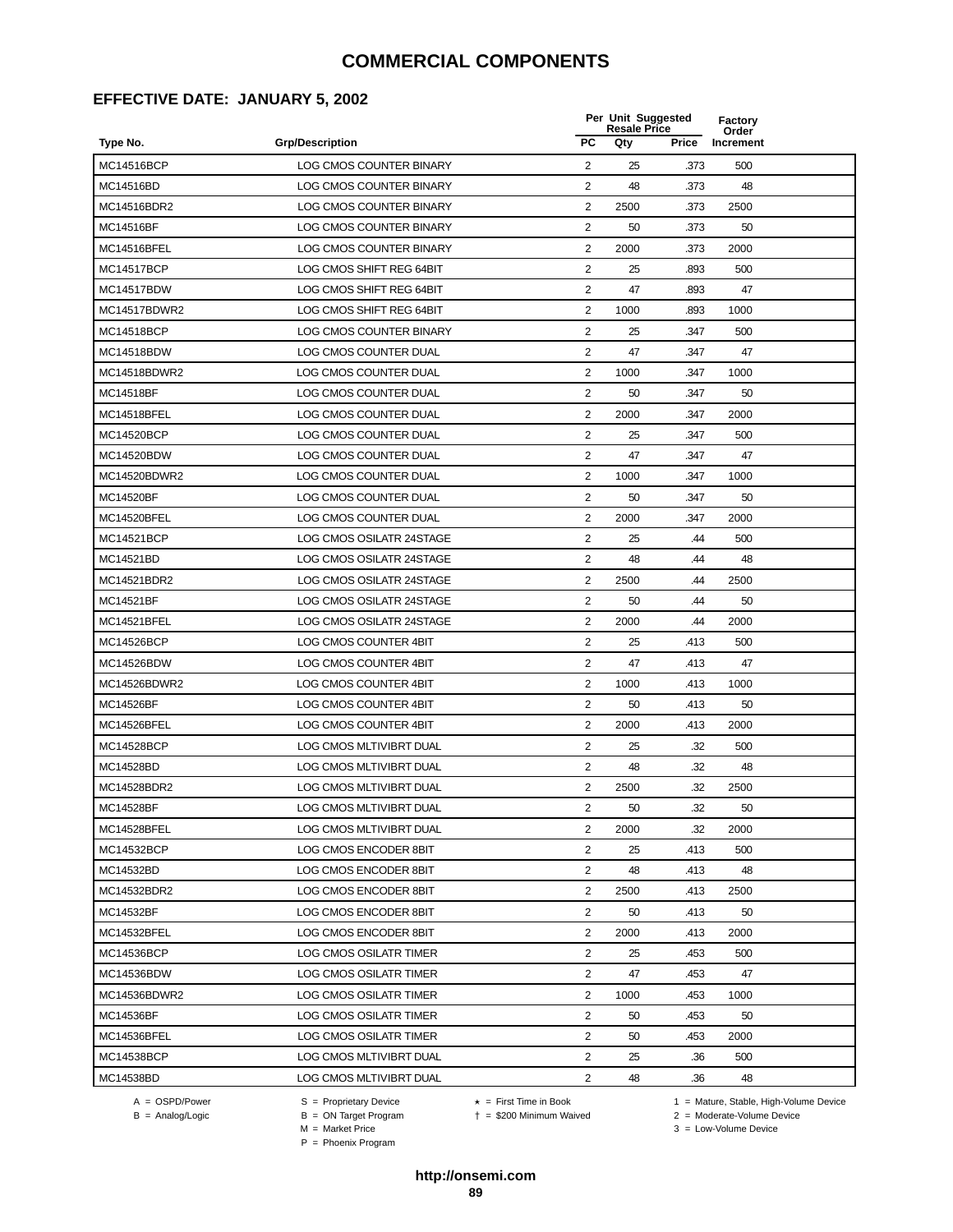# COMMERCIAL COMPONENTS

## EFFECTIVE DATE: JANUARY 5, 2002

| Type No. | Grp/Description | PC | Per Unit Suggested Resale Price Qty | Price | Factory Order Increment |
|---|---|---|---|---|---|
| MC14516BCP | LOG CMOS COUNTER BINARY | 2 | 25 | .373 | 500 |
| MC14516BD | LOG CMOS COUNTER BINARY | 2 | 48 | .373 | 48 |
| MC14516BDR2 | LOG CMOS COUNTER BINARY | 2 | 2500 | .373 | 2500 |
| MC14516BF | LOG CMOS COUNTER BINARY | 2 | 50 | .373 | 50 |
| MC14516BFEL | LOG CMOS COUNTER BINARY | 2 | 2000 | .373 | 2000 |
| MC14517BCP | LOG CMOS SHIFT REG 64BIT | 2 | 25 | .893 | 500 |
| MC14517BDW | LOG CMOS SHIFT REG 64BIT | 2 | 47 | .893 | 47 |
| MC14517BDWR2 | LOG CMOS SHIFT REG 64BIT | 2 | 1000 | .893 | 1000 |
| MC14518BCP | LOG CMOS COUNTER BINARY | 2 | 25 | .347 | 500 |
| MC14518BDW | LOG CMOS COUNTER DUAL | 2 | 47 | .347 | 47 |
| MC14518BDWR2 | LOG CMOS COUNTER DUAL | 2 | 1000 | .347 | 1000 |
| MC14518BF | LOG CMOS COUNTER DUAL | 2 | 50 | .347 | 50 |
| MC14518BFEL | LOG CMOS COUNTER DUAL | 2 | 2000 | .347 | 2000 |
| MC14520BCP | LOG CMOS COUNTER DUAL | 2 | 25 | .347 | 500 |
| MC14520BDW | LOG CMOS COUNTER DUAL | 2 | 47 | .347 | 47 |
| MC14520BDWR2 | LOG CMOS COUNTER DUAL | 2 | 1000 | .347 | 1000 |
| MC14520BF | LOG CMOS COUNTER DUAL | 2 | 50 | .347 | 50 |
| MC14520BFEL | LOG CMOS COUNTER DUAL | 2 | 2000 | .347 | 2000 |
| MC14521BCP | LOG CMOS OSILATR 24STAGE | 2 | 25 | .44 | 500 |
| MC14521BD | LOG CMOS OSILATR 24STAGE | 2 | 48 | .44 | 48 |
| MC14521BDR2 | LOG CMOS OSILATR 24STAGE | 2 | 2500 | .44 | 2500 |
| MC14521BF | LOG CMOS OSILATR 24STAGE | 2 | 50 | .44 | 50 |
| MC14521BFEL | LOG CMOS OSILATR 24STAGE | 2 | 2000 | .44 | 2000 |
| MC14526BCP | LOG CMOS COUNTER 4BIT | 2 | 25 | .413 | 500 |
| MC14526BDW | LOG CMOS COUNTER 4BIT | 2 | 47 | .413 | 47 |
| MC14526BDWR2 | LOG CMOS COUNTER 4BIT | 2 | 1000 | .413 | 1000 |
| MC14526BF | LOG CMOS COUNTER 4BIT | 2 | 50 | .413 | 50 |
| MC14526BFEL | LOG CMOS COUNTER 4BIT | 2 | 2000 | .413 | 2000 |
| MC14528BCP | LOG CMOS MLTIVIBRT DUAL | 2 | 25 | .32 | 500 |
| MC14528BD | LOG CMOS MLTIVIBRT DUAL | 2 | 48 | .32 | 48 |
| MC14528BDR2 | LOG CMOS MLTIVIBRT DUAL | 2 | 2500 | .32 | 2500 |
| MC14528BF | LOG CMOS MLTIVIBRT DUAL | 2 | 50 | .32 | 50 |
| MC14528BFEL | LOG CMOS MLTIVIBRT DUAL | 2 | 2000 | .32 | 2000 |
| MC14532BCP | LOG CMOS ENCODER 8BIT | 2 | 25 | .413 | 500 |
| MC14532BD | LOG CMOS ENCODER 8BIT | 2 | 48 | .413 | 48 |
| MC14532BDR2 | LOG CMOS ENCODER 8BIT | 2 | 2500 | .413 | 2500 |
| MC14532BF | LOG CMOS ENCODER 8BIT | 2 | 50 | .413 | 50 |
| MC14532BFEL | LOG CMOS ENCODER 8BIT | 2 | 2000 | .413 | 2000 |
| MC14536BCP | LOG CMOS OSILATR TIMER | 2 | 25 | .453 | 500 |
| MC14536BDW | LOG CMOS OSILATR TIMER | 2 | 47 | .453 | 47 |
| MC14536BDWR2 | LOG CMOS OSILATR TIMER | 2 | 1000 | .453 | 1000 |
| MC14536BF | LOG CMOS OSILATR TIMER | 2 | 50 | .453 | 50 |
| MC14536BFEL | LOG CMOS OSILATR TIMER | 2 | 50 | .453 | 2000 |
| MC14538BCP | LOG CMOS MLTIVIBRT DUAL | 2 | 25 | .36 | 500 |
| MC14538BD | LOG CMOS MLTIVIBRT DUAL | 2 | 48 | .36 | 48 |

A = OSPD/Power
B = Analog/Logic

S = Proprietary Device
B = ON Target Program
M = Market Price
P = Phoenix Program

⋆ = First Time in Book
† = $200 Minimum Waived

1 = Mature, Stable, High-Volume Device
2 = Moderate-Volume Device
3 = Low-Volume Device

**http://onsemi.com**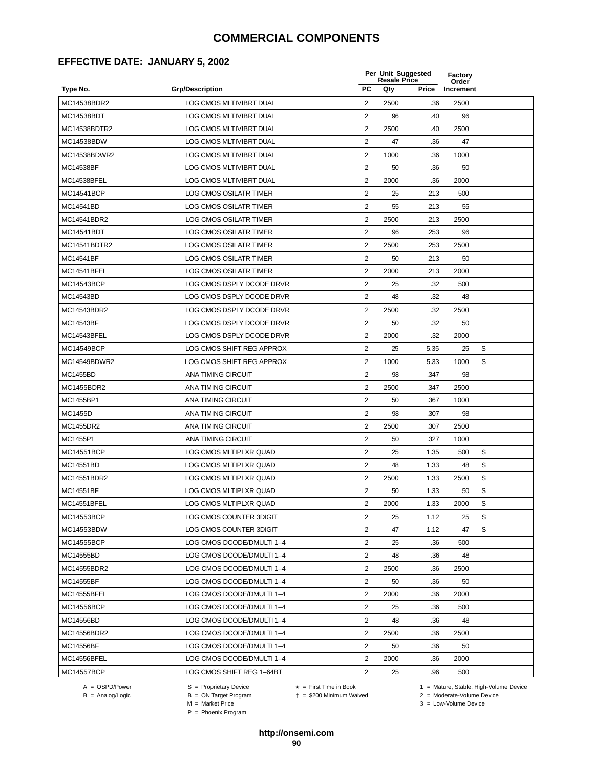# COMMERCIAL COMPONENTS

## EFFECTIVE DATE: JANUARY 5, 2002

| Type No. | Grp/Description | PC | Per Unit Suggested Resale Price Qty | Price | Factory Order Increment | |
|---|---|---|---|---|---|---|
| MC14538BDR2 | LOG CMOS MLTIVIBRT DUAL | 2 | 2500 | .36 | 2500 | |
| MC14538BDT | LOG CMOS MLTIVIBRT DUAL | 2 | 96 | .40 | 96 | |
| MC14538BDTR2 | LOG CMOS MLTIVIBRT DUAL | 2 | 2500 | .40 | 2500 | |
| MC14538BDW | LOG CMOS MLTIVIBRT DUAL | 2 | 47 | .36 | 47 | |
| MC14538BDWR2 | LOG CMOS MLTIVIBRT DUAL | 2 | 1000 | .36 | 1000 | |
| MC14538BF | LOG CMOS MLTIVIBRT DUAL | 2 | 50 | .36 | 50 | |
| MC14538BFEL | LOG CMOS MLTIVIBRT DUAL | 2 | 2000 | .36 | 2000 | |
| MC14541BCP | LOG CMOS OSILATR TIMER | 2 | 25 | .213 | 500 | |
| MC14541BD | LOG CMOS OSILATR TIMER | 2 | 55 | .213 | 55 | |
| MC14541BDR2 | LOG CMOS OSILATR TIMER | 2 | 2500 | .213 | 2500 | |
| MC14541BDT | LOG CMOS OSILATR TIMER | 2 | 96 | .253 | 96 | |
| MC14541BDTR2 | LOG CMOS OSILATR TIMER | 2 | 2500 | .253 | 2500 | |
| MC14541BF | LOG CMOS OSILATR TIMER | 2 | 50 | .213 | 50 | |
| MC14541BFEL | LOG CMOS OSILATR TIMER | 2 | 2000 | .213 | 2000 | |
| MC14543BCP | LOG CMOS DSPLY DCODE DRVR | 2 | 25 | .32 | 500 | |
| MC14543BD | LOG CMOS DSPLY DCODE DRVR | 2 | 48 | .32 | 48 | |
| MC14543BDR2 | LOG CMOS DSPLY DCODE DRVR | 2 | 2500 | .32 | 2500 | |
| MC14543BF | LOG CMOS DSPLY DCODE DRVR | 2 | 50 | .32 | 50 | |
| MC14543BFEL | LOG CMOS DSPLY DCODE DRVR | 2 | 2000 | .32 | 2000 | |
| MC14549BCP | LOG CMOS SHIFT REG APPROX | 2 | 25 | 5.35 | 25 | S |
| MC14549BDWR2 | LOG CMOS SHIFT REG APPROX | 2 | 1000 | 5.33 | 1000 | S |
| MC1455BD | ANA TIMING CIRCUIT | 2 | 98 | .347 | 98 | |
| MC1455BDR2 | ANA TIMING CIRCUIT | 2 | 2500 | .347 | 2500 | |
| MC1455BP1 | ANA TIMING CIRCUIT | 2 | 50 | .367 | 1000 | |
| MC1455D | ANA TIMING CIRCUIT | 2 | 98 | .307 | 98 | |
| MC1455DR2 | ANA TIMING CIRCUIT | 2 | 2500 | .307 | 2500 | |
| MC1455P1 | ANA TIMING CIRCUIT | 2 | 50 | .327 | 1000 | |
| MC14551BCP | LOG CMOS MLTIPLXR QUAD | 2 | 25 | 1.35 | 500 | S |
| MC14551BD | LOG CMOS MLTIPLXR QUAD | 2 | 48 | 1.33 | 48 | S |
| MC14551BDR2 | LOG CMOS MLTIPLXR QUAD | 2 | 2500 | 1.33 | 2500 | S |
| MC14551BF | LOG CMOS MLTIPLXR QUAD | 2 | 50 | 1.33 | 50 | S |
| MC14551BFEL | LOG CMOS MLTIPLXR QUAD | 2 | 2000 | 1.33 | 2000 | S |
| MC14553BCP | LOG CMOS COUNTER 3DIGIT | 2 | 25 | 1.12 | 25 | S |
| MC14553BDW | LOG CMOS COUNTER 3DIGIT | 2 | 47 | 1.12 | 47 | S |
| MC14555BCP | LOG CMOS DCODE/DMULTI 1–4 | 2 | 25 | .36 | 500 | |
| MC14555BD | LOG CMOS DCODE/DMULTI 1–4 | 2 | 48 | .36 | 48 | |
| MC14555BDR2 | LOG CMOS DCODE/DMULTI 1–4 | 2 | 2500 | .36 | 2500 | |
| MC14555BF | LOG CMOS DCODE/DMULTI 1–4 | 2 | 50 | .36 | 50 | |
| MC14555BFEL | LOG CMOS DCODE/DMULTI 1–4 | 2 | 2000 | .36 | 2000 | |
| MC14556BCP | LOG CMOS DCODE/DMULTI 1–4 | 2 | 25 | .36 | 500 | |
| MC14556BD | LOG CMOS DCODE/DMULTI 1–4 | 2 | 48 | .36 | 48 | |
| MC14556BDR2 | LOG CMOS DCODE/DMULTI 1–4 | 2 | 2500 | .36 | 2500 | |
| MC14556BF | LOG CMOS DCODE/DMULTI 1–4 | 2 | 50 | .36 | 50 | |
| MC14556BFEL | LOG CMOS DCODE/DMULTI 1–4 | 2 | 2000 | .36 | 2000 | |
| MC14557BCP | LOG CMOS SHIFT REG 1–64BT | 2 | 25 | .96 | 500 | |

A = OSPD/Power
B = Analog/Logic

S = Proprietary Device
B = ON Target Program
M = Market Price
P = Phoenix Program

⋆ = First Time in Book
† = $200 Minimum Waived

1 = Mature, Stable, High-Volume Device
2 = Moderate-Volume Device
3 = Low-Volume Device

**http://onsemi.com**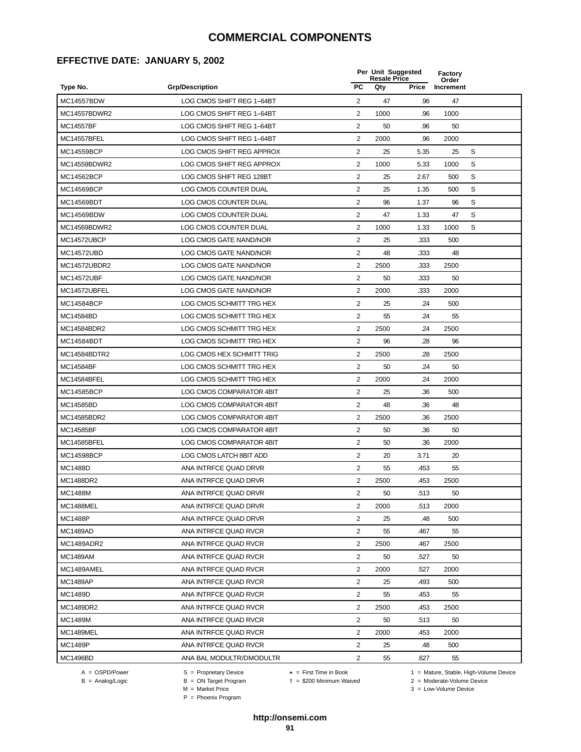# COMMERCIAL COMPONENTS

## EFFECTIVE DATE: JANUARY 5, 2002

| Type No. | Grp/Description | PC | Per Unit Suggested Resale Price Qty | Price | Factory Order Increment | |
|---|---|---|---|---|---|---|
| MC14557BDW | LOG CMOS SHIFT REG 1–64BT | 2 | 47 | .96 | 47 | |
| MC14557BDWR2 | LOG CMOS SHIFT REG 1–64BT | 2 | 1000 | .96 | 1000 | |
| MC14557BF | LOG CMOS SHIFT REG 1–64BT | 2 | 50 | .96 | 50 | |
| MC14557BFEL | LOG CMOS SHIFT REG 1–64BT | 2 | 2000 | .96 | 2000 | |
| MC14559BCP | LOG CMOS SHIFT REG APPROX | 2 | 25 | 5.35 | 25 | S |
| MC14559BDWR2 | LOG CMOS SHIFT REG APPROX | 2 | 1000 | 5.33 | 1000 | S |
| MC14562BCP | LOG CMOS SHIFT REG 128BT | 2 | 25 | 2.67 | 500 | S |
| MC14569BCP | LOG CMOS COUNTER DUAL | 2 | 25 | 1.35 | 500 | S |
| MC14569BDT | LOG CMOS COUNTER DUAL | 2 | 96 | 1.37 | 96 | S |
| MC14569BDW | LOG CMOS COUNTER DUAL | 2 | 47 | 1.33 | 47 | S |
| MC14569BDWR2 | LOG CMOS COUNTER DUAL | 2 | 1000 | 1.33 | 1000 | S |
| MC14572UBCP | LOG CMOS GATE NAND/NOR | 2 | 25 | .333 | 500 | |
| MC14572UBD | LOG CMOS GATE NAND/NOR | 2 | 48 | .333 | 48 | |
| MC14572UBDR2 | LOG CMOS GATE NAND/NOR | 2 | 2500 | .333 | 2500 | |
| MC14572UBF | LOG CMOS GATE NAND/NOR | 2 | 50 | .333 | 50 | |
| MC14572UBFEL | LOG CMOS GATE NAND/NOR | 2 | 2000 | .333 | 2000 | |
| MC14584BCP | LOG CMOS SCHMITT TRG HEX | 2 | 25 | .24 | 500 | |
| MC14584BD | LOG CMOS SCHMITT TRG HEX | 2 | 55 | .24 | 55 | |
| MC14584BDR2 | LOG CMOS SCHMITT TRG HEX | 2 | 2500 | .24 | 2500 | |
| MC14584BDT | LOG CMOS SCHMITT TRG HEX | 2 | 96 | .28 | 96 | |
| MC14584BDTR2 | LOG CMOS HEX SCHMITT TRIG | 2 | 2500 | .28 | 2500 | |
| MC14584BF | LOG CMOS SCHMITT TRG HEX | 2 | 50 | .24 | 50 | |
| MC14584BFEL | LOG CMOS SCHMITT TRG HEX | 2 | 2000 | .24 | 2000 | |
| MC14585BCP | LOG CMOS COMPARATOR 4BIT | 2 | 25 | .36 | 500 | |
| MC14585BD | LOG CMOS COMPARATOR 4BIT | 2 | 48 | .36 | 48 | |
| MC14585BDR2 | LOG CMOS COMPARATOR 4BIT | 2 | 2500 | .36 | 2500 | |
| MC14585BF | LOG CMOS COMPARATOR 4BIT | 2 | 50 | .36 | 50 | |
| MC14585BFEL | LOG CMOS COMPARATOR 4BIT | 2 | 50 | .36 | 2000 | |
| MC14598BCP | LOG CMOS LATCH 8BIT ADD | 2 | 20 | 3.71 | 20 | |
| MC1488D | ANA INTRFCE QUAD DRVR | 2 | 55 | .453 | 55 | |
| MC1488DR2 | ANA INTRFCE QUAD DRVR | 2 | 2500 | .453 | 2500 | |
| MC1488M | ANA INTRFCE QUAD DRVR | 2 | 50 | .513 | 50 | |
| MC1488MEL | ANA INTRFCE QUAD DRVR | 2 | 2000 | .513 | 2000 | |
| MC1488P | ANA INTRFCE QUAD DRVR | 2 | 25 | .48 | 500 | |
| MC1489AD | ANA INTRFCE QUAD RVCR | 2 | 55 | .467 | 55 | |
| MC1489ADR2 | ANA INTRFCE QUAD RVCR | 2 | 2500 | .467 | 2500 | |
| MC1489AM | ANA INTRFCE QUAD RVCR | 2 | 50 | .527 | 50 | |
| MC1489AMEL | ANA INTRFCE QUAD RVCR | 2 | 2000 | .527 | 2000 | |
| MC1489AP | ANA INTRFCE QUAD RVCR | 2 | 25 | .493 | 500 | |
| MC1489D | ANA INTRFCE QUAD RVCR | 2 | 55 | .453 | 55 | |
| MC1489DR2 | ANA INTRFCE QUAD RVCR | 2 | 2500 | .453 | 2500 | |
| MC1489M | ANA INTRFCE QUAD RVCR | 2 | 50 | .513 | 50 | |
| MC1489MEL | ANA INTRFCE QUAD RVCR | 2 | 2000 | .453 | 2000 | |
| MC1489P | ANA INTRFCE QUAD RVCR | 2 | 25 | .48 | 500 | |
| MC1496BD | ANA BAL MODULTR/DMODULTR | 2 | 55 | .627 | 55 | |

A = OSPD/Power
B = Analog/Logic

S = Proprietary Device
B = ON Target Program
M = Market Price
P = Phoenix Program

⋆ = First Time in Book
† = $200 Minimum Waived

1 = Mature, Stable, High-Volume Device
2 = Moderate-Volume Device
3 = Low-Volume Device

**http://onsemi.com**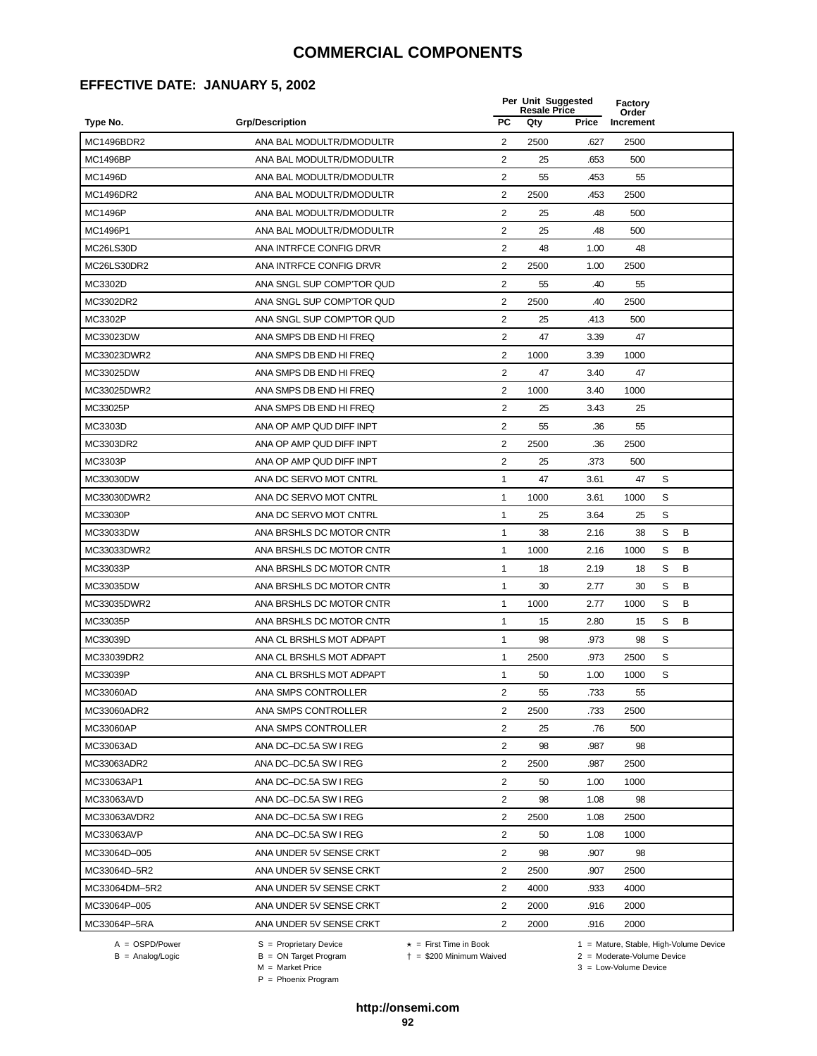# COMMERCIAL COMPONENTS

## EFFECTIVE DATE: JANUARY 5, 2002

| Type No. | Grp/Description | PC | Per Unit Suggested Resale Price Qty | Price | Factory Order Increment | | |
|---|---|---|---|---|---|---|---|
| MC1496BDR2 | ANA BAL MODULTR/DMODULTR | 2 | 2500 | .627 | 2500 | | |
| MC1496BP | ANA BAL MODULTR/DMODULTR | 2 | 25 | .653 | 500 | | |
| MC1496D | ANA BAL MODULTR/DMODULTR | 2 | 55 | .453 | 55 | | |
| MC1496DR2 | ANA BAL MODULTR/DMODULTR | 2 | 2500 | .453 | 2500 | | |
| MC1496P | ANA BAL MODULTR/DMODULTR | 2 | 25 | .48 | 500 | | |
| MC1496P1 | ANA BAL MODULTR/DMODULTR | 2 | 25 | .48 | 500 | | |
| MC26LS30D | ANA INTRFCE CONFIG DRVR | 2 | 48 | 1.00 | 48 | | |
| MC26LS30DR2 | ANA INTRFCE CONFIG DRVR | 2 | 2500 | 1.00 | 2500 | | |
| MC3302D | ANA SNGL SUP COMP'TOR QUD | 2 | 55 | .40 | 55 | | |
| MC3302DR2 | ANA SNGL SUP COMP'TOR QUD | 2 | 2500 | .40 | 2500 | | |
| MC3302P | ANA SNGL SUP COMP'TOR QUD | 2 | 25 | .413 | 500 | | |
| MC33023DW | ANA SMPS DB END HI FREQ | 2 | 47 | 3.39 | 47 | | |
| MC33023DWR2 | ANA SMPS DB END HI FREQ | 2 | 1000 | 3.39 | 1000 | | |
| MC33025DW | ANA SMPS DB END HI FREQ | 2 | 47 | 3.40 | 47 | | |
| MC33025DWR2 | ANA SMPS DB END HI FREQ | 2 | 1000 | 3.40 | 1000 | | |
| MC33025P | ANA SMPS DB END HI FREQ | 2 | 25 | 3.43 | 25 | | |
| MC3303D | ANA OP AMP QUD DIFF INPT | 2 | 55 | .36 | 55 | | |
| MC3303DR2 | ANA OP AMP QUD DIFF INPT | 2 | 2500 | .36 | 2500 | | |
| MC3303P | ANA OP AMP QUD DIFF INPT | 2 | 25 | .373 | 500 | | |
| MC33030DW | ANA DC SERVO MOT CNTRL | 1 | 47 | 3.61 | 47 | S | |
| MC33030DWR2 | ANA DC SERVO MOT CNTRL | 1 | 1000 | 3.61 | 1000 | S | |
| MC33030P | ANA DC SERVO MOT CNTRL | 1 | 25 | 3.64 | 25 | S | |
| MC33033DW | ANA BRSHLS DC MOTOR CNTR | 1 | 38 | 2.16 | 38 | S | B |
| MC33033DWR2 | ANA BRSHLS DC MOTOR CNTR | 1 | 1000 | 2.16 | 1000 | S | B |
| MC33033P | ANA BRSHLS DC MOTOR CNTR | 1 | 18 | 2.19 | 18 | S | B |
| MC33035DW | ANA BRSHLS DC MOTOR CNTR | 1 | 30 | 2.77 | 30 | S | B |
| MC33035DWR2 | ANA BRSHLS DC MOTOR CNTR | 1 | 1000 | 2.77 | 1000 | S | B |
| MC33035P | ANA BRSHLS DC MOTOR CNTR | 1 | 15 | 2.80 | 15 | S | B |
| MC33039D | ANA CL BRSHLS MOT ADPAPT | 1 | 98 | .973 | 98 | S | |
| MC33039DR2 | ANA CL BRSHLS MOT ADPAPT | 1 | 2500 | .973 | 2500 | S | |
| MC33039P | ANA CL BRSHLS MOT ADPAPT | 1 | 50 | 1.00 | 1000 | S | |
| MC33060AD | ANA SMPS CONTROLLER | 2 | 55 | .733 | 55 | | |
| MC33060ADR2 | ANA SMPS CONTROLLER | 2 | 2500 | .733 | 2500 | | |
| MC33060AP | ANA SMPS CONTROLLER | 2 | 25 | .76 | 500 | | |
| MC33063AD | ANA DC–DC.5A SW I REG | 2 | 98 | .987 | 98 | | |
| MC33063ADR2 | ANA DC–DC.5A SW I REG | 2 | 2500 | .987 | 2500 | | |
| MC33063AP1 | ANA DC–DC.5A SW I REG | 2 | 50 | 1.00 | 1000 | | |
| MC33063AVD | ANA DC–DC.5A SW I REG | 2 | 98 | 1.08 | 98 | | |
| MC33063AVDR2 | ANA DC–DC.5A SW I REG | 2 | 2500 | 1.08 | 2500 | | |
| MC33063AVP | ANA DC–DC.5A SW I REG | 2 | 50 | 1.08 | 1000 | | |
| MC33064D–005 | ANA UNDER 5V SENSE CRKT | 2 | 98 | .907 | 98 | | |
| MC33064D–5R2 | ANA UNDER 5V SENSE CRKT | 2 | 2500 | .907 | 2500 | | |
| MC33064DM–5R2 | ANA UNDER 5V SENSE CRKT | 2 | 4000 | .933 | 4000 | | |
| MC33064P–005 | ANA UNDER 5V SENSE CRKT | 2 | 2000 | .916 | 2000 | | |
| MC33064P–5RA | ANA UNDER 5V SENSE CRKT | 2 | 2000 | .916 | 2000 | | |

A = OSPD/Power
B = Analog/Logic

S = Proprietary Device
B = ON Target Program
M = Market Price
P = Phoenix Program

⋆ = First Time in Book
† = $200 Minimum Waived

1 = Mature, Stable, High-Volume Device
2 = Moderate-Volume Device
3 = Low-Volume Device

**http://onsemi.com**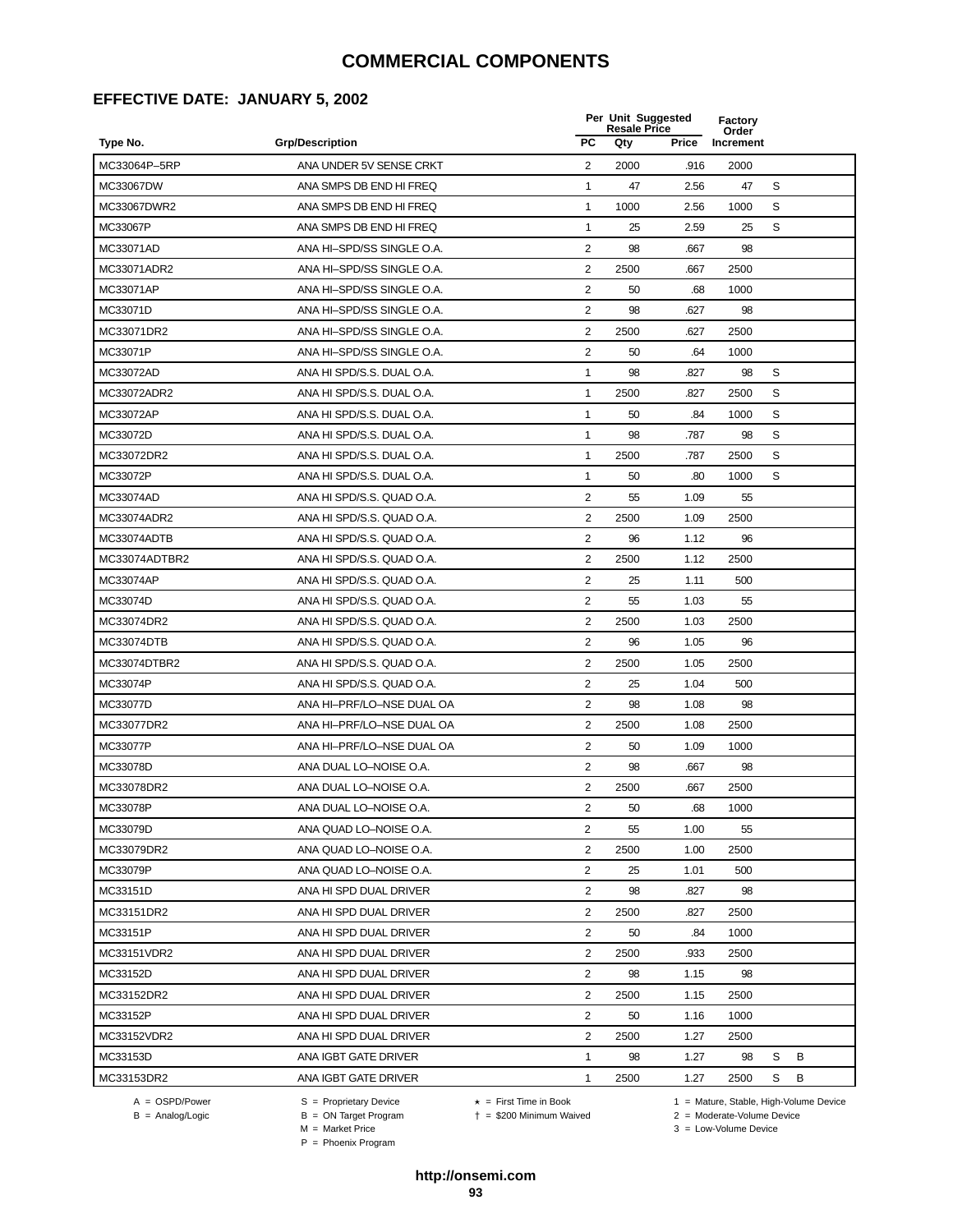# COMMERCIAL COMPONENTS

## EFFECTIVE DATE: JANUARY 5, 2002

| Type No. | Grp/Description | PC | Per Unit Suggested Resale Price Qty | Price | Factory Order Increment | | |
|---|---|---|---|---|---|---|---|
| MC33064P–5RP | ANA UNDER 5V SENSE CRKT | 2 | 2000 | .916 | 2000 | | |
| MC33067DW | ANA SMPS DB END HI FREQ | 1 | 47 | 2.56 | 47 | S | |
| MC33067DWR2 | ANA SMPS DB END HI FREQ | 1 | 1000 | 2.56 | 1000 | S | |
| MC33067P | ANA SMPS DB END HI FREQ | 1 | 25 | 2.59 | 25 | S | |
| MC33071AD | ANA HI–SPD/SS SINGLE O.A. | 2 | 98 | .667 | 98 | | |
| MC33071ADR2 | ANA HI–SPD/SS SINGLE O.A. | 2 | 2500 | .667 | 2500 | | |
| MC33071AP | ANA HI–SPD/SS SINGLE O.A. | 2 | 50 | .68 | 1000 | | |
| MC33071D | ANA HI–SPD/SS SINGLE O.A. | 2 | 98 | .627 | 98 | | |
| MC33071DR2 | ANA HI–SPD/SS SINGLE O.A. | 2 | 2500 | .627 | 2500 | | |
| MC33071P | ANA HI–SPD/SS SINGLE O.A. | 2 | 50 | .64 | 1000 | | |
| MC33072AD | ANA HI SPD/S.S. DUAL O.A. | 1 | 98 | .827 | 98 | S | |
| MC33072ADR2 | ANA HI SPD/S.S. DUAL O.A. | 1 | 2500 | .827 | 2500 | S | |
| MC33072AP | ANA HI SPD/S.S. DUAL O.A. | 1 | 50 | .84 | 1000 | S | |
| MC33072D | ANA HI SPD/S.S. DUAL O.A. | 1 | 98 | .787 | 98 | S | |
| MC33072DR2 | ANA HI SPD/S.S. DUAL O.A. | 1 | 2500 | .787 | 2500 | S | |
| MC33072P | ANA HI SPD/S.S. DUAL O.A. | 1 | 50 | .80 | 1000 | S | |
| MC33074AD | ANA HI SPD/S.S. QUAD O.A. | 2 | 55 | 1.09 | 55 | | |
| MC33074ADR2 | ANA HI SPD/S.S. QUAD O.A. | 2 | 2500 | 1.09 | 2500 | | |
| MC33074ADTB | ANA HI SPD/S.S. QUAD O.A. | 2 | 96 | 1.12 | 96 | | |
| MC33074ADTBR2 | ANA HI SPD/S.S. QUAD O.A. | 2 | 2500 | 1.12 | 2500 | | |
| MC33074AP | ANA HI SPD/S.S. QUAD O.A. | 2 | 25 | 1.11 | 500 | | |
| MC33074D | ANA HI SPD/S.S. QUAD O.A. | 2 | 55 | 1.03 | 55 | | |
| MC33074DR2 | ANA HI SPD/S.S. QUAD O.A. | 2 | 2500 | 1.03 | 2500 | | |
| MC33074DTB | ANA HI SPD/S.S. QUAD O.A. | 2 | 96 | 1.05 | 96 | | |
| MC33074DTBR2 | ANA HI SPD/S.S. QUAD O.A. | 2 | 2500 | 1.05 | 2500 | | |
| MC33074P | ANA HI SPD/S.S. QUAD O.A. | 2 | 25 | 1.04 | 500 | | |
| MC33077D | ANA HI–PRF/LO–NSE DUAL OA | 2 | 98 | 1.08 | 98 | | |
| MC33077DR2 | ANA HI–PRF/LO–NSE DUAL OA | 2 | 2500 | 1.08 | 2500 | | |
| MC33077P | ANA HI–PRF/LO–NSE DUAL OA | 2 | 50 | 1.09 | 1000 | | |
| MC33078D | ANA DUAL LO–NOISE O.A. | 2 | 98 | .667 | 98 | | |
| MC33078DR2 | ANA DUAL LO–NOISE O.A. | 2 | 2500 | .667 | 2500 | | |
| MC33078P | ANA DUAL LO–NOISE O.A. | 2 | 50 | .68 | 1000 | | |
| MC33079D | ANA QUAD LO–NOISE O.A. | 2 | 55 | 1.00 | 55 | | |
| MC33079DR2 | ANA QUAD LO–NOISE O.A. | 2 | 2500 | 1.00 | 2500 | | |
| MC33079P | ANA QUAD LO–NOISE O.A. | 2 | 25 | 1.01 | 500 | | |
| MC33151D | ANA HI SPD DUAL DRIVER | 2 | 98 | .827 | 98 | | |
| MC33151DR2 | ANA HI SPD DUAL DRIVER | 2 | 2500 | .827 | 2500 | | |
| MC33151P | ANA HI SPD DUAL DRIVER | 2 | 50 | .84 | 1000 | | |
| MC33151VDR2 | ANA HI SPD DUAL DRIVER | 2 | 2500 | .933 | 2500 | | |
| MC33152D | ANA HI SPD DUAL DRIVER | 2 | 98 | 1.15 | 98 | | |
| MC33152DR2 | ANA HI SPD DUAL DRIVER | 2 | 2500 | 1.15 | 2500 | | |
| MC33152P | ANA HI SPD DUAL DRIVER | 2 | 50 | 1.16 | 1000 | | |
| MC33152VDR2 | ANA HI SPD DUAL DRIVER | 2 | 2500 | 1.27 | 2500 | | |
| MC33153D | ANA IGBT GATE DRIVER | 1 | 98 | 1.27 | 98 | S | B |
| MC33153DR2 | ANA IGBT GATE DRIVER | 1 | 2500 | 1.27 | 2500 | S | B |

A = OSPD/Power
B = Analog/Logic

S = Proprietary Device
B = ON Target Program
M = Market Price
P = Phoenix Program

⋆ = First Time in Book
† = $200 Minimum Waived

1 = Mature, Stable, High-Volume Device
2 = Moderate-Volume Device
3 = Low-Volume Device

**http://onsemi.com**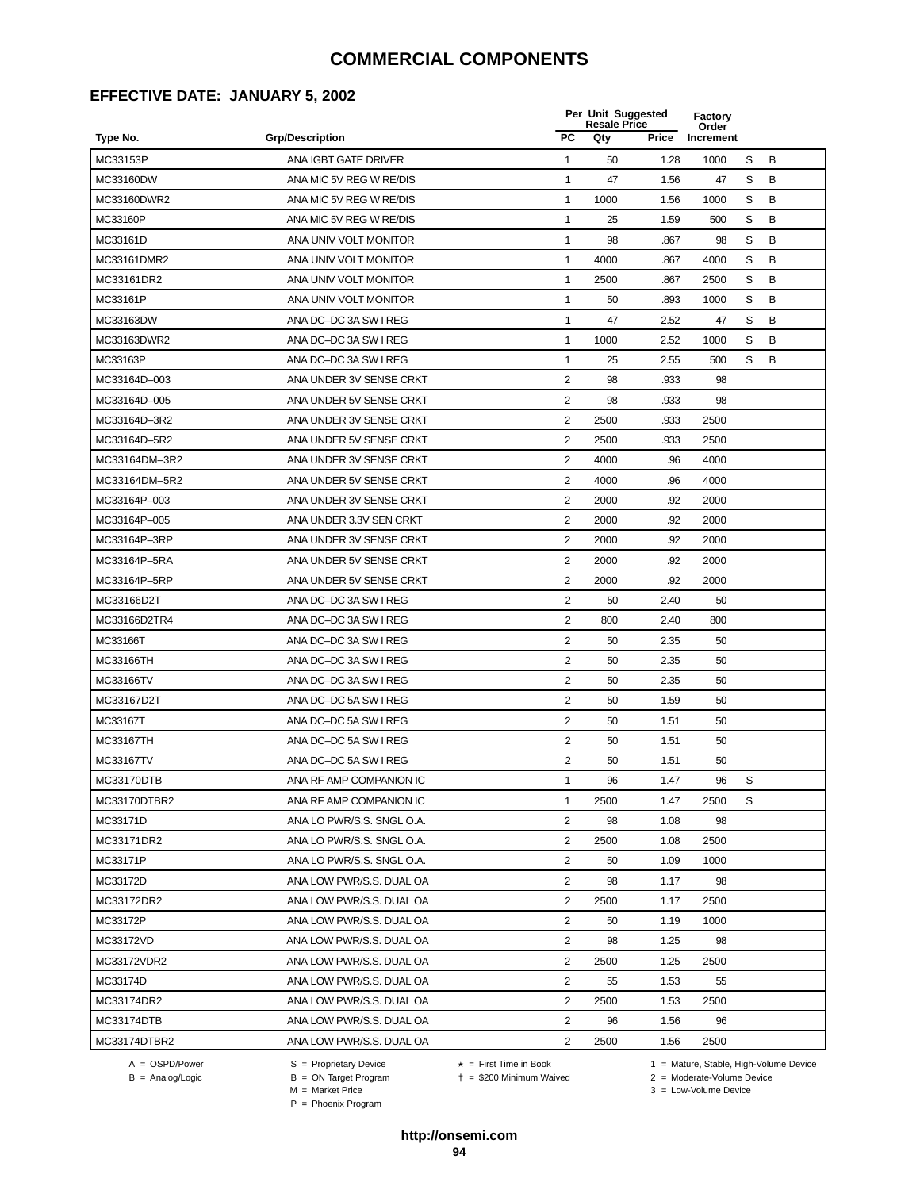# COMMERCIAL COMPONENTS

## EFFECTIVE DATE: JANUARY 5, 2002

| Type No. | Grp/Description | PC | Per Unit Suggested Resale Price Qty | Price | Factory Order Increment | | |
|---|---|---|---|---|---|---|---|
| MC33153P | ANA IGBT GATE DRIVER | 1 | 50 | 1.28 | 1000 | S | B |
| MC33160DW | ANA MIC 5V REG W RE/DIS | 1 | 47 | 1.56 | 47 | S | B |
| MC33160DWR2 | ANA MIC 5V REG W RE/DIS | 1 | 1000 | 1.56 | 1000 | S | B |
| MC33160P | ANA MIC 5V REG W RE/DIS | 1 | 25 | 1.59 | 500 | S | B |
| MC33161D | ANA UNIV VOLT MONITOR | 1 | 98 | .867 | 98 | S | B |
| MC33161DMR2 | ANA UNIV VOLT MONITOR | 1 | 4000 | .867 | 4000 | S | B |
| MC33161DR2 | ANA UNIV VOLT MONITOR | 1 | 2500 | .867 | 2500 | S | B |
| MC33161P | ANA UNIV VOLT MONITOR | 1 | 50 | .893 | 1000 | S | B |
| MC33163DW | ANA DC–DC 3A SW I REG | 1 | 47 | 2.52 | 47 | S | B |
| MC33163DWR2 | ANA DC–DC 3A SW I REG | 1 | 1000 | 2.52 | 1000 | S | B |
| MC33163P | ANA DC–DC 3A SW I REG | 1 | 25 | 2.55 | 500 | S | B |
| MC33164D–003 | ANA UNDER 3V SENSE CRKT | 2 | 98 | .933 | 98 | | |
| MC33164D–005 | ANA UNDER 5V SENSE CRKT | 2 | 98 | .933 | 98 | | |
| MC33164D–3R2 | ANA UNDER 3V SENSE CRKT | 2 | 2500 | .933 | 2500 | | |
| MC33164D–5R2 | ANA UNDER 5V SENSE CRKT | 2 | 2500 | .933 | 2500 | | |
| MC33164DM–3R2 | ANA UNDER 3V SENSE CRKT | 2 | 4000 | .96 | 4000 | | |
| MC33164DM–5R2 | ANA UNDER 5V SENSE CRKT | 2 | 4000 | .96 | 4000 | | |
| MC33164P–003 | ANA UNDER 3V SENSE CRKT | 2 | 2000 | .92 | 2000 | | |
| MC33164P–005 | ANA UNDER 3.3V SEN CRKT | 2 | 2000 | .92 | 2000 | | |
| MC33164P–3RP | ANA UNDER 3V SENSE CRKT | 2 | 2000 | .92 | 2000 | | |
| MC33164P–5RA | ANA UNDER 5V SENSE CRKT | 2 | 2000 | .92 | 2000 | | |
| MC33164P–5RP | ANA UNDER 5V SENSE CRKT | 2 | 2000 | .92 | 2000 | | |
| MC33166D2T | ANA DC–DC 3A SW I REG | 2 | 50 | 2.40 | 50 | | |
| MC33166D2TR4 | ANA DC–DC 3A SW I REG | 2 | 800 | 2.40 | 800 | | |
| MC33166T | ANA DC–DC 3A SW I REG | 2 | 50 | 2.35 | 50 | | |
| MC33166TH | ANA DC–DC 3A SW I REG | 2 | 50 | 2.35 | 50 | | |
| MC33166TV | ANA DC–DC 3A SW I REG | 2 | 50 | 2.35 | 50 | | |
| MC33167D2T | ANA DC–DC 5A SW I REG | 2 | 50 | 1.59 | 50 | | |
| MC33167T | ANA DC–DC 5A SW I REG | 2 | 50 | 1.51 | 50 | | |
| MC33167TH | ANA DC–DC 5A SW I REG | 2 | 50 | 1.51 | 50 | | |
| MC33167TV | ANA DC–DC 5A SW I REG | 2 | 50 | 1.51 | 50 | | |
| MC33170DTB | ANA RF AMP COMPANION IC | 1 | 96 | 1.47 | 96 | S | |
| MC33170DTBR2 | ANA RF AMP COMPANION IC | 1 | 2500 | 1.47 | 2500 | S | |
| MC33171D | ANA LO PWR/S.S. SNGL O.A. | 2 | 98 | 1.08 | 98 | | |
| MC33171DR2 | ANA LO PWR/S.S. SNGL O.A. | 2 | 2500 | 1.08 | 2500 | | |
| MC33171P | ANA LO PWR/S.S. SNGL O.A. | 2 | 50 | 1.09 | 1000 | | |
| MC33172D | ANA LOW PWR/S.S. DUAL OA | 2 | 98 | 1.17 | 98 | | |
| MC33172DR2 | ANA LOW PWR/S.S. DUAL OA | 2 | 2500 | 1.17 | 2500 | | |
| MC33172P | ANA LOW PWR/S.S. DUAL OA | 2 | 50 | 1.19 | 1000 | | |
| MC33172VD | ANA LOW PWR/S.S. DUAL OA | 2 | 98 | 1.25 | 98 | | |
| MC33172VDR2 | ANA LOW PWR/S.S. DUAL OA | 2 | 2500 | 1.25 | 2500 | | |
| MC33174D | ANA LOW PWR/S.S. DUAL OA | 2 | 55 | 1.53 | 55 | | |
| MC33174DR2 | ANA LOW PWR/S.S. DUAL OA | 2 | 2500 | 1.53 | 2500 | | |
| MC33174DTB | ANA LOW PWR/S.S. DUAL OA | 2 | 96 | 1.56 | 96 | | |
| MC33174DTBR2 | ANA LOW PWR/S.S. DUAL OA | 2 | 2500 | 1.56 | 2500 | | |

A = OSPD/Power
B = Analog/Logic

S = Proprietary Device
B = ON Target Program
M = Market Price
P = Phoenix Program

⋆ = First Time in Book
† = $200 Minimum Waived

1 = Mature, Stable, High-Volume Device
2 = Moderate-Volume Device
3 = Low-Volume Device

**http://onsemi.com**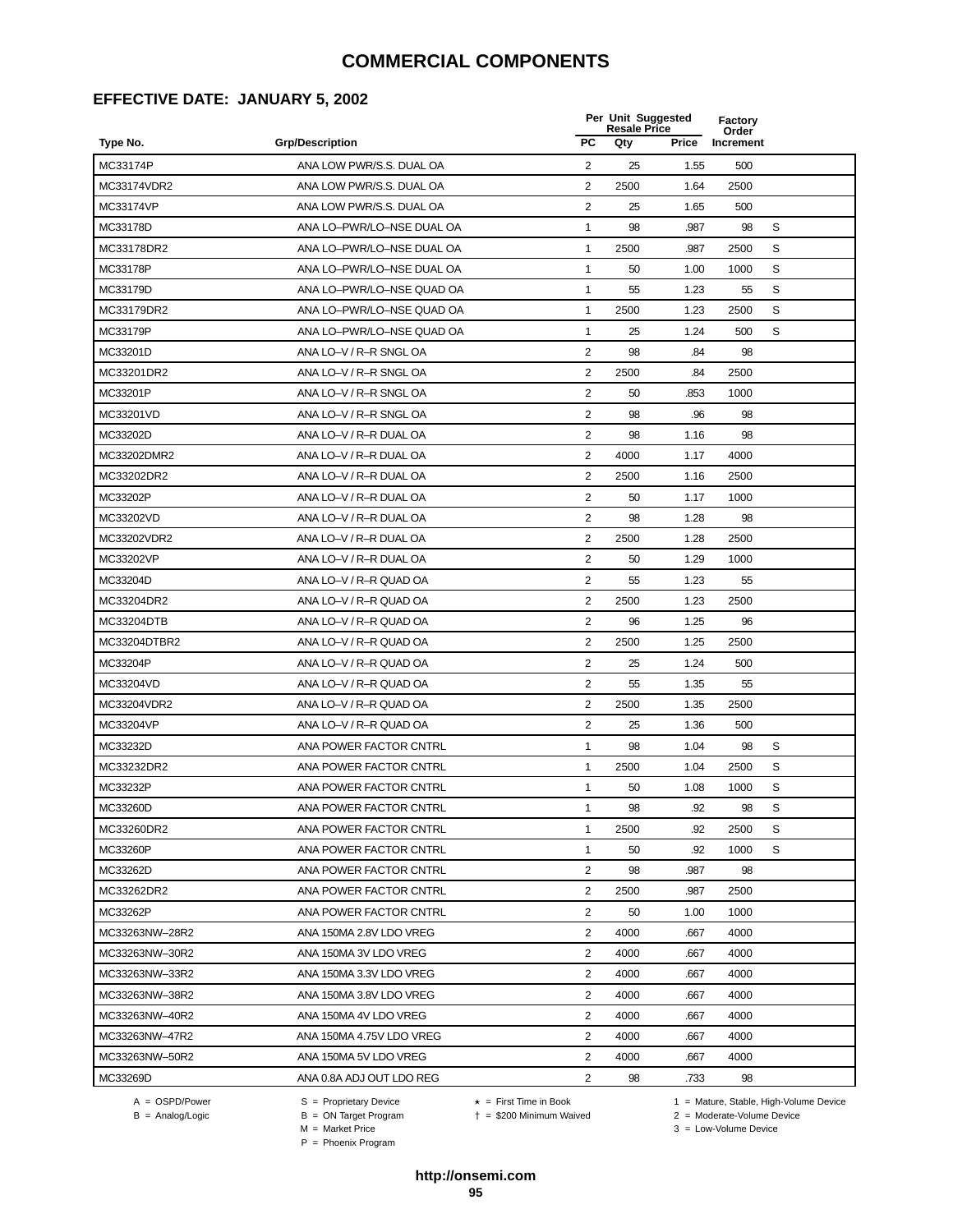# COMMERCIAL COMPONENTS

## EFFECTIVE DATE: JANUARY 5, 2002

| Type No. | Grp/Description | PC | Per Unit Suggested Resale Price Qty | Price | Factory Order Increment | |
|---|---|---|---|---|---|---|
| MC33174P | ANA LOW PWR/S.S. DUAL OA | 2 | 25 | 1.55 | 500 | |
| MC33174VDR2 | ANA LOW PWR/S.S. DUAL OA | 2 | 2500 | 1.64 | 2500 | |
| MC33174VP | ANA LOW PWR/S.S. DUAL OA | 2 | 25 | 1.65 | 500 | |
| MC33178D | ANA LO–PWR/LO–NSE DUAL OA | 1 | 98 | .987 | 98 | S |
| MC33178DR2 | ANA LO–PWR/LO–NSE DUAL OA | 1 | 2500 | .987 | 2500 | S |
| MC33178P | ANA LO–PWR/LO–NSE DUAL OA | 1 | 50 | 1.00 | 1000 | S |
| MC33179D | ANA LO–PWR/LO–NSE QUAD OA | 1 | 55 | 1.23 | 55 | S |
| MC33179DR2 | ANA LO–PWR/LO–NSE QUAD OA | 1 | 2500 | 1.23 | 2500 | S |
| MC33179P | ANA LO–PWR/LO–NSE QUAD OA | 1 | 25 | 1.24 | 500 | S |
| MC33201D | ANA LO–V / R–R SNGL OA | 2 | 98 | .84 | 98 | |
| MC33201DR2 | ANA LO–V / R–R SNGL OA | 2 | 2500 | .84 | 2500 | |
| MC33201P | ANA LO–V / R–R SNGL OA | 2 | 50 | .853 | 1000 | |
| MC33201VD | ANA LO–V / R–R SNGL OA | 2 | 98 | .96 | 98 | |
| MC33202D | ANA LO–V / R–R DUAL OA | 2 | 98 | 1.16 | 98 | |
| MC33202DMR2 | ANA LO–V / R–R DUAL OA | 2 | 4000 | 1.17 | 4000 | |
| MC33202DR2 | ANA LO–V / R–R DUAL OA | 2 | 2500 | 1.16 | 2500 | |
| MC33202P | ANA LO–V / R–R DUAL OA | 2 | 50 | 1.17 | 1000 | |
| MC33202VD | ANA LO–V / R–R DUAL OA | 2 | 98 | 1.28 | 98 | |
| MC33202VDR2 | ANA LO–V / R–R DUAL OA | 2 | 2500 | 1.28 | 2500 | |
| MC33202VP | ANA LO–V / R–R DUAL OA | 2 | 50 | 1.29 | 1000 | |
| MC33204D | ANA LO–V / R–R QUAD OA | 2 | 55 | 1.23 | 55 | |
| MC33204DR2 | ANA LO–V / R–R QUAD OA | 2 | 2500 | 1.23 | 2500 | |
| MC33204DTB | ANA LO–V / R–R QUAD OA | 2 | 96 | 1.25 | 96 | |
| MC33204DTBR2 | ANA LO–V / R–R QUAD OA | 2 | 2500 | 1.25 | 2500 | |
| MC33204P | ANA LO–V / R–R QUAD OA | 2 | 25 | 1.24 | 500 | |
| MC33204VD | ANA LO–V / R–R QUAD OA | 2 | 55 | 1.35 | 55 | |
| MC33204VDR2 | ANA LO–V / R–R QUAD OA | 2 | 2500 | 1.35 | 2500 | |
| MC33204VP | ANA LO–V / R–R QUAD OA | 2 | 25 | 1.36 | 500 | |
| MC33232D | ANA POWER FACTOR CNTRL | 1 | 98 | 1.04 | 98 | S |
| MC33232DR2 | ANA POWER FACTOR CNTRL | 1 | 2500 | 1.04 | 2500 | S |
| MC33232P | ANA POWER FACTOR CNTRL | 1 | 50 | 1.08 | 1000 | S |
| MC33260D | ANA POWER FACTOR CNTRL | 1 | 98 | .92 | 98 | S |
| MC33260DR2 | ANA POWER FACTOR CNTRL | 1 | 2500 | .92 | 2500 | S |
| MC33260P | ANA POWER FACTOR CNTRL | 1 | 50 | .92 | 1000 | S |
| MC33262D | ANA POWER FACTOR CNTRL | 2 | 98 | .987 | 98 | |
| MC33262DR2 | ANA POWER FACTOR CNTRL | 2 | 2500 | .987 | 2500 | |
| MC33262P | ANA POWER FACTOR CNTRL | 2 | 50 | 1.00 | 1000 | |
| MC33263NW–28R2 | ANA 150MA 2.8V LDO VREG | 2 | 4000 | .667 | 4000 | |
| MC33263NW–30R2 | ANA 150MA 3V LDO VREG | 2 | 4000 | .667 | 4000 | |
| MC33263NW–33R2 | ANA 150MA 3.3V LDO VREG | 2 | 4000 | .667 | 4000 | |
| MC33263NW–38R2 | ANA 150MA 3.8V LDO VREG | 2 | 4000 | .667 | 4000 | |
| MC33263NW–40R2 | ANA 150MA 4V LDO VREG | 2 | 4000 | .667 | 4000 | |
| MC33263NW–47R2 | ANA 150MA 4.75V LDO VREG | 2 | 4000 | .667 | 4000 | |
| MC33263NW–50R2 | ANA 150MA 5V LDO VREG | 2 | 4000 | .667 | 4000 | |
| MC33269D | ANA 0.8A ADJ OUT LDO REG | 2 | 98 | .733 | 98 | |

A = OSPD/Power
B = Analog/Logic

S = Proprietary Device
B = ON Target Program
M = Market Price
P = Phoenix Program

⋆ = First Time in Book
† = $200 Minimum Waived

1 = Mature, Stable, High-Volume Device
2 = Moderate-Volume Device
3 = Low-Volume Device

**http://onsemi.com**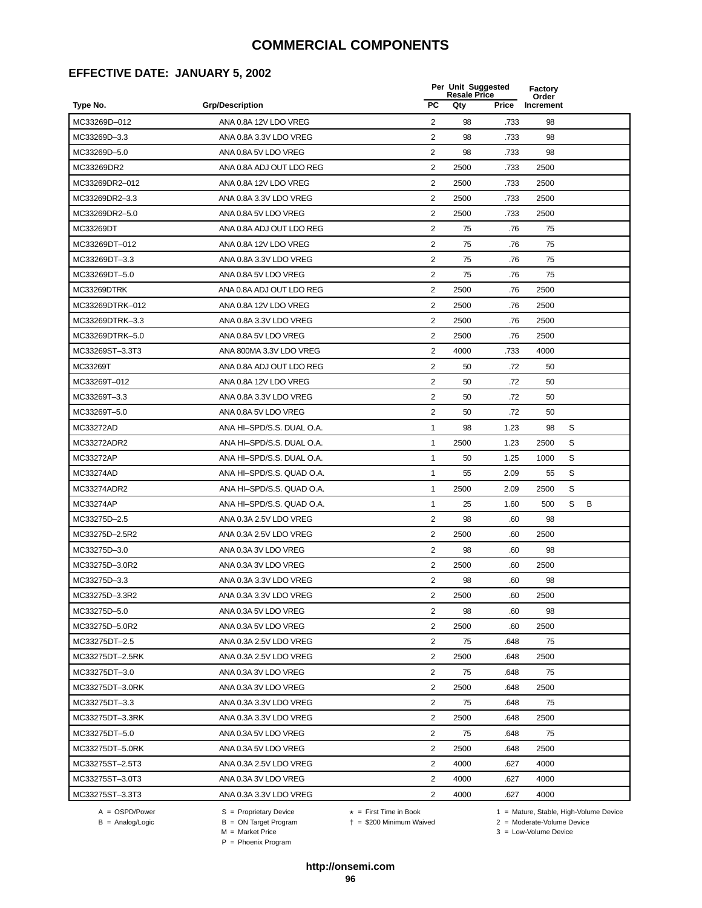# COMMERCIAL COMPONENTS

## EFFECTIVE DATE: JANUARY 5, 2002

| Type No. | Grp/Description | PC | Per Unit Suggested Resale Price Qty | Price | Factory Order Increment | | |
|---|---|---|---|---|---|---|---|
| MC33269D–012 | ANA 0.8A 12V LDO VREG | 2 | 98 | .733 | 98 | | |
| MC33269D–3.3 | ANA 0.8A 3.3V LDO VREG | 2 | 98 | .733 | 98 | | |
| MC33269D–5.0 | ANA 0.8A 5V LDO VREG | 2 | 98 | .733 | 98 | | |
| MC33269DR2 | ANA 0.8A ADJ OUT LDO REG | 2 | 2500 | .733 | 2500 | | |
| MC33269DR2–012 | ANA 0.8A 12V LDO VREG | 2 | 2500 | .733 | 2500 | | |
| MC33269DR2–3.3 | ANA 0.8A 3.3V LDO VREG | 2 | 2500 | .733 | 2500 | | |
| MC33269DR2–5.0 | ANA 0.8A 5V LDO VREG | 2 | 2500 | .733 | 2500 | | |
| MC33269DT | ANA 0.8A ADJ OUT LDO REG | 2 | 75 | .76 | 75 | | |
| MC33269DT–012 | ANA 0.8A 12V LDO VREG | 2 | 75 | .76 | 75 | | |
| MC33269DT–3.3 | ANA 0.8A 3.3V LDO VREG | 2 | 75 | .76 | 75 | | |
| MC33269DT–5.0 | ANA 0.8A 5V LDO VREG | 2 | 75 | .76 | 75 | | |
| MC33269DTRK | ANA 0.8A ADJ OUT LDO REG | 2 | 2500 | .76 | 2500 | | |
| MC33269DTRK–012 | ANA 0.8A 12V LDO VREG | 2 | 2500 | .76 | 2500 | | |
| MC33269DTRK–3.3 | ANA 0.8A 3.3V LDO VREG | 2 | 2500 | .76 | 2500 | | |
| MC33269DTRK–5.0 | ANA 0.8A 5V LDO VREG | 2 | 2500 | .76 | 2500 | | |
| MC33269ST–3.3T3 | ANA 800MA 3.3V LDO VREG | 2 | 4000 | .733 | 4000 | | |
| MC33269T | ANA 0.8A ADJ OUT LDO REG | 2 | 50 | .72 | 50 | | |
| MC33269T–012 | ANA 0.8A 12V LDO VREG | 2 | 50 | .72 | 50 | | |
| MC33269T–3.3 | ANA 0.8A 3.3V LDO VREG | 2 | 50 | .72 | 50 | | |
| MC33269T–5.0 | ANA 0.8A 5V LDO VREG | 2 | 50 | .72 | 50 | | |
| MC33272AD | ANA HI–SPD/S.S. DUAL O.A. | 1 | 98 | 1.23 | 98 | S | |
| MC33272ADR2 | ANA HI–SPD/S.S. DUAL O.A. | 1 | 2500 | 1.23 | 2500 | S | |
| MC33272AP | ANA HI–SPD/S.S. DUAL O.A. | 1 | 50 | 1.25 | 1000 | S | |
| MC33274AD | ANA HI–SPD/S.S. QUAD O.A. | 1 | 55 | 2.09 | 55 | S | |
| MC33274ADR2 | ANA HI–SPD/S.S. QUAD O.A. | 1 | 2500 | 2.09 | 2500 | S | |
| MC33274AP | ANA HI–SPD/S.S. QUAD O.A. | 1 | 25 | 1.60 | 500 | S | B |
| MC33275D–2.5 | ANA 0.3A 2.5V LDO VREG | 2 | 98 | .60 | 98 | | |
| MC33275D–2.5R2 | ANA 0.3A 2.5V LDO VREG | 2 | 2500 | .60 | 2500 | | |
| MC33275D–3.0 | ANA 0.3A 3V LDO VREG | 2 | 98 | .60 | 98 | | |
| MC33275D–3.0R2 | ANA 0.3A 3V LDO VREG | 2 | 2500 | .60 | 2500 | | |
| MC33275D–3.3 | ANA 0.3A 3.3V LDO VREG | 2 | 98 | .60 | 98 | | |
| MC33275D–3.3R2 | ANA 0.3A 3.3V LDO VREG | 2 | 2500 | .60 | 2500 | | |
| MC33275D–5.0 | ANA 0.3A 5V LDO VREG | 2 | 98 | .60 | 98 | | |
| MC33275D–5.0R2 | ANA 0.3A 5V LDO VREG | 2 | 2500 | .60 | 2500 | | |
| MC33275DT–2.5 | ANA 0.3A 2.5V LDO VREG | 2 | 75 | .648 | 75 | | |
| MC33275DT–2.5RK | ANA 0.3A 2.5V LDO VREG | 2 | 2500 | .648 | 2500 | | |
| MC33275DT–3.0 | ANA 0.3A 3V LDO VREG | 2 | 75 | .648 | 75 | | |
| MC33275DT–3.0RK | ANA 0.3A 3V LDO VREG | 2 | 2500 | .648 | 2500 | | |
| MC33275DT–3.3 | ANA 0.3A 3.3V LDO VREG | 2 | 75 | .648 | 75 | | |
| MC33275DT–3.3RK | ANA 0.3A 3.3V LDO VREG | 2 | 2500 | .648 | 2500 | | |
| MC33275DT–5.0 | ANA 0.3A 5V LDO VREG | 2 | 75 | .648 | 75 | | |
| MC33275DT–5.0RK | ANA 0.3A 5V LDO VREG | 2 | 2500 | .648 | 2500 | | |
| MC33275ST–2.5T3 | ANA 0.3A 2.5V LDO VREG | 2 | 4000 | .627 | 4000 | | |
| MC33275ST–3.0T3 | ANA 0.3A 3V LDO VREG | 2 | 4000 | .627 | 4000 | | |
| MC33275ST–3.3T3 | ANA 0.3A 3.3V LDO VREG | 2 | 4000 | .627 | 4000 | | |

A = OSPD/Power
B = Analog/Logic

S = Proprietary Device
B = ON Target Program
M = Market Price
P = Phoenix Program

★ = First Time in Book
† = $200 Minimum Waived

1 = Mature, Stable, High-Volume Device
2 = Moderate-Volume Device
3 = Low-Volume Device

**http://onsemi.com**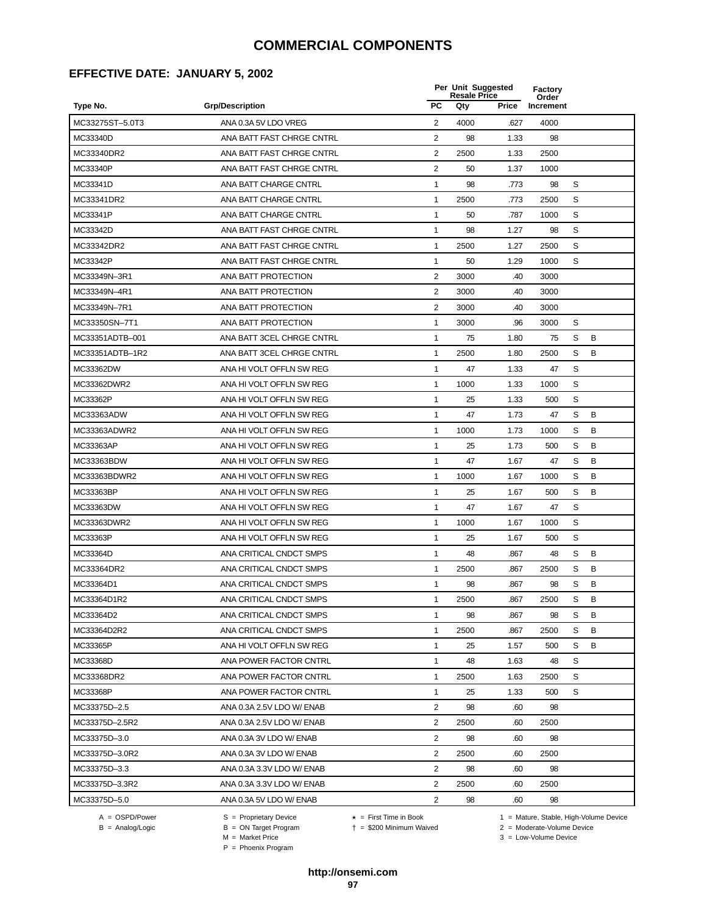# COMMERCIAL COMPONENTS

## EFFECTIVE DATE: JANUARY 5, 2002

| Type No. | Grp/Description | PC | Per Unit Suggested Resale Price Qty | Price | Factory Order Increment | | |
|---|---|---|---|---|---|---|---|
| MC33275ST–5.0T3 | ANA 0.3A 5V LDO VREG | 2 | 4000 | .627 | 4000 | | |
| MC33340D | ANA BATT FAST CHRGE CNTRL | 2 | 98 | 1.33 | 98 | | |
| MC33340DR2 | ANA BATT FAST CHRGE CNTRL | 2 | 2500 | 1.33 | 2500 | | |
| MC33340P | ANA BATT FAST CHRGE CNTRL | 2 | 50 | 1.37 | 1000 | | |
| MC33341D | ANA BATT CHARGE CNTRL | 1 | 98 | .773 | 98 | S | |
| MC33341DR2 | ANA BATT CHARGE CNTRL | 1 | 2500 | .773 | 2500 | S | |
| MC33341P | ANA BATT CHARGE CNTRL | 1 | 50 | .787 | 1000 | S | |
| MC33342D | ANA BATT FAST CHRGE CNTRL | 1 | 98 | 1.27 | 98 | S | |
| MC33342DR2 | ANA BATT FAST CHRGE CNTRL | 1 | 2500 | 1.27 | 2500 | S | |
| MC33342P | ANA BATT FAST CHRGE CNTRL | 1 | 50 | 1.29 | 1000 | S | |
| MC33349N–3R1 | ANA BATT PROTECTION | 2 | 3000 | .40 | 3000 | | |
| MC33349N–4R1 | ANA BATT PROTECTION | 2 | 3000 | .40 | 3000 | | |
| MC33349N–7R1 | ANA BATT PROTECTION | 2 | 3000 | .40 | 3000 | | |
| MC33350SN–7T1 | ANA BATT PROTECTION | 1 | 3000 | .96 | 3000 | S | |
| MC33351ADTB–001 | ANA BATT 3CEL CHRGE CNTRL | 1 | 75 | 1.80 | 75 | S | B |
| MC33351ADTB–1R2 | ANA BATT 3CEL CHRGE CNTRL | 1 | 2500 | 1.80 | 2500 | S | B |
| MC33362DW | ANA HI VOLT OFFLN SW REG | 1 | 47 | 1.33 | 47 | S | |
| MC33362DWR2 | ANA HI VOLT OFFLN SW REG | 1 | 1000 | 1.33 | 1000 | S | |
| MC33362P | ANA HI VOLT OFFLN SW REG | 1 | 25 | 1.33 | 500 | S | |
| MC33363ADW | ANA HI VOLT OFFLN SW REG | 1 | 47 | 1.73 | 47 | S | B |
| MC33363ADWR2 | ANA HI VOLT OFFLN SW REG | 1 | 1000 | 1.73 | 1000 | S | B |
| MC33363AP | ANA HI VOLT OFFLN SW REG | 1 | 25 | 1.73 | 500 | S | B |
| MC33363BDW | ANA HI VOLT OFFLN SW REG | 1 | 47 | 1.67 | 47 | S | B |
| MC33363BDWR2 | ANA HI VOLT OFFLN SW REG | 1 | 1000 | 1.67 | 1000 | S | B |
| MC33363BP | ANA HI VOLT OFFLN SW REG | 1 | 25 | 1.67 | 500 | S | B |
| MC33363DW | ANA HI VOLT OFFLN SW REG | 1 | 47 | 1.67 | 47 | S | |
| MC33363DWR2 | ANA HI VOLT OFFLN SW REG | 1 | 1000 | 1.67 | 1000 | S | |
| MC33363P | ANA HI VOLT OFFLN SW REG | 1 | 25 | 1.67 | 500 | S | |
| MC33364D | ANA CRITICAL CNDCT SMPS | 1 | 48 | .867 | 48 | S | B |
| MC33364DR2 | ANA CRITICAL CNDCT SMPS | 1 | 2500 | .867 | 2500 | S | B |
| MC33364D1 | ANA CRITICAL CNDCT SMPS | 1 | 98 | .867 | 98 | S | B |
| MC33364D1R2 | ANA CRITICAL CNDCT SMPS | 1 | 2500 | .867 | 2500 | S | B |
| MC33364D2 | ANA CRITICAL CNDCT SMPS | 1 | 98 | .867 | 98 | S | B |
| MC33364D2R2 | ANA CRITICAL CNDCT SMPS | 1 | 2500 | .867 | 2500 | S | B |
| MC33365P | ANA HI VOLT OFFLN SW REG | 1 | 25 | 1.57 | 500 | S | B |
| MC33368D | ANA POWER FACTOR CNTRL | 1 | 48 | 1.63 | 48 | S | |
| MC33368DR2 | ANA POWER FACTOR CNTRL | 1 | 2500 | 1.63 | 2500 | S | |
| MC33368P | ANA POWER FACTOR CNTRL | 1 | 25 | 1.33 | 500 | S | |
| MC33375D–2.5 | ANA 0.3A 2.5V LDO W/ ENAB | 2 | 98 | .60 | 98 | | |
| MC33375D–2.5R2 | ANA 0.3A 2.5V LDO W/ ENAB | 2 | 2500 | .60 | 2500 | | |
| MC33375D–3.0 | ANA 0.3A 3V LDO W/ ENAB | 2 | 98 | .60 | 98 | | |
| MC33375D–3.0R2 | ANA 0.3A 3V LDO W/ ENAB | 2 | 2500 | .60 | 2500 | | |
| MC33375D–3.3 | ANA 0.3A 3.3V LDO W/ ENAB | 2 | 98 | .60 | 98 | | |
| MC33375D–3.3R2 | ANA 0.3A 3.3V LDO W/ ENAB | 2 | 2500 | .60 | 2500 | | |
| MC33375D–5.0 | ANA 0.3A 5V LDO W/ ENAB | 2 | 98 | .60 | 98 | | |

A = OSPD/Power
B = Analog/Logic

S = Proprietary Device
B = ON Target Program
M = Market Price
P = Phoenix Program

⋆ = First Time in Book
† = $200 Minimum Waived

1 = Mature, Stable, High-Volume Device
2 = Moderate-Volume Device
3 = Low-Volume Device

**http://onsemi.com**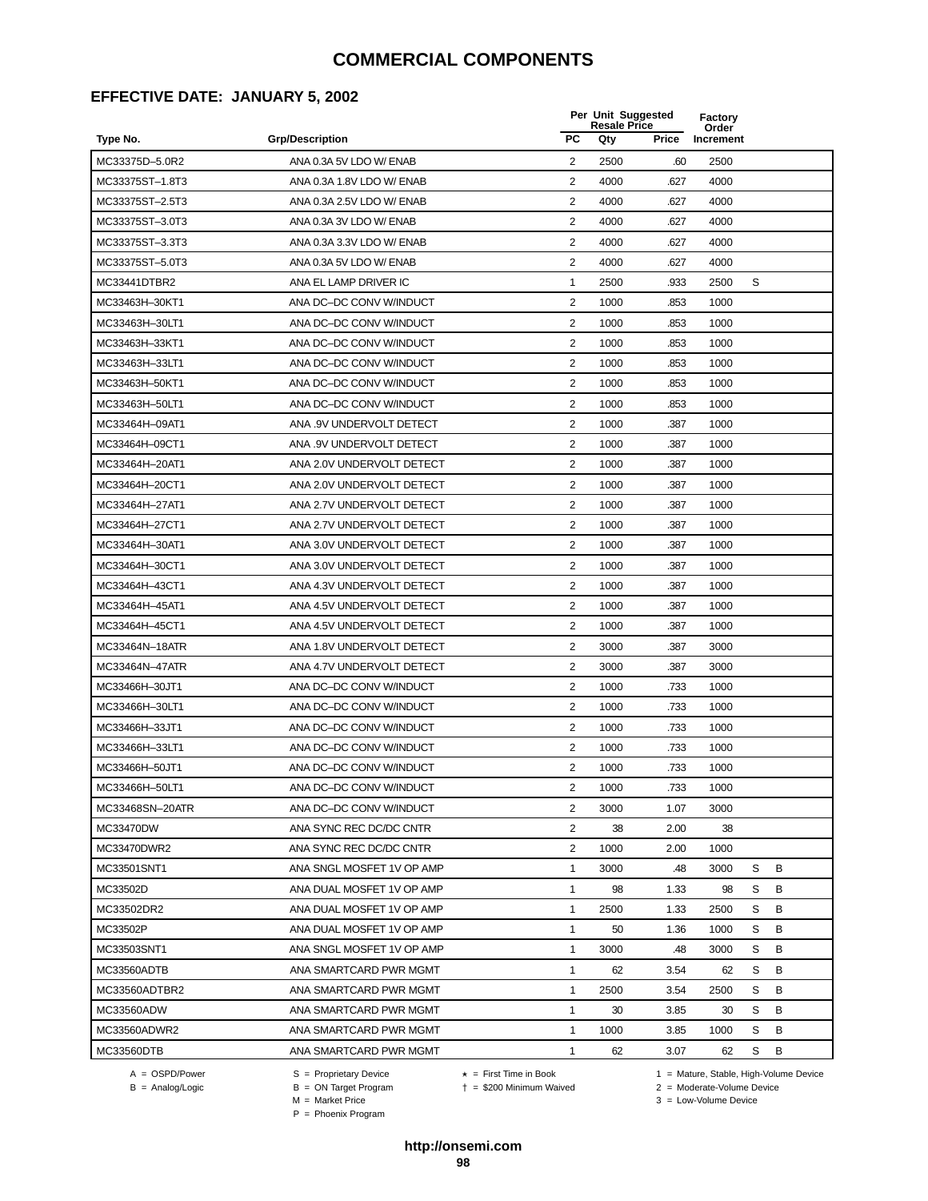# COMMERCIAL COMPONENTS

## EFFECTIVE DATE: JANUARY 5, 2002

| Type No. | Grp/Description | PC | Per Unit Suggested Resale Price Qty | Price | Factory Order Increment | | |
|---|---|---|---|---|---|---|---|
| MC33375D–5.0R2 | ANA 0.3A 5V LDO W/ ENAB | 2 | 2500 | .60 | 2500 | | |
| MC33375ST–1.8T3 | ANA 0.3A 1.8V LDO W/ ENAB | 2 | 4000 | .627 | 4000 | | |
| MC33375ST–2.5T3 | ANA 0.3A 2.5V LDO W/ ENAB | 2 | 4000 | .627 | 4000 | | |
| MC33375ST–3.0T3 | ANA 0.3A 3V LDO W/ ENAB | 2 | 4000 | .627 | 4000 | | |
| MC33375ST–3.3T3 | ANA 0.3A 3.3V LDO W/ ENAB | 2 | 4000 | .627 | 4000 | | |
| MC33375ST–5.0T3 | ANA 0.3A 5V LDO W/ ENAB | 2 | 4000 | .627 | 4000 | | |
| MC33441DTBR2 | ANA EL LAMP DRIVER IC | 1 | 2500 | .933 | 2500 | S | |
| MC33463H–30KT1 | ANA DC–DC CONV W/INDUCT | 2 | 1000 | .853 | 1000 | | |
| MC33463H–30LT1 | ANA DC–DC CONV W/INDUCT | 2 | 1000 | .853 | 1000 | | |
| MC33463H–33KT1 | ANA DC–DC CONV W/INDUCT | 2 | 1000 | .853 | 1000 | | |
| MC33463H–33LT1 | ANA DC–DC CONV W/INDUCT | 2 | 1000 | .853 | 1000 | | |
| MC33463H–50KT1 | ANA DC–DC CONV W/INDUCT | 2 | 1000 | .853 | 1000 | | |
| MC33463H–50LT1 | ANA DC–DC CONV W/INDUCT | 2 | 1000 | .853 | 1000 | | |
| MC33464H–09AT1 | ANA .9V UNDERVOLT DETECT | 2 | 1000 | .387 | 1000 | | |
| MC33464H–09CT1 | ANA .9V UNDERVOLT DETECT | 2 | 1000 | .387 | 1000 | | |
| MC33464H–20AT1 | ANA 2.0V UNDERVOLT DETECT | 2 | 1000 | .387 | 1000 | | |
| MC33464H–20CT1 | ANA 2.0V UNDERVOLT DETECT | 2 | 1000 | .387 | 1000 | | |
| MC33464H–27AT1 | ANA 2.7V UNDERVOLT DETECT | 2 | 1000 | .387 | 1000 | | |
| MC33464H–27CT1 | ANA 2.7V UNDERVOLT DETECT | 2 | 1000 | .387 | 1000 | | |
| MC33464H–30AT1 | ANA 3.0V UNDERVOLT DETECT | 2 | 1000 | .387 | 1000 | | |
| MC33464H–30CT1 | ANA 3.0V UNDERVOLT DETECT | 2 | 1000 | .387 | 1000 | | |
| MC33464H–43CT1 | ANA 4.3V UNDERVOLT DETECT | 2 | 1000 | .387 | 1000 | | |
| MC33464H–45AT1 | ANA 4.5V UNDERVOLT DETECT | 2 | 1000 | .387 | 1000 | | |
| MC33464H–45CT1 | ANA 4.5V UNDERVOLT DETECT | 2 | 1000 | .387 | 1000 | | |
| MC33464N–18ATR | ANA 1.8V UNDERVOLT DETECT | 2 | 3000 | .387 | 3000 | | |
| MC33464N–47ATR | ANA 4.7V UNDERVOLT DETECT | 2 | 3000 | .387 | 3000 | | |
| MC33466H–30JT1 | ANA DC–DC CONV W/INDUCT | 2 | 1000 | .733 | 1000 | | |
| MC33466H–30LT1 | ANA DC–DC CONV W/INDUCT | 2 | 1000 | .733 | 1000 | | |
| MC33466H–33JT1 | ANA DC–DC CONV W/INDUCT | 2 | 1000 | .733 | 1000 | | |
| MC33466H–33LT1 | ANA DC–DC CONV W/INDUCT | 2 | 1000 | .733 | 1000 | | |
| MC33466H–50JT1 | ANA DC–DC CONV W/INDUCT | 2 | 1000 | .733 | 1000 | | |
| MC33466H–50LT1 | ANA DC–DC CONV W/INDUCT | 2 | 1000 | .733 | 1000 | | |
| MC33468SN–20ATR | ANA DC–DC CONV W/INDUCT | 2 | 3000 | 1.07 | 3000 | | |
| MC33470DW | ANA SYNC REC DC/DC CNTR | 2 | 38 | 2.00 | 38 | | |
| MC33470DWR2 | ANA SYNC REC DC/DC CNTR | 2 | 1000 | 2.00 | 1000 | | |
| MC33501SNT1 | ANA SNGL MOSFET 1V OP AMP | 1 | 3000 | .48 | 3000 | S | B |
| MC33502D | ANA DUAL MOSFET 1V OP AMP | 1 | 98 | 1.33 | 98 | S | B |
| MC33502DR2 | ANA DUAL MOSFET 1V OP AMP | 1 | 2500 | 1.33 | 2500 | S | B |
| MC33502P | ANA DUAL MOSFET 1V OP AMP | 1 | 50 | 1.36 | 1000 | S | B |
| MC33503SNT1 | ANA SNGL MOSFET 1V OP AMP | 1 | 3000 | .48 | 3000 | S | B |
| MC33560ADTB | ANA SMARTCARD PWR MGMT | 1 | 62 | 3.54 | 62 | S | B |
| MC33560ADTBR2 | ANA SMARTCARD PWR MGMT | 1 | 2500 | 3.54 | 2500 | S | B |
| MC33560ADW | ANA SMARTCARD PWR MGMT | 1 | 30 | 3.85 | 30 | S | B |
| MC33560ADWR2 | ANA SMARTCARD PWR MGMT | 1 | 1000 | 3.85 | 1000 | S | B |
| MC33560DTB | ANA SMARTCARD PWR MGMT | 1 | 62 | 3.07 | 62 | S | B |

A = OSPD/Power
B = Analog/Logic

S = Proprietary Device
B = ON Target Program
M = Market Price
P = Phoenix Program

⋆ = First Time in Book
† = $200 Minimum Waived

1 = Mature, Stable, High-Volume Device
2 = Moderate-Volume Device
3 = Low-Volume Device

**http://onsemi.com**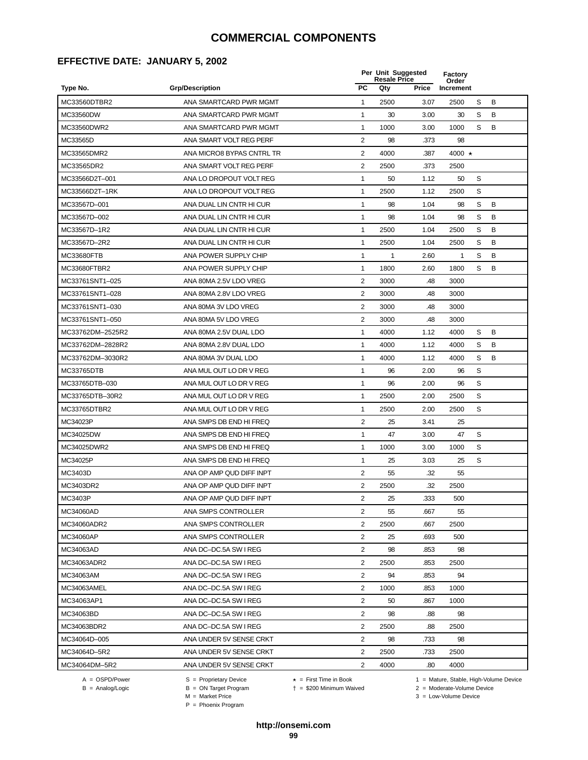# COMMERCIAL COMPONENTS

## EFFECTIVE DATE: JANUARY 5, 2002

| Type No. | Grp/Description | PC | Per Unit Suggested Resale Price Qty | Price | Factory Order Increment | | |
|---|---|---|---|---|---|---|---|
| MC33560DTBR2 | ANA SMARTCARD PWR MGMT | 1 | 2500 | 3.07 | 2500 | S | B |
| MC33560DW | ANA SMARTCARD PWR MGMT | 1 | 30 | 3.00 | 30 | S | B |
| MC33560DWR2 | ANA SMARTCARD PWR MGMT | 1 | 1000 | 3.00 | 1000 | S | B |
| MC33565D | ANA SMART VOLT REG PERF | 2 | 98 | .373 | 98 | | |
| MC33565DMR2 | ANA MICRO8 BYPAS CNTRL TR | 2 | 4000 | .387 | 4000 ⋆ | | |
| MC33565DR2 | ANA SMART VOLT REG PERF | 2 | 2500 | .373 | 2500 | | |
| MC33566D2T–001 | ANA LO DROPOUT VOLT REG | 1 | 50 | 1.12 | 50 | S | |
| MC33566D2T–1RK | ANA LO DROPOUT VOLT REG | 1 | 2500 | 1.12 | 2500 | S | |
| MC33567D–001 | ANA DUAL LIN CNTR HI CUR | 1 | 98 | 1.04 | 98 | S | B |
| MC33567D–002 | ANA DUAL LIN CNTR HI CUR | 1 | 98 | 1.04 | 98 | S | B |
| MC33567D–1R2 | ANA DUAL LIN CNTR HI CUR | 1 | 2500 | 1.04 | 2500 | S | B |
| MC33567D–2R2 | ANA DUAL LIN CNTR HI CUR | 1 | 2500 | 1.04 | 2500 | S | B |
| MC33680FTB | ANA POWER SUPPLY CHIP | 1 | 1 | 2.60 | 1 | S | B |
| MC33680FTBR2 | ANA POWER SUPPLY CHIP | 1 | 1800 | 2.60 | 1800 | S | B |
| MC33761SNT1–025 | ANA 80MA 2.5V LDO VREG | 2 | 3000 | .48 | 3000 | | |
| MC33761SNT1–028 | ANA 80MA 2.8V LDO VREG | 2 | 3000 | .48 | 3000 | | |
| MC33761SNT1–030 | ANA 80MA 3V LDO VREG | 2 | 3000 | .48 | 3000 | | |
| MC33761SNT1–050 | ANA 80MA 5V LDO VREG | 2 | 3000 | .48 | 3000 | | |
| MC33762DM–2525R2 | ANA 80MA 2.5V DUAL LDO | 1 | 4000 | 1.12 | 4000 | S | B |
| MC33762DM–2828R2 | ANA 80MA 2.8V DUAL LDO | 1 | 4000 | 1.12 | 4000 | S | B |
| MC33762DM–3030R2 | ANA 80MA 3V DUAL LDO | 1 | 4000 | 1.12 | 4000 | S | B |
| MC33765DTB | ANA MUL OUT LO DR V REG | 1 | 96 | 2.00 | 96 | S | |
| MC33765DTB–030 | ANA MUL OUT LO DR V REG | 1 | 96 | 2.00 | 96 | S | |
| MC33765DTB–30R2 | ANA MUL OUT LO DR V REG | 1 | 2500 | 2.00 | 2500 | S | |
| MC33765DTBR2 | ANA MUL OUT LO DR V REG | 1 | 2500 | 2.00 | 2500 | S | |
| MC34023P | ANA SMPS DB END HI FREQ | 2 | 25 | 3.41 | 25 | | |
| MC34025DW | ANA SMPS DB END HI FREQ | 1 | 47 | 3.00 | 47 | S | |
| MC34025DWR2 | ANA SMPS DB END HI FREQ | 1 | 1000 | 3.00 | 1000 | S | |
| MC34025P | ANA SMPS DB END HI FREQ | 1 | 25 | 3.03 | 25 | S | |
| MC3403D | ANA OP AMP QUD DIFF INPT | 2 | 55 | .32 | 55 | | |
| MC3403DR2 | ANA OP AMP QUD DIFF INPT | 2 | 2500 | .32 | 2500 | | |
| MC3403P | ANA OP AMP QUD DIFF INPT | 2 | 25 | .333 | 500 | | |
| MC34060AD | ANA SMPS CONTROLLER | 2 | 55 | .667 | 55 | | |
| MC34060ADR2 | ANA SMPS CONTROLLER | 2 | 2500 | .667 | 2500 | | |
| MC34060AP | ANA SMPS CONTROLLER | 2 | 25 | .693 | 500 | | |
| MC34063AD | ANA DC–DC.5A SW I REG | 2 | 98 | .853 | 98 | | |
| MC34063ADR2 | ANA DC–DC.5A SW I REG | 2 | 2500 | .853 | 2500 | | |
| MC34063AM | ANA DC–DC.5A SW I REG | 2 | 94 | .853 | 94 | | |
| MC34063AMEL | ANA DC–DC.5A SW I REG | 2 | 1000 | .853 | 1000 | | |
| MC34063AP1 | ANA DC–DC.5A SW I REG | 2 | 50 | .867 | 1000 | | |
| MC34063BD | ANA DC–DC.5A SW I REG | 2 | 98 | .88 | 98 | | |
| MC34063BDR2 | ANA DC–DC.5A SW I REG | 2 | 2500 | .88 | 2500 | | |
| MC34064D–005 | ANA UNDER 5V SENSE CRKT | 2 | 98 | .733 | 98 | | |
| MC34064D–5R2 | ANA UNDER 5V SENSE CRKT | 2 | 2500 | .733 | 2500 | | |
| MC34064DM–5R2 | ANA UNDER 5V SENSE CRKT | 2 | 4000 | .80 | 4000 | | |

A = OSPD/Power
B = Analog/Logic

S = Proprietary Device
B = ON Target Program
M = Market Price
P = Phoenix Program

⋆ = First Time in Book
† = $200 Minimum Waived

1 = Mature, Stable, High-Volume Device
2 = Moderate-Volume Device
3 = Low-Volume Device

**http://onsemi.com**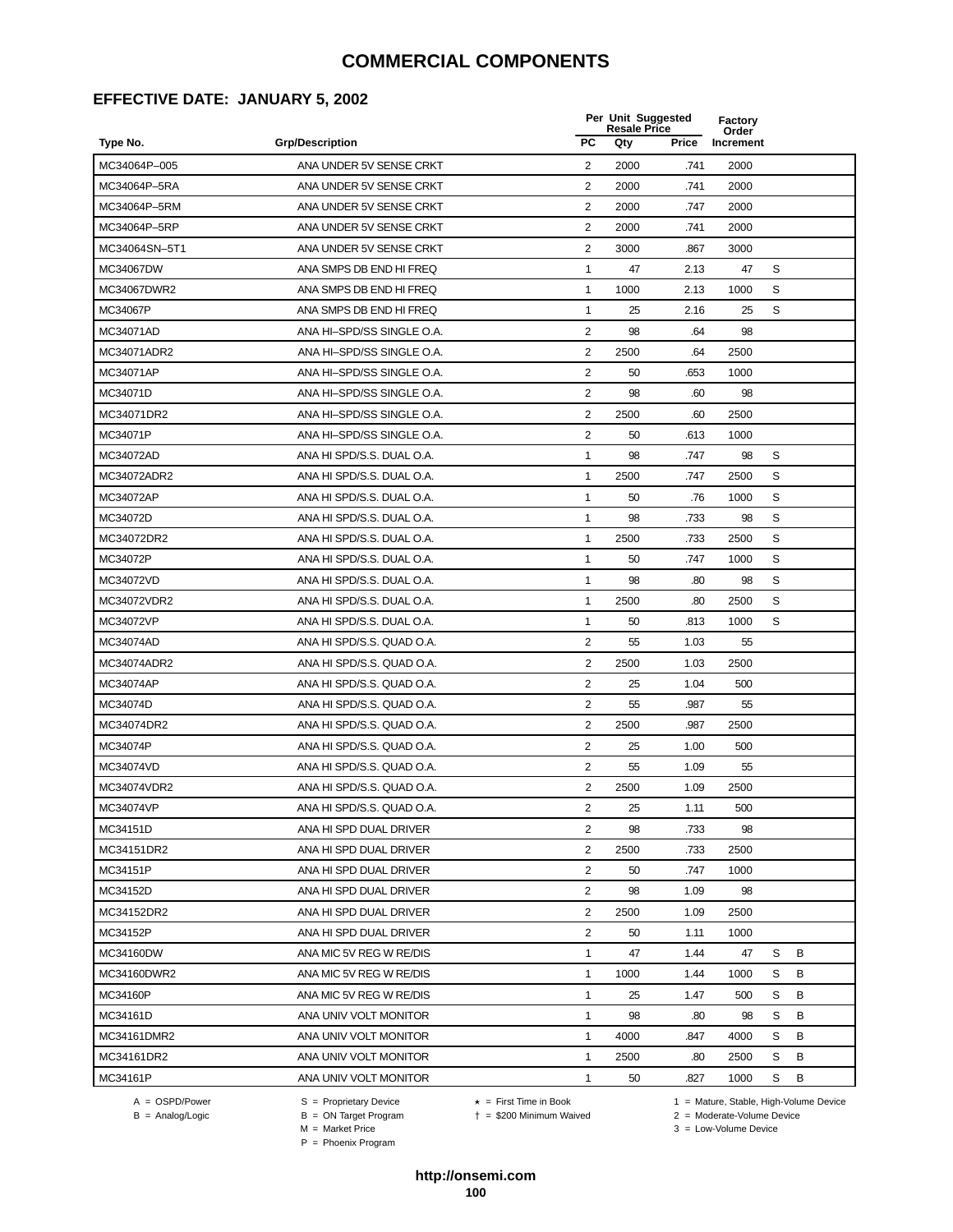# COMMERCIAL COMPONENTS

## EFFECTIVE DATE: JANUARY 5, 2002

| Type No. | Grp/Description | Per Unit Suggested Resale Price PC | Qty | Price | Factory Order Increment | | |
|---|---|---|---|---|---|---|---|
| MC34064P–005 | ANA UNDER 5V SENSE CRKT | 2 | 2000 | .741 | 2000 | | |
| MC34064P–5RA | ANA UNDER 5V SENSE CRKT | 2 | 2000 | .741 | 2000 | | |
| MC34064P–5RM | ANA UNDER 5V SENSE CRKT | 2 | 2000 | .747 | 2000 | | |
| MC34064P–5RP | ANA UNDER 5V SENSE CRKT | 2 | 2000 | .741 | 2000 | | |
| MC34064SN–5T1 | ANA UNDER 5V SENSE CRKT | 2 | 3000 | .867 | 3000 | | |
| MC34067DW | ANA SMPS DB END HI FREQ | 1 | 47 | 2.13 | 47 | S | |
| MC34067DWR2 | ANA SMPS DB END HI FREQ | 1 | 1000 | 2.13 | 1000 | S | |
| MC34067P | ANA SMPS DB END HI FREQ | 1 | 25 | 2.16 | 25 | S | |
| MC34071AD | ANA HI–SPD/SS SINGLE O.A. | 2 | 98 | .64 | 98 | | |
| MC34071ADR2 | ANA HI–SPD/SS SINGLE O.A. | 2 | 2500 | .64 | 2500 | | |
| MC34071AP | ANA HI–SPD/SS SINGLE O.A. | 2 | 50 | .653 | 1000 | | |
| MC34071D | ANA HI–SPD/SS SINGLE O.A. | 2 | 98 | .60 | 98 | | |
| MC34071DR2 | ANA HI–SPD/SS SINGLE O.A. | 2 | 2500 | .60 | 2500 | | |
| MC34071P | ANA HI–SPD/SS SINGLE O.A. | 2 | 50 | .613 | 1000 | | |
| MC34072AD | ANA HI SPD/S.S. DUAL O.A. | 1 | 98 | .747 | 98 | S | |
| MC34072ADR2 | ANA HI SPD/S.S. DUAL O.A. | 1 | 2500 | .747 | 2500 | S | |
| MC34072AP | ANA HI SPD/S.S. DUAL O.A. | 1 | 50 | .76 | 1000 | S | |
| MC34072D | ANA HI SPD/S.S. DUAL O.A. | 1 | 98 | .733 | 98 | S | |
| MC34072DR2 | ANA HI SPD/S.S. DUAL O.A. | 1 | 2500 | .733 | 2500 | S | |
| MC34072P | ANA HI SPD/S.S. DUAL O.A. | 1 | 50 | .747 | 1000 | S | |
| MC34072VD | ANA HI SPD/S.S. DUAL O.A. | 1 | 98 | .80 | 98 | S | |
| MC34072VDR2 | ANA HI SPD/S.S. DUAL O.A. | 1 | 2500 | .80 | 2500 | S | |
| MC34072VP | ANA HI SPD/S.S. DUAL O.A. | 1 | 50 | .813 | 1000 | S | |
| MC34074AD | ANA HI SPD/S.S. QUAD O.A. | 2 | 55 | 1.03 | 55 | | |
| MC34074ADR2 | ANA HI SPD/S.S. QUAD O.A. | 2 | 2500 | 1.03 | 2500 | | |
| MC34074AP | ANA HI SPD/S.S. QUAD O.A. | 2 | 25 | 1.04 | 500 | | |
| MC34074D | ANA HI SPD/S.S. QUAD O.A. | 2 | 55 | .987 | 55 | | |
| MC34074DR2 | ANA HI SPD/S.S. QUAD O.A. | 2 | 2500 | .987 | 2500 | | |
| MC34074P | ANA HI SPD/S.S. QUAD O.A. | 2 | 25 | 1.00 | 500 | | |
| MC34074VD | ANA HI SPD/S.S. QUAD O.A. | 2 | 55 | 1.09 | 55 | | |
| MC34074VDR2 | ANA HI SPD/S.S. QUAD O.A. | 2 | 2500 | 1.09 | 2500 | | |
| MC34074VP | ANA HI SPD/S.S. QUAD O.A. | 2 | 25 | 1.11 | 500 | | |
| MC34151D | ANA HI SPD DUAL DRIVER | 2 | 98 | .733 | 98 | | |
| MC34151DR2 | ANA HI SPD DUAL DRIVER | 2 | 2500 | .733 | 2500 | | |
| MC34151P | ANA HI SPD DUAL DRIVER | 2 | 50 | .747 | 1000 | | |
| MC34152D | ANA HI SPD DUAL DRIVER | 2 | 98 | 1.09 | 98 | | |
| MC34152DR2 | ANA HI SPD DUAL DRIVER | 2 | 2500 | 1.09 | 2500 | | |
| MC34152P | ANA HI SPD DUAL DRIVER | 2 | 50 | 1.11 | 1000 | | |
| MC34160DW | ANA MIC 5V REG W RE/DIS | 1 | 47 | 1.44 | 47 | S | B |
| MC34160DWR2 | ANA MIC 5V REG W RE/DIS | 1 | 1000 | 1.44 | 1000 | S | B |
| MC34160P | ANA MIC 5V REG W RE/DIS | 1 | 25 | 1.47 | 500 | S | B |
| MC34161D | ANA UNIV VOLT MONITOR | 1 | 98 | .80 | 98 | S | B |
| MC34161DMR2 | ANA UNIV VOLT MONITOR | 1 | 4000 | .847 | 4000 | S | B |
| MC34161DR2 | ANA UNIV VOLT MONITOR | 1 | 2500 | .80 | 2500 | S | B |
| MC34161P | ANA UNIV VOLT MONITOR | 1 | 50 | .827 | 1000 | S | B |

A = OSPD/Power
B = Analog/Logic

S = Proprietary Device
B = ON Target Program
M = Market Price
P = Phoenix Program

★ = First Time in Book
† = $200 Minimum Waived

1 = Mature, Stable, High-Volume Device
2 = Moderate-Volume Device
3 = Low-Volume Device

**http://onsemi.com**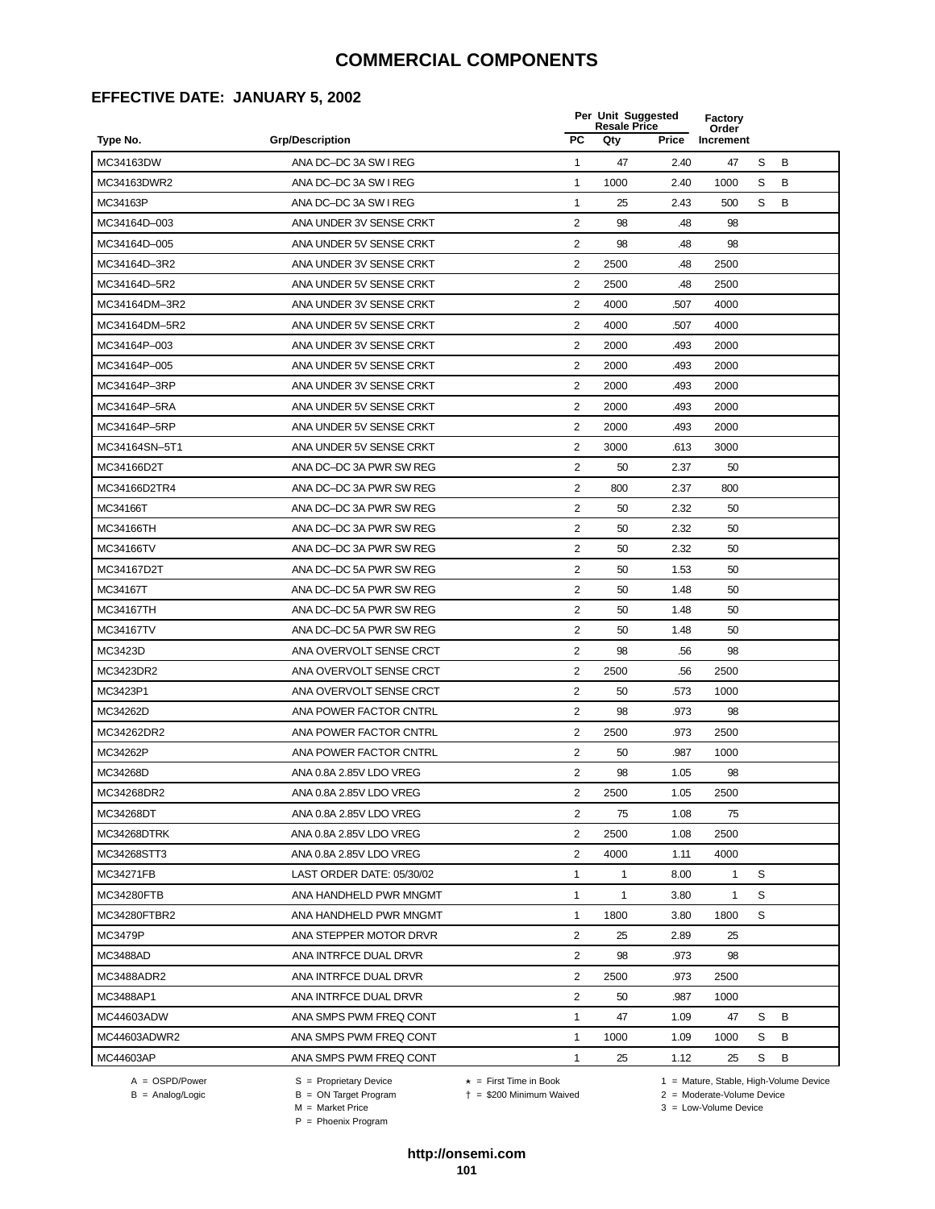# COMMERCIAL COMPONENTS

## EFFECTIVE DATE: JANUARY 5, 2002

| Type No. | Grp/Description | PC | Per Unit Suggested Resale Price Qty | Price | Factory Order Increment | | |
|---|---|---|---|---|---|---|---|
| MC34163DW | ANA DC–DC 3A SW I REG | 1 | 47 | 2.40 | 47 | S | B |
| MC34163DWR2 | ANA DC–DC 3A SW I REG | 1 | 1000 | 2.40 | 1000 | S | B |
| MC34163P | ANA DC–DC 3A SW I REG | 1 | 25 | 2.43 | 500 | S | B |
| MC34164D–003 | ANA UNDER 3V SENSE CRKT | 2 | 98 | .48 | 98 | | |
| MC34164D–005 | ANA UNDER 5V SENSE CRKT | 2 | 98 | .48 | 98 | | |
| MC34164D–3R2 | ANA UNDER 3V SENSE CRKT | 2 | 2500 | .48 | 2500 | | |
| MC34164D–5R2 | ANA UNDER 5V SENSE CRKT | 2 | 2500 | .48 | 2500 | | |
| MC34164DM–3R2 | ANA UNDER 3V SENSE CRKT | 2 | 4000 | .507 | 4000 | | |
| MC34164DM–5R2 | ANA UNDER 5V SENSE CRKT | 2 | 4000 | .507 | 4000 | | |
| MC34164P–003 | ANA UNDER 3V SENSE CRKT | 2 | 2000 | .493 | 2000 | | |
| MC34164P–005 | ANA UNDER 5V SENSE CRKT | 2 | 2000 | .493 | 2000 | | |
| MC34164P–3RP | ANA UNDER 3V SENSE CRKT | 2 | 2000 | .493 | 2000 | | |
| MC34164P–5RA | ANA UNDER 5V SENSE CRKT | 2 | 2000 | .493 | 2000 | | |
| MC34164P–5RP | ANA UNDER 5V SENSE CRKT | 2 | 2000 | .493 | 2000 | | |
| MC34164SN–5T1 | ANA UNDER 5V SENSE CRKT | 2 | 3000 | .613 | 3000 | | |
| MC34166D2T | ANA DC–DC 3A PWR SW REG | 2 | 50 | 2.37 | 50 | | |
| MC34166D2TR4 | ANA DC–DC 3A PWR SW REG | 2 | 800 | 2.37 | 800 | | |
| MC34166T | ANA DC–DC 3A PWR SW REG | 2 | 50 | 2.32 | 50 | | |
| MC34166TH | ANA DC–DC 3A PWR SW REG | 2 | 50 | 2.32 | 50 | | |
| MC34166TV | ANA DC–DC 3A PWR SW REG | 2 | 50 | 2.32 | 50 | | |
| MC34167D2T | ANA DC–DC 5A PWR SW REG | 2 | 50 | 1.53 | 50 | | |
| MC34167T | ANA DC–DC 5A PWR SW REG | 2 | 50 | 1.48 | 50 | | |
| MC34167TH | ANA DC–DC 5A PWR SW REG | 2 | 50 | 1.48 | 50 | | |
| MC34167TV | ANA DC–DC 5A PWR SW REG | 2 | 50 | 1.48 | 50 | | |
| MC3423D | ANA OVERVOLT SENSE CRCT | 2 | 98 | .56 | 98 | | |
| MC3423DR2 | ANA OVERVOLT SENSE CRCT | 2 | 2500 | .56 | 2500 | | |
| MC3423P1 | ANA OVERVOLT SENSE CRCT | 2 | 50 | .573 | 1000 | | |
| MC34262D | ANA POWER FACTOR CNTRL | 2 | 98 | .973 | 98 | | |
| MC34262DR2 | ANA POWER FACTOR CNTRL | 2 | 2500 | .973 | 2500 | | |
| MC34262P | ANA POWER FACTOR CNTRL | 2 | 50 | .987 | 1000 | | |
| MC34268D | ANA 0.8A 2.85V LDO VREG | 2 | 98 | 1.05 | 98 | | |
| MC34268DR2 | ANA 0.8A 2.85V LDO VREG | 2 | 2500 | 1.05 | 2500 | | |
| MC34268DT | ANA 0.8A 2.85V LDO VREG | 2 | 75 | 1.08 | 75 | | |
| MC34268DTRK | ANA 0.8A 2.85V LDO VREG | 2 | 2500 | 1.08 | 2500 | | |
| MC34268STT3 | ANA 0.8A 2.85V LDO VREG | 2 | 4000 | 1.11 | 4000 | | |
| MC34271FB | LAST ORDER DATE: 05/30/02 | 1 | 1 | 8.00 | 1 | S | |
| MC34280FTB | ANA HANDHELD PWR MNGMT | 1 | 1 | 3.80 | 1 | S | |
| MC34280FTBR2 | ANA HANDHELD PWR MNGMT | 1 | 1800 | 3.80 | 1800 | S | |
| MC3479P | ANA STEPPER MOTOR DRVR | 2 | 25 | 2.89 | 25 | | |
| MC3488AD | ANA INTRFCE DUAL DRVR | 2 | 98 | .973 | 98 | | |
| MC3488ADR2 | ANA INTRFCE DUAL DRVR | 2 | 2500 | .973 | 2500 | | |
| MC3488AP1 | ANA INTRFCE DUAL DRVR | 2 | 50 | .987 | 1000 | | |
| MC44603ADW | ANA SMPS PWM FREQ CONT | 1 | 47 | 1.09 | 47 | S | B |
| MC44603ADWR2 | ANA SMPS PWM FREQ CONT | 1 | 1000 | 1.09 | 1000 | S | B |
| MC44603AP | ANA SMPS PWM FREQ CONT | 1 | 25 | 1.12 | 25 | S | B |

A = OSPD/Power
B = Analog/Logic

S = Proprietary Device
B = ON Target Program
M = Market Price
P = Phoenix Program

★ = First Time in Book
† = $200 Minimum Waived

1 = Mature, Stable, High-Volume Device
2 = Moderate-Volume Device
3 = Low-Volume Device

**http://onsemi.com**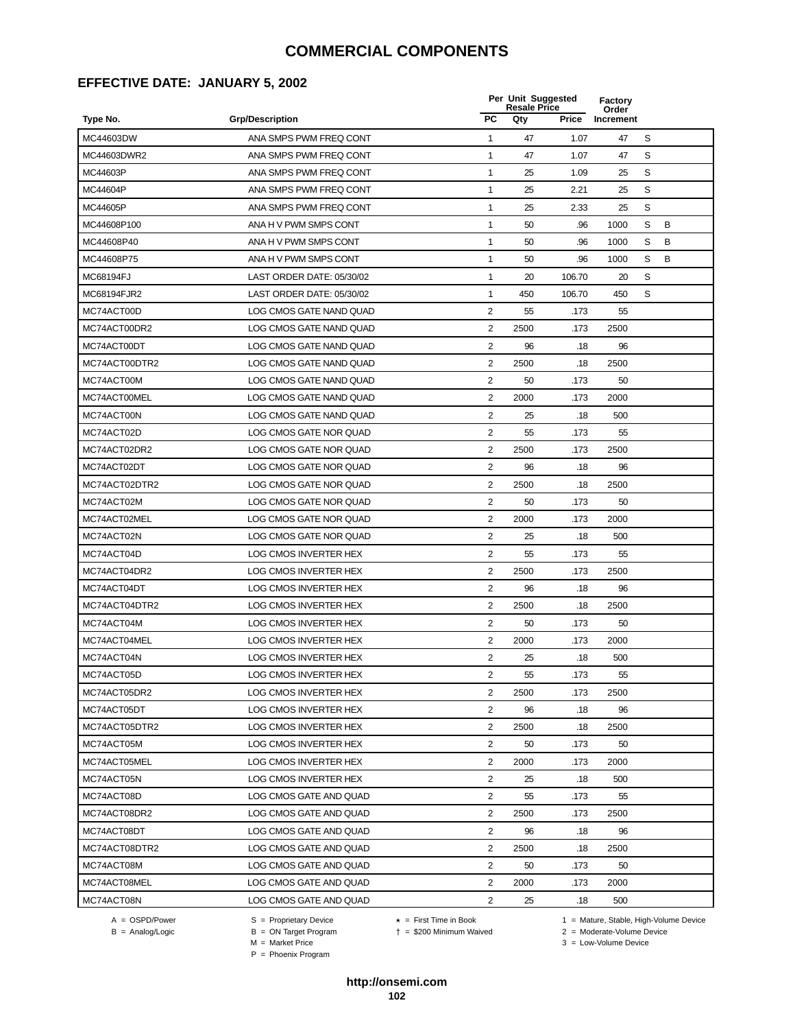# COMMERCIAL COMPONENTS

## EFFECTIVE DATE: JANUARY 5, 2002

| Type No. | Grp/Description | Per Unit Suggested Resale Price PC | Qty | Price | Factory Order Increment | | |
|---|---|---|---|---|---|---|---|
| MC44603DW | ANA SMPS PWM FREQ CONT | 1 | 47 | 1.07 | 47 | S | |
| MC44603DWR2 | ANA SMPS PWM FREQ CONT | 1 | 47 | 1.07 | 47 | S | |
| MC44603P | ANA SMPS PWM FREQ CONT | 1 | 25 | 1.09 | 25 | S | |
| MC44604P | ANA SMPS PWM FREQ CONT | 1 | 25 | 2.21 | 25 | S | |
| MC44605P | ANA SMPS PWM FREQ CONT | 1 | 25 | 2.33 | 25 | S | |
| MC44608P100 | ANA H V PWM SMPS CONT | 1 | 50 | .96 | 1000 | S | B |
| MC44608P40 | ANA H V PWM SMPS CONT | 1 | 50 | .96 | 1000 | S | B |
| MC44608P75 | ANA H V PWM SMPS CONT | 1 | 50 | .96 | 1000 | S | B |
| MC68194FJ | LAST ORDER DATE: 05/30/02 | 1 | 20 | 106.70 | 20 | S | |
| MC68194FJR2 | LAST ORDER DATE: 05/30/02 | 1 | 450 | 106.70 | 450 | S | |
| MC74ACT00D | LOG CMOS GATE NAND QUAD | 2 | 55 | .173 | 55 | | |
| MC74ACT00DR2 | LOG CMOS GATE NAND QUAD | 2 | 2500 | .173 | 2500 | | |
| MC74ACT00DT | LOG CMOS GATE NAND QUAD | 2 | 96 | .18 | 96 | | |
| MC74ACT00DTR2 | LOG CMOS GATE NAND QUAD | 2 | 2500 | .18 | 2500 | | |
| MC74ACT00M | LOG CMOS GATE NAND QUAD | 2 | 50 | .173 | 50 | | |
| MC74ACT00MEL | LOG CMOS GATE NAND QUAD | 2 | 2000 | .173 | 2000 | | |
| MC74ACT00N | LOG CMOS GATE NAND QUAD | 2 | 25 | .18 | 500 | | |
| MC74ACT02D | LOG CMOS GATE NOR QUAD | 2 | 55 | .173 | 55 | | |
| MC74ACT02DR2 | LOG CMOS GATE NOR QUAD | 2 | 2500 | .173 | 2500 | | |
| MC74ACT02DT | LOG CMOS GATE NOR QUAD | 2 | 96 | .18 | 96 | | |
| MC74ACT02DTR2 | LOG CMOS GATE NOR QUAD | 2 | 2500 | .18 | 2500 | | |
| MC74ACT02M | LOG CMOS GATE NOR QUAD | 2 | 50 | .173 | 50 | | |
| MC74ACT02MEL | LOG CMOS GATE NOR QUAD | 2 | 2000 | .173 | 2000 | | |
| MC74ACT02N | LOG CMOS GATE NOR QUAD | 2 | 25 | .18 | 500 | | |
| MC74ACT04D | LOG CMOS INVERTER HEX | 2 | 55 | .173 | 55 | | |
| MC74ACT04DR2 | LOG CMOS INVERTER HEX | 2 | 2500 | .173 | 2500 | | |
| MC74ACT04DT | LOG CMOS INVERTER HEX | 2 | 96 | .18 | 96 | | |
| MC74ACT04DTR2 | LOG CMOS INVERTER HEX | 2 | 2500 | .18 | 2500 | | |
| MC74ACT04M | LOG CMOS INVERTER HEX | 2 | 50 | .173 | 50 | | |
| MC74ACT04MEL | LOG CMOS INVERTER HEX | 2 | 2000 | .173 | 2000 | | |
| MC74ACT04N | LOG CMOS INVERTER HEX | 2 | 25 | .18 | 500 | | |
| MC74ACT05D | LOG CMOS INVERTER HEX | 2 | 55 | .173 | 55 | | |
| MC74ACT05DR2 | LOG CMOS INVERTER HEX | 2 | 2500 | .173 | 2500 | | |
| MC74ACT05DT | LOG CMOS INVERTER HEX | 2 | 96 | .18 | 96 | | |
| MC74ACT05DTR2 | LOG CMOS INVERTER HEX | 2 | 2500 | .18 | 2500 | | |
| MC74ACT05M | LOG CMOS INVERTER HEX | 2 | 50 | .173 | 50 | | |
| MC74ACT05MEL | LOG CMOS INVERTER HEX | 2 | 2000 | .173 | 2000 | | |
| MC74ACT05N | LOG CMOS INVERTER HEX | 2 | 25 | .18 | 500 | | |
| MC74ACT08D | LOG CMOS GATE AND QUAD | 2 | 55 | .173 | 55 | | |
| MC74ACT08DR2 | LOG CMOS GATE AND QUAD | 2 | 2500 | .173 | 2500 | | |
| MC74ACT08DT | LOG CMOS GATE AND QUAD | 2 | 96 | .18 | 96 | | |
| MC74ACT08DTR2 | LOG CMOS GATE AND QUAD | 2 | 2500 | .18 | 2500 | | |
| MC74ACT08M | LOG CMOS GATE AND QUAD | 2 | 50 | .173 | 50 | | |
| MC74ACT08MEL | LOG CMOS GATE AND QUAD | 2 | 2000 | .173 | 2000 | | |
| MC74ACT08N | LOG CMOS GATE AND QUAD | 2 | 25 | .18 | 500 | | |

A = OSPD/Power
B = Analog/Logic

S = Proprietary Device
B = ON Target Program
M = Market Price
P = Phoenix Program

⋆ = First Time in Book
† = $200 Minimum Waived

1 = Mature, Stable, High-Volume Device
2 = Moderate-Volume Device
3 = Low-Volume Device

**http://onsemi.com**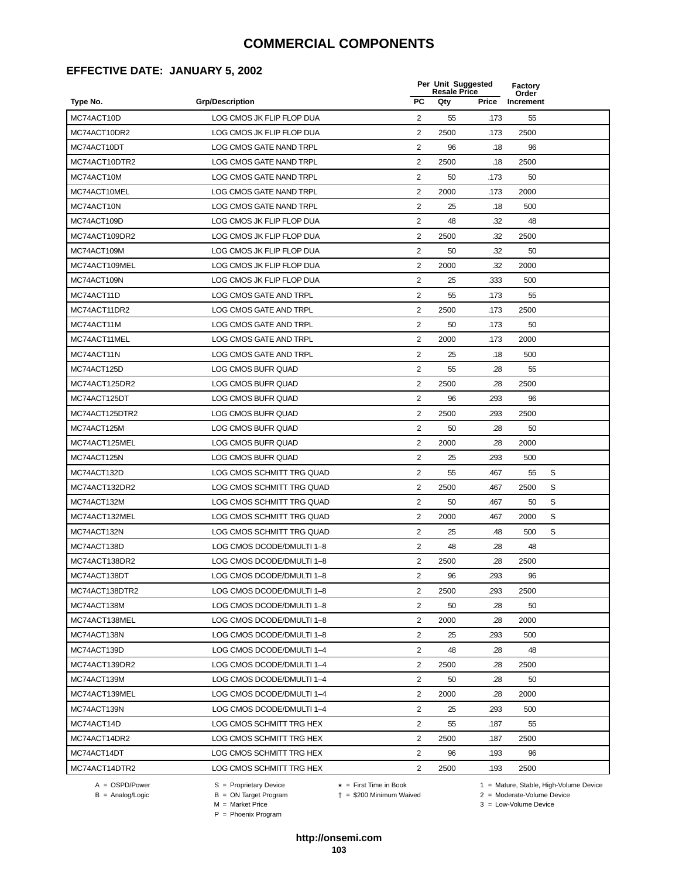# COMMERCIAL COMPONENTS

## EFFECTIVE DATE: JANUARY 5, 2002

| Type No. | Grp/Description | PC | Per Unit Suggested Resale Price Qty | Price | Factory Order Increment | |
|---|---|---|---|---|---|---|
| MC74ACT10D | LOG CMOS JK FLIP FLOP DUA | 2 | 55 | .173 | 55 | |
| MC74ACT10DR2 | LOG CMOS JK FLIP FLOP DUA | 2 | 2500 | .173 | 2500 | |
| MC74ACT10DT | LOG CMOS GATE NAND TRPL | 2 | 96 | .18 | 96 | |
| MC74ACT10DTR2 | LOG CMOS GATE NAND TRPL | 2 | 2500 | .18 | 2500 | |
| MC74ACT10M | LOG CMOS GATE NAND TRPL | 2 | 50 | .173 | 50 | |
| MC74ACT10MEL | LOG CMOS GATE NAND TRPL | 2 | 2000 | .173 | 2000 | |
| MC74ACT10N | LOG CMOS GATE NAND TRPL | 2 | 25 | .18 | 500 | |
| MC74ACT109D | LOG CMOS JK FLIP FLOP DUA | 2 | 48 | .32 | 48 | |
| MC74ACT109DR2 | LOG CMOS JK FLIP FLOP DUA | 2 | 2500 | .32 | 2500 | |
| MC74ACT109M | LOG CMOS JK FLIP FLOP DUA | 2 | 50 | .32 | 50 | |
| MC74ACT109MEL | LOG CMOS JK FLIP FLOP DUA | 2 | 2000 | .32 | 2000 | |
| MC74ACT109N | LOG CMOS JK FLIP FLOP DUA | 2 | 25 | .333 | 500 | |
| MC74ACT11D | LOG CMOS GATE AND TRPL | 2 | 55 | .173 | 55 | |
| MC74ACT11DR2 | LOG CMOS GATE AND TRPL | 2 | 2500 | .173 | 2500 | |
| MC74ACT11M | LOG CMOS GATE AND TRPL | 2 | 50 | .173 | 50 | |
| MC74ACT11MEL | LOG CMOS GATE AND TRPL | 2 | 2000 | .173 | 2000 | |
| MC74ACT11N | LOG CMOS GATE AND TRPL | 2 | 25 | .18 | 500 | |
| MC74ACT125D | LOG CMOS BUFR QUAD | 2 | 55 | .28 | 55 | |
| MC74ACT125DR2 | LOG CMOS BUFR QUAD | 2 | 2500 | .28 | 2500 | |
| MC74ACT125DT | LOG CMOS BUFR QUAD | 2 | 96 | .293 | 96 | |
| MC74ACT125DTR2 | LOG CMOS BUFR QUAD | 2 | 2500 | .293 | 2500 | |
| MC74ACT125M | LOG CMOS BUFR QUAD | 2 | 50 | .28 | 50 | |
| MC74ACT125MEL | LOG CMOS BUFR QUAD | 2 | 2000 | .28 | 2000 | |
| MC74ACT125N | LOG CMOS BUFR QUAD | 2 | 25 | .293 | 500 | |
| MC74ACT132D | LOG CMOS SCHMITT TRG QUAD | 2 | 55 | .467 | 55 | S |
| MC74ACT132DR2 | LOG CMOS SCHMITT TRG QUAD | 2 | 2500 | .467 | 2500 | S |
| MC74ACT132M | LOG CMOS SCHMITT TRG QUAD | 2 | 50 | .467 | 50 | S |
| MC74ACT132MEL | LOG CMOS SCHMITT TRG QUAD | 2 | 2000 | .467 | 2000 | S |
| MC74ACT132N | LOG CMOS SCHMITT TRG QUAD | 2 | 25 | .48 | 500 | S |
| MC74ACT138D | LOG CMOS DCODE/DMULTI 1–8 | 2 | 48 | .28 | 48 | |
| MC74ACT138DR2 | LOG CMOS DCODE/DMULTI 1–8 | 2 | 2500 | .28 | 2500 | |
| MC74ACT138DT | LOG CMOS DCODE/DMULTI 1–8 | 2 | 96 | .293 | 96 | |
| MC74ACT138DTR2 | LOG CMOS DCODE/DMULTI 1–8 | 2 | 2500 | .293 | 2500 | |
| MC74ACT138M | LOG CMOS DCODE/DMULTI 1–8 | 2 | 50 | .28 | 50 | |
| MC74ACT138MEL | LOG CMOS DCODE/DMULTI 1–8 | 2 | 2000 | .28 | 2000 | |
| MC74ACT138N | LOG CMOS DCODE/DMULTI 1–8 | 2 | 25 | .293 | 500 | |
| MC74ACT139D | LOG CMOS DCODE/DMULTI 1–4 | 2 | 48 | .28 | 48 | |
| MC74ACT139DR2 | LOG CMOS DCODE/DMULTI 1–4 | 2 | 2500 | .28 | 2500 | |
| MC74ACT139M | LOG CMOS DCODE/DMULTI 1–4 | 2 | 50 | .28 | 50 | |
| MC74ACT139MEL | LOG CMOS DCODE/DMULTI 1–4 | 2 | 2000 | .28 | 2000 | |
| MC74ACT139N | LOG CMOS DCODE/DMULTI 1–4 | 2 | 25 | .293 | 500 | |
| MC74ACT14D | LOG CMOS SCHMITT TRG HEX | 2 | 55 | .187 | 55 | |
| MC74ACT14DR2 | LOG CMOS SCHMITT TRG HEX | 2 | 2500 | .187 | 2500 | |
| MC74ACT14DT | LOG CMOS SCHMITT TRG HEX | 2 | 96 | .193 | 96 | |
| MC74ACT14DTR2 | LOG CMOS SCHMITT TRG HEX | 2 | 2500 | .193 | 2500 | |

A = OSPD/Power
B = Analog/Logic

S = Proprietary Device
B = ON Target Program
M = Market Price
P = Phoenix Program

⋆ = First Time in Book
† = $200 Minimum Waived

1 = Mature, Stable, High-Volume Device
2 = Moderate-Volume Device
3 = Low-Volume Device

**http://onsemi.com**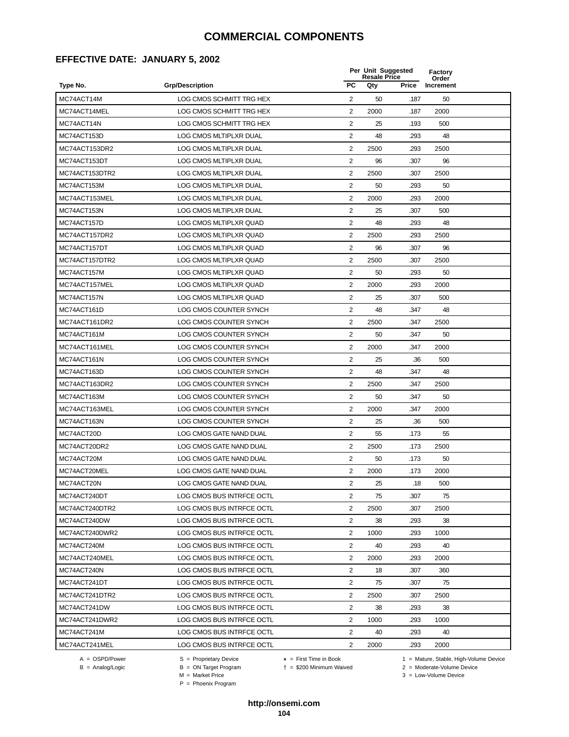# COMMERCIAL COMPONENTS

## EFFECTIVE DATE: JANUARY 5, 2002

| Type No. | Grp/Description | PC | Per Unit Suggested Resale Price Qty | Price | Factory Order Increment |
|---|---|---|---|---|---|
| MC74ACT14M | LOG CMOS SCHMITT TRG HEX | 2 | 50 | .187 | 50 |
| MC74ACT14MEL | LOG CMOS SCHMITT TRG HEX | 2 | 2000 | .187 | 2000 |
| MC74ACT14N | LOG CMOS SCHMITT TRG HEX | 2 | 25 | .193 | 500 |
| MC74ACT153D | LOG CMOS MLTIPLXR DUAL | 2 | 48 | .293 | 48 |
| MC74ACT153DR2 | LOG CMOS MLTIPLXR DUAL | 2 | 2500 | .293 | 2500 |
| MC74ACT153DT | LOG CMOS MLTIPLXR DUAL | 2 | 96 | .307 | 96 |
| MC74ACT153DTR2 | LOG CMOS MLTIPLXR DUAL | 2 | 2500 | .307 | 2500 |
| MC74ACT153M | LOG CMOS MLTIPLXR DUAL | 2 | 50 | .293 | 50 |
| MC74ACT153MEL | LOG CMOS MLTIPLXR DUAL | 2 | 2000 | .293 | 2000 |
| MC74ACT153N | LOG CMOS MLTIPLXR DUAL | 2 | 25 | .307 | 500 |
| MC74ACT157D | LOG CMOS MLTIPLXR QUAD | 2 | 48 | .293 | 48 |
| MC74ACT157DR2 | LOG CMOS MLTIPLXR QUAD | 2 | 2500 | .293 | 2500 |
| MC74ACT157DT | LOG CMOS MLTIPLXR QUAD | 2 | 96 | .307 | 96 |
| MC74ACT157DTR2 | LOG CMOS MLTIPLXR QUAD | 2 | 2500 | .307 | 2500 |
| MC74ACT157M | LOG CMOS MLTIPLXR QUAD | 2 | 50 | .293 | 50 |
| MC74ACT157MEL | LOG CMOS MLTIPLXR QUAD | 2 | 2000 | .293 | 2000 |
| MC74ACT157N | LOG CMOS MLTIPLXR QUAD | 2 | 25 | .307 | 500 |
| MC74ACT161D | LOG CMOS COUNTER SYNCH | 2 | 48 | .347 | 48 |
| MC74ACT161DR2 | LOG CMOS COUNTER SYNCH | 2 | 2500 | .347 | 2500 |
| MC74ACT161M | LOG CMOS COUNTER SYNCH | 2 | 50 | .347 | 50 |
| MC74ACT161MEL | LOG CMOS COUNTER SYNCH | 2 | 2000 | .347 | 2000 |
| MC74ACT161N | LOG CMOS COUNTER SYNCH | 2 | 25 | .36 | 500 |
| MC74ACT163D | LOG CMOS COUNTER SYNCH | 2 | 48 | .347 | 48 |
| MC74ACT163DR2 | LOG CMOS COUNTER SYNCH | 2 | 2500 | .347 | 2500 |
| MC74ACT163M | LOG CMOS COUNTER SYNCH | 2 | 50 | .347 | 50 |
| MC74ACT163MEL | LOG CMOS COUNTER SYNCH | 2 | 2000 | .347 | 2000 |
| MC74ACT163N | LOG CMOS COUNTER SYNCH | 2 | 25 | .36 | 500 |
| MC74ACT20D | LOG CMOS GATE NAND DUAL | 2 | 55 | .173 | 55 |
| MC74ACT20DR2 | LOG CMOS GATE NAND DUAL | 2 | 2500 | .173 | 2500 |
| MC74ACT20M | LOG CMOS GATE NAND DUAL | 2 | 50 | .173 | 50 |
| MC74ACT20MEL | LOG CMOS GATE NAND DUAL | 2 | 2000 | .173 | 2000 |
| MC74ACT20N | LOG CMOS GATE NAND DUAL | 2 | 25 | .18 | 500 |
| MC74ACT240DT | LOG CMOS BUS INTRFCE OCTL | 2 | 75 | .307 | 75 |
| MC74ACT240DTR2 | LOG CMOS BUS INTRFCE OCTL | 2 | 2500 | .307 | 2500 |
| MC74ACT240DW | LOG CMOS BUS INTRFCE OCTL | 2 | 38 | .293 | 38 |
| MC74ACT240DWR2 | LOG CMOS BUS INTRFCE OCTL | 2 | 1000 | .293 | 1000 |
| MC74ACT240M | LOG CMOS BUS INTRFCE OCTL | 2 | 40 | .293 | 40 |
| MC74ACT240MEL | LOG CMOS BUS INTRFCE OCTL | 2 | 2000 | .293 | 2000 |
| MC74ACT240N | LOG CMOS BUS INTRFCE OCTL | 2 | 18 | .307 | 360 |
| MC74ACT241DT | LOG CMOS BUS INTRFCE OCTL | 2 | 75 | .307 | 75 |
| MC74ACT241DTR2 | LOG CMOS BUS INTRFCE OCTL | 2 | 2500 | .307 | 2500 |
| MC74ACT241DW | LOG CMOS BUS INTRFCE OCTL | 2 | 38 | .293 | 38 |
| MC74ACT241DWR2 | LOG CMOS BUS INTRFCE OCTL | 2 | 1000 | .293 | 1000 |
| MC74ACT241M | LOG CMOS BUS INTRFCE OCTL | 2 | 40 | .293 | 40 |
| MC74ACT241MEL | LOG CMOS BUS INTRFCE OCTL | 2 | 2000 | .293 | 2000 |

A = OSPD/Power
B = Analog/Logic

S = Proprietary Device
B = ON Target Program
M = Market Price
P = Phoenix Program

⋆ = First Time in Book
† = $200 Minimum Waived

1 = Mature, Stable, High-Volume Device
2 = Moderate-Volume Device
3 = Low-Volume Device

**http://onsemi.com**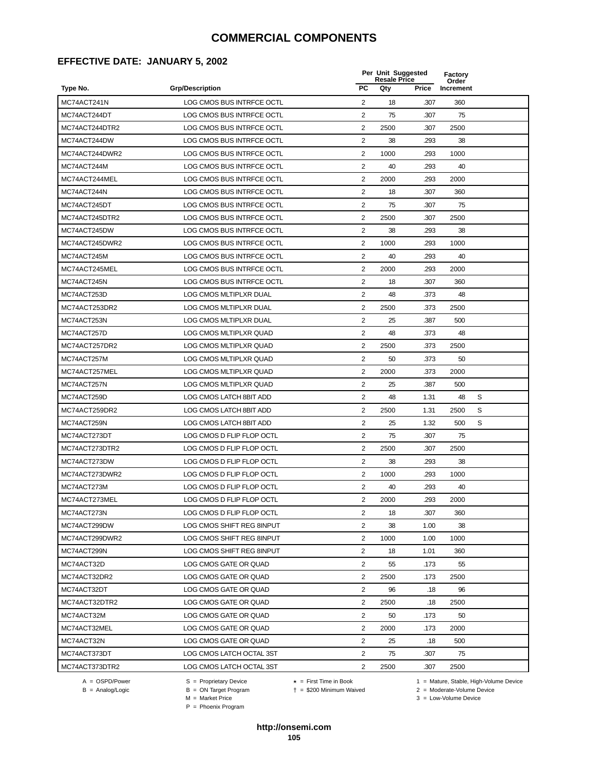# COMMERCIAL COMPONENTS

## EFFECTIVE DATE: JANUARY 5, 2002

| Type No. | Grp/Description | PC | Per Unit Suggested Resale Price Qty | Price | Factory Order Increment | |
|---|---|---|---|---|---|---|
| MC74ACT241N | LOG CMOS BUS INTRFCE OCTL | 2 | 18 | .307 | 360 | |
| MC74ACT244DT | LOG CMOS BUS INTRFCE OCTL | 2 | 75 | .307 | 75 | |
| MC74ACT244DTR2 | LOG CMOS BUS INTRFCE OCTL | 2 | 2500 | .307 | 2500 | |
| MC74ACT244DW | LOG CMOS BUS INTRFCE OCTL | 2 | 38 | .293 | 38 | |
| MC74ACT244DWR2 | LOG CMOS BUS INTRFCE OCTL | 2 | 1000 | .293 | 1000 | |
| MC74ACT244M | LOG CMOS BUS INTRFCE OCTL | 2 | 40 | .293 | 40 | |
| MC74ACT244MEL | LOG CMOS BUS INTRFCE OCTL | 2 | 2000 | .293 | 2000 | |
| MC74ACT244N | LOG CMOS BUS INTRFCE OCTL | 2 | 18 | .307 | 360 | |
| MC74ACT245DT | LOG CMOS BUS INTRFCE OCTL | 2 | 75 | .307 | 75 | |
| MC74ACT245DTR2 | LOG CMOS BUS INTRFCE OCTL | 2 | 2500 | .307 | 2500 | |
| MC74ACT245DW | LOG CMOS BUS INTRFCE OCTL | 2 | 38 | .293 | 38 | |
| MC74ACT245DWR2 | LOG CMOS BUS INTRFCE OCTL | 2 | 1000 | .293 | 1000 | |
| MC74ACT245M | LOG CMOS BUS INTRFCE OCTL | 2 | 40 | .293 | 40 | |
| MC74ACT245MEL | LOG CMOS BUS INTRFCE OCTL | 2 | 2000 | .293 | 2000 | |
| MC74ACT245N | LOG CMOS BUS INTRFCE OCTL | 2 | 18 | .307 | 360 | |
| MC74ACT253D | LOG CMOS MLTIPLXR DUAL | 2 | 48 | .373 | 48 | |
| MC74ACT253DR2 | LOG CMOS MLTIPLXR DUAL | 2 | 2500 | .373 | 2500 | |
| MC74ACT253N | LOG CMOS MLTIPLXR DUAL | 2 | 25 | .387 | 500 | |
| MC74ACT257D | LOG CMOS MLTIPLXR QUAD | 2 | 48 | .373 | 48 | |
| MC74ACT257DR2 | LOG CMOS MLTIPLXR QUAD | 2 | 2500 | .373 | 2500 | |
| MC74ACT257M | LOG CMOS MLTIPLXR QUAD | 2 | 50 | .373 | 50 | |
| MC74ACT257MEL | LOG CMOS MLTIPLXR QUAD | 2 | 2000 | .373 | 2000 | |
| MC74ACT257N | LOG CMOS MLTIPLXR QUAD | 2 | 25 | .387 | 500 | |
| MC74ACT259D | LOG CMOS LATCH 8BIT ADD | 2 | 48 | 1.31 | 48 | S |
| MC74ACT259DR2 | LOG CMOS LATCH 8BIT ADD | 2 | 2500 | 1.31 | 2500 | S |
| MC74ACT259N | LOG CMOS LATCH 8BIT ADD | 2 | 25 | 1.32 | 500 | S |
| MC74ACT273DT | LOG CMOS D FLIP FLOP OCTL | 2 | 75 | .307 | 75 | |
| MC74ACT273DTR2 | LOG CMOS D FLIP FLOP OCTL | 2 | 2500 | .307 | 2500 | |
| MC74ACT273DW | LOG CMOS D FLIP FLOP OCTL | 2 | 38 | .293 | 38 | |
| MC74ACT273DWR2 | LOG CMOS D FLIP FLOP OCTL | 2 | 1000 | .293 | 1000 | |
| MC74ACT273M | LOG CMOS D FLIP FLOP OCTL | 2 | 40 | .293 | 40 | |
| MC74ACT273MEL | LOG CMOS D FLIP FLOP OCTL | 2 | 2000 | .293 | 2000 | |
| MC74ACT273N | LOG CMOS D FLIP FLOP OCTL | 2 | 18 | .307 | 360 | |
| MC74ACT299DW | LOG CMOS SHIFT REG 8INPUT | 2 | 38 | 1.00 | 38 | |
| MC74ACT299DWR2 | LOG CMOS SHIFT REG 8INPUT | 2 | 1000 | 1.00 | 1000 | |
| MC74ACT299N | LOG CMOS SHIFT REG 8INPUT | 2 | 18 | 1.01 | 360 | |
| MC74ACT32D | LOG CMOS GATE OR QUAD | 2 | 55 | .173 | 55 | |
| MC74ACT32DR2 | LOG CMOS GATE OR QUAD | 2 | 2500 | .173 | 2500 | |
| MC74ACT32DT | LOG CMOS GATE OR QUAD | 2 | 96 | .18 | 96 | |
| MC74ACT32DTR2 | LOG CMOS GATE OR QUAD | 2 | 2500 | .18 | 2500 | |
| MC74ACT32M | LOG CMOS GATE OR QUAD | 2 | 50 | .173 | 50 | |
| MC74ACT32MEL | LOG CMOS GATE OR QUAD | 2 | 2000 | .173 | 2000 | |
| MC74ACT32N | LOG CMOS GATE OR QUAD | 2 | 25 | .18 | 500 | |
| MC74ACT373DT | LOG CMOS LATCH OCTAL 3ST | 2 | 75 | .307 | 75 | |
| MC74ACT373DTR2 | LOG CMOS LATCH OCTAL 3ST | 2 | 2500 | .307 | 2500 | |

A = OSPD/Power
B = Analog/Logic

S = Proprietary Device
B = ON Target Program
M = Market Price
P = Phoenix Program

★ = First Time in Book
† = $200 Minimum Waived

1 = Mature, Stable, High-Volume Device
2 = Moderate-Volume Device
3 = Low-Volume Device

**http://onsemi.com**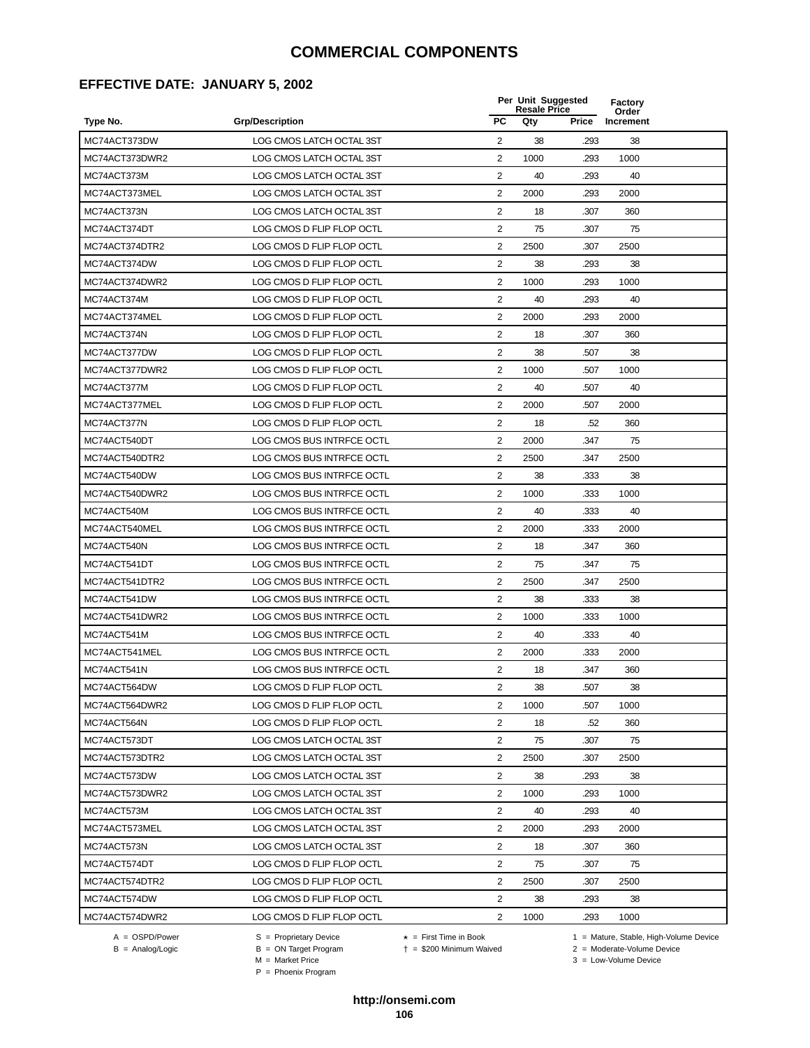# COMMERCIAL COMPONENTS

### EFFECTIVE DATE: JANUARY 5, 2002

| Type No. | Grp/Description | PC | Per Unit Suggested Resale Price Qty | Price | Factory Order Increment |
|---|---|---|---|---|---|
| MC74ACT373DW | LOG CMOS LATCH OCTAL 3ST | 2 | 38 | .293 | 38 |
| MC74ACT373DWR2 | LOG CMOS LATCH OCTAL 3ST | 2 | 1000 | .293 | 1000 |
| MC74ACT373M | LOG CMOS LATCH OCTAL 3ST | 2 | 40 | .293 | 40 |
| MC74ACT373MEL | LOG CMOS LATCH OCTAL 3ST | 2 | 2000 | .293 | 2000 |
| MC74ACT373N | LOG CMOS LATCH OCTAL 3ST | 2 | 18 | .307 | 360 |
| MC74ACT374DT | LOG CMOS D FLIP FLOP OCTL | 2 | 75 | .307 | 75 |
| MC74ACT374DTR2 | LOG CMOS D FLIP FLOP OCTL | 2 | 2500 | .307 | 2500 |
| MC74ACT374DW | LOG CMOS D FLIP FLOP OCTL | 2 | 38 | .293 | 38 |
| MC74ACT374DWR2 | LOG CMOS D FLIP FLOP OCTL | 2 | 1000 | .293 | 1000 |
| MC74ACT374M | LOG CMOS D FLIP FLOP OCTL | 2 | 40 | .293 | 40 |
| MC74ACT374MEL | LOG CMOS D FLIP FLOP OCTL | 2 | 2000 | .293 | 2000 |
| MC74ACT374N | LOG CMOS D FLIP FLOP OCTL | 2 | 18 | .307 | 360 |
| MC74ACT377DW | LOG CMOS D FLIP FLOP OCTL | 2 | 38 | .507 | 38 |
| MC74ACT377DWR2 | LOG CMOS D FLIP FLOP OCTL | 2 | 1000 | .507 | 1000 |
| MC74ACT377M | LOG CMOS D FLIP FLOP OCTL | 2 | 40 | .507 | 40 |
| MC74ACT377MEL | LOG CMOS D FLIP FLOP OCTL | 2 | 2000 | .507 | 2000 |
| MC74ACT377N | LOG CMOS D FLIP FLOP OCTL | 2 | 18 | .52 | 360 |
| MC74ACT540DT | LOG CMOS BUS INTRFCE OCTL | 2 | 2000 | .347 | 75 |
| MC74ACT540DTR2 | LOG CMOS BUS INTRFCE OCTL | 2 | 2500 | .347 | 2500 |
| MC74ACT540DW | LOG CMOS BUS INTRFCE OCTL | 2 | 38 | .333 | 38 |
| MC74ACT540DWR2 | LOG CMOS BUS INTRFCE OCTL | 2 | 1000 | .333 | 1000 |
| MC74ACT540M | LOG CMOS BUS INTRFCE OCTL | 2 | 40 | .333 | 40 |
| MC74ACT540MEL | LOG CMOS BUS INTRFCE OCTL | 2 | 2000 | .333 | 2000 |
| MC74ACT540N | LOG CMOS BUS INTRFCE OCTL | 2 | 18 | .347 | 360 |
| MC74ACT541DT | LOG CMOS BUS INTRFCE OCTL | 2 | 75 | .347 | 75 |
| MC74ACT541DTR2 | LOG CMOS BUS INTRFCE OCTL | 2 | 2500 | .347 | 2500 |
| MC74ACT541DW | LOG CMOS BUS INTRFCE OCTL | 2 | 38 | .333 | 38 |
| MC74ACT541DWR2 | LOG CMOS BUS INTRFCE OCTL | 2 | 1000 | .333 | 1000 |
| MC74ACT541M | LOG CMOS BUS INTRFCE OCTL | 2 | 40 | .333 | 40 |
| MC74ACT541MEL | LOG CMOS BUS INTRFCE OCTL | 2 | 2000 | .333 | 2000 |
| MC74ACT541N | LOG CMOS BUS INTRFCE OCTL | 2 | 18 | .347 | 360 |
| MC74ACT564DW | LOG CMOS D FLIP FLOP OCTL | 2 | 38 | .507 | 38 |
| MC74ACT564DWR2 | LOG CMOS D FLIP FLOP OCTL | 2 | 1000 | .507 | 1000 |
| MC74ACT564N | LOG CMOS D FLIP FLOP OCTL | 2 | 18 | .52 | 360 |
| MC74ACT573DT | LOG CMOS LATCH OCTAL 3ST | 2 | 75 | .307 | 75 |
| MC74ACT573DTR2 | LOG CMOS LATCH OCTAL 3ST | 2 | 2500 | .307 | 2500 |
| MC74ACT573DW | LOG CMOS LATCH OCTAL 3ST | 2 | 38 | .293 | 38 |
| MC74ACT573DWR2 | LOG CMOS LATCH OCTAL 3ST | 2 | 1000 | .293 | 1000 |
| MC74ACT573M | LOG CMOS LATCH OCTAL 3ST | 2 | 40 | .293 | 40 |
| MC74ACT573MEL | LOG CMOS LATCH OCTAL 3ST | 2 | 2000 | .293 | 2000 |
| MC74ACT573N | LOG CMOS LATCH OCTAL 3ST | 2 | 18 | .307 | 360 |
| MC74ACT574DT | LOG CMOS D FLIP FLOP OCTL | 2 | 75 | .307 | 75 |
| MC74ACT574DTR2 | LOG CMOS D FLIP FLOP OCTL | 2 | 2500 | .307 | 2500 |
| MC74ACT574DW | LOG CMOS D FLIP FLOP OCTL | 2 | 38 | .293 | 38 |
| MC74ACT574DWR2 | LOG CMOS D FLIP FLOP OCTL | 2 | 1000 | .293 | 1000 |

A = OSPD/Power
B = Analog/Logic

S = Proprietary Device
B = ON Target Program
M = Market Price
P = Phoenix Program

⋆ = First Time in Book
† = $200 Minimum Waived

1 = Mature, Stable, High-Volume Device
2 = Moderate-Volume Device
3 = Low-Volume Device

**http://onsemi.com**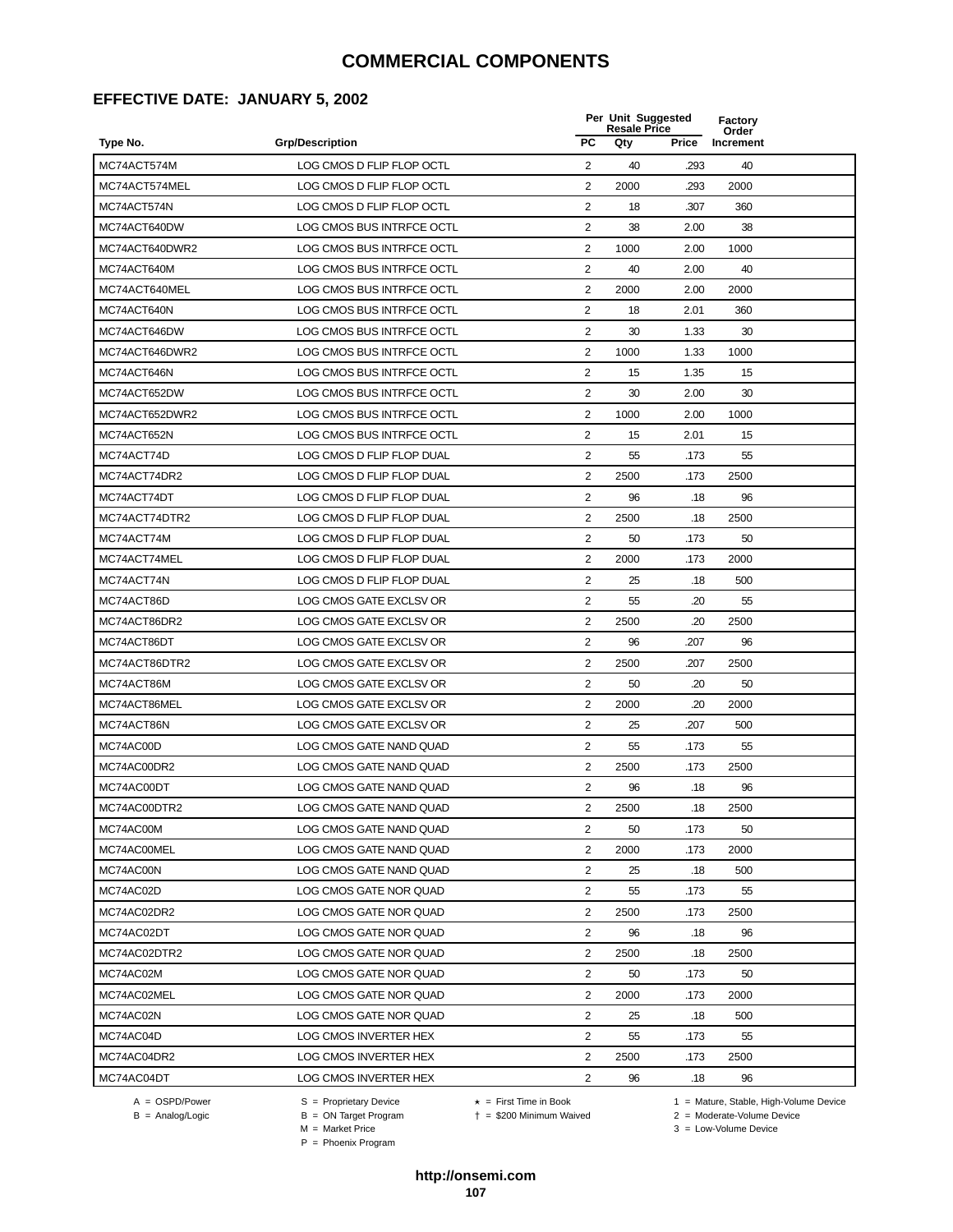# COMMERCIAL COMPONENTS

## EFFECTIVE DATE: JANUARY 5, 2002

| Type No. | Grp/Description | PC | Per Unit Suggested Resale Price Qty | Price | Factory Order Increment |
|---|---|---|---|---|---|
| MC74ACT574M | LOG CMOS D FLIP FLOP OCTL | 2 | 40 | .293 | 40 |
| MC74ACT574MEL | LOG CMOS D FLIP FLOP OCTL | 2 | 2000 | .293 | 2000 |
| MC74ACT574N | LOG CMOS D FLIP FLOP OCTL | 2 | 18 | .307 | 360 |
| MC74ACT640DW | LOG CMOS BUS INTRFCE OCTL | 2 | 38 | 2.00 | 38 |
| MC74ACT640DWR2 | LOG CMOS BUS INTRFCE OCTL | 2 | 1000 | 2.00 | 1000 |
| MC74ACT640M | LOG CMOS BUS INTRFCE OCTL | 2 | 40 | 2.00 | 40 |
| MC74ACT640MEL | LOG CMOS BUS INTRFCE OCTL | 2 | 2000 | 2.00 | 2000 |
| MC74ACT640N | LOG CMOS BUS INTRFCE OCTL | 2 | 18 | 2.01 | 360 |
| MC74ACT646DW | LOG CMOS BUS INTRFCE OCTL | 2 | 30 | 1.33 | 30 |
| MC74ACT646DWR2 | LOG CMOS BUS INTRFCE OCTL | 2 | 1000 | 1.33 | 1000 |
| MC74ACT646N | LOG CMOS BUS INTRFCE OCTL | 2 | 15 | 1.35 | 15 |
| MC74ACT652DW | LOG CMOS BUS INTRFCE OCTL | 2 | 30 | 2.00 | 30 |
| MC74ACT652DWR2 | LOG CMOS BUS INTRFCE OCTL | 2 | 1000 | 2.00 | 1000 |
| MC74ACT652N | LOG CMOS BUS INTRFCE OCTL | 2 | 15 | 2.01 | 15 |
| MC74ACT74D | LOG CMOS D FLIP FLOP DUAL | 2 | 55 | .173 | 55 |
| MC74ACT74DR2 | LOG CMOS D FLIP FLOP DUAL | 2 | 2500 | .173 | 2500 |
| MC74ACT74DT | LOG CMOS D FLIP FLOP DUAL | 2 | 96 | .18 | 96 |
| MC74ACT74DTR2 | LOG CMOS D FLIP FLOP DUAL | 2 | 2500 | .18 | 2500 |
| MC74ACT74M | LOG CMOS D FLIP FLOP DUAL | 2 | 50 | .173 | 50 |
| MC74ACT74MEL | LOG CMOS D FLIP FLOP DUAL | 2 | 2000 | .173 | 2000 |
| MC74ACT74N | LOG CMOS D FLIP FLOP DUAL | 2 | 25 | .18 | 500 |
| MC74ACT86D | LOG CMOS GATE EXCLSV OR | 2 | 55 | .20 | 55 |
| MC74ACT86DR2 | LOG CMOS GATE EXCLSV OR | 2 | 2500 | .20 | 2500 |
| MC74ACT86DT | LOG CMOS GATE EXCLSV OR | 2 | 96 | .207 | 96 |
| MC74ACT86DTR2 | LOG CMOS GATE EXCLSV OR | 2 | 2500 | .207 | 2500 |
| MC74ACT86M | LOG CMOS GATE EXCLSV OR | 2 | 50 | .20 | 50 |
| MC74ACT86MEL | LOG CMOS GATE EXCLSV OR | 2 | 2000 | .20 | 2000 |
| MC74ACT86N | LOG CMOS GATE EXCLSV OR | 2 | 25 | .207 | 500 |
| MC74AC00D | LOG CMOS GATE NAND QUAD | 2 | 55 | .173 | 55 |
| MC74AC00DR2 | LOG CMOS GATE NAND QUAD | 2 | 2500 | .173 | 2500 |
| MC74AC00DT | LOG CMOS GATE NAND QUAD | 2 | 96 | .18 | 96 |
| MC74AC00DTR2 | LOG CMOS GATE NAND QUAD | 2 | 2500 | .18 | 2500 |
| MC74AC00M | LOG CMOS GATE NAND QUAD | 2 | 50 | .173 | 50 |
| MC74AC00MEL | LOG CMOS GATE NAND QUAD | 2 | 2000 | .173 | 2000 |
| MC74AC00N | LOG CMOS GATE NAND QUAD | 2 | 25 | .18 | 500 |
| MC74AC02D | LOG CMOS GATE NOR QUAD | 2 | 55 | .173 | 55 |
| MC74AC02DR2 | LOG CMOS GATE NOR QUAD | 2 | 2500 | .173 | 2500 |
| MC74AC02DT | LOG CMOS GATE NOR QUAD | 2 | 96 | .18 | 96 |
| MC74AC02DTR2 | LOG CMOS GATE NOR QUAD | 2 | 2500 | .18 | 2500 |
| MC74AC02M | LOG CMOS GATE NOR QUAD | 2 | 50 | .173 | 50 |
| MC74AC02MEL | LOG CMOS GATE NOR QUAD | 2 | 2000 | .173 | 2000 |
| MC74AC02N | LOG CMOS GATE NOR QUAD | 2 | 25 | .18 | 500 |
| MC74AC04D | LOG CMOS INVERTER HEX | 2 | 55 | .173 | 55 |
| MC74AC04DR2 | LOG CMOS INVERTER HEX | 2 | 2500 | .173 | 2500 |
| MC74AC04DT | LOG CMOS INVERTER HEX | 2 | 96 | .18 | 96 |

A = OSPD/Power
B = Analog/Logic

S = Proprietary Device
B = ON Target Program
M = Market Price
P = Phoenix Program

⋆ = First Time in Book
† = $200 Minimum Waived

1 = Mature, Stable, High-Volume Device
2 = Moderate-Volume Device
3 = Low-Volume Device

**http://onsemi.com**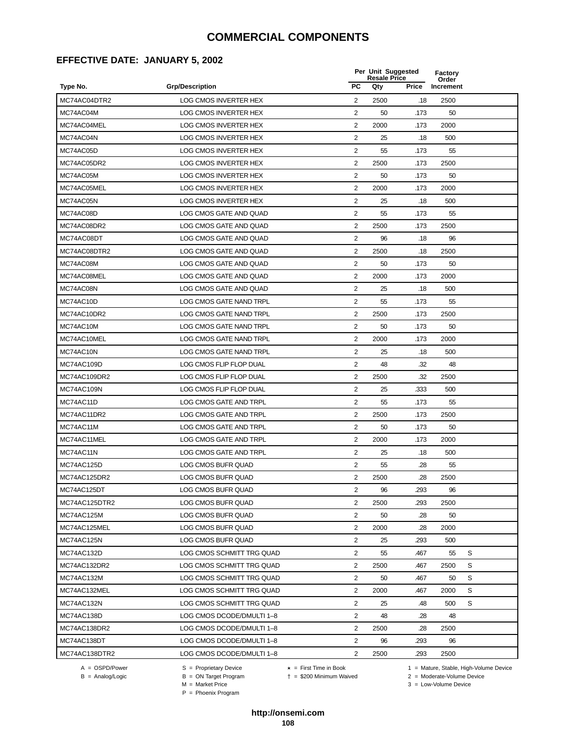# COMMERCIAL COMPONENTS

## EFFECTIVE DATE: JANUARY 5, 2002

| Type No. | Grp/Description | PC | Per Unit Suggested Resale Price Qty | Price | Factory Order Increment | |
|---|---|---|---|---|---|---|
| MC74AC04DTR2 | LOG CMOS INVERTER HEX | 2 | 2500 | .18 | 2500 | |
| MC74AC04M | LOG CMOS INVERTER HEX | 2 | 50 | .173 | 50 | |
| MC74AC04MEL | LOG CMOS INVERTER HEX | 2 | 2000 | .173 | 2000 | |
| MC74AC04N | LOG CMOS INVERTER HEX | 2 | 25 | .18 | 500 | |
| MC74AC05D | LOG CMOS INVERTER HEX | 2 | 55 | .173 | 55 | |
| MC74AC05DR2 | LOG CMOS INVERTER HEX | 2 | 2500 | .173 | 2500 | |
| MC74AC05M | LOG CMOS INVERTER HEX | 2 | 50 | .173 | 50 | |
| MC74AC05MEL | LOG CMOS INVERTER HEX | 2 | 2000 | .173 | 2000 | |
| MC74AC05N | LOG CMOS INVERTER HEX | 2 | 25 | .18 | 500 | |
| MC74AC08D | LOG CMOS GATE AND QUAD | 2 | 55 | .173 | 55 | |
| MC74AC08DR2 | LOG CMOS GATE AND QUAD | 2 | 2500 | .173 | 2500 | |
| MC74AC08DT | LOG CMOS GATE AND QUAD | 2 | 96 | .18 | 96 | |
| MC74AC08DTR2 | LOG CMOS GATE AND QUAD | 2 | 2500 | .18 | 2500 | |
| MC74AC08M | LOG CMOS GATE AND QUAD | 2 | 50 | .173 | 50 | |
| MC74AC08MEL | LOG CMOS GATE AND QUAD | 2 | 2000 | .173 | 2000 | |
| MC74AC08N | LOG CMOS GATE AND QUAD | 2 | 25 | .18 | 500 | |
| MC74AC10D | LOG CMOS GATE NAND TRPL | 2 | 55 | .173 | 55 | |
| MC74AC10DR2 | LOG CMOS GATE NAND TRPL | 2 | 2500 | .173 | 2500 | |
| MC74AC10M | LOG CMOS GATE NAND TRPL | 2 | 50 | .173 | 50 | |
| MC74AC10MEL | LOG CMOS GATE NAND TRPL | 2 | 2000 | .173 | 2000 | |
| MC74AC10N | LOG CMOS GATE NAND TRPL | 2 | 25 | .18 | 500 | |
| MC74AC109D | LOG CMOS FLIP FLOP DUAL | 2 | 48 | .32 | 48 | |
| MC74AC109DR2 | LOG CMOS FLIP FLOP DUAL | 2 | 2500 | .32 | 2500 | |
| MC74AC109N | LOG CMOS FLIP FLOP DUAL | 2 | 25 | .333 | 500 | |
| MC74AC11D | LOG CMOS GATE AND TRPL | 2 | 55 | .173 | 55 | |
| MC74AC11DR2 | LOG CMOS GATE AND TRPL | 2 | 2500 | .173 | 2500 | |
| MC74AC11M | LOG CMOS GATE AND TRPL | 2 | 50 | .173 | 50 | |
| MC74AC11MEL | LOG CMOS GATE AND TRPL | 2 | 2000 | .173 | 2000 | |
| MC74AC11N | LOG CMOS GATE AND TRPL | 2 | 25 | .18 | 500 | |
| MC74AC125D | LOG CMOS BUFR QUAD | 2 | 55 | .28 | 55 | |
| MC74AC125DR2 | LOG CMOS BUFR QUAD | 2 | 2500 | .28 | 2500 | |
| MC74AC125DT | LOG CMOS BUFR QUAD | 2 | 96 | .293 | 96 | |
| MC74AC125DTR2 | LOG CMOS BUFR QUAD | 2 | 2500 | .293 | 2500 | |
| MC74AC125M | LOG CMOS BUFR QUAD | 2 | 50 | .28 | 50 | |
| MC74AC125MEL | LOG CMOS BUFR QUAD | 2 | 2000 | .28 | 2000 | |
| MC74AC125N | LOG CMOS BUFR QUAD | 2 | 25 | .293 | 500 | |
| MC74AC132D | LOG CMOS SCHMITT TRG QUAD | 2 | 55 | .467 | 55 | S |
| MC74AC132DR2 | LOG CMOS SCHMITT TRG QUAD | 2 | 2500 | .467 | 2500 | S |
| MC74AC132M | LOG CMOS SCHMITT TRG QUAD | 2 | 50 | .467 | 50 | S |
| MC74AC132MEL | LOG CMOS SCHMITT TRG QUAD | 2 | 2000 | .467 | 2000 | S |
| MC74AC132N | LOG CMOS SCHMITT TRG QUAD | 2 | 25 | .48 | 500 | S |
| MC74AC138D | LOG CMOS DCODE/DMULTI 1–8 | 2 | 48 | .28 | 48 | |
| MC74AC138DR2 | LOG CMOS DCODE/DMULTI 1–8 | 2 | 2500 | .28 | 2500 | |
| MC74AC138DT | LOG CMOS DCODE/DMULTI 1–8 | 2 | 96 | .293 | 96 | |
| MC74AC138DTR2 | LOG CMOS DCODE/DMULTI 1–8 | 2 | 2500 | .293 | 2500 | |

A = OSPD/Power
B = Analog/Logic

S = Proprietary Device
B = ON Target Program
M = Market Price
P = Phoenix Program

⋆ = First Time in Book
† = $200 Minimum Waived

1 = Mature, Stable, High-Volume Device
2 = Moderate-Volume Device
3 = Low-Volume Device

**http://onsemi.com**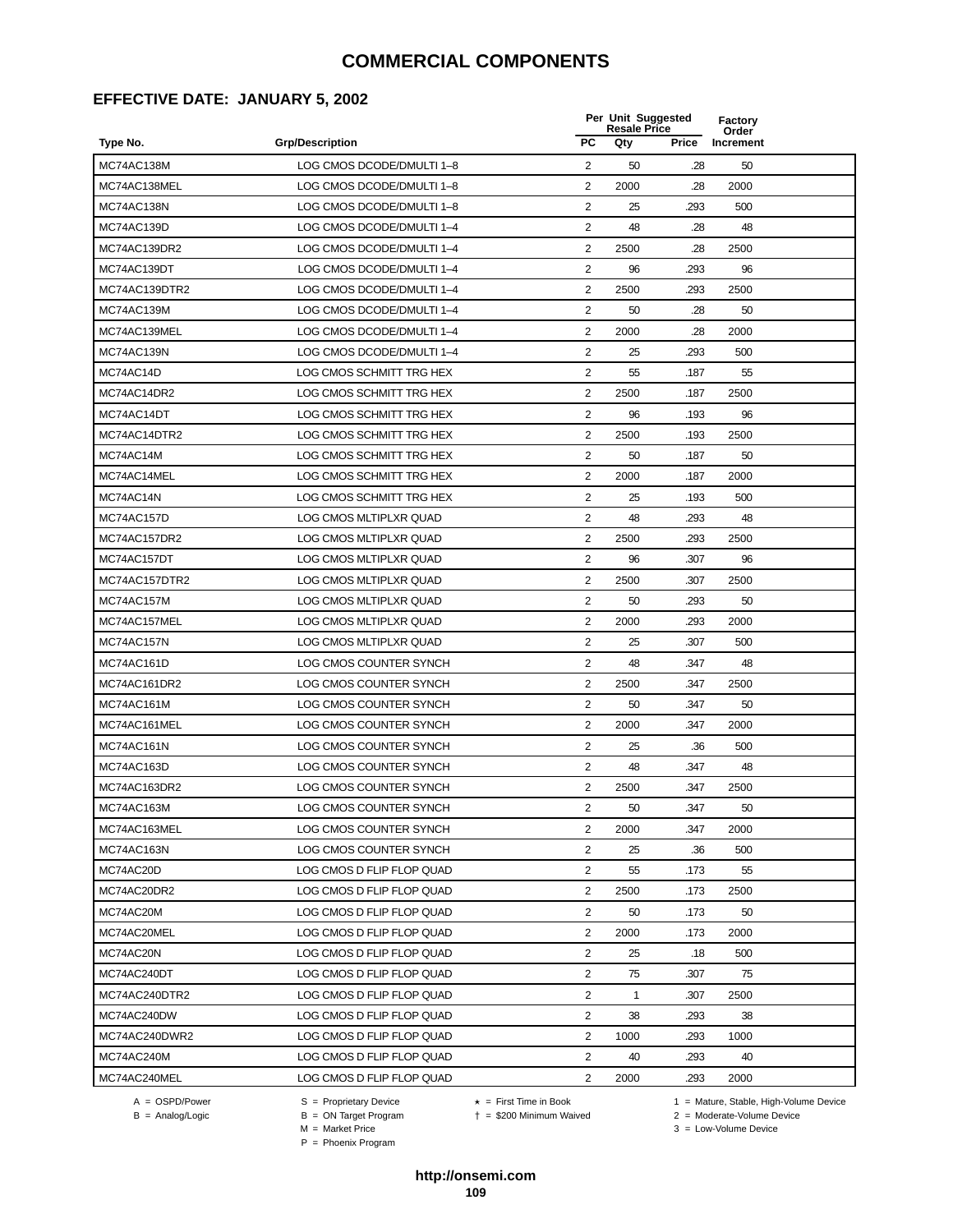# COMMERCIAL COMPONENTS

## EFFECTIVE DATE: JANUARY 5, 2002

| Type No. | Grp/Description | PC | Per Unit Suggested Resale Price Qty | Price | Factory Order Increment |
|---|---|---|---|---|---|
| MC74AC138M | LOG CMOS DCODE/DMULTI 1–8 | 2 | 50 | .28 | 50 |
| MC74AC138MEL | LOG CMOS DCODE/DMULTI 1–8 | 2 | 2000 | .28 | 2000 |
| MC74AC138N | LOG CMOS DCODE/DMULTI 1–8 | 2 | 25 | .293 | 500 |
| MC74AC139D | LOG CMOS DCODE/DMULTI 1–4 | 2 | 48 | .28 | 48 |
| MC74AC139DR2 | LOG CMOS DCODE/DMULTI 1–4 | 2 | 2500 | .28 | 2500 |
| MC74AC139DT | LOG CMOS DCODE/DMULTI 1–4 | 2 | 96 | .293 | 96 |
| MC74AC139DTR2 | LOG CMOS DCODE/DMULTI 1–4 | 2 | 2500 | .293 | 2500 |
| MC74AC139M | LOG CMOS DCODE/DMULTI 1–4 | 2 | 50 | .28 | 50 |
| MC74AC139MEL | LOG CMOS DCODE/DMULTI 1–4 | 2 | 2000 | .28 | 2000 |
| MC74AC139N | LOG CMOS DCODE/DMULTI 1–4 | 2 | 25 | .293 | 500 |
| MC74AC14D | LOG CMOS SCHMITT TRG HEX | 2 | 55 | .187 | 55 |
| MC74AC14DR2 | LOG CMOS SCHMITT TRG HEX | 2 | 2500 | .187 | 2500 |
| MC74AC14DT | LOG CMOS SCHMITT TRG HEX | 2 | 96 | .193 | 96 |
| MC74AC14DTR2 | LOG CMOS SCHMITT TRG HEX | 2 | 2500 | .193 | 2500 |
| MC74AC14M | LOG CMOS SCHMITT TRG HEX | 2 | 50 | .187 | 50 |
| MC74AC14MEL | LOG CMOS SCHMITT TRG HEX | 2 | 2000 | .187 | 2000 |
| MC74AC14N | LOG CMOS SCHMITT TRG HEX | 2 | 25 | .193 | 500 |
| MC74AC157D | LOG CMOS MLTIPLXR QUAD | 2 | 48 | .293 | 48 |
| MC74AC157DR2 | LOG CMOS MLTIPLXR QUAD | 2 | 2500 | .293 | 2500 |
| MC74AC157DT | LOG CMOS MLTIPLXR QUAD | 2 | 96 | .307 | 96 |
| MC74AC157DTR2 | LOG CMOS MLTIPLXR QUAD | 2 | 2500 | .307 | 2500 |
| MC74AC157M | LOG CMOS MLTIPLXR QUAD | 2 | 50 | .293 | 50 |
| MC74AC157MEL | LOG CMOS MLTIPLXR QUAD | 2 | 2000 | .293 | 2000 |
| MC74AC157N | LOG CMOS MLTIPLXR QUAD | 2 | 25 | .307 | 500 |
| MC74AC161D | LOG CMOS COUNTER SYNCH | 2 | 48 | .347 | 48 |
| MC74AC161DR2 | LOG CMOS COUNTER SYNCH | 2 | 2500 | .347 | 2500 |
| MC74AC161M | LOG CMOS COUNTER SYNCH | 2 | 50 | .347 | 50 |
| MC74AC161MEL | LOG CMOS COUNTER SYNCH | 2 | 2000 | .347 | 2000 |
| MC74AC161N | LOG CMOS COUNTER SYNCH | 2 | 25 | .36 | 500 |
| MC74AC163D | LOG CMOS COUNTER SYNCH | 2 | 48 | .347 | 48 |
| MC74AC163DR2 | LOG CMOS COUNTER SYNCH | 2 | 2500 | .347 | 2500 |
| MC74AC163M | LOG CMOS COUNTER SYNCH | 2 | 50 | .347 | 50 |
| MC74AC163MEL | LOG CMOS COUNTER SYNCH | 2 | 2000 | .347 | 2000 |
| MC74AC163N | LOG CMOS COUNTER SYNCH | 2 | 25 | .36 | 500 |
| MC74AC20D | LOG CMOS D FLIP FLOP QUAD | 2 | 55 | .173 | 55 |
| MC74AC20DR2 | LOG CMOS D FLIP FLOP QUAD | 2 | 2500 | .173 | 2500 |
| MC74AC20M | LOG CMOS D FLIP FLOP QUAD | 2 | 50 | .173 | 50 |
| MC74AC20MEL | LOG CMOS D FLIP FLOP QUAD | 2 | 2000 | .173 | 2000 |
| MC74AC20N | LOG CMOS D FLIP FLOP QUAD | 2 | 25 | .18 | 500 |
| MC74AC240DT | LOG CMOS D FLIP FLOP QUAD | 2 | 75 | .307 | 75 |
| MC74AC240DTR2 | LOG CMOS D FLIP FLOP QUAD | 2 | 1 | .307 | 2500 |
| MC74AC240DW | LOG CMOS D FLIP FLOP QUAD | 2 | 38 | .293 | 38 |
| MC74AC240DWR2 | LOG CMOS D FLIP FLOP QUAD | 2 | 1000 | .293 | 1000 |
| MC74AC240M | LOG CMOS D FLIP FLOP QUAD | 2 | 40 | .293 | 40 |
| MC74AC240MEL | LOG CMOS D FLIP FLOP QUAD | 2 | 2000 | .293 | 2000 |

A = OSPD/Power
B = Analog/Logic

S = Proprietary Device
B = ON Target Program
M = Market Price
P = Phoenix Program

⋆ = First Time in Book
† = $200 Minimum Waived

1 = Mature, Stable, High-Volume Device
2 = Moderate-Volume Device
3 = Low-Volume Device

**http://onsemi.com**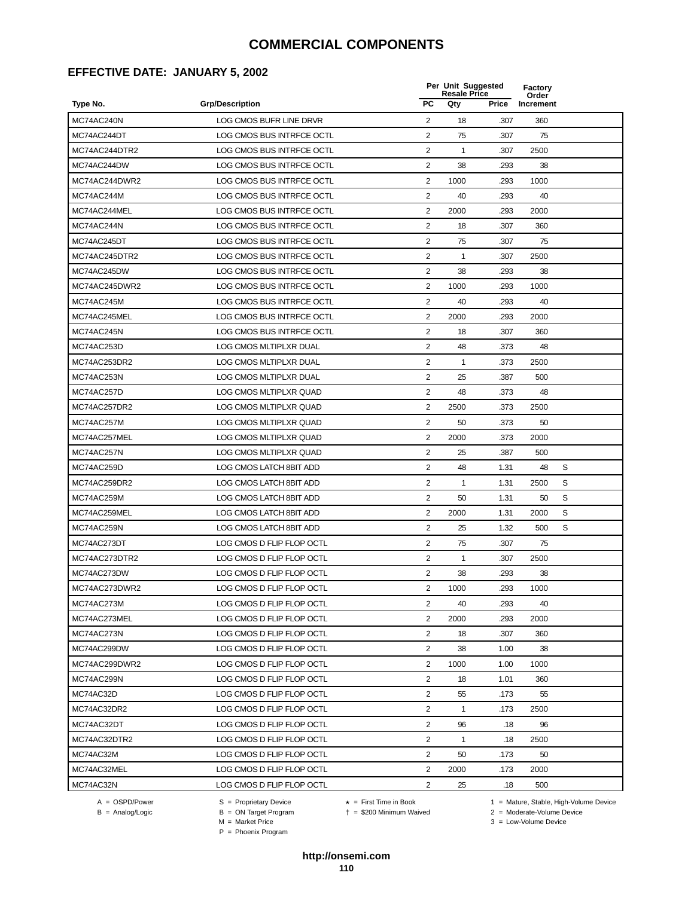# COMMERCIAL COMPONENTS

## EFFECTIVE DATE: JANUARY 5, 2002

| Type No. | Grp/Description | PC | Per Unit Suggested Resale Price Qty | Price | Factory Order Increment | |
|---|---|---|---|---|---|---|
| MC74AC240N | LOG CMOS BUFR LINE DRVR | 2 | 18 | .307 | 360 | |
| MC74AC244DT | LOG CMOS BUS INTRFCE OCTL | 2 | 75 | .307 | 75 | |
| MC74AC244DTR2 | LOG CMOS BUS INTRFCE OCTL | 2 | 1 | .307 | 2500 | |
| MC74AC244DW | LOG CMOS BUS INTRFCE OCTL | 2 | 38 | .293 | 38 | |
| MC74AC244DWR2 | LOG CMOS BUS INTRFCE OCTL | 2 | 1000 | .293 | 1000 | |
| MC74AC244M | LOG CMOS BUS INTRFCE OCTL | 2 | 40 | .293 | 40 | |
| MC74AC244MEL | LOG CMOS BUS INTRFCE OCTL | 2 | 2000 | .293 | 2000 | |
| MC74AC244N | LOG CMOS BUS INTRFCE OCTL | 2 | 18 | .307 | 360 | |
| MC74AC245DT | LOG CMOS BUS INTRFCE OCTL | 2 | 75 | .307 | 75 | |
| MC74AC245DTR2 | LOG CMOS BUS INTRFCE OCTL | 2 | 1 | .307 | 2500 | |
| MC74AC245DW | LOG CMOS BUS INTRFCE OCTL | 2 | 38 | .293 | 38 | |
| MC74AC245DWR2 | LOG CMOS BUS INTRFCE OCTL | 2 | 1000 | .293 | 1000 | |
| MC74AC245M | LOG CMOS BUS INTRFCE OCTL | 2 | 40 | .293 | 40 | |
| MC74AC245MEL | LOG CMOS BUS INTRFCE OCTL | 2 | 2000 | .293 | 2000 | |
| MC74AC245N | LOG CMOS BUS INTRFCE OCTL | 2 | 18 | .307 | 360 | |
| MC74AC253D | LOG CMOS MLTIPLXR DUAL | 2 | 48 | .373 | 48 | |
| MC74AC253DR2 | LOG CMOS MLTIPLXR DUAL | 2 | 1 | .373 | 2500 | |
| MC74AC253N | LOG CMOS MLTIPLXR DUAL | 2 | 25 | .387 | 500 | |
| MC74AC257D | LOG CMOS MLTIPLXR QUAD | 2 | 48 | .373 | 48 | |
| MC74AC257DR2 | LOG CMOS MLTIPLXR QUAD | 2 | 2500 | .373 | 2500 | |
| MC74AC257M | LOG CMOS MLTIPLXR QUAD | 2 | 50 | .373 | 50 | |
| MC74AC257MEL | LOG CMOS MLTIPLXR QUAD | 2 | 2000 | .373 | 2000 | |
| MC74AC257N | LOG CMOS MLTIPLXR QUAD | 2 | 25 | .387 | 500 | |
| MC74AC259D | LOG CMOS LATCH 8BIT ADD | 2 | 48 | 1.31 | 48 | S |
| MC74AC259DR2 | LOG CMOS LATCH 8BIT ADD | 2 | 1 | 1.31 | 2500 | S |
| MC74AC259M | LOG CMOS LATCH 8BIT ADD | 2 | 50 | 1.31 | 50 | S |
| MC74AC259MEL | LOG CMOS LATCH 8BIT ADD | 2 | 2000 | 1.31 | 2000 | S |
| MC74AC259N | LOG CMOS LATCH 8BIT ADD | 2 | 25 | 1.32 | 500 | S |
| MC74AC273DT | LOG CMOS D FLIP FLOP OCTL | 2 | 75 | .307 | 75 | |
| MC74AC273DTR2 | LOG CMOS D FLIP FLOP OCTL | 2 | 1 | .307 | 2500 | |
| MC74AC273DW | LOG CMOS D FLIP FLOP OCTL | 2 | 38 | .293 | 38 | |
| MC74AC273DWR2 | LOG CMOS D FLIP FLOP OCTL | 2 | 1000 | .293 | 1000 | |
| MC74AC273M | LOG CMOS D FLIP FLOP OCTL | 2 | 40 | .293 | 40 | |
| MC74AC273MEL | LOG CMOS D FLIP FLOP OCTL | 2 | 2000 | .293 | 2000 | |
| MC74AC273N | LOG CMOS D FLIP FLOP OCTL | 2 | 18 | .307 | 360 | |
| MC74AC299DW | LOG CMOS D FLIP FLOP OCTL | 2 | 38 | 1.00 | 38 | |
| MC74AC299DWR2 | LOG CMOS D FLIP FLOP OCTL | 2 | 1000 | 1.00 | 1000 | |
| MC74AC299N | LOG CMOS D FLIP FLOP OCTL | 2 | 18 | 1.01 | 360 | |
| MC74AC32D | LOG CMOS D FLIP FLOP OCTL | 2 | 55 | .173 | 55 | |
| MC74AC32DR2 | LOG CMOS D FLIP FLOP OCTL | 2 | 1 | .173 | 2500 | |
| MC74AC32DT | LOG CMOS D FLIP FLOP OCTL | 2 | 96 | .18 | 96 | |
| MC74AC32DTR2 | LOG CMOS D FLIP FLOP OCTL | 2 | 1 | .18 | 2500 | |
| MC74AC32M | LOG CMOS D FLIP FLOP OCTL | 2 | 50 | .173 | 50 | |
| MC74AC32MEL | LOG CMOS D FLIP FLOP OCTL | 2 | 2000 | .173 | 2000 | |
| MC74AC32N | LOG CMOS D FLIP FLOP OCTL | 2 | 25 | .18 | 500 | |

A = OSPD/Power
B = Analog/Logic

S = Proprietary Device
B = ON Target Program
M = Market Price
P = Phoenix Program

⋆ = First Time in Book
† = $200 Minimum Waived

1 = Mature, Stable, High-Volume Device
2 = Moderate-Volume Device
3 = Low-Volume Device

**http://onsemi.com**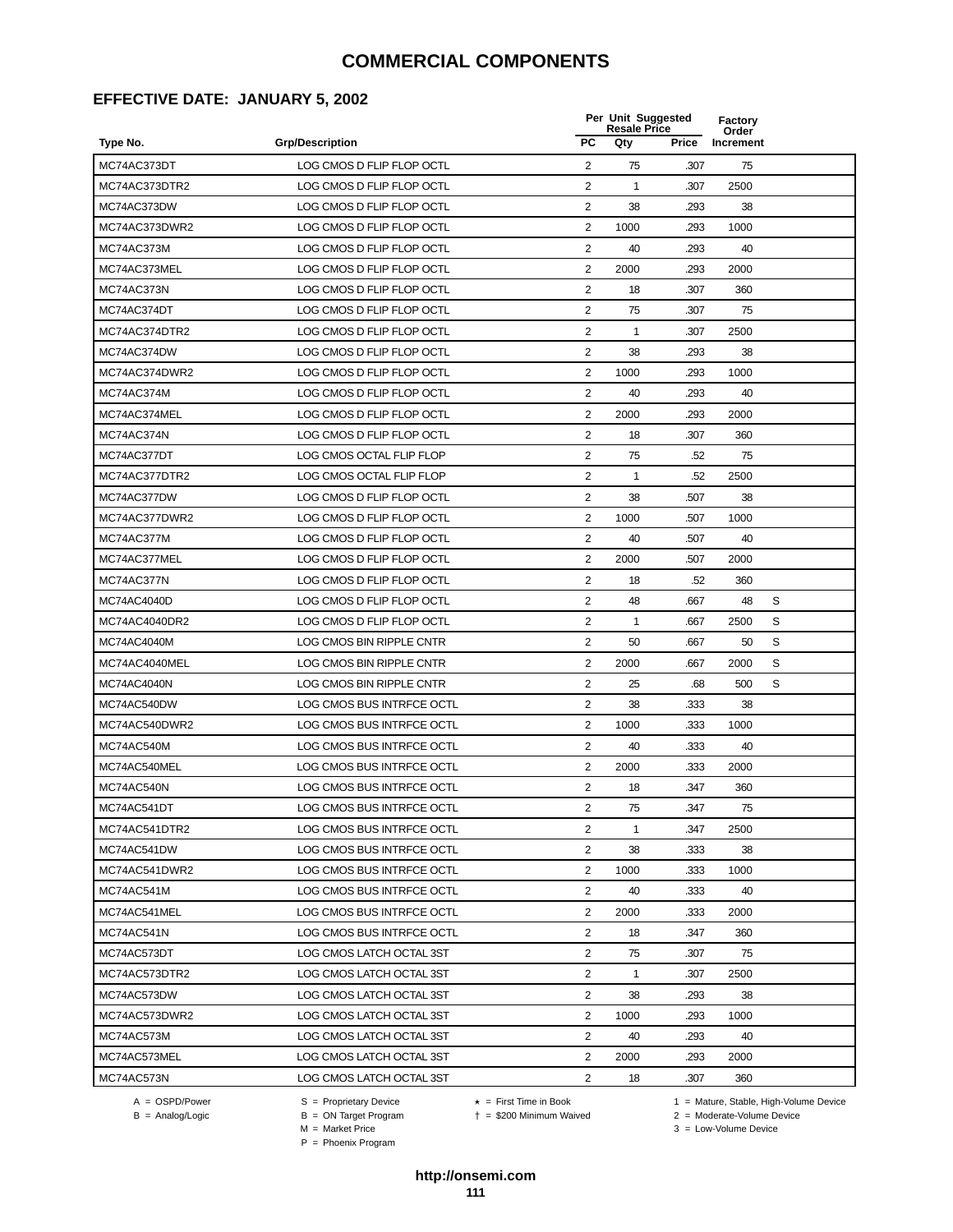# COMMERCIAL COMPONENTS

## EFFECTIVE DATE: JANUARY 5, 2002

| Type No. | Grp/Description | PC | Per Unit Suggested Resale Price Qty | Price | Factory Order Increment | |
|---|---|---|---|---|---|---|
| MC74AC373DT | LOG CMOS D FLIP FLOP OCTL | 2 | 75 | .307 | 75 | |
| MC74AC373DTR2 | LOG CMOS D FLIP FLOP OCTL | 2 | 1 | .307 | 2500 | |
| MC74AC373DW | LOG CMOS D FLIP FLOP OCTL | 2 | 38 | .293 | 38 | |
| MC74AC373DWR2 | LOG CMOS D FLIP FLOP OCTL | 2 | 1000 | .293 | 1000 | |
| MC74AC373M | LOG CMOS D FLIP FLOP OCTL | 2 | 40 | .293 | 40 | |
| MC74AC373MEL | LOG CMOS D FLIP FLOP OCTL | 2 | 2000 | .293 | 2000 | |
| MC74AC373N | LOG CMOS D FLIP FLOP OCTL | 2 | 18 | .307 | 360 | |
| MC74AC374DT | LOG CMOS D FLIP FLOP OCTL | 2 | 75 | .307 | 75 | |
| MC74AC374DTR2 | LOG CMOS D FLIP FLOP OCTL | 2 | 1 | .307 | 2500 | |
| MC74AC374DW | LOG CMOS D FLIP FLOP OCTL | 2 | 38 | .293 | 38 | |
| MC74AC374DWR2 | LOG CMOS D FLIP FLOP OCTL | 2 | 1000 | .293 | 1000 | |
| MC74AC374M | LOG CMOS D FLIP FLOP OCTL | 2 | 40 | .293 | 40 | |
| MC74AC374MEL | LOG CMOS D FLIP FLOP OCTL | 2 | 2000 | .293 | 2000 | |
| MC74AC374N | LOG CMOS D FLIP FLOP OCTL | 2 | 18 | .307 | 360 | |
| MC74AC377DT | LOG CMOS OCTAL FLIP FLOP | 2 | 75 | .52 | 75 | |
| MC74AC377DTR2 | LOG CMOS OCTAL FLIP FLOP | 2 | 1 | .52 | 2500 | |
| MC74AC377DW | LOG CMOS D FLIP FLOP OCTL | 2 | 38 | .507 | 38 | |
| MC74AC377DWR2 | LOG CMOS D FLIP FLOP OCTL | 2 | 1000 | .507 | 1000 | |
| MC74AC377M | LOG CMOS D FLIP FLOP OCTL | 2 | 40 | .507 | 40 | |
| MC74AC377MEL | LOG CMOS D FLIP FLOP OCTL | 2 | 2000 | .507 | 2000 | |
| MC74AC377N | LOG CMOS D FLIP FLOP OCTL | 2 | 18 | .52 | 360 | |
| MC74AC4040D | LOG CMOS D FLIP FLOP OCTL | 2 | 48 | .667 | 48 | S |
| MC74AC4040DR2 | LOG CMOS D FLIP FLOP OCTL | 2 | 1 | .667 | 2500 | S |
| MC74AC4040M | LOG CMOS BIN RIPPLE CNTR | 2 | 50 | .667 | 50 | S |
| MC74AC4040MEL | LOG CMOS BIN RIPPLE CNTR | 2 | 2000 | .667 | 2000 | S |
| MC74AC4040N | LOG CMOS BIN RIPPLE CNTR | 2 | 25 | .68 | 500 | S |
| MC74AC540DW | LOG CMOS BUS INTRFCE OCTL | 2 | 38 | .333 | 38 | |
| MC74AC540DWR2 | LOG CMOS BUS INTRFCE OCTL | 2 | 1000 | .333 | 1000 | |
| MC74AC540M | LOG CMOS BUS INTRFCE OCTL | 2 | 40 | .333 | 40 | |
| MC74AC540MEL | LOG CMOS BUS INTRFCE OCTL | 2 | 2000 | .333 | 2000 | |
| MC74AC540N | LOG CMOS BUS INTRFCE OCTL | 2 | 18 | .347 | 360 | |
| MC74AC541DT | LOG CMOS BUS INTRFCE OCTL | 2 | 75 | .347 | 75 | |
| MC74AC541DTR2 | LOG CMOS BUS INTRFCE OCTL | 2 | 1 | .347 | 2500 | |
| MC74AC541DW | LOG CMOS BUS INTRFCE OCTL | 2 | 38 | .333 | 38 | |
| MC74AC541DWR2 | LOG CMOS BUS INTRFCE OCTL | 2 | 1000 | .333 | 1000 | |
| MC74AC541M | LOG CMOS BUS INTRFCE OCTL | 2 | 40 | .333 | 40 | |
| MC74AC541MEL | LOG CMOS BUS INTRFCE OCTL | 2 | 2000 | .333 | 2000 | |
| MC74AC541N | LOG CMOS BUS INTRFCE OCTL | 2 | 18 | .347 | 360 | |
| MC74AC573DT | LOG CMOS LATCH OCTAL 3ST | 2 | 75 | .307 | 75 | |
| MC74AC573DTR2 | LOG CMOS LATCH OCTAL 3ST | 2 | 1 | .307 | 2500 | |
| MC74AC573DW | LOG CMOS LATCH OCTAL 3ST | 2 | 38 | .293 | 38 | |
| MC74AC573DWR2 | LOG CMOS LATCH OCTAL 3ST | 2 | 1000 | .293 | 1000 | |
| MC74AC573M | LOG CMOS LATCH OCTAL 3ST | 2 | 40 | .293 | 40 | |
| MC74AC573MEL | LOG CMOS LATCH OCTAL 3ST | 2 | 2000 | .293 | 2000 | |
| MC74AC573N | LOG CMOS LATCH OCTAL 3ST | 2 | 18 | .307 | 360 | |

A = OSPD/Power
B = Analog/Logic

S = Proprietary Device
B = ON Target Program
M = Market Price
P = Phoenix Program

⋆ = First Time in Book
† = $200 Minimum Waived

1 = Mature, Stable, High-Volume Device
2 = Moderate-Volume Device
3 = Low-Volume Device

**http://onsemi.com**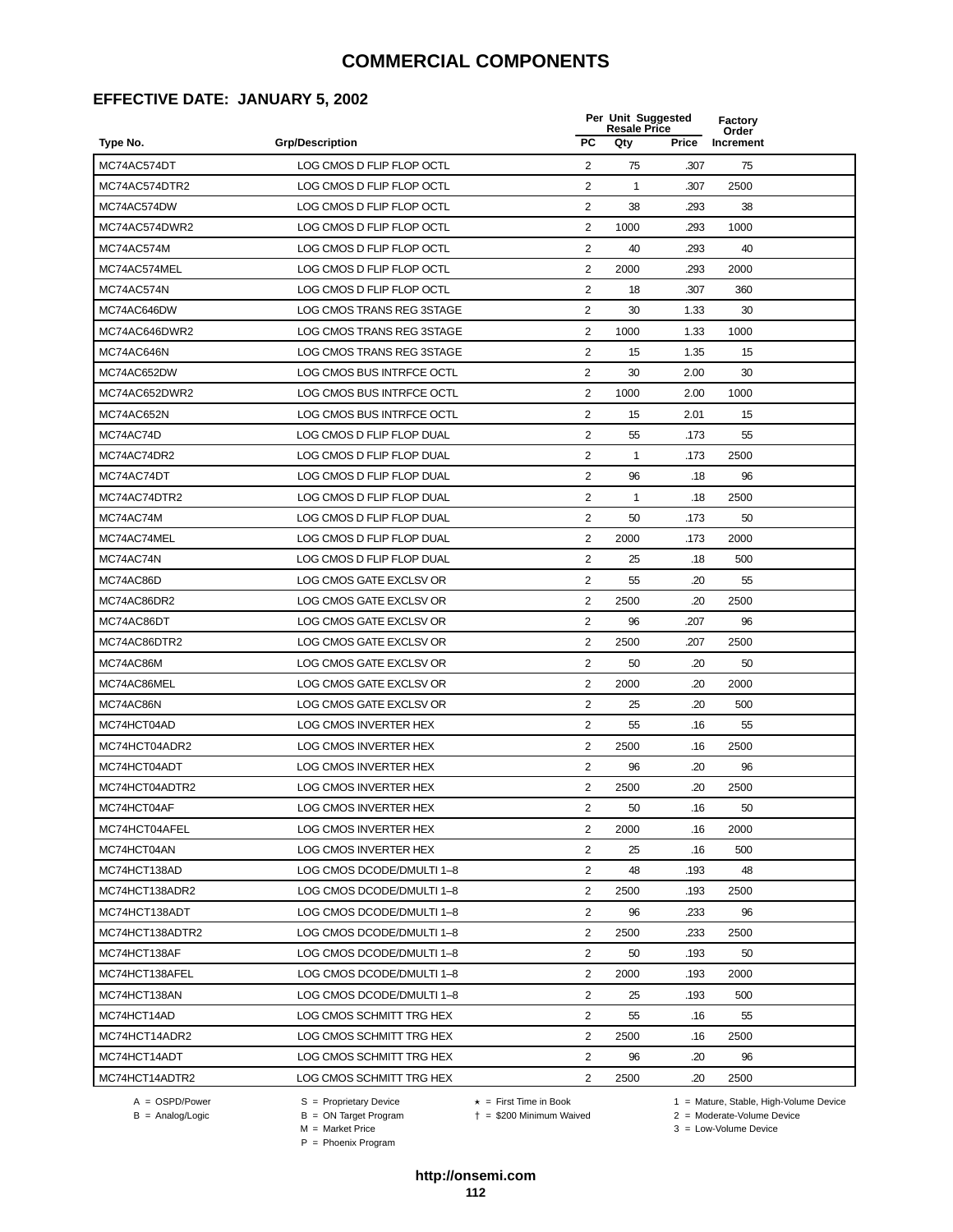# COMMERCIAL COMPONENTS

## EFFECTIVE DATE: JANUARY 5, 2002

| Type No. | Grp/Description | PC | Per Unit Suggested Resale Price Qty | Price | Factory Order Increment |
|---|---|---|---|---|---|
| MC74AC574DT | LOG CMOS D FLIP FLOP OCTL | 2 | 75 | .307 | 75 |
| MC74AC574DTR2 | LOG CMOS D FLIP FLOP OCTL | 2 | 1 | .307 | 2500 |
| MC74AC574DW | LOG CMOS D FLIP FLOP OCTL | 2 | 38 | .293 | 38 |
| MC74AC574DWR2 | LOG CMOS D FLIP FLOP OCTL | 2 | 1000 | .293 | 1000 |
| MC74AC574M | LOG CMOS D FLIP FLOP OCTL | 2 | 40 | .293 | 40 |
| MC74AC574MEL | LOG CMOS D FLIP FLOP OCTL | 2 | 2000 | .293 | 2000 |
| MC74AC574N | LOG CMOS D FLIP FLOP OCTL | 2 | 18 | .307 | 360 |
| MC74AC646DW | LOG CMOS TRANS REG 3STAGE | 2 | 30 | 1.33 | 30 |
| MC74AC646DWR2 | LOG CMOS TRANS REG 3STAGE | 2 | 1000 | 1.33 | 1000 |
| MC74AC646N | LOG CMOS TRANS REG 3STAGE | 2 | 15 | 1.35 | 15 |
| MC74AC652DW | LOG CMOS BUS INTRFCE OCTL | 2 | 30 | 2.00 | 30 |
| MC74AC652DWR2 | LOG CMOS BUS INTRFCE OCTL | 2 | 1000 | 2.00 | 1000 |
| MC74AC652N | LOG CMOS BUS INTRFCE OCTL | 2 | 15 | 2.01 | 15 |
| MC74AC74D | LOG CMOS D FLIP FLOP DUAL | 2 | 55 | .173 | 55 |
| MC74AC74DR2 | LOG CMOS D FLIP FLOP DUAL | 2 | 1 | .173 | 2500 |
| MC74AC74DT | LOG CMOS D FLIP FLOP DUAL | 2 | 96 | .18 | 96 |
| MC74AC74DTR2 | LOG CMOS D FLIP FLOP DUAL | 2 | 1 | .18 | 2500 |
| MC74AC74M | LOG CMOS D FLIP FLOP DUAL | 2 | 50 | .173 | 50 |
| MC74AC74MEL | LOG CMOS D FLIP FLOP DUAL | 2 | 2000 | .173 | 2000 |
| MC74AC74N | LOG CMOS D FLIP FLOP DUAL | 2 | 25 | .18 | 500 |
| MC74AC86D | LOG CMOS GATE EXCLSV OR | 2 | 55 | .20 | 55 |
| MC74AC86DR2 | LOG CMOS GATE EXCLSV OR | 2 | 2500 | .20 | 2500 |
| MC74AC86DT | LOG CMOS GATE EXCLSV OR | 2 | 96 | .207 | 96 |
| MC74AC86DTR2 | LOG CMOS GATE EXCLSV OR | 2 | 2500 | .207 | 2500 |
| MC74AC86M | LOG CMOS GATE EXCLSV OR | 2 | 50 | .20 | 50 |
| MC74AC86MEL | LOG CMOS GATE EXCLSV OR | 2 | 2000 | .20 | 2000 |
| MC74AC86N | LOG CMOS GATE EXCLSV OR | 2 | 25 | .20 | 500 |
| MC74HCT04AD | LOG CMOS INVERTER HEX | 2 | 55 | .16 | 55 |
| MC74HCT04ADR2 | LOG CMOS INVERTER HEX | 2 | 2500 | .16 | 2500 |
| MC74HCT04ADT | LOG CMOS INVERTER HEX | 2 | 96 | .20 | 96 |
| MC74HCT04ADTR2 | LOG CMOS INVERTER HEX | 2 | 2500 | .20 | 2500 |
| MC74HCT04AF | LOG CMOS INVERTER HEX | 2 | 50 | .16 | 50 |
| MC74HCT04AFEL | LOG CMOS INVERTER HEX | 2 | 2000 | .16 | 2000 |
| MC74HCT04AN | LOG CMOS INVERTER HEX | 2 | 25 | .16 | 500 |
| MC74HCT138AD | LOG CMOS DCODE/DMULTI 1–8 | 2 | 48 | .193 | 48 |
| MC74HCT138ADR2 | LOG CMOS DCODE/DMULTI 1–8 | 2 | 2500 | .193 | 2500 |
| MC74HCT138ADT | LOG CMOS DCODE/DMULTI 1–8 | 2 | 96 | .233 | 96 |
| MC74HCT138ADTR2 | LOG CMOS DCODE/DMULTI 1–8 | 2 | 2500 | .233 | 2500 |
| MC74HCT138AF | LOG CMOS DCODE/DMULTI 1–8 | 2 | 50 | .193 | 50 |
| MC74HCT138AFEL | LOG CMOS DCODE/DMULTI 1–8 | 2 | 2000 | .193 | 2000 |
| MC74HCT138AN | LOG CMOS DCODE/DMULTI 1–8 | 2 | 25 | .193 | 500 |
| MC74HCT14AD | LOG CMOS SCHMITT TRG HEX | 2 | 55 | .16 | 55 |
| MC74HCT14ADR2 | LOG CMOS SCHMITT TRG HEX | 2 | 2500 | .16 | 2500 |
| MC74HCT14ADT | LOG CMOS SCHMITT TRG HEX | 2 | 96 | .20 | 96 |
| MC74HCT14ADTR2 | LOG CMOS SCHMITT TRG HEX | 2 | 2500 | .20 | 2500 |

A = OSPD/Power
B = Analog/Logic

S = Proprietary Device
B = ON Target Program
M = Market Price
P = Phoenix Program

⋆ = First Time in Book
† = $200 Minimum Waived

1 = Mature, Stable, High-Volume Device
2 = Moderate-Volume Device
3 = Low-Volume Device

**http://onsemi.com**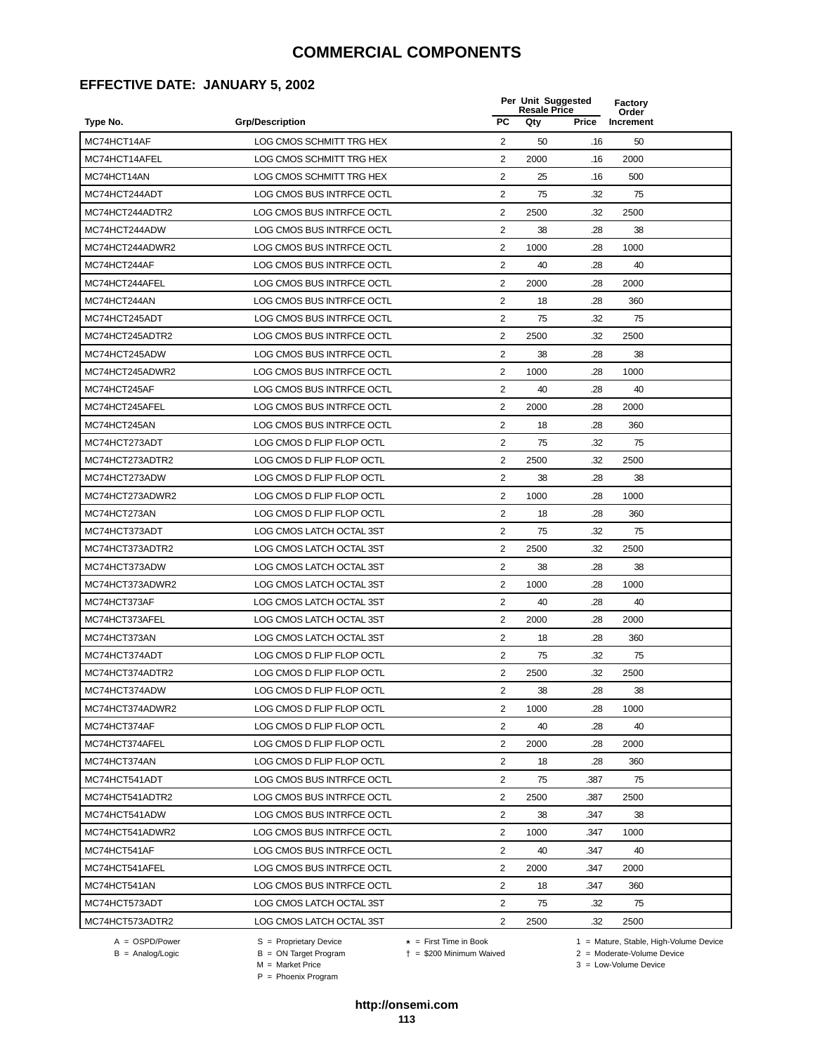# COMMERCIAL COMPONENTS

## EFFECTIVE DATE: JANUARY 5, 2002

| Type No. | Grp/Description | PC | Per Unit Suggested Resale Price Qty | Price | Factory Order Increment |
|---|---|---|---|---|---|
| MC74HCT14AF | LOG CMOS SCHMITT TRG HEX | 2 | 50 | .16 | 50 |
| MC74HCT14AFEL | LOG CMOS SCHMITT TRG HEX | 2 | 2000 | .16 | 2000 |
| MC74HCT14AN | LOG CMOS SCHMITT TRG HEX | 2 | 25 | .16 | 500 |
| MC74HCT244ADT | LOG CMOS BUS INTRFCE OCTL | 2 | 75 | .32 | 75 |
| MC74HCT244ADTR2 | LOG CMOS BUS INTRFCE OCTL | 2 | 2500 | .32 | 2500 |
| MC74HCT244ADW | LOG CMOS BUS INTRFCE OCTL | 2 | 38 | .28 | 38 |
| MC74HCT244ADWR2 | LOG CMOS BUS INTRFCE OCTL | 2 | 1000 | .28 | 1000 |
| MC74HCT244AF | LOG CMOS BUS INTRFCE OCTL | 2 | 40 | .28 | 40 |
| MC74HCT244AFEL | LOG CMOS BUS INTRFCE OCTL | 2 | 2000 | .28 | 2000 |
| MC74HCT244AN | LOG CMOS BUS INTRFCE OCTL | 2 | 18 | .28 | 360 |
| MC74HCT245ADT | LOG CMOS BUS INTRFCE OCTL | 2 | 75 | .32 | 75 |
| MC74HCT245ADTR2 | LOG CMOS BUS INTRFCE OCTL | 2 | 2500 | .32 | 2500 |
| MC74HCT245ADW | LOG CMOS BUS INTRFCE OCTL | 2 | 38 | .28 | 38 |
| MC74HCT245ADWR2 | LOG CMOS BUS INTRFCE OCTL | 2 | 1000 | .28 | 1000 |
| MC74HCT245AF | LOG CMOS BUS INTRFCE OCTL | 2 | 40 | .28 | 40 |
| MC74HCT245AFEL | LOG CMOS BUS INTRFCE OCTL | 2 | 2000 | .28 | 2000 |
| MC74HCT245AN | LOG CMOS BUS INTRFCE OCTL | 2 | 18 | .28 | 360 |
| MC74HCT273ADT | LOG CMOS D FLIP FLOP OCTL | 2 | 75 | .32 | 75 |
| MC74HCT273ADTR2 | LOG CMOS D FLIP FLOP OCTL | 2 | 2500 | .32 | 2500 |
| MC74HCT273ADW | LOG CMOS D FLIP FLOP OCTL | 2 | 38 | .28 | 38 |
| MC74HCT273ADWR2 | LOG CMOS D FLIP FLOP OCTL | 2 | 1000 | .28 | 1000 |
| MC74HCT273AN | LOG CMOS D FLIP FLOP OCTL | 2 | 18 | .28 | 360 |
| MC74HCT373ADT | LOG CMOS LATCH OCTAL 3ST | 2 | 75 | .32 | 75 |
| MC74HCT373ADTR2 | LOG CMOS LATCH OCTAL 3ST | 2 | 2500 | .32 | 2500 |
| MC74HCT373ADW | LOG CMOS LATCH OCTAL 3ST | 2 | 38 | .28 | 38 |
| MC74HCT373ADWR2 | LOG CMOS LATCH OCTAL 3ST | 2 | 1000 | .28 | 1000 |
| MC74HCT373AF | LOG CMOS LATCH OCTAL 3ST | 2 | 40 | .28 | 40 |
| MC74HCT373AFEL | LOG CMOS LATCH OCTAL 3ST | 2 | 2000 | .28 | 2000 |
| MC74HCT373AN | LOG CMOS LATCH OCTAL 3ST | 2 | 18 | .28 | 360 |
| MC74HCT374ADT | LOG CMOS D FLIP FLOP OCTL | 2 | 75 | .32 | 75 |
| MC74HCT374ADTR2 | LOG CMOS D FLIP FLOP OCTL | 2 | 2500 | .32 | 2500 |
| MC74HCT374ADW | LOG CMOS D FLIP FLOP OCTL | 2 | 38 | .28 | 38 |
| MC74HCT374ADWR2 | LOG CMOS D FLIP FLOP OCTL | 2 | 1000 | .28 | 1000 |
| MC74HCT374AF | LOG CMOS D FLIP FLOP OCTL | 2 | 40 | .28 | 40 |
| MC74HCT374AFEL | LOG CMOS D FLIP FLOP OCTL | 2 | 2000 | .28 | 2000 |
| MC74HCT374AN | LOG CMOS D FLIP FLOP OCTL | 2 | 18 | .28 | 360 |
| MC74HCT541ADT | LOG CMOS BUS INTRFCE OCTL | 2 | 75 | .387 | 75 |
| MC74HCT541ADTR2 | LOG CMOS BUS INTRFCE OCTL | 2 | 2500 | .387 | 2500 |
| MC74HCT541ADW | LOG CMOS BUS INTRFCE OCTL | 2 | 38 | .347 | 38 |
| MC74HCT541ADWR2 | LOG CMOS BUS INTRFCE OCTL | 2 | 1000 | .347 | 1000 |
| MC74HCT541AF | LOG CMOS BUS INTRFCE OCTL | 2 | 40 | .347 | 40 |
| MC74HCT541AFEL | LOG CMOS BUS INTRFCE OCTL | 2 | 2000 | .347 | 2000 |
| MC74HCT541AN | LOG CMOS BUS INTRFCE OCTL | 2 | 18 | .347 | 360 |
| MC74HCT573ADT | LOG CMOS LATCH OCTAL 3ST | 2 | 75 | .32 | 75 |
| MC74HCT573ADTR2 | LOG CMOS LATCH OCTAL 3ST | 2 | 2500 | .32 | 2500 |

A = OSPD/Power
B = Analog/Logic

S = Proprietary Device
B = ON Target Program
M = Market Price
P = Phoenix Program

★ = First Time in Book
† = $200 Minimum Waived

1 = Mature, Stable, High-Volume Device
2 = Moderate-Volume Device
3 = Low-Volume Device

**http://onsemi.com**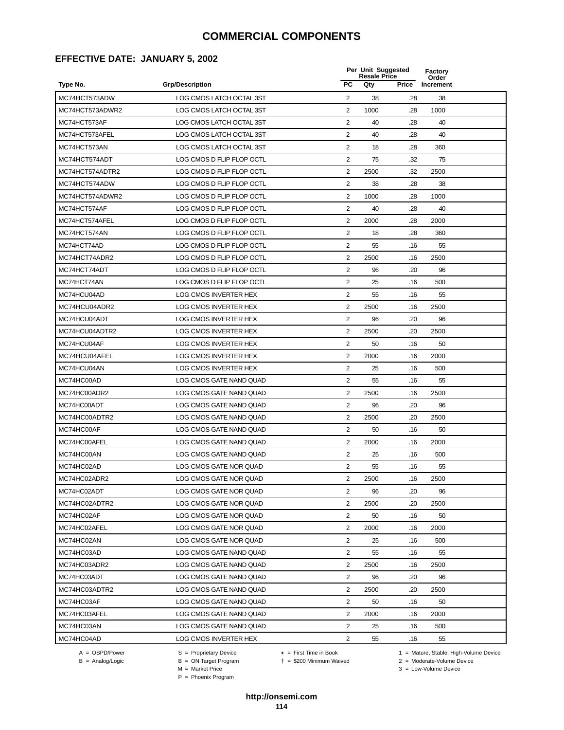# COMMERCIAL COMPONENTS

## EFFECTIVE DATE: JANUARY 5, 2002

| Type No. | Grp/Description | PC | Per Unit Suggested Resale Price Qty | Price | Factory Order Increment |
|---|---|---|---|---|---|
| MC74HCT573ADW | LOG CMOS LATCH OCTAL 3ST | 2 | 38 | .28 | 38 |
| MC74HCT573ADWR2 | LOG CMOS LATCH OCTAL 3ST | 2 | 1000 | .28 | 1000 |
| MC74HCT573AF | LOG CMOS LATCH OCTAL 3ST | 2 | 40 | .28 | 40 |
| MC74HCT573AFEL | LOG CMOS LATCH OCTAL 3ST | 2 | 40 | .28 | 40 |
| MC74HCT573AN | LOG CMOS LATCH OCTAL 3ST | 2 | 18 | .28 | 360 |
| MC74HCT574ADT | LOG CMOS D FLIP FLOP OCTL | 2 | 75 | .32 | 75 |
| MC74HCT574ADTR2 | LOG CMOS D FLIP FLOP OCTL | 2 | 2500 | .32 | 2500 |
| MC74HCT574ADW | LOG CMOS D FLIP FLOP OCTL | 2 | 38 | .28 | 38 |
| MC74HCT574ADWR2 | LOG CMOS D FLIP FLOP OCTL | 2 | 1000 | .28 | 1000 |
| MC74HCT574AF | LOG CMOS D FLIP FLOP OCTL | 2 | 40 | .28 | 40 |
| MC74HCT574AFEL | LOG CMOS D FLIP FLOP OCTL | 2 | 2000 | .28 | 2000 |
| MC74HCT574AN | LOG CMOS D FLIP FLOP OCTL | 2 | 18 | .28 | 360 |
| MC74HCT74AD | LOG CMOS D FLIP FLOP OCTL | 2 | 55 | .16 | 55 |
| MC74HCT74ADR2 | LOG CMOS D FLIP FLOP OCTL | 2 | 2500 | .16 | 2500 |
| MC74HCT74ADT | LOG CMOS D FLIP FLOP OCTL | 2 | 96 | .20 | 96 |
| MC74HCT74AN | LOG CMOS D FLIP FLOP OCTL | 2 | 25 | .16 | 500 |
| MC74HCU04AD | LOG CMOS INVERTER HEX | 2 | 55 | .16 | 55 |
| MC74HCU04ADR2 | LOG CMOS INVERTER HEX | 2 | 2500 | .16 | 2500 |
| MC74HCU04ADT | LOG CMOS INVERTER HEX | 2 | 96 | .20 | 96 |
| MC74HCU04ADTR2 | LOG CMOS INVERTER HEX | 2 | 2500 | .20 | 2500 |
| MC74HCU04AF | LOG CMOS INVERTER HEX | 2 | 50 | .16 | 50 |
| MC74HCU04AFEL | LOG CMOS INVERTER HEX | 2 | 2000 | .16 | 2000 |
| MC74HCU04AN | LOG CMOS INVERTER HEX | 2 | 25 | .16 | 500 |
| MC74HC00AD | LOG CMOS GATE NAND QUAD | 2 | 55 | .16 | 55 |
| MC74HC00ADR2 | LOG CMOS GATE NAND QUAD | 2 | 2500 | .16 | 2500 |
| MC74HC00ADT | LOG CMOS GATE NAND QUAD | 2 | 96 | .20 | 96 |
| MC74HC00ADTR2 | LOG CMOS GATE NAND QUAD | 2 | 2500 | .20 | 2500 |
| MC74HC00AF | LOG CMOS GATE NAND QUAD | 2 | 50 | .16 | 50 |
| MC74HC00AFEL | LOG CMOS GATE NAND QUAD | 2 | 2000 | .16 | 2000 |
| MC74HC00AN | LOG CMOS GATE NAND QUAD | 2 | 25 | .16 | 500 |
| MC74HC02AD | LOG CMOS GATE NOR QUAD | 2 | 55 | .16 | 55 |
| MC74HC02ADR2 | LOG CMOS GATE NOR QUAD | 2 | 2500 | .16 | 2500 |
| MC74HC02ADT | LOG CMOS GATE NOR QUAD | 2 | 96 | .20 | 96 |
| MC74HC02ADTR2 | LOG CMOS GATE NOR QUAD | 2 | 2500 | .20 | 2500 |
| MC74HC02AF | LOG CMOS GATE NOR QUAD | 2 | 50 | .16 | 50 |
| MC74HC02AFEL | LOG CMOS GATE NOR QUAD | 2 | 2000 | .16 | 2000 |
| MC74HC02AN | LOG CMOS GATE NOR QUAD | 2 | 25 | .16 | 500 |
| MC74HC03AD | LOG CMOS GATE NAND QUAD | 2 | 55 | .16 | 55 |
| MC74HC03ADR2 | LOG CMOS GATE NAND QUAD | 2 | 2500 | .16 | 2500 |
| MC74HC03ADT | LOG CMOS GATE NAND QUAD | 2 | 96 | .20 | 96 |
| MC74HC03ADTR2 | LOG CMOS GATE NAND QUAD | 2 | 2500 | .20 | 2500 |
| MC74HC03AF | LOG CMOS GATE NAND QUAD | 2 | 50 | .16 | 50 |
| MC74HC03AFEL | LOG CMOS GATE NAND QUAD | 2 | 2000 | .16 | 2000 |
| MC74HC03AN | LOG CMOS GATE NAND QUAD | 2 | 25 | .16 | 500 |
| MC74HC04AD | LOG CMOS INVERTER HEX | 2 | 55 | .16 | 55 |

A = OSPD/Power
B = Analog/Logic

S = Proprietary Device
B = ON Target Program
M = Market Price
P = Phoenix Program

⋆ = First Time in Book
† = $200 Minimum Waived

1 = Mature, Stable, High-Volume Device
2 = Moderate-Volume Device
3 = Low-Volume Device

**http://onsemi.com**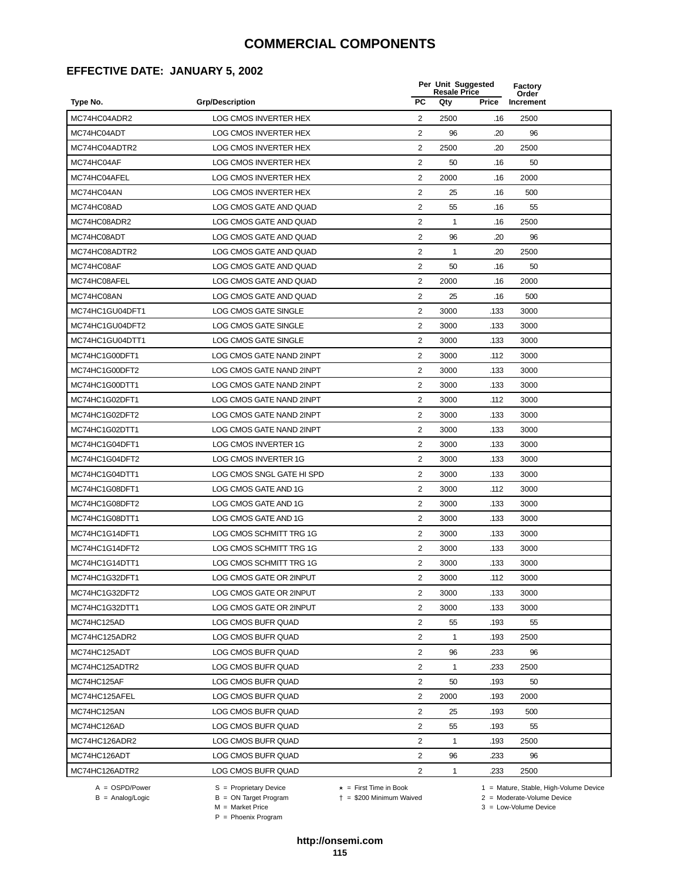# COMMERCIAL COMPONENTS

## EFFECTIVE DATE: JANUARY 5, 2002

| Type No. | Grp/Description | PC | Per Unit Suggested Resale Price Qty | Price | Factory Order Increment |
|---|---|---|---|---|---|
| MC74HC04ADR2 | LOG CMOS INVERTER HEX | 2 | 2500 | .16 | 2500 |
| MC74HC04ADT | LOG CMOS INVERTER HEX | 2 | 96 | .20 | 96 |
| MC74HC04ADTR2 | LOG CMOS INVERTER HEX | 2 | 2500 | .20 | 2500 |
| MC74HC04AF | LOG CMOS INVERTER HEX | 2 | 50 | .16 | 50 |
| MC74HC04AFEL | LOG CMOS INVERTER HEX | 2 | 2000 | .16 | 2000 |
| MC74HC04AN | LOG CMOS INVERTER HEX | 2 | 25 | .16 | 500 |
| MC74HC08AD | LOG CMOS GATE AND QUAD | 2 | 55 | .16 | 55 |
| MC74HC08ADR2 | LOG CMOS GATE AND QUAD | 2 | 1 | .16 | 2500 |
| MC74HC08ADT | LOG CMOS GATE AND QUAD | 2 | 96 | .20 | 96 |
| MC74HC08ADTR2 | LOG CMOS GATE AND QUAD | 2 | 1 | .20 | 2500 |
| MC74HC08AF | LOG CMOS GATE AND QUAD | 2 | 50 | .16 | 50 |
| MC74HC08AFEL | LOG CMOS GATE AND QUAD | 2 | 2000 | .16 | 2000 |
| MC74HC08AN | LOG CMOS GATE AND QUAD | 2 | 25 | .16 | 500 |
| MC74HC1GU04DFT1 | LOG CMOS GATE SINGLE | 2 | 3000 | .133 | 3000 |
| MC74HC1GU04DFT2 | LOG CMOS GATE SINGLE | 2 | 3000 | .133 | 3000 |
| MC74HC1GU04DTT1 | LOG CMOS GATE SINGLE | 2 | 3000 | .133 | 3000 |
| MC74HC1G00DFT1 | LOG CMOS GATE NAND 2INPT | 2 | 3000 | .112 | 3000 |
| MC74HC1G00DFT2 | LOG CMOS GATE NAND 2INPT | 2 | 3000 | .133 | 3000 |
| MC74HC1G00DTT1 | LOG CMOS GATE NAND 2INPT | 2 | 3000 | .133 | 3000 |
| MC74HC1G02DFT1 | LOG CMOS GATE NAND 2INPT | 2 | 3000 | .112 | 3000 |
| MC74HC1G02DFT2 | LOG CMOS GATE NAND 2INPT | 2 | 3000 | .133 | 3000 |
| MC74HC1G02DTT1 | LOG CMOS GATE NAND 2INPT | 2 | 3000 | .133 | 3000 |
| MC74HC1G04DFT1 | LOG CMOS INVERTER 1G | 2 | 3000 | .133 | 3000 |
| MC74HC1G04DFT2 | LOG CMOS INVERTER 1G | 2 | 3000 | .133 | 3000 |
| MC74HC1G04DTT1 | LOG CMOS SNGL GATE HI SPD | 2 | 3000 | .133 | 3000 |
| MC74HC1G08DFT1 | LOG CMOS GATE AND 1G | 2 | 3000 | .112 | 3000 |
| MC74HC1G08DFT2 | LOG CMOS GATE AND 1G | 2 | 3000 | .133 | 3000 |
| MC74HC1G08DTT1 | LOG CMOS GATE AND 1G | 2 | 3000 | .133 | 3000 |
| MC74HC1G14DFT1 | LOG CMOS SCHMITT TRG 1G | 2 | 3000 | .133 | 3000 |
| MC74HC1G14DFT2 | LOG CMOS SCHMITT TRG 1G | 2 | 3000 | .133 | 3000 |
| MC74HC1G14DTT1 | LOG CMOS SCHMITT TRG 1G | 2 | 3000 | .133 | 3000 |
| MC74HC1G32DFT1 | LOG CMOS GATE OR 2INPUT | 2 | 3000 | .112 | 3000 |
| MC74HC1G32DFT2 | LOG CMOS GATE OR 2INPUT | 2 | 3000 | .133 | 3000 |
| MC74HC1G32DTT1 | LOG CMOS GATE OR 2INPUT | 2 | 3000 | .133 | 3000 |
| MC74HC125AD | LOG CMOS BUFR QUAD | 2 | 55 | .193 | 55 |
| MC74HC125ADR2 | LOG CMOS BUFR QUAD | 2 | 1 | .193 | 2500 |
| MC74HC125ADT | LOG CMOS BUFR QUAD | 2 | 96 | .233 | 96 |
| MC74HC125ADTR2 | LOG CMOS BUFR QUAD | 2 | 1 | .233 | 2500 |
| MC74HC125AF | LOG CMOS BUFR QUAD | 2 | 50 | .193 | 50 |
| MC74HC125AFEL | LOG CMOS BUFR QUAD | 2 | 2000 | .193 | 2000 |
| MC74HC125AN | LOG CMOS BUFR QUAD | 2 | 25 | .193 | 500 |
| MC74HC126AD | LOG CMOS BUFR QUAD | 2 | 55 | .193 | 55 |
| MC74HC126ADR2 | LOG CMOS BUFR QUAD | 2 | 1 | .193 | 2500 |
| MC74HC126ADT | LOG CMOS BUFR QUAD | 2 | 96 | .233 | 96 |
| MC74HC126ADTR2 | LOG CMOS BUFR QUAD | 2 | 1 | .233 | 2500 |

A = OSPD/Power
B = Analog/Logic

S = Proprietary Device
B = ON Target Program
M = Market Price
P = Phoenix Program

⋆ = First Time in Book
† = $200 Minimum Waived

1 = Mature, Stable, High-Volume Device
2 = Moderate-Volume Device
3 = Low-Volume Device

**http://onsemi.com**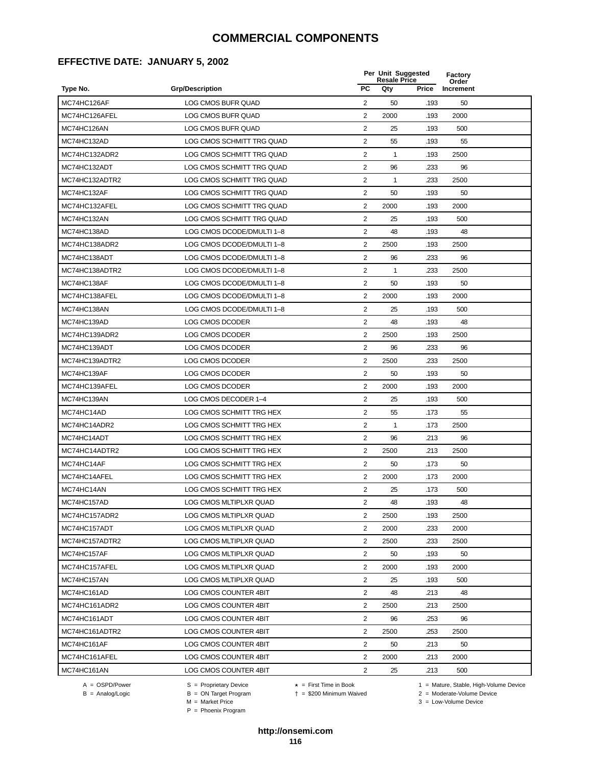# COMMERCIAL COMPONENTS

## EFFECTIVE DATE: JANUARY 5, 2002

| Type No. | Grp/Description | PC | Per Unit Suggested Resale Price Qty | Price | Factory Order Increment |
|---|---|---|---|---|---|
| MC74HC126AF | LOG CMOS BUFR QUAD | 2 | 50 | .193 | 50 |
| MC74HC126AFEL | LOG CMOS BUFR QUAD | 2 | 2000 | .193 | 2000 |
| MC74HC126AN | LOG CMOS BUFR QUAD | 2 | 25 | .193 | 500 |
| MC74HC132AD | LOG CMOS SCHMITT TRG QUAD | 2 | 55 | .193 | 55 |
| MC74HC132ADR2 | LOG CMOS SCHMITT TRG QUAD | 2 | 1 | .193 | 2500 |
| MC74HC132ADT | LOG CMOS SCHMITT TRG QUAD | 2 | 96 | .233 | 96 |
| MC74HC132ADTR2 | LOG CMOS SCHMITT TRG QUAD | 2 | 1 | .233 | 2500 |
| MC74HC132AF | LOG CMOS SCHMITT TRG QUAD | 2 | 50 | .193 | 50 |
| MC74HC132AFEL | LOG CMOS SCHMITT TRG QUAD | 2 | 2000 | .193 | 2000 |
| MC74HC132AN | LOG CMOS SCHMITT TRG QUAD | 2 | 25 | .193 | 500 |
| MC74HC138AD | LOG CMOS DCODE/DMULTI 1–8 | 2 | 48 | .193 | 48 |
| MC74HC138ADR2 | LOG CMOS DCODE/DMULTI 1–8 | 2 | 2500 | .193 | 2500 |
| MC74HC138ADT | LOG CMOS DCODE/DMULTI 1–8 | 2 | 96 | .233 | 96 |
| MC74HC138ADTR2 | LOG CMOS DCODE/DMULTI 1–8 | 2 | 1 | .233 | 2500 |
| MC74HC138AF | LOG CMOS DCODE/DMULTI 1–8 | 2 | 50 | .193 | 50 |
| MC74HC138AFEL | LOG CMOS DCODE/DMULTI 1–8 | 2 | 2000 | .193 | 2000 |
| MC74HC138AN | LOG CMOS DCODE/DMULTI 1–8 | 2 | 25 | .193 | 500 |
| MC74HC139AD | LOG CMOS DCODER | 2 | 48 | .193 | 48 |
| MC74HC139ADR2 | LOG CMOS DCODER | 2 | 2500 | .193 | 2500 |
| MC74HC139ADT | LOG CMOS DCODER | 2 | 96 | .233 | 96 |
| MC74HC139ADTR2 | LOG CMOS DCODER | 2 | 2500 | .233 | 2500 |
| MC74HC139AF | LOG CMOS DCODER | 2 | 50 | .193 | 50 |
| MC74HC139AFEL | LOG CMOS DCODER | 2 | 2000 | .193 | 2000 |
| MC74HC139AN | LOG CMOS DECODER 1–4 | 2 | 25 | .193 | 500 |
| MC74HC14AD | LOG CMOS SCHMITT TRG HEX | 2 | 55 | .173 | 55 |
| MC74HC14ADR2 | LOG CMOS SCHMITT TRG HEX | 2 | 1 | .173 | 2500 |
| MC74HC14ADT | LOG CMOS SCHMITT TRG HEX | 2 | 96 | .213 | 96 |
| MC74HC14ADTR2 | LOG CMOS SCHMITT TRG HEX | 2 | 2500 | .213 | 2500 |
| MC74HC14AF | LOG CMOS SCHMITT TRG HEX | 2 | 50 | .173 | 50 |
| MC74HC14AFEL | LOG CMOS SCHMITT TRG HEX | 2 | 2000 | .173 | 2000 |
| MC74HC14AN | LOG CMOS SCHMITT TRG HEX | 2 | 25 | .173 | 500 |
| MC74HC157AD | LOG CMOS MLTIPLXR QUAD | 2 | 48 | .193 | 48 |
| MC74HC157ADR2 | LOG CMOS MLTIPLXR QUAD | 2 | 2500 | .193 | 2500 |
| MC74HC157ADT | LOG CMOS MLTIPLXR QUAD | 2 | 2000 | .233 | 2000 |
| MC74HC157ADTR2 | LOG CMOS MLTIPLXR QUAD | 2 | 2500 | .233 | 2500 |
| MC74HC157AF | LOG CMOS MLTIPLXR QUAD | 2 | 50 | .193 | 50 |
| MC74HC157AFEL | LOG CMOS MLTIPLXR QUAD | 2 | 2000 | .193 | 2000 |
| MC74HC157AN | LOG CMOS MLTIPLXR QUAD | 2 | 25 | .193 | 500 |
| MC74HC161AD | LOG CMOS COUNTER 4BIT | 2 | 48 | .213 | 48 |
| MC74HC161ADR2 | LOG CMOS COUNTER 4BIT | 2 | 2500 | .213 | 2500 |
| MC74HC161ADT | LOG CMOS COUNTER 4BIT | 2 | 96 | .253 | 96 |
| MC74HC161ADTR2 | LOG CMOS COUNTER 4BIT | 2 | 2500 | .253 | 2500 |
| MC74HC161AF | LOG CMOS COUNTER 4BIT | 2 | 50 | .213 | 50 |
| MC74HC161AFEL | LOG CMOS COUNTER 4BIT | 2 | 2000 | .213 | 2000 |
| MC74HC161AN | LOG CMOS COUNTER 4BIT | 2 | 25 | .213 | 500 |

A = OSPD/Power
B = Analog/Logic

S = Proprietary Device
B = ON Target Program
M = Market Price
P = Phoenix Program

★ = First Time in Book
† = $200 Minimum Waived

1 = Mature, Stable, High-Volume Device
2 = Moderate-Volume Device
3 = Low-Volume Device

**http://onsemi.com**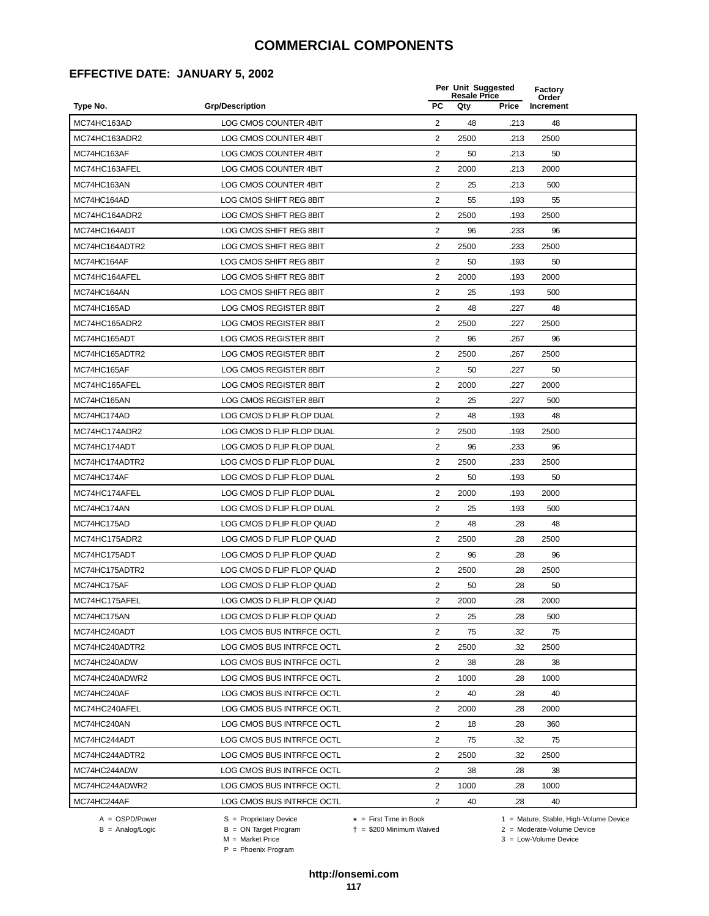# COMMERCIAL COMPONENTS

## EFFECTIVE DATE: JANUARY 5, 2002

| Type No. | Grp/Description | PC | Per Unit Suggested Resale Price Qty | Price | Factory Order Increment |
|---|---|---|---|---|---|
| MC74HC163AD | LOG CMOS COUNTER 4BIT | 2 | 48 | .213 | 48 |
| MC74HC163ADR2 | LOG CMOS COUNTER 4BIT | 2 | 2500 | .213 | 2500 |
| MC74HC163AF | LOG CMOS COUNTER 4BIT | 2 | 50 | .213 | 50 |
| MC74HC163AFEL | LOG CMOS COUNTER 4BIT | 2 | 2000 | .213 | 2000 |
| MC74HC163AN | LOG CMOS COUNTER 4BIT | 2 | 25 | .213 | 500 |
| MC74HC164AD | LOG CMOS SHIFT REG 8BIT | 2 | 55 | .193 | 55 |
| MC74HC164ADR2 | LOG CMOS SHIFT REG 8BIT | 2 | 2500 | .193 | 2500 |
| MC74HC164ADT | LOG CMOS SHIFT REG 8BIT | 2 | 96 | .233 | 96 |
| MC74HC164ADTR2 | LOG CMOS SHIFT REG 8BIT | 2 | 2500 | .233 | 2500 |
| MC74HC164AF | LOG CMOS SHIFT REG 8BIT | 2 | 50 | .193 | 50 |
| MC74HC164AFEL | LOG CMOS SHIFT REG 8BIT | 2 | 2000 | .193 | 2000 |
| MC74HC164AN | LOG CMOS SHIFT REG 8BIT | 2 | 25 | .193 | 500 |
| MC74HC165AD | LOG CMOS REGISTER 8BIT | 2 | 48 | .227 | 48 |
| MC74HC165ADR2 | LOG CMOS REGISTER 8BIT | 2 | 2500 | .227 | 2500 |
| MC74HC165ADT | LOG CMOS REGISTER 8BIT | 2 | 96 | .267 | 96 |
| MC74HC165ADTR2 | LOG CMOS REGISTER 8BIT | 2 | 2500 | .267 | 2500 |
| MC74HC165AF | LOG CMOS REGISTER 8BIT | 2 | 50 | .227 | 50 |
| MC74HC165AFEL | LOG CMOS REGISTER 8BIT | 2 | 2000 | .227 | 2000 |
| MC74HC165AN | LOG CMOS REGISTER 8BIT | 2 | 25 | .227 | 500 |
| MC74HC174AD | LOG CMOS D FLIP FLOP DUAL | 2 | 48 | .193 | 48 |
| MC74HC174ADR2 | LOG CMOS D FLIP FLOP DUAL | 2 | 2500 | .193 | 2500 |
| MC74HC174ADT | LOG CMOS D FLIP FLOP DUAL | 2 | 96 | .233 | 96 |
| MC74HC174ADTR2 | LOG CMOS D FLIP FLOP DUAL | 2 | 2500 | .233 | 2500 |
| MC74HC174AF | LOG CMOS D FLIP FLOP DUAL | 2 | 50 | .193 | 50 |
| MC74HC174AFEL | LOG CMOS D FLIP FLOP DUAL | 2 | 2000 | .193 | 2000 |
| MC74HC174AN | LOG CMOS D FLIP FLOP DUAL | 2 | 25 | .193 | 500 |
| MC74HC175AD | LOG CMOS D FLIP FLOP QUAD | 2 | 48 | .28 | 48 |
| MC74HC175ADR2 | LOG CMOS D FLIP FLOP QUAD | 2 | 2500 | .28 | 2500 |
| MC74HC175ADT | LOG CMOS D FLIP FLOP QUAD | 2 | 96 | .28 | 96 |
| MC74HC175ADTR2 | LOG CMOS D FLIP FLOP QUAD | 2 | 2500 | .28 | 2500 |
| MC74HC175AF | LOG CMOS D FLIP FLOP QUAD | 2 | 50 | .28 | 50 |
| MC74HC175AFEL | LOG CMOS D FLIP FLOP QUAD | 2 | 2000 | .28 | 2000 |
| MC74HC175AN | LOG CMOS D FLIP FLOP QUAD | 2 | 25 | .28 | 500 |
| MC74HC240ADT | LOG CMOS BUS INTRFCE OCTL | 2 | 75 | .32 | 75 |
| MC74HC240ADTR2 | LOG CMOS BUS INTRFCE OCTL | 2 | 2500 | .32 | 2500 |
| MC74HC240ADW | LOG CMOS BUS INTRFCE OCTL | 2 | 38 | .28 | 38 |
| MC74HC240ADWR2 | LOG CMOS BUS INTRFCE OCTL | 2 | 1000 | .28 | 1000 |
| MC74HC240AF | LOG CMOS BUS INTRFCE OCTL | 2 | 40 | .28 | 40 |
| MC74HC240AFEL | LOG CMOS BUS INTRFCE OCTL | 2 | 2000 | .28 | 2000 |
| MC74HC240AN | LOG CMOS BUS INTRFCE OCTL | 2 | 18 | .28 | 360 |
| MC74HC244ADT | LOG CMOS BUS INTRFCE OCTL | 2 | 75 | .32 | 75 |
| MC74HC244ADTR2 | LOG CMOS BUS INTRFCE OCTL | 2 | 2500 | .32 | 2500 |
| MC74HC244ADW | LOG CMOS BUS INTRFCE OCTL | 2 | 38 | .28 | 38 |
| MC74HC244ADWR2 | LOG CMOS BUS INTRFCE OCTL | 2 | 1000 | .28 | 1000 |
| MC74HC244AF | LOG CMOS BUS INTRFCE OCTL | 2 | 40 | .28 | 40 |

A = OSPD/Power
B = Analog/Logic

S = Proprietary Device
B = ON Target Program
M = Market Price
P = Phoenix Program

⋆ = First Time in Book
† = $200 Minimum Waived

1 = Mature, Stable, High-Volume Device
2 = Moderate-Volume Device
3 = Low-Volume Device

**http://onsemi.com**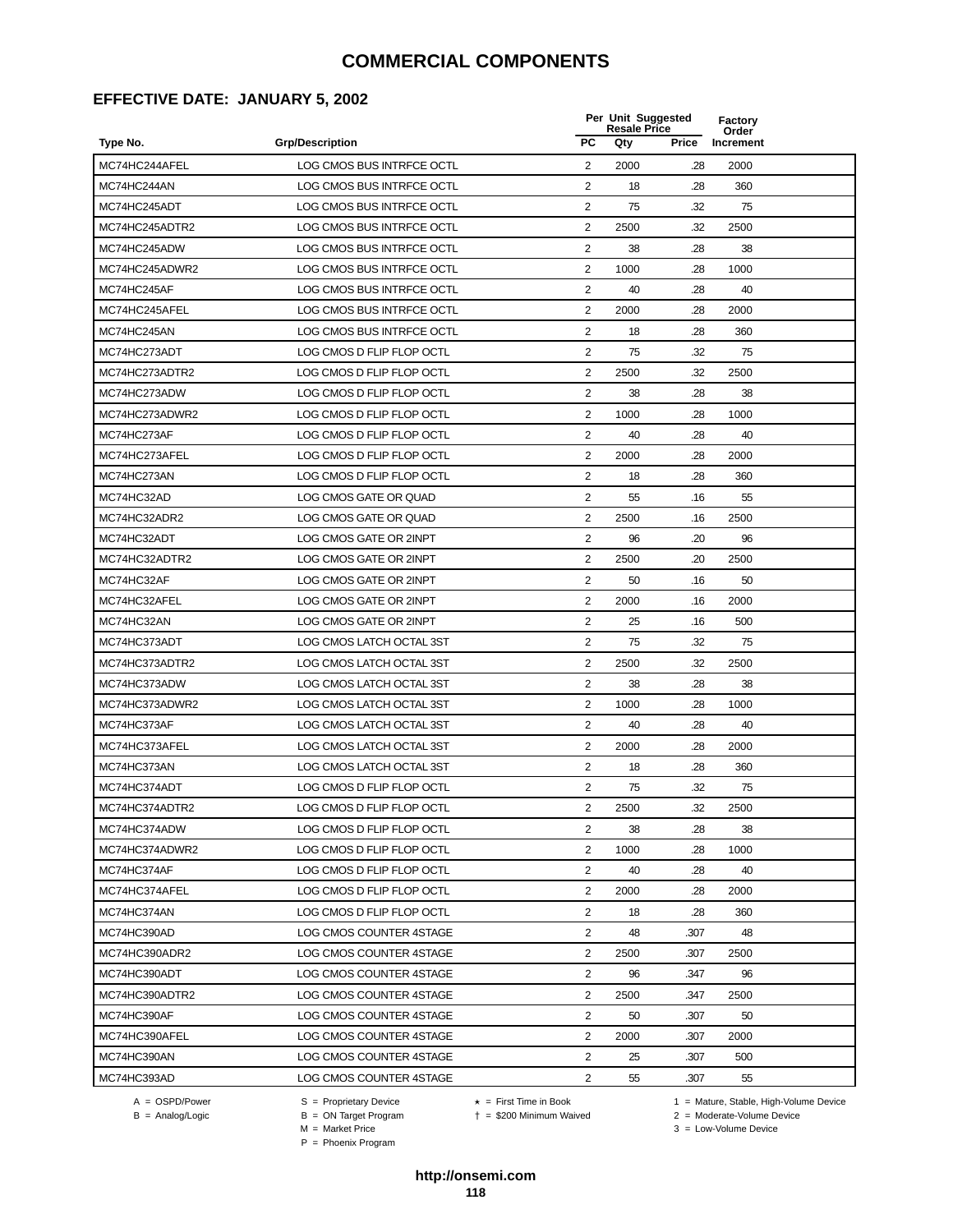# COMMERCIAL COMPONENTS

### EFFECTIVE DATE: JANUARY 5, 2002

| Type No. | Grp/Description | PC | Per Unit Suggested Resale Price Qty | Price | Factory Order Increment |
|---|---|---|---|---|---|
| MC74HC244AFEL | LOG CMOS BUS INTRFCE OCTL | 2 | 2000 | .28 | 2000 |
| MC74HC244AN | LOG CMOS BUS INTRFCE OCTL | 2 | 18 | .28 | 360 |
| MC74HC245ADT | LOG CMOS BUS INTRFCE OCTL | 2 | 75 | .32 | 75 |
| MC74HC245ADTR2 | LOG CMOS BUS INTRFCE OCTL | 2 | 2500 | .32 | 2500 |
| MC74HC245ADW | LOG CMOS BUS INTRFCE OCTL | 2 | 38 | .28 | 38 |
| MC74HC245ADWR2 | LOG CMOS BUS INTRFCE OCTL | 2 | 1000 | .28 | 1000 |
| MC74HC245AF | LOG CMOS BUS INTRFCE OCTL | 2 | 40 | .28 | 40 |
| MC74HC245AFEL | LOG CMOS BUS INTRFCE OCTL | 2 | 2000 | .28 | 2000 |
| MC74HC245AN | LOG CMOS BUS INTRFCE OCTL | 2 | 18 | .28 | 360 |
| MC74HC273ADT | LOG CMOS D FLIP FLOP OCTL | 2 | 75 | .32 | 75 |
| MC74HC273ADTR2 | LOG CMOS D FLIP FLOP OCTL | 2 | 2500 | .32 | 2500 |
| MC74HC273ADW | LOG CMOS D FLIP FLOP OCTL | 2 | 38 | .28 | 38 |
| MC74HC273ADWR2 | LOG CMOS D FLIP FLOP OCTL | 2 | 1000 | .28 | 1000 |
| MC74HC273AF | LOG CMOS D FLIP FLOP OCTL | 2 | 40 | .28 | 40 |
| MC74HC273AFEL | LOG CMOS D FLIP FLOP OCTL | 2 | 2000 | .28 | 2000 |
| MC74HC273AN | LOG CMOS D FLIP FLOP OCTL | 2 | 18 | .28 | 360 |
| MC74HC32AD | LOG CMOS GATE OR QUAD | 2 | 55 | .16 | 55 |
| MC74HC32ADR2 | LOG CMOS GATE OR QUAD | 2 | 2500 | .16 | 2500 |
| MC74HC32ADT | LOG CMOS GATE OR 2INPT | 2 | 96 | .20 | 96 |
| MC74HC32ADTR2 | LOG CMOS GATE OR 2INPT | 2 | 2500 | .20 | 2500 |
| MC74HC32AF | LOG CMOS GATE OR 2INPT | 2 | 50 | .16 | 50 |
| MC74HC32AFEL | LOG CMOS GATE OR 2INPT | 2 | 2000 | .16 | 2000 |
| MC74HC32AN | LOG CMOS GATE OR 2INPT | 2 | 25 | .16 | 500 |
| MC74HC373ADT | LOG CMOS LATCH OCTAL 3ST | 2 | 75 | .32 | 75 |
| MC74HC373ADTR2 | LOG CMOS LATCH OCTAL 3ST | 2 | 2500 | .32 | 2500 |
| MC74HC373ADW | LOG CMOS LATCH OCTAL 3ST | 2 | 38 | .28 | 38 |
| MC74HC373ADWR2 | LOG CMOS LATCH OCTAL 3ST | 2 | 1000 | .28 | 1000 |
| MC74HC373AF | LOG CMOS LATCH OCTAL 3ST | 2 | 40 | .28 | 40 |
| MC74HC373AFEL | LOG CMOS LATCH OCTAL 3ST | 2 | 2000 | .28 | 2000 |
| MC74HC373AN | LOG CMOS LATCH OCTAL 3ST | 2 | 18 | .28 | 360 |
| MC74HC374ADT | LOG CMOS D FLIP FLOP OCTL | 2 | 75 | .32 | 75 |
| MC74HC374ADTR2 | LOG CMOS D FLIP FLOP OCTL | 2 | 2500 | .32 | 2500 |
| MC74HC374ADW | LOG CMOS D FLIP FLOP OCTL | 2 | 38 | .28 | 38 |
| MC74HC374ADWR2 | LOG CMOS D FLIP FLOP OCTL | 2 | 1000 | .28 | 1000 |
| MC74HC374AF | LOG CMOS D FLIP FLOP OCTL | 2 | 40 | .28 | 40 |
| MC74HC374AFEL | LOG CMOS D FLIP FLOP OCTL | 2 | 2000 | .28 | 2000 |
| MC74HC374AN | LOG CMOS D FLIP FLOP OCTL | 2 | 18 | .28 | 360 |
| MC74HC390AD | LOG CMOS COUNTER 4STAGE | 2 | 48 | .307 | 48 |
| MC74HC390ADR2 | LOG CMOS COUNTER 4STAGE | 2 | 2500 | .307 | 2500 |
| MC74HC390ADT | LOG CMOS COUNTER 4STAGE | 2 | 96 | .347 | 96 |
| MC74HC390ADTR2 | LOG CMOS COUNTER 4STAGE | 2 | 2500 | .347 | 2500 |
| MC74HC390AF | LOG CMOS COUNTER 4STAGE | 2 | 50 | .307 | 50 |
| MC74HC390AFEL | LOG CMOS COUNTER 4STAGE | 2 | 2000 | .307 | 2000 |
| MC74HC390AN | LOG CMOS COUNTER 4STAGE | 2 | 25 | .307 | 500 |
| MC74HC393AD | LOG CMOS COUNTER 4STAGE | 2 | 55 | .307 | 55 |

A = OSPD/Power
B = Analog/Logic

S = Proprietary Device
B = ON Target Program
M = Market Price
P = Phoenix Program

⋆ = First Time in Book
† = $200 Minimum Waived

1 = Mature, Stable, High-Volume Device
2 = Moderate-Volume Device
3 = Low-Volume Device

**http://onsemi.com**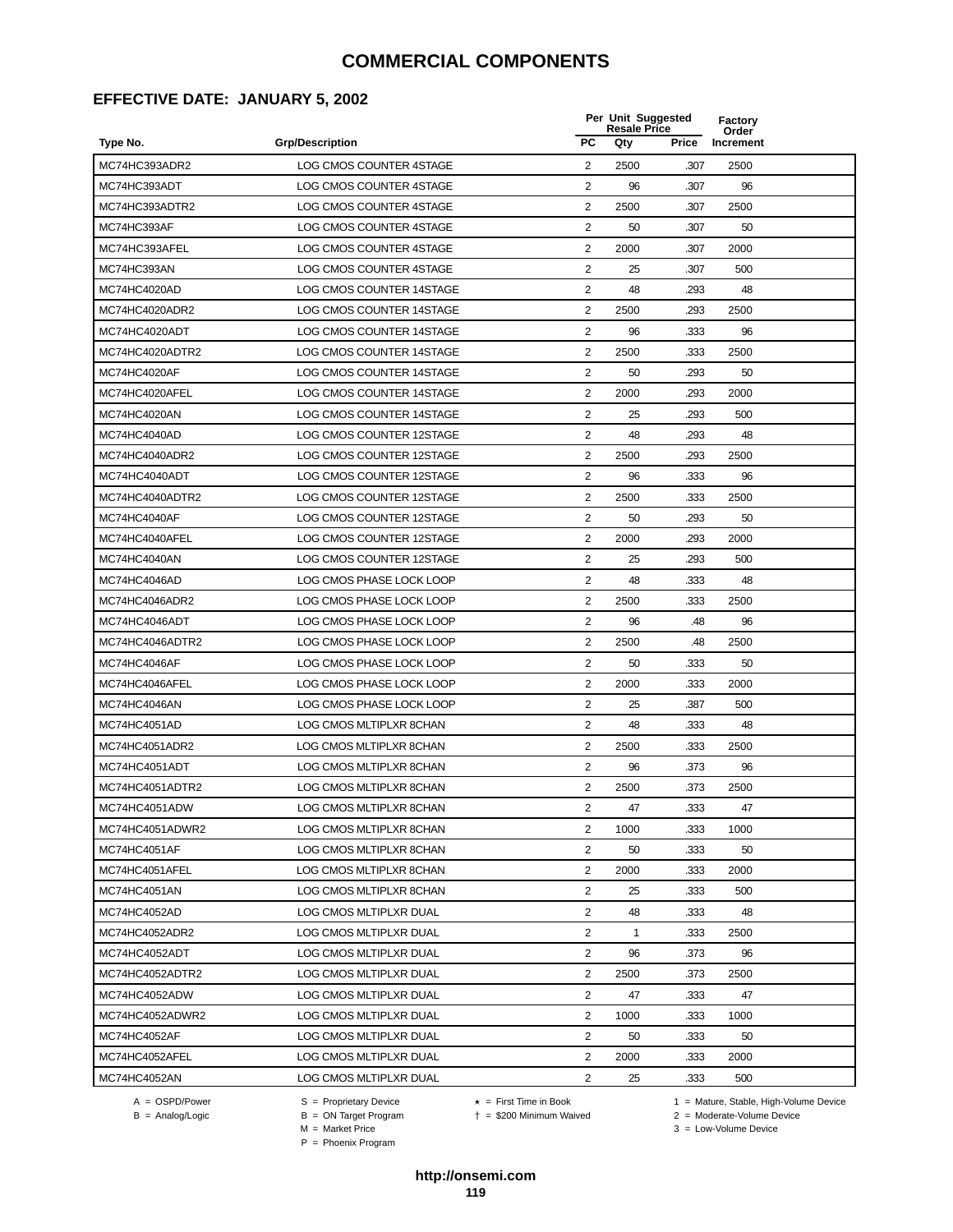# COMMERCIAL COMPONENTS

### EFFECTIVE DATE: JANUARY 5, 2002

| Type No. | Grp/Description | Per Unit Suggested Resale Price PC | Qty | Price | Factory Order Increment |
|---|---|---|---|---|---|
| MC74HC393ADR2 | LOG CMOS COUNTER 4STAGE | 2 | 2500 | .307 | 2500 |
| MC74HC393ADT | LOG CMOS COUNTER 4STAGE | 2 | 96 | .307 | 96 |
| MC74HC393ADTR2 | LOG CMOS COUNTER 4STAGE | 2 | 2500 | .307 | 2500 |
| MC74HC393AF | LOG CMOS COUNTER 4STAGE | 2 | 50 | .307 | 50 |
| MC74HC393AFEL | LOG CMOS COUNTER 4STAGE | 2 | 2000 | .307 | 2000 |
| MC74HC393AN | LOG CMOS COUNTER 4STAGE | 2 | 25 | .307 | 500 |
| MC74HC4020AD | LOG CMOS COUNTER 14STAGE | 2 | 48 | .293 | 48 |
| MC74HC4020ADR2 | LOG CMOS COUNTER 14STAGE | 2 | 2500 | .293 | 2500 |
| MC74HC4020ADT | LOG CMOS COUNTER 14STAGE | 2 | 96 | .333 | 96 |
| MC74HC4020ADTR2 | LOG CMOS COUNTER 14STAGE | 2 | 2500 | .333 | 2500 |
| MC74HC4020AF | LOG CMOS COUNTER 14STAGE | 2 | 50 | .293 | 50 |
| MC74HC4020AFEL | LOG CMOS COUNTER 14STAGE | 2 | 2000 | .293 | 2000 |
| MC74HC4020AN | LOG CMOS COUNTER 14STAGE | 2 | 25 | .293 | 500 |
| MC74HC4040AD | LOG CMOS COUNTER 12STAGE | 2 | 48 | .293 | 48 |
| MC74HC4040ADR2 | LOG CMOS COUNTER 12STAGE | 2 | 2500 | .293 | 2500 |
| MC74HC4040ADT | LOG CMOS COUNTER 12STAGE | 2 | 96 | .333 | 96 |
| MC74HC4040ADTR2 | LOG CMOS COUNTER 12STAGE | 2 | 2500 | .333 | 2500 |
| MC74HC4040AF | LOG CMOS COUNTER 12STAGE | 2 | 50 | .293 | 50 |
| MC74HC4040AFEL | LOG CMOS COUNTER 12STAGE | 2 | 2000 | .293 | 2000 |
| MC74HC4040AN | LOG CMOS COUNTER 12STAGE | 2 | 25 | .293 | 500 |
| MC74HC4046AD | LOG CMOS PHASE LOCK LOOP | 2 | 48 | .333 | 48 |
| MC74HC4046ADR2 | LOG CMOS PHASE LOCK LOOP | 2 | 2500 | .333 | 2500 |
| MC74HC4046ADT | LOG CMOS PHASE LOCK LOOP | 2 | 96 | .48 | 96 |
| MC74HC4046ADTR2 | LOG CMOS PHASE LOCK LOOP | 2 | 2500 | .48 | 2500 |
| MC74HC4046AF | LOG CMOS PHASE LOCK LOOP | 2 | 50 | .333 | 50 |
| MC74HC4046AFEL | LOG CMOS PHASE LOCK LOOP | 2 | 2000 | .333 | 2000 |
| MC74HC4046AN | LOG CMOS PHASE LOCK LOOP | 2 | 25 | .387 | 500 |
| MC74HC4051AD | LOG CMOS MLTIPLXR 8CHAN | 2 | 48 | .333 | 48 |
| MC74HC4051ADR2 | LOG CMOS MLTIPLXR 8CHAN | 2 | 2500 | .333 | 2500 |
| MC74HC4051ADT | LOG CMOS MLTIPLXR 8CHAN | 2 | 96 | .373 | 96 |
| MC74HC4051ADTR2 | LOG CMOS MLTIPLXR 8CHAN | 2 | 2500 | .373 | 2500 |
| MC74HC4051ADW | LOG CMOS MLTIPLXR 8CHAN | 2 | 47 | .333 | 47 |
| MC74HC4051ADWR2 | LOG CMOS MLTIPLXR 8CHAN | 2 | 1000 | .333 | 1000 |
| MC74HC4051AF | LOG CMOS MLTIPLXR 8CHAN | 2 | 50 | .333 | 50 |
| MC74HC4051AFEL | LOG CMOS MLTIPLXR 8CHAN | 2 | 2000 | .333 | 2000 |
| MC74HC4051AN | LOG CMOS MLTIPLXR 8CHAN | 2 | 25 | .333 | 500 |
| MC74HC4052AD | LOG CMOS MLTIPLXR DUAL | 2 | 48 | .333 | 48 |
| MC74HC4052ADR2 | LOG CMOS MLTIPLXR DUAL | 2 | 1 | .333 | 2500 |
| MC74HC4052ADT | LOG CMOS MLTIPLXR DUAL | 2 | 96 | .373 | 96 |
| MC74HC4052ADTR2 | LOG CMOS MLTIPLXR DUAL | 2 | 2500 | .373 | 2500 |
| MC74HC4052ADW | LOG CMOS MLTIPLXR DUAL | 2 | 47 | .333 | 47 |
| MC74HC4052ADWR2 | LOG CMOS MLTIPLXR DUAL | 2 | 1000 | .333 | 1000 |
| MC74HC4052AF | LOG CMOS MLTIPLXR DUAL | 2 | 50 | .333 | 50 |
| MC74HC4052AFEL | LOG CMOS MLTIPLXR DUAL | 2 | 2000 | .333 | 2000 |
| MC74HC4052AN | LOG CMOS MLTIPLXR DUAL | 2 | 25 | .333 | 500 |

A = OSPD/Power
B = Analog/Logic

S = Proprietary Device
B = ON Target Program
M = Market Price
P = Phoenix Program

⋆ = First Time in Book
† = $200 Minimum Waived

1 = Mature, Stable, High-Volume Device
2 = Moderate-Volume Device
3 = Low-Volume Device

**http://onsemi.com**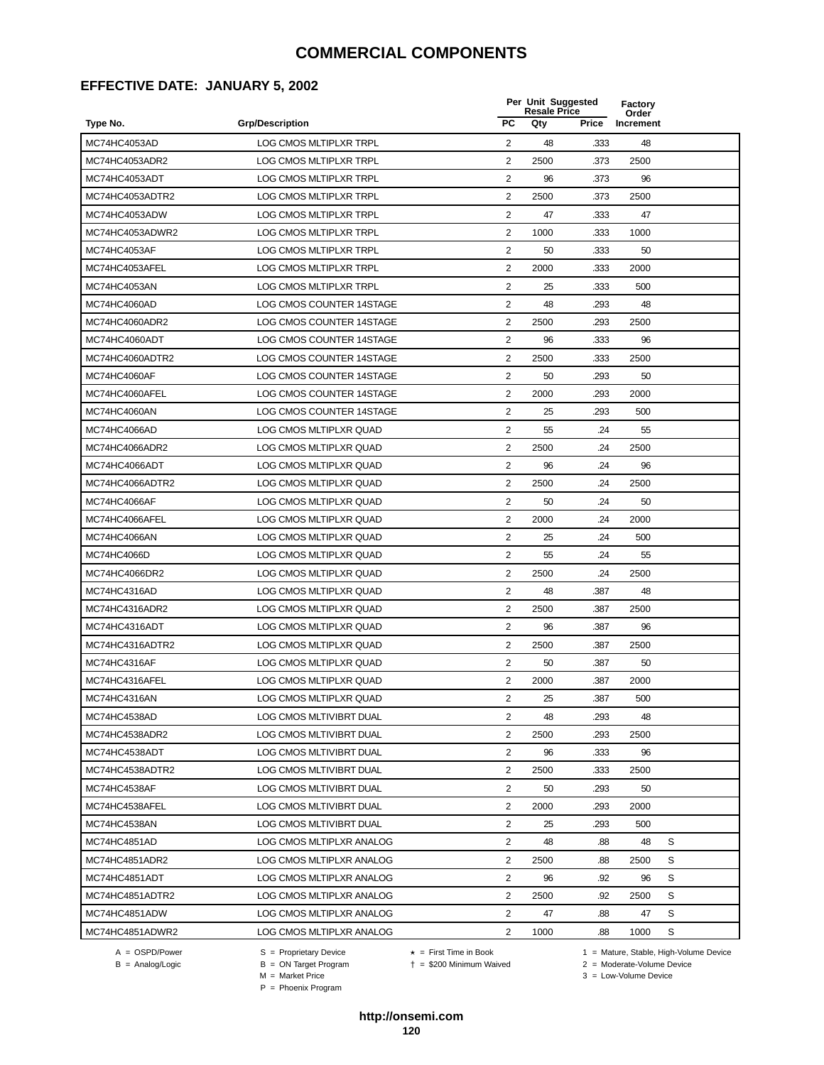# COMMERCIAL COMPONENTS

## EFFECTIVE DATE: JANUARY 5, 2002

| Type No. | Grp/Description | PC | Per Unit Suggested Resale Price Qty | Price | Factory Order Increment | |
|---|---|---|---|---|---|---|
| MC74HC4053AD | LOG CMOS MLTIPLXR TRPL | 2 | 48 | .333 | 48 | |
| MC74HC4053ADR2 | LOG CMOS MLTIPLXR TRPL | 2 | 2500 | .373 | 2500 | |
| MC74HC4053ADT | LOG CMOS MLTIPLXR TRPL | 2 | 96 | .373 | 96 | |
| MC74HC4053ADTR2 | LOG CMOS MLTIPLXR TRPL | 2 | 2500 | .373 | 2500 | |
| MC74HC4053ADW | LOG CMOS MLTIPLXR TRPL | 2 | 47 | .333 | 47 | |
| MC74HC4053ADWR2 | LOG CMOS MLTIPLXR TRPL | 2 | 1000 | .333 | 1000 | |
| MC74HC4053AF | LOG CMOS MLTIPLXR TRPL | 2 | 50 | .333 | 50 | |
| MC74HC4053AFEL | LOG CMOS MLTIPLXR TRPL | 2 | 2000 | .333 | 2000 | |
| MC74HC4053AN | LOG CMOS MLTIPLXR TRPL | 2 | 25 | .333 | 500 | |
| MC74HC4060AD | LOG CMOS COUNTER 14STAGE | 2 | 48 | .293 | 48 | |
| MC74HC4060ADR2 | LOG CMOS COUNTER 14STAGE | 2 | 2500 | .293 | 2500 | |
| MC74HC4060ADT | LOG CMOS COUNTER 14STAGE | 2 | 96 | .333 | 96 | |
| MC74HC4060ADTR2 | LOG CMOS COUNTER 14STAGE | 2 | 2500 | .333 | 2500 | |
| MC74HC4060AF | LOG CMOS COUNTER 14STAGE | 2 | 50 | .293 | 50 | |
| MC74HC4060AFEL | LOG CMOS COUNTER 14STAGE | 2 | 2000 | .293 | 2000 | |
| MC74HC4060AN | LOG CMOS COUNTER 14STAGE | 2 | 25 | .293 | 500 | |
| MC74HC4066AD | LOG CMOS MLTIPLXR QUAD | 2 | 55 | .24 | 55 | |
| MC74HC4066ADR2 | LOG CMOS MLTIPLXR QUAD | 2 | 2500 | .24 | 2500 | |
| MC74HC4066ADT | LOG CMOS MLTIPLXR QUAD | 2 | 96 | .24 | 96 | |
| MC74HC4066ADTR2 | LOG CMOS MLTIPLXR QUAD | 2 | 2500 | .24 | 2500 | |
| MC74HC4066AF | LOG CMOS MLTIPLXR QUAD | 2 | 50 | .24 | 50 | |
| MC74HC4066AFEL | LOG CMOS MLTIPLXR QUAD | 2 | 2000 | .24 | 2000 | |
| MC74HC4066AN | LOG CMOS MLTIPLXR QUAD | 2 | 25 | .24 | 500 | |
| MC74HC4066D | LOG CMOS MLTIPLXR QUAD | 2 | 55 | .24 | 55 | |
| MC74HC4066DR2 | LOG CMOS MLTIPLXR QUAD | 2 | 2500 | .24 | 2500 | |
| MC74HC4316AD | LOG CMOS MLTIPLXR QUAD | 2 | 48 | .387 | 48 | |
| MC74HC4316ADR2 | LOG CMOS MLTIPLXR QUAD | 2 | 2500 | .387 | 2500 | |
| MC74HC4316ADT | LOG CMOS MLTIPLXR QUAD | 2 | 96 | .387 | 96 | |
| MC74HC4316ADTR2 | LOG CMOS MLTIPLXR QUAD | 2 | 2500 | .387 | 2500 | |
| MC74HC4316AF | LOG CMOS MLTIPLXR QUAD | 2 | 50 | .387 | 50 | |
| MC74HC4316AFEL | LOG CMOS MLTIPLXR QUAD | 2 | 2000 | .387 | 2000 | |
| MC74HC4316AN | LOG CMOS MLTIPLXR QUAD | 2 | 25 | .387 | 500 | |
| MC74HC4538AD | LOG CMOS MLTIVIBRT DUAL | 2 | 48 | .293 | 48 | |
| MC74HC4538ADR2 | LOG CMOS MLTIVIBRT DUAL | 2 | 2500 | .293 | 2500 | |
| MC74HC4538ADT | LOG CMOS MLTIVIBRT DUAL | 2 | 96 | .333 | 96 | |
| MC74HC4538ADTR2 | LOG CMOS MLTIVIBRT DUAL | 2 | 2500 | .333 | 2500 | |
| MC74HC4538AF | LOG CMOS MLTIVIBRT DUAL | 2 | 50 | .293 | 50 | |
| MC74HC4538AFEL | LOG CMOS MLTIVIBRT DUAL | 2 | 2000 | .293 | 2000 | |
| MC74HC4538AN | LOG CMOS MLTIVIBRT DUAL | 2 | 25 | .293 | 500 | |
| MC74HC4851AD | LOG CMOS MLTIPLXR ANALOG | 2 | 48 | .88 | 48 | S |
| MC74HC4851ADR2 | LOG CMOS MLTIPLXR ANALOG | 2 | 2500 | .88 | 2500 | S |
| MC74HC4851ADT | LOG CMOS MLTIPLXR ANALOG | 2 | 96 | .92 | 96 | S |
| MC74HC4851ADTR2 | LOG CMOS MLTIPLXR ANALOG | 2 | 2500 | .92 | 2500 | S |
| MC74HC4851ADW | LOG CMOS MLTIPLXR ANALOG | 2 | 47 | .88 | 47 | S |
| MC74HC4851ADWR2 | LOG CMOS MLTIPLXR ANALOG | 2 | 1000 | .88 | 1000 | S |

A = OSPD/Power
B = Analog/Logic

S = Proprietary Device
B = ON Target Program
M = Market Price
P = Phoenix Program

⋆ = First Time in Book
† = $200 Minimum Waived

1 = Mature, Stable, High-Volume Device
2 = Moderate-Volume Device
3 = Low-Volume Device

**http://onsemi.com**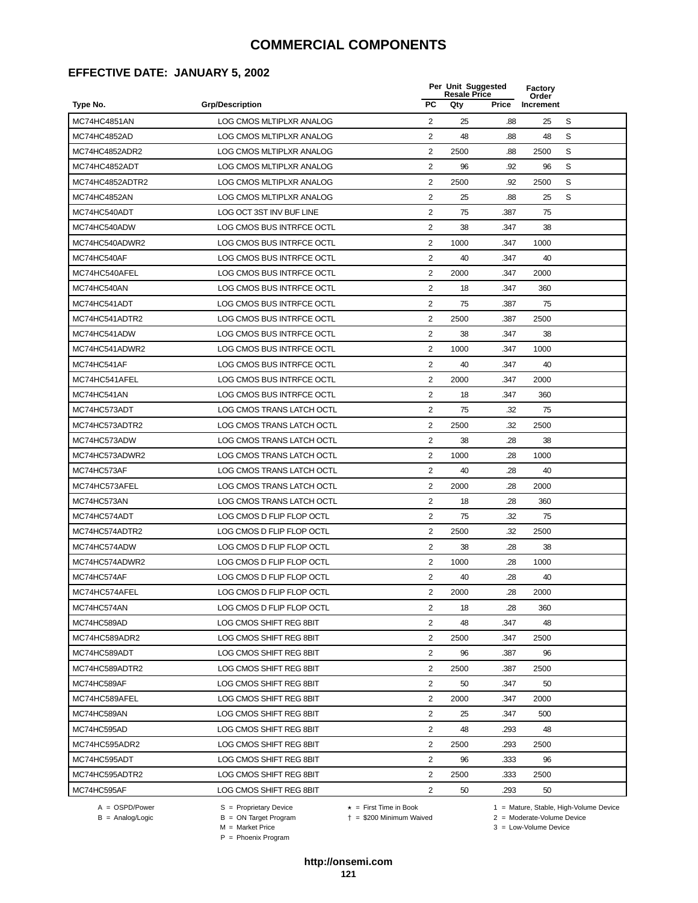# COMMERCIAL COMPONENTS

## EFFECTIVE DATE: JANUARY 5, 2002

| Type No. | Grp/Description | PC | Per Unit Suggested Resale Price Qty | Price | Factory Order Increment | |
|---|---|---|---|---|---|---|
| MC74HC4851AN | LOG CMOS MLTIPLXR ANALOG | 2 | 25 | .88 | 25 | S |
| MC74HC4852AD | LOG CMOS MLTIPLXR ANALOG | 2 | 48 | .88 | 48 | S |
| MC74HC4852ADR2 | LOG CMOS MLTIPLXR ANALOG | 2 | 2500 | .88 | 2500 | S |
| MC74HC4852ADT | LOG CMOS MLTIPLXR ANALOG | 2 | 96 | .92 | 96 | S |
| MC74HC4852ADTR2 | LOG CMOS MLTIPLXR ANALOG | 2 | 2500 | .92 | 2500 | S |
| MC74HC4852AN | LOG CMOS MLTIPLXR ANALOG | 2 | 25 | .88 | 25 | S |
| MC74HC540ADT | LOG OCT 3ST INV BUF LINE | 2 | 75 | .387 | 75 | |
| MC74HC540ADW | LOG CMOS BUS INTRFCE OCTL | 2 | 38 | .347 | 38 | |
| MC74HC540ADWR2 | LOG CMOS BUS INTRFCE OCTL | 2 | 1000 | .347 | 1000 | |
| MC74HC540AF | LOG CMOS BUS INTRFCE OCTL | 2 | 40 | .347 | 40 | |
| MC74HC540AFEL | LOG CMOS BUS INTRFCE OCTL | 2 | 2000 | .347 | 2000 | |
| MC74HC540AN | LOG CMOS BUS INTRFCE OCTL | 2 | 18 | .347 | 360 | |
| MC74HC541ADT | LOG CMOS BUS INTRFCE OCTL | 2 | 75 | .387 | 75 | |
| MC74HC541ADTR2 | LOG CMOS BUS INTRFCE OCTL | 2 | 2500 | .387 | 2500 | |
| MC74HC541ADW | LOG CMOS BUS INTRFCE OCTL | 2 | 38 | .347 | 38 | |
| MC74HC541ADWR2 | LOG CMOS BUS INTRFCE OCTL | 2 | 1000 | .347 | 1000 | |
| MC74HC541AF | LOG CMOS BUS INTRFCE OCTL | 2 | 40 | .347 | 40 | |
| MC74HC541AFEL | LOG CMOS BUS INTRFCE OCTL | 2 | 2000 | .347 | 2000 | |
| MC74HC541AN | LOG CMOS BUS INTRFCE OCTL | 2 | 18 | .347 | 360 | |
| MC74HC573ADT | LOG CMOS TRANS LATCH OCTL | 2 | 75 | .32 | 75 | |
| MC74HC573ADTR2 | LOG CMOS TRANS LATCH OCTL | 2 | 2500 | .32 | 2500 | |
| MC74HC573ADW | LOG CMOS TRANS LATCH OCTL | 2 | 38 | .28 | 38 | |
| MC74HC573ADWR2 | LOG CMOS TRANS LATCH OCTL | 2 | 1000 | .28 | 1000 | |
| MC74HC573AF | LOG CMOS TRANS LATCH OCTL | 2 | 40 | .28 | 40 | |
| MC74HC573AFEL | LOG CMOS TRANS LATCH OCTL | 2 | 2000 | .28 | 2000 | |
| MC74HC573AN | LOG CMOS TRANS LATCH OCTL | 2 | 18 | .28 | 360 | |
| MC74HC574ADT | LOG CMOS D FLIP FLOP OCTL | 2 | 75 | .32 | 75 | |
| MC74HC574ADTR2 | LOG CMOS D FLIP FLOP OCTL | 2 | 2500 | .32 | 2500 | |
| MC74HC574ADW | LOG CMOS D FLIP FLOP OCTL | 2 | 38 | .28 | 38 | |
| MC74HC574ADWR2 | LOG CMOS D FLIP FLOP OCTL | 2 | 1000 | .28 | 1000 | |
| MC74HC574AF | LOG CMOS D FLIP FLOP OCTL | 2 | 40 | .28 | 40 | |
| MC74HC574AFEL | LOG CMOS D FLIP FLOP OCTL | 2 | 2000 | .28 | 2000 | |
| MC74HC574AN | LOG CMOS D FLIP FLOP OCTL | 2 | 18 | .28 | 360 | |
| MC74HC589AD | LOG CMOS SHIFT REG 8BIT | 2 | 48 | .347 | 48 | |
| MC74HC589ADR2 | LOG CMOS SHIFT REG 8BIT | 2 | 2500 | .347 | 2500 | |
| MC74HC589ADT | LOG CMOS SHIFT REG 8BIT | 2 | 96 | .387 | 96 | |
| MC74HC589ADTR2 | LOG CMOS SHIFT REG 8BIT | 2 | 2500 | .387 | 2500 | |
| MC74HC589AF | LOG CMOS SHIFT REG 8BIT | 2 | 50 | .347 | 50 | |
| MC74HC589AFEL | LOG CMOS SHIFT REG 8BIT | 2 | 2000 | .347 | 2000 | |
| MC74HC589AN | LOG CMOS SHIFT REG 8BIT | 2 | 25 | .347 | 500 | |
| MC74HC595AD | LOG CMOS SHIFT REG 8BIT | 2 | 48 | .293 | 48 | |
| MC74HC595ADR2 | LOG CMOS SHIFT REG 8BIT | 2 | 2500 | .293 | 2500 | |
| MC74HC595ADT | LOG CMOS SHIFT REG 8BIT | 2 | 96 | .333 | 96 | |
| MC74HC595ADTR2 | LOG CMOS SHIFT REG 8BIT | 2 | 2500 | .333 | 2500 | |
| MC74HC595AF | LOG CMOS SHIFT REG 8BIT | 2 | 50 | .293 | 50 | |

A = OSPD/Power
B = Analog/Logic

S = Proprietary Device
B = ON Target Program
M = Market Price
P = Phoenix Program

★ = First Time in Book
† = $200 Minimum Waived

1 = Mature, Stable, High-Volume Device
2 = Moderate-Volume Device
3 = Low-Volume Device

**http://onsemi.com**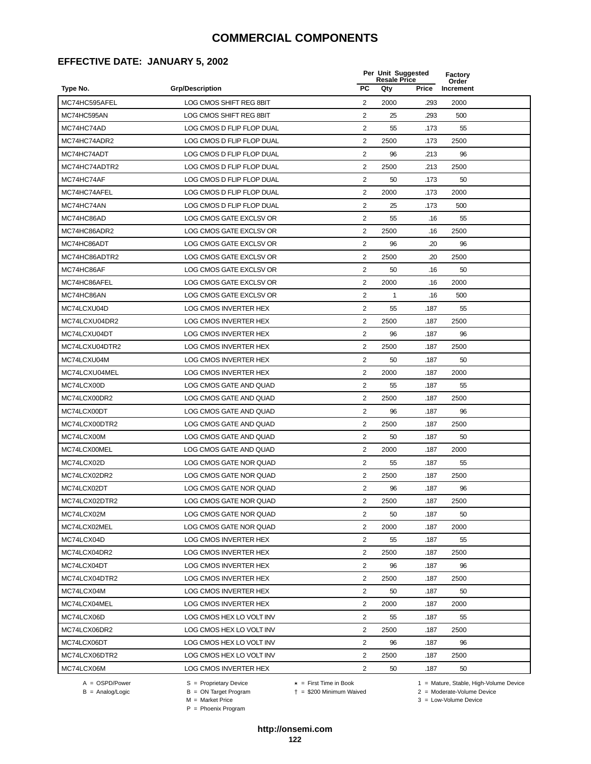# COMMERCIAL COMPONENTS

## EFFECTIVE DATE: JANUARY 5, 2002

| Type No. | Grp/Description | PC | Per Unit Suggested Resale Price Qty | Price | Factory Order Increment |
|---|---|---|---|---|---|
| MC74HC595AFEL | LOG CMOS SHIFT REG 8BIT | 2 | 2000 | .293 | 2000 |
| MC74HC595AN | LOG CMOS SHIFT REG 8BIT | 2 | 25 | .293 | 500 |
| MC74HC74AD | LOG CMOS D FLIP FLOP DUAL | 2 | 55 | .173 | 55 |
| MC74HC74ADR2 | LOG CMOS D FLIP FLOP DUAL | 2 | 2500 | .173 | 2500 |
| MC74HC74ADT | LOG CMOS D FLIP FLOP DUAL | 2 | 96 | .213 | 96 |
| MC74HC74ADTR2 | LOG CMOS D FLIP FLOP DUAL | 2 | 2500 | .213 | 2500 |
| MC74HC74AF | LOG CMOS D FLIP FLOP DUAL | 2 | 50 | .173 | 50 |
| MC74HC74AFEL | LOG CMOS D FLIP FLOP DUAL | 2 | 2000 | .173 | 2000 |
| MC74HC74AN | LOG CMOS D FLIP FLOP DUAL | 2 | 25 | .173 | 500 |
| MC74HC86AD | LOG CMOS GATE EXCLSV OR | 2 | 55 | .16 | 55 |
| MC74HC86ADR2 | LOG CMOS GATE EXCLSV OR | 2 | 2500 | .16 | 2500 |
| MC74HC86ADT | LOG CMOS GATE EXCLSV OR | 2 | 96 | .20 | 96 |
| MC74HC86ADTR2 | LOG CMOS GATE EXCLSV OR | 2 | 2500 | .20 | 2500 |
| MC74HC86AF | LOG CMOS GATE EXCLSV OR | 2 | 50 | .16 | 50 |
| MC74HC86AFEL | LOG CMOS GATE EXCLSV OR | 2 | 2000 | .16 | 2000 |
| MC74HC86AN | LOG CMOS GATE EXCLSV OR | 2 | 1 | .16 | 500 |
| MC74LCXU04D | LOG CMOS INVERTER HEX | 2 | 55 | .187 | 55 |
| MC74LCXU04DR2 | LOG CMOS INVERTER HEX | 2 | 2500 | .187 | 2500 |
| MC74LCXU04DT | LOG CMOS INVERTER HEX | 2 | 96 | .187 | 96 |
| MC74LCXU04DTR2 | LOG CMOS INVERTER HEX | 2 | 2500 | .187 | 2500 |
| MC74LCXU04M | LOG CMOS INVERTER HEX | 2 | 50 | .187 | 50 |
| MC74LCXU04MEL | LOG CMOS INVERTER HEX | 2 | 2000 | .187 | 2000 |
| MC74LCX00D | LOG CMOS GATE AND QUAD | 2 | 55 | .187 | 55 |
| MC74LCX00DR2 | LOG CMOS GATE AND QUAD | 2 | 2500 | .187 | 2500 |
| MC74LCX00DT | LOG CMOS GATE AND QUAD | 2 | 96 | .187 | 96 |
| MC74LCX00DTR2 | LOG CMOS GATE AND QUAD | 2 | 2500 | .187 | 2500 |
| MC74LCX00M | LOG CMOS GATE AND QUAD | 2 | 50 | .187 | 50 |
| MC74LCX00MEL | LOG CMOS GATE AND QUAD | 2 | 2000 | .187 | 2000 |
| MC74LCX02D | LOG CMOS GATE NOR QUAD | 2 | 55 | .187 | 55 |
| MC74LCX02DR2 | LOG CMOS GATE NOR QUAD | 2 | 2500 | .187 | 2500 |
| MC74LCX02DT | LOG CMOS GATE NOR QUAD | 2 | 96 | .187 | 96 |
| MC74LCX02DTR2 | LOG CMOS GATE NOR QUAD | 2 | 2500 | .187 | 2500 |
| MC74LCX02M | LOG CMOS GATE NOR QUAD | 2 | 50 | .187 | 50 |
| MC74LCX02MEL | LOG CMOS GATE NOR QUAD | 2 | 2000 | .187 | 2000 |
| MC74LCX04D | LOG CMOS INVERTER HEX | 2 | 55 | .187 | 55 |
| MC74LCX04DR2 | LOG CMOS INVERTER HEX | 2 | 2500 | .187 | 2500 |
| MC74LCX04DT | LOG CMOS INVERTER HEX | 2 | 96 | .187 | 96 |
| MC74LCX04DTR2 | LOG CMOS INVERTER HEX | 2 | 2500 | .187 | 2500 |
| MC74LCX04M | LOG CMOS INVERTER HEX | 2 | 50 | .187 | 50 |
| MC74LCX04MEL | LOG CMOS INVERTER HEX | 2 | 2000 | .187 | 2000 |
| MC74LCX06D | LOG CMOS HEX LO VOLT INV | 2 | 55 | .187 | 55 |
| MC74LCX06DR2 | LOG CMOS HEX LO VOLT INV | 2 | 2500 | .187 | 2500 |
| MC74LCX06DT | LOG CMOS HEX LO VOLT INV | 2 | 96 | .187 | 96 |
| MC74LCX06DTR2 | LOG CMOS HEX LO VOLT INV | 2 | 2500 | .187 | 2500 |
| MC74LCX06M | LOG CMOS INVERTER HEX | 2 | 50 | .187 | 50 |

A = OSPD/Power
B = Analog/Logic

S = Proprietary Device
B = ON Target Program
M = Market Price
P = Phoenix Program

⋆ = First Time in Book
† = $200 Minimum Waived

1 = Mature, Stable, High-Volume Device
2 = Moderate-Volume Device
3 = Low-Volume Device

**http://onsemi.com**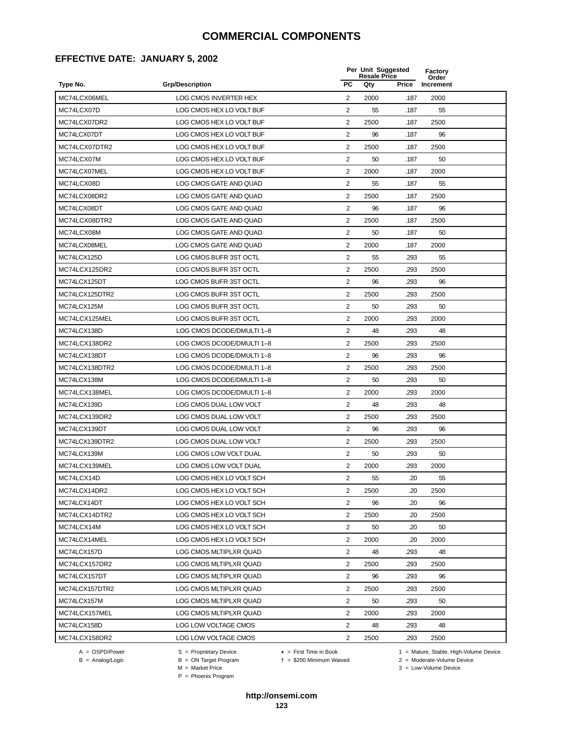# COMMERCIAL COMPONENTS

## EFFECTIVE DATE: JANUARY 5, 2002

| Type No. | Grp/Description | PC | Per Unit Suggested Resale Price Qty | Price | Factory Order Increment |
|---|---|---|---|---|---|
| MC74LCX06MEL | LOG CMOS INVERTER HEX | 2 | 2000 | .187 | 2000 |
| MC74LCX07D | LOG CMOS HEX LO VOLT BUF | 2 | 55 | .187 | 55 |
| MC74LCX07DR2 | LOG CMOS HEX LO VOLT BUF | 2 | 2500 | .187 | 2500 |
| MC74LCX07DT | LOG CMOS HEX LO VOLT BUF | 2 | 96 | .187 | 96 |
| MC74LCX07DTR2 | LOG CMOS HEX LO VOLT BUF | 2 | 2500 | .187 | 2500 |
| MC74LCX07M | LOG CMOS HEX LO VOLT BUF | 2 | 50 | .187 | 50 |
| MC74LCX07MEL | LOG CMOS HEX LO VOLT BUF | 2 | 2000 | .187 | 2000 |
| MC74LCX08D | LOG CMOS GATE AND QUAD | 2 | 55 | .187 | 55 |
| MC74LCX08DR2 | LOG CMOS GATE AND QUAD | 2 | 2500 | .187 | 2500 |
| MC74LCX08DT | LOG CMOS GATE AND QUAD | 2 | 96 | .187 | 96 |
| MC74LCX08DTR2 | LOG CMOS GATE AND QUAD | 2 | 2500 | .187 | 2500 |
| MC74LCX08M | LOG CMOS GATE AND QUAD | 2 | 50 | .187 | 50 |
| MC74LCX08MEL | LOG CMOS GATE AND QUAD | 2 | 2000 | .187 | 2000 |
| MC74LCX125D | LOG CMOS BUFR 3ST OCTL | 2 | 55 | .293 | 55 |
| MC74LCX125DR2 | LOG CMOS BUFR 3ST OCTL | 2 | 2500 | .293 | 2500 |
| MC74LCX125DT | LOG CMOS BUFR 3ST OCTL | 2 | 96 | .293 | 96 |
| MC74LCX125DTR2 | LOG CMOS BUFR 3ST OCTL | 2 | 2500 | .293 | 2500 |
| MC74LCX125M | LOG CMOS BUFR 3ST OCTL | 2 | 50 | .293 | 50 |
| MC74LCX125MEL | LOG CMOS BUFR 3ST OCTL | 2 | 2000 | .293 | 2000 |
| MC74LCX138D | LOG CMOS DCODE/DMULTI 1–8 | 2 | 48 | .293 | 48 |
| MC74LCX138DR2 | LOG CMOS DCODE/DMULTI 1–8 | 2 | 2500 | .293 | 2500 |
| MC74LCX138DT | LOG CMOS DCODE/DMULTI 1–8 | 2 | 96 | .293 | 96 |
| MC74LCX138DTR2 | LOG CMOS DCODE/DMULTI 1–8 | 2 | 2500 | .293 | 2500 |
| MC74LCX138M | LOG CMOS DCODE/DMULTI 1–8 | 2 | 50 | .293 | 50 |
| MC74LCX138MEL | LOG CMOS DCODE/DMULTI 1–8 | 2 | 2000 | .293 | 2000 |
| MC74LCX139D | LOG CMOS DUAL LOW VOLT | 2 | 48 | .293 | 48 |
| MC74LCX139DR2 | LOG CMOS DUAL LOW VOLT | 2 | 2500 | .293 | 2500 |
| MC74LCX139DT | LOG CMOS DUAL LOW VOLT | 2 | 96 | .293 | 96 |
| MC74LCX139DTR2 | LOG CMOS DUAL LOW VOLT | 2 | 2500 | .293 | 2500 |
| MC74LCX139M | LOG CMOS LOW VOLT DUAL | 2 | 50 | .293 | 50 |
| MC74LCX139MEL | LOG CMOS LOW VOLT DUAL | 2 | 2000 | .293 | 2000 |
| MC74LCX14D | LOG CMOS HEX LO VOLT SCH | 2 | 55 | .20 | 55 |
| MC74LCX14DR2 | LOG CMOS HEX LO VOLT SCH | 2 | 2500 | .20 | 2500 |
| MC74LCX14DT | LOG CMOS HEX LO VOLT SCH | 2 | 96 | .20 | 96 |
| MC74LCX14DTR2 | LOG CMOS HEX LO VOLT SCH | 2 | 2500 | .20 | 2500 |
| MC74LCX14M | LOG CMOS HEX LO VOLT SCH | 2 | 50 | .20 | 50 |
| MC74LCX14MEL | LOG CMOS HEX LO VOLT SCH | 2 | 2000 | .20 | 2000 |
| MC74LCX157D | LOG CMOS MLTIPLXR QUAD | 2 | 48 | .293 | 48 |
| MC74LCX157DR2 | LOG CMOS MLTIPLXR QUAD | 2 | 2500 | .293 | 2500 |
| MC74LCX157DT | LOG CMOS MLTIPLXR QUAD | 2 | 96 | .293 | 96 |
| MC74LCX157DTR2 | LOG CMOS MLTIPLXR QUAD | 2 | 2500 | .293 | 2500 |
| MC74LCX157M | LOG CMOS MLTIPLXR QUAD | 2 | 50 | .293 | 50 |
| MC74LCX157MEL | LOG CMOS MLTIPLXR QUAD | 2 | 2000 | .293 | 2000 |
| MC74LCX158D | LOG LOW VOLTAGE CMOS | 2 | 48 | .293 | 48 |
| MC74LCX158DR2 | LOG LOW VOLTAGE CMOS | 2 | 2500 | .293 | 2500 |

A = OSPD/Power
B = Analog/Logic

S = Proprietary Device
B = ON Target Program
M = Market Price
P = Phoenix Program

⋆ = First Time in Book
† = $200 Minimum Waived

1 = Mature, Stable, High-Volume Device
2 = Moderate-Volume Device
3 = Low-Volume Device

**http://onsemi.com**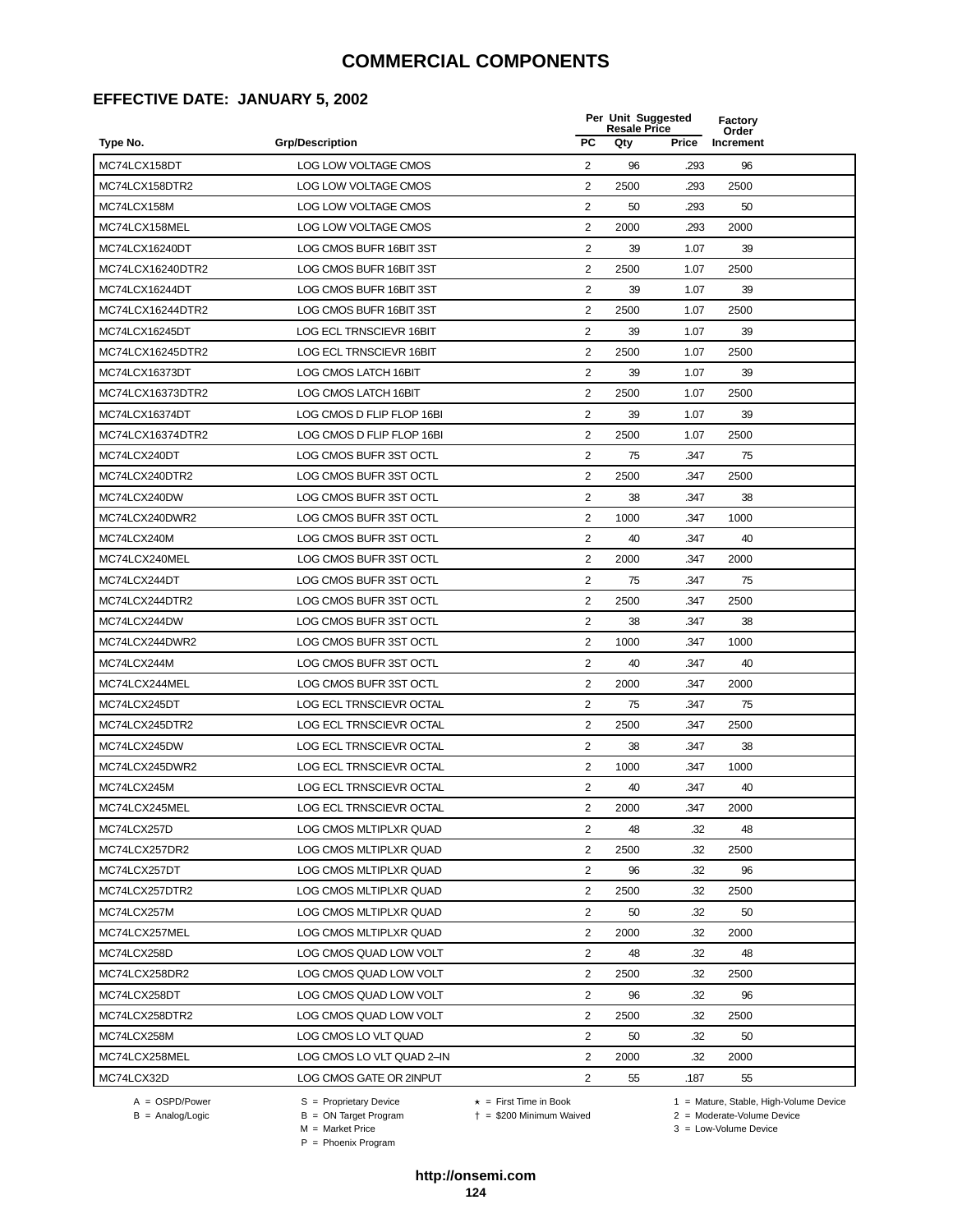# COMMERCIAL COMPONENTS

## EFFECTIVE DATE: JANUARY 5, 2002

| Type No. | Grp/Description | PC | Per Unit Suggested Resale Price Qty | Price | Factory Order Increment |
|---|---|---|---|---|---|
| MC74LCX158DT | LOG LOW VOLTAGE CMOS | 2 | 96 | .293 | 96 |
| MC74LCX158DTR2 | LOG LOW VOLTAGE CMOS | 2 | 2500 | .293 | 2500 |
| MC74LCX158M | LOG LOW VOLTAGE CMOS | 2 | 50 | .293 | 50 |
| MC74LCX158MEL | LOG LOW VOLTAGE CMOS | 2 | 2000 | .293 | 2000 |
| MC74LCX16240DT | LOG CMOS BUFR 16BIT 3ST | 2 | 39 | 1.07 | 39 |
| MC74LCX16240DTR2 | LOG CMOS BUFR 16BIT 3ST | 2 | 2500 | 1.07 | 2500 |
| MC74LCX16244DT | LOG CMOS BUFR 16BIT 3ST | 2 | 39 | 1.07 | 39 |
| MC74LCX16244DTR2 | LOG CMOS BUFR 16BIT 3ST | 2 | 2500 | 1.07 | 2500 |
| MC74LCX16245DT | LOG ECL TRNSCIEVR 16BIT | 2 | 39 | 1.07 | 39 |
| MC74LCX16245DTR2 | LOG ECL TRNSCIEVR 16BIT | 2 | 2500 | 1.07 | 2500 |
| MC74LCX16373DT | LOG CMOS LATCH 16BIT | 2 | 39 | 1.07 | 39 |
| MC74LCX16373DTR2 | LOG CMOS LATCH 16BIT | 2 | 2500 | 1.07 | 2500 |
| MC74LCX16374DT | LOG CMOS D FLIP FLOP 16BI | 2 | 39 | 1.07 | 39 |
| MC74LCX16374DTR2 | LOG CMOS D FLIP FLOP 16BI | 2 | 2500 | 1.07 | 2500 |
| MC74LCX240DT | LOG CMOS BUFR 3ST OCTL | 2 | 75 | .347 | 75 |
| MC74LCX240DTR2 | LOG CMOS BUFR 3ST OCTL | 2 | 2500 | .347 | 2500 |
| MC74LCX240DW | LOG CMOS BUFR 3ST OCTL | 2 | 38 | .347 | 38 |
| MC74LCX240DWR2 | LOG CMOS BUFR 3ST OCTL | 2 | 1000 | .347 | 1000 |
| MC74LCX240M | LOG CMOS BUFR 3ST OCTL | 2 | 40 | .347 | 40 |
| MC74LCX240MEL | LOG CMOS BUFR 3ST OCTL | 2 | 2000 | .347 | 2000 |
| MC74LCX244DT | LOG CMOS BUFR 3ST OCTL | 2 | 75 | .347 | 75 |
| MC74LCX244DTR2 | LOG CMOS BUFR 3ST OCTL | 2 | 2500 | .347 | 2500 |
| MC74LCX244DW | LOG CMOS BUFR 3ST OCTL | 2 | 38 | .347 | 38 |
| MC74LCX244DWR2 | LOG CMOS BUFR 3ST OCTL | 2 | 1000 | .347 | 1000 |
| MC74LCX244M | LOG CMOS BUFR 3ST OCTL | 2 | 40 | .347 | 40 |
| MC74LCX244MEL | LOG CMOS BUFR 3ST OCTL | 2 | 2000 | .347 | 2000 |
| MC74LCX245DT | LOG ECL TRNSCIEVR OCTAL | 2 | 75 | .347 | 75 |
| MC74LCX245DTR2 | LOG ECL TRNSCIEVR OCTAL | 2 | 2500 | .347 | 2500 |
| MC74LCX245DW | LOG ECL TRNSCIEVR OCTAL | 2 | 38 | .347 | 38 |
| MC74LCX245DWR2 | LOG ECL TRNSCIEVR OCTAL | 2 | 1000 | .347 | 1000 |
| MC74LCX245M | LOG ECL TRNSCIEVR OCTAL | 2 | 40 | .347 | 40 |
| MC74LCX245MEL | LOG ECL TRNSCIEVR OCTAL | 2 | 2000 | .347 | 2000 |
| MC74LCX257D | LOG CMOS MLTIPLXR QUAD | 2 | 48 | .32 | 48 |
| MC74LCX257DR2 | LOG CMOS MLTIPLXR QUAD | 2 | 2500 | .32 | 2500 |
| MC74LCX257DT | LOG CMOS MLTIPLXR QUAD | 2 | 96 | .32 | 96 |
| MC74LCX257DTR2 | LOG CMOS MLTIPLXR QUAD | 2 | 2500 | .32 | 2500 |
| MC74LCX257M | LOG CMOS MLTIPLXR QUAD | 2 | 50 | .32 | 50 |
| MC74LCX257MEL | LOG CMOS MLTIPLXR QUAD | 2 | 2000 | .32 | 2000 |
| MC74LCX258D | LOG CMOS QUAD LOW VOLT | 2 | 48 | .32 | 48 |
| MC74LCX258DR2 | LOG CMOS QUAD LOW VOLT | 2 | 2500 | .32 | 2500 |
| MC74LCX258DT | LOG CMOS QUAD LOW VOLT | 2 | 96 | .32 | 96 |
| MC74LCX258DTR2 | LOG CMOS QUAD LOW VOLT | 2 | 2500 | .32 | 2500 |
| MC74LCX258M | LOG CMOS LO VLT QUAD | 2 | 50 | .32 | 50 |
| MC74LCX258MEL | LOG CMOS LO VLT QUAD 2–IN | 2 | 2000 | .32 | 2000 |
| MC74LCX32D | LOG CMOS GATE OR 2INPUT | 2 | 55 | .187 | 55 |

A = OSPD/Power
B = Analog/Logic

S = Proprietary Device
B = ON Target Program
M = Market Price
P = Phoenix Program

⋆ = First Time in Book
† = $200 Minimum Waived

1 = Mature, Stable, High-Volume Device
2 = Moderate-Volume Device
3 = Low-Volume Device

**http://onsemi.com**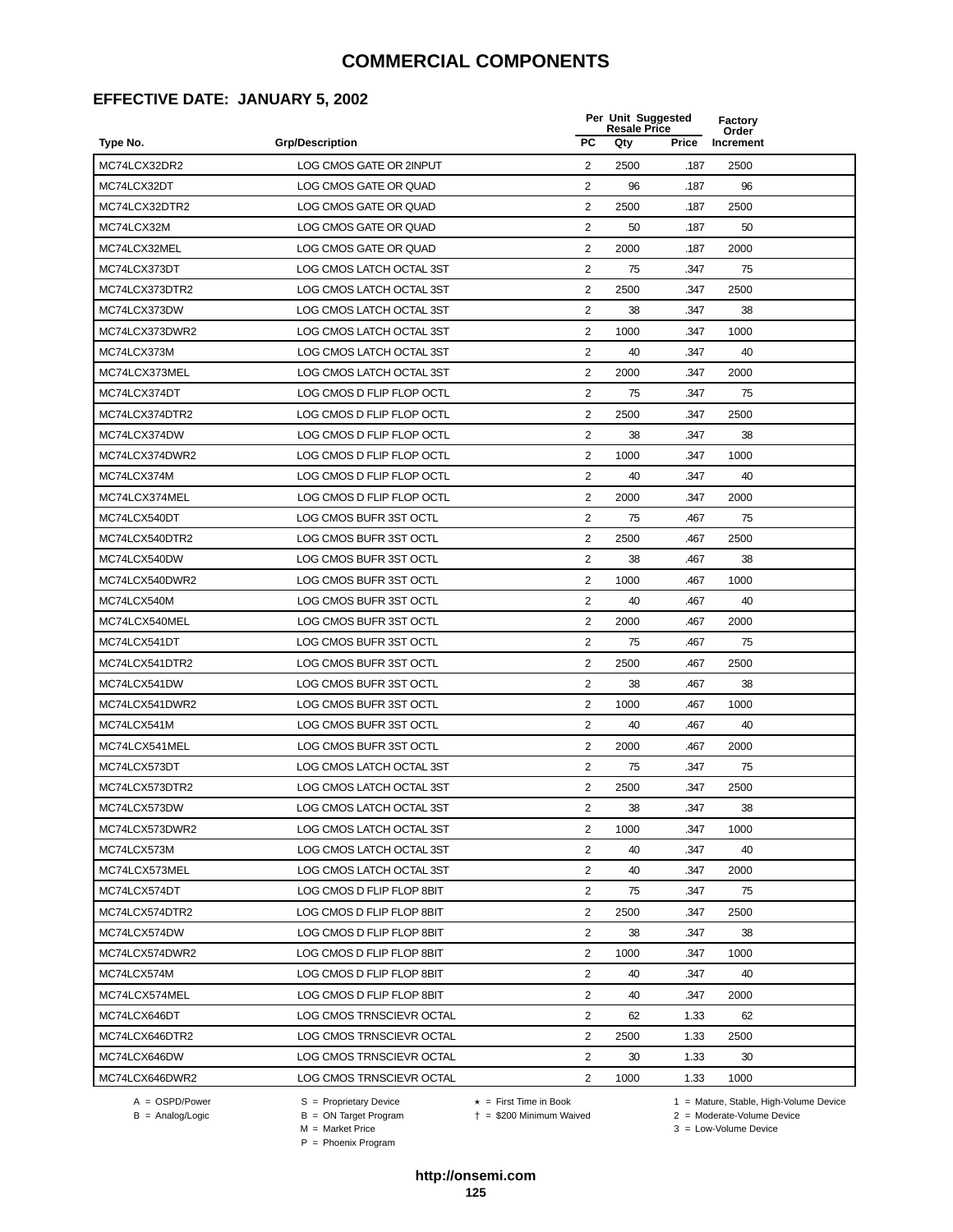# COMMERCIAL COMPONENTS

## EFFECTIVE DATE: JANUARY 5, 2002

| Type No. | Grp/Description | Per Unit Suggested Resale Price PC | Qty | Price | Factory Order Increment |
|---|---|---|---|---|---|
| MC74LCX32DR2 | LOG CMOS GATE OR 2INPUT | 2 | 2500 | .187 | 2500 |
| MC74LCX32DT | LOG CMOS GATE OR QUAD | 2 | 96 | .187 | 96 |
| MC74LCX32DTR2 | LOG CMOS GATE OR QUAD | 2 | 2500 | .187 | 2500 |
| MC74LCX32M | LOG CMOS GATE OR QUAD | 2 | 50 | .187 | 50 |
| MC74LCX32MEL | LOG CMOS GATE OR QUAD | 2 | 2000 | .187 | 2000 |
| MC74LCX373DT | LOG CMOS LATCH OCTAL 3ST | 2 | 75 | .347 | 75 |
| MC74LCX373DTR2 | LOG CMOS LATCH OCTAL 3ST | 2 | 2500 | .347 | 2500 |
| MC74LCX373DW | LOG CMOS LATCH OCTAL 3ST | 2 | 38 | .347 | 38 |
| MC74LCX373DWR2 | LOG CMOS LATCH OCTAL 3ST | 2 | 1000 | .347 | 1000 |
| MC74LCX373M | LOG CMOS LATCH OCTAL 3ST | 2 | 40 | .347 | 40 |
| MC74LCX373MEL | LOG CMOS LATCH OCTAL 3ST | 2 | 2000 | .347 | 2000 |
| MC74LCX374DT | LOG CMOS D FLIP FLOP OCTL | 2 | 75 | .347 | 75 |
| MC74LCX374DTR2 | LOG CMOS D FLIP FLOP OCTL | 2 | 2500 | .347 | 2500 |
| MC74LCX374DW | LOG CMOS D FLIP FLOP OCTL | 2 | 38 | .347 | 38 |
| MC74LCX374DWR2 | LOG CMOS D FLIP FLOP OCTL | 2 | 1000 | .347 | 1000 |
| MC74LCX374M | LOG CMOS D FLIP FLOP OCTL | 2 | 40 | .347 | 40 |
| MC74LCX374MEL | LOG CMOS D FLIP FLOP OCTL | 2 | 2000 | .347 | 2000 |
| MC74LCX540DT | LOG CMOS BUFR 3ST OCTL | 2 | 75 | .467 | 75 |
| MC74LCX540DTR2 | LOG CMOS BUFR 3ST OCTL | 2 | 2500 | .467 | 2500 |
| MC74LCX540DW | LOG CMOS BUFR 3ST OCTL | 2 | 38 | .467 | 38 |
| MC74LCX540DWR2 | LOG CMOS BUFR 3ST OCTL | 2 | 1000 | .467 | 1000 |
| MC74LCX540M | LOG CMOS BUFR 3ST OCTL | 2 | 40 | .467 | 40 |
| MC74LCX540MEL | LOG CMOS BUFR 3ST OCTL | 2 | 2000 | .467 | 2000 |
| MC74LCX541DT | LOG CMOS BUFR 3ST OCTL | 2 | 75 | .467 | 75 |
| MC74LCX541DTR2 | LOG CMOS BUFR 3ST OCTL | 2 | 2500 | .467 | 2500 |
| MC74LCX541DW | LOG CMOS BUFR 3ST OCTL | 2 | 38 | .467 | 38 |
| MC74LCX541DWR2 | LOG CMOS BUFR 3ST OCTL | 2 | 1000 | .467 | 1000 |
| MC74LCX541M | LOG CMOS BUFR 3ST OCTL | 2 | 40 | .467 | 40 |
| MC74LCX541MEL | LOG CMOS BUFR 3ST OCTL | 2 | 2000 | .467 | 2000 |
| MC74LCX573DT | LOG CMOS LATCH OCTAL 3ST | 2 | 75 | .347 | 75 |
| MC74LCX573DTR2 | LOG CMOS LATCH OCTAL 3ST | 2 | 2500 | .347 | 2500 |
| MC74LCX573DW | LOG CMOS LATCH OCTAL 3ST | 2 | 38 | .347 | 38 |
| MC74LCX573DWR2 | LOG CMOS LATCH OCTAL 3ST | 2 | 1000 | .347 | 1000 |
| MC74LCX573M | LOG CMOS LATCH OCTAL 3ST | 2 | 40 | .347 | 40 |
| MC74LCX573MEL | LOG CMOS LATCH OCTAL 3ST | 2 | 40 | .347 | 2000 |
| MC74LCX574DT | LOG CMOS D FLIP FLOP 8BIT | 2 | 75 | .347 | 75 |
| MC74LCX574DTR2 | LOG CMOS D FLIP FLOP 8BIT | 2 | 2500 | .347 | 2500 |
| MC74LCX574DW | LOG CMOS D FLIP FLOP 8BIT | 2 | 38 | .347 | 38 |
| MC74LCX574DWR2 | LOG CMOS D FLIP FLOP 8BIT | 2 | 1000 | .347 | 1000 |
| MC74LCX574M | LOG CMOS D FLIP FLOP 8BIT | 2 | 40 | .347 | 40 |
| MC74LCX574MEL | LOG CMOS D FLIP FLOP 8BIT | 2 | 40 | .347 | 2000 |
| MC74LCX646DT | LOG CMOS TRNSCIEVR OCTAL | 2 | 62 | 1.33 | 62 |
| MC74LCX646DTR2 | LOG CMOS TRNSCIEVR OCTAL | 2 | 2500 | 1.33 | 2500 |
| MC74LCX646DW | LOG CMOS TRNSCIEVR OCTAL | 2 | 30 | 1.33 | 30 |
| MC74LCX646DWR2 | LOG CMOS TRNSCIEVR OCTAL | 2 | 1000 | 1.33 | 1000 |

A = OSPD/Power
B = Analog/Logic

S = Proprietary Device
B = ON Target Program
M = Market Price
P = Phoenix Program

⋆ = First Time in Book
† = $200 Minimum Waived

1 = Mature, Stable, High-Volume Device
2 = Moderate-Volume Device
3 = Low-Volume Device

**http://onsemi.com**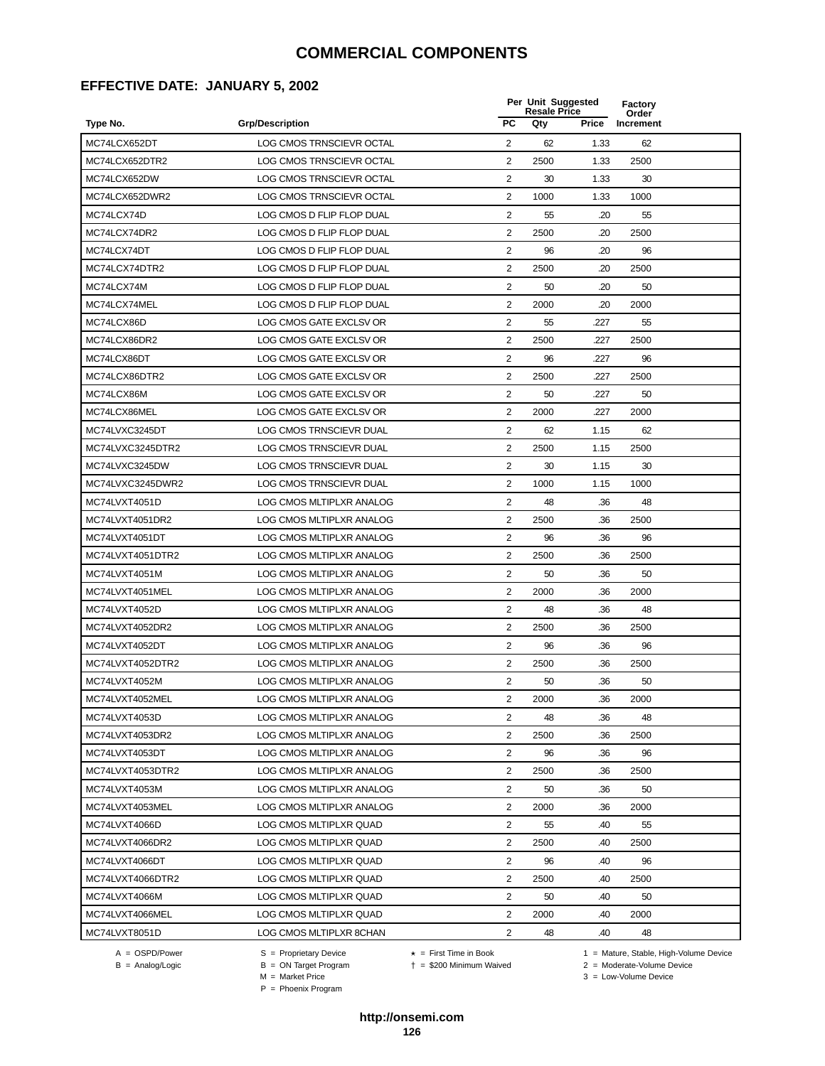# COMMERCIAL COMPONENTS

## EFFECTIVE DATE: JANUARY 5, 2002

| Type No. | Grp/Description | PC | Per Unit Suggested Resale Price Qty | Price | Factory Order Increment |
|---|---|---|---|---|---|
| MC74LCX652DT | LOG CMOS TRNSCIEVR OCTAL | 2 | 62 | 1.33 | 62 |
| MC74LCX652DTR2 | LOG CMOS TRNSCIEVR OCTAL | 2 | 2500 | 1.33 | 2500 |
| MC74LCX652DW | LOG CMOS TRNSCIEVR OCTAL | 2 | 30 | 1.33 | 30 |
| MC74LCX652DWR2 | LOG CMOS TRNSCIEVR OCTAL | 2 | 1000 | 1.33 | 1000 |
| MC74LCX74D | LOG CMOS D FLIP FLOP DUAL | 2 | 55 | .20 | 55 |
| MC74LCX74DR2 | LOG CMOS D FLIP FLOP DUAL | 2 | 2500 | .20 | 2500 |
| MC74LCX74DT | LOG CMOS D FLIP FLOP DUAL | 2 | 96 | .20 | 96 |
| MC74LCX74DTR2 | LOG CMOS D FLIP FLOP DUAL | 2 | 2500 | .20 | 2500 |
| MC74LCX74M | LOG CMOS D FLIP FLOP DUAL | 2 | 50 | .20 | 50 |
| MC74LCX74MEL | LOG CMOS D FLIP FLOP DUAL | 2 | 2000 | .20 | 2000 |
| MC74LCX86D | LOG CMOS GATE EXCLSV OR | 2 | 55 | .227 | 55 |
| MC74LCX86DR2 | LOG CMOS GATE EXCLSV OR | 2 | 2500 | .227 | 2500 |
| MC74LCX86DT | LOG CMOS GATE EXCLSV OR | 2 | 96 | .227 | 96 |
| MC74LCX86DTR2 | LOG CMOS GATE EXCLSV OR | 2 | 2500 | .227 | 2500 |
| MC74LCX86M | LOG CMOS GATE EXCLSV OR | 2 | 50 | .227 | 50 |
| MC74LCX86MEL | LOG CMOS GATE EXCLSV OR | 2 | 2000 | .227 | 2000 |
| MC74LVXC3245DT | LOG CMOS TRNSCIEVR DUAL | 2 | 62 | 1.15 | 62 |
| MC74LVXC3245DTR2 | LOG CMOS TRNSCIEVR DUAL | 2 | 2500 | 1.15 | 2500 |
| MC74LVXC3245DW | LOG CMOS TRNSCIEVR DUAL | 2 | 30 | 1.15 | 30 |
| MC74LVXC3245DWR2 | LOG CMOS TRNSCIEVR DUAL | 2 | 1000 | 1.15 | 1000 |
| MC74LVXT4051D | LOG CMOS MLTIPLXR ANALOG | 2 | 48 | .36 | 48 |
| MC74LVXT4051DR2 | LOG CMOS MLTIPLXR ANALOG | 2 | 2500 | .36 | 2500 |
| MC74LVXT4051DT | LOG CMOS MLTIPLXR ANALOG | 2 | 96 | .36 | 96 |
| MC74LVXT4051DTR2 | LOG CMOS MLTIPLXR ANALOG | 2 | 2500 | .36 | 2500 |
| MC74LVXT4051M | LOG CMOS MLTIPLXR ANALOG | 2 | 50 | .36 | 50 |
| MC74LVXT4051MEL | LOG CMOS MLTIPLXR ANALOG | 2 | 2000 | .36 | 2000 |
| MC74LVXT4052D | LOG CMOS MLTIPLXR ANALOG | 2 | 48 | .36 | 48 |
| MC74LVXT4052DR2 | LOG CMOS MLTIPLXR ANALOG | 2 | 2500 | .36 | 2500 |
| MC74LVXT4052DT | LOG CMOS MLTIPLXR ANALOG | 2 | 96 | .36 | 96 |
| MC74LVXT4052DTR2 | LOG CMOS MLTIPLXR ANALOG | 2 | 2500 | .36 | 2500 |
| MC74LVXT4052M | LOG CMOS MLTIPLXR ANALOG | 2 | 50 | .36 | 50 |
| MC74LVXT4052MEL | LOG CMOS MLTIPLXR ANALOG | 2 | 2000 | .36 | 2000 |
| MC74LVXT4053D | LOG CMOS MLTIPLXR ANALOG | 2 | 48 | .36 | 48 |
| MC74LVXT4053DR2 | LOG CMOS MLTIPLXR ANALOG | 2 | 2500 | .36 | 2500 |
| MC74LVXT4053DT | LOG CMOS MLTIPLXR ANALOG | 2 | 96 | .36 | 96 |
| MC74LVXT4053DTR2 | LOG CMOS MLTIPLXR ANALOG | 2 | 2500 | .36 | 2500 |
| MC74LVXT4053M | LOG CMOS MLTIPLXR ANALOG | 2 | 50 | .36 | 50 |
| MC74LVXT4053MEL | LOG CMOS MLTIPLXR ANALOG | 2 | 2000 | .36 | 2000 |
| MC74LVXT4066D | LOG CMOS MLTIPLXR QUAD | 2 | 55 | .40 | 55 |
| MC74LVXT4066DR2 | LOG CMOS MLTIPLXR QUAD | 2 | 2500 | .40 | 2500 |
| MC74LVXT4066DT | LOG CMOS MLTIPLXR QUAD | 2 | 96 | .40 | 96 |
| MC74LVXT4066DTR2 | LOG CMOS MLTIPLXR QUAD | 2 | 2500 | .40 | 2500 |
| MC74LVXT4066M | LOG CMOS MLTIPLXR QUAD | 2 | 50 | .40 | 50 |
| MC74LVXT4066MEL | LOG CMOS MLTIPLXR QUAD | 2 | 2000 | .40 | 2000 |
| MC74LVXT8051D | LOG CMOS MLTIPLXR 8CHAN | 2 | 48 | .40 | 48 |

A = OSPD/Power
B = Analog/Logic

S = Proprietary Device
B = ON Target Program
M = Market Price
P = Phoenix Program

⋆ = First Time in Book
† = $200 Minimum Waived

1 = Mature, Stable, High-Volume Device
2 = Moderate-Volume Device
3 = Low-Volume Device

**http://onsemi.com**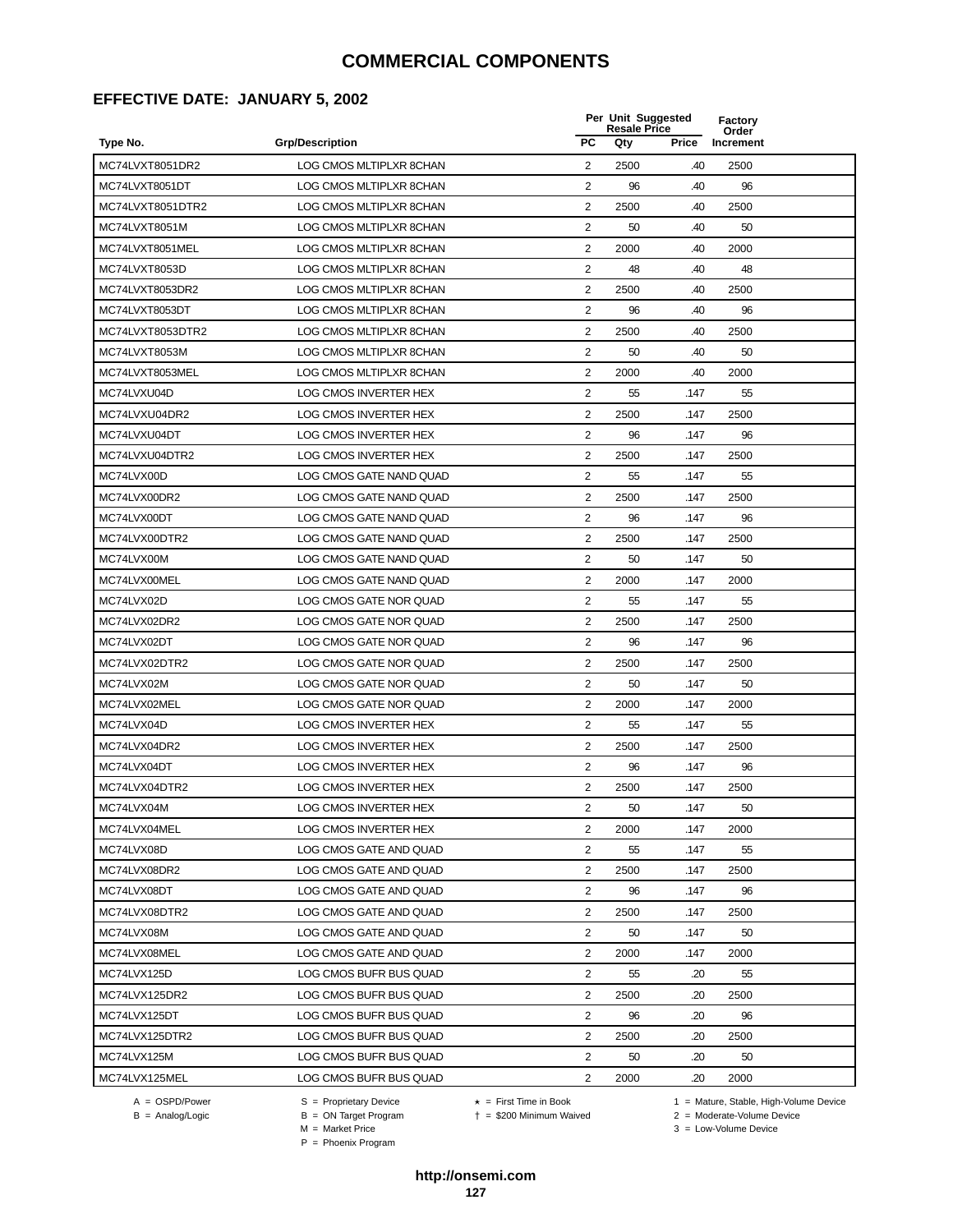# COMMERCIAL COMPONENTS

## EFFECTIVE DATE: JANUARY 5, 2002

| Type No. | Grp/Description | PC | Per Unit Suggested Resale Price Qty | Price | Factory Order Increment |
|---|---|---|---|---|---|
| MC74LVXT8051DR2 | LOG CMOS MLTIPLXR 8CHAN | 2 | 2500 | .40 | 2500 |
| MC74LVXT8051DT | LOG CMOS MLTIPLXR 8CHAN | 2 | 96 | .40 | 96 |
| MC74LVXT8051DTR2 | LOG CMOS MLTIPLXR 8CHAN | 2 | 2500 | .40 | 2500 |
| MC74LVXT8051M | LOG CMOS MLTIPLXR 8CHAN | 2 | 50 | .40 | 50 |
| MC74LVXT8051MEL | LOG CMOS MLTIPLXR 8CHAN | 2 | 2000 | .40 | 2000 |
| MC74LVXT8053D | LOG CMOS MLTIPLXR 8CHAN | 2 | 48 | .40 | 48 |
| MC74LVXT8053DR2 | LOG CMOS MLTIPLXR 8CHAN | 2 | 2500 | .40 | 2500 |
| MC74LVXT8053DT | LOG CMOS MLTIPLXR 8CHAN | 2 | 96 | .40 | 96 |
| MC74LVXT8053DTR2 | LOG CMOS MLTIPLXR 8CHAN | 2 | 2500 | .40 | 2500 |
| MC74LVXT8053M | LOG CMOS MLTIPLXR 8CHAN | 2 | 50 | .40 | 50 |
| MC74LVXT8053MEL | LOG CMOS MLTIPLXR 8CHAN | 2 | 2000 | .40 | 2000 |
| MC74LVXU04D | LOG CMOS INVERTER HEX | 2 | 55 | .147 | 55 |
| MC74LVXU04DR2 | LOG CMOS INVERTER HEX | 2 | 2500 | .147 | 2500 |
| MC74LVXU04DT | LOG CMOS INVERTER HEX | 2 | 96 | .147 | 96 |
| MC74LVXU04DTR2 | LOG CMOS INVERTER HEX | 2 | 2500 | .147 | 2500 |
| MC74LVX00D | LOG CMOS GATE NAND QUAD | 2 | 55 | .147 | 55 |
| MC74LVX00DR2 | LOG CMOS GATE NAND QUAD | 2 | 2500 | .147 | 2500 |
| MC74LVX00DT | LOG CMOS GATE NAND QUAD | 2 | 96 | .147 | 96 |
| MC74LVX00DTR2 | LOG CMOS GATE NAND QUAD | 2 | 2500 | .147 | 2500 |
| MC74LVX00M | LOG CMOS GATE NAND QUAD | 2 | 50 | .147 | 50 |
| MC74LVX00MEL | LOG CMOS GATE NAND QUAD | 2 | 2000 | .147 | 2000 |
| MC74LVX02D | LOG CMOS GATE NOR QUAD | 2 | 55 | .147 | 55 |
| MC74LVX02DR2 | LOG CMOS GATE NOR QUAD | 2 | 2500 | .147 | 2500 |
| MC74LVX02DT | LOG CMOS GATE NOR QUAD | 2 | 96 | .147 | 96 |
| MC74LVX02DTR2 | LOG CMOS GATE NOR QUAD | 2 | 2500 | .147 | 2500 |
| MC74LVX02M | LOG CMOS GATE NOR QUAD | 2 | 50 | .147 | 50 |
| MC74LVX02MEL | LOG CMOS GATE NOR QUAD | 2 | 2000 | .147 | 2000 |
| MC74LVX04D | LOG CMOS INVERTER HEX | 2 | 55 | .147 | 55 |
| MC74LVX04DR2 | LOG CMOS INVERTER HEX | 2 | 2500 | .147 | 2500 |
| MC74LVX04DT | LOG CMOS INVERTER HEX | 2 | 96 | .147 | 96 |
| MC74LVX04DTR2 | LOG CMOS INVERTER HEX | 2 | 2500 | .147 | 2500 |
| MC74LVX04M | LOG CMOS INVERTER HEX | 2 | 50 | .147 | 50 |
| MC74LVX04MEL | LOG CMOS INVERTER HEX | 2 | 2000 | .147 | 2000 |
| MC74LVX08D | LOG CMOS GATE AND QUAD | 2 | 55 | .147 | 55 |
| MC74LVX08DR2 | LOG CMOS GATE AND QUAD | 2 | 2500 | .147 | 2500 |
| MC74LVX08DT | LOG CMOS GATE AND QUAD | 2 | 96 | .147 | 96 |
| MC74LVX08DTR2 | LOG CMOS GATE AND QUAD | 2 | 2500 | .147 | 2500 |
| MC74LVX08M | LOG CMOS GATE AND QUAD | 2 | 50 | .147 | 50 |
| MC74LVX08MEL | LOG CMOS GATE AND QUAD | 2 | 2000 | .147 | 2000 |
| MC74LVX125D | LOG CMOS BUFR BUS QUAD | 2 | 55 | .20 | 55 |
| MC74LVX125DR2 | LOG CMOS BUFR BUS QUAD | 2 | 2500 | .20 | 2500 |
| MC74LVX125DT | LOG CMOS BUFR BUS QUAD | 2 | 96 | .20 | 96 |
| MC74LVX125DTR2 | LOG CMOS BUFR BUS QUAD | 2 | 2500 | .20 | 2500 |
| MC74LVX125M | LOG CMOS BUFR BUS QUAD | 2 | 50 | .20 | 50 |
| MC74LVX125MEL | LOG CMOS BUFR BUS QUAD | 2 | 2000 | .20 | 2000 |

A = OSPD/Power
B = Analog/Logic

S = Proprietary Device
B = ON Target Program
M = Market Price
P = Phoenix Program

★ = First Time in Book
† = $200 Minimum Waived

1 = Mature, Stable, High-Volume Device
2 = Moderate-Volume Device
3 = Low-Volume Device

**http://onsemi.com**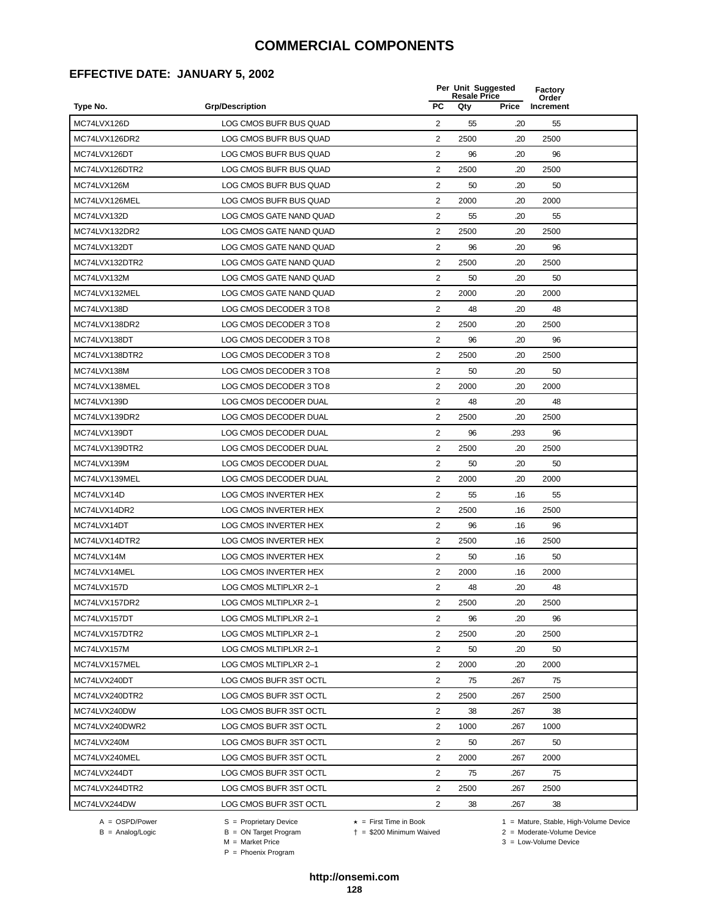# COMMERCIAL COMPONENTS

## EFFECTIVE DATE: JANUARY 5, 2002

| Type No. | Grp/Description | PC | Per Unit Suggested Resale Price Qty | Price | Factory Order Increment |
|---|---|---|---|---|---|
| MC74LVX126D | LOG CMOS BUFR BUS QUAD | 2 | 55 | .20 | 55 |
| MC74LVX126DR2 | LOG CMOS BUFR BUS QUAD | 2 | 2500 | .20 | 2500 |
| MC74LVX126DT | LOG CMOS BUFR BUS QUAD | 2 | 96 | .20 | 96 |
| MC74LVX126DTR2 | LOG CMOS BUFR BUS QUAD | 2 | 2500 | .20 | 2500 |
| MC74LVX126M | LOG CMOS BUFR BUS QUAD | 2 | 50 | .20 | 50 |
| MC74LVX126MEL | LOG CMOS BUFR BUS QUAD | 2 | 2000 | .20 | 2000 |
| MC74LVX132D | LOG CMOS GATE NAND QUAD | 2 | 55 | .20 | 55 |
| MC74LVX132DR2 | LOG CMOS GATE NAND QUAD | 2 | 2500 | .20 | 2500 |
| MC74LVX132DT | LOG CMOS GATE NAND QUAD | 2 | 96 | .20 | 96 |
| MC74LVX132DTR2 | LOG CMOS GATE NAND QUAD | 2 | 2500 | .20 | 2500 |
| MC74LVX132M | LOG CMOS GATE NAND QUAD | 2 | 50 | .20 | 50 |
| MC74LVX132MEL | LOG CMOS GATE NAND QUAD | 2 | 2000 | .20 | 2000 |
| MC74LVX138D | LOG CMOS DECODER 3 TO 8 | 2 | 48 | .20 | 48 |
| MC74LVX138DR2 | LOG CMOS DECODER 3 TO 8 | 2 | 2500 | .20 | 2500 |
| MC74LVX138DT | LOG CMOS DECODER 3 TO 8 | 2 | 96 | .20 | 96 |
| MC74LVX138DTR2 | LOG CMOS DECODER 3 TO 8 | 2 | 2500 | .20 | 2500 |
| MC74LVX138M | LOG CMOS DECODER 3 TO 8 | 2 | 50 | .20 | 50 |
| MC74LVX138MEL | LOG CMOS DECODER 3 TO 8 | 2 | 2000 | .20 | 2000 |
| MC74LVX139D | LOG CMOS DECODER DUAL | 2 | 48 | .20 | 48 |
| MC74LVX139DR2 | LOG CMOS DECODER DUAL | 2 | 2500 | .20 | 2500 |
| MC74LVX139DT | LOG CMOS DECODER DUAL | 2 | 96 | .293 | 96 |
| MC74LVX139DTR2 | LOG CMOS DECODER DUAL | 2 | 2500 | .20 | 2500 |
| MC74LVX139M | LOG CMOS DECODER DUAL | 2 | 50 | .20 | 50 |
| MC74LVX139MEL | LOG CMOS DECODER DUAL | 2 | 2000 | .20 | 2000 |
| MC74LVX14D | LOG CMOS INVERTER HEX | 2 | 55 | .16 | 55 |
| MC74LVX14DR2 | LOG CMOS INVERTER HEX | 2 | 2500 | .16 | 2500 |
| MC74LVX14DT | LOG CMOS INVERTER HEX | 2 | 96 | .16 | 96 |
| MC74LVX14DTR2 | LOG CMOS INVERTER HEX | 2 | 2500 | .16 | 2500 |
| MC74LVX14M | LOG CMOS INVERTER HEX | 2 | 50 | .16 | 50 |
| MC74LVX14MEL | LOG CMOS INVERTER HEX | 2 | 2000 | .16 | 2000 |
| MC74LVX157D | LOG CMOS MLTIPLXR 2–1 | 2 | 48 | .20 | 48 |
| MC74LVX157DR2 | LOG CMOS MLTIPLXR 2–1 | 2 | 2500 | .20 | 2500 |
| MC74LVX157DT | LOG CMOS MLTIPLXR 2–1 | 2 | 96 | .20 | 96 |
| MC74LVX157DTR2 | LOG CMOS MLTIPLXR 2–1 | 2 | 2500 | .20 | 2500 |
| MC74LVX157M | LOG CMOS MLTIPLXR 2–1 | 2 | 50 | .20 | 50 |
| MC74LVX157MEL | LOG CMOS MLTIPLXR 2–1 | 2 | 2000 | .20 | 2000 |
| MC74LVX240DT | LOG CMOS BUFR 3ST OCTL | 2 | 75 | .267 | 75 |
| MC74LVX240DTR2 | LOG CMOS BUFR 3ST OCTL | 2 | 2500 | .267 | 2500 |
| MC74LVX240DW | LOG CMOS BUFR 3ST OCTL | 2 | 38 | .267 | 38 |
| MC74LVX240DWR2 | LOG CMOS BUFR 3ST OCTL | 2 | 1000 | .267 | 1000 |
| MC74LVX240M | LOG CMOS BUFR 3ST OCTL | 2 | 50 | .267 | 50 |
| MC74LVX240MEL | LOG CMOS BUFR 3ST OCTL | 2 | 2000 | .267 | 2000 |
| MC74LVX244DT | LOG CMOS BUFR 3ST OCTL | 2 | 75 | .267 | 75 |
| MC74LVX244DTR2 | LOG CMOS BUFR 3ST OCTL | 2 | 2500 | .267 | 2500 |
| MC74LVX244DW | LOG CMOS BUFR 3ST OCTL | 2 | 38 | .267 | 38 |

A = OSPD/Power
B = Analog/Logic

S = Proprietary Device
B = ON Target Program
M = Market Price
P = Phoenix Program

⋆ = First Time in Book
† = $200 Minimum Waived

1 = Mature, Stable, High-Volume Device
2 = Moderate-Volume Device
3 = Low-Volume Device

**http://onsemi.com**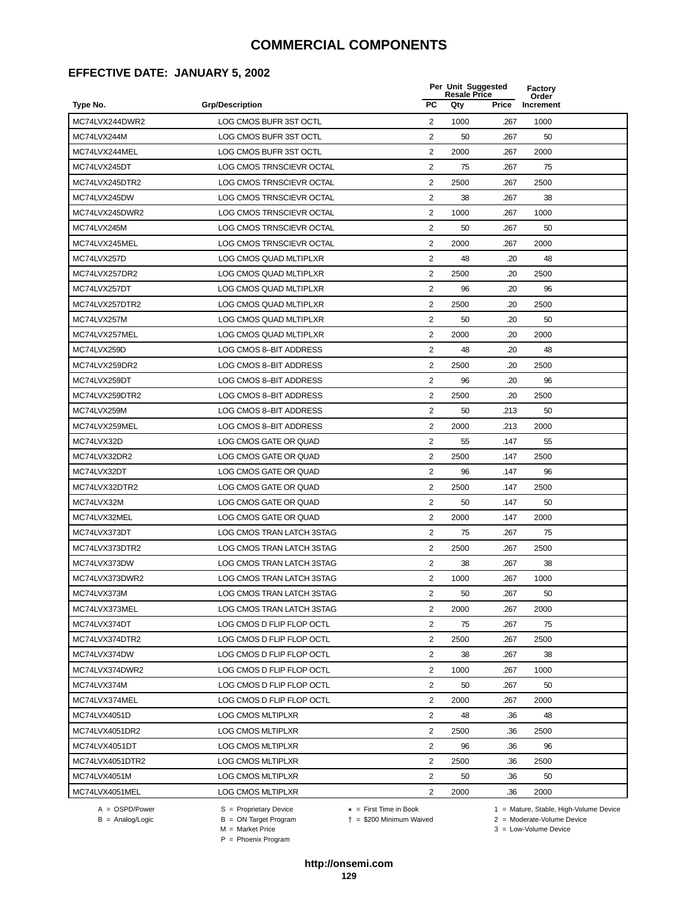# COMMERCIAL COMPONENTS

### EFFECTIVE DATE: JANUARY 5, 2002

| Type No. | Grp/Description | PC | Per Unit Suggested Resale Price Qty | Price | Factory Order Increment |
|---|---|---|---|---|---|
| MC74LVX244DWR2 | LOG CMOS BUFR 3ST OCTL | 2 | 1000 | .267 | 1000 |
| MC74LVX244M | LOG CMOS BUFR 3ST OCTL | 2 | 50 | .267 | 50 |
| MC74LVX244MEL | LOG CMOS BUFR 3ST OCTL | 2 | 2000 | .267 | 2000 |
| MC74LVX245DT | LOG CMOS TRNSCIEVR OCTAL | 2 | 75 | .267 | 75 |
| MC74LVX245DTR2 | LOG CMOS TRNSCIEVR OCTAL | 2 | 2500 | .267 | 2500 |
| MC74LVX245DW | LOG CMOS TRNSCIEVR OCTAL | 2 | 38 | .267 | 38 |
| MC74LVX245DWR2 | LOG CMOS TRNSCIEVR OCTAL | 2 | 1000 | .267 | 1000 |
| MC74LVX245M | LOG CMOS TRNSCIEVR OCTAL | 2 | 50 | .267 | 50 |
| MC74LVX245MEL | LOG CMOS TRNSCIEVR OCTAL | 2 | 2000 | .267 | 2000 |
| MC74LVX257D | LOG CMOS QUAD MLTIPLXR | 2 | 48 | .20 | 48 |
| MC74LVX257DR2 | LOG CMOS QUAD MLTIPLXR | 2 | 2500 | .20 | 2500 |
| MC74LVX257DT | LOG CMOS QUAD MLTIPLXR | 2 | 96 | .20 | 96 |
| MC74LVX257DTR2 | LOG CMOS QUAD MLTIPLXR | 2 | 2500 | .20 | 2500 |
| MC74LVX257M | LOG CMOS QUAD MLTIPLXR | 2 | 50 | .20 | 50 |
| MC74LVX257MEL | LOG CMOS QUAD MLTIPLXR | 2 | 2000 | .20 | 2000 |
| MC74LVX259D | LOG CMOS 8–BIT ADDRESS | 2 | 48 | .20 | 48 |
| MC74LVX259DR2 | LOG CMOS 8–BIT ADDRESS | 2 | 2500 | .20 | 2500 |
| MC74LVX259DT | LOG CMOS 8–BIT ADDRESS | 2 | 96 | .20 | 96 |
| MC74LVX259DTR2 | LOG CMOS 8–BIT ADDRESS | 2 | 2500 | .20 | 2500 |
| MC74LVX259M | LOG CMOS 8–BIT ADDRESS | 2 | 50 | .213 | 50 |
| MC74LVX259MEL | LOG CMOS 8–BIT ADDRESS | 2 | 2000 | .213 | 2000 |
| MC74LVX32D | LOG CMOS GATE OR QUAD | 2 | 55 | .147 | 55 |
| MC74LVX32DR2 | LOG CMOS GATE OR QUAD | 2 | 2500 | .147 | 2500 |
| MC74LVX32DT | LOG CMOS GATE OR QUAD | 2 | 96 | .147 | 96 |
| MC74LVX32DTR2 | LOG CMOS GATE OR QUAD | 2 | 2500 | .147 | 2500 |
| MC74LVX32M | LOG CMOS GATE OR QUAD | 2 | 50 | .147 | 50 |
| MC74LVX32MEL | LOG CMOS GATE OR QUAD | 2 | 2000 | .147 | 2000 |
| MC74LVX373DT | LOG CMOS TRAN LATCH 3STAG | 2 | 75 | .267 | 75 |
| MC74LVX373DTR2 | LOG CMOS TRAN LATCH 3STAG | 2 | 2500 | .267 | 2500 |
| MC74LVX373DW | LOG CMOS TRAN LATCH 3STAG | 2 | 38 | .267 | 38 |
| MC74LVX373DWR2 | LOG CMOS TRAN LATCH 3STAG | 2 | 1000 | .267 | 1000 |
| MC74LVX373M | LOG CMOS TRAN LATCH 3STAG | 2 | 50 | .267 | 50 |
| MC74LVX373MEL | LOG CMOS TRAN LATCH 3STAG | 2 | 2000 | .267 | 2000 |
| MC74LVX374DT | LOG CMOS D FLIP FLOP OCTL | 2 | 75 | .267 | 75 |
| MC74LVX374DTR2 | LOG CMOS D FLIP FLOP OCTL | 2 | 2500 | .267 | 2500 |
| MC74LVX374DW | LOG CMOS D FLIP FLOP OCTL | 2 | 38 | .267 | 38 |
| MC74LVX374DWR2 | LOG CMOS D FLIP FLOP OCTL | 2 | 1000 | .267 | 1000 |
| MC74LVX374M | LOG CMOS D FLIP FLOP OCTL | 2 | 50 | .267 | 50 |
| MC74LVX374MEL | LOG CMOS D FLIP FLOP OCTL | 2 | 2000 | .267 | 2000 |
| MC74LVX4051D | LOG CMOS MLTIPLXR | 2 | 48 | .36 | 48 |
| MC74LVX4051DR2 | LOG CMOS MLTIPLXR | 2 | 2500 | .36 | 2500 |
| MC74LVX4051DT | LOG CMOS MLTIPLXR | 2 | 96 | .36 | 96 |
| MC74LVX4051DTR2 | LOG CMOS MLTIPLXR | 2 | 2500 | .36 | 2500 |
| MC74LVX4051M | LOG CMOS MLTIPLXR | 2 | 50 | .36 | 50 |
| MC74LVX4051MEL | LOG CMOS MLTIPLXR | 2 | 2000 | .36 | 2000 |

A = OSPD/Power
B = Analog/Logic

S = Proprietary Device
B = ON Target Program
M = Market Price
P = Phoenix Program

⋆ = First Time in Book
† = $200 Minimum Waived

1 = Mature, Stable, High-Volume Device
2 = Moderate-Volume Device
3 = Low-Volume Device

**http://onsemi.com**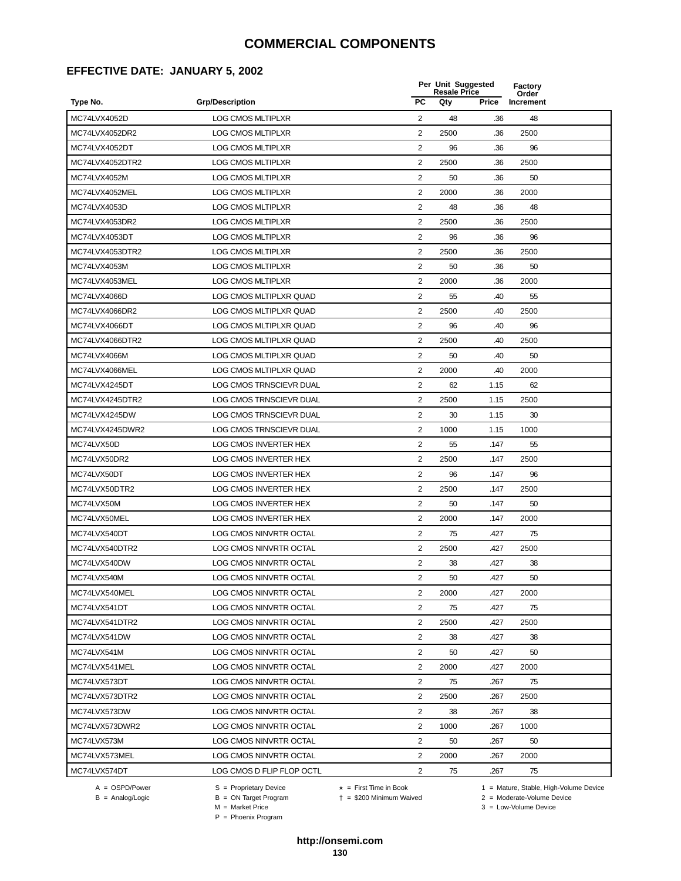# COMMERCIAL COMPONENTS

## EFFECTIVE DATE: JANUARY 5, 2002

| Type No. | Grp/Description | PC | Per Unit Suggested Resale Price Qty | Price | Factory Order Increment |
|---|---|---|---|---|---|
| MC74LVX4052D | LOG CMOS MLTIPLXR | 2 | 48 | .36 | 48 |
| MC74LVX4052DR2 | LOG CMOS MLTIPLXR | 2 | 2500 | .36 | 2500 |
| MC74LVX4052DT | LOG CMOS MLTIPLXR | 2 | 96 | .36 | 96 |
| MC74LVX4052DTR2 | LOG CMOS MLTIPLXR | 2 | 2500 | .36 | 2500 |
| MC74LVX4052M | LOG CMOS MLTIPLXR | 2 | 50 | .36 | 50 |
| MC74LVX4052MEL | LOG CMOS MLTIPLXR | 2 | 2000 | .36 | 2000 |
| MC74LVX4053D | LOG CMOS MLTIPLXR | 2 | 48 | .36 | 48 |
| MC74LVX4053DR2 | LOG CMOS MLTIPLXR | 2 | 2500 | .36 | 2500 |
| MC74LVX4053DT | LOG CMOS MLTIPLXR | 2 | 96 | .36 | 96 |
| MC74LVX4053DTR2 | LOG CMOS MLTIPLXR | 2 | 2500 | .36 | 2500 |
| MC74LVX4053M | LOG CMOS MLTIPLXR | 2 | 50 | .36 | 50 |
| MC74LVX4053MEL | LOG CMOS MLTIPLXR | 2 | 2000 | .36 | 2000 |
| MC74LVX4066D | LOG CMOS MLTIPLXR QUAD | 2 | 55 | .40 | 55 |
| MC74LVX4066DR2 | LOG CMOS MLTIPLXR QUAD | 2 | 2500 | .40 | 2500 |
| MC74LVX4066DT | LOG CMOS MLTIPLXR QUAD | 2 | 96 | .40 | 96 |
| MC74LVX4066DTR2 | LOG CMOS MLTIPLXR QUAD | 2 | 2500 | .40 | 2500 |
| MC74LVX4066M | LOG CMOS MLTIPLXR QUAD | 2 | 50 | .40 | 50 |
| MC74LVX4066MEL | LOG CMOS MLTIPLXR QUAD | 2 | 2000 | .40 | 2000 |
| MC74LVX4245DT | LOG CMOS TRNSCIEVR DUAL | 2 | 62 | 1.15 | 62 |
| MC74LVX4245DTR2 | LOG CMOS TRNSCIEVR DUAL | 2 | 2500 | 1.15 | 2500 |
| MC74LVX4245DW | LOG CMOS TRNSCIEVR DUAL | 2 | 30 | 1.15 | 30 |
| MC74LVX4245DWR2 | LOG CMOS TRNSCIEVR DUAL | 2 | 1000 | 1.15 | 1000 |
| MC74LVX50D | LOG CMOS INVERTER HEX | 2 | 55 | .147 | 55 |
| MC74LVX50DR2 | LOG CMOS INVERTER HEX | 2 | 2500 | .147 | 2500 |
| MC74LVX50DT | LOG CMOS INVERTER HEX | 2 | 96 | .147 | 96 |
| MC74LVX50DTR2 | LOG CMOS INVERTER HEX | 2 | 2500 | .147 | 2500 |
| MC74LVX50M | LOG CMOS INVERTER HEX | 2 | 50 | .147 | 50 |
| MC74LVX50MEL | LOG CMOS INVERTER HEX | 2 | 2000 | .147 | 2000 |
| MC74LVX540DT | LOG CMOS NINVRTR OCTAL | 2 | 75 | .427 | 75 |
| MC74LVX540DTR2 | LOG CMOS NINVRTR OCTAL | 2 | 2500 | .427 | 2500 |
| MC74LVX540DW | LOG CMOS NINVRTR OCTAL | 2 | 38 | .427 | 38 |
| MC74LVX540M | LOG CMOS NINVRTR OCTAL | 2 | 50 | .427 | 50 |
| MC74LVX540MEL | LOG CMOS NINVRTR OCTAL | 2 | 2000 | .427 | 2000 |
| MC74LVX541DT | LOG CMOS NINVRTR OCTAL | 2 | 75 | .427 | 75 |
| MC74LVX541DTR2 | LOG CMOS NINVRTR OCTAL | 2 | 2500 | .427 | 2500 |
| MC74LVX541DW | LOG CMOS NINVRTR OCTAL | 2 | 38 | .427 | 38 |
| MC74LVX541M | LOG CMOS NINVRTR OCTAL | 2 | 50 | .427 | 50 |
| MC74LVX541MEL | LOG CMOS NINVRTR OCTAL | 2 | 2000 | .427 | 2000 |
| MC74LVX573DT | LOG CMOS NINVRTR OCTAL | 2 | 75 | .267 | 75 |
| MC74LVX573DTR2 | LOG CMOS NINVRTR OCTAL | 2 | 2500 | .267 | 2500 |
| MC74LVX573DW | LOG CMOS NINVRTR OCTAL | 2 | 38 | .267 | 38 |
| MC74LVX573DWR2 | LOG CMOS NINVRTR OCTAL | 2 | 1000 | .267 | 1000 |
| MC74LVX573M | LOG CMOS NINVRTR OCTAL | 2 | 50 | .267 | 50 |
| MC74LVX573MEL | LOG CMOS NINVRTR OCTAL | 2 | 2000 | .267 | 2000 |
| MC74LVX574DT | LOG CMOS D FLIP FLOP OCTL | 2 | 75 | .267 | 75 |

A = OSPD/Power
B = Analog/Logic

S = Proprietary Device
B = ON Target Program
M = Market Price
P = Phoenix Program

⋆ = First Time in Book
† = $200 Minimum Waived

1 = Mature, Stable, High-Volume Device
2 = Moderate-Volume Device
3 = Low-Volume Device

**http://onsemi.com**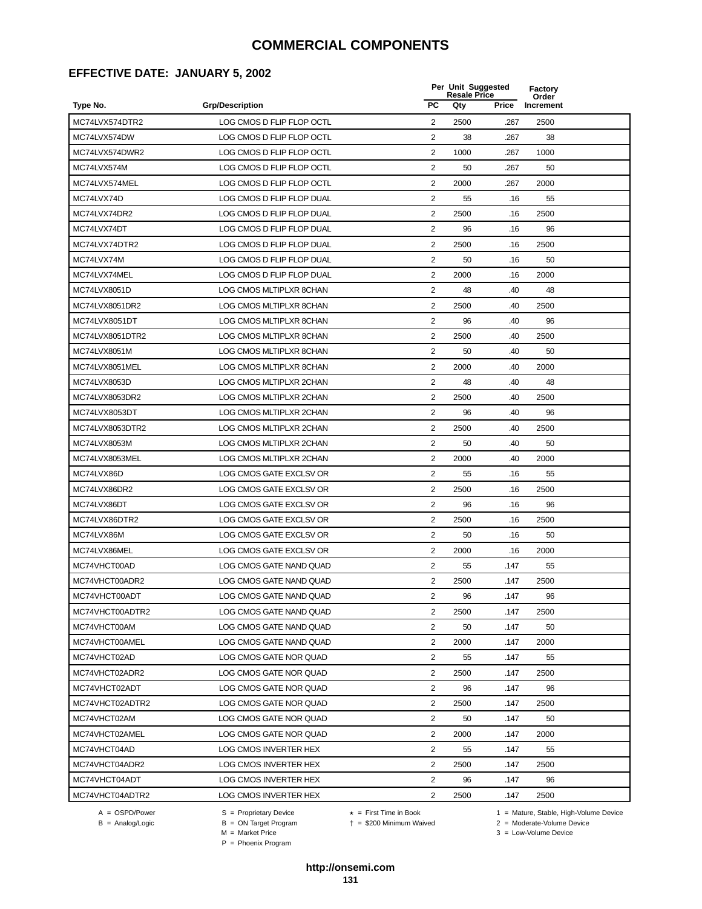# COMMERCIAL COMPONENTS

## EFFECTIVE DATE: JANUARY 5, 2002

| Type No. | Grp/Description | PC | Per Unit Suggested Resale Price Qty | Price | Factory Order Increment |
|---|---|---|---|---|---|
| MC74LVX574DTR2 | LOG CMOS D FLIP FLOP OCTL | 2 | 2500 | .267 | 2500 |
| MC74LVX574DW | LOG CMOS D FLIP FLOP OCTL | 2 | 38 | .267 | 38 |
| MC74LVX574DWR2 | LOG CMOS D FLIP FLOP OCTL | 2 | 1000 | .267 | 1000 |
| MC74LVX574M | LOG CMOS D FLIP FLOP OCTL | 2 | 50 | .267 | 50 |
| MC74LVX574MEL | LOG CMOS D FLIP FLOP OCTL | 2 | 2000 | .267 | 2000 |
| MC74LVX74D | LOG CMOS D FLIP FLOP DUAL | 2 | 55 | .16 | 55 |
| MC74LVX74DR2 | LOG CMOS D FLIP FLOP DUAL | 2 | 2500 | .16 | 2500 |
| MC74LVX74DT | LOG CMOS D FLIP FLOP DUAL | 2 | 96 | .16 | 96 |
| MC74LVX74DTR2 | LOG CMOS D FLIP FLOP DUAL | 2 | 2500 | .16 | 2500 |
| MC74LVX74M | LOG CMOS D FLIP FLOP DUAL | 2 | 50 | .16 | 50 |
| MC74LVX74MEL | LOG CMOS D FLIP FLOP DUAL | 2 | 2000 | .16 | 2000 |
| MC74LVX8051D | LOG CMOS MLTIPLXR 8CHAN | 2 | 48 | .40 | 48 |
| MC74LVX8051DR2 | LOG CMOS MLTIPLXR 8CHAN | 2 | 2500 | .40 | 2500 |
| MC74LVX8051DT | LOG CMOS MLTIPLXR 8CHAN | 2 | 96 | .40 | 96 |
| MC74LVX8051DTR2 | LOG CMOS MLTIPLXR 8CHAN | 2 | 2500 | .40 | 2500 |
| MC74LVX8051M | LOG CMOS MLTIPLXR 8CHAN | 2 | 50 | .40 | 50 |
| MC74LVX8051MEL | LOG CMOS MLTIPLXR 8CHAN | 2 | 2000 | .40 | 2000 |
| MC74LVX8053D | LOG CMOS MLTIPLXR 2CHAN | 2 | 48 | .40 | 48 |
| MC74LVX8053DR2 | LOG CMOS MLTIPLXR 2CHAN | 2 | 2500 | .40 | 2500 |
| MC74LVX8053DT | LOG CMOS MLTIPLXR 2CHAN | 2 | 96 | .40 | 96 |
| MC74LVX8053DTR2 | LOG CMOS MLTIPLXR 2CHAN | 2 | 2500 | .40 | 2500 |
| MC74LVX8053M | LOG CMOS MLTIPLXR 2CHAN | 2 | 50 | .40 | 50 |
| MC74LVX8053MEL | LOG CMOS MLTIPLXR 2CHAN | 2 | 2000 | .40 | 2000 |
| MC74LVX86D | LOG CMOS GATE EXCLSV OR | 2 | 55 | .16 | 55 |
| MC74LVX86DR2 | LOG CMOS GATE EXCLSV OR | 2 | 2500 | .16 | 2500 |
| MC74LVX86DT | LOG CMOS GATE EXCLSV OR | 2 | 96 | .16 | 96 |
| MC74LVX86DTR2 | LOG CMOS GATE EXCLSV OR | 2 | 2500 | .16 | 2500 |
| MC74LVX86M | LOG CMOS GATE EXCLSV OR | 2 | 50 | .16 | 50 |
| MC74LVX86MEL | LOG CMOS GATE EXCLSV OR | 2 | 2000 | .16 | 2000 |
| MC74VHCT00AD | LOG CMOS GATE NAND QUAD | 2 | 55 | .147 | 55 |
| MC74VHCT00ADR2 | LOG CMOS GATE NAND QUAD | 2 | 2500 | .147 | 2500 |
| MC74VHCT00ADT | LOG CMOS GATE NAND QUAD | 2 | 96 | .147 | 96 |
| MC74VHCT00ADTR2 | LOG CMOS GATE NAND QUAD | 2 | 2500 | .147 | 2500 |
| MC74VHCT00AM | LOG CMOS GATE NAND QUAD | 2 | 50 | .147 | 50 |
| MC74VHCT00AMEL | LOG CMOS GATE NAND QUAD | 2 | 2000 | .147 | 2000 |
| MC74VHCT02AD | LOG CMOS GATE NOR QUAD | 2 | 55 | .147 | 55 |
| MC74VHCT02ADR2 | LOG CMOS GATE NOR QUAD | 2 | 2500 | .147 | 2500 |
| MC74VHCT02ADT | LOG CMOS GATE NOR QUAD | 2 | 96 | .147 | 96 |
| MC74VHCT02ADTR2 | LOG CMOS GATE NOR QUAD | 2 | 2500 | .147 | 2500 |
| MC74VHCT02AM | LOG CMOS GATE NOR QUAD | 2 | 50 | .147 | 50 |
| MC74VHCT02AMEL | LOG CMOS GATE NOR QUAD | 2 | 2000 | .147 | 2000 |
| MC74VHCT04AD | LOG CMOS INVERTER HEX | 2 | 55 | .147 | 55 |
| MC74VHCT04ADR2 | LOG CMOS INVERTER HEX | 2 | 2500 | .147 | 2500 |
| MC74VHCT04ADT | LOG CMOS INVERTER HEX | 2 | 96 | .147 | 96 |
| MC74VHCT04ADTR2 | LOG CMOS INVERTER HEX | 2 | 2500 | .147 | 2500 |

A = OSPD/Power
B = Analog/Logic

S = Proprietary Device
B = ON Target Program
M = Market Price
P = Phoenix Program

⋆ = First Time in Book
† = $200 Minimum Waived

1 = Mature, Stable, High-Volume Device
2 = Moderate-Volume Device
3 = Low-Volume Device

**http://onsemi.com**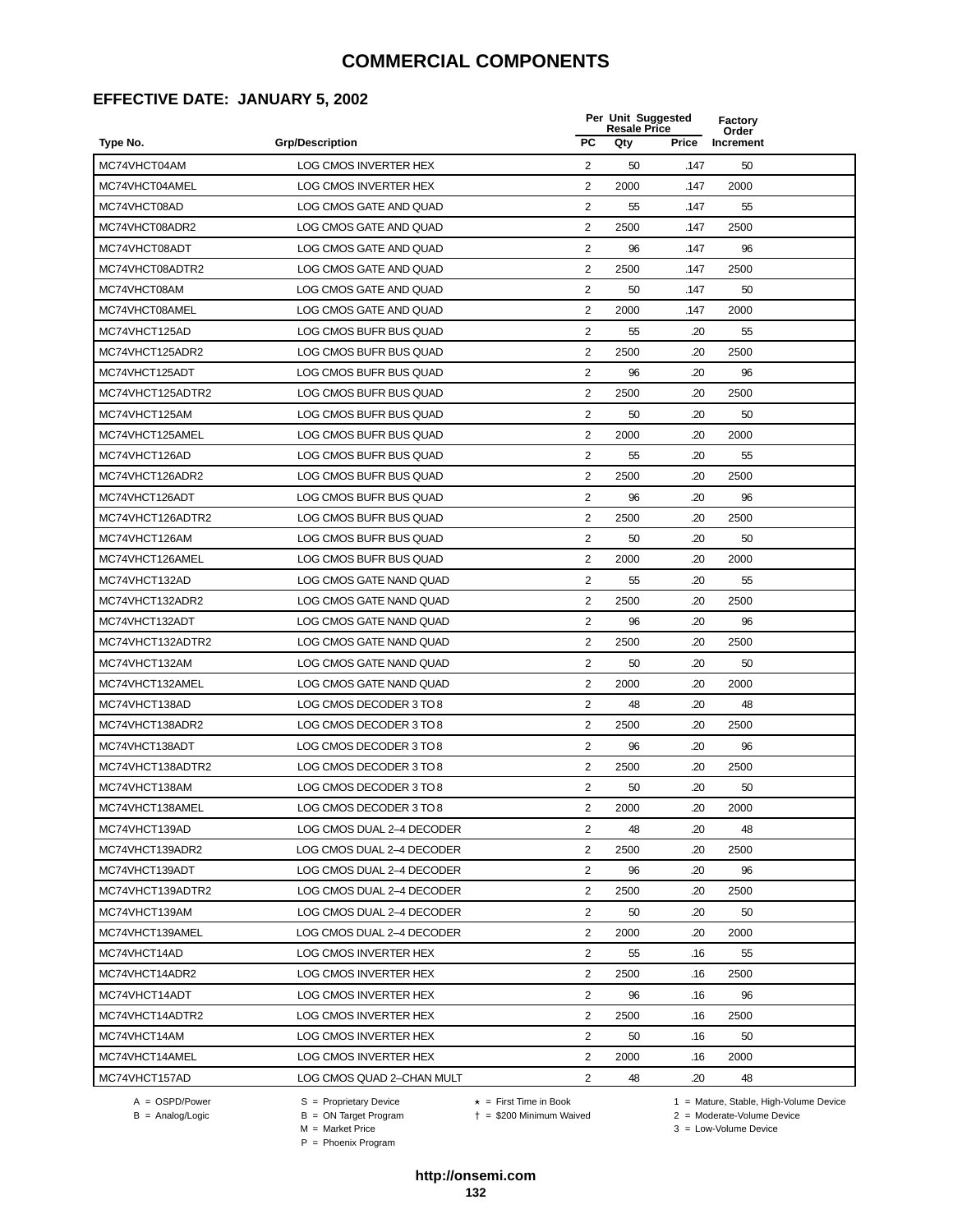# COMMERCIAL COMPONENTS

## EFFECTIVE DATE: JANUARY 5, 2002

| Type No. | Grp/Description | PC | Per Unit Suggested Resale Price Qty | Price | Factory Order Increment |
|---|---|---|---|---|---|
| MC74VHCT04AM | LOG CMOS INVERTER HEX | 2 | 50 | .147 | 50 |
| MC74VHCT04AMEL | LOG CMOS INVERTER HEX | 2 | 2000 | .147 | 2000 |
| MC74VHCT08AD | LOG CMOS GATE AND QUAD | 2 | 55 | .147 | 55 |
| MC74VHCT08ADR2 | LOG CMOS GATE AND QUAD | 2 | 2500 | .147 | 2500 |
| MC74VHCT08ADT | LOG CMOS GATE AND QUAD | 2 | 96 | .147 | 96 |
| MC74VHCT08ADTR2 | LOG CMOS GATE AND QUAD | 2 | 2500 | .147 | 2500 |
| MC74VHCT08AM | LOG CMOS GATE AND QUAD | 2 | 50 | .147 | 50 |
| MC74VHCT08AMEL | LOG CMOS GATE AND QUAD | 2 | 2000 | .147 | 2000 |
| MC74VHCT125AD | LOG CMOS BUFR BUS QUAD | 2 | 55 | .20 | 55 |
| MC74VHCT125ADR2 | LOG CMOS BUFR BUS QUAD | 2 | 2500 | .20 | 2500 |
| MC74VHCT125ADT | LOG CMOS BUFR BUS QUAD | 2 | 96 | .20 | 96 |
| MC74VHCT125ADTR2 | LOG CMOS BUFR BUS QUAD | 2 | 2500 | .20 | 2500 |
| MC74VHCT125AM | LOG CMOS BUFR BUS QUAD | 2 | 50 | .20 | 50 |
| MC74VHCT125AMEL | LOG CMOS BUFR BUS QUAD | 2 | 2000 | .20 | 2000 |
| MC74VHCT126AD | LOG CMOS BUFR BUS QUAD | 2 | 55 | .20 | 55 |
| MC74VHCT126ADR2 | LOG CMOS BUFR BUS QUAD | 2 | 2500 | .20 | 2500 |
| MC74VHCT126ADT | LOG CMOS BUFR BUS QUAD | 2 | 96 | .20 | 96 |
| MC74VHCT126ADTR2 | LOG CMOS BUFR BUS QUAD | 2 | 2500 | .20 | 2500 |
| MC74VHCT126AM | LOG CMOS BUFR BUS QUAD | 2 | 50 | .20 | 50 |
| MC74VHCT126AMEL | LOG CMOS BUFR BUS QUAD | 2 | 2000 | .20 | 2000 |
| MC74VHCT132AD | LOG CMOS GATE NAND QUAD | 2 | 55 | .20 | 55 |
| MC74VHCT132ADR2 | LOG CMOS GATE NAND QUAD | 2 | 2500 | .20 | 2500 |
| MC74VHCT132ADT | LOG CMOS GATE NAND QUAD | 2 | 96 | .20 | 96 |
| MC74VHCT132ADTR2 | LOG CMOS GATE NAND QUAD | 2 | 2500 | .20 | 2500 |
| MC74VHCT132AM | LOG CMOS GATE NAND QUAD | 2 | 50 | .20 | 50 |
| MC74VHCT132AMEL | LOG CMOS GATE NAND QUAD | 2 | 2000 | .20 | 2000 |
| MC74VHCT138AD | LOG CMOS DECODER 3 TO 8 | 2 | 48 | .20 | 48 |
| MC74VHCT138ADR2 | LOG CMOS DECODER 3 TO 8 | 2 | 2500 | .20 | 2500 |
| MC74VHCT138ADT | LOG CMOS DECODER 3 TO 8 | 2 | 96 | .20 | 96 |
| MC74VHCT138ADTR2 | LOG CMOS DECODER 3 TO 8 | 2 | 2500 | .20 | 2500 |
| MC74VHCT138AM | LOG CMOS DECODER 3 TO 8 | 2 | 50 | .20 | 50 |
| MC74VHCT138AMEL | LOG CMOS DECODER 3 TO 8 | 2 | 2000 | .20 | 2000 |
| MC74VHCT139AD | LOG CMOS DUAL 2–4 DECODER | 2 | 48 | .20 | 48 |
| MC74VHCT139ADR2 | LOG CMOS DUAL 2–4 DECODER | 2 | 2500 | .20 | 2500 |
| MC74VHCT139ADT | LOG CMOS DUAL 2–4 DECODER | 2 | 96 | .20 | 96 |
| MC74VHCT139ADTR2 | LOG CMOS DUAL 2–4 DECODER | 2 | 2500 | .20 | 2500 |
| MC74VHCT139AM | LOG CMOS DUAL 2–4 DECODER | 2 | 50 | .20 | 50 |
| MC74VHCT139AMEL | LOG CMOS DUAL 2–4 DECODER | 2 | 2000 | .20 | 2000 |
| MC74VHCT14AD | LOG CMOS INVERTER HEX | 2 | 55 | .16 | 55 |
| MC74VHCT14ADR2 | LOG CMOS INVERTER HEX | 2 | 2500 | .16 | 2500 |
| MC74VHCT14ADT | LOG CMOS INVERTER HEX | 2 | 96 | .16 | 96 |
| MC74VHCT14ADTR2 | LOG CMOS INVERTER HEX | 2 | 2500 | .16 | 2500 |
| MC74VHCT14AM | LOG CMOS INVERTER HEX | 2 | 50 | .16 | 50 |
| MC74VHCT14AMEL | LOG CMOS INVERTER HEX | 2 | 2000 | .16 | 2000 |
| MC74VHCT157AD | LOG CMOS QUAD 2–CHAN MULT | 2 | 48 | .20 | 48 |

A = OSPD/Power
B = Analog/Logic

S = Proprietary Device
B = ON Target Program
M = Market Price
P = Phoenix Program

⋆ = First Time in Book
† = $200 Minimum Waived

1 = Mature, Stable, High-Volume Device
2 = Moderate-Volume Device
3 = Low-Volume Device

**http://onsemi.com**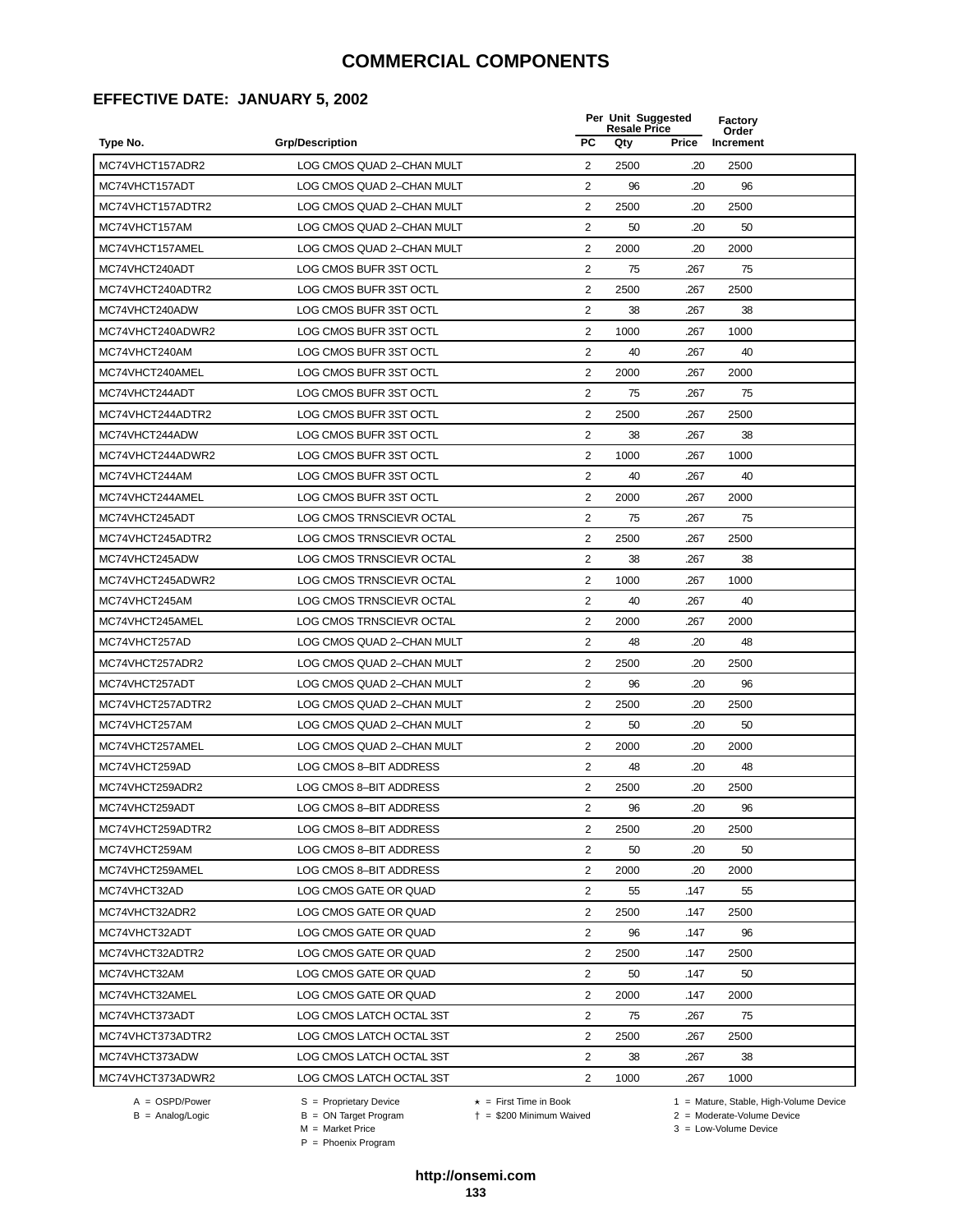# COMMERCIAL COMPONENTS

### EFFECTIVE DATE: JANUARY 5, 2002

| Type No. | Grp/Description | PC | Per Unit Suggested Resale Price Qty | Price | Factory Order Increment |
|---|---|---|---|---|---|
| MC74VHCT157ADR2 | LOG CMOS QUAD 2–CHAN MULT | 2 | 2500 | .20 | 2500 |
| MC74VHCT157ADT | LOG CMOS QUAD 2–CHAN MULT | 2 | 96 | .20 | 96 |
| MC74VHCT157ADTR2 | LOG CMOS QUAD 2–CHAN MULT | 2 | 2500 | .20 | 2500 |
| MC74VHCT157AM | LOG CMOS QUAD 2–CHAN MULT | 2 | 50 | .20 | 50 |
| MC74VHCT157AMEL | LOG CMOS QUAD 2–CHAN MULT | 2 | 2000 | .20 | 2000 |
| MC74VHCT240ADT | LOG CMOS BUFR 3ST OCTL | 2 | 75 | .267 | 75 |
| MC74VHCT240ADTR2 | LOG CMOS BUFR 3ST OCTL | 2 | 2500 | .267 | 2500 |
| MC74VHCT240ADW | LOG CMOS BUFR 3ST OCTL | 2 | 38 | .267 | 38 |
| MC74VHCT240ADWR2 | LOG CMOS BUFR 3ST OCTL | 2 | 1000 | .267 | 1000 |
| MC74VHCT240AM | LOG CMOS BUFR 3ST OCTL | 2 | 40 | .267 | 40 |
| MC74VHCT240AMEL | LOG CMOS BUFR 3ST OCTL | 2 | 2000 | .267 | 2000 |
| MC74VHCT244ADT | LOG CMOS BUFR 3ST OCTL | 2 | 75 | .267 | 75 |
| MC74VHCT244ADTR2 | LOG CMOS BUFR 3ST OCTL | 2 | 2500 | .267 | 2500 |
| MC74VHCT244ADW | LOG CMOS BUFR 3ST OCTL | 2 | 38 | .267 | 38 |
| MC74VHCT244ADWR2 | LOG CMOS BUFR 3ST OCTL | 2 | 1000 | .267 | 1000 |
| MC74VHCT244AM | LOG CMOS BUFR 3ST OCTL | 2 | 40 | .267 | 40 |
| MC74VHCT244AMEL | LOG CMOS BUFR 3ST OCTL | 2 | 2000 | .267 | 2000 |
| MC74VHCT245ADT | LOG CMOS TRNSCIEVR OCTAL | 2 | 75 | .267 | 75 |
| MC74VHCT245ADTR2 | LOG CMOS TRNSCIEVR OCTAL | 2 | 2500 | .267 | 2500 |
| MC74VHCT245ADW | LOG CMOS TRNSCIEVR OCTAL | 2 | 38 | .267 | 38 |
| MC74VHCT245ADWR2 | LOG CMOS TRNSCIEVR OCTAL | 2 | 1000 | .267 | 1000 |
| MC74VHCT245AM | LOG CMOS TRNSCIEVR OCTAL | 2 | 40 | .267 | 40 |
| MC74VHCT245AMEL | LOG CMOS TRNSCIEVR OCTAL | 2 | 2000 | .267 | 2000 |
| MC74VHCT257AD | LOG CMOS QUAD 2–CHAN MULT | 2 | 48 | .20 | 48 |
| MC74VHCT257ADR2 | LOG CMOS QUAD 2–CHAN MULT | 2 | 2500 | .20 | 2500 |
| MC74VHCT257ADT | LOG CMOS QUAD 2–CHAN MULT | 2 | 96 | .20 | 96 |
| MC74VHCT257ADTR2 | LOG CMOS QUAD 2–CHAN MULT | 2 | 2500 | .20 | 2500 |
| MC74VHCT257AM | LOG CMOS QUAD 2–CHAN MULT | 2 | 50 | .20 | 50 |
| MC74VHCT257AMEL | LOG CMOS QUAD 2–CHAN MULT | 2 | 2000 | .20 | 2000 |
| MC74VHCT259AD | LOG CMOS 8–BIT ADDRESS | 2 | 48 | .20 | 48 |
| MC74VHCT259ADR2 | LOG CMOS 8–BIT ADDRESS | 2 | 2500 | .20 | 2500 |
| MC74VHCT259ADT | LOG CMOS 8–BIT ADDRESS | 2 | 96 | .20 | 96 |
| MC74VHCT259ADTR2 | LOG CMOS 8–BIT ADDRESS | 2 | 2500 | .20 | 2500 |
| MC74VHCT259AM | LOG CMOS 8–BIT ADDRESS | 2 | 50 | .20 | 50 |
| MC74VHCT259AMEL | LOG CMOS 8–BIT ADDRESS | 2 | 2000 | .20 | 2000 |
| MC74VHCT32AD | LOG CMOS GATE OR QUAD | 2 | 55 | .147 | 55 |
| MC74VHCT32ADR2 | LOG CMOS GATE OR QUAD | 2 | 2500 | .147 | 2500 |
| MC74VHCT32ADT | LOG CMOS GATE OR QUAD | 2 | 96 | .147 | 96 |
| MC74VHCT32ADTR2 | LOG CMOS GATE OR QUAD | 2 | 2500 | .147 | 2500 |
| MC74VHCT32AM | LOG CMOS GATE OR QUAD | 2 | 50 | .147 | 50 |
| MC74VHCT32AMEL | LOG CMOS GATE OR QUAD | 2 | 2000 | .147 | 2000 |
| MC74VHCT373ADT | LOG CMOS LATCH OCTAL 3ST | 2 | 75 | .267 | 75 |
| MC74VHCT373ADTR2 | LOG CMOS LATCH OCTAL 3ST | 2 | 2500 | .267 | 2500 |
| MC74VHCT373ADW | LOG CMOS LATCH OCTAL 3ST | 2 | 38 | .267 | 38 |
| MC74VHCT373ADWR2 | LOG CMOS LATCH OCTAL 3ST | 2 | 1000 | .267 | 1000 |

A = OSPD/Power
B = Analog/Logic

S = Proprietary Device
B = ON Target Program
M = Market Price
P = Phoenix Program

⋆ = First Time in Book
† = $200 Minimum Waived

1 = Mature, Stable, High-Volume Device
2 = Moderate-Volume Device
3 = Low-Volume Device

**http://onsemi.com**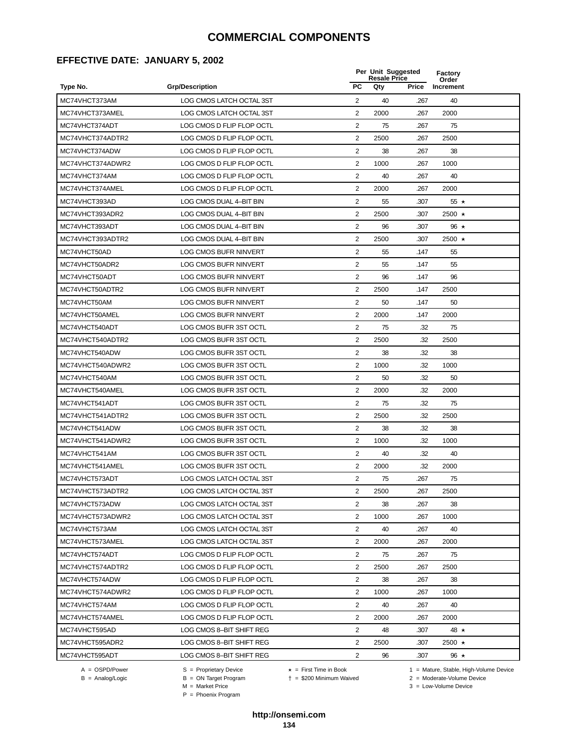# COMMERCIAL COMPONENTS

## EFFECTIVE DATE: JANUARY 5, 2002

| Type No. | Grp/Description | Per Unit Suggested Resale Price PC | Qty | Price | Factory Order Increment |
|---|---|---|---|---|---|
| MC74VHCT373AM | LOG CMOS LATCH OCTAL 3ST | 2 | 40 | .267 | 40 |
| MC74VHCT373AMEL | LOG CMOS LATCH OCTAL 3ST | 2 | 2000 | .267 | 2000 |
| MC74VHCT374ADT | LOG CMOS D FLIP FLOP OCTL | 2 | 75 | .267 | 75 |
| MC74VHCT374ADTR2 | LOG CMOS D FLIP FLOP OCTL | 2 | 2500 | .267 | 2500 |
| MC74VHCT374ADW | LOG CMOS D FLIP FLOP OCTL | 2 | 38 | .267 | 38 |
| MC74VHCT374ADWR2 | LOG CMOS D FLIP FLOP OCTL | 2 | 1000 | .267 | 1000 |
| MC74VHCT374AM | LOG CMOS D FLIP FLOP OCTL | 2 | 40 | .267 | 40 |
| MC74VHCT374AMEL | LOG CMOS D FLIP FLOP OCTL | 2 | 2000 | .267 | 2000 |
| MC74VHCT393AD | LOG CMOS DUAL 4–BIT BIN | 2 | 55 | .307 | 55 ⋆ |
| MC74VHCT393ADR2 | LOG CMOS DUAL 4–BIT BIN | 2 | 2500 | .307 | 2500 ⋆ |
| MC74VHCT393ADT | LOG CMOS DUAL 4–BIT BIN | 2 | 96 | .307 | 96 ⋆ |
| MC74VHCT393ADTR2 | LOG CMOS DUAL 4–BIT BIN | 2 | 2500 | .307 | 2500 ⋆ |
| MC74VHCT50AD | LOG CMOS BUFR NINVERT | 2 | 55 | .147 | 55 |
| MC74VHCT50ADR2 | LOG CMOS BUFR NINVERT | 2 | 55 | .147 | 55 |
| MC74VHCT50ADT | LOG CMOS BUFR NINVERT | 2 | 96 | .147 | 96 |
| MC74VHCT50ADTR2 | LOG CMOS BUFR NINVERT | 2 | 2500 | .147 | 2500 |
| MC74VHCT50AM | LOG CMOS BUFR NINVERT | 2 | 50 | .147 | 50 |
| MC74VHCT50AMEL | LOG CMOS BUFR NINVERT | 2 | 2000 | .147 | 2000 |
| MC74VHCT540ADT | LOG CMOS BUFR 3ST OCTL | 2 | 75 | .32 | 75 |
| MC74VHCT540ADTR2 | LOG CMOS BUFR 3ST OCTL | 2 | 2500 | .32 | 2500 |
| MC74VHCT540ADW | LOG CMOS BUFR 3ST OCTL | 2 | 38 | .32 | 38 |
| MC74VHCT540ADWR2 | LOG CMOS BUFR 3ST OCTL | 2 | 1000 | .32 | 1000 |
| MC74VHCT540AM | LOG CMOS BUFR 3ST OCTL | 2 | 50 | .32 | 50 |
| MC74VHCT540AMEL | LOG CMOS BUFR 3ST OCTL | 2 | 2000 | .32 | 2000 |
| MC74VHCT541ADT | LOG CMOS BUFR 3ST OCTL | 2 | 75 | .32 | 75 |
| MC74VHCT541ADTR2 | LOG CMOS BUFR 3ST OCTL | 2 | 2500 | .32 | 2500 |
| MC74VHCT541ADW | LOG CMOS BUFR 3ST OCTL | 2 | 38 | .32 | 38 |
| MC74VHCT541ADWR2 | LOG CMOS BUFR 3ST OCTL | 2 | 1000 | .32 | 1000 |
| MC74VHCT541AM | LOG CMOS BUFR 3ST OCTL | 2 | 40 | .32 | 40 |
| MC74VHCT541AMEL | LOG CMOS BUFR 3ST OCTL | 2 | 2000 | .32 | 2000 |
| MC74VHCT573ADT | LOG CMOS LATCH OCTAL 3ST | 2 | 75 | .267 | 75 |
| MC74VHCT573ADTR2 | LOG CMOS LATCH OCTAL 3ST | 2 | 2500 | .267 | 2500 |
| MC74VHCT573ADW | LOG CMOS LATCH OCTAL 3ST | 2 | 38 | .267 | 38 |
| MC74VHCT573ADWR2 | LOG CMOS LATCH OCTAL 3ST | 2 | 1000 | .267 | 1000 |
| MC74VHCT573AM | LOG CMOS LATCH OCTAL 3ST | 2 | 40 | .267 | 40 |
| MC74VHCT573AMEL | LOG CMOS LATCH OCTAL 3ST | 2 | 2000 | .267 | 2000 |
| MC74VHCT574ADT | LOG CMOS D FLIP FLOP OCTL | 2 | 75 | .267 | 75 |
| MC74VHCT574ADTR2 | LOG CMOS D FLIP FLOP OCTL | 2 | 2500 | .267 | 2500 |
| MC74VHCT574ADW | LOG CMOS D FLIP FLOP OCTL | 2 | 38 | .267 | 38 |
| MC74VHCT574ADWR2 | LOG CMOS D FLIP FLOP OCTL | 2 | 1000 | .267 | 1000 |
| MC74VHCT574AM | LOG CMOS D FLIP FLOP OCTL | 2 | 40 | .267 | 40 |
| MC74VHCT574AMEL | LOG CMOS D FLIP FLOP OCTL | 2 | 2000 | .267 | 2000 |
| MC74VHCT595AD | LOG CMOS 8–BIT SHIFT REG | 2 | 48 | .307 | 48 ⋆ |
| MC74VHCT595ADR2 | LOG CMOS 8–BIT SHIFT REG | 2 | 2500 | .307 | 2500 ⋆ |
| MC74VHCT595ADT | LOG CMOS 8–BIT SHIFT REG | 2 | 96 | .307 | 96 ⋆ |

A = OSPD/Power
B = Analog/Logic

S = Proprietary Device
B = ON Target Program
M = Market Price
P = Phoenix Program

⋆ = First Time in Book
† = $200 Minimum Waived

1 = Mature, Stable, High-Volume Device
2 = Moderate-Volume Device
3 = Low-Volume Device

**http://onsemi.com**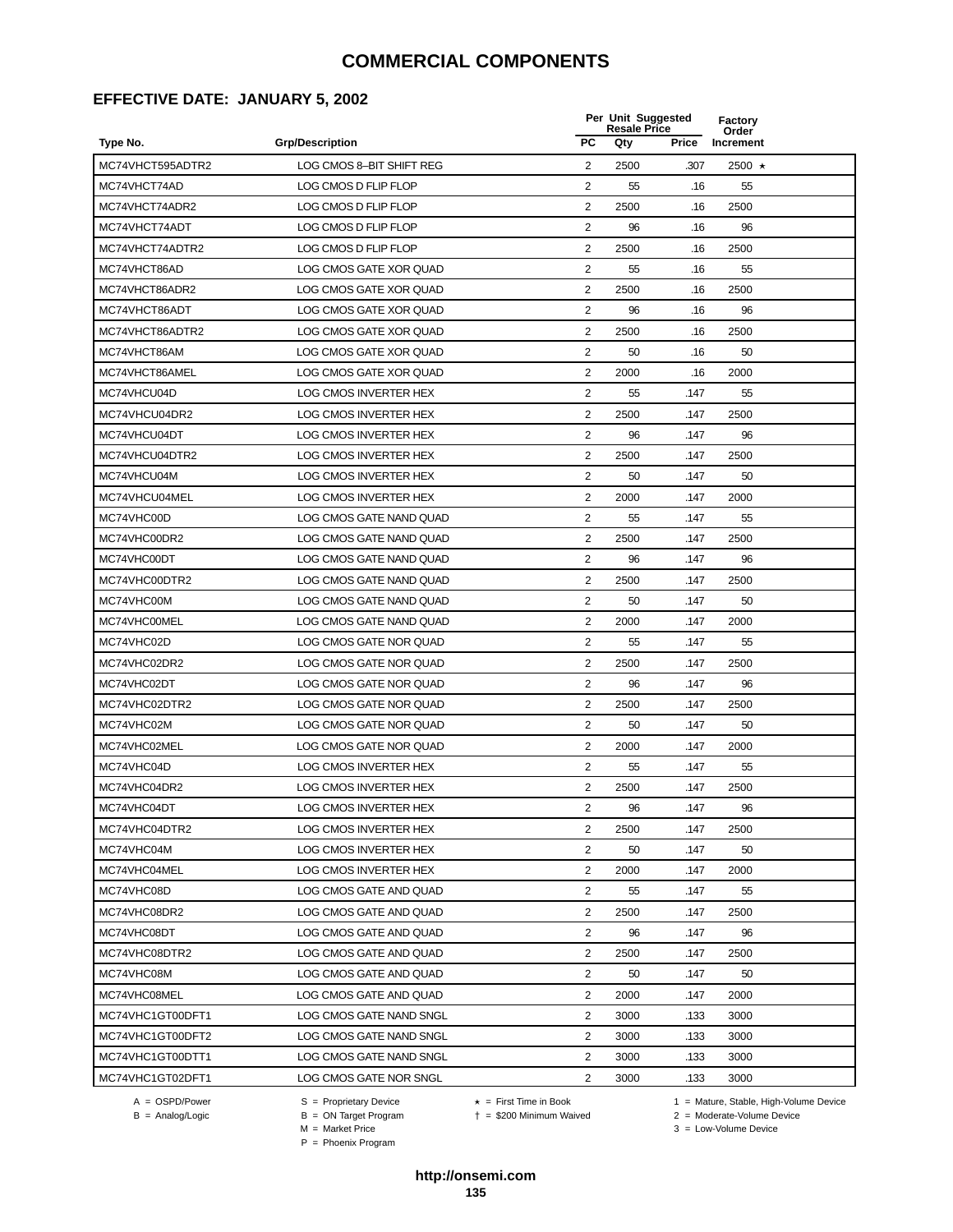# COMMERCIAL COMPONENTS

### EFFECTIVE DATE: JANUARY 5, 2002

| Type No. | Grp/Description | PC | Per Unit Suggested Resale Price Qty | Price | Factory Order Increment |
|---|---|---|---|---|---|
| MC74VHCT595ADTR2 | LOG CMOS 8–BIT SHIFT REG | 2 | 2500 | .307 | 2500 ⋆ |
| MC74VHCT74AD | LOG CMOS D FLIP FLOP | 2 | 55 | .16 | 55 |
| MC74VHCT74ADR2 | LOG CMOS D FLIP FLOP | 2 | 2500 | .16 | 2500 |
| MC74VHCT74ADT | LOG CMOS D FLIP FLOP | 2 | 96 | .16 | 96 |
| MC74VHCT74ADTR2 | LOG CMOS D FLIP FLOP | 2 | 2500 | .16 | 2500 |
| MC74VHCT86AD | LOG CMOS GATE XOR QUAD | 2 | 55 | .16 | 55 |
| MC74VHCT86ADR2 | LOG CMOS GATE XOR QUAD | 2 | 2500 | .16 | 2500 |
| MC74VHCT86ADT | LOG CMOS GATE XOR QUAD | 2 | 96 | .16 | 96 |
| MC74VHCT86ADTR2 | LOG CMOS GATE XOR QUAD | 2 | 2500 | .16 | 2500 |
| MC74VHCT86AM | LOG CMOS GATE XOR QUAD | 2 | 50 | .16 | 50 |
| MC74VHCT86AMEL | LOG CMOS GATE XOR QUAD | 2 | 2000 | .16 | 2000 |
| MC74VHCU04D | LOG CMOS INVERTER HEX | 2 | 55 | .147 | 55 |
| MC74VHCU04DR2 | LOG CMOS INVERTER HEX | 2 | 2500 | .147 | 2500 |
| MC74VHCU04DT | LOG CMOS INVERTER HEX | 2 | 96 | .147 | 96 |
| MC74VHCU04DTR2 | LOG CMOS INVERTER HEX | 2 | 2500 | .147 | 2500 |
| MC74VHCU04M | LOG CMOS INVERTER HEX | 2 | 50 | .147 | 50 |
| MC74VHCU04MEL | LOG CMOS INVERTER HEX | 2 | 2000 | .147 | 2000 |
| MC74VHC00D | LOG CMOS GATE NAND QUAD | 2 | 55 | .147 | 55 |
| MC74VHC00DR2 | LOG CMOS GATE NAND QUAD | 2 | 2500 | .147 | 2500 |
| MC74VHC00DT | LOG CMOS GATE NAND QUAD | 2 | 96 | .147 | 96 |
| MC74VHC00DTR2 | LOG CMOS GATE NAND QUAD | 2 | 2500 | .147 | 2500 |
| MC74VHC00M | LOG CMOS GATE NAND QUAD | 2 | 50 | .147 | 50 |
| MC74VHC00MEL | LOG CMOS GATE NAND QUAD | 2 | 2000 | .147 | 2000 |
| MC74VHC02D | LOG CMOS GATE NOR QUAD | 2 | 55 | .147 | 55 |
| MC74VHC02DR2 | LOG CMOS GATE NOR QUAD | 2 | 2500 | .147 | 2500 |
| MC74VHC02DT | LOG CMOS GATE NOR QUAD | 2 | 96 | .147 | 96 |
| MC74VHC02DTR2 | LOG CMOS GATE NOR QUAD | 2 | 2500 | .147 | 2500 |
| MC74VHC02M | LOG CMOS GATE NOR QUAD | 2 | 50 | .147 | 50 |
| MC74VHC02MEL | LOG CMOS GATE NOR QUAD | 2 | 2000 | .147 | 2000 |
| MC74VHC04D | LOG CMOS INVERTER HEX | 2 | 55 | .147 | 55 |
| MC74VHC04DR2 | LOG CMOS INVERTER HEX | 2 | 2500 | .147 | 2500 |
| MC74VHC04DT | LOG CMOS INVERTER HEX | 2 | 96 | .147 | 96 |
| MC74VHC04DTR2 | LOG CMOS INVERTER HEX | 2 | 2500 | .147 | 2500 |
| MC74VHC04M | LOG CMOS INVERTER HEX | 2 | 50 | .147 | 50 |
| MC74VHC04MEL | LOG CMOS INVERTER HEX | 2 | 2000 | .147 | 2000 |
| MC74VHC08D | LOG CMOS GATE AND QUAD | 2 | 55 | .147 | 55 |
| MC74VHC08DR2 | LOG CMOS GATE AND QUAD | 2 | 2500 | .147 | 2500 |
| MC74VHC08DT | LOG CMOS GATE AND QUAD | 2 | 96 | .147 | 96 |
| MC74VHC08DTR2 | LOG CMOS GATE AND QUAD | 2 | 2500 | .147 | 2500 |
| MC74VHC08M | LOG CMOS GATE AND QUAD | 2 | 50 | .147 | 50 |
| MC74VHC08MEL | LOG CMOS GATE AND QUAD | 2 | 2000 | .147 | 2000 |
| MC74VHC1GT00DFT1 | LOG CMOS GATE NAND SNGL | 2 | 3000 | .133 | 3000 |
| MC74VHC1GT00DFT2 | LOG CMOS GATE NAND SNGL | 2 | 3000 | .133 | 3000 |
| MC74VHC1GT00DTT1 | LOG CMOS GATE NAND SNGL | 2 | 3000 | .133 | 3000 |
| MC74VHC1GT02DFT1 | LOG CMOS GATE NOR SNGL | 2 | 3000 | .133 | 3000 |

A = OSPD/Power
B = Analog/Logic

S = Proprietary Device
B = ON Target Program
M = Market Price
P = Phoenix Program

⋆ = First Time in Book
† = $200 Minimum Waived

1 = Mature, Stable, High-Volume Device
2 = Moderate-Volume Device
3 = Low-Volume Device

**http://onsemi.com**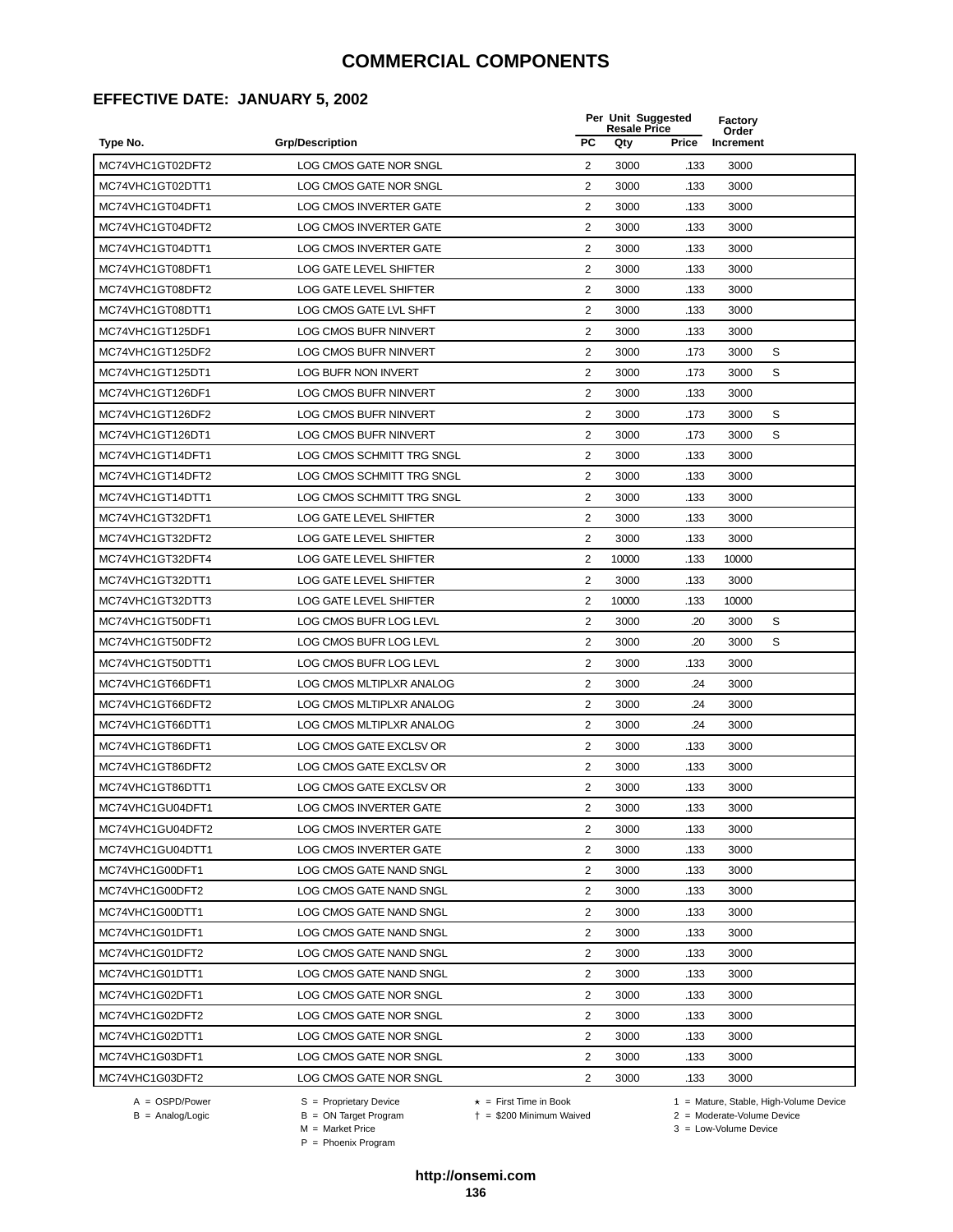# COMMERCIAL COMPONENTS

### EFFECTIVE DATE: JANUARY 5, 2002

| Type No. | Grp/Description | PC | Per Unit Suggested Resale Price Qty | Price | Factory Order Increment | |
|---|---|---|---|---|---|---|
| MC74VHC1GT02DFT2 | LOG CMOS GATE NOR SNGL | 2 | 3000 | .133 | 3000 | |
| MC74VHC1GT02DTT1 | LOG CMOS GATE NOR SNGL | 2 | 3000 | .133 | 3000 | |
| MC74VHC1GT04DFT1 | LOG CMOS INVERTER GATE | 2 | 3000 | .133 | 3000 | |
| MC74VHC1GT04DFT2 | LOG CMOS INVERTER GATE | 2 | 3000 | .133 | 3000 | |
| MC74VHC1GT04DTT1 | LOG CMOS INVERTER GATE | 2 | 3000 | .133 | 3000 | |
| MC74VHC1GT08DFT1 | LOG GATE LEVEL SHIFTER | 2 | 3000 | .133 | 3000 | |
| MC74VHC1GT08DFT2 | LOG GATE LEVEL SHIFTER | 2 | 3000 | .133 | 3000 | |
| MC74VHC1GT08DTT1 | LOG CMOS GATE LVL SHFT | 2 | 3000 | .133 | 3000 | |
| MC74VHC1GT125DF1 | LOG CMOS BUFR NINVERT | 2 | 3000 | .133 | 3000 | |
| MC74VHC1GT125DF2 | LOG CMOS BUFR NINVERT | 2 | 3000 | .173 | 3000 | S |
| MC74VHC1GT125DT1 | LOG BUFR NON INVERT | 2 | 3000 | .173 | 3000 | S |
| MC74VHC1GT126DF1 | LOG CMOS BUFR NINVERT | 2 | 3000 | .133 | 3000 | |
| MC74VHC1GT126DF2 | LOG CMOS BUFR NINVERT | 2 | 3000 | .173 | 3000 | S |
| MC74VHC1GT126DT1 | LOG CMOS BUFR NINVERT | 2 | 3000 | .173 | 3000 | S |
| MC74VHC1GT14DFT1 | LOG CMOS SCHMITT TRG SNGL | 2 | 3000 | .133 | 3000 | |
| MC74VHC1GT14DFT2 | LOG CMOS SCHMITT TRG SNGL | 2 | 3000 | .133 | 3000 | |
| MC74VHC1GT14DTT1 | LOG CMOS SCHMITT TRG SNGL | 2 | 3000 | .133 | 3000 | |
| MC74VHC1GT32DFT1 | LOG GATE LEVEL SHIFTER | 2 | 3000 | .133 | 3000 | |
| MC74VHC1GT32DFT2 | LOG GATE LEVEL SHIFTER | 2 | 3000 | .133 | 3000 | |
| MC74VHC1GT32DFT4 | LOG GATE LEVEL SHIFTER | 2 | 10000 | .133 | 10000 | |
| MC74VHC1GT32DTT1 | LOG GATE LEVEL SHIFTER | 2 | 3000 | .133 | 3000 | |
| MC74VHC1GT32DTT3 | LOG GATE LEVEL SHIFTER | 2 | 10000 | .133 | 10000 | |
| MC74VHC1GT50DFT1 | LOG CMOS BUFR LOG LEVL | 2 | 3000 | .20 | 3000 | S |
| MC74VHC1GT50DFT2 | LOG CMOS BUFR LOG LEVL | 2 | 3000 | .20 | 3000 | S |
| MC74VHC1GT50DTT1 | LOG CMOS BUFR LOG LEVL | 2 | 3000 | .133 | 3000 | |
| MC74VHC1GT66DFT1 | LOG CMOS MLTIPLXR ANALOG | 2 | 3000 | .24 | 3000 | |
| MC74VHC1GT66DFT2 | LOG CMOS MLTIPLXR ANALOG | 2 | 3000 | .24 | 3000 | |
| MC74VHC1GT66DTT1 | LOG CMOS MLTIPLXR ANALOG | 2 | 3000 | .24 | 3000 | |
| MC74VHC1GT86DFT1 | LOG CMOS GATE EXCLSV OR | 2 | 3000 | .133 | 3000 | |
| MC74VHC1GT86DFT2 | LOG CMOS GATE EXCLSV OR | 2 | 3000 | .133 | 3000 | |
| MC74VHC1GT86DTT1 | LOG CMOS GATE EXCLSV OR | 2 | 3000 | .133 | 3000 | |
| MC74VHC1GU04DFT1 | LOG CMOS INVERTER GATE | 2 | 3000 | .133 | 3000 | |
| MC74VHC1GU04DFT2 | LOG CMOS INVERTER GATE | 2 | 3000 | .133 | 3000 | |
| MC74VHC1GU04DTT1 | LOG CMOS INVERTER GATE | 2 | 3000 | .133 | 3000 | |
| MC74VHC1G00DFT1 | LOG CMOS GATE NAND SNGL | 2 | 3000 | .133 | 3000 | |
| MC74VHC1G00DFT2 | LOG CMOS GATE NAND SNGL | 2 | 3000 | .133 | 3000 | |
| MC74VHC1G00DTT1 | LOG CMOS GATE NAND SNGL | 2 | 3000 | .133 | 3000 | |
| MC74VHC1G01DFT1 | LOG CMOS GATE NAND SNGL | 2 | 3000 | .133 | 3000 | |
| MC74VHC1G01DFT2 | LOG CMOS GATE NAND SNGL | 2 | 3000 | .133 | 3000 | |
| MC74VHC1G01DTT1 | LOG CMOS GATE NAND SNGL | 2 | 3000 | .133 | 3000 | |
| MC74VHC1G02DFT1 | LOG CMOS GATE NOR SNGL | 2 | 3000 | .133 | 3000 | |
| MC74VHC1G02DFT2 | LOG CMOS GATE NOR SNGL | 2 | 3000 | .133 | 3000 | |
| MC74VHC1G02DTT1 | LOG CMOS GATE NOR SNGL | 2 | 3000 | .133 | 3000 | |
| MC74VHC1G03DFT1 | LOG CMOS GATE NOR SNGL | 2 | 3000 | .133 | 3000 | |
| MC74VHC1G03DFT2 | LOG CMOS GATE NOR SNGL | 2 | 3000 | .133 | 3000 | |

A = OSPD/Power
B = Analog/Logic

S = Proprietary Device
B = ON Target Program
M = Market Price
P = Phoenix Program

⋆ = First Time in Book
† = $200 Minimum Waived

1 = Mature, Stable, High-Volume Device
2 = Moderate-Volume Device
3 = Low-Volume Device

**http://onsemi.com**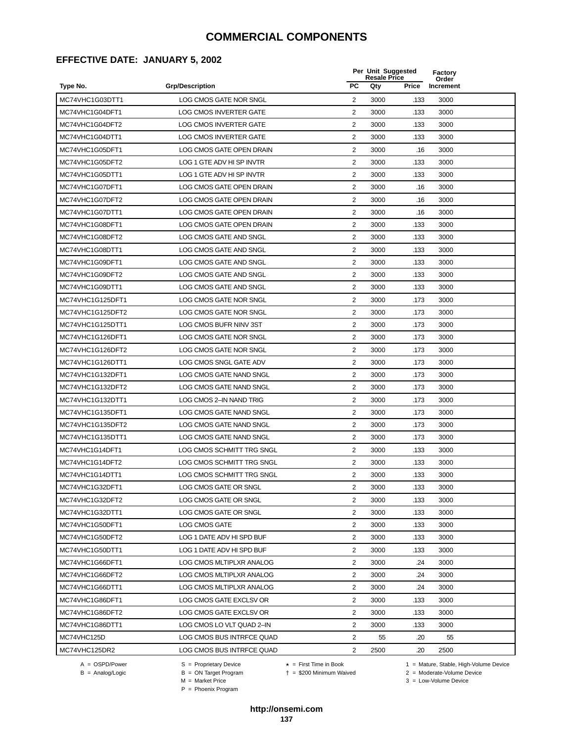# COMMERCIAL COMPONENTS

## EFFECTIVE DATE: JANUARY 5, 2002

| Type No. | Grp/Description | PC | Per Unit Suggested Resale Price Qty | Price | Factory Order Increment |
|---|---|---|---|---|---|
| MC74VHC1G03DTT1 | LOG CMOS GATE NOR SNGL | 2 | 3000 | .133 | 3000 |
| MC74VHC1G04DFT1 | LOG CMOS INVERTER GATE | 2 | 3000 | .133 | 3000 |
| MC74VHC1G04DFT2 | LOG CMOS INVERTER GATE | 2 | 3000 | .133 | 3000 |
| MC74VHC1G04DTT1 | LOG CMOS INVERTER GATE | 2 | 3000 | .133 | 3000 |
| MC74VHC1G05DFT1 | LOG CMOS GATE OPEN DRAIN | 2 | 3000 | .16 | 3000 |
| MC74VHC1G05DFT2 | LOG 1 GTE ADV HI SP INVTR | 2 | 3000 | .133 | 3000 |
| MC74VHC1G05DTT1 | LOG 1 GTE ADV HI SP INVTR | 2 | 3000 | .133 | 3000 |
| MC74VHC1G07DFT1 | LOG CMOS GATE OPEN DRAIN | 2 | 3000 | .16 | 3000 |
| MC74VHC1G07DFT2 | LOG CMOS GATE OPEN DRAIN | 2 | 3000 | .16 | 3000 |
| MC74VHC1G07DTT1 | LOG CMOS GATE OPEN DRAIN | 2 | 3000 | .16 | 3000 |
| MC74VHC1G08DFT1 | LOG CMOS GATE OPEN DRAIN | 2 | 3000 | .133 | 3000 |
| MC74VHC1G08DFT2 | LOG CMOS GATE AND SNGL | 2 | 3000 | .133 | 3000 |
| MC74VHC1G08DTT1 | LOG CMOS GATE AND SNGL | 2 | 3000 | .133 | 3000 |
| MC74VHC1G09DFT1 | LOG CMOS GATE AND SNGL | 2 | 3000 | .133 | 3000 |
| MC74VHC1G09DFT2 | LOG CMOS GATE AND SNGL | 2 | 3000 | .133 | 3000 |
| MC74VHC1G09DTT1 | LOG CMOS GATE AND SNGL | 2 | 3000 | .133 | 3000 |
| MC74VHC1G125DFT1 | LOG CMOS GATE NOR SNGL | 2 | 3000 | .173 | 3000 |
| MC74VHC1G125DFT2 | LOG CMOS GATE NOR SNGL | 2 | 3000 | .173 | 3000 |
| MC74VHC1G125DTT1 | LOG CMOS BUFR NINV 3ST | 2 | 3000 | .173 | 3000 |
| MC74VHC1G126DFT1 | LOG CMOS GATE NOR SNGL | 2 | 3000 | .173 | 3000 |
| MC74VHC1G126DFT2 | LOG CMOS GATE NOR SNGL | 2 | 3000 | .173 | 3000 |
| MC74VHC1G126DTT1 | LOG CMOS SNGL GATE ADV | 2 | 3000 | .173 | 3000 |
| MC74VHC1G132DFT1 | LOG CMOS GATE NAND SNGL | 2 | 3000 | .173 | 3000 |
| MC74VHC1G132DFT2 | LOG CMOS GATE NAND SNGL | 2 | 3000 | .173 | 3000 |
| MC74VHC1G132DTT1 | LOG CMOS 2–IN NAND TRIG | 2 | 3000 | .173 | 3000 |
| MC74VHC1G135DFT1 | LOG CMOS GATE NAND SNGL | 2 | 3000 | .173 | 3000 |
| MC74VHC1G135DFT2 | LOG CMOS GATE NAND SNGL | 2 | 3000 | .173 | 3000 |
| MC74VHC1G135DTT1 | LOG CMOS GATE NAND SNGL | 2 | 3000 | .173 | 3000 |
| MC74VHC1G14DFT1 | LOG CMOS SCHMITT TRG SNGL | 2 | 3000 | .133 | 3000 |
| MC74VHC1G14DFT2 | LOG CMOS SCHMITT TRG SNGL | 2 | 3000 | .133 | 3000 |
| MC74VHC1G14DTT1 | LOG CMOS SCHMITT TRG SNGL | 2 | 3000 | .133 | 3000 |
| MC74VHC1G32DFT1 | LOG CMOS GATE OR SNGL | 2 | 3000 | .133 | 3000 |
| MC74VHC1G32DFT2 | LOG CMOS GATE OR SNGL | 2 | 3000 | .133 | 3000 |
| MC74VHC1G32DTT1 | LOG CMOS GATE OR SNGL | 2 | 3000 | .133 | 3000 |
| MC74VHC1G50DFT1 | LOG CMOS GATE | 2 | 3000 | .133 | 3000 |
| MC74VHC1G50DFT2 | LOG 1 DATE ADV HI SPD BUF | 2 | 3000 | .133 | 3000 |
| MC74VHC1G50DTT1 | LOG 1 DATE ADV HI SPD BUF | 2 | 3000 | .133 | 3000 |
| MC74VHC1G66DFT1 | LOG CMOS MLTIPLXR ANALOG | 2 | 3000 | .24 | 3000 |
| MC74VHC1G66DFT2 | LOG CMOS MLTIPLXR ANALOG | 2 | 3000 | .24 | 3000 |
| MC74VHC1G66DTT1 | LOG CMOS MLTIPLXR ANALOG | 2 | 3000 | .24 | 3000 |
| MC74VHC1G86DFT1 | LOG CMOS GATE EXCLSV OR | 2 | 3000 | .133 | 3000 |
| MC74VHC1G86DFT2 | LOG CMOS GATE EXCLSV OR | 2 | 3000 | .133 | 3000 |
| MC74VHC1G86DTT1 | LOG CMOS LO VLT QUAD 2–IN | 2 | 3000 | .133 | 3000 |
| MC74VHC125D | LOG CMOS BUS INTRFCE QUAD | 2 | 55 | .20 | 55 |
| MC74VHC125DR2 | LOG CMOS BUS INTRFCE QUAD | 2 | 2500 | .20 | 2500 |

A = OSPD/Power
B = Analog/Logic

S = Proprietary Device
B = ON Target Program
M = Market Price
P = Phoenix Program

⋆ = First Time in Book
† = $200 Minimum Waived

1 = Mature, Stable, High-Volume Device
2 = Moderate-Volume Device
3 = Low-Volume Device

**http://onsemi.com**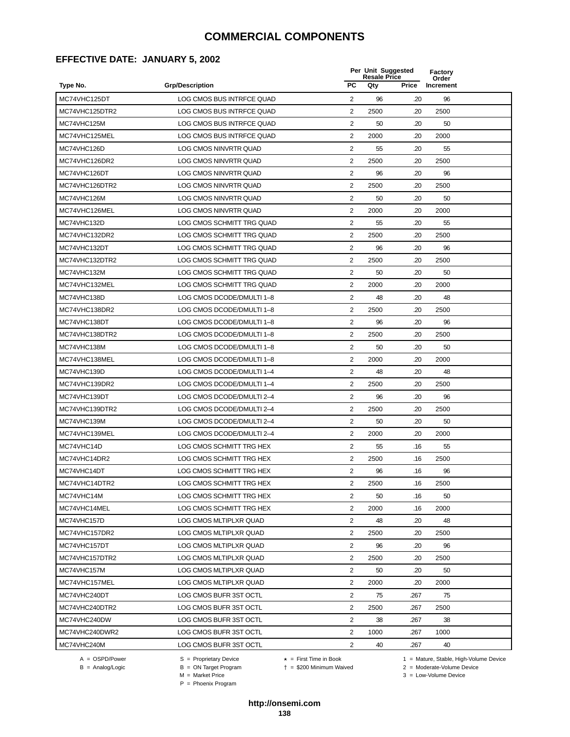# COMMERCIAL COMPONENTS

## EFFECTIVE DATE: JANUARY 5, 2002

| Type No. | Grp/Description | PC | Per Unit Suggested Resale Price Qty | Price | Factory Order Increment |
|---|---|---|---|---|---|
| MC74VHC125DT | LOG CMOS BUS INTRFCE QUAD | 2 | 96 | .20 | 96 |
| MC74VHC125DTR2 | LOG CMOS BUS INTRFCE QUAD | 2 | 2500 | .20 | 2500 |
| MC74VHC125M | LOG CMOS BUS INTRFCE QUAD | 2 | 50 | .20 | 50 |
| MC74VHC125MEL | LOG CMOS BUS INTRFCE QUAD | 2 | 2000 | .20 | 2000 |
| MC74VHC126D | LOG CMOS NINVRTR QUAD | 2 | 55 | .20 | 55 |
| MC74VHC126DR2 | LOG CMOS NINVRTR QUAD | 2 | 2500 | .20 | 2500 |
| MC74VHC126DT | LOG CMOS NINVRTR QUAD | 2 | 96 | .20 | 96 |
| MC74VHC126DTR2 | LOG CMOS NINVRTR QUAD | 2 | 2500 | .20 | 2500 |
| MC74VHC126M | LOG CMOS NINVRTR QUAD | 2 | 50 | .20 | 50 |
| MC74VHC126MEL | LOG CMOS NINVRTR QUAD | 2 | 2000 | .20 | 2000 |
| MC74VHC132D | LOG CMOS SCHMITT TRG QUAD | 2 | 55 | .20 | 55 |
| MC74VHC132DR2 | LOG CMOS SCHMITT TRG QUAD | 2 | 2500 | .20 | 2500 |
| MC74VHC132DT | LOG CMOS SCHMITT TRG QUAD | 2 | 96 | .20 | 96 |
| MC74VHC132DTR2 | LOG CMOS SCHMITT TRG QUAD | 2 | 2500 | .20 | 2500 |
| MC74VHC132M | LOG CMOS SCHMITT TRG QUAD | 2 | 50 | .20 | 50 |
| MC74VHC132MEL | LOG CMOS SCHMITT TRG QUAD | 2 | 2000 | .20 | 2000 |
| MC74VHC138D | LOG CMOS DCODE/DMULTI 1–8 | 2 | 48 | .20 | 48 |
| MC74VHC138DR2 | LOG CMOS DCODE/DMULTI 1–8 | 2 | 2500 | .20 | 2500 |
| MC74VHC138DT | LOG CMOS DCODE/DMULTI 1–8 | 2 | 96 | .20 | 96 |
| MC74VHC138DTR2 | LOG CMOS DCODE/DMULTI 1–8 | 2 | 2500 | .20 | 2500 |
| MC74VHC138M | LOG CMOS DCODE/DMULTI 1–8 | 2 | 50 | .20 | 50 |
| MC74VHC138MEL | LOG CMOS DCODE/DMULTI 1–8 | 2 | 2000 | .20 | 2000 |
| MC74VHC139D | LOG CMOS DCODE/DMULTI 1–4 | 2 | 48 | .20 | 48 |
| MC74VHC139DR2 | LOG CMOS DCODE/DMULTI 1–4 | 2 | 2500 | .20 | 2500 |
| MC74VHC139DT | LOG CMOS DCODE/DMULTI 2–4 | 2 | 96 | .20 | 96 |
| MC74VHC139DTR2 | LOG CMOS DCODE/DMULTI 2–4 | 2 | 2500 | .20 | 2500 |
| MC74VHC139M | LOG CMOS DCODE/DMULTI 2–4 | 2 | 50 | .20 | 50 |
| MC74VHC139MEL | LOG CMOS DCODE/DMULTI 2–4 | 2 | 2000 | .20 | 2000 |
| MC74VHC14D | LOG CMOS SCHMITT TRG HEX | 2 | 55 | .16 | 55 |
| MC74VHC14DR2 | LOG CMOS SCHMITT TRG HEX | 2 | 2500 | .16 | 2500 |
| MC74VHC14DT | LOG CMOS SCHMITT TRG HEX | 2 | 96 | .16 | 96 |
| MC74VHC14DTR2 | LOG CMOS SCHMITT TRG HEX | 2 | 2500 | .16 | 2500 |
| MC74VHC14M | LOG CMOS SCHMITT TRG HEX | 2 | 50 | .16 | 50 |
| MC74VHC14MEL | LOG CMOS SCHMITT TRG HEX | 2 | 2000 | .16 | 2000 |
| MC74VHC157D | LOG CMOS MLTIPLXR QUAD | 2 | 48 | .20 | 48 |
| MC74VHC157DR2 | LOG CMOS MLTIPLXR QUAD | 2 | 2500 | .20 | 2500 |
| MC74VHC157DT | LOG CMOS MLTIPLXR QUAD | 2 | 96 | .20 | 96 |
| MC74VHC157DTR2 | LOG CMOS MLTIPLXR QUAD | 2 | 2500 | .20 | 2500 |
| MC74VHC157M | LOG CMOS MLTIPLXR QUAD | 2 | 50 | .20 | 50 |
| MC74VHC157MEL | LOG CMOS MLTIPLXR QUAD | 2 | 2000 | .20 | 2000 |
| MC74VHC240DT | LOG CMOS BUFR 3ST OCTL | 2 | 75 | .267 | 75 |
| MC74VHC240DTR2 | LOG CMOS BUFR 3ST OCTL | 2 | 2500 | .267 | 2500 |
| MC74VHC240DW | LOG CMOS BUFR 3ST OCTL | 2 | 38 | .267 | 38 |
| MC74VHC240DWR2 | LOG CMOS BUFR 3ST OCTL | 2 | 1000 | .267 | 1000 |
| MC74VHC240M | LOG CMOS BUFR 3ST OCTL | 2 | 40 | .267 | 40 |

A = OSPD/Power
B = Analog/Logic

S = Proprietary Device
B = ON Target Program
M = Market Price
P = Phoenix Program

★ = First Time in Book
† = $200 Minimum Waived

1 = Mature, Stable, High-Volume Device
2 = Moderate-Volume Device
3 = Low-Volume Device

**http://onsemi.com**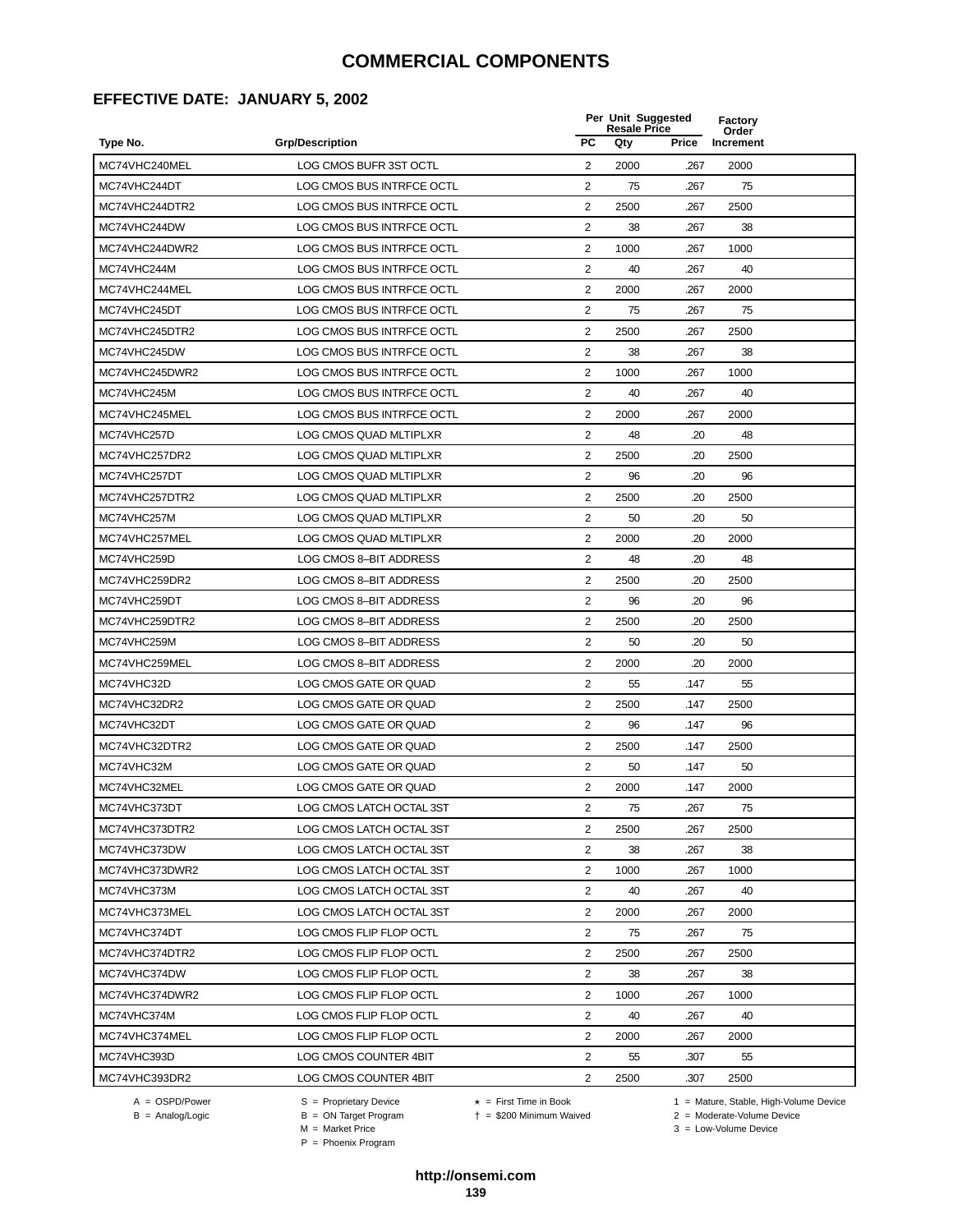# COMMERCIAL COMPONENTS

## EFFECTIVE DATE: JANUARY 5, 2002

| Type No. | Grp/Description | PC | Per Unit Suggested Resale Price Qty | Price | Factory Order Increment |
|---|---|---|---|---|---|
| MC74VHC240MEL | LOG CMOS BUFR 3ST OCTL | 2 | 2000 | .267 | 2000 |
| MC74VHC244DT | LOG CMOS BUS INTRFCE OCTL | 2 | 75 | .267 | 75 |
| MC74VHC244DTR2 | LOG CMOS BUS INTRFCE OCTL | 2 | 2500 | .267 | 2500 |
| MC74VHC244DW | LOG CMOS BUS INTRFCE OCTL | 2 | 38 | .267 | 38 |
| MC74VHC244DWR2 | LOG CMOS BUS INTRFCE OCTL | 2 | 1000 | .267 | 1000 |
| MC74VHC244M | LOG CMOS BUS INTRFCE OCTL | 2 | 40 | .267 | 40 |
| MC74VHC244MEL | LOG CMOS BUS INTRFCE OCTL | 2 | 2000 | .267 | 2000 |
| MC74VHC245DT | LOG CMOS BUS INTRFCE OCTL | 2 | 75 | .267 | 75 |
| MC74VHC245DTR2 | LOG CMOS BUS INTRFCE OCTL | 2 | 2500 | .267 | 2500 |
| MC74VHC245DW | LOG CMOS BUS INTRFCE OCTL | 2 | 38 | .267 | 38 |
| MC74VHC245DWR2 | LOG CMOS BUS INTRFCE OCTL | 2 | 1000 | .267 | 1000 |
| MC74VHC245M | LOG CMOS BUS INTRFCE OCTL | 2 | 40 | .267 | 40 |
| MC74VHC245MEL | LOG CMOS BUS INTRFCE OCTL | 2 | 2000 | .267 | 2000 |
| MC74VHC257D | LOG CMOS QUAD MLTIPLXR | 2 | 48 | .20 | 48 |
| MC74VHC257DR2 | LOG CMOS QUAD MLTIPLXR | 2 | 2500 | .20 | 2500 |
| MC74VHC257DT | LOG CMOS QUAD MLTIPLXR | 2 | 96 | .20 | 96 |
| MC74VHC257DTR2 | LOG CMOS QUAD MLTIPLXR | 2 | 2500 | .20 | 2500 |
| MC74VHC257M | LOG CMOS QUAD MLTIPLXR | 2 | 50 | .20 | 50 |
| MC74VHC257MEL | LOG CMOS QUAD MLTIPLXR | 2 | 2000 | .20 | 2000 |
| MC74VHC259D | LOG CMOS 8–BIT ADDRESS | 2 | 48 | .20 | 48 |
| MC74VHC259DR2 | LOG CMOS 8–BIT ADDRESS | 2 | 2500 | .20 | 2500 |
| MC74VHC259DT | LOG CMOS 8–BIT ADDRESS | 2 | 96 | .20 | 96 |
| MC74VHC259DTR2 | LOG CMOS 8–BIT ADDRESS | 2 | 2500 | .20 | 2500 |
| MC74VHC259M | LOG CMOS 8–BIT ADDRESS | 2 | 50 | .20 | 50 |
| MC74VHC259MEL | LOG CMOS 8–BIT ADDRESS | 2 | 2000 | .20 | 2000 |
| MC74VHC32D | LOG CMOS GATE OR QUAD | 2 | 55 | .147 | 55 |
| MC74VHC32DR2 | LOG CMOS GATE OR QUAD | 2 | 2500 | .147 | 2500 |
| MC74VHC32DT | LOG CMOS GATE OR QUAD | 2 | 96 | .147 | 96 |
| MC74VHC32DTR2 | LOG CMOS GATE OR QUAD | 2 | 2500 | .147 | 2500 |
| MC74VHC32M | LOG CMOS GATE OR QUAD | 2 | 50 | .147 | 50 |
| MC74VHC32MEL | LOG CMOS GATE OR QUAD | 2 | 2000 | .147 | 2000 |
| MC74VHC373DT | LOG CMOS LATCH OCTAL 3ST | 2 | 75 | .267 | 75 |
| MC74VHC373DTR2 | LOG CMOS LATCH OCTAL 3ST | 2 | 2500 | .267 | 2500 |
| MC74VHC373DW | LOG CMOS LATCH OCTAL 3ST | 2 | 38 | .267 | 38 |
| MC74VHC373DWR2 | LOG CMOS LATCH OCTAL 3ST | 2 | 1000 | .267 | 1000 |
| MC74VHC373M | LOG CMOS LATCH OCTAL 3ST | 2 | 40 | .267 | 40 |
| MC74VHC373MEL | LOG CMOS LATCH OCTAL 3ST | 2 | 2000 | .267 | 2000 |
| MC74VHC374DT | LOG CMOS FLIP FLOP OCTL | 2 | 75 | .267 | 75 |
| MC74VHC374DTR2 | LOG CMOS FLIP FLOP OCTL | 2 | 2500 | .267 | 2500 |
| MC74VHC374DW | LOG CMOS FLIP FLOP OCTL | 2 | 38 | .267 | 38 |
| MC74VHC374DWR2 | LOG CMOS FLIP FLOP OCTL | 2 | 1000 | .267 | 1000 |
| MC74VHC374M | LOG CMOS FLIP FLOP OCTL | 2 | 40 | .267 | 40 |
| MC74VHC374MEL | LOG CMOS FLIP FLOP OCTL | 2 | 2000 | .267 | 2000 |
| MC74VHC393D | LOG CMOS COUNTER 4BIT | 2 | 55 | .307 | 55 |
| MC74VHC393DR2 | LOG CMOS COUNTER 4BIT | 2 | 2500 | .307 | 2500 |

A = OSPD/Power
B = Analog/Logic

S = Proprietary Device
B = ON Target Program
M = Market Price
P = Phoenix Program

⋆ = First Time in Book
† = $200 Minimum Waived

1 = Mature, Stable, High-Volume Device
2 = Moderate-Volume Device
3 = Low-Volume Device

**http://onsemi.com**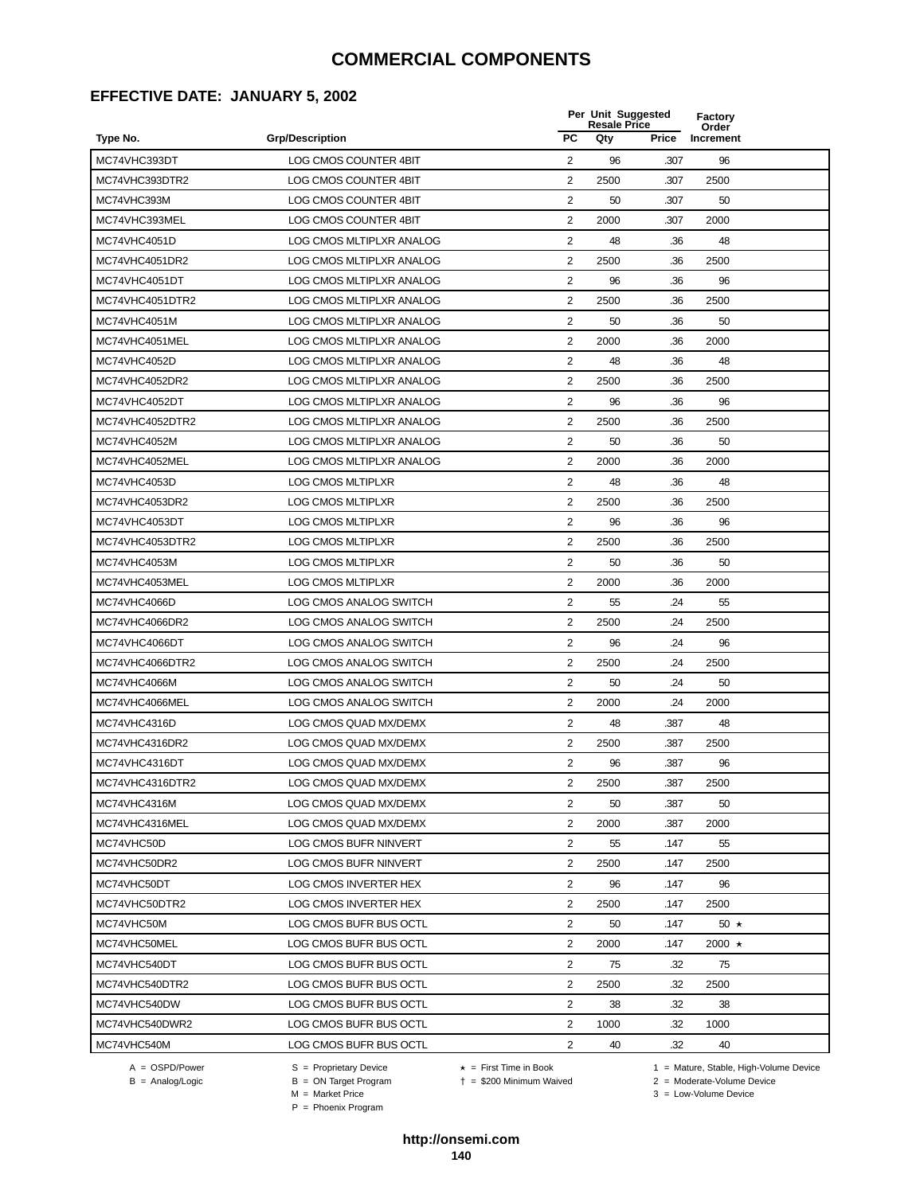# COMMERCIAL COMPONENTS

### EFFECTIVE DATE: JANUARY 5, 2002

| Type No. | Grp/Description | PC | Per Unit Suggested Resale Price Qty | Price | Factory Order Increment |
|---|---|---|---|---|---|
| MC74VHC393DT | LOG CMOS COUNTER 4BIT | 2 | 96 | .307 | 96 |
| MC74VHC393DTR2 | LOG CMOS COUNTER 4BIT | 2 | 2500 | .307 | 2500 |
| MC74VHC393M | LOG CMOS COUNTER 4BIT | 2 | 50 | .307 | 50 |
| MC74VHC393MEL | LOG CMOS COUNTER 4BIT | 2 | 2000 | .307 | 2000 |
| MC74VHC4051D | LOG CMOS MLTIPLXR ANALOG | 2 | 48 | .36 | 48 |
| MC74VHC4051DR2 | LOG CMOS MLTIPLXR ANALOG | 2 | 2500 | .36 | 2500 |
| MC74VHC4051DT | LOG CMOS MLTIPLXR ANALOG | 2 | 96 | .36 | 96 |
| MC74VHC4051DTR2 | LOG CMOS MLTIPLXR ANALOG | 2 | 2500 | .36 | 2500 |
| MC74VHC4051M | LOG CMOS MLTIPLXR ANALOG | 2 | 50 | .36 | 50 |
| MC74VHC4051MEL | LOG CMOS MLTIPLXR ANALOG | 2 | 2000 | .36 | 2000 |
| MC74VHC4052D | LOG CMOS MLTIPLXR ANALOG | 2 | 48 | .36 | 48 |
| MC74VHC4052DR2 | LOG CMOS MLTIPLXR ANALOG | 2 | 2500 | .36 | 2500 |
| MC74VHC4052DT | LOG CMOS MLTIPLXR ANALOG | 2 | 96 | .36 | 96 |
| MC74VHC4052DTR2 | LOG CMOS MLTIPLXR ANALOG | 2 | 2500 | .36 | 2500 |
| MC74VHC4052M | LOG CMOS MLTIPLXR ANALOG | 2 | 50 | .36 | 50 |
| MC74VHC4052MEL | LOG CMOS MLTIPLXR ANALOG | 2 | 2000 | .36 | 2000 |
| MC74VHC4053D | LOG CMOS MLTIPLXR | 2 | 48 | .36 | 48 |
| MC74VHC4053DR2 | LOG CMOS MLTIPLXR | 2 | 2500 | .36 | 2500 |
| MC74VHC4053DT | LOG CMOS MLTIPLXR | 2 | 96 | .36 | 96 |
| MC74VHC4053DTR2 | LOG CMOS MLTIPLXR | 2 | 2500 | .36 | 2500 |
| MC74VHC4053M | LOG CMOS MLTIPLXR | 2 | 50 | .36 | 50 |
| MC74VHC4053MEL | LOG CMOS MLTIPLXR | 2 | 2000 | .36 | 2000 |
| MC74VHC4066D | LOG CMOS ANALOG SWITCH | 2 | 55 | .24 | 55 |
| MC74VHC4066DR2 | LOG CMOS ANALOG SWITCH | 2 | 2500 | .24 | 2500 |
| MC74VHC4066DT | LOG CMOS ANALOG SWITCH | 2 | 96 | .24 | 96 |
| MC74VHC4066DTR2 | LOG CMOS ANALOG SWITCH | 2 | 2500 | .24 | 2500 |
| MC74VHC4066M | LOG CMOS ANALOG SWITCH | 2 | 50 | .24 | 50 |
| MC74VHC4066MEL | LOG CMOS ANALOG SWITCH | 2 | 2000 | .24 | 2000 |
| MC74VHC4316D | LOG CMOS QUAD MX/DEMX | 2 | 48 | .387 | 48 |
| MC74VHC4316DR2 | LOG CMOS QUAD MX/DEMX | 2 | 2500 | .387 | 2500 |
| MC74VHC4316DT | LOG CMOS QUAD MX/DEMX | 2 | 96 | .387 | 96 |
| MC74VHC4316DTR2 | LOG CMOS QUAD MX/DEMX | 2 | 2500 | .387 | 2500 |
| MC74VHC4316M | LOG CMOS QUAD MX/DEMX | 2 | 50 | .387 | 50 |
| MC74VHC4316MEL | LOG CMOS QUAD MX/DEMX | 2 | 2000 | .387 | 2000 |
| MC74VHC50D | LOG CMOS BUFR NINVERT | 2 | 55 | .147 | 55 |
| MC74VHC50DR2 | LOG CMOS BUFR NINVERT | 2 | 2500 | .147 | 2500 |
| MC74VHC50DT | LOG CMOS INVERTER HEX | 2 | 96 | .147 | 96 |
| MC74VHC50DTR2 | LOG CMOS INVERTER HEX | 2 | 2500 | .147 | 2500 |
| MC74VHC50M | LOG CMOS BUFR BUS OCTL | 2 | 50 | .147 | 50 ⋆ |
| MC74VHC50MEL | LOG CMOS BUFR BUS OCTL | 2 | 2000 | .147 | 2000 ⋆ |
| MC74VHC540DT | LOG CMOS BUFR BUS OCTL | 2 | 75 | .32 | 75 |
| MC74VHC540DTR2 | LOG CMOS BUFR BUS OCTL | 2 | 2500 | .32 | 2500 |
| MC74VHC540DW | LOG CMOS BUFR BUS OCTL | 2 | 38 | .32 | 38 |
| MC74VHC540DWR2 | LOG CMOS BUFR BUS OCTL | 2 | 1000 | .32 | 1000 |
| MC74VHC540M | LOG CMOS BUFR BUS OCTL | 2 | 40 | .32 | 40 |

A = OSPD/Power
B = Analog/Logic

S = Proprietary Device
B = ON Target Program
M = Market Price
P = Phoenix Program

⋆ = First Time in Book
† = $200 Minimum Waived

1 = Mature, Stable, High-Volume Device
2 = Moderate-Volume Device
3 = Low-Volume Device

**http://onsemi.com**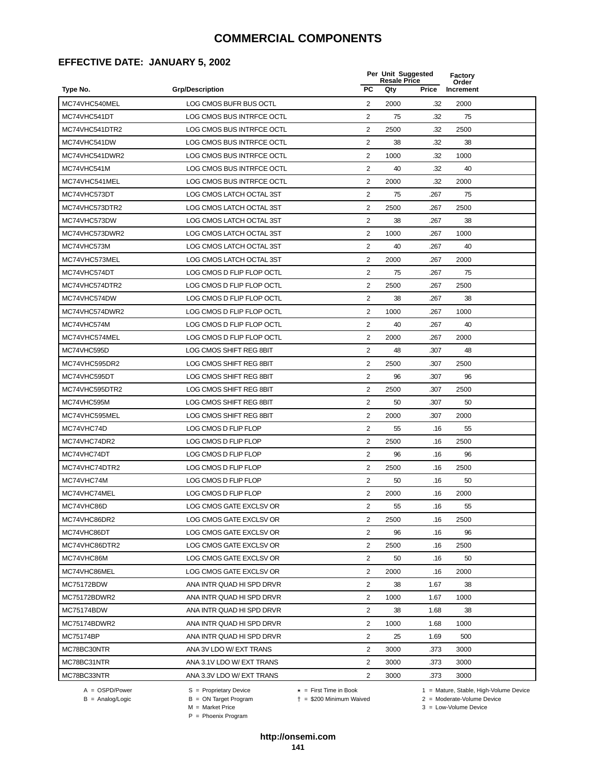# COMMERCIAL COMPONENTS

## EFFECTIVE DATE: JANUARY 5, 2002

| Type No. | Grp/Description | PC | Per Unit Suggested Resale Price Qty | Per Unit Suggested Resale Price Price | Factory Order Increment |
|---|---|---|---|---|---|
| MC74VHC540MEL | LOG CMOS BUFR BUS OCTL | 2 | 2000 | .32 | 2000 |
| MC74VHC541DT | LOG CMOS BUS INTRFCE OCTL | 2 | 75 | .32 | 75 |
| MC74VHC541DTR2 | LOG CMOS BUS INTRFCE OCTL | 2 | 2500 | .32 | 2500 |
| MC74VHC541DW | LOG CMOS BUS INTRFCE OCTL | 2 | 38 | .32 | 38 |
| MC74VHC541DWR2 | LOG CMOS BUS INTRFCE OCTL | 2 | 1000 | .32 | 1000 |
| MC74VHC541M | LOG CMOS BUS INTRFCE OCTL | 2 | 40 | .32 | 40 |
| MC74VHC541MEL | LOG CMOS BUS INTRFCE OCTL | 2 | 2000 | .32 | 2000 |
| MC74VHC573DT | LOG CMOS LATCH OCTAL 3ST | 2 | 75 | .267 | 75 |
| MC74VHC573DTR2 | LOG CMOS LATCH OCTAL 3ST | 2 | 2500 | .267 | 2500 |
| MC74VHC573DW | LOG CMOS LATCH OCTAL 3ST | 2 | 38 | .267 | 38 |
| MC74VHC573DWR2 | LOG CMOS LATCH OCTAL 3ST | 2 | 1000 | .267 | 1000 |
| MC74VHC573M | LOG CMOS LATCH OCTAL 3ST | 2 | 40 | .267 | 40 |
| MC74VHC573MEL | LOG CMOS LATCH OCTAL 3ST | 2 | 2000 | .267 | 2000 |
| MC74VHC574DT | LOG CMOS D FLIP FLOP OCTL | 2 | 75 | .267 | 75 |
| MC74VHC574DTR2 | LOG CMOS D FLIP FLOP OCTL | 2 | 2500 | .267 | 2500 |
| MC74VHC574DW | LOG CMOS D FLIP FLOP OCTL | 2 | 38 | .267 | 38 |
| MC74VHC574DWR2 | LOG CMOS D FLIP FLOP OCTL | 2 | 1000 | .267 | 1000 |
| MC74VHC574M | LOG CMOS D FLIP FLOP OCTL | 2 | 40 | .267 | 40 |
| MC74VHC574MEL | LOG CMOS D FLIP FLOP OCTL | 2 | 2000 | .267 | 2000 |
| MC74VHC595D | LOG CMOS SHIFT REG 8BIT | 2 | 48 | .307 | 48 |
| MC74VHC595DR2 | LOG CMOS SHIFT REG 8BIT | 2 | 2500 | .307 | 2500 |
| MC74VHC595DT | LOG CMOS SHIFT REG 8BIT | 2 | 96 | .307 | 96 |
| MC74VHC595DTR2 | LOG CMOS SHIFT REG 8BIT | 2 | 2500 | .307 | 2500 |
| MC74VHC595M | LOG CMOS SHIFT REG 8BIT | 2 | 50 | .307 | 50 |
| MC74VHC595MEL | LOG CMOS SHIFT REG 8BIT | 2 | 2000 | .307 | 2000 |
| MC74VHC74D | LOG CMOS D FLIP FLOP | 2 | 55 | .16 | 55 |
| MC74VHC74DR2 | LOG CMOS D FLIP FLOP | 2 | 2500 | .16 | 2500 |
| MC74VHC74DT | LOG CMOS D FLIP FLOP | 2 | 96 | .16 | 96 |
| MC74VHC74DTR2 | LOG CMOS D FLIP FLOP | 2 | 2500 | .16 | 2500 |
| MC74VHC74M | LOG CMOS D FLIP FLOP | 2 | 50 | .16 | 50 |
| MC74VHC74MEL | LOG CMOS D FLIP FLOP | 2 | 2000 | .16 | 2000 |
| MC74VHC86D | LOG CMOS GATE EXCLSV OR | 2 | 55 | .16 | 55 |
| MC74VHC86DR2 | LOG CMOS GATE EXCLSV OR | 2 | 2500 | .16 | 2500 |
| MC74VHC86DT | LOG CMOS GATE EXCLSV OR | 2 | 96 | .16 | 96 |
| MC74VHC86DTR2 | LOG CMOS GATE EXCLSV OR | 2 | 2500 | .16 | 2500 |
| MC74VHC86M | LOG CMOS GATE EXCLSV OR | 2 | 50 | .16 | 50 |
| MC74VHC86MEL | LOG CMOS GATE EXCLSV OR | 2 | 2000 | .16 | 2000 |
| MC75172BDW | ANA INTR QUAD HI SPD DRVR | 2 | 38 | 1.67 | 38 |
| MC75172BDWR2 | ANA INTR QUAD HI SPD DRVR | 2 | 1000 | 1.67 | 1000 |
| MC75174BDW | ANA INTR QUAD HI SPD DRVR | 2 | 38 | 1.68 | 38 |
| MC75174BDWR2 | ANA INTR QUAD HI SPD DRVR | 2 | 1000 | 1.68 | 1000 |
| MC75174BP | ANA INTR QUAD HI SPD DRVR | 2 | 25 | 1.69 | 500 |
| MC78BC30NTR | ANA 3V LDO W/ EXT TRANS | 2 | 3000 | .373 | 3000 |
| MC78BC31NTR | ANA 3.1V LDO W/ EXT TRANS | 2 | 3000 | .373 | 3000 |
| MC78BC33NTR | ANA 3.3V LDO W/ EXT TRANS | 2 | 3000 | .373 | 3000 |

A = OSPD/Power
B = Analog/Logic

S = Proprietary Device
B = ON Target Program
M = Market Price
P = Phoenix Program

⋆ = First Time in Book
† = $200 Minimum Waived

1 = Mature, Stable, High-Volume Device
2 = Moderate-Volume Device
3 = Low-Volume Device

**http://onsemi.com**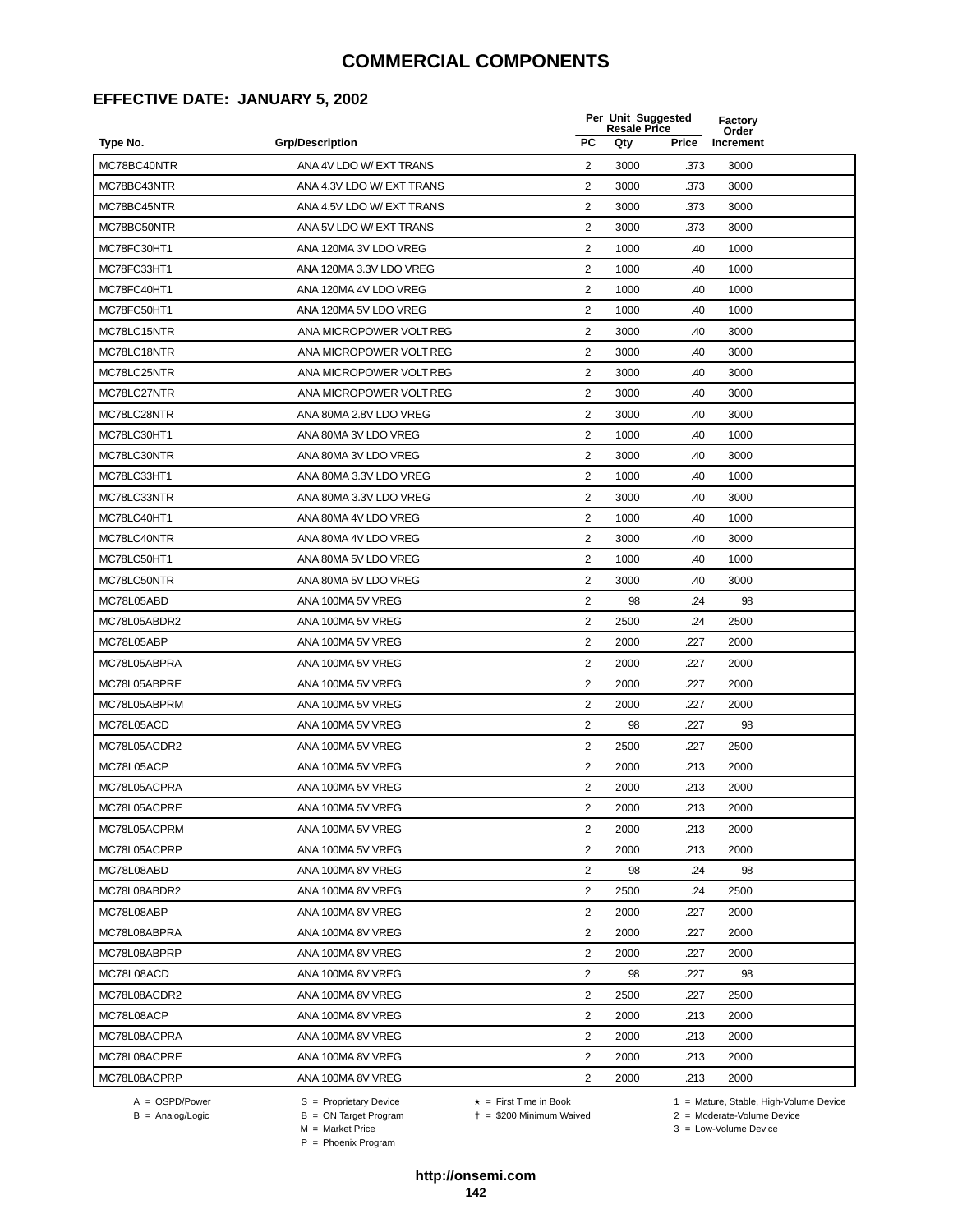# COMMERCIAL COMPONENTS

## EFFECTIVE DATE: JANUARY 5, 2002

| Type No. | Grp/Description | Per Unit Suggested Resale Price PC | Qty | Price | Factory Order Increment |
|---|---|---|---|---|---|
| MC78BC40NTR | ANA 4V LDO W/ EXT TRANS | 2 | 3000 | .373 | 3000 |
| MC78BC43NTR | ANA 4.3V LDO W/ EXT TRANS | 2 | 3000 | .373 | 3000 |
| MC78BC45NTR | ANA 4.5V LDO W/ EXT TRANS | 2 | 3000 | .373 | 3000 |
| MC78BC50NTR | ANA 5V LDO W/ EXT TRANS | 2 | 3000 | .373 | 3000 |
| MC78FC30HT1 | ANA 120MA 3V LDO VREG | 2 | 1000 | .40 | 1000 |
| MC78FC33HT1 | ANA 120MA 3.3V LDO VREG | 2 | 1000 | .40 | 1000 |
| MC78FC40HT1 | ANA 120MA 4V LDO VREG | 2 | 1000 | .40 | 1000 |
| MC78FC50HT1 | ANA 120MA 5V LDO VREG | 2 | 1000 | .40 | 1000 |
| MC78LC15NTR | ANA MICROPOWER VOLT REG | 2 | 3000 | .40 | 3000 |
| MC78LC18NTR | ANA MICROPOWER VOLT REG | 2 | 3000 | .40 | 3000 |
| MC78LC25NTR | ANA MICROPOWER VOLT REG | 2 | 3000 | .40 | 3000 |
| MC78LC27NTR | ANA MICROPOWER VOLT REG | 2 | 3000 | .40 | 3000 |
| MC78LC28NTR | ANA 80MA 2.8V LDO VREG | 2 | 3000 | .40 | 3000 |
| MC78LC30HT1 | ANA 80MA 3V LDO VREG | 2 | 1000 | .40 | 1000 |
| MC78LC30NTR | ANA 80MA 3V LDO VREG | 2 | 3000 | .40 | 3000 |
| MC78LC33HT1 | ANA 80MA 3.3V LDO VREG | 2 | 1000 | .40 | 1000 |
| MC78LC33NTR | ANA 80MA 3.3V LDO VREG | 2 | 3000 | .40 | 3000 |
| MC78LC40HT1 | ANA 80MA 4V LDO VREG | 2 | 1000 | .40 | 1000 |
| MC78LC40NTR | ANA 80MA 4V LDO VREG | 2 | 3000 | .40 | 3000 |
| MC78LC50HT1 | ANA 80MA 5V LDO VREG | 2 | 1000 | .40 | 1000 |
| MC78LC50NTR | ANA 80MA 5V LDO VREG | 2 | 3000 | .40 | 3000 |
| MC78L05ABD | ANA 100MA 5V VREG | 2 | 98 | .24 | 98 |
| MC78L05ABDR2 | ANA 100MA 5V VREG | 2 | 2500 | .24 | 2500 |
| MC78L05ABP | ANA 100MA 5V VREG | 2 | 2000 | .227 | 2000 |
| MC78L05ABPRA | ANA 100MA 5V VREG | 2 | 2000 | .227 | 2000 |
| MC78L05ABPRE | ANA 100MA 5V VREG | 2 | 2000 | .227 | 2000 |
| MC78L05ABPRM | ANA 100MA 5V VREG | 2 | 2000 | .227 | 2000 |
| MC78L05ACD | ANA 100MA 5V VREG | 2 | 98 | .227 | 98 |
| MC78L05ACDR2 | ANA 100MA 5V VREG | 2 | 2500 | .227 | 2500 |
| MC78L05ACP | ANA 100MA 5V VREG | 2 | 2000 | .213 | 2000 |
| MC78L05ACPRA | ANA 100MA 5V VREG | 2 | 2000 | .213 | 2000 |
| MC78L05ACPRE | ANA 100MA 5V VREG | 2 | 2000 | .213 | 2000 |
| MC78L05ACPRM | ANA 100MA 5V VREG | 2 | 2000 | .213 | 2000 |
| MC78L05ACPRP | ANA 100MA 5V VREG | 2 | 2000 | .213 | 2000 |
| MC78L08ABD | ANA 100MA 8V VREG | 2 | 98 | .24 | 98 |
| MC78L08ABDR2 | ANA 100MA 8V VREG | 2 | 2500 | .24 | 2500 |
| MC78L08ABP | ANA 100MA 8V VREG | 2 | 2000 | .227 | 2000 |
| MC78L08ABPRA | ANA 100MA 8V VREG | 2 | 2000 | .227 | 2000 |
| MC78L08ABPRP | ANA 100MA 8V VREG | 2 | 2000 | .227 | 2000 |
| MC78L08ACD | ANA 100MA 8V VREG | 2 | 98 | .227 | 98 |
| MC78L08ACDR2 | ANA 100MA 8V VREG | 2 | 2500 | .227 | 2500 |
| MC78L08ACP | ANA 100MA 8V VREG | 2 | 2000 | .213 | 2000 |
| MC78L08ACPRA | ANA 100MA 8V VREG | 2 | 2000 | .213 | 2000 |
| MC78L08ACPRE | ANA 100MA 8V VREG | 2 | 2000 | .213 | 2000 |
| MC78L08ACPRP | ANA 100MA 8V VREG | 2 | 2000 | .213 | 2000 |

A = OSPD/Power
B = Analog/Logic

S = Proprietary Device
B = ON Target Program
M = Market Price
P = Phoenix Program

⋆ = First Time in Book
† = $200 Minimum Waived

1 = Mature, Stable, High-Volume Device
2 = Moderate-Volume Device
3 = Low-Volume Device

**http://onsemi.com**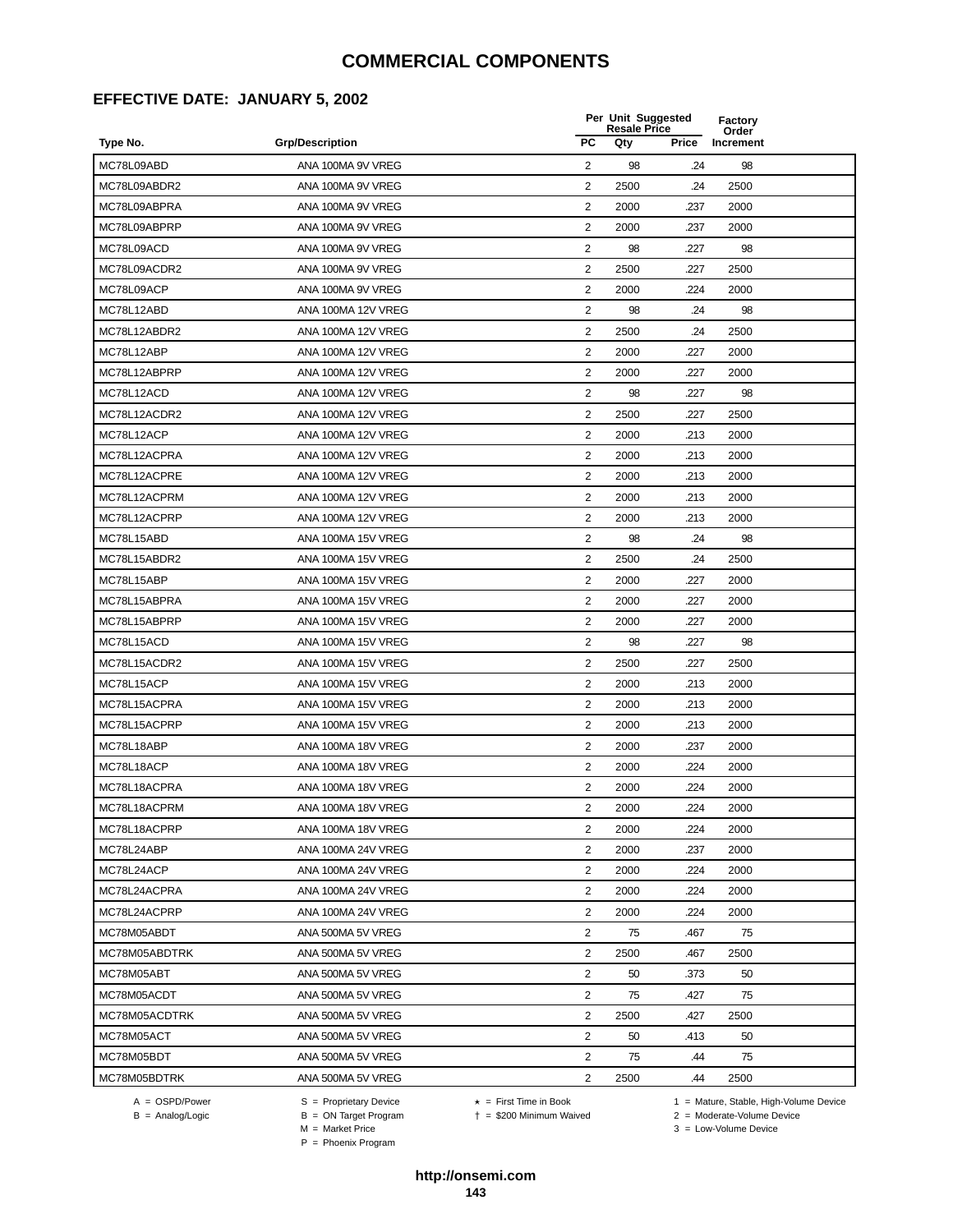# COMMERCIAL COMPONENTS

## EFFECTIVE DATE: JANUARY 5, 2002

| Type No. | Grp/Description | PC | Per Unit Suggested Resale Price Qty | Price | Factory Order Increment |
|---|---|---|---|---|---|
| MC78L09ABD | ANA 100MA 9V VREG | 2 | 98 | .24 | 98 |
| MC78L09ABDR2 | ANA 100MA 9V VREG | 2 | 2500 | .24 | 2500 |
| MC78L09ABPRA | ANA 100MA 9V VREG | 2 | 2000 | .237 | 2000 |
| MC78L09ABPRP | ANA 100MA 9V VREG | 2 | 2000 | .237 | 2000 |
| MC78L09ACD | ANA 100MA 9V VREG | 2 | 98 | .227 | 98 |
| MC78L09ACDR2 | ANA 100MA 9V VREG | 2 | 2500 | .227 | 2500 |
| MC78L09ACP | ANA 100MA 9V VREG | 2 | 2000 | .224 | 2000 |
| MC78L12ABD | ANA 100MA 12V VREG | 2 | 98 | .24 | 98 |
| MC78L12ABDR2 | ANA 100MA 12V VREG | 2 | 2500 | .24 | 2500 |
| MC78L12ABP | ANA 100MA 12V VREG | 2 | 2000 | .227 | 2000 |
| MC78L12ABPRP | ANA 100MA 12V VREG | 2 | 2000 | .227 | 2000 |
| MC78L12ACD | ANA 100MA 12V VREG | 2 | 98 | .227 | 98 |
| MC78L12ACDR2 | ANA 100MA 12V VREG | 2 | 2500 | .227 | 2500 |
| MC78L12ACP | ANA 100MA 12V VREG | 2 | 2000 | .213 | 2000 |
| MC78L12ACPRA | ANA 100MA 12V VREG | 2 | 2000 | .213 | 2000 |
| MC78L12ACPRE | ANA 100MA 12V VREG | 2 | 2000 | .213 | 2000 |
| MC78L12ACPRM | ANA 100MA 12V VREG | 2 | 2000 | .213 | 2000 |
| MC78L12ACPRP | ANA 100MA 12V VREG | 2 | 2000 | .213 | 2000 |
| MC78L15ABD | ANA 100MA 15V VREG | 2 | 98 | .24 | 98 |
| MC78L15ABDR2 | ANA 100MA 15V VREG | 2 | 2500 | .24 | 2500 |
| MC78L15ABP | ANA 100MA 15V VREG | 2 | 2000 | .227 | 2000 |
| MC78L15ABPRA | ANA 100MA 15V VREG | 2 | 2000 | .227 | 2000 |
| MC78L15ABPRP | ANA 100MA 15V VREG | 2 | 2000 | .227 | 2000 |
| MC78L15ACD | ANA 100MA 15V VREG | 2 | 98 | .227 | 98 |
| MC78L15ACDR2 | ANA 100MA 15V VREG | 2 | 2500 | .227 | 2500 |
| MC78L15ACP | ANA 100MA 15V VREG | 2 | 2000 | .213 | 2000 |
| MC78L15ACPRA | ANA 100MA 15V VREG | 2 | 2000 | .213 | 2000 |
| MC78L15ACPRP | ANA 100MA 15V VREG | 2 | 2000 | .213 | 2000 |
| MC78L18ABP | ANA 100MA 18V VREG | 2 | 2000 | .237 | 2000 |
| MC78L18ACP | ANA 100MA 18V VREG | 2 | 2000 | .224 | 2000 |
| MC78L18ACPRA | ANA 100MA 18V VREG | 2 | 2000 | .224 | 2000 |
| MC78L18ACPRM | ANA 100MA 18V VREG | 2 | 2000 | .224 | 2000 |
| MC78L18ACPRP | ANA 100MA 18V VREG | 2 | 2000 | .224 | 2000 |
| MC78L24ABP | ANA 100MA 24V VREG | 2 | 2000 | .237 | 2000 |
| MC78L24ACP | ANA 100MA 24V VREG | 2 | 2000 | .224 | 2000 |
| MC78L24ACPRA | ANA 100MA 24V VREG | 2 | 2000 | .224 | 2000 |
| MC78L24ACPRP | ANA 100MA 24V VREG | 2 | 2000 | .224 | 2000 |
| MC78M05ABDT | ANA 500MA 5V VREG | 2 | 75 | .467 | 75 |
| MC78M05ABDTRK | ANA 500MA 5V VREG | 2 | 2500 | .467 | 2500 |
| MC78M05ABT | ANA 500MA 5V VREG | 2 | 50 | .373 | 50 |
| MC78M05ACDT | ANA 500MA 5V VREG | 2 | 75 | .427 | 75 |
| MC78M05ACDTRK | ANA 500MA 5V VREG | 2 | 2500 | .427 | 2500 |
| MC78M05ACT | ANA 500MA 5V VREG | 2 | 50 | .413 | 50 |
| MC78M05BDT | ANA 500MA 5V VREG | 2 | 75 | .44 | 75 |
| MC78M05BDTRK | ANA 500MA 5V VREG | 2 | 2500 | .44 | 2500 |

A = OSPD/Power
B = Analog/Logic

S = Proprietary Device
B = ON Target Program
M = Market Price
P = Phoenix Program

★ = First Time in Book
† = $200 Minimum Waived

1 = Mature, Stable, High-Volume Device
2 = Moderate-Volume Device
3 = Low-Volume Device

**http://onsemi.com**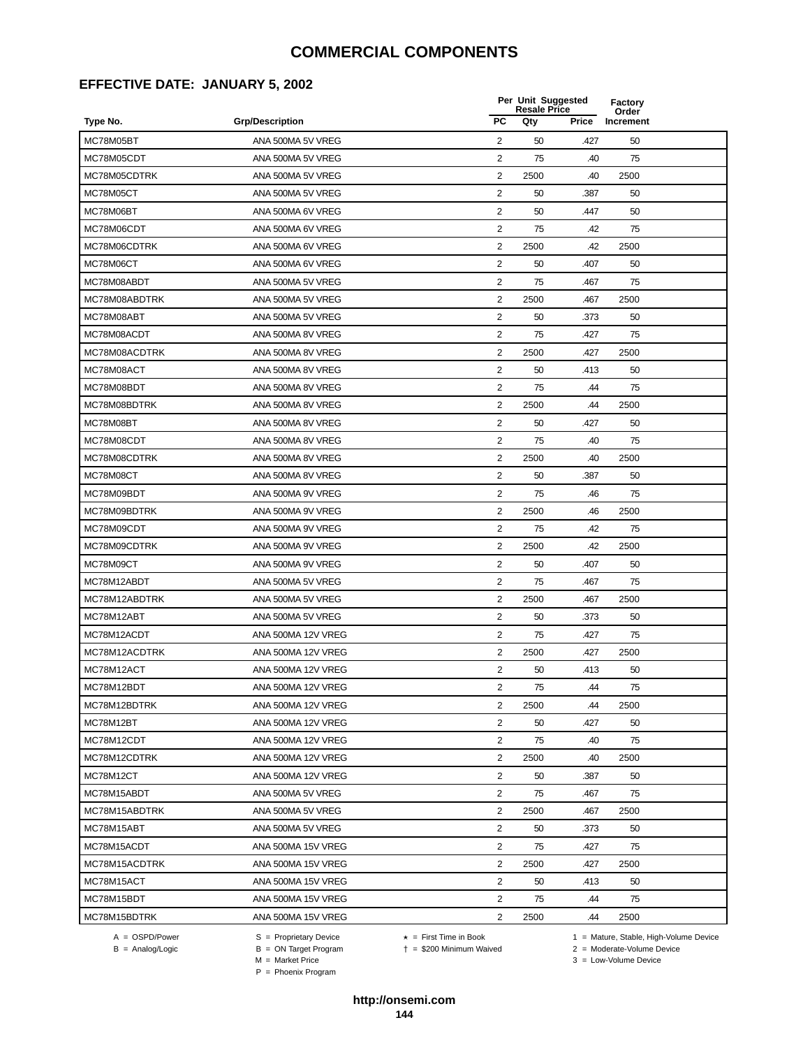# COMMERCIAL COMPONENTS

### EFFECTIVE DATE: JANUARY 5, 2002

| Type No. | Grp/Description | PC | Per Unit Suggested Resale Price Qty | Price | Factory Order Increment |
|---|---|---|---|---|---|
| MC78M05BT | ANA 500MA 5V VREG | 2 | 50 | .427 | 50 |
| MC78M05CDT | ANA 500MA 5V VREG | 2 | 75 | .40 | 75 |
| MC78M05CDTRK | ANA 500MA 5V VREG | 2 | 2500 | .40 | 2500 |
| MC78M05CT | ANA 500MA 5V VREG | 2 | 50 | .387 | 50 |
| MC78M06BT | ANA 500MA 6V VREG | 2 | 50 | .447 | 50 |
| MC78M06CDT | ANA 500MA 6V VREG | 2 | 75 | .42 | 75 |
| MC78M06CDTRK | ANA 500MA 6V VREG | 2 | 2500 | .42 | 2500 |
| MC78M06CT | ANA 500MA 6V VREG | 2 | 50 | .407 | 50 |
| MC78M08ABDT | ANA 500MA 5V VREG | 2 | 75 | .467 | 75 |
| MC78M08ABDTRK | ANA 500MA 5V VREG | 2 | 2500 | .467 | 2500 |
| MC78M08ABT | ANA 500MA 5V VREG | 2 | 50 | .373 | 50 |
| MC78M08ACDT | ANA 500MA 8V VREG | 2 | 75 | .427 | 75 |
| MC78M08ACDTRK | ANA 500MA 8V VREG | 2 | 2500 | .427 | 2500 |
| MC78M08ACT | ANA 500MA 8V VREG | 2 | 50 | .413 | 50 |
| MC78M08BDT | ANA 500MA 8V VREG | 2 | 75 | .44 | 75 |
| MC78M08BDTRK | ANA 500MA 8V VREG | 2 | 2500 | .44 | 2500 |
| MC78M08BT | ANA 500MA 8V VREG | 2 | 50 | .427 | 50 |
| MC78M08CDT | ANA 500MA 8V VREG | 2 | 75 | .40 | 75 |
| MC78M08CDTRK | ANA 500MA 8V VREG | 2 | 2500 | .40 | 2500 |
| MC78M08CT | ANA 500MA 8V VREG | 2 | 50 | .387 | 50 |
| MC78M09BDT | ANA 500MA 9V VREG | 2 | 75 | .46 | 75 |
| MC78M09BDTRK | ANA 500MA 9V VREG | 2 | 2500 | .46 | 2500 |
| MC78M09CDT | ANA 500MA 9V VREG | 2 | 75 | .42 | 75 |
| MC78M09CDTRK | ANA 500MA 9V VREG | 2 | 2500 | .42 | 2500 |
| MC78M09CT | ANA 500MA 9V VREG | 2 | 50 | .407 | 50 |
| MC78M12ABDT | ANA 500MA 5V VREG | 2 | 75 | .467 | 75 |
| MC78M12ABDTRK | ANA 500MA 5V VREG | 2 | 2500 | .467 | 2500 |
| MC78M12ABT | ANA 500MA 5V VREG | 2 | 50 | .373 | 50 |
| MC78M12ACDT | ANA 500MA 12V VREG | 2 | 75 | .427 | 75 |
| MC78M12ACDTRK | ANA 500MA 12V VREG | 2 | 2500 | .427 | 2500 |
| MC78M12ACT | ANA 500MA 12V VREG | 2 | 50 | .413 | 50 |
| MC78M12BDT | ANA 500MA 12V VREG | 2 | 75 | .44 | 75 |
| MC78M12BDTRK | ANA 500MA 12V VREG | 2 | 2500 | .44 | 2500 |
| MC78M12BT | ANA 500MA 12V VREG | 2 | 50 | .427 | 50 |
| MC78M12CDT | ANA 500MA 12V VREG | 2 | 75 | .40 | 75 |
| MC78M12CDTRK | ANA 500MA 12V VREG | 2 | 2500 | .40 | 2500 |
| MC78M12CT | ANA 500MA 12V VREG | 2 | 50 | .387 | 50 |
| MC78M15ABDT | ANA 500MA 5V VREG | 2 | 75 | .467 | 75 |
| MC78M15ABDTRK | ANA 500MA 5V VREG | 2 | 2500 | .467 | 2500 |
| MC78M15ABT | ANA 500MA 5V VREG | 2 | 50 | .373 | 50 |
| MC78M15ACDT | ANA 500MA 15V VREG | 2 | 75 | .427 | 75 |
| MC78M15ACDTRK | ANA 500MA 15V VREG | 2 | 2500 | .427 | 2500 |
| MC78M15ACT | ANA 500MA 15V VREG | 2 | 50 | .413 | 50 |
| MC78M15BDT | ANA 500MA 15V VREG | 2 | 75 | .44 | 75 |
| MC78M15BDTRK | ANA 500MA 15V VREG | 2 | 2500 | .44 | 2500 |

A = OSPD/Power
B = Analog/Logic

S = Proprietary Device
B = ON Target Program
M = Market Price
P = Phoenix Program

⋆ = First Time in Book
† = $200 Minimum Waived

1 = Mature, Stable, High-Volume Device
2 = Moderate-Volume Device
3 = Low-Volume Device

**http://onsemi.com**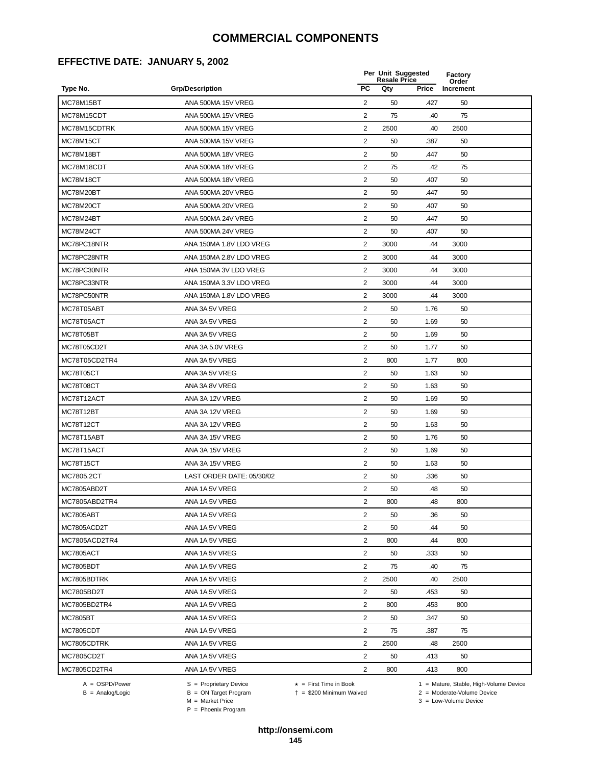# COMMERCIAL COMPONENTS

## EFFECTIVE DATE: JANUARY 5, 2002

| Type No. | Grp/Description | PC | Per Unit Suggested Resale Price Qty | Price | Factory Order Increment |
|---|---|---|---|---|---|
| MC78M15BT | ANA 500MA 15V VREG | 2 | 50 | .427 | 50 |
| MC78M15CDT | ANA 500MA 15V VREG | 2 | 75 | .40 | 75 |
| MC78M15CDTRK | ANA 500MA 15V VREG | 2 | 2500 | .40 | 2500 |
| MC78M15CT | ANA 500MA 15V VREG | 2 | 50 | .387 | 50 |
| MC78M18BT | ANA 500MA 18V VREG | 2 | 50 | .447 | 50 |
| MC78M18CDT | ANA 500MA 18V VREG | 2 | 75 | .42 | 75 |
| MC78M18CT | ANA 500MA 18V VREG | 2 | 50 | .407 | 50 |
| MC78M20BT | ANA 500MA 20V VREG | 2 | 50 | .447 | 50 |
| MC78M20CT | ANA 500MA 20V VREG | 2 | 50 | .407 | 50 |
| MC78M24BT | ANA 500MA 24V VREG | 2 | 50 | .447 | 50 |
| MC78M24CT | ANA 500MA 24V VREG | 2 | 50 | .407 | 50 |
| MC78PC18NTR | ANA 150MA 1.8V LDO VREG | 2 | 3000 | .44 | 3000 |
| MC78PC28NTR | ANA 150MA 2.8V LDO VREG | 2 | 3000 | .44 | 3000 |
| MC78PC30NTR | ANA 150MA 3V LDO VREG | 2 | 3000 | .44 | 3000 |
| MC78PC33NTR | ANA 150MA 3.3V LDO VREG | 2 | 3000 | .44 | 3000 |
| MC78PC50NTR | ANA 150MA 1.8V LDO VREG | 2 | 3000 | .44 | 3000 |
| MC78T05ABT | ANA 3A 5V VREG | 2 | 50 | 1.76 | 50 |
| MC78T05ACT | ANA 3A 5V VREG | 2 | 50 | 1.69 | 50 |
| MC78T05BT | ANA 3A 5V VREG | 2 | 50 | 1.69 | 50 |
| MC78T05CD2T | ANA 3A 5.0V VREG | 2 | 50 | 1.77 | 50 |
| MC78T05CD2TR4 | ANA 3A 5V VREG | 2 | 800 | 1.77 | 800 |
| MC78T05CT | ANA 3A 5V VREG | 2 | 50 | 1.63 | 50 |
| MC78T08CT | ANA 3A 8V VREG | 2 | 50 | 1.63 | 50 |
| MC78T12ACT | ANA 3A 12V VREG | 2 | 50 | 1.69 | 50 |
| MC78T12BT | ANA 3A 12V VREG | 2 | 50 | 1.69 | 50 |
| MC78T12CT | ANA 3A 12V VREG | 2 | 50 | 1.63 | 50 |
| MC78T15ABT | ANA 3A 15V VREG | 2 | 50 | 1.76 | 50 |
| MC78T15ACT | ANA 3A 15V VREG | 2 | 50 | 1.69 | 50 |
| MC78T15CT | ANA 3A 15V VREG | 2 | 50 | 1.63 | 50 |
| MC7805.2CT | LAST ORDER DATE: 05/30/02 | 2 | 50 | .336 | 50 |
| MC7805ABD2T | ANA 1A 5V VREG | 2 | 50 | .48 | 50 |
| MC7805ABD2TR4 | ANA 1A 5V VREG | 2 | 800 | .48 | 800 |
| MC7805ABT | ANA 1A 5V VREG | 2 | 50 | .36 | 50 |
| MC7805ACD2T | ANA 1A 5V VREG | 2 | 50 | .44 | 50 |
| MC7805ACD2TR4 | ANA 1A 5V VREG | 2 | 800 | .44 | 800 |
| MC7805ACT | ANA 1A 5V VREG | 2 | 50 | .333 | 50 |
| MC7805BDT | ANA 1A 5V VREG | 2 | 75 | .40 | 75 |
| MC7805BDTRK | ANA 1A 5V VREG | 2 | 2500 | .40 | 2500 |
| MC7805BD2T | ANA 1A 5V VREG | 2 | 50 | .453 | 50 |
| MC7805BD2TR4 | ANA 1A 5V VREG | 2 | 800 | .453 | 800 |
| MC7805BT | ANA 1A 5V VREG | 2 | 50 | .347 | 50 |
| MC7805CDT | ANA 1A 5V VREG | 2 | 75 | .387 | 75 |
| MC7805CDTRK | ANA 1A 5V VREG | 2 | 2500 | .48 | 2500 |
| MC7805CD2T | ANA 1A 5V VREG | 2 | 50 | .413 | 50 |
| MC7805CD2TR4 | ANA 1A 5V VREG | 2 | 800 | .413 | 800 |

A = OSPD/Power
B = Analog/Logic

S = Proprietary Device
B = ON Target Program
M = Market Price
P = Phoenix Program

⋆ = First Time in Book
† = $200 Minimum Waived

1 = Mature, Stable, High-Volume Device
2 = Moderate-Volume Device
3 = Low-Volume Device

**http://onsemi.com**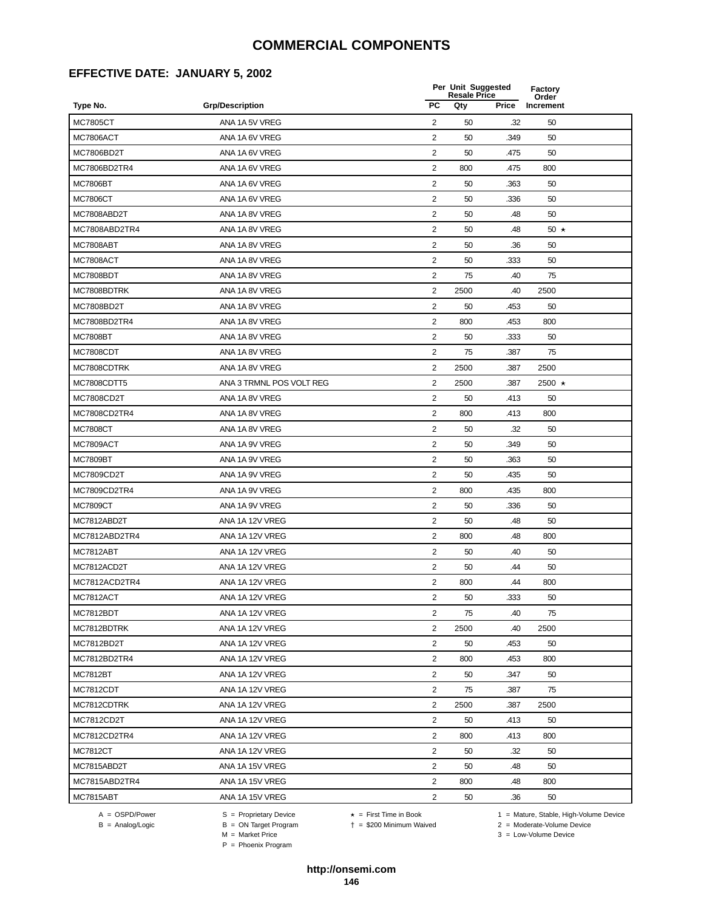# COMMERCIAL COMPONENTS

### EFFECTIVE DATE: JANUARY 5, 2002

| Type No. | Grp/Description | Per Unit Suggested Resale Price PC | Qty | Price | Factory Order Increment |
|---|---|---|---|---|---|
| MC7805CT | ANA 1A 5V VREG | 2 | 50 | .32 | 50 |
| MC7806ACT | ANA 1A 6V VREG | 2 | 50 | .349 | 50 |
| MC7806BD2T | ANA 1A 6V VREG | 2 | 50 | .475 | 50 |
| MC7806BD2TR4 | ANA 1A 6V VREG | 2 | 800 | .475 | 800 |
| MC7806BT | ANA 1A 6V VREG | 2 | 50 | .363 | 50 |
| MC7806CT | ANA 1A 6V VREG | 2 | 50 | .336 | 50 |
| MC7808ABD2T | ANA 1A 8V VREG | 2 | 50 | .48 | 50 |
| MC7808ABD2TR4 | ANA 1A 8V VREG | 2 | 50 | .48 | 50 ⋆ |
| MC7808ABT | ANA 1A 8V VREG | 2 | 50 | .36 | 50 |
| MC7808ACT | ANA 1A 8V VREG | 2 | 50 | .333 | 50 |
| MC7808BDT | ANA 1A 8V VREG | 2 | 75 | .40 | 75 |
| MC7808BDTRK | ANA 1A 8V VREG | 2 | 2500 | .40 | 2500 |
| MC7808BD2T | ANA 1A 8V VREG | 2 | 50 | .453 | 50 |
| MC7808BD2TR4 | ANA 1A 8V VREG | 2 | 800 | .453 | 800 |
| MC7808BT | ANA 1A 8V VREG | 2 | 50 | .333 | 50 |
| MC7808CDT | ANA 1A 8V VREG | 2 | 75 | .387 | 75 |
| MC7808CDTRK | ANA 1A 8V VREG | 2 | 2500 | .387 | 2500 |
| MC7808CDTT5 | ANA 3 TRMNL POS VOLT REG | 2 | 2500 | .387 | 2500 ⋆ |
| MC7808CD2T | ANA 1A 8V VREG | 2 | 50 | .413 | 50 |
| MC7808CD2TR4 | ANA 1A 8V VREG | 2 | 800 | .413 | 800 |
| MC7808CT | ANA 1A 8V VREG | 2 | 50 | .32 | 50 |
| MC7809ACT | ANA 1A 9V VREG | 2 | 50 | .349 | 50 |
| MC7809BT | ANA 1A 9V VREG | 2 | 50 | .363 | 50 |
| MC7809CD2T | ANA 1A 9V VREG | 2 | 50 | .435 | 50 |
| MC7809CD2TR4 | ANA 1A 9V VREG | 2 | 800 | .435 | 800 |
| MC7809CT | ANA 1A 9V VREG | 2 | 50 | .336 | 50 |
| MC7812ABD2T | ANA 1A 12V VREG | 2 | 50 | .48 | 50 |
| MC7812ABD2TR4 | ANA 1A 12V VREG | 2 | 800 | .48 | 800 |
| MC7812ABT | ANA 1A 12V VREG | 2 | 50 | .40 | 50 |
| MC7812ACD2T | ANA 1A 12V VREG | 2 | 50 | .44 | 50 |
| MC7812ACD2TR4 | ANA 1A 12V VREG | 2 | 800 | .44 | 800 |
| MC7812ACT | ANA 1A 12V VREG | 2 | 50 | .333 | 50 |
| MC7812BDT | ANA 1A 12V VREG | 2 | 75 | .40 | 75 |
| MC7812BDTRK | ANA 1A 12V VREG | 2 | 2500 | .40 | 2500 |
| MC7812BD2T | ANA 1A 12V VREG | 2 | 50 | .453 | 50 |
| MC7812BD2TR4 | ANA 1A 12V VREG | 2 | 800 | .453 | 800 |
| MC7812BT | ANA 1A 12V VREG | 2 | 50 | .347 | 50 |
| MC7812CDT | ANA 1A 12V VREG | 2 | 75 | .387 | 75 |
| MC7812CDTRK | ANA 1A 12V VREG | 2 | 2500 | .387 | 2500 |
| MC7812CD2T | ANA 1A 12V VREG | 2 | 50 | .413 | 50 |
| MC7812CD2TR4 | ANA 1A 12V VREG | 2 | 800 | .413 | 800 |
| MC7812CT | ANA 1A 12V VREG | 2 | 50 | .32 | 50 |
| MC7815ABD2T | ANA 1A 15V VREG | 2 | 50 | .48 | 50 |
| MC7815ABD2TR4 | ANA 1A 15V VREG | 2 | 800 | .48 | 800 |
| MC7815ABT | ANA 1A 15V VREG | 2 | 50 | .36 | 50 |

A = OSPD/Power
B = Analog/Logic

S = Proprietary Device
B = ON Target Program
M = Market Price
P = Phoenix Program

⋆ = First Time in Book
† = $200 Minimum Waived

1 = Mature, Stable, High-Volume Device
2 = Moderate-Volume Device
3 = Low-Volume Device

**http://onsemi.com**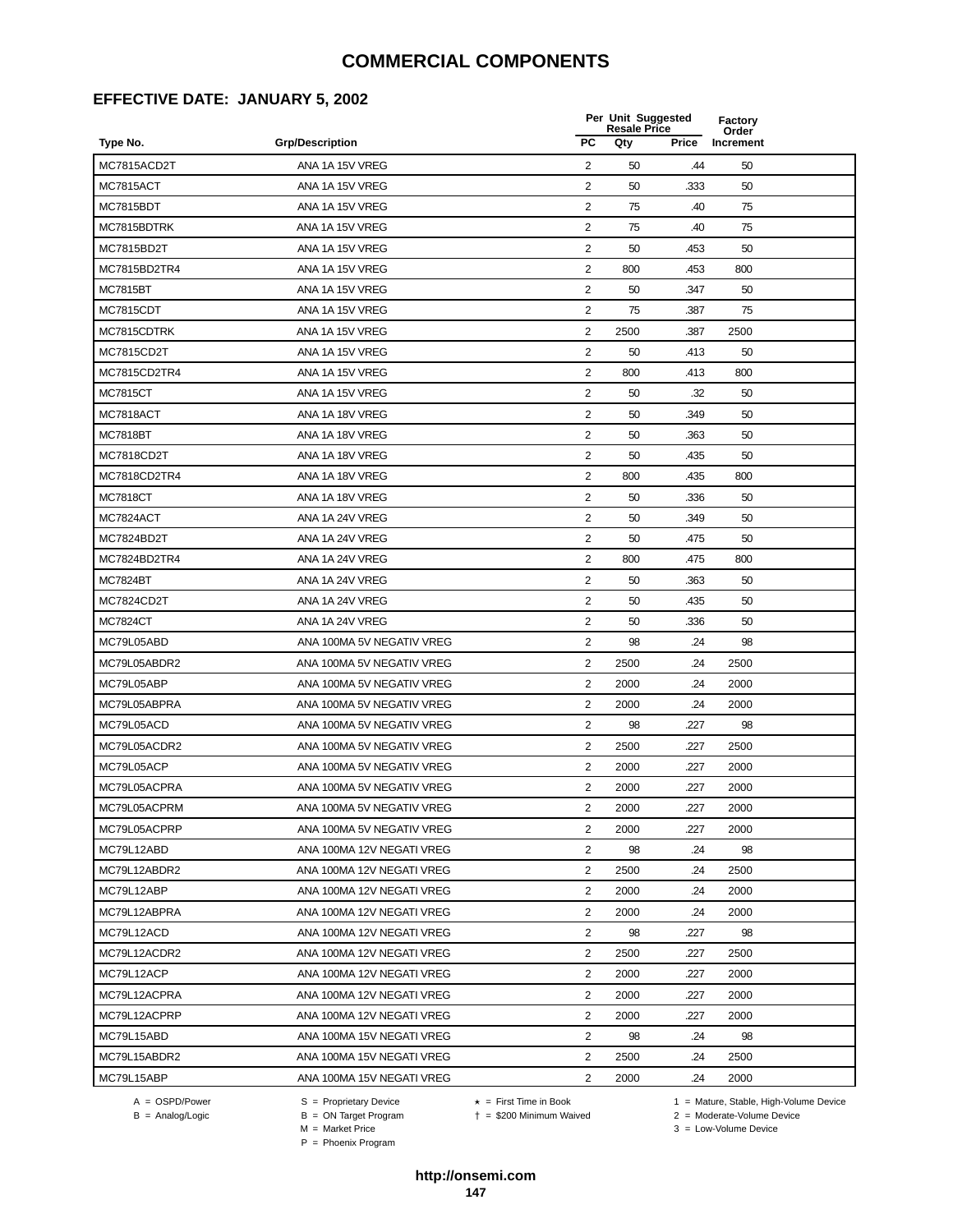# COMMERCIAL COMPONENTS

## EFFECTIVE DATE: JANUARY 5, 2002

| Type No. | Grp/Description | PC | Per Unit Suggested Resale Price Qty | Price | Factory Order Increment |
|---|---|---|---|---|---|
| MC7815ACD2T | ANA 1A 15V VREG | 2 | 50 | .44 | 50 |
| MC7815ACT | ANA 1A 15V VREG | 2 | 50 | .333 | 50 |
| MC7815BDT | ANA 1A 15V VREG | 2 | 75 | .40 | 75 |
| MC7815BDTRK | ANA 1A 15V VREG | 2 | 75 | .40 | 75 |
| MC7815BD2T | ANA 1A 15V VREG | 2 | 50 | .453 | 50 |
| MC7815BD2TR4 | ANA 1A 15V VREG | 2 | 800 | .453 | 800 |
| MC7815BT | ANA 1A 15V VREG | 2 | 50 | .347 | 50 |
| MC7815CDT | ANA 1A 15V VREG | 2 | 75 | .387 | 75 |
| MC7815CDTRK | ANA 1A 15V VREG | 2 | 2500 | .387 | 2500 |
| MC7815CD2T | ANA 1A 15V VREG | 2 | 50 | .413 | 50 |
| MC7815CD2TR4 | ANA 1A 15V VREG | 2 | 800 | .413 | 800 |
| MC7815CT | ANA 1A 15V VREG | 2 | 50 | .32 | 50 |
| MC7818ACT | ANA 1A 18V VREG | 2 | 50 | .349 | 50 |
| MC7818BT | ANA 1A 18V VREG | 2 | 50 | .363 | 50 |
| MC7818CD2T | ANA 1A 18V VREG | 2 | 50 | .435 | 50 |
| MC7818CD2TR4 | ANA 1A 18V VREG | 2 | 800 | .435 | 800 |
| MC7818CT | ANA 1A 18V VREG | 2 | 50 | .336 | 50 |
| MC7824ACT | ANA 1A 24V VREG | 2 | 50 | .349 | 50 |
| MC7824BD2T | ANA 1A 24V VREG | 2 | 50 | .475 | 50 |
| MC7824BD2TR4 | ANA 1A 24V VREG | 2 | 800 | .475 | 800 |
| MC7824BT | ANA 1A 24V VREG | 2 | 50 | .363 | 50 |
| MC7824CD2T | ANA 1A 24V VREG | 2 | 50 | .435 | 50 |
| MC7824CT | ANA 1A 24V VREG | 2 | 50 | .336 | 50 |
| MC79L05ABD | ANA 100MA 5V NEGATIV VREG | 2 | 98 | .24 | 98 |
| MC79L05ABDR2 | ANA 100MA 5V NEGATIV VREG | 2 | 2500 | .24 | 2500 |
| MC79L05ABP | ANA 100MA 5V NEGATIV VREG | 2 | 2000 | .24 | 2000 |
| MC79L05ABPRA | ANA 100MA 5V NEGATIV VREG | 2 | 2000 | .24 | 2000 |
| MC79L05ACD | ANA 100MA 5V NEGATIV VREG | 2 | 98 | .227 | 98 |
| MC79L05ACDR2 | ANA 100MA 5V NEGATIV VREG | 2 | 2500 | .227 | 2500 |
| MC79L05ACP | ANA 100MA 5V NEGATIV VREG | 2 | 2000 | .227 | 2000 |
| MC79L05ACPRA | ANA 100MA 5V NEGATIV VREG | 2 | 2000 | .227 | 2000 |
| MC79L05ACPRM | ANA 100MA 5V NEGATIV VREG | 2 | 2000 | .227 | 2000 |
| MC79L05ACPRP | ANA 100MA 5V NEGATIV VREG | 2 | 2000 | .227 | 2000 |
| MC79L12ABD | ANA 100MA 12V NEGATI VREG | 2 | 98 | .24 | 98 |
| MC79L12ABDR2 | ANA 100MA 12V NEGATI VREG | 2 | 2500 | .24 | 2500 |
| MC79L12ABP | ANA 100MA 12V NEGATI VREG | 2 | 2000 | .24 | 2000 |
| MC79L12ABPRA | ANA 100MA 12V NEGATI VREG | 2 | 2000 | .24 | 2000 |
| MC79L12ACD | ANA 100MA 12V NEGATI VREG | 2 | 98 | .227 | 98 |
| MC79L12ACDR2 | ANA 100MA 12V NEGATI VREG | 2 | 2500 | .227 | 2500 |
| MC79L12ACP | ANA 100MA 12V NEGATI VREG | 2 | 2000 | .227 | 2000 |
| MC79L12ACPRA | ANA 100MA 12V NEGATI VREG | 2 | 2000 | .227 | 2000 |
| MC79L12ACPRP | ANA 100MA 12V NEGATI VREG | 2 | 2000 | .227 | 2000 |
| MC79L15ABD | ANA 100MA 15V NEGATI VREG | 2 | 98 | .24 | 98 |
| MC79L15ABDR2 | ANA 100MA 15V NEGATI VREG | 2 | 2500 | .24 | 2500 |
| MC79L15ABP | ANA 100MA 15V NEGATI VREG | 2 | 2000 | .24 | 2000 |

A = OSPD/Power
B = Analog/Logic

S = Proprietary Device
B = ON Target Program
M = Market Price
P = Phoenix Program

⋆ = First Time in Book
† = $200 Minimum Waived

1 = Mature, Stable, High-Volume Device
2 = Moderate-Volume Device
3 = Low-Volume Device

**http://onsemi.com**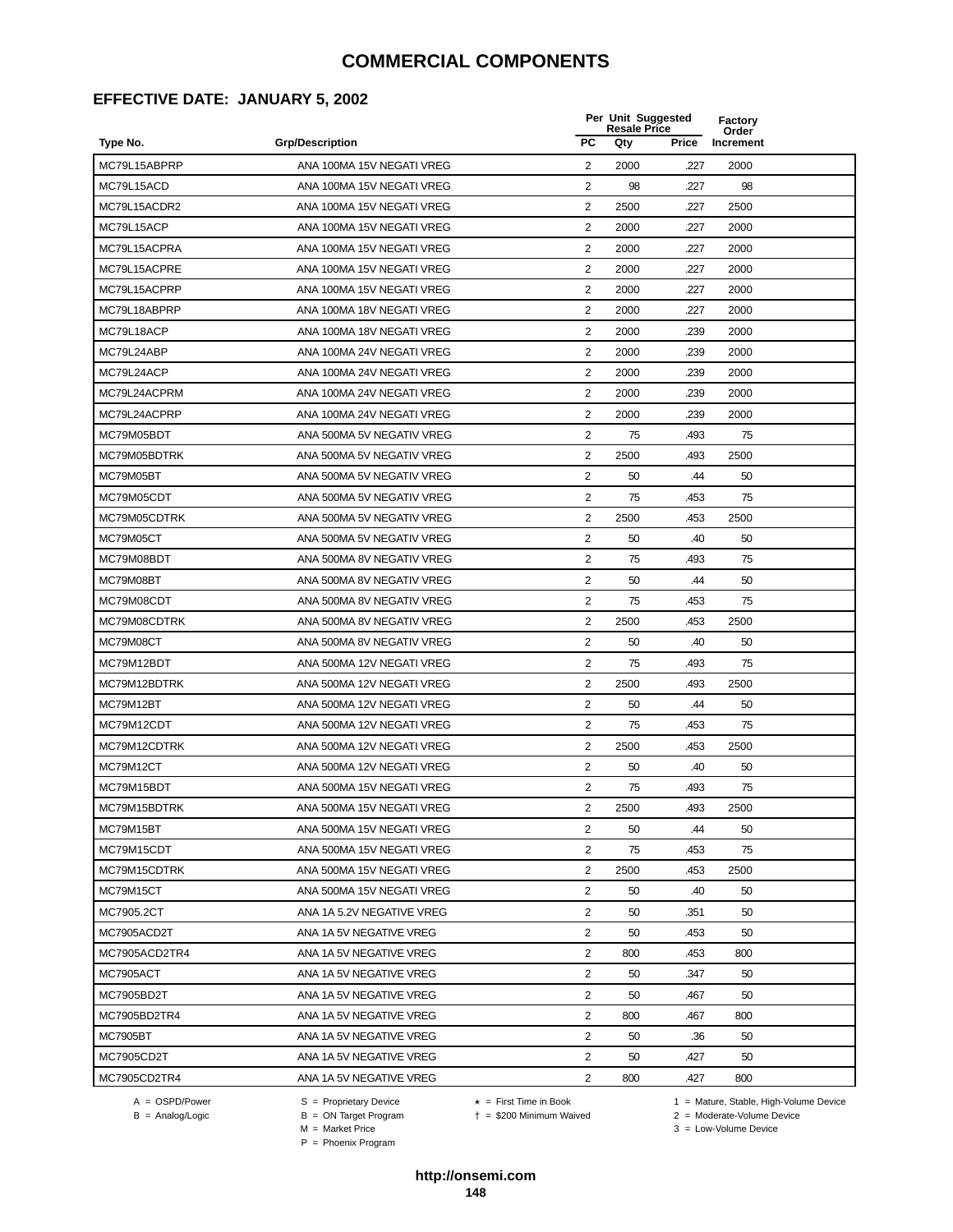# COMMERCIAL COMPONENTS

## EFFECTIVE DATE: JANUARY 5, 2002

| Type No. | Grp/Description | PC | Per Unit Suggested Resale Price Qty | Price | Factory Order Increment |
|---|---|---|---|---|---|
| MC79L15ABPRP | ANA 100MA 15V NEGATI VREG | 2 | 2000 | .227 | 2000 |
| MC79L15ACD | ANA 100MA 15V NEGATI VREG | 2 | 98 | .227 | 98 |
| MC79L15ACDR2 | ANA 100MA 15V NEGATI VREG | 2 | 2500 | .227 | 2500 |
| MC79L15ACP | ANA 100MA 15V NEGATI VREG | 2 | 2000 | .227 | 2000 |
| MC79L15ACPRA | ANA 100MA 15V NEGATI VREG | 2 | 2000 | .227 | 2000 |
| MC79L15ACPRE | ANA 100MA 15V NEGATI VREG | 2 | 2000 | .227 | 2000 |
| MC79L15ACPRP | ANA 100MA 15V NEGATI VREG | 2 | 2000 | .227 | 2000 |
| MC79L18ABPRP | ANA 100MA 18V NEGATI VREG | 2 | 2000 | .227 | 2000 |
| MC79L18ACP | ANA 100MA 18V NEGATI VREG | 2 | 2000 | .239 | 2000 |
| MC79L24ABP | ANA 100MA 24V NEGATI VREG | 2 | 2000 | .239 | 2000 |
| MC79L24ACP | ANA 100MA 24V NEGATI VREG | 2 | 2000 | .239 | 2000 |
| MC79L24ACPRM | ANA 100MA 24V NEGATI VREG | 2 | 2000 | .239 | 2000 |
| MC79L24ACPRP | ANA 100MA 24V NEGATI VREG | 2 | 2000 | .239 | 2000 |
| MC79M05BDT | ANA 500MA 5V NEGATIV VREG | 2 | 75 | .493 | 75 |
| MC79M05BDTRK | ANA 500MA 5V NEGATIV VREG | 2 | 2500 | .493 | 2500 |
| MC79M05BT | ANA 500MA 5V NEGATIV VREG | 2 | 50 | .44 | 50 |
| MC79M05CDT | ANA 500MA 5V NEGATIV VREG | 2 | 75 | .453 | 75 |
| MC79M05CDTRK | ANA 500MA 5V NEGATIV VREG | 2 | 2500 | .453 | 2500 |
| MC79M05CT | ANA 500MA 5V NEGATIV VREG | 2 | 50 | .40 | 50 |
| MC79M08BDT | ANA 500MA 8V NEGATIV VREG | 2 | 75 | .493 | 75 |
| MC79M08BT | ANA 500MA 8V NEGATIV VREG | 2 | 50 | .44 | 50 |
| MC79M08CDT | ANA 500MA 8V NEGATIV VREG | 2 | 75 | .453 | 75 |
| MC79M08CDTRK | ANA 500MA 8V NEGATIV VREG | 2 | 2500 | .453 | 2500 |
| MC79M08CT | ANA 500MA 8V NEGATIV VREG | 2 | 50 | .40 | 50 |
| MC79M12BDT | ANA 500MA 12V NEGATI VREG | 2 | 75 | .493 | 75 |
| MC79M12BDTRK | ANA 500MA 12V NEGATI VREG | 2 | 2500 | .493 | 2500 |
| MC79M12BT | ANA 500MA 12V NEGATI VREG | 2 | 50 | .44 | 50 |
| MC79M12CDT | ANA 500MA 12V NEGATI VREG | 2 | 75 | .453 | 75 |
| MC79M12CDTRK | ANA 500MA 12V NEGATI VREG | 2 | 2500 | .453 | 2500 |
| MC79M12CT | ANA 500MA 12V NEGATI VREG | 2 | 50 | .40 | 50 |
| MC79M15BDT | ANA 500MA 15V NEGATI VREG | 2 | 75 | .493 | 75 |
| MC79M15BDTRK | ANA 500MA 15V NEGATI VREG | 2 | 2500 | .493 | 2500 |
| MC79M15BT | ANA 500MA 15V NEGATI VREG | 2 | 50 | .44 | 50 |
| MC79M15CDT | ANA 500MA 15V NEGATI VREG | 2 | 75 | .453 | 75 |
| MC79M15CDTRK | ANA 500MA 15V NEGATI VREG | 2 | 2500 | .453 | 2500 |
| MC79M15CT | ANA 500MA 15V NEGATI VREG | 2 | 50 | .40 | 50 |
| MC7905.2CT | ANA 1A 5.2V NEGATIVE VREG | 2 | 50 | .351 | 50 |
| MC7905ACD2T | ANA 1A 5V NEGATIVE VREG | 2 | 50 | .453 | 50 |
| MC7905ACD2TR4 | ANA 1A 5V NEGATIVE VREG | 2 | 800 | .453 | 800 |
| MC7905ACT | ANA 1A 5V NEGATIVE VREG | 2 | 50 | .347 | 50 |
| MC7905BD2T | ANA 1A 5V NEGATIVE VREG | 2 | 50 | .467 | 50 |
| MC7905BD2TR4 | ANA 1A 5V NEGATIVE VREG | 2 | 800 | .467 | 800 |
| MC7905BT | ANA 1A 5V NEGATIVE VREG | 2 | 50 | .36 | 50 |
| MC7905CD2T | ANA 1A 5V NEGATIVE VREG | 2 | 50 | .427 | 50 |
| MC7905CD2TR4 | ANA 1A 5V NEGATIVE VREG | 2 | 800 | .427 | 800 |

A = OSPD/Power
B = Analog/Logic

S = Proprietary Device
B = ON Target Program
M = Market Price
P = Phoenix Program

⋆ = First Time in Book
† = $200 Minimum Waived

1 = Mature, Stable, High-Volume Device
2 = Moderate-Volume Device
3 = Low-Volume Device

http://onsemi.com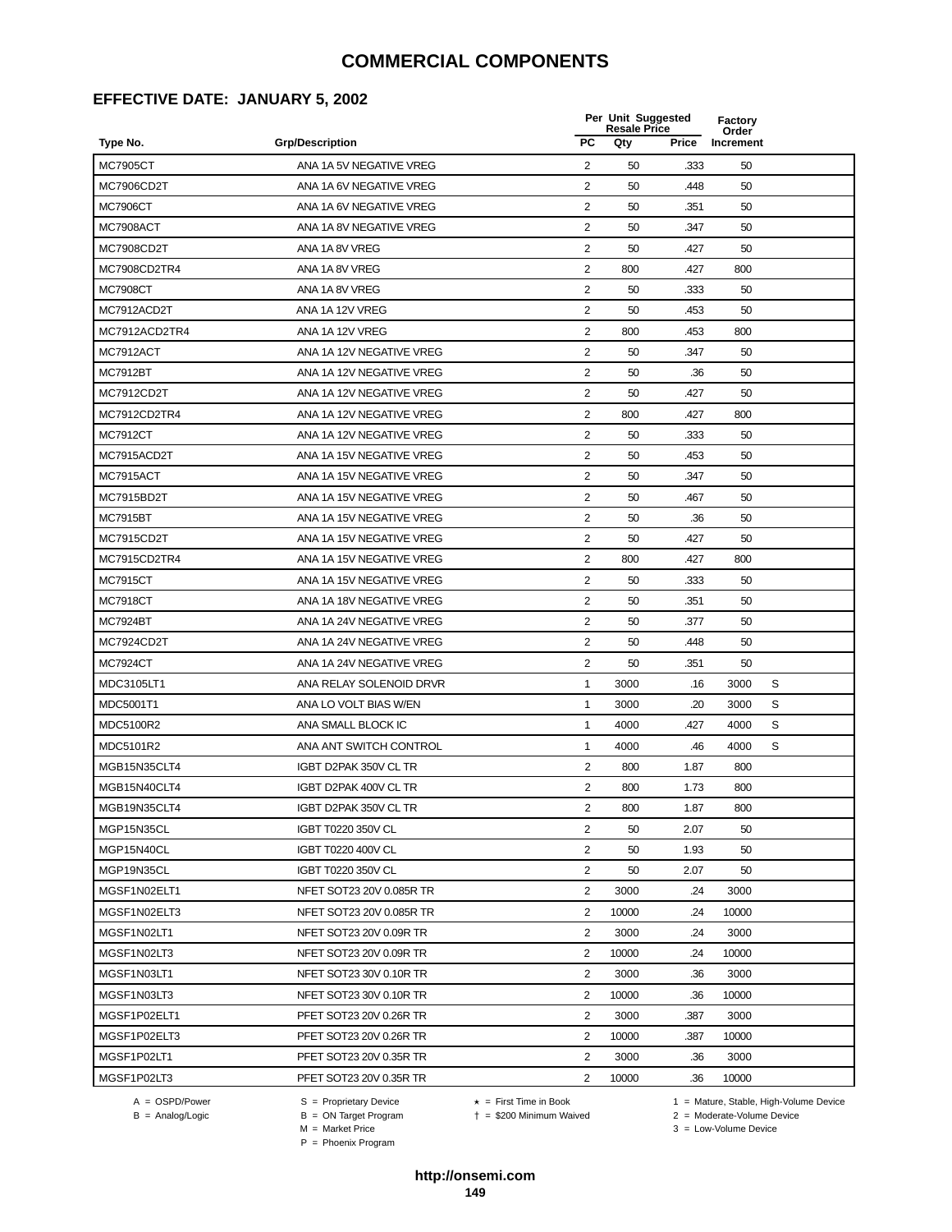# COMMERCIAL COMPONENTS

## EFFECTIVE DATE: JANUARY 5, 2002

| Type No. | Grp/Description | PC | Per Unit Suggested Resale Price Qty | Per Unit Suggested Resale Price Price | Factory Order Increment | |
|---|---|---|---|---|---|---|
| MC7905CT | ANA 1A 5V NEGATIVE VREG | 2 | 50 | .333 | 50 | |
| MC7906CD2T | ANA 1A 6V NEGATIVE VREG | 2 | 50 | .448 | 50 | |
| MC7906CT | ANA 1A 6V NEGATIVE VREG | 2 | 50 | .351 | 50 | |
| MC7908ACT | ANA 1A 8V NEGATIVE VREG | 2 | 50 | .347 | 50 | |
| MC7908CD2T | ANA 1A 8V VREG | 2 | 50 | .427 | 50 | |
| MC7908CD2TR4 | ANA 1A 8V VREG | 2 | 800 | .427 | 800 | |
| MC7908CT | ANA 1A 8V VREG | 2 | 50 | .333 | 50 | |
| MC7912ACD2T | ANA 1A 12V VREG | 2 | 50 | .453 | 50 | |
| MC7912ACD2TR4 | ANA 1A 12V VREG | 2 | 800 | .453 | 800 | |
| MC7912ACT | ANA 1A 12V NEGATIVE VREG | 2 | 50 | .347 | 50 | |
| MC7912BT | ANA 1A 12V NEGATIVE VREG | 2 | 50 | .36 | 50 | |
| MC7912CD2T | ANA 1A 12V NEGATIVE VREG | 2 | 50 | .427 | 50 | |
| MC7912CD2TR4 | ANA 1A 12V NEGATIVE VREG | 2 | 800 | .427 | 800 | |
| MC7912CT | ANA 1A 12V NEGATIVE VREG | 2 | 50 | .333 | 50 | |
| MC7915ACD2T | ANA 1A 15V NEGATIVE VREG | 2 | 50 | .453 | 50 | |
| MC7915ACT | ANA 1A 15V NEGATIVE VREG | 2 | 50 | .347 | 50 | |
| MC7915BD2T | ANA 1A 15V NEGATIVE VREG | 2 | 50 | .467 | 50 | |
| MC7915BT | ANA 1A 15V NEGATIVE VREG | 2 | 50 | .36 | 50 | |
| MC7915CD2T | ANA 1A 15V NEGATIVE VREG | 2 | 50 | .427 | 50 | |
| MC7915CD2TR4 | ANA 1A 15V NEGATIVE VREG | 2 | 800 | .427 | 800 | |
| MC7915CT | ANA 1A 15V NEGATIVE VREG | 2 | 50 | .333 | 50 | |
| MC7918CT | ANA 1A 18V NEGATIVE VREG | 2 | 50 | .351 | 50 | |
| MC7924BT | ANA 1A 24V NEGATIVE VREG | 2 | 50 | .377 | 50 | |
| MC7924CD2T | ANA 1A 24V NEGATIVE VREG | 2 | 50 | .448 | 50 | |
| MC7924CT | ANA 1A 24V NEGATIVE VREG | 2 | 50 | .351 | 50 | |
| MDC3105LT1 | ANA RELAY SOLENOID DRVR | 1 | 3000 | .16 | 3000 | S |
| MDC5001T1 | ANA LO VOLT BIAS W/EN | 1 | 3000 | .20 | 3000 | S |
| MDC5100R2 | ANA SMALL BLOCK IC | 1 | 4000 | .427 | 4000 | S |
| MDC5101R2 | ANA ANT SWITCH CONTROL | 1 | 4000 | .46 | 4000 | S |
| MGB15N35CLT4 | IGBT D2PAK 350V CL TR | 2 | 800 | 1.87 | 800 | |
| MGB15N40CLT4 | IGBT D2PAK 400V CL TR | 2 | 800 | 1.73 | 800 | |
| MGB19N35CLT4 | IGBT D2PAK 350V CL TR | 2 | 800 | 1.87 | 800 | |
| MGP15N35CL | IGBT T0220 350V CL | 2 | 50 | 2.07 | 50 | |
| MGP15N40CL | IGBT T0220 400V CL | 2 | 50 | 1.93 | 50 | |
| MGP19N35CL | IGBT T0220 350V CL | 2 | 50 | 2.07 | 50 | |
| MGSF1N02ELT1 | NFET SOT23 20V 0.085R TR | 2 | 3000 | .24 | 3000 | |
| MGSF1N02ELT3 | NFET SOT23 20V 0.085R TR | 2 | 10000 | .24 | 10000 | |
| MGSF1N02LT1 | NFET SOT23 20V 0.09R TR | 2 | 3000 | .24 | 3000 | |
| MGSF1N02LT3 | NFET SOT23 20V 0.09R TR | 2 | 10000 | .24 | 10000 | |
| MGSF1N03LT1 | NFET SOT23 30V 0.10R TR | 2 | 3000 | .36 | 3000 | |
| MGSF1N03LT3 | NFET SOT23 30V 0.10R TR | 2 | 10000 | .36 | 10000 | |
| MGSF1P02ELT1 | PFET SOT23 20V 0.26R TR | 2 | 3000 | .387 | 3000 | |
| MGSF1P02ELT3 | PFET SOT23 20V 0.26R TR | 2 | 10000 | .387 | 10000 | |
| MGSF1P02LT1 | PFET SOT23 20V 0.35R TR | 2 | 3000 | .36 | 3000 | |
| MGSF1P02LT3 | PFET SOT23 20V 0.35R TR | 2 | 10000 | .36 | 10000 | |

A = OSPD/Power
B = Analog/Logic

S = Proprietary Device
B = ON Target Program
M = Market Price
P = Phoenix Program

⋆ = First Time in Book
† = $200 Minimum Waived

1 = Mature, Stable, High-Volume Device
2 = Moderate-Volume Device
3 = Low-Volume Device

**http://onsemi.com**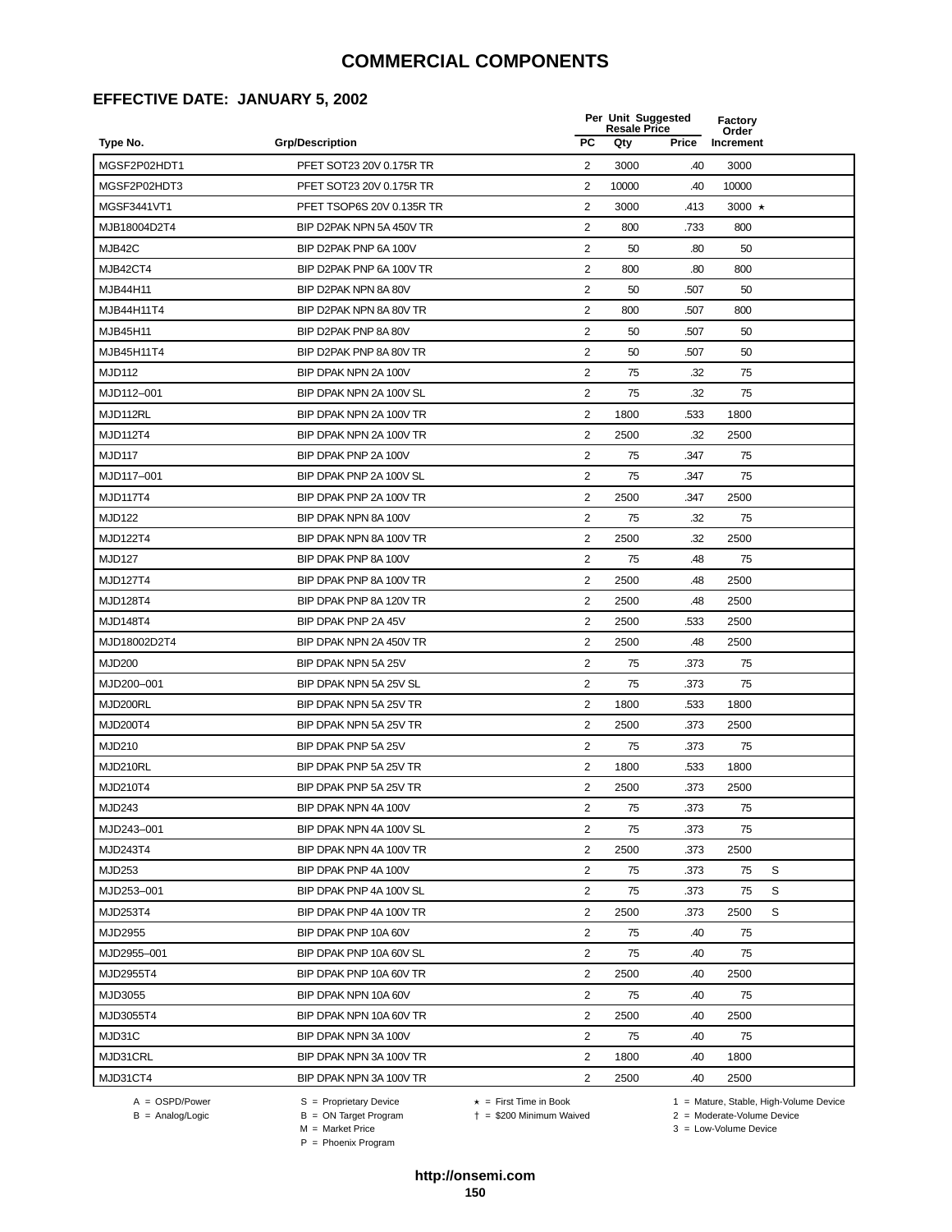# COMMERCIAL COMPONENTS

## EFFECTIVE DATE: JANUARY 5, 2002

| Type No. | Grp/Description | PC | Per Unit Suggested Resale Price Qty | Price | Factory Order Increment | |
|---|---|---|---|---|---|---|
| MGSF2P02HDT1 | PFET SOT23 20V 0.175R TR | 2 | 3000 | .40 | 3000 | |
| MGSF2P02HDT3 | PFET SOT23 20V 0.175R TR | 2 | 10000 | .40 | 10000 | |
| MGSF3441VT1 | PFET TSOP6S 20V 0.135R TR | 2 | 3000 | .413 | 3000 ⋆ | |
| MJB18004D2T4 | BIP D2PAK NPN 5A 450V TR | 2 | 800 | .733 | 800 | |
| MJB42C | BIP D2PAK PNP 6A 100V | 2 | 50 | .80 | 50 | |
| MJB42CT4 | BIP D2PAK PNP 6A 100V TR | 2 | 800 | .80 | 800 | |
| MJB44H11 | BIP D2PAK NPN 8A 80V | 2 | 50 | .507 | 50 | |
| MJB44H11T4 | BIP D2PAK NPN 8A 80V TR | 2 | 800 | .507 | 800 | |
| MJB45H11 | BIP D2PAK PNP 8A 80V | 2 | 50 | .507 | 50 | |
| MJB45H11T4 | BIP D2PAK PNP 8A 80V TR | 2 | 50 | .507 | 50 | |
| MJD112 | BIP DPAK NPN 2A 100V | 2 | 75 | .32 | 75 | |
| MJD112–001 | BIP DPAK NPN 2A 100V SL | 2 | 75 | .32 | 75 | |
| MJD112RL | BIP DPAK NPN 2A 100V TR | 2 | 1800 | .533 | 1800 | |
| MJD112T4 | BIP DPAK NPN 2A 100V TR | 2 | 2500 | .32 | 2500 | |
| MJD117 | BIP DPAK PNP 2A 100V | 2 | 75 | .347 | 75 | |
| MJD117–001 | BIP DPAK PNP 2A 100V SL | 2 | 75 | .347 | 75 | |
| MJD117T4 | BIP DPAK PNP 2A 100V TR | 2 | 2500 | .347 | 2500 | |
| MJD122 | BIP DPAK NPN 8A 100V | 2 | 75 | .32 | 75 | |
| MJD122T4 | BIP DPAK NPN 8A 100V TR | 2 | 2500 | .32 | 2500 | |
| MJD127 | BIP DPAK PNP 8A 100V | 2 | 75 | .48 | 75 | |
| MJD127T4 | BIP DPAK PNP 8A 100V TR | 2 | 2500 | .48 | 2500 | |
| MJD128T4 | BIP DPAK PNP 8A 120V TR | 2 | 2500 | .48 | 2500 | |
| MJD148T4 | BIP DPAK PNP 2A 45V | 2 | 2500 | .533 | 2500 | |
| MJD18002D2T4 | BIP DPAK NPN 2A 450V TR | 2 | 2500 | .48 | 2500 | |
| MJD200 | BIP DPAK NPN 5A 25V | 2 | 75 | .373 | 75 | |
| MJD200–001 | BIP DPAK NPN 5A 25V SL | 2 | 75 | .373 | 75 | |
| MJD200RL | BIP DPAK NPN 5A 25V TR | 2 | 1800 | .533 | 1800 | |
| MJD200T4 | BIP DPAK NPN 5A 25V TR | 2 | 2500 | .373 | 2500 | |
| MJD210 | BIP DPAK PNP 5A 25V | 2 | 75 | .373 | 75 | |
| MJD210RL | BIP DPAK PNP 5A 25V TR | 2 | 1800 | .533 | 1800 | |
| MJD210T4 | BIP DPAK PNP 5A 25V TR | 2 | 2500 | .373 | 2500 | |
| MJD243 | BIP DPAK NPN 4A 100V | 2 | 75 | .373 | 75 | |
| MJD243–001 | BIP DPAK NPN 4A 100V SL | 2 | 75 | .373 | 75 | |
| MJD243T4 | BIP DPAK NPN 4A 100V TR | 2 | 2500 | .373 | 2500 | |
| MJD253 | BIP DPAK PNP 4A 100V | 2 | 75 | .373 | 75 | S |
| MJD253–001 | BIP DPAK PNP 4A 100V SL | 2 | 75 | .373 | 75 | S |
| MJD253T4 | BIP DPAK PNP 4A 100V TR | 2 | 2500 | .373 | 2500 | S |
| MJD2955 | BIP DPAK PNP 10A 60V | 2 | 75 | .40 | 75 | |
| MJD2955–001 | BIP DPAK PNP 10A 60V SL | 2 | 75 | .40 | 75 | |
| MJD2955T4 | BIP DPAK PNP 10A 60V TR | 2 | 2500 | .40 | 2500 | |
| MJD3055 | BIP DPAK NPN 10A 60V | 2 | 75 | .40 | 75 | |
| MJD3055T4 | BIP DPAK NPN 10A 60V TR | 2 | 2500 | .40 | 2500 | |
| MJD31C | BIP DPAK NPN 3A 100V | 2 | 75 | .40 | 75 | |
| MJD31CRL | BIP DPAK NPN 3A 100V TR | 2 | 1800 | .40 | 1800 | |
| MJD31CT4 | BIP DPAK NPN 3A 100V TR | 2 | 2500 | .40 | 2500 | |

A = OSPD/Power
B = Analog/Logic

S = Proprietary Device
B = ON Target Program
M = Market Price
P = Phoenix Program

⋆ = First Time in Book
† = $200 Minimum Waived

1 = Mature, Stable, High-Volume Device
2 = Moderate-Volume Device
3 = Low-Volume Device

**http://onsemi.com**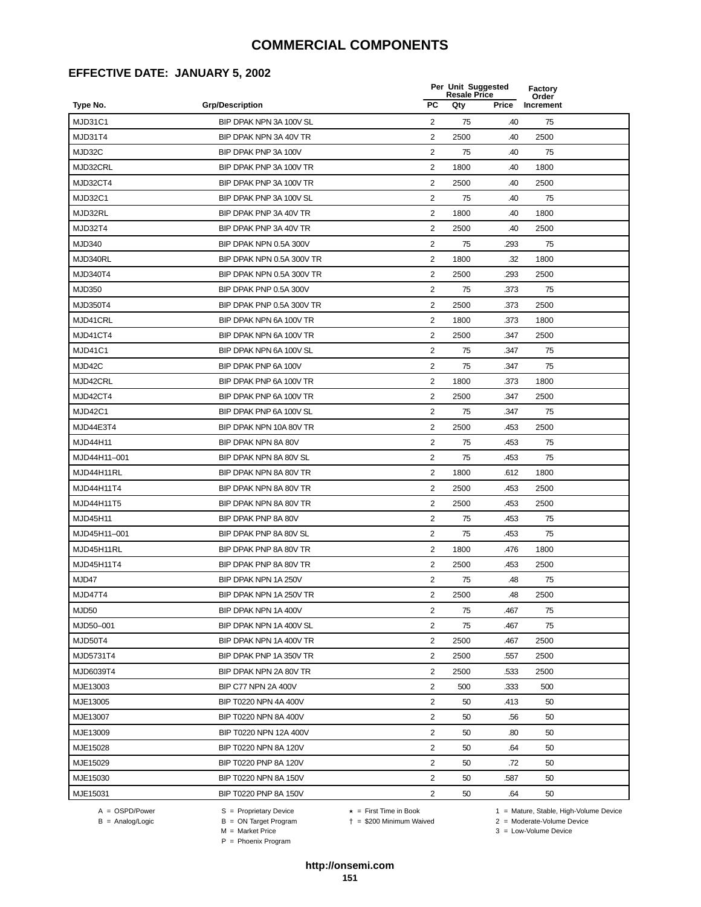# COMMERCIAL COMPONENTS

## EFFECTIVE DATE: JANUARY 5, 2002

| Type No. | Grp/Description | PC | Per Unit Suggested Resale Price Qty | Price | Factory Order Increment |
|---|---|---|---|---|---|
| MJD31C1 | BIP DPAK NPN 3A 100V SL | 2 | 75 | .40 | 75 |
| MJD31T4 | BIP DPAK NPN 3A 40V TR | 2 | 2500 | .40 | 2500 |
| MJD32C | BIP DPAK PNP 3A 100V | 2 | 75 | .40 | 75 |
| MJD32CRL | BIP DPAK PNP 3A 100V TR | 2 | 1800 | .40 | 1800 |
| MJD32CT4 | BIP DPAK PNP 3A 100V TR | 2 | 2500 | .40 | 2500 |
| MJD32C1 | BIP DPAK PNP 3A 100V SL | 2 | 75 | .40 | 75 |
| MJD32RL | BIP DPAK PNP 3A 40V TR | 2 | 1800 | .40 | 1800 |
| MJD32T4 | BIP DPAK PNP 3A 40V TR | 2 | 2500 | .40 | 2500 |
| MJD340 | BIP DPAK NPN 0.5A 300V | 2 | 75 | .293 | 75 |
| MJD340RL | BIP DPAK NPN 0.5A 300V TR | 2 | 1800 | .32 | 1800 |
| MJD340T4 | BIP DPAK NPN 0.5A 300V TR | 2 | 2500 | .293 | 2500 |
| MJD350 | BIP DPAK PNP 0.5A 300V | 2 | 75 | .373 | 75 |
| MJD350T4 | BIP DPAK PNP 0.5A 300V TR | 2 | 2500 | .373 | 2500 |
| MJD41CRL | BIP DPAK NPN 6A 100V TR | 2 | 1800 | .373 | 1800 |
| MJD41CT4 | BIP DPAK NPN 6A 100V TR | 2 | 2500 | .347 | 2500 |
| MJD41C1 | BIP DPAK NPN 6A 100V SL | 2 | 75 | .347 | 75 |
| MJD42C | BIP DPAK PNP 6A 100V | 2 | 75 | .347 | 75 |
| MJD42CRL | BIP DPAK PNP 6A 100V TR | 2 | 1800 | .373 | 1800 |
| MJD42CT4 | BIP DPAK PNP 6A 100V TR | 2 | 2500 | .347 | 2500 |
| MJD42C1 | BIP DPAK PNP 6A 100V SL | 2 | 75 | .347 | 75 |
| MJD44E3T4 | BIP DPAK NPN 10A 80V TR | 2 | 2500 | .453 | 2500 |
| MJD44H11 | BIP DPAK NPN 8A 80V | 2 | 75 | .453 | 75 |
| MJD44H11–001 | BIP DPAK NPN 8A 80V SL | 2 | 75 | .453 | 75 |
| MJD44H11RL | BIP DPAK NPN 8A 80V TR | 2 | 1800 | .612 | 1800 |
| MJD44H11T4 | BIP DPAK NPN 8A 80V TR | 2 | 2500 | .453 | 2500 |
| MJD44H11T5 | BIP DPAK NPN 8A 80V TR | 2 | 2500 | .453 | 2500 |
| MJD45H11 | BIP DPAK PNP 8A 80V | 2 | 75 | .453 | 75 |
| MJD45H11–001 | BIP DPAK PNP 8A 80V SL | 2 | 75 | .453 | 75 |
| MJD45H11RL | BIP DPAK PNP 8A 80V TR | 2 | 1800 | .476 | 1800 |
| MJD45H11T4 | BIP DPAK PNP 8A 80V TR | 2 | 2500 | .453 | 2500 |
| MJD47 | BIP DPAK NPN 1A 250V | 2 | 75 | .48 | 75 |
| MJD47T4 | BIP DPAK NPN 1A 250V TR | 2 | 2500 | .48 | 2500 |
| MJD50 | BIP DPAK NPN 1A 400V | 2 | 75 | .467 | 75 |
| MJD50–001 | BIP DPAK NPN 1A 400V SL | 2 | 75 | .467 | 75 |
| MJD50T4 | BIP DPAK NPN 1A 400V TR | 2 | 2500 | .467 | 2500 |
| MJD5731T4 | BIP DPAK PNP 1A 350V TR | 2 | 2500 | .557 | 2500 |
| MJD6039T4 | BIP DPAK NPN 2A 80V TR | 2 | 2500 | .533 | 2500 |
| MJE13003 | BIP C77 NPN 2A 400V | 2 | 500 | .333 | 500 |
| MJE13005 | BIP T0220 NPN 4A 400V | 2 | 50 | .413 | 50 |
| MJE13007 | BIP T0220 NPN 8A 400V | 2 | 50 | .56 | 50 |
| MJE13009 | BIP T0220 NPN 12A 400V | 2 | 50 | .80 | 50 |
| MJE15028 | BIP T0220 NPN 8A 120V | 2 | 50 | .64 | 50 |
| MJE15029 | BIP T0220 PNP 8A 120V | 2 | 50 | .72 | 50 |
| MJE15030 | BIP T0220 NPN 8A 150V | 2 | 50 | .587 | 50 |
| MJE15031 | BIP T0220 PNP 8A 150V | 2 | 50 | .64 | 50 |

A = OSPD/Power
B = Analog/Logic

S = Proprietary Device
B = ON Target Program
M = Market Price
P = Phoenix Program

⋆ = First Time in Book
† = $200 Minimum Waived

1 = Mature, Stable, High-Volume Device
2 = Moderate-Volume Device
3 = Low-Volume Device

**http://onsemi.com**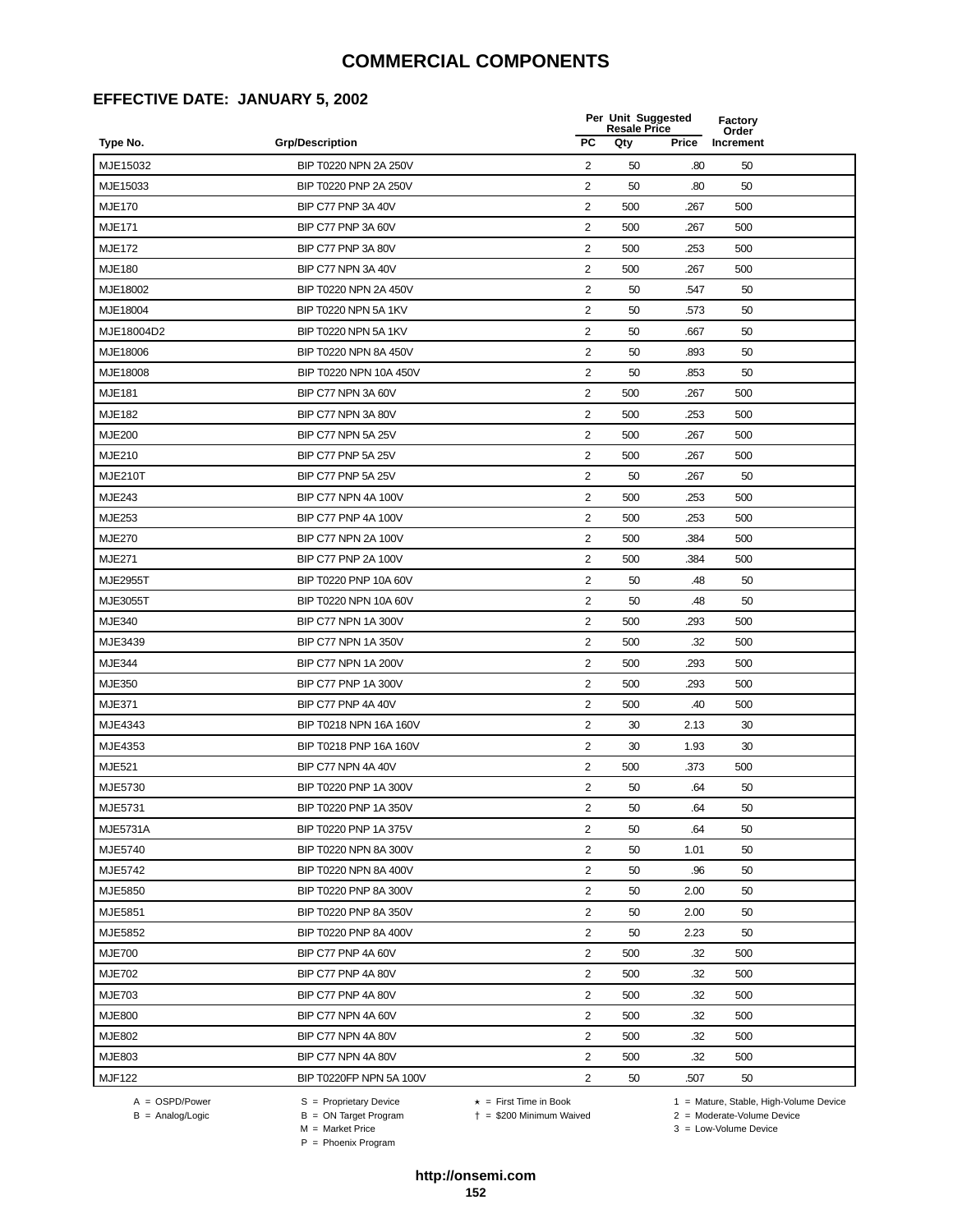# COMMERCIAL COMPONENTS

## EFFECTIVE DATE: JANUARY 5, 2002

| Type No. | Grp/Description | PC | Per Unit Suggested Resale Price Qty | Price | Factory Order Increment |
|---|---|---|---|---|---|
| MJE15032 | BIP T0220 NPN 2A 250V | 2 | 50 | .80 | 50 |
| MJE15033 | BIP T0220 PNP 2A 250V | 2 | 50 | .80 | 50 |
| MJE170 | BIP C77 PNP 3A 40V | 2 | 500 | .267 | 500 |
| MJE171 | BIP C77 PNP 3A 60V | 2 | 500 | .267 | 500 |
| MJE172 | BIP C77 PNP 3A 80V | 2 | 500 | .253 | 500 |
| MJE180 | BIP C77 NPN 3A 40V | 2 | 500 | .267 | 500 |
| MJE18002 | BIP T0220 NPN 2A 450V | 2 | 50 | .547 | 50 |
| MJE18004 | BIP T0220 NPN 5A 1KV | 2 | 50 | .573 | 50 |
| MJE18004D2 | BIP T0220 NPN 5A 1KV | 2 | 50 | .667 | 50 |
| MJE18006 | BIP T0220 NPN 8A 450V | 2 | 50 | .893 | 50 |
| MJE18008 | BIP T0220 NPN 10A 450V | 2 | 50 | .853 | 50 |
| MJE181 | BIP C77 NPN 3A 60V | 2 | 500 | .267 | 500 |
| MJE182 | BIP C77 NPN 3A 80V | 2 | 500 | .253 | 500 |
| MJE200 | BIP C77 NPN 5A 25V | 2 | 500 | .267 | 500 |
| MJE210 | BIP C77 PNP 5A 25V | 2 | 500 | .267 | 500 |
| MJE210T | BIP C77 PNP 5A 25V | 2 | 50 | .267 | 50 |
| MJE243 | BIP C77 NPN 4A 100V | 2 | 500 | .253 | 500 |
| MJE253 | BIP C77 PNP 4A 100V | 2 | 500 | .253 | 500 |
| MJE270 | BIP C77 NPN 2A 100V | 2 | 500 | .384 | 500 |
| MJE271 | BIP C77 PNP 2A 100V | 2 | 500 | .384 | 500 |
| MJE2955T | BIP T0220 PNP 10A 60V | 2 | 50 | .48 | 50 |
| MJE3055T | BIP T0220 NPN 10A 60V | 2 | 50 | .48 | 50 |
| MJE340 | BIP C77 NPN 1A 300V | 2 | 500 | .293 | 500 |
| MJE3439 | BIP C77 NPN 1A 350V | 2 | 500 | .32 | 500 |
| MJE344 | BIP C77 NPN 1A 200V | 2 | 500 | .293 | 500 |
| MJE350 | BIP C77 PNP 1A 300V | 2 | 500 | .293 | 500 |
| MJE371 | BIP C77 PNP 4A 40V | 2 | 500 | .40 | 500 |
| MJE4343 | BIP T0218 NPN 16A 160V | 2 | 30 | 2.13 | 30 |
| MJE4353 | BIP T0218 PNP 16A 160V | 2 | 30 | 1.93 | 30 |
| MJE521 | BIP C77 NPN 4A 40V | 2 | 500 | .373 | 500 |
| MJE5730 | BIP T0220 PNP 1A 300V | 2 | 50 | .64 | 50 |
| MJE5731 | BIP T0220 PNP 1A 350V | 2 | 50 | .64 | 50 |
| MJE5731A | BIP T0220 PNP 1A 375V | 2 | 50 | .64 | 50 |
| MJE5740 | BIP T0220 NPN 8A 300V | 2 | 50 | 1.01 | 50 |
| MJE5742 | BIP T0220 NPN 8A 400V | 2 | 50 | .96 | 50 |
| MJE5850 | BIP T0220 PNP 8A 300V | 2 | 50 | 2.00 | 50 |
| MJE5851 | BIP T0220 PNP 8A 350V | 2 | 50 | 2.00 | 50 |
| MJE5852 | BIP T0220 PNP 8A 400V | 2 | 50 | 2.23 | 50 |
| MJE700 | BIP C77 PNP 4A 60V | 2 | 500 | .32 | 500 |
| MJE702 | BIP C77 PNP 4A 80V | 2 | 500 | .32 | 500 |
| MJE703 | BIP C77 PNP 4A 80V | 2 | 500 | .32 | 500 |
| MJE800 | BIP C77 NPN 4A 60V | 2 | 500 | .32 | 500 |
| MJE802 | BIP C77 NPN 4A 80V | 2 | 500 | .32 | 500 |
| MJE803 | BIP C77 NPN 4A 80V | 2 | 500 | .32 | 500 |
| MJF122 | BIP T0220FP NPN 5A 100V | 2 | 50 | .507 | 50 |

A = OSPD/Power
B = Analog/Logic

S = Proprietary Device
B = ON Target Program
M = Market Price
P = Phoenix Program

⋆ = First Time in Book
† = $200 Minimum Waived

1 = Mature, Stable, High-Volume Device
2 = Moderate-Volume Device
3 = Low-Volume Device

**http://onsemi.com**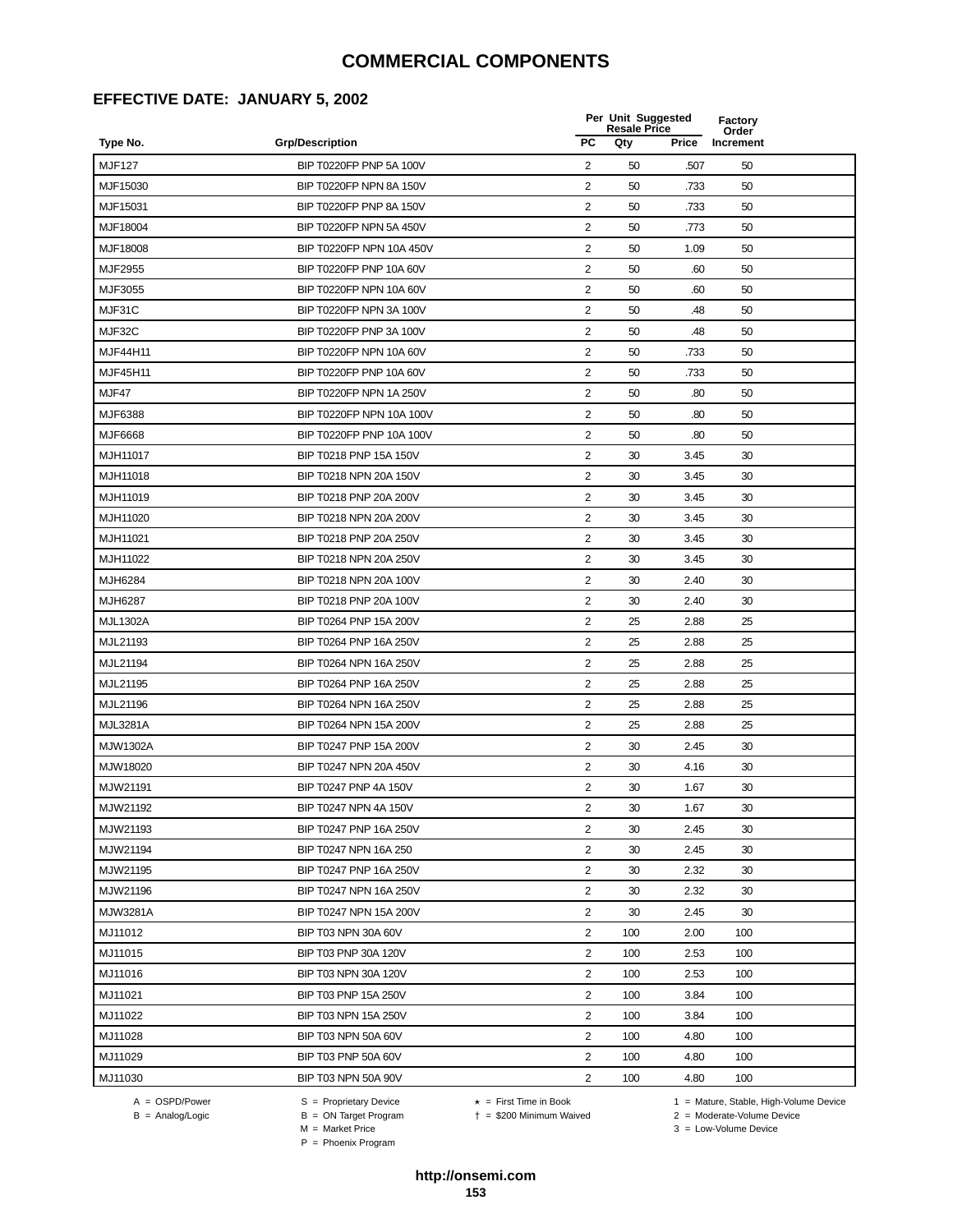# COMMERCIAL COMPONENTS

## EFFECTIVE DATE: JANUARY 5, 2002

| Type No. | Grp/Description | PC | Per Unit Suggested Resale Price Qty | Price | Factory Order Increment |
|---|---|---|---|---|---|
| MJF127 | BIP T0220FP PNP 5A 100V | 2 | 50 | .507 | 50 |
| MJF15030 | BIP T0220FP NPN 8A 150V | 2 | 50 | .733 | 50 |
| MJF15031 | BIP T0220FP PNP 8A 150V | 2 | 50 | .733 | 50 |
| MJF18004 | BIP T0220FP NPN 5A 450V | 2 | 50 | .773 | 50 |
| MJF18008 | BIP T0220FP NPN 10A 450V | 2 | 50 | 1.09 | 50 |
| MJF2955 | BIP T0220FP PNP 10A 60V | 2 | 50 | .60 | 50 |
| MJF3055 | BIP T0220FP NPN 10A 60V | 2 | 50 | .60 | 50 |
| MJF31C | BIP T0220FP NPN 3A 100V | 2 | 50 | .48 | 50 |
| MJF32C | BIP T0220FP PNP 3A 100V | 2 | 50 | .48 | 50 |
| MJF44H11 | BIP T0220FP NPN 10A 60V | 2 | 50 | .733 | 50 |
| MJF45H11 | BIP T0220FP PNP 10A 60V | 2 | 50 | .733 | 50 |
| MJF47 | BIP T0220FP NPN 1A 250V | 2 | 50 | .80 | 50 |
| MJF6388 | BIP T0220FP NPN 10A 100V | 2 | 50 | .80 | 50 |
| MJF6668 | BIP T0220FP PNP 10A 100V | 2 | 50 | .80 | 50 |
| MJH11017 | BIP T0218 PNP 15A 150V | 2 | 30 | 3.45 | 30 |
| MJH11018 | BIP T0218 NPN 20A 150V | 2 | 30 | 3.45 | 30 |
| MJH11019 | BIP T0218 PNP 20A 200V | 2 | 30 | 3.45 | 30 |
| MJH11020 | BIP T0218 NPN 20A 200V | 2 | 30 | 3.45 | 30 |
| MJH11021 | BIP T0218 PNP 20A 250V | 2 | 30 | 3.45 | 30 |
| MJH11022 | BIP T0218 NPN 20A 250V | 2 | 30 | 3.45 | 30 |
| MJH6284 | BIP T0218 NPN 20A 100V | 2 | 30 | 2.40 | 30 |
| MJH6287 | BIP T0218 PNP 20A 100V | 2 | 30 | 2.40 | 30 |
| MJL1302A | BIP T0264 PNP 15A 200V | 2 | 25 | 2.88 | 25 |
| MJL21193 | BIP T0264 PNP 16A 250V | 2 | 25 | 2.88 | 25 |
| MJL21194 | BIP T0264 NPN 16A 250V | 2 | 25 | 2.88 | 25 |
| MJL21195 | BIP T0264 PNP 16A 250V | 2 | 25 | 2.88 | 25 |
| MJL21196 | BIP T0264 NPN 16A 250V | 2 | 25 | 2.88 | 25 |
| MJL3281A | BIP T0264 NPN 15A 200V | 2 | 25 | 2.88 | 25 |
| MJW1302A | BIP T0247 PNP 15A 200V | 2 | 30 | 2.45 | 30 |
| MJW18020 | BIP T0247 NPN 20A 450V | 2 | 30 | 4.16 | 30 |
| MJW21191 | BIP T0247 PNP 4A 150V | 2 | 30 | 1.67 | 30 |
| MJW21192 | BIP T0247 NPN 4A 150V | 2 | 30 | 1.67 | 30 |
| MJW21193 | BIP T0247 PNP 16A 250V | 2 | 30 | 2.45 | 30 |
| MJW21194 | BIP T0247 NPN 16A 250 | 2 | 30 | 2.45 | 30 |
| MJW21195 | BIP T0247 PNP 16A 250V | 2 | 30 | 2.32 | 30 |
| MJW21196 | BIP T0247 NPN 16A 250V | 2 | 30 | 2.32 | 30 |
| MJW3281A | BIP T0247 NPN 15A 200V | 2 | 30 | 2.45 | 30 |
| MJ11012 | BIP T03 NPN 30A 60V | 2 | 100 | 2.00 | 100 |
| MJ11015 | BIP T03 PNP 30A 120V | 2 | 100 | 2.53 | 100 |
| MJ11016 | BIP T03 NPN 30A 120V | 2 | 100 | 2.53 | 100 |
| MJ11021 | BIP T03 PNP 15A 250V | 2 | 100 | 3.84 | 100 |
| MJ11022 | BIP T03 NPN 15A 250V | 2 | 100 | 3.84 | 100 |
| MJ11028 | BIP T03 NPN 50A 60V | 2 | 100 | 4.80 | 100 |
| MJ11029 | BIP T03 PNP 50A 60V | 2 | 100 | 4.80 | 100 |
| MJ11030 | BIP T03 NPN 50A 90V | 2 | 100 | 4.80 | 100 |

A = OSPD/Power
B = Analog/Logic

S = Proprietary Device
B = ON Target Program
M = Market Price
P = Phoenix Program

★ = First Time in Book
† = $200 Minimum Waived

1 = Mature, Stable, High-Volume Device
2 = Moderate-Volume Device
3 = Low-Volume Device

**http://onsemi.com**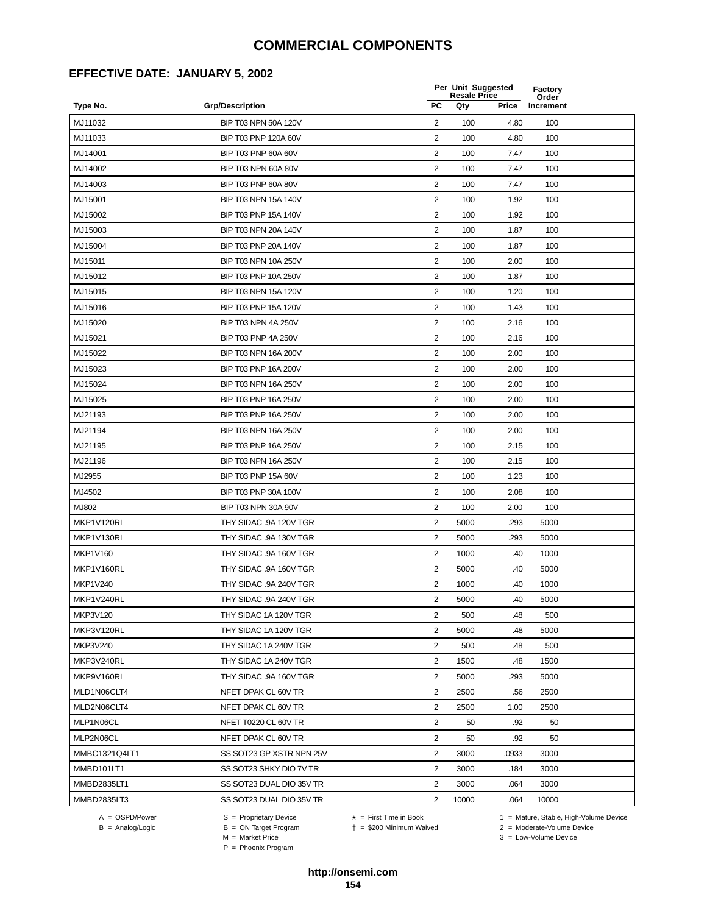# COMMERCIAL COMPONENTS

## EFFECTIVE DATE: JANUARY 5, 2002

| Type No. | Grp/Description | PC | Per Unit Suggested Resale Price Qty | Price | Factory Order Increment |
|---|---|---|---|---|---|
| MJ11032 | BIP T03 NPN 50A 120V | 2 | 100 | 4.80 | 100 |
| MJ11033 | BIP T03 PNP 120A 60V | 2 | 100 | 4.80 | 100 |
| MJ14001 | BIP T03 PNP 60A 60V | 2 | 100 | 7.47 | 100 |
| MJ14002 | BIP T03 NPN 60A 80V | 2 | 100 | 7.47 | 100 |
| MJ14003 | BIP T03 PNP 60A 80V | 2 | 100 | 7.47 | 100 |
| MJ15001 | BIP T03 NPN 15A 140V | 2 | 100 | 1.92 | 100 |
| MJ15002 | BIP T03 PNP 15A 140V | 2 | 100 | 1.92 | 100 |
| MJ15003 | BIP T03 NPN 20A 140V | 2 | 100 | 1.87 | 100 |
| MJ15004 | BIP T03 PNP 20A 140V | 2 | 100 | 1.87 | 100 |
| MJ15011 | BIP T03 NPN 10A 250V | 2 | 100 | 2.00 | 100 |
| MJ15012 | BIP T03 PNP 10A 250V | 2 | 100 | 1.87 | 100 |
| MJ15015 | BIP T03 NPN 15A 120V | 2 | 100 | 1.20 | 100 |
| MJ15016 | BIP T03 PNP 15A 120V | 2 | 100 | 1.43 | 100 |
| MJ15020 | BIP T03 NPN 4A 250V | 2 | 100 | 2.16 | 100 |
| MJ15021 | BIP T03 PNP 4A 250V | 2 | 100 | 2.16 | 100 |
| MJ15022 | BIP T03 NPN 16A 200V | 2 | 100 | 2.00 | 100 |
| MJ15023 | BIP T03 PNP 16A 200V | 2 | 100 | 2.00 | 100 |
| MJ15024 | BIP T03 NPN 16A 250V | 2 | 100 | 2.00 | 100 |
| MJ15025 | BIP T03 PNP 16A 250V | 2 | 100 | 2.00 | 100 |
| MJ21193 | BIP T03 PNP 16A 250V | 2 | 100 | 2.00 | 100 |
| MJ21194 | BIP T03 NPN 16A 250V | 2 | 100 | 2.00 | 100 |
| MJ21195 | BIP T03 PNP 16A 250V | 2 | 100 | 2.15 | 100 |
| MJ21196 | BIP T03 NPN 16A 250V | 2 | 100 | 2.15 | 100 |
| MJ2955 | BIP T03 PNP 15A 60V | 2 | 100 | 1.23 | 100 |
| MJ4502 | BIP T03 PNP 30A 100V | 2 | 100 | 2.08 | 100 |
| MJ802 | BIP T03 NPN 30A 90V | 2 | 100 | 2.00 | 100 |
| MKP1V120RL | THY SIDAC .9A 120V TGR | 2 | 5000 | .293 | 5000 |
| MKP1V130RL | THY SIDAC .9A 130V TGR | 2 | 5000 | .293 | 5000 |
| MKP1V160 | THY SIDAC .9A 160V TGR | 2 | 1000 | .40 | 1000 |
| MKP1V160RL | THY SIDAC .9A 160V TGR | 2 | 5000 | .40 | 5000 |
| MKP1V240 | THY SIDAC .9A 240V TGR | 2 | 1000 | .40 | 1000 |
| MKP1V240RL | THY SIDAC .9A 240V TGR | 2 | 5000 | .40 | 5000 |
| MKP3V120 | THY SIDAC 1A 120V TGR | 2 | 500 | .48 | 500 |
| MKP3V120RL | THY SIDAC 1A 120V TGR | 2 | 5000 | .48 | 5000 |
| MKP3V240 | THY SIDAC 1A 240V TGR | 2 | 500 | .48 | 500 |
| MKP3V240RL | THY SIDAC 1A 240V TGR | 2 | 1500 | .48 | 1500 |
| MKP9V160RL | THY SIDAC .9A 160V TGR | 2 | 5000 | .293 | 5000 |
| MLD1N06CLT4 | NFET DPAK CL 60V TR | 2 | 2500 | .56 | 2500 |
| MLD2N06CLT4 | NFET DPAK CL 60V TR | 2 | 2500 | 1.00 | 2500 |
| MLP1N06CL | NFET T0220 CL 60V TR | 2 | 50 | .92 | 50 |
| MLP2N06CL | NFET DPAK CL 60V TR | 2 | 50 | .92 | 50 |
| MMBC1321Q4LT1 | SS SOT23 GP XSTR NPN 25V | 2 | 3000 | .0933 | 3000 |
| MMBD101LT1 | SS SOT23 SHKY DIO 7V TR | 2 | 3000 | .184 | 3000 |
| MMBD2835LT1 | SS SOT23 DUAL DIO 35V TR | 2 | 3000 | .064 | 3000 |
| MMBD2835LT3 | SS SOT23 DUAL DIO 35V TR | 2 | 10000 | .064 | 10000 |

A = OSPD/Power
B = Analog/Logic

S = Proprietary Device
B = ON Target Program
M = Market Price
P = Phoenix Program

⋆ = First Time in Book
† = $200 Minimum Waived

1 = Mature, Stable, High-Volume Device
2 = Moderate-Volume Device
3 = Low-Volume Device

**http://onsemi.com**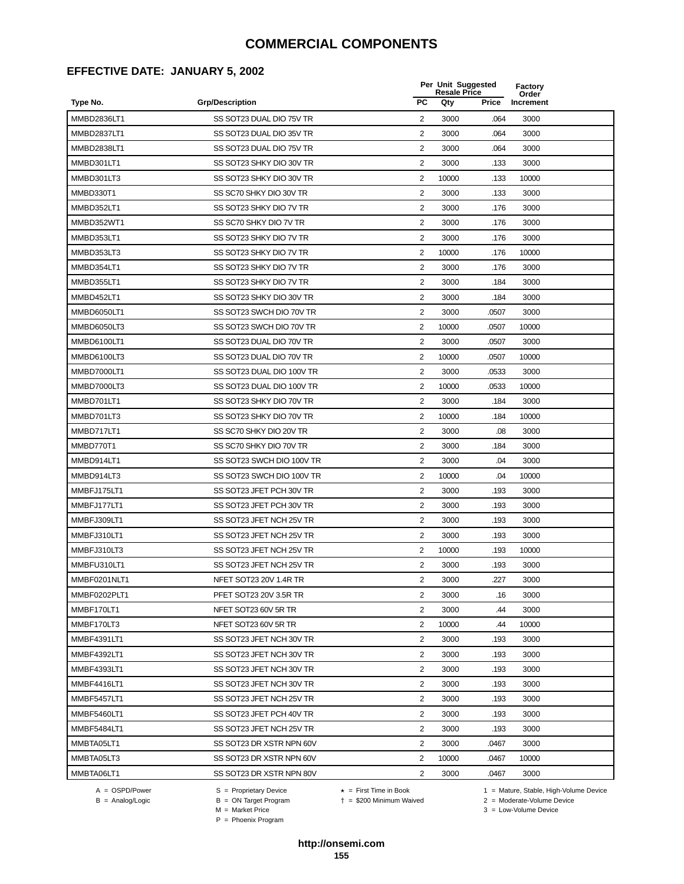# COMMERCIAL COMPONENTS

## EFFECTIVE DATE: JANUARY 5, 2002

| Type No. | Grp/Description | PC | Per Unit Suggested Resale Price Qty | Price | Factory Order Increment |
|---|---|---|---|---|---|
| MMBD2836LT1 | SS SOT23 DUAL DIO 75V TR | 2 | 3000 | .064 | 3000 |
| MMBD2837LT1 | SS SOT23 DUAL DIO 35V TR | 2 | 3000 | .064 | 3000 |
| MMBD2838LT1 | SS SOT23 DUAL DIO 75V TR | 2 | 3000 | .064 | 3000 |
| MMBD301LT1 | SS SOT23 SHKY DIO 30V TR | 2 | 3000 | .133 | 3000 |
| MMBD301LT3 | SS SOT23 SHKY DIO 30V TR | 2 | 10000 | .133 | 10000 |
| MMBD330T1 | SS SC70 SHKY DIO 30V TR | 2 | 3000 | .133 | 3000 |
| MMBD352LT1 | SS SOT23 SHKY DIO 7V TR | 2 | 3000 | .176 | 3000 |
| MMBD352WT1 | SS SC70 SHKY DIO 7V TR | 2 | 3000 | .176 | 3000 |
| MMBD353LT1 | SS SOT23 SHKY DIO 7V TR | 2 | 3000 | .176 | 3000 |
| MMBD353LT3 | SS SOT23 SHKY DIO 7V TR | 2 | 10000 | .176 | 10000 |
| MMBD354LT1 | SS SOT23 SHKY DIO 7V TR | 2 | 3000 | .176 | 3000 |
| MMBD355LT1 | SS SOT23 SHKY DIO 7V TR | 2 | 3000 | .184 | 3000 |
| MMBD452LT1 | SS SOT23 SHKY DIO 30V TR | 2 | 3000 | .184 | 3000 |
| MMBD6050LT1 | SS SOT23 SWCH DIO 70V TR | 2 | 3000 | .0507 | 3000 |
| MMBD6050LT3 | SS SOT23 SWCH DIO 70V TR | 2 | 10000 | .0507 | 10000 |
| MMBD6100LT1 | SS SOT23 DUAL DIO 70V TR | 2 | 3000 | .0507 | 3000 |
| MMBD6100LT3 | SS SOT23 DUAL DIO 70V TR | 2 | 10000 | .0507 | 10000 |
| MMBD7000LT1 | SS SOT23 DUAL DIO 100V TR | 2 | 3000 | .0533 | 3000 |
| MMBD7000LT3 | SS SOT23 DUAL DIO 100V TR | 2 | 10000 | .0533 | 10000 |
| MMBD701LT1 | SS SOT23 SHKY DIO 70V TR | 2 | 3000 | .184 | 3000 |
| MMBD701LT3 | SS SOT23 SHKY DIO 70V TR | 2 | 10000 | .184 | 10000 |
| MMBD717LT1 | SS SC70 SHKY DIO 20V TR | 2 | 3000 | .08 | 3000 |
| MMBD770T1 | SS SC70 SHKY DIO 70V TR | 2 | 3000 | .184 | 3000 |
| MMBD914LT1 | SS SOT23 SWCH DIO 100V TR | 2 | 3000 | .04 | 3000 |
| MMBD914LT3 | SS SOT23 SWCH DIO 100V TR | 2 | 10000 | .04 | 10000 |
| MMBFJ175LT1 | SS SOT23 JFET PCH 30V TR | 2 | 3000 | .193 | 3000 |
| MMBFJ177LT1 | SS SOT23 JFET PCH 30V TR | 2 | 3000 | .193 | 3000 |
| MMBFJ309LT1 | SS SOT23 JFET NCH 25V TR | 2 | 3000 | .193 | 3000 |
| MMBFJ310LT1 | SS SOT23 JFET NCH 25V TR | 2 | 3000 | .193 | 3000 |
| MMBFJ310LT3 | SS SOT23 JFET NCH 25V TR | 2 | 10000 | .193 | 10000 |
| MMBFU310LT1 | SS SOT23 JFET NCH 25V TR | 2 | 3000 | .193 | 3000 |
| MMBF0201NLT1 | NFET SOT23 20V 1.4R TR | 2 | 3000 | .227 | 3000 |
| MMBF0202PLT1 | PFET SOT23 20V 3.5R TR | 2 | 3000 | .16 | 3000 |
| MMBF170LT1 | NFET SOT23 60V 5R TR | 2 | 3000 | .44 | 3000 |
| MMBF170LT3 | NFET SOT23 60V 5R TR | 2 | 10000 | .44 | 10000 |
| MMBF4391LT1 | SS SOT23 JFET NCH 30V TR | 2 | 3000 | .193 | 3000 |
| MMBF4392LT1 | SS SOT23 JFET NCH 30V TR | 2 | 3000 | .193 | 3000 |
| MMBF4393LT1 | SS SOT23 JFET NCH 30V TR | 2 | 3000 | .193 | 3000 |
| MMBF4416LT1 | SS SOT23 JFET NCH 30V TR | 2 | 3000 | .193 | 3000 |
| MMBF5457LT1 | SS SOT23 JFET NCH 25V TR | 2 | 3000 | .193 | 3000 |
| MMBF5460LT1 | SS SOT23 JFET PCH 40V TR | 2 | 3000 | .193 | 3000 |
| MMBF5484LT1 | SS SOT23 JFET NCH 25V TR | 2 | 3000 | .193 | 3000 |
| MMBTA05LT1 | SS SOT23 DR XSTR NPN 60V | 2 | 3000 | .0467 | 3000 |
| MMBTA05LT3 | SS SOT23 DR XSTR NPN 60V | 2 | 10000 | .0467 | 10000 |
| MMBTA06LT1 | SS SOT23 DR XSTR NPN 80V | 2 | 3000 | .0467 | 3000 |

A = OSPD/Power
B = Analog/Logic

S = Proprietary Device
B = ON Target Program
M = Market Price
P = Phoenix Program

★ = First Time in Book
† = $200 Minimum Waived

1 = Mature, Stable, High-Volume Device
2 = Moderate-Volume Device
3 = Low-Volume Device

**http://onsemi.com**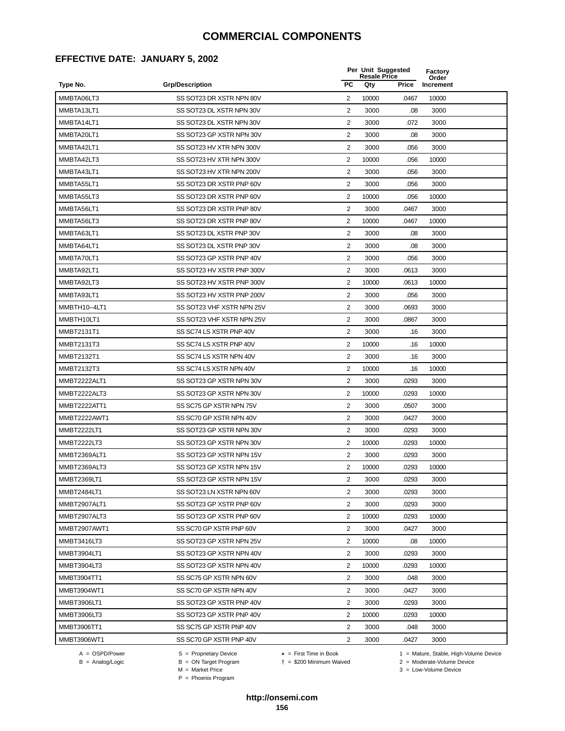# COMMERCIAL COMPONENTS

## EFFECTIVE DATE: JANUARY 5, 2002

| Type No. | Grp/Description | PC | Per Unit Suggested Resale Price Qty | Price | Factory Order Increment |
|---|---|---|---|---|---|
| MMBTA06LT3 | SS SOT23 DR XSTR NPN 80V | 2 | 10000 | .0467 | 10000 |
| MMBTA13LT1 | SS SOT23 DL XSTR NPN 30V | 2 | 3000 | .08 | 3000 |
| MMBTA14LT1 | SS SOT23 DL XSTR NPN 30V | 2 | 3000 | .072 | 3000 |
| MMBTA20LT1 | SS SOT23 GP XSTR NPN 30V | 2 | 3000 | .08 | 3000 |
| MMBTA42LT1 | SS SOT23 HV XTR NPN 300V | 2 | 3000 | .056 | 3000 |
| MMBTA42LT3 | SS SOT23 HV XTR NPN 300V | 2 | 10000 | .056 | 10000 |
| MMBTA43LT1 | SS SOT23 HV XTR NPN 200V | 2 | 3000 | .056 | 3000 |
| MMBTA55LT1 | SS SOT23 DR XSTR PNP 60V | 2 | 3000 | .056 | 3000 |
| MMBTA55LT3 | SS SOT23 DR XSTR PNP 60V | 2 | 10000 | .056 | 10000 |
| MMBTA56LT1 | SS SOT23 DR XSTR PNP 80V | 2 | 3000 | .0467 | 3000 |
| MMBTA56LT3 | SS SOT23 DR XSTR PNP 80V | 2 | 10000 | .0467 | 10000 |
| MMBTA63LT1 | SS SOT23 DL XSTR PNP 30V | 2 | 3000 | .08 | 3000 |
| MMBTA64LT1 | SS SOT23 DL XSTR PNP 30V | 2 | 3000 | .08 | 3000 |
| MMBTA70LT1 | SS SOT23 GP XSTR PNP 40V | 2 | 3000 | .056 | 3000 |
| MMBTA92LT1 | SS SOT23 HV XSTR PNP 300V | 2 | 3000 | .0613 | 3000 |
| MMBTA92LT3 | SS SOT23 HV XSTR PNP 300V | 2 | 10000 | .0613 | 10000 |
| MMBTA93LT1 | SS SOT23 HV XSTR PNP 200V | 2 | 3000 | .056 | 3000 |
| MMBTH10–4LT1 | SS SOT23 VHF XSTR NPN 25V | 2 | 3000 | .0693 | 3000 |
| MMBTH10LT1 | SS SOT23 VHF XSTR NPN 25V | 2 | 3000 | .0867 | 3000 |
| MMBT2131T1 | SS SC74 LS XSTR PNP 40V | 2 | 3000 | .16 | 3000 |
| MMBT2131T3 | SS SC74 LS XSTR PNP 40V | 2 | 10000 | .16 | 10000 |
| MMBT2132T1 | SS SC74 LS XSTR NPN 40V | 2 | 3000 | .16 | 3000 |
| MMBT2132T3 | SS SC74 LS XSTR NPN 40V | 2 | 10000 | .16 | 10000 |
| MMBT2222ALT1 | SS SOT23 GP XSTR NPN 30V | 2 | 3000 | .0293 | 3000 |
| MMBT2222ALT3 | SS SOT23 GP XSTR NPN 30V | 2 | 10000 | .0293 | 10000 |
| MMBT2222ATT1 | SS SC75 GP XSTR NPN 75V | 2 | 3000 | .0507 | 3000 |
| MMBT2222AWT1 | SS SC70 GP XSTR NPN 40V | 2 | 3000 | .0427 | 3000 |
| MMBT2222LT1 | SS SOT23 GP XSTR NPN 30V | 2 | 3000 | .0293 | 3000 |
| MMBT2222LT3 | SS SOT23 GP XSTR NPN 30V | 2 | 10000 | .0293 | 10000 |
| MMBT2369ALT1 | SS SOT23 GP XSTR NPN 15V | 2 | 3000 | .0293 | 3000 |
| MMBT2369ALT3 | SS SOT23 GP XSTR NPN 15V | 2 | 10000 | .0293 | 10000 |
| MMBT2369LT1 | SS SOT23 GP XSTR NPN 15V | 2 | 3000 | .0293 | 3000 |
| MMBT2484LT1 | SS SOT23 LN XSTR NPN 60V | 2 | 3000 | .0293 | 3000 |
| MMBT2907ALT1 | SS SOT23 GP XSTR PNP 60V | 2 | 3000 | .0293 | 3000 |
| MMBT2907ALT3 | SS SOT23 GP XSTR PNP 60V | 2 | 10000 | .0293 | 10000 |
| MMBT2907AWT1 | SS SC70 GP XSTR PNP 60V | 2 | 3000 | .0427 | 3000 |
| MMBT3416LT3 | SS SOT23 GP XSTR NPN 25V | 2 | 10000 | .08 | 10000 |
| MMBT3904LT1 | SS SOT23 GP XSTR NPN 40V | 2 | 3000 | .0293 | 3000 |
| MMBT3904LT3 | SS SOT23 GP XSTR NPN 40V | 2 | 10000 | .0293 | 10000 |
| MMBT3904TT1 | SS SC75 GP XSTR NPN 60V | 2 | 3000 | .048 | 3000 |
| MMBT3904WT1 | SS SC70 GP XSTR NPN 40V | 2 | 3000 | .0427 | 3000 |
| MMBT3906LT1 | SS SOT23 GP XSTR PNP 40V | 2 | 3000 | .0293 | 3000 |
| MMBT3906LT3 | SS SOT23 GP XSTR PNP 40V | 2 | 10000 | .0293 | 10000 |
| MMBT3906TT1 | SS SC75 GP XSTR PNP 40V | 2 | 3000 | .048 | 3000 |
| MMBT3906WT1 | SS SC70 GP XSTR PNP 40V | 2 | 3000 | .0427 | 3000 |

A = OSPD/Power
B = Analog/Logic

S = Proprietary Device
B = ON Target Program
M = Market Price
P = Phoenix Program

⋆ = First Time in Book
† = $200 Minimum Waived

1 = Mature, Stable, High-Volume Device
2 = Moderate-Volume Device
3 = Low-Volume Device

**http://onsemi.com**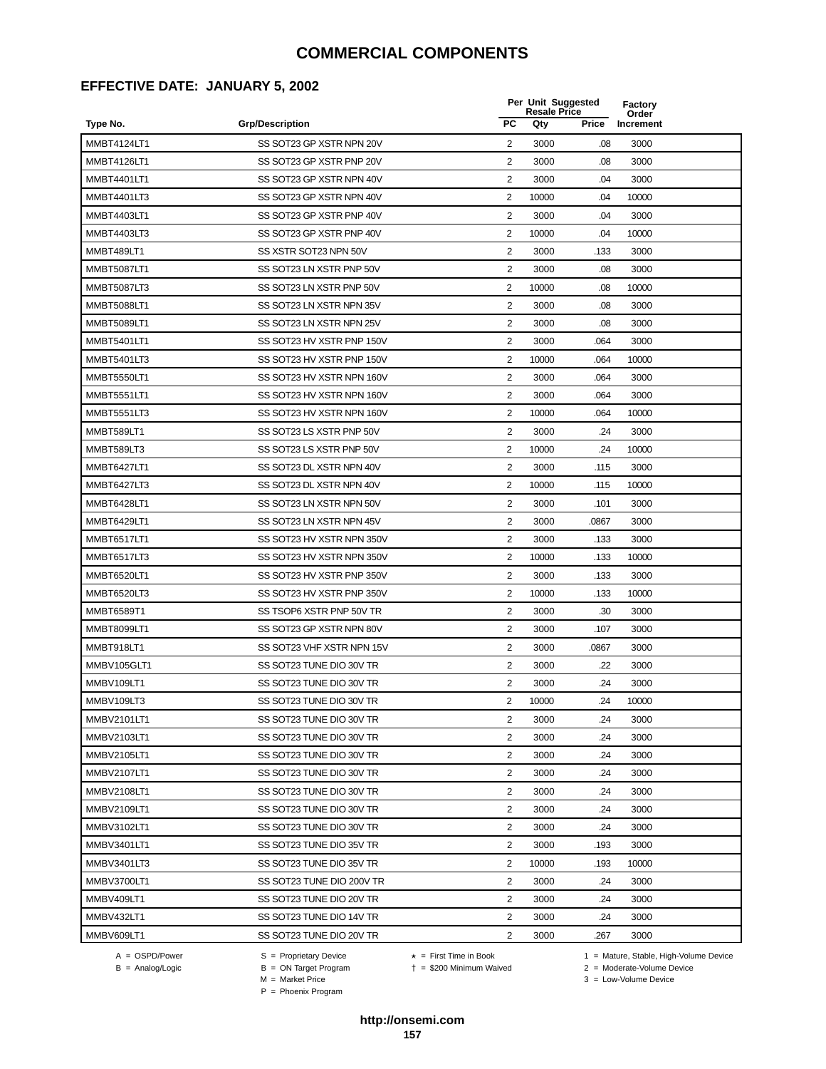# COMMERCIAL COMPONENTS

### EFFECTIVE DATE: JANUARY 5, 2002

| Type No. | Grp/Description | PC | Per Unit Suggested Resale Price Qty | Price | Factory Order Increment |
|---|---|---|---|---|---|
| MMBT4124LT1 | SS SOT23 GP XSTR NPN 20V | 2 | 3000 | .08 | 3000 |
| MMBT4126LT1 | SS SOT23 GP XSTR PNP 20V | 2 | 3000 | .08 | 3000 |
| MMBT4401LT1 | SS SOT23 GP XSTR NPN 40V | 2 | 3000 | .04 | 3000 |
| MMBT4401LT3 | SS SOT23 GP XSTR NPN 40V | 2 | 10000 | .04 | 10000 |
| MMBT4403LT1 | SS SOT23 GP XSTR PNP 40V | 2 | 3000 | .04 | 3000 |
| MMBT4403LT3 | SS SOT23 GP XSTR PNP 40V | 2 | 10000 | .04 | 10000 |
| MMBT489LT1 | SS XSTR SOT23 NPN 50V | 2 | 3000 | .133 | 3000 |
| MMBT5087LT1 | SS SOT23 LN XSTR PNP 50V | 2 | 3000 | .08 | 3000 |
| MMBT5087LT3 | SS SOT23 LN XSTR PNP 50V | 2 | 10000 | .08 | 10000 |
| MMBT5088LT1 | SS SOT23 LN XSTR NPN 35V | 2 | 3000 | .08 | 3000 |
| MMBT5089LT1 | SS SOT23 LN XSTR NPN 25V | 2 | 3000 | .08 | 3000 |
| MMBT5401LT1 | SS SOT23 HV XSTR PNP 150V | 2 | 3000 | .064 | 3000 |
| MMBT5401LT3 | SS SOT23 HV XSTR PNP 150V | 2 | 10000 | .064 | 10000 |
| MMBT5550LT1 | SS SOT23 HV XSTR NPN 160V | 2 | 3000 | .064 | 3000 |
| MMBT5551LT1 | SS SOT23 HV XSTR NPN 160V | 2 | 3000 | .064 | 3000 |
| MMBT5551LT3 | SS SOT23 HV XSTR NPN 160V | 2 | 10000 | .064 | 10000 |
| MMBT589LT1 | SS SOT23 LS XSTR PNP 50V | 2 | 3000 | .24 | 3000 |
| MMBT589LT3 | SS SOT23 LS XSTR PNP 50V | 2 | 10000 | .24 | 10000 |
| MMBT6427LT1 | SS SOT23 DL XSTR NPN 40V | 2 | 3000 | .115 | 3000 |
| MMBT6427LT3 | SS SOT23 DL XSTR NPN 40V | 2 | 10000 | .115 | 10000 |
| MMBT6428LT1 | SS SOT23 LN XSTR NPN 50V | 2 | 3000 | .101 | 3000 |
| MMBT6429LT1 | SS SOT23 LN XSTR NPN 45V | 2 | 3000 | .0867 | 3000 |
| MMBT6517LT1 | SS SOT23 HV XSTR NPN 350V | 2 | 3000 | .133 | 3000 |
| MMBT6517LT3 | SS SOT23 HV XSTR NPN 350V | 2 | 10000 | .133 | 10000 |
| MMBT6520LT1 | SS SOT23 HV XSTR PNP 350V | 2 | 3000 | .133 | 3000 |
| MMBT6520LT3 | SS SOT23 HV XSTR PNP 350V | 2 | 10000 | .133 | 10000 |
| MMBT6589T1 | SS TSOP6 XSTR PNP 50V TR | 2 | 3000 | .30 | 3000 |
| MMBT8099LT1 | SS SOT23 GP XSTR NPN 80V | 2 | 3000 | .107 | 3000 |
| MMBT918LT1 | SS SOT23 VHF XSTR NPN 15V | 2 | 3000 | .0867 | 3000 |
| MMBV105GLT1 | SS SOT23 TUNE DIO 30V TR | 2 | 3000 | .22 | 3000 |
| MMBV109LT1 | SS SOT23 TUNE DIO 30V TR | 2 | 3000 | .24 | 3000 |
| MMBV109LT3 | SS SOT23 TUNE DIO 30V TR | 2 | 10000 | .24 | 10000 |
| MMBV2101LT1 | SS SOT23 TUNE DIO 30V TR | 2 | 3000 | .24 | 3000 |
| MMBV2103LT1 | SS SOT23 TUNE DIO 30V TR | 2 | 3000 | .24 | 3000 |
| MMBV2105LT1 | SS SOT23 TUNE DIO 30V TR | 2 | 3000 | .24 | 3000 |
| MMBV2107LT1 | SS SOT23 TUNE DIO 30V TR | 2 | 3000 | .24 | 3000 |
| MMBV2108LT1 | SS SOT23 TUNE DIO 30V TR | 2 | 3000 | .24 | 3000 |
| MMBV2109LT1 | SS SOT23 TUNE DIO 30V TR | 2 | 3000 | .24 | 3000 |
| MMBV3102LT1 | SS SOT23 TUNE DIO 30V TR | 2 | 3000 | .24 | 3000 |
| MMBV3401LT1 | SS SOT23 TUNE DIO 35V TR | 2 | 3000 | .193 | 3000 |
| MMBV3401LT3 | SS SOT23 TUNE DIO 35V TR | 2 | 10000 | .193 | 10000 |
| MMBV3700LT1 | SS SOT23 TUNE DIO 200V TR | 2 | 3000 | .24 | 3000 |
| MMBV409LT1 | SS SOT23 TUNE DIO 20V TR | 2 | 3000 | .24 | 3000 |
| MMBV432LT1 | SS SOT23 TUNE DIO 14V TR | 2 | 3000 | .24 | 3000 |
| MMBV609LT1 | SS SOT23 TUNE DIO 20V TR | 2 | 3000 | .267 | 3000 |

A = OSPD/Power
B = Analog/Logic

S = Proprietary Device
B = ON Target Program
M = Market Price
P = Phoenix Program

⋆ = First Time in Book
† = $200 Minimum Waived

1 = Mature, Stable, High-Volume Device
2 = Moderate-Volume Device
3 = Low-Volume Device

**http://onsemi.com**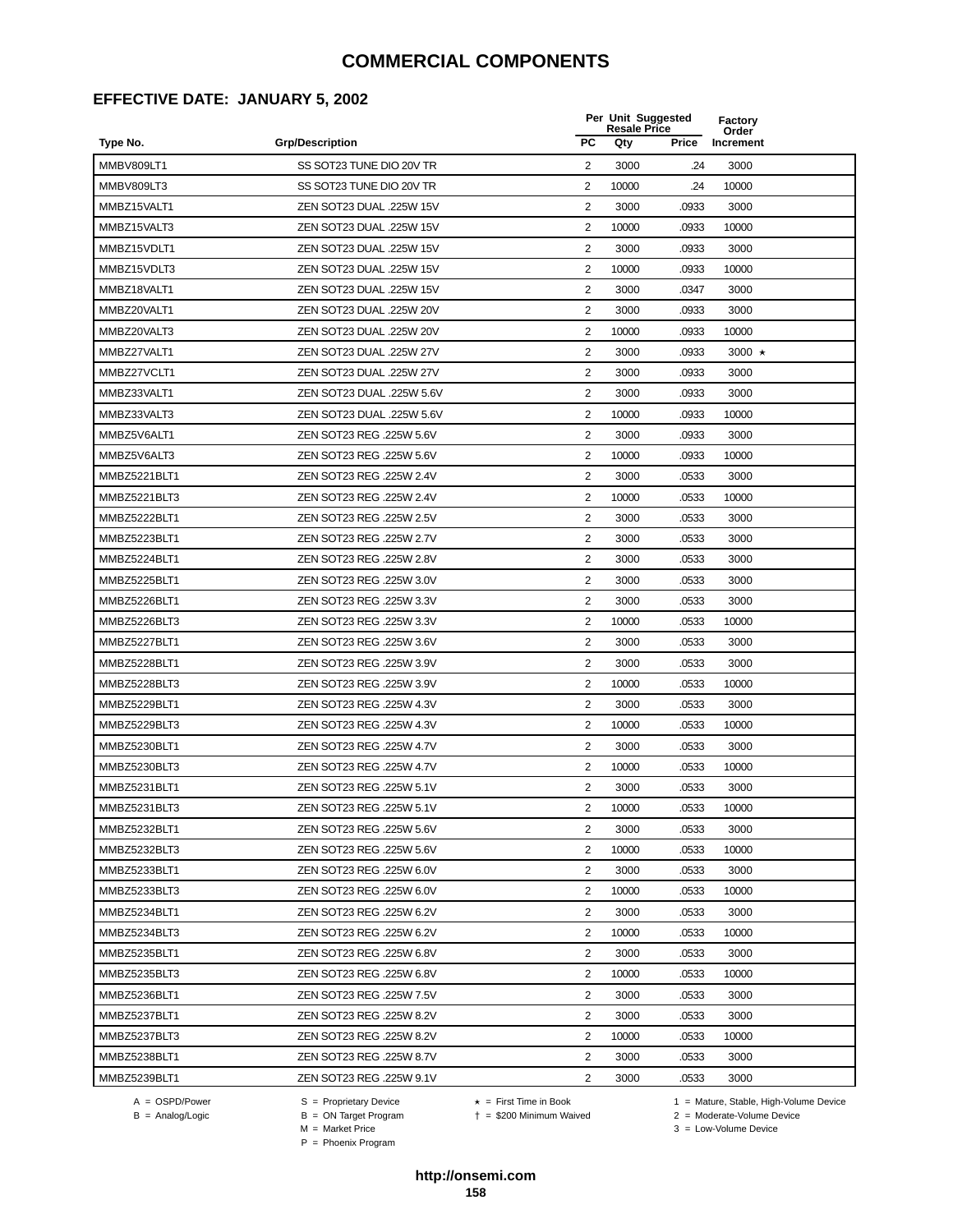# COMMERCIAL COMPONENTS

## EFFECTIVE DATE: JANUARY 5, 2002

| Type No. | Grp/Description | PC | Per Unit Suggested Resale Price Qty | Price | Factory Order Increment |
|---|---|---|---|---|---|
| MMBV809LT1 | SS SOT23 TUNE DIO 20V TR | 2 | 3000 | .24 | 3000 |
| MMBV809LT3 | SS SOT23 TUNE DIO 20V TR | 2 | 10000 | .24 | 10000 |
| MMBZ15VALT1 | ZEN SOT23 DUAL .225W 15V | 2 | 3000 | .0933 | 3000 |
| MMBZ15VALT3 | ZEN SOT23 DUAL .225W 15V | 2 | 10000 | .0933 | 10000 |
| MMBZ15VDLT1 | ZEN SOT23 DUAL .225W 15V | 2 | 3000 | .0933 | 3000 |
| MMBZ15VDLT3 | ZEN SOT23 DUAL .225W 15V | 2 | 10000 | .0933 | 10000 |
| MMBZ18VALT1 | ZEN SOT23 DUAL .225W 15V | 2 | 3000 | .0347 | 3000 |
| MMBZ20VALT1 | ZEN SOT23 DUAL .225W 20V | 2 | 3000 | .0933 | 3000 |
| MMBZ20VALT3 | ZEN SOT23 DUAL .225W 20V | 2 | 10000 | .0933 | 10000 |
| MMBZ27VALT1 | ZEN SOT23 DUAL .225W 27V | 2 | 3000 | .0933 | 3000 ⋆ |
| MMBZ27VCLT1 | ZEN SOT23 DUAL .225W 27V | 2 | 3000 | .0933 | 3000 |
| MMBZ33VALT1 | ZEN SOT23 DUAL .225W 5.6V | 2 | 3000 | .0933 | 3000 |
| MMBZ33VALT3 | ZEN SOT23 DUAL .225W 5.6V | 2 | 10000 | .0933 | 10000 |
| MMBZ5V6ALT1 | ZEN SOT23 REG .225W 5.6V | 2 | 3000 | .0933 | 3000 |
| MMBZ5V6ALT3 | ZEN SOT23 REG .225W 5.6V | 2 | 10000 | .0933 | 10000 |
| MMBZ5221BLT1 | ZEN SOT23 REG .225W 2.4V | 2 | 3000 | .0533 | 3000 |
| MMBZ5221BLT3 | ZEN SOT23 REG .225W 2.4V | 2 | 10000 | .0533 | 10000 |
| MMBZ5222BLT1 | ZEN SOT23 REG .225W 2.5V | 2 | 3000 | .0533 | 3000 |
| MMBZ5223BLT1 | ZEN SOT23 REG .225W 2.7V | 2 | 3000 | .0533 | 3000 |
| MMBZ5224BLT1 | ZEN SOT23 REG .225W 2.8V | 2 | 3000 | .0533 | 3000 |
| MMBZ5225BLT1 | ZEN SOT23 REG .225W 3.0V | 2 | 3000 | .0533 | 3000 |
| MMBZ5226BLT1 | ZEN SOT23 REG .225W 3.3V | 2 | 3000 | .0533 | 3000 |
| MMBZ5226BLT3 | ZEN SOT23 REG .225W 3.3V | 2 | 10000 | .0533 | 10000 |
| MMBZ5227BLT1 | ZEN SOT23 REG .225W 3.6V | 2 | 3000 | .0533 | 3000 |
| MMBZ5228BLT1 | ZEN SOT23 REG .225W 3.9V | 2 | 3000 | .0533 | 3000 |
| MMBZ5228BLT3 | ZEN SOT23 REG .225W 3.9V | 2 | 10000 | .0533 | 10000 |
| MMBZ5229BLT1 | ZEN SOT23 REG .225W 4.3V | 2 | 3000 | .0533 | 3000 |
| MMBZ5229BLT3 | ZEN SOT23 REG .225W 4.3V | 2 | 10000 | .0533 | 10000 |
| MMBZ5230BLT1 | ZEN SOT23 REG .225W 4.7V | 2 | 3000 | .0533 | 3000 |
| MMBZ5230BLT3 | ZEN SOT23 REG .225W 4.7V | 2 | 10000 | .0533 | 10000 |
| MMBZ5231BLT1 | ZEN SOT23 REG .225W 5.1V | 2 | 3000 | .0533 | 3000 |
| MMBZ5231BLT3 | ZEN SOT23 REG .225W 5.1V | 2 | 10000 | .0533 | 10000 |
| MMBZ5232BLT1 | ZEN SOT23 REG .225W 5.6V | 2 | 3000 | .0533 | 3000 |
| MMBZ5232BLT3 | ZEN SOT23 REG .225W 5.6V | 2 | 10000 | .0533 | 10000 |
| MMBZ5233BLT1 | ZEN SOT23 REG .225W 6.0V | 2 | 3000 | .0533 | 3000 |
| MMBZ5233BLT3 | ZEN SOT23 REG .225W 6.0V | 2 | 10000 | .0533 | 10000 |
| MMBZ5234BLT1 | ZEN SOT23 REG .225W 6.2V | 2 | 3000 | .0533 | 3000 |
| MMBZ5234BLT3 | ZEN SOT23 REG .225W 6.2V | 2 | 10000 | .0533 | 10000 |
| MMBZ5235BLT1 | ZEN SOT23 REG .225W 6.8V | 2 | 3000 | .0533 | 3000 |
| MMBZ5235BLT3 | ZEN SOT23 REG .225W 6.8V | 2 | 10000 | .0533 | 10000 |
| MMBZ5236BLT1 | ZEN SOT23 REG .225W 7.5V | 2 | 3000 | .0533 | 3000 |
| MMBZ5237BLT1 | ZEN SOT23 REG .225W 8.2V | 2 | 3000 | .0533 | 3000 |
| MMBZ5237BLT3 | ZEN SOT23 REG .225W 8.2V | 2 | 10000 | .0533 | 10000 |
| MMBZ5238BLT1 | ZEN SOT23 REG .225W 8.7V | 2 | 3000 | .0533 | 3000 |
| MMBZ5239BLT1 | ZEN SOT23 REG .225W 9.1V | 2 | 3000 | .0533 | 3000 |

A = OSPD/Power
B = Analog/Logic

S = Proprietary Device
B = ON Target Program
M = Market Price
P = Phoenix Program

⋆ = First Time in Book
† = $200 Minimum Waived

1 = Mature, Stable, High-Volume Device
2 = Moderate-Volume Device
3 = Low-Volume Device

**http://onsemi.com**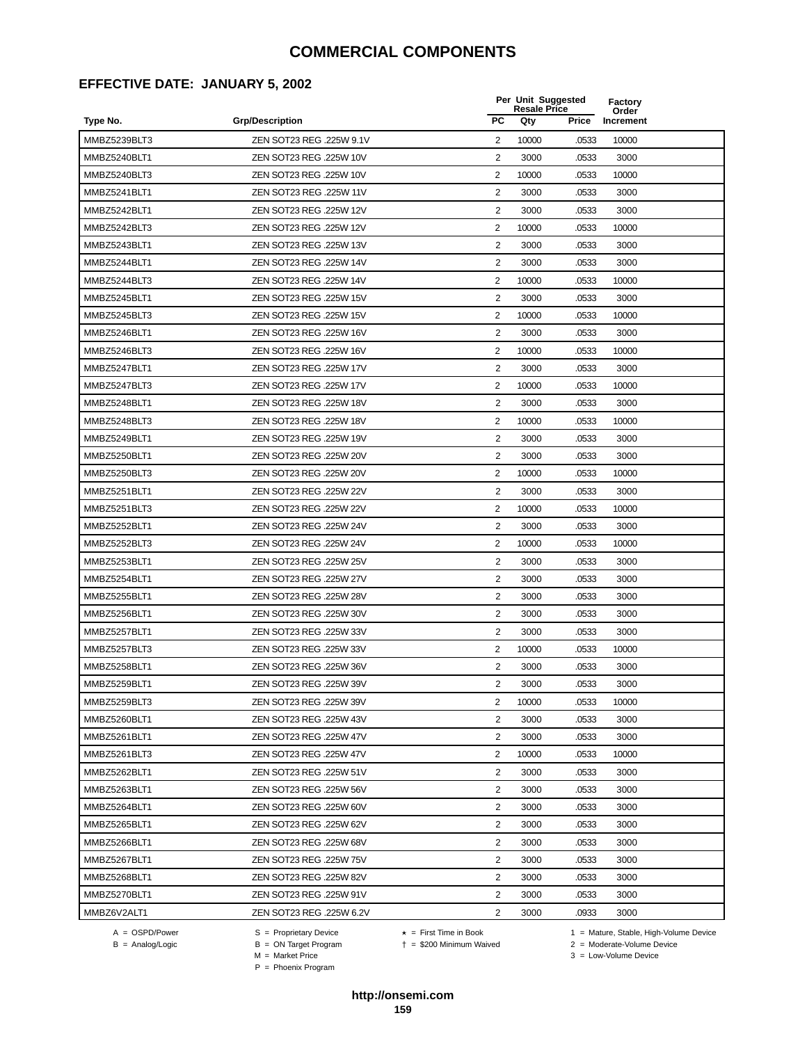# COMMERCIAL COMPONENTS

## EFFECTIVE DATE: JANUARY 5, 2002

| Type No. | Grp/Description | PC | Per Unit Suggested Resale Price Qty | Price | Factory Order Increment |
|---|---|---|---|---|---|
| MMBZ5239BLT3 | ZEN SOT23 REG .225W 9.1V | 2 | 10000 | .0533 | 10000 |
| MMBZ5240BLT1 | ZEN SOT23 REG .225W 10V | 2 | 3000 | .0533 | 3000 |
| MMBZ5240BLT3 | ZEN SOT23 REG .225W 10V | 2 | 10000 | .0533 | 10000 |
| MMBZ5241BLT1 | ZEN SOT23 REG .225W 11V | 2 | 3000 | .0533 | 3000 |
| MMBZ5242BLT1 | ZEN SOT23 REG .225W 12V | 2 | 3000 | .0533 | 3000 |
| MMBZ5242BLT3 | ZEN SOT23 REG .225W 12V | 2 | 10000 | .0533 | 10000 |
| MMBZ5243BLT1 | ZEN SOT23 REG .225W 13V | 2 | 3000 | .0533 | 3000 |
| MMBZ5244BLT1 | ZEN SOT23 REG .225W 14V | 2 | 3000 | .0533 | 3000 |
| MMBZ5244BLT3 | ZEN SOT23 REG .225W 14V | 2 | 10000 | .0533 | 10000 |
| MMBZ5245BLT1 | ZEN SOT23 REG .225W 15V | 2 | 3000 | .0533 | 3000 |
| MMBZ5245BLT3 | ZEN SOT23 REG .225W 15V | 2 | 10000 | .0533 | 10000 |
| MMBZ5246BLT1 | ZEN SOT23 REG .225W 16V | 2 | 3000 | .0533 | 3000 |
| MMBZ5246BLT3 | ZEN SOT23 REG .225W 16V | 2 | 10000 | .0533 | 10000 |
| MMBZ5247BLT1 | ZEN SOT23 REG .225W 17V | 2 | 3000 | .0533 | 3000 |
| MMBZ5247BLT3 | ZEN SOT23 REG .225W 17V | 2 | 10000 | .0533 | 10000 |
| MMBZ5248BLT1 | ZEN SOT23 REG .225W 18V | 2 | 3000 | .0533 | 3000 |
| MMBZ5248BLT3 | ZEN SOT23 REG .225W 18V | 2 | 10000 | .0533 | 10000 |
| MMBZ5249BLT1 | ZEN SOT23 REG .225W 19V | 2 | 3000 | .0533 | 3000 |
| MMBZ5250BLT1 | ZEN SOT23 REG .225W 20V | 2 | 3000 | .0533 | 3000 |
| MMBZ5250BLT3 | ZEN SOT23 REG .225W 20V | 2 | 10000 | .0533 | 10000 |
| MMBZ5251BLT1 | ZEN SOT23 REG .225W 22V | 2 | 3000 | .0533 | 3000 |
| MMBZ5251BLT3 | ZEN SOT23 REG .225W 22V | 2 | 10000 | .0533 | 10000 |
| MMBZ5252BLT1 | ZEN SOT23 REG .225W 24V | 2 | 3000 | .0533 | 3000 |
| MMBZ5252BLT3 | ZEN SOT23 REG .225W 24V | 2 | 10000 | .0533 | 10000 |
| MMBZ5253BLT1 | ZEN SOT23 REG .225W 25V | 2 | 3000 | .0533 | 3000 |
| MMBZ5254BLT1 | ZEN SOT23 REG .225W 27V | 2 | 3000 | .0533 | 3000 |
| MMBZ5255BLT1 | ZEN SOT23 REG .225W 28V | 2 | 3000 | .0533 | 3000 |
| MMBZ5256BLT1 | ZEN SOT23 REG .225W 30V | 2 | 3000 | .0533 | 3000 |
| MMBZ5257BLT1 | ZEN SOT23 REG .225W 33V | 2 | 3000 | .0533 | 3000 |
| MMBZ5257BLT3 | ZEN SOT23 REG .225W 33V | 2 | 10000 | .0533 | 10000 |
| MMBZ5258BLT1 | ZEN SOT23 REG .225W 36V | 2 | 3000 | .0533 | 3000 |
| MMBZ5259BLT1 | ZEN SOT23 REG .225W 39V | 2 | 3000 | .0533 | 3000 |
| MMBZ5259BLT3 | ZEN SOT23 REG .225W 39V | 2 | 10000 | .0533 | 10000 |
| MMBZ5260BLT1 | ZEN SOT23 REG .225W 43V | 2 | 3000 | .0533 | 3000 |
| MMBZ5261BLT1 | ZEN SOT23 REG .225W 47V | 2 | 3000 | .0533 | 3000 |
| MMBZ5261BLT3 | ZEN SOT23 REG .225W 47V | 2 | 10000 | .0533 | 10000 |
| MMBZ5262BLT1 | ZEN SOT23 REG .225W 51V | 2 | 3000 | .0533 | 3000 |
| MMBZ5263BLT1 | ZEN SOT23 REG .225W 56V | 2 | 3000 | .0533 | 3000 |
| MMBZ5264BLT1 | ZEN SOT23 REG .225W 60V | 2 | 3000 | .0533 | 3000 |
| MMBZ5265BLT1 | ZEN SOT23 REG .225W 62V | 2 | 3000 | .0533 | 3000 |
| MMBZ5266BLT1 | ZEN SOT23 REG .225W 68V | 2 | 3000 | .0533 | 3000 |
| MMBZ5267BLT1 | ZEN SOT23 REG .225W 75V | 2 | 3000 | .0533 | 3000 |
| MMBZ5268BLT1 | ZEN SOT23 REG .225W 82V | 2 | 3000 | .0533 | 3000 |
| MMBZ5270BLT1 | ZEN SOT23 REG .225W 91V | 2 | 3000 | .0533 | 3000 |
| MMBZ6V2ALT1 | ZEN SOT23 REG .225W 6.2V | 2 | 3000 | .0933 | 3000 |

A = OSPD/Power
B = Analog/Logic

S = Proprietary Device
B = ON Target Program
M = Market Price
P = Phoenix Program

★ = First Time in Book
† = $200 Minimum Waived

1 = Mature, Stable, High-Volume Device
2 = Moderate-Volume Device
3 = Low-Volume Device

**http://onsemi.com**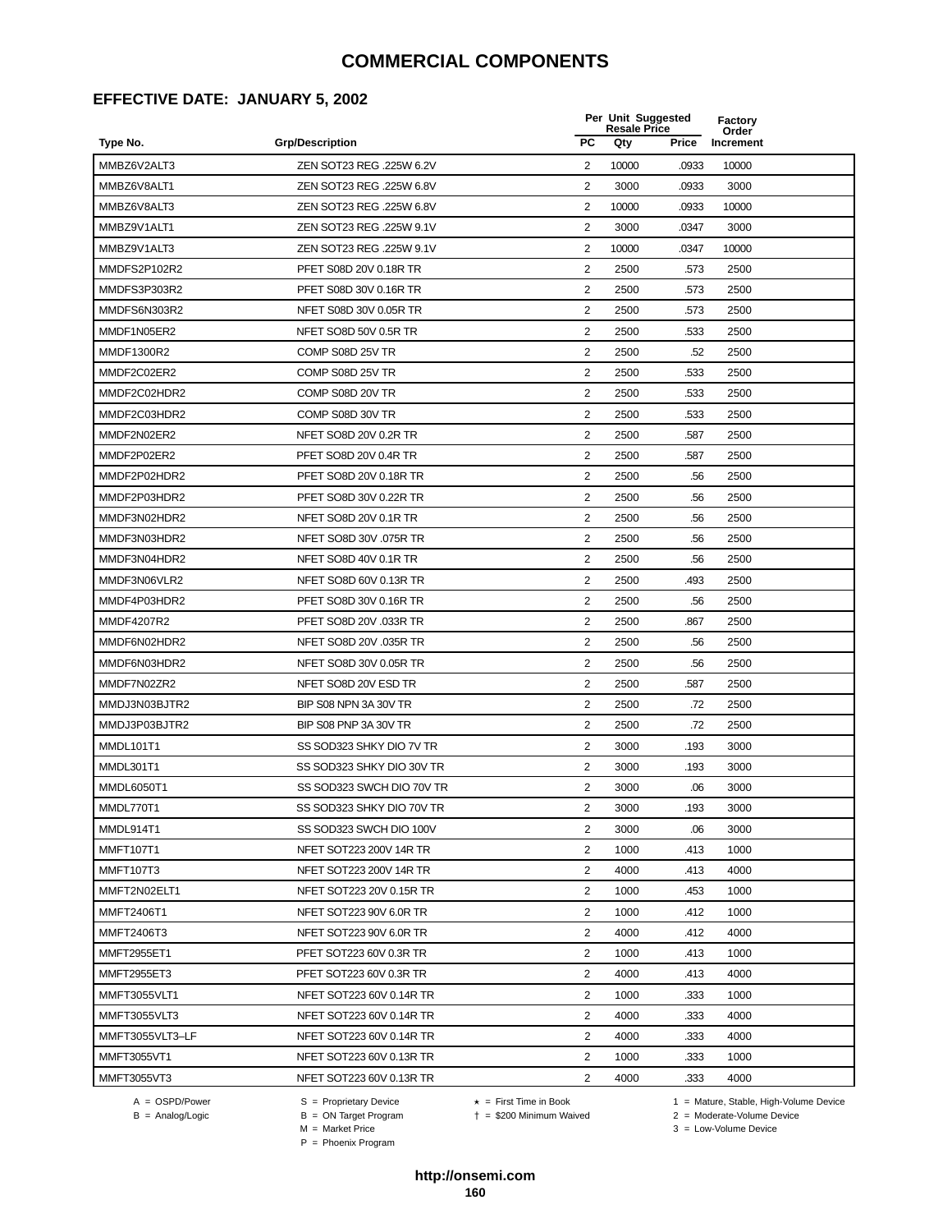# COMMERCIAL COMPONENTS

## EFFECTIVE DATE: JANUARY 5, 2002

| Type No. | Grp/Description | PC | Per Unit Suggested Resale Price Qty | Price | Factory Order Increment |
|---|---|---|---|---|---|
| MMBZ6V2ALT3 | ZEN SOT23 REG .225W 6.2V | 2 | 10000 | .0933 | 10000 |
| MMBZ6V8ALT1 | ZEN SOT23 REG .225W 6.8V | 2 | 3000 | .0933 | 3000 |
| MMBZ6V8ALT3 | ZEN SOT23 REG .225W 6.8V | 2 | 10000 | .0933 | 10000 |
| MMBZ9V1ALT1 | ZEN SOT23 REG .225W 9.1V | 2 | 3000 | .0347 | 3000 |
| MMBZ9V1ALT3 | ZEN SOT23 REG .225W 9.1V | 2 | 10000 | .0347 | 10000 |
| MMDFS2P102R2 | PFET S08D 20V 0.18R TR | 2 | 2500 | .573 | 2500 |
| MMDFS3P303R2 | PFET S08D 30V 0.16R TR | 2 | 2500 | .573 | 2500 |
| MMDFS6N303R2 | NFET S08D 30V 0.05R TR | 2 | 2500 | .573 | 2500 |
| MMDF1N05ER2 | NFET SO8D 50V 0.5R TR | 2 | 2500 | .533 | 2500 |
| MMDF1300R2 | COMP S08D 25V TR | 2 | 2500 | .52 | 2500 |
| MMDF2C02ER2 | COMP S08D 25V TR | 2 | 2500 | .533 | 2500 |
| MMDF2C02HDR2 | COMP S08D 20V TR | 2 | 2500 | .533 | 2500 |
| MMDF2C03HDR2 | COMP S08D 30V TR | 2 | 2500 | .533 | 2500 |
| MMDF2N02ER2 | NFET SO8D 20V 0.2R TR | 2 | 2500 | .587 | 2500 |
| MMDF2P02ER2 | PFET SO8D 20V 0.4R TR | 2 | 2500 | .587 | 2500 |
| MMDF2P02HDR2 | PFET SO8D 20V 0.18R TR | 2 | 2500 | .56 | 2500 |
| MMDF2P03HDR2 | PFET SO8D 30V 0.22R TR | 2 | 2500 | .56 | 2500 |
| MMDF3N02HDR2 | NFET SO8D 20V 0.1R TR | 2 | 2500 | .56 | 2500 |
| MMDF3N03HDR2 | NFET SO8D 30V .075R TR | 2 | 2500 | .56 | 2500 |
| MMDF3N04HDR2 | NFET SO8D 40V 0.1R TR | 2 | 2500 | .56 | 2500 |
| MMDF3N06VLR2 | NFET SO8D 60V 0.13R TR | 2 | 2500 | .493 | 2500 |
| MMDF4P03HDR2 | PFET SO8D 30V 0.16R TR | 2 | 2500 | .56 | 2500 |
| MMDF4207R2 | PFET SO8D 20V .033R TR | 2 | 2500 | .867 | 2500 |
| MMDF6N02HDR2 | NFET SO8D 20V .035R TR | 2 | 2500 | .56 | 2500 |
| MMDF6N03HDR2 | NFET SO8D 30V 0.05R TR | 2 | 2500 | .56 | 2500 |
| MMDF7N02ZR2 | NFET SO8D 20V ESD TR | 2 | 2500 | .587 | 2500 |
| MMDJ3N03BJTR2 | BIP S08 NPN 3A 30V TR | 2 | 2500 | .72 | 2500 |
| MMDJ3P03BJTR2 | BIP S08 PNP 3A 30V TR | 2 | 2500 | .72 | 2500 |
| MMDL101T1 | SS SOD323 SHKY DIO 7V TR | 2 | 3000 | .193 | 3000 |
| MMDL301T1 | SS SOD323 SHKY DIO 30V TR | 2 | 3000 | .193 | 3000 |
| MMDL6050T1 | SS SOD323 SWCH DIO 70V TR | 2 | 3000 | .06 | 3000 |
| MMDL770T1 | SS SOD323 SHKY DIO 70V TR | 2 | 3000 | .193 | 3000 |
| MMDL914T1 | SS SOD323 SWCH DIO 100V | 2 | 3000 | .06 | 3000 |
| MMFT107T1 | NFET SOT223 200V 14R TR | 2 | 1000 | .413 | 1000 |
| MMFT107T3 | NFET SOT223 200V 14R TR | 2 | 4000 | .413 | 4000 |
| MMFT2N02ELT1 | NFET SOT223 20V 0.15R TR | 2 | 1000 | .453 | 1000 |
| MMFT2406T1 | NFET SOT223 90V 6.0R TR | 2 | 1000 | .412 | 1000 |
| MMFT2406T3 | NFET SOT223 90V 6.0R TR | 2 | 4000 | .412 | 4000 |
| MMFT2955ET1 | PFET SOT223 60V 0.3R TR | 2 | 1000 | .413 | 1000 |
| MMFT2955ET3 | PFET SOT223 60V 0.3R TR | 2 | 4000 | .413 | 4000 |
| MMFT3055VLT1 | NFET SOT223 60V 0.14R TR | 2 | 1000 | .333 | 1000 |
| MMFT3055VLT3 | NFET SOT223 60V 0.14R TR | 2 | 4000 | .333 | 4000 |
| MMFT3055VLT3–LF | NFET SOT223 60V 0.14R TR | 2 | 4000 | .333 | 4000 |
| MMFT3055VT1 | NFET SOT223 60V 0.13R TR | 2 | 1000 | .333 | 1000 |
| MMFT3055VT3 | NFET SOT223 60V 0.13R TR | 2 | 4000 | .333 | 4000 |

A = OSPD/Power
B = Analog/Logic

S = Proprietary Device
B = ON Target Program
M = Market Price
P = Phoenix Program

⋆ = First Time in Book
† = $200 Minimum Waived

1 = Mature, Stable, High-Volume Device
2 = Moderate-Volume Device
3 = Low-Volume Device

**http://onsemi.com**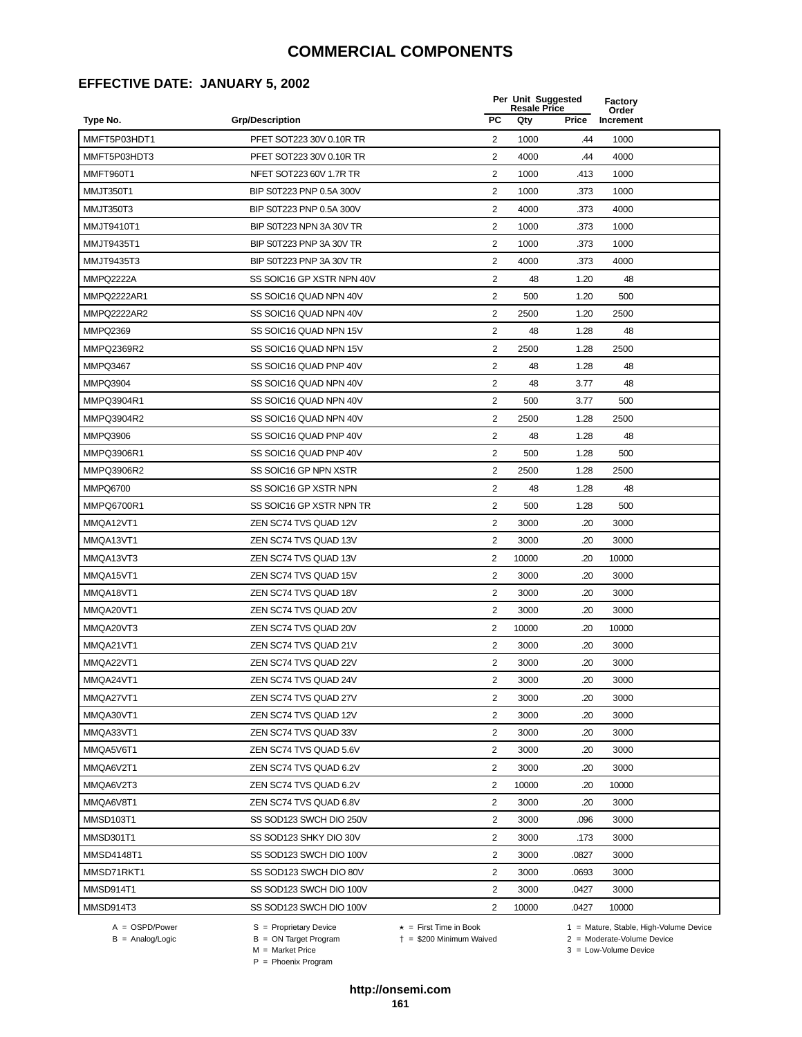# COMMERCIAL COMPONENTS

### EFFECTIVE DATE: JANUARY 5, 2002

| Type No. | Grp/Description | PC | Per Unit Suggested Resale Price Qty | Price | Factory Order Increment |
|---|---|---|---|---|---|
| MMFT5P03HDT1 | PFET SOT223 30V 0.10R TR | 2 | 1000 | .44 | 1000 |
| MMFT5P03HDT3 | PFET SOT223 30V 0.10R TR | 2 | 4000 | .44 | 4000 |
| MMFT960T1 | NFET SOT223 60V 1.7R TR | 2 | 1000 | .413 | 1000 |
| MMJT350T1 | BIP S0T223 PNP 0.5A 300V | 2 | 1000 | .373 | 1000 |
| MMJT350T3 | BIP S0T223 PNP 0.5A 300V | 2 | 4000 | .373 | 4000 |
| MMJT9410T1 | BIP S0T223 NPN 3A 30V TR | 2 | 1000 | .373 | 1000 |
| MMJT9435T1 | BIP S0T223 PNP 3A 30V TR | 2 | 1000 | .373 | 1000 |
| MMJT9435T3 | BIP S0T223 PNP 3A 30V TR | 2 | 4000 | .373 | 4000 |
| MMPQ2222A | SS SOIC16 GP XSTR NPN 40V | 2 | 48 | 1.20 | 48 |
| MMPQ2222AR1 | SS SOIC16 QUAD NPN 40V | 2 | 500 | 1.20 | 500 |
| MMPQ2222AR2 | SS SOIC16 QUAD NPN 40V | 2 | 2500 | 1.20 | 2500 |
| MMPQ2369 | SS SOIC16 QUAD NPN 15V | 2 | 48 | 1.28 | 48 |
| MMPQ2369R2 | SS SOIC16 QUAD NPN 15V | 2 | 2500 | 1.28 | 2500 |
| MMPQ3467 | SS SOIC16 QUAD PNP 40V | 2 | 48 | 1.28 | 48 |
| MMPQ3904 | SS SOIC16 QUAD NPN 40V | 2 | 48 | 3.77 | 48 |
| MMPQ3904R1 | SS SOIC16 QUAD NPN 40V | 2 | 500 | 3.77 | 500 |
| MMPQ3904R2 | SS SOIC16 QUAD NPN 40V | 2 | 2500 | 1.28 | 2500 |
| MMPQ3906 | SS SOIC16 QUAD PNP 40V | 2 | 48 | 1.28 | 48 |
| MMPQ3906R1 | SS SOIC16 QUAD PNP 40V | 2 | 500 | 1.28 | 500 |
| MMPQ3906R2 | SS SOIC16 GP NPN XSTR | 2 | 2500 | 1.28 | 2500 |
| MMPQ6700 | SS SOIC16 GP XSTR NPN | 2 | 48 | 1.28 | 48 |
| MMPQ6700R1 | SS SOIC16 GP XSTR NPN TR | 2 | 500 | 1.28 | 500 |
| MMQA12VT1 | ZEN SC74 TVS QUAD 12V | 2 | 3000 | .20 | 3000 |
| MMQA13VT1 | ZEN SC74 TVS QUAD 13V | 2 | 3000 | .20 | 3000 |
| MMQA13VT3 | ZEN SC74 TVS QUAD 13V | 2 | 10000 | .20 | 10000 |
| MMQA15VT1 | ZEN SC74 TVS QUAD 15V | 2 | 3000 | .20 | 3000 |
| MMQA18VT1 | ZEN SC74 TVS QUAD 18V | 2 | 3000 | .20 | 3000 |
| MMQA20VT1 | ZEN SC74 TVS QUAD 20V | 2 | 3000 | .20 | 3000 |
| MMQA20VT3 | ZEN SC74 TVS QUAD 20V | 2 | 10000 | .20 | 10000 |
| MMQA21VT1 | ZEN SC74 TVS QUAD 21V | 2 | 3000 | .20 | 3000 |
| MMQA22VT1 | ZEN SC74 TVS QUAD 22V | 2 | 3000 | .20 | 3000 |
| MMQA24VT1 | ZEN SC74 TVS QUAD 24V | 2 | 3000 | .20 | 3000 |
| MMQA27VT1 | ZEN SC74 TVS QUAD 27V | 2 | 3000 | .20 | 3000 |
| MMQA30VT1 | ZEN SC74 TVS QUAD 12V | 2 | 3000 | .20 | 3000 |
| MMQA33VT1 | ZEN SC74 TVS QUAD 33V | 2 | 3000 | .20 | 3000 |
| MMQA5V6T1 | ZEN SC74 TVS QUAD 5.6V | 2 | 3000 | .20 | 3000 |
| MMQA6V2T1 | ZEN SC74 TVS QUAD 6.2V | 2 | 3000 | .20 | 3000 |
| MMQA6V2T3 | ZEN SC74 TVS QUAD 6.2V | 2 | 10000 | .20 | 10000 |
| MMQA6V8T1 | ZEN SC74 TVS QUAD 6.8V | 2 | 3000 | .20 | 3000 |
| MMSD103T1 | SS SOD123 SWCH DIO 250V | 2 | 3000 | .096 | 3000 |
| MMSD301T1 | SS SOD123 SHKY DIO 30V | 2 | 3000 | .173 | 3000 |
| MMSD4148T1 | SS SOD123 SWCH DIO 100V | 2 | 3000 | .0827 | 3000 |
| MMSD71RKT1 | SS SOD123 SWCH DIO 80V | 2 | 3000 | .0693 | 3000 |
| MMSD914T1 | SS SOD123 SWCH DIO 100V | 2 | 3000 | .0427 | 3000 |
| MMSD914T3 | SS SOD123 SWCH DIO 100V | 2 | 10000 | .0427 | 10000 |

A = OSPD/Power
B = Analog/Logic

S = Proprietary Device
B = ON Target Program
M = Market Price
P = Phoenix Program

★ = First Time in Book
† = $200 Minimum Waived

1 = Mature, Stable, High-Volume Device
2 = Moderate-Volume Device
3 = Low-Volume Device

**http://onsemi.com**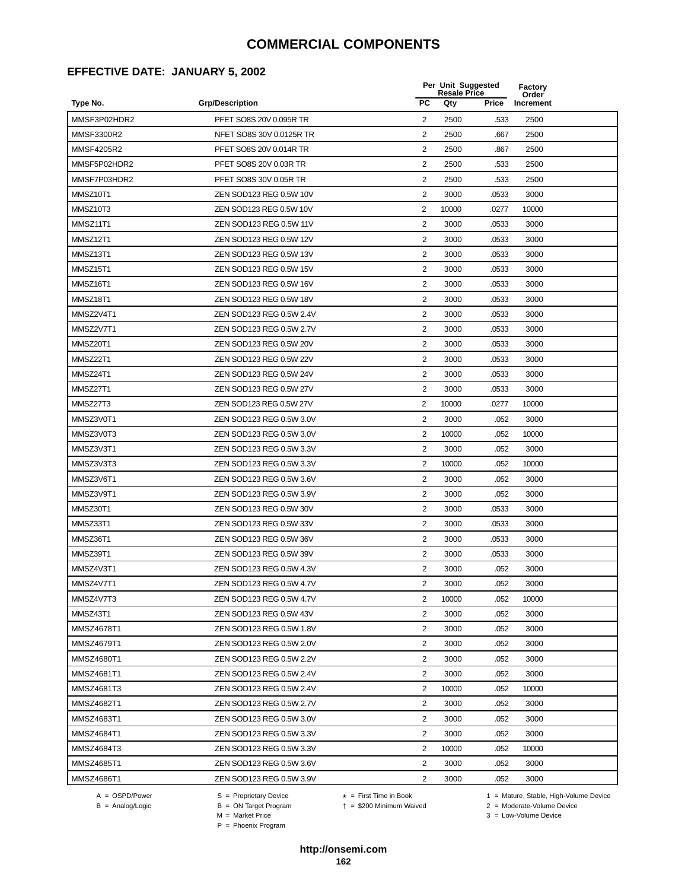# COMMERCIAL COMPONENTS

## EFFECTIVE DATE: JANUARY 5, 2002

| Type No. | Grp/Description | PC | Per Unit Suggested Resale Price Qty | Price | Factory Order Increment |
|---|---|---|---|---|---|
| MMSF3P02HDR2 | PFET SO8S 20V 0.095R TR | 2 | 2500 | .533 | 2500 |
| MMSF3300R2 | NFET SO8S 30V 0.0125R TR | 2 | 2500 | .667 | 2500 |
| MMSF4205R2 | PFET SO8S 20V 0.014R TR | 2 | 2500 | .867 | 2500 |
| MMSF5P02HDR2 | PFET SO8S 20V 0.03R TR | 2 | 2500 | .533 | 2500 |
| MMSF7P03HDR2 | PFET SO8S 30V 0.05R TR | 2 | 2500 | .533 | 2500 |
| MMSZ10T1 | ZEN SOD123 REG 0.5W 10V | 2 | 3000 | .0533 | 3000 |
| MMSZ10T3 | ZEN SOD123 REG 0.5W 10V | 2 | 10000 | .0277 | 10000 |
| MMSZ11T1 | ZEN SOD123 REG 0.5W 11V | 2 | 3000 | .0533 | 3000 |
| MMSZ12T1 | ZEN SOD123 REG 0.5W 12V | 2 | 3000 | .0533 | 3000 |
| MMSZ13T1 | ZEN SOD123 REG 0.5W 13V | 2 | 3000 | .0533 | 3000 |
| MMSZ15T1 | ZEN SOD123 REG 0.5W 15V | 2 | 3000 | .0533 | 3000 |
| MMSZ16T1 | ZEN SOD123 REG 0.5W 16V | 2 | 3000 | .0533 | 3000 |
| MMSZ18T1 | ZEN SOD123 REG 0.5W 18V | 2 | 3000 | .0533 | 3000 |
| MMSZ2V4T1 | ZEN SOD123 REG 0.5W 2.4V | 2 | 3000 | .0533 | 3000 |
| MMSZ2V7T1 | ZEN SOD123 REG 0.5W 2.7V | 2 | 3000 | .0533 | 3000 |
| MMSZ20T1 | ZEN SOD123 REG 0.5W 20V | 2 | 3000 | .0533 | 3000 |
| MMSZ22T1 | ZEN SOD123 REG 0.5W 22V | 2 | 3000 | .0533 | 3000 |
| MMSZ24T1 | ZEN SOD123 REG 0.5W 24V | 2 | 3000 | .0533 | 3000 |
| MMSZ27T1 | ZEN SOD123 REG 0.5W 27V | 2 | 3000 | .0533 | 3000 |
| MMSZ27T3 | ZEN SOD123 REG 0.5W 27V | 2 | 10000 | .0277 | 10000 |
| MMSZ3V0T1 | ZEN SOD123 REG 0.5W 3.0V | 2 | 3000 | .052 | 3000 |
| MMSZ3V0T3 | ZEN SOD123 REG 0.5W 3.0V | 2 | 10000 | .052 | 10000 |
| MMSZ3V3T1 | ZEN SOD123 REG 0.5W 3.3V | 2 | 3000 | .052 | 3000 |
| MMSZ3V3T3 | ZEN SOD123 REG 0.5W 3.3V | 2 | 10000 | .052 | 10000 |
| MMSZ3V6T1 | ZEN SOD123 REG 0.5W 3.6V | 2 | 3000 | .052 | 3000 |
| MMSZ3V9T1 | ZEN SOD123 REG 0.5W 3.9V | 2 | 3000 | .052 | 3000 |
| MMSZ30T1 | ZEN SOD123 REG 0.5W 30V | 2 | 3000 | .0533 | 3000 |
| MMSZ33T1 | ZEN SOD123 REG 0.5W 33V | 2 | 3000 | .0533 | 3000 |
| MMSZ36T1 | ZEN SOD123 REG 0.5W 36V | 2 | 3000 | .0533 | 3000 |
| MMSZ39T1 | ZEN SOD123 REG 0.5W 39V | 2 | 3000 | .0533 | 3000 |
| MMSZ4V3T1 | ZEN SOD123 REG 0.5W 4.3V | 2 | 3000 | .052 | 3000 |
| MMSZ4V7T1 | ZEN SOD123 REG 0.5W 4.7V | 2 | 3000 | .052 | 3000 |
| MMSZ4V7T3 | ZEN SOD123 REG 0.5W 4.7V | 2 | 10000 | .052 | 10000 |
| MMSZ43T1 | ZEN SOD123 REG 0.5W 43V | 2 | 3000 | .052 | 3000 |
| MMSZ4678T1 | ZEN SOD123 REG 0.5W 1.8V | 2 | 3000 | .052 | 3000 |
| MMSZ4679T1 | ZEN SOD123 REG 0.5W 2.0V | 2 | 3000 | .052 | 3000 |
| MMSZ4680T1 | ZEN SOD123 REG 0.5W 2.2V | 2 | 3000 | .052 | 3000 |
| MMSZ4681T1 | ZEN SOD123 REG 0.5W 2.4V | 2 | 3000 | .052 | 3000 |
| MMSZ4681T3 | ZEN SOD123 REG 0.5W 2.4V | 2 | 10000 | .052 | 10000 |
| MMSZ4682T1 | ZEN SOD123 REG 0.5W 2.7V | 2 | 3000 | .052 | 3000 |
| MMSZ4683T1 | ZEN SOD123 REG 0.5W 3.0V | 2 | 3000 | .052 | 3000 |
| MMSZ4684T1 | ZEN SOD123 REG 0.5W 3.3V | 2 | 3000 | .052 | 3000 |
| MMSZ4684T3 | ZEN SOD123 REG 0.5W 3.3V | 2 | 10000 | .052 | 10000 |
| MMSZ4685T1 | ZEN SOD123 REG 0.5W 3.6V | 2 | 3000 | .052 | 3000 |
| MMSZ4686T1 | ZEN SOD123 REG 0.5W 3.9V | 2 | 3000 | .052 | 3000 |

A = OSPD/Power
B = Analog/Logic

S = Proprietary Device
B = ON Target Program
M = Market Price
P = Phoenix Program

⋆ = First Time in Book
† = $200 Minimum Waived

1 = Mature, Stable, High-Volume Device
2 = Moderate-Volume Device
3 = Low-Volume Device

**http://onsemi.com**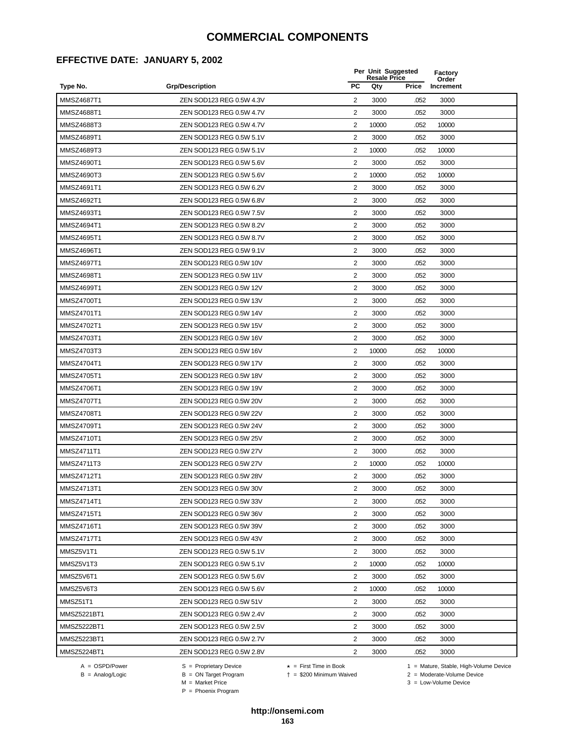# COMMERCIAL COMPONENTS

## EFFECTIVE DATE: JANUARY 5, 2002

| Type No. | Grp/Description | PC | Per Unit Suggested Resale Price Qty | Price | Factory Order Increment |
|---|---|---|---|---|---|
| MMSZ4687T1 | ZEN SOD123 REG 0.5W 4.3V | 2 | 3000 | .052 | 3000 |
| MMSZ4688T1 | ZEN SOD123 REG 0.5W 4.7V | 2 | 3000 | .052 | 3000 |
| MMSZ4688T3 | ZEN SOD123 REG 0.5W 4.7V | 2 | 10000 | .052 | 10000 |
| MMSZ4689T1 | ZEN SOD123 REG 0.5W 5.1V | 2 | 3000 | .052 | 3000 |
| MMSZ4689T3 | ZEN SOD123 REG 0.5W 5.1V | 2 | 10000 | .052 | 10000 |
| MMSZ4690T1 | ZEN SOD123 REG 0.5W 5.6V | 2 | 3000 | .052 | 3000 |
| MMSZ4690T3 | ZEN SOD123 REG 0.5W 5.6V | 2 | 10000 | .052 | 10000 |
| MMSZ4691T1 | ZEN SOD123 REG 0.5W 6.2V | 2 | 3000 | .052 | 3000 |
| MMSZ4692T1 | ZEN SOD123 REG 0.5W 6.8V | 2 | 3000 | .052 | 3000 |
| MMSZ4693T1 | ZEN SOD123 REG 0.5W 7.5V | 2 | 3000 | .052 | 3000 |
| MMSZ4694T1 | ZEN SOD123 REG 0.5W 8.2V | 2 | 3000 | .052 | 3000 |
| MMSZ4695T1 | ZEN SOD123 REG 0.5W 8.7V | 2 | 3000 | .052 | 3000 |
| MMSZ4696T1 | ZEN SOD123 REG 0.5W 9.1V | 2 | 3000 | .052 | 3000 |
| MMSZ4697T1 | ZEN SOD123 REG 0.5W 10V | 2 | 3000 | .052 | 3000 |
| MMSZ4698T1 | ZEN SOD123 REG 0.5W 11V | 2 | 3000 | .052 | 3000 |
| MMSZ4699T1 | ZEN SOD123 REG 0.5W 12V | 2 | 3000 | .052 | 3000 |
| MMSZ4700T1 | ZEN SOD123 REG 0.5W 13V | 2 | 3000 | .052 | 3000 |
| MMSZ4701T1 | ZEN SOD123 REG 0.5W 14V | 2 | 3000 | .052 | 3000 |
| MMSZ4702T1 | ZEN SOD123 REG 0.5W 15V | 2 | 3000 | .052 | 3000 |
| MMSZ4703T1 | ZEN SOD123 REG 0.5W 16V | 2 | 3000 | .052 | 3000 |
| MMSZ4703T3 | ZEN SOD123 REG 0.5W 16V | 2 | 10000 | .052 | 10000 |
| MMSZ4704T1 | ZEN SOD123 REG 0.5W 17V | 2 | 3000 | .052 | 3000 |
| MMSZ4705T1 | ZEN SOD123 REG 0.5W 18V | 2 | 3000 | .052 | 3000 |
| MMSZ4706T1 | ZEN SOD123 REG 0.5W 19V | 2 | 3000 | .052 | 3000 |
| MMSZ4707T1 | ZEN SOD123 REG 0.5W 20V | 2 | 3000 | .052 | 3000 |
| MMSZ4708T1 | ZEN SOD123 REG 0.5W 22V | 2 | 3000 | .052 | 3000 |
| MMSZ4709T1 | ZEN SOD123 REG 0.5W 24V | 2 | 3000 | .052 | 3000 |
| MMSZ4710T1 | ZEN SOD123 REG 0.5W 25V | 2 | 3000 | .052 | 3000 |
| MMSZ4711T1 | ZEN SOD123 REG 0.5W 27V | 2 | 3000 | .052 | 3000 |
| MMSZ4711T3 | ZEN SOD123 REG 0.5W 27V | 2 | 10000 | .052 | 10000 |
| MMSZ4712T1 | ZEN SOD123 REG 0.5W 28V | 2 | 3000 | .052 | 3000 |
| MMSZ4713T1 | ZEN SOD123 REG 0.5W 30V | 2 | 3000 | .052 | 3000 |
| MMSZ4714T1 | ZEN SOD123 REG 0.5W 33V | 2 | 3000 | .052 | 3000 |
| MMSZ4715T1 | ZEN SOD123 REG 0.5W 36V | 2 | 3000 | .052 | 3000 |
| MMSZ4716T1 | ZEN SOD123 REG 0.5W 39V | 2 | 3000 | .052 | 3000 |
| MMSZ4717T1 | ZEN SOD123 REG 0.5W 43V | 2 | 3000 | .052 | 3000 |
| MMSZ5V1T1 | ZEN SOD123 REG 0.5W 5.1V | 2 | 3000 | .052 | 3000 |
| MMSZ5V1T3 | ZEN SOD123 REG 0.5W 5.1V | 2 | 10000 | .052 | 10000 |
| MMSZ5V6T1 | ZEN SOD123 REG 0.5W 5.6V | 2 | 3000 | .052 | 3000 |
| MMSZ5V6T3 | ZEN SOD123 REG 0.5W 5.6V | 2 | 10000 | .052 | 10000 |
| MMSZ51T1 | ZEN SOD123 REG 0.5W 51V | 2 | 3000 | .052 | 3000 |
| MMSZ5221BT1 | ZEN SOD123 REG 0.5W 2.4V | 2 | 3000 | .052 | 3000 |
| MMSZ5222BT1 | ZEN SOD123 REG 0.5W 2.5V | 2 | 3000 | .052 | 3000 |
| MMSZ5223BT1 | ZEN SOD123 REG 0.5W 2.7V | 2 | 3000 | .052 | 3000 |
| MMSZ5224BT1 | ZEN SOD123 REG 0.5W 2.8V | 2 | 3000 | .052 | 3000 |

A = OSPD/Power
B = Analog/Logic

S = Proprietary Device
B = ON Target Program
M = Market Price
P = Phoenix Program

⋆ = First Time in Book
† = $200 Minimum Waived

1 = Mature, Stable, High-Volume Device
2 = Moderate-Volume Device
3 = Low-Volume Device

http://onsemi.com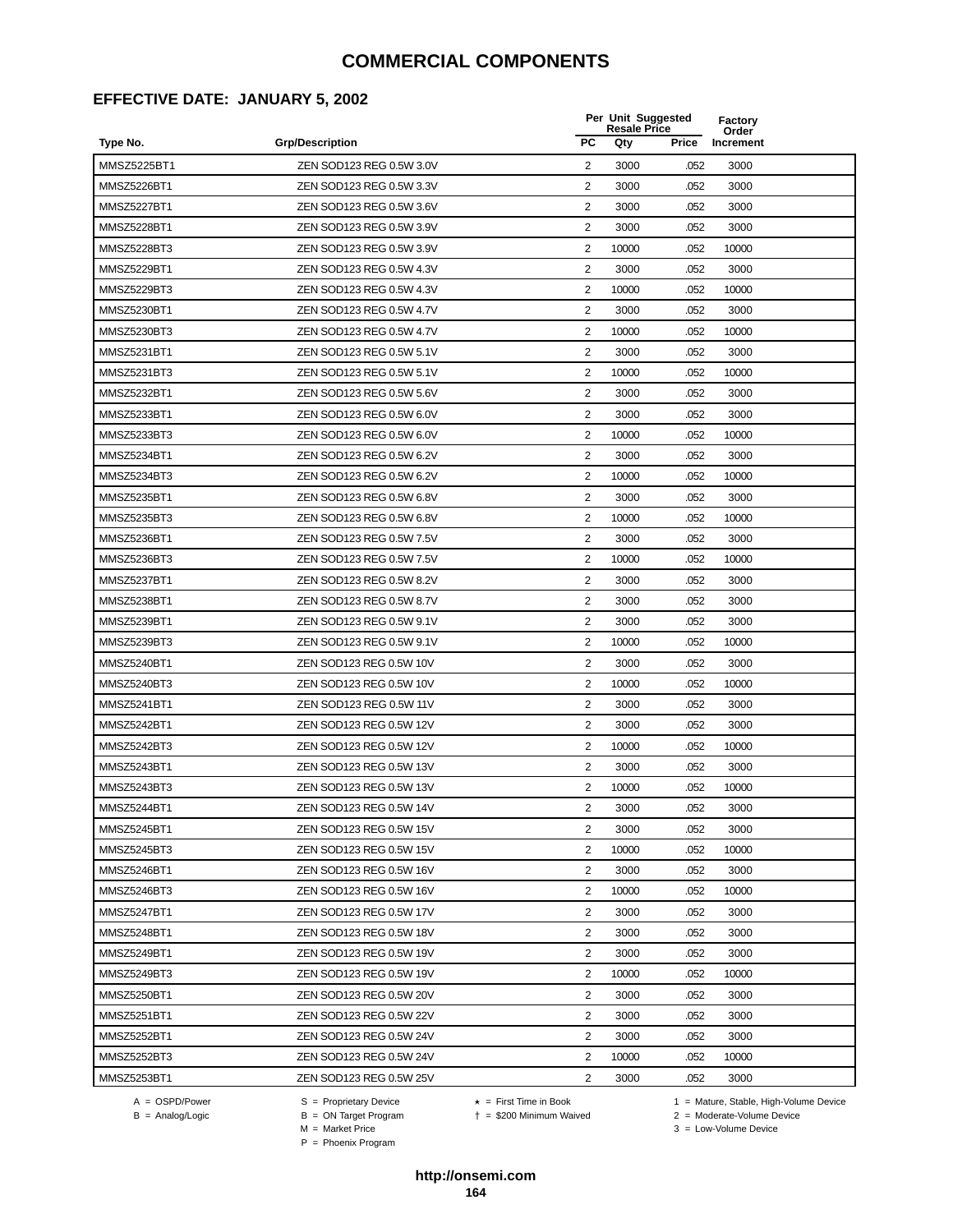# COMMERCIAL COMPONENTS

## EFFECTIVE DATE: JANUARY 5, 2002

| Type No. | Grp/Description | PC | Per Unit Suggested Resale Price Qty | Price | Factory Order Increment |
|---|---|---|---|---|---|
| MMSZ5225BT1 | ZEN SOD123 REG 0.5W 3.0V | 2 | 3000 | .052 | 3000 |
| MMSZ5226BT1 | ZEN SOD123 REG 0.5W 3.3V | 2 | 3000 | .052 | 3000 |
| MMSZ5227BT1 | ZEN SOD123 REG 0.5W 3.6V | 2 | 3000 | .052 | 3000 |
| MMSZ5228BT1 | ZEN SOD123 REG 0.5W 3.9V | 2 | 3000 | .052 | 3000 |
| MMSZ5228BT3 | ZEN SOD123 REG 0.5W 3.9V | 2 | 10000 | .052 | 10000 |
| MMSZ5229BT1 | ZEN SOD123 REG 0.5W 4.3V | 2 | 3000 | .052 | 3000 |
| MMSZ5229BT3 | ZEN SOD123 REG 0.5W 4.3V | 2 | 10000 | .052 | 10000 |
| MMSZ5230BT1 | ZEN SOD123 REG 0.5W 4.7V | 2 | 3000 | .052 | 3000 |
| MMSZ5230BT3 | ZEN SOD123 REG 0.5W 4.7V | 2 | 10000 | .052 | 10000 |
| MMSZ5231BT1 | ZEN SOD123 REG 0.5W 5.1V | 2 | 3000 | .052 | 3000 |
| MMSZ5231BT3 | ZEN SOD123 REG 0.5W 5.1V | 2 | 10000 | .052 | 10000 |
| MMSZ5232BT1 | ZEN SOD123 REG 0.5W 5.6V | 2 | 3000 | .052 | 3000 |
| MMSZ5233BT1 | ZEN SOD123 REG 0.5W 6.0V | 2 | 3000 | .052 | 3000 |
| MMSZ5233BT3 | ZEN SOD123 REG 0.5W 6.0V | 2 | 10000 | .052 | 10000 |
| MMSZ5234BT1 | ZEN SOD123 REG 0.5W 6.2V | 2 | 3000 | .052 | 3000 |
| MMSZ5234BT3 | ZEN SOD123 REG 0.5W 6.2V | 2 | 10000 | .052 | 10000 |
| MMSZ5235BT1 | ZEN SOD123 REG 0.5W 6.8V | 2 | 3000 | .052 | 3000 |
| MMSZ5235BT3 | ZEN SOD123 REG 0.5W 6.8V | 2 | 10000 | .052 | 10000 |
| MMSZ5236BT1 | ZEN SOD123 REG 0.5W 7.5V | 2 | 3000 | .052 | 3000 |
| MMSZ5236BT3 | ZEN SOD123 REG 0.5W 7.5V | 2 | 10000 | .052 | 10000 |
| MMSZ5237BT1 | ZEN SOD123 REG 0.5W 8.2V | 2 | 3000 | .052 | 3000 |
| MMSZ5238BT1 | ZEN SOD123 REG 0.5W 8.7V | 2 | 3000 | .052 | 3000 |
| MMSZ5239BT1 | ZEN SOD123 REG 0.5W 9.1V | 2 | 3000 | .052 | 3000 |
| MMSZ5239BT3 | ZEN SOD123 REG 0.5W 9.1V | 2 | 10000 | .052 | 10000 |
| MMSZ5240BT1 | ZEN SOD123 REG 0.5W 10V | 2 | 3000 | .052 | 3000 |
| MMSZ5240BT3 | ZEN SOD123 REG 0.5W 10V | 2 | 10000 | .052 | 10000 |
| MMSZ5241BT1 | ZEN SOD123 REG 0.5W 11V | 2 | 3000 | .052 | 3000 |
| MMSZ5242BT1 | ZEN SOD123 REG 0.5W 12V | 2 | 3000 | .052 | 3000 |
| MMSZ5242BT3 | ZEN SOD123 REG 0.5W 12V | 2 | 10000 | .052 | 10000 |
| MMSZ5243BT1 | ZEN SOD123 REG 0.5W 13V | 2 | 3000 | .052 | 3000 |
| MMSZ5243BT3 | ZEN SOD123 REG 0.5W 13V | 2 | 10000 | .052 | 10000 |
| MMSZ5244BT1 | ZEN SOD123 REG 0.5W 14V | 2 | 3000 | .052 | 3000 |
| MMSZ5245BT1 | ZEN SOD123 REG 0.5W 15V | 2 | 3000 | .052 | 3000 |
| MMSZ5245BT3 | ZEN SOD123 REG 0.5W 15V | 2 | 10000 | .052 | 10000 |
| MMSZ5246BT1 | ZEN SOD123 REG 0.5W 16V | 2 | 3000 | .052 | 3000 |
| MMSZ5246BT3 | ZEN SOD123 REG 0.5W 16V | 2 | 10000 | .052 | 10000 |
| MMSZ5247BT1 | ZEN SOD123 REG 0.5W 17V | 2 | 3000 | .052 | 3000 |
| MMSZ5248BT1 | ZEN SOD123 REG 0.5W 18V | 2 | 3000 | .052 | 3000 |
| MMSZ5249BT1 | ZEN SOD123 REG 0.5W 19V | 2 | 3000 | .052 | 3000 |
| MMSZ5249BT3 | ZEN SOD123 REG 0.5W 19V | 2 | 10000 | .052 | 10000 |
| MMSZ5250BT1 | ZEN SOD123 REG 0.5W 20V | 2 | 3000 | .052 | 3000 |
| MMSZ5251BT1 | ZEN SOD123 REG 0.5W 22V | 2 | 3000 | .052 | 3000 |
| MMSZ5252BT1 | ZEN SOD123 REG 0.5W 24V | 2 | 3000 | .052 | 3000 |
| MMSZ5252BT3 | ZEN SOD123 REG 0.5W 24V | 2 | 10000 | .052 | 10000 |
| MMSZ5253BT1 | ZEN SOD123 REG 0.5W 25V | 2 | 3000 | .052 | 3000 |

A = OSPD/Power
B = Analog/Logic

S = Proprietary Device
B = ON Target Program
M = Market Price
P = Phoenix Program

⋆ = First Time in Book
† = $200 Minimum Waived

1 = Mature, Stable, High-Volume Device
2 = Moderate-Volume Device
3 = Low-Volume Device

**http://onsemi.com**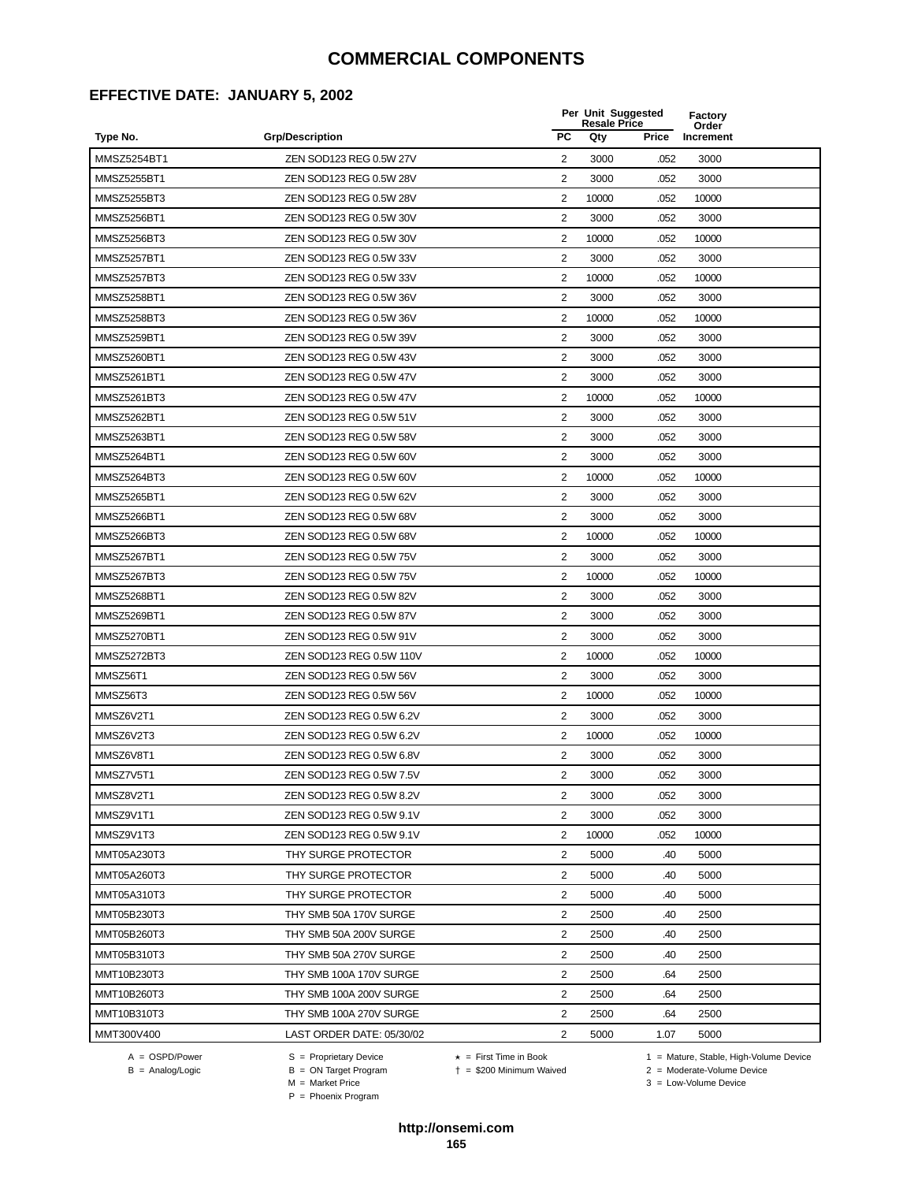# COMMERCIAL COMPONENTS

## EFFECTIVE DATE: JANUARY 5, 2002

| Type No. | Grp/Description | PC | Per Unit Suggested Resale Price Qty | Price | Factory Order Increment |
|---|---|---|---|---|---|
| MMSZ5254BT1 | ZEN SOD123 REG 0.5W 27V | 2 | 3000 | .052 | 3000 |
| MMSZ5255BT1 | ZEN SOD123 REG 0.5W 28V | 2 | 3000 | .052 | 3000 |
| MMSZ5255BT3 | ZEN SOD123 REG 0.5W 28V | 2 | 10000 | .052 | 10000 |
| MMSZ5256BT1 | ZEN SOD123 REG 0.5W 30V | 2 | 3000 | .052 | 3000 |
| MMSZ5256BT3 | ZEN SOD123 REG 0.5W 30V | 2 | 10000 | .052 | 10000 |
| MMSZ5257BT1 | ZEN SOD123 REG 0.5W 33V | 2 | 3000 | .052 | 3000 |
| MMSZ5257BT3 | ZEN SOD123 REG 0.5W 33V | 2 | 10000 | .052 | 10000 |
| MMSZ5258BT1 | ZEN SOD123 REG 0.5W 36V | 2 | 3000 | .052 | 3000 |
| MMSZ5258BT3 | ZEN SOD123 REG 0.5W 36V | 2 | 10000 | .052 | 10000 |
| MMSZ5259BT1 | ZEN SOD123 REG 0.5W 39V | 2 | 3000 | .052 | 3000 |
| MMSZ5260BT1 | ZEN SOD123 REG 0.5W 43V | 2 | 3000 | .052 | 3000 |
| MMSZ5261BT1 | ZEN SOD123 REG 0.5W 47V | 2 | 3000 | .052 | 3000 |
| MMSZ5261BT3 | ZEN SOD123 REG 0.5W 47V | 2 | 10000 | .052 | 10000 |
| MMSZ5262BT1 | ZEN SOD123 REG 0.5W 51V | 2 | 3000 | .052 | 3000 |
| MMSZ5263BT1 | ZEN SOD123 REG 0.5W 58V | 2 | 3000 | .052 | 3000 |
| MMSZ5264BT1 | ZEN SOD123 REG 0.5W 60V | 2 | 3000 | .052 | 3000 |
| MMSZ5264BT3 | ZEN SOD123 REG 0.5W 60V | 2 | 10000 | .052 | 10000 |
| MMSZ5265BT1 | ZEN SOD123 REG 0.5W 62V | 2 | 3000 | .052 | 3000 |
| MMSZ5266BT1 | ZEN SOD123 REG 0.5W 68V | 2 | 3000 | .052 | 3000 |
| MMSZ5266BT3 | ZEN SOD123 REG 0.5W 68V | 2 | 10000 | .052 | 10000 |
| MMSZ5267BT1 | ZEN SOD123 REG 0.5W 75V | 2 | 3000 | .052 | 3000 |
| MMSZ5267BT3 | ZEN SOD123 REG 0.5W 75V | 2 | 10000 | .052 | 10000 |
| MMSZ5268BT1 | ZEN SOD123 REG 0.5W 82V | 2 | 3000 | .052 | 3000 |
| MMSZ5269BT1 | ZEN SOD123 REG 0.5W 87V | 2 | 3000 | .052 | 3000 |
| MMSZ5270BT1 | ZEN SOD123 REG 0.5W 91V | 2 | 3000 | .052 | 3000 |
| MMSZ5272BT3 | ZEN SOD123 REG 0.5W 110V | 2 | 10000 | .052 | 10000 |
| MMSZ56T1 | ZEN SOD123 REG 0.5W 56V | 2 | 3000 | .052 | 3000 |
| MMSZ56T3 | ZEN SOD123 REG 0.5W 56V | 2 | 10000 | .052 | 10000 |
| MMSZ6V2T1 | ZEN SOD123 REG 0.5W 6.2V | 2 | 3000 | .052 | 3000 |
| MMSZ6V2T3 | ZEN SOD123 REG 0.5W 6.2V | 2 | 10000 | .052 | 10000 |
| MMSZ6V8T1 | ZEN SOD123 REG 0.5W 6.8V | 2 | 3000 | .052 | 3000 |
| MMSZ7V5T1 | ZEN SOD123 REG 0.5W 7.5V | 2 | 3000 | .052 | 3000 |
| MMSZ8V2T1 | ZEN SOD123 REG 0.5W 8.2V | 2 | 3000 | .052 | 3000 |
| MMSZ9V1T1 | ZEN SOD123 REG 0.5W 9.1V | 2 | 3000 | .052 | 3000 |
| MMSZ9V1T3 | ZEN SOD123 REG 0.5W 9.1V | 2 | 10000 | .052 | 10000 |
| MMT05A230T3 | THY SURGE PROTECTOR | 2 | 5000 | .40 | 5000 |
| MMT05A260T3 | THY SURGE PROTECTOR | 2 | 5000 | .40 | 5000 |
| MMT05A310T3 | THY SURGE PROTECTOR | 2 | 5000 | .40 | 5000 |
| MMT05B230T3 | THY SMB 50A 170V SURGE | 2 | 2500 | .40 | 2500 |
| MMT05B260T3 | THY SMB 50A 200V SURGE | 2 | 2500 | .40 | 2500 |
| MMT05B310T3 | THY SMB 50A 270V SURGE | 2 | 2500 | .40 | 2500 |
| MMT10B230T3 | THY SMB 100A 170V SURGE | 2 | 2500 | .64 | 2500 |
| MMT10B260T3 | THY SMB 100A 200V SURGE | 2 | 2500 | .64 | 2500 |
| MMT10B310T3 | THY SMB 100A 270V SURGE | 2 | 2500 | .64 | 2500 |
| MMT300V400 | LAST ORDER DATE: 05/30/02 | 2 | 5000 | 1.07 | 5000 |

A = OSPD/Power
B = Analog/Logic

S = Proprietary Device
B = ON Target Program
M = Market Price
P = Phoenix Program

★ = First Time in Book
† = $200 Minimum Waived

1 = Mature, Stable, High-Volume Device
2 = Moderate-Volume Device
3 = Low-Volume Device

http://onsemi.com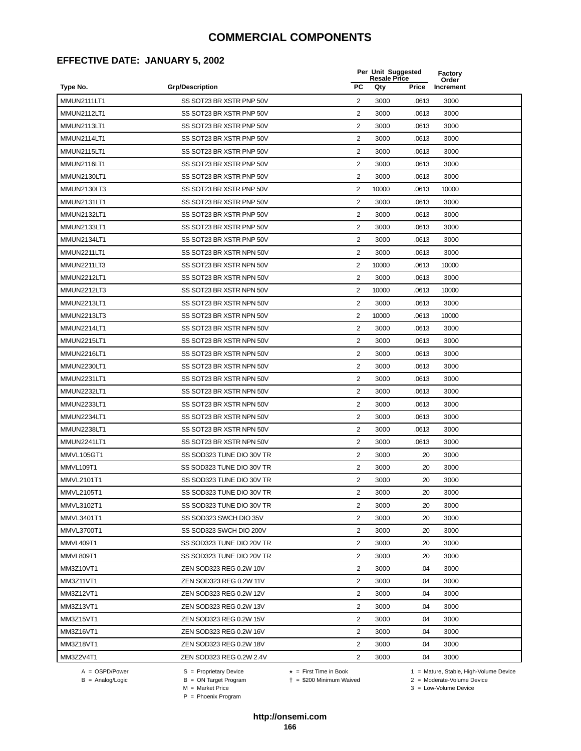# COMMERCIAL COMPONENTS

## EFFECTIVE DATE: JANUARY 5, 2002

| Type No. | Grp/Description | PC | Per Unit Suggested Resale Price Qty | Price | Factory Order Increment |
|---|---|---|---|---|---|
| MMUN2111LT1 | SS SOT23 BR XSTR PNP 50V | 2 | 3000 | .0613 | 3000 |
| MMUN2112LT1 | SS SOT23 BR XSTR PNP 50V | 2 | 3000 | .0613 | 3000 |
| MMUN2113LT1 | SS SOT23 BR XSTR PNP 50V | 2 | 3000 | .0613 | 3000 |
| MMUN2114LT1 | SS SOT23 BR XSTR PNP 50V | 2 | 3000 | .0613 | 3000 |
| MMUN2115LT1 | SS SOT23 BR XSTR PNP 50V | 2 | 3000 | .0613 | 3000 |
| MMUN2116LT1 | SS SOT23 BR XSTR PNP 50V | 2 | 3000 | .0613 | 3000 |
| MMUN2130LT1 | SS SOT23 BR XSTR PNP 50V | 2 | 3000 | .0613 | 3000 |
| MMUN2130LT3 | SS SOT23 BR XSTR PNP 50V | 2 | 10000 | .0613 | 10000 |
| MMUN2131LT1 | SS SOT23 BR XSTR PNP 50V | 2 | 3000 | .0613 | 3000 |
| MMUN2132LT1 | SS SOT23 BR XSTR PNP 50V | 2 | 3000 | .0613 | 3000 |
| MMUN2133LT1 | SS SOT23 BR XSTR PNP 50V | 2 | 3000 | .0613 | 3000 |
| MMUN2134LT1 | SS SOT23 BR XSTR PNP 50V | 2 | 3000 | .0613 | 3000 |
| MMUN2211LT1 | SS SOT23 BR XSTR NPN 50V | 2 | 3000 | .0613 | 3000 |
| MMUN2211LT3 | SS SOT23 BR XSTR NPN 50V | 2 | 10000 | .0613 | 10000 |
| MMUN2212LT1 | SS SOT23 BR XSTR NPN 50V | 2 | 3000 | .0613 | 3000 |
| MMUN2212LT3 | SS SOT23 BR XSTR NPN 50V | 2 | 10000 | .0613 | 10000 |
| MMUN2213LT1 | SS SOT23 BR XSTR NPN 50V | 2 | 3000 | .0613 | 3000 |
| MMUN2213LT3 | SS SOT23 BR XSTR NPN 50V | 2 | 10000 | .0613 | 10000 |
| MMUN2214LT1 | SS SOT23 BR XSTR NPN 50V | 2 | 3000 | .0613 | 3000 |
| MMUN2215LT1 | SS SOT23 BR XSTR NPN 50V | 2 | 3000 | .0613 | 3000 |
| MMUN2216LT1 | SS SOT23 BR XSTR NPN 50V | 2 | 3000 | .0613 | 3000 |
| MMUN2230LT1 | SS SOT23 BR XSTR NPN 50V | 2 | 3000 | .0613 | 3000 |
| MMUN2231LT1 | SS SOT23 BR XSTR NPN 50V | 2 | 3000 | .0613 | 3000 |
| MMUN2232LT1 | SS SOT23 BR XSTR NPN 50V | 2 | 3000 | .0613 | 3000 |
| MMUN2233LT1 | SS SOT23 BR XSTR NPN 50V | 2 | 3000 | .0613 | 3000 |
| MMUN2234LT1 | SS SOT23 BR XSTR NPN 50V | 2 | 3000 | .0613 | 3000 |
| MMUN2238LT1 | SS SOT23 BR XSTR NPN 50V | 2 | 3000 | .0613 | 3000 |
| MMUN2241LT1 | SS SOT23 BR XSTR NPN 50V | 2 | 3000 | .0613 | 3000 |
| MMVL105GT1 | SS SOD323 TUNE DIO 30V TR | 2 | 3000 | .20 | 3000 |
| MMVL109T1 | SS SOD323 TUNE DIO 30V TR | 2 | 3000 | .20 | 3000 |
| MMVL2101T1 | SS SOD323 TUNE DIO 30V TR | 2 | 3000 | .20 | 3000 |
| MMVL2105T1 | SS SOD323 TUNE DIO 30V TR | 2 | 3000 | .20 | 3000 |
| MMVL3102T1 | SS SOD323 TUNE DIO 30V TR | 2 | 3000 | .20 | 3000 |
| MMVL3401T1 | SS SOD323 SWCH DIO 35V | 2 | 3000 | .20 | 3000 |
| MMVL3700T1 | SS SOD323 SWCH DIO 200V | 2 | 3000 | .20 | 3000 |
| MMVL409T1 | SS SOD323 TUNE DIO 20V TR | 2 | 3000 | .20 | 3000 |
| MMVL809T1 | SS SOD323 TUNE DIO 20V TR | 2 | 3000 | .20 | 3000 |
| MM3Z10VT1 | ZEN SOD323 REG 0.2W 10V | 2 | 3000 | .04 | 3000 |
| MM3Z11VT1 | ZEN SOD323 REG 0.2W 11V | 2 | 3000 | .04 | 3000 |
| MM3Z12VT1 | ZEN SOD323 REG 0.2W 12V | 2 | 3000 | .04 | 3000 |
| MM3Z13VT1 | ZEN SOD323 REG 0.2W 13V | 2 | 3000 | .04 | 3000 |
| MM3Z15VT1 | ZEN SOD323 REG 0.2W 15V | 2 | 3000 | .04 | 3000 |
| MM3Z16VT1 | ZEN SOD323 REG 0.2W 16V | 2 | 3000 | .04 | 3000 |
| MM3Z18VT1 | ZEN SOD323 REG 0.2W 18V | 2 | 3000 | .04 | 3000 |
| MM3Z2V4T1 | ZEN SOD323 REG 0.2W 2.4V | 2 | 3000 | .04 | 3000 |

A = OSPD/Power
B = Analog/Logic

S = Proprietary Device
B = ON Target Program
M = Market Price
P = Phoenix Program

★ = First Time in Book
† = $200 Minimum Waived

1 = Mature, Stable, High-Volume Device
2 = Moderate-Volume Device
3 = Low-Volume Device

**http://onsemi.com**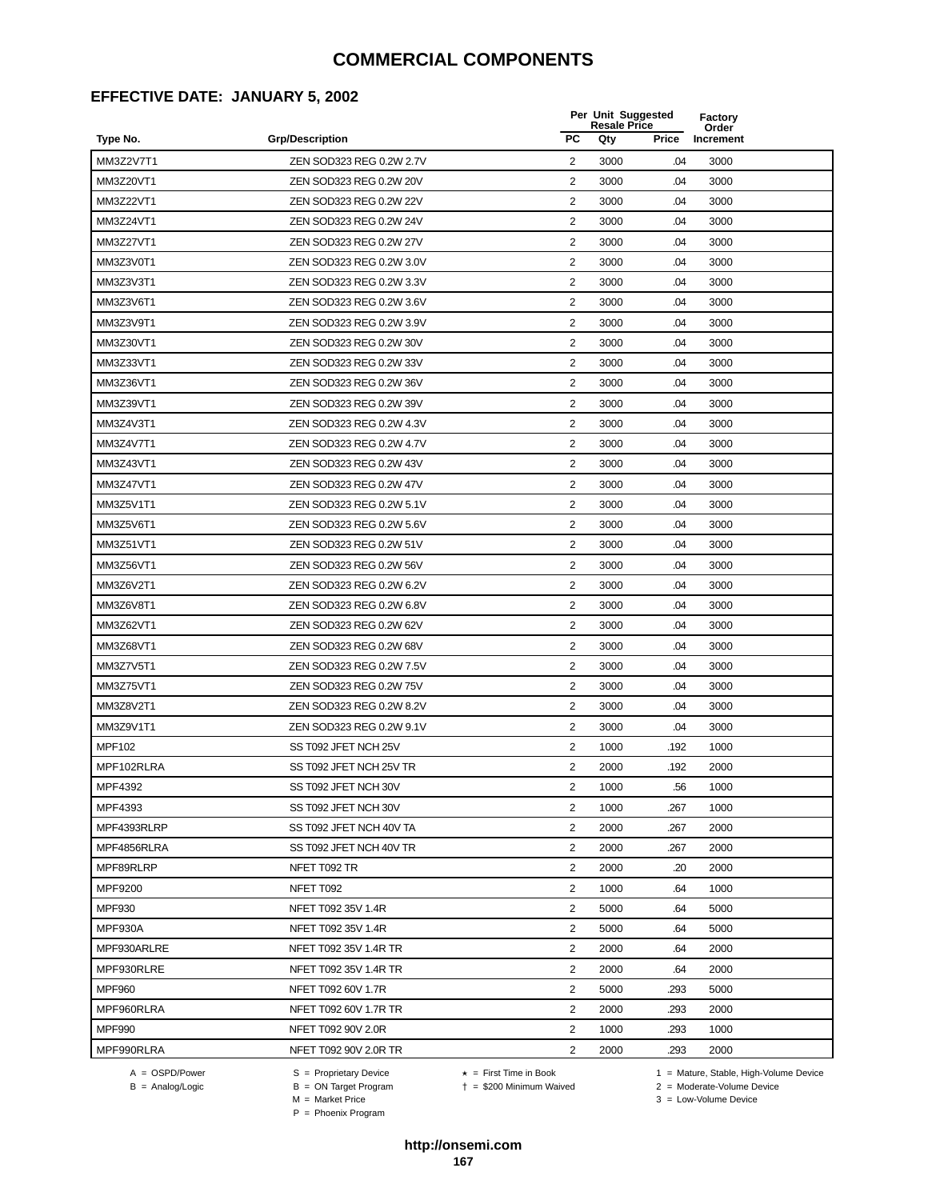# COMMERCIAL COMPONENTS

## EFFECTIVE DATE: JANUARY 5, 2002

| Type No. | Grp/Description | PC | Per Unit Suggested Resale Price Qty | Price | Factory Order Increment |
|---|---|---|---|---|---|
| MM3Z2V7T1 | ZEN SOD323 REG 0.2W 2.7V | 2 | 3000 | .04 | 3000 |
| MM3Z20VT1 | ZEN SOD323 REG 0.2W 20V | 2 | 3000 | .04 | 3000 |
| MM3Z22VT1 | ZEN SOD323 REG 0.2W 22V | 2 | 3000 | .04 | 3000 |
| MM3Z24VT1 | ZEN SOD323 REG 0.2W 24V | 2 | 3000 | .04 | 3000 |
| MM3Z27VT1 | ZEN SOD323 REG 0.2W 27V | 2 | 3000 | .04 | 3000 |
| MM3Z3V0T1 | ZEN SOD323 REG 0.2W 3.0V | 2 | 3000 | .04 | 3000 |
| MM3Z3V3T1 | ZEN SOD323 REG 0.2W 3.3V | 2 | 3000 | .04 | 3000 |
| MM3Z3V6T1 | ZEN SOD323 REG 0.2W 3.6V | 2 | 3000 | .04 | 3000 |
| MM3Z3V9T1 | ZEN SOD323 REG 0.2W 3.9V | 2 | 3000 | .04 | 3000 |
| MM3Z30VT1 | ZEN SOD323 REG 0.2W 30V | 2 | 3000 | .04 | 3000 |
| MM3Z33VT1 | ZEN SOD323 REG 0.2W 33V | 2 | 3000 | .04 | 3000 |
| MM3Z36VT1 | ZEN SOD323 REG 0.2W 36V | 2 | 3000 | .04 | 3000 |
| MM3Z39VT1 | ZEN SOD323 REG 0.2W 39V | 2 | 3000 | .04 | 3000 |
| MM3Z4V3T1 | ZEN SOD323 REG 0.2W 4.3V | 2 | 3000 | .04 | 3000 |
| MM3Z4V7T1 | ZEN SOD323 REG 0.2W 4.7V | 2 | 3000 | .04 | 3000 |
| MM3Z43VT1 | ZEN SOD323 REG 0.2W 43V | 2 | 3000 | .04 | 3000 |
| MM3Z47VT1 | ZEN SOD323 REG 0.2W 47V | 2 | 3000 | .04 | 3000 |
| MM3Z5V1T1 | ZEN SOD323 REG 0.2W 5.1V | 2 | 3000 | .04 | 3000 |
| MM3Z5V6T1 | ZEN SOD323 REG 0.2W 5.6V | 2 | 3000 | .04 | 3000 |
| MM3Z51VT1 | ZEN SOD323 REG 0.2W 51V | 2 | 3000 | .04 | 3000 |
| MM3Z56VT1 | ZEN SOD323 REG 0.2W 56V | 2 | 3000 | .04 | 3000 |
| MM3Z6V2T1 | ZEN SOD323 REG 0.2W 6.2V | 2 | 3000 | .04 | 3000 |
| MM3Z6V8T1 | ZEN SOD323 REG 0.2W 6.8V | 2 | 3000 | .04 | 3000 |
| MM3Z62VT1 | ZEN SOD323 REG 0.2W 62V | 2 | 3000 | .04 | 3000 |
| MM3Z68VT1 | ZEN SOD323 REG 0.2W 68V | 2 | 3000 | .04 | 3000 |
| MM3Z7V5T1 | ZEN SOD323 REG 0.2W 7.5V | 2 | 3000 | .04 | 3000 |
| MM3Z75VT1 | ZEN SOD323 REG 0.2W 75V | 2 | 3000 | .04 | 3000 |
| MM3Z8V2T1 | ZEN SOD323 REG 0.2W 8.2V | 2 | 3000 | .04 | 3000 |
| MM3Z9V1T1 | ZEN SOD323 REG 0.2W 9.1V | 2 | 3000 | .04 | 3000 |
| MPF102 | SS T092 JFET NCH 25V | 2 | 1000 | .192 | 1000 |
| MPF102RLRA | SS T092 JFET NCH 25V TR | 2 | 2000 | .192 | 2000 |
| MPF4392 | SS T092 JFET NCH 30V | 2 | 1000 | .56 | 1000 |
| MPF4393 | SS T092 JFET NCH 30V | 2 | 1000 | .267 | 1000 |
| MPF4393RLRP | SS T092 JFET NCH 40V TA | 2 | 2000 | .267 | 2000 |
| MPF4856RLRA | SS T092 JFET NCH 40V TR | 2 | 2000 | .267 | 2000 |
| MPF89RLRP | NFET T092 TR | 2 | 2000 | .20 | 2000 |
| MPF9200 | NFET T092 | 2 | 1000 | .64 | 1000 |
| MPF930 | NFET T092 35V 1.4R | 2 | 5000 | .64 | 5000 |
| MPF930A | NFET T092 35V 1.4R | 2 | 5000 | .64 | 5000 |
| MPF930ARLRE | NFET T092 35V 1.4R TR | 2 | 2000 | .64 | 2000 |
| MPF930RLRE | NFET T092 35V 1.4R TR | 2 | 2000 | .64 | 2000 |
| MPF960 | NFET T092 60V 1.7R | 2 | 5000 | .293 | 5000 |
| MPF960RLRA | NFET T092 60V 1.7R TR | 2 | 2000 | .293 | 2000 |
| MPF990 | NFET T092 90V 2.0R | 2 | 1000 | .293 | 1000 |
| MPF990RLRA | NFET T092 90V 2.0R TR | 2 | 2000 | .293 | 2000 |

A = OSPD/Power
B = Analog/Logic

S = Proprietary Device
B = ON Target Program
M = Market Price
P = Phoenix Program

★ = First Time in Book
† = $200 Minimum Waived

1 = Mature, Stable, High-Volume Device
2 = Moderate-Volume Device
3 = Low-Volume Device

**http://onsemi.com**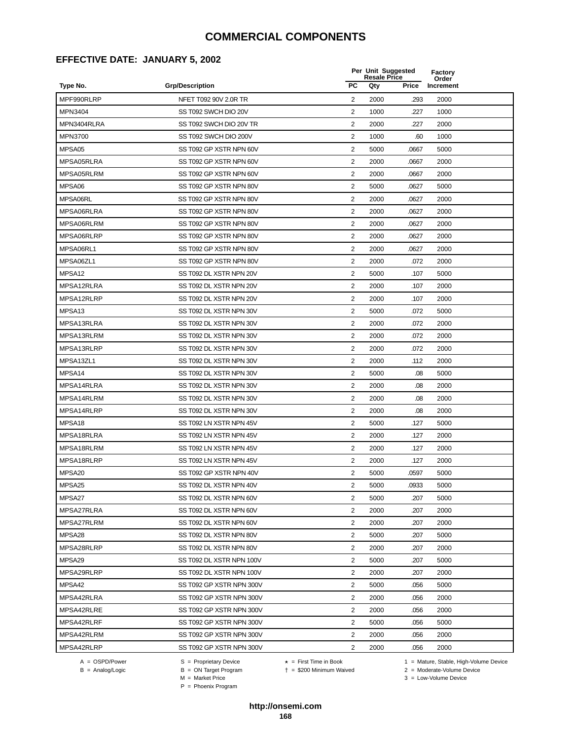# COMMERCIAL COMPONENTS

## EFFECTIVE DATE: JANUARY 5, 2002

| Type No. | Grp/Description | PC | Per Unit Suggested Resale Price Qty | Price | Factory Order Increment |
|---|---|---|---|---|---|
| MPF990RLRP | NFET T092 90V 2.0R TR | 2 | 2000 | .293 | 2000 |
| MPN3404 | SS T092 SWCH DIO 20V | 2 | 1000 | .227 | 1000 |
| MPN3404RLRA | SS T092 SWCH DIO 20V TR | 2 | 2000 | .227 | 2000 |
| MPN3700 | SS T092 SWCH DIO 200V | 2 | 1000 | .60 | 1000 |
| MPSA05 | SS T092 GP XSTR NPN 60V | 2 | 5000 | .0667 | 5000 |
| MPSA05RLRA | SS T092 GP XSTR NPN 60V | 2 | 2000 | .0667 | 2000 |
| MPSA05RLRM | SS T092 GP XSTR NPN 60V | 2 | 2000 | .0667 | 2000 |
| MPSA06 | SS T092 GP XSTR NPN 80V | 2 | 5000 | .0627 | 5000 |
| MPSA06RL | SS T092 GP XSTR NPN 80V | 2 | 2000 | .0627 | 2000 |
| MPSA06RLRA | SS T092 GP XSTR NPN 80V | 2 | 2000 | .0627 | 2000 |
| MPSA06RLRM | SS T092 GP XSTR NPN 80V | 2 | 2000 | .0627 | 2000 |
| MPSA06RLRP | SS T092 GP XSTR NPN 80V | 2 | 2000 | .0627 | 2000 |
| MPSA06RL1 | SS T092 GP XSTR NPN 80V | 2 | 2000 | .0627 | 2000 |
| MPSA06ZL1 | SS T092 GP XSTR NPN 80V | 2 | 2000 | .072 | 2000 |
| MPSA12 | SS T092 DL XSTR NPN 20V | 2 | 5000 | .107 | 5000 |
| MPSA12RLRA | SS T092 DL XSTR NPN 20V | 2 | 2000 | .107 | 2000 |
| MPSA12RLRP | SS T092 DL XSTR NPN 20V | 2 | 2000 | .107 | 2000 |
| MPSA13 | SS T092 DL XSTR NPN 30V | 2 | 5000 | .072 | 5000 |
| MPSA13RLRA | SS T092 DL XSTR NPN 30V | 2 | 2000 | .072 | 2000 |
| MPSA13RLRM | SS T092 DL XSTR NPN 30V | 2 | 2000 | .072 | 2000 |
| MPSA13RLRP | SS T092 DL XSTR NPN 30V | 2 | 2000 | .072 | 2000 |
| MPSA13ZL1 | SS T092 DL XSTR NPN 30V | 2 | 2000 | .112 | 2000 |
| MPSA14 | SS T092 DL XSTR NPN 30V | 2 | 5000 | .08 | 5000 |
| MPSA14RLRA | SS T092 DL XSTR NPN 30V | 2 | 2000 | .08 | 2000 |
| MPSA14RLRM | SS T092 DL XSTR NPN 30V | 2 | 2000 | .08 | 2000 |
| MPSA14RLRP | SS T092 DL XSTR NPN 30V | 2 | 2000 | .08 | 2000 |
| MPSA18 | SS T092 LN XSTR NPN 45V | 2 | 5000 | .127 | 5000 |
| MPSA18RLRA | SS T092 LN XSTR NPN 45V | 2 | 2000 | .127 | 2000 |
| MPSA18RLRM | SS T092 LN XSTR NPN 45V | 2 | 2000 | .127 | 2000 |
| MPSA18RLRP | SS T092 LN XSTR NPN 45V | 2 | 2000 | .127 | 2000 |
| MPSA20 | SS T092 GP XSTR NPN 40V | 2 | 5000 | .0597 | 5000 |
| MPSA25 | SS T092 DL XSTR NPN 40V | 2 | 5000 | .0933 | 5000 |
| MPSA27 | SS T092 DL XSTR NPN 60V | 2 | 5000 | .207 | 5000 |
| MPSA27RLRA | SS T092 DL XSTR NPN 60V | 2 | 2000 | .207 | 2000 |
| MPSA27RLRM | SS T092 DL XSTR NPN 60V | 2 | 2000 | .207 | 2000 |
| MPSA28 | SS T092 DL XSTR NPN 80V | 2 | 5000 | .207 | 5000 |
| MPSA28RLRP | SS T092 DL XSTR NPN 80V | 2 | 2000 | .207 | 2000 |
| MPSA29 | SS T092 DL XSTR NPN 100V | 2 | 5000 | .207 | 5000 |
| MPSA29RLRP | SS T092 DL XSTR NPN 100V | 2 | 2000 | .207 | 2000 |
| MPSA42 | SS T092 GP XSTR NPN 300V | 2 | 5000 | .056 | 5000 |
| MPSA42RLRA | SS T092 GP XSTR NPN 300V | 2 | 2000 | .056 | 2000 |
| MPSA42RLRE | SS T092 GP XSTR NPN 300V | 2 | 2000 | .056 | 2000 |
| MPSA42RLRF | SS T092 GP XSTR NPN 300V | 2 | 5000 | .056 | 5000 |
| MPSA42RLRM | SS T092 GP XSTR NPN 300V | 2 | 2000 | .056 | 2000 |
| MPSA42RLRP | SS T092 GP XSTR NPN 300V | 2 | 2000 | .056 | 2000 |

A = OSPD/Power
B = Analog/Logic

S = Proprietary Device
B = ON Target Program
M = Market Price
P = Phoenix Program

★ = First Time in Book
† = $200 Minimum Waived

1 = Mature, Stable, High-Volume Device
2 = Moderate-Volume Device
3 = Low-Volume Device

**http://onsemi.com**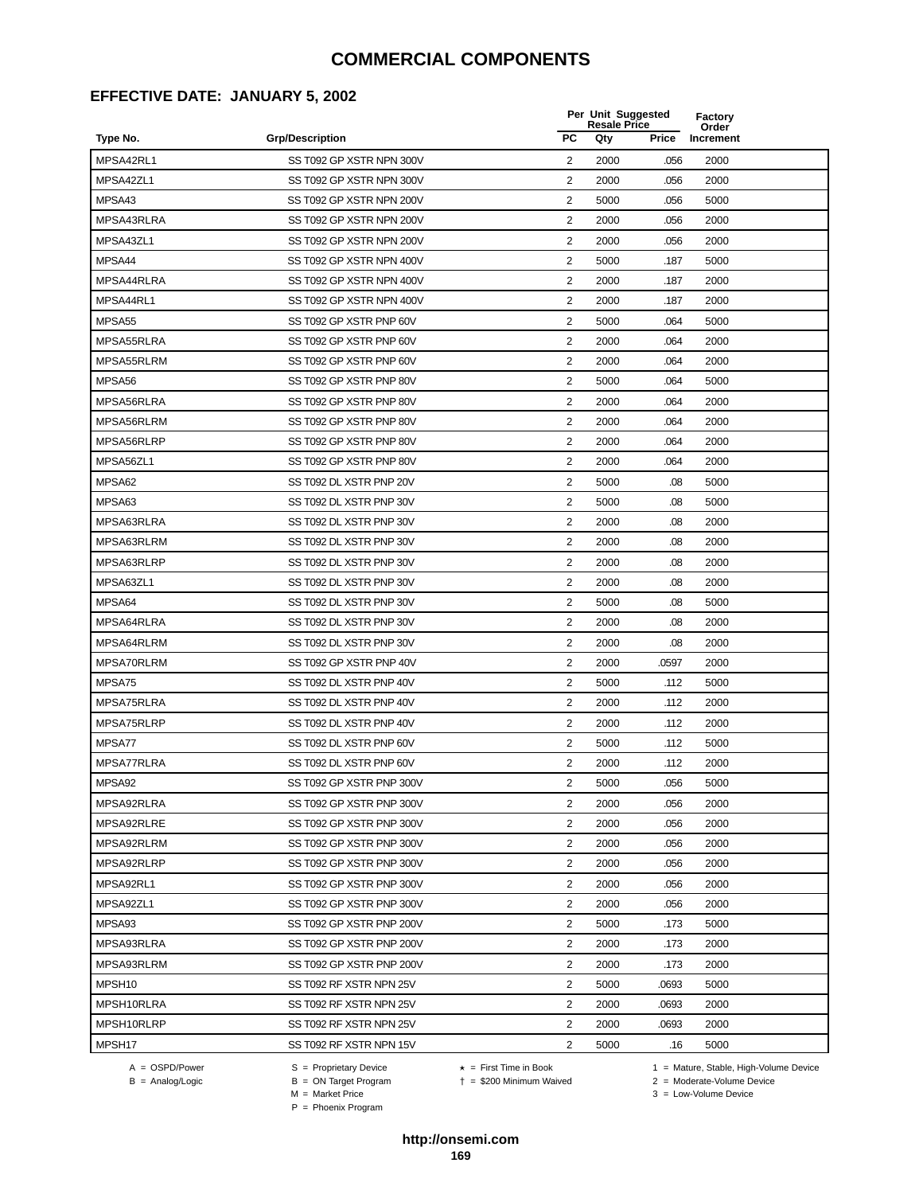# COMMERCIAL COMPONENTS

## EFFECTIVE DATE: JANUARY 5, 2002

| Type No. | Grp/Description | PC | Per Unit Suggested Resale Price Qty | Price | Factory Order Increment |
|---|---|---|---|---|---|
| MPSA42RL1 | SS T092 GP XSTR NPN 300V | 2 | 2000 | .056 | 2000 |
| MPSA42ZL1 | SS T092 GP XSTR NPN 300V | 2 | 2000 | .056 | 2000 |
| MPSA43 | SS T092 GP XSTR NPN 200V | 2 | 5000 | .056 | 5000 |
| MPSA43RLRA | SS T092 GP XSTR NPN 200V | 2 | 2000 | .056 | 2000 |
| MPSA43ZL1 | SS T092 GP XSTR NPN 200V | 2 | 2000 | .056 | 2000 |
| MPSA44 | SS T092 GP XSTR NPN 400V | 2 | 5000 | .187 | 5000 |
| MPSA44RLRA | SS T092 GP XSTR NPN 400V | 2 | 2000 | .187 | 2000 |
| MPSA44RL1 | SS T092 GP XSTR NPN 400V | 2 | 2000 | .187 | 2000 |
| MPSA55 | SS T092 GP XSTR PNP 60V | 2 | 5000 | .064 | 5000 |
| MPSA55RLRA | SS T092 GP XSTR PNP 60V | 2 | 2000 | .064 | 2000 |
| MPSA55RLRM | SS T092 GP XSTR PNP 60V | 2 | 2000 | .064 | 2000 |
| MPSA56 | SS T092 GP XSTR PNP 80V | 2 | 5000 | .064 | 5000 |
| MPSA56RLRA | SS T092 GP XSTR PNP 80V | 2 | 2000 | .064 | 2000 |
| MPSA56RLRM | SS T092 GP XSTR PNP 80V | 2 | 2000 | .064 | 2000 |
| MPSA56RLRP | SS T092 GP XSTR PNP 80V | 2 | 2000 | .064 | 2000 |
| MPSA56ZL1 | SS T092 GP XSTR PNP 80V | 2 | 2000 | .064 | 2000 |
| MPSA62 | SS T092 DL XSTR PNP 20V | 2 | 5000 | .08 | 5000 |
| MPSA63 | SS T092 DL XSTR PNP 30V | 2 | 5000 | .08 | 5000 |
| MPSA63RLRA | SS T092 DL XSTR PNP 30V | 2 | 2000 | .08 | 2000 |
| MPSA63RLRM | SS T092 DL XSTR PNP 30V | 2 | 2000 | .08 | 2000 |
| MPSA63RLRP | SS T092 DL XSTR PNP 30V | 2 | 2000 | .08 | 2000 |
| MPSA63ZL1 | SS T092 DL XSTR PNP 30V | 2 | 2000 | .08 | 2000 |
| MPSA64 | SS T092 DL XSTR PNP 30V | 2 | 5000 | .08 | 5000 |
| MPSA64RLRA | SS T092 DL XSTR PNP 30V | 2 | 2000 | .08 | 2000 |
| MPSA64RLRM | SS T092 DL XSTR PNP 30V | 2 | 2000 | .08 | 2000 |
| MPSA70RLRM | SS T092 GP XSTR PNP 40V | 2 | 2000 | .0597 | 2000 |
| MPSA75 | SS T092 DL XSTR PNP 40V | 2 | 5000 | .112 | 5000 |
| MPSA75RLRA | SS T092 DL XSTR PNP 40V | 2 | 2000 | .112 | 2000 |
| MPSA75RLRP | SS T092 DL XSTR PNP 40V | 2 | 2000 | .112 | 2000 |
| MPSA77 | SS T092 DL XSTR PNP 60V | 2 | 5000 | .112 | 5000 |
| MPSA77RLRA | SS T092 DL XSTR PNP 60V | 2 | 2000 | .112 | 2000 |
| MPSA92 | SS T092 GP XSTR PNP 300V | 2 | 5000 | .056 | 5000 |
| MPSA92RLRA | SS T092 GP XSTR PNP 300V | 2 | 2000 | .056 | 2000 |
| MPSA92RLRE | SS T092 GP XSTR PNP 300V | 2 | 2000 | .056 | 2000 |
| MPSA92RLRM | SS T092 GP XSTR PNP 300V | 2 | 2000 | .056 | 2000 |
| MPSA92RLRP | SS T092 GP XSTR PNP 300V | 2 | 2000 | .056 | 2000 |
| MPSA92RL1 | SS T092 GP XSTR PNP 300V | 2 | 2000 | .056 | 2000 |
| MPSA92ZL1 | SS T092 GP XSTR PNP 300V | 2 | 2000 | .056 | 2000 |
| MPSA93 | SS T092 GP XSTR PNP 200V | 2 | 5000 | .173 | 5000 |
| MPSA93RLRA | SS T092 GP XSTR PNP 200V | 2 | 2000 | .173 | 2000 |
| MPSA93RLRM | SS T092 GP XSTR PNP 200V | 2 | 2000 | .173 | 2000 |
| MPSH10 | SS T092 RF XSTR NPN 25V | 2 | 5000 | .0693 | 5000 |
| MPSH10RLRA | SS T092 RF XSTR NPN 25V | 2 | 2000 | .0693 | 2000 |
| MPSH10RLRP | SS T092 RF XSTR NPN 25V | 2 | 2000 | .0693 | 2000 |
| MPSH17 | SS T092 RF XSTR NPN 15V | 2 | 5000 | .16 | 5000 |

A = OSPD/Power
B = Analog/Logic

S = Proprietary Device
B = ON Target Program
M = Market Price
P = Phoenix Program

⋆ = First Time in Book
† = $200 Minimum Waived

1 = Mature, Stable, High-Volume Device
2 = Moderate-Volume Device
3 = Low-Volume Device

**http://onsemi.com**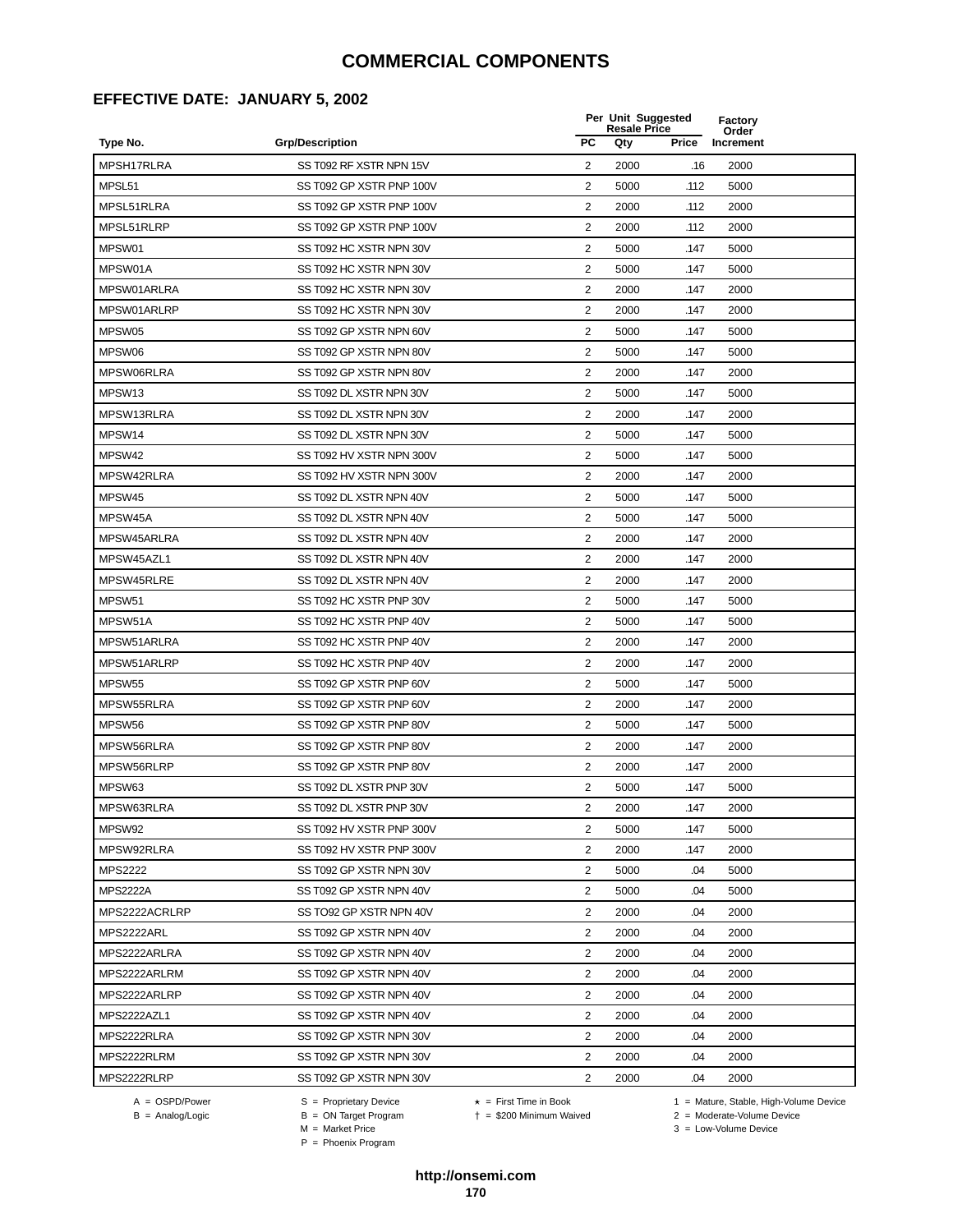# COMMERCIAL COMPONENTS

## EFFECTIVE DATE: JANUARY 5, 2002

| Type No. | Grp/Description | PC | Per Unit Suggested Resale Price Qty | Price | Factory Order Increment |
|---|---|---|---|---|---|
| MPSH17RLRA | SS T092 RF XSTR NPN 15V | 2 | 2000 | .16 | 2000 |
| MPSL51 | SS T092 GP XSTR PNP 100V | 2 | 5000 | .112 | 5000 |
| MPSL51RLRA | SS T092 GP XSTR PNP 100V | 2 | 2000 | .112 | 2000 |
| MPSL51RLRP | SS T092 GP XSTR PNP 100V | 2 | 2000 | .112 | 2000 |
| MPSW01 | SS T092 HC XSTR NPN 30V | 2 | 5000 | .147 | 5000 |
| MPSW01A | SS T092 HC XSTR NPN 30V | 2 | 5000 | .147 | 5000 |
| MPSW01ARLRA | SS T092 HC XSTR NPN 30V | 2 | 2000 | .147 | 2000 |
| MPSW01ARLRP | SS T092 HC XSTR NPN 30V | 2 | 2000 | .147 | 2000 |
| MPSW05 | SS T092 GP XSTR NPN 60V | 2 | 5000 | .147 | 5000 |
| MPSW06 | SS T092 GP XSTR NPN 80V | 2 | 5000 | .147 | 5000 |
| MPSW06RLRA | SS T092 GP XSTR NPN 80V | 2 | 2000 | .147 | 2000 |
| MPSW13 | SS T092 DL XSTR NPN 30V | 2 | 5000 | .147 | 5000 |
| MPSW13RLRA | SS T092 DL XSTR NPN 30V | 2 | 2000 | .147 | 2000 |
| MPSW14 | SS T092 DL XSTR NPN 30V | 2 | 5000 | .147 | 5000 |
| MPSW42 | SS T092 HV XSTR NPN 300V | 2 | 5000 | .147 | 5000 |
| MPSW42RLRA | SS T092 HV XSTR NPN 300V | 2 | 2000 | .147 | 2000 |
| MPSW45 | SS T092 DL XSTR NPN 40V | 2 | 5000 | .147 | 5000 |
| MPSW45A | SS T092 DL XSTR NPN 40V | 2 | 5000 | .147 | 5000 |
| MPSW45ARLRA | SS T092 DL XSTR NPN 40V | 2 | 2000 | .147 | 2000 |
| MPSW45AZL1 | SS T092 DL XSTR NPN 40V | 2 | 2000 | .147 | 2000 |
| MPSW45RLRE | SS T092 DL XSTR NPN 40V | 2 | 2000 | .147 | 2000 |
| MPSW51 | SS T092 HC XSTR PNP 30V | 2 | 5000 | .147 | 5000 |
| MPSW51A | SS T092 HC XSTR PNP 40V | 2 | 5000 | .147 | 5000 |
| MPSW51ARLRA | SS T092 HC XSTR PNP 40V | 2 | 2000 | .147 | 2000 |
| MPSW51ARLRP | SS T092 HC XSTR PNP 40V | 2 | 2000 | .147 | 2000 |
| MPSW55 | SS T092 GP XSTR PNP 60V | 2 | 5000 | .147 | 5000 |
| MPSW55RLRA | SS T092 GP XSTR PNP 60V | 2 | 2000 | .147 | 2000 |
| MPSW56 | SS T092 GP XSTR PNP 80V | 2 | 5000 | .147 | 5000 |
| MPSW56RLRA | SS T092 GP XSTR PNP 80V | 2 | 2000 | .147 | 2000 |
| MPSW56RLRP | SS T092 GP XSTR PNP 80V | 2 | 2000 | .147 | 2000 |
| MPSW63 | SS T092 DL XSTR PNP 30V | 2 | 5000 | .147 | 5000 |
| MPSW63RLRA | SS T092 DL XSTR PNP 30V | 2 | 2000 | .147 | 2000 |
| MPSW92 | SS T092 HV XSTR PNP 300V | 2 | 5000 | .147 | 5000 |
| MPSW92RLRA | SS T092 HV XSTR PNP 300V | 2 | 2000 | .147 | 2000 |
| MPS2222 | SS T092 GP XSTR NPN 30V | 2 | 5000 | .04 | 5000 |
| MPS2222A | SS T092 GP XSTR NPN 40V | 2 | 5000 | .04 | 5000 |
| MPS2222ACRLRP | SS TO92 GP XSTR NPN 40V | 2 | 2000 | .04 | 2000 |
| MPS2222ARL | SS T092 GP XSTR NPN 40V | 2 | 2000 | .04 | 2000 |
| MPS2222ARLRA | SS T092 GP XSTR NPN 40V | 2 | 2000 | .04 | 2000 |
| MPS2222ARLRM | SS T092 GP XSTR NPN 40V | 2 | 2000 | .04 | 2000 |
| MPS2222ARLRP | SS T092 GP XSTR NPN 40V | 2 | 2000 | .04 | 2000 |
| MPS2222AZL1 | SS T092 GP XSTR NPN 40V | 2 | 2000 | .04 | 2000 |
| MPS2222RLRA | SS T092 GP XSTR NPN 30V | 2 | 2000 | .04 | 2000 |
| MPS2222RLRM | SS T092 GP XSTR NPN 30V | 2 | 2000 | .04 | 2000 |
| MPS2222RLRP | SS T092 GP XSTR NPN 30V | 2 | 2000 | .04 | 2000 |

A = OSPD/Power
B = Analog/Logic

S = Proprietary Device
B = ON Target Program
M = Market Price
P = Phoenix Program

⋆ = First Time in Book
† = $200 Minimum Waived

1 = Mature, Stable, High-Volume Device
2 = Moderate-Volume Device
3 = Low-Volume Device

**http://onsemi.com**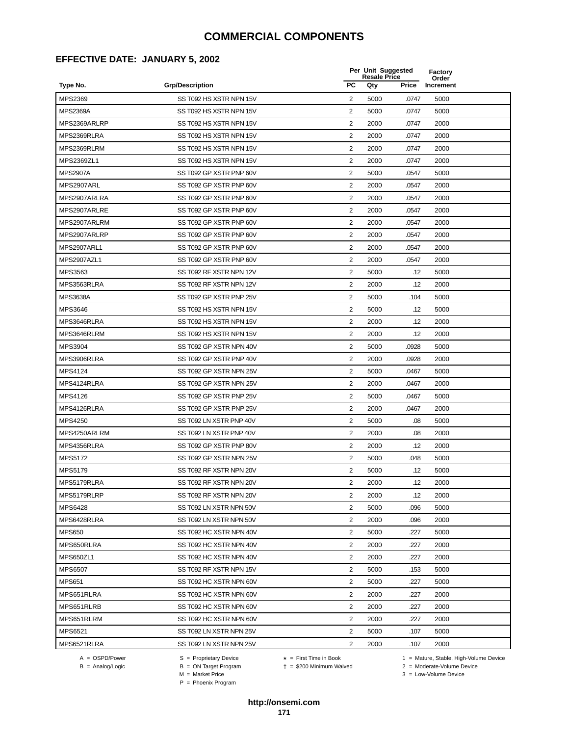# COMMERCIAL COMPONENTS

## EFFECTIVE DATE: JANUARY 5, 2002

| Type No. | Grp/Description | PC | Per Unit Suggested Resale Price Qty | Price | Factory Order Increment |
|---|---|---|---|---|---|
| MPS2369 | SS T092 HS XSTR NPN 15V | 2 | 5000 | .0747 | 5000 |
| MPS2369A | SS T092 HS XSTR NPN 15V | 2 | 5000 | .0747 | 5000 |
| MPS2369ARLRP | SS T092 HS XSTR NPN 15V | 2 | 2000 | .0747 | 2000 |
| MPS2369RLRA | SS T092 HS XSTR NPN 15V | 2 | 2000 | .0747 | 2000 |
| MPS2369RLRM | SS T092 HS XSTR NPN 15V | 2 | 2000 | .0747 | 2000 |
| MPS2369ZL1 | SS T092 HS XSTR NPN 15V | 2 | 2000 | .0747 | 2000 |
| MPS2907A | SS T092 GP XSTR PNP 60V | 2 | 5000 | .0547 | 5000 |
| MPS2907ARL | SS T092 GP XSTR PNP 60V | 2 | 2000 | .0547 | 2000 |
| MPS2907ARLRA | SS T092 GP XSTR PNP 60V | 2 | 2000 | .0547 | 2000 |
| MPS2907ARLRE | SS T092 GP XSTR PNP 60V | 2 | 2000 | .0547 | 2000 |
| MPS2907ARLRM | SS T092 GP XSTR PNP 60V | 2 | 2000 | .0547 | 2000 |
| MPS2907ARLRP | SS T092 GP XSTR PNP 60V | 2 | 2000 | .0547 | 2000 |
| MPS2907ARL1 | SS T092 GP XSTR PNP 60V | 2 | 2000 | .0547 | 2000 |
| MPS2907AZL1 | SS T092 GP XSTR PNP 60V | 2 | 2000 | .0547 | 2000 |
| MPS3563 | SS T092 RF XSTR NPN 12V | 2 | 5000 | .12 | 5000 |
| MPS3563RLRA | SS T092 RF XSTR NPN 12V | 2 | 2000 | .12 | 2000 |
| MPS3638A | SS T092 GP XSTR PNP 25V | 2 | 5000 | .104 | 5000 |
| MPS3646 | SS T092 HS XSTR NPN 15V | 2 | 5000 | .12 | 5000 |
| MPS3646RLRA | SS T092 HS XSTR NPN 15V | 2 | 2000 | .12 | 2000 |
| MPS3646RLRM | SS T092 HS XSTR NPN 15V | 2 | 2000 | .12 | 2000 |
| MPS3904 | SS T092 GP XSTR NPN 40V | 2 | 5000 | .0928 | 5000 |
| MPS3906RLRA | SS T092 GP XSTR PNP 40V | 2 | 2000 | .0928 | 2000 |
| MPS4124 | SS T092 GP XSTR NPN 25V | 2 | 5000 | .0467 | 5000 |
| MPS4124RLRA | SS T092 GP XSTR NPN 25V | 2 | 2000 | .0467 | 2000 |
| MPS4126 | SS T092 GP XSTR PNP 25V | 2 | 5000 | .0467 | 5000 |
| MPS4126RLRA | SS T092 GP XSTR PNP 25V | 2 | 2000 | .0467 | 2000 |
| MPS4250 | SS T092 LN XSTR PNP 40V | 2 | 5000 | .08 | 5000 |
| MPS4250ARLRM | SS T092 LN XSTR PNP 40V | 2 | 2000 | .08 | 2000 |
| MPS4356RLRA | SS T092 GP XSTR PNP 80V | 2 | 2000 | .12 | 2000 |
| MPS5172 | SS T092 GP XSTR NPN 25V | 2 | 5000 | .048 | 5000 |
| MPS5179 | SS T092 RF XSTR NPN 20V | 2 | 5000 | .12 | 5000 |
| MPS5179RLRA | SS T092 RF XSTR NPN 20V | 2 | 2000 | .12 | 2000 |
| MPS5179RLRP | SS T092 RF XSTR NPN 20V | 2 | 2000 | .12 | 2000 |
| MPS6428 | SS T092 LN XSTR NPN 50V | 2 | 5000 | .096 | 5000 |
| MPS6428RLRA | SS T092 LN XSTR NPN 50V | 2 | 2000 | .096 | 2000 |
| MPS650 | SS T092 HC XSTR NPN 40V | 2 | 5000 | .227 | 5000 |
| MPS650RLRA | SS T092 HC XSTR NPN 40V | 2 | 2000 | .227 | 2000 |
| MPS650ZL1 | SS T092 HC XSTR NPN 40V | 2 | 2000 | .227 | 2000 |
| MPS6507 | SS T092 RF XSTR NPN 15V | 2 | 5000 | .153 | 5000 |
| MPS651 | SS T092 HC XSTR NPN 60V | 2 | 5000 | .227 | 5000 |
| MPS651RLRA | SS T092 HC XSTR NPN 60V | 2 | 2000 | .227 | 2000 |
| MPS651RLRB | SS T092 HC XSTR NPN 60V | 2 | 2000 | .227 | 2000 |
| MPS651RLRM | SS T092 HC XSTR NPN 60V | 2 | 2000 | .227 | 2000 |
| MPS6521 | SS T092 LN XSTR NPN 25V | 2 | 5000 | .107 | 5000 |
| MPS6521RLRA | SS T092 LN XSTR NPN 25V | 2 | 2000 | .107 | 2000 |

A = OSPD/Power
B = Analog/Logic

S = Proprietary Device
B = ON Target Program
M = Market Price
P = Phoenix Program

⋆ = First Time in Book
† = $200 Minimum Waived

1 = Mature, Stable, High-Volume Device
2 = Moderate-Volume Device
3 = Low-Volume Device

**http://onsemi.com**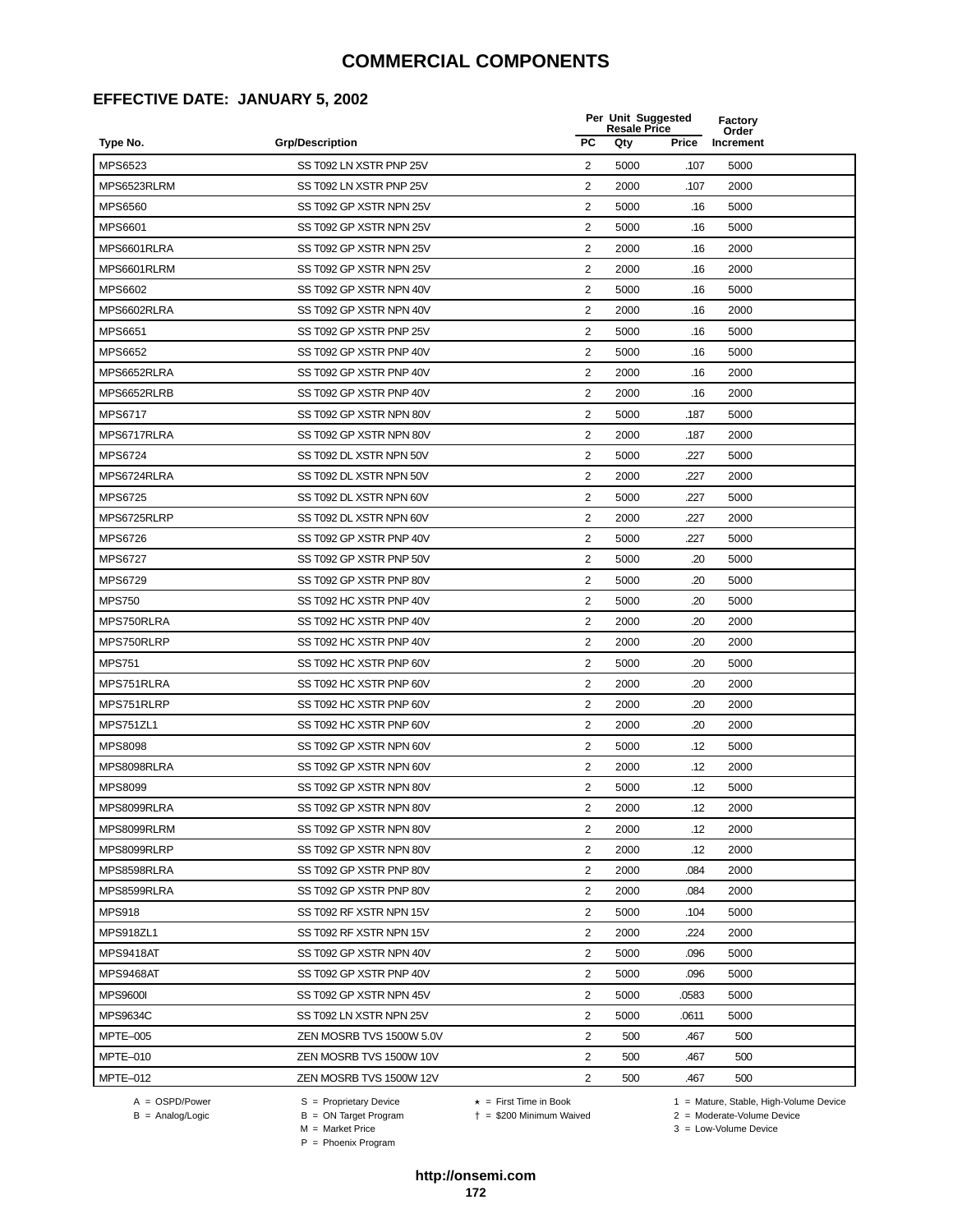# COMMERCIAL COMPONENTS

## EFFECTIVE DATE: JANUARY 5, 2002

| Type No. | Grp/Description | PC | Per Unit Suggested Resale Price Qty | Price | Factory Order Increment |
|---|---|---|---|---|---|
| MPS6523 | SS T092 LN XSTR PNP 25V | 2 | 5000 | .107 | 5000 |
| MPS6523RLRM | SS T092 LN XSTR PNP 25V | 2 | 2000 | .107 | 2000 |
| MPS6560 | SS T092 GP XSTR NPN 25V | 2 | 5000 | .16 | 5000 |
| MPS6601 | SS T092 GP XSTR NPN 25V | 2 | 5000 | .16 | 5000 |
| MPS6601RLRA | SS T092 GP XSTR NPN 25V | 2 | 2000 | .16 | 2000 |
| MPS6601RLRM | SS T092 GP XSTR NPN 25V | 2 | 2000 | .16 | 2000 |
| MPS6602 | SS T092 GP XSTR NPN 40V | 2 | 5000 | .16 | 5000 |
| MPS6602RLRA | SS T092 GP XSTR NPN 40V | 2 | 2000 | .16 | 2000 |
| MPS6651 | SS T092 GP XSTR PNP 25V | 2 | 5000 | .16 | 5000 |
| MPS6652 | SS T092 GP XSTR PNP 40V | 2 | 5000 | .16 | 5000 |
| MPS6652RLRA | SS T092 GP XSTR PNP 40V | 2 | 2000 | .16 | 2000 |
| MPS6652RLRB | SS T092 GP XSTR PNP 40V | 2 | 2000 | .16 | 2000 |
| MPS6717 | SS T092 GP XSTR NPN 80V | 2 | 5000 | .187 | 5000 |
| MPS6717RLRA | SS T092 GP XSTR NPN 80V | 2 | 2000 | .187 | 2000 |
| MPS6724 | SS T092 DL XSTR NPN 50V | 2 | 5000 | .227 | 5000 |
| MPS6724RLRA | SS T092 DL XSTR NPN 50V | 2 | 2000 | .227 | 2000 |
| MPS6725 | SS T092 DL XSTR NPN 60V | 2 | 5000 | .227 | 5000 |
| MPS6725RLRP | SS T092 DL XSTR NPN 60V | 2 | 2000 | .227 | 2000 |
| MPS6726 | SS T092 GP XSTR PNP 40V | 2 | 5000 | .227 | 5000 |
| MPS6727 | SS T092 GP XSTR PNP 50V | 2 | 5000 | .20 | 5000 |
| MPS6729 | SS T092 GP XSTR PNP 80V | 2 | 5000 | .20 | 5000 |
| MPS750 | SS T092 HC XSTR PNP 40V | 2 | 5000 | .20 | 5000 |
| MPS750RLRA | SS T092 HC XSTR PNP 40V | 2 | 2000 | .20 | 2000 |
| MPS750RLRP | SS T092 HC XSTR PNP 40V | 2 | 2000 | .20 | 2000 |
| MPS751 | SS T092 HC XSTR PNP 60V | 2 | 5000 | .20 | 5000 |
| MPS751RLRA | SS T092 HC XSTR PNP 60V | 2 | 2000 | .20 | 2000 |
| MPS751RLRP | SS T092 HC XSTR PNP 60V | 2 | 2000 | .20 | 2000 |
| MPS751ZL1 | SS T092 HC XSTR PNP 60V | 2 | 2000 | .20 | 2000 |
| MPS8098 | SS T092 GP XSTR NPN 60V | 2 | 5000 | .12 | 5000 |
| MPS8098RLRA | SS T092 GP XSTR NPN 60V | 2 | 2000 | .12 | 2000 |
| MPS8099 | SS T092 GP XSTR NPN 80V | 2 | 5000 | .12 | 5000 |
| MPS8099RLRA | SS T092 GP XSTR NPN 80V | 2 | 2000 | .12 | 2000 |
| MPS8099RLRM | SS T092 GP XSTR NPN 80V | 2 | 2000 | .12 | 2000 |
| MPS8099RLRP | SS T092 GP XSTR NPN 80V | 2 | 2000 | .12 | 2000 |
| MPS8598RLRA | SS T092 GP XSTR PNP 80V | 2 | 2000 | .084 | 2000 |
| MPS8599RLRA | SS T092 GP XSTR PNP 80V | 2 | 2000 | .084 | 2000 |
| MPS918 | SS T092 RF XSTR NPN 15V | 2 | 5000 | .104 | 5000 |
| MPS918ZL1 | SS T092 RF XSTR NPN 15V | 2 | 2000 | .224 | 2000 |
| MPS9418AT | SS T092 GP XSTR NPN 40V | 2 | 5000 | .096 | 5000 |
| MPS9468AT | SS T092 GP XSTR PNP 40V | 2 | 5000 | .096 | 5000 |
| MPS9600I | SS T092 GP XSTR NPN 45V | 2 | 5000 | .0583 | 5000 |
| MPS9634C | SS T092 LN XSTR NPN 25V | 2 | 5000 | .0611 | 5000 |
| MPTE–005 | ZEN MOSRB TVS 1500W 5.0V | 2 | 500 | .467 | 500 |
| MPTE–010 | ZEN MOSRB TVS 1500W 10V | 2 | 500 | .467 | 500 |
| MPTE–012 | ZEN MOSRB TVS 1500W 12V | 2 | 500 | .467 | 500 |

A = OSPD/Power
B = Analog/Logic

S = Proprietary Device
B = ON Target Program
M = Market Price
P = Phoenix Program

⋆ = First Time in Book
† = $200 Minimum Waived

1 = Mature, Stable, High-Volume Device
2 = Moderate-Volume Device
3 = Low-Volume Device

**http://onsemi.com**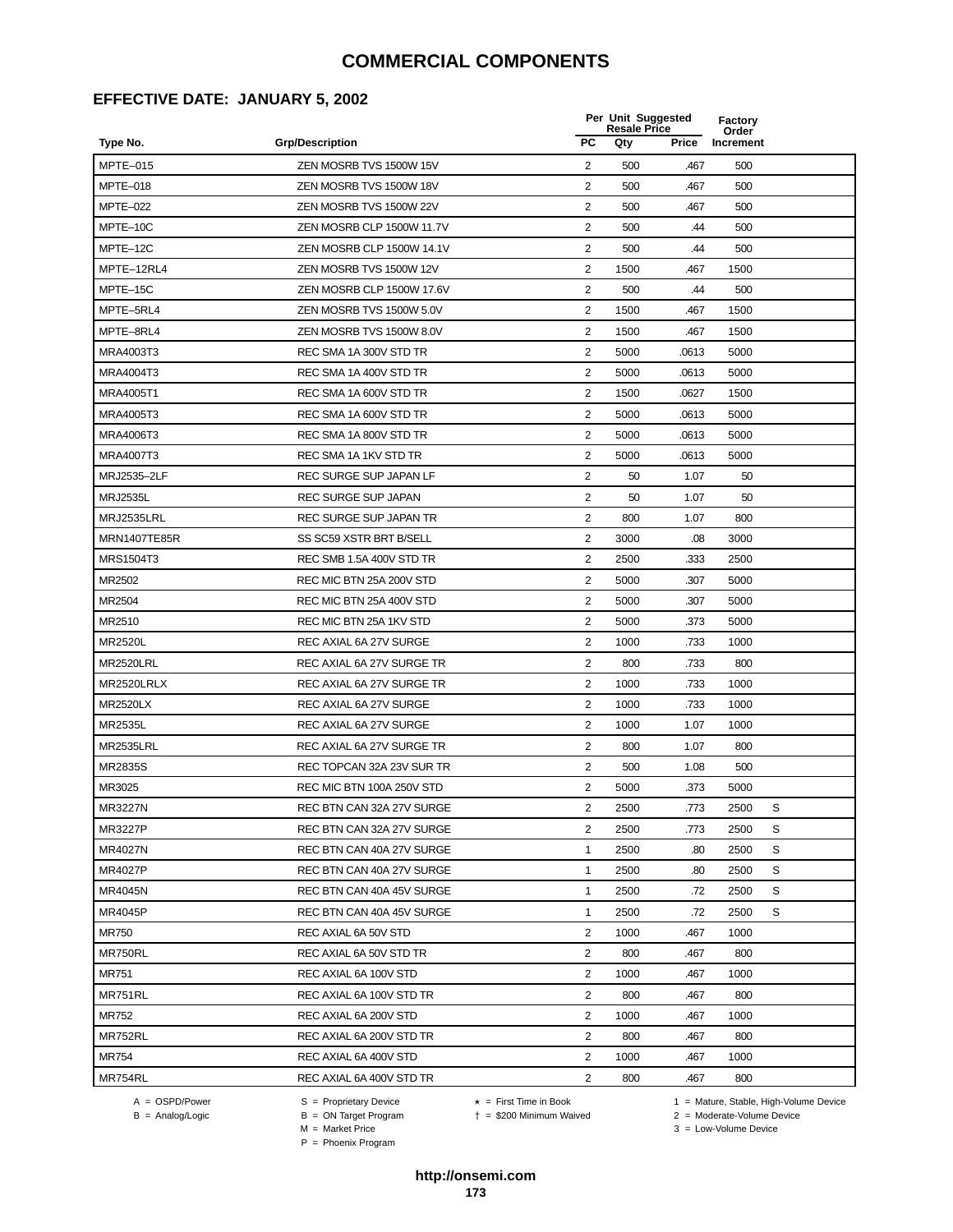# COMMERCIAL COMPONENTS

## EFFECTIVE DATE: JANUARY 5, 2002

| Type No. | Grp/Description | PC | Per Unit Suggested Resale Price Qty | Per Unit Suggested Resale Price Price | Factory Order Increment | |
|---|---|---|---|---|---|---|
| MPTE–015 | ZEN MOSRB TVS 1500W 15V | 2 | 500 | .467 | 500 | |
| MPTE–018 | ZEN MOSRB TVS 1500W 18V | 2 | 500 | .467 | 500 | |
| MPTE–022 | ZEN MOSRB TVS 1500W 22V | 2 | 500 | .467 | 500 | |
| MPTE–10C | ZEN MOSRB CLP 1500W 11.7V | 2 | 500 | .44 | 500 | |
| MPTE–12C | ZEN MOSRB CLP 1500W 14.1V | 2 | 500 | .44 | 500 | |
| MPTE–12RL4 | ZEN MOSRB TVS 1500W 12V | 2 | 1500 | .467 | 1500 | |
| MPTE–15C | ZEN MOSRB CLP 1500W 17.6V | 2 | 500 | .44 | 500 | |
| MPTE–5RL4 | ZEN MOSRB TVS 1500W 5.0V | 2 | 1500 | .467 | 1500 | |
| MPTE–8RL4 | ZEN MOSRB TVS 1500W 8.0V | 2 | 1500 | .467 | 1500 | |
| MRA4003T3 | REC SMA 1A 300V STD TR | 2 | 5000 | .0613 | 5000 | |
| MRA4004T3 | REC SMA 1A 400V STD TR | 2 | 5000 | .0613 | 5000 | |
| MRA4005T1 | REC SMA 1A 600V STD TR | 2 | 1500 | .0627 | 1500 | |
| MRA4005T3 | REC SMA 1A 600V STD TR | 2 | 5000 | .0613 | 5000 | |
| MRA4006T3 | REC SMA 1A 800V STD TR | 2 | 5000 | .0613 | 5000 | |
| MRA4007T3 | REC SMA 1A 1KV STD TR | 2 | 5000 | .0613 | 5000 | |
| MRJ2535–2LF | REC SURGE SUP JAPAN LF | 2 | 50 | 1.07 | 50 | |
| MRJ2535L | REC SURGE SUP JAPAN | 2 | 50 | 1.07 | 50 | |
| MRJ2535LRL | REC SURGE SUP JAPAN TR | 2 | 800 | 1.07 | 800 | |
| MRN1407TE85R | SS SC59 XSTR BRT B/SELL | 2 | 3000 | .08 | 3000 | |
| MRS1504T3 | REC SMB 1.5A 400V STD TR | 2 | 2500 | .333 | 2500 | |
| MR2502 | REC MIC BTN 25A 200V STD | 2 | 5000 | .307 | 5000 | |
| MR2504 | REC MIC BTN 25A 400V STD | 2 | 5000 | .307 | 5000 | |
| MR2510 | REC MIC BTN 25A 1KV STD | 2 | 5000 | .373 | 5000 | |
| MR2520L | REC AXIAL 6A 27V SURGE | 2 | 1000 | .733 | 1000 | |
| MR2520LRL | REC AXIAL 6A 27V SURGE TR | 2 | 800 | .733 | 800 | |
| MR2520LRLX | REC AXIAL 6A 27V SURGE TR | 2 | 1000 | .733 | 1000 | |
| MR2520LX | REC AXIAL 6A 27V SURGE | 2 | 1000 | .733 | 1000 | |
| MR2535L | REC AXIAL 6A 27V SURGE | 2 | 1000 | 1.07 | 1000 | |
| MR2535LRL | REC AXIAL 6A 27V SURGE TR | 2 | 800 | 1.07 | 800 | |
| MR2835S | REC TOPCAN 32A 23V SUR TR | 2 | 500 | 1.08 | 500 | |
| MR3025 | REC MIC BTN 100A 250V STD | 2 | 5000 | .373 | 5000 | |
| MR3227N | REC BTN CAN 32A 27V SURGE | 2 | 2500 | .773 | 2500 | S |
| MR3227P | REC BTN CAN 32A 27V SURGE | 2 | 2500 | .773 | 2500 | S |
| MR4027N | REC BTN CAN 40A 27V SURGE | 1 | 2500 | .80 | 2500 | S |
| MR4027P | REC BTN CAN 40A 27V SURGE | 1 | 2500 | .80 | 2500 | S |
| MR4045N | REC BTN CAN 40A 45V SURGE | 1 | 2500 | .72 | 2500 | S |
| MR4045P | REC BTN CAN 40A 45V SURGE | 1 | 2500 | .72 | 2500 | S |
| MR750 | REC AXIAL 6A 50V STD | 2 | 1000 | .467 | 1000 | |
| MR750RL | REC AXIAL 6A 50V STD TR | 2 | 800 | .467 | 800 | |
| MR751 | REC AXIAL 6A 100V STD | 2 | 1000 | .467 | 1000 | |
| MR751RL | REC AXIAL 6A 100V STD TR | 2 | 800 | .467 | 800 | |
| MR752 | REC AXIAL 6A 200V STD | 2 | 1000 | .467 | 1000 | |
| MR752RL | REC AXIAL 6A 200V STD TR | 2 | 800 | .467 | 800 | |
| MR754 | REC AXIAL 6A 400V STD | 2 | 1000 | .467 | 1000 | |
| MR754RL | REC AXIAL 6A 400V STD TR | 2 | 800 | .467 | 800 | |

A = OSPD/Power
B = Analog/Logic

S = Proprietary Device
B = ON Target Program
M = Market Price
P = Phoenix Program

⋆ = First Time in Book
† = $200 Minimum Waived

1 = Mature, Stable, High-Volume Device
2 = Moderate-Volume Device
3 = Low-Volume Device

**http://onsemi.com**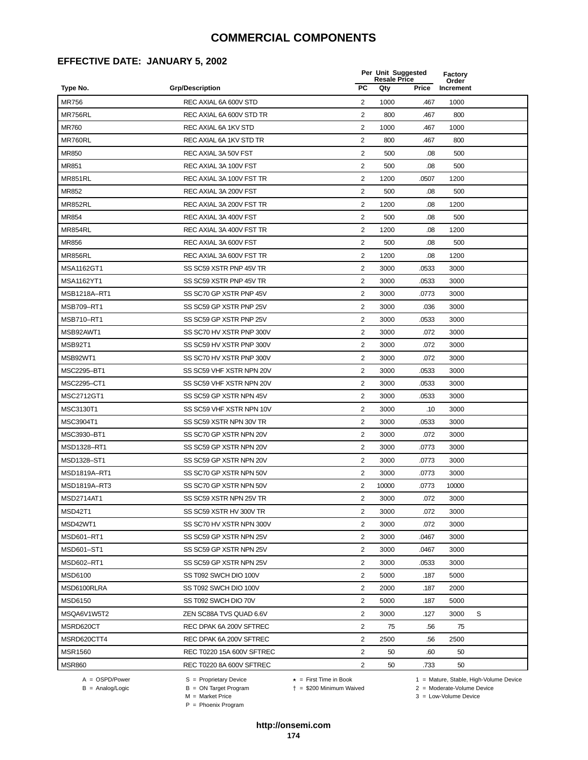# COMMERCIAL COMPONENTS

## EFFECTIVE DATE: JANUARY 5, 2002

| Type No. | Grp/Description | PC | Per Unit Suggested Resale Price Qty | Price | Factory Order Increment | |
|---|---|---|---|---|---|---|
| MR756 | REC AXIAL 6A 600V STD | 2 | 1000 | .467 | 1000 | |
| MR756RL | REC AXIAL 6A 600V STD TR | 2 | 800 | .467 | 800 | |
| MR760 | REC AXIAL 6A 1KV STD | 2 | 1000 | .467 | 1000 | |
| MR760RL | REC AXIAL 6A 1KV STD TR | 2 | 800 | .467 | 800 | |
| MR850 | REC AXIAL 3A 50V FST | 2 | 500 | .08 | 500 | |
| MR851 | REC AXIAL 3A 100V FST | 2 | 500 | .08 | 500 | |
| MR851RL | REC AXIAL 3A 100V FST TR | 2 | 1200 | .0507 | 1200 | |
| MR852 | REC AXIAL 3A 200V FST | 2 | 500 | .08 | 500 | |
| MR852RL | REC AXIAL 3A 200V FST TR | 2 | 1200 | .08 | 1200 | |
| MR854 | REC AXIAL 3A 400V FST | 2 | 500 | .08 | 500 | |
| MR854RL | REC AXIAL 3A 400V FST TR | 2 | 1200 | .08 | 1200 | |
| MR856 | REC AXIAL 3A 600V FST | 2 | 500 | .08 | 500 | |
| MR856RL | REC AXIAL 3A 600V FST TR | 2 | 1200 | .08 | 1200 | |
| MSA1162GT1 | SS SC59 XSTR PNP 45V TR | 2 | 3000 | .0533 | 3000 | |
| MSA1162YT1 | SS SC59 XSTR PNP 45V TR | 2 | 3000 | .0533 | 3000 | |
| MSB1218A–RT1 | SS SC70 GP XSTR PNP 45V | 2 | 3000 | .0773 | 3000 | |
| MSB709–RT1 | SS SC59 GP XSTR PNP 25V | 2 | 3000 | .036 | 3000 | |
| MSB710–RT1 | SS SC59 GP XSTR PNP 25V | 2 | 3000 | .0533 | 3000 | |
| MSB92AWT1 | SS SC70 HV XSTR PNP 300V | 2 | 3000 | .072 | 3000 | |
| MSB92T1 | SS SC59 HV XSTR PNP 300V | 2 | 3000 | .072 | 3000 | |
| MSB92WT1 | SS SC70 HV XSTR PNP 300V | 2 | 3000 | .072 | 3000 | |
| MSC2295–BT1 | SS SC59 VHF XSTR NPN 20V | 2 | 3000 | .0533 | 3000 | |
| MSC2295–CT1 | SS SC59 VHF XSTR NPN 20V | 2 | 3000 | .0533 | 3000 | |
| MSC2712GT1 | SS SC59 GP XSTR NPN 45V | 2 | 3000 | .0533 | 3000 | |
| MSC3130T1 | SS SC59 VHF XSTR NPN 10V | 2 | 3000 | .10 | 3000 | |
| MSC3904T1 | SS SC59 XSTR NPN 30V TR | 2 | 3000 | .0533 | 3000 | |
| MSC3930–BT1 | SS SC70 GP XSTR NPN 20V | 2 | 3000 | .072 | 3000 | |
| MSD1328–RT1 | SS SC59 GP XSTR NPN 20V | 2 | 3000 | .0773 | 3000 | |
| MSD1328–ST1 | SS SC59 GP XSTR NPN 20V | 2 | 3000 | .0773 | 3000 | |
| MSD1819A–RT1 | SS SC70 GP XSTR NPN 50V | 2 | 3000 | .0773 | 3000 | |
| MSD1819A–RT3 | SS SC70 GP XSTR NPN 50V | 2 | 10000 | .0773 | 10000 | |
| MSD2714AT1 | SS SC59 XSTR NPN 25V TR | 2 | 3000 | .072 | 3000 | |
| MSD42T1 | SS SC59 XSTR HV 300V TR | 2 | 3000 | .072 | 3000 | |
| MSD42WT1 | SS SC70 HV XSTR NPN 300V | 2 | 3000 | .072 | 3000 | |
| MSD601–RT1 | SS SC59 GP XSTR NPN 25V | 2 | 3000 | .0467 | 3000 | |
| MSD601–ST1 | SS SC59 GP XSTR NPN 25V | 2 | 3000 | .0467 | 3000 | |
| MSD602–RT1 | SS SC59 GP XSTR NPN 25V | 2 | 3000 | .0533 | 3000 | |
| MSD6100 | SS T092 SWCH DIO 100V | 2 | 5000 | .187 | 5000 | |
| MSD6100RLRA | SS T092 SWCH DIO 100V | 2 | 2000 | .187 | 2000 | |
| MSD6150 | SS T092 SWCH DIO 70V | 2 | 5000 | .187 | 5000 | |
| MSQA6V1W5T2 | ZEN SC88A TVS QUAD 6.6V | 2 | 3000 | .127 | 3000 | S |
| MSRD620CT | REC DPAK 6A 200V SFTREC | 2 | 75 | .56 | 75 | |
| MSRD620CTT4 | REC DPAK 6A 200V SFTREC | 2 | 2500 | .56 | 2500 | |
| MSR1560 | REC T0220 15A 600V SFTREC | 2 | 50 | .60 | 50 | |
| MSR860 | REC T0220 8A 600V SFTREC | 2 | 50 | .733 | 50 | |

A = OSPD/Power
B = Analog/Logic

S = Proprietary Device
B = ON Target Program
M = Market Price
P = Phoenix Program

⋆ = First Time in Book
† = $200 Minimum Waived

1 = Mature, Stable, High-Volume Device
2 = Moderate-Volume Device
3 = Low-Volume Device

http://onsemi.com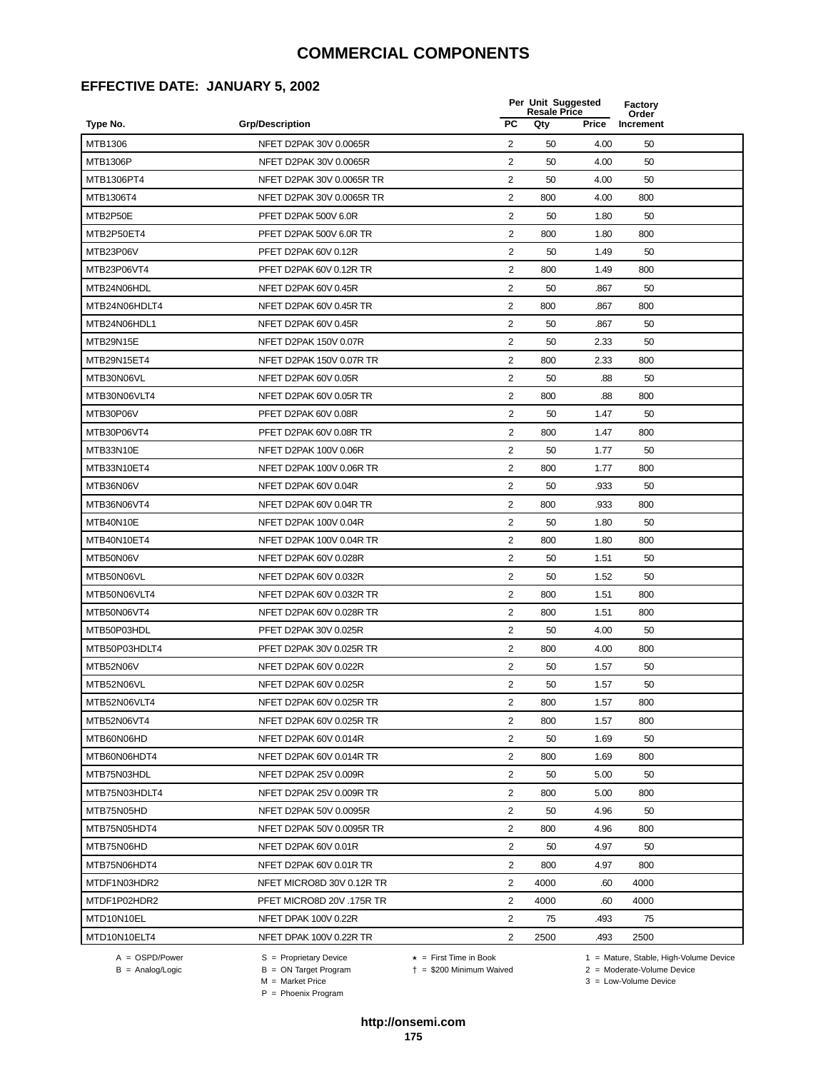# COMMERCIAL COMPONENTS

## EFFECTIVE DATE: JANUARY 5, 2002

| Type No. | Grp/Description | PC | Per Unit Suggested Resale Price Qty | Price | Factory Order Increment |
|---|---|---|---|---|---|
| MTB1306 | NFET D2PAK 30V 0.0065R | 2 | 50 | 4.00 | 50 |
| MTB1306P | NFET D2PAK 30V 0.0065R | 2 | 50 | 4.00 | 50 |
| MTB1306PT4 | NFET D2PAK 30V 0.0065R TR | 2 | 50 | 4.00 | 50 |
| MTB1306T4 | NFET D2PAK 30V 0.0065R TR | 2 | 800 | 4.00 | 800 |
| MTB2P50E | PFET D2PAK 500V 6.0R | 2 | 50 | 1.80 | 50 |
| MTB2P50ET4 | PFET D2PAK 500V 6.0R TR | 2 | 800 | 1.80 | 800 |
| MTB23P06V | PFET D2PAK 60V 0.12R | 2 | 50 | 1.49 | 50 |
| MTB23P06VT4 | PFET D2PAK 60V 0.12R TR | 2 | 800 | 1.49 | 800 |
| MTB24N06HDL | NFET D2PAK 60V 0.45R | 2 | 50 | .867 | 50 |
| MTB24N06HDLT4 | NFET D2PAK 60V 0.45R TR | 2 | 800 | .867 | 800 |
| MTB24N06HDL1 | NFET D2PAK 60V 0.45R | 2 | 50 | .867 | 50 |
| MTB29N15E | NFET D2PAK 150V 0.07R | 2 | 50 | 2.33 | 50 |
| MTB29N15ET4 | NFET D2PAK 150V 0.07R TR | 2 | 800 | 2.33 | 800 |
| MTB30N06VL | NFET D2PAK 60V 0.05R | 2 | 50 | .88 | 50 |
| MTB30N06VLT4 | NFET D2PAK 60V 0.05R TR | 2 | 800 | .88 | 800 |
| MTB30P06V | PFET D2PAK 60V 0.08R | 2 | 50 | 1.47 | 50 |
| MTB30P06VT4 | PFET D2PAK 60V 0.08R TR | 2 | 800 | 1.47 | 800 |
| MTB33N10E | NFET D2PAK 100V 0.06R | 2 | 50 | 1.77 | 50 |
| MTB33N10ET4 | NFET D2PAK 100V 0.06R TR | 2 | 800 | 1.77 | 800 |
| MTB36N06V | NFET D2PAK 60V 0.04R | 2 | 50 | .933 | 50 |
| MTB36N06VT4 | NFET D2PAK 60V 0.04R TR | 2 | 800 | .933 | 800 |
| MTB40N10E | NFET D2PAK 100V 0.04R | 2 | 50 | 1.80 | 50 |
| MTB40N10ET4 | NFET D2PAK 100V 0.04R TR | 2 | 800 | 1.80 | 800 |
| MTB50N06V | NFET D2PAK 60V 0.028R | 2 | 50 | 1.51 | 50 |
| MTB50N06VL | NFET D2PAK 60V 0.032R | 2 | 50 | 1.52 | 50 |
| MTB50N06VLT4 | NFET D2PAK 60V 0.032R TR | 2 | 800 | 1.51 | 800 |
| MTB50N06VT4 | NFET D2PAK 60V 0.028R TR | 2 | 800 | 1.51 | 800 |
| MTB50P03HDL | PFET D2PAK 30V 0.025R | 2 | 50 | 4.00 | 50 |
| MTB50P03HDLT4 | PFET D2PAK 30V 0.025R TR | 2 | 800 | 4.00 | 800 |
| MTB52N06V | NFET D2PAK 60V 0.022R | 2 | 50 | 1.57 | 50 |
| MTB52N06VL | NFET D2PAK 60V 0.025R | 2 | 50 | 1.57 | 50 |
| MTB52N06VLT4 | NFET D2PAK 60V 0.025R TR | 2 | 800 | 1.57 | 800 |
| MTB52N06VT4 | NFET D2PAK 60V 0.025R TR | 2 | 800 | 1.57 | 800 |
| MTB60N06HD | NFET D2PAK 60V 0.014R | 2 | 50 | 1.69 | 50 |
| MTB60N06HDT4 | NFET D2PAK 60V 0.014R TR | 2 | 800 | 1.69 | 800 |
| MTB75N03HDL | NFET D2PAK 25V 0.009R | 2 | 50 | 5.00 | 50 |
| MTB75N03HDLT4 | NFET D2PAK 25V 0.009R TR | 2 | 800 | 5.00 | 800 |
| MTB75N05HD | NFET D2PAK 50V 0.0095R | 2 | 50 | 4.96 | 50 |
| MTB75N05HDT4 | NFET D2PAK 50V 0.0095R TR | 2 | 800 | 4.96 | 800 |
| MTB75N06HD | NFET D2PAK 60V 0.01R | 2 | 50 | 4.97 | 50 |
| MTB75N06HDT4 | NFET D2PAK 60V 0.01R TR | 2 | 800 | 4.97 | 800 |
| MTDF1N03HDR2 | NFET MICRO8D 30V 0.12R TR | 2 | 4000 | .60 | 4000 |
| MTDF1P02HDR2 | PFET MICRO8D 20V .175R TR | 2 | 4000 | .60 | 4000 |
| MTD10N10EL | NFET DPAK 100V 0.22R | 2 | 75 | .493 | 75 |
| MTD10N10ELT4 | NFET DPAK 100V 0.22R TR | 2 | 2500 | .493 | 2500 |

A = OSPD/Power
B = Analog/Logic

S = Proprietary Device
B = ON Target Program
M = Market Price
P = Phoenix Program

⋆ = First Time in Book
† = $200 Minimum Waived

1 = Mature, Stable, High-Volume Device
2 = Moderate-Volume Device
3 = Low-Volume Device

http://onsemi.com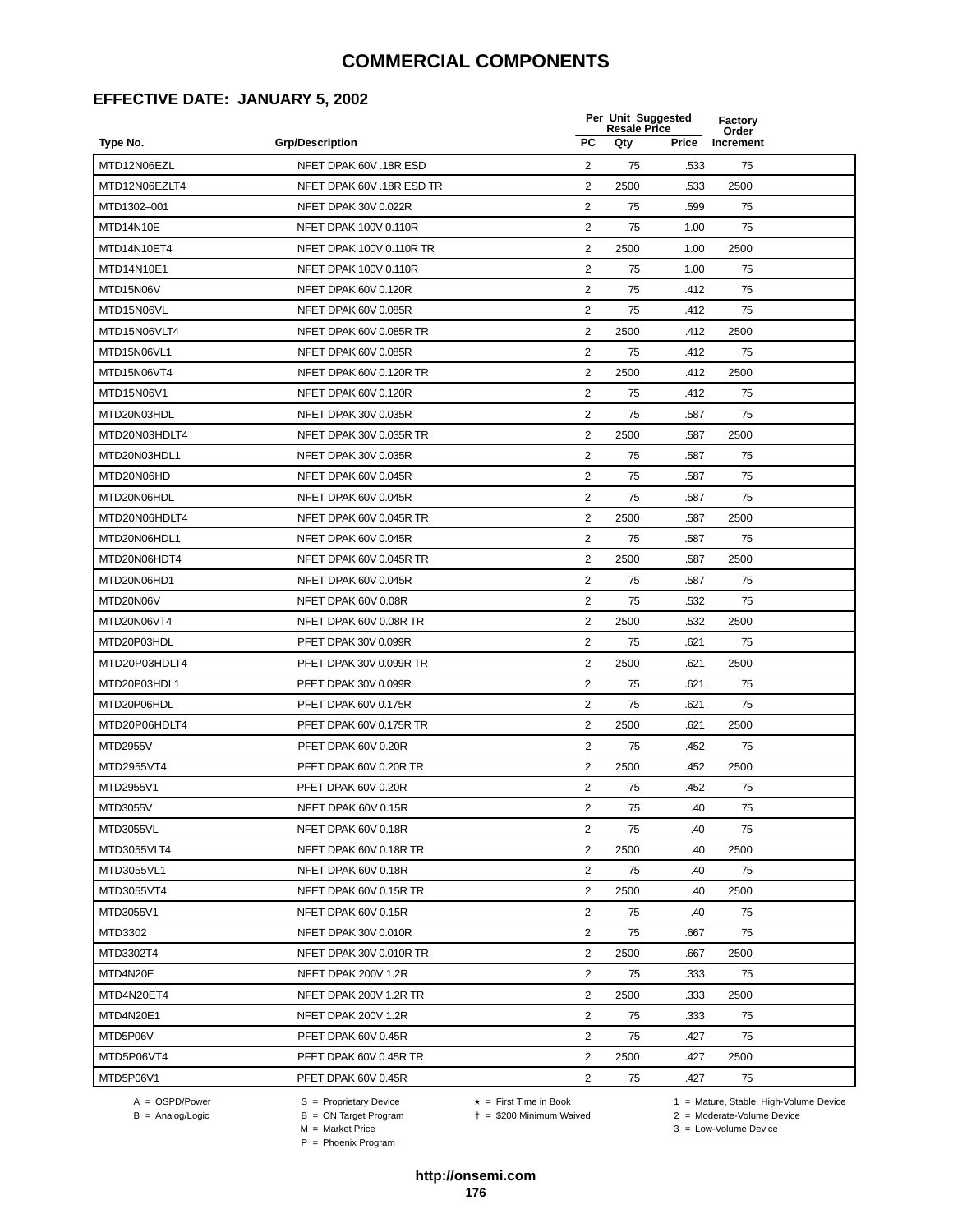# COMMERCIAL COMPONENTS

## EFFECTIVE DATE: JANUARY 5, 2002

| Type No. | Grp/Description | Per Unit Suggested Resale Price PC | Qty | Price | Factory Order Increment |
|---|---|---|---|---|---|
| MTD12N06EZL | NFET DPAK 60V .18R ESD | 2 | 75 | .533 | 75 |
| MTD12N06EZLT4 | NFET DPAK 60V .18R ESD TR | 2 | 2500 | .533 | 2500 |
| MTD1302–001 | NFET DPAK 30V 0.022R | 2 | 75 | .599 | 75 |
| MTD14N10E | NFET DPAK 100V 0.110R | 2 | 75 | 1.00 | 75 |
| MTD14N10ET4 | NFET DPAK 100V 0.110R TR | 2 | 2500 | 1.00 | 2500 |
| MTD14N10E1 | NFET DPAK 100V 0.110R | 2 | 75 | 1.00 | 75 |
| MTD15N06V | NFET DPAK 60V 0.120R | 2 | 75 | .412 | 75 |
| MTD15N06VL | NFET DPAK 60V 0.085R | 2 | 75 | .412 | 75 |
| MTD15N06VLT4 | NFET DPAK 60V 0.085R TR | 2 | 2500 | .412 | 2500 |
| MTD15N06VL1 | NFET DPAK 60V 0.085R | 2 | 75 | .412 | 75 |
| MTD15N06VT4 | NFET DPAK 60V 0.120R TR | 2 | 2500 | .412 | 2500 |
| MTD15N06V1 | NFET DPAK 60V 0.120R | 2 | 75 | .412 | 75 |
| MTD20N03HDL | NFET DPAK 30V 0.035R | 2 | 75 | .587 | 75 |
| MTD20N03HDLT4 | NFET DPAK 30V 0.035R TR | 2 | 2500 | .587 | 2500 |
| MTD20N03HDL1 | NFET DPAK 30V 0.035R | 2 | 75 | .587 | 75 |
| MTD20N06HD | NFET DPAK 60V 0.045R | 2 | 75 | .587 | 75 |
| MTD20N06HDL | NFET DPAK 60V 0.045R | 2 | 75 | .587 | 75 |
| MTD20N06HDLT4 | NFET DPAK 60V 0.045R TR | 2 | 2500 | .587 | 2500 |
| MTD20N06HDL1 | NFET DPAK 60V 0.045R | 2 | 75 | .587 | 75 |
| MTD20N06HDT4 | NFET DPAK 60V 0.045R TR | 2 | 2500 | .587 | 2500 |
| MTD20N06HD1 | NFET DPAK 60V 0.045R | 2 | 75 | .587 | 75 |
| MTD20N06V | NFET DPAK 60V 0.08R | 2 | 75 | .532 | 75 |
| MTD20N06VT4 | NFET DPAK 60V 0.08R TR | 2 | 2500 | .532 | 2500 |
| MTD20P03HDL | PFET DPAK 30V 0.099R | 2 | 75 | .621 | 75 |
| MTD20P03HDLT4 | PFET DPAK 30V 0.099R TR | 2 | 2500 | .621 | 2500 |
| MTD20P03HDL1 | PFET DPAK 30V 0.099R | 2 | 75 | .621 | 75 |
| MTD20P06HDL | PFET DPAK 60V 0.175R | 2 | 75 | .621 | 75 |
| MTD20P06HDLT4 | PFET DPAK 60V 0.175R TR | 2 | 2500 | .621 | 2500 |
| MTD2955V | PFET DPAK 60V 0.20R | 2 | 75 | .452 | 75 |
| MTD2955VT4 | PFET DPAK 60V 0.20R TR | 2 | 2500 | .452 | 2500 |
| MTD2955V1 | PFET DPAK 60V 0.20R | 2 | 75 | .452 | 75 |
| MTD3055V | NFET DPAK 60V 0.15R | 2 | 75 | .40 | 75 |
| MTD3055VL | NFET DPAK 60V 0.18R | 2 | 75 | .40 | 75 |
| MTD3055VLT4 | NFET DPAK 60V 0.18R TR | 2 | 2500 | .40 | 2500 |
| MTD3055VL1 | NFET DPAK 60V 0.18R | 2 | 75 | .40 | 75 |
| MTD3055VT4 | NFET DPAK 60V 0.15R TR | 2 | 2500 | .40 | 2500 |
| MTD3055V1 | NFET DPAK 60V 0.15R | 2 | 75 | .40 | 75 |
| MTD3302 | NFET DPAK 30V 0.010R | 2 | 75 | .667 | 75 |
| MTD3302T4 | NFET DPAK 30V 0.010R TR | 2 | 2500 | .667 | 2500 |
| MTD4N20E | NFET DPAK 200V 1.2R | 2 | 75 | .333 | 75 |
| MTD4N20ET4 | NFET DPAK 200V 1.2R TR | 2 | 2500 | .333 | 2500 |
| MTD4N20E1 | NFET DPAK 200V 1.2R | 2 | 75 | .333 | 75 |
| MTD5P06V | PFET DPAK 60V 0.45R | 2 | 75 | .427 | 75 |
| MTD5P06VT4 | PFET DPAK 60V 0.45R TR | 2 | 2500 | .427 | 2500 |
| MTD5P06V1 | PFET DPAK 60V 0.45R | 2 | 75 | .427 | 75 |

A = OSPD/Power
B = Analog/Logic

S = Proprietary Device
B = ON Target Program
M = Market Price
P = Phoenix Program

⋆ = First Time in Book
† = $200 Minimum Waived

1 = Mature, Stable, High-Volume Device
2 = Moderate-Volume Device
3 = Low-Volume Device

**http://onsemi.com**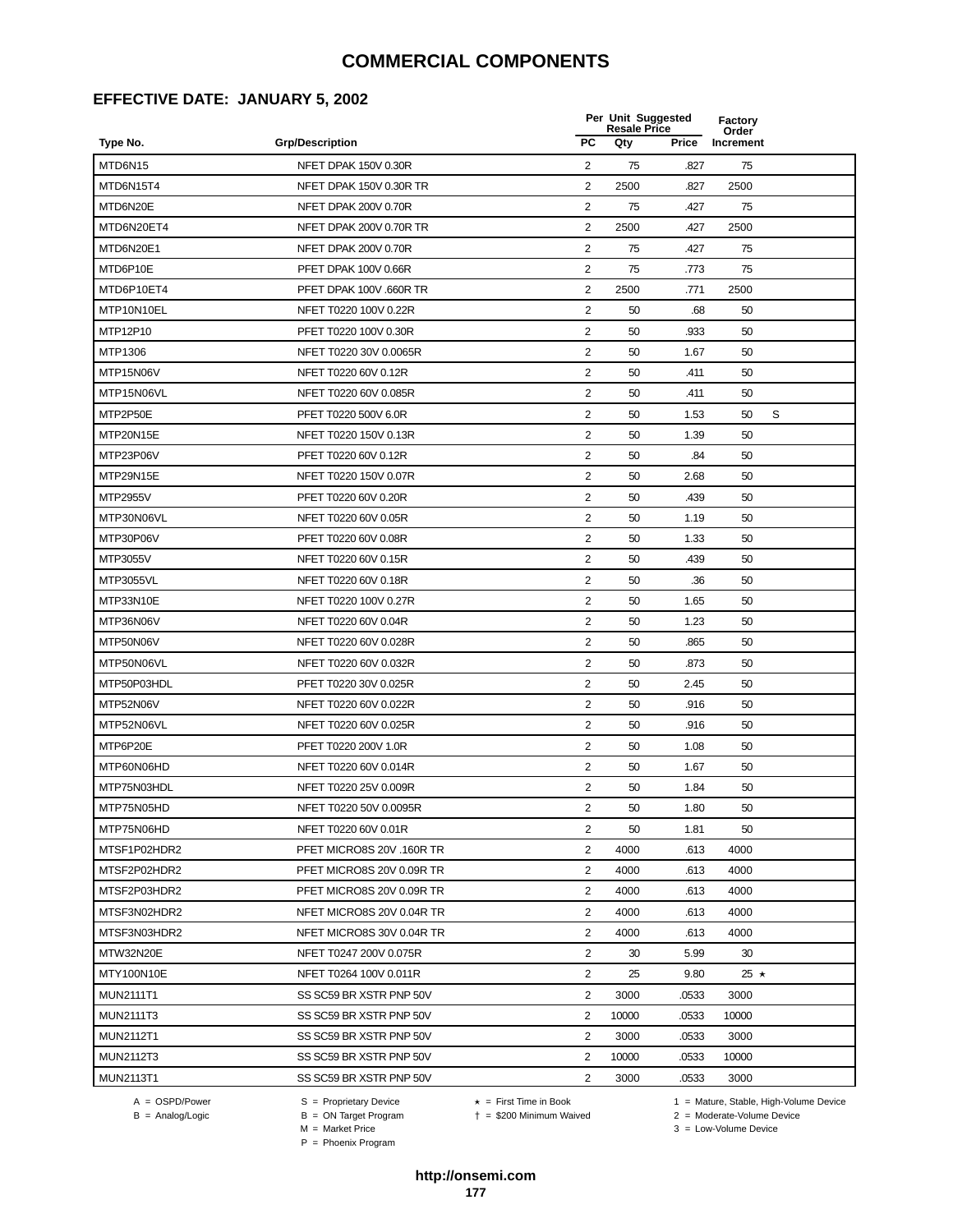# COMMERCIAL COMPONENTS

## EFFECTIVE DATE: JANUARY 5, 2002

| Type No. | Grp/Description | PC | Per Unit Suggested Resale Price Qty | Price | Factory Order Increment | |
|---|---|---|---|---|---|---|
| MTD6N15 | NFET DPAK 150V 0.30R | 2 | 75 | .827 | 75 | |
| MTD6N15T4 | NFET DPAK 150V 0.30R TR | 2 | 2500 | .827 | 2500 | |
| MTD6N20E | NFET DPAK 200V 0.70R | 2 | 75 | .427 | 75 | |
| MTD6N20ET4 | NFET DPAK 200V 0.70R TR | 2 | 2500 | .427 | 2500 | |
| MTD6N20E1 | NFET DPAK 200V 0.70R | 2 | 75 | .427 | 75 | |
| MTD6P10E | PFET DPAK 100V 0.66R | 2 | 75 | .773 | 75 | |
| MTD6P10ET4 | PFET DPAK 100V .660R TR | 2 | 2500 | .771 | 2500 | |
| MTP10N10EL | NFET T0220 100V 0.22R | 2 | 50 | .68 | 50 | |
| MTP12P10 | PFET T0220 100V 0.30R | 2 | 50 | .933 | 50 | |
| MTP1306 | NFET T0220 30V 0.0065R | 2 | 50 | 1.67 | 50 | |
| MTP15N06V | NFET T0220 60V 0.12R | 2 | 50 | .411 | 50 | |
| MTP15N06VL | NFET T0220 60V 0.085R | 2 | 50 | .411 | 50 | |
| MTP2P50E | PFET T0220 500V 6.0R | 2 | 50 | 1.53 | 50 | S |
| MTP20N15E | NFET T0220 150V 0.13R | 2 | 50 | 1.39 | 50 | |
| MTP23P06V | PFET T0220 60V 0.12R | 2 | 50 | .84 | 50 | |
| MTP29N15E | NFET T0220 150V 0.07R | 2 | 50 | 2.68 | 50 | |
| MTP2955V | PFET T0220 60V 0.20R | 2 | 50 | .439 | 50 | |
| MTP30N06VL | NFET T0220 60V 0.05R | 2 | 50 | 1.19 | 50 | |
| MTP30P06V | PFET T0220 60V 0.08R | 2 | 50 | 1.33 | 50 | |
| MTP3055V | NFET T0220 60V 0.15R | 2 | 50 | .439 | 50 | |
| MTP3055VL | NFET T0220 60V 0.18R | 2 | 50 | .36 | 50 | |
| MTP33N10E | NFET T0220 100V 0.27R | 2 | 50 | 1.65 | 50 | |
| MTP36N06V | NFET T0220 60V 0.04R | 2 | 50 | 1.23 | 50 | |
| MTP50N06V | NFET T0220 60V 0.028R | 2 | 50 | .865 | 50 | |
| MTP50N06VL | NFET T0220 60V 0.032R | 2 | 50 | .873 | 50 | |
| MTP50P03HDL | PFET T0220 30V 0.025R | 2 | 50 | 2.45 | 50 | |
| MTP52N06V | NFET T0220 60V 0.022R | 2 | 50 | .916 | 50 | |
| MTP52N06VL | NFET T0220 60V 0.025R | 2 | 50 | .916 | 50 | |
| MTP6P20E | PFET T0220 200V 1.0R | 2 | 50 | 1.08 | 50 | |
| MTP60N06HD | NFET T0220 60V 0.014R | 2 | 50 | 1.67 | 50 | |
| MTP75N03HDL | NFET T0220 25V 0.009R | 2 | 50 | 1.84 | 50 | |
| MTP75N05HD | NFET T0220 50V 0.0095R | 2 | 50 | 1.80 | 50 | |
| MTP75N06HD | NFET T0220 60V 0.01R | 2 | 50 | 1.81 | 50 | |
| MTSF1P02HDR2 | PFET MICRO8S 20V .160R TR | 2 | 4000 | .613 | 4000 | |
| MTSF2P02HDR2 | PFET MICRO8S 20V 0.09R TR | 2 | 4000 | .613 | 4000 | |
| MTSF2P03HDR2 | PFET MICRO8S 20V 0.09R TR | 2 | 4000 | .613 | 4000 | |
| MTSF3N02HDR2 | NFET MICRO8S 20V 0.04R TR | 2 | 4000 | .613 | 4000 | |
| MTSF3N03HDR2 | NFET MICRO8S 30V 0.04R TR | 2 | 4000 | .613 | 4000 | |
| MTW32N20E | NFET T0247 200V 0.075R | 2 | 30 | 5.99 | 30 | |
| MTY100N10E | NFET T0264 100V 0.011R | 2 | 25 | 9.80 | 25 ⋆ | |
| MUN2111T1 | SS SC59 BR XSTR PNP 50V | 2 | 3000 | .0533 | 3000 | |
| MUN2111T3 | SS SC59 BR XSTR PNP 50V | 2 | 10000 | .0533 | 10000 | |
| MUN2112T1 | SS SC59 BR XSTR PNP 50V | 2 | 3000 | .0533 | 3000 | |
| MUN2112T3 | SS SC59 BR XSTR PNP 50V | 2 | 10000 | .0533 | 10000 | |
| MUN2113T1 | SS SC59 BR XSTR PNP 50V | 2 | 3000 | .0533 | 3000 | |

A = OSPD/Power
B = Analog/Logic

S = Proprietary Device
B = ON Target Program
M = Market Price
P = Phoenix Program

⋆ = First Time in Book
† = $200 Minimum Waived

1 = Mature, Stable, High-Volume Device
2 = Moderate-Volume Device
3 = Low-Volume Device

**http://onsemi.com**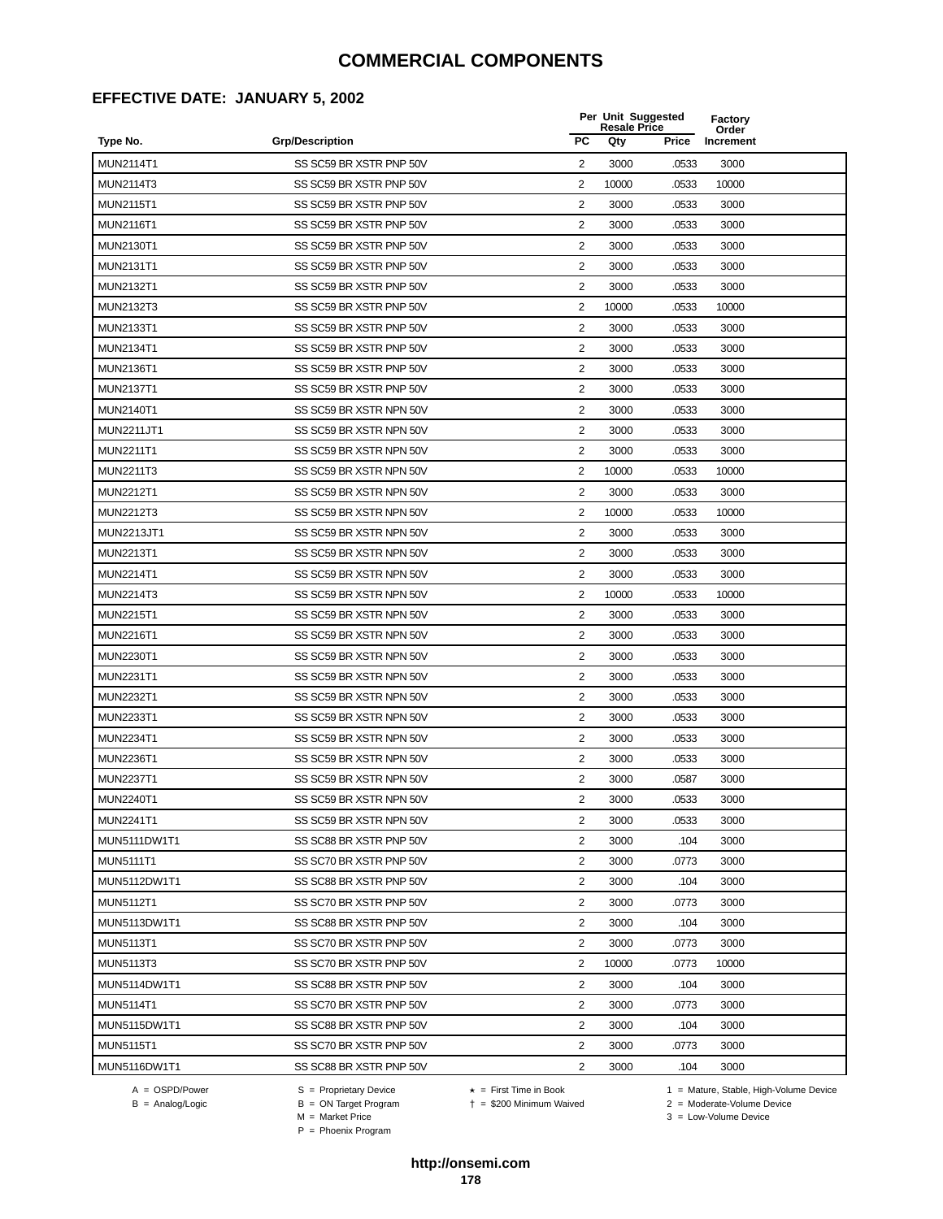# COMMERCIAL COMPONENTS

## EFFECTIVE DATE: JANUARY 5, 2002

| Type No. | Grp/Description | PC | Per Unit Suggested Resale Price Qty | Price | Factory Order Increment |
|---|---|---|---|---|---|
| MUN2114T1 | SS SC59 BR XSTR PNP 50V | 2 | 3000 | .0533 | 3000 |
| MUN2114T3 | SS SC59 BR XSTR PNP 50V | 2 | 10000 | .0533 | 10000 |
| MUN2115T1 | SS SC59 BR XSTR PNP 50V | 2 | 3000 | .0533 | 3000 |
| MUN2116T1 | SS SC59 BR XSTR PNP 50V | 2 | 3000 | .0533 | 3000 |
| MUN2130T1 | SS SC59 BR XSTR PNP 50V | 2 | 3000 | .0533 | 3000 |
| MUN2131T1 | SS SC59 BR XSTR PNP 50V | 2 | 3000 | .0533 | 3000 |
| MUN2132T1 | SS SC59 BR XSTR PNP 50V | 2 | 3000 | .0533 | 3000 |
| MUN2132T3 | SS SC59 BR XSTR PNP 50V | 2 | 10000 | .0533 | 10000 |
| MUN2133T1 | SS SC59 BR XSTR PNP 50V | 2 | 3000 | .0533 | 3000 |
| MUN2134T1 | SS SC59 BR XSTR PNP 50V | 2 | 3000 | .0533 | 3000 |
| MUN2136T1 | SS SC59 BR XSTR PNP 50V | 2 | 3000 | .0533 | 3000 |
| MUN2137T1 | SS SC59 BR XSTR PNP 50V | 2 | 3000 | .0533 | 3000 |
| MUN2140T1 | SS SC59 BR XSTR NPN 50V | 2 | 3000 | .0533 | 3000 |
| MUN2211JT1 | SS SC59 BR XSTR NPN 50V | 2 | 3000 | .0533 | 3000 |
| MUN2211T1 | SS SC59 BR XSTR NPN 50V | 2 | 3000 | .0533 | 3000 |
| MUN2211T3 | SS SC59 BR XSTR NPN 50V | 2 | 10000 | .0533 | 10000 |
| MUN2212T1 | SS SC59 BR XSTR NPN 50V | 2 | 3000 | .0533 | 3000 |
| MUN2212T3 | SS SC59 BR XSTR NPN 50V | 2 | 10000 | .0533 | 10000 |
| MUN2213JT1 | SS SC59 BR XSTR NPN 50V | 2 | 3000 | .0533 | 3000 |
| MUN2213T1 | SS SC59 BR XSTR NPN 50V | 2 | 3000 | .0533 | 3000 |
| MUN2214T1 | SS SC59 BR XSTR NPN 50V | 2 | 3000 | .0533 | 3000 |
| MUN2214T3 | SS SC59 BR XSTR NPN 50V | 2 | 10000 | .0533 | 10000 |
| MUN2215T1 | SS SC59 BR XSTR NPN 50V | 2 | 3000 | .0533 | 3000 |
| MUN2216T1 | SS SC59 BR XSTR NPN 50V | 2 | 3000 | .0533 | 3000 |
| MUN2230T1 | SS SC59 BR XSTR NPN 50V | 2 | 3000 | .0533 | 3000 |
| MUN2231T1 | SS SC59 BR XSTR NPN 50V | 2 | 3000 | .0533 | 3000 |
| MUN2232T1 | SS SC59 BR XSTR NPN 50V | 2 | 3000 | .0533 | 3000 |
| MUN2233T1 | SS SC59 BR XSTR NPN 50V | 2 | 3000 | .0533 | 3000 |
| MUN2234T1 | SS SC59 BR XSTR NPN 50V | 2 | 3000 | .0533 | 3000 |
| MUN2236T1 | SS SC59 BR XSTR NPN 50V | 2 | 3000 | .0533 | 3000 |
| MUN2237T1 | SS SC59 BR XSTR NPN 50V | 2 | 3000 | .0587 | 3000 |
| MUN2240T1 | SS SC59 BR XSTR NPN 50V | 2 | 3000 | .0533 | 3000 |
| MUN2241T1 | SS SC59 BR XSTR NPN 50V | 2 | 3000 | .0533 | 3000 |
| MUN5111DW1T1 | SS SC88 BR XSTR PNP 50V | 2 | 3000 | .104 | 3000 |
| MUN5111T1 | SS SC70 BR XSTR PNP 50V | 2 | 3000 | .0773 | 3000 |
| MUN5112DW1T1 | SS SC88 BR XSTR PNP 50V | 2 | 3000 | .104 | 3000 |
| MUN5112T1 | SS SC70 BR XSTR PNP 50V | 2 | 3000 | .0773 | 3000 |
| MUN5113DW1T1 | SS SC88 BR XSTR PNP 50V | 2 | 3000 | .104 | 3000 |
| MUN5113T1 | SS SC70 BR XSTR PNP 50V | 2 | 3000 | .0773 | 3000 |
| MUN5113T3 | SS SC70 BR XSTR PNP 50V | 2 | 10000 | .0773 | 10000 |
| MUN5114DW1T1 | SS SC88 BR XSTR PNP 50V | 2 | 3000 | .104 | 3000 |
| MUN5114T1 | SS SC70 BR XSTR PNP 50V | 2 | 3000 | .0773 | 3000 |
| MUN5115DW1T1 | SS SC88 BR XSTR PNP 50V | 2 | 3000 | .104 | 3000 |
| MUN5115T1 | SS SC70 BR XSTR PNP 50V | 2 | 3000 | .0773 | 3000 |
| MUN5116DW1T1 | SS SC88 BR XSTR PNP 50V | 2 | 3000 | .104 | 3000 |

A = OSPD/Power
B = Analog/Logic

S = Proprietary Device
B = ON Target Program
M = Market Price
P = Phoenix Program

★ = First Time in Book
† = $200 Minimum Waived

1 = Mature, Stable, High-Volume Device
2 = Moderate-Volume Device
3 = Low-Volume Device

**http://onsemi.com**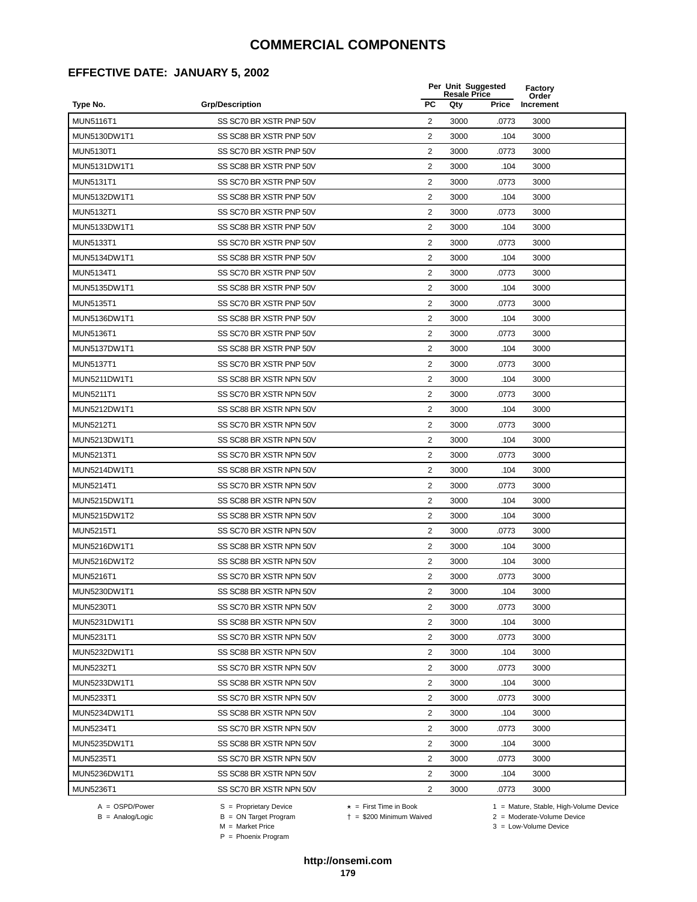# COMMERCIAL COMPONENTS

## EFFECTIVE DATE: JANUARY 5, 2002

| Type No. | Grp/Description | PC | Per Unit Suggested Resale Price Qty | Price | Factory Order Increment |
|---|---|---|---|---|---|
| MUN5116T1 | SS SC70 BR XSTR PNP 50V | 2 | 3000 | .0773 | 3000 |
| MUN5130DW1T1 | SS SC88 BR XSTR PNP 50V | 2 | 3000 | .104 | 3000 |
| MUN5130T1 | SS SC70 BR XSTR PNP 50V | 2 | 3000 | .0773 | 3000 |
| MUN5131DW1T1 | SS SC88 BR XSTR PNP 50V | 2 | 3000 | .104 | 3000 |
| MUN5131T1 | SS SC70 BR XSTR PNP 50V | 2 | 3000 | .0773 | 3000 |
| MUN5132DW1T1 | SS SC88 BR XSTR PNP 50V | 2 | 3000 | .104 | 3000 |
| MUN5132T1 | SS SC70 BR XSTR PNP 50V | 2 | 3000 | .0773 | 3000 |
| MUN5133DW1T1 | SS SC88 BR XSTR PNP 50V | 2 | 3000 | .104 | 3000 |
| MUN5133T1 | SS SC70 BR XSTR PNP 50V | 2 | 3000 | .0773 | 3000 |
| MUN5134DW1T1 | SS SC88 BR XSTR PNP 50V | 2 | 3000 | .104 | 3000 |
| MUN5134T1 | SS SC70 BR XSTR PNP 50V | 2 | 3000 | .0773 | 3000 |
| MUN5135DW1T1 | SS SC88 BR XSTR PNP 50V | 2 | 3000 | .104 | 3000 |
| MUN5135T1 | SS SC70 BR XSTR PNP 50V | 2 | 3000 | .0773 | 3000 |
| MUN5136DW1T1 | SS SC88 BR XSTR PNP 50V | 2 | 3000 | .104 | 3000 |
| MUN5136T1 | SS SC70 BR XSTR PNP 50V | 2 | 3000 | .0773 | 3000 |
| MUN5137DW1T1 | SS SC88 BR XSTR PNP 50V | 2 | 3000 | .104 | 3000 |
| MUN5137T1 | SS SC70 BR XSTR PNP 50V | 2 | 3000 | .0773 | 3000 |
| MUN5211DW1T1 | SS SC88 BR XSTR NPN 50V | 2 | 3000 | .104 | 3000 |
| MUN5211T1 | SS SC70 BR XSTR NPN 50V | 2 | 3000 | .0773 | 3000 |
| MUN5212DW1T1 | SS SC88 BR XSTR NPN 50V | 2 | 3000 | .104 | 3000 |
| MUN5212T1 | SS SC70 BR XSTR NPN 50V | 2 | 3000 | .0773 | 3000 |
| MUN5213DW1T1 | SS SC88 BR XSTR NPN 50V | 2 | 3000 | .104 | 3000 |
| MUN5213T1 | SS SC70 BR XSTR NPN 50V | 2 | 3000 | .0773 | 3000 |
| MUN5214DW1T1 | SS SC88 BR XSTR NPN 50V | 2 | 3000 | .104 | 3000 |
| MUN5214T1 | SS SC70 BR XSTR NPN 50V | 2 | 3000 | .0773 | 3000 |
| MUN5215DW1T1 | SS SC88 BR XSTR NPN 50V | 2 | 3000 | .104 | 3000 |
| MUN5215DW1T2 | SS SC88 BR XSTR NPN 50V | 2 | 3000 | .104 | 3000 |
| MUN5215T1 | SS SC70 BR XSTR NPN 50V | 2 | 3000 | .0773 | 3000 |
| MUN5216DW1T1 | SS SC88 BR XSTR NPN 50V | 2 | 3000 | .104 | 3000 |
| MUN5216DW1T2 | SS SC88 BR XSTR NPN 50V | 2 | 3000 | .104 | 3000 |
| MUN5216T1 | SS SC70 BR XSTR NPN 50V | 2 | 3000 | .0773 | 3000 |
| MUN5230DW1T1 | SS SC88 BR XSTR NPN 50V | 2 | 3000 | .104 | 3000 |
| MUN5230T1 | SS SC70 BR XSTR NPN 50V | 2 | 3000 | .0773 | 3000 |
| MUN5231DW1T1 | SS SC88 BR XSTR NPN 50V | 2 | 3000 | .104 | 3000 |
| MUN5231T1 | SS SC70 BR XSTR NPN 50V | 2 | 3000 | .0773 | 3000 |
| MUN5232DW1T1 | SS SC88 BR XSTR NPN 50V | 2 | 3000 | .104 | 3000 |
| MUN5232T1 | SS SC70 BR XSTR NPN 50V | 2 | 3000 | .0773 | 3000 |
| MUN5233DW1T1 | SS SC88 BR XSTR NPN 50V | 2 | 3000 | .104 | 3000 |
| MUN5233T1 | SS SC70 BR XSTR NPN 50V | 2 | 3000 | .0773 | 3000 |
| MUN5234DW1T1 | SS SC88 BR XSTR NPN 50V | 2 | 3000 | .104 | 3000 |
| MUN5234T1 | SS SC70 BR XSTR NPN 50V | 2 | 3000 | .0773 | 3000 |
| MUN5235DW1T1 | SS SC88 BR XSTR NPN 50V | 2 | 3000 | .104 | 3000 |
| MUN5235T1 | SS SC70 BR XSTR NPN 50V | 2 | 3000 | .0773 | 3000 |
| MUN5236DW1T1 | SS SC88 BR XSTR NPN 50V | 2 | 3000 | .104 | 3000 |
| MUN5236T1 | SS SC70 BR XSTR NPN 50V | 2 | 3000 | .0773 | 3000 |

A = OSPD/Power
B = Analog/Logic

S = Proprietary Device
B = ON Target Program
M = Market Price
P = Phoenix Program

★ = First Time in Book
† = $200 Minimum Waived

1 = Mature, Stable, High-Volume Device
2 = Moderate-Volume Device
3 = Low-Volume Device

**http://onsemi.com**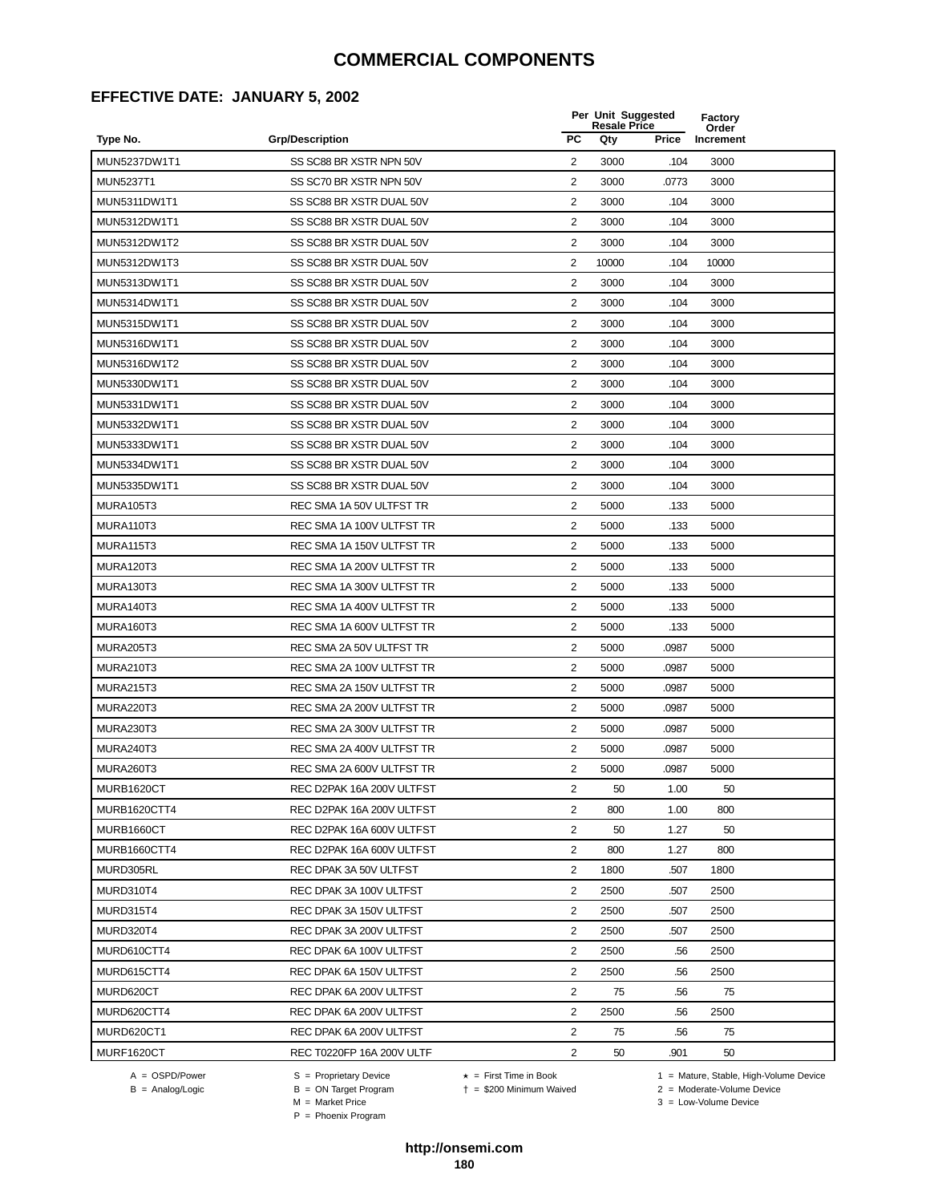# COMMERCIAL COMPONENTS

### EFFECTIVE DATE: JANUARY 5, 2002

| Type No. | Grp/Description | Per Unit Suggested Resale Price PC | Qty | Price | Factory Order Increment |
|---|---|---|---|---|---|
| MUN5237DW1T1 | SS SC88 BR XSTR NPN 50V | 2 | 3000 | .104 | 3000 |
| MUN5237T1 | SS SC70 BR XSTR NPN 50V | 2 | 3000 | .0773 | 3000 |
| MUN5311DW1T1 | SS SC88 BR XSTR DUAL 50V | 2 | 3000 | .104 | 3000 |
| MUN5312DW1T1 | SS SC88 BR XSTR DUAL 50V | 2 | 3000 | .104 | 3000 |
| MUN5312DW1T2 | SS SC88 BR XSTR DUAL 50V | 2 | 3000 | .104 | 3000 |
| MUN5312DW1T3 | SS SC88 BR XSTR DUAL 50V | 2 | 10000 | .104 | 10000 |
| MUN5313DW1T1 | SS SC88 BR XSTR DUAL 50V | 2 | 3000 | .104 | 3000 |
| MUN5314DW1T1 | SS SC88 BR XSTR DUAL 50V | 2 | 3000 | .104 | 3000 |
| MUN5315DW1T1 | SS SC88 BR XSTR DUAL 50V | 2 | 3000 | .104 | 3000 |
| MUN5316DW1T1 | SS SC88 BR XSTR DUAL 50V | 2 | 3000 | .104 | 3000 |
| MUN5316DW1T2 | SS SC88 BR XSTR DUAL 50V | 2 | 3000 | .104 | 3000 |
| MUN5330DW1T1 | SS SC88 BR XSTR DUAL 50V | 2 | 3000 | .104 | 3000 |
| MUN5331DW1T1 | SS SC88 BR XSTR DUAL 50V | 2 | 3000 | .104 | 3000 |
| MUN5332DW1T1 | SS SC88 BR XSTR DUAL 50V | 2 | 3000 | .104 | 3000 |
| MUN5333DW1T1 | SS SC88 BR XSTR DUAL 50V | 2 | 3000 | .104 | 3000 |
| MUN5334DW1T1 | SS SC88 BR XSTR DUAL 50V | 2 | 3000 | .104 | 3000 |
| MUN5335DW1T1 | SS SC88 BR XSTR DUAL 50V | 2 | 3000 | .104 | 3000 |
| MURA105T3 | REC SMA 1A 50V ULTFST TR | 2 | 5000 | .133 | 5000 |
| MURA110T3 | REC SMA 1A 100V ULTFST TR | 2 | 5000 | .133 | 5000 |
| MURA115T3 | REC SMA 1A 150V ULTFST TR | 2 | 5000 | .133 | 5000 |
| MURA120T3 | REC SMA 1A 200V ULTFST TR | 2 | 5000 | .133 | 5000 |
| MURA130T3 | REC SMA 1A 300V ULTFST TR | 2 | 5000 | .133 | 5000 |
| MURA140T3 | REC SMA 1A 400V ULTFST TR | 2 | 5000 | .133 | 5000 |
| MURA160T3 | REC SMA 1A 600V ULTFST TR | 2 | 5000 | .133 | 5000 |
| MURA205T3 | REC SMA 2A 50V ULTFST TR | 2 | 5000 | .0987 | 5000 |
| MURA210T3 | REC SMA 2A 100V ULTFST TR | 2 | 5000 | .0987 | 5000 |
| MURA215T3 | REC SMA 2A 150V ULTFST TR | 2 | 5000 | .0987 | 5000 |
| MURA220T3 | REC SMA 2A 200V ULTFST TR | 2 | 5000 | .0987 | 5000 |
| MURA230T3 | REC SMA 2A 300V ULTFST TR | 2 | 5000 | .0987 | 5000 |
| MURA240T3 | REC SMA 2A 400V ULTFST TR | 2 | 5000 | .0987 | 5000 |
| MURA260T3 | REC SMA 2A 600V ULTFST TR | 2 | 5000 | .0987 | 5000 |
| MURB1620CT | REC D2PAK 16A 200V ULTFST | 2 | 50 | 1.00 | 50 |
| MURB1620CTT4 | REC D2PAK 16A 200V ULTFST | 2 | 800 | 1.00 | 800 |
| MURB1660CT | REC D2PAK 16A 600V ULTFST | 2 | 50 | 1.27 | 50 |
| MURB1660CTT4 | REC D2PAK 16A 600V ULTFST | 2 | 800 | 1.27 | 800 |
| MURD305RL | REC DPAK 3A 50V ULTFST | 2 | 1800 | .507 | 1800 |
| MURD310T4 | REC DPAK 3A 100V ULTFST | 2 | 2500 | .507 | 2500 |
| MURD315T4 | REC DPAK 3A 150V ULTFST | 2 | 2500 | .507 | 2500 |
| MURD320T4 | REC DPAK 3A 200V ULTFST | 2 | 2500 | .507 | 2500 |
| MURD610CTT4 | REC DPAK 6A 100V ULTFST | 2 | 2500 | .56 | 2500 |
| MURD615CTT4 | REC DPAK 6A 150V ULTFST | 2 | 2500 | .56 | 2500 |
| MURD620CT | REC DPAK 6A 200V ULTFST | 2 | 75 | .56 | 75 |
| MURD620CTT4 | REC DPAK 6A 200V ULTFST | 2 | 2500 | .56 | 2500 |
| MURD620CT1 | REC DPAK 6A 200V ULTFST | 2 | 75 | .56 | 75 |
| MURF1620CT | REC T0220FP 16A 200V ULTF | 2 | 50 | .901 | 50 |

A = OSPD/Power
B = Analog/Logic

S = Proprietary Device
B = ON Target Program
M = Market Price
P = Phoenix Program

★ = First Time in Book
† = $200 Minimum Waived

1 = Mature, Stable, High-Volume Device
2 = Moderate-Volume Device
3 = Low-Volume Device

**http://onsemi.com**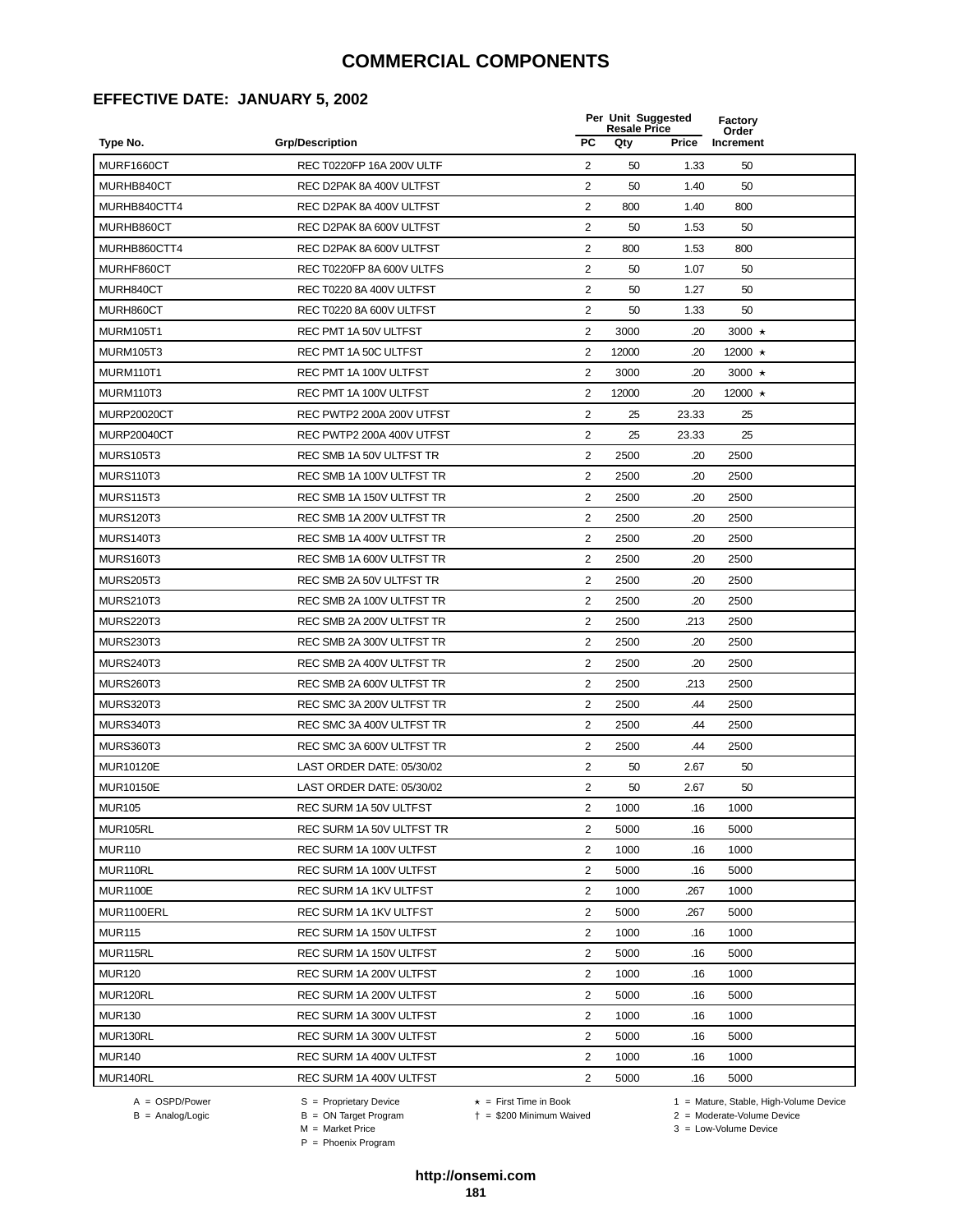# COMMERCIAL COMPONENTS

## EFFECTIVE DATE: JANUARY 5, 2002

| Type No. | Grp/Description | PC | Per Unit Suggested Resale Price Qty | Price | Factory Order Increment |
|---|---|---|---|---|---|
| MURF1660CT | REC T0220FP 16A 200V ULTF | 2 | 50 | 1.33 | 50 |
| MURHB840CT | REC D2PAK 8A 400V ULTFST | 2 | 50 | 1.40 | 50 |
| MURHB840CTT4 | REC D2PAK 8A 400V ULTFST | 2 | 800 | 1.40 | 800 |
| MURHB860CT | REC D2PAK 8A 600V ULTFST | 2 | 50 | 1.53 | 50 |
| MURHB860CTT4 | REC D2PAK 8A 600V ULTFST | 2 | 800 | 1.53 | 800 |
| MURHF860CT | REC T0220FP 8A 600V ULTFS | 2 | 50 | 1.07 | 50 |
| MURH840CT | REC T0220 8A 400V ULTFST | 2 | 50 | 1.27 | 50 |
| MURH860CT | REC T0220 8A 600V ULTFST | 2 | 50 | 1.33 | 50 |
| MURM105T1 | REC PMT 1A 50V ULTFST | 2 | 3000 | .20 | 3000 ⋆ |
| MURM105T3 | REC PMT 1A 50C ULTFST | 2 | 12000 | .20 | 12000 ⋆ |
| MURM110T1 | REC PMT 1A 100V ULTFST | 2 | 3000 | .20 | 3000 ⋆ |
| MURM110T3 | REC PMT 1A 100V ULTFST | 2 | 12000 | .20 | 12000 ⋆ |
| MURP20020CT | REC PWTP2 200A 200V UTFST | 2 | 25 | 23.33 | 25 |
| MURP20040CT | REC PWTP2 200A 400V UTFST | 2 | 25 | 23.33 | 25 |
| MURS105T3 | REC SMB 1A 50V ULTFST TR | 2 | 2500 | .20 | 2500 |
| MURS110T3 | REC SMB 1A 100V ULTFST TR | 2 | 2500 | .20 | 2500 |
| MURS115T3 | REC SMB 1A 150V ULTFST TR | 2 | 2500 | .20 | 2500 |
| MURS120T3 | REC SMB 1A 200V ULTFST TR | 2 | 2500 | .20 | 2500 |
| MURS140T3 | REC SMB 1A 400V ULTFST TR | 2 | 2500 | .20 | 2500 |
| MURS160T3 | REC SMB 1A 600V ULTFST TR | 2 | 2500 | .20 | 2500 |
| MURS205T3 | REC SMB 2A 50V ULTFST TR | 2 | 2500 | .20 | 2500 |
| MURS210T3 | REC SMB 2A 100V ULTFST TR | 2 | 2500 | .20 | 2500 |
| MURS220T3 | REC SMB 2A 200V ULTFST TR | 2 | 2500 | .213 | 2500 |
| MURS230T3 | REC SMB 2A 300V ULTFST TR | 2 | 2500 | .20 | 2500 |
| MURS240T3 | REC SMB 2A 400V ULTFST TR | 2 | 2500 | .20 | 2500 |
| MURS260T3 | REC SMB 2A 600V ULTFST TR | 2 | 2500 | .213 | 2500 |
| MURS320T3 | REC SMC 3A 200V ULTFST TR | 2 | 2500 | .44 | 2500 |
| MURS340T3 | REC SMC 3A 400V ULTFST TR | 2 | 2500 | .44 | 2500 |
| MURS360T3 | REC SMC 3A 600V ULTFST TR | 2 | 2500 | .44 | 2500 |
| MUR10120E | LAST ORDER DATE: 05/30/02 | 2 | 50 | 2.67 | 50 |
| MUR10150E | LAST ORDER DATE: 05/30/02 | 2 | 50 | 2.67 | 50 |
| MUR105 | REC SURM 1A 50V ULTFST | 2 | 1000 | .16 | 1000 |
| MUR105RL | REC SURM 1A 50V ULTFST TR | 2 | 5000 | .16 | 5000 |
| MUR110 | REC SURM 1A 100V ULTFST | 2 | 1000 | .16 | 1000 |
| MUR110RL | REC SURM 1A 100V ULTFST | 2 | 5000 | .16 | 5000 |
| MUR1100E | REC SURM 1A 1KV ULTFST | 2 | 1000 | .267 | 1000 |
| MUR1100ERL | REC SURM 1A 1KV ULTFST | 2 | 5000 | .267 | 5000 |
| MUR115 | REC SURM 1A 150V ULTFST | 2 | 1000 | .16 | 1000 |
| MUR115RL | REC SURM 1A 150V ULTFST | 2 | 5000 | .16 | 5000 |
| MUR120 | REC SURM 1A 200V ULTFST | 2 | 1000 | .16 | 1000 |
| MUR120RL | REC SURM 1A 200V ULTFST | 2 | 5000 | .16 | 5000 |
| MUR130 | REC SURM 1A 300V ULTFST | 2 | 1000 | .16 | 1000 |
| MUR130RL | REC SURM 1A 300V ULTFST | 2 | 5000 | .16 | 5000 |
| MUR140 | REC SURM 1A 400V ULTFST | 2 | 1000 | .16 | 1000 |
| MUR140RL | REC SURM 1A 400V ULTFST | 2 | 5000 | .16 | 5000 |

A = OSPD/Power
B = Analog/Logic

S = Proprietary Device
B = ON Target Program
M = Market Price
P = Phoenix Program

⋆ = First Time in Book
† = $200 Minimum Waived

1 = Mature, Stable, High-Volume Device
2 = Moderate-Volume Device
3 = Low-Volume Device

**http://onsemi.com**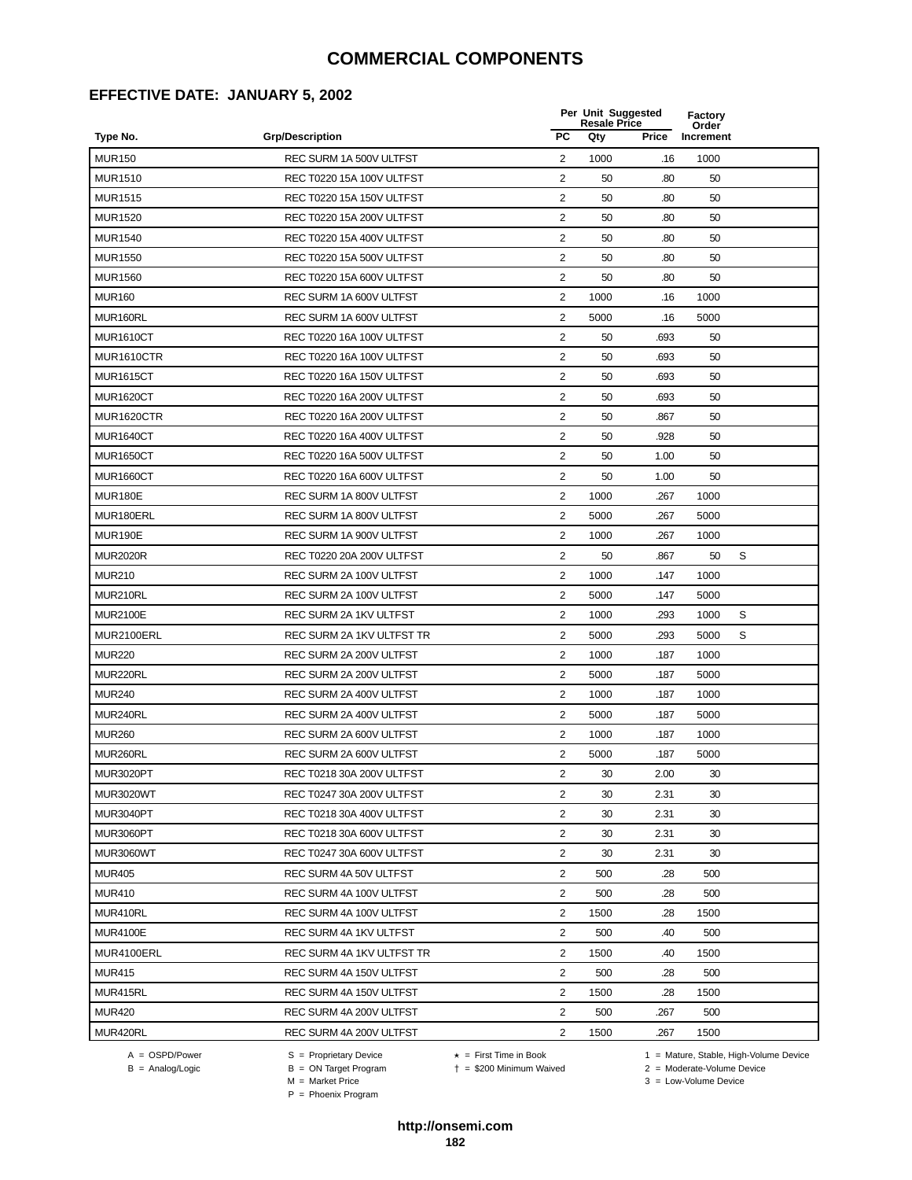# COMMERCIAL COMPONENTS

## EFFECTIVE DATE: JANUARY 5, 2002

| Type No. | Grp/Description | PC | Per Unit Suggested Resale Price Qty | Price | Factory Order Increment | |
|---|---|---|---|---|---|---|
| MUR150 | REC SURM 1A 500V ULTFST | 2 | 1000 | .16 | 1000 | |
| MUR1510 | REC T0220 15A 100V ULTFST | 2 | 50 | .80 | 50 | |
| MUR1515 | REC T0220 15A 150V ULTFST | 2 | 50 | .80 | 50 | |
| MUR1520 | REC T0220 15A 200V ULTFST | 2 | 50 | .80 | 50 | |
| MUR1540 | REC T0220 15A 400V ULTFST | 2 | 50 | .80 | 50 | |
| MUR1550 | REC T0220 15A 500V ULTFST | 2 | 50 | .80 | 50 | |
| MUR1560 | REC T0220 15A 600V ULTFST | 2 | 50 | .80 | 50 | |
| MUR160 | REC SURM 1A 600V ULTFST | 2 | 1000 | .16 | 1000 | |
| MUR160RL | REC SURM 1A 600V ULTFST | 2 | 5000 | .16 | 5000 | |
| MUR1610CT | REC T0220 16A 100V ULTFST | 2 | 50 | .693 | 50 | |
| MUR1610CTR | REC T0220 16A 100V ULTFST | 2 | 50 | .693 | 50 | |
| MUR1615CT | REC T0220 16A 150V ULTFST | 2 | 50 | .693 | 50 | |
| MUR1620CT | REC T0220 16A 200V ULTFST | 2 | 50 | .693 | 50 | |
| MUR1620CTR | REC T0220 16A 200V ULTFST | 2 | 50 | .867 | 50 | |
| MUR1640CT | REC T0220 16A 400V ULTFST | 2 | 50 | .928 | 50 | |
| MUR1650CT | REC T0220 16A 500V ULTFST | 2 | 50 | 1.00 | 50 | |
| MUR1660CT | REC T0220 16A 600V ULTFST | 2 | 50 | 1.00 | 50 | |
| MUR180E | REC SURM 1A 800V ULTFST | 2 | 1000 | .267 | 1000 | |
| MUR180ERL | REC SURM 1A 800V ULTFST | 2 | 5000 | .267 | 5000 | |
| MUR190E | REC SURM 1A 900V ULTFST | 2 | 1000 | .267 | 1000 | |
| MUR2020R | REC T0220 20A 200V ULTFST | 2 | 50 | .867 | 50 | S |
| MUR210 | REC SURM 2A 100V ULTFST | 2 | 1000 | .147 | 1000 | |
| MUR210RL | REC SURM 2A 100V ULTFST | 2 | 5000 | .147 | 5000 | |
| MUR2100E | REC SURM 2A 1KV ULTFST | 2 | 1000 | .293 | 1000 | S |
| MUR2100ERL | REC SURM 2A 1KV ULTFST TR | 2 | 5000 | .293 | 5000 | S |
| MUR220 | REC SURM 2A 200V ULTFST | 2 | 1000 | .187 | 1000 | |
| MUR220RL | REC SURM 2A 200V ULTFST | 2 | 5000 | .187 | 5000 | |
| MUR240 | REC SURM 2A 400V ULTFST | 2 | 1000 | .187 | 1000 | |
| MUR240RL | REC SURM 2A 400V ULTFST | 2 | 5000 | .187 | 5000 | |
| MUR260 | REC SURM 2A 600V ULTFST | 2 | 1000 | .187 | 1000 | |
| MUR260RL | REC SURM 2A 600V ULTFST | 2 | 5000 | .187 | 5000 | |
| MUR3020PT | REC T0218 30A 200V ULTFST | 2 | 30 | 2.00 | 30 | |
| MUR3020WT | REC T0247 30A 200V ULTFST | 2 | 30 | 2.31 | 30 | |
| MUR3040PT | REC T0218 30A 400V ULTFST | 2 | 30 | 2.31 | 30 | |
| MUR3060PT | REC T0218 30A 600V ULTFST | 2 | 30 | 2.31 | 30 | |
| MUR3060WT | REC T0247 30A 600V ULTFST | 2 | 30 | 2.31 | 30 | |
| MUR405 | REC SURM 4A 50V ULTFST | 2 | 500 | .28 | 500 | |
| MUR410 | REC SURM 4A 100V ULTFST | 2 | 500 | .28 | 500 | |
| MUR410RL | REC SURM 4A 100V ULTFST | 2 | 1500 | .28 | 1500 | |
| MUR4100E | REC SURM 4A 1KV ULTFST | 2 | 500 | .40 | 500 | |
| MUR4100ERL | REC SURM 4A 1KV ULTFST TR | 2 | 1500 | .40 | 1500 | |
| MUR415 | REC SURM 4A 150V ULTFST | 2 | 500 | .28 | 500 | |
| MUR415RL | REC SURM 4A 150V ULTFST | 2 | 1500 | .28 | 1500 | |
| MUR420 | REC SURM 4A 200V ULTFST | 2 | 500 | .267 | 500 | |
| MUR420RL | REC SURM 4A 200V ULTFST | 2 | 1500 | .267 | 1500 | |

A = OSPD/Power
B = Analog/Logic

S = Proprietary Device
B = ON Target Program
M = Market Price
P = Phoenix Program

⋆ = First Time in Book
† = $200 Minimum Waived

1 = Mature, Stable, High-Volume Device
2 = Moderate-Volume Device
3 = Low-Volume Device

**http://onsemi.com**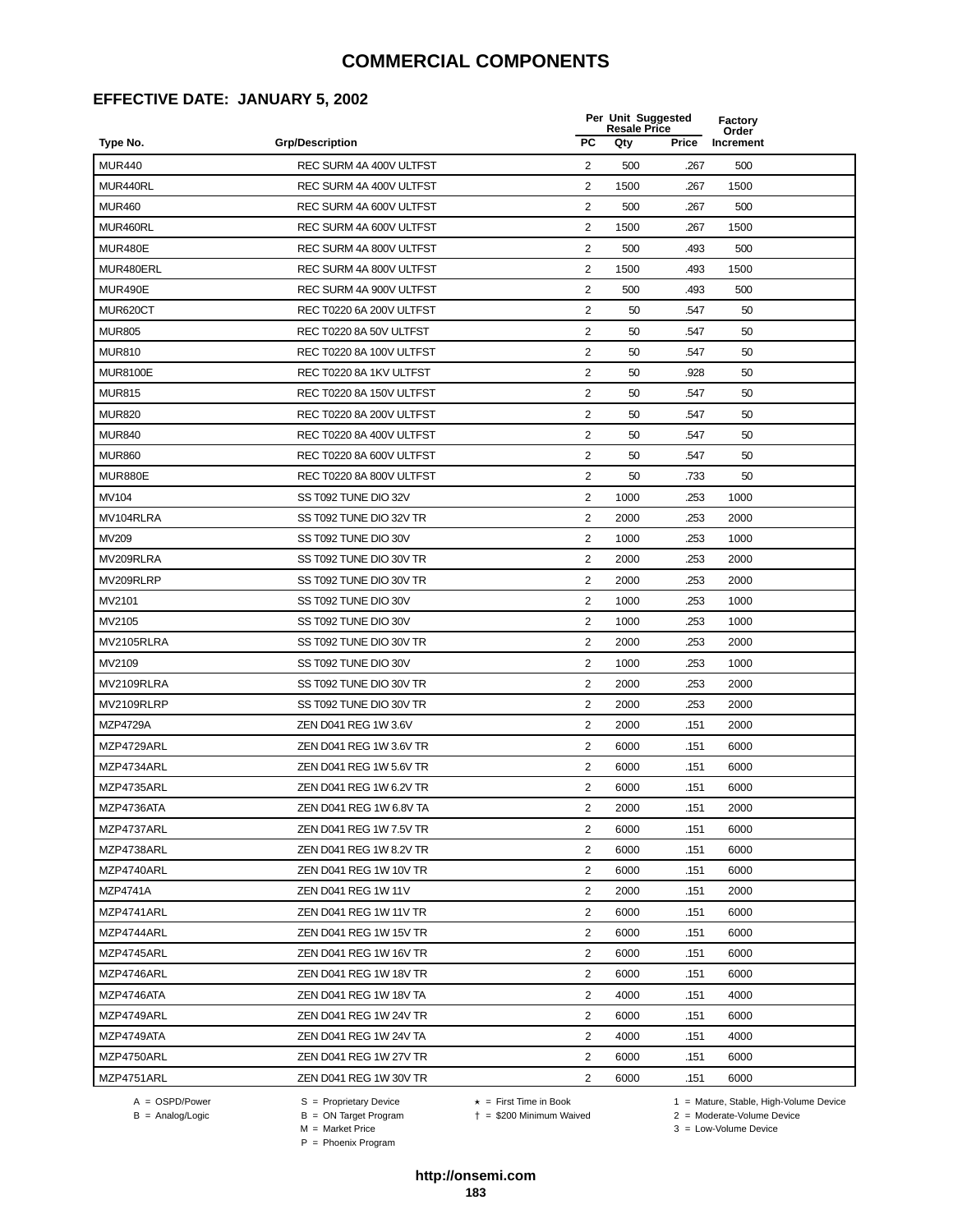# COMMERCIAL COMPONENTS

## EFFECTIVE DATE: JANUARY 5, 2002

| Type No. | Grp/Description | PC | Per Unit Suggested Resale Price Qty | Price | Factory Order Increment |
|---|---|---|---|---|---|
| MUR440 | REC SURM 4A 400V ULTFST | 2 | 500 | .267 | 500 |
| MUR440RL | REC SURM 4A 400V ULTFST | 2 | 1500 | .267 | 1500 |
| MUR460 | REC SURM 4A 600V ULTFST | 2 | 500 | .267 | 500 |
| MUR460RL | REC SURM 4A 600V ULTFST | 2 | 1500 | .267 | 1500 |
| MUR480E | REC SURM 4A 800V ULTFST | 2 | 500 | .493 | 500 |
| MUR480ERL | REC SURM 4A 800V ULTFST | 2 | 1500 | .493 | 1500 |
| MUR490E | REC SURM 4A 900V ULTFST | 2 | 500 | .493 | 500 |
| MUR620CT | REC T0220 6A 200V ULTFST | 2 | 50 | .547 | 50 |
| MUR805 | REC T0220 8A 50V ULTFST | 2 | 50 | .547 | 50 |
| MUR810 | REC T0220 8A 100V ULTFST | 2 | 50 | .547 | 50 |
| MUR8100E | REC T0220 8A 1KV ULTFST | 2 | 50 | .928 | 50 |
| MUR815 | REC T0220 8A 150V ULTFST | 2 | 50 | .547 | 50 |
| MUR820 | REC T0220 8A 200V ULTFST | 2 | 50 | .547 | 50 |
| MUR840 | REC T0220 8A 400V ULTFST | 2 | 50 | .547 | 50 |
| MUR860 | REC T0220 8A 600V ULTFST | 2 | 50 | .547 | 50 |
| MUR880E | REC T0220 8A 800V ULTFST | 2 | 50 | .733 | 50 |
| MV104 | SS T092 TUNE DIO 32V | 2 | 1000 | .253 | 1000 |
| MV104RLRA | SS T092 TUNE DIO 32V TR | 2 | 2000 | .253 | 2000 |
| MV209 | SS T092 TUNE DIO 30V | 2 | 1000 | .253 | 1000 |
| MV209RLRA | SS T092 TUNE DIO 30V TR | 2 | 2000 | .253 | 2000 |
| MV209RLRP | SS T092 TUNE DIO 30V TR | 2 | 2000 | .253 | 2000 |
| MV2101 | SS T092 TUNE DIO 30V | 2 | 1000 | .253 | 1000 |
| MV2105 | SS T092 TUNE DIO 30V | 2 | 1000 | .253 | 1000 |
| MV2105RLRA | SS T092 TUNE DIO 30V TR | 2 | 2000 | .253 | 2000 |
| MV2109 | SS T092 TUNE DIO 30V | 2 | 1000 | .253 | 1000 |
| MV2109RLRA | SS T092 TUNE DIO 30V TR | 2 | 2000 | .253 | 2000 |
| MV2109RLRP | SS T092 TUNE DIO 30V TR | 2 | 2000 | .253 | 2000 |
| MZP4729A | ZEN D041 REG 1W 3.6V | 2 | 2000 | .151 | 2000 |
| MZP4729ARL | ZEN D041 REG 1W 3.6V TR | 2 | 6000 | .151 | 6000 |
| MZP4734ARL | ZEN D041 REG 1W 5.6V TR | 2 | 6000 | .151 | 6000 |
| MZP4735ARL | ZEN D041 REG 1W 6.2V TR | 2 | 6000 | .151 | 6000 |
| MZP4736ATA | ZEN D041 REG 1W 6.8V TA | 2 | 2000 | .151 | 2000 |
| MZP4737ARL | ZEN D041 REG 1W 7.5V TR | 2 | 6000 | .151 | 6000 |
| MZP4738ARL | ZEN D041 REG 1W 8.2V TR | 2 | 6000 | .151 | 6000 |
| MZP4740ARL | ZEN D041 REG 1W 10V TR | 2 | 6000 | .151 | 6000 |
| MZP4741A | ZEN D041 REG 1W 11V | 2 | 2000 | .151 | 2000 |
| MZP4741ARL | ZEN D041 REG 1W 11V TR | 2 | 6000 | .151 | 6000 |
| MZP4744ARL | ZEN D041 REG 1W 15V TR | 2 | 6000 | .151 | 6000 |
| MZP4745ARL | ZEN D041 REG 1W 16V TR | 2 | 6000 | .151 | 6000 |
| MZP4746ARL | ZEN D041 REG 1W 18V TR | 2 | 6000 | .151 | 6000 |
| MZP4746ATA | ZEN D041 REG 1W 18V TA | 2 | 4000 | .151 | 4000 |
| MZP4749ARL | ZEN D041 REG 1W 24V TR | 2 | 6000 | .151 | 6000 |
| MZP4749ATA | ZEN D041 REG 1W 24V TA | 2 | 4000 | .151 | 4000 |
| MZP4750ARL | ZEN D041 REG 1W 27V TR | 2 | 6000 | .151 | 6000 |
| MZP4751ARL | ZEN D041 REG 1W 30V TR | 2 | 6000 | .151 | 6000 |

A = OSPD/Power
B = Analog/Logic

S = Proprietary Device
B = ON Target Program
M = Market Price
P = Phoenix Program

⋆ = First Time in Book
† = $200 Minimum Waived

1 = Mature, Stable, High-Volume Device
2 = Moderate-Volume Device
3 = Low-Volume Device

**http://onsemi.com**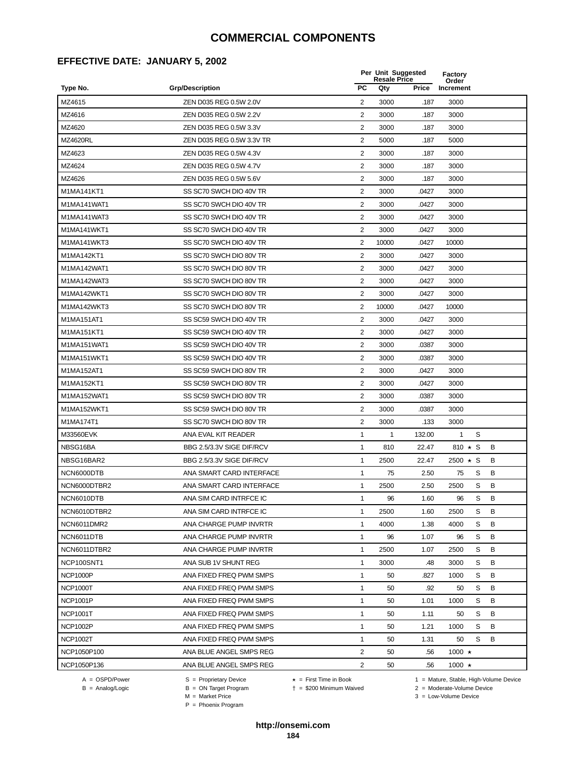# COMMERCIAL COMPONENTS

## EFFECTIVE DATE: JANUARY 5, 2002

| Type No. | Grp/Description | Per Unit Suggested Resale Price PC | Qty | Price | Factory Order Increment | | |
|---|---|---|---|---|---|---|---|
| MZ4615 | ZEN D035 REG 0.5W 2.0V | 2 | 3000 | .187 | 3000 | | |
| MZ4616 | ZEN D035 REG 0.5W 2.2V | 2 | 3000 | .187 | 3000 | | |
| MZ4620 | ZEN D035 REG 0.5W 3.3V | 2 | 3000 | .187 | 3000 | | |
| MZ4620RL | ZEN D035 REG 0.5W 3.3V TR | 2 | 5000 | .187 | 5000 | | |
| MZ4623 | ZEN D035 REG 0.5W 4.3V | 2 | 3000 | .187 | 3000 | | |
| MZ4624 | ZEN D035 REG 0.5W 4.7V | 2 | 3000 | .187 | 3000 | | |
| MZ4626 | ZEN D035 REG 0.5W 5.6V | 2 | 3000 | .187 | 3000 | | |
| M1MA141KT1 | SS SC70 SWCH DIO 40V TR | 2 | 3000 | .0427 | 3000 | | |
| M1MA141WAT1 | SS SC70 SWCH DIO 40V TR | 2 | 3000 | .0427 | 3000 | | |
| M1MA141WAT3 | SS SC70 SWCH DIO 40V TR | 2 | 3000 | .0427 | 3000 | | |
| M1MA141WKT1 | SS SC70 SWCH DIO 40V TR | 2 | 3000 | .0427 | 3000 | | |
| M1MA141WKT3 | SS SC70 SWCH DIO 40V TR | 2 | 10000 | .0427 | 10000 | | |
| M1MA142KT1 | SS SC70 SWCH DIO 80V TR | 2 | 3000 | .0427 | 3000 | | |
| M1MA142WAT1 | SS SC70 SWCH DIO 80V TR | 2 | 3000 | .0427 | 3000 | | |
| M1MA142WAT3 | SS SC70 SWCH DIO 80V TR | 2 | 3000 | .0427 | 3000 | | |
| M1MA142WKT1 | SS SC70 SWCH DIO 80V TR | 2 | 3000 | .0427 | 3000 | | |
| M1MA142WKT3 | SS SC70 SWCH DIO 80V TR | 2 | 10000 | .0427 | 10000 | | |
| M1MA151AT1 | SS SC59 SWCH DIO 40V TR | 2 | 3000 | .0427 | 3000 | | |
| M1MA151KT1 | SS SC59 SWCH DIO 40V TR | 2 | 3000 | .0427 | 3000 | | |
| M1MA151WAT1 | SS SC59 SWCH DIO 40V TR | 2 | 3000 | .0387 | 3000 | | |
| M1MA151WKT1 | SS SC59 SWCH DIO 40V TR | 2 | 3000 | .0387 | 3000 | | |
| M1MA152AT1 | SS SC59 SWCH DIO 80V TR | 2 | 3000 | .0427 | 3000 | | |
| M1MA152KT1 | SS SC59 SWCH DIO 80V TR | 2 | 3000 | .0427 | 3000 | | |
| M1MA152WAT1 | SS SC59 SWCH DIO 80V TR | 2 | 3000 | .0387 | 3000 | | |
| M1MA152WKT1 | SS SC59 SWCH DIO 80V TR | 2 | 3000 | .0387 | 3000 | | |
| M1MA174T1 | SS SC70 SWCH DIO 80V TR | 2 | 3000 | .133 | 3000 | | |
| M33560EVK | ANA EVAL KIT READER | 1 | 1 | 132.00 | 1 | S | |
| NBSG16BA | BBG 2.5/3.3V SIGE DIF/RCV | 1 | 810 | 22.47 | 810 ⋆ | S | B |
| NBSG16BAR2 | BBG 2.5/3.3V SIGE DIF/RCV | 1 | 2500 | 22.47 | 2500 ⋆ | S | B |
| NCN6000DTB | ANA SMART CARD INTERFACE | 1 | 75 | 2.50 | 75 | S | B |
| NCN6000DTBR2 | ANA SMART CARD INTERFACE | 1 | 2500 | 2.50 | 2500 | S | B |
| NCN6010DTB | ANA SIM CARD INTRFCE IC | 1 | 96 | 1.60 | 96 | S | B |
| NCN6010DTBR2 | ANA SIM CARD INTRFCE IC | 1 | 2500 | 1.60 | 2500 | S | B |
| NCN6011DMR2 | ANA CHARGE PUMP INVRTR | 1 | 4000 | 1.38 | 4000 | S | B |
| NCN6011DTB | ANA CHARGE PUMP INVRTR | 1 | 96 | 1.07 | 96 | S | B |
| NCN6011DTBR2 | ANA CHARGE PUMP INVRTR | 1 | 2500 | 1.07 | 2500 | S | B |
| NCP100SNT1 | ANA SUB 1V SHUNT REG | 1 | 3000 | .48 | 3000 | S | B |
| NCP1000P | ANA FIXED FREQ PWM SMPS | 1 | 50 | .827 | 1000 | S | B |
| NCP1000T | ANA FIXED FREQ PWM SMPS | 1 | 50 | .92 | 50 | S | B |
| NCP1001P | ANA FIXED FREQ PWM SMPS | 1 | 50 | 1.01 | 1000 | S | B |
| NCP1001T | ANA FIXED FREQ PWM SMPS | 1 | 50 | 1.11 | 50 | S | B |
| NCP1002P | ANA FIXED FREQ PWM SMPS | 1 | 50 | 1.21 | 1000 | S | B |
| NCP1002T | ANA FIXED FREQ PWM SMPS | 1 | 50 | 1.31 | 50 | S | B |
| NCP1050P100 | ANA BLUE ANGEL SMPS REG | 2 | 50 | .56 | 1000 ⋆ | | |
| NCP1050P136 | ANA BLUE ANGEL SMPS REG | 2 | 50 | .56 | 1000 ⋆ | | |

A = OSPD/Power
B = Analog/Logic

S = Proprietary Device
B = ON Target Program
M = Market Price
P = Phoenix Program

⋆ = First Time in Book
† = $200 Minimum Waived

1 = Mature, Stable, High-Volume Device
2 = Moderate-Volume Device
3 = Low-Volume Device

http://onsemi.com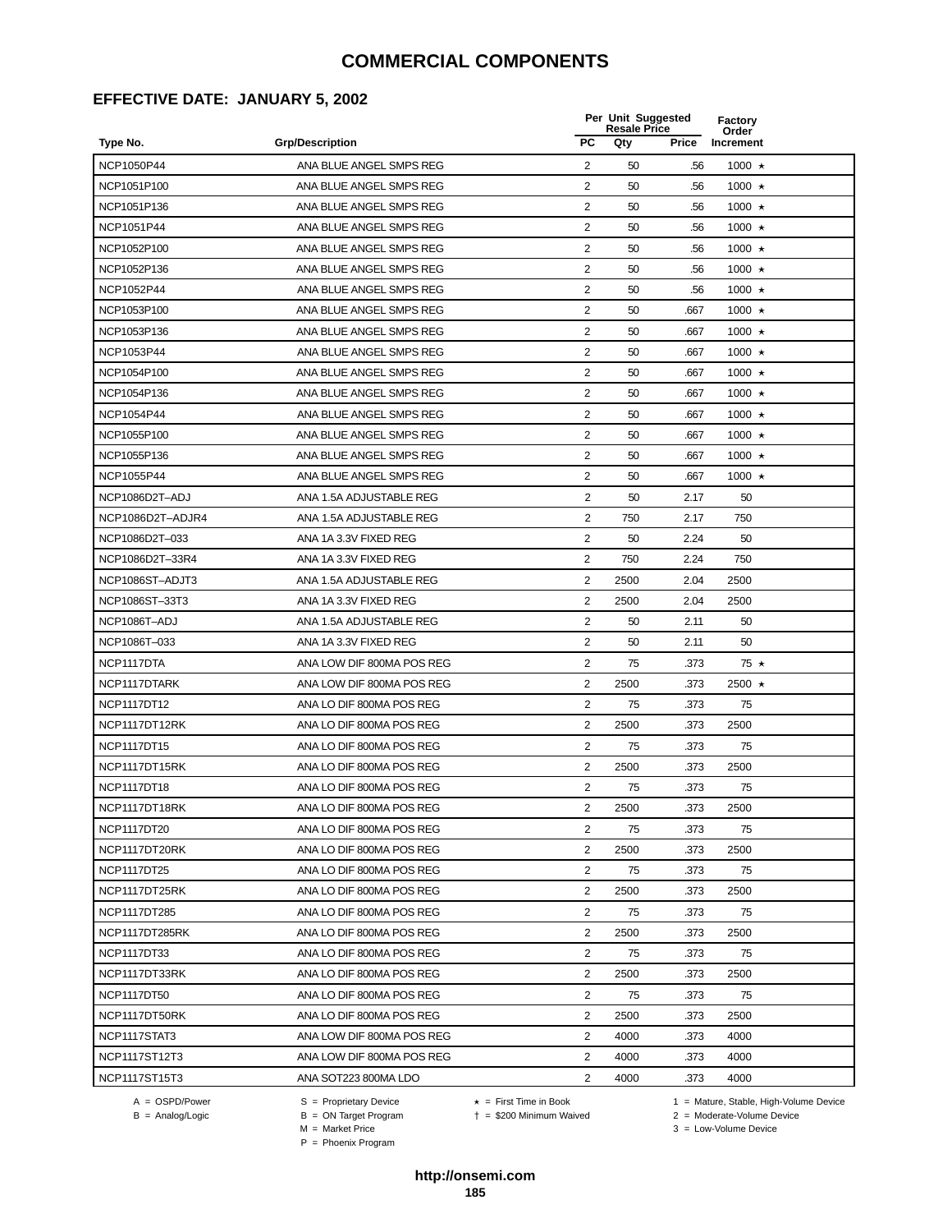# COMMERCIAL COMPONENTS

## EFFECTIVE DATE: JANUARY 5, 2002

| Type No. | Grp/Description | PC | Per Unit Suggested Resale Price Qty | Price | Factory Order Increment |
|---|---|---|---|---|---|
| NCP1050P44 | ANA BLUE ANGEL SMPS REG | 2 | 50 | .56 | 1000 ⋆ |
| NCP1051P100 | ANA BLUE ANGEL SMPS REG | 2 | 50 | .56 | 1000 ⋆ |
| NCP1051P136 | ANA BLUE ANGEL SMPS REG | 2 | 50 | .56 | 1000 ⋆ |
| NCP1051P44 | ANA BLUE ANGEL SMPS REG | 2 | 50 | .56 | 1000 ⋆ |
| NCP1052P100 | ANA BLUE ANGEL SMPS REG | 2 | 50 | .56 | 1000 ⋆ |
| NCP1052P136 | ANA BLUE ANGEL SMPS REG | 2 | 50 | .56 | 1000 ⋆ |
| NCP1052P44 | ANA BLUE ANGEL SMPS REG | 2 | 50 | .56 | 1000 ⋆ |
| NCP1053P100 | ANA BLUE ANGEL SMPS REG | 2 | 50 | .667 | 1000 ⋆ |
| NCP1053P136 | ANA BLUE ANGEL SMPS REG | 2 | 50 | .667 | 1000 ⋆ |
| NCP1053P44 | ANA BLUE ANGEL SMPS REG | 2 | 50 | .667 | 1000 ⋆ |
| NCP1054P100 | ANA BLUE ANGEL SMPS REG | 2 | 50 | .667 | 1000 ⋆ |
| NCP1054P136 | ANA BLUE ANGEL SMPS REG | 2 | 50 | .667 | 1000 ⋆ |
| NCP1054P44 | ANA BLUE ANGEL SMPS REG | 2 | 50 | .667 | 1000 ⋆ |
| NCP1055P100 | ANA BLUE ANGEL SMPS REG | 2 | 50 | .667 | 1000 ⋆ |
| NCP1055P136 | ANA BLUE ANGEL SMPS REG | 2 | 50 | .667 | 1000 ⋆ |
| NCP1055P44 | ANA BLUE ANGEL SMPS REG | 2 | 50 | .667 | 1000 ⋆ |
| NCP1086D2T–ADJ | ANA 1.5A ADJUSTABLE REG | 2 | 50 | 2.17 | 50 |
| NCP1086D2T–ADJR4 | ANA 1.5A ADJUSTABLE REG | 2 | 750 | 2.17 | 750 |
| NCP1086D2T–033 | ANA 1A 3.3V FIXED REG | 2 | 50 | 2.24 | 50 |
| NCP1086D2T–33R4 | ANA 1A 3.3V FIXED REG | 2 | 750 | 2.24 | 750 |
| NCP1086ST–ADJT3 | ANA 1.5A ADJUSTABLE REG | 2 | 2500 | 2.04 | 2500 |
| NCP1086ST–33T3 | ANA 1A 3.3V FIXED REG | 2 | 2500 | 2.04 | 2500 |
| NCP1086T–ADJ | ANA 1.5A ADJUSTABLE REG | 2 | 50 | 2.11 | 50 |
| NCP1086T–033 | ANA 1A 3.3V FIXED REG | 2 | 50 | 2.11 | 50 |
| NCP1117DTA | ANA LOW DIF 800MA POS REG | 2 | 75 | .373 | 75 ⋆ |
| NCP1117DTARK | ANA LOW DIF 800MA POS REG | 2 | 2500 | .373 | 2500 ⋆ |
| NCP1117DT12 | ANA LO DIF 800MA POS REG | 2 | 75 | .373 | 75 |
| NCP1117DT12RK | ANA LO DIF 800MA POS REG | 2 | 2500 | .373 | 2500 |
| NCP1117DT15 | ANA LO DIF 800MA POS REG | 2 | 75 | .373 | 75 |
| NCP1117DT15RK | ANA LO DIF 800MA POS REG | 2 | 2500 | .373 | 2500 |
| NCP1117DT18 | ANA LO DIF 800MA POS REG | 2 | 75 | .373 | 75 |
| NCP1117DT18RK | ANA LO DIF 800MA POS REG | 2 | 2500 | .373 | 2500 |
| NCP1117DT20 | ANA LO DIF 800MA POS REG | 2 | 75 | .373 | 75 |
| NCP1117DT20RK | ANA LO DIF 800MA POS REG | 2 | 2500 | .373 | 2500 |
| NCP1117DT25 | ANA LO DIF 800MA POS REG | 2 | 75 | .373 | 75 |
| NCP1117DT25RK | ANA LO DIF 800MA POS REG | 2 | 2500 | .373 | 2500 |
| NCP1117DT285 | ANA LO DIF 800MA POS REG | 2 | 75 | .373 | 75 |
| NCP1117DT285RK | ANA LO DIF 800MA POS REG | 2 | 2500 | .373 | 2500 |
| NCP1117DT33 | ANA LO DIF 800MA POS REG | 2 | 75 | .373 | 75 |
| NCP1117DT33RK | ANA LO DIF 800MA POS REG | 2 | 2500 | .373 | 2500 |
| NCP1117DT50 | ANA LO DIF 800MA POS REG | 2 | 75 | .373 | 75 |
| NCP1117DT50RK | ANA LO DIF 800MA POS REG | 2 | 2500 | .373 | 2500 |
| NCP1117STAT3 | ANA LOW DIF 800MA POS REG | 2 | 4000 | .373 | 4000 |
| NCP1117ST12T3 | ANA LOW DIF 800MA POS REG | 2 | 4000 | .373 | 4000 |
| NCP1117ST15T3 | ANA SOT223 800MA LDO | 2 | 4000 | .373 | 4000 |

A = OSPD/Power
B = Analog/Logic

S = Proprietary Device
B = ON Target Program
M = Market Price
P = Phoenix Program

⋆ = First Time in Book
† = $200 Minimum Waived

1 = Mature, Stable, High-Volume Device
2 = Moderate-Volume Device
3 = Low-Volume Device

**http://onsemi.com**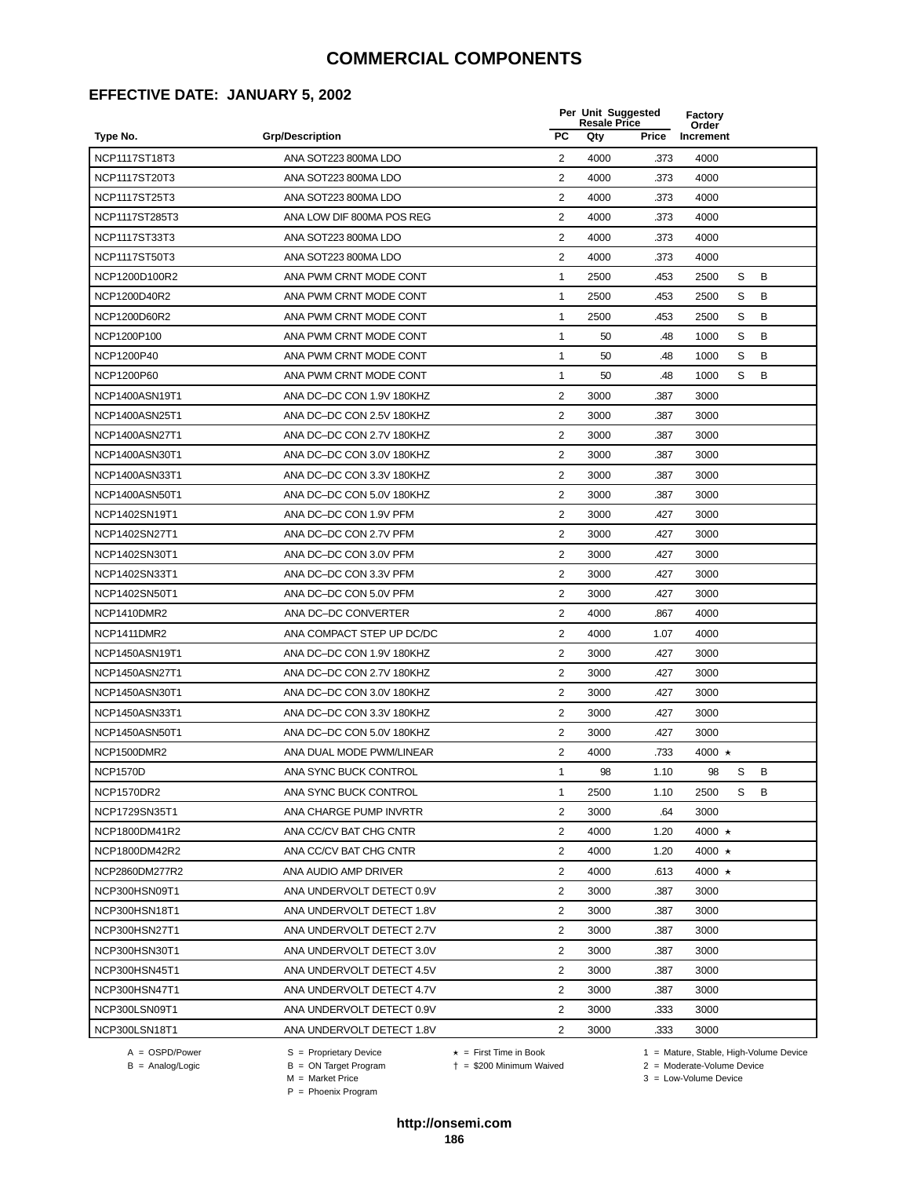# COMMERCIAL COMPONENTS

## EFFECTIVE DATE: JANUARY 5, 2002

| Type No. | Grp/Description | PC | Per Unit Suggested Resale Price Qty | Price | Factory Order Increment | | |
|---|---|---|---|---|---|---|---|
| NCP1117ST18T3 | ANA SOT223 800MA LDO | 2 | 4000 | .373 | 4000 | | |
| NCP1117ST20T3 | ANA SOT223 800MA LDO | 2 | 4000 | .373 | 4000 | | |
| NCP1117ST25T3 | ANA SOT223 800MA LDO | 2 | 4000 | .373 | 4000 | | |
| NCP1117ST285T3 | ANA LOW DIF 800MA POS REG | 2 | 4000 | .373 | 4000 | | |
| NCP1117ST33T3 | ANA SOT223 800MA LDO | 2 | 4000 | .373 | 4000 | | |
| NCP1117ST50T3 | ANA SOT223 800MA LDO | 2 | 4000 | .373 | 4000 | | |
| NCP1200D100R2 | ANA PWM CRNT MODE CONT | 1 | 2500 | .453 | 2500 | S | B |
| NCP1200D40R2 | ANA PWM CRNT MODE CONT | 1 | 2500 | .453 | 2500 | S | B |
| NCP1200D60R2 | ANA PWM CRNT MODE CONT | 1 | 2500 | .453 | 2500 | S | B |
| NCP1200P100 | ANA PWM CRNT MODE CONT | 1 | 50 | .48 | 1000 | S | B |
| NCP1200P40 | ANA PWM CRNT MODE CONT | 1 | 50 | .48 | 1000 | S | B |
| NCP1200P60 | ANA PWM CRNT MODE CONT | 1 | 50 | .48 | 1000 | S | B |
| NCP1400ASN19T1 | ANA DC–DC CON 1.9V 180KHZ | 2 | 3000 | .387 | 3000 | | |
| NCP1400ASN25T1 | ANA DC–DC CON 2.5V 180KHZ | 2 | 3000 | .387 | 3000 | | |
| NCP1400ASN27T1 | ANA DC–DC CON 2.7V 180KHZ | 2 | 3000 | .387 | 3000 | | |
| NCP1400ASN30T1 | ANA DC–DC CON 3.0V 180KHZ | 2 | 3000 | .387 | 3000 | | |
| NCP1400ASN33T1 | ANA DC–DC CON 3.3V 180KHZ | 2 | 3000 | .387 | 3000 | | |
| NCP1400ASN50T1 | ANA DC–DC CON 5.0V 180KHZ | 2 | 3000 | .387 | 3000 | | |
| NCP1402SN19T1 | ANA DC–DC CON 1.9V PFM | 2 | 3000 | .427 | 3000 | | |
| NCP1402SN27T1 | ANA DC–DC CON 2.7V PFM | 2 | 3000 | .427 | 3000 | | |
| NCP1402SN30T1 | ANA DC–DC CON 3.0V PFM | 2 | 3000 | .427 | 3000 | | |
| NCP1402SN33T1 | ANA DC–DC CON 3.3V PFM | 2 | 3000 | .427 | 3000 | | |
| NCP1402SN50T1 | ANA DC–DC CON 5.0V PFM | 2 | 3000 | .427 | 3000 | | |
| NCP1410DMR2 | ANA DC–DC CONVERTER | 2 | 4000 | .867 | 4000 | | |
| NCP1411DMR2 | ANA COMPACT STEP UP DC/DC | 2 | 4000 | 1.07 | 4000 | | |
| NCP1450ASN19T1 | ANA DC–DC CON 1.9V 180KHZ | 2 | 3000 | .427 | 3000 | | |
| NCP1450ASN27T1 | ANA DC–DC CON 2.7V 180KHZ | 2 | 3000 | .427 | 3000 | | |
| NCP1450ASN30T1 | ANA DC–DC CON 3.0V 180KHZ | 2 | 3000 | .427 | 3000 | | |
| NCP1450ASN33T1 | ANA DC–DC CON 3.3V 180KHZ | 2 | 3000 | .427 | 3000 | | |
| NCP1450ASN50T1 | ANA DC–DC CON 5.0V 180KHZ | 2 | 3000 | .427 | 3000 | | |
| NCP1500DMR2 | ANA DUAL MODE PWM/LINEAR | 2 | 4000 | .733 | 4000 ⋆ | | |
| NCP1570D | ANA SYNC BUCK CONTROL | 1 | 98 | 1.10 | 98 | S | B |
| NCP1570DR2 | ANA SYNC BUCK CONTROL | 1 | 2500 | 1.10 | 2500 | S | B |
| NCP1729SN35T1 | ANA CHARGE PUMP INVRTR | 2 | 3000 | .64 | 3000 | | |
| NCP1800DM41R2 | ANA CC/CV BAT CHG CNTR | 2 | 4000 | 1.20 | 4000 ⋆ | | |
| NCP1800DM42R2 | ANA CC/CV BAT CHG CNTR | 2 | 4000 | 1.20 | 4000 ⋆ | | |
| NCP2860DM277R2 | ANA AUDIO AMP DRIVER | 2 | 4000 | .613 | 4000 ⋆ | | |
| NCP300HSN09T1 | ANA UNDERVOLT DETECT 0.9V | 2 | 3000 | .387 | 3000 | | |
| NCP300HSN18T1 | ANA UNDERVOLT DETECT 1.8V | 2 | 3000 | .387 | 3000 | | |
| NCP300HSN27T1 | ANA UNDERVOLT DETECT 2.7V | 2 | 3000 | .387 | 3000 | | |
| NCP300HSN30T1 | ANA UNDERVOLT DETECT 3.0V | 2 | 3000 | .387 | 3000 | | |
| NCP300HSN45T1 | ANA UNDERVOLT DETECT 4.5V | 2 | 3000 | .387 | 3000 | | |
| NCP300HSN47T1 | ANA UNDERVOLT DETECT 4.7V | 2 | 3000 | .387 | 3000 | | |
| NCP300LSN09T1 | ANA UNDERVOLT DETECT 0.9V | 2 | 3000 | .333 | 3000 | | |
| NCP300LSN18T1 | ANA UNDERVOLT DETECT 1.8V | 2 | 3000 | .333 | 3000 | | |

A = OSPD/Power
B = Analog/Logic

S = Proprietary Device
B = ON Target Program
M = Market Price
P = Phoenix Program

⋆ = First Time in Book
† = $200 Minimum Waived

1 = Mature, Stable, High-Volume Device
2 = Moderate-Volume Device
3 = Low-Volume Device

**http://onsemi.com**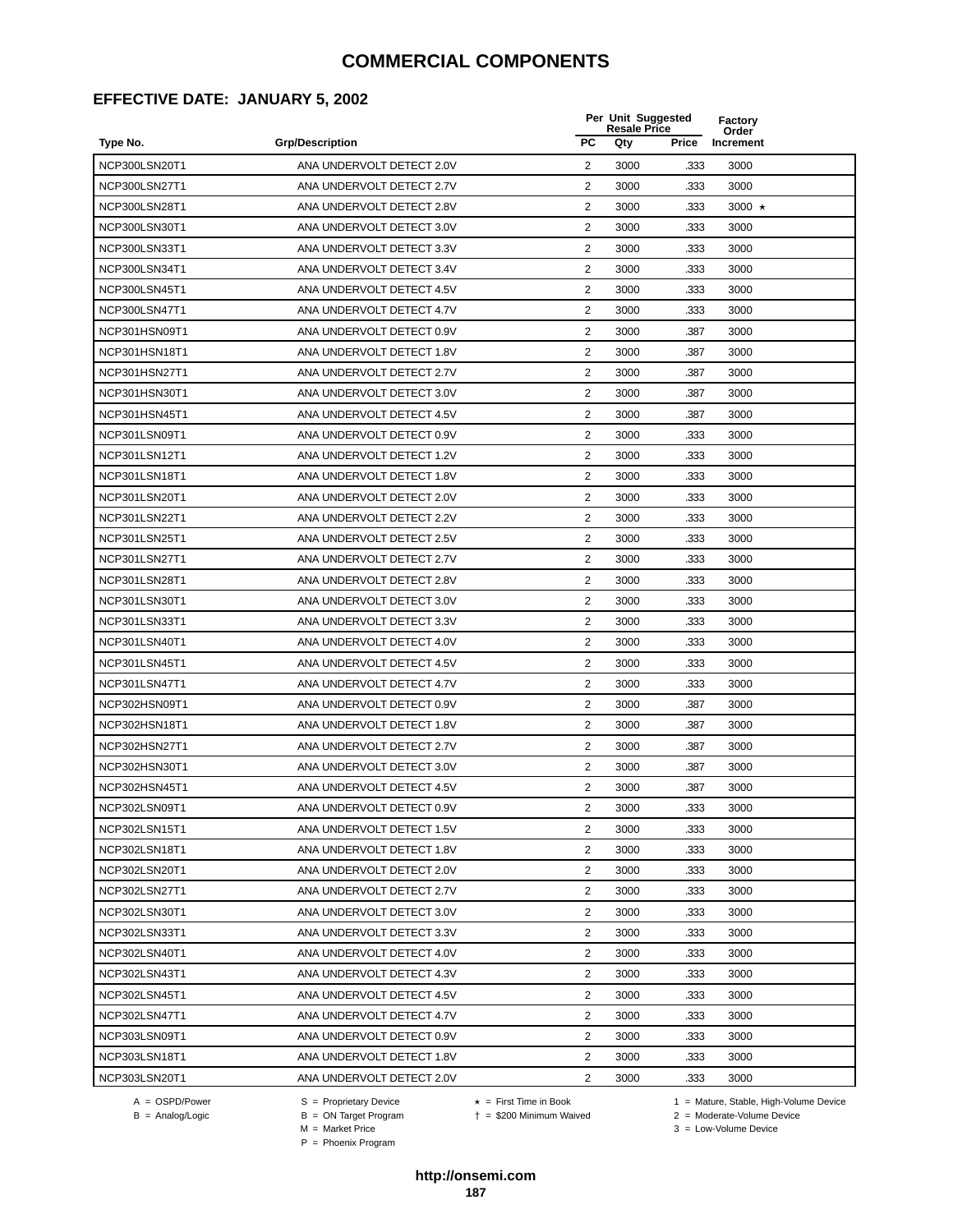# COMMERCIAL COMPONENTS

### EFFECTIVE DATE: JANUARY 5, 2002

| Type No. | Grp/Description | PC | Per Unit Suggested Resale Price Qty | Price | Factory Order Increment |
|---|---|---|---|---|---|
| NCP300LSN20T1 | ANA UNDERVOLT DETECT 2.0V | 2 | 3000 | .333 | 3000 |
| NCP300LSN27T1 | ANA UNDERVOLT DETECT 2.7V | 2 | 3000 | .333 | 3000 |
| NCP300LSN28T1 | ANA UNDERVOLT DETECT 2.8V | 2 | 3000 | .333 | 3000 ⋆ |
| NCP300LSN30T1 | ANA UNDERVOLT DETECT 3.0V | 2 | 3000 | .333 | 3000 |
| NCP300LSN33T1 | ANA UNDERVOLT DETECT 3.3V | 2 | 3000 | .333 | 3000 |
| NCP300LSN34T1 | ANA UNDERVOLT DETECT 3.4V | 2 | 3000 | .333 | 3000 |
| NCP300LSN45T1 | ANA UNDERVOLT DETECT 4.5V | 2 | 3000 | .333 | 3000 |
| NCP300LSN47T1 | ANA UNDERVOLT DETECT 4.7V | 2 | 3000 | .333 | 3000 |
| NCP301HSN09T1 | ANA UNDERVOLT DETECT 0.9V | 2 | 3000 | .387 | 3000 |
| NCP301HSN18T1 | ANA UNDERVOLT DETECT 1.8V | 2 | 3000 | .387 | 3000 |
| NCP301HSN27T1 | ANA UNDERVOLT DETECT 2.7V | 2 | 3000 | .387 | 3000 |
| NCP301HSN30T1 | ANA UNDERVOLT DETECT 3.0V | 2 | 3000 | .387 | 3000 |
| NCP301HSN45T1 | ANA UNDERVOLT DETECT 4.5V | 2 | 3000 | .387 | 3000 |
| NCP301LSN09T1 | ANA UNDERVOLT DETECT 0.9V | 2 | 3000 | .333 | 3000 |
| NCP301LSN12T1 | ANA UNDERVOLT DETECT 1.2V | 2 | 3000 | .333 | 3000 |
| NCP301LSN18T1 | ANA UNDERVOLT DETECT 1.8V | 2 | 3000 | .333 | 3000 |
| NCP301LSN20T1 | ANA UNDERVOLT DETECT 2.0V | 2 | 3000 | .333 | 3000 |
| NCP301LSN22T1 | ANA UNDERVOLT DETECT 2.2V | 2 | 3000 | .333 | 3000 |
| NCP301LSN25T1 | ANA UNDERVOLT DETECT 2.5V | 2 | 3000 | .333 | 3000 |
| NCP301LSN27T1 | ANA UNDERVOLT DETECT 2.7V | 2 | 3000 | .333 | 3000 |
| NCP301LSN28T1 | ANA UNDERVOLT DETECT 2.8V | 2 | 3000 | .333 | 3000 |
| NCP301LSN30T1 | ANA UNDERVOLT DETECT 3.0V | 2 | 3000 | .333 | 3000 |
| NCP301LSN33T1 | ANA UNDERVOLT DETECT 3.3V | 2 | 3000 | .333 | 3000 |
| NCP301LSN40T1 | ANA UNDERVOLT DETECT 4.0V | 2 | 3000 | .333 | 3000 |
| NCP301LSN45T1 | ANA UNDERVOLT DETECT 4.5V | 2 | 3000 | .333 | 3000 |
| NCP301LSN47T1 | ANA UNDERVOLT DETECT 4.7V | 2 | 3000 | .333 | 3000 |
| NCP302HSN09T1 | ANA UNDERVOLT DETECT 0.9V | 2 | 3000 | .387 | 3000 |
| NCP302HSN18T1 | ANA UNDERVOLT DETECT 1.8V | 2 | 3000 | .387 | 3000 |
| NCP302HSN27T1 | ANA UNDERVOLT DETECT 2.7V | 2 | 3000 | .387 | 3000 |
| NCP302HSN30T1 | ANA UNDERVOLT DETECT 3.0V | 2 | 3000 | .387 | 3000 |
| NCP302HSN45T1 | ANA UNDERVOLT DETECT 4.5V | 2 | 3000 | .387 | 3000 |
| NCP302LSN09T1 | ANA UNDERVOLT DETECT 0.9V | 2 | 3000 | .333 | 3000 |
| NCP302LSN15T1 | ANA UNDERVOLT DETECT 1.5V | 2 | 3000 | .333 | 3000 |
| NCP302LSN18T1 | ANA UNDERVOLT DETECT 1.8V | 2 | 3000 | .333 | 3000 |
| NCP302LSN20T1 | ANA UNDERVOLT DETECT 2.0V | 2 | 3000 | .333 | 3000 |
| NCP302LSN27T1 | ANA UNDERVOLT DETECT 2.7V | 2 | 3000 | .333 | 3000 |
| NCP302LSN30T1 | ANA UNDERVOLT DETECT 3.0V | 2 | 3000 | .333 | 3000 |
| NCP302LSN33T1 | ANA UNDERVOLT DETECT 3.3V | 2 | 3000 | .333 | 3000 |
| NCP302LSN40T1 | ANA UNDERVOLT DETECT 4.0V | 2 | 3000 | .333 | 3000 |
| NCP302LSN43T1 | ANA UNDERVOLT DETECT 4.3V | 2 | 3000 | .333 | 3000 |
| NCP302LSN45T1 | ANA UNDERVOLT DETECT 4.5V | 2 | 3000 | .333 | 3000 |
| NCP302LSN47T1 | ANA UNDERVOLT DETECT 4.7V | 2 | 3000 | .333 | 3000 |
| NCP303LSN09T1 | ANA UNDERVOLT DETECT 0.9V | 2 | 3000 | .333 | 3000 |
| NCP303LSN18T1 | ANA UNDERVOLT DETECT 1.8V | 2 | 3000 | .333 | 3000 |
| NCP303LSN20T1 | ANA UNDERVOLT DETECT 2.0V | 2 | 3000 | .333 | 3000 |

A = OSPD/Power
B = Analog/Logic

S = Proprietary Device
B = ON Target Program
M = Market Price
P = Phoenix Program

⋆ = First Time in Book
† = $200 Minimum Waived

1 = Mature, Stable, High-Volume Device
2 = Moderate-Volume Device
3 = Low-Volume Device

**http://onsemi.com**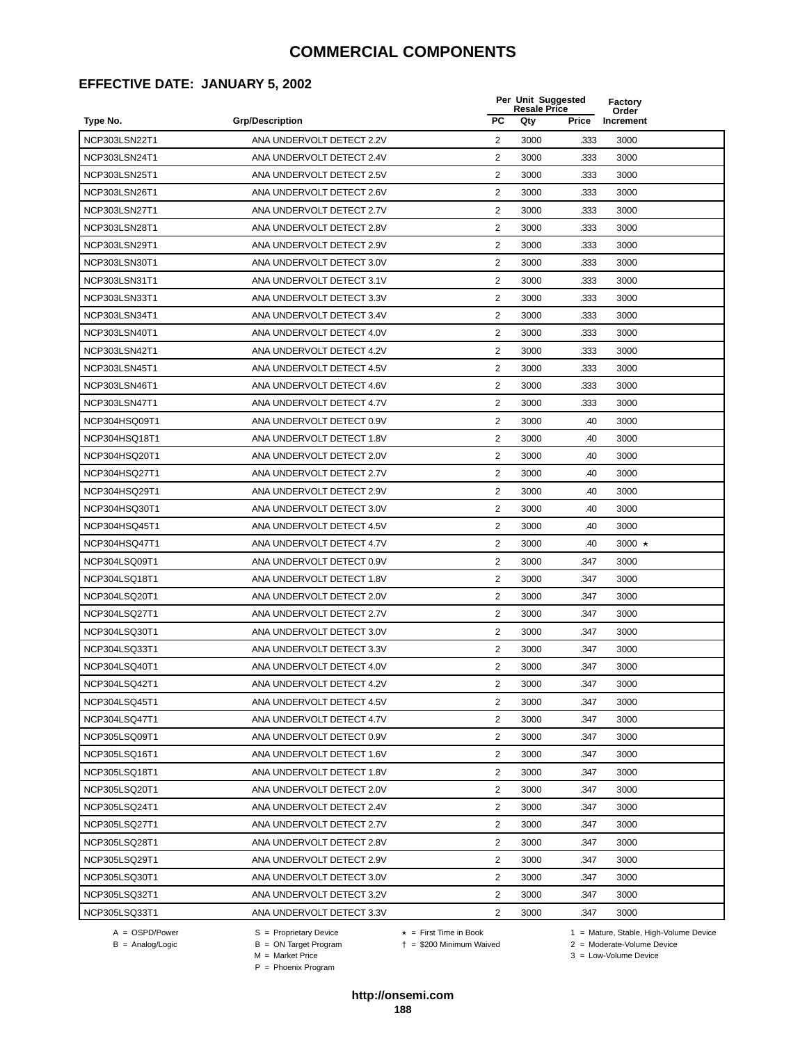# COMMERCIAL COMPONENTS

## EFFECTIVE DATE: JANUARY 5, 2002

| Type No. | Grp/Description | PC | Per Unit Suggested Resale Price Qty | Price | Factory Order Increment |
|---|---|---|---|---|---|
| NCP303LSN22T1 | ANA UNDERVOLT DETECT 2.2V | 2 | 3000 | .333 | 3000 |
| NCP303LSN24T1 | ANA UNDERVOLT DETECT 2.4V | 2 | 3000 | .333 | 3000 |
| NCP303LSN25T1 | ANA UNDERVOLT DETECT 2.5V | 2 | 3000 | .333 | 3000 |
| NCP303LSN26T1 | ANA UNDERVOLT DETECT 2.6V | 2 | 3000 | .333 | 3000 |
| NCP303LSN27T1 | ANA UNDERVOLT DETECT 2.7V | 2 | 3000 | .333 | 3000 |
| NCP303LSN28T1 | ANA UNDERVOLT DETECT 2.8V | 2 | 3000 | .333 | 3000 |
| NCP303LSN29T1 | ANA UNDERVOLT DETECT 2.9V | 2 | 3000 | .333 | 3000 |
| NCP303LSN30T1 | ANA UNDERVOLT DETECT 3.0V | 2 | 3000 | .333 | 3000 |
| NCP303LSN31T1 | ANA UNDERVOLT DETECT 3.1V | 2 | 3000 | .333 | 3000 |
| NCP303LSN33T1 | ANA UNDERVOLT DETECT 3.3V | 2 | 3000 | .333 | 3000 |
| NCP303LSN34T1 | ANA UNDERVOLT DETECT 3.4V | 2 | 3000 | .333 | 3000 |
| NCP303LSN40T1 | ANA UNDERVOLT DETECT 4.0V | 2 | 3000 | .333 | 3000 |
| NCP303LSN42T1 | ANA UNDERVOLT DETECT 4.2V | 2 | 3000 | .333 | 3000 |
| NCP303LSN45T1 | ANA UNDERVOLT DETECT 4.5V | 2 | 3000 | .333 | 3000 |
| NCP303LSN46T1 | ANA UNDERVOLT DETECT 4.6V | 2 | 3000 | .333 | 3000 |
| NCP303LSN47T1 | ANA UNDERVOLT DETECT 4.7V | 2 | 3000 | .333 | 3000 |
| NCP304HSQ09T1 | ANA UNDERVOLT DETECT 0.9V | 2 | 3000 | .40 | 3000 |
| NCP304HSQ18T1 | ANA UNDERVOLT DETECT 1.8V | 2 | 3000 | .40 | 3000 |
| NCP304HSQ20T1 | ANA UNDERVOLT DETECT 2.0V | 2 | 3000 | .40 | 3000 |
| NCP304HSQ27T1 | ANA UNDERVOLT DETECT 2.7V | 2 | 3000 | .40 | 3000 |
| NCP304HSQ29T1 | ANA UNDERVOLT DETECT 2.9V | 2 | 3000 | .40 | 3000 |
| NCP304HSQ30T1 | ANA UNDERVOLT DETECT 3.0V | 2 | 3000 | .40 | 3000 |
| NCP304HSQ45T1 | ANA UNDERVOLT DETECT 4.5V | 2 | 3000 | .40 | 3000 |
| NCP304HSQ47T1 | ANA UNDERVOLT DETECT 4.7V | 2 | 3000 | .40 | 3000 ⋆ |
| NCP304LSQ09T1 | ANA UNDERVOLT DETECT 0.9V | 2 | 3000 | .347 | 3000 |
| NCP304LSQ18T1 | ANA UNDERVOLT DETECT 1.8V | 2 | 3000 | .347 | 3000 |
| NCP304LSQ20T1 | ANA UNDERVOLT DETECT 2.0V | 2 | 3000 | .347 | 3000 |
| NCP304LSQ27T1 | ANA UNDERVOLT DETECT 2.7V | 2 | 3000 | .347 | 3000 |
| NCP304LSQ30T1 | ANA UNDERVOLT DETECT 3.0V | 2 | 3000 | .347 | 3000 |
| NCP304LSQ33T1 | ANA UNDERVOLT DETECT 3.3V | 2 | 3000 | .347 | 3000 |
| NCP304LSQ40T1 | ANA UNDERVOLT DETECT 4.0V | 2 | 3000 | .347 | 3000 |
| NCP304LSQ42T1 | ANA UNDERVOLT DETECT 4.2V | 2 | 3000 | .347 | 3000 |
| NCP304LSQ45T1 | ANA UNDERVOLT DETECT 4.5V | 2 | 3000 | .347 | 3000 |
| NCP304LSQ47T1 | ANA UNDERVOLT DETECT 4.7V | 2 | 3000 | .347 | 3000 |
| NCP305LSQ09T1 | ANA UNDERVOLT DETECT 0.9V | 2 | 3000 | .347 | 3000 |
| NCP305LSQ16T1 | ANA UNDERVOLT DETECT 1.6V | 2 | 3000 | .347 | 3000 |
| NCP305LSQ18T1 | ANA UNDERVOLT DETECT 1.8V | 2 | 3000 | .347 | 3000 |
| NCP305LSQ20T1 | ANA UNDERVOLT DETECT 2.0V | 2 | 3000 | .347 | 3000 |
| NCP305LSQ24T1 | ANA UNDERVOLT DETECT 2.4V | 2 | 3000 | .347 | 3000 |
| NCP305LSQ27T1 | ANA UNDERVOLT DETECT 2.7V | 2 | 3000 | .347 | 3000 |
| NCP305LSQ28T1 | ANA UNDERVOLT DETECT 2.8V | 2 | 3000 | .347 | 3000 |
| NCP305LSQ29T1 | ANA UNDERVOLT DETECT 2.9V | 2 | 3000 | .347 | 3000 |
| NCP305LSQ30T1 | ANA UNDERVOLT DETECT 3.0V | 2 | 3000 | .347 | 3000 |
| NCP305LSQ32T1 | ANA UNDERVOLT DETECT 3.2V | 2 | 3000 | .347 | 3000 |
| NCP305LSQ33T1 | ANA UNDERVOLT DETECT 3.3V | 2 | 3000 | .347 | 3000 |

A = OSPD/Power
B = Analog/Logic

S = Proprietary Device
B = ON Target Program
M = Market Price
P = Phoenix Program

⋆ = First Time in Book
† = $200 Minimum Waived

1 = Mature, Stable, High-Volume Device
2 = Moderate-Volume Device
3 = Low-Volume Device

http://onsemi.com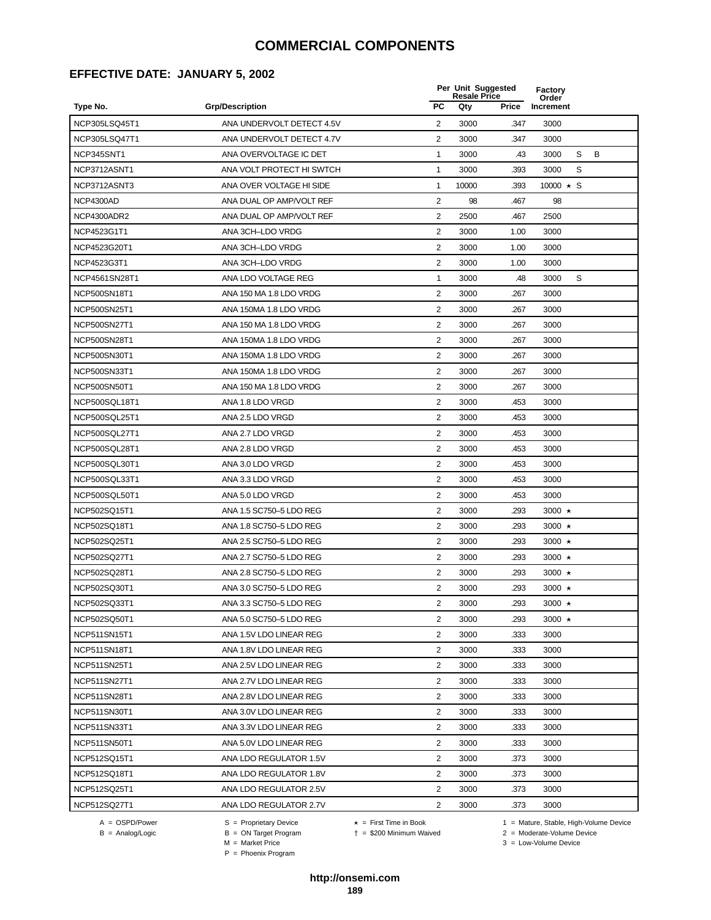# COMMERCIAL COMPONENTS

## EFFECTIVE DATE: JANUARY 5, 2002

| Type No. | Grp/Description | PC | Per Unit Suggested Resale Price Qty | Price | Factory Order Increment | | |
|---|---|---|---|---|---|---|---|
| NCP305LSQ45T1 | ANA UNDERVOLT DETECT 4.5V | 2 | 3000 | .347 | 3000 | | |
| NCP305LSQ47T1 | ANA UNDERVOLT DETECT 4.7V | 2 | 3000 | .347 | 3000 | | |
| NCP345SNT1 | ANA OVERVOLTAGE IC DET | 1 | 3000 | .43 | 3000 | S | B |
| NCP3712ASNT1 | ANA VOLT PROTECT HI SWTCH | 1 | 3000 | .393 | 3000 | S | |
| NCP3712ASNT3 | ANA OVER VOLTAGE HI SIDE | 1 | 10000 | .393 | 10000 ⋆ | S | |
| NCP4300AD | ANA DUAL OP AMP/VOLT REF | 2 | 98 | .467 | 98 | | |
| NCP4300ADR2 | ANA DUAL OP AMP/VOLT REF | 2 | 2500 | .467 | 2500 | | |
| NCP4523G1T1 | ANA 3CH–LDO VRDG | 2 | 3000 | 1.00 | 3000 | | |
| NCP4523G20T1 | ANA 3CH–LDO VRDG | 2 | 3000 | 1.00 | 3000 | | |
| NCP4523G3T1 | ANA 3CH–LDO VRDG | 2 | 3000 | 1.00 | 3000 | | |
| NCP4561SN28T1 | ANA LDO VOLTAGE REG | 1 | 3000 | .48 | 3000 | S | |
| NCP500SN18T1 | ANA 150 MA 1.8 LDO VRDG | 2 | 3000 | .267 | 3000 | | |
| NCP500SN25T1 | ANA 150MA 1.8 LDO VRDG | 2 | 3000 | .267 | 3000 | | |
| NCP500SN27T1 | ANA 150 MA 1.8 LDO VRDG | 2 | 3000 | .267 | 3000 | | |
| NCP500SN28T1 | ANA 150MA 1.8 LDO VRDG | 2 | 3000 | .267 | 3000 | | |
| NCP500SN30T1 | ANA 150MA 1.8 LDO VRDG | 2 | 3000 | .267 | 3000 | | |
| NCP500SN33T1 | ANA 150MA 1.8 LDO VRDG | 2 | 3000 | .267 | 3000 | | |
| NCP500SN50T1 | ANA 150 MA 1.8 LDO VRDG | 2 | 3000 | .267 | 3000 | | |
| NCP500SQL18T1 | ANA 1.8 LDO VRGD | 2 | 3000 | .453 | 3000 | | |
| NCP500SQL25T1 | ANA 2.5 LDO VRGD | 2 | 3000 | .453 | 3000 | | |
| NCP500SQL27T1 | ANA 2.7 LDO VRGD | 2 | 3000 | .453 | 3000 | | |
| NCP500SQL28T1 | ANA 2.8 LDO VRGD | 2 | 3000 | .453 | 3000 | | |
| NCP500SQL30T1 | ANA 3.0 LDO VRGD | 2 | 3000 | .453 | 3000 | | |
| NCP500SQL33T1 | ANA 3.3 LDO VRGD | 2 | 3000 | .453 | 3000 | | |
| NCP500SQL50T1 | ANA 5.0 LDO VRGD | 2 | 3000 | .453 | 3000 | | |
| NCP502SQ15T1 | ANA 1.5 SC750–5 LDO REG | 2 | 3000 | .293 | 3000 ⋆ | | |
| NCP502SQ18T1 | ANA 1.8 SC750–5 LDO REG | 2 | 3000 | .293 | 3000 ⋆ | | |
| NCP502SQ25T1 | ANA 2.5 SC750–5 LDO REG | 2 | 3000 | .293 | 3000 ⋆ | | |
| NCP502SQ27T1 | ANA 2.7 SC750–5 LDO REG | 2 | 3000 | .293 | 3000 ⋆ | | |
| NCP502SQ28T1 | ANA 2.8 SC750–5 LDO REG | 2 | 3000 | .293 | 3000 ⋆ | | |
| NCP502SQ30T1 | ANA 3.0 SC750–5 LDO REG | 2 | 3000 | .293 | 3000 ⋆ | | |
| NCP502SQ33T1 | ANA 3.3 SC750–5 LDO REG | 2 | 3000 | .293 | 3000 ⋆ | | |
| NCP502SQ50T1 | ANA 5.0 SC750–5 LDO REG | 2 | 3000 | .293 | 3000 ⋆ | | |
| NCP511SN15T1 | ANA 1.5V LDO LINEAR REG | 2 | 3000 | .333 | 3000 | | |
| NCP511SN18T1 | ANA 1.8V LDO LINEAR REG | 2 | 3000 | .333 | 3000 | | |
| NCP511SN25T1 | ANA 2.5V LDO LINEAR REG | 2 | 3000 | .333 | 3000 | | |
| NCP511SN27T1 | ANA 2.7V LDO LINEAR REG | 2 | 3000 | .333 | 3000 | | |
| NCP511SN28T1 | ANA 2.8V LDO LINEAR REG | 2 | 3000 | .333 | 3000 | | |
| NCP511SN30T1 | ANA 3.0V LDO LINEAR REG | 2 | 3000 | .333 | 3000 | | |
| NCP511SN33T1 | ANA 3.3V LDO LINEAR REG | 2 | 3000 | .333 | 3000 | | |
| NCP511SN50T1 | ANA 5.0V LDO LINEAR REG | 2 | 3000 | .333 | 3000 | | |
| NCP512SQ15T1 | ANA LDO REGULATOR 1.5V | 2 | 3000 | .373 | 3000 | | |
| NCP512SQ18T1 | ANA LDO REGULATOR 1.8V | 2 | 3000 | .373 | 3000 | | |
| NCP512SQ25T1 | ANA LDO REGULATOR 2.5V | 2 | 3000 | .373 | 3000 | | |
| NCP512SQ27T1 | ANA LDO REGULATOR 2.7V | 2 | 3000 | .373 | 3000 | | |

A = OSPD/Power
B = Analog/Logic

S = Proprietary Device
B = ON Target Program
M = Market Price
P = Phoenix Program

⋆ = First Time in Book
† = $200 Minimum Waived

1 = Mature, Stable, High-Volume Device
2 = Moderate-Volume Device
3 = Low-Volume Device

**http://onsemi.com**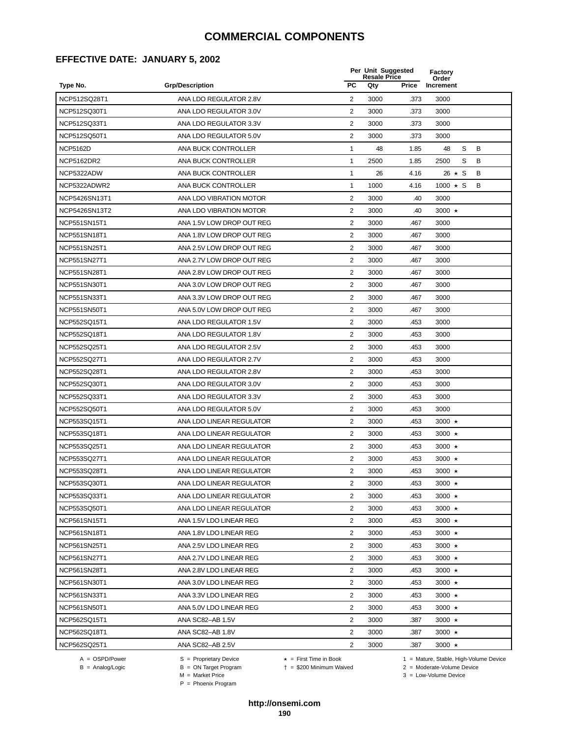# COMMERCIAL COMPONENTS

## EFFECTIVE DATE: JANUARY 5, 2002

| Type No. | Grp/Description | PC | Per Unit Suggested Resale Price Qty | Price | Factory Order Increment | | |
|---|---|---|---|---|---|---|---|
| NCP512SQ28T1 | ANA LDO REGULATOR 2.8V | 2 | 3000 | .373 | 3000 | | |
| NCP512SQ30T1 | ANA LDO REGULATOR 3.0V | 2 | 3000 | .373 | 3000 | | |
| NCP512SQ33T1 | ANA LDO REGULATOR 3.3V | 2 | 3000 | .373 | 3000 | | |
| NCP512SQ50T1 | ANA LDO REGULATOR 5.0V | 2 | 3000 | .373 | 3000 | | |
| NCP5162D | ANA BUCK CONTROLLER | 1 | 48 | 1.85 | 48 | S | B |
| NCP5162DR2 | ANA BUCK CONTROLLER | 1 | 2500 | 1.85 | 2500 | S | B |
| NCP5322ADW | ANA BUCK CONTROLLER | 1 | 26 | 4.16 | 26 ⋆ | S | B |
| NCP5322ADWR2 | ANA BUCK CONTROLLER | 1 | 1000 | 4.16 | 1000 ⋆ | S | B |
| NCP5426SN13T1 | ANA LDO VIBRATION MOTOR | 2 | 3000 | .40 | 3000 | | |
| NCP5426SN13T2 | ANA LDO VIBRATION MOTOR | 2 | 3000 | .40 | 3000 ⋆ | | |
| NCP551SN15T1 | ANA 1.5V LOW DROP OUT REG | 2 | 3000 | .467 | 3000 | | |
| NCP551SN18T1 | ANA 1.8V LOW DROP OUT REG | 2 | 3000 | .467 | 3000 | | |
| NCP551SN25T1 | ANA 2.5V LOW DROP OUT REG | 2 | 3000 | .467 | 3000 | | |
| NCP551SN27T1 | ANA 2.7V LOW DROP OUT REG | 2 | 3000 | .467 | 3000 | | |
| NCP551SN28T1 | ANA 2.8V LOW DROP OUT REG | 2 | 3000 | .467 | 3000 | | |
| NCP551SN30T1 | ANA 3.0V LOW DROP OUT REG | 2 | 3000 | .467 | 3000 | | |
| NCP551SN33T1 | ANA 3.3V LOW DROP OUT REG | 2 | 3000 | .467 | 3000 | | |
| NCP551SN50T1 | ANA 5.0V LOW DROP OUT REG | 2 | 3000 | .467 | 3000 | | |
| NCP552SQ15T1 | ANA LDO REGULATOR 1.5V | 2 | 3000 | .453 | 3000 | | |
| NCP552SQ18T1 | ANA LDO REGULATOR 1.8V | 2 | 3000 | .453 | 3000 | | |
| NCP552SQ25T1 | ANA LDO REGULATOR 2.5V | 2 | 3000 | .453 | 3000 | | |
| NCP552SQ27T1 | ANA LDO REGULATOR 2.7V | 2 | 3000 | .453 | 3000 | | |
| NCP552SQ28T1 | ANA LDO REGULATOR 2.8V | 2 | 3000 | .453 | 3000 | | |
| NCP552SQ30T1 | ANA LDO REGULATOR 3.0V | 2 | 3000 | .453 | 3000 | | |
| NCP552SQ33T1 | ANA LDO REGULATOR 3.3V | 2 | 3000 | .453 | 3000 | | |
| NCP552SQ50T1 | ANA LDO REGULATOR 5.0V | 2 | 3000 | .453 | 3000 | | |
| NCP553SQ15T1 | ANA LDO LINEAR REGULATOR | 2 | 3000 | .453 | 3000 ⋆ | | |
| NCP553SQ18T1 | ANA LDO LINEAR REGULATOR | 2 | 3000 | .453 | 3000 ⋆ | | |
| NCP553SQ25T1 | ANA LDO LINEAR REGULATOR | 2 | 3000 | .453 | 3000 ⋆ | | |
| NCP553SQ27T1 | ANA LDO LINEAR REGULATOR | 2 | 3000 | .453 | 3000 ⋆ | | |
| NCP553SQ28T1 | ANA LDO LINEAR REGULATOR | 2 | 3000 | .453 | 3000 ⋆ | | |
| NCP553SQ30T1 | ANA LDO LINEAR REGULATOR | 2 | 3000 | .453 | 3000 ⋆ | | |
| NCP553SQ33T1 | ANA LDO LINEAR REGULATOR | 2 | 3000 | .453 | 3000 ⋆ | | |
| NCP553SQ50T1 | ANA LDO LINEAR REGULATOR | 2 | 3000 | .453 | 3000 ⋆ | | |
| NCP561SN15T1 | ANA 1.5V LDO LINEAR REG | 2 | 3000 | .453 | 3000 ⋆ | | |
| NCP561SN18T1 | ANA 1.8V LDO LINEAR REG | 2 | 3000 | .453 | 3000 ⋆ | | |
| NCP561SN25T1 | ANA 2.5V LDO LINEAR REG | 2 | 3000 | .453 | 3000 ⋆ | | |
| NCP561SN27T1 | ANA 2.7V LDO LINEAR REG | 2 | 3000 | .453 | 3000 ⋆ | | |
| NCP561SN28T1 | ANA 2.8V LDO LINEAR REG | 2 | 3000 | .453 | 3000 ⋆ | | |
| NCP561SN30T1 | ANA 3.0V LDO LINEAR REG | 2 | 3000 | .453 | 3000 ⋆ | | |
| NCP561SN33T1 | ANA 3.3V LDO LINEAR REG | 2 | 3000 | .453 | 3000 ⋆ | | |
| NCP561SN50T1 | ANA 5.0V LDO LINEAR REG | 2 | 3000 | .453 | 3000 ⋆ | | |
| NCP562SQ15T1 | ANA SC82–AB 1.5V | 2 | 3000 | .387 | 3000 ⋆ | | |
| NCP562SQ18T1 | ANA SC82–AB 1.8V | 2 | 3000 | .387 | 3000 ⋆ | | |
| NCP562SQ25T1 | ANA SC82–AB 2.5V | 2 | 3000 | .387 | 3000 ⋆ | | |

A = OSPD/Power
B = Analog/Logic

S = Proprietary Device
B = ON Target Program
M = Market Price
P = Phoenix Program

⋆ = First Time in Book
† = $200 Minimum Waived

1 = Mature, Stable, High-Volume Device
2 = Moderate-Volume Device
3 = Low-Volume Device

**http://onsemi.com**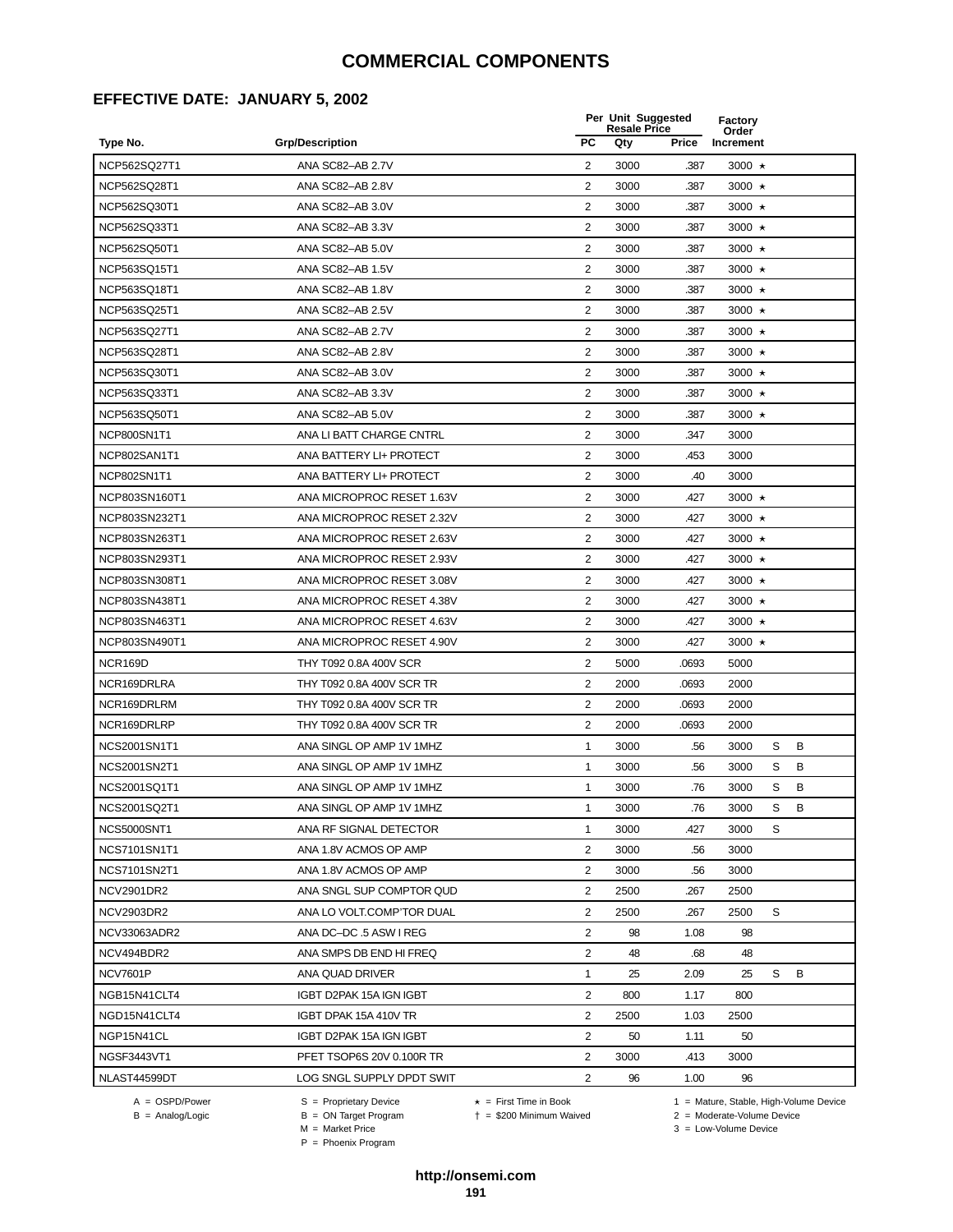# COMMERCIAL COMPONENTS

## EFFECTIVE DATE: JANUARY 5, 2002

| Type No. | Grp/Description | PC | Per Unit Suggested Resale Price Qty | Price | Factory Order Increment | | |
|---|---|---|---|---|---|---|---|
| NCP562SQ27T1 | ANA SC82–AB 2.7V | 2 | 3000 | .387 | 3000 ⋆ | | |
| NCP562SQ28T1 | ANA SC82–AB 2.8V | 2 | 3000 | .387 | 3000 ⋆ | | |
| NCP562SQ30T1 | ANA SC82–AB 3.0V | 2 | 3000 | .387 | 3000 ⋆ | | |
| NCP562SQ33T1 | ANA SC82–AB 3.3V | 2 | 3000 | .387 | 3000 ⋆ | | |
| NCP562SQ50T1 | ANA SC82–AB 5.0V | 2 | 3000 | .387 | 3000 ⋆ | | |
| NCP563SQ15T1 | ANA SC82–AB 1.5V | 2 | 3000 | .387 | 3000 ⋆ | | |
| NCP563SQ18T1 | ANA SC82–AB 1.8V | 2 | 3000 | .387 | 3000 ⋆ | | |
| NCP563SQ25T1 | ANA SC82–AB 2.5V | 2 | 3000 | .387 | 3000 ⋆ | | |
| NCP563SQ27T1 | ANA SC82–AB 2.7V | 2 | 3000 | .387 | 3000 ⋆ | | |
| NCP563SQ28T1 | ANA SC82–AB 2.8V | 2 | 3000 | .387 | 3000 ⋆ | | |
| NCP563SQ30T1 | ANA SC82–AB 3.0V | 2 | 3000 | .387 | 3000 ⋆ | | |
| NCP563SQ33T1 | ANA SC82–AB 3.3V | 2 | 3000 | .387 | 3000 ⋆ | | |
| NCP563SQ50T1 | ANA SC82–AB 5.0V | 2 | 3000 | .387 | 3000 ⋆ | | |
| NCP800SN1T1 | ANA LI BATT CHARGE CNTRL | 2 | 3000 | .347 | 3000 | | |
| NCP802SAN1T1 | ANA BATTERY LI+ PROTECT | 2 | 3000 | .453 | 3000 | | |
| NCP802SN1T1 | ANA BATTERY LI+ PROTECT | 2 | 3000 | .40 | 3000 | | |
| NCP803SN160T1 | ANA MICROPROC RESET 1.63V | 2 | 3000 | .427 | 3000 ⋆ | | |
| NCP803SN232T1 | ANA MICROPROC RESET 2.32V | 2 | 3000 | .427 | 3000 ⋆ | | |
| NCP803SN263T1 | ANA MICROPROC RESET 2.63V | 2 | 3000 | .427 | 3000 ⋆ | | |
| NCP803SN293T1 | ANA MICROPROC RESET 2.93V | 2 | 3000 | .427 | 3000 ⋆ | | |
| NCP803SN308T1 | ANA MICROPROC RESET 3.08V | 2 | 3000 | .427 | 3000 ⋆ | | |
| NCP803SN438T1 | ANA MICROPROC RESET 4.38V | 2 | 3000 | .427 | 3000 ⋆ | | |
| NCP803SN463T1 | ANA MICROPROC RESET 4.63V | 2 | 3000 | .427 | 3000 ⋆ | | |
| NCP803SN490T1 | ANA MICROPROC RESET 4.90V | 2 | 3000 | .427 | 3000 ⋆ | | |
| NCR169D | THY T092 0.8A 400V SCR | 2 | 5000 | .0693 | 5000 | | |
| NCR169DRLRA | THY T092 0.8A 400V SCR TR | 2 | 2000 | .0693 | 2000 | | |
| NCR169DRLRM | THY T092 0.8A 400V SCR TR | 2 | 2000 | .0693 | 2000 | | |
| NCR169DRLRP | THY T092 0.8A 400V SCR TR | 2 | 2000 | .0693 | 2000 | | |
| NCS2001SN1T1 | ANA SINGL OP AMP 1V 1MHZ | 1 | 3000 | .56 | 3000 | S | B |
| NCS2001SN2T1 | ANA SINGL OP AMP 1V 1MHZ | 1 | 3000 | .56 | 3000 | S | B |
| NCS2001SQ1T1 | ANA SINGL OP AMP 1V 1MHZ | 1 | 3000 | .76 | 3000 | S | B |
| NCS2001SQ2T1 | ANA SINGL OP AMP 1V 1MHZ | 1 | 3000 | .76 | 3000 | S | B |
| NCS5000SNT1 | ANA RF SIGNAL DETECTOR | 1 | 3000 | .427 | 3000 | S | |
| NCS7101SN1T1 | ANA 1.8V ACMOS OP AMP | 2 | 3000 | .56 | 3000 | | |
| NCS7101SN2T1 | ANA 1.8V ACMOS OP AMP | 2 | 3000 | .56 | 3000 | | |
| NCV2901DR2 | ANA SNGL SUP COMPTOR QUD | 2 | 2500 | .267 | 2500 | | |
| NCV2903DR2 | ANA LO VOLT.COMP'TOR DUAL | 2 | 2500 | .267 | 2500 | S | |
| NCV33063ADR2 | ANA DC–DC .5 ASW I REG | 2 | 98 | 1.08 | 98 | | |
| NCV494BDR2 | ANA SMPS DB END HI FREQ | 2 | 48 | .68 | 48 | | |
| NCV7601P | ANA QUAD DRIVER | 1 | 25 | 2.09 | 25 | S | B |
| NGB15N41CLT4 | IGBT D2PAK 15A IGN IGBT | 2 | 800 | 1.17 | 800 | | |
| NGD15N41CLT4 | IGBT DPAK 15A 410V TR | 2 | 2500 | 1.03 | 2500 | | |
| NGP15N41CL | IGBT D2PAK 15A IGN IGBT | 2 | 50 | 1.11 | 50 | | |
| NGSF3443VT1 | PFET TSOP6S 20V 0.100R TR | 2 | 3000 | .413 | 3000 | | |
| NLAST44599DT | LOG SNGL SUPPLY DPDT SWIT | 2 | 96 | 1.00 | 96 | | |

A = OSPD/Power
B = Analog/Logic

S = Proprietary Device
B = ON Target Program
M = Market Price
P = Phoenix Program

⋆ = First Time in Book
† = $200 Minimum Waived

1 = Mature, Stable, High-Volume Device
2 = Moderate-Volume Device
3 = Low-Volume Device

**http://onsemi.com**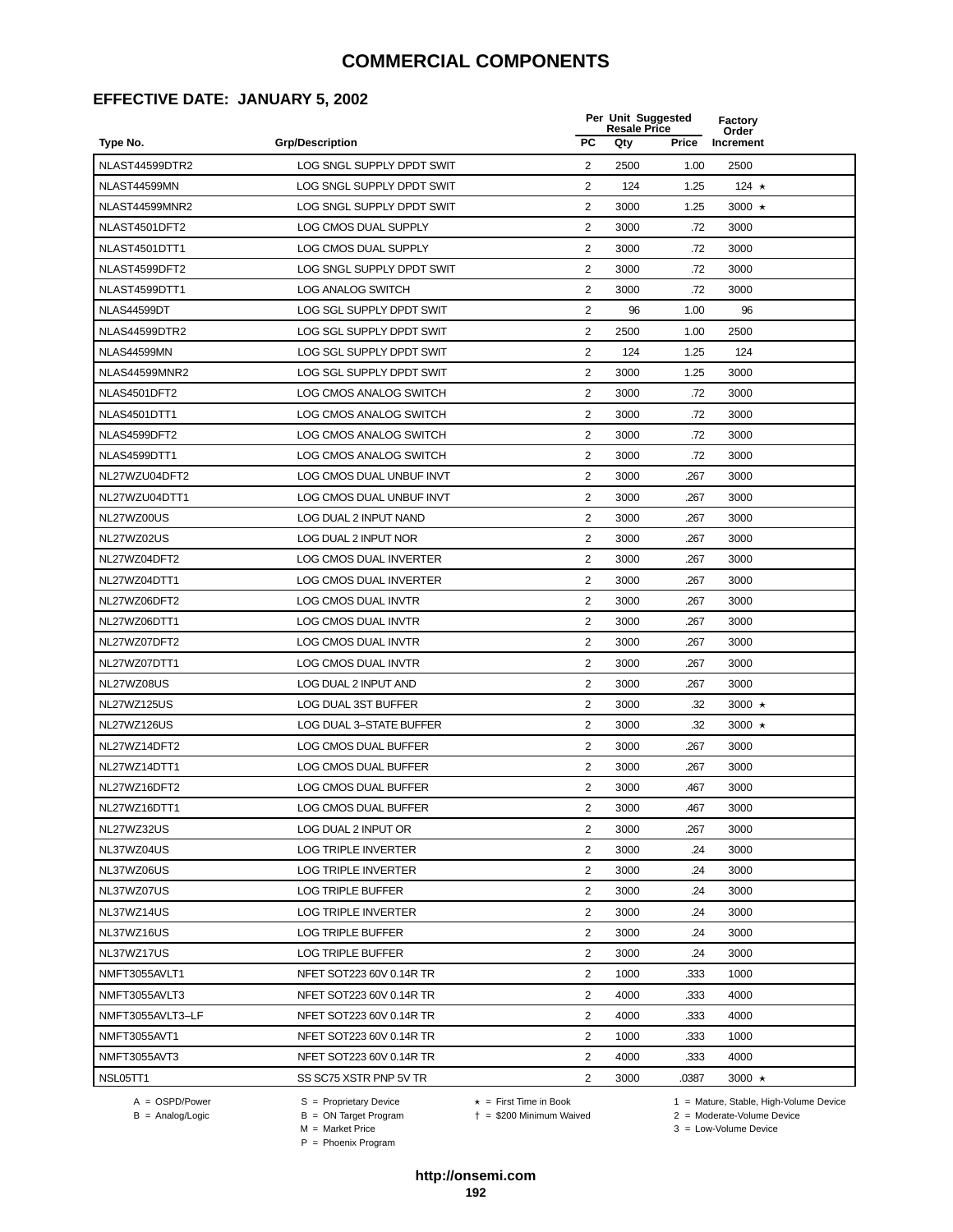# COMMERCIAL COMPONENTS

## EFFECTIVE DATE: JANUARY 5, 2002

| Type No. | Grp/Description | PC | Per Unit Suggested Resale Price Qty | Price | Factory Order Increment |
|---|---|---|---|---|---|
| NLAST44599DTR2 | LOG SNGL SUPPLY DPDT SWIT | 2 | 2500 | 1.00 | 2500 |
| NLAST44599MN | LOG SNGL SUPPLY DPDT SWIT | 2 | 124 | 1.25 | 124 ⋆ |
| NLAST44599MNR2 | LOG SNGL SUPPLY DPDT SWIT | 2 | 3000 | 1.25 | 3000 ⋆ |
| NLAST4501DFT2 | LOG CMOS DUAL SUPPLY | 2 | 3000 | .72 | 3000 |
| NLAST4501DTT1 | LOG CMOS DUAL SUPPLY | 2 | 3000 | .72 | 3000 |
| NLAST4599DFT2 | LOG SNGL SUPPLY DPDT SWIT | 2 | 3000 | .72 | 3000 |
| NLAST4599DTT1 | LOG ANALOG SWITCH | 2 | 3000 | .72 | 3000 |
| NLAS44599DT | LOG SGL SUPPLY DPDT SWIT | 2 | 96 | 1.00 | 96 |
| NLAS44599DTR2 | LOG SGL SUPPLY DPDT SWIT | 2 | 2500 | 1.00 | 2500 |
| NLAS44599MN | LOG SGL SUPPLY DPDT SWIT | 2 | 124 | 1.25 | 124 |
| NLAS44599MNR2 | LOG SGL SUPPLY DPDT SWIT | 2 | 3000 | 1.25 | 3000 |
| NLAS4501DFT2 | LOG CMOS ANALOG SWITCH | 2 | 3000 | .72 | 3000 |
| NLAS4501DTT1 | LOG CMOS ANALOG SWITCH | 2 | 3000 | .72 | 3000 |
| NLAS4599DFT2 | LOG CMOS ANALOG SWITCH | 2 | 3000 | .72 | 3000 |
| NLAS4599DTT1 | LOG CMOS ANALOG SWITCH | 2 | 3000 | .72 | 3000 |
| NL27WZU04DFT2 | LOG CMOS DUAL UNBUF INVT | 2 | 3000 | .267 | 3000 |
| NL27WZU04DTT1 | LOG CMOS DUAL UNBUF INVT | 2 | 3000 | .267 | 3000 |
| NL27WZ00US | LOG DUAL 2 INPUT NAND | 2 | 3000 | .267 | 3000 |
| NL27WZ02US | LOG DUAL 2 INPUT NOR | 2 | 3000 | .267 | 3000 |
| NL27WZ04DFT2 | LOG CMOS DUAL INVERTER | 2 | 3000 | .267 | 3000 |
| NL27WZ04DTT1 | LOG CMOS DUAL INVERTER | 2 | 3000 | .267 | 3000 |
| NL27WZ06DFT2 | LOG CMOS DUAL INVTR | 2 | 3000 | .267 | 3000 |
| NL27WZ06DTT1 | LOG CMOS DUAL INVTR | 2 | 3000 | .267 | 3000 |
| NL27WZ07DFT2 | LOG CMOS DUAL INVTR | 2 | 3000 | .267 | 3000 |
| NL27WZ07DTT1 | LOG CMOS DUAL INVTR | 2 | 3000 | .267 | 3000 |
| NL27WZ08US | LOG DUAL 2 INPUT AND | 2 | 3000 | .267 | 3000 |
| NL27WZ125US | LOG DUAL 3ST BUFFER | 2 | 3000 | .32 | 3000 ⋆ |
| NL27WZ126US | LOG DUAL 3–STATE BUFFER | 2 | 3000 | .32 | 3000 ⋆ |
| NL27WZ14DFT2 | LOG CMOS DUAL BUFFER | 2 | 3000 | .267 | 3000 |
| NL27WZ14DTT1 | LOG CMOS DUAL BUFFER | 2 | 3000 | .267 | 3000 |
| NL27WZ16DFT2 | LOG CMOS DUAL BUFFER | 2 | 3000 | .467 | 3000 |
| NL27WZ16DTT1 | LOG CMOS DUAL BUFFER | 2 | 3000 | .467 | 3000 |
| NL27WZ32US | LOG DUAL 2 INPUT OR | 2 | 3000 | .267 | 3000 |
| NL37WZ04US | LOG TRIPLE INVERTER | 2 | 3000 | .24 | 3000 |
| NL37WZ06US | LOG TRIPLE INVERTER | 2 | 3000 | .24 | 3000 |
| NL37WZ07US | LOG TRIPLE BUFFER | 2 | 3000 | .24 | 3000 |
| NL37WZ14US | LOG TRIPLE INVERTER | 2 | 3000 | .24 | 3000 |
| NL37WZ16US | LOG TRIPLE BUFFER | 2 | 3000 | .24 | 3000 |
| NL37WZ17US | LOG TRIPLE BUFFER | 2 | 3000 | .24 | 3000 |
| NMFT3055AVLT1 | NFET SOT223 60V 0.14R TR | 2 | 1000 | .333 | 1000 |
| NMFT3055AVLT3 | NFET SOT223 60V 0.14R TR | 2 | 4000 | .333 | 4000 |
| NMFT3055AVLT3–LF | NFET SOT223 60V 0.14R TR | 2 | 4000 | .333 | 4000 |
| NMFT3055AVT1 | NFET SOT223 60V 0.14R TR | 2 | 1000 | .333 | 1000 |
| NMFT3055AVT3 | NFET SOT223 60V 0.14R TR | 2 | 4000 | .333 | 4000 |
| NSL05TT1 | SS SC75 XSTR PNP 5V TR | 2 | 3000 | .0387 | 3000 ⋆ |

A = OSPD/Power
B = Analog/Logic

S = Proprietary Device
B = ON Target Program
M = Market Price
P = Phoenix Program

⋆ = First Time in Book
† = $200 Minimum Waived

1 = Mature, Stable, High-Volume Device
2 = Moderate-Volume Device
3 = Low-Volume Device

http://onsemi.com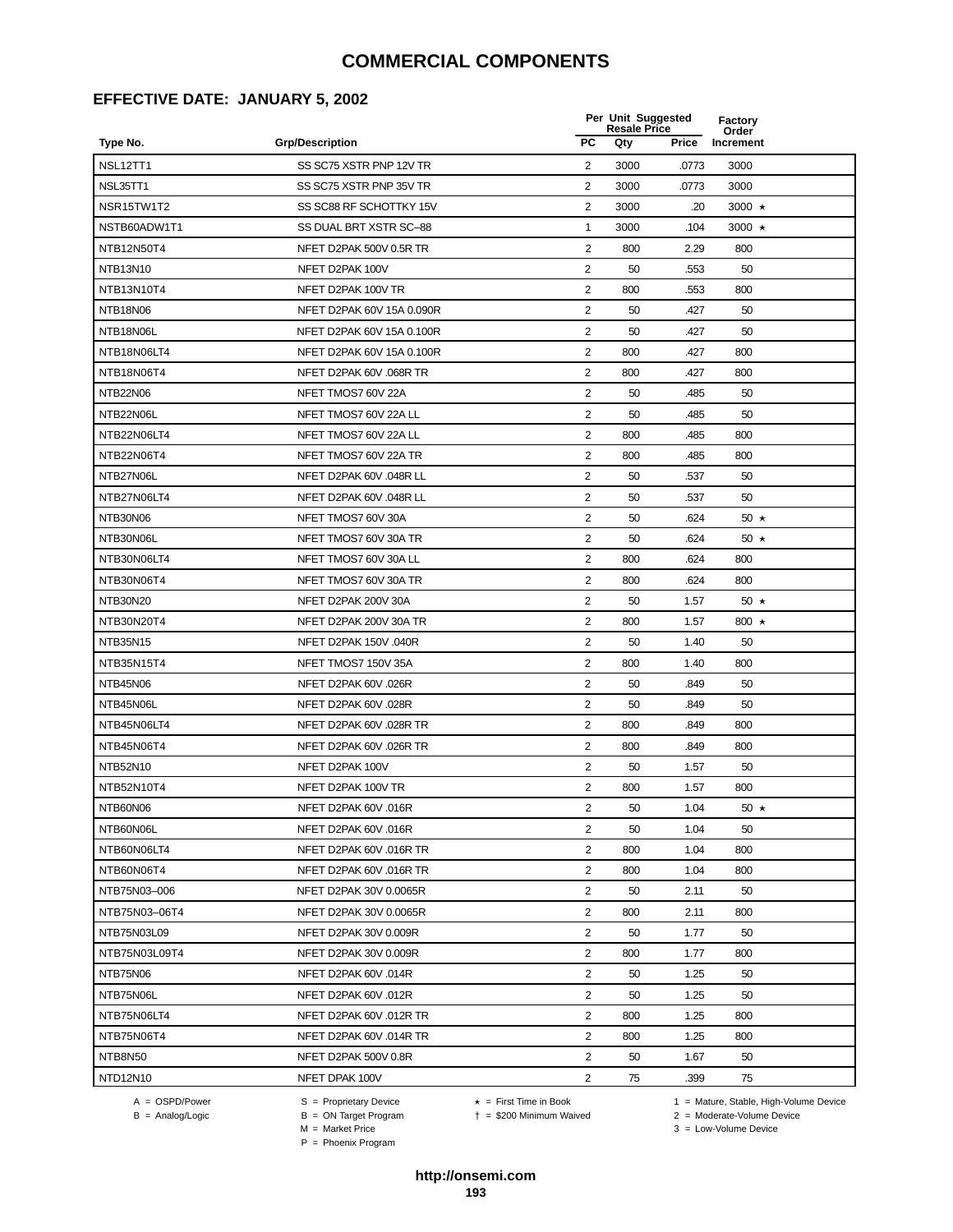# COMMERCIAL COMPONENTS

## EFFECTIVE DATE: JANUARY 5, 2002

| Type No. | Grp/Description | PC | Per Unit Suggested Resale Price Qty | Price | Factory Order Increment |
|---|---|---|---|---|---|
| NSL12TT1 | SS SC75 XSTR PNP 12V TR | 2 | 3000 | .0773 | 3000 |
| NSL35TT1 | SS SC75 XSTR PNP 35V TR | 2 | 3000 | .0773 | 3000 |
| NSR15TW1T2 | SS SC88 RF SCHOTTKY 15V | 2 | 3000 | .20 | 3000 ⋆ |
| NSTB60ADW1T1 | SS DUAL BRT XSTR SC–88 | 1 | 3000 | .104 | 3000 ⋆ |
| NTB12N50T4 | NFET D2PAK 500V 0.5R TR | 2 | 800 | 2.29 | 800 |
| NTB13N10 | NFET D2PAK 100V | 2 | 50 | .553 | 50 |
| NTB13N10T4 | NFET D2PAK 100V TR | 2 | 800 | .553 | 800 |
| NTB18N06 | NFET D2PAK 60V 15A 0.090R | 2 | 50 | .427 | 50 |
| NTB18N06L | NFET D2PAK 60V 15A 0.100R | 2 | 50 | .427 | 50 |
| NTB18N06LT4 | NFET D2PAK 60V 15A 0.100R | 2 | 800 | .427 | 800 |
| NTB18N06T4 | NFET D2PAK 60V .068R TR | 2 | 800 | .427 | 800 |
| NTB22N06 | NFET TMOS7 60V 22A | 2 | 50 | .485 | 50 |
| NTB22N06L | NFET TMOS7 60V 22A LL | 2 | 50 | .485 | 50 |
| NTB22N06LT4 | NFET TMOS7 60V 22A LL | 2 | 800 | .485 | 800 |
| NTB22N06T4 | NFET TMOS7 60V 22A TR | 2 | 800 | .485 | 800 |
| NTB27N06L | NFET D2PAK 60V .048R LL | 2 | 50 | .537 | 50 |
| NTB27N06LT4 | NFET D2PAK 60V .048R LL | 2 | 50 | .537 | 50 |
| NTB30N06 | NFET TMOS7 60V 30A | 2 | 50 | .624 | 50 ⋆ |
| NTB30N06L | NFET TMOS7 60V 30A TR | 2 | 50 | .624 | 50 ⋆ |
| NTB30N06LT4 | NFET TMOS7 60V 30A LL | 2 | 800 | .624 | 800 |
| NTB30N06T4 | NFET TMOS7 60V 30A TR | 2 | 800 | .624 | 800 |
| NTB30N20 | NFET D2PAK 200V 30A | 2 | 50 | 1.57 | 50 ⋆ |
| NTB30N20T4 | NFET D2PAK 200V 30A TR | 2 | 800 | 1.57 | 800 ⋆ |
| NTB35N15 | NFET D2PAK 150V .040R | 2 | 50 | 1.40 | 50 |
| NTB35N15T4 | NFET TMOS7 150V 35A | 2 | 800 | 1.40 | 800 |
| NTB45N06 | NFET D2PAK 60V .026R | 2 | 50 | .849 | 50 |
| NTB45N06L | NFET D2PAK 60V .028R | 2 | 50 | .849 | 50 |
| NTB45N06LT4 | NFET D2PAK 60V .028R TR | 2 | 800 | .849 | 800 |
| NTB45N06T4 | NFET D2PAK 60V .026R TR | 2 | 800 | .849 | 800 |
| NTB52N10 | NFET D2PAK 100V | 2 | 50 | 1.57 | 50 |
| NTB52N10T4 | NFET D2PAK 100V TR | 2 | 800 | 1.57 | 800 |
| NTB60N06 | NFET D2PAK 60V .016R | 2 | 50 | 1.04 | 50 ⋆ |
| NTB60N06L | NFET D2PAK 60V .016R | 2 | 50 | 1.04 | 50 |
| NTB60N06LT4 | NFET D2PAK 60V .016R TR | 2 | 800 | 1.04 | 800 |
| NTB60N06T4 | NFET D2PAK 60V .016R TR | 2 | 800 | 1.04 | 800 |
| NTB75N03–006 | NFET D2PAK 30V 0.0065R | 2 | 50 | 2.11 | 50 |
| NTB75N03–06T4 | NFET D2PAK 30V 0.0065R | 2 | 800 | 2.11 | 800 |
| NTB75N03L09 | NFET D2PAK 30V 0.009R | 2 | 50 | 1.77 | 50 |
| NTB75N03L09T4 | NFET D2PAK 30V 0.009R | 2 | 800 | 1.77 | 800 |
| NTB75N06 | NFET D2PAK 60V .014R | 2 | 50 | 1.25 | 50 |
| NTB75N06L | NFET D2PAK 60V .012R | 2 | 50 | 1.25 | 50 |
| NTB75N06LT4 | NFET D2PAK 60V .012R TR | 2 | 800 | 1.25 | 800 |
| NTB75N06T4 | NFET D2PAK 60V .014R TR | 2 | 800 | 1.25 | 800 |
| NTB8N50 | NFET D2PAK 500V 0.8R | 2 | 50 | 1.67 | 50 |
| NTD12N10 | NFET DPAK 100V | 2 | 75 | .399 | 75 |

A = OSPD/Power
B = Analog/Logic

S = Proprietary Device
B = ON Target Program
M = Market Price
P = Phoenix Program

⋆ = First Time in Book
† = $200 Minimum Waived

1 = Mature, Stable, High-Volume Device
2 = Moderate-Volume Device
3 = Low-Volume Device

**http://onsemi.com**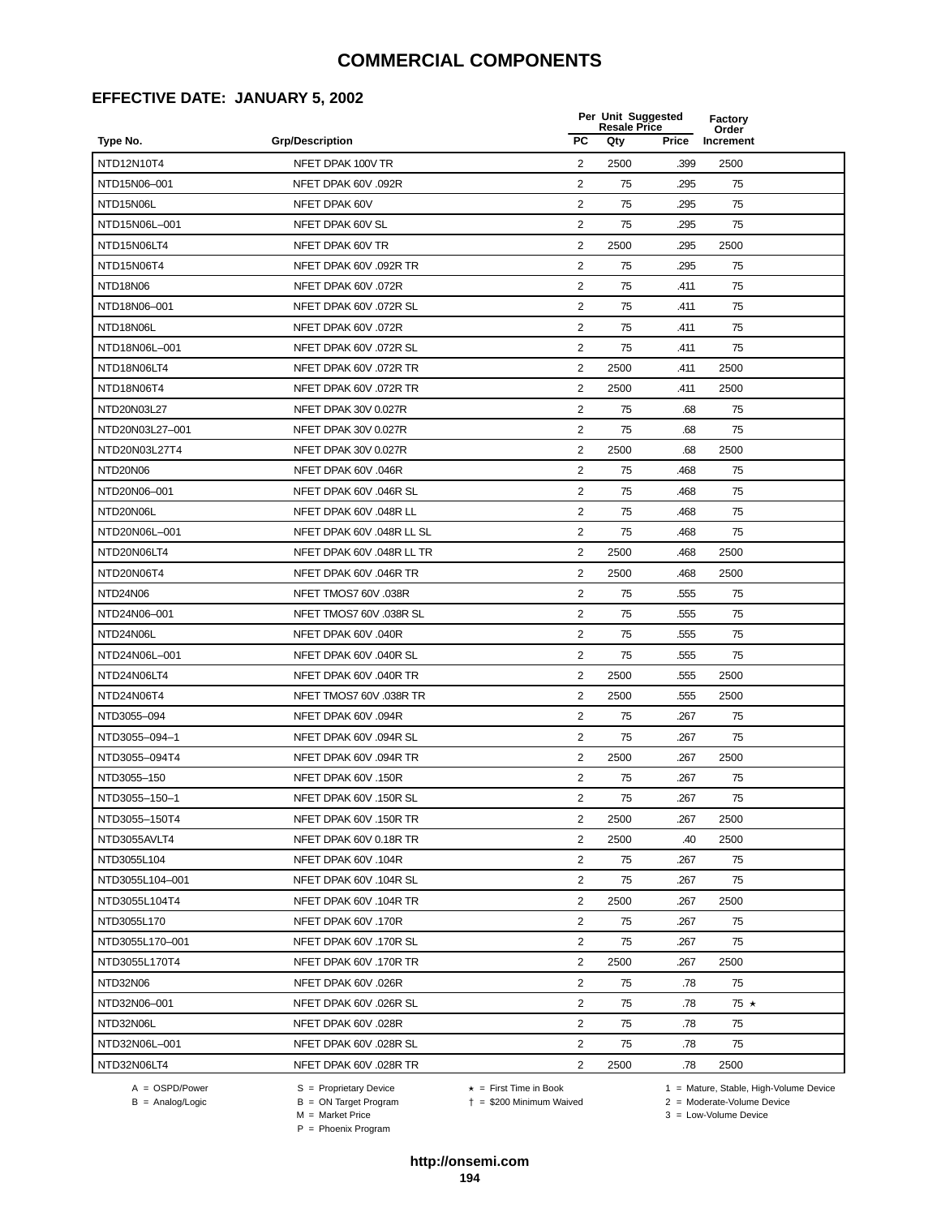# COMMERCIAL COMPONENTS

## EFFECTIVE DATE: JANUARY 5, 2002

| Type No. | Grp/Description | PC | Per Unit Suggested Resale Price Qty | Price | Factory Order Increment |
|---|---|---|---|---|---|
| NTD12N10T4 | NFET DPAK 100V TR | 2 | 2500 | .399 | 2500 |
| NTD15N06–001 | NFET DPAK 60V .092R | 2 | 75 | .295 | 75 |
| NTD15N06L | NFET DPAK 60V | 2 | 75 | .295 | 75 |
| NTD15N06L–001 | NFET DPAK 60V SL | 2 | 75 | .295 | 75 |
| NTD15N06LT4 | NFET DPAK 60V TR | 2 | 2500 | .295 | 2500 |
| NTD15N06T4 | NFET DPAK 60V .092R TR | 2 | 75 | .295 | 75 |
| NTD18N06 | NFET DPAK 60V .072R | 2 | 75 | .411 | 75 |
| NTD18N06–001 | NFET DPAK 60V .072R SL | 2 | 75 | .411 | 75 |
| NTD18N06L | NFET DPAK 60V .072R | 2 | 75 | .411 | 75 |
| NTD18N06L–001 | NFET DPAK 60V .072R SL | 2 | 75 | .411 | 75 |
| NTD18N06LT4 | NFET DPAK 60V .072R TR | 2 | 2500 | .411 | 2500 |
| NTD18N06T4 | NFET DPAK 60V .072R TR | 2 | 2500 | .411 | 2500 |
| NTD20N03L27 | NFET DPAK 30V 0.027R | 2 | 75 | .68 | 75 |
| NTD20N03L27–001 | NFET DPAK 30V 0.027R | 2 | 75 | .68 | 75 |
| NTD20N03L27T4 | NFET DPAK 30V 0.027R | 2 | 2500 | .68 | 2500 |
| NTD20N06 | NFET DPAK 60V .046R | 2 | 75 | .468 | 75 |
| NTD20N06–001 | NFET DPAK 60V .046R SL | 2 | 75 | .468 | 75 |
| NTD20N06L | NFET DPAK 60V .048R LL | 2 | 75 | .468 | 75 |
| NTD20N06L–001 | NFET DPAK 60V .048R LL SL | 2 | 75 | .468 | 75 |
| NTD20N06LT4 | NFET DPAK 60V .048R LL TR | 2 | 2500 | .468 | 2500 |
| NTD20N06T4 | NFET DPAK 60V .046R TR | 2 | 2500 | .468 | 2500 |
| NTD24N06 | NFET TMOS7 60V .038R | 2 | 75 | .555 | 75 |
| NTD24N06–001 | NFET TMOS7 60V .038R SL | 2 | 75 | .555 | 75 |
| NTD24N06L | NFET DPAK 60V .040R | 2 | 75 | .555 | 75 |
| NTD24N06L–001 | NFET DPAK 60V .040R SL | 2 | 75 | .555 | 75 |
| NTD24N06LT4 | NFET DPAK 60V .040R TR | 2 | 2500 | .555 | 2500 |
| NTD24N06T4 | NFET TMOS7 60V .038R TR | 2 | 2500 | .555 | 2500 |
| NTD3055–094 | NFET DPAK 60V .094R | 2 | 75 | .267 | 75 |
| NTD3055–094–1 | NFET DPAK 60V .094R SL | 2 | 75 | .267 | 75 |
| NTD3055–094T4 | NFET DPAK 60V .094R TR | 2 | 2500 | .267 | 2500 |
| NTD3055–150 | NFET DPAK 60V .150R | 2 | 75 | .267 | 75 |
| NTD3055–150–1 | NFET DPAK 60V .150R SL | 2 | 75 | .267 | 75 |
| NTD3055–150T4 | NFET DPAK 60V .150R TR | 2 | 2500 | .267 | 2500 |
| NTD3055AVLT4 | NFET DPAK 60V 0.18R TR | 2 | 2500 | .40 | 2500 |
| NTD3055L104 | NFET DPAK 60V .104R | 2 | 75 | .267 | 75 |
| NTD3055L104–001 | NFET DPAK 60V .104R SL | 2 | 75 | .267 | 75 |
| NTD3055L104T4 | NFET DPAK 60V .104R TR | 2 | 2500 | .267 | 2500 |
| NTD3055L170 | NFET DPAK 60V .170R | 2 | 75 | .267 | 75 |
| NTD3055L170–001 | NFET DPAK 60V .170R SL | 2 | 75 | .267 | 75 |
| NTD3055L170T4 | NFET DPAK 60V .170R TR | 2 | 2500 | .267 | 2500 |
| NTD32N06 | NFET DPAK 60V .026R | 2 | 75 | .78 | 75 |
| NTD32N06–001 | NFET DPAK 60V .026R SL | 2 | 75 | .78 | 75 ⋆ |
| NTD32N06L | NFET DPAK 60V .028R | 2 | 75 | .78 | 75 |
| NTD32N06L–001 | NFET DPAK 60V .028R SL | 2 | 75 | .78 | 75 |
| NTD32N06LT4 | NFET DPAK 60V .028R TR | 2 | 2500 | .78 | 2500 |

A = OSPD/Power
B = Analog/Logic

S = Proprietary Device
B = ON Target Program
M = Market Price
P = Phoenix Program

⋆ = First Time in Book
† = $200 Minimum Waived

1 = Mature, Stable, High-Volume Device
2 = Moderate-Volume Device
3 = Low-Volume Device

**http://onsemi.com**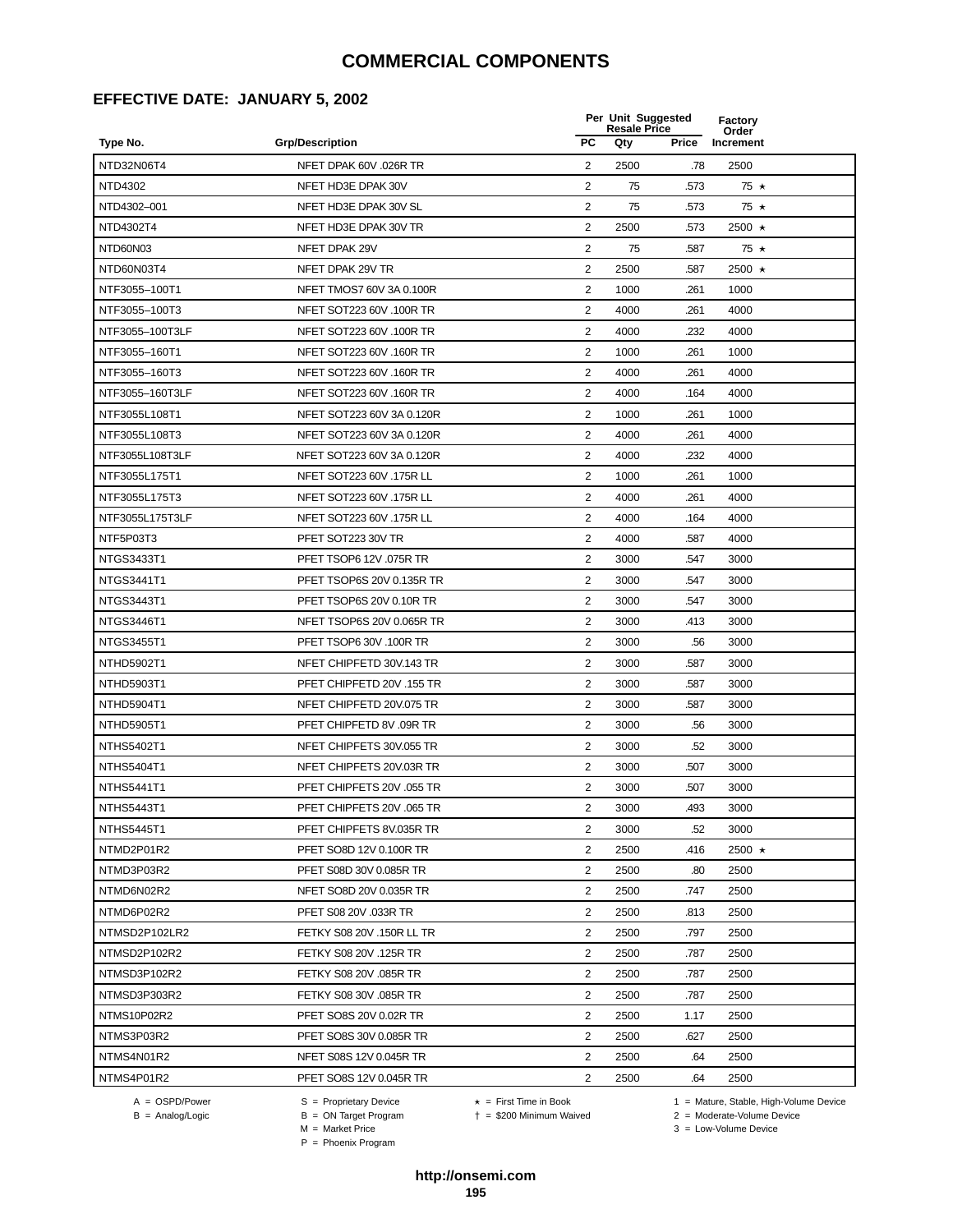# COMMERCIAL COMPONENTS

## EFFECTIVE DATE: JANUARY 5, 2002

| Type No. | Grp/Description | PC | Per Unit Suggested Resale Price Qty | Price | Factory Order Increment |
|---|---|---|---|---|---|
| NTD32N06T4 | NFET DPAK 60V .026R TR | 2 | 2500 | .78 | 2500 |
| NTD4302 | NFET HD3E DPAK 30V | 2 | 75 | .573 | 75 ⋆ |
| NTD4302–001 | NFET HD3E DPAK 30V SL | 2 | 75 | .573 | 75 ⋆ |
| NTD4302T4 | NFET HD3E DPAK 30V TR | 2 | 2500 | .573 | 2500 ⋆ |
| NTD60N03 | NFET DPAK 29V | 2 | 75 | .587 | 75 ⋆ |
| NTD60N03T4 | NFET DPAK 29V TR | 2 | 2500 | .587 | 2500 ⋆ |
| NTF3055–100T1 | NFET TMOS7 60V 3A 0.100R | 2 | 1000 | .261 | 1000 |
| NTF3055–100T3 | NFET SOT223 60V .100R TR | 2 | 4000 | .261 | 4000 |
| NTF3055–100T3LF | NFET SOT223 60V .100R TR | 2 | 4000 | .232 | 4000 |
| NTF3055–160T1 | NFET SOT223 60V .160R TR | 2 | 1000 | .261 | 1000 |
| NTF3055–160T3 | NFET SOT223 60V .160R TR | 2 | 4000 | .261 | 4000 |
| NTF3055–160T3LF | NFET SOT223 60V .160R TR | 2 | 4000 | .164 | 4000 |
| NTF3055L108T1 | NFET SOT223 60V 3A 0.120R | 2 | 1000 | .261 | 1000 |
| NTF3055L108T3 | NFET SOT223 60V 3A 0.120R | 2 | 4000 | .261 | 4000 |
| NTF3055L108T3LF | NFET SOT223 60V 3A 0.120R | 2 | 4000 | .232 | 4000 |
| NTF3055L175T1 | NFET SOT223 60V .175R LL | 2 | 1000 | .261 | 1000 |
| NTF3055L175T3 | NFET SOT223 60V .175R LL | 2 | 4000 | .261 | 4000 |
| NTF3055L175T3LF | NFET SOT223 60V .175R LL | 2 | 4000 | .164 | 4000 |
| NTF5P03T3 | PFET SOT223 30V TR | 2 | 4000 | .587 | 4000 |
| NTGS3433T1 | PFET TSOP6 12V .075R TR | 2 | 3000 | .547 | 3000 |
| NTGS3441T1 | PFET TSOP6S 20V 0.135R TR | 2 | 3000 | .547 | 3000 |
| NTGS3443T1 | PFET TSOP6S 20V 0.10R TR | 2 | 3000 | .547 | 3000 |
| NTGS3446T1 | NFET TSOP6S 20V 0.065R TR | 2 | 3000 | .413 | 3000 |
| NTGS3455T1 | PFET TSOP6 30V .100R TR | 2 | 3000 | .56 | 3000 |
| NTHD5902T1 | NFET CHIPFETD 30V.143 TR | 2 | 3000 | .587 | 3000 |
| NTHD5903T1 | PFET CHIPFETD 20V .155 TR | 2 | 3000 | .587 | 3000 |
| NTHD5904T1 | NFET CHIPFETD 20V.075 TR | 2 | 3000 | .587 | 3000 |
| NTHD5905T1 | PFET CHIPFETD 8V .09R TR | 2 | 3000 | .56 | 3000 |
| NTHS5402T1 | NFET CHIPFETS 30V.055 TR | 2 | 3000 | .52 | 3000 |
| NTHS5404T1 | NFET CHIPFETS 20V.03R TR | 2 | 3000 | .507 | 3000 |
| NTHS5441T1 | PFET CHIPFETS 20V .055 TR | 2 | 3000 | .507 | 3000 |
| NTHS5443T1 | PFET CHIPFETS 20V .065 TR | 2 | 3000 | .493 | 3000 |
| NTHS5445T1 | PFET CHIPFETS 8V.035R TR | 2 | 3000 | .52 | 3000 |
| NTMD2P01R2 | PFET SO8D 12V 0.100R TR | 2 | 2500 | .416 | 2500 ⋆ |
| NTMD3P03R2 | PFET S08D 30V 0.085R TR | 2 | 2500 | .80 | 2500 |
| NTMD6N02R2 | NFET SO8D 20V 0.035R TR | 2 | 2500 | .747 | 2500 |
| NTMD6P02R2 | PFET S08 20V .033R TR | 2 | 2500 | .813 | 2500 |
| NTMSD2P102LR2 | FETKY S08 20V .150R LL TR | 2 | 2500 | .797 | 2500 |
| NTMSD2P102R2 | FETKY S08 20V .125R TR | 2 | 2500 | .787 | 2500 |
| NTMSD3P102R2 | FETKY S08 20V .085R TR | 2 | 2500 | .787 | 2500 |
| NTMSD3P303R2 | FETKY S08 30V .085R TR | 2 | 2500 | .787 | 2500 |
| NTMS10P02R2 | PFET SO8S 20V 0.02R TR | 2 | 2500 | 1.17 | 2500 |
| NTMS3P03R2 | PFET SO8S 30V 0.085R TR | 2 | 2500 | .627 | 2500 |
| NTMS4N01R2 | NFET S08S 12V 0.045R TR | 2 | 2500 | .64 | 2500 |
| NTMS4P01R2 | PFET SO8S 12V 0.045R TR | 2 | 2500 | .64 | 2500 |

A = OSPD/Power
B = Analog/Logic

S = Proprietary Device
B = ON Target Program
M = Market Price
P = Phoenix Program

⋆ = First Time in Book
† = $200 Minimum Waived

1 = Mature, Stable, High-Volume Device
2 = Moderate-Volume Device
3 = Low-Volume Device

**http://onsemi.com**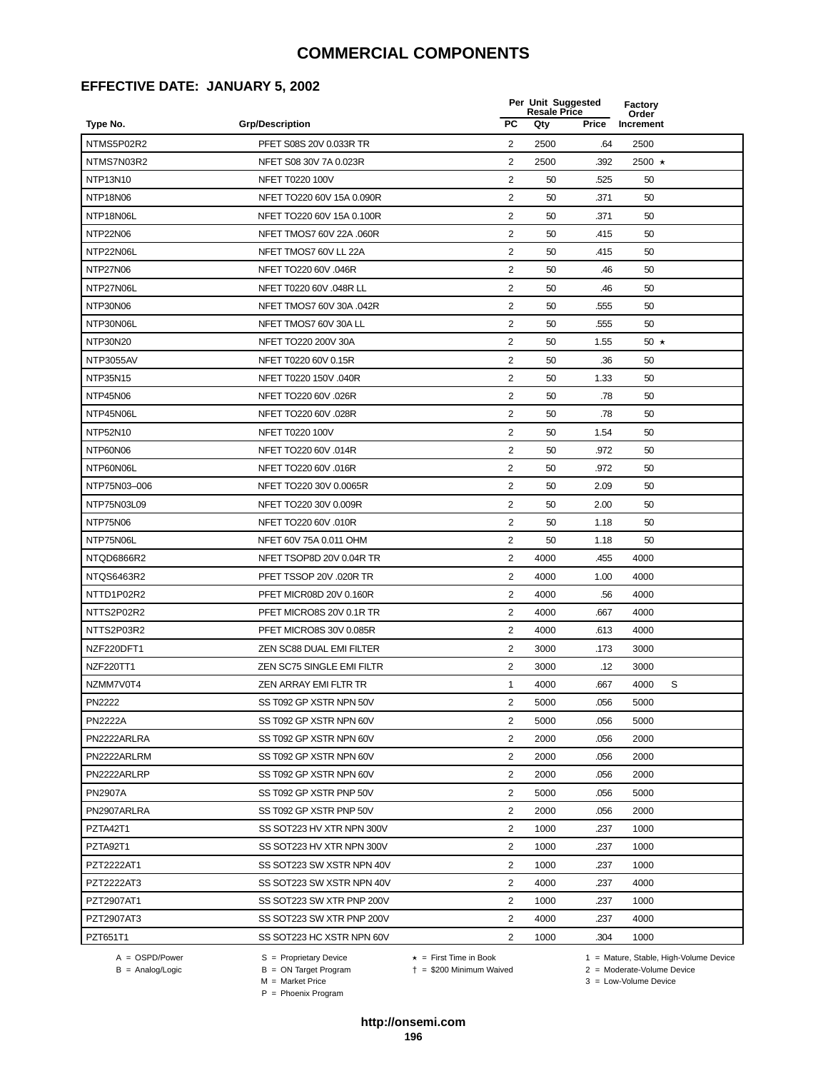# COMMERCIAL COMPONENTS

## EFFECTIVE DATE: JANUARY 5, 2002

| Type No. | Grp/Description | PC | Per Unit Suggested Resale Price Qty | Price | Factory Order Increment | |
|---|---|---|---|---|---|---|
| NTMS5P02R2 | PFET S08S 20V 0.033R TR | 2 | 2500 | .64 | 2500 | |
| NTMS7N03R2 | NFET S08 30V 7A 0.023R | 2 | 2500 | .392 | 2500 ⋆ | |
| NTP13N10 | NFET T0220 100V | 2 | 50 | .525 | 50 | |
| NTP18N06 | NFET TO220 60V 15A 0.090R | 2 | 50 | .371 | 50 | |
| NTP18N06L | NFET TO220 60V 15A 0.100R | 2 | 50 | .371 | 50 | |
| NTP22N06 | NFET TMOS7 60V 22A .060R | 2 | 50 | .415 | 50 | |
| NTP22N06L | NFET TMOS7 60V LL 22A | 2 | 50 | .415 | 50 | |
| NTP27N06 | NFET TO220 60V .046R | 2 | 50 | .46 | 50 | |
| NTP27N06L | NFET T0220 60V .048R LL | 2 | 50 | .46 | 50 | |
| NTP30N06 | NFET TMOS7 60V 30A .042R | 2 | 50 | .555 | 50 | |
| NTP30N06L | NFET TMOS7 60V 30A LL | 2 | 50 | .555 | 50 | |
| NTP30N20 | NFET TO220 200V 30A | 2 | 50 | 1.55 | 50 ⋆ | |
| NTP3055AV | NFET T0220 60V 0.15R | 2 | 50 | .36 | 50 | |
| NTP35N15 | NFET T0220 150V .040R | 2 | 50 | 1.33 | 50 | |
| NTP45N06 | NFET TO220 60V .026R | 2 | 50 | .78 | 50 | |
| NTP45N06L | NFET TO220 60V .028R | 2 | 50 | .78 | 50 | |
| NTP52N10 | NFET T0220 100V | 2 | 50 | 1.54 | 50 | |
| NTP60N06 | NFET TO220 60V .014R | 2 | 50 | .972 | 50 | |
| NTP60N06L | NFET TO220 60V .016R | 2 | 50 | .972 | 50 | |
| NTP75N03–006 | NFET TO220 30V 0.0065R | 2 | 50 | 2.09 | 50 | |
| NTP75N03L09 | NFET TO220 30V 0.009R | 2 | 50 | 2.00 | 50 | |
| NTP75N06 | NFET TO220 60V .010R | 2 | 50 | 1.18 | 50 | |
| NTP75N06L | NFET 60V 75A 0.011 OHM | 2 | 50 | 1.18 | 50 | |
| NTQD6866R2 | NFET TSOP8D 20V 0.04R TR | 2 | 4000 | .455 | 4000 | |
| NTQS6463R2 | PFET TSSOP 20V .020R TR | 2 | 4000 | 1.00 | 4000 | |
| NTTD1P02R2 | PFET MICR08D 20V 0.160R | 2 | 4000 | .56 | 4000 | |
| NTTS2P02R2 | PFET MICRO8S 20V 0.1R TR | 2 | 4000 | .667 | 4000 | |
| NTTS2P03R2 | PFET MICRO8S 30V 0.085R | 2 | 4000 | .613 | 4000 | |
| NZF220DFT1 | ZEN SC88 DUAL EMI FILTER | 2 | 3000 | .173 | 3000 | |
| NZF220TT1 | ZEN SC75 SINGLE EMI FILTR | 2 | 3000 | .12 | 3000 | |
| NZMM7V0T4 | ZEN ARRAY EMI FLTR TR | 1 | 4000 | .667 | 4000 | S |
| PN2222 | SS T092 GP XSTR NPN 50V | 2 | 5000 | .056 | 5000 | |
| PN2222A | SS T092 GP XSTR NPN 60V | 2 | 5000 | .056 | 5000 | |
| PN2222ARLRA | SS T092 GP XSTR NPN 60V | 2 | 2000 | .056 | 2000 | |
| PN2222ARLRM | SS T092 GP XSTR NPN 60V | 2 | 2000 | .056 | 2000 | |
| PN2222ARLRP | SS T092 GP XSTR NPN 60V | 2 | 2000 | .056 | 2000 | |
| PN2907A | SS T092 GP XSTR PNP 50V | 2 | 5000 | .056 | 5000 | |
| PN2907ARLRA | SS T092 GP XSTR PNP 50V | 2 | 2000 | .056 | 2000 | |
| PZTA42T1 | SS SOT223 HV XTR NPN 300V | 2 | 1000 | .237 | 1000 | |
| PZTA92T1 | SS SOT223 HV XTR NPN 300V | 2 | 1000 | .237 | 1000 | |
| PZT2222AT1 | SS SOT223 SW XSTR NPN 40V | 2 | 1000 | .237 | 1000 | |
| PZT2222AT3 | SS SOT223 SW XSTR NPN 40V | 2 | 4000 | .237 | 4000 | |
| PZT2907AT1 | SS SOT223 SW XTR PNP 200V | 2 | 1000 | .237 | 1000 | |
| PZT2907AT3 | SS SOT223 SW XTR PNP 200V | 2 | 4000 | .237 | 4000 | |
| PZT651T1 | SS SOT223 HC XSTR NPN 60V | 2 | 1000 | .304 | 1000 | |

A = OSPD/Power
B = Analog/Logic

S = Proprietary Device
B = ON Target Program
M = Market Price
P = Phoenix Program

⋆ = First Time in Book
† = $200 Minimum Waived

1 = Mature, Stable, High-Volume Device
2 = Moderate-Volume Device
3 = Low-Volume Device

**http://onsemi.com**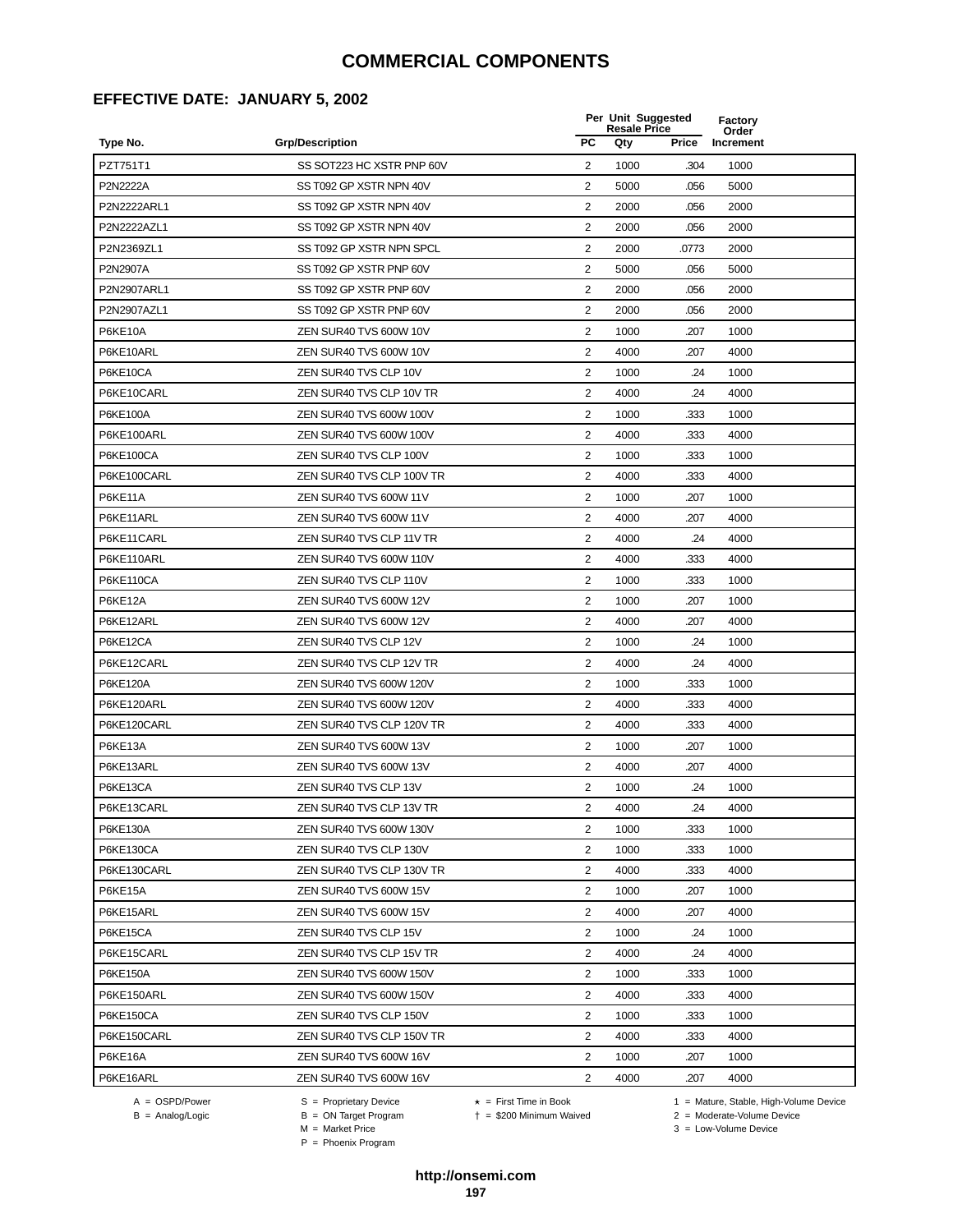# COMMERCIAL COMPONENTS

## EFFECTIVE DATE: JANUARY 5, 2002

| Type No. | Grp/Description | Per Unit Suggested Resale Price PC | Qty | Price | Factory Order Increment |
|---|---|---|---|---|---|
| PZT751T1 | SS SOT223 HC XSTR PNP 60V | 2 | 1000 | .304 | 1000 |
| P2N2222A | SS T092 GP XSTR NPN 40V | 2 | 5000 | .056 | 5000 |
| P2N2222ARL1 | SS T092 GP XSTR NPN 40V | 2 | 2000 | .056 | 2000 |
| P2N2222AZL1 | SS T092 GP XSTR NPN 40V | 2 | 2000 | .056 | 2000 |
| P2N2369ZL1 | SS T092 GP XSTR NPN SPCL | 2 | 2000 | .0773 | 2000 |
| P2N2907A | SS T092 GP XSTR PNP 60V | 2 | 5000 | .056 | 5000 |
| P2N2907ARL1 | SS T092 GP XSTR PNP 60V | 2 | 2000 | .056 | 2000 |
| P2N2907AZL1 | SS T092 GP XSTR PNP 60V | 2 | 2000 | .056 | 2000 |
| P6KE10A | ZEN SUR40 TVS 600W 10V | 2 | 1000 | .207 | 1000 |
| P6KE10ARL | ZEN SUR40 TVS 600W 10V | 2 | 4000 | .207 | 4000 |
| P6KE10CA | ZEN SUR40 TVS CLP 10V | 2 | 1000 | .24 | 1000 |
| P6KE10CARL | ZEN SUR40 TVS CLP 10V TR | 2 | 4000 | .24 | 4000 |
| P6KE100A | ZEN SUR40 TVS 600W 100V | 2 | 1000 | .333 | 1000 |
| P6KE100ARL | ZEN SUR40 TVS 600W 100V | 2 | 4000 | .333 | 4000 |
| P6KE100CA | ZEN SUR40 TVS CLP 100V | 2 | 1000 | .333 | 1000 |
| P6KE100CARL | ZEN SUR40 TVS CLP 100V TR | 2 | 4000 | .333 | 4000 |
| P6KE11A | ZEN SUR40 TVS 600W 11V | 2 | 1000 | .207 | 1000 |
| P6KE11ARL | ZEN SUR40 TVS 600W 11V | 2 | 4000 | .207 | 4000 |
| P6KE11CARL | ZEN SUR40 TVS CLP 11V TR | 2 | 4000 | .24 | 4000 |
| P6KE110ARL | ZEN SUR40 TVS 600W 110V | 2 | 4000 | .333 | 4000 |
| P6KE110CA | ZEN SUR40 TVS CLP 110V | 2 | 1000 | .333 | 1000 |
| P6KE12A | ZEN SUR40 TVS 600W 12V | 2 | 1000 | .207 | 1000 |
| P6KE12ARL | ZEN SUR40 TVS 600W 12V | 2 | 4000 | .207 | 4000 |
| P6KE12CA | ZEN SUR40 TVS CLP 12V | 2 | 1000 | .24 | 1000 |
| P6KE12CARL | ZEN SUR40 TVS CLP 12V TR | 2 | 4000 | .24 | 4000 |
| P6KE120A | ZEN SUR40 TVS 600W 120V | 2 | 1000 | .333 | 1000 |
| P6KE120ARL | ZEN SUR40 TVS 600W 120V | 2 | 4000 | .333 | 4000 |
| P6KE120CARL | ZEN SUR40 TVS CLP 120V TR | 2 | 4000 | .333 | 4000 |
| P6KE13A | ZEN SUR40 TVS 600W 13V | 2 | 1000 | .207 | 1000 |
| P6KE13ARL | ZEN SUR40 TVS 600W 13V | 2 | 4000 | .207 | 4000 |
| P6KE13CA | ZEN SUR40 TVS CLP 13V | 2 | 1000 | .24 | 1000 |
| P6KE13CARL | ZEN SUR40 TVS CLP 13V TR | 2 | 4000 | .24 | 4000 |
| P6KE130A | ZEN SUR40 TVS 600W 130V | 2 | 1000 | .333 | 1000 |
| P6KE130CA | ZEN SUR40 TVS CLP 130V | 2 | 1000 | .333 | 1000 |
| P6KE130CARL | ZEN SUR40 TVS CLP 130V TR | 2 | 4000 | .333 | 4000 |
| P6KE15A | ZEN SUR40 TVS 600W 15V | 2 | 1000 | .207 | 1000 |
| P6KE15ARL | ZEN SUR40 TVS 600W 15V | 2 | 4000 | .207 | 4000 |
| P6KE15CA | ZEN SUR40 TVS CLP 15V | 2 | 1000 | .24 | 1000 |
| P6KE15CARL | ZEN SUR40 TVS CLP 15V TR | 2 | 4000 | .24 | 4000 |
| P6KE150A | ZEN SUR40 TVS 600W 150V | 2 | 1000 | .333 | 1000 |
| P6KE150ARL | ZEN SUR40 TVS 600W 150V | 2 | 4000 | .333 | 4000 |
| P6KE150CA | ZEN SUR40 TVS CLP 150V | 2 | 1000 | .333 | 1000 |
| P6KE150CARL | ZEN SUR40 TVS CLP 150V TR | 2 | 4000 | .333 | 4000 |
| P6KE16A | ZEN SUR40 TVS 600W 16V | 2 | 1000 | .207 | 1000 |
| P6KE16ARL | ZEN SUR40 TVS 600W 16V | 2 | 4000 | .207 | 4000 |

A = OSPD/Power
B = Analog/Logic

S = Proprietary Device
B = ON Target Program
M = Market Price
P = Phoenix Program

⋆ = First Time in Book
† = $200 Minimum Waived

1 = Mature, Stable, High-Volume Device
2 = Moderate-Volume Device
3 = Low-Volume Device

**http://onsemi.com**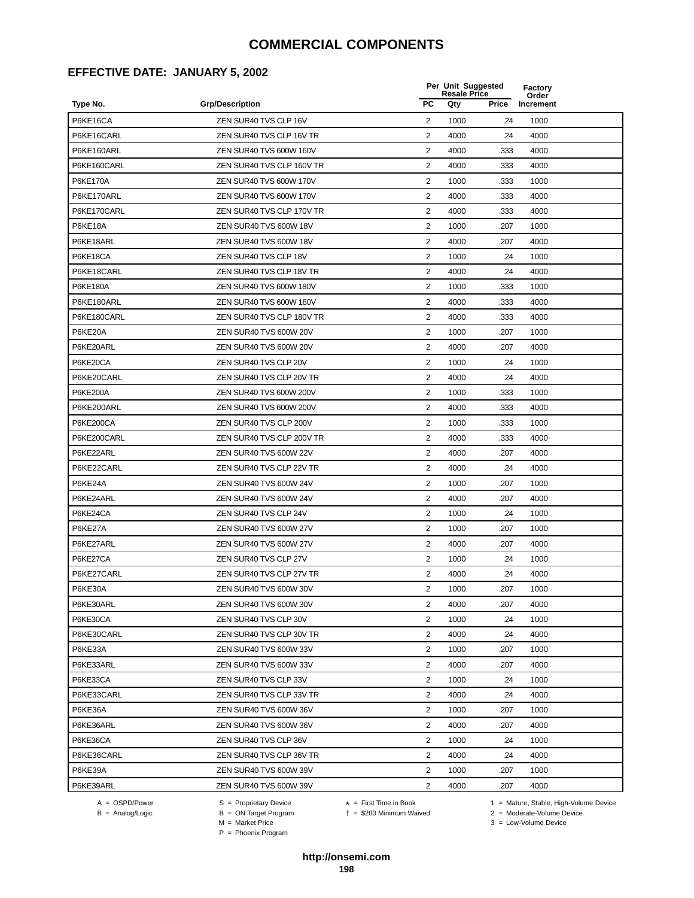# COMMERCIAL COMPONENTS

## EFFECTIVE DATE: JANUARY 5, 2002

| Type No. | Grp/Description | PC | Per Unit Suggested Resale Price Qty | Price | Factory Order Increment |
|---|---|---|---|---|---|
| P6KE16CA | ZEN SUR40 TVS CLP 16V | 2 | 1000 | .24 | 1000 |
| P6KE16CARL | ZEN SUR40 TVS CLP 16V TR | 2 | 4000 | .24 | 4000 |
| P6KE160ARL | ZEN SUR40 TVS 600W 160V | 2 | 4000 | .333 | 4000 |
| P6KE160CARL | ZEN SUR40 TVS CLP 160V TR | 2 | 4000 | .333 | 4000 |
| P6KE170A | ZEN SUR40 TVS 600W 170V | 2 | 1000 | .333 | 1000 |
| P6KE170ARL | ZEN SUR40 TVS 600W 170V | 2 | 4000 | .333 | 4000 |
| P6KE170CARL | ZEN SUR40 TVS CLP 170V TR | 2 | 4000 | .333 | 4000 |
| P6KE18A | ZEN SUR40 TVS 600W 18V | 2 | 1000 | .207 | 1000 |
| P6KE18ARL | ZEN SUR40 TVS 600W 18V | 2 | 4000 | .207 | 4000 |
| P6KE18CA | ZEN SUR40 TVS CLP 18V | 2 | 1000 | .24 | 1000 |
| P6KE18CARL | ZEN SUR40 TVS CLP 18V TR | 2 | 4000 | .24 | 4000 |
| P6KE180A | ZEN SUR40 TVS 600W 180V | 2 | 1000 | .333 | 1000 |
| P6KE180ARL | ZEN SUR40 TVS 600W 180V | 2 | 4000 | .333 | 4000 |
| P6KE180CARL | ZEN SUR40 TVS CLP 180V TR | 2 | 4000 | .333 | 4000 |
| P6KE20A | ZEN SUR40 TVS 600W 20V | 2 | 1000 | .207 | 1000 |
| P6KE20ARL | ZEN SUR40 TVS 600W 20V | 2 | 4000 | .207 | 4000 |
| P6KE20CA | ZEN SUR40 TVS CLP 20V | 2 | 1000 | .24 | 1000 |
| P6KE20CARL | ZEN SUR40 TVS CLP 20V TR | 2 | 4000 | .24 | 4000 |
| P6KE200A | ZEN SUR40 TVS 600W 200V | 2 | 1000 | .333 | 1000 |
| P6KE200ARL | ZEN SUR40 TVS 600W 200V | 2 | 4000 | .333 | 4000 |
| P6KE200CA | ZEN SUR40 TVS CLP 200V | 2 | 1000 | .333 | 1000 |
| P6KE200CARL | ZEN SUR40 TVS CLP 200V TR | 2 | 4000 | .333 | 4000 |
| P6KE22ARL | ZEN SUR40 TVS 600W 22V | 2 | 4000 | .207 | 4000 |
| P6KE22CARL | ZEN SUR40 TVS CLP 22V TR | 2 | 4000 | .24 | 4000 |
| P6KE24A | ZEN SUR40 TVS 600W 24V | 2 | 1000 | .207 | 1000 |
| P6KE24ARL | ZEN SUR40 TVS 600W 24V | 2 | 4000 | .207 | 4000 |
| P6KE24CA | ZEN SUR40 TVS CLP 24V | 2 | 1000 | .24 | 1000 |
| P6KE27A | ZEN SUR40 TVS 600W 27V | 2 | 1000 | .207 | 1000 |
| P6KE27ARL | ZEN SUR40 TVS 600W 27V | 2 | 4000 | .207 | 4000 |
| P6KE27CA | ZEN SUR40 TVS CLP 27V | 2 | 1000 | .24 | 1000 |
| P6KE27CARL | ZEN SUR40 TVS CLP 27V TR | 2 | 4000 | .24 | 4000 |
| P6KE30A | ZEN SUR40 TVS 600W 30V | 2 | 1000 | .207 | 1000 |
| P6KE30ARL | ZEN SUR40 TVS 600W 30V | 2 | 4000 | .207 | 4000 |
| P6KE30CA | ZEN SUR40 TVS CLP 30V | 2 | 1000 | .24 | 1000 |
| P6KE30CARL | ZEN SUR40 TVS CLP 30V TR | 2 | 4000 | .24 | 4000 |
| P6KE33A | ZEN SUR40 TVS 600W 33V | 2 | 1000 | .207 | 1000 |
| P6KE33ARL | ZEN SUR40 TVS 600W 33V | 2 | 4000 | .207 | 4000 |
| P6KE33CA | ZEN SUR40 TVS CLP 33V | 2 | 1000 | .24 | 1000 |
| P6KE33CARL | ZEN SUR40 TVS CLP 33V TR | 2 | 4000 | .24 | 4000 |
| P6KE36A | ZEN SUR40 TVS 600W 36V | 2 | 1000 | .207 | 1000 |
| P6KE36ARL | ZEN SUR40 TVS 600W 36V | 2 | 4000 | .207 | 4000 |
| P6KE36CA | ZEN SUR40 TVS CLP 36V | 2 | 1000 | .24 | 1000 |
| P6KE36CARL | ZEN SUR40 TVS CLP 36V TR | 2 | 4000 | .24 | 4000 |
| P6KE39A | ZEN SUR40 TVS 600W 39V | 2 | 1000 | .207 | 1000 |
| P6KE39ARL | ZEN SUR40 TVS 600W 39V | 2 | 4000 | .207 | 4000 |

A = OSPD/Power
B = Analog/Logic

S = Proprietary Device
B = ON Target Program
M = Market Price
P = Phoenix Program

★ = First Time in Book
† = $200 Minimum Waived

1 = Mature, Stable, High-Volume Device
2 = Moderate-Volume Device
3 = Low-Volume Device

**http://onsemi.com**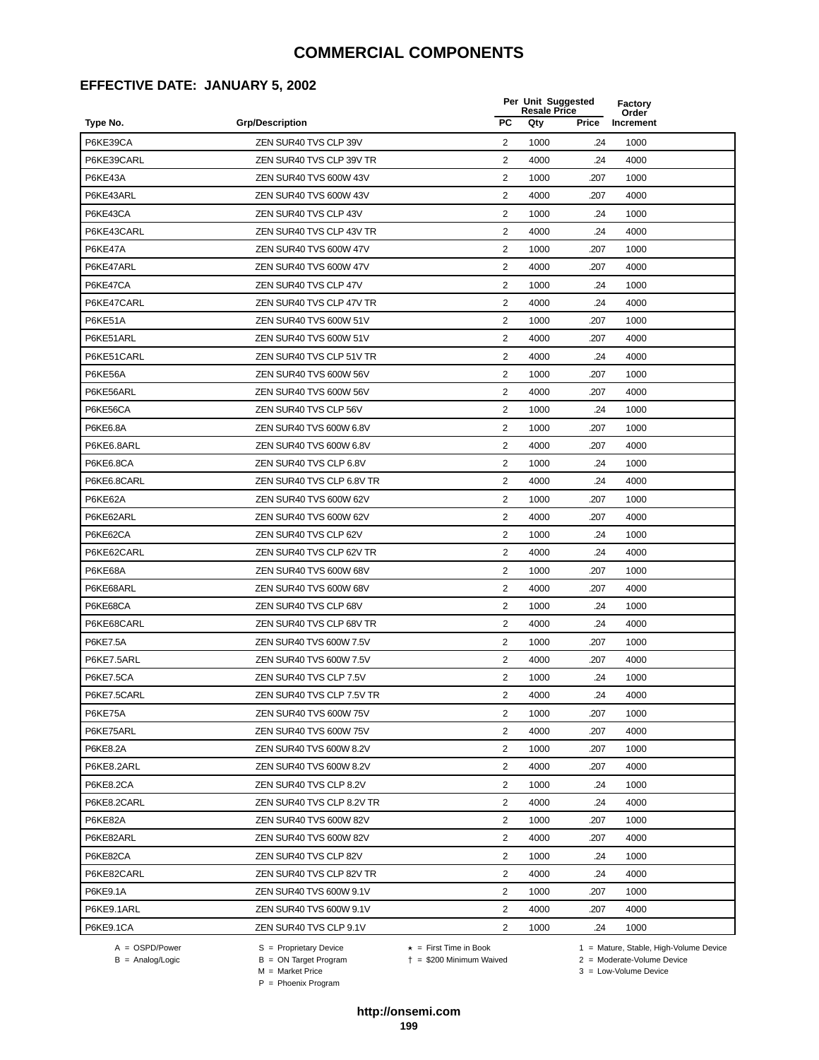# COMMERCIAL COMPONENTS

### EFFECTIVE DATE: JANUARY 5, 2002

| Type No. | Grp/Description | PC | Per Unit Suggested Resale Price Qty | Price | Factory Order Increment |
|---|---|---|---|---|---|
| P6KE39CA | ZEN SUR40 TVS CLP 39V | 2 | 1000 | .24 | 1000 |
| P6KE39CARL | ZEN SUR40 TVS CLP 39V TR | 2 | 4000 | .24 | 4000 |
| P6KE43A | ZEN SUR40 TVS 600W 43V | 2 | 1000 | .207 | 1000 |
| P6KE43ARL | ZEN SUR40 TVS 600W 43V | 2 | 4000 | .207 | 4000 |
| P6KE43CA | ZEN SUR40 TVS CLP 43V | 2 | 1000 | .24 | 1000 |
| P6KE43CARL | ZEN SUR40 TVS CLP 43V TR | 2 | 4000 | .24 | 4000 |
| P6KE47A | ZEN SUR40 TVS 600W 47V | 2 | 1000 | .207 | 1000 |
| P6KE47ARL | ZEN SUR40 TVS 600W 47V | 2 | 4000 | .207 | 4000 |
| P6KE47CA | ZEN SUR40 TVS CLP 47V | 2 | 1000 | .24 | 1000 |
| P6KE47CARL | ZEN SUR40 TVS CLP 47V TR | 2 | 4000 | .24 | 4000 |
| P6KE51A | ZEN SUR40 TVS 600W 51V | 2 | 1000 | .207 | 1000 |
| P6KE51ARL | ZEN SUR40 TVS 600W 51V | 2 | 4000 | .207 | 4000 |
| P6KE51CARL | ZEN SUR40 TVS CLP 51V TR | 2 | 4000 | .24 | 4000 |
| P6KE56A | ZEN SUR40 TVS 600W 56V | 2 | 1000 | .207 | 1000 |
| P6KE56ARL | ZEN SUR40 TVS 600W 56V | 2 | 4000 | .207 | 4000 |
| P6KE56CA | ZEN SUR40 TVS CLP 56V | 2 | 1000 | .24 | 1000 |
| P6KE6.8A | ZEN SUR40 TVS 600W 6.8V | 2 | 1000 | .207 | 1000 |
| P6KE6.8ARL | ZEN SUR40 TVS 600W 6.8V | 2 | 4000 | .207 | 4000 |
| P6KE6.8CA | ZEN SUR40 TVS CLP 6.8V | 2 | 1000 | .24 | 1000 |
| P6KE6.8CARL | ZEN SUR40 TVS CLP 6.8V TR | 2 | 4000 | .24 | 4000 |
| P6KE62A | ZEN SUR40 TVS 600W 62V | 2 | 1000 | .207 | 1000 |
| P6KE62ARL | ZEN SUR40 TVS 600W 62V | 2 | 4000 | .207 | 4000 |
| P6KE62CA | ZEN SUR40 TVS CLP 62V | 2 | 1000 | .24 | 1000 |
| P6KE62CARL | ZEN SUR40 TVS CLP 62V TR | 2 | 4000 | .24 | 4000 |
| P6KE68A | ZEN SUR40 TVS 600W 68V | 2 | 1000 | .207 | 1000 |
| P6KE68ARL | ZEN SUR40 TVS 600W 68V | 2 | 4000 | .207 | 4000 |
| P6KE68CA | ZEN SUR40 TVS CLP 68V | 2 | 1000 | .24 | 1000 |
| P6KE68CARL | ZEN SUR40 TVS CLP 68V TR | 2 | 4000 | .24 | 4000 |
| P6KE7.5A | ZEN SUR40 TVS 600W 7.5V | 2 | 1000 | .207 | 1000 |
| P6KE7.5ARL | ZEN SUR40 TVS 600W 7.5V | 2 | 4000 | .207 | 4000 |
| P6KE7.5CA | ZEN SUR40 TVS CLP 7.5V | 2 | 1000 | .24 | 1000 |
| P6KE7.5CARL | ZEN SUR40 TVS CLP 7.5V TR | 2 | 4000 | .24 | 4000 |
| P6KE75A | ZEN SUR40 TVS 600W 75V | 2 | 1000 | .207 | 1000 |
| P6KE75ARL | ZEN SUR40 TVS 600W 75V | 2 | 4000 | .207 | 4000 |
| P6KE8.2A | ZEN SUR40 TVS 600W 8.2V | 2 | 1000 | .207 | 1000 |
| P6KE8.2ARL | ZEN SUR40 TVS 600W 8.2V | 2 | 4000 | .207 | 4000 |
| P6KE8.2CA | ZEN SUR40 TVS CLP 8.2V | 2 | 1000 | .24 | 1000 |
| P6KE8.2CARL | ZEN SUR40 TVS CLP 8.2V TR | 2 | 4000 | .24 | 4000 |
| P6KE82A | ZEN SUR40 TVS 600W 82V | 2 | 1000 | .207 | 1000 |
| P6KE82ARL | ZEN SUR40 TVS 600W 82V | 2 | 4000 | .207 | 4000 |
| P6KE82CA | ZEN SUR40 TVS CLP 82V | 2 | 1000 | .24 | 1000 |
| P6KE82CARL | ZEN SUR40 TVS CLP 82V TR | 2 | 4000 | .24 | 4000 |
| P6KE9.1A | ZEN SUR40 TVS 600W 9.1V | 2 | 1000 | .207 | 1000 |
| P6KE9.1ARL | ZEN SUR40 TVS 600W 9.1V | 2 | 4000 | .207 | 4000 |
| P6KE9.1CA | ZEN SUR40 TVS CLP 9.1V | 2 | 1000 | .24 | 1000 |

A = OSPD/Power
B = Analog/Logic

S = Proprietary Device
B = ON Target Program
M = Market Price
P = Phoenix Program

⋆ = First Time in Book
† = $200 Minimum Waived

1 = Mature, Stable, High-Volume Device
2 = Moderate-Volume Device
3 = Low-Volume Device

**http://onsemi.com**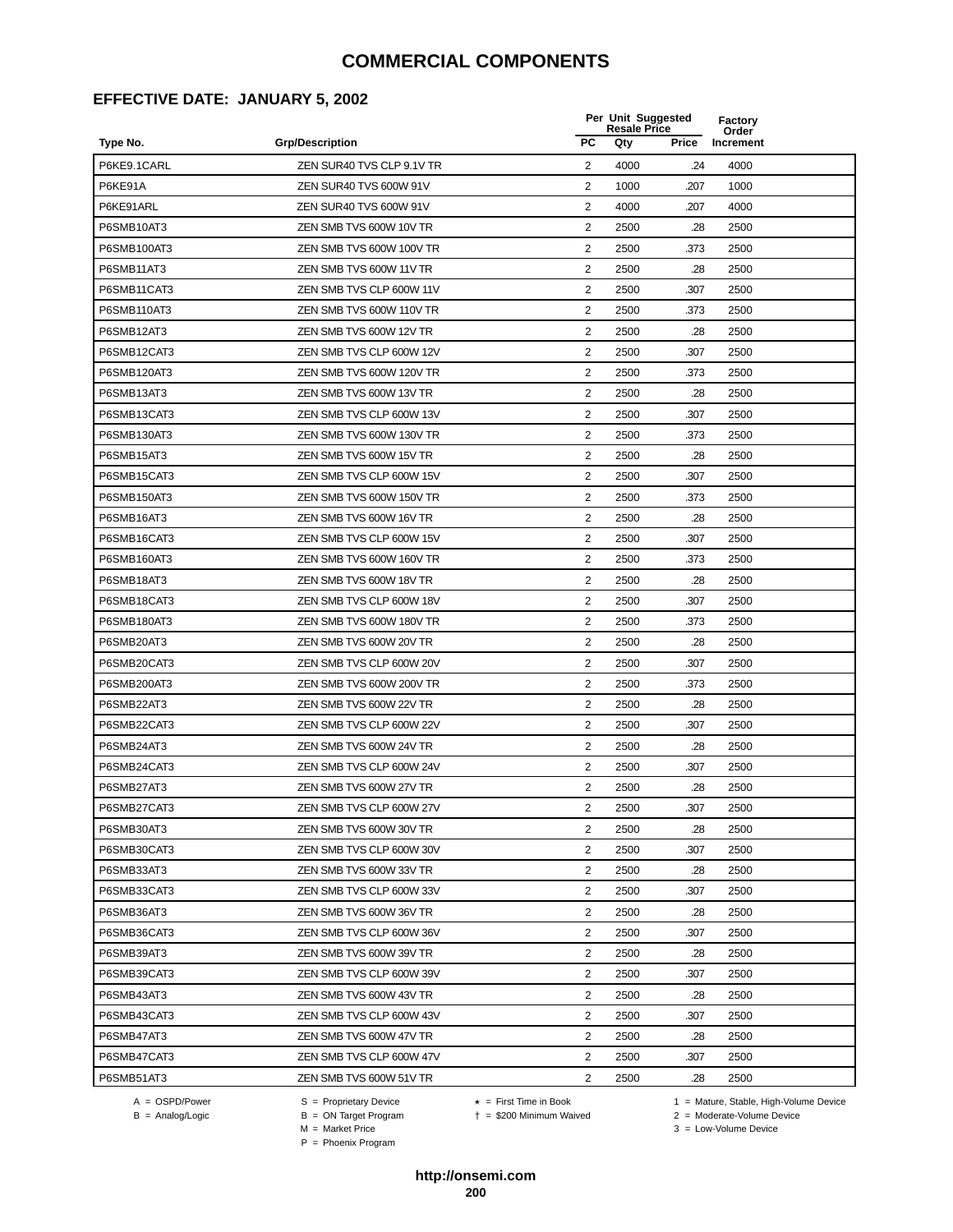# COMMERCIAL COMPONENTS

## EFFECTIVE DATE: JANUARY 5, 2002

| Type No. | Grp/Description | PC | Per Unit Suggested Resale Price Qty | Price | Factory Order Increment |
|---|---|---|---|---|---|
| P6KE9.1CARL | ZEN SUR40 TVS CLP 9.1V TR | 2 | 4000 | .24 | 4000 |
| P6KE91A | ZEN SUR40 TVS 600W 91V | 2 | 1000 | .207 | 1000 |
| P6KE91ARL | ZEN SUR40 TVS 600W 91V | 2 | 4000 | .207 | 4000 |
| P6SMB10AT3 | ZEN SMB TVS 600W 10V TR | 2 | 2500 | .28 | 2500 |
| P6SMB100AT3 | ZEN SMB TVS 600W 100V TR | 2 | 2500 | .373 | 2500 |
| P6SMB11AT3 | ZEN SMB TVS 600W 11V TR | 2 | 2500 | .28 | 2500 |
| P6SMB11CAT3 | ZEN SMB TVS CLP 600W 11V | 2 | 2500 | .307 | 2500 |
| P6SMB110AT3 | ZEN SMB TVS 600W 110V TR | 2 | 2500 | .373 | 2500 |
| P6SMB12AT3 | ZEN SMB TVS 600W 12V TR | 2 | 2500 | .28 | 2500 |
| P6SMB12CAT3 | ZEN SMB TVS CLP 600W 12V | 2 | 2500 | .307 | 2500 |
| P6SMB120AT3 | ZEN SMB TVS 600W 120V TR | 2 | 2500 | .373 | 2500 |
| P6SMB13AT3 | ZEN SMB TVS 600W 13V TR | 2 | 2500 | .28 | 2500 |
| P6SMB13CAT3 | ZEN SMB TVS CLP 600W 13V | 2 | 2500 | .307 | 2500 |
| P6SMB130AT3 | ZEN SMB TVS 600W 130V TR | 2 | 2500 | .373 | 2500 |
| P6SMB15AT3 | ZEN SMB TVS 600W 15V TR | 2 | 2500 | .28 | 2500 |
| P6SMB15CAT3 | ZEN SMB TVS CLP 600W 15V | 2 | 2500 | .307 | 2500 |
| P6SMB150AT3 | ZEN SMB TVS 600W 150V TR | 2 | 2500 | .373 | 2500 |
| P6SMB16AT3 | ZEN SMB TVS 600W 16V TR | 2 | 2500 | .28 | 2500 |
| P6SMB16CAT3 | ZEN SMB TVS CLP 600W 15V | 2 | 2500 | .307 | 2500 |
| P6SMB160AT3 | ZEN SMB TVS 600W 160V TR | 2 | 2500 | .373 | 2500 |
| P6SMB18AT3 | ZEN SMB TVS 600W 18V TR | 2 | 2500 | .28 | 2500 |
| P6SMB18CAT3 | ZEN SMB TVS CLP 600W 18V | 2 | 2500 | .307 | 2500 |
| P6SMB180AT3 | ZEN SMB TVS 600W 180V TR | 2 | 2500 | .373 | 2500 |
| P6SMB20AT3 | ZEN SMB TVS 600W 20V TR | 2 | 2500 | .28 | 2500 |
| P6SMB20CAT3 | ZEN SMB TVS CLP 600W 20V | 2 | 2500 | .307 | 2500 |
| P6SMB200AT3 | ZEN SMB TVS 600W 200V TR | 2 | 2500 | .373 | 2500 |
| P6SMB22AT3 | ZEN SMB TVS 600W 22V TR | 2 | 2500 | .28 | 2500 |
| P6SMB22CAT3 | ZEN SMB TVS CLP 600W 22V | 2 | 2500 | .307 | 2500 |
| P6SMB24AT3 | ZEN SMB TVS 600W 24V TR | 2 | 2500 | .28 | 2500 |
| P6SMB24CAT3 | ZEN SMB TVS CLP 600W 24V | 2 | 2500 | .307 | 2500 |
| P6SMB27AT3 | ZEN SMB TVS 600W 27V TR | 2 | 2500 | .28 | 2500 |
| P6SMB27CAT3 | ZEN SMB TVS CLP 600W 27V | 2 | 2500 | .307 | 2500 |
| P6SMB30AT3 | ZEN SMB TVS 600W 30V TR | 2 | 2500 | .28 | 2500 |
| P6SMB30CAT3 | ZEN SMB TVS CLP 600W 30V | 2 | 2500 | .307 | 2500 |
| P6SMB33AT3 | ZEN SMB TVS 600W 33V TR | 2 | 2500 | .28 | 2500 |
| P6SMB33CAT3 | ZEN SMB TVS CLP 600W 33V | 2 | 2500 | .307 | 2500 |
| P6SMB36AT3 | ZEN SMB TVS 600W 36V TR | 2 | 2500 | .28 | 2500 |
| P6SMB36CAT3 | ZEN SMB TVS CLP 600W 36V | 2 | 2500 | .307 | 2500 |
| P6SMB39AT3 | ZEN SMB TVS 600W 39V TR | 2 | 2500 | .28 | 2500 |
| P6SMB39CAT3 | ZEN SMB TVS CLP 600W 39V | 2 | 2500 | .307 | 2500 |
| P6SMB43AT3 | ZEN SMB TVS 600W 43V TR | 2 | 2500 | .28 | 2500 |
| P6SMB43CAT3 | ZEN SMB TVS CLP 600W 43V | 2 | 2500 | .307 | 2500 |
| P6SMB47AT3 | ZEN SMB TVS 600W 47V TR | 2 | 2500 | .28 | 2500 |
| P6SMB47CAT3 | ZEN SMB TVS CLP 600W 47V | 2 | 2500 | .307 | 2500 |
| P6SMB51AT3 | ZEN SMB TVS 600W 51V TR | 2 | 2500 | .28 | 2500 |

A = OSPD/Power
B = Analog/Logic

S = Proprietary Device
B = ON Target Program
M = Market Price
P = Phoenix Program

⋆ = First Time in Book
† = $200 Minimum Waived

1 = Mature, Stable, High-Volume Device
2 = Moderate-Volume Device
3 = Low-Volume Device

**http://onsemi.com**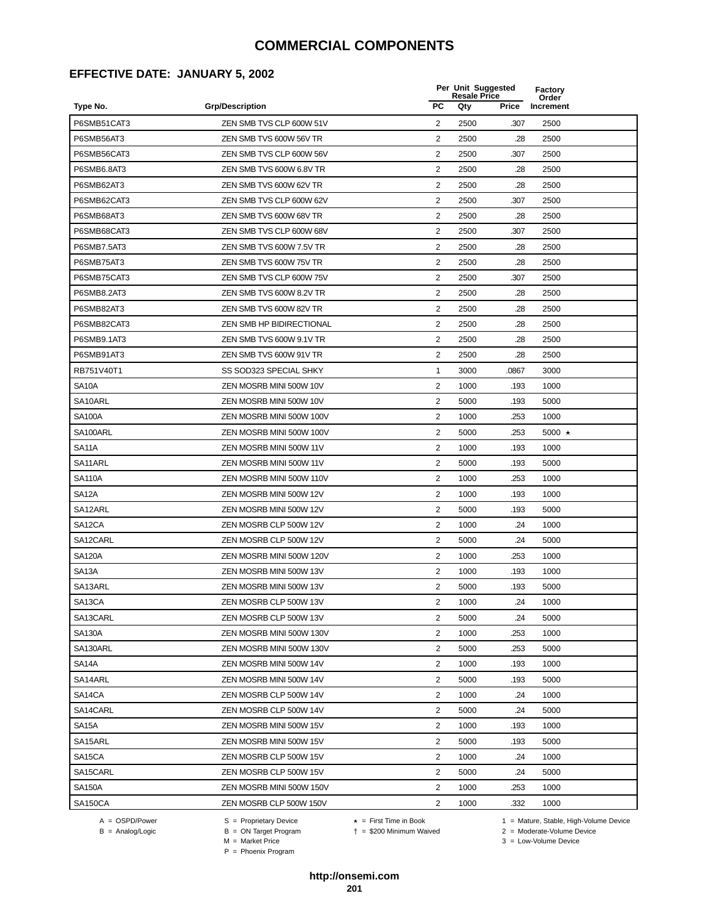# COMMERCIAL COMPONENTS

## EFFECTIVE DATE: JANUARY 5, 2002

| Type No. | Grp/Description | PC | Per Unit Suggested Resale Price Qty | Price | Factory Order Increment |
|---|---|---|---|---|---|
| P6SMB51CAT3 | ZEN SMB TVS CLP 600W 51V | 2 | 2500 | .307 | 2500 |
| P6SMB56AT3 | ZEN SMB TVS 600W 56V TR | 2 | 2500 | .28 | 2500 |
| P6SMB56CAT3 | ZEN SMB TVS CLP 600W 56V | 2 | 2500 | .307 | 2500 |
| P6SMB6.8AT3 | ZEN SMB TVS 600W 6.8V TR | 2 | 2500 | .28 | 2500 |
| P6SMB62AT3 | ZEN SMB TVS 600W 62V TR | 2 | 2500 | .28 | 2500 |
| P6SMB62CAT3 | ZEN SMB TVS CLP 600W 62V | 2 | 2500 | .307 | 2500 |
| P6SMB68AT3 | ZEN SMB TVS 600W 68V TR | 2 | 2500 | .28 | 2500 |
| P6SMB68CAT3 | ZEN SMB TVS CLP 600W 68V | 2 | 2500 | .307 | 2500 |
| P6SMB7.5AT3 | ZEN SMB TVS 600W 7.5V TR | 2 | 2500 | .28 | 2500 |
| P6SMB75AT3 | ZEN SMB TVS 600W 75V TR | 2 | 2500 | .28 | 2500 |
| P6SMB75CAT3 | ZEN SMB TVS CLP 600W 75V | 2 | 2500 | .307 | 2500 |
| P6SMB8.2AT3 | ZEN SMB TVS 600W 8.2V TR | 2 | 2500 | .28 | 2500 |
| P6SMB82AT3 | ZEN SMB TVS 600W 82V TR | 2 | 2500 | .28 | 2500 |
| P6SMB82CAT3 | ZEN SMB HP BIDIRECTIONAL | 2 | 2500 | .28 | 2500 |
| P6SMB9.1AT3 | ZEN SMB TVS 600W 9.1V TR | 2 | 2500 | .28 | 2500 |
| P6SMB91AT3 | ZEN SMB TVS 600W 91V TR | 2 | 2500 | .28 | 2500 |
| RB751V40T1 | SS SOD323 SPECIAL SHKY | 1 | 3000 | .0867 | 3000 |
| SA10A | ZEN MOSRB MINI 500W 10V | 2 | 1000 | .193 | 1000 |
| SA10ARL | ZEN MOSRB MINI 500W 10V | 2 | 5000 | .193 | 5000 |
| SA100A | ZEN MOSRB MINI 500W 100V | 2 | 1000 | .253 | 1000 |
| SA100ARL | ZEN MOSRB MINI 500W 100V | 2 | 5000 | .253 | 5000 ⋆ |
| SA11A | ZEN MOSRB MINI 500W 11V | 2 | 1000 | .193 | 1000 |
| SA11ARL | ZEN MOSRB MINI 500W 11V | 2 | 5000 | .193 | 5000 |
| SA110A | ZEN MOSRB MINI 500W 110V | 2 | 1000 | .253 | 1000 |
| SA12A | ZEN MOSRB MINI 500W 12V | 2 | 1000 | .193 | 1000 |
| SA12ARL | ZEN MOSRB MINI 500W 12V | 2 | 5000 | .193 | 5000 |
| SA12CA | ZEN MOSRB CLP 500W 12V | 2 | 1000 | .24 | 1000 |
| SA12CARL | ZEN MOSRB CLP 500W 12V | 2 | 5000 | .24 | 5000 |
| SA120A | ZEN MOSRB MINI 500W 120V | 2 | 1000 | .253 | 1000 |
| SA13A | ZEN MOSRB MINI 500W 13V | 2 | 1000 | .193 | 1000 |
| SA13ARL | ZEN MOSRB MINI 500W 13V | 2 | 5000 | .193 | 5000 |
| SA13CA | ZEN MOSRB CLP 500W 13V | 2 | 1000 | .24 | 1000 |
| SA13CARL | ZEN MOSRB CLP 500W 13V | 2 | 5000 | .24 | 5000 |
| SA130A | ZEN MOSRB MINI 500W 130V | 2 | 1000 | .253 | 1000 |
| SA130ARL | ZEN MOSRB MINI 500W 130V | 2 | 5000 | .253 | 5000 |
| SA14A | ZEN MOSRB MINI 500W 14V | 2 | 1000 | .193 | 1000 |
| SA14ARL | ZEN MOSRB MINI 500W 14V | 2 | 5000 | .193 | 5000 |
| SA14CA | ZEN MOSRB CLP 500W 14V | 2 | 1000 | .24 | 1000 |
| SA14CARL | ZEN MOSRB CLP 500W 14V | 2 | 5000 | .24 | 5000 |
| SA15A | ZEN MOSRB MINI 500W 15V | 2 | 1000 | .193 | 1000 |
| SA15ARL | ZEN MOSRB MINI 500W 15V | 2 | 5000 | .193 | 5000 |
| SA15CA | ZEN MOSRB CLP 500W 15V | 2 | 1000 | .24 | 1000 |
| SA15CARL | ZEN MOSRB CLP 500W 15V | 2 | 5000 | .24 | 5000 |
| SA150A | ZEN MOSRB MINI 500W 150V | 2 | 1000 | .253 | 1000 |
| SA150CA | ZEN MOSRB CLP 500W 150V | 2 | 1000 | .332 | 1000 |

A = OSPD/Power
B = Analog/Logic

S = Proprietary Device
B = ON Target Program
M = Market Price
P = Phoenix Program

⋆ = First Time in Book
† = $200 Minimum Waived

1 = Mature, Stable, High-Volume Device
2 = Moderate-Volume Device
3 = Low-Volume Device

**http://onsemi.com**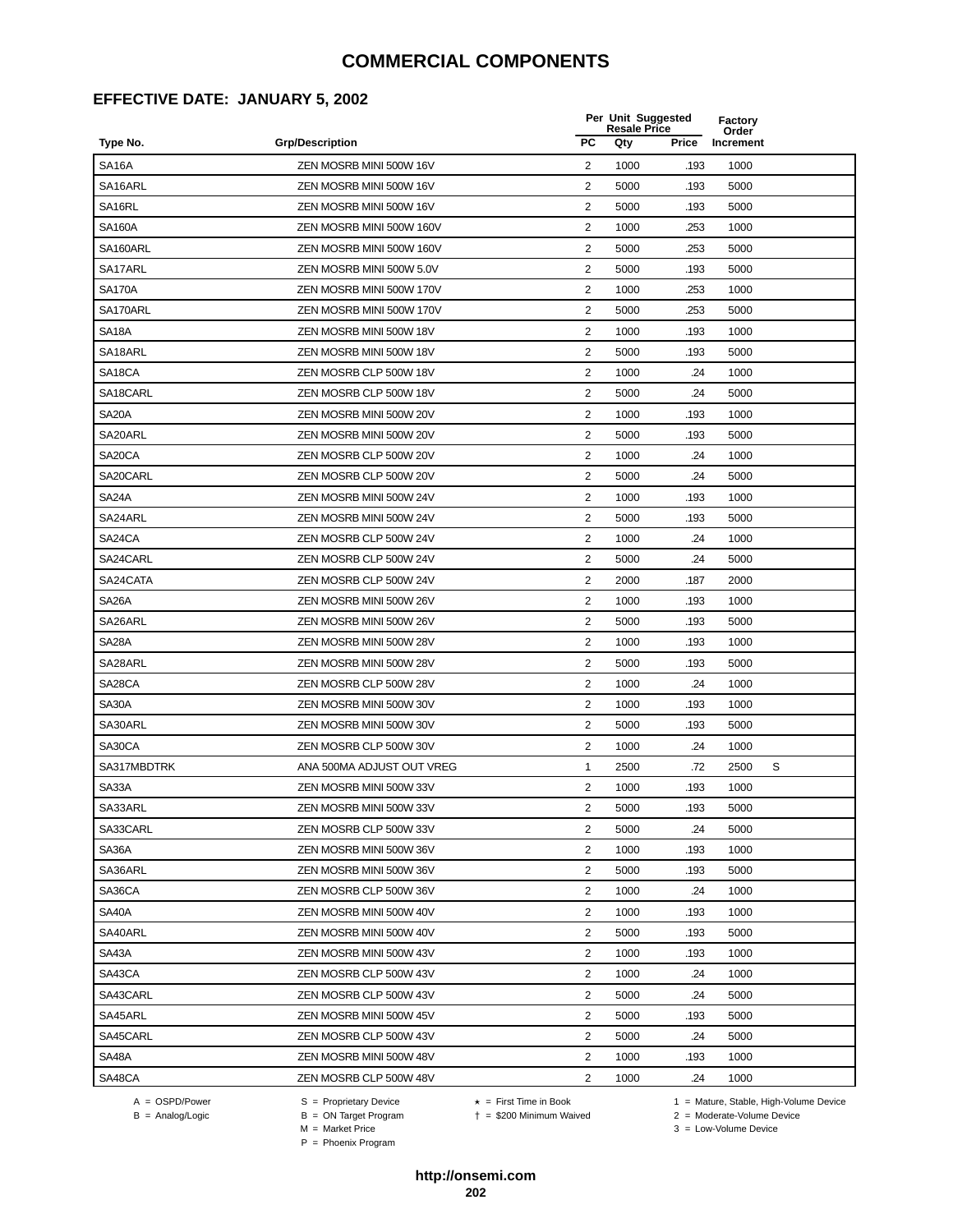# COMMERCIAL COMPONENTS

## EFFECTIVE DATE: JANUARY 5, 2002

| Type No. | Grp/Description | PC | Per Unit Suggested Resale Price Qty | Price | Factory Order Increment | |
|---|---|---|---|---|---|---|
| SA16A | ZEN MOSRB MINI 500W 16V | 2 | 1000 | .193 | 1000 | |
| SA16ARL | ZEN MOSRB MINI 500W 16V | 2 | 5000 | .193 | 5000 | |
| SA16RL | ZEN MOSRB MINI 500W 16V | 2 | 5000 | .193 | 5000 | |
| SA160A | ZEN MOSRB MINI 500W 160V | 2 | 1000 | .253 | 1000 | |
| SA160ARL | ZEN MOSRB MINI 500W 160V | 2 | 5000 | .253 | 5000 | |
| SA17ARL | ZEN MOSRB MINI 500W 5.0V | 2 | 5000 | .193 | 5000 | |
| SA170A | ZEN MOSRB MINI 500W 170V | 2 | 1000 | .253 | 1000 | |
| SA170ARL | ZEN MOSRB MINI 500W 170V | 2 | 5000 | .253 | 5000 | |
| SA18A | ZEN MOSRB MINI 500W 18V | 2 | 1000 | .193 | 1000 | |
| SA18ARL | ZEN MOSRB MINI 500W 18V | 2 | 5000 | .193 | 5000 | |
| SA18CA | ZEN MOSRB CLP 500W 18V | 2 | 1000 | .24 | 1000 | |
| SA18CARL | ZEN MOSRB CLP 500W 18V | 2 | 5000 | .24 | 5000 | |
| SA20A | ZEN MOSRB MINI 500W 20V | 2 | 1000 | .193 | 1000 | |
| SA20ARL | ZEN MOSRB MINI 500W 20V | 2 | 5000 | .193 | 5000 | |
| SA20CA | ZEN MOSRB CLP 500W 20V | 2 | 1000 | .24 | 1000 | |
| SA20CARL | ZEN MOSRB CLP 500W 20V | 2 | 5000 | .24 | 5000 | |
| SA24A | ZEN MOSRB MINI 500W 24V | 2 | 1000 | .193 | 1000 | |
| SA24ARL | ZEN MOSRB MINI 500W 24V | 2 | 5000 | .193 | 5000 | |
| SA24CA | ZEN MOSRB CLP 500W 24V | 2 | 1000 | .24 | 1000 | |
| SA24CARL | ZEN MOSRB CLP 500W 24V | 2 | 5000 | .24 | 5000 | |
| SA24CATA | ZEN MOSRB CLP 500W 24V | 2 | 2000 | .187 | 2000 | |
| SA26A | ZEN MOSRB MINI 500W 26V | 2 | 1000 | .193 | 1000 | |
| SA26ARL | ZEN MOSRB MINI 500W 26V | 2 | 5000 | .193 | 5000 | |
| SA28A | ZEN MOSRB MINI 500W 28V | 2 | 1000 | .193 | 1000 | |
| SA28ARL | ZEN MOSRB MINI 500W 28V | 2 | 5000 | .193 | 5000 | |
| SA28CA | ZEN MOSRB CLP 500W 28V | 2 | 1000 | .24 | 1000 | |
| SA30A | ZEN MOSRB MINI 500W 30V | 2 | 1000 | .193 | 1000 | |
| SA30ARL | ZEN MOSRB MINI 500W 30V | 2 | 5000 | .193 | 5000 | |
| SA30CA | ZEN MOSRB CLP 500W 30V | 2 | 1000 | .24 | 1000 | |
| SA317MBDTRK | ANA 500MA ADJUST OUT VREG | 1 | 2500 | .72 | 2500 | S |
| SA33A | ZEN MOSRB MINI 500W 33V | 2 | 1000 | .193 | 1000 | |
| SA33ARL | ZEN MOSRB MINI 500W 33V | 2 | 5000 | .193 | 5000 | |
| SA33CARL | ZEN MOSRB CLP 500W 33V | 2 | 5000 | .24 | 5000 | |
| SA36A | ZEN MOSRB MINI 500W 36V | 2 | 1000 | .193 | 1000 | |
| SA36ARL | ZEN MOSRB MINI 500W 36V | 2 | 5000 | .193 | 5000 | |
| SA36CA | ZEN MOSRB CLP 500W 36V | 2 | 1000 | .24 | 1000 | |
| SA40A | ZEN MOSRB MINI 500W 40V | 2 | 1000 | .193 | 1000 | |
| SA40ARL | ZEN MOSRB MINI 500W 40V | 2 | 5000 | .193 | 5000 | |
| SA43A | ZEN MOSRB MINI 500W 43V | 2 | 1000 | .193 | 1000 | |
| SA43CA | ZEN MOSRB CLP 500W 43V | 2 | 1000 | .24 | 1000 | |
| SA43CARL | ZEN MOSRB CLP 500W 43V | 2 | 5000 | .24 | 5000 | |
| SA45ARL | ZEN MOSRB MINI 500W 45V | 2 | 5000 | .193 | 5000 | |
| SA45CARL | ZEN MOSRB CLP 500W 43V | 2 | 5000 | .24 | 5000 | |
| SA48A | ZEN MOSRB MINI 500W 48V | 2 | 1000 | .193 | 1000 | |
| SA48CA | ZEN MOSRB CLP 500W 48V | 2 | 1000 | .24 | 1000 | |

A = OSPD/Power
B = Analog/Logic

S = Proprietary Device
B = ON Target Program
M = Market Price
P = Phoenix Program

⋆ = First Time in Book
† = $200 Minimum Waived

1 = Mature, Stable, High-Volume Device
2 = Moderate-Volume Device
3 = Low-Volume Device

**http://onsemi.com**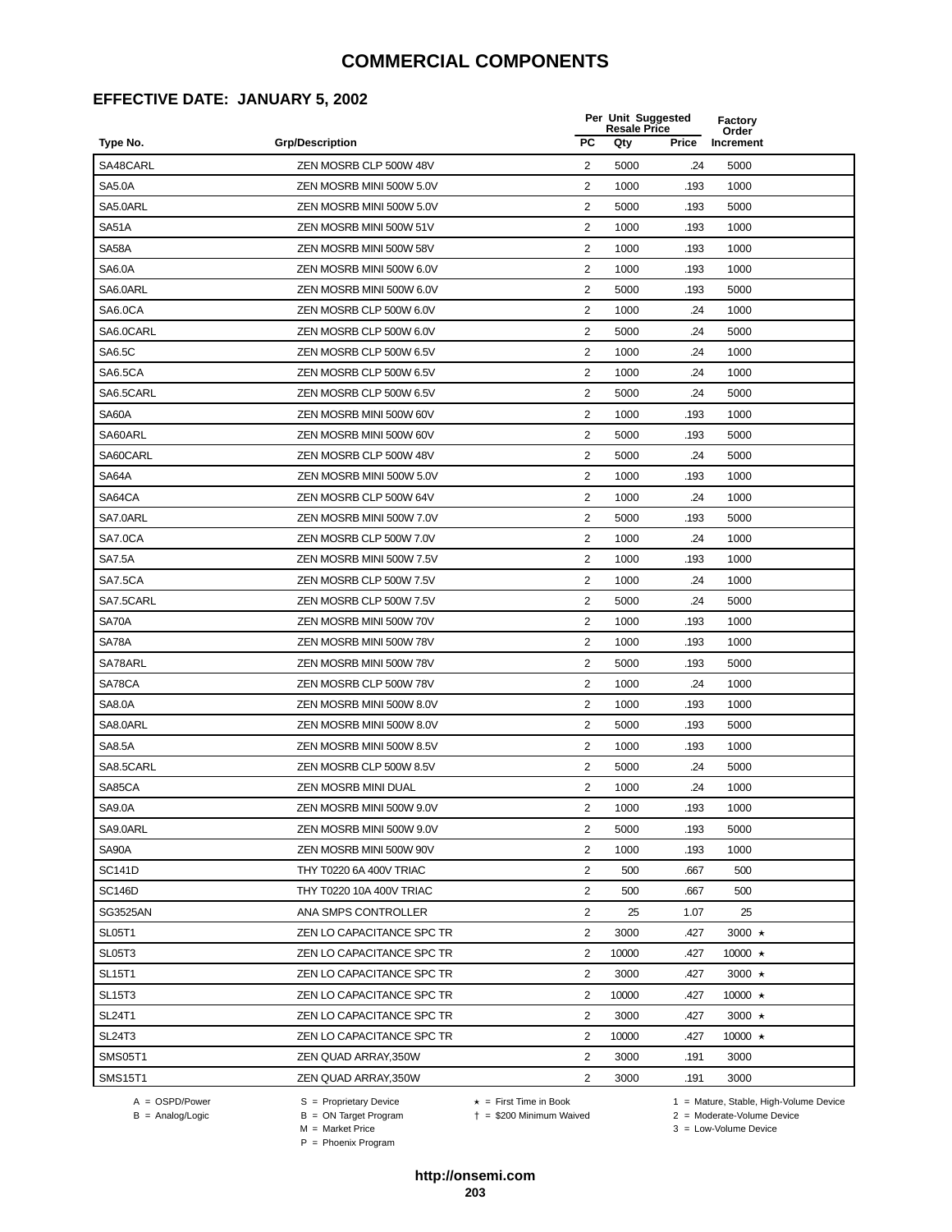# COMMERCIAL COMPONENTS

## EFFECTIVE DATE: JANUARY 5, 2002

| Type No. | Grp/Description | PC | Per Unit Suggested Resale Price Qty | Price | Factory Order Increment |
|---|---|---|---|---|---|
| SA48CARL | ZEN MOSRB CLP 500W 48V | 2 | 5000 | .24 | 5000 |
| SA5.0A | ZEN MOSRB MINI 500W 5.0V | 2 | 1000 | .193 | 1000 |
| SA5.0ARL | ZEN MOSRB MINI 500W 5.0V | 2 | 5000 | .193 | 5000 |
| SA51A | ZEN MOSRB MINI 500W 51V | 2 | 1000 | .193 | 1000 |
| SA58A | ZEN MOSRB MINI 500W 58V | 2 | 1000 | .193 | 1000 |
| SA6.0A | ZEN MOSRB MINI 500W 6.0V | 2 | 1000 | .193 | 1000 |
| SA6.0ARL | ZEN MOSRB MINI 500W 6.0V | 2 | 5000 | .193 | 5000 |
| SA6.0CA | ZEN MOSRB CLP 500W 6.0V | 2 | 1000 | .24 | 1000 |
| SA6.0CARL | ZEN MOSRB CLP 500W 6.0V | 2 | 5000 | .24 | 5000 |
| SA6.5C | ZEN MOSRB CLP 500W 6.5V | 2 | 1000 | .24 | 1000 |
| SA6.5CA | ZEN MOSRB CLP 500W 6.5V | 2 | 1000 | .24 | 1000 |
| SA6.5CARL | ZEN MOSRB CLP 500W 6.5V | 2 | 5000 | .24 | 5000 |
| SA60A | ZEN MOSRB MINI 500W 60V | 2 | 1000 | .193 | 1000 |
| SA60ARL | ZEN MOSRB MINI 500W 60V | 2 | 5000 | .193 | 5000 |
| SA60CARL | ZEN MOSRB CLP 500W 48V | 2 | 5000 | .24 | 5000 |
| SA64A | ZEN MOSRB MINI 500W 5.0V | 2 | 1000 | .193 | 1000 |
| SA64CA | ZEN MOSRB CLP 500W 64V | 2 | 1000 | .24 | 1000 |
| SA7.0ARL | ZEN MOSRB MINI 500W 7.0V | 2 | 5000 | .193 | 5000 |
| SA7.0CA | ZEN MOSRB CLP 500W 7.0V | 2 | 1000 | .24 | 1000 |
| SA7.5A | ZEN MOSRB MINI 500W 7.5V | 2 | 1000 | .193 | 1000 |
| SA7.5CA | ZEN MOSRB CLP 500W 7.5V | 2 | 1000 | .24 | 1000 |
| SA7.5CARL | ZEN MOSRB CLP 500W 7.5V | 2 | 5000 | .24 | 5000 |
| SA70A | ZEN MOSRB MINI 500W 70V | 2 | 1000 | .193 | 1000 |
| SA78A | ZEN MOSRB MINI 500W 78V | 2 | 1000 | .193 | 1000 |
| SA78ARL | ZEN MOSRB MINI 500W 78V | 2 | 5000 | .193 | 5000 |
| SA78CA | ZEN MOSRB CLP 500W 78V | 2 | 1000 | .24 | 1000 |
| SA8.0A | ZEN MOSRB MINI 500W 8.0V | 2 | 1000 | .193 | 1000 |
| SA8.0ARL | ZEN MOSRB MINI 500W 8.0V | 2 | 5000 | .193 | 5000 |
| SA8.5A | ZEN MOSRB MINI 500W 8.5V | 2 | 1000 | .193 | 1000 |
| SA8.5CARL | ZEN MOSRB CLP 500W 8.5V | 2 | 5000 | .24 | 5000 |
| SA85CA | ZEN MOSRB MINI DUAL | 2 | 1000 | .24 | 1000 |
| SA9.0A | ZEN MOSRB MINI 500W 9.0V | 2 | 1000 | .193 | 1000 |
| SA9.0ARL | ZEN MOSRB MINI 500W 9.0V | 2 | 5000 | .193 | 5000 |
| SA90A | ZEN MOSRB MINI 500W 90V | 2 | 1000 | .193 | 1000 |
| SC141D | THY T0220 6A 400V TRIAC | 2 | 500 | .667 | 500 |
| SC146D | THY T0220 10A 400V TRIAC | 2 | 500 | .667 | 500 |
| SG3525AN | ANA SMPS CONTROLLER | 2 | 25 | 1.07 | 25 |
| SL05T1 | ZEN LO CAPACITANCE SPC TR | 2 | 3000 | .427 | 3000 ⋆ |
| SL05T3 | ZEN LO CAPACITANCE SPC TR | 2 | 10000 | .427 | 10000 ⋆ |
| SL15T1 | ZEN LO CAPACITANCE SPC TR | 2 | 3000 | .427 | 3000 ⋆ |
| SL15T3 | ZEN LO CAPACITANCE SPC TR | 2 | 10000 | .427 | 10000 ⋆ |
| SL24T1 | ZEN LO CAPACITANCE SPC TR | 2 | 3000 | .427 | 3000 ⋆ |
| SL24T3 | ZEN LO CAPACITANCE SPC TR | 2 | 10000 | .427 | 10000 ⋆ |
| SMS05T1 | ZEN QUAD ARRAY,350W | 2 | 3000 | .191 | 3000 |
| SMS15T1 | ZEN QUAD ARRAY,350W | 2 | 3000 | .191 | 3000 |

A = OSPD/Power
B = Analog/Logic

S = Proprietary Device
B = ON Target Program
M = Market Price
P = Phoenix Program

⋆ = First Time in Book
† = $200 Minimum Waived

1 = Mature, Stable, High-Volume Device
2 = Moderate-Volume Device
3 = Low-Volume Device

**http://onsemi.com**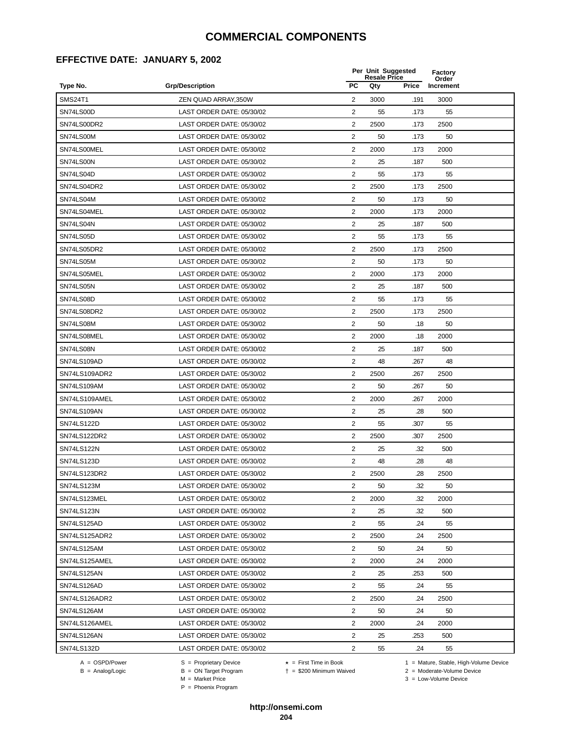# COMMERCIAL COMPONENTS

## EFFECTIVE DATE: JANUARY 5, 2002

| Type No. | Grp/Description | PC | Per Unit Suggested Resale Price Qty | Price | Factory Order Increment |
|---|---|---|---|---|---|
| SMS24T1 | ZEN QUAD ARRAY,350W | 2 | 3000 | .191 | 3000 |
| SN74LS00D | LAST ORDER DATE: 05/30/02 | 2 | 55 | .173 | 55 |
| SN74LS00DR2 | LAST ORDER DATE: 05/30/02 | 2 | 2500 | .173 | 2500 |
| SN74LS00M | LAST ORDER DATE: 05/30/02 | 2 | 50 | .173 | 50 |
| SN74LS00MEL | LAST ORDER DATE: 05/30/02 | 2 | 2000 | .173 | 2000 |
| SN74LS00N | LAST ORDER DATE: 05/30/02 | 2 | 25 | .187 | 500 |
| SN74LS04D | LAST ORDER DATE: 05/30/02 | 2 | 55 | .173 | 55 |
| SN74LS04DR2 | LAST ORDER DATE: 05/30/02 | 2 | 2500 | .173 | 2500 |
| SN74LS04M | LAST ORDER DATE: 05/30/02 | 2 | 50 | .173 | 50 |
| SN74LS04MEL | LAST ORDER DATE: 05/30/02 | 2 | 2000 | .173 | 2000 |
| SN74LS04N | LAST ORDER DATE: 05/30/02 | 2 | 25 | .187 | 500 |
| SN74LS05D | LAST ORDER DATE: 05/30/02 | 2 | 55 | .173 | 55 |
| SN74LS05DR2 | LAST ORDER DATE: 05/30/02 | 2 | 2500 | .173 | 2500 |
| SN74LS05M | LAST ORDER DATE: 05/30/02 | 2 | 50 | .173 | 50 |
| SN74LS05MEL | LAST ORDER DATE: 05/30/02 | 2 | 2000 | .173 | 2000 |
| SN74LS05N | LAST ORDER DATE: 05/30/02 | 2 | 25 | .187 | 500 |
| SN74LS08D | LAST ORDER DATE: 05/30/02 | 2 | 55 | .173 | 55 |
| SN74LS08DR2 | LAST ORDER DATE: 05/30/02 | 2 | 2500 | .173 | 2500 |
| SN74LS08M | LAST ORDER DATE: 05/30/02 | 2 | 50 | .18 | 50 |
| SN74LS08MEL | LAST ORDER DATE: 05/30/02 | 2 | 2000 | .18 | 2000 |
| SN74LS08N | LAST ORDER DATE: 05/30/02 | 2 | 25 | .187 | 500 |
| SN74LS109AD | LAST ORDER DATE: 05/30/02 | 2 | 48 | .267 | 48 |
| SN74LS109ADR2 | LAST ORDER DATE: 05/30/02 | 2 | 2500 | .267 | 2500 |
| SN74LS109AM | LAST ORDER DATE: 05/30/02 | 2 | 50 | .267 | 50 |
| SN74LS109AMEL | LAST ORDER DATE: 05/30/02 | 2 | 2000 | .267 | 2000 |
| SN74LS109AN | LAST ORDER DATE: 05/30/02 | 2 | 25 | .28 | 500 |
| SN74LS122D | LAST ORDER DATE: 05/30/02 | 2 | 55 | .307 | 55 |
| SN74LS122DR2 | LAST ORDER DATE: 05/30/02 | 2 | 2500 | .307 | 2500 |
| SN74LS122N | LAST ORDER DATE: 05/30/02 | 2 | 25 | .32 | 500 |
| SN74LS123D | LAST ORDER DATE: 05/30/02 | 2 | 48 | .28 | 48 |
| SN74LS123DR2 | LAST ORDER DATE: 05/30/02 | 2 | 2500 | .28 | 2500 |
| SN74LS123M | LAST ORDER DATE: 05/30/02 | 2 | 50 | .32 | 50 |
| SN74LS123MEL | LAST ORDER DATE: 05/30/02 | 2 | 2000 | .32 | 2000 |
| SN74LS123N | LAST ORDER DATE: 05/30/02 | 2 | 25 | .32 | 500 |
| SN74LS125AD | LAST ORDER DATE: 05/30/02 | 2 | 55 | .24 | 55 |
| SN74LS125ADR2 | LAST ORDER DATE: 05/30/02 | 2 | 2500 | .24 | 2500 |
| SN74LS125AM | LAST ORDER DATE: 05/30/02 | 2 | 50 | .24 | 50 |
| SN74LS125AMEL | LAST ORDER DATE: 05/30/02 | 2 | 2000 | .24 | 2000 |
| SN74LS125AN | LAST ORDER DATE: 05/30/02 | 2 | 25 | .253 | 500 |
| SN74LS126AD | LAST ORDER DATE: 05/30/02 | 2 | 55 | .24 | 55 |
| SN74LS126ADR2 | LAST ORDER DATE: 05/30/02 | 2 | 2500 | .24 | 2500 |
| SN74LS126AM | LAST ORDER DATE: 05/30/02 | 2 | 50 | .24 | 50 |
| SN74LS126AMEL | LAST ORDER DATE: 05/30/02 | 2 | 2000 | .24 | 2000 |
| SN74LS126AN | LAST ORDER DATE: 05/30/02 | 2 | 25 | .253 | 500 |
| SN74LS132D | LAST ORDER DATE: 05/30/02 | 2 | 55 | .24 | 55 |

A = OSPD/Power
B = Analog/Logic

S = Proprietary Device
B = ON Target Program
M = Market Price
P = Phoenix Program

★ = First Time in Book
† = $200 Minimum Waived

1 = Mature, Stable, High-Volume Device
2 = Moderate-Volume Device
3 = Low-Volume Device

**http://onsemi.com**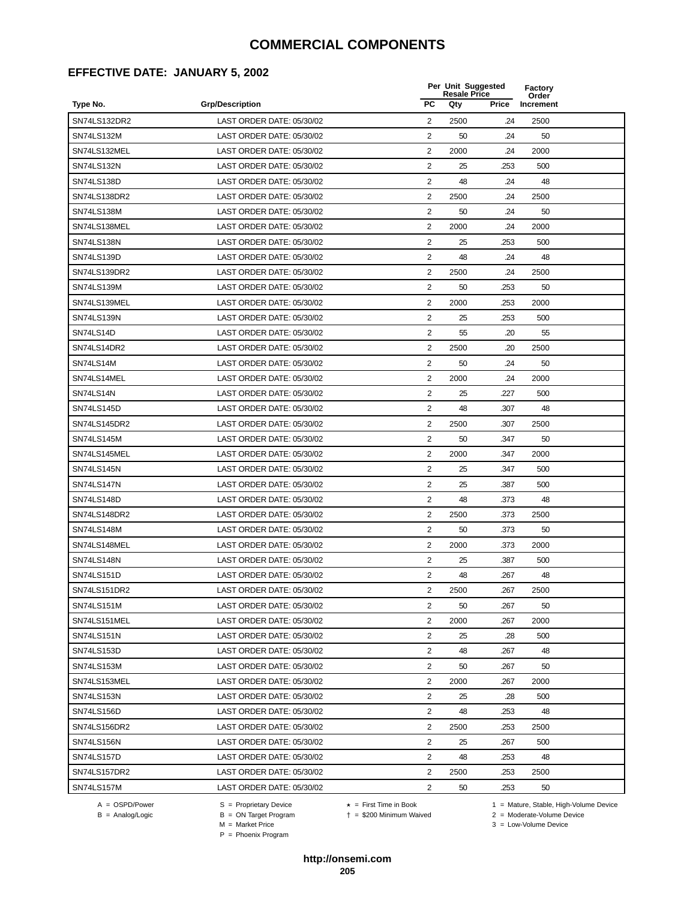# COMMERCIAL COMPONENTS

## EFFECTIVE DATE: JANUARY 5, 2002

| Type No. | Grp/Description | PC | Per Unit Suggested Resale Price Qty | Price | Factory Order Increment |
|---|---|---|---|---|---|
| SN74LS132DR2 | LAST ORDER DATE: 05/30/02 | 2 | 2500 | .24 | 2500 |
| SN74LS132M | LAST ORDER DATE: 05/30/02 | 2 | 50 | .24 | 50 |
| SN74LS132MEL | LAST ORDER DATE: 05/30/02 | 2 | 2000 | .24 | 2000 |
| SN74LS132N | LAST ORDER DATE: 05/30/02 | 2 | 25 | .253 | 500 |
| SN74LS138D | LAST ORDER DATE: 05/30/02 | 2 | 48 | .24 | 48 |
| SN74LS138DR2 | LAST ORDER DATE: 05/30/02 | 2 | 2500 | .24 | 2500 |
| SN74LS138M | LAST ORDER DATE: 05/30/02 | 2 | 50 | .24 | 50 |
| SN74LS138MEL | LAST ORDER DATE: 05/30/02 | 2 | 2000 | .24 | 2000 |
| SN74LS138N | LAST ORDER DATE: 05/30/02 | 2 | 25 | .253 | 500 |
| SN74LS139D | LAST ORDER DATE: 05/30/02 | 2 | 48 | .24 | 48 |
| SN74LS139DR2 | LAST ORDER DATE: 05/30/02 | 2 | 2500 | .24 | 2500 |
| SN74LS139M | LAST ORDER DATE: 05/30/02 | 2 | 50 | .253 | 50 |
| SN74LS139MEL | LAST ORDER DATE: 05/30/02 | 2 | 2000 | .253 | 2000 |
| SN74LS139N | LAST ORDER DATE: 05/30/02 | 2 | 25 | .253 | 500 |
| SN74LS14D | LAST ORDER DATE: 05/30/02 | 2 | 55 | .20 | 55 |
| SN74LS14DR2 | LAST ORDER DATE: 05/30/02 | 2 | 2500 | .20 | 2500 |
| SN74LS14M | LAST ORDER DATE: 05/30/02 | 2 | 50 | .24 | 50 |
| SN74LS14MEL | LAST ORDER DATE: 05/30/02 | 2 | 2000 | .24 | 2000 |
| SN74LS14N | LAST ORDER DATE: 05/30/02 | 2 | 25 | .227 | 500 |
| SN74LS145D | LAST ORDER DATE: 05/30/02 | 2 | 48 | .307 | 48 |
| SN74LS145DR2 | LAST ORDER DATE: 05/30/02 | 2 | 2500 | .307 | 2500 |
| SN74LS145M | LAST ORDER DATE: 05/30/02 | 2 | 50 | .347 | 50 |
| SN74LS145MEL | LAST ORDER DATE: 05/30/02 | 2 | 2000 | .347 | 2000 |
| SN74LS145N | LAST ORDER DATE: 05/30/02 | 2 | 25 | .347 | 500 |
| SN74LS147N | LAST ORDER DATE: 05/30/02 | 2 | 25 | .387 | 500 |
| SN74LS148D | LAST ORDER DATE: 05/30/02 | 2 | 48 | .373 | 48 |
| SN74LS148DR2 | LAST ORDER DATE: 05/30/02 | 2 | 2500 | .373 | 2500 |
| SN74LS148M | LAST ORDER DATE: 05/30/02 | 2 | 50 | .373 | 50 |
| SN74LS148MEL | LAST ORDER DATE: 05/30/02 | 2 | 2000 | .373 | 2000 |
| SN74LS148N | LAST ORDER DATE: 05/30/02 | 2 | 25 | .387 | 500 |
| SN74LS151D | LAST ORDER DATE: 05/30/02 | 2 | 48 | .267 | 48 |
| SN74LS151DR2 | LAST ORDER DATE: 05/30/02 | 2 | 2500 | .267 | 2500 |
| SN74LS151M | LAST ORDER DATE: 05/30/02 | 2 | 50 | .267 | 50 |
| SN74LS151MEL | LAST ORDER DATE: 05/30/02 | 2 | 2000 | .267 | 2000 |
| SN74LS151N | LAST ORDER DATE: 05/30/02 | 2 | 25 | .28 | 500 |
| SN74LS153D | LAST ORDER DATE: 05/30/02 | 2 | 48 | .267 | 48 |
| SN74LS153M | LAST ORDER DATE: 05/30/02 | 2 | 50 | .267 | 50 |
| SN74LS153MEL | LAST ORDER DATE: 05/30/02 | 2 | 2000 | .267 | 2000 |
| SN74LS153N | LAST ORDER DATE: 05/30/02 | 2 | 25 | .28 | 500 |
| SN74LS156D | LAST ORDER DATE: 05/30/02 | 2 | 48 | .253 | 48 |
| SN74LS156DR2 | LAST ORDER DATE: 05/30/02 | 2 | 2500 | .253 | 2500 |
| SN74LS156N | LAST ORDER DATE: 05/30/02 | 2 | 25 | .267 | 500 |
| SN74LS157D | LAST ORDER DATE: 05/30/02 | 2 | 48 | .253 | 48 |
| SN74LS157DR2 | LAST ORDER DATE: 05/30/02 | 2 | 2500 | .253 | 2500 |
| SN74LS157M | LAST ORDER DATE: 05/30/02 | 2 | 50 | .253 | 50 |

A = OSPD/Power
B = Analog/Logic

S = Proprietary Device
B = ON Target Program
M = Market Price
P = Phoenix Program

⋆ = First Time in Book
† = $200 Minimum Waived

1 = Mature, Stable, High-Volume Device
2 = Moderate-Volume Device
3 = Low-Volume Device

**http://onsemi.com**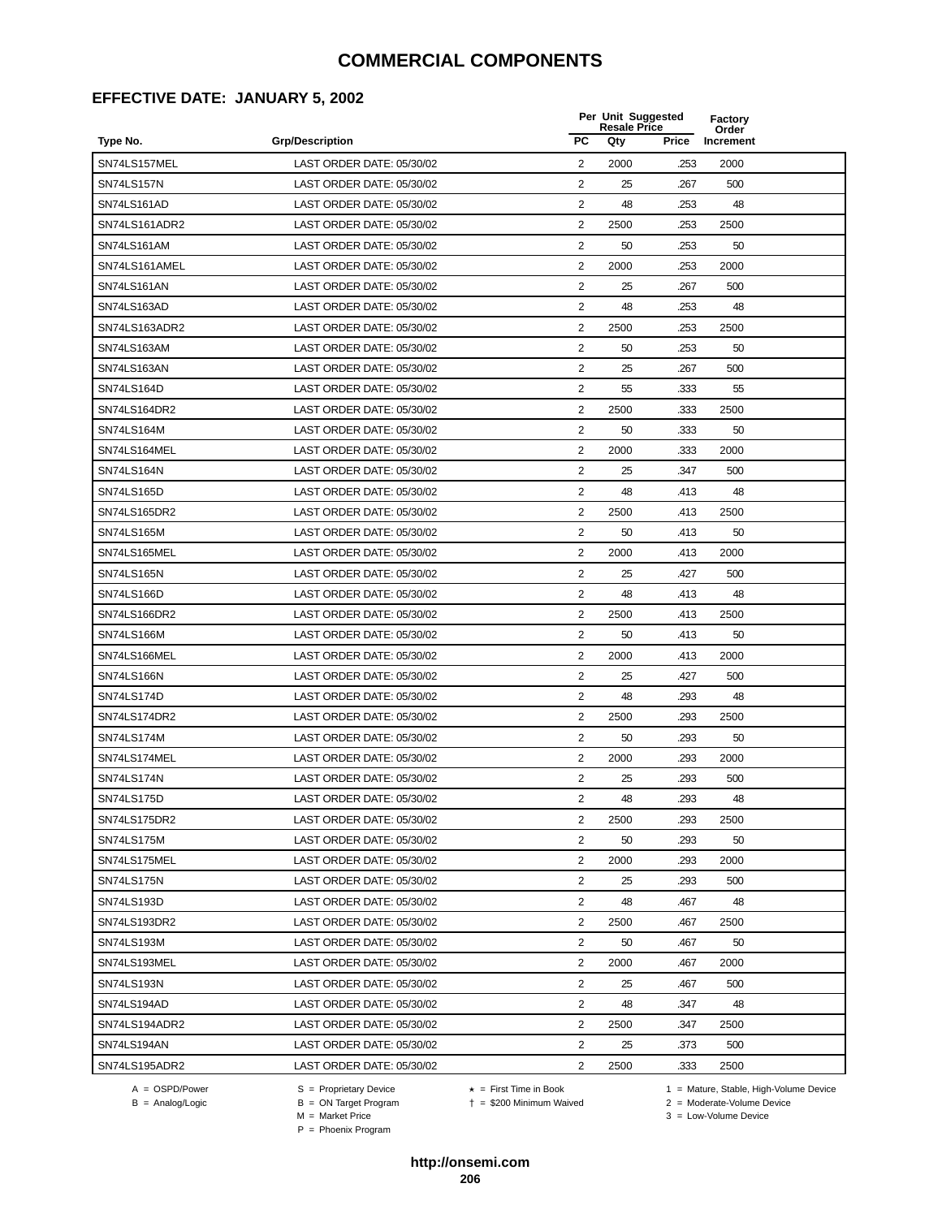# COMMERCIAL COMPONENTS

## EFFECTIVE DATE: JANUARY 5, 2002

| Type No. | Grp/Description | PC | Per Unit Suggested Resale Price Qty | Price | Factory Order Increment |
|---|---|---|---|---|---|
| SN74LS157MEL | LAST ORDER DATE: 05/30/02 | 2 | 2000 | .253 | 2000 |
| SN74LS157N | LAST ORDER DATE: 05/30/02 | 2 | 25 | .267 | 500 |
| SN74LS161AD | LAST ORDER DATE: 05/30/02 | 2 | 48 | .253 | 48 |
| SN74LS161ADR2 | LAST ORDER DATE: 05/30/02 | 2 | 2500 | .253 | 2500 |
| SN74LS161AM | LAST ORDER DATE: 05/30/02 | 2 | 50 | .253 | 50 |
| SN74LS161AMEL | LAST ORDER DATE: 05/30/02 | 2 | 2000 | .253 | 2000 |
| SN74LS161AN | LAST ORDER DATE: 05/30/02 | 2 | 25 | .267 | 500 |
| SN74LS163AD | LAST ORDER DATE: 05/30/02 | 2 | 48 | .253 | 48 |
| SN74LS163ADR2 | LAST ORDER DATE: 05/30/02 | 2 | 2500 | .253 | 2500 |
| SN74LS163AM | LAST ORDER DATE: 05/30/02 | 2 | 50 | .253 | 50 |
| SN74LS163AN | LAST ORDER DATE: 05/30/02 | 2 | 25 | .267 | 500 |
| SN74LS164D | LAST ORDER DATE: 05/30/02 | 2 | 55 | .333 | 55 |
| SN74LS164DR2 | LAST ORDER DATE: 05/30/02 | 2 | 2500 | .333 | 2500 |
| SN74LS164M | LAST ORDER DATE: 05/30/02 | 2 | 50 | .333 | 50 |
| SN74LS164MEL | LAST ORDER DATE: 05/30/02 | 2 | 2000 | .333 | 2000 |
| SN74LS164N | LAST ORDER DATE: 05/30/02 | 2 | 25 | .347 | 500 |
| SN74LS165D | LAST ORDER DATE: 05/30/02 | 2 | 48 | .413 | 48 |
| SN74LS165DR2 | LAST ORDER DATE: 05/30/02 | 2 | 2500 | .413 | 2500 |
| SN74LS165M | LAST ORDER DATE: 05/30/02 | 2 | 50 | .413 | 50 |
| SN74LS165MEL | LAST ORDER DATE: 05/30/02 | 2 | 2000 | .413 | 2000 |
| SN74LS165N | LAST ORDER DATE: 05/30/02 | 2 | 25 | .427 | 500 |
| SN74LS166D | LAST ORDER DATE: 05/30/02 | 2 | 48 | .413 | 48 |
| SN74LS166DR2 | LAST ORDER DATE: 05/30/02 | 2 | 2500 | .413 | 2500 |
| SN74LS166M | LAST ORDER DATE: 05/30/02 | 2 | 50 | .413 | 50 |
| SN74LS166MEL | LAST ORDER DATE: 05/30/02 | 2 | 2000 | .413 | 2000 |
| SN74LS166N | LAST ORDER DATE: 05/30/02 | 2 | 25 | .427 | 500 |
| SN74LS174D | LAST ORDER DATE: 05/30/02 | 2 | 48 | .293 | 48 |
| SN74LS174DR2 | LAST ORDER DATE: 05/30/02 | 2 | 2500 | .293 | 2500 |
| SN74LS174M | LAST ORDER DATE: 05/30/02 | 2 | 50 | .293 | 50 |
| SN74LS174MEL | LAST ORDER DATE: 05/30/02 | 2 | 2000 | .293 | 2000 |
| SN74LS174N | LAST ORDER DATE: 05/30/02 | 2 | 25 | .293 | 500 |
| SN74LS175D | LAST ORDER DATE: 05/30/02 | 2 | 48 | .293 | 48 |
| SN74LS175DR2 | LAST ORDER DATE: 05/30/02 | 2 | 2500 | .293 | 2500 |
| SN74LS175M | LAST ORDER DATE: 05/30/02 | 2 | 50 | .293 | 50 |
| SN74LS175MEL | LAST ORDER DATE: 05/30/02 | 2 | 2000 | .293 | 2000 |
| SN74LS175N | LAST ORDER DATE: 05/30/02 | 2 | 25 | .293 | 500 |
| SN74LS193D | LAST ORDER DATE: 05/30/02 | 2 | 48 | .467 | 48 |
| SN74LS193DR2 | LAST ORDER DATE: 05/30/02 | 2 | 2500 | .467 | 2500 |
| SN74LS193M | LAST ORDER DATE: 05/30/02 | 2 | 50 | .467 | 50 |
| SN74LS193MEL | LAST ORDER DATE: 05/30/02 | 2 | 2000 | .467 | 2000 |
| SN74LS193N | LAST ORDER DATE: 05/30/02 | 2 | 25 | .467 | 500 |
| SN74LS194AD | LAST ORDER DATE: 05/30/02 | 2 | 48 | .347 | 48 |
| SN74LS194ADR2 | LAST ORDER DATE: 05/30/02 | 2 | 2500 | .347 | 2500 |
| SN74LS194AN | LAST ORDER DATE: 05/30/02 | 2 | 25 | .373 | 500 |
| SN74LS195ADR2 | LAST ORDER DATE: 05/30/02 | 2 | 2500 | .333 | 2500 |

A = OSPD/Power
B = Analog/Logic

S = Proprietary Device
B = ON Target Program
M = Market Price
P = Phoenix Program

★ = First Time in Book
† = $200 Minimum Waived

1 = Mature, Stable, High-Volume Device
2 = Moderate-Volume Device
3 = Low-Volume Device

**http://onsemi.com**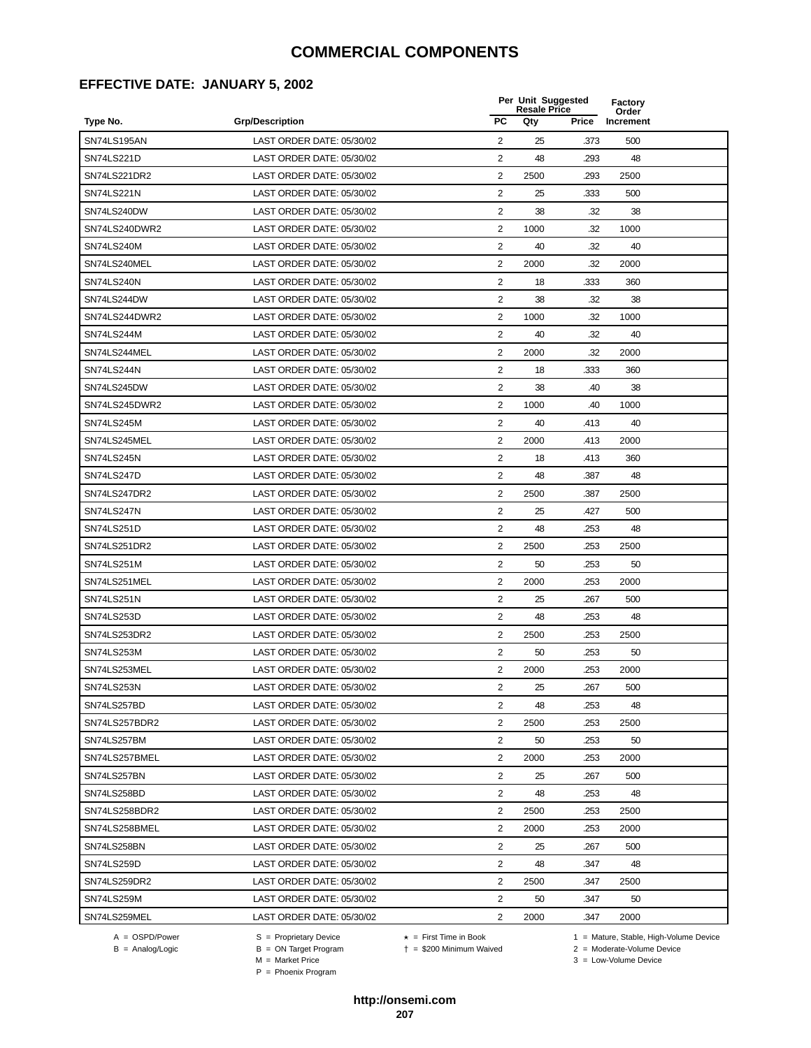# COMMERCIAL COMPONENTS

## EFFECTIVE DATE: JANUARY 5, 2002

| Type No. | Grp/Description | PC | Per Unit Suggested Resale Price Qty | Price | Factory Order Increment |
|---|---|---|---|---|---|
| SN74LS195AN | LAST ORDER DATE: 05/30/02 | 2 | 25 | .373 | 500 |
| SN74LS221D | LAST ORDER DATE: 05/30/02 | 2 | 48 | .293 | 48 |
| SN74LS221DR2 | LAST ORDER DATE: 05/30/02 | 2 | 2500 | .293 | 2500 |
| SN74LS221N | LAST ORDER DATE: 05/30/02 | 2 | 25 | .333 | 500 |
| SN74LS240DW | LAST ORDER DATE: 05/30/02 | 2 | 38 | .32 | 38 |
| SN74LS240DWR2 | LAST ORDER DATE: 05/30/02 | 2 | 1000 | .32 | 1000 |
| SN74LS240M | LAST ORDER DATE: 05/30/02 | 2 | 40 | .32 | 40 |
| SN74LS240MEL | LAST ORDER DATE: 05/30/02 | 2 | 2000 | .32 | 2000 |
| SN74LS240N | LAST ORDER DATE: 05/30/02 | 2 | 18 | .333 | 360 |
| SN74LS244DW | LAST ORDER DATE: 05/30/02 | 2 | 38 | .32 | 38 |
| SN74LS244DWR2 | LAST ORDER DATE: 05/30/02 | 2 | 1000 | .32 | 1000 |
| SN74LS244M | LAST ORDER DATE: 05/30/02 | 2 | 40 | .32 | 40 |
| SN74LS244MEL | LAST ORDER DATE: 05/30/02 | 2 | 2000 | .32 | 2000 |
| SN74LS244N | LAST ORDER DATE: 05/30/02 | 2 | 18 | .333 | 360 |
| SN74LS245DW | LAST ORDER DATE: 05/30/02 | 2 | 38 | .40 | 38 |
| SN74LS245DWR2 | LAST ORDER DATE: 05/30/02 | 2 | 1000 | .40 | 1000 |
| SN74LS245M | LAST ORDER DATE: 05/30/02 | 2 | 40 | .413 | 40 |
| SN74LS245MEL | LAST ORDER DATE: 05/30/02 | 2 | 2000 | .413 | 2000 |
| SN74LS245N | LAST ORDER DATE: 05/30/02 | 2 | 18 | .413 | 360 |
| SN74LS247D | LAST ORDER DATE: 05/30/02 | 2 | 48 | .387 | 48 |
| SN74LS247DR2 | LAST ORDER DATE: 05/30/02 | 2 | 2500 | .387 | 2500 |
| SN74LS247N | LAST ORDER DATE: 05/30/02 | 2 | 25 | .427 | 500 |
| SN74LS251D | LAST ORDER DATE: 05/30/02 | 2 | 48 | .253 | 48 |
| SN74LS251DR2 | LAST ORDER DATE: 05/30/02 | 2 | 2500 | .253 | 2500 |
| SN74LS251M | LAST ORDER DATE: 05/30/02 | 2 | 50 | .253 | 50 |
| SN74LS251MEL | LAST ORDER DATE: 05/30/02 | 2 | 2000 | .253 | 2000 |
| SN74LS251N | LAST ORDER DATE: 05/30/02 | 2 | 25 | .267 | 500 |
| SN74LS253D | LAST ORDER DATE: 05/30/02 | 2 | 48 | .253 | 48 |
| SN74LS253DR2 | LAST ORDER DATE: 05/30/02 | 2 | 2500 | .253 | 2500 |
| SN74LS253M | LAST ORDER DATE: 05/30/02 | 2 | 50 | .253 | 50 |
| SN74LS253MEL | LAST ORDER DATE: 05/30/02 | 2 | 2000 | .253 | 2000 |
| SN74LS253N | LAST ORDER DATE: 05/30/02 | 2 | 25 | .267 | 500 |
| SN74LS257BD | LAST ORDER DATE: 05/30/02 | 2 | 48 | .253 | 48 |
| SN74LS257BDR2 | LAST ORDER DATE: 05/30/02 | 2 | 2500 | .253 | 2500 |
| SN74LS257BM | LAST ORDER DATE: 05/30/02 | 2 | 50 | .253 | 50 |
| SN74LS257BMEL | LAST ORDER DATE: 05/30/02 | 2 | 2000 | .253 | 2000 |
| SN74LS257BN | LAST ORDER DATE: 05/30/02 | 2 | 25 | .267 | 500 |
| SN74LS258BD | LAST ORDER DATE: 05/30/02 | 2 | 48 | .253 | 48 |
| SN74LS258BDR2 | LAST ORDER DATE: 05/30/02 | 2 | 2500 | .253 | 2500 |
| SN74LS258BMEL | LAST ORDER DATE: 05/30/02 | 2 | 2000 | .253 | 2000 |
| SN74LS258BN | LAST ORDER DATE: 05/30/02 | 2 | 25 | .267 | 500 |
| SN74LS259D | LAST ORDER DATE: 05/30/02 | 2 | 48 | .347 | 48 |
| SN74LS259DR2 | LAST ORDER DATE: 05/30/02 | 2 | 2500 | .347 | 2500 |
| SN74LS259M | LAST ORDER DATE: 05/30/02 | 2 | 50 | .347 | 50 |
| SN74LS259MEL | LAST ORDER DATE: 05/30/02 | 2 | 2000 | .347 | 2000 |

A = OSPD/Power
B = Analog/Logic

S = Proprietary Device
B = ON Target Program
M = Market Price
P = Phoenix Program

⋆ = First Time in Book
† = $200 Minimum Waived

1 = Mature, Stable, High-Volume Device
2 = Moderate-Volume Device
3 = Low-Volume Device

**http://onsemi.com**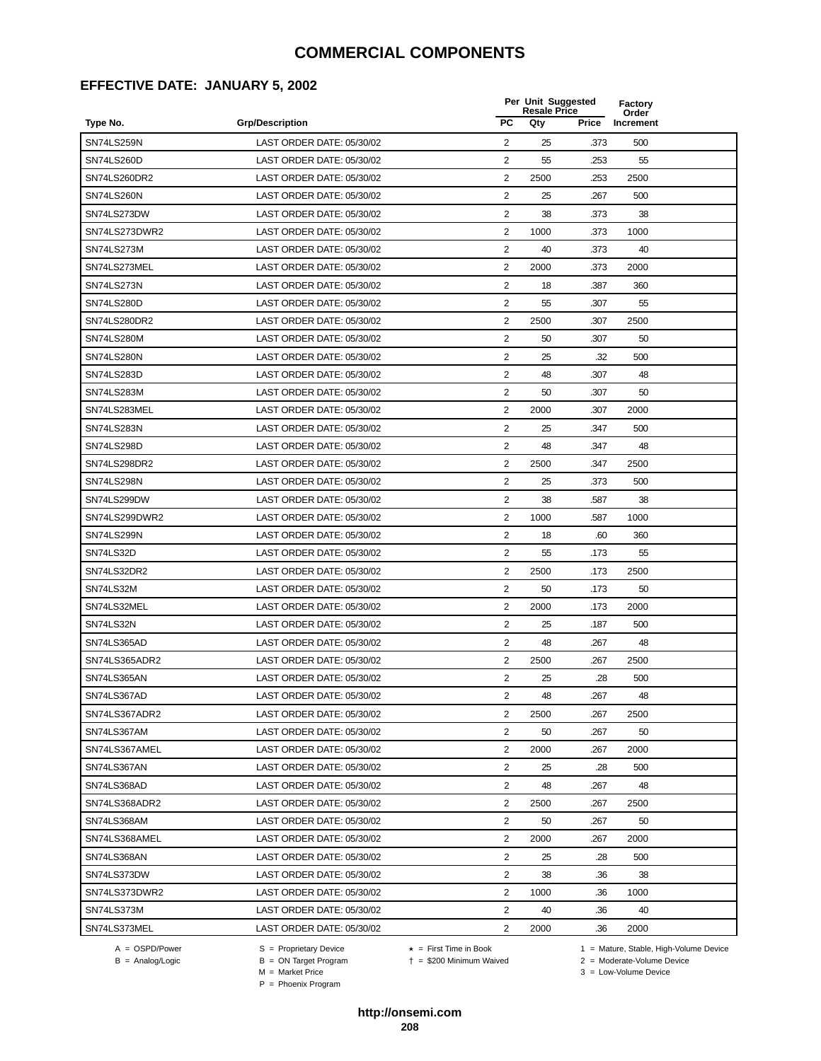# COMMERCIAL COMPONENTS

## EFFECTIVE DATE: JANUARY 5, 2002

| Type No. | Grp/Description | PC | Per Unit Suggested Resale Price Qty | Price | Factory Order Increment |
|---|---|---|---|---|---|
| SN74LS259N | LAST ORDER DATE: 05/30/02 | 2 | 25 | .373 | 500 |
| SN74LS260D | LAST ORDER DATE: 05/30/02 | 2 | 55 | .253 | 55 |
| SN74LS260DR2 | LAST ORDER DATE: 05/30/02 | 2 | 2500 | .253 | 2500 |
| SN74LS260N | LAST ORDER DATE: 05/30/02 | 2 | 25 | .267 | 500 |
| SN74LS273DW | LAST ORDER DATE: 05/30/02 | 2 | 38 | .373 | 38 |
| SN74LS273DWR2 | LAST ORDER DATE: 05/30/02 | 2 | 1000 | .373 | 1000 |
| SN74LS273M | LAST ORDER DATE: 05/30/02 | 2 | 40 | .373 | 40 |
| SN74LS273MEL | LAST ORDER DATE: 05/30/02 | 2 | 2000 | .373 | 2000 |
| SN74LS273N | LAST ORDER DATE: 05/30/02 | 2 | 18 | .387 | 360 |
| SN74LS280D | LAST ORDER DATE: 05/30/02 | 2 | 55 | .307 | 55 |
| SN74LS280DR2 | LAST ORDER DATE: 05/30/02 | 2 | 2500 | .307 | 2500 |
| SN74LS280M | LAST ORDER DATE: 05/30/02 | 2 | 50 | .307 | 50 |
| SN74LS280N | LAST ORDER DATE: 05/30/02 | 2 | 25 | .32 | 500 |
| SN74LS283D | LAST ORDER DATE: 05/30/02 | 2 | 48 | .307 | 48 |
| SN74LS283M | LAST ORDER DATE: 05/30/02 | 2 | 50 | .307 | 50 |
| SN74LS283MEL | LAST ORDER DATE: 05/30/02 | 2 | 2000 | .307 | 2000 |
| SN74LS283N | LAST ORDER DATE: 05/30/02 | 2 | 25 | .347 | 500 |
| SN74LS298D | LAST ORDER DATE: 05/30/02 | 2 | 48 | .347 | 48 |
| SN74LS298DR2 | LAST ORDER DATE: 05/30/02 | 2 | 2500 | .347 | 2500 |
| SN74LS298N | LAST ORDER DATE: 05/30/02 | 2 | 25 | .373 | 500 |
| SN74LS299DW | LAST ORDER DATE: 05/30/02 | 2 | 38 | .587 | 38 |
| SN74LS299DWR2 | LAST ORDER DATE: 05/30/02 | 2 | 1000 | .587 | 1000 |
| SN74LS299N | LAST ORDER DATE: 05/30/02 | 2 | 18 | .60 | 360 |
| SN74LS32D | LAST ORDER DATE: 05/30/02 | 2 | 55 | .173 | 55 |
| SN74LS32DR2 | LAST ORDER DATE: 05/30/02 | 2 | 2500 | .173 | 2500 |
| SN74LS32M | LAST ORDER DATE: 05/30/02 | 2 | 50 | .173 | 50 |
| SN74LS32MEL | LAST ORDER DATE: 05/30/02 | 2 | 2000 | .173 | 2000 |
| SN74LS32N | LAST ORDER DATE: 05/30/02 | 2 | 25 | .187 | 500 |
| SN74LS365AD | LAST ORDER DATE: 05/30/02 | 2 | 48 | .267 | 48 |
| SN74LS365ADR2 | LAST ORDER DATE: 05/30/02 | 2 | 2500 | .267 | 2500 |
| SN74LS365AN | LAST ORDER DATE: 05/30/02 | 2 | 25 | .28 | 500 |
| SN74LS367AD | LAST ORDER DATE: 05/30/02 | 2 | 48 | .267 | 48 |
| SN74LS367ADR2 | LAST ORDER DATE: 05/30/02 | 2 | 2500 | .267 | 2500 |
| SN74LS367AM | LAST ORDER DATE: 05/30/02 | 2 | 50 | .267 | 50 |
| SN74LS367AMEL | LAST ORDER DATE: 05/30/02 | 2 | 2000 | .267 | 2000 |
| SN74LS367AN | LAST ORDER DATE: 05/30/02 | 2 | 25 | .28 | 500 |
| SN74LS368AD | LAST ORDER DATE: 05/30/02 | 2 | 48 | .267 | 48 |
| SN74LS368ADR2 | LAST ORDER DATE: 05/30/02 | 2 | 2500 | .267 | 2500 |
| SN74LS368AM | LAST ORDER DATE: 05/30/02 | 2 | 50 | .267 | 50 |
| SN74LS368AMEL | LAST ORDER DATE: 05/30/02 | 2 | 2000 | .267 | 2000 |
| SN74LS368AN | LAST ORDER DATE: 05/30/02 | 2 | 25 | .28 | 500 |
| SN74LS373DW | LAST ORDER DATE: 05/30/02 | 2 | 38 | .36 | 38 |
| SN74LS373DWR2 | LAST ORDER DATE: 05/30/02 | 2 | 1000 | .36 | 1000 |
| SN74LS373M | LAST ORDER DATE: 05/30/02 | 2 | 40 | .36 | 40 |
| SN74LS373MEL | LAST ORDER DATE: 05/30/02 | 2 | 2000 | .36 | 2000 |

A = OSPD/Power
B = Analog/Logic

S = Proprietary Device
B = ON Target Program
M = Market Price
P = Phoenix Program

⋆ = First Time in Book
† = $200 Minimum Waived

1 = Mature, Stable, High-Volume Device
2 = Moderate-Volume Device
3 = Low-Volume Device

**http://onsemi.com**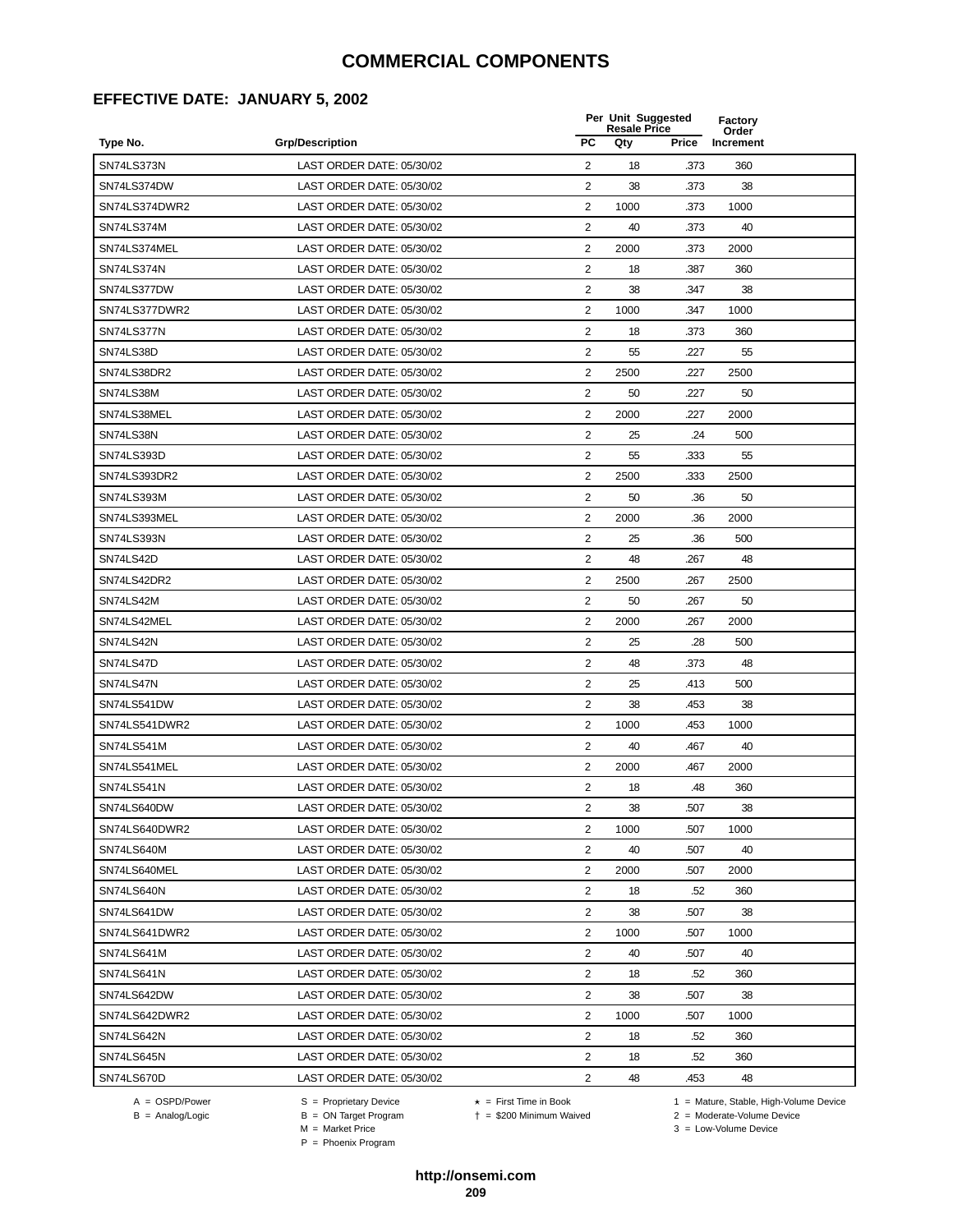# COMMERCIAL COMPONENTS

### EFFECTIVE DATE: JANUARY 5, 2002

| Type No. | Grp/Description | PC | Per Unit Suggested Resale Price Qty | Per Unit Suggested Resale Price Price | Factory Order Increment |
|---|---|---|---|---|---|
| SN74LS373N | LAST ORDER DATE: 05/30/02 | 2 | 18 | .373 | 360 |
| SN74LS374DW | LAST ORDER DATE: 05/30/02 | 2 | 38 | .373 | 38 |
| SN74LS374DWR2 | LAST ORDER DATE: 05/30/02 | 2 | 1000 | .373 | 1000 |
| SN74LS374M | LAST ORDER DATE: 05/30/02 | 2 | 40 | .373 | 40 |
| SN74LS374MEL | LAST ORDER DATE: 05/30/02 | 2 | 2000 | .373 | 2000 |
| SN74LS374N | LAST ORDER DATE: 05/30/02 | 2 | 18 | .387 | 360 |
| SN74LS377DW | LAST ORDER DATE: 05/30/02 | 2 | 38 | .347 | 38 |
| SN74LS377DWR2 | LAST ORDER DATE: 05/30/02 | 2 | 1000 | .347 | 1000 |
| SN74LS377N | LAST ORDER DATE: 05/30/02 | 2 | 18 | .373 | 360 |
| SN74LS38D | LAST ORDER DATE: 05/30/02 | 2 | 55 | .227 | 55 |
| SN74LS38DR2 | LAST ORDER DATE: 05/30/02 | 2 | 2500 | .227 | 2500 |
| SN74LS38M | LAST ORDER DATE: 05/30/02 | 2 | 50 | .227 | 50 |
| SN74LS38MEL | LAST ORDER DATE: 05/30/02 | 2 | 2000 | .227 | 2000 |
| SN74LS38N | LAST ORDER DATE: 05/30/02 | 2 | 25 | .24 | 500 |
| SN74LS393D | LAST ORDER DATE: 05/30/02 | 2 | 55 | .333 | 55 |
| SN74LS393DR2 | LAST ORDER DATE: 05/30/02 | 2 | 2500 | .333 | 2500 |
| SN74LS393M | LAST ORDER DATE: 05/30/02 | 2 | 50 | .36 | 50 |
| SN74LS393MEL | LAST ORDER DATE: 05/30/02 | 2 | 2000 | .36 | 2000 |
| SN74LS393N | LAST ORDER DATE: 05/30/02 | 2 | 25 | .36 | 500 |
| SN74LS42D | LAST ORDER DATE: 05/30/02 | 2 | 48 | .267 | 48 |
| SN74LS42DR2 | LAST ORDER DATE: 05/30/02 | 2 | 2500 | .267 | 2500 |
| SN74LS42M | LAST ORDER DATE: 05/30/02 | 2 | 50 | .267 | 50 |
| SN74LS42MEL | LAST ORDER DATE: 05/30/02 | 2 | 2000 | .267 | 2000 |
| SN74LS42N | LAST ORDER DATE: 05/30/02 | 2 | 25 | .28 | 500 |
| SN74LS47D | LAST ORDER DATE: 05/30/02 | 2 | 48 | .373 | 48 |
| SN74LS47N | LAST ORDER DATE: 05/30/02 | 2 | 25 | .413 | 500 |
| SN74LS541DW | LAST ORDER DATE: 05/30/02 | 2 | 38 | .453 | 38 |
| SN74LS541DWR2 | LAST ORDER DATE: 05/30/02 | 2 | 1000 | .453 | 1000 |
| SN74LS541M | LAST ORDER DATE: 05/30/02 | 2 | 40 | .467 | 40 |
| SN74LS541MEL | LAST ORDER DATE: 05/30/02 | 2 | 2000 | .467 | 2000 |
| SN74LS541N | LAST ORDER DATE: 05/30/02 | 2 | 18 | .48 | 360 |
| SN74LS640DW | LAST ORDER DATE: 05/30/02 | 2 | 38 | .507 | 38 |
| SN74LS640DWR2 | LAST ORDER DATE: 05/30/02 | 2 | 1000 | .507 | 1000 |
| SN74LS640M | LAST ORDER DATE: 05/30/02 | 2 | 40 | .507 | 40 |
| SN74LS640MEL | LAST ORDER DATE: 05/30/02 | 2 | 2000 | .507 | 2000 |
| SN74LS640N | LAST ORDER DATE: 05/30/02 | 2 | 18 | .52 | 360 |
| SN74LS641DW | LAST ORDER DATE: 05/30/02 | 2 | 38 | .507 | 38 |
| SN74LS641DWR2 | LAST ORDER DATE: 05/30/02 | 2 | 1000 | .507 | 1000 |
| SN74LS641M | LAST ORDER DATE: 05/30/02 | 2 | 40 | .507 | 40 |
| SN74LS641N | LAST ORDER DATE: 05/30/02 | 2 | 18 | .52 | 360 |
| SN74LS642DW | LAST ORDER DATE: 05/30/02 | 2 | 38 | .507 | 38 |
| SN74LS642DWR2 | LAST ORDER DATE: 05/30/02 | 2 | 1000 | .507 | 1000 |
| SN74LS642N | LAST ORDER DATE: 05/30/02 | 2 | 18 | .52 | 360 |
| SN74LS645N | LAST ORDER DATE: 05/30/02 | 2 | 18 | .52 | 360 |
| SN74LS670D | LAST ORDER DATE: 05/30/02 | 2 | 48 | .453 | 48 |

A = OSPD/Power
B = Analog/Logic

S = Proprietary Device
B = ON Target Program
M = Market Price
P = Phoenix Program

⋆ = First Time in Book
† = $200 Minimum Waived

1 = Mature, Stable, High-Volume Device
2 = Moderate-Volume Device
3 = Low-Volume Device

**http://onsemi.com**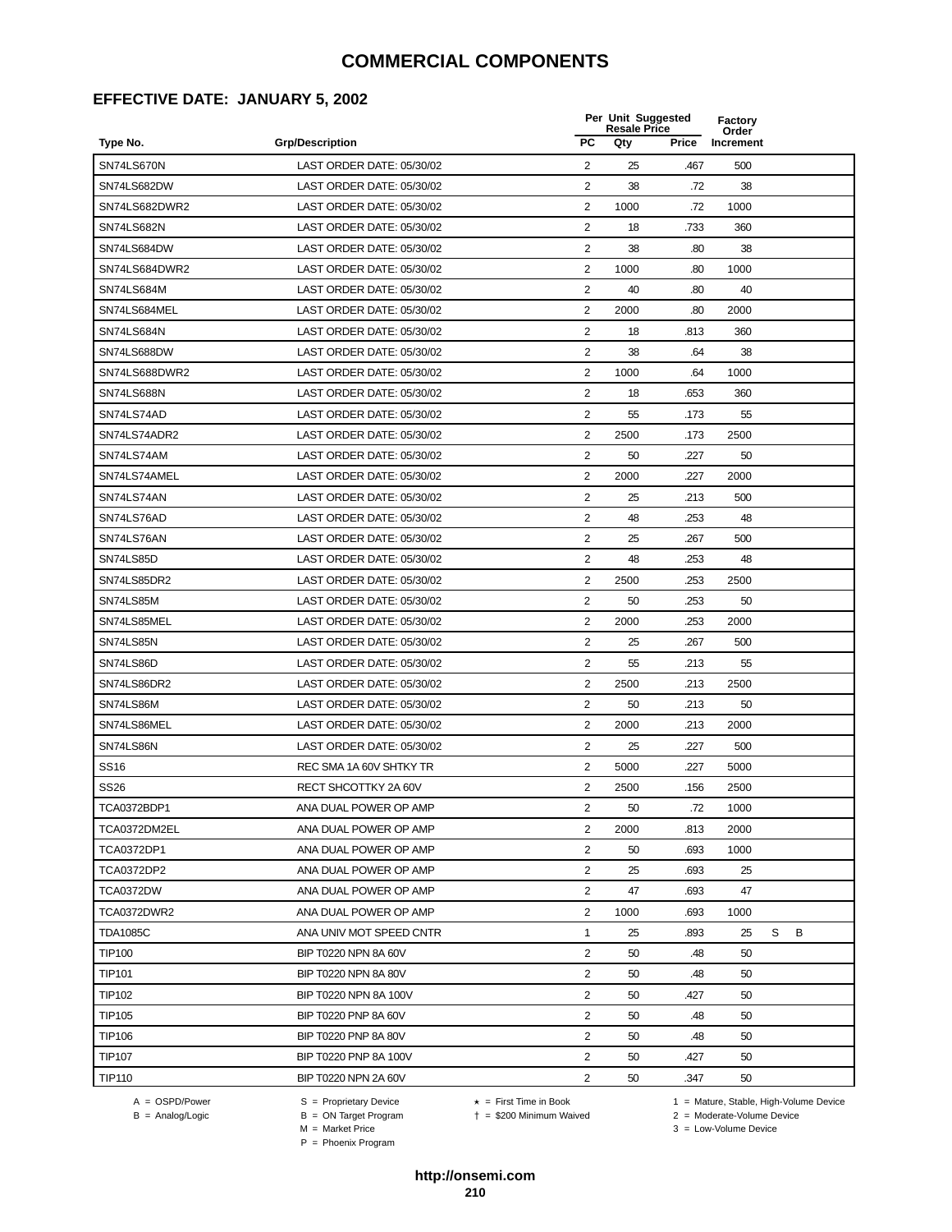# COMMERCIAL COMPONENTS

### EFFECTIVE DATE: JANUARY 5, 2002

| Type No. | Grp/Description | Per Unit Suggested Resale Price PC | Qty | Price | Factory Order Increment | | |
|---|---|---|---|---|---|---|---|
| SN74LS670N | LAST ORDER DATE: 05/30/02 | 2 | 25 | .467 | 500 | | |
| SN74LS682DW | LAST ORDER DATE: 05/30/02 | 2 | 38 | .72 | 38 | | |
| SN74LS682DWR2 | LAST ORDER DATE: 05/30/02 | 2 | 1000 | .72 | 1000 | | |
| SN74LS682N | LAST ORDER DATE: 05/30/02 | 2 | 18 | .733 | 360 | | |
| SN74LS684DW | LAST ORDER DATE: 05/30/02 | 2 | 38 | .80 | 38 | | |
| SN74LS684DWR2 | LAST ORDER DATE: 05/30/02 | 2 | 1000 | .80 | 1000 | | |
| SN74LS684M | LAST ORDER DATE: 05/30/02 | 2 | 40 | .80 | 40 | | |
| SN74LS684MEL | LAST ORDER DATE: 05/30/02 | 2 | 2000 | .80 | 2000 | | |
| SN74LS684N | LAST ORDER DATE: 05/30/02 | 2 | 18 | .813 | 360 | | |
| SN74LS688DW | LAST ORDER DATE: 05/30/02 | 2 | 38 | .64 | 38 | | |
| SN74LS688DWR2 | LAST ORDER DATE: 05/30/02 | 2 | 1000 | .64 | 1000 | | |
| SN74LS688N | LAST ORDER DATE: 05/30/02 | 2 | 18 | .653 | 360 | | |
| SN74LS74AD | LAST ORDER DATE: 05/30/02 | 2 | 55 | .173 | 55 | | |
| SN74LS74ADR2 | LAST ORDER DATE: 05/30/02 | 2 | 2500 | .173 | 2500 | | |
| SN74LS74AM | LAST ORDER DATE: 05/30/02 | 2 | 50 | .227 | 50 | | |
| SN74LS74AMEL | LAST ORDER DATE: 05/30/02 | 2 | 2000 | .227 | 2000 | | |
| SN74LS74AN | LAST ORDER DATE: 05/30/02 | 2 | 25 | .213 | 500 | | |
| SN74LS76AD | LAST ORDER DATE: 05/30/02 | 2 | 48 | .253 | 48 | | |
| SN74LS76AN | LAST ORDER DATE: 05/30/02 | 2 | 25 | .267 | 500 | | |
| SN74LS85D | LAST ORDER DATE: 05/30/02 | 2 | 48 | .253 | 48 | | |
| SN74LS85DR2 | LAST ORDER DATE: 05/30/02 | 2 | 2500 | .253 | 2500 | | |
| SN74LS85M | LAST ORDER DATE: 05/30/02 | 2 | 50 | .253 | 50 | | |
| SN74LS85MEL | LAST ORDER DATE: 05/30/02 | 2 | 2000 | .253 | 2000 | | |
| SN74LS85N | LAST ORDER DATE: 05/30/02 | 2 | 25 | .267 | 500 | | |
| SN74LS86D | LAST ORDER DATE: 05/30/02 | 2 | 55 | .213 | 55 | | |
| SN74LS86DR2 | LAST ORDER DATE: 05/30/02 | 2 | 2500 | .213 | 2500 | | |
| SN74LS86M | LAST ORDER DATE: 05/30/02 | 2 | 50 | .213 | 50 | | |
| SN74LS86MEL | LAST ORDER DATE: 05/30/02 | 2 | 2000 | .213 | 2000 | | |
| SN74LS86N | LAST ORDER DATE: 05/30/02 | 2 | 25 | .227 | 500 | | |
| SS16 | REC SMA 1A 60V SHTKY TR | 2 | 5000 | .227 | 5000 | | |
| SS26 | RECT SHCOTTKY 2A 60V | 2 | 2500 | .156 | 2500 | | |
| TCA0372BDP1 | ANA DUAL POWER OP AMP | 2 | 50 | .72 | 1000 | | |
| TCA0372DM2EL | ANA DUAL POWER OP AMP | 2 | 2000 | .813 | 2000 | | |
| TCA0372DP1 | ANA DUAL POWER OP AMP | 2 | 50 | .693 | 1000 | | |
| TCA0372DP2 | ANA DUAL POWER OP AMP | 2 | 25 | .693 | 25 | | |
| TCA0372DW | ANA DUAL POWER OP AMP | 2 | 47 | .693 | 47 | | |
| TCA0372DWR2 | ANA DUAL POWER OP AMP | 2 | 1000 | .693 | 1000 | | |
| TDA1085C | ANA UNIV MOT SPEED CNTR | 1 | 25 | .893 | 25 | S | B |
| TIP100 | BIP T0220 NPN 8A 60V | 2 | 50 | .48 | 50 | | |
| TIP101 | BIP T0220 NPN 8A 80V | 2 | 50 | .48 | 50 | | |
| TIP102 | BIP T0220 NPN 8A 100V | 2 | 50 | .427 | 50 | | |
| TIP105 | BIP T0220 PNP 8A 60V | 2 | 50 | .48 | 50 | | |
| TIP106 | BIP T0220 PNP 8A 80V | 2 | 50 | .48 | 50 | | |
| TIP107 | BIP T0220 PNP 8A 100V | 2 | 50 | .427 | 50 | | |
| TIP110 | BIP T0220 NPN 2A 60V | 2 | 50 | .347 | 50 | | |

A = OSPD/Power
B = Analog/Logic

S = Proprietary Device
B = ON Target Program
M = Market Price
P = Phoenix Program

★ = First Time in Book
† = $200 Minimum Waived

1 = Mature, Stable, High-Volume Device
2 = Moderate-Volume Device
3 = Low-Volume Device

**http://onsemi.com**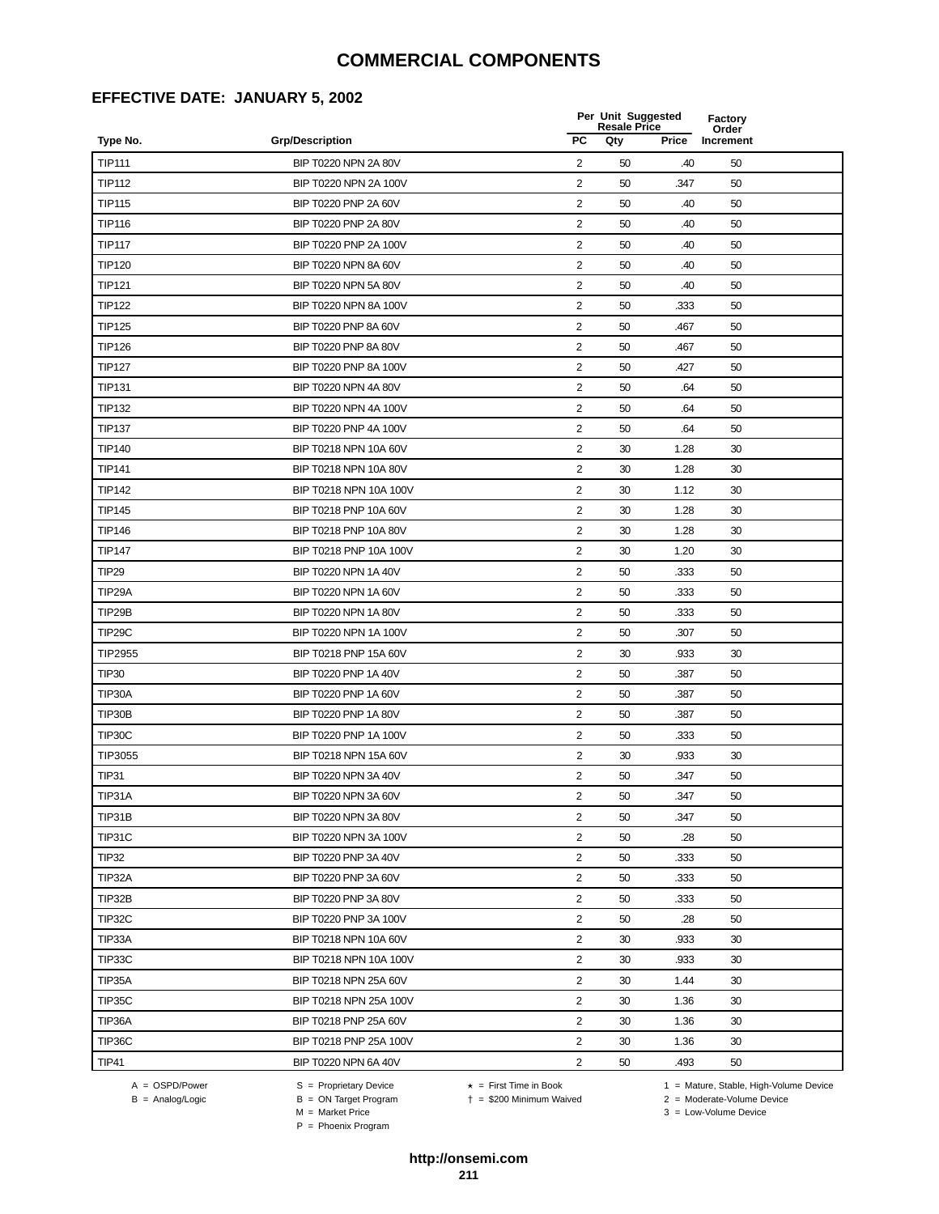# COMMERCIAL COMPONENTS

## EFFECTIVE DATE: JANUARY 5, 2002

| Type No. | Grp/Description | PC | Per Unit Suggested Resale Price Qty | Per Unit Suggested Resale Price Price | Factory Order Increment |
|---|---|---|---|---|---|
| TIP111 | BIP T0220 NPN 2A 80V | 2 | 50 | .40 | 50 |
| TIP112 | BIP T0220 NPN 2A 100V | 2 | 50 | .347 | 50 |
| TIP115 | BIP T0220 PNP 2A 60V | 2 | 50 | .40 | 50 |
| TIP116 | BIP T0220 PNP 2A 80V | 2 | 50 | .40 | 50 |
| TIP117 | BIP T0220 PNP 2A 100V | 2 | 50 | .40 | 50 |
| TIP120 | BIP T0220 NPN 8A 60V | 2 | 50 | .40 | 50 |
| TIP121 | BIP T0220 NPN 5A 80V | 2 | 50 | .40 | 50 |
| TIP122 | BIP T0220 NPN 8A 100V | 2 | 50 | .333 | 50 |
| TIP125 | BIP T0220 PNP 8A 60V | 2 | 50 | .467 | 50 |
| TIP126 | BIP T0220 PNP 8A 80V | 2 | 50 | .467 | 50 |
| TIP127 | BIP T0220 PNP 8A 100V | 2 | 50 | .427 | 50 |
| TIP131 | BIP T0220 NPN 4A 80V | 2 | 50 | .64 | 50 |
| TIP132 | BIP T0220 NPN 4A 100V | 2 | 50 | .64 | 50 |
| TIP137 | BIP T0220 PNP 4A 100V | 2 | 50 | .64 | 50 |
| TIP140 | BIP T0218 NPN 10A 60V | 2 | 30 | 1.28 | 30 |
| TIP141 | BIP T0218 NPN 10A 80V | 2 | 30 | 1.28 | 30 |
| TIP142 | BIP T0218 NPN 10A 100V | 2 | 30 | 1.12 | 30 |
| TIP145 | BIP T0218 PNP 10A 60V | 2 | 30 | 1.28 | 30 |
| TIP146 | BIP T0218 PNP 10A 80V | 2 | 30 | 1.28 | 30 |
| TIP147 | BIP T0218 PNP 10A 100V | 2 | 30 | 1.20 | 30 |
| TIP29 | BIP T0220 NPN 1A 40V | 2 | 50 | .333 | 50 |
| TIP29A | BIP T0220 NPN 1A 60V | 2 | 50 | .333 | 50 |
| TIP29B | BIP T0220 NPN 1A 80V | 2 | 50 | .333 | 50 |
| TIP29C | BIP T0220 NPN 1A 100V | 2 | 50 | .307 | 50 |
| TIP2955 | BIP T0218 PNP 15A 60V | 2 | 30 | .933 | 30 |
| TIP30 | BIP T0220 PNP 1A 40V | 2 | 50 | .387 | 50 |
| TIP30A | BIP T0220 PNP 1A 60V | 2 | 50 | .387 | 50 |
| TIP30B | BIP T0220 PNP 1A 80V | 2 | 50 | .387 | 50 |
| TIP30C | BIP T0220 PNP 1A 100V | 2 | 50 | .333 | 50 |
| TIP3055 | BIP T0218 NPN 15A 60V | 2 | 30 | .933 | 30 |
| TIP31 | BIP T0220 NPN 3A 40V | 2 | 50 | .347 | 50 |
| TIP31A | BIP T0220 NPN 3A 60V | 2 | 50 | .347 | 50 |
| TIP31B | BIP T0220 NPN 3A 80V | 2 | 50 | .347 | 50 |
| TIP31C | BIP T0220 NPN 3A 100V | 2 | 50 | .28 | 50 |
| TIP32 | BIP T0220 PNP 3A 40V | 2 | 50 | .333 | 50 |
| TIP32A | BIP T0220 PNP 3A 60V | 2 | 50 | .333 | 50 |
| TIP32B | BIP T0220 PNP 3A 80V | 2 | 50 | .333 | 50 |
| TIP32C | BIP T0220 PNP 3A 100V | 2 | 50 | .28 | 50 |
| TIP33A | BIP T0218 NPN 10A 60V | 2 | 30 | .933 | 30 |
| TIP33C | BIP T0218 NPN 10A 100V | 2 | 30 | .933 | 30 |
| TIP35A | BIP T0218 NPN 25A 60V | 2 | 30 | 1.44 | 30 |
| TIP35C | BIP T0218 NPN 25A 100V | 2 | 30 | 1.36 | 30 |
| TIP36A | BIP T0218 PNP 25A 60V | 2 | 30 | 1.36 | 30 |
| TIP36C | BIP T0218 PNP 25A 100V | 2 | 30 | 1.36 | 30 |
| TIP41 | BIP T0220 NPN 6A 40V | 2 | 50 | .493 | 50 |

A = OSPD/Power
B = Analog/Logic

S = Proprietary Device
B = ON Target Program
M = Market Price
P = Phoenix Program

⋆ = First Time in Book
† = $200 Minimum Waived

1 = Mature, Stable, High-Volume Device
2 = Moderate-Volume Device
3 = Low-Volume Device

**http://onsemi.com**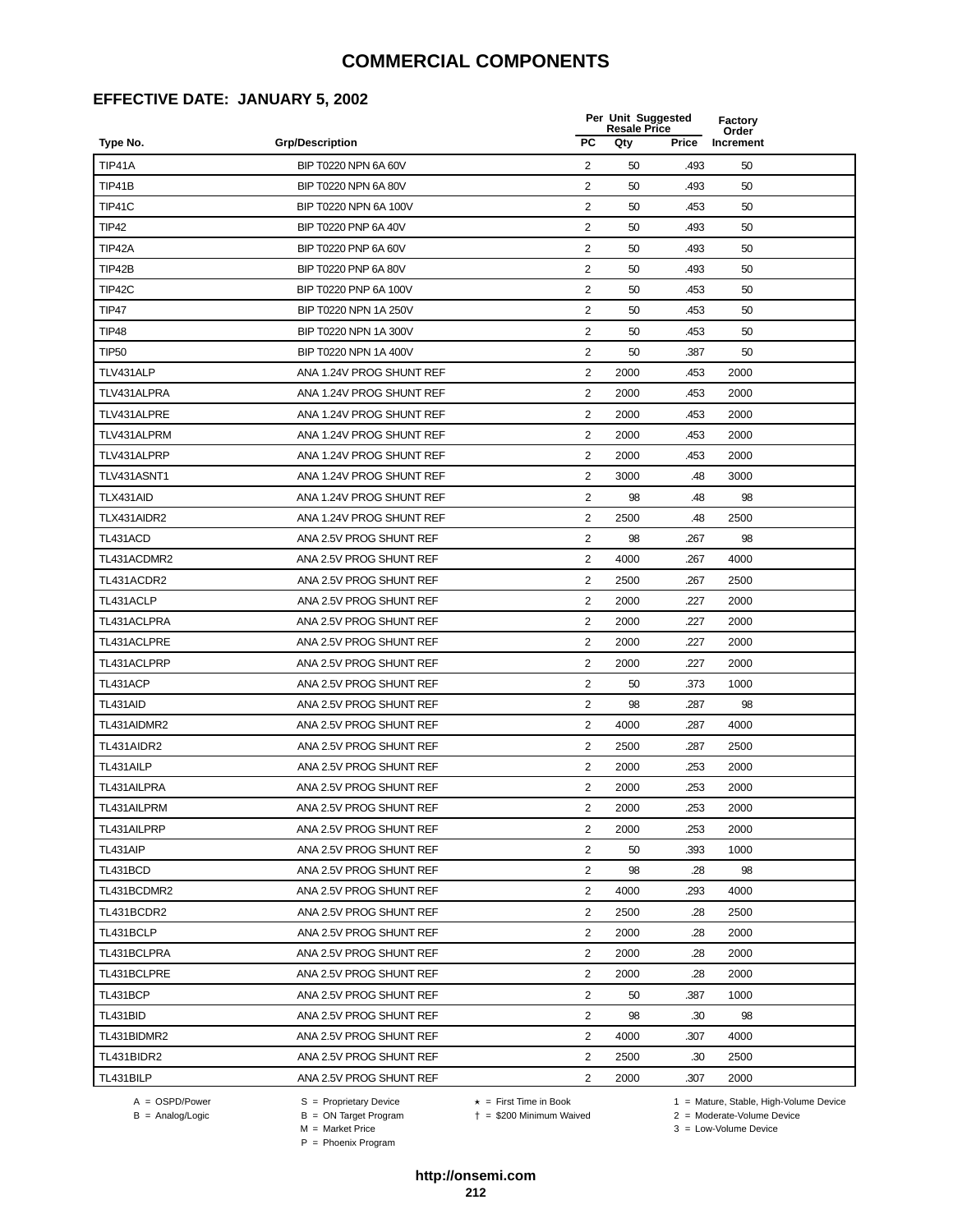# COMMERCIAL COMPONENTS

## EFFECTIVE DATE: JANUARY 5, 2002

| Type No. | Grp/Description | PC | Per Unit Suggested Resale Price Qty | Price | Factory Order Increment |
|---|---|---|---|---|---|
| TIP41A | BIP T0220 NPN 6A 60V | 2 | 50 | .493 | 50 |
| TIP41B | BIP T0220 NPN 6A 80V | 2 | 50 | .493 | 50 |
| TIP41C | BIP T0220 NPN 6A 100V | 2 | 50 | .453 | 50 |
| TIP42 | BIP T0220 PNP 6A 40V | 2 | 50 | .493 | 50 |
| TIP42A | BIP T0220 PNP 6A 60V | 2 | 50 | .493 | 50 |
| TIP42B | BIP T0220 PNP 6A 80V | 2 | 50 | .493 | 50 |
| TIP42C | BIP T0220 PNP 6A 100V | 2 | 50 | .453 | 50 |
| TIP47 | BIP T0220 NPN 1A 250V | 2 | 50 | .453 | 50 |
| TIP48 | BIP T0220 NPN 1A 300V | 2 | 50 | .453 | 50 |
| TIP50 | BIP T0220 NPN 1A 400V | 2 | 50 | .387 | 50 |
| TLV431ALP | ANA 1.24V PROG SHUNT REF | 2 | 2000 | .453 | 2000 |
| TLV431ALPRA | ANA 1.24V PROG SHUNT REF | 2 | 2000 | .453 | 2000 |
| TLV431ALPRE | ANA 1.24V PROG SHUNT REF | 2 | 2000 | .453 | 2000 |
| TLV431ALPRM | ANA 1.24V PROG SHUNT REF | 2 | 2000 | .453 | 2000 |
| TLV431ALPRP | ANA 1.24V PROG SHUNT REF | 2 | 2000 | .453 | 2000 |
| TLV431ASNT1 | ANA 1.24V PROG SHUNT REF | 2 | 3000 | .48 | 3000 |
| TLX431AID | ANA 1.24V PROG SHUNT REF | 2 | 98 | .48 | 98 |
| TLX431AIDR2 | ANA 1.24V PROG SHUNT REF | 2 | 2500 | .48 | 2500 |
| TL431ACD | ANA 2.5V PROG SHUNT REF | 2 | 98 | .267 | 98 |
| TL431ACDMR2 | ANA 2.5V PROG SHUNT REF | 2 | 4000 | .267 | 4000 |
| TL431ACDR2 | ANA 2.5V PROG SHUNT REF | 2 | 2500 | .267 | 2500 |
| TL431ACLP | ANA 2.5V PROG SHUNT REF | 2 | 2000 | .227 | 2000 |
| TL431ACLPRA | ANA 2.5V PROG SHUNT REF | 2 | 2000 | .227 | 2000 |
| TL431ACLPRE | ANA 2.5V PROG SHUNT REF | 2 | 2000 | .227 | 2000 |
| TL431ACLPRP | ANA 2.5V PROG SHUNT REF | 2 | 2000 | .227 | 2000 |
| TL431ACP | ANA 2.5V PROG SHUNT REF | 2 | 50 | .373 | 1000 |
| TL431AID | ANA 2.5V PROG SHUNT REF | 2 | 98 | .287 | 98 |
| TL431AIDMR2 | ANA 2.5V PROG SHUNT REF | 2 | 4000 | .287 | 4000 |
| TL431AIDR2 | ANA 2.5V PROG SHUNT REF | 2 | 2500 | .287 | 2500 |
| TL431AILP | ANA 2.5V PROG SHUNT REF | 2 | 2000 | .253 | 2000 |
| TL431AILPRA | ANA 2.5V PROG SHUNT REF | 2 | 2000 | .253 | 2000 |
| TL431AILPRM | ANA 2.5V PROG SHUNT REF | 2 | 2000 | .253 | 2000 |
| TL431AILPRP | ANA 2.5V PROG SHUNT REF | 2 | 2000 | .253 | 2000 |
| TL431AIP | ANA 2.5V PROG SHUNT REF | 2 | 50 | .393 | 1000 |
| TL431BCD | ANA 2.5V PROG SHUNT REF | 2 | 98 | .28 | 98 |
| TL431BCDMR2 | ANA 2.5V PROG SHUNT REF | 2 | 4000 | .293 | 4000 |
| TL431BCDR2 | ANA 2.5V PROG SHUNT REF | 2 | 2500 | .28 | 2500 |
| TL431BCLP | ANA 2.5V PROG SHUNT REF | 2 | 2000 | .28 | 2000 |
| TL431BCLPRA | ANA 2.5V PROG SHUNT REF | 2 | 2000 | .28 | 2000 |
| TL431BCLPRE | ANA 2.5V PROG SHUNT REF | 2 | 2000 | .28 | 2000 |
| TL431BCP | ANA 2.5V PROG SHUNT REF | 2 | 50 | .387 | 1000 |
| TL431BID | ANA 2.5V PROG SHUNT REF | 2 | 98 | .30 | 98 |
| TL431BIDMR2 | ANA 2.5V PROG SHUNT REF | 2 | 4000 | .307 | 4000 |
| TL431BIDR2 | ANA 2.5V PROG SHUNT REF | 2 | 2500 | .30 | 2500 |
| TL431BILP | ANA 2.5V PROG SHUNT REF | 2 | 2000 | .307 | 2000 |

A = OSPD/Power
B = Analog/Logic

S = Proprietary Device
B = ON Target Program
M = Market Price
P = Phoenix Program

⋆ = First Time in Book
† = $200 Minimum Waived

1 = Mature, Stable, High-Volume Device
2 = Moderate-Volume Device
3 = Low-Volume Device

**http://onsemi.com**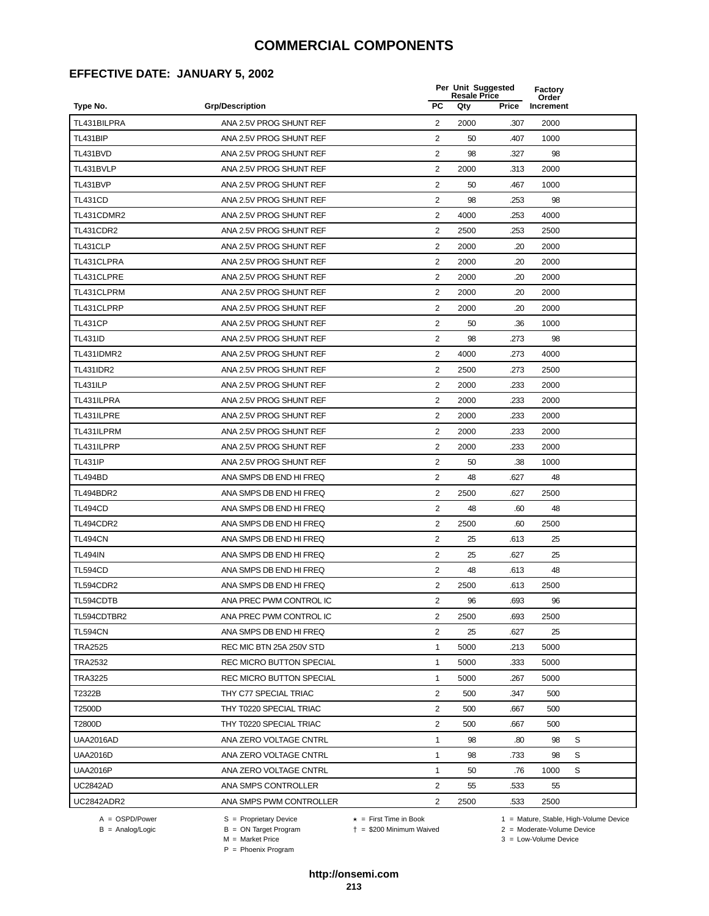# COMMERCIAL COMPONENTS

### EFFECTIVE DATE: JANUARY 5, 2002

| Type No. | Grp/Description | PC | Per Unit Suggested Resale Price Qty | Price | Factory Order Increment | |
|---|---|---|---|---|---|---|
| TL431BILPRA | ANA 2.5V PROG SHUNT REF | 2 | 2000 | .307 | 2000 | |
| TL431BIP | ANA 2.5V PROG SHUNT REF | 2 | 50 | .407 | 1000 | |
| TL431BVD | ANA 2.5V PROG SHUNT REF | 2 | 98 | .327 | 98 | |
| TL431BVLP | ANA 2.5V PROG SHUNT REF | 2 | 2000 | .313 | 2000 | |
| TL431BVP | ANA 2.5V PROG SHUNT REF | 2 | 50 | .467 | 1000 | |
| TL431CD | ANA 2.5V PROG SHUNT REF | 2 | 98 | .253 | 98 | |
| TL431CDMR2 | ANA 2.5V PROG SHUNT REF | 2 | 4000 | .253 | 4000 | |
| TL431CDR2 | ANA 2.5V PROG SHUNT REF | 2 | 2500 | .253 | 2500 | |
| TL431CLP | ANA 2.5V PROG SHUNT REF | 2 | 2000 | .20 | 2000 | |
| TL431CLPRA | ANA 2.5V PROG SHUNT REF | 2 | 2000 | .20 | 2000 | |
| TL431CLPRE | ANA 2.5V PROG SHUNT REF | 2 | 2000 | .20 | 2000 | |
| TL431CLPRM | ANA 2.5V PROG SHUNT REF | 2 | 2000 | .20 | 2000 | |
| TL431CLPRP | ANA 2.5V PROG SHUNT REF | 2 | 2000 | .20 | 2000 | |
| TL431CP | ANA 2.5V PROG SHUNT REF | 2 | 50 | .36 | 1000 | |
| TL431ID | ANA 2.5V PROG SHUNT REF | 2 | 98 | .273 | 98 | |
| TL431IDMR2 | ANA 2.5V PROG SHUNT REF | 2 | 4000 | .273 | 4000 | |
| TL431IDR2 | ANA 2.5V PROG SHUNT REF | 2 | 2500 | .273 | 2500 | |
| TL431ILP | ANA 2.5V PROG SHUNT REF | 2 | 2000 | .233 | 2000 | |
| TL431ILPRA | ANA 2.5V PROG SHUNT REF | 2 | 2000 | .233 | 2000 | |
| TL431ILPRE | ANA 2.5V PROG SHUNT REF | 2 | 2000 | .233 | 2000 | |
| TL431ILPRM | ANA 2.5V PROG SHUNT REF | 2 | 2000 | .233 | 2000 | |
| TL431ILPRP | ANA 2.5V PROG SHUNT REF | 2 | 2000 | .233 | 2000 | |
| TL431IP | ANA 2.5V PROG SHUNT REF | 2 | 50 | .38 | 1000 | |
| TL494BD | ANA SMPS DB END HI FREQ | 2 | 48 | .627 | 48 | |
| TL494BDR2 | ANA SMPS DB END HI FREQ | 2 | 2500 | .627 | 2500 | |
| TL494CD | ANA SMPS DB END HI FREQ | 2 | 48 | .60 | 48 | |
| TL494CDR2 | ANA SMPS DB END HI FREQ | 2 | 2500 | .60 | 2500 | |
| TL494CN | ANA SMPS DB END HI FREQ | 2 | 25 | .613 | 25 | |
| TL494IN | ANA SMPS DB END HI FREQ | 2 | 25 | .627 | 25 | |
| TL594CD | ANA SMPS DB END HI FREQ | 2 | 48 | .613 | 48 | |
| TL594CDR2 | ANA SMPS DB END HI FREQ | 2 | 2500 | .613 | 2500 | |
| TL594CDTB | ANA PREC PWM CONTROL IC | 2 | 96 | .693 | 96 | |
| TL594CDTBR2 | ANA PREC PWM CONTROL IC | 2 | 2500 | .693 | 2500 | |
| TL594CN | ANA SMPS DB END HI FREQ | 2 | 25 | .627 | 25 | |
| TRA2525 | REC MIC BTN 25A 250V STD | 1 | 5000 | .213 | 5000 | |
| TRA2532 | REC MICRO BUTTON SPECIAL | 1 | 5000 | .333 | 5000 | |
| TRA3225 | REC MICRO BUTTON SPECIAL | 1 | 5000 | .267 | 5000 | |
| T2322B | THY C77 SPECIAL TRIAC | 2 | 500 | .347 | 500 | |
| T2500D | THY T0220 SPECIAL TRIAC | 2 | 500 | .667 | 500 | |
| T2800D | THY T0220 SPECIAL TRIAC | 2 | 500 | .667 | 500 | |
| UAA2016AD | ANA ZERO VOLTAGE CNTRL | 1 | 98 | .80 | 98 | S |
| UAA2016D | ANA ZERO VOLTAGE CNTRL | 1 | 98 | .733 | 98 | S |
| UAA2016P | ANA ZERO VOLTAGE CNTRL | 1 | 50 | .76 | 1000 | S |
| UC2842AD | ANA SMPS CONTROLLER | 2 | 55 | .533 | 55 | |
| UC2842ADR2 | ANA SMPS PWM CONTROLLER | 2 | 2500 | .533 | 2500 | |

A = OSPD/Power
B = Analog/Logic

S = Proprietary Device
B = ON Target Program
M = Market Price
P = Phoenix Program

★ = First Time in Book
† = $200 Minimum Waived

1 = Mature, Stable, High-Volume Device
2 = Moderate-Volume Device
3 = Low-Volume Device

**http://onsemi.com**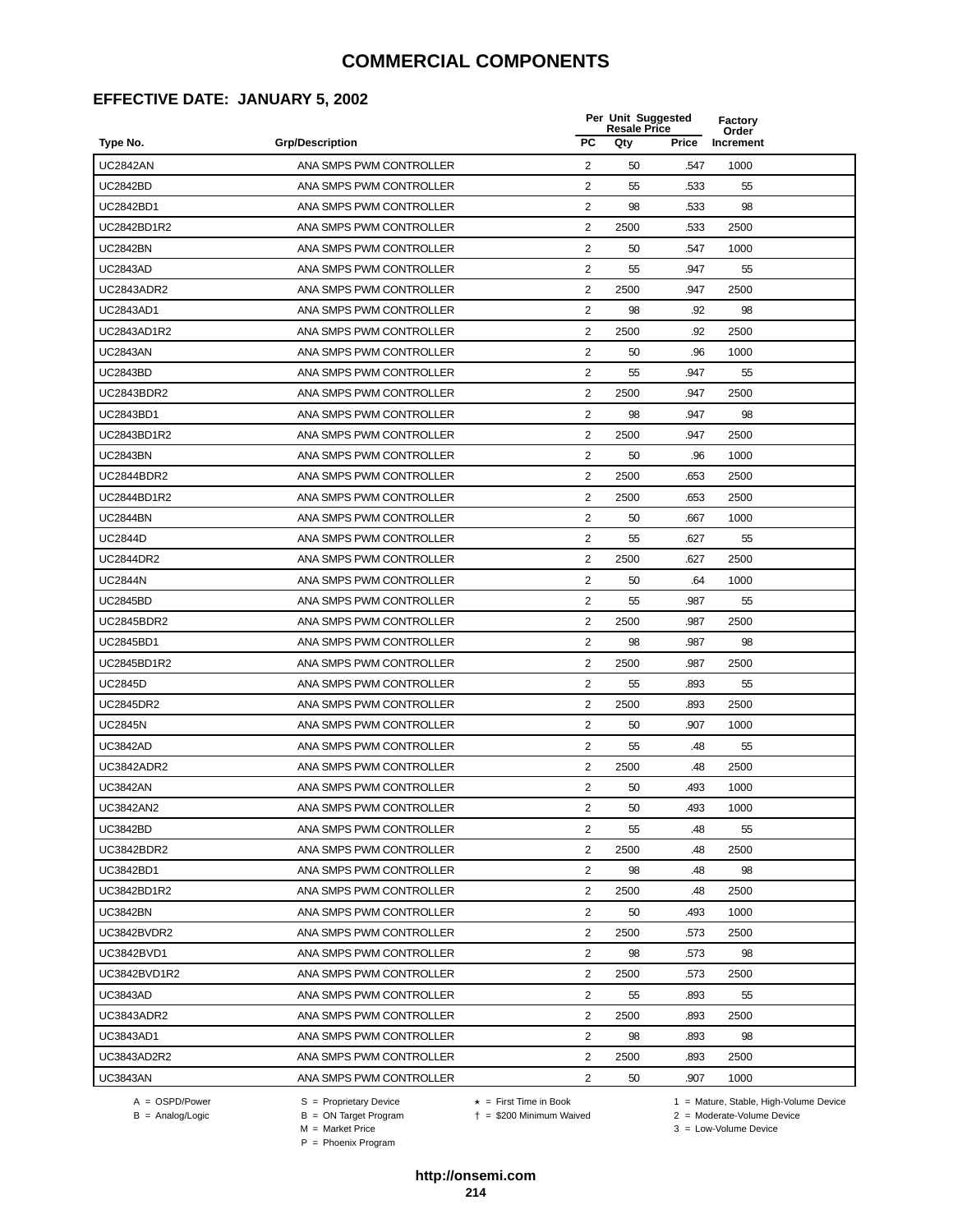# COMMERCIAL COMPONENTS

## EFFECTIVE DATE: JANUARY 5, 2002

| Type No. | Grp/Description | PC | Per Unit Suggested Resale Price Qty | Price | Factory Order Increment |
|---|---|---|---|---|---|
| UC2842AN | ANA SMPS PWM CONTROLLER | 2 | 50 | .547 | 1000 |
| UC2842BD | ANA SMPS PWM CONTROLLER | 2 | 55 | .533 | 55 |
| UC2842BD1 | ANA SMPS PWM CONTROLLER | 2 | 98 | .533 | 98 |
| UC2842BD1R2 | ANA SMPS PWM CONTROLLER | 2 | 2500 | .533 | 2500 |
| UC2842BN | ANA SMPS PWM CONTROLLER | 2 | 50 | .547 | 1000 |
| UC2843AD | ANA SMPS PWM CONTROLLER | 2 | 55 | .947 | 55 |
| UC2843ADR2 | ANA SMPS PWM CONTROLLER | 2 | 2500 | .947 | 2500 |
| UC2843AD1 | ANA SMPS PWM CONTROLLER | 2 | 98 | .92 | 98 |
| UC2843AD1R2 | ANA SMPS PWM CONTROLLER | 2 | 2500 | .92 | 2500 |
| UC2843AN | ANA SMPS PWM CONTROLLER | 2 | 50 | .96 | 1000 |
| UC2843BD | ANA SMPS PWM CONTROLLER | 2 | 55 | .947 | 55 |
| UC2843BDR2 | ANA SMPS PWM CONTROLLER | 2 | 2500 | .947 | 2500 |
| UC2843BD1 | ANA SMPS PWM CONTROLLER | 2 | 98 | .947 | 98 |
| UC2843BD1R2 | ANA SMPS PWM CONTROLLER | 2 | 2500 | .947 | 2500 |
| UC2843BN | ANA SMPS PWM CONTROLLER | 2 | 50 | .96 | 1000 |
| UC2844BDR2 | ANA SMPS PWM CONTROLLER | 2 | 2500 | .653 | 2500 |
| UC2844BD1R2 | ANA SMPS PWM CONTROLLER | 2 | 2500 | .653 | 2500 |
| UC2844BN | ANA SMPS PWM CONTROLLER | 2 | 50 | .667 | 1000 |
| UC2844D | ANA SMPS PWM CONTROLLER | 2 | 55 | .627 | 55 |
| UC2844DR2 | ANA SMPS PWM CONTROLLER | 2 | 2500 | .627 | 2500 |
| UC2844N | ANA SMPS PWM CONTROLLER | 2 | 50 | .64 | 1000 |
| UC2845BD | ANA SMPS PWM CONTROLLER | 2 | 55 | .987 | 55 |
| UC2845BDR2 | ANA SMPS PWM CONTROLLER | 2 | 2500 | .987 | 2500 |
| UC2845BD1 | ANA SMPS PWM CONTROLLER | 2 | 98 | .987 | 98 |
| UC2845BD1R2 | ANA SMPS PWM CONTROLLER | 2 | 2500 | .987 | 2500 |
| UC2845D | ANA SMPS PWM CONTROLLER | 2 | 55 | .893 | 55 |
| UC2845DR2 | ANA SMPS PWM CONTROLLER | 2 | 2500 | .893 | 2500 |
| UC2845N | ANA SMPS PWM CONTROLLER | 2 | 50 | .907 | 1000 |
| UC3842AD | ANA SMPS PWM CONTROLLER | 2 | 55 | .48 | 55 |
| UC3842ADR2 | ANA SMPS PWM CONTROLLER | 2 | 2500 | .48 | 2500 |
| UC3842AN | ANA SMPS PWM CONTROLLER | 2 | 50 | .493 | 1000 |
| UC3842AN2 | ANA SMPS PWM CONTROLLER | 2 | 50 | .493 | 1000 |
| UC3842BD | ANA SMPS PWM CONTROLLER | 2 | 55 | .48 | 55 |
| UC3842BDR2 | ANA SMPS PWM CONTROLLER | 2 | 2500 | .48 | 2500 |
| UC3842BD1 | ANA SMPS PWM CONTROLLER | 2 | 98 | .48 | 98 |
| UC3842BD1R2 | ANA SMPS PWM CONTROLLER | 2 | 2500 | .48 | 2500 |
| UC3842BN | ANA SMPS PWM CONTROLLER | 2 | 50 | .493 | 1000 |
| UC3842BVDR2 | ANA SMPS PWM CONTROLLER | 2 | 2500 | .573 | 2500 |
| UC3842BVD1 | ANA SMPS PWM CONTROLLER | 2 | 98 | .573 | 98 |
| UC3842BVD1R2 | ANA SMPS PWM CONTROLLER | 2 | 2500 | .573 | 2500 |
| UC3843AD | ANA SMPS PWM CONTROLLER | 2 | 55 | .893 | 55 |
| UC3843ADR2 | ANA SMPS PWM CONTROLLER | 2 | 2500 | .893 | 2500 |
| UC3843AD1 | ANA SMPS PWM CONTROLLER | 2 | 98 | .893 | 98 |
| UC3843AD2R2 | ANA SMPS PWM CONTROLLER | 2 | 2500 | .893 | 2500 |
| UC3843AN | ANA SMPS PWM CONTROLLER | 2 | 50 | .907 | 1000 |

A = OSPD/Power
B = Analog/Logic

S = Proprietary Device
B = ON Target Program
M = Market Price
P = Phoenix Program

⋆ = First Time in Book
† = $200 Minimum Waived

1 = Mature, Stable, High-Volume Device
2 = Moderate-Volume Device
3 = Low-Volume Device

**http://onsemi.com**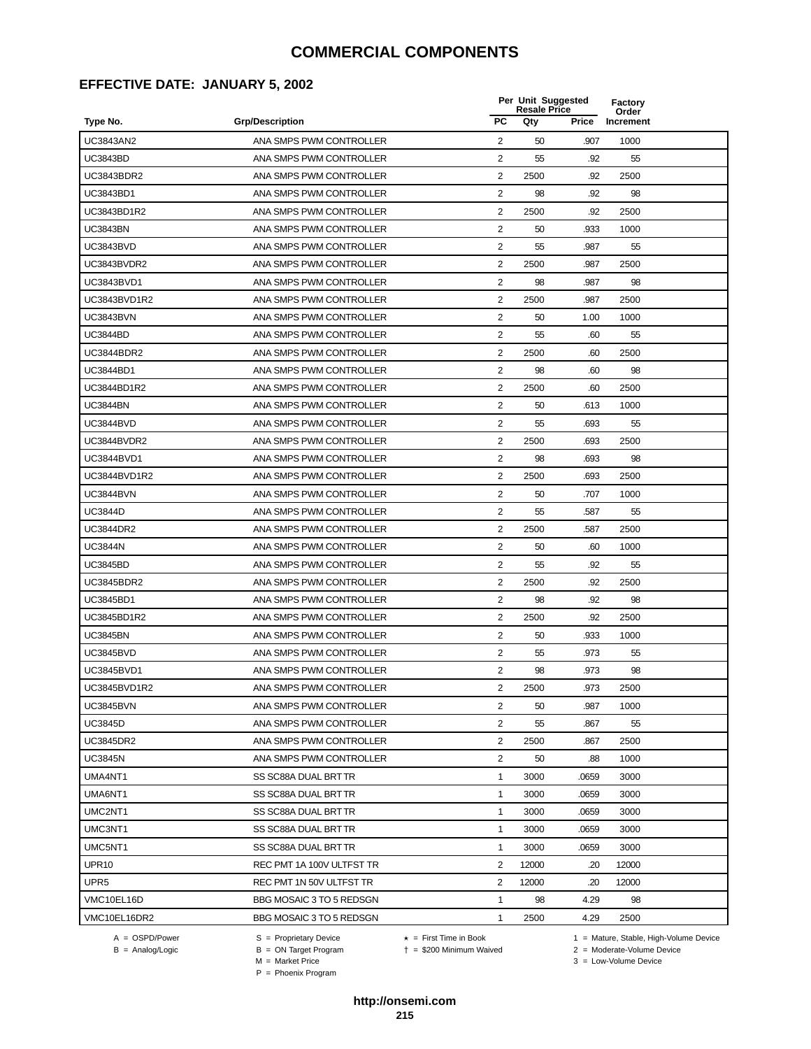# COMMERCIAL COMPONENTS

## EFFECTIVE DATE: JANUARY 5, 2002

| Type No. | Grp/Description | PC | Per Unit Suggested Resale Price Qty | Price | Factory Order Increment |
|---|---|---|---|---|---|
| UC3843AN2 | ANA SMPS PWM CONTROLLER | 2 | 50 | .907 | 1000 |
| UC3843BD | ANA SMPS PWM CONTROLLER | 2 | 55 | .92 | 55 |
| UC3843BDR2 | ANA SMPS PWM CONTROLLER | 2 | 2500 | .92 | 2500 |
| UC3843BD1 | ANA SMPS PWM CONTROLLER | 2 | 98 | .92 | 98 |
| UC3843BD1R2 | ANA SMPS PWM CONTROLLER | 2 | 2500 | .92 | 2500 |
| UC3843BN | ANA SMPS PWM CONTROLLER | 2 | 50 | .933 | 1000 |
| UC3843BVD | ANA SMPS PWM CONTROLLER | 2 | 55 | .987 | 55 |
| UC3843BVDR2 | ANA SMPS PWM CONTROLLER | 2 | 2500 | .987 | 2500 |
| UC3843BVD1 | ANA SMPS PWM CONTROLLER | 2 | 98 | .987 | 98 |
| UC3843BVD1R2 | ANA SMPS PWM CONTROLLER | 2 | 2500 | .987 | 2500 |
| UC3843BVN | ANA SMPS PWM CONTROLLER | 2 | 50 | 1.00 | 1000 |
| UC3844BD | ANA SMPS PWM CONTROLLER | 2 | 55 | .60 | 55 |
| UC3844BDR2 | ANA SMPS PWM CONTROLLER | 2 | 2500 | .60 | 2500 |
| UC3844BD1 | ANA SMPS PWM CONTROLLER | 2 | 98 | .60 | 98 |
| UC3844BD1R2 | ANA SMPS PWM CONTROLLER | 2 | 2500 | .60 | 2500 |
| UC3844BN | ANA SMPS PWM CONTROLLER | 2 | 50 | .613 | 1000 |
| UC3844BVD | ANA SMPS PWM CONTROLLER | 2 | 55 | .693 | 55 |
| UC3844BVDR2 | ANA SMPS PWM CONTROLLER | 2 | 2500 | .693 | 2500 |
| UC3844BVD1 | ANA SMPS PWM CONTROLLER | 2 | 98 | .693 | 98 |
| UC3844BVD1R2 | ANA SMPS PWM CONTROLLER | 2 | 2500 | .693 | 2500 |
| UC3844BVN | ANA SMPS PWM CONTROLLER | 2 | 50 | .707 | 1000 |
| UC3844D | ANA SMPS PWM CONTROLLER | 2 | 55 | .587 | 55 |
| UC3844DR2 | ANA SMPS PWM CONTROLLER | 2 | 2500 | .587 | 2500 |
| UC3844N | ANA SMPS PWM CONTROLLER | 2 | 50 | .60 | 1000 |
| UC3845BD | ANA SMPS PWM CONTROLLER | 2 | 55 | .92 | 55 |
| UC3845BDR2 | ANA SMPS PWM CONTROLLER | 2 | 2500 | .92 | 2500 |
| UC3845BD1 | ANA SMPS PWM CONTROLLER | 2 | 98 | .92 | 98 |
| UC3845BD1R2 | ANA SMPS PWM CONTROLLER | 2 | 2500 | .92 | 2500 |
| UC3845BN | ANA SMPS PWM CONTROLLER | 2 | 50 | .933 | 1000 |
| UC3845BVD | ANA SMPS PWM CONTROLLER | 2 | 55 | .973 | 55 |
| UC3845BVD1 | ANA SMPS PWM CONTROLLER | 2 | 98 | .973 | 98 |
| UC3845BVD1R2 | ANA SMPS PWM CONTROLLER | 2 | 2500 | .973 | 2500 |
| UC3845BVN | ANA SMPS PWM CONTROLLER | 2 | 50 | .987 | 1000 |
| UC3845D | ANA SMPS PWM CONTROLLER | 2 | 55 | .867 | 55 |
| UC3845DR2 | ANA SMPS PWM CONTROLLER | 2 | 2500 | .867 | 2500 |
| UC3845N | ANA SMPS PWM CONTROLLER | 2 | 50 | .88 | 1000 |
| UMA4NT1 | SS SC88A DUAL BRT TR | 1 | 3000 | .0659 | 3000 |
| UMA6NT1 | SS SC88A DUAL BRT TR | 1 | 3000 | .0659 | 3000 |
| UMC2NT1 | SS SC88A DUAL BRT TR | 1 | 3000 | .0659 | 3000 |
| UMC3NT1 | SS SC88A DUAL BRT TR | 1 | 3000 | .0659 | 3000 |
| UMC5NT1 | SS SC88A DUAL BRT TR | 1 | 3000 | .0659 | 3000 |
| UPR10 | REC PMT 1A 100V ULTFST TR | 2 | 12000 | .20 | 12000 |
| UPR5 | REC PMT 1N 50V ULTFST TR | 2 | 12000 | .20 | 12000 |
| VMC10EL16D | BBG MOSAIC 3 TO 5 REDSGN | 1 | 98 | 4.29 | 98 |
| VMC10EL16DR2 | BBG MOSAIC 3 TO 5 REDSGN | 1 | 2500 | 4.29 | 2500 |

A = OSPD/Power
B = Analog/Logic

S = Proprietary Device
B = ON Target Program
M = Market Price
P = Phoenix Program

⋆ = First Time in Book
† = $200 Minimum Waived

1 = Mature, Stable, High-Volume Device
2 = Moderate-Volume Device
3 = Low-Volume Device

**http://onsemi.com**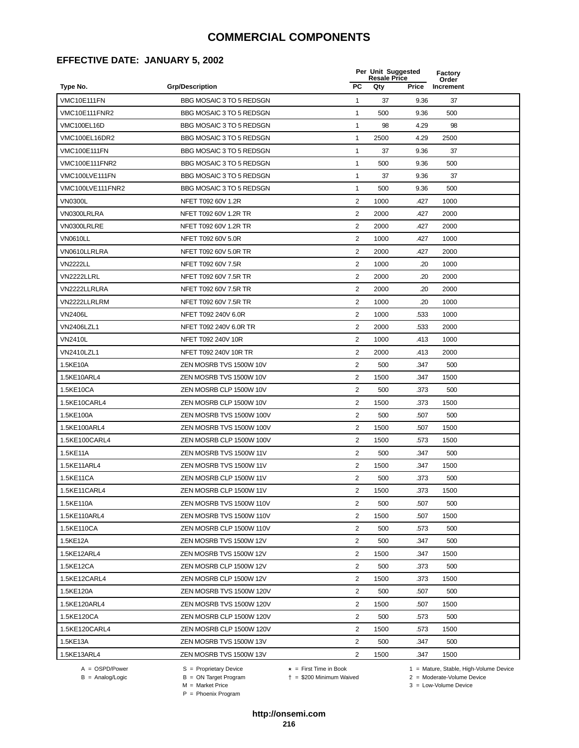# COMMERCIAL COMPONENTS

## EFFECTIVE DATE: JANUARY 5, 2002

| Type No. | Grp/Description | PC | Per Unit Suggested Resale Price Qty | Price | Factory Order Increment |
|---|---|---|---|---|---|
| VMC10E111FN | BBG MOSAIC 3 TO 5 REDSGN | 1 | 37 | 9.36 | 37 |
| VMC10E111FNR2 | BBG MOSAIC 3 TO 5 REDSGN | 1 | 500 | 9.36 | 500 |
| VMC100EL16D | BBG MOSAIC 3 TO 5 REDSGN | 1 | 98 | 4.29 | 98 |
| VMC100EL16DR2 | BBG MOSAIC 3 TO 5 REDSGN | 1 | 2500 | 4.29 | 2500 |
| VMC100E111FN | BBG MOSAIC 3 TO 5 REDSGN | 1 | 37 | 9.36 | 37 |
| VMC100E111FNR2 | BBG MOSAIC 3 TO 5 REDSGN | 1 | 500 | 9.36 | 500 |
| VMC100LVE111FN | BBG MOSAIC 3 TO 5 REDSGN | 1 | 37 | 9.36 | 37 |
| VMC100LVE111FNR2 | BBG MOSAIC 3 TO 5 REDSGN | 1 | 500 | 9.36 | 500 |
| VN0300L | NFET T092 60V 1.2R | 2 | 1000 | .427 | 1000 |
| VN0300LRLRA | NFET T092 60V 1.2R TR | 2 | 2000 | .427 | 2000 |
| VN0300LRLRE | NFET T092 60V 1.2R TR | 2 | 2000 | .427 | 2000 |
| VN0610LL | NFET T092 60V 5.0R | 2 | 1000 | .427 | 1000 |
| VN0610LLRLRA | NFET T092 60V 5.0R TR | 2 | 2000 | .427 | 2000 |
| VN2222LL | NFET T092 60V 7.5R | 2 | 1000 | .20 | 1000 |
| VN2222LLRL | NFET T092 60V 7.5R TR | 2 | 2000 | .20 | 2000 |
| VN2222LLRLRA | NFET T092 60V 7.5R TR | 2 | 2000 | .20 | 2000 |
| VN2222LLRLRM | NFET T092 60V 7.5R TR | 2 | 1000 | .20 | 1000 |
| VN2406L | NFET T092 240V 6.0R | 2 | 1000 | .533 | 1000 |
| VN2406LZL1 | NFET T092 240V 6.0R TR | 2 | 2000 | .533 | 2000 |
| VN2410L | NFET T092 240V 10R | 2 | 1000 | .413 | 1000 |
| VN2410LZL1 | NFET T092 240V 10R TR | 2 | 2000 | .413 | 2000 |
| 1.5KE10A | ZEN MOSRB TVS 1500W 10V | 2 | 500 | .347 | 500 |
| 1.5KE10ARL4 | ZEN MOSRB TVS 1500W 10V | 2 | 1500 | .347 | 1500 |
| 1.5KE10CA | ZEN MOSRB CLP 1500W 10V | 2 | 500 | .373 | 500 |
| 1.5KE10CARL4 | ZEN MOSRB CLP 1500W 10V | 2 | 1500 | .373 | 1500 |
| 1.5KE100A | ZEN MOSRB TVS 1500W 100V | 2 | 500 | .507 | 500 |
| 1.5KE100ARL4 | ZEN MOSRB TVS 1500W 100V | 2 | 1500 | .507 | 1500 |
| 1.5KE100CARL4 | ZEN MOSRB CLP 1500W 100V | 2 | 1500 | .573 | 1500 |
| 1.5KE11A | ZEN MOSRB TVS 1500W 11V | 2 | 500 | .347 | 500 |
| 1.5KE11ARL4 | ZEN MOSRB TVS 1500W 11V | 2 | 1500 | .347 | 1500 |
| 1.5KE11CA | ZEN MOSRB CLP 1500W 11V | 2 | 500 | .373 | 500 |
| 1.5KE11CARL4 | ZEN MOSRB CLP 1500W 11V | 2 | 1500 | .373 | 1500 |
| 1.5KE110A | ZEN MOSRB TVS 1500W 110V | 2 | 500 | .507 | 500 |
| 1.5KE110ARL4 | ZEN MOSRB TVS 1500W 110V | 2 | 1500 | .507 | 1500 |
| 1.5KE110CA | ZEN MOSRB CLP 1500W 110V | 2 | 500 | .573 | 500 |
| 1.5KE12A | ZEN MOSRB TVS 1500W 12V | 2 | 500 | .347 | 500 |
| 1.5KE12ARL4 | ZEN MOSRB TVS 1500W 12V | 2 | 1500 | .347 | 1500 |
| 1.5KE12CA | ZEN MOSRB CLP 1500W 12V | 2 | 500 | .373 | 500 |
| 1.5KE12CARL4 | ZEN MOSRB CLP 1500W 12V | 2 | 1500 | .373 | 1500 |
| 1.5KE120A | ZEN MOSRB TVS 1500W 120V | 2 | 500 | .507 | 500 |
| 1.5KE120ARL4 | ZEN MOSRB TVS 1500W 120V | 2 | 1500 | .507 | 1500 |
| 1.5KE120CA | ZEN MOSRB CLP 1500W 120V | 2 | 500 | .573 | 500 |
| 1.5KE120CARL4 | ZEN MOSRB CLP 1500W 120V | 2 | 1500 | .573 | 1500 |
| 1.5KE13A | ZEN MOSRB TVS 1500W 13V | 2 | 500 | .347 | 500 |
| 1.5KE13ARL4 | ZEN MOSRB TVS 1500W 13V | 2 | 1500 | .347 | 1500 |

A = OSPD/Power
B = Analog/Logic

S = Proprietary Device
B = ON Target Program
M = Market Price
P = Phoenix Program

★ = First Time in Book
† = $200 Minimum Waived

1 = Mature, Stable, High-Volume Device
2 = Moderate-Volume Device
3 = Low-Volume Device

**http://onsemi.com**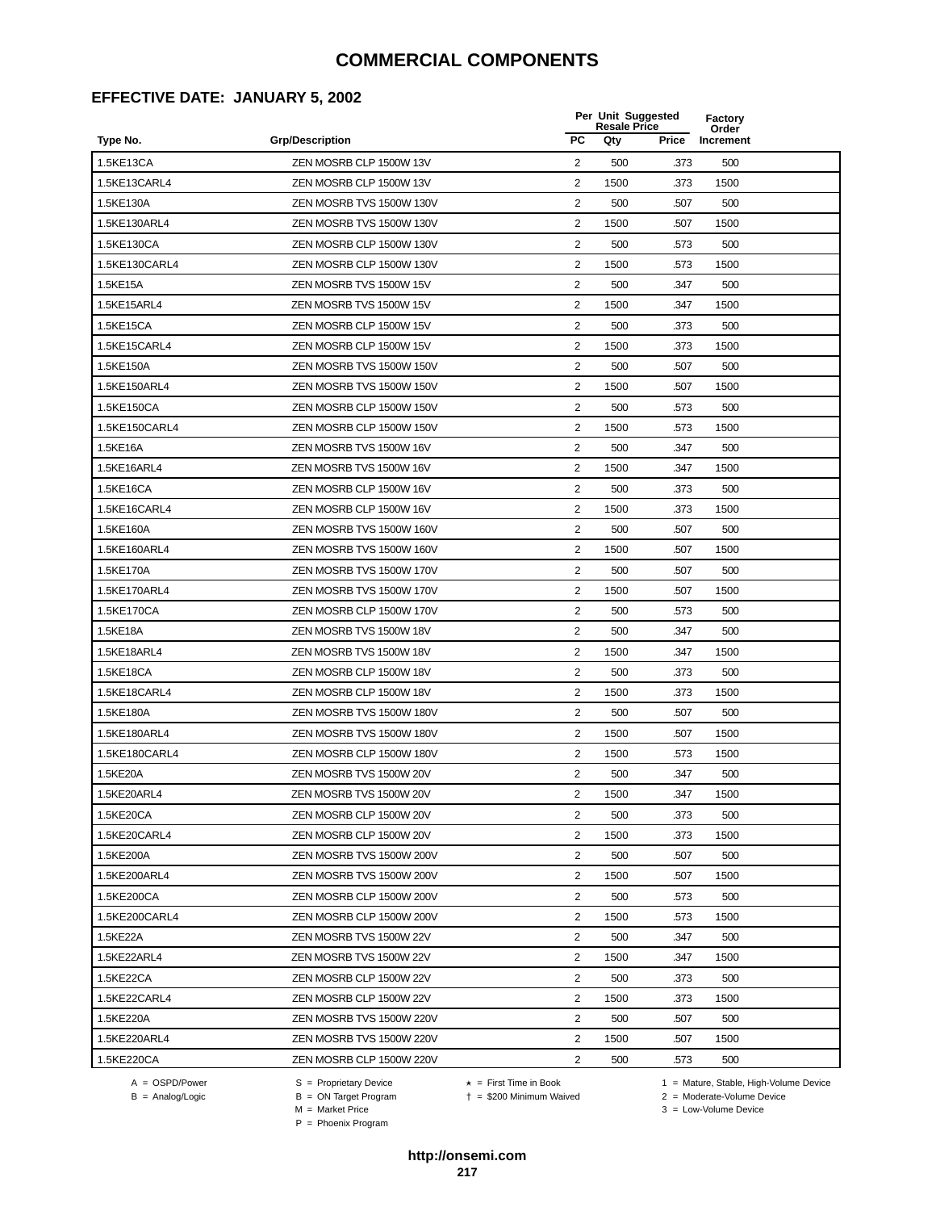# COMMERCIAL COMPONENTS

## EFFECTIVE DATE: JANUARY 5, 2002

| Type No. | Grp/Description | PC | Per Unit Suggested Resale Price Qty | Price | Factory Order Increment |
|---|---|---|---|---|---|
| 1.5KE13CA | ZEN MOSRB CLP 1500W 13V | 2 | 500 | .373 | 500 |
| 1.5KE13CARL4 | ZEN MOSRB CLP 1500W 13V | 2 | 1500 | .373 | 1500 |
| 1.5KE130A | ZEN MOSRB TVS 1500W 130V | 2 | 500 | .507 | 500 |
| 1.5KE130ARL4 | ZEN MOSRB TVS 1500W 130V | 2 | 1500 | .507 | 1500 |
| 1.5KE130CA | ZEN MOSRB CLP 1500W 130V | 2 | 500 | .573 | 500 |
| 1.5KE130CARL4 | ZEN MOSRB CLP 1500W 130V | 2 | 1500 | .573 | 1500 |
| 1.5KE15A | ZEN MOSRB TVS 1500W 15V | 2 | 500 | .347 | 500 |
| 1.5KE15ARL4 | ZEN MOSRB TVS 1500W 15V | 2 | 1500 | .347 | 1500 |
| 1.5KE15CA | ZEN MOSRB CLP 1500W 15V | 2 | 500 | .373 | 500 |
| 1.5KE15CARL4 | ZEN MOSRB CLP 1500W 15V | 2 | 1500 | .373 | 1500 |
| 1.5KE150A | ZEN MOSRB TVS 1500W 150V | 2 | 500 | .507 | 500 |
| 1.5KE150ARL4 | ZEN MOSRB TVS 1500W 150V | 2 | 1500 | .507 | 1500 |
| 1.5KE150CA | ZEN MOSRB CLP 1500W 150V | 2 | 500 | .573 | 500 |
| 1.5KE150CARL4 | ZEN MOSRB CLP 1500W 150V | 2 | 1500 | .573 | 1500 |
| 1.5KE16A | ZEN MOSRB TVS 1500W 16V | 2 | 500 | .347 | 500 |
| 1.5KE16ARL4 | ZEN MOSRB TVS 1500W 16V | 2 | 1500 | .347 | 1500 |
| 1.5KE16CA | ZEN MOSRB CLP 1500W 16V | 2 | 500 | .373 | 500 |
| 1.5KE16CARL4 | ZEN MOSRB CLP 1500W 16V | 2 | 1500 | .373 | 1500 |
| 1.5KE160A | ZEN MOSRB TVS 1500W 160V | 2 | 500 | .507 | 500 |
| 1.5KE160ARL4 | ZEN MOSRB TVS 1500W 160V | 2 | 1500 | .507 | 1500 |
| 1.5KE170A | ZEN MOSRB TVS 1500W 170V | 2 | 500 | .507 | 500 |
| 1.5KE170ARL4 | ZEN MOSRB TVS 1500W 170V | 2 | 1500 | .507 | 1500 |
| 1.5KE170CA | ZEN MOSRB CLP 1500W 170V | 2 | 500 | .573 | 500 |
| 1.5KE18A | ZEN MOSRB TVS 1500W 18V | 2 | 500 | .347 | 500 |
| 1.5KE18ARL4 | ZEN MOSRB TVS 1500W 18V | 2 | 1500 | .347 | 1500 |
| 1.5KE18CA | ZEN MOSRB CLP 1500W 18V | 2 | 500 | .373 | 500 |
| 1.5KE18CARL4 | ZEN MOSRB CLP 1500W 18V | 2 | 1500 | .373 | 1500 |
| 1.5KE180A | ZEN MOSRB TVS 1500W 180V | 2 | 500 | .507 | 500 |
| 1.5KE180ARL4 | ZEN MOSRB TVS 1500W 180V | 2 | 1500 | .507 | 1500 |
| 1.5KE180CARL4 | ZEN MOSRB CLP 1500W 180V | 2 | 1500 | .573 | 1500 |
| 1.5KE20A | ZEN MOSRB TVS 1500W 20V | 2 | 500 | .347 | 500 |
| 1.5KE20ARL4 | ZEN MOSRB TVS 1500W 20V | 2 | 1500 | .347 | 1500 |
| 1.5KE20CA | ZEN MOSRB CLP 1500W 20V | 2 | 500 | .373 | 500 |
| 1.5KE20CARL4 | ZEN MOSRB CLP 1500W 20V | 2 | 1500 | .373 | 1500 |
| 1.5KE200A | ZEN MOSRB TVS 1500W 200V | 2 | 500 | .507 | 500 |
| 1.5KE200ARL4 | ZEN MOSRB TVS 1500W 200V | 2 | 1500 | .507 | 1500 |
| 1.5KE200CA | ZEN MOSRB CLP 1500W 200V | 2 | 500 | .573 | 500 |
| 1.5KE200CARL4 | ZEN MOSRB CLP 1500W 200V | 2 | 1500 | .573 | 1500 |
| 1.5KE22A | ZEN MOSRB TVS 1500W 22V | 2 | 500 | .347 | 500 |
| 1.5KE22ARL4 | ZEN MOSRB TVS 1500W 22V | 2 | 1500 | .347 | 1500 |
| 1.5KE22CA | ZEN MOSRB CLP 1500W 22V | 2 | 500 | .373 | 500 |
| 1.5KE22CARL4 | ZEN MOSRB CLP 1500W 22V | 2 | 1500 | .373 | 1500 |
| 1.5KE220A | ZEN MOSRB TVS 1500W 220V | 2 | 500 | .507 | 500 |
| 1.5KE220ARL4 | ZEN MOSRB TVS 1500W 220V | 2 | 1500 | .507 | 1500 |
| 1.5KE220CA | ZEN MOSRB CLP 1500W 220V | 2 | 500 | .573 | 500 |

A = OSPD/Power
B = Analog/Logic

S = Proprietary Device
B = ON Target Program
M = Market Price
P = Phoenix Program

★ = First Time in Book
† = $200 Minimum Waived

1 = Mature, Stable, High-Volume Device
2 = Moderate-Volume Device
3 = Low-Volume Device

**http://onsemi.com**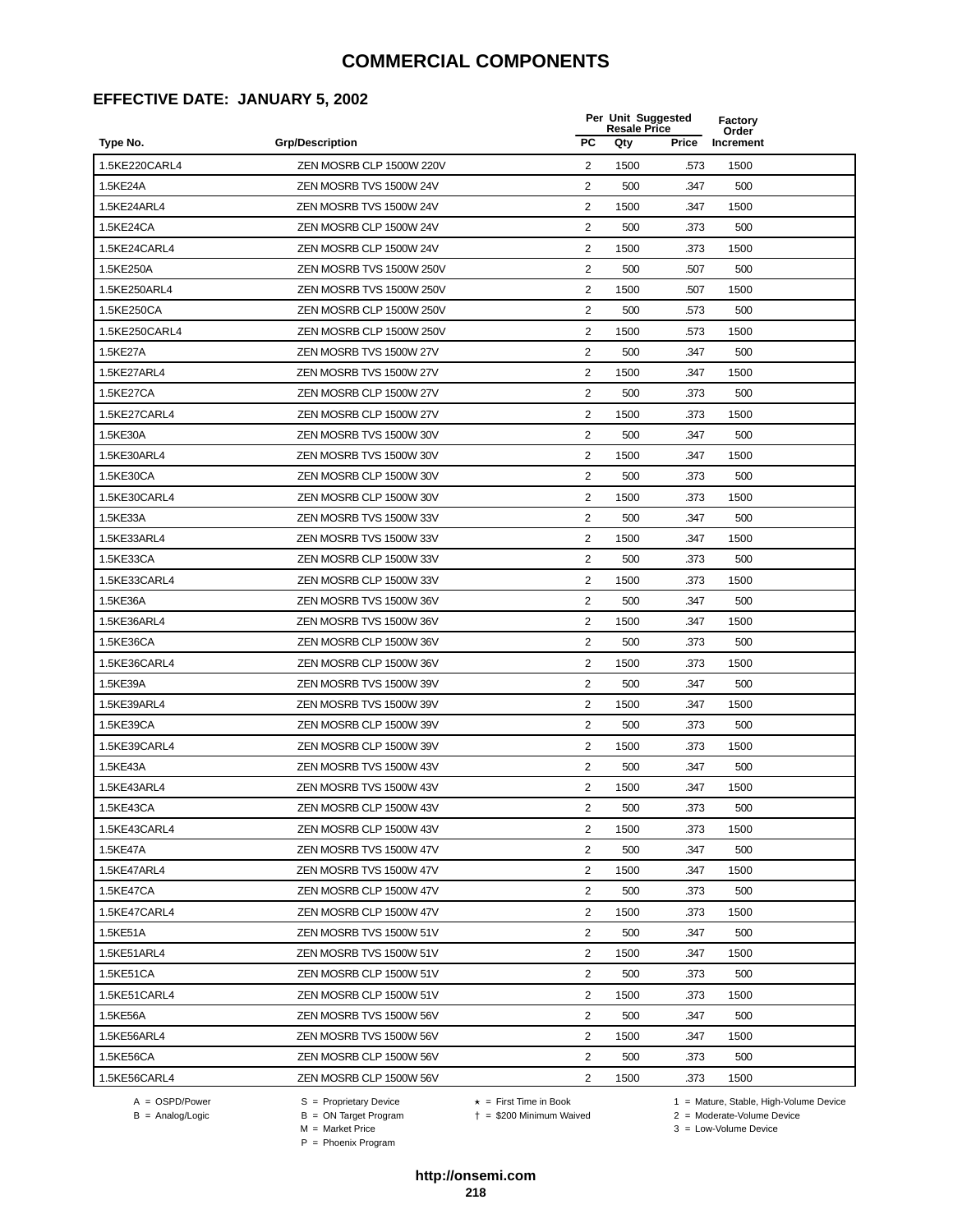# COMMERCIAL COMPONENTS

## EFFECTIVE DATE: JANUARY 5, 2002

| Type No. | Grp/Description | PC | Per Unit Suggested Resale Price Qty | Price | Factory Order Increment |
|---|---|---|---|---|---|
| 1.5KE220CARL4 | ZEN MOSRB CLP 1500W 220V | 2 | 1500 | .573 | 1500 |
| 1.5KE24A | ZEN MOSRB TVS 1500W 24V | 2 | 500 | .347 | 500 |
| 1.5KE24ARL4 | ZEN MOSRB TVS 1500W 24V | 2 | 1500 | .347 | 1500 |
| 1.5KE24CA | ZEN MOSRB CLP 1500W 24V | 2 | 500 | .373 | 500 |
| 1.5KE24CARL4 | ZEN MOSRB CLP 1500W 24V | 2 | 1500 | .373 | 1500 |
| 1.5KE250A | ZEN MOSRB TVS 1500W 250V | 2 | 500 | .507 | 500 |
| 1.5KE250ARL4 | ZEN MOSRB TVS 1500W 250V | 2 | 1500 | .507 | 1500 |
| 1.5KE250CA | ZEN MOSRB CLP 1500W 250V | 2 | 500 | .573 | 500 |
| 1.5KE250CARL4 | ZEN MOSRB CLP 1500W 250V | 2 | 1500 | .573 | 1500 |
| 1.5KE27A | ZEN MOSRB TVS 1500W 27V | 2 | 500 | .347 | 500 |
| 1.5KE27ARL4 | ZEN MOSRB TVS 1500W 27V | 2 | 1500 | .347 | 1500 |
| 1.5KE27CA | ZEN MOSRB CLP 1500W 27V | 2 | 500 | .373 | 500 |
| 1.5KE27CARL4 | ZEN MOSRB CLP 1500W 27V | 2 | 1500 | .373 | 1500 |
| 1.5KE30A | ZEN MOSRB TVS 1500W 30V | 2 | 500 | .347 | 500 |
| 1.5KE30ARL4 | ZEN MOSRB TVS 1500W 30V | 2 | 1500 | .347 | 1500 |
| 1.5KE30CA | ZEN MOSRB CLP 1500W 30V | 2 | 500 | .373 | 500 |
| 1.5KE30CARL4 | ZEN MOSRB CLP 1500W 30V | 2 | 1500 | .373 | 1500 |
| 1.5KE33A | ZEN MOSRB TVS 1500W 33V | 2 | 500 | .347 | 500 |
| 1.5KE33ARL4 | ZEN MOSRB TVS 1500W 33V | 2 | 1500 | .347 | 1500 |
| 1.5KE33CA | ZEN MOSRB CLP 1500W 33V | 2 | 500 | .373 | 500 |
| 1.5KE33CARL4 | ZEN MOSRB CLP 1500W 33V | 2 | 1500 | .373 | 1500 |
| 1.5KE36A | ZEN MOSRB TVS 1500W 36V | 2 | 500 | .347 | 500 |
| 1.5KE36ARL4 | ZEN MOSRB TVS 1500W 36V | 2 | 1500 | .347 | 1500 |
| 1.5KE36CA | ZEN MOSRB CLP 1500W 36V | 2 | 500 | .373 | 500 |
| 1.5KE36CARL4 | ZEN MOSRB CLP 1500W 36V | 2 | 1500 | .373 | 1500 |
| 1.5KE39A | ZEN MOSRB TVS 1500W 39V | 2 | 500 | .347 | 500 |
| 1.5KE39ARL4 | ZEN MOSRB TVS 1500W 39V | 2 | 1500 | .347 | 1500 |
| 1.5KE39CA | ZEN MOSRB CLP 1500W 39V | 2 | 500 | .373 | 500 |
| 1.5KE39CARL4 | ZEN MOSRB CLP 1500W 39V | 2 | 1500 | .373 | 1500 |
| 1.5KE43A | ZEN MOSRB TVS 1500W 43V | 2 | 500 | .347 | 500 |
| 1.5KE43ARL4 | ZEN MOSRB TVS 1500W 43V | 2 | 1500 | .347 | 1500 |
| 1.5KE43CA | ZEN MOSRB CLP 1500W 43V | 2 | 500 | .373 | 500 |
| 1.5KE43CARL4 | ZEN MOSRB CLP 1500W 43V | 2 | 1500 | .373 | 1500 |
| 1.5KE47A | ZEN MOSRB TVS 1500W 47V | 2 | 500 | .347 | 500 |
| 1.5KE47ARL4 | ZEN MOSRB TVS 1500W 47V | 2 | 1500 | .347 | 1500 |
| 1.5KE47CA | ZEN MOSRB CLP 1500W 47V | 2 | 500 | .373 | 500 |
| 1.5KE47CARL4 | ZEN MOSRB CLP 1500W 47V | 2 | 1500 | .373 | 1500 |
| 1.5KE51A | ZEN MOSRB TVS 1500W 51V | 2 | 500 | .347 | 500 |
| 1.5KE51ARL4 | ZEN MOSRB TVS 1500W 51V | 2 | 1500 | .347 | 1500 |
| 1.5KE51CA | ZEN MOSRB CLP 1500W 51V | 2 | 500 | .373 | 500 |
| 1.5KE51CARL4 | ZEN MOSRB CLP 1500W 51V | 2 | 1500 | .373 | 1500 |
| 1.5KE56A | ZEN MOSRB TVS 1500W 56V | 2 | 500 | .347 | 500 |
| 1.5KE56ARL4 | ZEN MOSRB TVS 1500W 56V | 2 | 1500 | .347 | 1500 |
| 1.5KE56CA | ZEN MOSRB CLP 1500W 56V | 2 | 500 | .373 | 500 |
| 1.5KE56CARL4 | ZEN MOSRB CLP 1500W 56V | 2 | 1500 | .373 | 1500 |

A = OSPD/Power
B = Analog/Logic

S = Proprietary Device
B = ON Target Program
M = Market Price
P = Phoenix Program

⋆ = First Time in Book
† = $200 Minimum Waived

1 = Mature, Stable, High-Volume Device
2 = Moderate-Volume Device
3 = Low-Volume Device

**http://onsemi.com**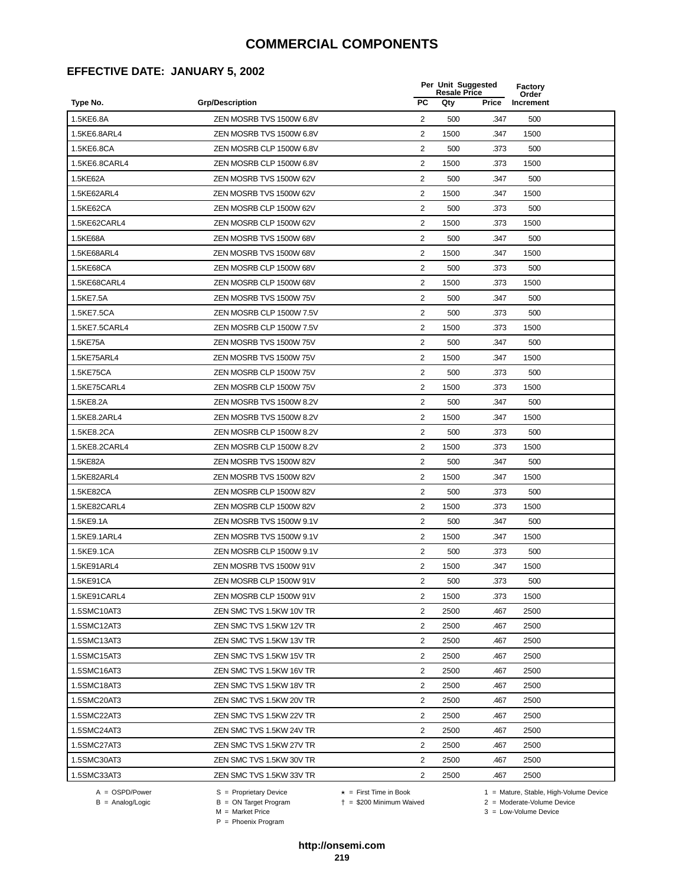# COMMERCIAL COMPONENTS

### EFFECTIVE DATE: JANUARY 5, 2002

| Type No. | Grp/Description | PC | Per Unit Suggested Resale Price Qty | Price | Factory Order Increment |
|---|---|---|---|---|---|
| 1.5KE6.8A | ZEN MOSRB TVS 1500W 6.8V | 2 | 500 | .347 | 500 |
| 1.5KE6.8ARL4 | ZEN MOSRB TVS 1500W 6.8V | 2 | 1500 | .347 | 1500 |
| 1.5KE6.8CA | ZEN MOSRB CLP 1500W 6.8V | 2 | 500 | .373 | 500 |
| 1.5KE6.8CARL4 | ZEN MOSRB CLP 1500W 6.8V | 2 | 1500 | .373 | 1500 |
| 1.5KE62A | ZEN MOSRB TVS 1500W 62V | 2 | 500 | .347 | 500 |
| 1.5KE62ARL4 | ZEN MOSRB TVS 1500W 62V | 2 | 1500 | .347 | 1500 |
| 1.5KE62CA | ZEN MOSRB CLP 1500W 62V | 2 | 500 | .373 | 500 |
| 1.5KE62CARL4 | ZEN MOSRB CLP 1500W 62V | 2 | 1500 | .373 | 1500 |
| 1.5KE68A | ZEN MOSRB TVS 1500W 68V | 2 | 500 | .347 | 500 |
| 1.5KE68ARL4 | ZEN MOSRB TVS 1500W 68V | 2 | 1500 | .347 | 1500 |
| 1.5KE68CA | ZEN MOSRB CLP 1500W 68V | 2 | 500 | .373 | 500 |
| 1.5KE68CARL4 | ZEN MOSRB CLP 1500W 68V | 2 | 1500 | .373 | 1500 |
| 1.5KE7.5A | ZEN MOSRB TVS 1500W 75V | 2 | 500 | .347 | 500 |
| 1.5KE7.5CA | ZEN MOSRB CLP 1500W 7.5V | 2 | 500 | .373 | 500 |
| 1.5KE7.5CARL4 | ZEN MOSRB CLP 1500W 7.5V | 2 | 1500 | .373 | 1500 |
| 1.5KE75A | ZEN MOSRB TVS 1500W 75V | 2 | 500 | .347 | 500 |
| 1.5KE75ARL4 | ZEN MOSRB TVS 1500W 75V | 2 | 1500 | .347 | 1500 |
| 1.5KE75CA | ZEN MOSRB CLP 1500W 75V | 2 | 500 | .373 | 500 |
| 1.5KE75CARL4 | ZEN MOSRB CLP 1500W 75V | 2 | 1500 | .373 | 1500 |
| 1.5KE8.2A | ZEN MOSRB TVS 1500W 8.2V | 2 | 500 | .347 | 500 |
| 1.5KE8.2ARL4 | ZEN MOSRB TVS 1500W 8.2V | 2 | 1500 | .347 | 1500 |
| 1.5KE8.2CA | ZEN MOSRB CLP 1500W 8.2V | 2 | 500 | .373 | 500 |
| 1.5KE8.2CARL4 | ZEN MOSRB CLP 1500W 8.2V | 2 | 1500 | .373 | 1500 |
| 1.5KE82A | ZEN MOSRB TVS 1500W 82V | 2 | 500 | .347 | 500 |
| 1.5KE82ARL4 | ZEN MOSRB TVS 1500W 82V | 2 | 1500 | .347 | 1500 |
| 1.5KE82CA | ZEN MOSRB CLP 1500W 82V | 2 | 500 | .373 | 500 |
| 1.5KE82CARL4 | ZEN MOSRB CLP 1500W 82V | 2 | 1500 | .373 | 1500 |
| 1.5KE9.1A | ZEN MOSRB TVS 1500W 9.1V | 2 | 500 | .347 | 500 |
| 1.5KE9.1ARL4 | ZEN MOSRB TVS 1500W 9.1V | 2 | 1500 | .347 | 1500 |
| 1.5KE9.1CA | ZEN MOSRB CLP 1500W 9.1V | 2 | 500 | .373 | 500 |
| 1.5KE91ARL4 | ZEN MOSRB TVS 1500W 91V | 2 | 1500 | .347 | 1500 |
| 1.5KE91CA | ZEN MOSRB CLP 1500W 91V | 2 | 500 | .373 | 500 |
| 1.5KE91CARL4 | ZEN MOSRB CLP 1500W 91V | 2 | 1500 | .373 | 1500 |
| 1.5SMC10AT3 | ZEN SMC TVS 1.5KW 10V TR | 2 | 2500 | .467 | 2500 |
| 1.5SMC12AT3 | ZEN SMC TVS 1.5KW 12V TR | 2 | 2500 | .467 | 2500 |
| 1.5SMC13AT3 | ZEN SMC TVS 1.5KW 13V TR | 2 | 2500 | .467 | 2500 |
| 1.5SMC15AT3 | ZEN SMC TVS 1.5KW 15V TR | 2 | 2500 | .467 | 2500 |
| 1.5SMC16AT3 | ZEN SMC TVS 1.5KW 16V TR | 2 | 2500 | .467 | 2500 |
| 1.5SMC18AT3 | ZEN SMC TVS 1.5KW 18V TR | 2 | 2500 | .467 | 2500 |
| 1.5SMC20AT3 | ZEN SMC TVS 1.5KW 20V TR | 2 | 2500 | .467 | 2500 |
| 1.5SMC22AT3 | ZEN SMC TVS 1.5KW 22V TR | 2 | 2500 | .467 | 2500 |
| 1.5SMC24AT3 | ZEN SMC TVS 1.5KW 24V TR | 2 | 2500 | .467 | 2500 |
| 1.5SMC27AT3 | ZEN SMC TVS 1.5KW 27V TR | 2 | 2500 | .467 | 2500 |
| 1.5SMC30AT3 | ZEN SMC TVS 1.5KW 30V TR | 2 | 2500 | .467 | 2500 |
| 1.5SMC33AT3 | ZEN SMC TVS 1.5KW 33V TR | 2 | 2500 | .467 | 2500 |

A = OSPD/Power
B = Analog/Logic

S = Proprietary Device
B = ON Target Program
M = Market Price
P = Phoenix Program

⋆ = First Time in Book
† = $200 Minimum Waived

1 = Mature, Stable, High-Volume Device
2 = Moderate-Volume Device
3 = Low-Volume Device

**http://onsemi.com**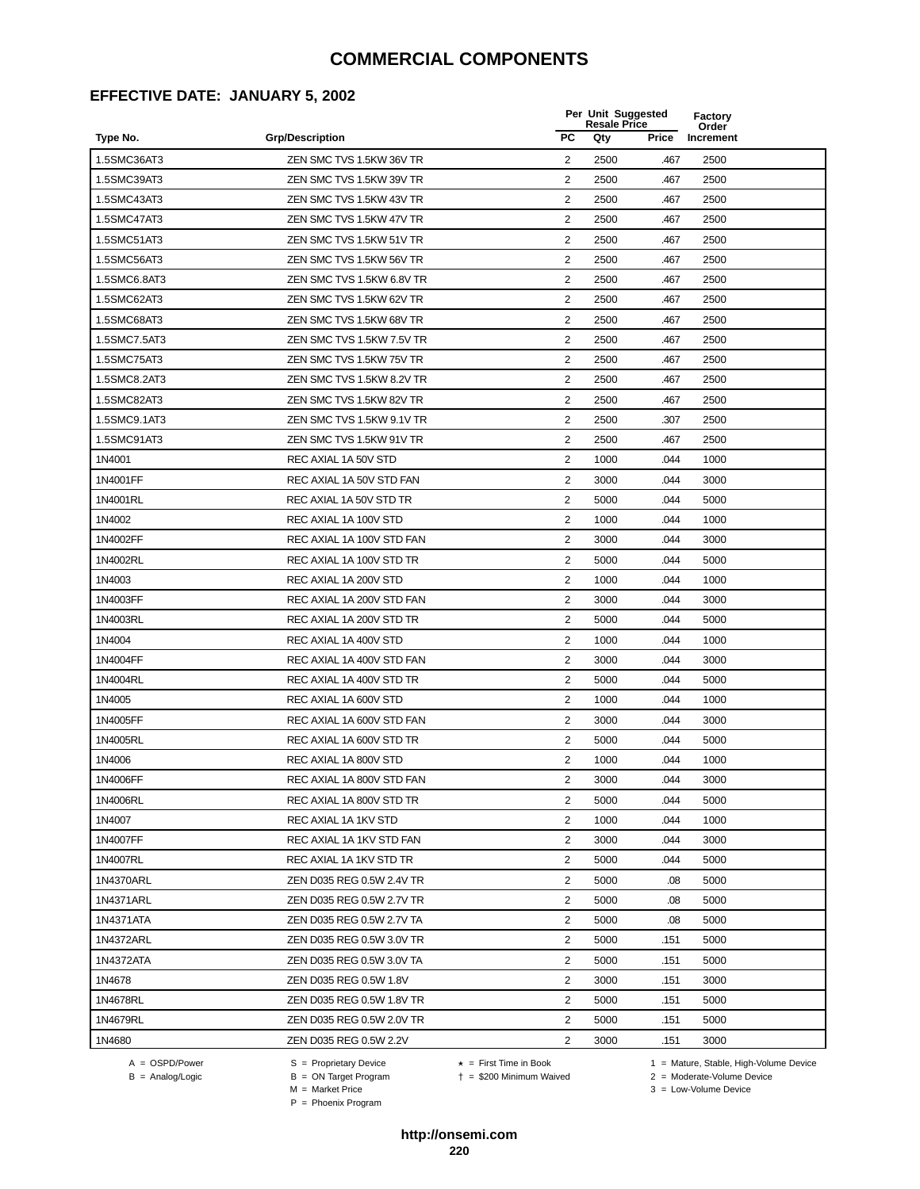# COMMERCIAL COMPONENTS

## EFFECTIVE DATE: JANUARY 5, 2002

| Type No. | Grp/Description | PC | Per Unit Suggested Resale Price Qty | Price | Factory Order Increment |
|---|---|---|---|---|---|
| 1.5SMC36AT3 | ZEN SMC TVS 1.5KW 36V TR | 2 | 2500 | .467 | 2500 |
| 1.5SMC39AT3 | ZEN SMC TVS 1.5KW 39V TR | 2 | 2500 | .467 | 2500 |
| 1.5SMC43AT3 | ZEN SMC TVS 1.5KW 43V TR | 2 | 2500 | .467 | 2500 |
| 1.5SMC47AT3 | ZEN SMC TVS 1.5KW 47V TR | 2 | 2500 | .467 | 2500 |
| 1.5SMC51AT3 | ZEN SMC TVS 1.5KW 51V TR | 2 | 2500 | .467 | 2500 |
| 1.5SMC56AT3 | ZEN SMC TVS 1.5KW 56V TR | 2 | 2500 | .467 | 2500 |
| 1.5SMC6.8AT3 | ZEN SMC TVS 1.5KW 6.8V TR | 2 | 2500 | .467 | 2500 |
| 1.5SMC62AT3 | ZEN SMC TVS 1.5KW 62V TR | 2 | 2500 | .467 | 2500 |
| 1.5SMC68AT3 | ZEN SMC TVS 1.5KW 68V TR | 2 | 2500 | .467 | 2500 |
| 1.5SMC7.5AT3 | ZEN SMC TVS 1.5KW 7.5V TR | 2 | 2500 | .467 | 2500 |
| 1.5SMC75AT3 | ZEN SMC TVS 1.5KW 75V TR | 2 | 2500 | .467 | 2500 |
| 1.5SMC8.2AT3 | ZEN SMC TVS 1.5KW 8.2V TR | 2 | 2500 | .467 | 2500 |
| 1.5SMC82AT3 | ZEN SMC TVS 1.5KW 82V TR | 2 | 2500 | .467 | 2500 |
| 1.5SMC9.1AT3 | ZEN SMC TVS 1.5KW 9.1V TR | 2 | 2500 | .307 | 2500 |
| 1.5SMC91AT3 | ZEN SMC TVS 1.5KW 91V TR | 2 | 2500 | .467 | 2500 |
| 1N4001 | REC AXIAL 1A 50V STD | 2 | 1000 | .044 | 1000 |
| 1N4001FF | REC AXIAL 1A 50V STD FAN | 2 | 3000 | .044 | 3000 |
| 1N4001RL | REC AXIAL 1A 50V STD TR | 2 | 5000 | .044 | 5000 |
| 1N4002 | REC AXIAL 1A 100V STD | 2 | 1000 | .044 | 1000 |
| 1N4002FF | REC AXIAL 1A 100V STD FAN | 2 | 3000 | .044 | 3000 |
| 1N4002RL | REC AXIAL 1A 100V STD TR | 2 | 5000 | .044 | 5000 |
| 1N4003 | REC AXIAL 1A 200V STD | 2 | 1000 | .044 | 1000 |
| 1N4003FF | REC AXIAL 1A 200V STD FAN | 2 | 3000 | .044 | 3000 |
| 1N4003RL | REC AXIAL 1A 200V STD TR | 2 | 5000 | .044 | 5000 |
| 1N4004 | REC AXIAL 1A 400V STD | 2 | 1000 | .044 | 1000 |
| 1N4004FF | REC AXIAL 1A 400V STD FAN | 2 | 3000 | .044 | 3000 |
| 1N4004RL | REC AXIAL 1A 400V STD TR | 2 | 5000 | .044 | 5000 |
| 1N4005 | REC AXIAL 1A 600V STD | 2 | 1000 | .044 | 1000 |
| 1N4005FF | REC AXIAL 1A 600V STD FAN | 2 | 3000 | .044 | 3000 |
| 1N4005RL | REC AXIAL 1A 600V STD TR | 2 | 5000 | .044 | 5000 |
| 1N4006 | REC AXIAL 1A 800V STD | 2 | 1000 | .044 | 1000 |
| 1N4006FF | REC AXIAL 1A 800V STD FAN | 2 | 3000 | .044 | 3000 |
| 1N4006RL | REC AXIAL 1A 800V STD TR | 2 | 5000 | .044 | 5000 |
| 1N4007 | REC AXIAL 1A 1KV STD | 2 | 1000 | .044 | 1000 |
| 1N4007FF | REC AXIAL 1A 1KV STD FAN | 2 | 3000 | .044 | 3000 |
| 1N4007RL | REC AXIAL 1A 1KV STD TR | 2 | 5000 | .044 | 5000 |
| 1N4370ARL | ZEN D035 REG 0.5W 2.4V TR | 2 | 5000 | .08 | 5000 |
| 1N4371ARL | ZEN D035 REG 0.5W 2.7V TR | 2 | 5000 | .08 | 5000 |
| 1N4371ATA | ZEN D035 REG 0.5W 2.7V TA | 2 | 5000 | .08 | 5000 |
| 1N4372ARL | ZEN D035 REG 0.5W 3.0V TR | 2 | 5000 | .151 | 5000 |
| 1N4372ATA | ZEN D035 REG 0.5W 3.0V TA | 2 | 5000 | .151 | 5000 |
| 1N4678 | ZEN D035 REG 0.5W 1.8V | 2 | 3000 | .151 | 3000 |
| 1N4678RL | ZEN D035 REG 0.5W 1.8V TR | 2 | 5000 | .151 | 5000 |
| 1N4679RL | ZEN D035 REG 0.5W 2.0V TR | 2 | 5000 | .151 | 5000 |
| 1N4680 | ZEN D035 REG 0.5W 2.2V | 2 | 3000 | .151 | 3000 |

A = OSPD/Power
B = Analog/Logic

S = Proprietary Device
B = ON Target Program
M = Market Price
P = Phoenix Program

★ = First Time in Book
† = $200 Minimum Waived

1 = Mature, Stable, High-Volume Device
2 = Moderate-Volume Device
3 = Low-Volume Device

**http://onsemi.com**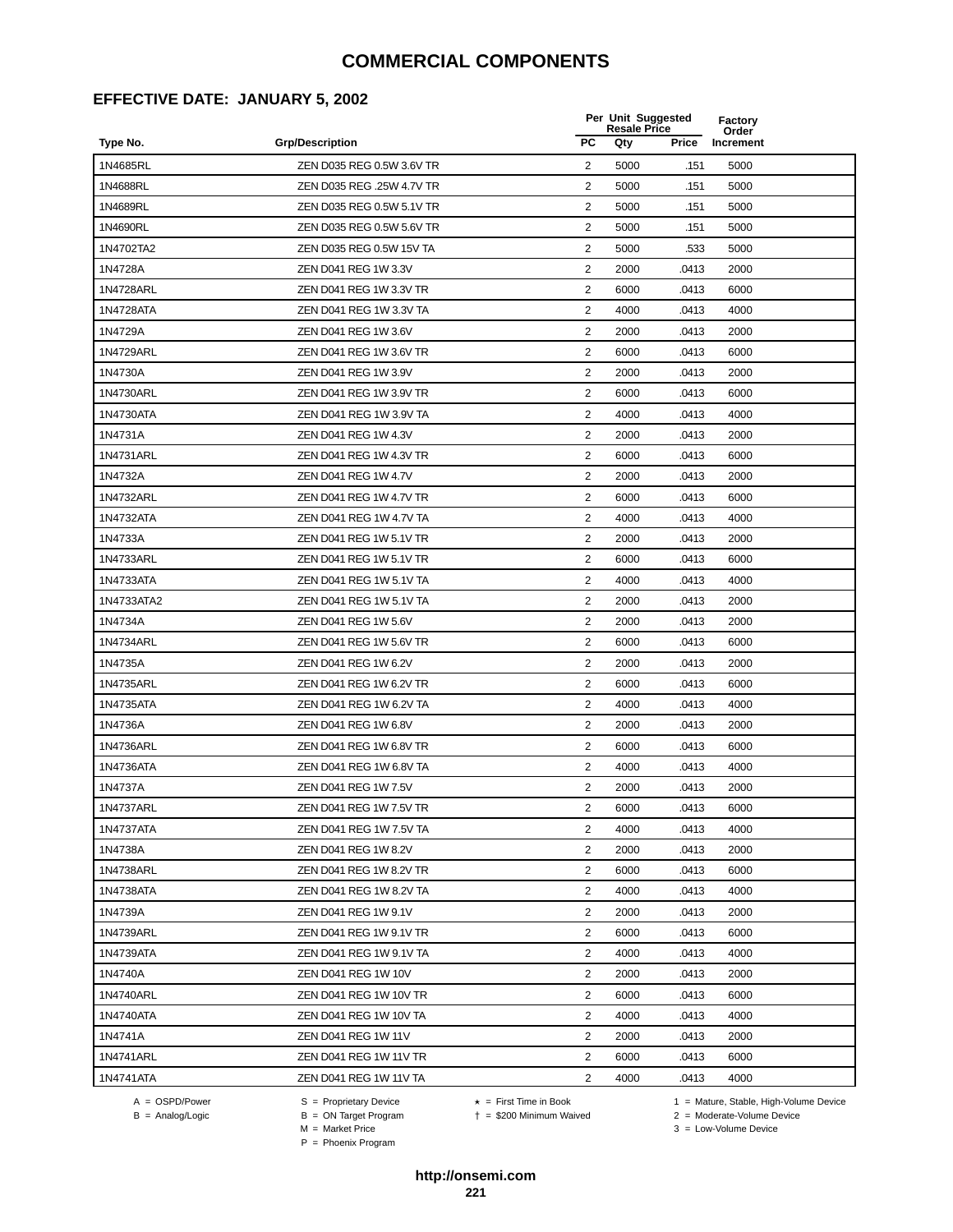# COMMERCIAL COMPONENTS

### EFFECTIVE DATE: JANUARY 5, 2002

| Type No. | Grp/Description | PC | Per Unit Suggested Resale Price Qty | Price | Factory Order Increment |
|---|---|---|---|---|---|
| 1N4685RL | ZEN D035 REG 0.5W 3.6V TR | 2 | 5000 | .151 | 5000 |
| 1N4688RL | ZEN D035 REG .25W 4.7V TR | 2 | 5000 | .151 | 5000 |
| 1N4689RL | ZEN D035 REG 0.5W 5.1V TR | 2 | 5000 | .151 | 5000 |
| 1N4690RL | ZEN D035 REG 0.5W 5.6V TR | 2 | 5000 | .151 | 5000 |
| 1N4702TA2 | ZEN D035 REG 0.5W 15V TA | 2 | 5000 | .533 | 5000 |
| 1N4728A | ZEN D041 REG 1W 3.3V | 2 | 2000 | .0413 | 2000 |
| 1N4728ARL | ZEN D041 REG 1W 3.3V TR | 2 | 6000 | .0413 | 6000 |
| 1N4728ATA | ZEN D041 REG 1W 3.3V TA | 2 | 4000 | .0413 | 4000 |
| 1N4729A | ZEN D041 REG 1W 3.6V | 2 | 2000 | .0413 | 2000 |
| 1N4729ARL | ZEN D041 REG 1W 3.6V TR | 2 | 6000 | .0413 | 6000 |
| 1N4730A | ZEN D041 REG 1W 3.9V | 2 | 2000 | .0413 | 2000 |
| 1N4730ARL | ZEN D041 REG 1W 3.9V TR | 2 | 6000 | .0413 | 6000 |
| 1N4730ATA | ZEN D041 REG 1W 3.9V TA | 2 | 4000 | .0413 | 4000 |
| 1N4731A | ZEN D041 REG 1W 4.3V | 2 | 2000 | .0413 | 2000 |
| 1N4731ARL | ZEN D041 REG 1W 4.3V TR | 2 | 6000 | .0413 | 6000 |
| 1N4732A | ZEN D041 REG 1W 4.7V | 2 | 2000 | .0413 | 2000 |
| 1N4732ARL | ZEN D041 REG 1W 4.7V TR | 2 | 6000 | .0413 | 6000 |
| 1N4732ATA | ZEN D041 REG 1W 4.7V TA | 2 | 4000 | .0413 | 4000 |
| 1N4733A | ZEN D041 REG 1W 5.1V TR | 2 | 2000 | .0413 | 2000 |
| 1N4733ARL | ZEN D041 REG 1W 5.1V TR | 2 | 6000 | .0413 | 6000 |
| 1N4733ATA | ZEN D041 REG 1W 5.1V TA | 2 | 4000 | .0413 | 4000 |
| 1N4733ATA2 | ZEN D041 REG 1W 5.1V TA | 2 | 2000 | .0413 | 2000 |
| 1N4734A | ZEN D041 REG 1W 5.6V | 2 | 2000 | .0413 | 2000 |
| 1N4734ARL | ZEN D041 REG 1W 5.6V TR | 2 | 6000 | .0413 | 6000 |
| 1N4735A | ZEN D041 REG 1W 6.2V | 2 | 2000 | .0413 | 2000 |
| 1N4735ARL | ZEN D041 REG 1W 6.2V TR | 2 | 6000 | .0413 | 6000 |
| 1N4735ATA | ZEN D041 REG 1W 6.2V TA | 2 | 4000 | .0413 | 4000 |
| 1N4736A | ZEN D041 REG 1W 6.8V | 2 | 2000 | .0413 | 2000 |
| 1N4736ARL | ZEN D041 REG 1W 6.8V TR | 2 | 6000 | .0413 | 6000 |
| 1N4736ATA | ZEN D041 REG 1W 6.8V TA | 2 | 4000 | .0413 | 4000 |
| 1N4737A | ZEN D041 REG 1W 7.5V | 2 | 2000 | .0413 | 2000 |
| 1N4737ARL | ZEN D041 REG 1W 7.5V TR | 2 | 6000 | .0413 | 6000 |
| 1N4737ATA | ZEN D041 REG 1W 7.5V TA | 2 | 4000 | .0413 | 4000 |
| 1N4738A | ZEN D041 REG 1W 8.2V | 2 | 2000 | .0413 | 2000 |
| 1N4738ARL | ZEN D041 REG 1W 8.2V TR | 2 | 6000 | .0413 | 6000 |
| 1N4738ATA | ZEN D041 REG 1W 8.2V TA | 2 | 4000 | .0413 | 4000 |
| 1N4739A | ZEN D041 REG 1W 9.1V | 2 | 2000 | .0413 | 2000 |
| 1N4739ARL | ZEN D041 REG 1W 9.1V TR | 2 | 6000 | .0413 | 6000 |
| 1N4739ATA | ZEN D041 REG 1W 9.1V TA | 2 | 4000 | .0413 | 4000 |
| 1N4740A | ZEN D041 REG 1W 10V | 2 | 2000 | .0413 | 2000 |
| 1N4740ARL | ZEN D041 REG 1W 10V TR | 2 | 6000 | .0413 | 6000 |
| 1N4740ATA | ZEN D041 REG 1W 10V TA | 2 | 4000 | .0413 | 4000 |
| 1N4741A | ZEN D041 REG 1W 11V | 2 | 2000 | .0413 | 2000 |
| 1N4741ARL | ZEN D041 REG 1W 11V TR | 2 | 6000 | .0413 | 6000 |
| 1N4741ATA | ZEN D041 REG 1W 11V TA | 2 | 4000 | .0413 | 4000 |

A = OSPD/Power
B = Analog/Logic

S = Proprietary Device
B = ON Target Program
M = Market Price
P = Phoenix Program

⋆ = First Time in Book
† = $200 Minimum Waived

1 = Mature, Stable, High-Volume Device
2 = Moderate-Volume Device
3 = Low-Volume Device

**http://onsemi.com**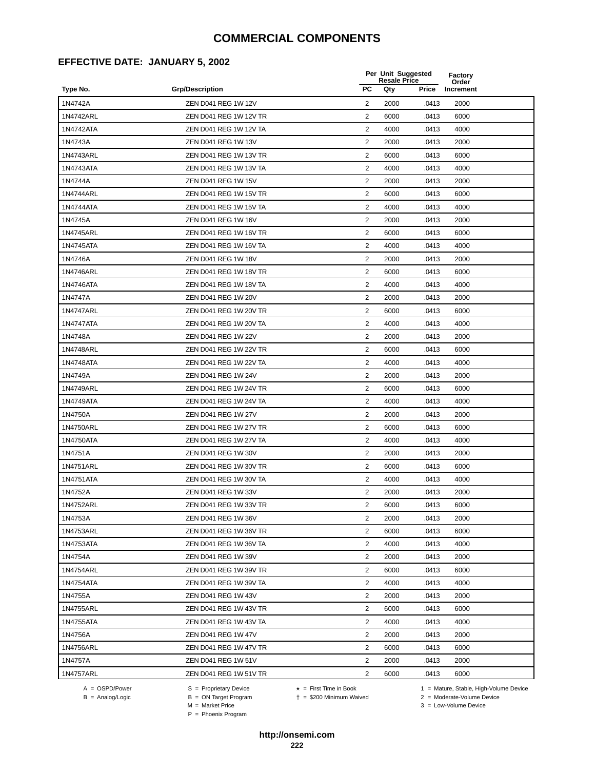# COMMERCIAL COMPONENTS

## EFFECTIVE DATE: JANUARY 5, 2002

| Type No. | Grp/Description | Per Unit Suggested Resale Price PC | Qty | Price | Factory Order Increment |
|---|---|---|---|---|---|
| 1N4742A | ZEN D041 REG 1W 12V | 2 | 2000 | .0413 | 2000 |
| 1N4742ARL | ZEN D041 REG 1W 12V TR | 2 | 6000 | .0413 | 6000 |
| 1N4742ATA | ZEN D041 REG 1W 12V TA | 2 | 4000 | .0413 | 4000 |
| 1N4743A | ZEN D041 REG 1W 13V | 2 | 2000 | .0413 | 2000 |
| 1N4743ARL | ZEN D041 REG 1W 13V TR | 2 | 6000 | .0413 | 6000 |
| 1N4743ATA | ZEN D041 REG 1W 13V TA | 2 | 4000 | .0413 | 4000 |
| 1N4744A | ZEN D041 REG 1W 15V | 2 | 2000 | .0413 | 2000 |
| 1N4744ARL | ZEN D041 REG 1W 15V TR | 2 | 6000 | .0413 | 6000 |
| 1N4744ATA | ZEN D041 REG 1W 15V TA | 2 | 4000 | .0413 | 4000 |
| 1N4745A | ZEN D041 REG 1W 16V | 2 | 2000 | .0413 | 2000 |
| 1N4745ARL | ZEN D041 REG 1W 16V TR | 2 | 6000 | .0413 | 6000 |
| 1N4745ATA | ZEN D041 REG 1W 16V TA | 2 | 4000 | .0413 | 4000 |
| 1N4746A | ZEN D041 REG 1W 18V | 2 | 2000 | .0413 | 2000 |
| 1N4746ARL | ZEN D041 REG 1W 18V TR | 2 | 6000 | .0413 | 6000 |
| 1N4746ATA | ZEN D041 REG 1W 18V TA | 2 | 4000 | .0413 | 4000 |
| 1N4747A | ZEN D041 REG 1W 20V | 2 | 2000 | .0413 | 2000 |
| 1N4747ARL | ZEN D041 REG 1W 20V TR | 2 | 6000 | .0413 | 6000 |
| 1N4747ATA | ZEN D041 REG 1W 20V TA | 2 | 4000 | .0413 | 4000 |
| 1N4748A | ZEN D041 REG 1W 22V | 2 | 2000 | .0413 | 2000 |
| 1N4748ARL | ZEN D041 REG 1W 22V TR | 2 | 6000 | .0413 | 6000 |
| 1N4748ATA | ZEN D041 REG 1W 22V TA | 2 | 4000 | .0413 | 4000 |
| 1N4749A | ZEN D041 REG 1W 24V | 2 | 2000 | .0413 | 2000 |
| 1N4749ARL | ZEN D041 REG 1W 24V TR | 2 | 6000 | .0413 | 6000 |
| 1N4749ATA | ZEN D041 REG 1W 24V TA | 2 | 4000 | .0413 | 4000 |
| 1N4750A | ZEN D041 REG 1W 27V | 2 | 2000 | .0413 | 2000 |
| 1N4750ARL | ZEN D041 REG 1W 27V TR | 2 | 6000 | .0413 | 6000 |
| 1N4750ATA | ZEN D041 REG 1W 27V TA | 2 | 4000 | .0413 | 4000 |
| 1N4751A | ZEN D041 REG 1W 30V | 2 | 2000 | .0413 | 2000 |
| 1N4751ARL | ZEN D041 REG 1W 30V TR | 2 | 6000 | .0413 | 6000 |
| 1N4751ATA | ZEN D041 REG 1W 30V TA | 2 | 4000 | .0413 | 4000 |
| 1N4752A | ZEN D041 REG 1W 33V | 2 | 2000 | .0413 | 2000 |
| 1N4752ARL | ZEN D041 REG 1W 33V TR | 2 | 6000 | .0413 | 6000 |
| 1N4753A | ZEN D041 REG 1W 36V | 2 | 2000 | .0413 | 2000 |
| 1N4753ARL | ZEN D041 REG 1W 36V TR | 2 | 6000 | .0413 | 6000 |
| 1N4753ATA | ZEN D041 REG 1W 36V TA | 2 | 4000 | .0413 | 4000 |
| 1N4754A | ZEN D041 REG 1W 39V | 2 | 2000 | .0413 | 2000 |
| 1N4754ARL | ZEN D041 REG 1W 39V TR | 2 | 6000 | .0413 | 6000 |
| 1N4754ATA | ZEN D041 REG 1W 39V TA | 2 | 4000 | .0413 | 4000 |
| 1N4755A | ZEN D041 REG 1W 43V | 2 | 2000 | .0413 | 2000 |
| 1N4755ARL | ZEN D041 REG 1W 43V TR | 2 | 6000 | .0413 | 6000 |
| 1N4755ATA | ZEN D041 REG 1W 43V TA | 2 | 4000 | .0413 | 4000 |
| 1N4756A | ZEN D041 REG 1W 47V | 2 | 2000 | .0413 | 2000 |
| 1N4756ARL | ZEN D041 REG 1W 47V TR | 2 | 6000 | .0413 | 6000 |
| 1N4757A | ZEN D041 REG 1W 51V | 2 | 2000 | .0413 | 2000 |
| 1N4757ARL | ZEN D041 REG 1W 51V TR | 2 | 6000 | .0413 | 6000 |

A = OSPD/Power
B = Analog/Logic

S = Proprietary Device
B = ON Target Program
M = Market Price
P = Phoenix Program

⋆ = First Time in Book
† = $200 Minimum Waived

1 = Mature, Stable, High-Volume Device
2 = Moderate-Volume Device
3 = Low-Volume Device

**http://onsemi.com**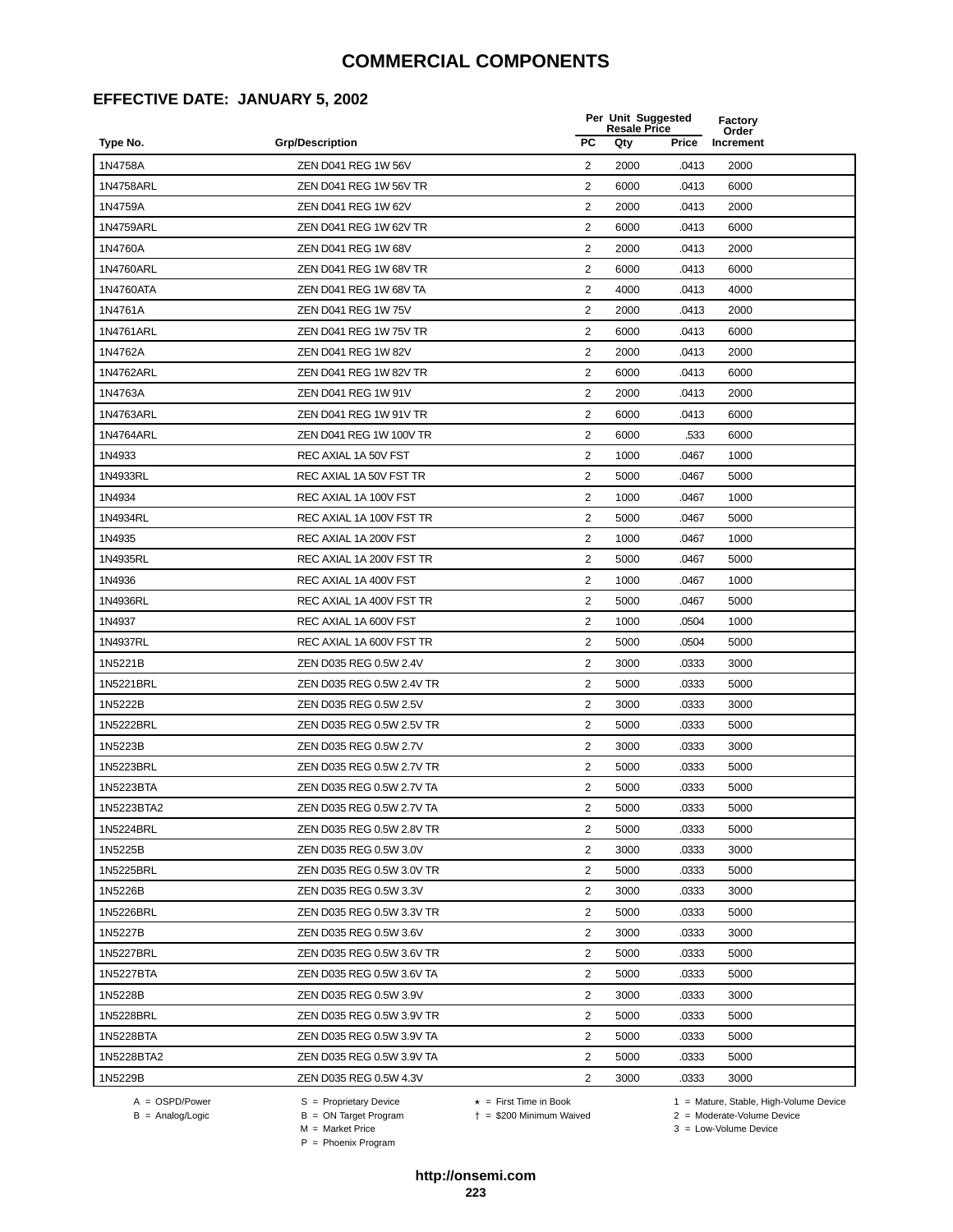# COMMERCIAL COMPONENTS

## EFFECTIVE DATE: JANUARY 5, 2002

| Type No. | Grp/Description | Per Unit Suggested Resale Price PC | Qty | Price | Factory Order Increment |
|---|---|---|---|---|---|
| 1N4758A | ZEN D041 REG 1W 56V | 2 | 2000 | .0413 | 2000 |
| 1N4758ARL | ZEN D041 REG 1W 56V TR | 2 | 6000 | .0413 | 6000 |
| 1N4759A | ZEN D041 REG 1W 62V | 2 | 2000 | .0413 | 2000 |
| 1N4759ARL | ZEN D041 REG 1W 62V TR | 2 | 6000 | .0413 | 6000 |
| 1N4760A | ZEN D041 REG 1W 68V | 2 | 2000 | .0413 | 2000 |
| 1N4760ARL | ZEN D041 REG 1W 68V TR | 2 | 6000 | .0413 | 6000 |
| 1N4760ATA | ZEN D041 REG 1W 68V TA | 2 | 4000 | .0413 | 4000 |
| 1N4761A | ZEN D041 REG 1W 75V | 2 | 2000 | .0413 | 2000 |
| 1N4761ARL | ZEN D041 REG 1W 75V TR | 2 | 6000 | .0413 | 6000 |
| 1N4762A | ZEN D041 REG 1W 82V | 2 | 2000 | .0413 | 2000 |
| 1N4762ARL | ZEN D041 REG 1W 82V TR | 2 | 6000 | .0413 | 6000 |
| 1N4763A | ZEN D041 REG 1W 91V | 2 | 2000 | .0413 | 2000 |
| 1N4763ARL | ZEN D041 REG 1W 91V TR | 2 | 6000 | .0413 | 6000 |
| 1N4764ARL | ZEN D041 REG 1W 100V TR | 2 | 6000 | .533 | 6000 |
| 1N4933 | REC AXIAL 1A 50V FST | 2 | 1000 | .0467 | 1000 |
| 1N4933RL | REC AXIAL 1A 50V FST TR | 2 | 5000 | .0467 | 5000 |
| 1N4934 | REC AXIAL 1A 100V FST | 2 | 1000 | .0467 | 1000 |
| 1N4934RL | REC AXIAL 1A 100V FST TR | 2 | 5000 | .0467 | 5000 |
| 1N4935 | REC AXIAL 1A 200V FST | 2 | 1000 | .0467 | 1000 |
| 1N4935RL | REC AXIAL 1A 200V FST TR | 2 | 5000 | .0467 | 5000 |
| 1N4936 | REC AXIAL 1A 400V FST | 2 | 1000 | .0467 | 1000 |
| 1N4936RL | REC AXIAL 1A 400V FST TR | 2 | 5000 | .0467 | 5000 |
| 1N4937 | REC AXIAL 1A 600V FST | 2 | 1000 | .0504 | 1000 |
| 1N4937RL | REC AXIAL 1A 600V FST TR | 2 | 5000 | .0504 | 5000 |
| 1N5221B | ZEN D035 REG 0.5W 2.4V | 2 | 3000 | .0333 | 3000 |
| 1N5221BRL | ZEN D035 REG 0.5W 2.4V TR | 2 | 5000 | .0333 | 5000 |
| 1N5222B | ZEN D035 REG 0.5W 2.5V | 2 | 3000 | .0333 | 3000 |
| 1N5222BRL | ZEN D035 REG 0.5W 2.5V TR | 2 | 5000 | .0333 | 5000 |
| 1N5223B | ZEN D035 REG 0.5W 2.7V | 2 | 3000 | .0333 | 3000 |
| 1N5223BRL | ZEN D035 REG 0.5W 2.7V TR | 2 | 5000 | .0333 | 5000 |
| 1N5223BTA | ZEN D035 REG 0.5W 2.7V TA | 2 | 5000 | .0333 | 5000 |
| 1N5223BTA2 | ZEN D035 REG 0.5W 2.7V TA | 2 | 5000 | .0333 | 5000 |
| 1N5224BRL | ZEN D035 REG 0.5W 2.8V TR | 2 | 5000 | .0333 | 5000 |
| 1N5225B | ZEN D035 REG 0.5W 3.0V | 2 | 3000 | .0333 | 3000 |
| 1N5225BRL | ZEN D035 REG 0.5W 3.0V TR | 2 | 5000 | .0333 | 5000 |
| 1N5226B | ZEN D035 REG 0.5W 3.3V | 2 | 3000 | .0333 | 3000 |
| 1N5226BRL | ZEN D035 REG 0.5W 3.3V TR | 2 | 5000 | .0333 | 5000 |
| 1N5227B | ZEN D035 REG 0.5W 3.6V | 2 | 3000 | .0333 | 3000 |
| 1N5227BRL | ZEN D035 REG 0.5W 3.6V TR | 2 | 5000 | .0333 | 5000 |
| 1N5227BTA | ZEN D035 REG 0.5W 3.6V TA | 2 | 5000 | .0333 | 5000 |
| 1N5228B | ZEN D035 REG 0.5W 3.9V | 2 | 3000 | .0333 | 3000 |
| 1N5228BRL | ZEN D035 REG 0.5W 3.9V TR | 2 | 5000 | .0333 | 5000 |
| 1N5228BTA | ZEN D035 REG 0.5W 3.9V TA | 2 | 5000 | .0333 | 5000 |
| 1N5228BTA2 | ZEN D035 REG 0.5W 3.9V TA | 2 | 5000 | .0333 | 5000 |
| 1N5229B | ZEN D035 REG 0.5W 4.3V | 2 | 3000 | .0333 | 3000 |

A = OSPD/Power
B = Analog/Logic

S = Proprietary Device
B = ON Target Program
M = Market Price
P = Phoenix Program

★ = First Time in Book
† = $200 Minimum Waived

1 = Mature, Stable, High-Volume Device
2 = Moderate-Volume Device
3 = Low-Volume Device

**http://onsemi.com**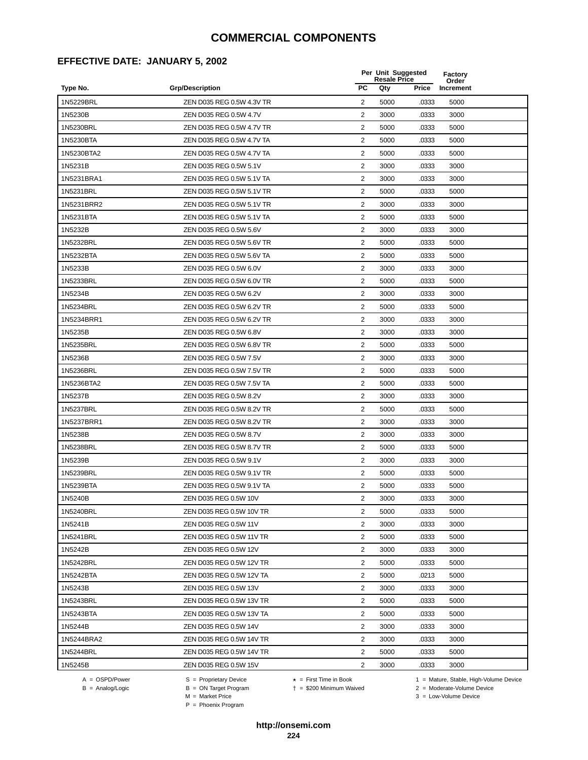# COMMERCIAL COMPONENTS

## EFFECTIVE DATE: JANUARY 5, 2002

| Type No. | Grp/Description | PC | Per Unit Suggested Resale Price Qty | Price | Factory Order Increment |
|---|---|---|---|---|---|
| 1N5229BRL | ZEN D035 REG 0.5W 4.3V TR | 2 | 5000 | .0333 | 5000 |
| 1N5230B | ZEN D035 REG 0.5W 4.7V | 2 | 3000 | .0333 | 3000 |
| 1N5230BRL | ZEN D035 REG 0.5W 4.7V TR | 2 | 5000 | .0333 | 5000 |
| 1N5230BTA | ZEN D035 REG 0.5W 4.7V TA | 2 | 5000 | .0333 | 5000 |
| 1N5230BTA2 | ZEN D035 REG 0.5W 4.7V TA | 2 | 5000 | .0333 | 5000 |
| 1N5231B | ZEN D035 REG 0.5W 5.1V | 2 | 3000 | .0333 | 3000 |
| 1N5231BRA1 | ZEN D035 REG 0.5W 5.1V TA | 2 | 3000 | .0333 | 3000 |
| 1N5231BRL | ZEN D035 REG 0.5W 5.1V TR | 2 | 5000 | .0333 | 5000 |
| 1N5231BRR2 | ZEN D035 REG 0.5W 5.1V TR | 2 | 3000 | .0333 | 3000 |
| 1N5231BTA | ZEN D035 REG 0.5W 5.1V TA | 2 | 5000 | .0333 | 5000 |
| 1N5232B | ZEN D035 REG 0.5W 5.6V | 2 | 3000 | .0333 | 3000 |
| 1N5232BRL | ZEN D035 REG 0.5W 5.6V TR | 2 | 5000 | .0333 | 5000 |
| 1N5232BTA | ZEN D035 REG 0.5W 5.6V TA | 2 | 5000 | .0333 | 5000 |
| 1N5233B | ZEN D035 REG 0.5W 6.0V | 2 | 3000 | .0333 | 3000 |
| 1N5233BRL | ZEN D035 REG 0.5W 6.0V TR | 2 | 5000 | .0333 | 5000 |
| 1N5234B | ZEN D035 REG 0.5W 6.2V | 2 | 3000 | .0333 | 3000 |
| 1N5234BRL | ZEN D035 REG 0.5W 6.2V TR | 2 | 5000 | .0333 | 5000 |
| 1N5234BRR1 | ZEN D035 REG 0.5W 6.2V TR | 2 | 3000 | .0333 | 3000 |
| 1N5235B | ZEN D035 REG 0.5W 6.8V | 2 | 3000 | .0333 | 3000 |
| 1N5235BRL | ZEN D035 REG 0.5W 6.8V TR | 2 | 5000 | .0333 | 5000 |
| 1N5236B | ZEN D035 REG 0.5W 7.5V | 2 | 3000 | .0333 | 3000 |
| 1N5236BRL | ZEN D035 REG 0.5W 7.5V TR | 2 | 5000 | .0333 | 5000 |
| 1N5236BTA2 | ZEN D035 REG 0.5W 7.5V TA | 2 | 5000 | .0333 | 5000 |
| 1N5237B | ZEN D035 REG 0.5W 8.2V | 2 | 3000 | .0333 | 3000 |
| 1N5237BRL | ZEN D035 REG 0.5W 8.2V TR | 2 | 5000 | .0333 | 5000 |
| 1N5237BRR1 | ZEN D035 REG 0.5W 8.2V TR | 2 | 3000 | .0333 | 3000 |
| 1N5238B | ZEN D035 REG 0.5W 8.7V | 2 | 3000 | .0333 | 3000 |
| 1N5238BRL | ZEN D035 REG 0.5W 8.7V TR | 2 | 5000 | .0333 | 5000 |
| 1N5239B | ZEN D035 REG 0.5W 9.1V | 2 | 3000 | .0333 | 3000 |
| 1N5239BRL | ZEN D035 REG 0.5W 9.1V TR | 2 | 5000 | .0333 | 5000 |
| 1N5239BTA | ZEN D035 REG 0.5W 9.1V TA | 2 | 5000 | .0333 | 5000 |
| 1N5240B | ZEN D035 REG 0.5W 10V | 2 | 3000 | .0333 | 3000 |
| 1N5240BRL | ZEN D035 REG 0.5W 10V TR | 2 | 5000 | .0333 | 5000 |
| 1N5241B | ZEN D035 REG 0.5W 11V | 2 | 3000 | .0333 | 3000 |
| 1N5241BRL | ZEN D035 REG 0.5W 11V TR | 2 | 5000 | .0333 | 5000 |
| 1N5242B | ZEN D035 REG 0.5W 12V | 2 | 3000 | .0333 | 3000 |
| 1N5242BRL | ZEN D035 REG 0.5W 12V TR | 2 | 5000 | .0333 | 5000 |
| 1N5242BTA | ZEN D035 REG 0.5W 12V TA | 2 | 5000 | .0213 | 5000 |
| 1N5243B | ZEN D035 REG 0.5W 13V | 2 | 3000 | .0333 | 3000 |
| 1N5243BRL | ZEN D035 REG 0.5W 13V TR | 2 | 5000 | .0333 | 5000 |
| 1N5243BTA | ZEN D035 REG 0.5W 13V TA | 2 | 5000 | .0333 | 5000 |
| 1N5244B | ZEN D035 REG 0.5W 14V | 2 | 3000 | .0333 | 3000 |
| 1N5244BRA2 | ZEN D035 REG 0.5W 14V TR | 2 | 3000 | .0333 | 3000 |
| 1N5244BRL | ZEN D035 REG 0.5W 14V TR | 2 | 5000 | .0333 | 5000 |
| 1N5245B | ZEN D035 REG 0.5W 15V | 2 | 3000 | .0333 | 3000 |

A = OSPD/Power
B = Analog/Logic

S = Proprietary Device
B = ON Target Program
M = Market Price
P = Phoenix Program

★ = First Time in Book
† = $200 Minimum Waived

1 = Mature, Stable, High-Volume Device
2 = Moderate-Volume Device
3 = Low-Volume Device

**http://onsemi.com**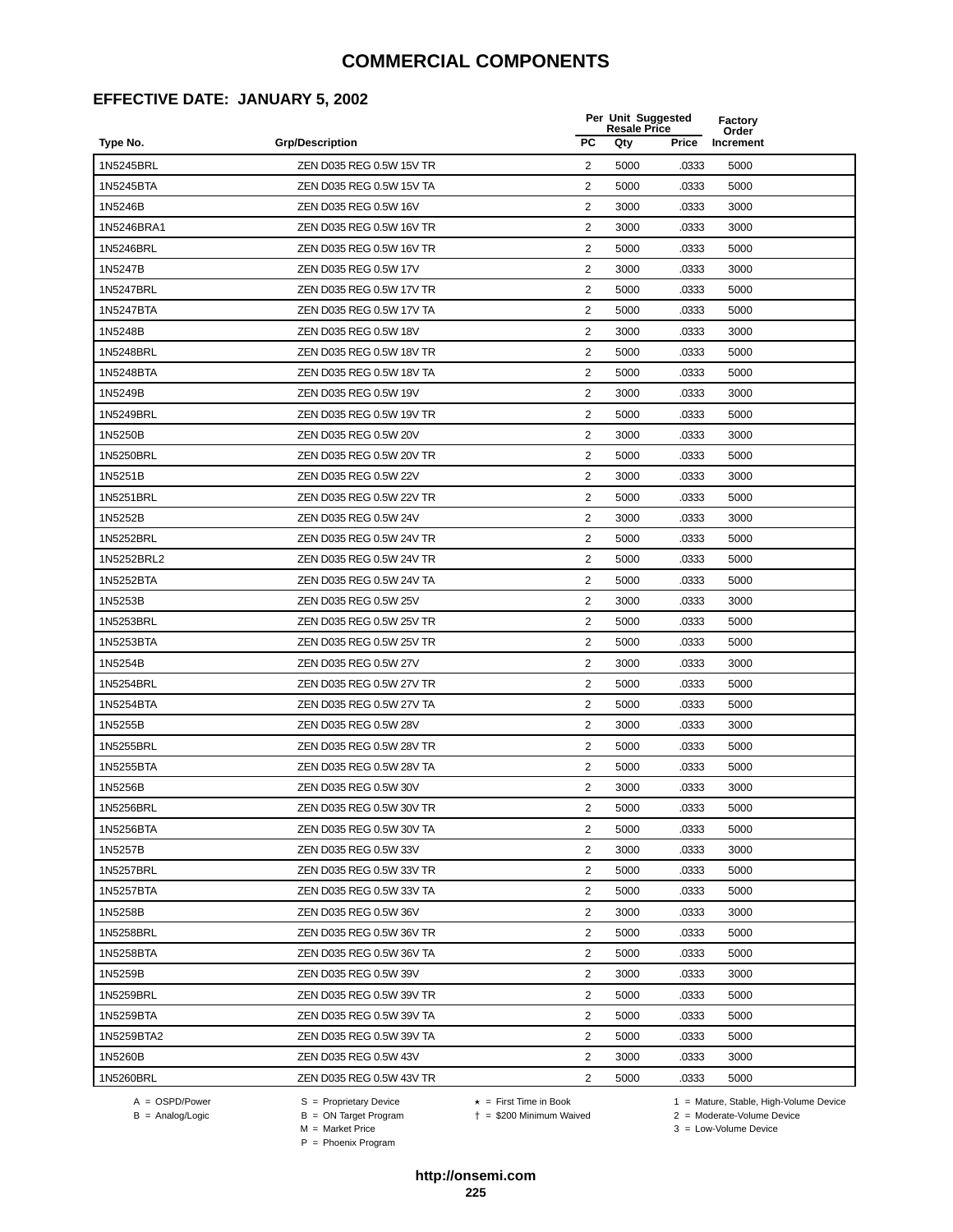# COMMERCIAL COMPONENTS

### EFFECTIVE DATE: JANUARY 5, 2002

| Type No. | Grp/Description | Per Unit Suggested Resale Price PC | Qty | Price | Factory Order Increment |
|---|---|---|---|---|---|
| 1N5245BRL | ZEN D035 REG 0.5W 15V TR | 2 | 5000 | .0333 | 5000 |
| 1N5245BTA | ZEN D035 REG 0.5W 15V TA | 2 | 5000 | .0333 | 5000 |
| 1N5246B | ZEN D035 REG 0.5W 16V | 2 | 3000 | .0333 | 3000 |
| 1N5246BRA1 | ZEN D035 REG 0.5W 16V TR | 2 | 3000 | .0333 | 3000 |
| 1N5246BRL | ZEN D035 REG 0.5W 16V TR | 2 | 5000 | .0333 | 5000 |
| 1N5247B | ZEN D035 REG 0.5W 17V | 2 | 3000 | .0333 | 3000 |
| 1N5247BRL | ZEN D035 REG 0.5W 17V TR | 2 | 5000 | .0333 | 5000 |
| 1N5247BTA | ZEN D035 REG 0.5W 17V TA | 2 | 5000 | .0333 | 5000 |
| 1N5248B | ZEN D035 REG 0.5W 18V | 2 | 3000 | .0333 | 3000 |
| 1N5248BRL | ZEN D035 REG 0.5W 18V TR | 2 | 5000 | .0333 | 5000 |
| 1N5248BTA | ZEN D035 REG 0.5W 18V TA | 2 | 5000 | .0333 | 5000 |
| 1N5249B | ZEN D035 REG 0.5W 19V | 2 | 3000 | .0333 | 3000 |
| 1N5249BRL | ZEN D035 REG 0.5W 19V TR | 2 | 5000 | .0333 | 5000 |
| 1N5250B | ZEN D035 REG 0.5W 20V | 2 | 3000 | .0333 | 3000 |
| 1N5250BRL | ZEN D035 REG 0.5W 20V TR | 2 | 5000 | .0333 | 5000 |
| 1N5251B | ZEN D035 REG 0.5W 22V | 2 | 3000 | .0333 | 3000 |
| 1N5251BRL | ZEN D035 REG 0.5W 22V TR | 2 | 5000 | .0333 | 5000 |
| 1N5252B | ZEN D035 REG 0.5W 24V | 2 | 3000 | .0333 | 3000 |
| 1N5252BRL | ZEN D035 REG 0.5W 24V TR | 2 | 5000 | .0333 | 5000 |
| 1N5252BRL2 | ZEN D035 REG 0.5W 24V TR | 2 | 5000 | .0333 | 5000 |
| 1N5252BTA | ZEN D035 REG 0.5W 24V TA | 2 | 5000 | .0333 | 5000 |
| 1N5253B | ZEN D035 REG 0.5W 25V | 2 | 3000 | .0333 | 3000 |
| 1N5253BRL | ZEN D035 REG 0.5W 25V TR | 2 | 5000 | .0333 | 5000 |
| 1N5253BTA | ZEN D035 REG 0.5W 25V TR | 2 | 5000 | .0333 | 5000 |
| 1N5254B | ZEN D035 REG 0.5W 27V | 2 | 3000 | .0333 | 3000 |
| 1N5254BRL | ZEN D035 REG 0.5W 27V TR | 2 | 5000 | .0333 | 5000 |
| 1N5254BTA | ZEN D035 REG 0.5W 27V TA | 2 | 5000 | .0333 | 5000 |
| 1N5255B | ZEN D035 REG 0.5W 28V | 2 | 3000 | .0333 | 3000 |
| 1N5255BRL | ZEN D035 REG 0.5W 28V TR | 2 | 5000 | .0333 | 5000 |
| 1N5255BTA | ZEN D035 REG 0.5W 28V TA | 2 | 5000 | .0333 | 5000 |
| 1N5256B | ZEN D035 REG 0.5W 30V | 2 | 3000 | .0333 | 3000 |
| 1N5256BRL | ZEN D035 REG 0.5W 30V TR | 2 | 5000 | .0333 | 5000 |
| 1N5256BTA | ZEN D035 REG 0.5W 30V TA | 2 | 5000 | .0333 | 5000 |
| 1N5257B | ZEN D035 REG 0.5W 33V | 2 | 3000 | .0333 | 3000 |
| 1N5257BRL | ZEN D035 REG 0.5W 33V TR | 2 | 5000 | .0333 | 5000 |
| 1N5257BTA | ZEN D035 REG 0.5W 33V TA | 2 | 5000 | .0333 | 5000 |
| 1N5258B | ZEN D035 REG 0.5W 36V | 2 | 3000 | .0333 | 3000 |
| 1N5258BRL | ZEN D035 REG 0.5W 36V TR | 2 | 5000 | .0333 | 5000 |
| 1N5258BTA | ZEN D035 REG 0.5W 36V TA | 2 | 5000 | .0333 | 5000 |
| 1N5259B | ZEN D035 REG 0.5W 39V | 2 | 3000 | .0333 | 3000 |
| 1N5259BRL | ZEN D035 REG 0.5W 39V TR | 2 | 5000 | .0333 | 5000 |
| 1N5259BTA | ZEN D035 REG 0.5W 39V TA | 2 | 5000 | .0333 | 5000 |
| 1N5259BTA2 | ZEN D035 REG 0.5W 39V TA | 2 | 5000 | .0333 | 5000 |
| 1N5260B | ZEN D035 REG 0.5W 43V | 2 | 3000 | .0333 | 3000 |
| 1N5260BRL | ZEN D035 REG 0.5W 43V TR | 2 | 5000 | .0333 | 5000 |

A = OSPD/Power
B = Analog/Logic

S = Proprietary Device
B = ON Target Program
M = Market Price
P = Phoenix Program

★ = First Time in Book
† = $200 Minimum Waived

1 = Mature, Stable, High-Volume Device
2 = Moderate-Volume Device
3 = Low-Volume Device

**http://onsemi.com**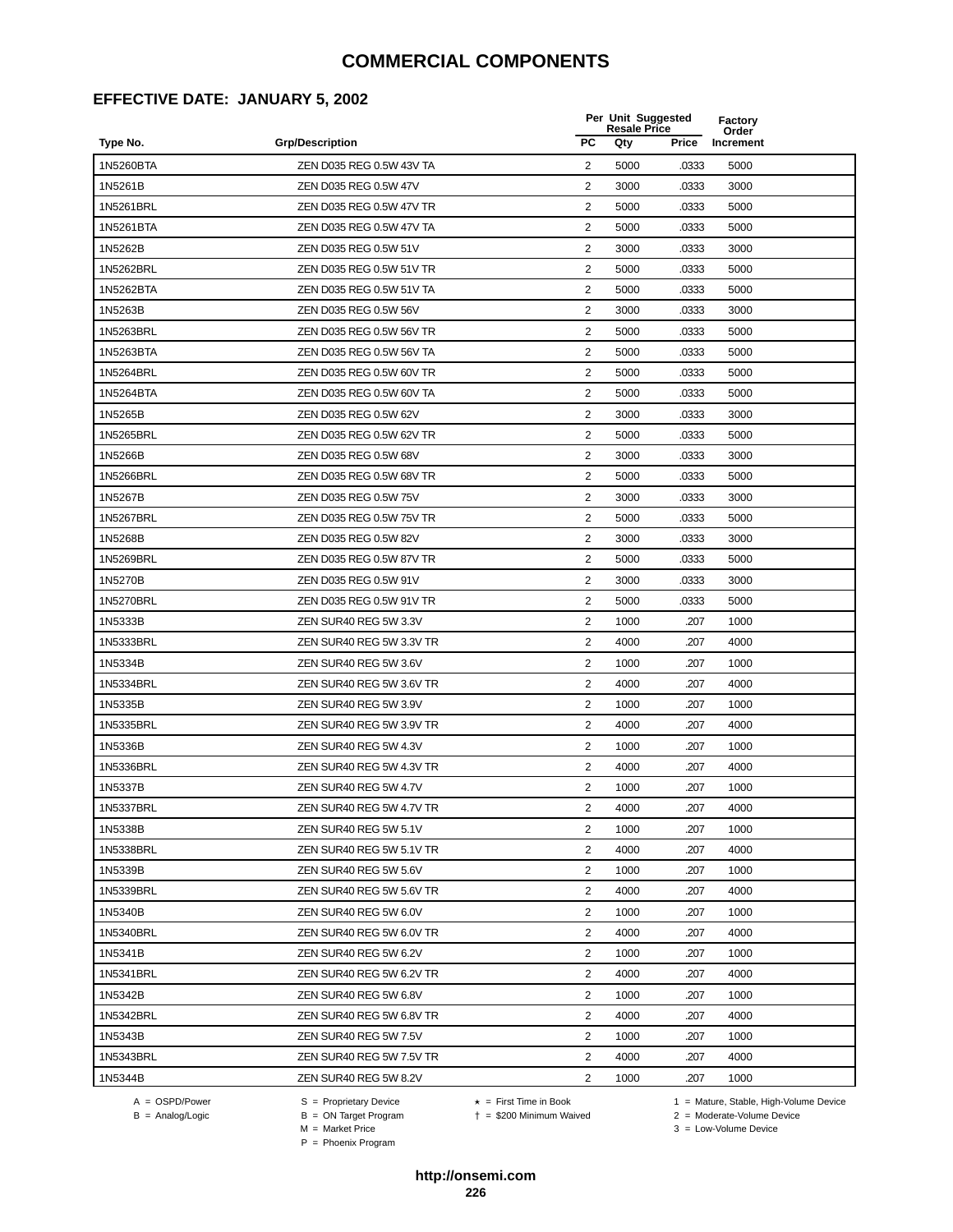# COMMERCIAL COMPONENTS

## EFFECTIVE DATE: JANUARY 5, 2002

| Type No. | Grp/Description | PC | Per Unit Suggested Resale Price Qty | Price | Factory Order Increment |
|---|---|---|---|---|---|
| 1N5260BTA | ZEN D035 REG 0.5W 43V TA | 2 | 5000 | .0333 | 5000 |
| 1N5261B | ZEN D035 REG 0.5W 47V | 2 | 3000 | .0333 | 3000 |
| 1N5261BRL | ZEN D035 REG 0.5W 47V TR | 2 | 5000 | .0333 | 5000 |
| 1N5261BTA | ZEN D035 REG 0.5W 47V TA | 2 | 5000 | .0333 | 5000 |
| 1N5262B | ZEN D035 REG 0.5W 51V | 2 | 3000 | .0333 | 3000 |
| 1N5262BRL | ZEN D035 REG 0.5W 51V TR | 2 | 5000 | .0333 | 5000 |
| 1N5262BTA | ZEN D035 REG 0.5W 51V TA | 2 | 5000 | .0333 | 5000 |
| 1N5263B | ZEN D035 REG 0.5W 56V | 2 | 3000 | .0333 | 3000 |
| 1N5263BRL | ZEN D035 REG 0.5W 56V TR | 2 | 5000 | .0333 | 5000 |
| 1N5263BTA | ZEN D035 REG 0.5W 56V TA | 2 | 5000 | .0333 | 5000 |
| 1N5264BRL | ZEN D035 REG 0.5W 60V TR | 2 | 5000 | .0333 | 5000 |
| 1N5264BTA | ZEN D035 REG 0.5W 60V TA | 2 | 5000 | .0333 | 5000 |
| 1N5265B | ZEN D035 REG 0.5W 62V | 2 | 3000 | .0333 | 3000 |
| 1N5265BRL | ZEN D035 REG 0.5W 62V TR | 2 | 5000 | .0333 | 5000 |
| 1N5266B | ZEN D035 REG 0.5W 68V | 2 | 3000 | .0333 | 3000 |
| 1N5266BRL | ZEN D035 REG 0.5W 68V TR | 2 | 5000 | .0333 | 5000 |
| 1N5267B | ZEN D035 REG 0.5W 75V | 2 | 3000 | .0333 | 3000 |
| 1N5267BRL | ZEN D035 REG 0.5W 75V TR | 2 | 5000 | .0333 | 5000 |
| 1N5268B | ZEN D035 REG 0.5W 82V | 2 | 3000 | .0333 | 3000 |
| 1N5269BRL | ZEN D035 REG 0.5W 87V TR | 2 | 5000 | .0333 | 5000 |
| 1N5270B | ZEN D035 REG 0.5W 91V | 2 | 3000 | .0333 | 3000 |
| 1N5270BRL | ZEN D035 REG 0.5W 91V TR | 2 | 5000 | .0333 | 5000 |
| 1N5333B | ZEN SUR40 REG 5W 3.3V | 2 | 1000 | .207 | 1000 |
| 1N5333BRL | ZEN SUR40 REG 5W 3.3V TR | 2 | 4000 | .207 | 4000 |
| 1N5334B | ZEN SUR40 REG 5W 3.6V | 2 | 1000 | .207 | 1000 |
| 1N5334BRL | ZEN SUR40 REG 5W 3.6V TR | 2 | 4000 | .207 | 4000 |
| 1N5335B | ZEN SUR40 REG 5W 3.9V | 2 | 1000 | .207 | 1000 |
| 1N5335BRL | ZEN SUR40 REG 5W 3.9V TR | 2 | 4000 | .207 | 4000 |
| 1N5336B | ZEN SUR40 REG 5W 4.3V | 2 | 1000 | .207 | 1000 |
| 1N5336BRL | ZEN SUR40 REG 5W 4.3V TR | 2 | 4000 | .207 | 4000 |
| 1N5337B | ZEN SUR40 REG 5W 4.7V | 2 | 1000 | .207 | 1000 |
| 1N5337BRL | ZEN SUR40 REG 5W 4.7V TR | 2 | 4000 | .207 | 4000 |
| 1N5338B | ZEN SUR40 REG 5W 5.1V | 2 | 1000 | .207 | 1000 |
| 1N5338BRL | ZEN SUR40 REG 5W 5.1V TR | 2 | 4000 | .207 | 4000 |
| 1N5339B | ZEN SUR40 REG 5W 5.6V | 2 | 1000 | .207 | 1000 |
| 1N5339BRL | ZEN SUR40 REG 5W 5.6V TR | 2 | 4000 | .207 | 4000 |
| 1N5340B | ZEN SUR40 REG 5W 6.0V | 2 | 1000 | .207 | 1000 |
| 1N5340BRL | ZEN SUR40 REG 5W 6.0V TR | 2 | 4000 | .207 | 4000 |
| 1N5341B | ZEN SUR40 REG 5W 6.2V | 2 | 1000 | .207 | 1000 |
| 1N5341BRL | ZEN SUR40 REG 5W 6.2V TR | 2 | 4000 | .207 | 4000 |
| 1N5342B | ZEN SUR40 REG 5W 6.8V | 2 | 1000 | .207 | 1000 |
| 1N5342BRL | ZEN SUR40 REG 5W 6.8V TR | 2 | 4000 | .207 | 4000 |
| 1N5343B | ZEN SUR40 REG 5W 7.5V | 2 | 1000 | .207 | 1000 |
| 1N5343BRL | ZEN SUR40 REG 5W 7.5V TR | 2 | 4000 | .207 | 4000 |
| 1N5344B | ZEN SUR40 REG 5W 8.2V | 2 | 1000 | .207 | 1000 |

A = OSPD/Power
B = Analog/Logic

S = Proprietary Device
B = ON Target Program
M = Market Price
P = Phoenix Program

★ = First Time in Book
† = $200 Minimum Waived

1 = Mature, Stable, High-Volume Device
2 = Moderate-Volume Device
3 = Low-Volume Device

**http://onsemi.com**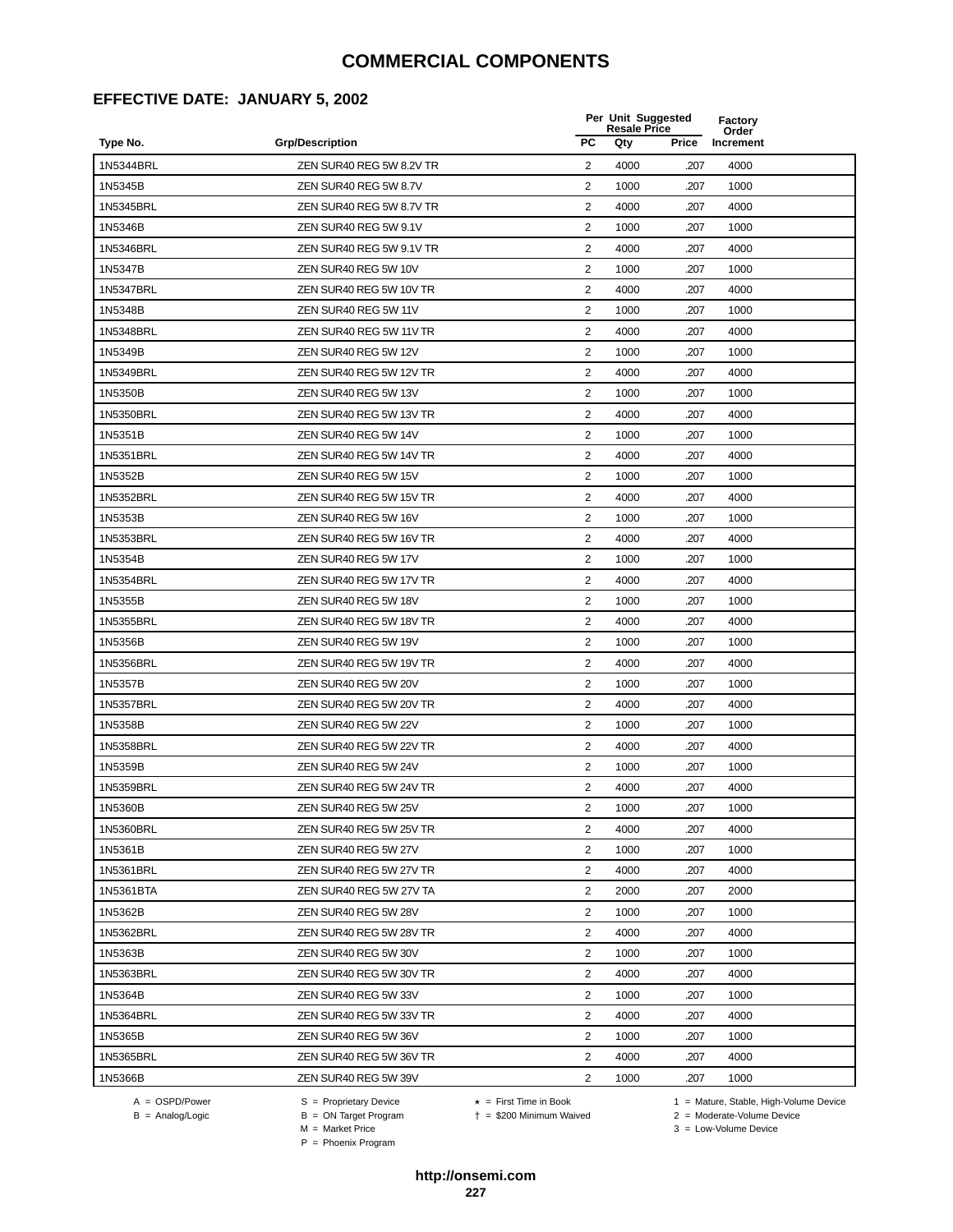# COMMERCIAL COMPONENTS

## EFFECTIVE DATE: JANUARY 5, 2002

| Type No. | Grp/Description | PC | Per Unit Suggested Resale Price Qty | Price | Factory Order Increment |
|---|---|---|---|---|---|
| 1N5344BRL | ZEN SUR40 REG 5W 8.2V TR | 2 | 4000 | .207 | 4000 |
| 1N5345B | ZEN SUR40 REG 5W 8.7V | 2 | 1000 | .207 | 1000 |
| 1N5345BRL | ZEN SUR40 REG 5W 8.7V TR | 2 | 4000 | .207 | 4000 |
| 1N5346B | ZEN SUR40 REG 5W 9.1V | 2 | 1000 | .207 | 1000 |
| 1N5346BRL | ZEN SUR40 REG 5W 9.1V TR | 2 | 4000 | .207 | 4000 |
| 1N5347B | ZEN SUR40 REG 5W 10V | 2 | 1000 | .207 | 1000 |
| 1N5347BRL | ZEN SUR40 REG 5W 10V TR | 2 | 4000 | .207 | 4000 |
| 1N5348B | ZEN SUR40 REG 5W 11V | 2 | 1000 | .207 | 1000 |
| 1N5348BRL | ZEN SUR40 REG 5W 11V TR | 2 | 4000 | .207 | 4000 |
| 1N5349B | ZEN SUR40 REG 5W 12V | 2 | 1000 | .207 | 1000 |
| 1N5349BRL | ZEN SUR40 REG 5W 12V TR | 2 | 4000 | .207 | 4000 |
| 1N5350B | ZEN SUR40 REG 5W 13V | 2 | 1000 | .207 | 1000 |
| 1N5350BRL | ZEN SUR40 REG 5W 13V TR | 2 | 4000 | .207 | 4000 |
| 1N5351B | ZEN SUR40 REG 5W 14V | 2 | 1000 | .207 | 1000 |
| 1N5351BRL | ZEN SUR40 REG 5W 14V TR | 2 | 4000 | .207 | 4000 |
| 1N5352B | ZEN SUR40 REG 5W 15V | 2 | 1000 | .207 | 1000 |
| 1N5352BRL | ZEN SUR40 REG 5W 15V TR | 2 | 4000 | .207 | 4000 |
| 1N5353B | ZEN SUR40 REG 5W 16V | 2 | 1000 | .207 | 1000 |
| 1N5353BRL | ZEN SUR40 REG 5W 16V TR | 2 | 4000 | .207 | 4000 |
| 1N5354B | ZEN SUR40 REG 5W 17V | 2 | 1000 | .207 | 1000 |
| 1N5354BRL | ZEN SUR40 REG 5W 17V TR | 2 | 4000 | .207 | 4000 |
| 1N5355B | ZEN SUR40 REG 5W 18V | 2 | 1000 | .207 | 1000 |
| 1N5355BRL | ZEN SUR40 REG 5W 18V TR | 2 | 4000 | .207 | 4000 |
| 1N5356B | ZEN SUR40 REG 5W 19V | 2 | 1000 | .207 | 1000 |
| 1N5356BRL | ZEN SUR40 REG 5W 19V TR | 2 | 4000 | .207 | 4000 |
| 1N5357B | ZEN SUR40 REG 5W 20V | 2 | 1000 | .207 | 1000 |
| 1N5357BRL | ZEN SUR40 REG 5W 20V TR | 2 | 4000 | .207 | 4000 |
| 1N5358B | ZEN SUR40 REG 5W 22V | 2 | 1000 | .207 | 1000 |
| 1N5358BRL | ZEN SUR40 REG 5W 22V TR | 2 | 4000 | .207 | 4000 |
| 1N5359B | ZEN SUR40 REG 5W 24V | 2 | 1000 | .207 | 1000 |
| 1N5359BRL | ZEN SUR40 REG 5W 24V TR | 2 | 4000 | .207 | 4000 |
| 1N5360B | ZEN SUR40 REG 5W 25V | 2 | 1000 | .207 | 1000 |
| 1N5360BRL | ZEN SUR40 REG 5W 25V TR | 2 | 4000 | .207 | 4000 |
| 1N5361B | ZEN SUR40 REG 5W 27V | 2 | 1000 | .207 | 1000 |
| 1N5361BRL | ZEN SUR40 REG 5W 27V TR | 2 | 4000 | .207 | 4000 |
| 1N5361BTA | ZEN SUR40 REG 5W 27V TA | 2 | 2000 | .207 | 2000 |
| 1N5362B | ZEN SUR40 REG 5W 28V | 2 | 1000 | .207 | 1000 |
| 1N5362BRL | ZEN SUR40 REG 5W 28V TR | 2 | 4000 | .207 | 4000 |
| 1N5363B | ZEN SUR40 REG 5W 30V | 2 | 1000 | .207 | 1000 |
| 1N5363BRL | ZEN SUR40 REG 5W 30V TR | 2 | 4000 | .207 | 4000 |
| 1N5364B | ZEN SUR40 REG 5W 33V | 2 | 1000 | .207 | 1000 |
| 1N5364BRL | ZEN SUR40 REG 5W 33V TR | 2 | 4000 | .207 | 4000 |
| 1N5365B | ZEN SUR40 REG 5W 36V | 2 | 1000 | .207 | 1000 |
| 1N5365BRL | ZEN SUR40 REG 5W 36V TR | 2 | 4000 | .207 | 4000 |
| 1N5366B | ZEN SUR40 REG 5W 39V | 2 | 1000 | .207 | 1000 |

A = OSPD/Power
B = Analog/Logic

S = Proprietary Device
B = ON Target Program
M = Market Price
P = Phoenix Program

⋆ = First Time in Book
† = $200 Minimum Waived

1 = Mature, Stable, High-Volume Device
2 = Moderate-Volume Device
3 = Low-Volume Device

**http://onsemi.com**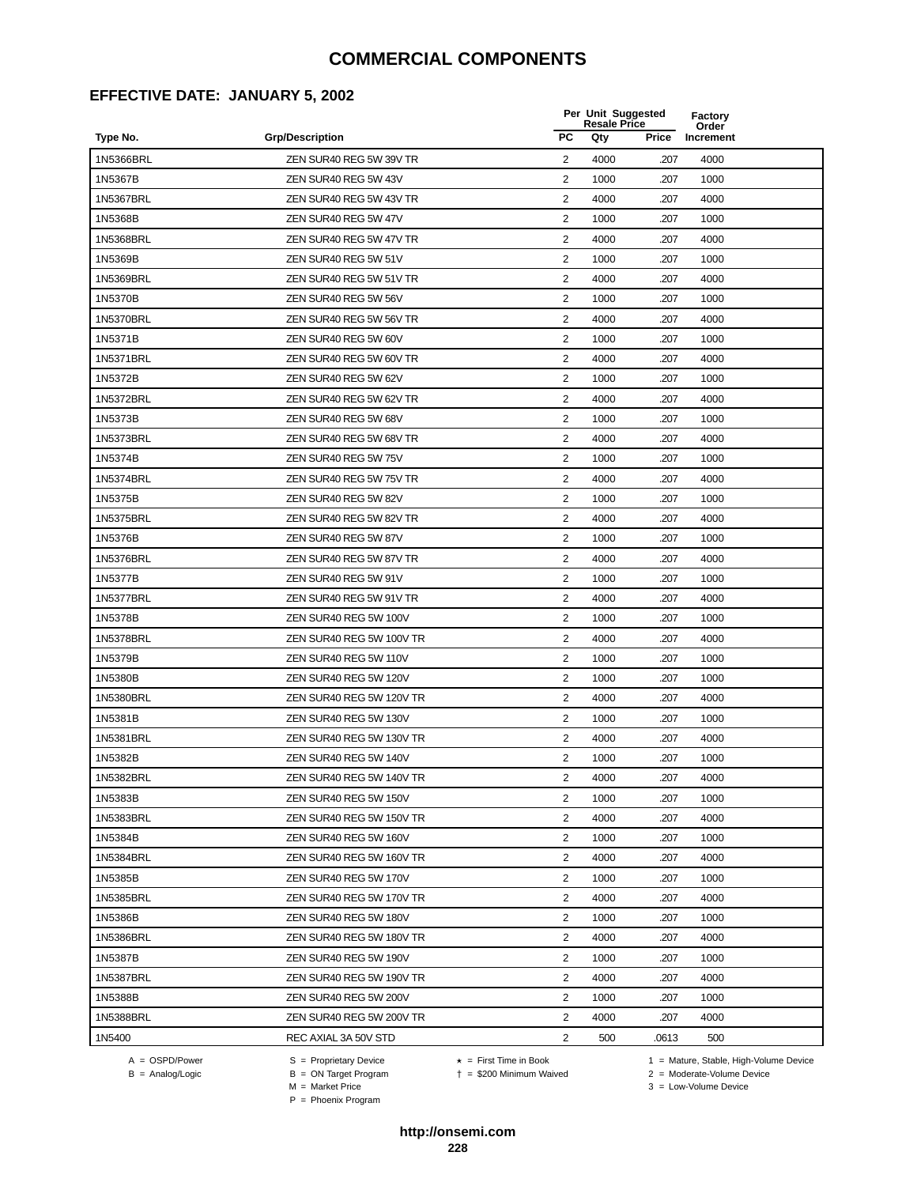# COMMERCIAL COMPONENTS

### EFFECTIVE DATE: JANUARY 5, 2002

| Type No. | Grp/Description | Per Unit Suggested Resale Price PC | Qty | Price | Factory Order Increment |
|---|---|---|---|---|---|
| 1N5366BRL | ZEN SUR40 REG 5W 39V TR | 2 | 4000 | .207 | 4000 |
| 1N5367B | ZEN SUR40 REG 5W 43V | 2 | 1000 | .207 | 1000 |
| 1N5367BRL | ZEN SUR40 REG 5W 43V TR | 2 | 4000 | .207 | 4000 |
| 1N5368B | ZEN SUR40 REG 5W 47V | 2 | 1000 | .207 | 1000 |
| 1N5368BRL | ZEN SUR40 REG 5W 47V TR | 2 | 4000 | .207 | 4000 |
| 1N5369B | ZEN SUR40 REG 5W 51V | 2 | 1000 | .207 | 1000 |
| 1N5369BRL | ZEN SUR40 REG 5W 51V TR | 2 | 4000 | .207 | 4000 |
| 1N5370B | ZEN SUR40 REG 5W 56V | 2 | 1000 | .207 | 1000 |
| 1N5370BRL | ZEN SUR40 REG 5W 56V TR | 2 | 4000 | .207 | 4000 |
| 1N5371B | ZEN SUR40 REG 5W 60V | 2 | 1000 | .207 | 1000 |
| 1N5371BRL | ZEN SUR40 REG 5W 60V TR | 2 | 4000 | .207 | 4000 |
| 1N5372B | ZEN SUR40 REG 5W 62V | 2 | 1000 | .207 | 1000 |
| 1N5372BRL | ZEN SUR40 REG 5W 62V TR | 2 | 4000 | .207 | 4000 |
| 1N5373B | ZEN SUR40 REG 5W 68V | 2 | 1000 | .207 | 1000 |
| 1N5373BRL | ZEN SUR40 REG 5W 68V TR | 2 | 4000 | .207 | 4000 |
| 1N5374B | ZEN SUR40 REG 5W 75V | 2 | 1000 | .207 | 1000 |
| 1N5374BRL | ZEN SUR40 REG 5W 75V TR | 2 | 4000 | .207 | 4000 |
| 1N5375B | ZEN SUR40 REG 5W 82V | 2 | 1000 | .207 | 1000 |
| 1N5375BRL | ZEN SUR40 REG 5W 82V TR | 2 | 4000 | .207 | 4000 |
| 1N5376B | ZEN SUR40 REG 5W 87V | 2 | 1000 | .207 | 1000 |
| 1N5376BRL | ZEN SUR40 REG 5W 87V TR | 2 | 4000 | .207 | 4000 |
| 1N5377B | ZEN SUR40 REG 5W 91V | 2 | 1000 | .207 | 1000 |
| 1N5377BRL | ZEN SUR40 REG 5W 91V TR | 2 | 4000 | .207 | 4000 |
| 1N5378B | ZEN SUR40 REG 5W 100V | 2 | 1000 | .207 | 1000 |
| 1N5378BRL | ZEN SUR40 REG 5W 100V TR | 2 | 4000 | .207 | 4000 |
| 1N5379B | ZEN SUR40 REG 5W 110V | 2 | 1000 | .207 | 1000 |
| 1N5380B | ZEN SUR40 REG 5W 120V | 2 | 1000 | .207 | 1000 |
| 1N5380BRL | ZEN SUR40 REG 5W 120V TR | 2 | 4000 | .207 | 4000 |
| 1N5381B | ZEN SUR40 REG 5W 130V | 2 | 1000 | .207 | 1000 |
| 1N5381BRL | ZEN SUR40 REG 5W 130V TR | 2 | 4000 | .207 | 4000 |
| 1N5382B | ZEN SUR40 REG 5W 140V | 2 | 1000 | .207 | 1000 |
| 1N5382BRL | ZEN SUR40 REG 5W 140V TR | 2 | 4000 | .207 | 4000 |
| 1N5383B | ZEN SUR40 REG 5W 150V | 2 | 1000 | .207 | 1000 |
| 1N5383BRL | ZEN SUR40 REG 5W 150V TR | 2 | 4000 | .207 | 4000 |
| 1N5384B | ZEN SUR40 REG 5W 160V | 2 | 1000 | .207 | 1000 |
| 1N5384BRL | ZEN SUR40 REG 5W 160V TR | 2 | 4000 | .207 | 4000 |
| 1N5385B | ZEN SUR40 REG 5W 170V | 2 | 1000 | .207 | 1000 |
| 1N5385BRL | ZEN SUR40 REG 5W 170V TR | 2 | 4000 | .207 | 4000 |
| 1N5386B | ZEN SUR40 REG 5W 180V | 2 | 1000 | .207 | 1000 |
| 1N5386BRL | ZEN SUR40 REG 5W 180V TR | 2 | 4000 | .207 | 4000 |
| 1N5387B | ZEN SUR40 REG 5W 190V | 2 | 1000 | .207 | 1000 |
| 1N5387BRL | ZEN SUR40 REG 5W 190V TR | 2 | 4000 | .207 | 4000 |
| 1N5388B | ZEN SUR40 REG 5W 200V | 2 | 1000 | .207 | 1000 |
| 1N5388BRL | ZEN SUR40 REG 5W 200V TR | 2 | 4000 | .207 | 4000 |
| 1N5400 | REC AXIAL 3A 50V STD | 2 | 500 | .0613 | 500 |

A = OSPD/Power
B = Analog/Logic

S = Proprietary Device
B = ON Target Program
M = Market Price
P = Phoenix Program

⋆ = First Time in Book
† = $200 Minimum Waived

1 = Mature, Stable, High-Volume Device
2 = Moderate-Volume Device
3 = Low-Volume Device

**http://onsemi.com**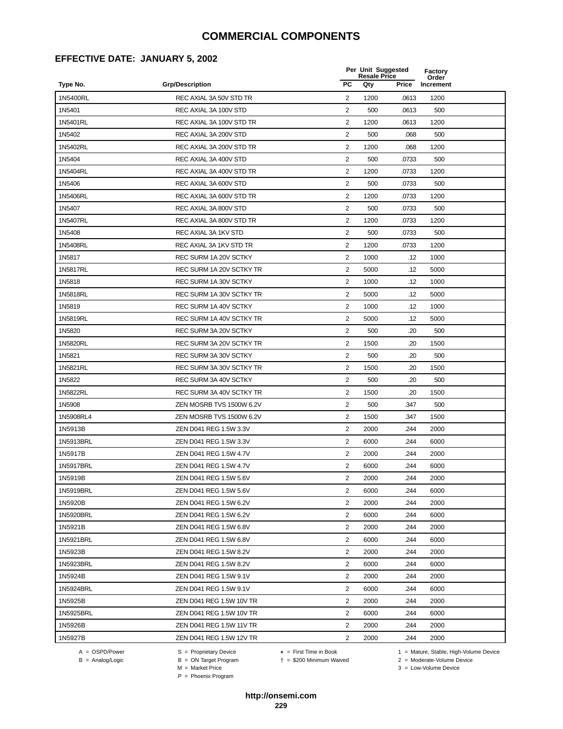# COMMERCIAL COMPONENTS

## EFFECTIVE DATE: JANUARY 5, 2002

| Type No. | Grp/Description | PC | Per Unit Suggested Resale Price Qty | Per Unit Suggested Resale Price Price | Factory Order Increment |
|---|---|---|---|---|---|
| 1N5400RL | REC AXIAL 3A 50V STD TR | 2 | 1200 | .0613 | 1200 |
| 1N5401 | REC AXIAL 3A 100V STD | 2 | 500 | .0613 | 500 |
| 1N5401RL | REC AXIAL 3A 100V STD TR | 2 | 1200 | .0613 | 1200 |
| 1N5402 | REC AXIAL 3A 200V STD | 2 | 500 | .068 | 500 |
| 1N5402RL | REC AXIAL 3A 200V STD TR | 2 | 1200 | .068 | 1200 |
| 1N5404 | REC AXIAL 3A 400V STD | 2 | 500 | .0733 | 500 |
| 1N5404RL | REC AXIAL 3A 400V STD TR | 2 | 1200 | .0733 | 1200 |
| 1N5406 | REC AXIAL 3A 600V STD | 2 | 500 | .0733 | 500 |
| 1N5406RL | REC AXIAL 3A 600V STD TR | 2 | 1200 | .0733 | 1200 |
| 1N5407 | REC AXIAL 3A 800V STD | 2 | 500 | .0733 | 500 |
| 1N5407RL | REC AXIAL 3A 800V STD TR | 2 | 1200 | .0733 | 1200 |
| 1N5408 | REC AXIAL 3A 1KV STD | 2 | 500 | .0733 | 500 |
| 1N5408RL | REC AXIAL 3A 1KV STD TR | 2 | 1200 | .0733 | 1200 |
| 1N5817 | REC SURM 1A 20V SCTKY | 2 | 1000 | .12 | 1000 |
| 1N5817RL | REC SURM 1A 20V SCTKY TR | 2 | 5000 | .12 | 5000 |
| 1N5818 | REC SURM 1A 30V SCTKY | 2 | 1000 | .12 | 1000 |
| 1N5818RL | REC SURM 1A 30V SCTKY TR | 2 | 5000 | .12 | 5000 |
| 1N5819 | REC SURM 1A 40V SCTKY | 2 | 1000 | .12 | 1000 |
| 1N5819RL | REC SURM 1A 40V SCTKY TR | 2 | 5000 | .12 | 5000 |
| 1N5820 | REC SURM 3A 20V SCTKY | 2 | 500 | .20 | 500 |
| 1N5820RL | REC SURM 3A 20V SCTKY TR | 2 | 1500 | .20 | 1500 |
| 1N5821 | REC SURM 3A 30V SCTKY | 2 | 500 | .20 | 500 |
| 1N5821RL | REC SURM 3A 30V SCTKY TR | 2 | 1500 | .20 | 1500 |
| 1N5822 | REC SURM 3A 40V SCTKY | 2 | 500 | .20 | 500 |
| 1N5822RL | REC SURM 3A 40V SCTKY TR | 2 | 1500 | .20 | 1500 |
| 1N5908 | ZEN MOSRB TVS 1500W 6.2V | 2 | 500 | .347 | 500 |
| 1N5908RL4 | ZEN MOSRB TVS 1500W 6.2V | 2 | 1500 | .347 | 1500 |
| 1N5913B | ZEN D041 REG 1.5W 3.3V | 2 | 2000 | .244 | 2000 |
| 1N5913BRL | ZEN D041 REG 1.5W 3.3V | 2 | 6000 | .244 | 6000 |
| 1N5917B | ZEN D041 REG 1.5W 4.7V | 2 | 2000 | .244 | 2000 |
| 1N5917BRL | ZEN D041 REG 1.5W 4.7V | 2 | 6000 | .244 | 6000 |
| 1N5919B | ZEN D041 REG 1.5W 5.6V | 2 | 2000 | .244 | 2000 |
| 1N5919BRL | ZEN D041 REG 1.5W 5.6V | 2 | 6000 | .244 | 6000 |
| 1N5920B | ZEN D041 REG 1.5W 6.2V | 2 | 2000 | .244 | 2000 |
| 1N5920BRL | ZEN D041 REG 1.5W 6.2V | 2 | 6000 | .244 | 6000 |
| 1N5921B | ZEN D041 REG 1.5W 6.8V | 2 | 2000 | .244 | 2000 |
| 1N5921BRL | ZEN D041 REG 1.5W 6.8V | 2 | 6000 | .244 | 6000 |
| 1N5923B | ZEN D041 REG 1.5W 8.2V | 2 | 2000 | .244 | 2000 |
| 1N5923BRL | ZEN D041 REG 1.5W 8.2V | 2 | 6000 | .244 | 6000 |
| 1N5924B | ZEN D041 REG 1.5W 9.1V | 2 | 2000 | .244 | 2000 |
| 1N5924BRL | ZEN D041 REG 1.5W 9.1V | 2 | 6000 | .244 | 6000 |
| 1N5925B | ZEN D041 REG 1.5W 10V TR | 2 | 2000 | .244 | 2000 |
| 1N5925BRL | ZEN D041 REG 1.5W 10V TR | 2 | 6000 | .244 | 6000 |
| 1N5926B | ZEN D041 REG 1.5W 11V TR | 2 | 2000 | .244 | 2000 |
| 1N5927B | ZEN D041 REG 1.5W 12V TR | 2 | 2000 | .244 | 2000 |

A = OSPD/Power
B = Analog/Logic

S = Proprietary Device
B = ON Target Program
M = Market Price
P = Phoenix Program

★ = First Time in Book
† = $200 Minimum Waived

1 = Mature, Stable, High-Volume Device
2 = Moderate-Volume Device
3 = Low-Volume Device

**http://onsemi.com**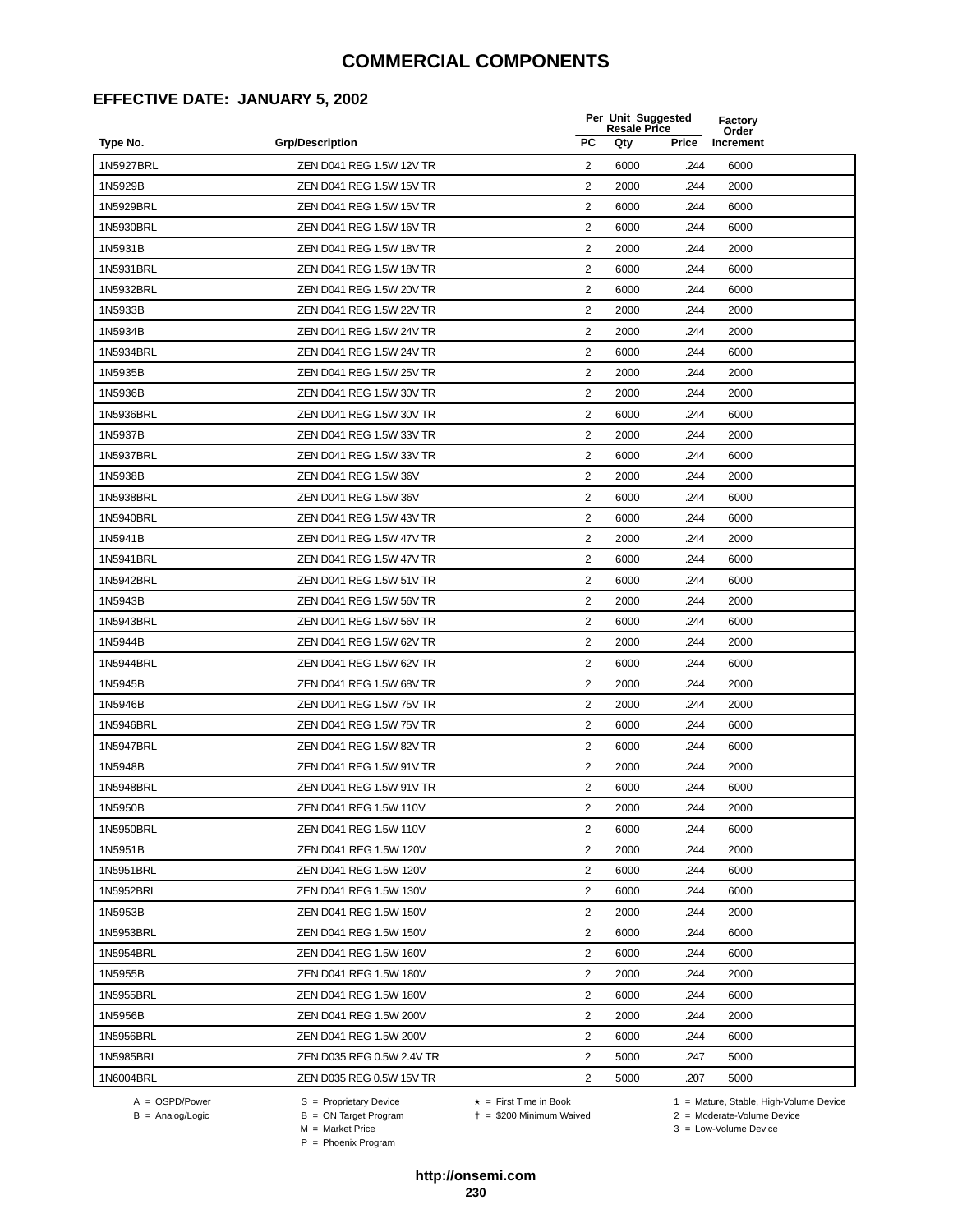# COMMERCIAL COMPONENTS

## EFFECTIVE DATE: JANUARY 5, 2002

| Type No. | Grp/Description | Per Unit Suggested Resale Price PC | Qty | Price | Factory Order Increment |
|---|---|---|---|---|---|
| 1N5927BRL | ZEN D041 REG 1.5W 12V TR | 2 | 6000 | .244 | 6000 |
| 1N5929B | ZEN D041 REG 1.5W 15V TR | 2 | 2000 | .244 | 2000 |
| 1N5929BRL | ZEN D041 REG 1.5W 15V TR | 2 | 6000 | .244 | 6000 |
| 1N5930BRL | ZEN D041 REG 1.5W 16V TR | 2 | 6000 | .244 | 6000 |
| 1N5931B | ZEN D041 REG 1.5W 18V TR | 2 | 2000 | .244 | 2000 |
| 1N5931BRL | ZEN D041 REG 1.5W 18V TR | 2 | 6000 | .244 | 6000 |
| 1N5932BRL | ZEN D041 REG 1.5W 20V TR | 2 | 6000 | .244 | 6000 |
| 1N5933B | ZEN D041 REG 1.5W 22V TR | 2 | 2000 | .244 | 2000 |
| 1N5934B | ZEN D041 REG 1.5W 24V TR | 2 | 2000 | .244 | 2000 |
| 1N5934BRL | ZEN D041 REG 1.5W 24V TR | 2 | 6000 | .244 | 6000 |
| 1N5935B | ZEN D041 REG 1.5W 25V TR | 2 | 2000 | .244 | 2000 |
| 1N5936B | ZEN D041 REG 1.5W 30V TR | 2 | 2000 | .244 | 2000 |
| 1N5936BRL | ZEN D041 REG 1.5W 30V TR | 2 | 6000 | .244 | 6000 |
| 1N5937B | ZEN D041 REG 1.5W 33V TR | 2 | 2000 | .244 | 2000 |
| 1N5937BRL | ZEN D041 REG 1.5W 33V TR | 2 | 6000 | .244 | 6000 |
| 1N5938B | ZEN D041 REG 1.5W 36V | 2 | 2000 | .244 | 2000 |
| 1N5938BRL | ZEN D041 REG 1.5W 36V | 2 | 6000 | .244 | 6000 |
| 1N5940BRL | ZEN D041 REG 1.5W 43V TR | 2 | 6000 | .244 | 6000 |
| 1N5941B | ZEN D041 REG 1.5W 47V TR | 2 | 2000 | .244 | 2000 |
| 1N5941BRL | ZEN D041 REG 1.5W 47V TR | 2 | 6000 | .244 | 6000 |
| 1N5942BRL | ZEN D041 REG 1.5W 51V TR | 2 | 6000 | .244 | 6000 |
| 1N5943B | ZEN D041 REG 1.5W 56V TR | 2 | 2000 | .244 | 2000 |
| 1N5943BRL | ZEN D041 REG 1.5W 56V TR | 2 | 6000 | .244 | 6000 |
| 1N5944B | ZEN D041 REG 1.5W 62V TR | 2 | 2000 | .244 | 2000 |
| 1N5944BRL | ZEN D041 REG 1.5W 62V TR | 2 | 6000 | .244 | 6000 |
| 1N5945B | ZEN D041 REG 1.5W 68V TR | 2 | 2000 | .244 | 2000 |
| 1N5946B | ZEN D041 REG 1.5W 75V TR | 2 | 2000 | .244 | 2000 |
| 1N5946BRL | ZEN D041 REG 1.5W 75V TR | 2 | 6000 | .244 | 6000 |
| 1N5947BRL | ZEN D041 REG 1.5W 82V TR | 2 | 6000 | .244 | 6000 |
| 1N5948B | ZEN D041 REG 1.5W 91V TR | 2 | 2000 | .244 | 2000 |
| 1N5948BRL | ZEN D041 REG 1.5W 91V TR | 2 | 6000 | .244 | 6000 |
| 1N5950B | ZEN D041 REG 1.5W 110V | 2 | 2000 | .244 | 2000 |
| 1N5950BRL | ZEN D041 REG 1.5W 110V | 2 | 6000 | .244 | 6000 |
| 1N5951B | ZEN D041 REG 1.5W 120V | 2 | 2000 | .244 | 2000 |
| 1N5951BRL | ZEN D041 REG 1.5W 120V | 2 | 6000 | .244 | 6000 |
| 1N5952BRL | ZEN D041 REG 1.5W 130V | 2 | 6000 | .244 | 6000 |
| 1N5953B | ZEN D041 REG 1.5W 150V | 2 | 2000 | .244 | 2000 |
| 1N5953BRL | ZEN D041 REG 1.5W 150V | 2 | 6000 | .244 | 6000 |
| 1N5954BRL | ZEN D041 REG 1.5W 160V | 2 | 6000 | .244 | 6000 |
| 1N5955B | ZEN D041 REG 1.5W 180V | 2 | 2000 | .244 | 2000 |
| 1N5955BRL | ZEN D041 REG 1.5W 180V | 2 | 6000 | .244 | 6000 |
| 1N5956B | ZEN D041 REG 1.5W 200V | 2 | 2000 | .244 | 2000 |
| 1N5956BRL | ZEN D041 REG 1.5W 200V | 2 | 6000 | .244 | 6000 |
| 1N5985BRL | ZEN D035 REG 0.5W 2.4V TR | 2 | 5000 | .247 | 5000 |
| 1N6004BRL | ZEN D035 REG 0.5W 15V TR | 2 | 5000 | .207 | 5000 |

A = OSPD/Power
B = Analog/Logic

S = Proprietary Device
B = ON Target Program
M = Market Price
P = Phoenix Program

⋆ = First Time in Book
† = $200 Minimum Waived

1 = Mature, Stable, High-Volume Device
2 = Moderate-Volume Device
3 = Low-Volume Device

**http://onsemi.com**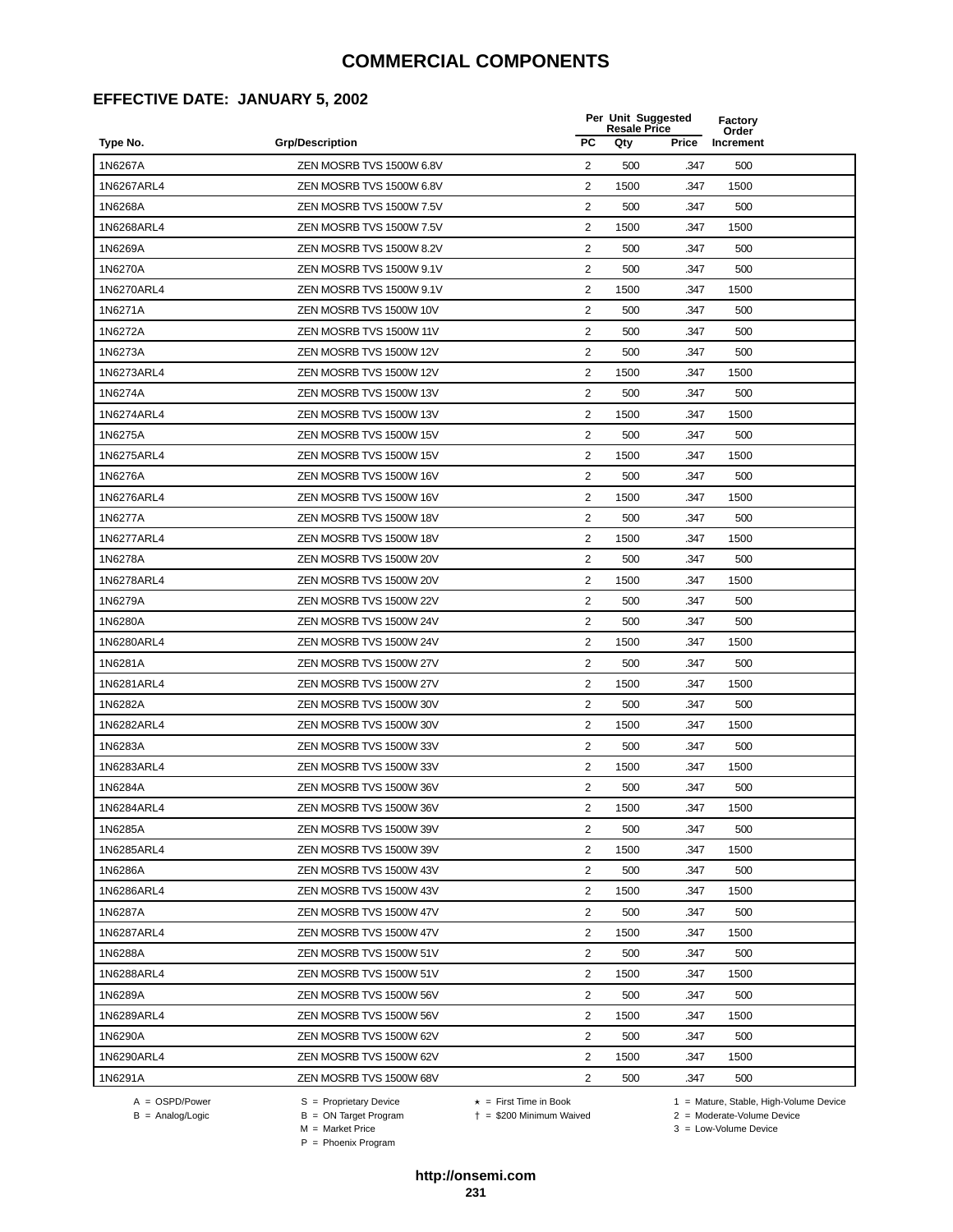# COMMERCIAL COMPONENTS

### EFFECTIVE DATE: JANUARY 5, 2002

| Type No. | Grp/Description | PC | Per Unit Suggested Resale Price Qty | Price | Factory Order Increment |
|---|---|---|---|---|---|
| 1N6267A | ZEN MOSRB TVS 1500W 6.8V | 2 | 500 | .347 | 500 |
| 1N6267ARL4 | ZEN MOSRB TVS 1500W 6.8V | 2 | 1500 | .347 | 1500 |
| 1N6268A | ZEN MOSRB TVS 1500W 7.5V | 2 | 500 | .347 | 500 |
| 1N6268ARL4 | ZEN MOSRB TVS 1500W 7.5V | 2 | 1500 | .347 | 1500 |
| 1N6269A | ZEN MOSRB TVS 1500W 8.2V | 2 | 500 | .347 | 500 |
| 1N6270A | ZEN MOSRB TVS 1500W 9.1V | 2 | 500 | .347 | 500 |
| 1N6270ARL4 | ZEN MOSRB TVS 1500W 9.1V | 2 | 1500 | .347 | 1500 |
| 1N6271A | ZEN MOSRB TVS 1500W 10V | 2 | 500 | .347 | 500 |
| 1N6272A | ZEN MOSRB TVS 1500W 11V | 2 | 500 | .347 | 500 |
| 1N6273A | ZEN MOSRB TVS 1500W 12V | 2 | 500 | .347 | 500 |
| 1N6273ARL4 | ZEN MOSRB TVS 1500W 12V | 2 | 1500 | .347 | 1500 |
| 1N6274A | ZEN MOSRB TVS 1500W 13V | 2 | 500 | .347 | 500 |
| 1N6274ARL4 | ZEN MOSRB TVS 1500W 13V | 2 | 1500 | .347 | 1500 |
| 1N6275A | ZEN MOSRB TVS 1500W 15V | 2 | 500 | .347 | 500 |
| 1N6275ARL4 | ZEN MOSRB TVS 1500W 15V | 2 | 1500 | .347 | 1500 |
| 1N6276A | ZEN MOSRB TVS 1500W 16V | 2 | 500 | .347 | 500 |
| 1N6276ARL4 | ZEN MOSRB TVS 1500W 16V | 2 | 1500 | .347 | 1500 |
| 1N6277A | ZEN MOSRB TVS 1500W 18V | 2 | 500 | .347 | 500 |
| 1N6277ARL4 | ZEN MOSRB TVS 1500W 18V | 2 | 1500 | .347 | 1500 |
| 1N6278A | ZEN MOSRB TVS 1500W 20V | 2 | 500 | .347 | 500 |
| 1N6278ARL4 | ZEN MOSRB TVS 1500W 20V | 2 | 1500 | .347 | 1500 |
| 1N6279A | ZEN MOSRB TVS 1500W 22V | 2 | 500 | .347 | 500 |
| 1N6280A | ZEN MOSRB TVS 1500W 24V | 2 | 500 | .347 | 500 |
| 1N6280ARL4 | ZEN MOSRB TVS 1500W 24V | 2 | 1500 | .347 | 1500 |
| 1N6281A | ZEN MOSRB TVS 1500W 27V | 2 | 500 | .347 | 500 |
| 1N6281ARL4 | ZEN MOSRB TVS 1500W 27V | 2 | 1500 | .347 | 1500 |
| 1N6282A | ZEN MOSRB TVS 1500W 30V | 2 | 500 | .347 | 500 |
| 1N6282ARL4 | ZEN MOSRB TVS 1500W 30V | 2 | 1500 | .347 | 1500 |
| 1N6283A | ZEN MOSRB TVS 1500W 33V | 2 | 500 | .347 | 500 |
| 1N6283ARL4 | ZEN MOSRB TVS 1500W 33V | 2 | 1500 | .347 | 1500 |
| 1N6284A | ZEN MOSRB TVS 1500W 36V | 2 | 500 | .347 | 500 |
| 1N6284ARL4 | ZEN MOSRB TVS 1500W 36V | 2 | 1500 | .347 | 1500 |
| 1N6285A | ZEN MOSRB TVS 1500W 39V | 2 | 500 | .347 | 500 |
| 1N6285ARL4 | ZEN MOSRB TVS 1500W 39V | 2 | 1500 | .347 | 1500 |
| 1N6286A | ZEN MOSRB TVS 1500W 43V | 2 | 500 | .347 | 500 |
| 1N6286ARL4 | ZEN MOSRB TVS 1500W 43V | 2 | 1500 | .347 | 1500 |
| 1N6287A | ZEN MOSRB TVS 1500W 47V | 2 | 500 | .347 | 500 |
| 1N6287ARL4 | ZEN MOSRB TVS 1500W 47V | 2 | 1500 | .347 | 1500 |
| 1N6288A | ZEN MOSRB TVS 1500W 51V | 2 | 500 | .347 | 500 |
| 1N6288ARL4 | ZEN MOSRB TVS 1500W 51V | 2 | 1500 | .347 | 1500 |
| 1N6289A | ZEN MOSRB TVS 1500W 56V | 2 | 500 | .347 | 500 |
| 1N6289ARL4 | ZEN MOSRB TVS 1500W 56V | 2 | 1500 | .347 | 1500 |
| 1N6290A | ZEN MOSRB TVS 1500W 62V | 2 | 500 | .347 | 500 |
| 1N6290ARL4 | ZEN MOSRB TVS 1500W 62V | 2 | 1500 | .347 | 1500 |
| 1N6291A | ZEN MOSRB TVS 1500W 68V | 2 | 500 | .347 | 500 |

A = OSPD/Power
B = Analog/Logic

S = Proprietary Device
B = ON Target Program
M = Market Price
P = Phoenix Program

★ = First Time in Book
† = $200 Minimum Waived

1 = Mature, Stable, High-Volume Device
2 = Moderate-Volume Device
3 = Low-Volume Device

**http://onsemi.com**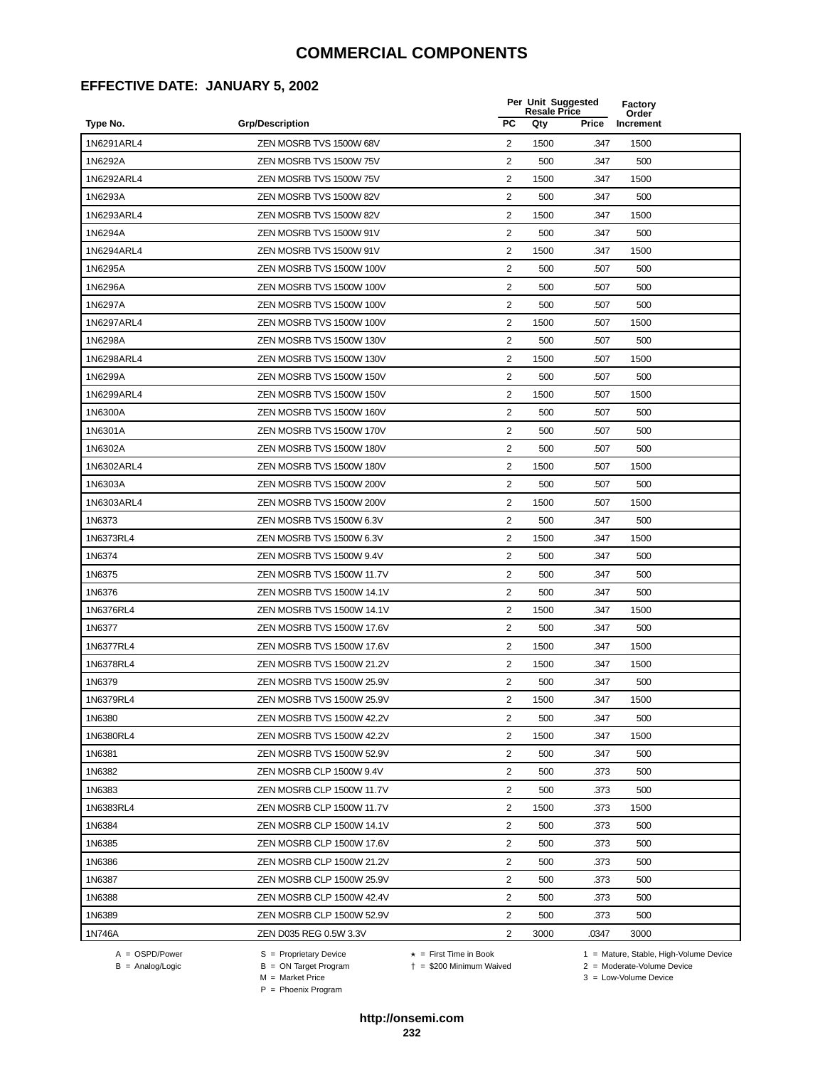# COMMERCIAL COMPONENTS

## EFFECTIVE DATE: JANUARY 5, 2002

| Type No. | Grp/Description | Per Unit Suggested Resale Price PC | Qty | Price | Factory Order Increment |
|---|---|---|---|---|---|
| 1N6291ARL4 | ZEN MOSRB TVS 1500W 68V | 2 | 1500 | .347 | 1500 |
| 1N6292A | ZEN MOSRB TVS 1500W 75V | 2 | 500 | .347 | 500 |
| 1N6292ARL4 | ZEN MOSRB TVS 1500W 75V | 2 | 1500 | .347 | 1500 |
| 1N6293A | ZEN MOSRB TVS 1500W 82V | 2 | 500 | .347 | 500 |
| 1N6293ARL4 | ZEN MOSRB TVS 1500W 82V | 2 | 1500 | .347 | 1500 |
| 1N6294A | ZEN MOSRB TVS 1500W 91V | 2 | 500 | .347 | 500 |
| 1N6294ARL4 | ZEN MOSRB TVS 1500W 91V | 2 | 1500 | .347 | 1500 |
| 1N6295A | ZEN MOSRB TVS 1500W 100V | 2 | 500 | .507 | 500 |
| 1N6296A | ZEN MOSRB TVS 1500W 100V | 2 | 500 | .507 | 500 |
| 1N6297A | ZEN MOSRB TVS 1500W 100V | 2 | 500 | .507 | 500 |
| 1N6297ARL4 | ZEN MOSRB TVS 1500W 100V | 2 | 1500 | .507 | 1500 |
| 1N6298A | ZEN MOSRB TVS 1500W 130V | 2 | 500 | .507 | 500 |
| 1N6298ARL4 | ZEN MOSRB TVS 1500W 130V | 2 | 1500 | .507 | 1500 |
| 1N6299A | ZEN MOSRB TVS 1500W 150V | 2 | 500 | .507 | 500 |
| 1N6299ARL4 | ZEN MOSRB TVS 1500W 150V | 2 | 1500 | .507 | 1500 |
| 1N6300A | ZEN MOSRB TVS 1500W 160V | 2 | 500 | .507 | 500 |
| 1N6301A | ZEN MOSRB TVS 1500W 170V | 2 | 500 | .507 | 500 |
| 1N6302A | ZEN MOSRB TVS 1500W 180V | 2 | 500 | .507 | 500 |
| 1N6302ARL4 | ZEN MOSRB TVS 1500W 180V | 2 | 1500 | .507 | 1500 |
| 1N6303A | ZEN MOSRB TVS 1500W 200V | 2 | 500 | .507 | 500 |
| 1N6303ARL4 | ZEN MOSRB TVS 1500W 200V | 2 | 1500 | .507 | 1500 |
| 1N6373 | ZEN MOSRB TVS 1500W 6.3V | 2 | 500 | .347 | 500 |
| 1N6373RL4 | ZEN MOSRB TVS 1500W 6.3V | 2 | 1500 | .347 | 1500 |
| 1N6374 | ZEN MOSRB TVS 1500W 9.4V | 2 | 500 | .347 | 500 |
| 1N6375 | ZEN MOSRB TVS 1500W 11.7V | 2 | 500 | .347 | 500 |
| 1N6376 | ZEN MOSRB TVS 1500W 14.1V | 2 | 500 | .347 | 500 |
| 1N6376RL4 | ZEN MOSRB TVS 1500W 14.1V | 2 | 1500 | .347 | 1500 |
| 1N6377 | ZEN MOSRB TVS 1500W 17.6V | 2 | 500 | .347 | 500 |
| 1N6377RL4 | ZEN MOSRB TVS 1500W 17.6V | 2 | 1500 | .347 | 1500 |
| 1N6378RL4 | ZEN MOSRB TVS 1500W 21.2V | 2 | 1500 | .347 | 1500 |
| 1N6379 | ZEN MOSRB TVS 1500W 25.9V | 2 | 500 | .347 | 500 |
| 1N6379RL4 | ZEN MOSRB TVS 1500W 25.9V | 2 | 1500 | .347 | 1500 |
| 1N6380 | ZEN MOSRB TVS 1500W 42.2V | 2 | 500 | .347 | 500 |
| 1N6380RL4 | ZEN MOSRB TVS 1500W 42.2V | 2 | 1500 | .347 | 1500 |
| 1N6381 | ZEN MOSRB TVS 1500W 52.9V | 2 | 500 | .347 | 500 |
| 1N6382 | ZEN MOSRB CLP 1500W 9.4V | 2 | 500 | .373 | 500 |
| 1N6383 | ZEN MOSRB CLP 1500W 11.7V | 2 | 500 | .373 | 500 |
| 1N6383RL4 | ZEN MOSRB CLP 1500W 11.7V | 2 | 1500 | .373 | 1500 |
| 1N6384 | ZEN MOSRB CLP 1500W 14.1V | 2 | 500 | .373 | 500 |
| 1N6385 | ZEN MOSRB CLP 1500W 17.6V | 2 | 500 | .373 | 500 |
| 1N6386 | ZEN MOSRB CLP 1500W 21.2V | 2 | 500 | .373 | 500 |
| 1N6387 | ZEN MOSRB CLP 1500W 25.9V | 2 | 500 | .373 | 500 |
| 1N6388 | ZEN MOSRB CLP 1500W 42.4V | 2 | 500 | .373 | 500 |
| 1N6389 | ZEN MOSRB CLP 1500W 52.9V | 2 | 500 | .373 | 500 |
| 1N746A | ZEN D035 REG 0.5W 3.3V | 2 | 3000 | .0347 | 3000 |

A = OSPD/Power
B = Analog/Logic

S = Proprietary Device
B = ON Target Program
M = Market Price
P = Phoenix Program

★ = First Time in Book
† = $200 Minimum Waived

1 = Mature, Stable, High-Volume Device
2 = Moderate-Volume Device
3 = Low-Volume Device

**http://onsemi.com**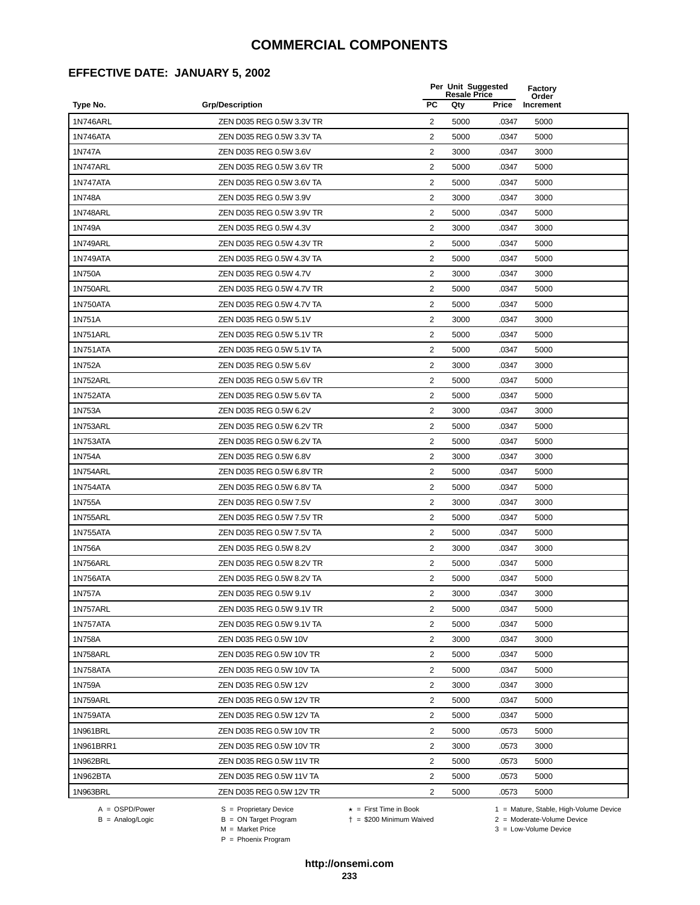# COMMERCIAL COMPONENTS

## EFFECTIVE DATE: JANUARY 5, 2002

| Type No. | Grp/Description | PC | Per Unit Suggested Resale Price Qty | Per Unit Suggested Resale Price Price | Factory Order Increment |
|---|---|---|---|---|---|
| 1N746ARL | ZEN D035 REG 0.5W 3.3V TR | 2 | 5000 | .0347 | 5000 |
| 1N746ATA | ZEN D035 REG 0.5W 3.3V TA | 2 | 5000 | .0347 | 5000 |
| 1N747A | ZEN D035 REG 0.5W 3.6V | 2 | 3000 | .0347 | 3000 |
| 1N747ARL | ZEN D035 REG 0.5W 3.6V TR | 2 | 5000 | .0347 | 5000 |
| 1N747ATA | ZEN D035 REG 0.5W 3.6V TA | 2 | 5000 | .0347 | 5000 |
| 1N748A | ZEN D035 REG 0.5W 3.9V | 2 | 3000 | .0347 | 3000 |
| 1N748ARL | ZEN D035 REG 0.5W 3.9V TR | 2 | 5000 | .0347 | 5000 |
| 1N749A | ZEN D035 REG 0.5W 4.3V | 2 | 3000 | .0347 | 3000 |
| 1N749ARL | ZEN D035 REG 0.5W 4.3V TR | 2 | 5000 | .0347 | 5000 |
| 1N749ATA | ZEN D035 REG 0.5W 4.3V TA | 2 | 5000 | .0347 | 5000 |
| 1N750A | ZEN D035 REG 0.5W 4.7V | 2 | 3000 | .0347 | 3000 |
| 1N750ARL | ZEN D035 REG 0.5W 4.7V TR | 2 | 5000 | .0347 | 5000 |
| 1N750ATA | ZEN D035 REG 0.5W 4.7V TA | 2 | 5000 | .0347 | 5000 |
| 1N751A | ZEN D035 REG 0.5W 5.1V | 2 | 3000 | .0347 | 3000 |
| 1N751ARL | ZEN D035 REG 0.5W 5.1V TR | 2 | 5000 | .0347 | 5000 |
| 1N751ATA | ZEN D035 REG 0.5W 5.1V TA | 2 | 5000 | .0347 | 5000 |
| 1N752A | ZEN D035 REG 0.5W 5.6V | 2 | 3000 | .0347 | 3000 |
| 1N752ARL | ZEN D035 REG 0.5W 5.6V TR | 2 | 5000 | .0347 | 5000 |
| 1N752ATA | ZEN D035 REG 0.5W 5.6V TA | 2 | 5000 | .0347 | 5000 |
| 1N753A | ZEN D035 REG 0.5W 6.2V | 2 | 3000 | .0347 | 3000 |
| 1N753ARL | ZEN D035 REG 0.5W 6.2V TR | 2 | 5000 | .0347 | 5000 |
| 1N753ATA | ZEN D035 REG 0.5W 6.2V TA | 2 | 5000 | .0347 | 5000 |
| 1N754A | ZEN D035 REG 0.5W 6.8V | 2 | 3000 | .0347 | 3000 |
| 1N754ARL | ZEN D035 REG 0.5W 6.8V TR | 2 | 5000 | .0347 | 5000 |
| 1N754ATA | ZEN D035 REG 0.5W 6.8V TA | 2 | 5000 | .0347 | 5000 |
| 1N755A | ZEN D035 REG 0.5W 7.5V | 2 | 3000 | .0347 | 3000 |
| 1N755ARL | ZEN D035 REG 0.5W 7.5V TR | 2 | 5000 | .0347 | 5000 |
| 1N755ATA | ZEN D035 REG 0.5W 7.5V TA | 2 | 5000 | .0347 | 5000 |
| 1N756A | ZEN D035 REG 0.5W 8.2V | 2 | 3000 | .0347 | 3000 |
| 1N756ARL | ZEN D035 REG 0.5W 8.2V TR | 2 | 5000 | .0347 | 5000 |
| 1N756ATA | ZEN D035 REG 0.5W 8.2V TA | 2 | 5000 | .0347 | 5000 |
| 1N757A | ZEN D035 REG 0.5W 9.1V | 2 | 3000 | .0347 | 3000 |
| 1N757ARL | ZEN D035 REG 0.5W 9.1V TR | 2 | 5000 | .0347 | 5000 |
| 1N757ATA | ZEN D035 REG 0.5W 9.1V TA | 2 | 5000 | .0347 | 5000 |
| 1N758A | ZEN D035 REG 0.5W 10V | 2 | 3000 | .0347 | 3000 |
| 1N758ARL | ZEN D035 REG 0.5W 10V TR | 2 | 5000 | .0347 | 5000 |
| 1N758ATA | ZEN D035 REG 0.5W 10V TA | 2 | 5000 | .0347 | 5000 |
| 1N759A | ZEN D035 REG 0.5W 12V | 2 | 3000 | .0347 | 3000 |
| 1N759ARL | ZEN D035 REG 0.5W 12V TR | 2 | 5000 | .0347 | 5000 |
| 1N759ATA | ZEN D035 REG 0.5W 12V TA | 2 | 5000 | .0347 | 5000 |
| 1N961BRL | ZEN D035 REG 0.5W 10V TR | 2 | 5000 | .0573 | 5000 |
| 1N961BRR1 | ZEN D035 REG 0.5W 10V TR | 2 | 3000 | .0573 | 3000 |
| 1N962BRL | ZEN D035 REG 0.5W 11V TR | 2 | 5000 | .0573 | 5000 |
| 1N962BTA | ZEN D035 REG 0.5W 11V TA | 2 | 5000 | .0573 | 5000 |
| 1N963BRL | ZEN D035 REG 0.5W 12V TR | 2 | 5000 | .0573 | 5000 |

A = OSPD/Power
B = Analog/Logic

S = Proprietary Device
B = ON Target Program
M = Market Price
P = Phoenix Program

⋆ = First Time in Book
† = $200 Minimum Waived

1 = Mature, Stable, High-Volume Device
2 = Moderate-Volume Device
3 = Low-Volume Device

**http://onsemi.com**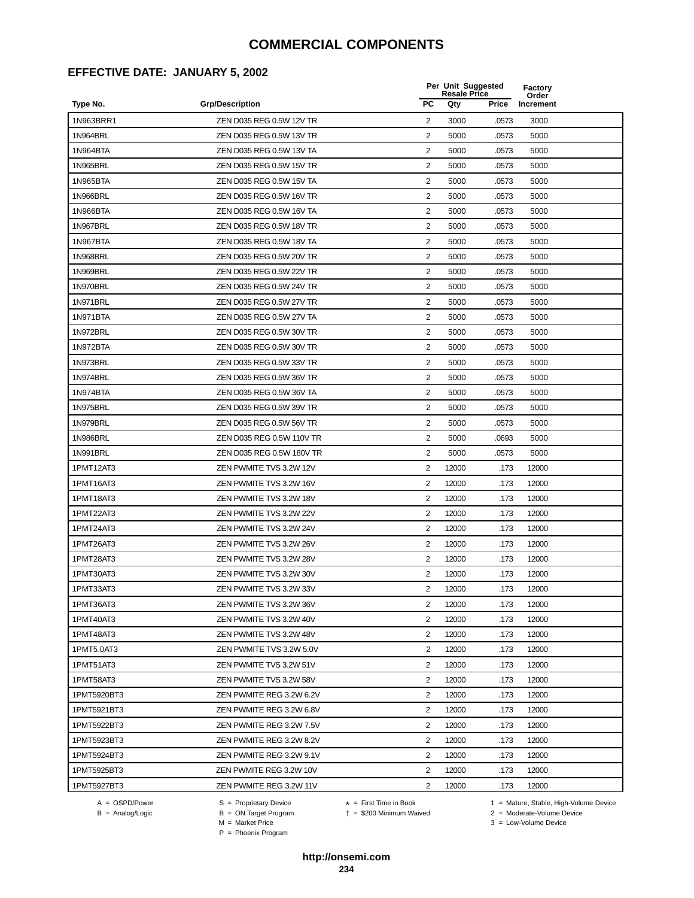# COMMERCIAL COMPONENTS

## EFFECTIVE DATE: JANUARY 5, 2002

| Type No. | Grp/Description | Per Unit Suggested Resale Price PC | Qty | Price | Factory Order Increment |
|---|---|---|---|---|---|
| 1N963BRR1 | ZEN D035 REG 0.5W 12V TR | 2 | 3000 | .0573 | 3000 |
| 1N964BRL | ZEN D035 REG 0.5W 13V TR | 2 | 5000 | .0573 | 5000 |
| 1N964BTA | ZEN D035 REG 0.5W 13V TA | 2 | 5000 | .0573 | 5000 |
| 1N965BRL | ZEN D035 REG 0.5W 15V TR | 2 | 5000 | .0573 | 5000 |
| 1N965BTA | ZEN D035 REG 0.5W 15V TA | 2 | 5000 | .0573 | 5000 |
| 1N966BRL | ZEN D035 REG 0.5W 16V TR | 2 | 5000 | .0573 | 5000 |
| 1N966BTA | ZEN D035 REG 0.5W 16V TA | 2 | 5000 | .0573 | 5000 |
| 1N967BRL | ZEN D035 REG 0.5W 18V TR | 2 | 5000 | .0573 | 5000 |
| 1N967BTA | ZEN D035 REG 0.5W 18V TA | 2 | 5000 | .0573 | 5000 |
| 1N968BRL | ZEN D035 REG 0.5W 20V TR | 2 | 5000 | .0573 | 5000 |
| 1N969BRL | ZEN D035 REG 0.5W 22V TR | 2 | 5000 | .0573 | 5000 |
| 1N970BRL | ZEN D035 REG 0.5W 24V TR | 2 | 5000 | .0573 | 5000 |
| 1N971BRL | ZEN D035 REG 0.5W 27V TR | 2 | 5000 | .0573 | 5000 |
| 1N971BTA | ZEN D035 REG 0.5W 27V TA | 2 | 5000 | .0573 | 5000 |
| 1N972BRL | ZEN D035 REG 0.5W 30V TR | 2 | 5000 | .0573 | 5000 |
| 1N972BTA | ZEN D035 REG 0.5W 30V TA | 2 | 5000 | .0573 | 5000 |
| 1N973BRL | ZEN D035 REG 0.5W 33V TR | 2 | 5000 | .0573 | 5000 |
| 1N974BRL | ZEN D035 REG 0.5W 36V TR | 2 | 5000 | .0573 | 5000 |
| 1N974BTA | ZEN D035 REG 0.5W 36V TA | 2 | 5000 | .0573 | 5000 |
| 1N975BRL | ZEN D035 REG 0.5W 39V TR | 2 | 5000 | .0573 | 5000 |
| 1N979BRL | ZEN D035 REG 0.5W 56V TR | 2 | 5000 | .0573 | 5000 |
| 1N986BRL | ZEN D035 REG 0.5W 110V TR | 2 | 5000 | .0693 | 5000 |
| 1N991BRL | ZEN D035 REG 0.5W 180V TR | 2 | 5000 | .0573 | 5000 |
| 1PMT12AT3 | ZEN PWMITE TVS 3.2W 12V | 2 | 12000 | .173 | 12000 |
| 1PMT16AT3 | ZEN PWMITE TVS 3.2W 16V | 2 | 12000 | .173 | 12000 |
| 1PMT18AT3 | ZEN PWMITE TVS 3.2W 18V | 2 | 12000 | .173 | 12000 |
| 1PMT22AT3 | ZEN PWMITE TVS 3.2W 22V | 2 | 12000 | .173 | 12000 |
| 1PMT24AT3 | ZEN PWMITE TVS 3.2W 24V | 2 | 12000 | .173 | 12000 |
| 1PMT26AT3 | ZEN PWMITE TVS 3.2W 26V | 2 | 12000 | .173 | 12000 |
| 1PMT28AT3 | ZEN PWMITE TVS 3.2W 28V | 2 | 12000 | .173 | 12000 |
| 1PMT30AT3 | ZEN PWMITE TVS 3.2W 30V | 2 | 12000 | .173 | 12000 |
| 1PMT33AT3 | ZEN PWMITE TVS 3.2W 33V | 2 | 12000 | .173 | 12000 |
| 1PMT36AT3 | ZEN PWMITE TVS 3.2W 36V | 2 | 12000 | .173 | 12000 |
| 1PMT40AT3 | ZEN PWMITE TVS 3.2W 40V | 2 | 12000 | .173 | 12000 |
| 1PMT48AT3 | ZEN PWMITE TVS 3.2W 48V | 2 | 12000 | .173 | 12000 |
| 1PMT5.0AT3 | ZEN PWMITE TVS 3.2W 5.0V | 2 | 12000 | .173 | 12000 |
| 1PMT51AT3 | ZEN PWMITE TVS 3.2W 51V | 2 | 12000 | .173 | 12000 |
| 1PMT58AT3 | ZEN PWMITE TVS 3.2W 58V | 2 | 12000 | .173 | 12000 |
| 1PMT5920BT3 | ZEN PWMITE REG 3.2W 6.2V | 2 | 12000 | .173 | 12000 |
| 1PMT5921BT3 | ZEN PWMITE REG 3.2W 6.8V | 2 | 12000 | .173 | 12000 |
| 1PMT5922BT3 | ZEN PWMITE REG 3.2W 7.5V | 2 | 12000 | .173 | 12000 |
| 1PMT5923BT3 | ZEN PWMITE REG 3.2W 8.2V | 2 | 12000 | .173 | 12000 |
| 1PMT5924BT3 | ZEN PWMITE REG 3.2W 9.1V | 2 | 12000 | .173 | 12000 |
| 1PMT5925BT3 | ZEN PWMITE REG 3.2W 10V | 2 | 12000 | .173 | 12000 |
| 1PMT5927BT3 | ZEN PWMITE REG 3.2W 11V | 2 | 12000 | .173 | 12000 |

A = OSPD/Power
B = Analog/Logic

S = Proprietary Device
B = ON Target Program
M = Market Price
P = Phoenix Program

⋆ = First Time in Book
† = $200 Minimum Waived

1 = Mature, Stable, High-Volume Device
2 = Moderate-Volume Device
3 = Low-Volume Device

**http://onsemi.com**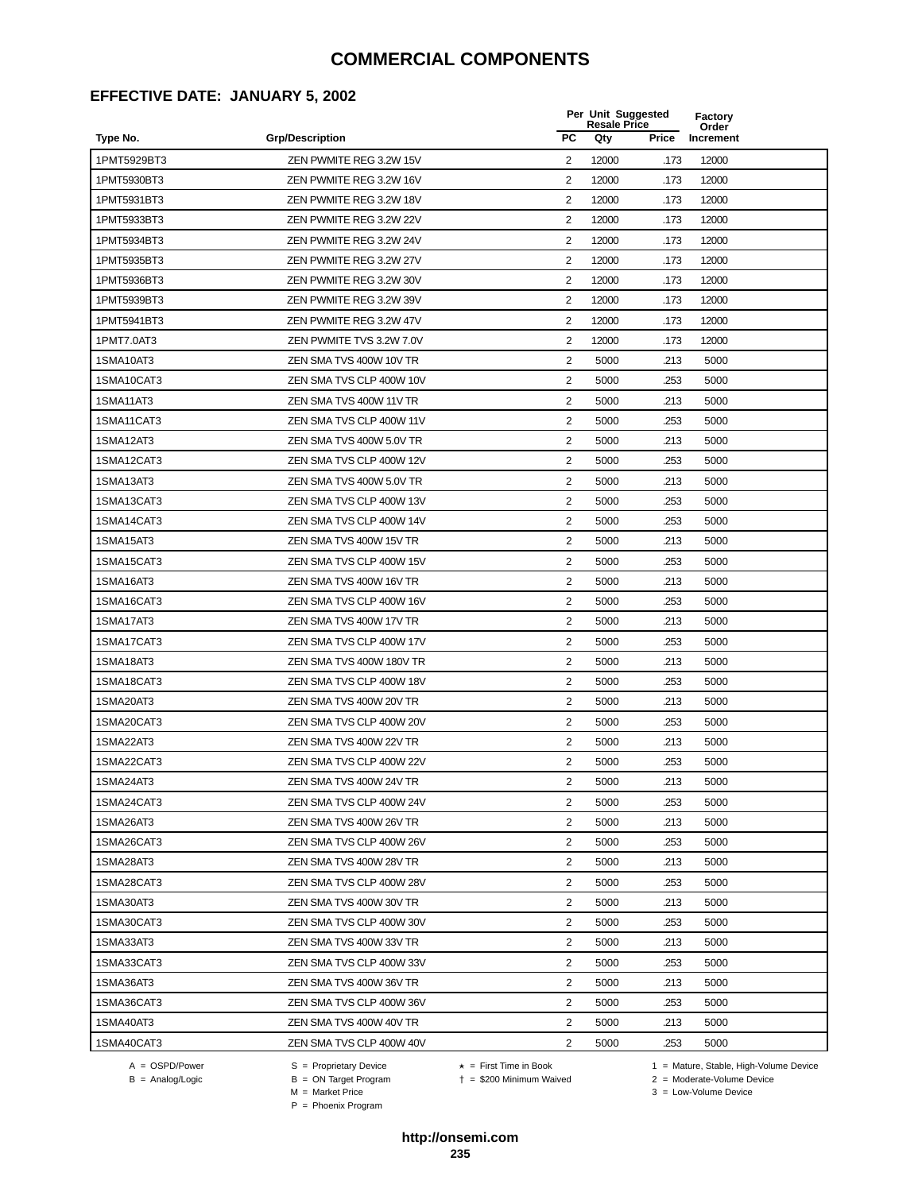# COMMERCIAL COMPONENTS

## EFFECTIVE DATE: JANUARY 5, 2002

| Type No. | Grp/Description | PC | Per Unit Suggested Resale Price Qty | Price | Factory Order Increment |
|---|---|---|---|---|---|
| 1PMT5929BT3 | ZEN PWMITE REG 3.2W 15V | 2 | 12000 | .173 | 12000 |
| 1PMT5930BT3 | ZEN PWMITE REG 3.2W 16V | 2 | 12000 | .173 | 12000 |
| 1PMT5931BT3 | ZEN PWMITE REG 3.2W 18V | 2 | 12000 | .173 | 12000 |
| 1PMT5933BT3 | ZEN PWMITE REG 3.2W 22V | 2 | 12000 | .173 | 12000 |
| 1PMT5934BT3 | ZEN PWMITE REG 3.2W 24V | 2 | 12000 | .173 | 12000 |
| 1PMT5935BT3 | ZEN PWMITE REG 3.2W 27V | 2 | 12000 | .173 | 12000 |
| 1PMT5936BT3 | ZEN PWMITE REG 3.2W 30V | 2 | 12000 | .173 | 12000 |
| 1PMT5939BT3 | ZEN PWMITE REG 3.2W 39V | 2 | 12000 | .173 | 12000 |
| 1PMT5941BT3 | ZEN PWMITE REG 3.2W 47V | 2 | 12000 | .173 | 12000 |
| 1PMT7.0AT3 | ZEN PWMITE TVS 3.2W 7.0V | 2 | 12000 | .173 | 12000 |
| 1SMA10AT3 | ZEN SMA TVS 400W 10V TR | 2 | 5000 | .213 | 5000 |
| 1SMA10CAT3 | ZEN SMA TVS CLP 400W 10V | 2 | 5000 | .253 | 5000 |
| 1SMA11AT3 | ZEN SMA TVS 400W 11V TR | 2 | 5000 | .213 | 5000 |
| 1SMA11CAT3 | ZEN SMA TVS CLP 400W 11V | 2 | 5000 | .253 | 5000 |
| 1SMA12AT3 | ZEN SMA TVS 400W 5.0V TR | 2 | 5000 | .213 | 5000 |
| 1SMA12CAT3 | ZEN SMA TVS CLP 400W 12V | 2 | 5000 | .253 | 5000 |
| 1SMA13AT3 | ZEN SMA TVS 400W 5.0V TR | 2 | 5000 | .213 | 5000 |
| 1SMA13CAT3 | ZEN SMA TVS CLP 400W 13V | 2 | 5000 | .253 | 5000 |
| 1SMA14CAT3 | ZEN SMA TVS CLP 400W 14V | 2 | 5000 | .253 | 5000 |
| 1SMA15AT3 | ZEN SMA TVS 400W 15V TR | 2 | 5000 | .213 | 5000 |
| 1SMA15CAT3 | ZEN SMA TVS CLP 400W 15V | 2 | 5000 | .253 | 5000 |
| 1SMA16AT3 | ZEN SMA TVS 400W 16V TR | 2 | 5000 | .213 | 5000 |
| 1SMA16CAT3 | ZEN SMA TVS CLP 400W 16V | 2 | 5000 | .253 | 5000 |
| 1SMA17AT3 | ZEN SMA TVS 400W 17V TR | 2 | 5000 | .213 | 5000 |
| 1SMA17CAT3 | ZEN SMA TVS CLP 400W 17V | 2 | 5000 | .253 | 5000 |
| 1SMA18AT3 | ZEN SMA TVS 400W 180V TR | 2 | 5000 | .213 | 5000 |
| 1SMA18CAT3 | ZEN SMA TVS CLP 400W 18V | 2 | 5000 | .253 | 5000 |
| 1SMA20AT3 | ZEN SMA TVS 400W 20V TR | 2 | 5000 | .213 | 5000 |
| 1SMA20CAT3 | ZEN SMA TVS CLP 400W 20V | 2 | 5000 | .253 | 5000 |
| 1SMA22AT3 | ZEN SMA TVS 400W 22V TR | 2 | 5000 | .213 | 5000 |
| 1SMA22CAT3 | ZEN SMA TVS CLP 400W 22V | 2 | 5000 | .253 | 5000 |
| 1SMA24AT3 | ZEN SMA TVS 400W 24V TR | 2 | 5000 | .213 | 5000 |
| 1SMA24CAT3 | ZEN SMA TVS CLP 400W 24V | 2 | 5000 | .253 | 5000 |
| 1SMA26AT3 | ZEN SMA TVS 400W 26V TR | 2 | 5000 | .213 | 5000 |
| 1SMA26CAT3 | ZEN SMA TVS CLP 400W 26V | 2 | 5000 | .253 | 5000 |
| 1SMA28AT3 | ZEN SMA TVS 400W 28V TR | 2 | 5000 | .213 | 5000 |
| 1SMA28CAT3 | ZEN SMA TVS CLP 400W 28V | 2 | 5000 | .253 | 5000 |
| 1SMA30AT3 | ZEN SMA TVS 400W 30V TR | 2 | 5000 | .213 | 5000 |
| 1SMA30CAT3 | ZEN SMA TVS CLP 400W 30V | 2 | 5000 | .253 | 5000 |
| 1SMA33AT3 | ZEN SMA TVS 400W 33V TR | 2 | 5000 | .213 | 5000 |
| 1SMA33CAT3 | ZEN SMA TVS CLP 400W 33V | 2 | 5000 | .253 | 5000 |
| 1SMA36AT3 | ZEN SMA TVS 400W 36V TR | 2 | 5000 | .213 | 5000 |
| 1SMA36CAT3 | ZEN SMA TVS CLP 400W 36V | 2 | 5000 | .253 | 5000 |
| 1SMA40AT3 | ZEN SMA TVS 400W 40V TR | 2 | 5000 | .213 | 5000 |
| 1SMA40CAT3 | ZEN SMA TVS CLP 400W 40V | 2 | 5000 | .253 | 5000 |

A = OSPD/Power
B = Analog/Logic

S = Proprietary Device
B = ON Target Program
M = Market Price
P = Phoenix Program

★ = First Time in Book
† = $200 Minimum Waived

1 = Mature, Stable, High-Volume Device
2 = Moderate-Volume Device
3 = Low-Volume Device

**http://onsemi.com**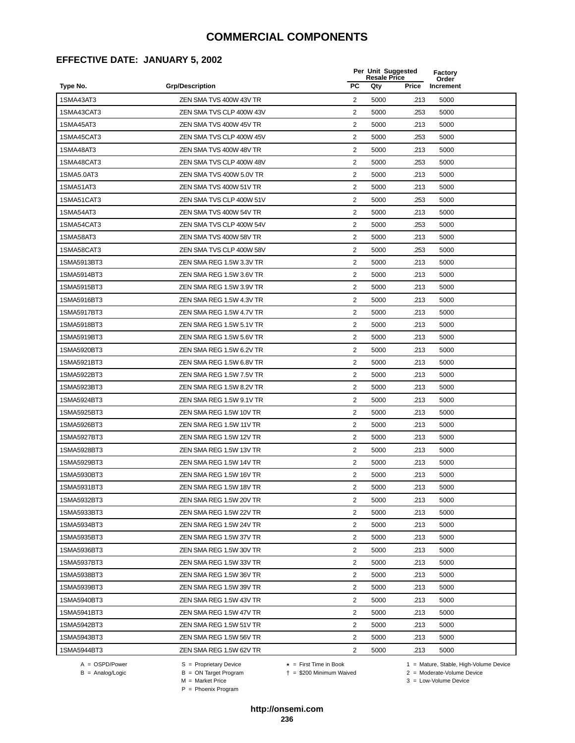# COMMERCIAL COMPONENTS

## EFFECTIVE DATE: JANUARY 5, 2002

| Type No. | Grp/Description | PC | Per Unit Suggested Resale Price Qty | Price | Factory Order Increment |
|---|---|---|---|---|---|
| 1SMA43AT3 | ZEN SMA TVS 400W 43V TR | 2 | 5000 | .213 | 5000 |
| 1SMA43CAT3 | ZEN SMA TVS CLP 400W 43V | 2 | 5000 | .253 | 5000 |
| 1SMA45AT3 | ZEN SMA TVS 400W 45V TR | 2 | 5000 | .213 | 5000 |
| 1SMA45CAT3 | ZEN SMA TVS CLP 400W 45V | 2 | 5000 | .253 | 5000 |
| 1SMA48AT3 | ZEN SMA TVS 400W 48V TR | 2 | 5000 | .213 | 5000 |
| 1SMA48CAT3 | ZEN SMA TVS CLP 400W 48V | 2 | 5000 | .253 | 5000 |
| 1SMA5.0AT3 | ZEN SMA TVS 400W 5.0V TR | 2 | 5000 | .213 | 5000 |
| 1SMA51AT3 | ZEN SMA TVS 400W 51V TR | 2 | 5000 | .213 | 5000 |
| 1SMA51CAT3 | ZEN SMA TVS CLP 400W 51V | 2 | 5000 | .253 | 5000 |
| 1SMA54AT3 | ZEN SMA TVS 400W 54V TR | 2 | 5000 | .213 | 5000 |
| 1SMA54CAT3 | ZEN SMA TVS CLP 400W 54V | 2 | 5000 | .253 | 5000 |
| 1SMA58AT3 | ZEN SMA TVS 400W 58V TR | 2 | 5000 | .213 | 5000 |
| 1SMA58CAT3 | ZEN SMA TVS CLP 400W 58V | 2 | 5000 | .253 | 5000 |
| 1SMA5913BT3 | ZEN SMA REG 1.5W 3.3V TR | 2 | 5000 | .213 | 5000 |
| 1SMA5914BT3 | ZEN SMA REG 1.5W 3.6V TR | 2 | 5000 | .213 | 5000 |
| 1SMA5915BT3 | ZEN SMA REG 1.5W 3.9V TR | 2 | 5000 | .213 | 5000 |
| 1SMA5916BT3 | ZEN SMA REG 1.5W 4.3V TR | 2 | 5000 | .213 | 5000 |
| 1SMA5917BT3 | ZEN SMA REG 1.5W 4.7V TR | 2 | 5000 | .213 | 5000 |
| 1SMA5918BT3 | ZEN SMA REG 1.5W 5.1V TR | 2 | 5000 | .213 | 5000 |
| 1SMA5919BT3 | ZEN SMA REG 1.5W 5.6V TR | 2 | 5000 | .213 | 5000 |
| 1SMA5920BT3 | ZEN SMA REG 1.5W 6.2V TR | 2 | 5000 | .213 | 5000 |
| 1SMA5921BT3 | ZEN SMA REG 1.5W 6.8V TR | 2 | 5000 | .213 | 5000 |
| 1SMA5922BT3 | ZEN SMA REG 1.5W 7.5V TR | 2 | 5000 | .213 | 5000 |
| 1SMA5923BT3 | ZEN SMA REG 1.5W 8.2V TR | 2 | 5000 | .213 | 5000 |
| 1SMA5924BT3 | ZEN SMA REG 1.5W 9.1V TR | 2 | 5000 | .213 | 5000 |
| 1SMA5925BT3 | ZEN SMA REG 1.5W 10V TR | 2 | 5000 | .213 | 5000 |
| 1SMA5926BT3 | ZEN SMA REG 1.5W 11V TR | 2 | 5000 | .213 | 5000 |
| 1SMA5927BT3 | ZEN SMA REG 1.5W 12V TR | 2 | 5000 | .213 | 5000 |
| 1SMA5928BT3 | ZEN SMA REG 1.5W 13V TR | 2 | 5000 | .213 | 5000 |
| 1SMA5929BT3 | ZEN SMA REG 1.5W 14V TR | 2 | 5000 | .213 | 5000 |
| 1SMA5930BT3 | ZEN SMA REG 1.5W 16V TR | 2 | 5000 | .213 | 5000 |
| 1SMA5931BT3 | ZEN SMA REG 1.5W 18V TR | 2 | 5000 | .213 | 5000 |
| 1SMA5932BT3 | ZEN SMA REG 1.5W 20V TR | 2 | 5000 | .213 | 5000 |
| 1SMA5933BT3 | ZEN SMA REG 1.5W 22V TR | 2 | 5000 | .213 | 5000 |
| 1SMA5934BT3 | ZEN SMA REG 1.5W 24V TR | 2 | 5000 | .213 | 5000 |
| 1SMA5935BT3 | ZEN SMA REG 1.5W 37V TR | 2 | 5000 | .213 | 5000 |
| 1SMA5936BT3 | ZEN SMA REG 1.5W 30V TR | 2 | 5000 | .213 | 5000 |
| 1SMA5937BT3 | ZEN SMA REG 1.5W 33V TR | 2 | 5000 | .213 | 5000 |
| 1SMA5938BT3 | ZEN SMA REG 1.5W 36V TR | 2 | 5000 | .213 | 5000 |
| 1SMA5939BT3 | ZEN SMA REG 1.5W 39V TR | 2 | 5000 | .213 | 5000 |
| 1SMA5940BT3 | ZEN SMA REG 1.5W 43V TR | 2 | 5000 | .213 | 5000 |
| 1SMA5941BT3 | ZEN SMA REG 1.5W 47V TR | 2 | 5000 | .213 | 5000 |
| 1SMA5942BT3 | ZEN SMA REG 1.5W 51V TR | 2 | 5000 | .213 | 5000 |
| 1SMA5943BT3 | ZEN SMA REG 1.5W 56V TR | 2 | 5000 | .213 | 5000 |
| 1SMA5944BT3 | ZEN SMA REG 1.5W 62V TR | 2 | 5000 | .213 | 5000 |

A = OSPD/Power
B = Analog/Logic

S = Proprietary Device
B = ON Target Program
M = Market Price
P = Phoenix Program

⋆ = First Time in Book
† = $200 Minimum Waived

1 = Mature, Stable, High-Volume Device
2 = Moderate-Volume Device
3 = Low-Volume Device

**http://onsemi.com**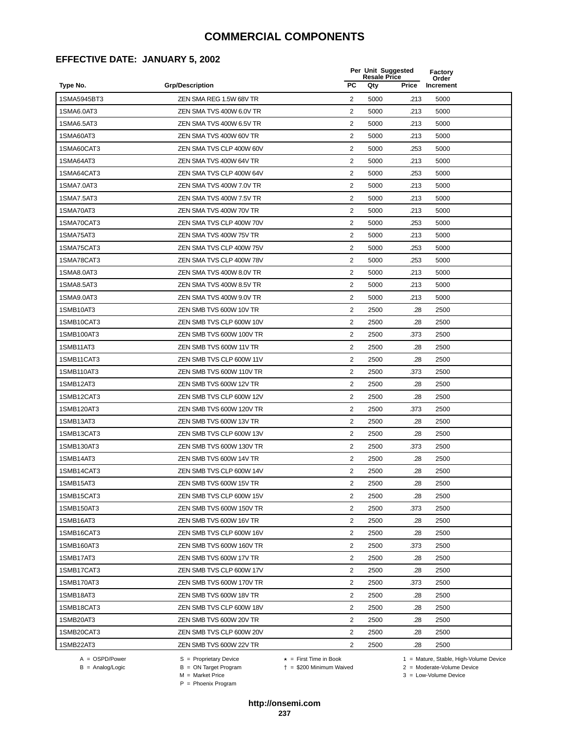# COMMERCIAL COMPONENTS

### EFFECTIVE DATE: JANUARY 5, 2002

| Type No. | Grp/Description | PC | Per Unit Suggested Resale Price Qty | Price | Factory Order Increment |
|---|---|---|---|---|---|
| 1SMA5945BT3 | ZEN SMA REG 1.5W 68V TR | 2 | 5000 | .213 | 5000 |
| 1SMA6.0AT3 | ZEN SMA TVS 400W 6.0V TR | 2 | 5000 | .213 | 5000 |
| 1SMA6.5AT3 | ZEN SMA TVS 400W 6.5V TR | 2 | 5000 | .213 | 5000 |
| 1SMA60AT3 | ZEN SMA TVS 400W 60V TR | 2 | 5000 | .213 | 5000 |
| 1SMA60CAT3 | ZEN SMA TVS CLP 400W 60V | 2 | 5000 | .253 | 5000 |
| 1SMA64AT3 | ZEN SMA TVS 400W 64V TR | 2 | 5000 | .213 | 5000 |
| 1SMA64CAT3 | ZEN SMA TVS CLP 400W 64V | 2 | 5000 | .253 | 5000 |
| 1SMA7.0AT3 | ZEN SMA TVS 400W 7.0V TR | 2 | 5000 | .213 | 5000 |
| 1SMA7.5AT3 | ZEN SMA TVS 400W 7.5V TR | 2 | 5000 | .213 | 5000 |
| 1SMA70AT3 | ZEN SMA TVS 400W 70V TR | 2 | 5000 | .213 | 5000 |
| 1SMA70CAT3 | ZEN SMA TVS CLP 400W 70V | 2 | 5000 | .253 | 5000 |
| 1SMA75AT3 | ZEN SMA TVS 400W 75V TR | 2 | 5000 | .213 | 5000 |
| 1SMA75CAT3 | ZEN SMA TVS CLP 400W 75V | 2 | 5000 | .253 | 5000 |
| 1SMA78CAT3 | ZEN SMA TVS CLP 400W 78V | 2 | 5000 | .253 | 5000 |
| 1SMA8.0AT3 | ZEN SMA TVS 400W 8.0V TR | 2 | 5000 | .213 | 5000 |
| 1SMA8.5AT3 | ZEN SMA TVS 400W 8.5V TR | 2 | 5000 | .213 | 5000 |
| 1SMA9.0AT3 | ZEN SMA TVS 400W 9.0V TR | 2 | 5000 | .213 | 5000 |
| 1SMB10AT3 | ZEN SMB TVS 600W 10V TR | 2 | 2500 | .28 | 2500 |
| 1SMB10CAT3 | ZEN SMB TVS CLP 600W 10V | 2 | 2500 | .28 | 2500 |
| 1SMB100AT3 | ZEN SMB TVS 600W 100V TR | 2 | 2500 | .373 | 2500 |
| 1SMB11AT3 | ZEN SMB TVS 600W 11V TR | 2 | 2500 | .28 | 2500 |
| 1SMB11CAT3 | ZEN SMB TVS CLP 600W 11V | 2 | 2500 | .28 | 2500 |
| 1SMB110AT3 | ZEN SMB TVS 600W 110V TR | 2 | 2500 | .373 | 2500 |
| 1SMB12AT3 | ZEN SMB TVS 600W 12V TR | 2 | 2500 | .28 | 2500 |
| 1SMB12CAT3 | ZEN SMB TVS CLP 600W 12V | 2 | 2500 | .28 | 2500 |
| 1SMB120AT3 | ZEN SMB TVS 600W 120V TR | 2 | 2500 | .373 | 2500 |
| 1SMB13AT3 | ZEN SMB TVS 600W 13V TR | 2 | 2500 | .28 | 2500 |
| 1SMB13CAT3 | ZEN SMB TVS CLP 600W 13V | 2 | 2500 | .28 | 2500 |
| 1SMB130AT3 | ZEN SMB TVS 600W 130V TR | 2 | 2500 | .373 | 2500 |
| 1SMB14AT3 | ZEN SMB TVS 600W 14V TR | 2 | 2500 | .28 | 2500 |
| 1SMB14CAT3 | ZEN SMB TVS CLP 600W 14V | 2 | 2500 | .28 | 2500 |
| 1SMB15AT3 | ZEN SMB TVS 600W 15V TR | 2 | 2500 | .28 | 2500 |
| 1SMB15CAT3 | ZEN SMB TVS CLP 600W 15V | 2 | 2500 | .28 | 2500 |
| 1SMB150AT3 | ZEN SMB TVS 600W 150V TR | 2 | 2500 | .373 | 2500 |
| 1SMB16AT3 | ZEN SMB TVS 600W 16V TR | 2 | 2500 | .28 | 2500 |
| 1SMB16CAT3 | ZEN SMB TVS CLP 600W 16V | 2 | 2500 | .28 | 2500 |
| 1SMB160AT3 | ZEN SMB TVS 600W 160V TR | 2 | 2500 | .373 | 2500 |
| 1SMB17AT3 | ZEN SMB TVS 600W 17V TR | 2 | 2500 | .28 | 2500 |
| 1SMB17CAT3 | ZEN SMB TVS CLP 600W 17V | 2 | 2500 | .28 | 2500 |
| 1SMB170AT3 | ZEN SMB TVS 600W 170V TR | 2 | 2500 | .373 | 2500 |
| 1SMB18AT3 | ZEN SMB TVS 600W 18V TR | 2 | 2500 | .28 | 2500 |
| 1SMB18CAT3 | ZEN SMB TVS CLP 600W 18V | 2 | 2500 | .28 | 2500 |
| 1SMB20AT3 | ZEN SMB TVS 600W 20V TR | 2 | 2500 | .28 | 2500 |
| 1SMB20CAT3 | ZEN SMB TVS CLP 600W 20V | 2 | 2500 | .28 | 2500 |
| 1SMB22AT3 | ZEN SMB TVS 600W 22V TR | 2 | 2500 | .28 | 2500 |

A = OSPD/Power
B = Analog/Logic

S = Proprietary Device
B = ON Target Program
M = Market Price
P = Phoenix Program

★ = First Time in Book
† = $200 Minimum Waived

1 = Mature, Stable, High-Volume Device
2 = Moderate-Volume Device
3 = Low-Volume Device

**http://onsemi.com**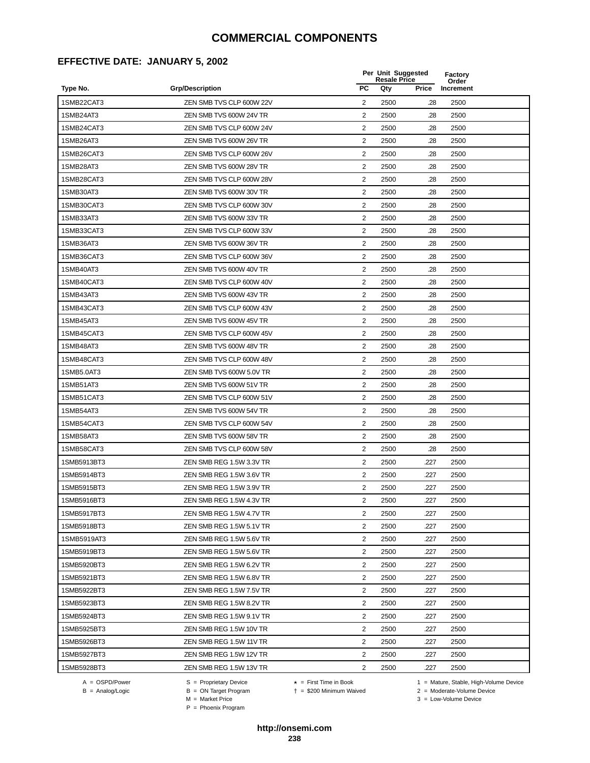# COMMERCIAL COMPONENTS

## EFFECTIVE DATE: JANUARY 5, 2002

| Type No. | Grp/Description | PC | Per Unit Suggested Resale Price Qty | Price | Factory Order Increment |
|---|---|---|---|---|---|
| 1SMB22CAT3 | ZEN SMB TVS CLP 600W 22V | 2 | 2500 | .28 | 2500 |
| 1SMB24AT3 | ZEN SMB TVS 600W 24V TR | 2 | 2500 | .28 | 2500 |
| 1SMB24CAT3 | ZEN SMB TVS CLP 600W 24V | 2 | 2500 | .28 | 2500 |
| 1SMB26AT3 | ZEN SMB TVS 600W 26V TR | 2 | 2500 | .28 | 2500 |
| 1SMB26CAT3 | ZEN SMB TVS CLP 600W 26V | 2 | 2500 | .28 | 2500 |
| 1SMB28AT3 | ZEN SMB TVS 600W 28V TR | 2 | 2500 | .28 | 2500 |
| 1SMB28CAT3 | ZEN SMB TVS CLP 600W 28V | 2 | 2500 | .28 | 2500 |
| 1SMB30AT3 | ZEN SMB TVS 600W 30V TR | 2 | 2500 | .28 | 2500 |
| 1SMB30CAT3 | ZEN SMB TVS CLP 600W 30V | 2 | 2500 | .28 | 2500 |
| 1SMB33AT3 | ZEN SMB TVS 600W 33V TR | 2 | 2500 | .28 | 2500 |
| 1SMB33CAT3 | ZEN SMB TVS CLP 600W 33V | 2 | 2500 | .28 | 2500 |
| 1SMB36AT3 | ZEN SMB TVS 600W 36V TR | 2 | 2500 | .28 | 2500 |
| 1SMB36CAT3 | ZEN SMB TVS CLP 600W 36V | 2 | 2500 | .28 | 2500 |
| 1SMB40AT3 | ZEN SMB TVS 600W 40V TR | 2 | 2500 | .28 | 2500 |
| 1SMB40CAT3 | ZEN SMB TVS CLP 600W 40V | 2 | 2500 | .28 | 2500 |
| 1SMB43AT3 | ZEN SMB TVS 600W 43V TR | 2 | 2500 | .28 | 2500 |
| 1SMB43CAT3 | ZEN SMB TVS CLP 600W 43V | 2 | 2500 | .28 | 2500 |
| 1SMB45AT3 | ZEN SMB TVS 600W 45V TR | 2 | 2500 | .28 | 2500 |
| 1SMB45CAT3 | ZEN SMB TVS CLP 600W 45V | 2 | 2500 | .28 | 2500 |
| 1SMB48AT3 | ZEN SMB TVS 600W 48V TR | 2 | 2500 | .28 | 2500 |
| 1SMB48CAT3 | ZEN SMB TVS CLP 600W 48V | 2 | 2500 | .28 | 2500 |
| 1SMB5.0AT3 | ZEN SMB TVS 600W 5.0V TR | 2 | 2500 | .28 | 2500 |
| 1SMB51AT3 | ZEN SMB TVS 600W 51V TR | 2 | 2500 | .28 | 2500 |
| 1SMB51CAT3 | ZEN SMB TVS CLP 600W 51V | 2 | 2500 | .28 | 2500 |
| 1SMB54AT3 | ZEN SMB TVS 600W 54V TR | 2 | 2500 | .28 | 2500 |
| 1SMB54CAT3 | ZEN SMB TVS CLP 600W 54V | 2 | 2500 | .28 | 2500 |
| 1SMB58AT3 | ZEN SMB TVS 600W 58V TR | 2 | 2500 | .28 | 2500 |
| 1SMB58CAT3 | ZEN SMB TVS CLP 600W 58V | 2 | 2500 | .28 | 2500 |
| 1SMB5913BT3 | ZEN SMB REG 1.5W 3.3V TR | 2 | 2500 | .227 | 2500 |
| 1SMB5914BT3 | ZEN SMB REG 1.5W 3.6V TR | 2 | 2500 | .227 | 2500 |
| 1SMB5915BT3 | ZEN SMB REG 1.5W 3.9V TR | 2 | 2500 | .227 | 2500 |
| 1SMB5916BT3 | ZEN SMB REG 1.5W 4.3V TR | 2 | 2500 | .227 | 2500 |
| 1SMB5917BT3 | ZEN SMB REG 1.5W 4.7V TR | 2 | 2500 | .227 | 2500 |
| 1SMB5918BT3 | ZEN SMB REG 1.5W 5.1V TR | 2 | 2500 | .227 | 2500 |
| 1SMB5919AT3 | ZEN SMB REG 1.5W 5.6V TR | 2 | 2500 | .227 | 2500 |
| 1SMB5919BT3 | ZEN SMB REG 1.5W 5.6V TR | 2 | 2500 | .227 | 2500 |
| 1SMB5920BT3 | ZEN SMB REG 1.5W 6.2V TR | 2 | 2500 | .227 | 2500 |
| 1SMB5921BT3 | ZEN SMB REG 1.5W 6.8V TR | 2 | 2500 | .227 | 2500 |
| 1SMB5922BT3 | ZEN SMB REG 1.5W 7.5V TR | 2 | 2500 | .227 | 2500 |
| 1SMB5923BT3 | ZEN SMB REG 1.5W 8.2V TR | 2 | 2500 | .227 | 2500 |
| 1SMB5924BT3 | ZEN SMB REG 1.5W 9.1V TR | 2 | 2500 | .227 | 2500 |
| 1SMB5925BT3 | ZEN SMB REG 1.5W 10V TR | 2 | 2500 | .227 | 2500 |
| 1SMB5926BT3 | ZEN SMB REG 1.5W 11V TR | 2 | 2500 | .227 | 2500 |
| 1SMB5927BT3 | ZEN SMB REG 1.5W 12V TR | 2 | 2500 | .227 | 2500 |
| 1SMB5928BT3 | ZEN SMB REG 1.5W 13V TR | 2 | 2500 | .227 | 2500 |

A = OSPD/Power
B = Analog/Logic

S = Proprietary Device
B = ON Target Program
M = Market Price
P = Phoenix Program

⋆ = First Time in Book
† = $200 Minimum Waived

1 = Mature, Stable, High-Volume Device
2 = Moderate-Volume Device
3 = Low-Volume Device

**http://onsemi.com**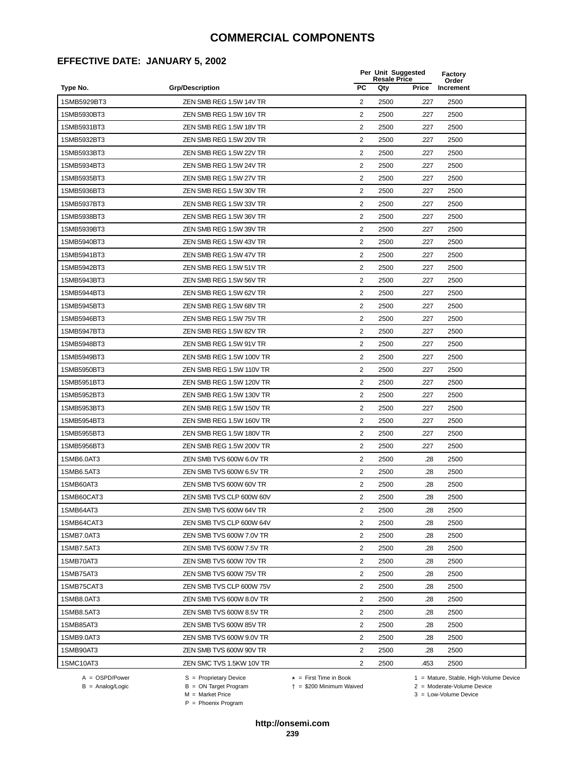# COMMERCIAL COMPONENTS

## EFFECTIVE DATE: JANUARY 5, 2002

| Type No. | Grp/Description | PC | Per Unit Suggested Resale Price Qty | Price | Factory Order Increment |
|---|---|---|---|---|---|
| 1SMB5929BT3 | ZEN SMB REG 1.5W 14V TR | 2 | 2500 | .227 | 2500 |
| 1SMB5930BT3 | ZEN SMB REG 1.5W 16V TR | 2 | 2500 | .227 | 2500 |
| 1SMB5931BT3 | ZEN SMB REG 1.5W 18V TR | 2 | 2500 | .227 | 2500 |
| 1SMB5932BT3 | ZEN SMB REG 1.5W 20V TR | 2 | 2500 | .227 | 2500 |
| 1SMB5933BT3 | ZEN SMB REG 1.5W 22V TR | 2 | 2500 | .227 | 2500 |
| 1SMB5934BT3 | ZEN SMB REG 1.5W 24V TR | 2 | 2500 | .227 | 2500 |
| 1SMB5935BT3 | ZEN SMB REG 1.5W 27V TR | 2 | 2500 | .227 | 2500 |
| 1SMB5936BT3 | ZEN SMB REG 1.5W 30V TR | 2 | 2500 | .227 | 2500 |
| 1SMB5937BT3 | ZEN SMB REG 1.5W 33V TR | 2 | 2500 | .227 | 2500 |
| 1SMB5938BT3 | ZEN SMB REG 1.5W 36V TR | 2 | 2500 | .227 | 2500 |
| 1SMB5939BT3 | ZEN SMB REG 1.5W 39V TR | 2 | 2500 | .227 | 2500 |
| 1SMB5940BT3 | ZEN SMB REG 1.5W 43V TR | 2 | 2500 | .227 | 2500 |
| 1SMB5941BT3 | ZEN SMB REG 1.5W 47V TR | 2 | 2500 | .227 | 2500 |
| 1SMB5942BT3 | ZEN SMB REG 1.5W 51V TR | 2 | 2500 | .227 | 2500 |
| 1SMB5943BT3 | ZEN SMB REG 1.5W 56V TR | 2 | 2500 | .227 | 2500 |
| 1SMB5944BT3 | ZEN SMB REG 1.5W 62V TR | 2 | 2500 | .227 | 2500 |
| 1SMB5945BT3 | ZEN SMB REG 1.5W 68V TR | 2 | 2500 | .227 | 2500 |
| 1SMB5946BT3 | ZEN SMB REG 1.5W 75V TR | 2 | 2500 | .227 | 2500 |
| 1SMB5947BT3 | ZEN SMB REG 1.5W 82V TR | 2 | 2500 | .227 | 2500 |
| 1SMB5948BT3 | ZEN SMB REG 1.5W 91V TR | 2 | 2500 | .227 | 2500 |
| 1SMB5949BT3 | ZEN SMB REG 1.5W 100V TR | 2 | 2500 | .227 | 2500 |
| 1SMB5950BT3 | ZEN SMB REG 1.5W 110V TR | 2 | 2500 | .227 | 2500 |
| 1SMB5951BT3 | ZEN SMB REG 1.5W 120V TR | 2 | 2500 | .227 | 2500 |
| 1SMB5952BT3 | ZEN SMB REG 1.5W 130V TR | 2 | 2500 | .227 | 2500 |
| 1SMB5953BT3 | ZEN SMB REG 1.5W 150V TR | 2 | 2500 | .227 | 2500 |
| 1SMB5954BT3 | ZEN SMB REG 1.5W 160V TR | 2 | 2500 | .227 | 2500 |
| 1SMB5955BT3 | ZEN SMB REG 1.5W 180V TR | 2 | 2500 | .227 | 2500 |
| 1SMB5956BT3 | ZEN SMB REG 1.5W 200V TR | 2 | 2500 | .227 | 2500 |
| 1SMB6.0AT3 | ZEN SMB TVS 600W 6.0V TR | 2 | 2500 | .28 | 2500 |
| 1SMB6.5AT3 | ZEN SMB TVS 600W 6.5V TR | 2 | 2500 | .28 | 2500 |
| 1SMB60AT3 | ZEN SMB TVS 600W 60V TR | 2 | 2500 | .28 | 2500 |
| 1SMB60CAT3 | ZEN SMB TVS CLP 600W 60V | 2 | 2500 | .28 | 2500 |
| 1SMB64AT3 | ZEN SMB TVS 600W 64V TR | 2 | 2500 | .28 | 2500 |
| 1SMB64CAT3 | ZEN SMB TVS CLP 600W 64V | 2 | 2500 | .28 | 2500 |
| 1SMB7.0AT3 | ZEN SMB TVS 600W 7.0V TR | 2 | 2500 | .28 | 2500 |
| 1SMB7.5AT3 | ZEN SMB TVS 600W 7.5V TR | 2 | 2500 | .28 | 2500 |
| 1SMB70AT3 | ZEN SMB TVS 600W 70V TR | 2 | 2500 | .28 | 2500 |
| 1SMB75AT3 | ZEN SMB TVS 600W 75V TR | 2 | 2500 | .28 | 2500 |
| 1SMB75CAT3 | ZEN SMB TVS CLP 600W 75V | 2 | 2500 | .28 | 2500 |
| 1SMB8.0AT3 | ZEN SMB TVS 600W 8.0V TR | 2 | 2500 | .28 | 2500 |
| 1SMB8.5AT3 | ZEN SMB TVS 600W 8.5V TR | 2 | 2500 | .28 | 2500 |
| 1SMB85AT3 | ZEN SMB TVS 600W 85V TR | 2 | 2500 | .28 | 2500 |
| 1SMB9.0AT3 | ZEN SMB TVS 600W 9.0V TR | 2 | 2500 | .28 | 2500 |
| 1SMB90AT3 | ZEN SMB TVS 600W 90V TR | 2 | 2500 | .28 | 2500 |
| 1SMC10AT3 | ZEN SMC TVS 1.5KW 10V TR | 2 | 2500 | .453 | 2500 |

A = OSPD/Power
B = Analog/Logic

S = Proprietary Device
B = ON Target Program
M = Market Price
P = Phoenix Program

★ = First Time in Book
† = $200 Minimum Waived

1 = Mature, Stable, High-Volume Device
2 = Moderate-Volume Device
3 = Low-Volume Device

**http://onsemi.com**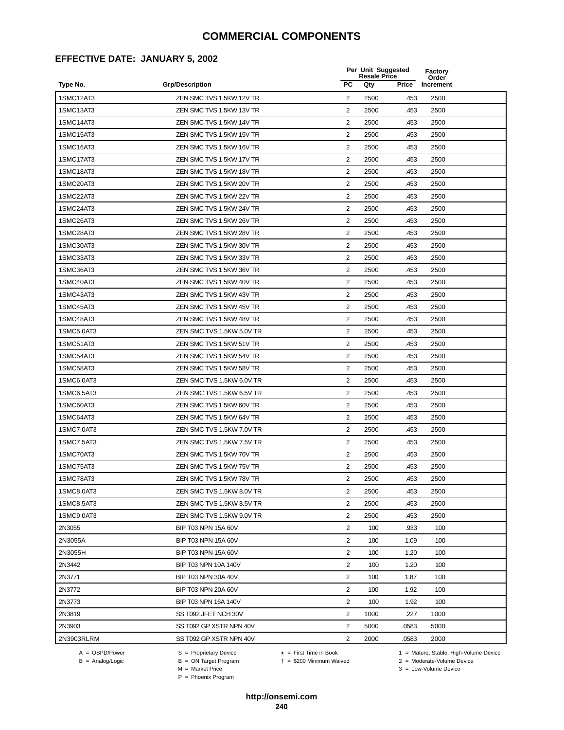# COMMERCIAL COMPONENTS

## EFFECTIVE DATE: JANUARY 5, 2002

| Type No. | Grp/Description | Per Unit Suggested Resale Price PC | Qty | Price | Factory Order Increment |
|---|---|---|---|---|---|
| 1SMC12AT3 | ZEN SMC TVS 1.5KW 12V TR | 2 | 2500 | .453 | 2500 |
| 1SMC13AT3 | ZEN SMC TVS 1.5KW 13V TR | 2 | 2500 | .453 | 2500 |
| 1SMC14AT3 | ZEN SMC TVS 1.5KW 14V TR | 2 | 2500 | .453 | 2500 |
| 1SMC15AT3 | ZEN SMC TVS 1.5KW 15V TR | 2 | 2500 | .453 | 2500 |
| 1SMC16AT3 | ZEN SMC TVS 1.5KW 16V TR | 2 | 2500 | .453 | 2500 |
| 1SMC17AT3 | ZEN SMC TVS 1.5KW 17V TR | 2 | 2500 | .453 | 2500 |
| 1SMC18AT3 | ZEN SMC TVS 1.5KW 18V TR | 2 | 2500 | .453 | 2500 |
| 1SMC20AT3 | ZEN SMC TVS 1.5KW 20V TR | 2 | 2500 | .453 | 2500 |
| 1SMC22AT3 | ZEN SMC TVS 1.5KW 22V TR | 2 | 2500 | .453 | 2500 |
| 1SMC24AT3 | ZEN SMC TVS 1.5KW 24V TR | 2 | 2500 | .453 | 2500 |
| 1SMC26AT3 | ZEN SMC TVS 1.5KW 26V TR | 2 | 2500 | .453 | 2500 |
| 1SMC28AT3 | ZEN SMC TVS 1.5KW 28V TR | 2 | 2500 | .453 | 2500 |
| 1SMC30AT3 | ZEN SMC TVS 1.5KW 30V TR | 2 | 2500 | .453 | 2500 |
| 1SMC33AT3 | ZEN SMC TVS 1.5KW 33V TR | 2 | 2500 | .453 | 2500 |
| 1SMC36AT3 | ZEN SMC TVS 1.5KW 36V TR | 2 | 2500 | .453 | 2500 |
| 1SMC40AT3 | ZEN SMC TVS 1.5KW 40V TR | 2 | 2500 | .453 | 2500 |
| 1SMC43AT3 | ZEN SMC TVS 1.5KW 43V TR | 2 | 2500 | .453 | 2500 |
| 1SMC45AT3 | ZEN SMC TVS 1.5KW 45V TR | 2 | 2500 | .453 | 2500 |
| 1SMC48AT3 | ZEN SMC TVS 1.5KW 48V TR | 2 | 2500 | .453 | 2500 |
| 1SMC5.0AT3 | ZEN SMC TVS 1.5KW 5.0V TR | 2 | 2500 | .453 | 2500 |
| 1SMC51AT3 | ZEN SMC TVS 1.5KW 51V TR | 2 | 2500 | .453 | 2500 |
| 1SMC54AT3 | ZEN SMC TVS 1.5KW 54V TR | 2 | 2500 | .453 | 2500 |
| 1SMC58AT3 | ZEN SMC TVS 1.5KW 58V TR | 2 | 2500 | .453 | 2500 |
| 1SMC6.0AT3 | ZEN SMC TVS 1.5KW 6.0V TR | 2 | 2500 | .453 | 2500 |
| 1SMC6.5AT3 | ZEN SMC TVS 1.5KW 6.5V TR | 2 | 2500 | .453 | 2500 |
| 1SMC60AT3 | ZEN SMC TVS 1.5KW 60V TR | 2 | 2500 | .453 | 2500 |
| 1SMC64AT3 | ZEN SMC TVS 1.5KW 64V TR | 2 | 2500 | .453 | 2500 |
| 1SMC7.0AT3 | ZEN SMC TVS 1.5KW 7.0V TR | 2 | 2500 | .453 | 2500 |
| 1SMC7.5AT3 | ZEN SMC TVS 1.5KW 7.5V TR | 2 | 2500 | .453 | 2500 |
| 1SMC70AT3 | ZEN SMC TVS 1.5KW 70V TR | 2 | 2500 | .453 | 2500 |
| 1SMC75AT3 | ZEN SMC TVS 1.5KW 75V TR | 2 | 2500 | .453 | 2500 |
| 1SMC78AT3 | ZEN SMC TVS 1.5KW 78V TR | 2 | 2500 | .453 | 2500 |
| 1SMC8.0AT3 | ZEN SMC TVS 1.5KW 8.0V TR | 2 | 2500 | .453 | 2500 |
| 1SMC8.5AT3 | ZEN SMC TVS 1.5KW 8.5V TR | 2 | 2500 | .453 | 2500 |
| 1SMC9.0AT3 | ZEN SMC TVS 1.5KW 9.0V TR | 2 | 2500 | .453 | 2500 |
| 2N3055 | BIP T03 NPN 15A 60V | 2 | 100 | .933 | 100 |
| 2N3055A | BIP T03 NPN 15A 60V | 2 | 100 | 1.09 | 100 |
| 2N3055H | BIP T03 NPN 15A 60V | 2 | 100 | 1.20 | 100 |
| 2N3442 | BIP T03 NPN 10A 140V | 2 | 100 | 1.20 | 100 |
| 2N3771 | BIP T03 NPN 30A 40V | 2 | 100 | 1.87 | 100 |
| 2N3772 | BIP T03 NPN 20A 60V | 2 | 100 | 1.92 | 100 |
| 2N3773 | BIP T03 NPN 16A 140V | 2 | 100 | 1.92 | 100 |
| 2N3819 | SS T092 JFET NCH 30V | 2 | 1000 | .227 | 1000 |
| 2N3903 | SS T092 GP XSTR NPN 40V | 2 | 5000 | .0583 | 5000 |
| 2N3903RLRM | SS T092 GP XSTR NPN 40V | 2 | 2000 | .0583 | 2000 |

A = OSPD/Power
B = Analog/Logic

S = Proprietary Device
B = ON Target Program
M = Market Price
P = Phoenix Program

⋆ = First Time in Book
† = $200 Minimum Waived

1 = Mature, Stable, High-Volume Device
2 = Moderate-Volume Device
3 = Low-Volume Device

**http://onsemi.com**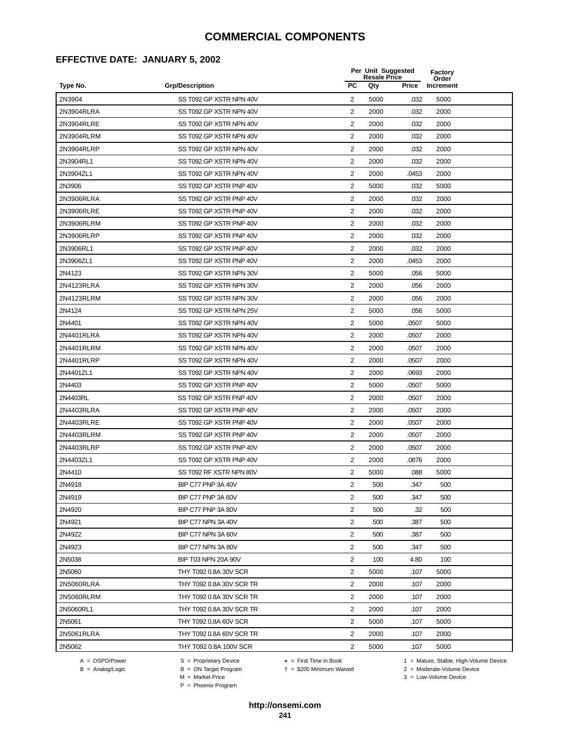# COMMERCIAL COMPONENTS

## EFFECTIVE DATE: JANUARY 5, 2002

| Type No. | Grp/Description | PC | Per Unit Suggested Resale Price Qty | Price | Factory Order Increment |
|---|---|---|---|---|---|
| 2N3904 | SS T092 GP XSTR NPN 40V | 2 | 5000 | .032 | 5000 |
| 2N3904RLRA | SS T092 GP XSTR NPN 40V | 2 | 2000 | .032 | 2000 |
| 2N3904RLRE | SS T092 GP XSTR NPN 40V | 2 | 2000 | .032 | 2000 |
| 2N3904RLRM | SS T092 GP XSTR NPN 40V | 2 | 2000 | .032 | 2000 |
| 2N3904RLRP | SS T092 GP XSTR NPN 40V | 2 | 2000 | .032 | 2000 |
| 2N3904RL1 | SS T092 GP XSTR NPN 40V | 2 | 2000 | .032 | 2000 |
| 2N3904ZL1 | SS T092 GP XSTR NPN 40V | 2 | 2000 | .0453 | 2000 |
| 2N3906 | SS T092 GP XSTR PNP 40V | 2 | 5000 | .032 | 5000 |
| 2N3906RLRA | SS T092 GP XSTR PNP 40V | 2 | 2000 | .032 | 2000 |
| 2N3906RLRE | SS T092 GP XSTR PNP 40V | 2 | 2000 | .032 | 2000 |
| 2N3906RLRM | SS T092 GP XSTR PNP 40V | 2 | 2000 | .032 | 2000 |
| 2N3906RLRP | SS T092 GP XSTR PNP 40V | 2 | 2000 | .032 | 2000 |
| 2N3906RL1 | SS T092 GP XSTR PNP 40V | 2 | 2000 | .032 | 2000 |
| 2N3906ZL1 | SS T092 GP XSTR PNP 40V | 2 | 2000 | .0453 | 2000 |
| 2N4123 | SS T092 GP XSTR NPN 30V | 2 | 5000 | .056 | 5000 |
| 2N4123RLRA | SS T092 GP XSTR NPN 30V | 2 | 2000 | .056 | 2000 |
| 2N4123RLRM | SS T092 GP XSTR NPN 30V | 2 | 2000 | .056 | 2000 |
| 2N4124 | SS T092 GP XSTR NPN 25V | 2 | 5000 | .056 | 5000 |
| 2N4401 | SS T092 GP XSTR NPN 40V | 2 | 5000 | .0507 | 5000 |
| 2N4401RLRA | SS T092 GP XSTR NPN 40V | 2 | 2000 | .0507 | 2000 |
| 2N4401RLRM | SS T092 GP XSTR NPN 40V | 2 | 2000 | .0507 | 2000 |
| 2N4401RLRP | SS T092 GP XSTR NPN 40V | 2 | 2000 | .0507 | 2000 |
| 2N4401ZL1 | SS T092 GP XSTR NPN 40V | 2 | 2000 | .0693 | 2000 |
| 2N4403 | SS T092 GP XSTR PNP 40V | 2 | 5000 | .0507 | 5000 |
| 2N4403RL | SS T092 GP XSTR PNP 40V | 2 | 2000 | .0507 | 2000 |
| 2N4403RLRA | SS T092 GP XSTR PNP 40V | 2 | 2000 | .0507 | 2000 |
| 2N4403RLRE | SS T092 GP XSTR PNP 40V | 2 | 2000 | .0507 | 2000 |
| 2N4403RLRM | SS T092 GP XSTR PNP 40V | 2 | 2000 | .0507 | 2000 |
| 2N4403RLRP | SS T092 GP XSTR PNP 40V | 2 | 2000 | .0507 | 2000 |
| 2N4403ZL1 | SS T092 GP XSTR PNP 40V | 2 | 2000 | .0876 | 2000 |
| 2N4410 | SS T092 RF XSTR NPN 80V | 2 | 5000 | .088 | 5000 |
| 2N4918 | BIP C77 PNP 3A 40V | 2 | 500 | .347 | 500 |
| 2N4919 | BIP C77 PNP 3A 60V | 2 | 500 | .347 | 500 |
| 2N4920 | BIP C77 PNP 3A 80V | 2 | 500 | .32 | 500 |
| 2N4921 | BIP C77 NPN 3A 40V | 2 | 500 | .387 | 500 |
| 2N4922 | BIP C77 NPN 3A 60V | 2 | 500 | .387 | 500 |
| 2N4923 | BIP C77 NPN 3A 80V | 2 | 500 | .347 | 500 |
| 2N5038 | BIP T03 NPN 20A 90V | 2 | 100 | 4.80 | 100 |
| 2N5060 | THY T092 0.8A 30V SCR | 2 | 5000 | .107 | 5000 |
| 2N5060RLRA | THY T092 0.8A 30V SCR TR | 2 | 2000 | .107 | 2000 |
| 2N5060RLRM | THY T092 0.8A 30V SCR TR | 2 | 2000 | .107 | 2000 |
| 2N5060RL1 | THY T092 0.8A 30V SCR TR | 2 | 2000 | .107 | 2000 |
| 2N5061 | THY T092 0.8A 60V SCR | 2 | 5000 | .107 | 5000 |
| 2N5061RLRA | THY T092 0.8A 60V SCR TR | 2 | 2000 | .107 | 2000 |
| 2N5062 | THY T092 0.8A 100V SCR | 2 | 5000 | .107 | 5000 |

A = OSPD/Power
B = Analog/Logic

S = Proprietary Device
B = ON Target Program
M = Market Price
P = Phoenix Program

⋆ = First Time in Book
† = $200 Minimum Waived

1 = Mature, Stable, High-Volume Device
2 = Moderate-Volume Device
3 = Low-Volume Device

**http://onsemi.com**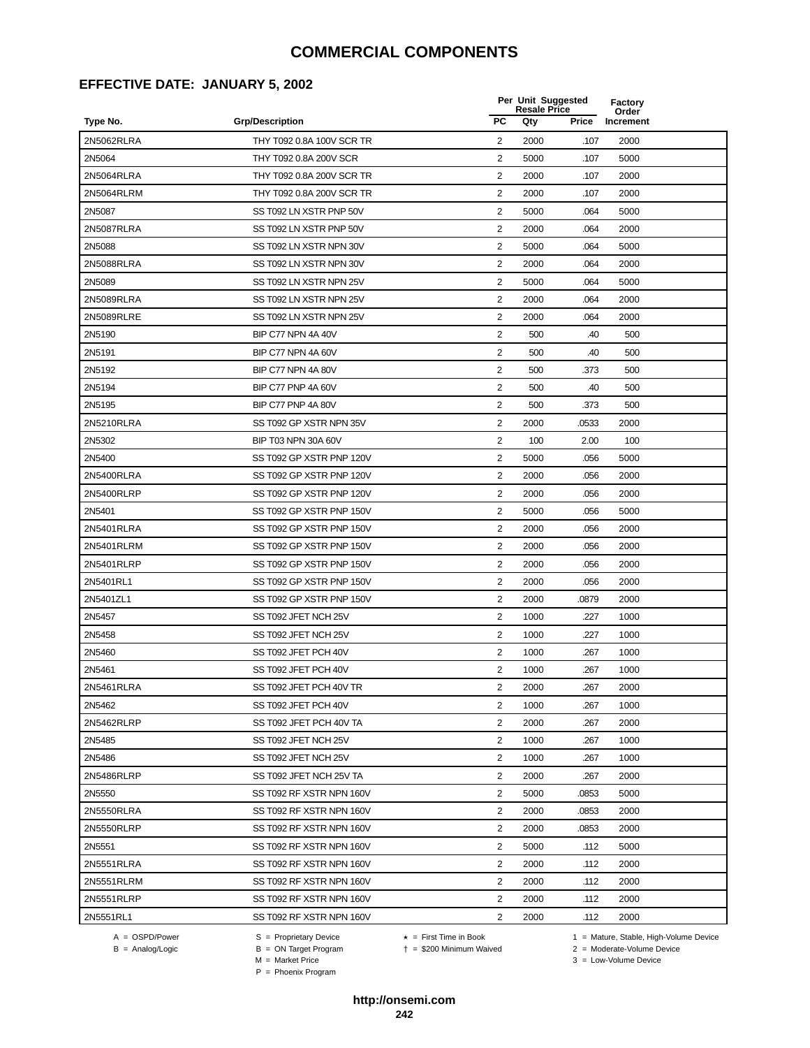# COMMERCIAL COMPONENTS

## EFFECTIVE DATE: JANUARY 5, 2002

| Type No. | Grp/Description | PC | Per Unit Suggested Resale Price Qty | Per Unit Suggested Resale Price Price | Factory Order Increment |
|---|---|---|---|---|---|
| 2N5062RLRA | THY T092 0.8A 100V SCR TR | 2 | 2000 | .107 | 2000 |
| 2N5064 | THY T092 0.8A 200V SCR | 2 | 5000 | .107 | 5000 |
| 2N5064RLRA | THY T092 0.8A 200V SCR TR | 2 | 2000 | .107 | 2000 |
| 2N5064RLRM | THY T092 0.8A 200V SCR TR | 2 | 2000 | .107 | 2000 |
| 2N5087 | SS T092 LN XSTR PNP 50V | 2 | 5000 | .064 | 5000 |
| 2N5087RLRA | SS T092 LN XSTR PNP 50V | 2 | 2000 | .064 | 2000 |
| 2N5088 | SS T092 LN XSTR NPN 30V | 2 | 5000 | .064 | 5000 |
| 2N5088RLRA | SS T092 LN XSTR NPN 30V | 2 | 2000 | .064 | 2000 |
| 2N5089 | SS T092 LN XSTR NPN 25V | 2 | 5000 | .064 | 5000 |
| 2N5089RLRA | SS T092 LN XSTR NPN 25V | 2 | 2000 | .064 | 2000 |
| 2N5089RLRE | SS T092 LN XSTR NPN 25V | 2 | 2000 | .064 | 2000 |
| 2N5190 | BIP C77 NPN 4A 40V | 2 | 500 | .40 | 500 |
| 2N5191 | BIP C77 NPN 4A 60V | 2 | 500 | .40 | 500 |
| 2N5192 | BIP C77 NPN 4A 80V | 2 | 500 | .373 | 500 |
| 2N5194 | BIP C77 PNP 4A 60V | 2 | 500 | .40 | 500 |
| 2N5195 | BIP C77 PNP 4A 80V | 2 | 500 | .373 | 500 |
| 2N5210RLRA | SS T092 GP XSTR NPN 35V | 2 | 2000 | .0533 | 2000 |
| 2N5302 | BIP T03 NPN 30A 60V | 2 | 100 | 2.00 | 100 |
| 2N5400 | SS T092 GP XSTR PNP 120V | 2 | 5000 | .056 | 5000 |
| 2N5400RLRA | SS T092 GP XSTR PNP 120V | 2 | 2000 | .056 | 2000 |
| 2N5400RLRP | SS T092 GP XSTR PNP 120V | 2 | 2000 | .056 | 2000 |
| 2N5401 | SS T092 GP XSTR PNP 150V | 2 | 5000 | .056 | 5000 |
| 2N5401RLRA | SS T092 GP XSTR PNP 150V | 2 | 2000 | .056 | 2000 |
| 2N5401RLRM | SS T092 GP XSTR PNP 150V | 2 | 2000 | .056 | 2000 |
| 2N5401RLRP | SS T092 GP XSTR PNP 150V | 2 | 2000 | .056 | 2000 |
| 2N5401RL1 | SS T092 GP XSTR PNP 150V | 2 | 2000 | .056 | 2000 |
| 2N5401ZL1 | SS T092 GP XSTR PNP 150V | 2 | 2000 | .0879 | 2000 |
| 2N5457 | SS T092 JFET NCH 25V | 2 | 1000 | .227 | 1000 |
| 2N5458 | SS T092 JFET NCH 25V | 2 | 1000 | .227 | 1000 |
| 2N5460 | SS T092 JFET PCH 40V | 2 | 1000 | .267 | 1000 |
| 2N5461 | SS T092 JFET PCH 40V | 2 | 1000 | .267 | 1000 |
| 2N5461RLRA | SS T092 JFET PCH 40V TR | 2 | 2000 | .267 | 2000 |
| 2N5462 | SS T092 JFET PCH 40V | 2 | 1000 | .267 | 1000 |
| 2N5462RLRP | SS T092 JFET PCH 40V TA | 2 | 2000 | .267 | 2000 |
| 2N5485 | SS T092 JFET NCH 25V | 2 | 1000 | .267 | 1000 |
| 2N5486 | SS T092 JFET NCH 25V | 2 | 1000 | .267 | 1000 |
| 2N5486RLRP | SS T092 JFET NCH 25V TA | 2 | 2000 | .267 | 2000 |
| 2N5550 | SS T092 RF XSTR NPN 160V | 2 | 5000 | .0853 | 5000 |
| 2N5550RLRA | SS T092 RF XSTR NPN 160V | 2 | 2000 | .0853 | 2000 |
| 2N5550RLRP | SS T092 RF XSTR NPN 160V | 2 | 2000 | .0853 | 2000 |
| 2N5551 | SS T092 RF XSTR NPN 160V | 2 | 5000 | .112 | 5000 |
| 2N5551RLRA | SS T092 RF XSTR NPN 160V | 2 | 2000 | .112 | 2000 |
| 2N5551RLRM | SS T092 RF XSTR NPN 160V | 2 | 2000 | .112 | 2000 |
| 2N5551RLRP | SS T092 RF XSTR NPN 160V | 2 | 2000 | .112 | 2000 |
| 2N5551RL1 | SS T092 RF XSTR NPN 160V | 2 | 2000 | .112 | 2000 |

A = OSPD/Power
B = Analog/Logic

S = Proprietary Device
B = ON Target Program
M = Market Price
P = Phoenix Program

★ = First Time in Book
† = $200 Minimum Waived

1 = Mature, Stable, High-Volume Device
2 = Moderate-Volume Device
3 = Low-Volume Device

**http://onsemi.com**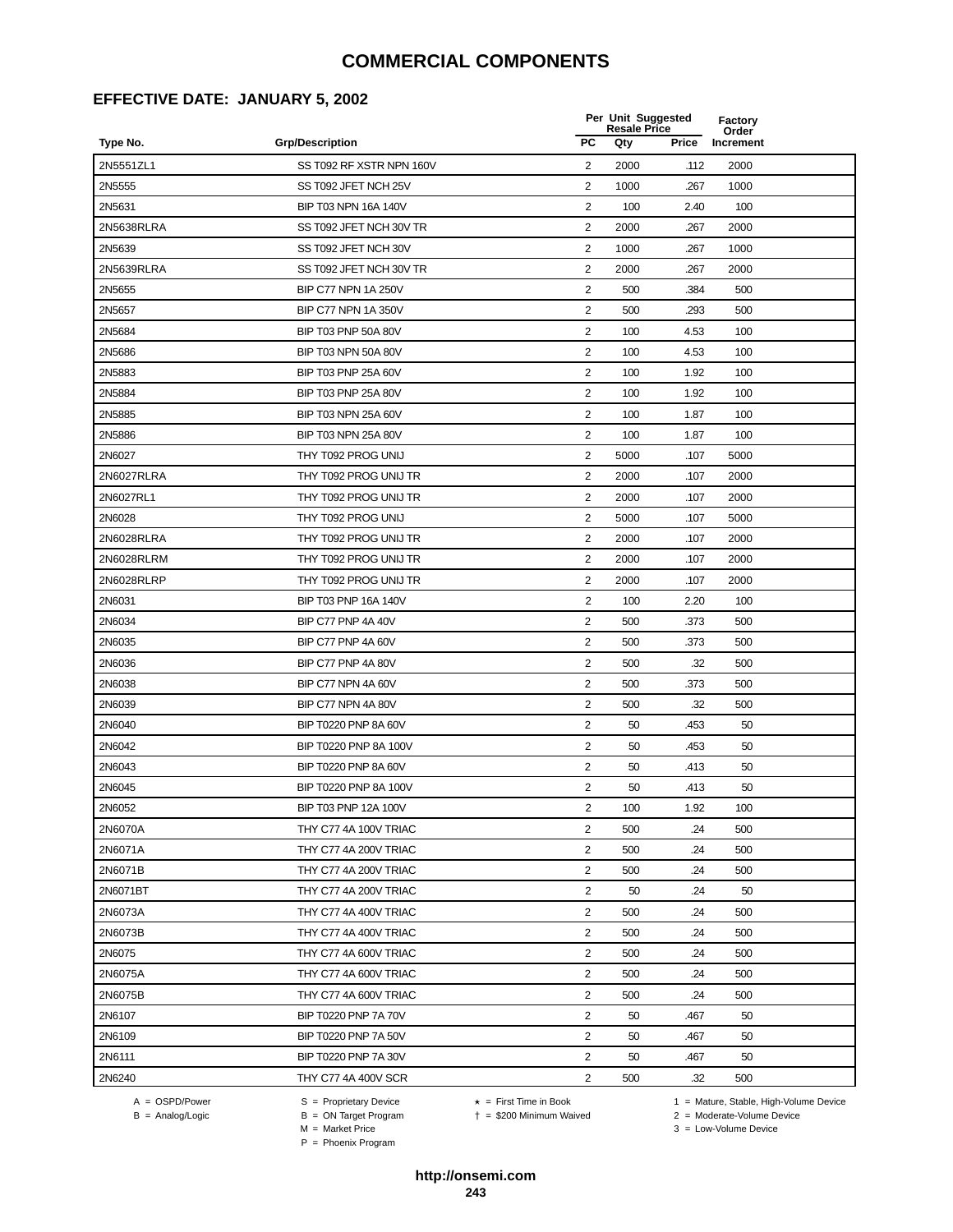# COMMERCIAL COMPONENTS

## EFFECTIVE DATE: JANUARY 5, 2002

| Type No. | Grp/Description | PC | Per Unit Suggested Resale Price Qty | Price | Factory Order Increment |
|---|---|---|---|---|---|
| 2N5551ZL1 | SS T092 RF XSTR NPN 160V | 2 | 2000 | .112 | 2000 |
| 2N5555 | SS T092 JFET NCH 25V | 2 | 1000 | .267 | 1000 |
| 2N5631 | BIP T03 NPN 16A 140V | 2 | 100 | 2.40 | 100 |
| 2N5638RLRA | SS T092 JFET NCH 30V TR | 2 | 2000 | .267 | 2000 |
| 2N5639 | SS T092 JFET NCH 30V | 2 | 1000 | .267 | 1000 |
| 2N5639RLRA | SS T092 JFET NCH 30V TR | 2 | 2000 | .267 | 2000 |
| 2N5655 | BIP C77 NPN 1A 250V | 2 | 500 | .384 | 500 |
| 2N5657 | BIP C77 NPN 1A 350V | 2 | 500 | .293 | 500 |
| 2N5684 | BIP T03 PNP 50A 80V | 2 | 100 | 4.53 | 100 |
| 2N5686 | BIP T03 NPN 50A 80V | 2 | 100 | 4.53 | 100 |
| 2N5883 | BIP T03 PNP 25A 60V | 2 | 100 | 1.92 | 100 |
| 2N5884 | BIP T03 PNP 25A 80V | 2 | 100 | 1.92 | 100 |
| 2N5885 | BIP T03 NPN 25A 60V | 2 | 100 | 1.87 | 100 |
| 2N5886 | BIP T03 NPN 25A 80V | 2 | 100 | 1.87 | 100 |
| 2N6027 | THY T092 PROG UNIJ | 2 | 5000 | .107 | 5000 |
| 2N6027RLRA | THY T092 PROG UNIJ TR | 2 | 2000 | .107 | 2000 |
| 2N6027RL1 | THY T092 PROG UNIJ TR | 2 | 2000 | .107 | 2000 |
| 2N6028 | THY T092 PROG UNIJ | 2 | 5000 | .107 | 5000 |
| 2N6028RLRA | THY T092 PROG UNIJ TR | 2 | 2000 | .107 | 2000 |
| 2N6028RLRM | THY T092 PROG UNIJ TR | 2 | 2000 | .107 | 2000 |
| 2N6028RLRP | THY T092 PROG UNIJ TR | 2 | 2000 | .107 | 2000 |
| 2N6031 | BIP T03 PNP 16A 140V | 2 | 100 | 2.20 | 100 |
| 2N6034 | BIP C77 PNP 4A 40V | 2 | 500 | .373 | 500 |
| 2N6035 | BIP C77 PNP 4A 60V | 2 | 500 | .373 | 500 |
| 2N6036 | BIP C77 PNP 4A 80V | 2 | 500 | .32 | 500 |
| 2N6038 | BIP C77 NPN 4A 60V | 2 | 500 | .373 | 500 |
| 2N6039 | BIP C77 NPN 4A 80V | 2 | 500 | .32 | 500 |
| 2N6040 | BIP T0220 PNP 8A 60V | 2 | 50 | .453 | 50 |
| 2N6042 | BIP T0220 PNP 8A 100V | 2 | 50 | .453 | 50 |
| 2N6043 | BIP T0220 PNP 8A 60V | 2 | 50 | .413 | 50 |
| 2N6045 | BIP T0220 PNP 8A 100V | 2 | 50 | .413 | 50 |
| 2N6052 | BIP T03 PNP 12A 100V | 2 | 100 | 1.92 | 100 |
| 2N6070A | THY C77 4A 100V TRIAC | 2 | 500 | .24 | 500 |
| 2N6071A | THY C77 4A 200V TRIAC | 2 | 500 | .24 | 500 |
| 2N6071B | THY C77 4A 200V TRIAC | 2 | 500 | .24 | 500 |
| 2N6071BT | THY C77 4A 200V TRIAC | 2 | 50 | .24 | 50 |
| 2N6073A | THY C77 4A 400V TRIAC | 2 | 500 | .24 | 500 |
| 2N6073B | THY C77 4A 400V TRIAC | 2 | 500 | .24 | 500 |
| 2N6075 | THY C77 4A 600V TRIAC | 2 | 500 | .24 | 500 |
| 2N6075A | THY C77 4A 600V TRIAC | 2 | 500 | .24 | 500 |
| 2N6075B | THY C77 4A 600V TRIAC | 2 | 500 | .24 | 500 |
| 2N6107 | BIP T0220 PNP 7A 70V | 2 | 50 | .467 | 50 |
| 2N6109 | BIP T0220 PNP 7A 50V | 2 | 50 | .467 | 50 |
| 2N6111 | BIP T0220 PNP 7A 30V | 2 | 50 | .467 | 50 |
| 2N6240 | THY C77 4A 400V SCR | 2 | 500 | .32 | 500 |

A = OSPD/Power
B = Analog/Logic

S = Proprietary Device
B = ON Target Program
M = Market Price
P = Phoenix Program

⋆ = First Time in Book
† = $200 Minimum Waived

1 = Mature, Stable, High-Volume Device
2 = Moderate-Volume Device
3 = Low-Volume Device

**http://onsemi.com**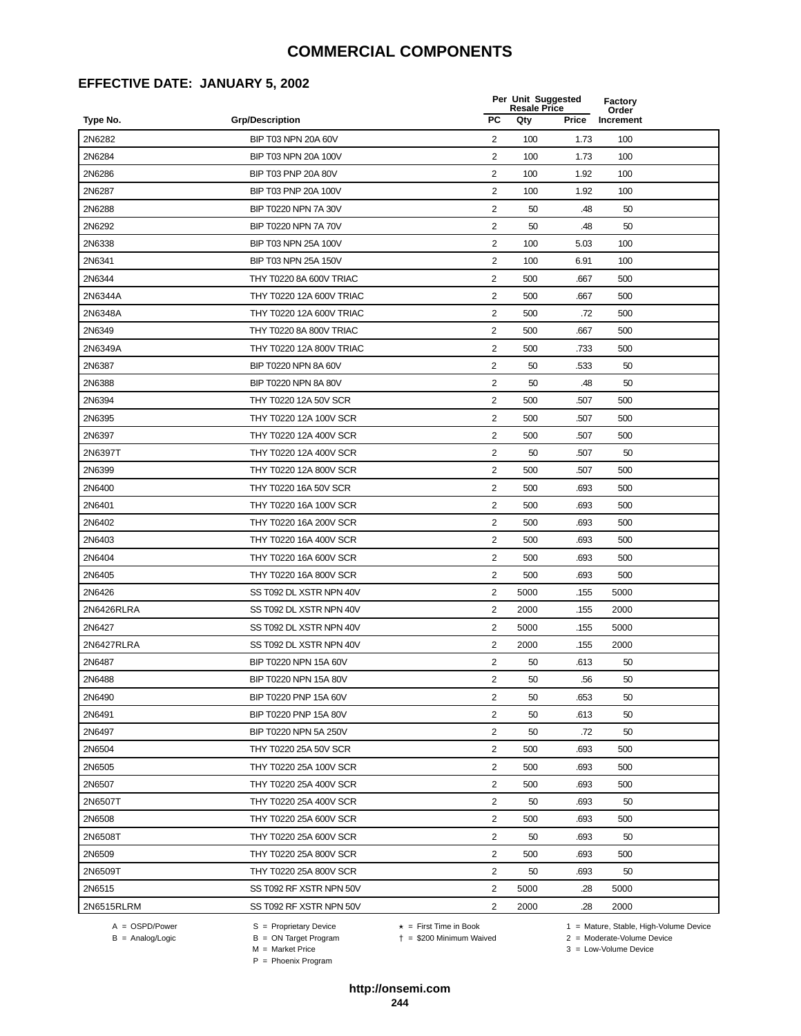# COMMERCIAL COMPONENTS

## EFFECTIVE DATE: JANUARY 5, 2002

| Type No. | Grp/Description | Per Unit Suggested Resale Price PC | Qty | Price | Factory Order Increment |
|---|---|---|---|---|---|
| 2N6282 | BIP T03 NPN 20A 60V | 2 | 100 | 1.73 | 100 |
| 2N6284 | BIP T03 NPN 20A 100V | 2 | 100 | 1.73 | 100 |
| 2N6286 | BIP T03 PNP 20A 80V | 2 | 100 | 1.92 | 100 |
| 2N6287 | BIP T03 PNP 20A 100V | 2 | 100 | 1.92 | 100 |
| 2N6288 | BIP T0220 NPN 7A 30V | 2 | 50 | .48 | 50 |
| 2N6292 | BIP T0220 NPN 7A 70V | 2 | 50 | .48 | 50 |
| 2N6338 | BIP T03 NPN 25A 100V | 2 | 100 | 5.03 | 100 |
| 2N6341 | BIP T03 NPN 25A 150V | 2 | 100 | 6.91 | 100 |
| 2N6344 | THY T0220 8A 600V TRIAC | 2 | 500 | .667 | 500 |
| 2N6344A | THY T0220 12A 600V TRIAC | 2 | 500 | .667 | 500 |
| 2N6348A | THY T0220 12A 600V TRIAC | 2 | 500 | .72 | 500 |
| 2N6349 | THY T0220 8A 800V TRIAC | 2 | 500 | .667 | 500 |
| 2N6349A | THY T0220 12A 800V TRIAC | 2 | 500 | .733 | 500 |
| 2N6387 | BIP T0220 NPN 8A 60V | 2 | 50 | .533 | 50 |
| 2N6388 | BIP T0220 NPN 8A 80V | 2 | 50 | .48 | 50 |
| 2N6394 | THY T0220 12A 50V SCR | 2 | 500 | .507 | 500 |
| 2N6395 | THY T0220 12A 100V SCR | 2 | 500 | .507 | 500 |
| 2N6397 | THY T0220 12A 400V SCR | 2 | 500 | .507 | 500 |
| 2N6397T | THY T0220 12A 400V SCR | 2 | 50 | .507 | 50 |
| 2N6399 | THY T0220 12A 800V SCR | 2 | 500 | .507 | 500 |
| 2N6400 | THY T0220 16A 50V SCR | 2 | 500 | .693 | 500 |
| 2N6401 | THY T0220 16A 100V SCR | 2 | 500 | .693 | 500 |
| 2N6402 | THY T0220 16A 200V SCR | 2 | 500 | .693 | 500 |
| 2N6403 | THY T0220 16A 400V SCR | 2 | 500 | .693 | 500 |
| 2N6404 | THY T0220 16A 600V SCR | 2 | 500 | .693 | 500 |
| 2N6405 | THY T0220 16A 800V SCR | 2 | 500 | .693 | 500 |
| 2N6426 | SS T092 DL XSTR NPN 40V | 2 | 5000 | .155 | 5000 |
| 2N6426RLRA | SS T092 DL XSTR NPN 40V | 2 | 2000 | .155 | 2000 |
| 2N6427 | SS T092 DL XSTR NPN 40V | 2 | 5000 | .155 | 5000 |
| 2N6427RLRA | SS T092 DL XSTR NPN 40V | 2 | 2000 | .155 | 2000 |
| 2N6487 | BIP T0220 NPN 15A 60V | 2 | 50 | .613 | 50 |
| 2N6488 | BIP T0220 NPN 15A 80V | 2 | 50 | .56 | 50 |
| 2N6490 | BIP T0220 PNP 15A 60V | 2 | 50 | .653 | 50 |
| 2N6491 | BIP T0220 PNP 15A 80V | 2 | 50 | .613 | 50 |
| 2N6497 | BIP T0220 NPN 5A 250V | 2 | 50 | .72 | 50 |
| 2N6504 | THY T0220 25A 50V SCR | 2 | 500 | .693 | 500 |
| 2N6505 | THY T0220 25A 100V SCR | 2 | 500 | .693 | 500 |
| 2N6507 | THY T0220 25A 400V SCR | 2 | 500 | .693 | 500 |
| 2N6507T | THY T0220 25A 400V SCR | 2 | 50 | .693 | 50 |
| 2N6508 | THY T0220 25A 600V SCR | 2 | 500 | .693 | 500 |
| 2N6508T | THY T0220 25A 600V SCR | 2 | 50 | .693 | 50 |
| 2N6509 | THY T0220 25A 800V SCR | 2 | 500 | .693 | 500 |
| 2N6509T | THY T0220 25A 800V SCR | 2 | 50 | .693 | 50 |
| 2N6515 | SS T092 RF XSTR NPN 50V | 2 | 5000 | .28 | 5000 |
| 2N6515RLRM | SS T092 RF XSTR NPN 50V | 2 | 2000 | .28 | 2000 |

A = OSPD/Power
B = Analog/Logic

S = Proprietary Device
B = ON Target Program
M = Market Price
P = Phoenix Program

⋆ = First Time in Book
† = $200 Minimum Waived

1 = Mature, Stable, High-Volume Device
2 = Moderate-Volume Device
3 = Low-Volume Device

**http://onsemi.com**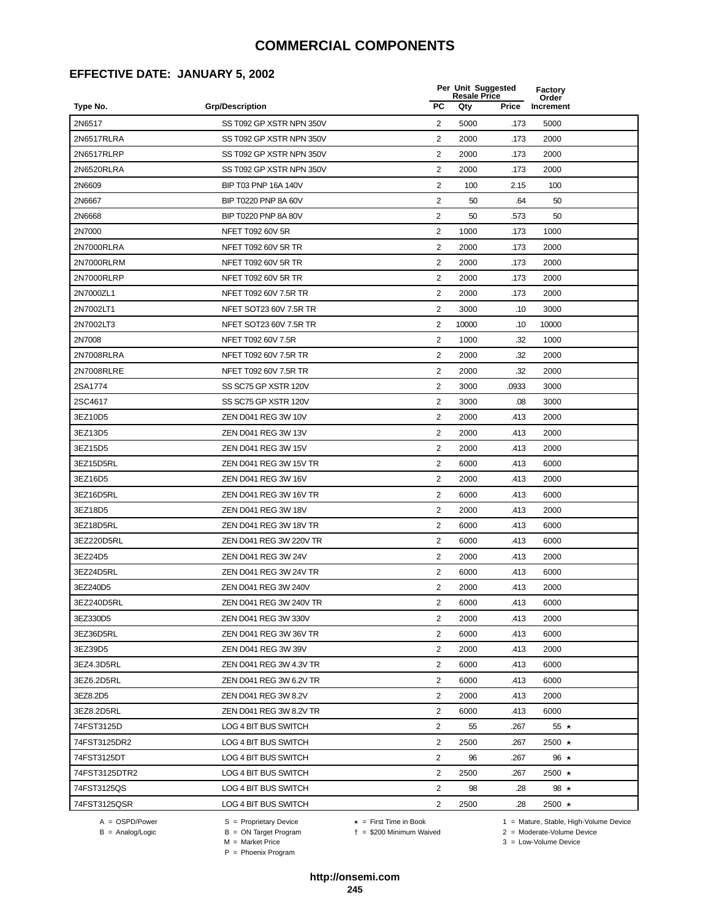# COMMERCIAL COMPONENTS

### EFFECTIVE DATE: JANUARY 5, 2002

| Type No. | Grp/Description | PC | Per Unit Suggested Resale Price Qty | Price | Factory Order Increment |
|---|---|---|---|---|---|
| 2N6517 | SS T092 GP XSTR NPN 350V | 2 | 5000 | .173 | 5000 |
| 2N6517RLRA | SS T092 GP XSTR NPN 350V | 2 | 2000 | .173 | 2000 |
| 2N6517RLRP | SS T092 GP XSTR NPN 350V | 2 | 2000 | .173 | 2000 |
| 2N6520RLRA | SS T092 GP XSTR NPN 350V | 2 | 2000 | .173 | 2000 |
| 2N6609 | BIP T03 PNP 16A 140V | 2 | 100 | 2.15 | 100 |
| 2N6667 | BIP T0220 PNP 8A 60V | 2 | 50 | .64 | 50 |
| 2N6668 | BIP T0220 PNP 8A 80V | 2 | 50 | .573 | 50 |
| 2N7000 | NFET T092 60V 5R | 2 | 1000 | .173 | 1000 |
| 2N7000RLRA | NFET T092 60V 5R TR | 2 | 2000 | .173 | 2000 |
| 2N7000RLRM | NFET T092 60V 5R TR | 2 | 2000 | .173 | 2000 |
| 2N7000RLRP | NFET T092 60V 5R TR | 2 | 2000 | .173 | 2000 |
| 2N7000ZL1 | NFET T092 60V 7.5R TR | 2 | 2000 | .173 | 2000 |
| 2N7002LT1 | NFET SOT23 60V 7.5R TR | 2 | 3000 | .10 | 3000 |
| 2N7002LT3 | NFET SOT23 60V 7.5R TR | 2 | 10000 | .10 | 10000 |
| 2N7008 | NFET T092 60V 7.5R | 2 | 1000 | .32 | 1000 |
| 2N7008RLRA | NFET T092 60V 7.5R TR | 2 | 2000 | .32 | 2000 |
| 2N7008RLRE | NFET T092 60V 7.5R TR | 2 | 2000 | .32 | 2000 |
| 2SA1774 | SS SC75 GP XSTR 120V | 2 | 3000 | .0933 | 3000 |
| 2SC4617 | SS SC75 GP XSTR 120V | 2 | 3000 | .08 | 3000 |
| 3EZ10D5 | ZEN D041 REG 3W 10V | 2 | 2000 | .413 | 2000 |
| 3EZ13D5 | ZEN D041 REG 3W 13V | 2 | 2000 | .413 | 2000 |
| 3EZ15D5 | ZEN D041 REG 3W 15V | 2 | 2000 | .413 | 2000 |
| 3EZ15D5RL | ZEN D041 REG 3W 15V TR | 2 | 6000 | .413 | 6000 |
| 3EZ16D5 | ZEN D041 REG 3W 16V | 2 | 2000 | .413 | 2000 |
| 3EZ16D5RL | ZEN D041 REG 3W 16V TR | 2 | 6000 | .413 | 6000 |
| 3EZ18D5 | ZEN D041 REG 3W 18V | 2 | 2000 | .413 | 2000 |
| 3EZ18D5RL | ZEN D041 REG 3W 18V TR | 2 | 6000 | .413 | 6000 |
| 3EZ220D5RL | ZEN D041 REG 3W 220V TR | 2 | 6000 | .413 | 6000 |
| 3EZ24D5 | ZEN D041 REG 3W 24V | 2 | 2000 | .413 | 2000 |
| 3EZ24D5RL | ZEN D041 REG 3W 24V TR | 2 | 6000 | .413 | 6000 |
| 3EZ240D5 | ZEN D041 REG 3W 240V | 2 | 2000 | .413 | 2000 |
| 3EZ240D5RL | ZEN D041 REG 3W 240V TR | 2 | 6000 | .413 | 6000 |
| 3EZ330D5 | ZEN D041 REG 3W 330V | 2 | 2000 | .413 | 2000 |
| 3EZ36D5RL | ZEN D041 REG 3W 36V TR | 2 | 6000 | .413 | 6000 |
| 3EZ39D5 | ZEN D041 REG 3W 39V | 2 | 2000 | .413 | 2000 |
| 3EZ4.3D5RL | ZEN D041 REG 3W 4.3V TR | 2 | 6000 | .413 | 6000 |
| 3EZ6.2D5RL | ZEN D041 REG 3W 6.2V TR | 2 | 6000 | .413 | 6000 |
| 3EZ8.2D5 | ZEN D041 REG 3W 8.2V | 2 | 2000 | .413 | 2000 |
| 3EZ8.2D5RL | ZEN D041 REG 3W 8.2V TR | 2 | 6000 | .413 | 6000 |
| 74FST3125D | LOG 4 BIT BUS SWITCH | 2 | 55 | .267 | 55 ⋆ |
| 74FST3125DR2 | LOG 4 BIT BUS SWITCH | 2 | 2500 | .267 | 2500 ⋆ |
| 74FST3125DT | LOG 4 BIT BUS SWITCH | 2 | 96 | .267 | 96 ⋆ |
| 74FST3125DTR2 | LOG 4 BIT BUS SWITCH | 2 | 2500 | .267 | 2500 ⋆ |
| 74FST3125QS | LOG 4 BIT BUS SWITCH | 2 | 98 | .28 | 98 ⋆ |
| 74FST3125QSR | LOG 4 BIT BUS SWITCH | 2 | 2500 | .28 | 2500 ⋆ |

A = OSPD/Power
B = Analog/Logic

S = Proprietary Device
B = ON Target Program
M = Market Price
P = Phoenix Program

⋆ = First Time in Book
† = $200 Minimum Waived

1 = Mature, Stable, High-Volume Device
2 = Moderate-Volume Device
3 = Low-Volume Device

**http://onsemi.com**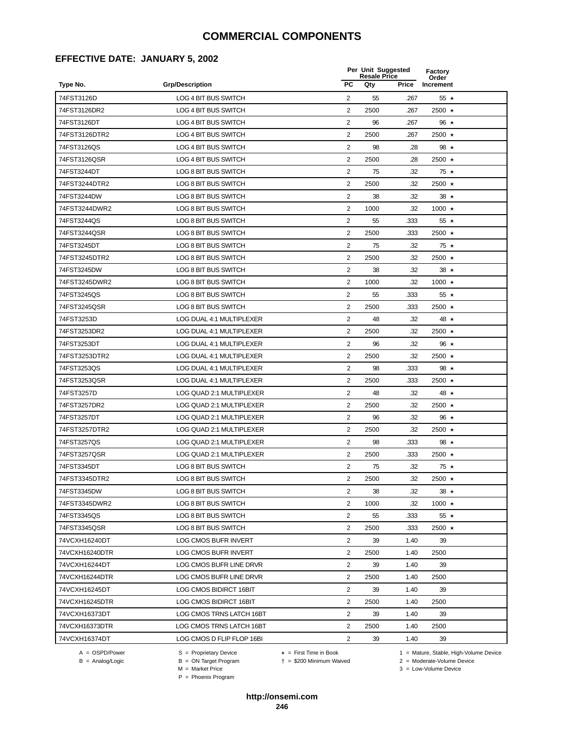# COMMERCIAL COMPONENTS

## EFFECTIVE DATE: JANUARY 5, 2002

| Type No. | Grp/Description | Per Unit Suggested Resale Price PC | Qty | Price | Factory Order Increment |
|---|---|---|---|---|---|
| 74FST3126D | LOG 4 BIT BUS SWITCH | 2 | 55 | .267 | 55 ⋆ |
| 74FST3126DR2 | LOG 4 BIT BUS SWITCH | 2 | 2500 | .267 | 2500 ⋆ |
| 74FST3126DT | LOG 4 BIT BUS SWITCH | 2 | 96 | .267 | 96 ⋆ |
| 74FST3126DTR2 | LOG 4 BIT BUS SWITCH | 2 | 2500 | .267 | 2500 ⋆ |
| 74FST3126QS | LOG 4 BIT BUS SWITCH | 2 | 98 | .28 | 98 ⋆ |
| 74FST3126QSR | LOG 4 BIT BUS SWITCH | 2 | 2500 | .28 | 2500 ⋆ |
| 74FST3244DT | LOG 8 BIT BUS SWITCH | 2 | 75 | .32 | 75 ⋆ |
| 74FST3244DTR2 | LOG 8 BIT BUS SWITCH | 2 | 2500 | .32 | 2500 ⋆ |
| 74FST3244DW | LOG 8 BIT BUS SWITCH | 2 | 38 | .32 | 38 ⋆ |
| 74FST3244DWR2 | LOG 8 BIT BUS SWITCH | 2 | 1000 | .32 | 1000 ⋆ |
| 74FST3244QS | LOG 8 BIT BUS SWITCH | 2 | 55 | .333 | 55 ⋆ |
| 74FST3244QSR | LOG 8 BIT BUS SWITCH | 2 | 2500 | .333 | 2500 ⋆ |
| 74FST3245DT | LOG 8 BIT BUS SWITCH | 2 | 75 | .32 | 75 ⋆ |
| 74FST3245DTR2 | LOG 8 BIT BUS SWITCH | 2 | 2500 | .32 | 2500 ⋆ |
| 74FST3245DW | LOG 8 BIT BUS SWITCH | 2 | 38 | .32 | 38 ⋆ |
| 74FST3245DWR2 | LOG 8 BIT BUS SWITCH | 2 | 1000 | .32 | 1000 ⋆ |
| 74FST3245QS | LOG 8 BIT BUS SWITCH | 2 | 55 | .333 | 55 ⋆ |
| 74FST3245QSR | LOG 8 BIT BUS SWITCH | 2 | 2500 | .333 | 2500 ⋆ |
| 74FST3253D | LOG DUAL 4:1 MULTIPLEXER | 2 | 48 | .32 | 48 ⋆ |
| 74FST3253DR2 | LOG DUAL 4:1 MULTIPLEXER | 2 | 2500 | .32 | 2500 ⋆ |
| 74FST3253DT | LOG DUAL 4:1 MULTIPLEXER | 2 | 96 | .32 | 96 ⋆ |
| 74FST3253DTR2 | LOG DUAL 4:1 MULTIPLEXER | 2 | 2500 | .32 | 2500 ⋆ |
| 74FST3253QS | LOG DUAL 4:1 MULTIPLEXER | 2 | 98 | .333 | 98 ⋆ |
| 74FST3253QSR | LOG DUAL 4:1 MULTIPLEXER | 2 | 2500 | .333 | 2500 ⋆ |
| 74FST3257D | LOG QUAD 2:1 MULTIPLEXER | 2 | 48 | .32 | 48 ⋆ |
| 74FST3257DR2 | LOG QUAD 2:1 MULTIPLEXER | 2 | 2500 | .32 | 2500 ⋆ |
| 74FST3257DT | LOG QUAD 2:1 MULTIPLEXER | 2 | 96 | .32 | 96 ⋆ |
| 74FST3257DTR2 | LOG QUAD 2:1 MULTIPLEXER | 2 | 2500 | .32 | 2500 ⋆ |
| 74FST3257QS | LOG QUAD 2:1 MULTIPLEXER | 2 | 98 | .333 | 98 ⋆ |
| 74FST3257QSR | LOG QUAD 2:1 MULTIPLEXER | 2 | 2500 | .333 | 2500 ⋆ |
| 74FST3345DT | LOG 8 BIT BUS SWITCH | 2 | 75 | .32 | 75 ⋆ |
| 74FST3345DTR2 | LOG 8 BIT BUS SWITCH | 2 | 2500 | .32 | 2500 ⋆ |
| 74FST3345DW | LOG 8 BIT BUS SWITCH | 2 | 38 | .32 | 38 ⋆ |
| 74FST3345DWR2 | LOG 8 BIT BUS SWITCH | 2 | 1000 | .32 | 1000 ⋆ |
| 74FST3345QS | LOG 8 BIT BUS SWITCH | 2 | 55 | .333 | 55 ⋆ |
| 74FST3345QSR | LOG 8 BIT BUS SWITCH | 2 | 2500 | .333 | 2500 ⋆ |
| 74VCXH16240DT | LOG CMOS BUFR INVERT | 2 | 39 | 1.40 | 39 |
| 74VCXH16240DTR | LOG CMOS BUFR INVERT | 2 | 2500 | 1.40 | 2500 |
| 74VCXH16244DT | LOG CMOS BUFR LINE DRVR | 2 | 39 | 1.40 | 39 |
| 74VCXH16244DTR | LOG CMOS BUFR LINE DRVR | 2 | 2500 | 1.40 | 2500 |
| 74VCXH16245DT | LOG CMOS BIDIRCT 16BIT | 2 | 39 | 1.40 | 39 |
| 74VCXH16245DTR | LOG CMOS BIDIRCT 16BIT | 2 | 2500 | 1.40 | 2500 |
| 74VCXH16373DT | LOG CMOS TRNS LATCH 16BT | 2 | 39 | 1.40 | 39 |
| 74VCXH16373DTR | LOG CMOS TRNS LATCH 16BT | 2 | 2500 | 1.40 | 2500 |
| 74VCXH16374DT | LOG CMOS D FLIP FLOP 16BI | 2 | 39 | 1.40 | 39 |

A = OSPD/Power
B = Analog/Logic

S = Proprietary Device
B = ON Target Program
M = Market Price
P = Phoenix Program

⋆ = First Time in Book
† = $200 Minimum Waived

1 = Mature, Stable, High-Volume Device
2 = Moderate-Volume Device
3 = Low-Volume Device

http://onsemi.com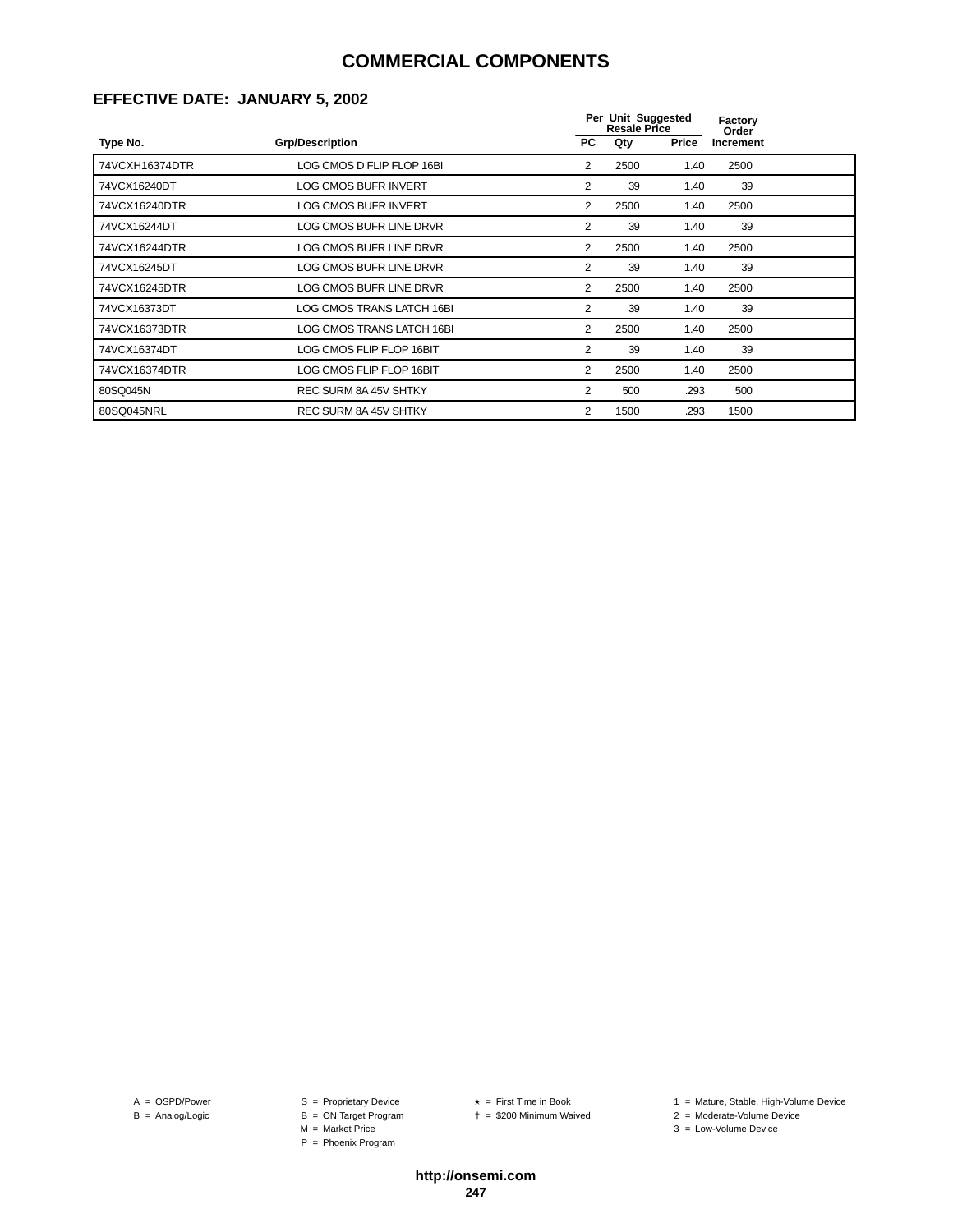# COMMERCIAL COMPONENTS

## EFFECTIVE DATE: JANUARY 5, 2002

| Type No. | Grp/Description | Per Unit Suggested Resale Price | | | Factory Order Increment |
|---|---|---|---|---|---|
| | | PC | Qty | Price | |
| 74VCXH16374DTR | LOG CMOS D FLIP FLOP 16BI | 2 | 2500 | 1.40 | 2500 |
| 74VCX16240DT | LOG CMOS BUFR INVERT | 2 | 39 | 1.40 | 39 |
| 74VCX16240DTR | LOG CMOS BUFR INVERT | 2 | 2500 | 1.40 | 2500 |
| 74VCX16244DT | LOG CMOS BUFR LINE DRVR | 2 | 39 | 1.40 | 39 |
| 74VCX16244DTR | LOG CMOS BUFR LINE DRVR | 2 | 2500 | 1.40 | 2500 |
| 74VCX16245DT | LOG CMOS BUFR LINE DRVR | 2 | 39 | 1.40 | 39 |
| 74VCX16245DTR | LOG CMOS BUFR LINE DRVR | 2 | 2500 | 1.40 | 2500 |
| 74VCX16373DT | LOG CMOS TRANS LATCH 16BI | 2 | 39 | 1.40 | 39 |
| 74VCX16373DTR | LOG CMOS TRANS LATCH 16BI | 2 | 2500 | 1.40 | 2500 |
| 74VCX16374DT | LOG CMOS FLIP FLOP 16BIT | 2 | 39 | 1.40 | 39 |
| 74VCX16374DTR | LOG CMOS FLIP FLOP 16BIT | 2 | 2500 | 1.40 | 2500 |
| 80SQ045N | REC SURM 8A 45V SHTKY | 2 | 500 | .293 | 500 |
| 80SQ045NRL | REC SURM 8A 45V SHTKY | 2 | 1500 | .293 | 1500 |

A = OSPD/Power
B = Analog/Logic

S = Proprietary Device
B = ON Target Program
M = Market Price
P = Phoenix Program

★ = First Time in Book
† = $200 Minimum Waived

1 = Mature, Stable, High-Volume Device
2 = Moderate-Volume Device
3 = Low-Volume Device

**http://onsemi.com**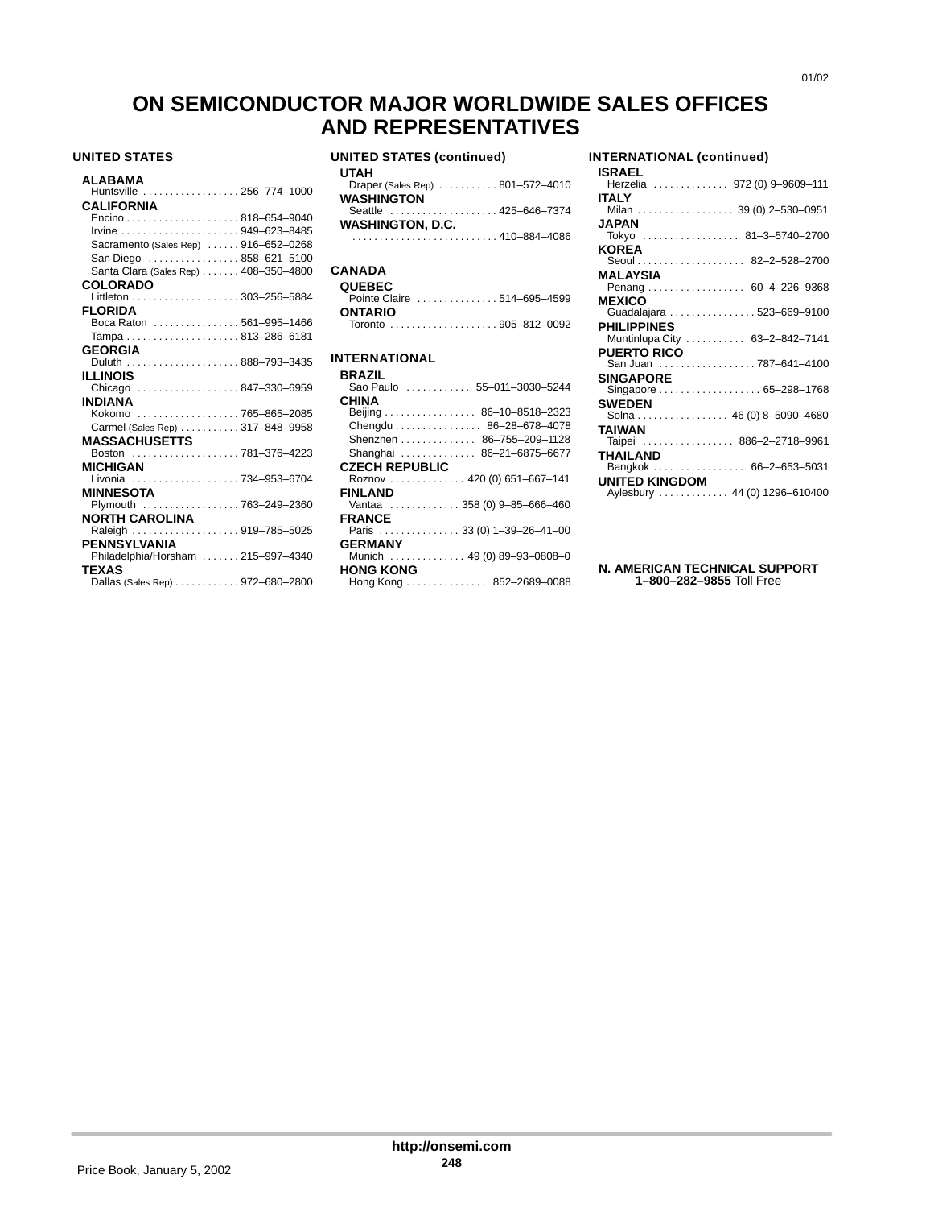01/02

# ON SEMICONDUCTOR MAJOR WORLDWIDE SALES OFFICES AND REPRESENTATIVES

## UNITED STATES

**ALABAMA**
Huntsville . . . . . . . . . . . . . . . . . . 256–774–1000

**CALIFORNIA**
Encino . . . . . . . . . . . . . . . . . . . . . 818–654–9040
Irvine . . . . . . . . . . . . . . . . . . . . . . 949–623–8485
Sacramento (Sales Rep) . . . . . . 916–652–0268
San Diego . . . . . . . . . . . . . . . . . 858–621–5100
Santa Clara (Sales Rep) . . . . . . . 408–350–4800

**COLORADO**
Littleton . . . . . . . . . . . . . . . . . . . . 303–256–5884

**FLORIDA**
Boca Raton . . . . . . . . . . . . . . . . 561–995–1466
Tampa . . . . . . . . . . . . . . . . . . . . . 813–286–6181

**GEORGIA**
Duluth . . . . . . . . . . . . . . . . . . . . . 888–793–3435

**ILLINOIS**
Chicago . . . . . . . . . . . . . . . . . . . 847–330–6959

**INDIANA**
Kokomo . . . . . . . . . . . . . . . . . . . 765–865–2085
Carmel (Sales Rep) . . . . . . . . . . . 317–848–9958

**MASSACHUSETTS**
Boston . . . . . . . . . . . . . . . . . . . . 781–376–4223

**MICHIGAN**
Livonia . . . . . . . . . . . . . . . . . . . . 734–953–6704

**MINNESOTA**
Plymouth . . . . . . . . . . . . . . . . . . 763–249–2360

**NORTH CAROLINA**
Raleigh . . . . . . . . . . . . . . . . . . . . 919–785–5025

**PENNSYLVANIA**
Philadelphia/Horsham . . . . . . . 215–997–4340

**TEXAS**
Dallas (Sales Rep) . . . . . . . . . . . . 972–680–2800

## UNITED STATES (continued)

**UTAH**
Draper (Sales Rep) . . . . . . . . . . . 801–572–4010

**WASHINGTON**
Seattle . . . . . . . . . . . . . . . . . . . . 425–646–7374

**WASHINGTON, D.C.**
. . . . . . . . . . . . . . . . . . . . . . . . . . . 410–884–4086

## CANADA

**QUEBEC**
Pointe Claire . . . . . . . . . . . . . . . 514–695–4599

**ONTARIO**
Toronto . . . . . . . . . . . . . . . . . . . . 905–812–0092

## INTERNATIONAL

**BRAZIL**
Sao Paulo . . . . . . . . . . . . 55–011–3030–5244

**CHINA**
Beijing . . . . . . . . . . . . . . . . . 86–10–8518–2323
Chengdu . . . . . . . . . . . . . . . . 86–28–678–4078
Shenzhen . . . . . . . . . . . . . . 86–755–209–1128
Shanghai . . . . . . . . . . . . . . 86–21–6875–6677

**CZECH REPUBLIC**
Roznov . . . . . . . . . . . . . . 420 (0) 651–667–141

**FINLAND**
Vantaa . . . . . . . . . . . . . 358 (0) 9–85–666–460

**FRANCE**
Paris . . . . . . . . . . . . . . . 33 (0) 1–39–26–41–00

**GERMANY**
Munich . . . . . . . . . . . . . 49 (0) 89–93–0808–0

**HONG KONG**
Hong Kong . . . . . . . . . . . . . . . 852–2689–0088

## INTERNATIONAL (continued)

**ISRAEL**
Herzelia . . . . . . . . . . . . . . 972 (0) 9–9609–111

**ITALY**
Milan . . . . . . . . . . . . . . . . . . 39 (0) 2–530–0951

**JAPAN**
Tokyo . . . . . . . . . . . . . . . . . . 81–3–5740–2700

**KOREA**
Seoul . . . . . . . . . . . . . . . . . . . . 82–2–528–2700

**MALAYSIA**
Penang . . . . . . . . . . . . . . . . . . 60–4–226–9368

**MEXICO**
Guadalajara . . . . . . . . . . . . . . . . 523–669–9100

**PHILIPPINES**
Muntinlupa City . . . . . . . . . . . 63–2–842–7141

**PUERTO RICO**
San Juan . . . . . . . . . . . . . . . . . . 787–641–4100

**SINGAPORE**
Singapore . . . . . . . . . . . . . . . . . . . 65–298–1768

**SWEDEN**
Solna . . . . . . . . . . . . . . . . . 46 (0) 8–5090–4680

**TAIWAN**
Taipei . . . . . . . . . . . . . . . . . 886–2–2718–9961

**THAILAND**
Bangkok . . . . . . . . . . . . . . . . . 66–2–653–5031

**UNITED KINGDOM**
Aylesbury . . . . . . . . . . . . . 44 (0) 1296–610400

**N. AMERICAN TECHNICAL SUPPORT**
**1–800–282–9855** Toll Free

http://onsemi.com

Price Book, January 5, 2002